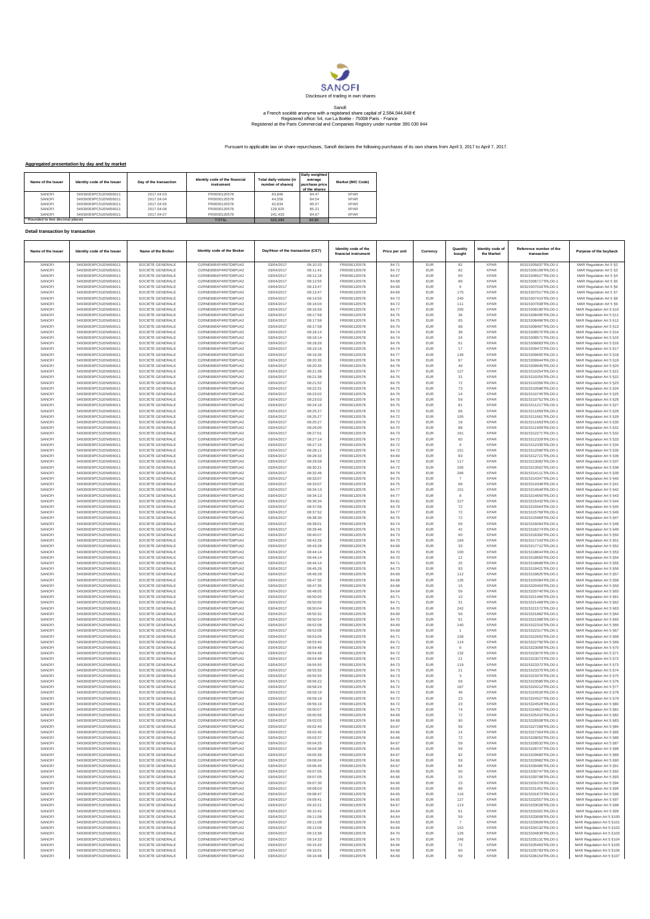Disclosure of trading in own shares

Sanofi
a French société anonyme with a registered share capital of 2,584,044,648 €
Registered office: 54, rue La Boétie - 75008 Paris - France
Registered at the Paris Commercial and Companies Registry under number 395 030 844

Pursuant to applicable law on share repurchases, Sanofi declares the following purchases of its own shares from April 3, 2017 to April 7, 2017.

**Aggregated presentation by day and by market**

| Name of the Issuer | Identity code of the Issuer | Day of the transaction | Identity code of the financial instrument | Total daily volume (in number of shares) | Daily weighted average purchase price of the shares | Market (MIC Code) |
|---|---|---|---|---|---|---|
| SANOFI | 549300E9PC51EN656011 | 2017.04.03 | FR0000120578 | 83,846 | 84.47 | XPAR |
| SANOFI | 549300E9PC51EN656011 | 2017.04.04 | FR0000120578 | 44,556 | 84.54 | XPAR |
| SANOFI | 549300E9PC51EN656011 | 2017.04.05 | FR0000120578 | 42,834 | 85.07 | XPAR |
| SANOFI | 549300E9PC51EN656011 | 2017.04.06 | FR0000120578 | 129,925 | 85.21 | XPAR |
| SANOFI | 549300E9PC51EN656011 | 2017.04.07 | FR0000120578 | 241,433 | 84.67 | XPAR |
| * Rounded to two decimal places | | | TOTAL | 542,594 | 84.80 | |

**Detail transaction by transaction**

| Name of the Issuer | Identity code of the Issuer | Name of the Broker | Identity code of the Broker | Day/Hour of the transaction (CET) | | Identity code of the financial instrument | Price per unit | Currency | Quantity bought | Identity code of the Market | Reference number of the transaction | Purpose of the buyback |
|---|---|---|---|---|---|---|---|---|---|---|---|---|
| SANOFI | 549300E9PC51EN656011 | SOCIETE GENERALE | O2RNE8IBXP4R0TD8PU42 | 03/04/2017 | 08:10:33 | FR0000120578 | 84.71 | EUR | 82 | XPAR | 00315305637TRLO0-1 | MAR Regulation Art 5 §2 |
| SANOFI | 549300E9PC51EN656011 | SOCIETE GENERALE | O2RNE8IBXP4R0TD8PU42 | 03/04/2017 | 08:11:41 | FR0000120578 | 84.72 | EUR | 82 | XPAR | 00315306199TRLO0-1 | MAR Regulation Art 5 §3 |
| SANOFI | 549300E9PC51EN656011 | SOCIETE GENERALE | O2RNE8IBXP4R0TD8PU42 | 03/04/2017 | 08:12:18 | FR0000120578 | 84.67 | EUR | 60 | XPAR | 00315306527TRLO0-1 | MAR Regulation Art 5 §4 |
| SANOFI | 549300E9PC51EN656011 | SOCIETE GENERALE | O2RNE8IBXP4R0TD8PU42 | 03/04/2017 | 08:12:55 | FR0000120578 | 84.68 | EUR | 89 | XPAR | 00315306717TRLO0-1 | MAR Regulation Art 5 §5 |
| SANOFI | 549300E9PC51EN656011 | SOCIETE GENERALE | O2RNE8IBXP4R0TD8PU42 | 03/04/2017 | 08:13:47 | FR0000120578 | 84.69 | EUR | 6 | XPAR | 00315307016TRLO0-1 | MAR Regulation Art 5 §6 |
| SANOFI | 549300E9PC51EN656011 | SOCIETE GENERALE | O2RNE8IBXP4R0TD8PU42 | 03/04/2017 | 08:13:47 | FR0000120578 | 84.69 | EUR | 175 | XPAR | 00315307017TRLO0-1 | MAR Regulation Art 5 §7 |
| SANOFI | 549300E9PC51EN656011 | SOCIETE GENERALE | O2RNE8IBXP4R0TD8PU42 | 03/04/2017 | 08:14:55 | FR0000120578 | 84.73 | EUR | 240 | XPAR | 00315307419TRLO0-1 | MAR Regulation Art 5 §8 |
| SANOFI | 549300E9PC51EN656011 | SOCIETE GENERALE | O2RNE8IBXP4R0TD8PU42 | 03/04/2017 | 08:16:04 | FR0000120578 | 84.72 | EUR | 111 | XPAR | 00315307838TRLO0-1 | MAR Regulation Art 5 §9 |
| SANOFI | 549300E9PC51EN656011 | SOCIETE GENERALE | O2RNE8IBXP4R0TD8PU42 | 03/04/2017 | 08:16:59 | FR0000120578 | 84.77 | EUR | 290 | XPAR | 00315308180TRLO0-1 | MAR Regulation Art 5 §10 |
| SANOFI | 549300E9PC51EN656011 | SOCIETE GENERALE | O2RNE8IBXP4R0TD8PU42 | 03/04/2017 | 08:17:58 | FR0000120578 | 84.75 | EUR | 36 | XPAR | 00315308495TRLO0-1 | MAR Regulation Art 5 §11 |
| SANOFI | 549300E9PC51EN656011 | SOCIETE GENERALE | O2RNE8IBXP4R0TD8PU42 | 03/04/2017 | 08:17:58 | FR0000120578 | 84.75 | EUR | 65 | XPAR | 00315308496TRLO0-1 | MAR Regulation Art 5 §12 |
| SANOFI | 549300E9PC51EN656011 | SOCIETE GENERALE | O2RNE8IBXP4R0TD8PU42 | 03/04/2017 | 08:17:58 | FR0000120578 | 84.75 | EUR | 98 | XPAR | 00315308497TRLO0-1 | MAR Regulation Art 5 §13 |
| SANOFI | 549300E9PC51EN656011 | SOCIETE GENERALE | O2RNE8IBXP4R0TD8PU42 | 03/04/2017 | 08:18:14 | FR0000120578 | 84.74 | EUR | 38 | XPAR | 00315308570TRLO0-1 | MAR Regulation Art 5 §14 |
| SANOFI | 549300E9PC51EN656011 | SOCIETE GENERALE | O2RNE8IBXP4R0TD8PU42 | 03/04/2017 | 08:18:14 | FR0000120578 | 84.74 | EUR | 24 | XPAR | 00315308571TRLO0-1 | MAR Regulation Art 5 §15 |
| SANOFI | 549300E9PC51EN656011 | SOCIETE GENERALE | O2RNE8IBXP4R0TD8PU42 | 03/04/2017 | 08:18:26 | FR0000120578 | 84.76 | EUR | 61 | XPAR | 00315308683TRLO0-1 | MAR Regulation Art 5 §16 |
| SANOFI | 549300E9PC51EN656011 | SOCIETE GENERALE | O2RNE8IBXP4R0TD8PU42 | 03/04/2017 | 08:19:16 | FR0000120578 | 84.74 | EUR | 17 | XPAR | 00315309472TRLO0-1 | MAR Regulation Art 5 §17 |
| SANOFI | 549300E9PC51EN656011 | SOCIETE GENERALE | O2RNE8IBXP4R0TD8PU42 | 03/04/2017 | 08:19:35 | FR0000120578 | 84.77 | EUR | 139 | XPAR | 00315309605TRLO0-1 | MAR Regulation Art 5 §18 |
| SANOFI | 549300E9PC51EN656011 | SOCIETE GENERALE | O2RNE8IBXP4R0TD8PU42 | 03/04/2017 | 08:20:35 | FR0000120578 | 84.78 | EUR | 67 | XPAR | 00315309944TRLO0-1 | MAR Regulation Art 5 §19 |
| SANOFI | 549300E9PC51EN656011 | SOCIETE GENERALE | O2RNE8IBXP4R0TD8PU42 | 03/04/2017 | 08:20:35 | FR0000120578 | 84.78 | EUR | 49 | XPAR | 00315309945TRLO0-1 | MAR Regulation Art 5 §20 |
| SANOFI | 549300E9PC51EN656011 | SOCIETE GENERALE | O2RNE8IBXP4R0TD8PU42 | 03/04/2017 | 08:21:38 | FR0000120578 | 84.77 | EUR | 127 | XPAR | 00315310254TRLO0-1 | MAR Regulation Art 5 §21 |
| SANOFI | 549300E9PC51EN656011 | SOCIETE GENERALE | O2RNE8IBXP4R0TD8PU42 | 03/04/2017 | 08:21:38 | FR0000120578 | 84.76 | EUR | 31 | XPAR | 00315310255TRLO0-1 | MAR Regulation Art 5 §22 |
| SANOFI | 549300E9PC51EN656011 | SOCIETE GENERALE | O2RNE8IBXP4R0TD8PU42 | 03/04/2017 | 08:21:52 | FR0000120578 | 84.75 | EUR | 72 | XPAR | 00315310356TRLO0-1 | MAR Regulation Art 5 §23 |
| SANOFI | 549300E9PC51EN656011 | SOCIETE GENERALE | O2RNE8IBXP4R0TD8PU42 | 03/04/2017 | 08:22:31 | FR0000120578 | 84.75 | EUR | 73 | XPAR | 00315310586TRLO0-1 | MAR Regulation Art 5 §24 |
| SANOFI | 549300E9PC51EN656011 | SOCIETE GENERALE | O2RNE8IBXP4R0TD8PU42 | 03/04/2017 | 08:23:02 | FR0000120578 | 84.76 | EUR | 14 | XPAR | 00315310745TRLO0-1 | MAR Regulation Art 5 §25 |
| SANOFI | 549300E9PC51EN656011 | SOCIETE GENERALE | O2RNE8IBXP4R0TD8PU42 | 03/04/2017 | 08:23:03 | FR0000120578 | 84.76 | EUR | 59 | XPAR | 00315310752TRLO0-1 | MAR Regulation Art 5 §26 |
| SANOFI | 549300E9PC51EN656011 | SOCIETE GENERALE | O2RNE8IBXP4R0TD8PU42 | 03/04/2017 | 08:24:16 | FR0000120578 | 84.75 | EUR | 81 | XPAR | 00315311117TRLO0-1 | MAR Regulation Art 5 §27 |
| SANOFI | 549300E9PC51EN656011 | SOCIETE GENERALE | O2RNE8IBXP4R0TD8PU42 | 03/04/2017 | 08:25:27 | FR0000120578 | 84.72 | EUR | 66 | XPAR | 00315311659TRLO0-1 | MAR Regulation Art 5 §28 |
| SANOFI | 549300E9PC51EN656011 | SOCIETE GENERALE | O2RNE8IBXP4R0TD8PU42 | 03/04/2017 | 08:25:27 | FR0000120578 | 84.72 | EUR | 105 | XPAR | 00315311661TRLO0-1 | MAR Regulation Art 5 §29 |
| SANOFI | 549300E9PC51EN656011 | SOCIETE GENERALE | O2RNE8IBXP4R0TD8PU42 | 03/04/2017 | 08:25:27 | FR0000120578 | 84.72 | EUR | 18 | XPAR | 00315311663TRLO0-1 | MAR Regulation Art 5 §30 |
| SANOFI | 549300E9PC51EN656011 | SOCIETE GENERALE | O2RNE8IBXP4R0TD8PU42 | 03/04/2017 | 08:26:00 | FR0000120578 | 84.70 | EUR | 88 | XPAR | 00315311909TRLO0-1 | MAR Regulation Art 5 §31 |
| SANOFI | 549300E9PC51EN656011 | SOCIETE GENERALE | O2RNE8IBXP4R0TD8PU42 | 03/04/2017 | 08:27:01 | FR0000120578 | 84.73 | EUR | 161 | XPAR | 00315312271TRLO0-1 | MAR Regulation Art 5 §32 |
| SANOFI | 549300E9PC51EN656011 | SOCIETE GENERALE | O2RNE8IBXP4R0TD8PU42 | 03/04/2017 | 08:27:14 | FR0000120578 | 84.72 | EUR | 60 | XPAR | 00315312329TRLO0-1 | MAR Regulation Art 5 §33 |
| SANOFI | 549300E9PC51EN656011 | SOCIETE GENERALE | O2RNE8IBXP4R0TD8PU42 | 03/04/2017 | 08:27:15 | FR0000120578 | 84.72 | EUR | 9 | XPAR | 00315312335TRLO0-1 | MAR Regulation Art 5 §34 |
| SANOFI | 549300E9PC51EN656011 | SOCIETE GENERALE | O2RNE8IBXP4R0TD8PU42 | 03/04/2017 | 08:28:11 | FR0000120578 | 84.72 | EUR | 151 | XPAR | 00315312590TRLO0-1 | MAR Regulation Art 5 §35 |
| SANOFI | 549300E9PC51EN656011 | SOCIETE GENERALE | O2RNE8IBXP4R0TD8PU42 | 03/04/2017 | 08:28:33 | FR0000120578 | 84.69 | EUR | 83 | XPAR | 00315312721TRLO0-1 | MAR Regulation Art 5 §36 |
| SANOFI | 549300E9PC51EN656011 | SOCIETE GENERALE | O2RNE8IBXP4R0TD8PU42 | 03/04/2017 | 08:29:58 | FR0000120578 | 84.72 | EUR | 117 | XPAR | 00315313082TRLO0-1 | MAR Regulation Art 5 §37 |
| SANOFI | 549300E9PC51EN656011 | SOCIETE GENERALE | O2RNE8IBXP4R0TD8PU42 | 03/04/2017 | 08:30:21 | FR0000120578 | 84.72 | EUR | 205 | XPAR | 00315313502TRLO0-1 | MAR Regulation Art 5 §38 |
| SANOFI | 549300E9PC51EN656011 | SOCIETE GENERALE | O2RNE8IBXP4R0TD8PU42 | 03/04/2017 | 08:32:46 | FR0000120578 | 84.76 | EUR | 266 | XPAR | 00315314111TRLO0-1 | MAR Regulation Art 5 §39 |
| SANOFI | 549300E9PC51EN656011 | SOCIETE GENERALE | O2RNE8IBXP4R0TD8PU42 | 03/04/2017 | 08:33:07 | FR0000120578 | 84.75 | EUR | 7 | XPAR | 00315314347TRLO0-1 | MAR Regulation Art 5 §40 |
| SANOFI | 549300E9PC51EN656011 | SOCIETE GENERALE | O2RNE8IBXP4R0TD8PU42 | 03/04/2017 | 08:33:07 | FR0000120578 | 84.75 | EUR | 68 | XPAR | 00315314348TRLO0-1 | MAR Regulation Art 5 §41 |
| SANOFI | 549300E9PC51EN656011 | SOCIETE GENERALE | O2RNE8IBXP4R0TD8PU42 | 03/04/2017 | 08:34:13 | FR0000120578 | 84.77 | EUR | 101 | XPAR | 00315314649TRLO0-1 | MAR Regulation Art 5 §42 |
| SANOFI | 549300E9PC51EN656011 | SOCIETE GENERALE | O2RNE8IBXP4R0TD8PU42 | 03/04/2017 | 08:34:13 | FR0000120578 | 84.77 | EUR | 8 | XPAR | 00315314650TRLO0-1 | MAR Regulation Art 5 §43 |
| SANOFI | 549300E9PC51EN656011 | SOCIETE GENERALE | O2RNE8IBXP4R0TD8PU42 | 03/04/2017 | 08:36:34 | FR0000120578 | 84.81 | EUR | 227 | XPAR | 00315315432TRLO0-1 | MAR Regulation Art 5 §44 |
| SANOFI | 549300E9PC51EN656011 | SOCIETE GENERALE | O2RNE8IBXP4R0TD8PU42 | 03/04/2017 | 08:37:06 | FR0000120578 | 84.79 | EUR | 72 | XPAR | 00315315564TRLO0-1 | MAR Regulation Art 5 §45 |
| SANOFI | 549300E9PC51EN656011 | SOCIETE GENERALE | O2RNE8IBXP4R0TD8PU42 | 03/04/2017 | 08:37:52 | FR0000120578 | 84.77 | EUR | 72 | XPAR | 00315315769TRLO0-1 | MAR Regulation Art 5 §46 |
| SANOFI | 549300E9PC51EN656011 | SOCIETE GENERALE | O2RNE8IBXP4R0TD8PU42 | 03/04/2017 | 08:38:30 | FR0000120578 | 84.75 | EUR | 72 | XPAR | 00315315969TRLO0-1 | MAR Regulation Art 5 §47 |
| SANOFI | 549300E9PC51EN656011 | SOCIETE GENERALE | O2RNE8IBXP4R0TD8PU42 | 03/04/2017 | 08:39:01 | FR0000120578 | 84.74 | EUR | 59 | XPAR | 00315316094TRLO0-1 | MAR Regulation Art 5 §48 |
| SANOFI | 549300E9PC51EN656011 | SOCIETE GENERALE | O2RNE8IBXP4R0TD8PU42 | 03/04/2017 | 08:39:46 | FR0000120578 | 84.73 | EUR | 42 | XPAR | 00315316274TRLO0-1 | MAR Regulation Art 5 §49 |
| SANOFI | 549300E9PC51EN656011 | SOCIETE GENERALE | O2RNE8IBXP4R0TD8PU42 | 03/04/2017 | 08:40:07 | FR0000120578 | 84.73 | EUR | 60 | XPAR | 00315316392TRLO0-1 | MAR Regulation Art 5 §50 |
| SANOFI | 549300E9PC51EN656011 | SOCIETE GENERALE | O2RNE8IBXP4R0TD8PU42 | 03/04/2017 | 08:42:26 | FR0000120578 | 84.70 | EUR | 184 | XPAR | 00315317143TRLO0-1 | MAR Regulation Art 5 §51 |
| SANOFI | 549300E9PC51EN656011 | SOCIETE GENERALE | O2RNE8IBXP4R0TD8PU42 | 03/04/2017 | 08:43:28 | FR0000120578 | 84.69 | EUR | 33 | XPAR | 00315317712TRLO0-1 | MAR Regulation Art 5 §52 |
| SANOFI | 549300E9PC51EN656011 | SOCIETE GENERALE | O2RNE8IBXP4R0TD8PU42 | 03/04/2017 | 08:44:14 | FR0000120578 | 84.70 | EUR | 100 | XPAR | 00315318644TRLO0-1 | MAR Regulation Art 5 §53 |
| SANOFI | 549300E9PC51EN656011 | SOCIETE GENERALE | O2RNE8IBXP4R0TD8PU42 | 03/04/2017 | 08:44:14 | FR0000120578 | 84.70 | EUR | 12 | XPAR | 00315318650TRLO0-1 | MAR Regulation Art 5 §54 |
| SANOFI | 549300E9PC51EN656011 | SOCIETE GENERALE | O2RNE8IBXP4R0TD8PU42 | 03/04/2017 | 08:44:14 | FR0000120578 | 84.71 | EUR | 25 | XPAR | 00315318668TRLO0-1 | MAR Regulation Art 5 §55 |
| SANOFI | 549300E9PC51EN656011 | SOCIETE GENERALE | O2RNE8IBXP4R0TD8PU42 | 03/04/2017 | 08:45:26 | FR0000120578 | 84.70 | EUR | 93 | XPAR | 00315319421TRLO0-1 | MAR Regulation Art 5 §56 |
| SANOFI | 549300E9PC51EN656011 | SOCIETE GENERALE | O2RNE8IBXP4R0TD8PU42 | 03/04/2017 | 08:46:29 | FR0000120578 | 84.69 | EUR | 112 | XPAR | 00315319825TRLO0-1 | MAR Regulation Art 5 §57 |
| SANOFI | 549300E9PC51EN656011 | SOCIETE GENERALE | O2RNE8IBXP4R0TD8PU42 | 03/04/2017 | 08:47:35 | FR0000120578 | 84.68 | EUR | 135 | XPAR | 00315320384TRLO0-1 | MAR Regulation Art 5 §58 |
| SANOFI | 549300E9PC51EN656011 | SOCIETE GENERALE | O2RNE8IBXP4R0TD8PU42 | 03/04/2017 | 08:47:35 | FR0000120578 | 84.68 | EUR | 15 | XPAR | 00315320404TRLO0-1 | MAR Regulation Art 5 §59 |
| SANOFI | 549300E9PC51EN656011 | SOCIETE GENERALE | O2RNE8IBXP4R0TD8PU42 | 03/04/2017 | 08:48:05 | FR0000120578 | 84.64 | EUR | 59 | XPAR | 00315320740TRLO0-1 | MAR Regulation Art 5 §60 |
| SANOFI | 549300E9PC51EN656011 | SOCIETE GENERALE | O2RNE8IBXP4R0TD8PU42 | 03/04/2017 | 08:50:00 | FR0000120578 | 84.71 | EUR | 10 | XPAR | 00315321466TRLO0-1 | MAR Regulation Art 5 §61 |
| SANOFI | 549300E9PC51EN656011 | SOCIETE GENERALE | O2RNE8IBXP4R0TD8PU42 | 03/04/2017 | 08:50:00 | FR0000120578 | 84.71 | EUR | 31 | XPAR | 00315321468TRLO0-1 | MAR Regulation Art 5 §62 |
| SANOFI | 549300E9PC51EN656011 | SOCIETE GENERALE | O2RNE8IBXP4R0TD8PU42 | 03/04/2017 | 08:50:04 | FR0000120578 | 84.70 | EUR | 242 | XPAR | 00315321572TRLO0-1 | MAR Regulation Art 5 §63 |
| SANOFI | 549300E9PC51EN656011 | SOCIETE GENERALE | O2RNE8IBXP4R0TD8PU42 | 03/04/2017 | 08:50:32 | FR0000120578 | 84.69 | EUR | 59 | XPAR | 00315321882TRLO0-1 | MAR Regulation Art 5 §64 |
| SANOFI | 549300E9PC51EN656011 | SOCIETE GENERALE | O2RNE8IBXP4R0TD8PU42 | 03/04/2017 | 08:50:54 | FR0000120578 | 84.70 | EUR | 61 | XPAR | 00315321998TRLO0-1 | MAR Regulation Art 5 §65 |
| SANOFI | 549300E9PC51EN656011 | SOCIETE GENERALE | O2RNE8IBXP4R0TD8PU42 | 03/04/2017 | 08:52:08 | FR0000120578 | 84.69 | EUR | 140 | XPAR | 00315322316TRLO0-1 | MAR Regulation Art 5 §66 |
| SANOFI | 549300E9PC51EN656011 | SOCIETE GENERALE | O2RNE8IBXP4R0TD8PU42 | 03/04/2017 | 08:52:08 | FR0000120578 | 84.69 | EUR | 1 | XPAR | 00315322317TRLO0-1 | MAR Regulation Art 5 §67 |
| SANOFI | 549300E9PC51EN656011 | SOCIETE GENERALE | O2RNE8IBXP4R0TD8PU42 | 03/04/2017 | 08:53:05 | FR0000120578 | 84.71 | EUR | 108 | XPAR | 00315322602TRLO0-1 | MAR Regulation Art 5 §68 |
| SANOFI | 549300E9PC51EN656011 | SOCIETE GENERALE | O2RNE8IBXP4R0TD8PU42 | 03/04/2017 | 08:53:40 | FR0000120578 | 84.71 | EUR | 114 | XPAR | 00315322790TRLO0-1 | MAR Regulation Art 5 §69 |
| SANOFI | 549300E9PC51EN656011 | SOCIETE GENERALE | O2RNE8IBXP4R0TD8PU42 | 03/04/2017 | 08:54:48 | FR0000120578 | 84.72 | EUR | 6 | XPAR | 00315323068TRLO0-1 | MAR Regulation Art 5 §70 |
| SANOFI | 549300E9PC51EN656011 | SOCIETE GENERALE | O2RNE8IBXP4R0TD8PU42 | 03/04/2017 | 08:54:48 | FR0000120578 | 84.72 | EUR | 132 | XPAR | 00315323070TRLO0-1 | MAR Regulation Art 5 §71 |
| SANOFI | 549300E9PC51EN656011 | SOCIETE GENERALE | O2RNE8IBXP4R0TD8PU42 | 03/04/2017 | 08:54:48 | FR0000120578 | 84.72 | EUR | 21 | XPAR | 00315323072TRLO0-1 | MAR Regulation Art 5 §72 |
| SANOFI | 549300E9PC51EN656011 | SOCIETE GENERALE | O2RNE8IBXP4R0TD8PU42 | 03/04/2017 | 08:55:50 | FR0000120578 | 84.73 | EUR | 119 | XPAR | 00315323372TRLO0-1 | MAR Regulation Art 5 §73 |
| SANOFI | 549300E9PC51EN656011 | SOCIETE GENERALE | O2RNE8IBXP4R0TD8PU42 | 03/04/2017 | 08:55:50 | FR0000120578 | 84.73 | EUR | 21 | XPAR | 00315323375TRLO0-1 | MAR Regulation Art 5 §74 |
| SANOFI | 549300E9PC51EN656011 | SOCIETE GENERALE | O2RNE8IBXP4R0TD8PU42 | 03/04/2017 | 08:55:50 | FR0000120578 | 84.73 | EUR | 3 | XPAR | 00315323376TRLO0-1 | MAR Regulation Art 5 §75 |
| SANOFI | 549300E9PC51EN656011 | SOCIETE GENERALE | O2RNE8IBXP4R0TD8PU42 | 03/04/2017 | 08:56:22 | FR0000120578 | 84.71 | EUR | 59 | XPAR | 00315323585TRLO0-1 | MAR Regulation Art 5 §76 |
| SANOFI | 549300E9PC51EN656011 | SOCIETE GENERALE | O2RNE8IBXP4R0TD8PU42 | 03/04/2017 | 08:58:24 | FR0000120578 | 84.72 | EUR | 187 | XPAR | 00315324212TRLO0-1 | MAR Regulation Art 5 §77 |
| SANOFI | 549300E9PC51EN656011 | SOCIETE GENERALE | O2RNE8IBXP4R0TD8PU42 | 03/04/2017 | 08:59:19 | FR0000120578 | 84.72 | EUR | 46 | XPAR | 00315324526TRLO0-1 | MAR Regulation Art 5 §78 |
| SANOFI | 549300E9PC51EN656011 | SOCIETE GENERALE | O2RNE8IBXP4R0TD8PU42 | 03/04/2017 | 08:59:19 | FR0000120578 | 84.72 | EUR | 23 | XPAR | 00315324527TRLO0-1 | MAR Regulation Art 5 §79 |
| SANOFI | 549300E9PC51EN656011 | SOCIETE GENERALE | O2RNE8IBXP4R0TD8PU42 | 03/04/2017 | 08:59:19 | FR0000120578 | 84.72 | EUR | 23 | XPAR | 00315324528TRLO0-1 | MAR Regulation Art 5 §80 |
| SANOFI | 549300E9PC51EN656011 | SOCIETE GENERALE | O2RNE8IBXP4R0TD8PU42 | 03/04/2017 | 09:00:07 | FR0000120578 | 84.73 | EUR | 74 | XPAR | 00315324824TRLO0-1 | MAR Regulation Art 5 §81 |
| SANOFI | 549300E9PC51EN656011 | SOCIETE GENERALE | O2RNE8IBXP4R0TD8PU42 | 03/04/2017 | 09:00:56 | FR0000120578 | 84.69 | EUR | 72 | XPAR | 00315325410TRLO0-1 | MAR Regulation Art 5 §82 |
| SANOFI | 549300E9PC51EN656011 | SOCIETE GENERALE | O2RNE8IBXP4R0TD8PU42 | 03/04/2017 | 09:02:03 | FR0000120578 | 84.68 | EUR | 90 | XPAR | 00315326508TRLO0-1 | MAR Regulation Art 5 §83 |
| SANOFI | 549300E9PC51EN656011 | SOCIETE GENERALE | O2RNE8IBXP4R0TD8PU42 | 03/04/2017 | 09:02:40 | FR0000120578 | 84.67 | EUR | 59 | XPAR | 00315327299TRLO0-1 | MAR Regulation Art 5 §84 |
| SANOFI | 549300E9PC51EN656011 | SOCIETE GENERALE | O2RNE8IBXP4R0TD8PU42 | 03/04/2017 | 09:02:40 | FR0000120578 | 84.66 | EUR | 14 | XPAR | 00315327304TRLO0-1 | MAR Regulation Art 5 §85 |
| SANOFI | 549300E9PC51EN656011 | SOCIETE GENERALE | O2RNE8IBXP4R0TD8PU42 | 03/04/2017 | 09:03:37 | FR0000120578 | 84.66 | EUR | 72 | XPAR | 00315328050TRLO0-1 | MAR Regulation Art 5 §86 |
| SANOFI | 549300E9PC51EN656011 | SOCIETE GENERALE | O2RNE8IBXP4R0TD8PU42 | 03/04/2017 | 09:04:25 | FR0000120578 | 84.67 | EUR | 59 | XPAR | 00315328532TRLO0-1 | MAR Regulation Art 5 §87 |
| SANOFI | 549300E9PC51EN656011 | SOCIETE GENERALE | O2RNE8IBXP4R0TD8PU42 | 03/04/2017 | 09:04:38 | FR0000120578 | 84.65 | EUR | 59 | XPAR | 00315328747TRLO0-1 | MAR Regulation Art 5 §88 |
| SANOFI | 549300E9PC51EN656011 | SOCIETE GENERALE | O2RNE8IBXP4R0TD8PU42 | 03/04/2017 | 09:05:39 | FR0000120578 | 84.67 | EUR | 92 | XPAR | 00315329560TRLO0-1 | MAR Regulation Art 5 §89 |
| SANOFI | 549300E9PC51EN656011 | SOCIETE GENERALE | O2RNE8IBXP4R0TD8PU42 | 03/04/2017 | 09:06:04 | FR0000120578 | 84.66 | EUR | 59 | XPAR | 00315329982TRLO0-1 | MAR Regulation Art 5 §90 |
| SANOFI | 549300E9PC51EN656011 | SOCIETE GENERALE | O2RNE8IBXP4R0TD8PU42 | 03/04/2017 | 09:06:40 | FR0000120578 | 84.67 | EUR | 84 | XPAR | 00315330485TRLO0-1 | MAR Regulation Art 5 §91 |
| SANOFI | 549300E9PC51EN656011 | SOCIETE GENERALE | O2RNE8IBXP4R0TD8PU42 | 03/04/2017 | 09:07:05 | FR0000120578 | 84.66 | EUR | 60 | XPAR | 00315330747TRLO0-1 | MAR Regulation Art 5 §92 |
| SANOFI | 549300E9PC51EN656011 | SOCIETE GENERALE | O2RNE8IBXP4R0TD8PU42 | 03/04/2017 | 09:07:05 | FR0000120578 | 84.66 | EUR | 15 | XPAR | 00315330798TRLO0-1 | MAR Regulation Art 5 §93 |
| SANOFI | 549300E9PC51EN656011 | SOCIETE GENERALE | O2RNE8IBXP4R0TD8PU42 | 03/04/2017 | 09:07:30 | FR0000120578 | 84.66 | EUR | 23 | XPAR | 00315331079TRLO0-1 | MAR Regulation Art 5 §94 |
| SANOFI | 549300E9PC51EN656011 | SOCIETE GENERALE | O2RNE8IBXP4R0TD8PU42 | 03/04/2017 | 09:08:03 | FR0000120578 | 84.65 | EUR | 89 | XPAR | 00315331451TRLO0-1 | MAR Regulation Art 5 §95 |
| SANOFI | 549300E9PC51EN656011 | SOCIETE GENERALE | O2RNE8IBXP4R0TD8PU42 | 03/04/2017 | 09:08:47 | FR0000120578 | 84.65 | EUR | 116 | XPAR | 00315331873TRLO0-1 | MAR Regulation Art 5 §96 |
| SANOFI | 549300E9PC51EN656011 | SOCIETE GENERALE | O2RNE8IBXP4R0TD8PU42 | 03/04/2017 | 09:09:41 | FR0000120578 | 84.65 | EUR | 127 | XPAR | 00315332557TRLO0-1 | MAR Regulation Art 5 §97 |
| SANOFI | 549300E9PC51EN656011 | SOCIETE GENERALE | O2RNE8IBXP4R0TD8PU42 | 03/04/2017 | 09:10:21 | FR0000120578 | 84.67 | EUR | 113 | XPAR | 00315333028TRLO0-1 | MAR Regulation Art 5 §98 |
| SANOFI | 549300E9PC51EN656011 | SOCIETE GENERALE | O2RNE8IBXP4R0TD8PU42 | 03/04/2017 | 09:10:42 | FR0000120578 | 84.64 | EUR | 61 | XPAR | 00315333301TRLO0-1 | MAR Regulation Art 5 §99 |
| SANOFI | 549300E9PC51EN656011 | SOCIETE GENERALE | O2RNE8IBXP4R0TD8PU42 | 03/04/2017 | 09:11:08 | FR0000120578 | 84.64 | EUR | 59 | XPAR | 00315333608TRLO0-1 | MAR Regulation Art 5 §100 |
| SANOFI | 549300E9PC51EN656011 | SOCIETE GENERALE | O2RNE8IBXP4R0TD8PU42 | 03/04/2017 | 09:11:08 | FR0000120578 | 84.63 | EUR | 7 | XPAR | 00315333609TRLO0-1 | MAR Regulation Art 5 §101 |
| SANOFI | 549300E9PC51EN656011 | SOCIETE GENERALE | O2RNE8IBXP4R0TD8PU42 | 03/04/2017 | 09:12:06 | FR0000120578 | 84.69 | EUR | 152 | XPAR | 00315334132TRLO0-1 | MAR Regulation Art 5 §102 |
| SANOFI | 549300E9PC51EN656011 | SOCIETE GENERALE | O2RNE8IBXP4R0TD8PU42 | 03/04/2017 | 09:13:38 | FR0000120578 | 84.70 | EUR | 126 | XPAR | 00315334839TRLO0-1 | MAR Regulation Art 5 §103 |
| SANOFI | 549300E9PC51EN656011 | SOCIETE GENERALE | O2RNE8IBXP4R0TD8PU42 | 03/04/2017 | 09:14:33 | FR0000120578 | 84.70 | EUR | 246 | XPAR | 00315335131TRLO0-1 | MAR Regulation Art 5 §104 |
| SANOFI | 549300E9PC51EN656011 | SOCIETE GENERALE | O2RNE8IBXP4R0TD8PU42 | 03/04/2017 | 09:15:20 | FR0000120578 | 84.66 | EUR | 72 | XPAR | 00315335463TRLO0-1 | MAR Regulation Art 5 §105 |
| SANOFI | 549300E9PC51EN656011 | SOCIETE GENERALE | O2RNE8IBXP4R0TD8PU42 | 03/04/2017 | 09:16:01 | FR0000120578 | 84.68 | EUR | 60 | XPAR | 00315335783TRLO0-1 | MAR Regulation Art 5 §106 |
| SANOFI | 549300E9PC51EN656011 | SOCIETE GENERALE | O2RNE8IBXP4R0TD8PU42 | 03/04/2017 | 09:16:48 | FR0000120578 | 84.69 | EUR | 59 | XPAR | 00315336154TRLO0-1 | MAR Regulation Art 5 §107 |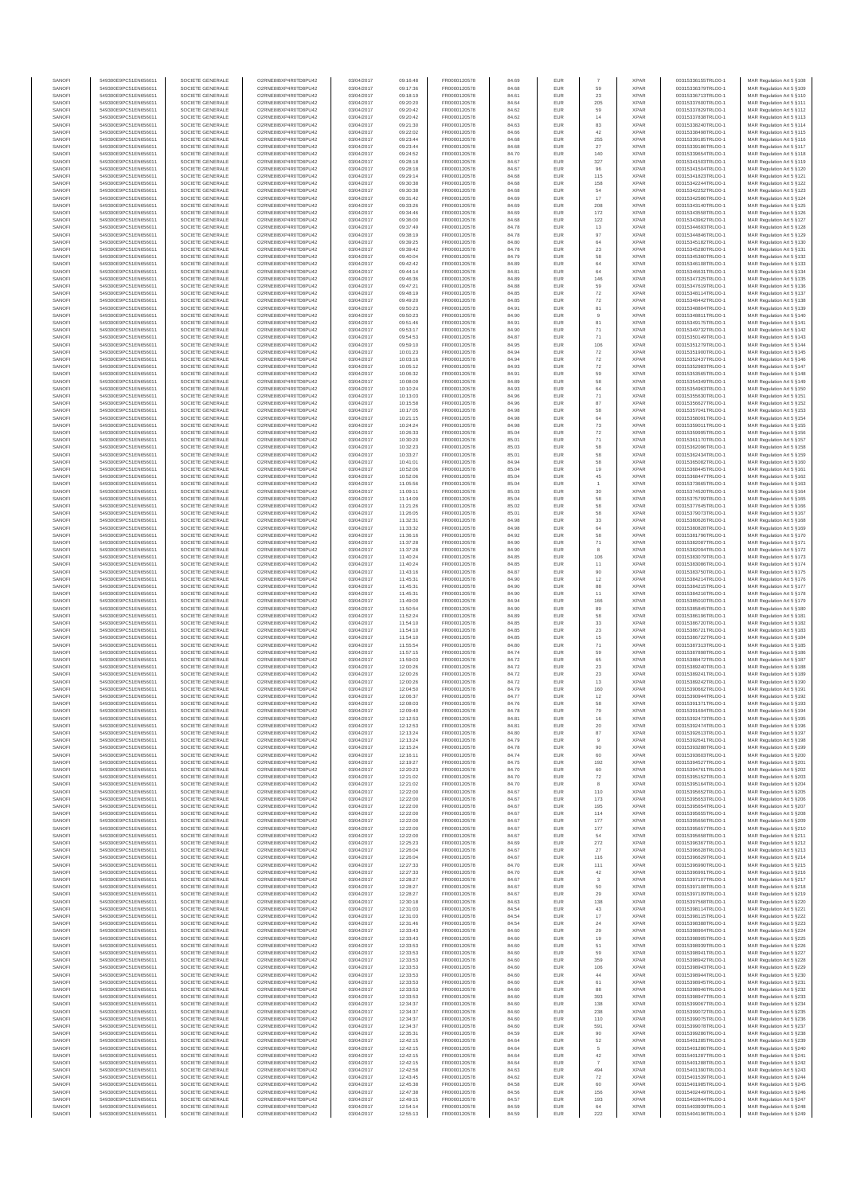| SANOFI | 549300E9PC51EN656011 | SOCIETE GENERALE | O2RNE8IBXP4R0TD8PU42 | 03/04/2017 | 09:16:48 | FR0000120578 | 84.69 | EUR | 7 | XPAR | 00315336155TRLO0-1 | MAR Regulation Art 5 §108 |
|---|---|---|---|---|---|---|---|---|---|---|---|---|
| SANOFI | 549300E9PC51EN656011 | SOCIETE GENERALE | O2RNE8IBXP4R0TD8PU42 | 03/04/2017 | 09:17:36 | FR0000120578 | 84.68 | EUR | 59 | XPAR | 00315336379TRLO0-1 | MAR Regulation Art 5 §109 |
| SANOFI | 549300E9PC51EN656011 | SOCIETE GENERALE | O2RNE8IBXP4R0TD8PU42 | 03/04/2017 | 09:18:19 | FR0000120578 | 84.61 | EUR | 23 | XPAR | 00315336713TRLO0-1 | MAR Regulation Art 5 §110 |
| SANOFI | 549300E9PC51EN656011 | SOCIETE GENERALE | O2RNE8IBXP4R0TD8PU42 | 03/04/2017 | 09:20:20 | FR0000120578 | 84.64 | EUR | 205 | XPAR | 00315337600TRLO0-1 | MAR Regulation Art 5 §111 |
| SANOFI | 549300E9PC51EN656011 | SOCIETE GENERALE | O2RNE8IBXP4R0TD8PU42 | 03/04/2017 | 09:20:42 | FR0000120578 | 84.62 | EUR | 59 | XPAR | 00315337829TRLO0-1 | MAR Regulation Art 5 §112 |
| SANOFI | 549300E9PC51EN656011 | SOCIETE GENERALE | O2RNE8IBXP4R0TD8PU42 | 03/04/2017 | 09:20:42 | FR0000120578 | 84.62 | EUR | 14 | XPAR | 00315337838TRLO0-1 | MAR Regulation Art 5 §113 |
| SANOFI | 549300E9PC51EN656011 | SOCIETE GENERALE | O2RNE8IBXP4R0TD8PU42 | 03/04/2017 | 09:21:30 | FR0000120578 | 84.63 | EUR | 83 | XPAR | 00315338240TRLO0-1 | MAR Regulation Art 5 §114 |
| SANOFI | 549300E9PC51EN656011 | SOCIETE GENERALE | O2RNE8IBXP4R0TD8PU42 | 03/04/2017 | 09:22:02 | FR0000120578 | 84.66 | EUR | 42 | XPAR | 00315338498TRLO0-1 | MAR Regulation Art 5 §115 |
| SANOFI | 549300E9PC51EN656011 | SOCIETE GENERALE | O2RNE8IBXP4R0TD8PU42 | 03/04/2017 | 09:23:44 | FR0000120578 | 84.68 | EUR | 255 | XPAR | 00315339185TRLO0-1 | MAR Regulation Art 5 §116 |
| SANOFI | 549300E9PC51EN656011 | SOCIETE GENERALE | O2RNE8IBXP4R0TD8PU42 | 03/04/2017 | 09:23:44 | FR0000120578 | 84.68 | EUR | 27 | XPAR | 00315339186TRLO0-1 | MAR Regulation Art 5 §117 |
| SANOFI | 549300E9PC51EN656011 | SOCIETE GENERALE | O2RNE8IBXP4R0TD8PU42 | 03/04/2017 | 09:24:52 | FR0000120578 | 84.70 | EUR | 140 | XPAR | 00315339654TRLO0-1 | MAR Regulation Art 5 §118 |
| SANOFI | 549300E9PC51EN656011 | SOCIETE GENERALE | O2RNE8IBXP4R0TD8PU42 | 03/04/2017 | 09:28:18 | FR0000120578 | 84.67 | EUR | 327 | XPAR | 00315341503TRLO0-1 | MAR Regulation Art 5 §119 |
| SANOFI | 549300E9PC51EN656011 | SOCIETE GENERALE | O2RNE8IBXP4R0TD8PU42 | 03/04/2017 | 09:28:18 | FR0000120578 | 84.67 | EUR | 96 | XPAR | 00315341504TRLO0-1 | MAR Regulation Art 5 §120 |
| SANOFI | 549300E9PC51EN656011 | SOCIETE GENERALE | O2RNE8IBXP4R0TD8PU42 | 03/04/2017 | 09:29:14 | FR0000120578 | 84.68 | EUR | 115 | XPAR | 00315341823TRLO0-1 | MAR Regulation Art 5 §121 |
| SANOFI | 549300E9PC51EN656011 | SOCIETE GENERALE | O2RNE8IBXP4R0TD8PU42 | 03/04/2017 | 09:30:38 | FR0000120578 | 84.68 | EUR | 158 | XPAR | 00315342244TRLO0-1 | MAR Regulation Art 5 §122 |
| SANOFI | 549300E9PC51EN656011 | SOCIETE GENERALE | O2RNE8IBXP4R0TD8PU42 | 03/04/2017 | 09:30:38 | FR0000120578 | 84.68 | EUR | 54 | XPAR | 00315342252TRLO0-1 | MAR Regulation Art 5 §123 |
| SANOFI | 549300E9PC51EN656011 | SOCIETE GENERALE | O2RNE8IBXP4R0TD8PU42 | 03/04/2017 | 09:31:42 | FR0000120578 | 84.69 | EUR | 17 | XPAR | 00315342586TRLO0-1 | MAR Regulation Art 5 §124 |
| SANOFI | 549300E9PC51EN656011 | SOCIETE GENERALE | O2RNE8IBXP4R0TD8PU42 | 03/04/2017 | 09:33:26 | FR0000120578 | 84.69 | EUR | 208 | XPAR | 00315343140TRLO0-1 | MAR Regulation Art 5 §125 |
| SANOFI | 549300E9PC51EN656011 | SOCIETE GENERALE | O2RNE8IBXP4R0TD8PU42 | 03/04/2017 | 09:34:46 | FR0000120578 | 84.69 | EUR | 172 | XPAR | 00315343558TRLO0-1 | MAR Regulation Art 5 §126 |
| SANOFI | 549300E9PC51EN656011 | SOCIETE GENERALE | O2RNE8IBXP4R0TD8PU42 | 03/04/2017 | 09:36:00 | FR0000120578 | 84.68 | EUR | 122 | XPAR | 00315343962TRLO0-1 | MAR Regulation Art 5 §127 |
| SANOFI | 549300E9PC51EN656011 | SOCIETE GENERALE | O2RNE8IBXP4R0TD8PU42 | 03/04/2017 | 09:37:49 | FR0000120578 | 84.78 | EUR | 13 | XPAR | 00315344693TRLO0-1 | MAR Regulation Art 5 §128 |
| SANOFI | 549300E9PC51EN656011 | SOCIETE GENERALE | O2RNE8IBXP4R0TD8PU42 | 03/04/2017 | 09:38:19 | FR0000120578 | 84.78 | EUR | 97 | XPAR | 00315344846TRLO0-1 | MAR Regulation Art 5 §129 |
| SANOFI | 549300E9PC51EN656011 | SOCIETE GENERALE | O2RNE8IBXP4R0TD8PU42 | 03/04/2017 | 09:39:25 | FR0000120578 | 84.80 | EUR | 64 | XPAR | 00315345182TRLO0-1 | MAR Regulation Art 5 §130 |
| SANOFI | 549300E9PC51EN656011 | SOCIETE GENERALE | O2RNE8IBXP4R0TD8PU42 | 03/04/2017 | 09:39:42 | FR0000120578 | 84.78 | EUR | 23 | XPAR | 00315345280TRLO0-1 | MAR Regulation Art 5 §131 |
| SANOFI | 549300E9PC51EN656011 | SOCIETE GENERALE | O2RNE8IBXP4R0TD8PU42 | 03/04/2017 | 09:40:04 | FR0000120578 | 84.79 | EUR | 58 | XPAR | 00315345360TRLO0-1 | MAR Regulation Art 5 §132 |
| SANOFI | 549300E9PC51EN656011 | SOCIETE GENERALE | O2RNE8IBXP4R0TD8PU42 | 03/04/2017 | 09:42:42 | FR0000120578 | 84.89 | EUR | 64 | XPAR | 00315346108TRLO0-1 | MAR Regulation Art 5 §133 |
| SANOFI | 549300E9PC51EN656011 | SOCIETE GENERALE | O2RNE8IBXP4R0TD8PU42 | 03/04/2017 | 09:44:14 | FR0000120578 | 84.81 | EUR | 64 | XPAR | 00315346631TRLO0-1 | MAR Regulation Art 5 §134 |
| SANOFI | 549300E9PC51EN656011 | SOCIETE GENERALE | O2RNE8IBXP4R0TD8PU42 | 03/04/2017 | 09:46:36 | FR0000120578 | 84.89 | EUR | 146 | XPAR | 00315347325TRLO0-1 | MAR Regulation Art 5 §135 |
| SANOFI | 549300E9PC51EN656011 | SOCIETE GENERALE | O2RNE8IBXP4R0TD8PU42 | 03/04/2017 | 09:47:21 | FR0000120578 | 84.88 | EUR | 59 | XPAR | 00315347619TRLO0-1 | MAR Regulation Art 5 §136 |
| SANOFI | 549300E9PC51EN656011 | SOCIETE GENERALE | O2RNE8IBXP4R0TD8PU42 | 03/04/2017 | 09:48:19 | FR0000120578 | 84.85 | EUR | 72 | XPAR | 00315348114TRLO0-1 | MAR Regulation Art 5 §137 |
| SANOFI | 549300E9PC51EN656011 | SOCIETE GENERALE | O2RNE8IBXP4R0TD8PU42 | 03/04/2017 | 09:49:20 | FR0000120578 | 84.85 | EUR | 72 | XPAR | 00315348442TRLO0-1 | MAR Regulation Art 5 §138 |
| SANOFI | 549300E9PC51EN656011 | SOCIETE GENERALE | O2RNE8IBXP4R0TD8PU42 | 03/04/2017 | 09:50:23 | FR0000120578 | 84.91 | EUR | 81 | XPAR | 00315348804TRLO0-1 | MAR Regulation Art 5 §139 |
| SANOFI | 549300E9PC51EN656011 | SOCIETE GENERALE | O2RNE8IBXP4R0TD8PU42 | 03/04/2017 | 09:50:23 | FR0000120578 | 84.90 | EUR | 9 | XPAR | 00315348811TRLO0-1 | MAR Regulation Art 5 §140 |
| SANOFI | 549300E9PC51EN656011 | SOCIETE GENERALE | O2RNE8IBXP4R0TD8PU42 | 03/04/2017 | 09:51:46 | FR0000120578 | 84.91 | EUR | 81 | XPAR | 00315349175TRLO0-1 | MAR Regulation Art 5 §141 |
| SANOFI | 549300E9PC51EN656011 | SOCIETE GENERALE | O2RNE8IBXP4R0TD8PU42 | 03/04/2017 | 09:53:17 | FR0000120578 | 84.90 | EUR | 71 | XPAR | 00315349732TRLO0-1 | MAR Regulation Art 5 §142 |
| SANOFI | 549300E9PC51EN656011 | SOCIETE GENERALE | O2RNE8IBXP4R0TD8PU42 | 03/04/2017 | 09:54:53 | FR0000120578 | 84.87 | EUR | 71 | XPAR | 00315350149TRLO0-1 | MAR Regulation Art 5 §143 |
| SANOFI | 549300E9PC51EN656011 | SOCIETE GENERALE | O2RNE8IBXP4R0TD8PU42 | 03/04/2017 | 09:59:10 | FR0000120578 | 84.95 | EUR | 106 | XPAR | 00315351279TRLO0-1 | MAR Regulation Art 5 §144 |
| SANOFI | 549300E9PC51EN656011 | SOCIETE GENERALE | O2RNE8IBXP4R0TD8PU42 | 03/04/2017 | 10:01:23 | FR0000120578 | 84.94 | EUR | 72 | XPAR | 00315351900TRLO0-1 | MAR Regulation Art 5 §145 |
| SANOFI | 549300E9PC51EN656011 | SOCIETE GENERALE | O2RNE8IBXP4R0TD8PU42 | 03/04/2017 | 10:03:16 | FR0000120578 | 84.94 | EUR | 72 | XPAR | 00315352437TRLO0-1 | MAR Regulation Art 5 §146 |
| SANOFI | 549300E9PC51EN656011 | SOCIETE GENERALE | O2RNE8IBXP4R0TD8PU42 | 03/04/2017 | 10:05:12 | FR0000120578 | 84.93 | EUR | 72 | XPAR | 00315352983TRLO0-1 | MAR Regulation Art 5 §147 |
| SANOFI | 549300E9PC51EN656011 | SOCIETE GENERALE | O2RNE8IBXP4R0TD8PU42 | 03/04/2017 | 10:06:32 | FR0000120578 | 84.91 | EUR | 59 | XPAR | 00315353565TRLO0-1 | MAR Regulation Art 5 §148 |
| SANOFI | 549300E9PC51EN656011 | SOCIETE GENERALE | O2RNE8IBXP4R0TD8PU42 | 03/04/2017 | 10:08:09 | FR0000120578 | 84.89 | EUR | 58 | XPAR | 00315354349TRLO0-1 | MAR Regulation Art 5 §149 |
| SANOFI | 549300E9PC51EN656011 | SOCIETE GENERALE | O2RNE8IBXP4R0TD8PU42 | 03/04/2017 | 10:10:24 | FR0000120578 | 84.93 | EUR | 64 | XPAR | 00315354963TRLO0-1 | MAR Regulation Art 5 §150 |
| SANOFI | 549300E9PC51EN656011 | SOCIETE GENERALE | O2RNE8IBXP4R0TD8PU42 | 03/04/2017 | 10:13:03 | FR0000120578 | 84.96 | EUR | 71 | XPAR | 00315355630TRLO0-1 | MAR Regulation Art 5 §151 |
| SANOFI | 549300E9PC51EN656011 | SOCIETE GENERALE | O2RNE8IBXP4R0TD8PU42 | 03/04/2017 | 10:15:58 | FR0000120578 | 84.96 | EUR | 87 | XPAR | 00315356627TRLO0-1 | MAR Regulation Art 5 §152 |
| SANOFI | 549300E9PC51EN656011 | SOCIETE GENERALE | O2RNE8IBXP4R0TD8PU42 | 03/04/2017 | 10:17:05 | FR0000120578 | 84.98 | EUR | 58 | XPAR | 00315357045TRLO0-1 | MAR Regulation Art 5 §153 |
| SANOFI | 549300E9PC51EN656011 | SOCIETE GENERALE | O2RNE8IBXP4R0TD8PU42 | 03/04/2017 | 10:21:15 | FR0000120578 | 84.98 | EUR | 64 | XPAR | 00315358091TRLO0-1 | MAR Regulation Art 5 §154 |
| SANOFI | 549300E9PC51EN656011 | SOCIETE GENERALE | O2RNE8IBXP4R0TD8PU42 | 03/04/2017 | 10:24:24 | FR0000120578 | 84.98 | EUR | 73 | XPAR | 00315359011TRLO0-1 | MAR Regulation Art 5 §155 |
| SANOFI | 549300E9PC51EN656011 | SOCIETE GENERALE | O2RNE8IBXP4R0TD8PU42 | 03/04/2017 | 10:26:33 | FR0000120578 | 85.04 | EUR | 72 | XPAR | 00315359995TRLO0-1 | MAR Regulation Art 5 §156 |
| SANOFI | 549300E9PC51EN656011 | SOCIETE GENERALE | O2RNE8IBXP4R0TD8PU42 | 03/04/2017 | 10:30:20 | FR0000120578 | 85.01 | EUR | 71 | XPAR | 00315361170TRLO0-1 | MAR Regulation Art 5 §157 |
| SANOFI | 549300E9PC51EN656011 | SOCIETE GENERALE | O2RNE8IBXP4R0TD8PU42 | 03/04/2017 | 10:32:23 | FR0000120578 | 85.03 | EUR | 58 | XPAR | 00315362096TRLO0-1 | MAR Regulation Art 5 §158 |
| SANOFI | 549300E9PC51EN656011 | SOCIETE GENERALE | O2RNE8IBXP4R0TD8PU42 | 03/04/2017 | 10:33:27 | FR0000120578 | 85.01 | EUR | 58 | XPAR | 00315362434TRLO0-1 | MAR Regulation Art 5 §159 |
| SANOFI | 549300E9PC51EN656011 | SOCIETE GENERALE | O2RNE8IBXP4R0TD8PU42 | 03/04/2017 | 10:41:01 | FR0000120578 | 84.94 | EUR | 58 | XPAR | 00315365082TRLO0-1 | MAR Regulation Art 5 §160 |
| SANOFI | 549300E9PC51EN656011 | SOCIETE GENERALE | O2RNE8IBXP4R0TD8PU42 | 03/04/2017 | 10:52:06 | FR0000120578 | 85.04 | EUR | 19 | XPAR | 00315368445TRLO0-1 | MAR Regulation Art 5 §161 |
| SANOFI | 549300E9PC51EN656011 | SOCIETE GENERALE | O2RNE8IBXP4R0TD8PU42 | 03/04/2017 | 10:52:06 | FR0000120578 | 85.04 | EUR | 45 | XPAR | 00315368447TRLO0-1 | MAR Regulation Art 5 §162 |
| SANOFI | 549300E9PC51EN656011 | SOCIETE GENERALE | O2RNE8IBXP4R0TD8PU42 | 03/04/2017 | 11:05:56 | FR0000120578 | 85.04 | EUR | 1 | XPAR | 00315373665TRLO0-1 | MAR Regulation Art 5 §163 |
| SANOFI | 549300E9PC51EN656011 | SOCIETE GENERALE | O2RNE8IBXP4R0TD8PU42 | 03/04/2017 | 11:09:11 | FR0000120578 | 85.03 | EUR | 30 | XPAR | 00315374520TRLO0-1 | MAR Regulation Art 5 §164 |
| SANOFI | 549300E9PC51EN656011 | SOCIETE GENERALE | O2RNE8IBXP4R0TD8PU42 | 03/04/2017 | 11:14:09 | FR0000120578 | 85.04 | EUR | 58 | XPAR | 00315375709TRLO0-1 | MAR Regulation Art 5 §165 |
| SANOFI | 549300E9PC51EN656011 | SOCIETE GENERALE | O2RNE8IBXP4R0TD8PU42 | 03/04/2017 | 11:21:26 | FR0000120578 | 85.02 | EUR | 58 | XPAR | 00315377645TRLO0-1 | MAR Regulation Art 5 §166 |
| SANOFI | 549300E9PC51EN656011 | SOCIETE GENERALE | O2RNE8IBXP4R0TD8PU42 | 03/04/2017 | 11:26:05 | FR0000120578 | 85.01 | EUR | 58 | XPAR | 00315379073TRLO0-1 | MAR Regulation Art 5 §167 |
| SANOFI | 549300E9PC51EN656011 | SOCIETE GENERALE | O2RNE8IBXP4R0TD8PU42 | 03/04/2017 | 11:32:31 | FR0000120578 | 84.98 | EUR | 33 | XPAR | 00315380626TRLO0-1 | MAR Regulation Art 5 §168 |
| SANOFI | 549300E9PC51EN656011 | SOCIETE GENERALE | O2RNE8IBXP4R0TD8PU42 | 03/04/2017 | 11:33:32 | FR0000120578 | 84.98 | EUR | 64 | XPAR | 00315380828TRLO0-1 | MAR Regulation Art 5 §169 |
| SANOFI | 549300E9PC51EN656011 | SOCIETE GENERALE | O2RNE8IBXP4R0TD8PU42 | 03/04/2017 | 11:36:16 | FR0000120578 | 84.92 | EUR | 58 | XPAR | 00315381796TRLO0-1 | MAR Regulation Art 5 §170 |
| SANOFI | 549300E9PC51EN656011 | SOCIETE GENERALE | O2RNE8IBXP4R0TD8PU42 | 03/04/2017 | 11:37:28 | FR0000120578 | 84.90 | EUR | 71 | XPAR | 00315382087TRLO0-1 | MAR Regulation Art 5 §171 |
| SANOFI | 549300E9PC51EN656011 | SOCIETE GENERALE | O2RNE8IBXP4R0TD8PU42 | 03/04/2017 | 11:37:28 | FR0000120578 | 84.90 | EUR | 8 | XPAR | 00315382094TRLO0-1 | MAR Regulation Art 5 §172 |
| SANOFI | 549300E9PC51EN656011 | SOCIETE GENERALE | O2RNE8IBXP4R0TD8PU42 | 03/04/2017 | 11:40:24 | FR0000120578 | 84.85 | EUR | 106 | XPAR | 00315383079TRLO0-1 | MAR Regulation Art 5 §173 |
| SANOFI | 549300E9PC51EN656011 | SOCIETE GENERALE | O2RNE8IBXP4R0TD8PU42 | 03/04/2017 | 11:40:24 | FR0000120578 | 84.85 | EUR | 11 | XPAR | 00315383086TRLO0-1 | MAR Regulation Art 5 §174 |
| SANOFI | 549300E9PC51EN656011 | SOCIETE GENERALE | O2RNE8IBXP4R0TD8PU42 | 03/04/2017 | 11:43:16 | FR0000120578 | 84.87 | EUR | 90 | XPAR | 00315383750TRLO0-1 | MAR Regulation Art 5 §175 |
| SANOFI | 549300E9PC51EN656011 | SOCIETE GENERALE | O2RNE8IBXP4R0TD8PU42 | 03/04/2017 | 11:45:31 | FR0000120578 | 84.90 | EUR | 12 | XPAR | 00315384214TRLO0-1 | MAR Regulation Art 5 §176 |
| SANOFI | 549300E9PC51EN656011 | SOCIETE GENERALE | O2RNE8IBXP4R0TD8PU42 | 03/04/2017 | 11:45:31 | FR0000120578 | 84.90 | EUR | 88 | XPAR | 00315384215TRLO0-1 | MAR Regulation Art 5 §177 |
| SANOFI | 549300E9PC51EN656011 | SOCIETE GENERALE | O2RNE8IBXP4R0TD8PU42 | 03/04/2017 | 11:45:31 | FR0000120578 | 84.90 | EUR | 11 | XPAR | 00315384216TRLO0-1 | MAR Regulation Art 5 §178 |
| SANOFI | 549300E9PC51EN656011 | SOCIETE GENERALE | O2RNE8IBXP4R0TD8PU42 | 03/04/2017 | 11:49:00 | FR0000120578 | 84.94 | EUR | 166 | XPAR | 00315385010TRLO0-1 | MAR Regulation Art 5 §179 |
| SANOFI | 549300E9PC51EN656011 | SOCIETE GENERALE | O2RNE8IBXP4R0TD8PU42 | 03/04/2017 | 11:50:54 | FR0000120578 | 84.90 | EUR | 89 | XPAR | 00315385845TRLO0-1 | MAR Regulation Art 5 §180 |
| SANOFI | 549300E9PC51EN656011 | SOCIETE GENERALE | O2RNE8IBXP4R0TD8PU42 | 03/04/2017 | 11:52:24 | FR0000120578 | 84.89 | EUR | 58 | XPAR | 00315386196TRLO0-1 | MAR Regulation Art 5 §181 |
| SANOFI | 549300E9PC51EN656011 | SOCIETE GENERALE | O2RNE8IBXP4R0TD8PU42 | 03/04/2017 | 11:54:10 | FR0000120578 | 84.85 | EUR | 33 | XPAR | 00315386720TRLO0-1 | MAR Regulation Art 5 §182 |
| SANOFI | 549300E9PC51EN656011 | SOCIETE GENERALE | O2RNE8IBXP4R0TD8PU42 | 03/04/2017 | 11:54:10 | FR0000120578 | 84.85 | EUR | 23 | XPAR | 00315386721TRLO0-1 | MAR Regulation Art 5 §183 |
| SANOFI | 549300E9PC51EN656011 | SOCIETE GENERALE | O2RNE8IBXP4R0TD8PU42 | 03/04/2017 | 11:54:10 | FR0000120578 | 84.85 | EUR | 15 | XPAR | 00315386722TRLO0-1 | MAR Regulation Art 5 §184 |
| SANOFI | 549300E9PC51EN656011 | SOCIETE GENERALE | O2RNE8IBXP4R0TD8PU42 | 03/04/2017 | 11:55:54 | FR0000120578 | 84.80 | EUR | 71 | XPAR | 00315387313TRLO0-1 | MAR Regulation Art 5 §185 |
| SANOFI | 549300E9PC51EN656011 | SOCIETE GENERALE | O2RNE8IBXP4R0TD8PU42 | 03/04/2017 | 11:57:15 | FR0000120578 | 84.74 | EUR | 59 | XPAR | 00315387898TRLO0-1 | MAR Regulation Art 5 §186 |
| SANOFI | 549300E9PC51EN656011 | SOCIETE GENERALE | O2RNE8IBXP4R0TD8PU42 | 03/04/2017 | 11:59:03 | FR0000120578 | 84.72 | EUR | 65 | XPAR | 00315388472TRLO0-1 | MAR Regulation Art 5 §187 |
| SANOFI | 549300E9PC51EN656011 | SOCIETE GENERALE | O2RNE8IBXP4R0TD8PU42 | 03/04/2017 | 12:00:26 | FR0000120578 | 84.72 | EUR | 23 | XPAR | 00315389240TRLO0-1 | MAR Regulation Art 5 §188 |
| SANOFI | 549300E9PC51EN656011 | SOCIETE GENERALE | O2RNE8IBXP4R0TD8PU42 | 03/04/2017 | 12:00:26 | FR0000120578 | 84.72 | EUR | 23 | XPAR | 00315389241TRLO0-1 | MAR Regulation Art 5 §189 |
| SANOFI | 549300E9PC51EN656011 | SOCIETE GENERALE | O2RNE8IBXP4R0TD8PU42 | 03/04/2017 | 12:00:26 | FR0000120578 | 84.72 | EUR | 13 | XPAR | 00315389242TRLO0-1 | MAR Regulation Art 5 §190 |
| SANOFI | 549300E9PC51EN656011 | SOCIETE GENERALE | O2RNE8IBXP4R0TD8PU42 | 03/04/2017 | 12:04:50 | FR0000120578 | 84.79 | EUR | 160 | XPAR | 00315390662TRLO0-1 | MAR Regulation Art 5 §191 |
| SANOFI | 549300E9PC51EN656011 | SOCIETE GENERALE | O2RNE8IBXP4R0TD8PU42 | 03/04/2017 | 12:06:37 | FR0000120578 | 84.77 | EUR | 12 | XPAR | 00315390944TRLO0-1 | MAR Regulation Art 5 §192 |
| SANOFI | 549300E9PC51EN656011 | SOCIETE GENERALE | O2RNE8IBXP4R0TD8PU42 | 03/04/2017 | 12:08:03 | FR0000120578 | 84.76 | EUR | 58 | XPAR | 00315391371TRLO0-1 | MAR Regulation Art 5 §193 |
| SANOFI | 549300E9PC51EN656011 | SOCIETE GENERALE | O2RNE8IBXP4R0TD8PU42 | 03/04/2017 | 12:09:40 | FR0000120578 | 84.78 | EUR | 79 | XPAR | 00315391694TRLO0-1 | MAR Regulation Art 5 §194 |
| SANOFI | 549300E9PC51EN656011 | SOCIETE GENERALE | O2RNE8IBXP4R0TD8PU42 | 03/04/2017 | 12:12:53 | FR0000120578 | 84.81 | EUR | 16 | XPAR | 00315392473TRLO0-1 | MAR Regulation Art 5 §195 |
| SANOFI | 549300E9PC51EN656011 | SOCIETE GENERALE | O2RNE8IBXP4R0TD8PU42 | 03/04/2017 | 12:12:53 | FR0000120578 | 84.81 | EUR | 20 | XPAR | 00315392474TRLO0-1 | MAR Regulation Art 5 §196 |
| SANOFI | 549300E9PC51EN656011 | SOCIETE GENERALE | O2RNE8IBXP4R0TD8PU42 | 03/04/2017 | 12:13:24 | FR0000120578 | 84.80 | EUR | 87 | XPAR | 00315392613TRLO0-1 | MAR Regulation Art 5 §197 |
| SANOFI | 549300E9PC51EN656011 | SOCIETE GENERALE | O2RNE8IBXP4R0TD8PU42 | 03/04/2017 | 12:13:24 | FR0000120578 | 84.79 | EUR | 9 | XPAR | 00315392641TRLO0-1 | MAR Regulation Art 5 §198 |
| SANOFI | 549300E9PC51EN656011 | SOCIETE GENERALE | O2RNE8IBXP4R0TD8PU42 | 03/04/2017 | 12:15:24 | FR0000120578 | 84.78 | EUR | 90 | XPAR | 00315393288TRLO0-1 | MAR Regulation Art 5 §199 |
| SANOFI | 549300E9PC51EN656011 | SOCIETE GENERALE | O2RNE8IBXP4R0TD8PU42 | 03/04/2017 | 12:16:11 | FR0000120578 | 84.74 | EUR | 60 | XPAR | 00315393603TRLO0-1 | MAR Regulation Art 5 §200 |
| SANOFI | 549300E9PC51EN656011 | SOCIETE GENERALE | O2RNE8IBXP4R0TD8PU42 | 03/04/2017 | 12:19:27 | FR0000120578 | 84.75 | EUR | 192 | XPAR | 00315394527TRLO0-1 | MAR Regulation Art 5 §201 |
| SANOFI | 549300E9PC51EN656011 | SOCIETE GENERALE | O2RNE8IBXP4R0TD8PU42 | 03/04/2017 | 12:20:23 | FR0000120578 | 84.70 | EUR | 60 | XPAR | 00315394761TRLO0-1 | MAR Regulation Art 5 §202 |
| SANOFI | 549300E9PC51EN656011 | SOCIETE GENERALE | O2RNE8IBXP4R0TD8PU42 | 03/04/2017 | 12:21:02 | FR0000120578 | 84.70 | EUR | 72 | XPAR | 00315395152TRLO0-1 | MAR Regulation Art 5 §203 |
| SANOFI | 549300E9PC51EN656011 | SOCIETE GENERALE | O2RNE8IBXP4R0TD8PU42 | 03/04/2017 | 12:21:02 | FR0000120578 | 84.70 | EUR | 8 | XPAR | 00315395164TRLO0-1 | MAR Regulation Art 5 §204 |
| SANOFI | 549300E9PC51EN656011 | SOCIETE GENERALE | O2RNE8IBXP4R0TD8PU42 | 03/04/2017 | 12:22:00 | FR0000120578 | 84.67 | EUR | 110 | XPAR | 00315395652TRLO0-1 | MAR Regulation Art 5 §205 |
| SANOFI | 549300E9PC51EN656011 | SOCIETE GENERALE | O2RNE8IBXP4R0TD8PU42 | 03/04/2017 | 12:22:00 | FR0000120578 | 84.67 | EUR | 173 | XPAR | 00315395653TRLO0-1 | MAR Regulation Art 5 §206 |
| SANOFI | 549300E9PC51EN656011 | SOCIETE GENERALE | O2RNE8IBXP4R0TD8PU42 | 03/04/2017 | 12:22:00 | FR0000120578 | 84.67 | EUR | 195 | XPAR | 00315395654TRLO0-1 | MAR Regulation Art 5 §207 |
| SANOFI | 549300E9PC51EN656011 | SOCIETE GENERALE | O2RNE8IBXP4R0TD8PU42 | 03/04/2017 | 12:22:00 | FR0000120578 | 84.67 | EUR | 114 | XPAR | 00315395655TRLO0-1 | MAR Regulation Art 5 §208 |
| SANOFI | 549300E9PC51EN656011 | SOCIETE GENERALE | O2RNE8IBXP4R0TD8PU42 | 03/04/2017 | 12:22:00 | FR0000120578 | 84.67 | EUR | 177 | XPAR | 00315395656TRLO0-1 | MAR Regulation Art 5 §209 |
| SANOFI | 549300E9PC51EN656011 | SOCIETE GENERALE | O2RNE8IBXP4R0TD8PU42 | 03/04/2017 | 12:22:00 | FR0000120578 | 84.67 | EUR | 177 | XPAR | 00315395657TRLO0-1 | MAR Regulation Art 5 §210 |
| SANOFI | 549300E9PC51EN656011 | SOCIETE GENERALE | O2RNE8IBXP4R0TD8PU42 | 03/04/2017 | 12:22:00 | FR0000120578 | 84.67 | EUR | 54 | XPAR | 00315395658TRLO0-1 | MAR Regulation Art 5 §211 |
| SANOFI | 549300E9PC51EN656011 | SOCIETE GENERALE | O2RNE8IBXP4R0TD8PU42 | 03/04/2017 | 12:25:23 | FR0000120578 | 84.69 | EUR | 272 | XPAR | 00315396367TRLO0-1 | MAR Regulation Art 5 §212 |
| SANOFI | 549300E9PC51EN656011 | SOCIETE GENERALE | O2RNE8IBXP4R0TD8PU42 | 03/04/2017 | 12:26:04 | FR0000120578 | 84.67 | EUR | 27 | XPAR | 00315396628TRLO0-1 | MAR Regulation Art 5 §213 |
| SANOFI | 549300E9PC51EN656011 | SOCIETE GENERALE | O2RNE8IBXP4R0TD8PU42 | 03/04/2017 | 12:26:04 | FR0000120578 | 84.67 | EUR | 116 | XPAR | 00315396629TRLO0-1 | MAR Regulation Art 5 §214 |
| SANOFI | 549300E9PC51EN656011 | SOCIETE GENERALE | O2RNE8IBXP4R0TD8PU42 | 03/04/2017 | 12:27:33 | FR0000120578 | 84.70 | EUR | 111 | XPAR | 00315396990TRLO0-1 | MAR Regulation Art 5 §215 |
| SANOFI | 549300E9PC51EN656011 | SOCIETE GENERALE | O2RNE8IBXP4R0TD8PU42 | 03/04/2017 | 12:27:33 | FR0000120578 | 84.70 | EUR | 42 | XPAR | 00315396991TRLO0-1 | MAR Regulation Art 5 §216 |
| SANOFI | 549300E9PC51EN656011 | SOCIETE GENERALE | O2RNE8IBXP4R0TD8PU42 | 03/04/2017 | 12:28:27 | FR0000120578 | 84.67 | EUR | 3 | XPAR | 00315397107TRLO0-1 | MAR Regulation Art 5 §217 |
| SANOFI | 549300E9PC51EN656011 | SOCIETE GENERALE | O2RNE8IBXP4R0TD8PU42 | 03/04/2017 | 12:28:27 | FR0000120578 | 84.67 | EUR | 50 | XPAR | 00315397108TRLO0-1 | MAR Regulation Art 5 §218 |
| SANOFI | 549300E9PC51EN656011 | SOCIETE GENERALE | O2RNE8IBXP4R0TD8PU42 | 03/04/2017 | 12:28:27 | FR0000120578 | 84.67 | EUR | 29 | XPAR | 00315397109TRLO0-1 | MAR Regulation Art 5 §219 |
| SANOFI | 549300E9PC51EN656011 | SOCIETE GENERALE | O2RNE8IBXP4R0TD8PU42 | 03/04/2017 | 12:30:18 | FR0000120578 | 84.63 | EUR | 138 | XPAR | 00315397568TRLO0-1 | MAR Regulation Art 5 §220 |
| SANOFI | 549300E9PC51EN656011 | SOCIETE GENERALE | O2RNE8IBXP4R0TD8PU42 | 03/04/2017 | 12:31:03 | FR0000120578 | 84.54 | EUR | 43 | XPAR | 00315398114TRLO0-1 | MAR Regulation Art 5 §221 |
| SANOFI | 549300E9PC51EN656011 | SOCIETE GENERALE | O2RNE8IBXP4R0TD8PU42 | 03/04/2017 | 12:31:03 | FR0000120578 | 84.54 | EUR | 17 | XPAR | 00315398115TRLO0-1 | MAR Regulation Art 5 §222 |
| SANOFI | 549300E9PC51EN656011 | SOCIETE GENERALE | O2RNE8IBXP4R0TD8PU42 | 03/04/2017 | 12:31:46 | FR0000120578 | 84.54 | EUR | 24 | XPAR | 00315398380TRLO0-1 | MAR Regulation Art 5 §223 |
| SANOFI | 549300E9PC51EN656011 | SOCIETE GENERALE | O2RNE8IBXP4R0TD8PU42 | 03/04/2017 | 12:33:43 | FR0000120578 | 84.60 | EUR | 29 | XPAR | 00315398904TRLO0-1 | MAR Regulation Art 5 §224 |
| SANOFI | 549300E9PC51EN656011 | SOCIETE GENERALE | O2RNE8IBXP4R0TD8PU42 | 03/04/2017 | 12:33:43 | FR0000120578 | 84.60 | EUR | 19 | XPAR | 00315398905TRLO0-1 | MAR Regulation Art 5 §225 |
| SANOFI | 549300E9PC51EN656011 | SOCIETE GENERALE | O2RNE8IBXP4R0TD8PU42 | 03/04/2017 | 12:33:53 | FR0000120578 | 84.60 | EUR | 51 | XPAR | 00315398934TRLO0-1 | MAR Regulation Art 5 §226 |
| SANOFI | 549300E9PC51EN656011 | SOCIETE GENERALE | O2RNE8IBXP4R0TD8PU42 | 03/04/2017 | 12:33:53 | FR0000120578 | 84.60 | EUR | 59 | XPAR | 00315398941TRLO0-1 | MAR Regulation Art 5 §227 |
| SANOFI | 549300E9PC51EN656011 | SOCIETE GENERALE | O2RNE8IBXP4R0TD8PU42 | 03/04/2017 | 12:33:53 | FR0000120578 | 84.60 | EUR | 359 | XPAR | 00315398942TRLO0-1 | MAR Regulation Art 5 §228 |
| SANOFI | 549300E9PC51EN656011 | SOCIETE GENERALE | O2RNE8IBXP4R0TD8PU42 | 03/04/2017 | 12:33:53 | FR0000120578 | 84.60 | EUR | 106 | XPAR | 00315398943TRLO0-1 | MAR Regulation Art 5 §229 |
| SANOFI | 549300E9PC51EN656011 | SOCIETE GENERALE | O2RNE8IBXP4R0TD8PU42 | 03/04/2017 | 12:33:53 | FR0000120578 | 84.60 | EUR | 44 | XPAR | 00315398944TRLO0-1 | MAR Regulation Art 5 §230 |
| SANOFI | 549300E9PC51EN656011 | SOCIETE GENERALE | O2RNE8IBXP4R0TD8PU42 | 03/04/2017 | 12:33:53 | FR0000120578 | 84.60 | EUR | 61 | XPAR | 00315398945TRLO0-1 | MAR Regulation Art 5 §231 |
| SANOFI | 549300E9PC51EN656011 | SOCIETE GENERALE | O2RNE8IBXP4R0TD8PU42 | 03/04/2017 | 12:33:53 | FR0000120578 | 84.60 | EUR | 88 | XPAR | 00315398946TRLO0-1 | MAR Regulation Art 5 §232 |
| SANOFI | 549300E9PC51EN656011 | SOCIETE GENERALE | O2RNE8IBXP4R0TD8PU42 | 03/04/2017 | 12:33:53 | FR0000120578 | 84.60 | EUR | 393 | XPAR | 00315398947TRLO0-1 | MAR Regulation Art 5 §233 |
| SANOFI | 549300E9PC51EN656011 | SOCIETE GENERALE | O2RNE8IBXP4R0TD8PU42 | 03/04/2017 | 12:34:37 | FR0000120578 | 84.60 | EUR | 138 | XPAR | 00315399067TRLO0-1 | MAR Regulation Art 5 §234 |
| SANOFI | 549300E9PC51EN656011 | SOCIETE GENERALE | O2RNE8IBXP4R0TD8PU42 | 03/04/2017 | 12:34:37 | FR0000120578 | 84.60 | EUR | 238 | XPAR | 00315399072TRLO0-1 | MAR Regulation Art 5 §235 |
| SANOFI | 549300E9PC51EN656011 | SOCIETE GENERALE | O2RNE8IBXP4R0TD8PU42 | 03/04/2017 | 12:34:37 | FR0000120578 | 84.60 | EUR | 110 | XPAR | 00315399075TRLO0-1 | MAR Regulation Art 5 §236 |
| SANOFI | 549300E9PC51EN656011 | SOCIETE GENERALE | O2RNE8IBXP4R0TD8PU42 | 03/04/2017 | 12:34:37 | FR0000120578 | 84.60 | EUR | 591 | XPAR | 00315399078TRLO0-1 | MAR Regulation Art 5 §237 |
| SANOFI | 549300E9PC51EN656011 | SOCIETE GENERALE | O2RNE8IBXP4R0TD8PU42 | 03/04/2017 | 12:35:31 | FR0000120578 | 84.59 | EUR | 90 | XPAR | 00315399286TRLO0-1 | MAR Regulation Art 5 §238 |
| SANOFI | 549300E9PC51EN656011 | SOCIETE GENERALE | O2RNE8IBXP4R0TD8PU42 | 03/04/2017 | 12:42:15 | FR0000120578 | 84.64 | EUR | 52 | XPAR | 00315401285TRLO0-1 | MAR Regulation Art 5 §239 |
| SANOFI | 549300E9PC51EN656011 | SOCIETE GENERALE | O2RNE8IBXP4R0TD8PU42 | 03/04/2017 | 12:42:15 | FR0000120578 | 84.64 | EUR | 5 | XPAR | 00315401286TRLO0-1 | MAR Regulation Art 5 §240 |
| SANOFI | 549300E9PC51EN656011 | SOCIETE GENERALE | O2RNE8IBXP4R0TD8PU42 | 03/04/2017 | 12:42:15 | FR0000120578 | 84.64 | EUR | 42 | XPAR | 00315401287TRLO0-1 | MAR Regulation Art 5 §241 |
| SANOFI | 549300E9PC51EN656011 | SOCIETE GENERALE | O2RNE8IBXP4R0TD8PU42 | 03/04/2017 | 12:42:15 | FR0000120578 | 84.64 | EUR | 7 | XPAR | 00315401288TRLO0-1 | MAR Regulation Art 5 §242 |
| SANOFI | 549300E9PC51EN656011 | SOCIETE GENERALE | O2RNE8IBXP4R0TD8PU42 | 03/04/2017 | 12:42:58 | FR0000120578 | 84.63 | EUR | 494 | XPAR | 00315401399TRLO0-1 | MAR Regulation Art 5 §243 |
| SANOFI | 549300E9PC51EN656011 | SOCIETE GENERALE | O2RNE8IBXP4R0TD8PU42 | 03/04/2017 | 12:43:45 | FR0000120578 | 84.62 | EUR | 72 | XPAR | 00315401539TRLO0-1 | MAR Regulation Art 5 §244 |
| SANOFI | 549300E9PC51EN656011 | SOCIETE GENERALE | O2RNE8IBXP4R0TD8PU42 | 03/04/2017 | 12:45:38 | FR0000120578 | 84.58 | EUR | 60 | XPAR | 00315401985TRLO0-1 | MAR Regulation Art 5 §245 |
| SANOFI | 549300E9PC51EN656011 | SOCIETE GENERALE | O2RNE8IBXP4R0TD8PU42 | 03/04/2017 | 12:47:38 | FR0000120578 | 84.56 | EUR | 156 | XPAR | 00315402449TRLO0-1 | MAR Regulation Art 5 §246 |
| SANOFI | 549300E9PC51EN656011 | SOCIETE GENERALE | O2RNE8IBXP4R0TD8PU42 | 03/04/2017 | 12:49:15 | FR0000120578 | 84.57 | EUR | 193 | XPAR | 00315402844TRLO0-1 | MAR Regulation Art 5 §247 |
| SANOFI | 549300E9PC51EN656011 | SOCIETE GENERALE | O2RNE8IBXP4R0TD8PU42 | 03/04/2017 | 12:54:14 | FR0000120578 | 84.59 | EUR | 64 | XPAR | 00315403939TRLO0-1 | MAR Regulation Art 5 §248 |
| SANOFI | 549300E9PC51EN656011 | SOCIETE GENERALE | O2RNE8IBXP4R0TD8PU42 | 03/04/2017 | 12:55:13 | FR0000120578 | 84.59 | EUR | 222 | XPAR | 00315404196TRLO0-1 | MAR Regulation Art 5 §249 |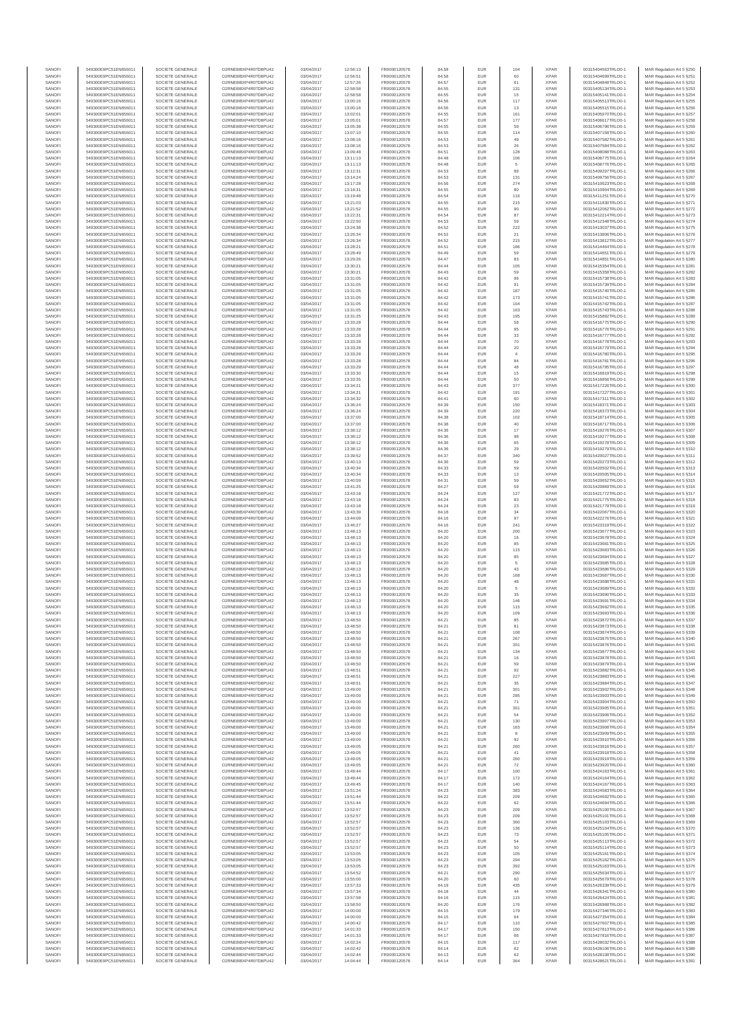| SANOFI | 549300E9PC51EN656011 | SOCIETE GENERALE | O2RNE8IBXP4R0TD8PU42 | 03/04/2017 | 12:56:13 | FR0000120578 | 84.58 | EUR | 104 | XPAR | 00315404563TRLO0-1 | MAR Regulation Art 5 §250 |
|---|---|---|---|---|---|---|---|---|---|---|---|---|
| SANOFI | 549300E9PC51EN656011 | SOCIETE GENERALE | O2RNE8IBXP4R0TD8PU42 | 03/04/2017 | 12:56:51 | FR0000120578 | 84.58 | EUR | 60 | XPAR | 00315404699TRLO0-1 | MAR Regulation Art 5 §251 |
| SANOFI | 549300E9PC51EN656011 | SOCIETE GENERALE | O2RNE8IBXP4R0TD8PU42 | 03/04/2017 | 12:57:26 | FR0000120578 | 84.57 | EUR | 61 | XPAR | 00315404848TRLO0-1 | MAR Regulation Art 5 §252 |
| SANOFI | 549300E9PC51EN656011 | SOCIETE GENERALE | O2RNE8IBXP4R0TD8PU42 | 03/04/2017 | 12:58:58 | FR0000120578 | 84.55 | EUR | 131 | XPAR | 00315405134TRLO0-1 | MAR Regulation Art 5 §253 |
| SANOFI | 549300E9PC51EN656011 | SOCIETE GENERALE | O2RNE8IBXP4R0TD8PU42 | 03/04/2017 | 12:58:58 | FR0000120578 | 84.55 | EUR | 15 | XPAR | 00315405141TRLO0-1 | MAR Regulation Art 5 §254 |
| SANOFI | 549300E9PC51EN656011 | SOCIETE GENERALE | O2RNE8IBXP4R0TD8PU42 | 03/04/2017 | 13:00:16 | FR0000120578 | 84.56 | EUR | 117 | XPAR | 00315405513TRLO0-1 | MAR Regulation Art 5 §255 |
| SANOFI | 549300E9PC51EN656011 | SOCIETE GENERALE | O2RNE8IBXP4R0TD8PU42 | 03/04/2017 | 13:00:16 | FR0000120578 | 84.56 | EUR | 13 | XPAR | 00315405515TRLO0-1 | MAR Regulation Art 5 §256 |
| SANOFI | 549300E9PC51EN656011 | SOCIETE GENERALE | O2RNE8IBXP4R0TD8PU42 | 03/04/2017 | 13:02:01 | FR0000120578 | 84.55 | EUR | 161 | XPAR | 00315405970TRLO0-1 | MAR Regulation Art 5 §257 |
| SANOFI | 549300E9PC51EN656011 | SOCIETE GENERALE | O2RNE8IBXP4R0TD8PU42 | 03/04/2017 | 13:05:01 | FR0000120578 | 84.57 | EUR | 177 | XPAR | 00315406617TRLO0-1 | MAR Regulation Art 5 §258 |
| SANOFI | 549300E9PC51EN656011 | SOCIETE GENERALE | O2RNE8IBXP4R0TD8PU42 | 03/04/2017 | 13:05:38 | FR0000120578 | 84.55 | EUR | 59 | XPAR | 00315406796TRLO0-1 | MAR Regulation Art 5 §259 |
| SANOFI | 549300E9PC51EN656011 | SOCIETE GENERALE | O2RNE8IBXP4R0TD8PU42 | 03/04/2017 | 13:07:10 | FR0000120578 | 84.55 | EUR | 114 | XPAR | 00315407158TRLO0-1 | MAR Regulation Art 5 §260 |
| SANOFI | 549300E9PC51EN656011 | SOCIETE GENERALE | O2RNE8IBXP4R0TD8PU42 | 03/04/2017 | 13:08:16 | FR0000120578 | 84.53 | EUR | 49 | XPAR | 00315407582TRLO0-1 | MAR Regulation Art 5 §261 |
| SANOFI | 549300E9PC51EN656011 | SOCIETE GENERALE | O2RNE8IBXP4R0TD8PU42 | 03/04/2017 | 13:08:16 | FR0000120578 | 84.53 | EUR | 26 | XPAR | 00315407584TRLO0-1 | MAR Regulation Art 5 §262 |
| SANOFI | 549300E9PC51EN656011 | SOCIETE GENERALE | O2RNE8IBXP4R0TD8PU42 | 03/04/2017 | 13:09:49 | FR0000120578 | 84.51 | EUR | 128 | XPAR | 00315408088TRLO0-1 | MAR Regulation Art 5 §263 |
| SANOFI | 549300E9PC51EN656011 | SOCIETE GENERALE | O2RNE8IBXP4R0TD8PU42 | 03/04/2017 | 13:11:13 | FR0000120578 | 84.48 | EUR | 106 | XPAR | 00315408775TRLO0-1 | MAR Regulation Art 5 §264 |
| SANOFI | 549300E9PC51EN656011 | SOCIETE GENERALE | O2RNE8IBXP4R0TD8PU42 | 03/04/2017 | 13:11:13 | FR0000120578 | 84.48 | EUR | 5 | XPAR | 00315408776TRLO0-1 | MAR Regulation Art 5 §265 |
| SANOFI | 549300E9PC51EN656011 | SOCIETE GENERALE | O2RNE8IBXP4R0TD8PU42 | 03/04/2017 | 13:12:31 | FR0000120578 | 84.53 | EUR | 89 | XPAR | 00315409297TRLO0-1 | MAR Regulation Art 5 §266 |
| SANOFI | 549300E9PC51EN656011 | SOCIETE GENERALE | O2RNE8IBXP4R0TD8PU42 | 03/04/2017 | 13:14:24 | FR0000120578 | 84.53 | EUR | 131 | XPAR | 00315409756TRLO0-1 | MAR Regulation Art 5 §267 |
| SANOFI | 549300E9PC51EN656011 | SOCIETE GENERALE | O2RNE8IBXP4R0TD8PU42 | 03/04/2017 | 13:17:28 | FR0000120578 | 84.56 | EUR | 274 | XPAR | 00315410623TRLO0-1 | MAR Regulation Art 5 §268 |
| SANOFI | 549300E9PC51EN656011 | SOCIETE GENERALE | O2RNE8IBXP4R0TD8PU42 | 03/04/2017 | 13:18:31 | FR0000120578 | 84.55 | EUR | 80 | XPAR | 00315410994TRLO0-1 | MAR Regulation Art 5 §269 |
| SANOFI | 549300E9PC51EN656011 | SOCIETE GENERALE | O2RNE8IBXP4R0TD8PU42 | 03/04/2017 | 13:19:48 | FR0000120578 | 84.54 | EUR | 116 | XPAR | 00315411251TRLO0-1 | MAR Regulation Art 5 §270 |
| SANOFI | 549300E9PC51EN656011 | SOCIETE GENERALE | O2RNE8IBXP4R0TD8PU42 | 03/04/2017 | 13:21:03 | FR0000120578 | 84.55 | EUR | 215 | XPAR | 00315411830TRLO0-1 | MAR Regulation Art 5 §271 |
| SANOFI | 549300E9PC51EN656011 | SOCIETE GENERALE | O2RNE8IBXP4R0TD8PU42 | 03/04/2017 | 13:21:52 | FR0000120578 | 84.55 | EUR | 90 | XPAR | 00315412062TRLO0-1 | MAR Regulation Art 5 §272 |
| SANOFI | 549300E9PC51EN656011 | SOCIETE GENERALE | O2RNE8IBXP4R0TD8PU42 | 03/04/2017 | 13:22:31 | FR0000120578 | 84.54 | EUR | 87 | XPAR | 00315412214TRLO0-1 | MAR Regulation Art 5 §273 |
| SANOFI | 549300E9PC51EN656011 | SOCIETE GENERALE | O2RNE8IBXP4R0TD8PU42 | 03/04/2017 | 13:22:50 | FR0000120578 | 84.53 | EUR | 59 | XPAR | 00315412348TRLO0-1 | MAR Regulation Art 5 §274 |
| SANOFI | 549300E9PC51EN656011 | SOCIETE GENERALE | O2RNE8IBXP4R0TD8PU42 | 03/04/2017 | 13:24:38 | FR0000120578 | 84.52 | EUR | 222 | XPAR | 00315413037TRLO0-1 | MAR Regulation Art 5 §275 |
| SANOFI | 549300E9PC51EN656011 | SOCIETE GENERALE | O2RNE8IBXP4R0TD8PU42 | 03/04/2017 | 13:26:34 | FR0000120578 | 84.52 | EUR | 21 | XPAR | 00315413808TRLO0-1 | MAR Regulation Art 5 §276 |
| SANOFI | 549300E9PC51EN656011 | SOCIETE GENERALE | O2RNE8IBXP4R0TD8PU42 | 03/04/2017 | 13:26:34 | FR0000120578 | 84.52 | EUR | 215 | XPAR | 00315413812TRLO0-1 | MAR Regulation Art 5 §277 |
| SANOFI | 549300E9PC51EN656011 | SOCIETE GENERALE | O2RNE8IBXP4R0TD8PU42 | 03/04/2017 | 13:28:21 | FR0000120578 | 84.51 | EUR | 186 | XPAR | 00315414464TRLO0-1 | MAR Regulation Art 5 §278 |
| SANOFI | 549300E9PC51EN656011 | SOCIETE GENERALE | O2RNE8IBXP4R0TD8PU42 | 03/04/2017 | 13:28:49 | FR0000120578 | 84.49 | EUR | 59 | XPAR | 00315414651TRLO0-1 | MAR Regulation Art 5 §279 |
| SANOFI | 549300E9PC51EN656011 | SOCIETE GENERALE | O2RNE8IBXP4R0TD8PU42 | 03/04/2017 | 13:29:26 | FR0000120578 | 84.47 | EUR | 83 | XPAR | 00315414851TRLO0-1 | MAR Regulation Art 5 §280 |
| SANOFI | 549300E9PC51EN656011 | SOCIETE GENERALE | O2RNE8IBXP4R0TD8PU42 | 03/04/2017 | 13:30:21 | FR0000120578 | 84.44 | EUR | 105 | XPAR | 00315415354TRLO0-1 | MAR Regulation Art 5 §281 |
| SANOFI | 549300E9PC51EN656011 | SOCIETE GENERALE | O2RNE8IBXP4R0TD8PU42 | 03/04/2017 | 13:30:21 | FR0000120578 | 84.43 | EUR | 59 | XPAR | 00315415358TRLO0-1 | MAR Regulation Art 5 §282 |
| SANOFI | 549300E9PC51EN656011 | SOCIETE GENERALE | O2RNE8IBXP4R0TD8PU42 | 03/04/2017 | 13:31:05 | FR0000120578 | 84.42 | EUR | 96 | XPAR | 00315415738TRLO0-1 | MAR Regulation Art 5 §283 |
| SANOFI | 549300E9PC51EN656011 | SOCIETE GENERALE | O2RNE8IBXP4R0TD8PU42 | 03/04/2017 | 13:31:05 | FR0000120578 | 84.42 | EUR | 91 | XPAR | 00315415739TRLO0-1 | MAR Regulation Art 5 §284 |
| SANOFI | 549300E9PC51EN656011 | SOCIETE GENERALE | O2RNE8IBXP4R0TD8PU42 | 03/04/2017 | 13:31:05 | FR0000120578 | 84.42 | EUR | 187 | XPAR | 00315415740TRLO0-1 | MAR Regulation Art 5 §285 |
| SANOFI | 549300E9PC51EN656011 | SOCIETE GENERALE | O2RNE8IBXP4R0TD8PU42 | 03/04/2017 | 13:31:05 | FR0000120578 | 84.42 | EUR | 173 | XPAR | 00315415741TRLO0-1 | MAR Regulation Art 5 §286 |
| SANOFI | 549300E9PC51EN656011 | SOCIETE GENERALE | O2RNE8IBXP4R0TD8PU42 | 03/04/2017 | 13:31:05 | FR0000120578 | 84.42 | EUR | 104 | XPAR | 00315415742TRLO0-1 | MAR Regulation Art 5 §287 |
| SANOFI | 549300E9PC51EN656011 | SOCIETE GENERALE | O2RNE8IBXP4R0TD8PU42 | 03/04/2017 | 13:31:05 | FR0000120578 | 84.42 | EUR | 163 | XPAR | 00315415743TRLO0-1 | MAR Regulation Art 5 §288 |
| SANOFI | 549300E9PC51EN656011 | SOCIETE GENERALE | O2RNE8IBXP4R0TD8PU42 | 03/04/2017 | 13:31:25 | FR0000120578 | 84.43 | EUR | 195 | XPAR | 00315415892TRLO0-1 | MAR Regulation Art 5 §289 |
| SANOFI | 549300E9PC51EN656011 | SOCIETE GENERALE | O2RNE8IBXP4R0TD8PU42 | 03/04/2017 | 13:33:28 | FR0000120578 | 84.44 | EUR | 58 | XPAR | 00315416775TRLO0-1 | MAR Regulation Art 5 §290 |
| SANOFI | 549300E9PC51EN656011 | SOCIETE GENERALE | O2RNE8IBXP4R0TD8PU42 | 03/04/2017 | 13:33:28 | FR0000120578 | 84.44 | EUR | 95 | XPAR | 00315416776TRLO0-1 | MAR Regulation Art 5 §291 |
| SANOFI | 549300E9PC51EN656011 | SOCIETE GENERALE | O2RNE8IBXP4R0TD8PU42 | 03/04/2017 | 13:33:28 | FR0000120578 | 84.44 | EUR | 33 | XPAR | 00315416777TRLO0-1 | MAR Regulation Art 5 §292 |
| SANOFI | 549300E9PC51EN656011 | SOCIETE GENERALE | O2RNE8IBXP4R0TD8PU42 | 03/04/2017 | 13:33:28 | FR0000120578 | 84.44 | EUR | 70 | XPAR | 00315416778TRLO0-1 | MAR Regulation Art 5 §293 |
| SANOFI | 549300E9PC51EN656011 | SOCIETE GENERALE | O2RNE8IBXP4R0TD8PU42 | 03/04/2017 | 13:33:28 | FR0000120578 | 84.44 | EUR | 20 | XPAR | 00315416779TRLO0-1 | MAR Regulation Art 5 §294 |
| SANOFI | 549300E9PC51EN656011 | SOCIETE GENERALE | O2RNE8IBXP4R0TD8PU42 | 03/04/2017 | 13:33:28 | FR0000120578 | 84.44 | EUR | 4 | XPAR | 00315416780TRLO0-1 | MAR Regulation Art 5 §295 |
| SANOFI | 549300E9PC51EN656011 | SOCIETE GENERALE | O2RNE8IBXP4R0TD8PU42 | 03/04/2017 | 13:33:28 | FR0000120578 | 84.44 | EUR | 84 | XPAR | 00315416781TRLO0-1 | MAR Regulation Art 5 §296 |
| SANOFI | 549300E9PC51EN656011 | SOCIETE GENERALE | O2RNE8IBXP4R0TD8PU42 | 03/04/2017 | 13:33:29 | FR0000120578 | 84.44 | EUR | 48 | XPAR | 00315416795TRLO0-1 | MAR Regulation Art 5 §297 |
| SANOFI | 549300E9PC51EN656011 | SOCIETE GENERALE | O2RNE8IBXP4R0TD8PU42 | 03/04/2017 | 13:33:30 | FR0000120578 | 84.44 | EUR | 15 | XPAR | 00315416819TRLO0-1 | MAR Regulation Art 5 §298 |
| SANOFI | 549300E9PC51EN656011 | SOCIETE GENERALE | O2RNE8IBXP4R0TD8PU42 | 03/04/2017 | 13:33:35 | FR0000120578 | 84.44 | EUR | 50 | XPAR | 00315416856TRLO0-1 | MAR Regulation Art 5 §299 |
| SANOFI | 549300E9PC51EN656011 | SOCIETE GENERALE | O2RNE8IBXP4R0TD8PU42 | 03/04/2017 | 13:34:21 | FR0000120578 | 84.43 | EUR | 377 | XPAR | 00315417226TRLO0-1 | MAR Regulation Art 5 §300 |
| SANOFI | 549300E9PC51EN656011 | SOCIETE GENERALE | O2RNE8IBXP4R0TD8PU42 | 03/04/2017 | 13:34:21 | FR0000120578 | 84.42 | EUR | 191 | XPAR | 00315417227TRLO0-1 | MAR Regulation Art 5 §301 |
| SANOFI | 549300E9PC51EN656011 | SOCIETE GENERALE | O2RNE8IBXP4R0TD8PU42 | 03/04/2017 | 13:34:32 | FR0000120578 | 84.41 | EUR | 60 | XPAR | 00315417311TRLO0-1 | MAR Regulation Art 5 §302 |
| SANOFI | 549300E9PC51EN656011 | SOCIETE GENERALE | O2RNE8IBXP4R0TD8PU42 | 03/04/2017 | 13:36:24 | FR0000120578 | 84.39 | EUR | 150 | XPAR | 00315418371TRLO0-1 | MAR Regulation Art 5 §303 |
| SANOFI | 549300E9PC51EN656011 | SOCIETE GENERALE | O2RNE8IBXP4R0TD8PU42 | 03/04/2017 | 13:36:24 | FR0000120578 | 84.39 | EUR | 220 | XPAR | 00315418373TRLO0-1 | MAR Regulation Art 5 §304 |
| SANOFI | 549300E9PC51EN656011 | SOCIETE GENERALE | O2RNE8IBXP4R0TD8PU42 | 03/04/2017 | 13:37:00 | FR0000120578 | 84.38 | EUR | 102 | XPAR | 00315418714TRLO0-1 | MAR Regulation Art 5 §305 |
| SANOFI | 549300E9PC51EN656011 | SOCIETE GENERALE | O2RNE8IBXP4R0TD8PU42 | 03/04/2017 | 13:37:00 | FR0000120578 | 84.38 | EUR | 40 | XPAR | 00315418717TRLO0-1 | MAR Regulation Art 5 §306 |
| SANOFI | 549300E9PC51EN656011 | SOCIETE GENERALE | O2RNE8IBXP4R0TD8PU42 | 03/04/2017 | 13:38:12 | FR0000120578 | 84.36 | EUR | 17 | XPAR | 00315419276TRLO0-1 | MAR Regulation Art 5 §307 |
| SANOFI | 549300E9PC51EN656011 | SOCIETE GENERALE | O2RNE8IBXP4R0TD8PU42 | 03/04/2017 | 13:38:12 | FR0000120578 | 84.36 | EUR | 98 | XPAR | 00315419277TRLO0-1 | MAR Regulation Art 5 §308 |
| SANOFI | 549300E9PC51EN656011 | SOCIETE GENERALE | O2RNE8IBXP4R0TD8PU42 | 03/04/2017 | 13:38:12 | FR0000120578 | 84.36 | EUR | 65 | XPAR | 00315419278TRLO0-1 | MAR Regulation Art 5 §309 |
| SANOFI | 549300E9PC51EN656011 | SOCIETE GENERALE | O2RNE8IBXP4R0TD8PU42 | 03/04/2017 | 13:38:12 | FR0000120578 | 84.36 | EUR | 29 | XPAR | 00315419279TRLO0-1 | MAR Regulation Art 5 §310 |
| SANOFI | 549300E9PC51EN656011 | SOCIETE GENERALE | O2RNE8IBXP4R0TD8PU42 | 03/04/2017 | 13:39:52 | FR0000120578 | 84.37 | EUR | 340 | XPAR | 00315420027TRLO0-1 | MAR Regulation Art 5 §311 |
| SANOFI | 549300E9PC51EN656011 | SOCIETE GENERALE | O2RNE8IBXP4R0TD8PU42 | 03/04/2017 | 13:40:13 | FR0000120578 | 84.36 | EUR | 59 | XPAR | 00315420273TRLO0-1 | MAR Regulation Art 5 §312 |
| SANOFI | 549300E9PC51EN656011 | SOCIETE GENERALE | O2RNE8IBXP4R0TD8PU42 | 03/04/2017 | 13:40:34 | FR0000120578 | 84.33 | EUR | 59 | XPAR | 00315420502TRLO0-1 | MAR Regulation Art 5 §313 |
| SANOFI | 549300E9PC51EN656011 | SOCIETE GENERALE | O2RNE8IBXP4R0TD8PU42 | 03/04/2017 | 13:40:34 | FR0000120578 | 84.33 | EUR | 13 | XPAR | 00315420505TRLO0-1 | MAR Regulation Art 5 §314 |
| SANOFI | 549300E9PC51EN656011 | SOCIETE GENERALE | O2RNE8IBXP4R0TD8PU42 | 03/04/2017 | 13:40:59 | FR0000120578 | 84.31 | EUR | 59 | XPAR | 00315420652TRLO0-1 | MAR Regulation Art 5 §315 |
| SANOFI | 549300E9PC51EN656011 | SOCIETE GENERALE | O2RNE8IBXP4R0TD8PU42 | 03/04/2017 | 13:41:25 | FR0000120578 | 84.27 | EUR | 59 | XPAR | 00315420869TRLO0-1 | MAR Regulation Art 5 §316 |
| SANOFI | 549300E9PC51EN656011 | SOCIETE GENERALE | O2RNE8IBXP4R0TD8PU42 | 03/04/2017 | 13:43:18 | FR0000120578 | 84.24 | EUR | 127 | XPAR | 00315421772TRLO0-1 | MAR Regulation Art 5 §317 |
| SANOFI | 549300E9PC51EN656011 | SOCIETE GENERALE | O2RNE8IBXP4R0TD8PU42 | 03/04/2017 | 13:43:18 | FR0000120578 | 84.24 | EUR | 83 | XPAR | 00315421775TRLO0-1 | MAR Regulation Art 5 §318 |
| SANOFI | 549300E9PC51EN656011 | SOCIETE GENERALE | O2RNE8IBXP4R0TD8PU42 | 03/04/2017 | 13:43:18 | FR0000120578 | 84.24 | EUR | 23 | XPAR | 00315421779TRLO0-1 | MAR Regulation Art 5 §319 |
| SANOFI | 549300E9PC51EN656011 | SOCIETE GENERALE | O2RNE8IBXP4R0TD8PU42 | 03/04/2017 | 13:43:39 | FR0000120578 | 84.18 | EUR | 34 | XPAR | 00315422067TRLO0-1 | MAR Regulation Art 5 §320 |
| SANOFI | 549300E9PC51EN656011 | SOCIETE GENERALE | O2RNE8IBXP4R0TD8PU42 | 03/04/2017 | 13:44:09 | FR0000120578 | 84.16 | EUR | 97 | XPAR | 00315422276TRLO0-1 | MAR Regulation Art 5 §321 |
| SANOFI | 549300E9PC51EN656011 | SOCIETE GENERALE | O2RNE8IBXP4R0TD8PU42 | 03/04/2017 | 13:46:27 | FR0000120578 | 84.16 | EUR | 241 | XPAR | 00315423319TRLO0-1 | MAR Regulation Art 5 §322 |
| SANOFI | 549300E9PC51EN656011 | SOCIETE GENERALE | O2RNE8IBXP4R0TD8PU42 | 03/04/2017 | 13:48:13 | FR0000120578 | 84.20 | EUR | 200 | XPAR | 00315423677TRLO0-1 | MAR Regulation Art 5 §323 |
| SANOFI | 549300E9PC51EN656011 | SOCIETE GENERALE | O2RNE8IBXP4R0TD8PU42 | 03/04/2017 | 13:48:13 | FR0000120578 | 84.20 | EUR | 16 | XPAR | 00315423678TRLO0-1 | MAR Regulation Art 5 §324 |
| SANOFI | 549300E9PC51EN656011 | SOCIETE GENERALE | O2RNE8IBXP4R0TD8PU42 | 03/04/2017 | 13:48:13 | FR0000120578 | 84.20 | EUR | 85 | XPAR | 00315423681TRLO0-1 | MAR Regulation Art 5 §325 |
| SANOFI | 549300E9PC51EN656011 | SOCIETE GENERALE | O2RNE8IBXP4R0TD8PU42 | 03/04/2017 | 13:48:13 | FR0000120578 | 84.20 | EUR | 115 | XPAR | 00315423683TRLO0-1 | MAR Regulation Art 5 §326 |
| SANOFI | 549300E9PC51EN656011 | SOCIETE GENERALE | O2RNE8IBXP4R0TD8PU42 | 03/04/2017 | 13:48:13 | FR0000120578 | 84.20 | EUR | 85 | XPAR | 00315423684TRLO0-1 | MAR Regulation Art 5 §327 |
| SANOFI | 549300E9PC51EN656011 | SOCIETE GENERALE | O2RNE8IBXP4R0TD8PU42 | 03/04/2017 | 13:48:13 | FR0000120578 | 84.20 | EUR | 5 | XPAR | 00315423685TRLO0-1 | MAR Regulation Art 5 §328 |
| SANOFI | 549300E9PC51EN656011 | SOCIETE GENERALE | O2RNE8IBXP4R0TD8PU42 | 03/04/2017 | 13:48:13 | FR0000120578 | 84.20 | EUR | 43 | XPAR | 00315423686TRLO0-1 | MAR Regulation Art 5 §329 |
| SANOFI | 549300E9PC51EN656011 | SOCIETE GENERALE | O2RNE8IBXP4R0TD8PU42 | 03/04/2017 | 13:48:13 | FR0000120578 | 84.20 | EUR | 168 | XPAR | 00315423687TRLO0-1 | MAR Regulation Art 5 §330 |
| SANOFI | 549300E9PC51EN656011 | SOCIETE GENERALE | O2RNE8IBXP4R0TD8PU42 | 03/04/2017 | 13:48:13 | FR0000120578 | 84.20 | EUR | 48 | XPAR | 00315423688TRLO0-1 | MAR Regulation Art 5 §331 |
| SANOFI | 549300E9PC51EN656011 | SOCIETE GENERALE | O2RNE8IBXP4R0TD8PU42 | 03/04/2017 | 13:48:13 | FR0000120578 | 84.20 | EUR | 5 | XPAR | 00315423689TRLO0-1 | MAR Regulation Art 5 §332 |
| SANOFI | 549300E9PC51EN656011 | SOCIETE GENERALE | O2RNE8IBXP4R0TD8PU42 | 03/04/2017 | 13:48:13 | FR0000120578 | 84.20 | EUR | 35 | XPAR | 00315423690TRLO0-1 | MAR Regulation Art 5 §333 |
| SANOFI | 549300E9PC51EN656011 | SOCIETE GENERALE | O2RNE8IBXP4R0TD8PU42 | 03/04/2017 | 13:48:13 | FR0000120578 | 84.20 | EUR | 146 | XPAR | 00315423691TRLO0-1 | MAR Regulation Art 5 §334 |
| SANOFI | 549300E9PC51EN656011 | SOCIETE GENERALE | O2RNE8IBXP4R0TD8PU42 | 03/04/2017 | 13:48:13 | FR0000120578 | 84.20 | EUR | 115 | XPAR | 00315423692TRLO0-1 | MAR Regulation Art 5 §335 |
| SANOFI | 549300E9PC51EN656011 | SOCIETE GENERALE | O2RNE8IBXP4R0TD8PU42 | 03/04/2017 | 13:48:13 | FR0000120578 | 84.20 | EUR | 109 | XPAR | 00315423693TRLO0-1 | MAR Regulation Art 5 §336 |
| SANOFI | 549300E9PC51EN656011 | SOCIETE GENERALE | O2RNE8IBXP4R0TD8PU42 | 03/04/2017 | 13:48:50 | FR0000120578 | 84.21 | EUR | 85 | XPAR | 00315423872TRLO0-1 | MAR Regulation Art 5 §337 |
| SANOFI | 549300E9PC51EN656011 | SOCIETE GENERALE | O2RNE8IBXP4R0TD8PU42 | 03/04/2017 | 13:48:50 | FR0000120578 | 84.21 | EUR | 81 | XPAR | 00315423873TRLO0-1 | MAR Regulation Art 5 §338 |
| SANOFI | 549300E9PC51EN656011 | SOCIETE GENERALE | O2RNE8IBXP4R0TD8PU42 | 03/04/2017 | 13:48:50 | FR0000120578 | 84.21 | EUR | 108 | XPAR | 00315423874TRLO0-1 | MAR Regulation Art 5 §339 |
| SANOFI | 549300E9PC51EN656011 | SOCIETE GENERALE | O2RNE8IBXP4R0TD8PU42 | 03/04/2017 | 13:48:50 | FR0000120578 | 84.21 | EUR | 267 | XPAR | 00315423875TRLO0-1 | MAR Regulation Art 5 §340 |
| SANOFI | 549300E9PC51EN656011 | SOCIETE GENERALE | O2RNE8IBXP4R0TD8PU42 | 03/04/2017 | 13:48:50 | FR0000120578 | 84.21 | EUR | 301 | XPAR | 00315423876TRLO0-1 | MAR Regulation Art 5 §341 |
| SANOFI | 549300E9PC51EN656011 | SOCIETE GENERALE | O2RNE8IBXP4R0TD8PU42 | 03/04/2017 | 13:48:50 | FR0000120578 | 84.21 | EUR | 134 | XPAR | 00315423877TRLO0-1 | MAR Regulation Art 5 §342 |
| SANOFI | 549300E9PC51EN656011 | SOCIETE GENERALE | O2RNE8IBXP4R0TD8PU42 | 03/04/2017 | 13:48:50 | FR0000120578 | 84.21 | EUR | 16 | XPAR | 00315423878TRLO0-1 | MAR Regulation Art 5 §343 |
| SANOFI | 549300E9PC51EN656011 | SOCIETE GENERALE | O2RNE8IBXP4R0TD8PU42 | 03/04/2017 | 13:48:50 | FR0000120578 | 84.21 | EUR | 59 | XPAR | 00315423879TRLO0-1 | MAR Regulation Art 5 §344 |
| SANOFI | 549300E9PC51EN656011 | SOCIETE GENERALE | O2RNE8IBXP4R0TD8PU42 | 03/04/2017 | 13:48:51 | FR0000120578 | 84.21 | EUR | 92 | XPAR | 00315423882TRLO0-1 | MAR Regulation Art 5 §345 |
| SANOFI | 549300E9PC51EN656011 | SOCIETE GENERALE | O2RNE8IBXP4R0TD8PU42 | 03/04/2017 | 13:48:51 | FR0000120578 | 84.21 | EUR | 227 | XPAR | 00315423883TRLO0-1 | MAR Regulation Art 5 §346 |
| SANOFI | 549300E9PC51EN656011 | SOCIETE GENERALE | O2RNE8IBXP4R0TD8PU42 | 03/04/2017 | 13:48:51 | FR0000120578 | 84.21 | EUR | 35 | XPAR | 00315423884TRLO0-1 | MAR Regulation Art 5 §347 |
| SANOFI | 549300E9PC51EN656011 | SOCIETE GENERALE | O2RNE8IBXP4R0TD8PU42 | 03/04/2017 | 13:49:00 | FR0000120578 | 84.21 | EUR | 301 | XPAR | 00315423902TRLO0-1 | MAR Regulation Art 5 §348 |
| SANOFI | 549300E9PC51EN656011 | SOCIETE GENERALE | O2RNE8IBXP4R0TD8PU42 | 03/04/2017 | 13:49:00 | FR0000120578 | 84.21 | EUR | 285 | XPAR | 00315423903TRLO0-1 | MAR Regulation Art 5 §349 |
| SANOFI | 549300E9PC51EN656011 | SOCIETE GENERALE | O2RNE8IBXP4R0TD8PU42 | 03/04/2017 | 13:49:00 | FR0000120578 | 84.21 | EUR | 71 | XPAR | 00315423904TRLO0-1 | MAR Regulation Art 5 §350 |
| SANOFI | 549300E9PC51EN656011 | SOCIETE GENERALE | O2RNE8IBXP4R0TD8PU42 | 03/04/2017 | 13:49:00 | FR0000120578 | 84.21 | EUR | 301 | XPAR | 00315423905TRLO0-1 | MAR Regulation Art 5 §351 |
| SANOFI | 549300E9PC51EN656011 | SOCIETE GENERALE | O2RNE8IBXP4R0TD8PU42 | 03/04/2017 | 13:49:00 | FR0000120578 | 84.21 | EUR | 54 | XPAR | 00315423906TRLO0-1 | MAR Regulation Art 5 §352 |
| SANOFI | 549300E9PC51EN656011 | SOCIETE GENERALE | O2RNE8IBXP4R0TD8PU42 | 03/04/2017 | 13:49:00 | FR0000120578 | 84.21 | EUR | 130 | XPAR | 00315423907TRLO0-1 | MAR Regulation Art 5 §353 |
| SANOFI | 549300E9PC51EN656011 | SOCIETE GENERALE | O2RNE8IBXP4R0TD8PU42 | 03/04/2017 | 13:49:00 | FR0000120578 | 84.21 | EUR | 163 | XPAR | 00315423908TRLO0-1 | MAR Regulation Art 5 §354 |
| SANOFI | 549300E9PC51EN656011 | SOCIETE GENERALE | O2RNE8IBXP4R0TD8PU42 | 03/04/2017 | 13:49:00 | FR0000120578 | 84.21 | EUR | 8 | XPAR | 00315423909TRLO0-1 | MAR Regulation Art 5 §355 |
| SANOFI | 549300E9PC51EN656011 | SOCIETE GENERALE | O2RNE8IBXP4R0TD8PU42 | 03/04/2017 | 13:49:00 | FR0000120578 | 84.21 | EUR | 92 | XPAR | 00315423910TRLO0-1 | MAR Regulation Art 5 §356 |
| SANOFI | 549300E9PC51EN656011 | SOCIETE GENERALE | O2RNE8IBXP4R0TD8PU42 | 03/04/2017 | 13:49:05 | FR0000120578 | 84.21 | EUR | 260 | XPAR | 00315423916TRLO0-1 | MAR Regulation Art 5 §357 |
| SANOFI | 549300E9PC51EN656011 | SOCIETE GENERALE | O2RNE8IBXP4R0TD8PU42 | 03/04/2017 | 13:49:05 | FR0000120578 | 84.21 | EUR | 41 | XPAR | 00315423918TRLO0-1 | MAR Regulation Art 5 §358 |
| SANOFI | 549300E9PC51EN656011 | SOCIETE GENERALE | O2RNE8IBXP4R0TD8PU42 | 03/04/2017 | 13:49:05 | FR0000120578 | 84.21 | EUR | 260 | XPAR | 00315423919TRLO0-1 | MAR Regulation Art 5 §359 |
| SANOFI | 549300E9PC51EN656011 | SOCIETE GENERALE | O2RNE8IBXP4R0TD8PU42 | 03/04/2017 | 13:49:05 | FR0000120578 | 84.21 | EUR | 72 | XPAR | 00315423920TRLO0-1 | MAR Regulation Art 5 §360 |
| SANOFI | 549300E9PC51EN656011 | SOCIETE GENERALE | O2RNE8IBXP4R0TD8PU42 | 03/04/2017 | 13:49:44 | FR0000120578 | 84.17 | EUR | 100 | XPAR | 00315424163TRLO0-1 | MAR Regulation Art 5 §361 |
| SANOFI | 549300E9PC51EN656011 | SOCIETE GENERALE | O2RNE8IBXP4R0TD8PU42 | 03/04/2017 | 13:49:44 | FR0000120578 | 84.17 | EUR | 172 | XPAR | 00315424164TRLO0-1 | MAR Regulation Art 5 §362 |
| SANOFI | 549300E9PC51EN656011 | SOCIETE GENERALE | O2RNE8IBXP4R0TD8PU42 | 03/04/2017 | 13:49:45 | FR0000120578 | 84.17 | EUR | 140 | XPAR | 00315424167TRLO0-1 | MAR Regulation Art 5 §363 |
| SANOFI | 549300E9PC51EN656011 | SOCIETE GENERALE | O2RNE8IBXP4R0TD8PU42 | 03/04/2017 | 13:51:24 | FR0000120578 | 84.23 | EUR | 383 | XPAR | 00315424583TRLO0-1 | MAR Regulation Art 5 §364 |
| SANOFI | 549300E9PC51EN656011 | SOCIETE GENERALE | O2RNE8IBXP4R0TD8PU42 | 03/04/2017 | 13:51:44 | FR0000120578 | 84.22 | EUR | 209 | XPAR | 00315424692TRLO0-1 | MAR Regulation Art 5 §365 |
| SANOFI | 549300E9PC51EN656011 | SOCIETE GENERALE | O2RNE8IBXP4R0TD8PU42 | 03/04/2017 | 13:51:44 | FR0000120578 | 84.22 | EUR | 62 | XPAR | 00315424694TRLO0-1 | MAR Regulation Art 5 §366 |
| SANOFI | 549300E9PC51EN656011 | SOCIETE GENERALE | O2RNE8IBXP4R0TD8PU42 | 03/04/2017 | 13:52:57 | FR0000120578 | 84.23 | EUR | 209 | XPAR | 00315425100TRLO0-1 | MAR Regulation Art 5 §367 |
| SANOFI | 549300E9PC51EN656011 | SOCIETE GENERALE | O2RNE8IBXP4R0TD8PU42 | 03/04/2017 | 13:52:57 | FR0000120578 | 84.23 | EUR | 209 | XPAR | 00315425101TRLO0-1 | MAR Regulation Art 5 §368 |
| SANOFI | 549300E9PC51EN656011 | SOCIETE GENERALE | O2RNE8IBXP4R0TD8PU42 | 03/04/2017 | 13:52:57 | FR0000120578 | 84.23 | EUR | 360 | XPAR | 00315425103TRLO0-1 | MAR Regulation Art 5 §369 |
| SANOFI | 549300E9PC51EN656011 | SOCIETE GENERALE | O2RNE8IBXP4R0TD8PU42 | 03/04/2017 | 13:52:57 | FR0000120578 | 84.23 | EUR | 136 | XPAR | 00315425104TRLO0-1 | MAR Regulation Art 5 §370 |
| SANOFI | 549300E9PC51EN656011 | SOCIETE GENERALE | O2RNE8IBXP4R0TD8PU42 | 03/04/2017 | 13:52:57 | FR0000120578 | 84.23 | EUR | 73 | XPAR | 00315425105TRLO0-1 | MAR Regulation Art 5 §371 |
| SANOFI | 549300E9PC51EN656011 | SOCIETE GENERALE | O2RNE8IBXP4R0TD8PU42 | 03/04/2017 | 13:52:57 | FR0000120578 | 84.23 | EUR | 54 | XPAR | 00315425113TRLO0-1 | MAR Regulation Art 5 §372 |
| SANOFI | 549300E9PC51EN656011 | SOCIETE GENERALE | O2RNE8IBXP4R0TD8PU42 | 03/04/2017 | 13:52:57 | FR0000120578 | 84.23 | EUR | 50 | XPAR | 00315425114TRLO0-1 | MAR Regulation Art 5 §373 |
| SANOFI | 549300E9PC51EN656011 | SOCIETE GENERALE | O2RNE8IBXP4R0TD8PU42 | 03/04/2017 | 13:53:05 | FR0000120578 | 84.23 | EUR | 105 | XPAR | 00315425161TRLO0-1 | MAR Regulation Art 5 §374 |
| SANOFI | 549300E9PC51EN656011 | SOCIETE GENERALE | O2RNE8IBXP4R0TD8PU42 | 03/04/2017 | 13:53:05 | FR0000120578 | 84.23 | EUR | 294 | XPAR | 00315425162TRLO0-1 | MAR Regulation Art 5 §375 |
| SANOFI | 549300E9PC51EN656011 | SOCIETE GENERALE | O2RNE8IBXP4R0TD8PU42 | 03/04/2017 | 13:53:05 | FR0000120578 | 84.23 | EUR | 392 | XPAR | 00315425163TRLO0-1 | MAR Regulation Art 5 §376 |
| SANOFI | 549300E9PC51EN656011 | SOCIETE GENERALE | O2RNE8IBXP4R0TD8PU42 | 03/04/2017 | 13:54:52 | FR0000120578 | 84.21 | EUR | 290 | XPAR | 00315425634TRLO0-1 | MAR Regulation Art 5 §377 |
| SANOFI | 549300E9PC51EN656011 | SOCIETE GENERALE | O2RNE8IBXP4R0TD8PU42 | 03/04/2017 | 13:55:00 | FR0000120578 | 84.20 | EUR | 60 | XPAR | 00315425679TRLO0-1 | MAR Regulation Art 5 §378 |
| SANOFI | 549300E9PC51EN656011 | SOCIETE GENERALE | O2RNE8IBXP4R0TD8PU42 | 03/04/2017 | 13:57:33 | FR0000120578 | 84.19 | EUR | 435 | XPAR | 00315426339TRLO0-1 | MAR Regulation Art 5 §379 |
| SANOFI | 549300E9PC51EN656011 | SOCIETE GENERALE | O2RNE8IBXP4R0TD8PU42 | 03/04/2017 | 13:57:34 | FR0000120578 | 84.18 | EUR | 44 | XPAR | 00315426341TRLO0-1 | MAR Regulation Art 5 §380 |
| SANOFI | 549300E9PC51EN656011 | SOCIETE GENERALE | O2RNE8IBXP4R0TD8PU42 | 03/04/2017 | 13:57:58 | FR0000120578 | 84.16 | EUR | 115 | XPAR | 00315426424TRLO0-1 | MAR Regulation Art 5 §381 |
| SANOFI | 549300E9PC51EN656011 | SOCIETE GENERALE | O2RNE8IBXP4R0TD8PU42 | 03/04/2017 | 13:58:50 | FR0000120578 | 84.15 | EUR | 176 | XPAR | 00315426668TRLO0-1 | MAR Regulation Art 5 §382 |
| SANOFI | 549300E9PC51EN656011 | SOCIETE GENERALE | O2RNE8IBXP4R0TD8PU42 | 03/04/2017 | 14:00:00 | FR0000120578 | 84.15 | EUR | 179 | XPAR | 00315427346TRLO0-1 | MAR Regulation Art 5 §383 |
| SANOFI | 549300E9PC51EN656011 | SOCIETE GENERALE | O2RNE8IBXP4R0TD8PU42 | 03/04/2017 | 14:00:00 | FR0000120578 | 84.15 | EUR | 64 | XPAR | 00315427354TRLO0-1 | MAR Regulation Art 5 §384 |
| SANOFI | 549300E9PC51EN656011 | SOCIETE GENERALE | O2RNE8IBXP4R0TD8PU42 | 03/04/2017 | 14:00:42 | FR0000120578 | 84.17 | EUR | 110 | XPAR | 00315427608TRLO0-1 | MAR Regulation Art 5 §385 |
| SANOFI | 549300E9PC51EN656011 | SOCIETE GENERALE | O2RNE8IBXP4R0TD8PU42 | 03/04/2017 | 14:01:33 | FR0000120578 | 84.17 | EUR | 150 | XPAR | 00315427813TRLO0-1 | MAR Regulation Art 5 §386 |
| SANOFI | 549300E9PC51EN656011 | SOCIETE GENERALE | O2RNE8IBXP4R0TD8PU42 | 03/04/2017 | 14:01:33 | FR0000120578 | 84.17 | EUR | 66 | XPAR | 00315427816TRLO0-1 | MAR Regulation Art 5 §387 |
| SANOFI | 549300E9PC51EN656011 | SOCIETE GENERALE | O2RNE8IBXP4R0TD8PU42 | 03/04/2017 | 14:02:24 | FR0000120578 | 84.15 | EUR | 117 | XPAR | 00315428032TRLO0-1 | MAR Regulation Art 5 §388 |
| SANOFI | 549300E9PC51EN656011 | SOCIETE GENERALE | O2RNE8IBXP4R0TD8PU42 | 03/04/2017 | 14:02:42 | FR0000120578 | 84.14 | EUR | 62 | XPAR | 00315428106TRLO0-1 | MAR Regulation Art 5 §389 |
| SANOFI | 549300E9PC51EN656011 | SOCIETE GENERALE | O2RNE8IBXP4R0TD8PU42 | 03/04/2017 | 14:02:44 | FR0000120578 | 84.13 | EUR | 62 | XPAR | 00315428108TRLO0-1 | MAR Regulation Art 5 §390 |
| SANOFI | 549300E9PC51EN656011 | SOCIETE GENERALE | O2RNE8IBXP4R0TD8PU42 | 03/04/2017 | 14:04:44 | FR0000120578 | 84.14 | EUR | 364 | XPAR | 00315428621TRLO0-1 | MAR Regulation Art 5 §391 |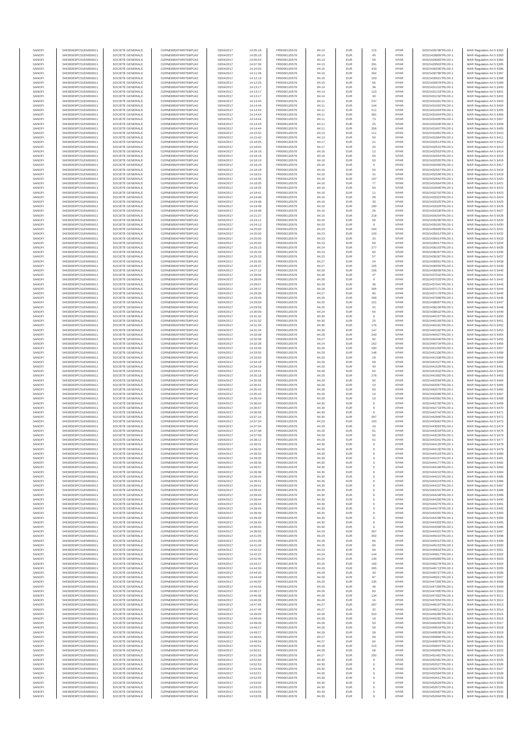| SANOFI | 549300E9PC51EN656011 | SOCIETE GENERALE | O2RNE8IBXP4R0TD8PU42 | 03/04/2017 | 14:05:18 | FR0000120578 | 84.14 | EUR | 115 | XPAR | 00315428798TRLO0-1 | MAR Regulation Art 5 §392 |
|---|---|---|---|---|---|---|---|---|---|---|---|---|
| SANOFI | 549300E9PC51EN656011 | SOCIETE GENERALE | O2RNE8IBXP4R0TD8PU42 | 03/04/2017 | 14:05:19 | FR0000120578 | 84.14 | EUR | 45 | XPAR | 00315428809TRLO0-1 | MAR Regulation Art 5 §393 |
| SANOFI | 549300E9PC51EN656011 | SOCIETE GENERALE | O2RNE8IBXP4R0TD8PU42 | 03/04/2017 | 14:05:53 | FR0000120578 | 84.13 | EUR | 59 | XPAR | 00315429083TRLO0-1 | MAR Regulation Art 5 §394 |
| SANOFI | 549300E9PC51EN656011 | SOCIETE GENERALE | O2RNE8IBXP4R0TD8PU42 | 03/04/2017 | 14:07:36 | FR0000120578 | 84.13 | EUR | 291 | XPAR | 00315429563TRLO0-1 | MAR Regulation Art 5 §395 |
| SANOFI | 549300E9PC51EN656011 | SOCIETE GENERALE | O2RNE8IBXP4R0TD8PU42 | 03/04/2017 | 14:10:03 | FR0000120578 | 84.15 | EUR | 433 | XPAR | 00315430295TRLO0-1 | MAR Regulation Art 5 §396 |
| SANOFI | 549300E9PC51EN656011 | SOCIETE GENERALE | O2RNE8IBXP4R0TD8PU42 | 03/04/2017 | 14:11:28 | FR0000120578 | 84.16 | EUR | 262 | XPAR | 00315430786TRLO0-1 | MAR Regulation Art 5 §397 |
| SANOFI | 549300E9PC51EN656011 | SOCIETE GENERALE | O2RNE8IBXP4R0TD8PU42 | 03/04/2017 | 14:12:13 | FR0000120578 | 84.16 | EUR | 103 | XPAR | 00315430921TRLO0-1 | MAR Regulation Art 5 §398 |
| SANOFI | 549300E9PC51EN656011 | SOCIETE GENERALE | O2RNE8IBXP4R0TD8PU42 | 03/04/2017 | 14:12:25 | FR0000120578 | 84.15 | EUR | 56 | XPAR | 00315430978TRLO0-1 | MAR Regulation Art 5 §399 |
| SANOFI | 549300E9PC51EN656011 | SOCIETE GENERALE | O2RNE8IBXP4R0TD8PU42 | 03/04/2017 | 14:13:17 | FR0000120578 | 84.14 | EUR | 38 | XPAR | 00315431216TRLO0-1 | MAR Regulation Art 5 §400 |
| SANOFI | 549300E9PC51EN656011 | SOCIETE GENERALE | O2RNE8IBXP4R0TD8PU42 | 03/04/2017 | 14:13:17 | FR0000120578 | 84.14 | EUR | 123 | XPAR | 00315431219TRLO0-1 | MAR Regulation Art 5 §401 |
| SANOFI | 549300E9PC51EN656011 | SOCIETE GENERALE | O2RNE8IBXP4R0TD8PU42 | 03/04/2017 | 14:13:17 | FR0000120578 | 84.14 | EUR | 40 | XPAR | 00315431232TRLO0-1 | MAR Regulation Art 5 §402 |
| SANOFI | 549300E9PC51EN656011 | SOCIETE GENERALE | O2RNE8IBXP4R0TD8PU42 | 03/04/2017 | 14:14:44 | FR0000120578 | 84.11 | EUR | 237 | XPAR | 00315431601TRLO0-1 | MAR Regulation Art 5 §403 |
| SANOFI | 549300E9PC51EN656011 | SOCIETE GENERALE | O2RNE8IBXP4R0TD8PU42 | 03/04/2017 | 14:14:44 | FR0000120578 | 84.11 | EUR | 144 | XPAR | 00315431602TRLO0-1 | MAR Regulation Art 5 §404 |
| SANOFI | 549300E9PC51EN656011 | SOCIETE GENERALE | O2RNE8IBXP4R0TD8PU42 | 03/04/2017 | 14:14:44 | FR0000120578 | 84.11 | EUR | 211 | XPAR | 00315431603TRLO0-1 | MAR Regulation Art 5 §405 |
| SANOFI | 549300E9PC51EN656011 | SOCIETE GENERALE | O2RNE8IBXP4R0TD8PU42 | 03/04/2017 | 14:14:44 | FR0000120578 | 84.11 | EUR | 381 | XPAR | 00315431604TRLO0-1 | MAR Regulation Art 5 §406 |
| SANOFI | 549300E9PC51EN656011 | SOCIETE GENERALE | O2RNE8IBXP4R0TD8PU42 | 03/04/2017 | 14:14:44 | FR0000120578 | 84.11 | EUR | 73 | XPAR | 00315431605TRLO0-1 | MAR Regulation Art 5 §407 |
| SANOFI | 549300E9PC51EN656011 | SOCIETE GENERALE | O2RNE8IBXP4R0TD8PU42 | 03/04/2017 | 14:14:44 | FR0000120578 | 84.11 | EUR | 25 | XPAR | 00315431606TRLO0-1 | MAR Regulation Art 5 §408 |
| SANOFI | 549300E9PC51EN656011 | SOCIETE GENERALE | O2RNE8IBXP4R0TD8PU42 | 03/04/2017 | 14:14:44 | FR0000120578 | 84.11 | EUR | 356 | XPAR | 00315431607TRLO0-1 | MAR Regulation Art 5 §409 |
| SANOFI | 549300E9PC51EN656011 | SOCIETE GENERALE | O2RNE8IBXP4R0TD8PU42 | 03/04/2017 | 14:15:42 | FR0000120578 | 84.13 | EUR | 111 | XPAR | 00315431861TRLO0-1 | MAR Regulation Art 5 §410 |
| SANOFI | 549300E9PC51EN656011 | SOCIETE GENERALE | O2RNE8IBXP4R0TD8PU42 | 03/04/2017 | 14:15:42 | FR0000120578 | 84.13 | EUR | 50 | XPAR | 00315431864TRLO0-1 | MAR Regulation Art 5 §411 |
| SANOFI | 549300E9PC51EN656011 | SOCIETE GENERALE | O2RNE8IBXP4R0TD8PU42 | 03/04/2017 | 14:18:05 | FR0000120578 | 84.17 | EUR | 21 | XPAR | 00315432514TRLO0-1 | MAR Regulation Art 5 §412 |
| SANOFI | 549300E9PC51EN656011 | SOCIETE GENERALE | O2RNE8IBXP4R0TD8PU42 | 03/04/2017 | 14:18:05 | FR0000120578 | 84.17 | EUR | 20 | XPAR | 00315432515TRLO0-1 | MAR Regulation Art 5 §413 |
| SANOFI | 549300E9PC51EN656011 | SOCIETE GENERALE | O2RNE8IBXP4R0TD8PU42 | 03/04/2017 | 14:18:19 | FR0000120578 | 84.16 | EUR | 12 | XPAR | 00315432553TRLO0-1 | MAR Regulation Art 5 §414 |
| SANOFI | 549300E9PC51EN656011 | SOCIETE GENERALE | O2RNE8IBXP4R0TD8PU42 | 03/04/2017 | 14:18:19 | FR0000120578 | 84.16 | EUR | 50 | XPAR | 00315432554TRLO0-1 | MAR Regulation Art 5 §415 |
| SANOFI | 549300E9PC51EN656011 | SOCIETE GENERALE | O2RNE8IBXP4R0TD8PU42 | 03/04/2017 | 14:18:19 | FR0000120578 | 84.16 | EUR | 50 | XPAR | 00315432555TRLO0-1 | MAR Regulation Art 5 §416 |
| SANOFI | 549300E9PC51EN656011 | SOCIETE GENERALE | O2RNE8IBXP4R0TD8PU42 | 03/04/2017 | 14:18:19 | FR0000120578 | 84.16 | EUR | 5 | XPAR | 00315432556TRLO0-1 | MAR Regulation Art 5 §417 |
| SANOFI | 549300E9PC51EN656011 | SOCIETE GENERALE | O2RNE8IBXP4R0TD8PU42 | 03/04/2017 | 14:18:19 | FR0000120578 | 84.16 | EUR | 50 | XPAR | 00315432557TRLO0-1 | MAR Regulation Art 5 §418 |
| SANOFI | 549300E9PC51EN656011 | SOCIETE GENERALE | O2RNE8IBXP4R0TD8PU42 | 03/04/2017 | 14:18:24 | FR0000120578 | 84.16 | EUR | 41 | XPAR | 00315432596TRLO0-1 | MAR Regulation Art 5 §419 |
| SANOFI | 549300E9PC51EN656011 | SOCIETE GENERALE | O2RNE8IBXP4R0TD8PU42 | 03/04/2017 | 14:18:35 | FR0000120578 | 84.16 | EUR | 197 | XPAR | 00315432662TRLO0-1 | MAR Regulation Art 5 §420 |
| SANOFI | 549300E9PC51EN656011 | SOCIETE GENERALE | O2RNE8IBXP4R0TD8PU42 | 03/04/2017 | 14:18:35 | FR0000120578 | 84.16 | EUR | 77 | XPAR | 00315432664TRLO0-1 | MAR Regulation Art 5 §421 |
| SANOFI | 549300E9PC51EN656011 | SOCIETE GENERALE | O2RNE8IBXP4R0TD8PU42 | 03/04/2017 | 14:18:35 | FR0000120578 | 84.16 | EUR | 50 | XPAR | 00315432665TRLO0-1 | MAR Regulation Art 5 §422 |
| SANOFI | 549300E9PC51EN656011 | SOCIETE GENERALE | O2RNE8IBXP4R0TD8PU42 | 03/04/2017 | 14:18:41 | FR0000120578 | 84.16 | EUR | 11 | XPAR | 00315432702TRLO0-1 | MAR Regulation Art 5 §423 |
| SANOFI | 549300E9PC51EN656011 | SOCIETE GENERALE | O2RNE8IBXP4R0TD8PU42 | 03/04/2017 | 14:19:48 | FR0000120578 | 84.16 | EUR | 28 | XPAR | 00315433323TRLO0-1 | MAR Regulation Art 5 §424 |
| SANOFI | 549300E9PC51EN656011 | SOCIETE GENERALE | O2RNE8IBXP4R0TD8PU42 | 03/04/2017 | 14:19:48 | FR0000120578 | 84.16 | EUR | 30 | XPAR | 00315433325TRLO0-1 | MAR Regulation Art 5 §425 |
| SANOFI | 549300E9PC51EN656011 | SOCIETE GENERALE | O2RNE8IBXP4R0TD8PU42 | 03/04/2017 | 14:19:48 | FR0000120578 | 84.16 | EUR | 180 | XPAR | 00315433329TRLO0-1 | MAR Regulation Art 5 §426 |
| SANOFI | 549300E9PC51EN656011 | SOCIETE GENERALE | O2RNE8IBXP4R0TD8PU42 | 03/04/2017 | 14:19:48 | FR0000120578 | 84.16 | EUR | 26 | XPAR | 00315433336TRLO0-1 | MAR Regulation Art 5 §427 |
| SANOFI | 549300E9PC51EN656011 | SOCIETE GENERALE | O2RNE8IBXP4R0TD8PU42 | 03/04/2017 | 14:21:37 | FR0000120578 | 84.15 | EUR | 218 | XPAR | 00315434204TRLO0-1 | MAR Regulation Art 5 §428 |
| SANOFI | 549300E9PC51EN656011 | SOCIETE GENERALE | O2RNE8IBXP4R0TD8PU42 | 03/04/2017 | 14:24:11 | FR0000120578 | 84.20 | EUR | 58 | XPAR | 00315435290TRLO0-1 | MAR Regulation Art 5 §429 |
| SANOFI | 549300E9PC51EN656011 | SOCIETE GENERALE | O2RNE8IBXP4R0TD8PU42 | 03/04/2017 | 14:24:12 | FR0000120578 | 84.20 | EUR | 9 | XPAR | 00315435291TRLO0-1 | MAR Regulation Art 5 §430 |
| SANOFI | 549300E9PC51EN656011 | SOCIETE GENERALE | O2RNE8IBXP4R0TD8PU42 | 03/04/2017 | 14:25:00 | FR0000120578 | 84.23 | EUR | 294 | XPAR | 00315435909TRLO0-1 | MAR Regulation Art 5 §431 |
| SANOFI | 549300E9PC51EN656011 | SOCIETE GENERALE | O2RNE8IBXP4R0TD8PU42 | 03/04/2017 | 14:25:00 | FR0000120578 | 84.23 | EUR | 100 | XPAR | 00315435912TRLO0-1 | MAR Regulation Art 5 §432 |
| SANOFI | 549300E9PC51EN656011 | SOCIETE GENERALE | O2RNE8IBXP4R0TD8PU42 | 03/04/2017 | 14:25:00 | FR0000120578 | 84.23 | EUR | 20 | XPAR | 00315435914TRLO0-1 | MAR Regulation Art 5 §433 |
| SANOFI | 549300E9PC51EN656011 | SOCIETE GENERALE | O2RNE8IBXP4R0TD8PU42 | 03/04/2017 | 14:25:00 | FR0000120578 | 84.23 | EUR | 69 | XPAR | 00315435917TRLO0-1 | MAR Regulation Art 5 §434 |
| SANOFI | 549300E9PC51EN656011 | SOCIETE GENERALE | O2RNE8IBXP4R0TD8PU42 | 03/04/2017 | 14:25:10 | FR0000120578 | 84.24 | EUR | 277 | XPAR | 00315436103TRLO0-1 | MAR Regulation Art 5 §435 |
| SANOFI | 549300E9PC51EN656011 | SOCIETE GENERALE | O2RNE8IBXP4R0TD8PU42 | 03/04/2017 | 14:25:33 | FR0000120578 | 84.23 | EUR | 60 | XPAR | 00315436267TRLO0-1 | MAR Regulation Art 5 §436 |
| SANOFI | 549300E9PC51EN656011 | SOCIETE GENERALE | O2RNE8IBXP4R0TD8PU42 | 03/04/2017 | 14:25:33 | FR0000120578 | 84.23 | EUR | 57 | XPAR | 00315436287TRLO0-1 | MAR Regulation Art 5 §437 |
| SANOFI | 549300E9PC51EN656011 | SOCIETE GENERALE | O2RNE8IBXP4R0TD8PU42 | 03/04/2017 | 14:26:35 | FR0000120578 | 84.27 | EUR | 24 | XPAR | 00315436551TRLO0-1 | MAR Regulation Art 5 §438 |
| SANOFI | 549300E9PC51EN656011 | SOCIETE GENERALE | O2RNE8IBXP4R0TD8PU42 | 03/04/2017 | 14:26:37 | FR0000120578 | 84.27 | EUR | 105 | XPAR | 00315436555TRLO0-1 | MAR Regulation Art 5 §439 |
| SANOFI | 549300E9PC51EN656011 | SOCIETE GENERALE | O2RNE8IBXP4R0TD8PU42 | 03/04/2017 | 14:27:12 | FR0000120578 | 84.26 | EUR | 106 | XPAR | 00315436839TRLO0-1 | MAR Regulation Art 5 §440 |
| SANOFI | 549300E9PC51EN656011 | SOCIETE GENERALE | O2RNE8IBXP4R0TD8PU42 | 03/04/2017 | 14:28:06 | FR0000120578 | 84.28 | EUR | 47 | XPAR | 00315437032TRLO0-1 | MAR Regulation Art 5 §441 |
| SANOFI | 549300E9PC51EN656011 | SOCIETE GENERALE | O2RNE8IBXP4R0TD8PU42 | 03/04/2017 | 14:28:06 | FR0000120578 | 84.28 | EUR | 4 | XPAR | 00315437033TRLO0-1 | MAR Regulation Art 5 §442 |
| SANOFI | 549300E9PC51EN656011 | SOCIETE GENERALE | O2RNE8IBXP4R0TD8PU42 | 03/04/2017 | 14:28:07 | FR0000120578 | 84.28 | EUR | 46 | XPAR | 00315437041TRLO0-1 | MAR Regulation Art 5 §443 |
| SANOFI | 549300E9PC51EN656011 | SOCIETE GENERALE | O2RNE8IBXP4R0TD8PU42 | 03/04/2017 | 14:28:37 | FR0000120578 | 84.28 | EUR | 395 | XPAR | 00315437171TRLO0-1 | MAR Regulation Art 5 §444 |
| SANOFI | 549300E9PC51EN656011 | SOCIETE GENERALE | O2RNE8IBXP4R0TD8PU42 | 03/04/2017 | 14:28:38 | FR0000120578 | 84.27 | EUR | 90 | XPAR | 00315437178TRLO0-1 | MAR Regulation Art 5 §445 |
| SANOFI | 549300E9PC51EN656011 | SOCIETE GENERALE | O2RNE8IBXP4R0TD8PU42 | 03/04/2017 | 14:29:49 | FR0000120578 | 84.26 | EUR | 289 | XPAR | 00315437998TRLO0-1 | MAR Regulation Art 5 §446 |
| SANOFI | 549300E9PC51EN656011 | SOCIETE GENERALE | O2RNE8IBXP4R0TD8PU42 | 03/04/2017 | 14:29:59 | FR0000120578 | 84.25 | EUR | 101 | XPAR | 00315438097TRLO0-1 | MAR Regulation Art 5 §447 |
| SANOFI | 549300E9PC51EN656011 | SOCIETE GENERALE | O2RNE8IBXP4R0TD8PU42 | 03/04/2017 | 14:29:59 | FR0000120578 | 84.25 | EUR | 41 | XPAR | 00315438108TRLO0-1 | MAR Regulation Art 5 §448 |
| SANOFI | 549300E9PC51EN656011 | SOCIETE GENERALE | O2RNE8IBXP4R0TD8PU42 | 03/04/2017 | 14:30:09 | FR0000120578 | 84.24 | EUR | 64 | XPAR | 00315438532TRLO0-1 | MAR Regulation Art 5 §449 |
| SANOFI | 549300E9PC51EN656011 | SOCIETE GENERALE | O2RNE8IBXP4R0TD8PU42 | 03/04/2017 | 14:31:32 | FR0000120578 | 84.30 | EUR | 6 | XPAR | 00315440157TRLO0-1 | MAR Regulation Art 5 §450 |
| SANOFI | 549300E9PC51EN656011 | SOCIETE GENERALE | O2RNE8IBXP4R0TD8PU42 | 03/04/2017 | 14:31:32 | FR0000120578 | 84.30 | EUR | 25 | XPAR | 00315440160TRLO0-1 | MAR Regulation Art 5 §451 |
| SANOFI | 549300E9PC51EN656011 | SOCIETE GENERALE | O2RNE8IBXP4R0TD8PU42 | 03/04/2017 | 14:31:34 | FR0000120578 | 84.30 | EUR | 176 | XPAR | 00315440181TRLO0-1 | MAR Regulation Art 5 §452 |
| SANOFI | 549300E9PC51EN656011 | SOCIETE GENERALE | O2RNE8IBXP4R0TD8PU42 | 03/04/2017 | 14:31:34 | FR0000120578 | 84.30 | EUR | 147 | XPAR | 00315440182TRLO0-1 | MAR Regulation Art 5 §453 |
| SANOFI | 549300E9PC51EN656011 | SOCIETE GENERALE | O2RNE8IBXP4R0TD8PU42 | 03/04/2017 | 14:32:08 | FR0000120578 | 84.28 | EUR | 240 | XPAR | 00315440427TRLO0-1 | MAR Regulation Art 5 §454 |
| SANOFI | 549300E9PC51EN656011 | SOCIETE GENERALE | O2RNE8IBXP4R0TD8PU42 | 03/04/2017 | 14:32:08 | FR0000120578 | 84.27 | EUR | 92 | XPAR | 00315440436TRLO0-1 | MAR Regulation Art 5 §455 |
| SANOFI | 549300E9PC51EN656011 | SOCIETE GENERALE | O2RNE8IBXP4R0TD8PU42 | 03/04/2017 | 14:32:38 | FR0000120578 | 84.24 | EUR | 162 | XPAR | 00315440734TRLO0-1 | MAR Regulation Art 5 §456 |
| SANOFI | 549300E9PC51EN656011 | SOCIETE GENERALE | O2RNE8IBXP4R0TD8PU42 | 03/04/2017 | 14:33:49 | FR0000120578 | 84.26 | EUR | 290 | XPAR | 00315441293TRLO0-1 | MAR Regulation Art 5 §457 |
| SANOFI | 549300E9PC51EN656011 | SOCIETE GENERALE | O2RNE8IBXP4R0TD8PU42 | 03/04/2017 | 14:33:55 | FR0000120578 | 84.29 | EUR | 148 | XPAR | 00315441336TRLO0-1 | MAR Regulation Art 5 §458 |
| SANOFI | 549300E9PC51EN656011 | SOCIETE GENERALE | O2RNE8IBXP4R0TD8PU42 | 03/04/2017 | 14:33:55 | FR0000120578 | 84.29 | EUR | 18 | XPAR | 00315441338TRLO0-1 | MAR Regulation Art 5 §459 |
| SANOFI | 549300E9PC51EN656011 | SOCIETE GENERALE | O2RNE8IBXP4R0TD8PU42 | 03/04/2017 | 14:34:18 | FR0000120578 | 84.29 | EUR | 69 | XPAR | 00315441527TRLO0-1 | MAR Regulation Art 5 §460 |
| SANOFI | 549300E9PC51EN656011 | SOCIETE GENERALE | O2RNE8IBXP4R0TD8PU42 | 03/04/2017 | 14:34:18 | FR0000120578 | 84.29 | EUR | 40 | XPAR | 00315441528TRLO0-1 | MAR Regulation Art 5 §461 |
| SANOFI | 549300E9PC51EN656011 | SOCIETE GENERALE | O2RNE8IBXP4R0TD8PU42 | 03/04/2017 | 14:34:41 | FR0000120578 | 84.28 | EUR | 64 | XPAR | 00315441632TRLO0-1 | MAR Regulation Art 5 §462 |
| SANOFI | 549300E9PC51EN656011 | SOCIETE GENERALE | O2RNE8IBXP4R0TD8PU42 | 03/04/2017 | 14:35:18 | FR0000120578 | 84.29 | EUR | 278 | XPAR | 00315441892TRLO0-1 | MAR Regulation Art 5 §463 |
| SANOFI | 549300E9PC51EN656011 | SOCIETE GENERALE | O2RNE8IBXP4R0TD8PU42 | 03/04/2017 | 14:35:38 | FR0000120578 | 84.29 | EUR | 50 | XPAR | 00315442059TRLO0-1 | MAR Regulation Art 5 §464 |
| SANOFI | 549300E9PC51EN656011 | SOCIETE GENERALE | O2RNE8IBXP4R0TD8PU42 | 03/04/2017 | 14:35:41 | FR0000120578 | 84.29 | EUR | 10 | XPAR | 00315442067TRLO0-1 | MAR Regulation Art 5 §465 |
| SANOFI | 549300E9PC51EN656011 | SOCIETE GENERALE | O2RNE8IBXP4R0TD8PU42 | 03/04/2017 | 14:35:43 | FR0000120578 | 84.28 | EUR | 50 | XPAR | 00315442079TRLO0-1 | MAR Regulation Art 5 §466 |
| SANOFI | 549300E9PC51EN656011 | SOCIETE GENERALE | O2RNE8IBXP4R0TD8PU42 | 03/04/2017 | 14:35:43 | FR0000120578 | 84.28 | EUR | 16 | XPAR | 00315442080TRLO0-1 | MAR Regulation Art 5 §467 |
| SANOFI | 549300E9PC51EN656011 | SOCIETE GENERALE | O2RNE8IBXP4R0TD8PU42 | 03/04/2017 | 14:35:43 | FR0000120578 | 84.28 | EUR | 10 | XPAR | 00315442081TRLO0-1 | MAR Regulation Art 5 §468 |
| SANOFI | 549300E9PC51EN656011 | SOCIETE GENERALE | O2RNE8IBXP4R0TD8PU42 | 03/04/2017 | 14:36:54 | FR0000120578 | 84.30 | EUR | 6 | XPAR | 00315442700TRLO0-1 | MAR Regulation Art 5 §469 |
| SANOFI | 549300E9PC51EN656011 | SOCIETE GENERALE | O2RNE8IBXP4R0TD8PU42 | 03/04/2017 | 14:36:57 | FR0000120578 | 84.30 | EUR | 6 | XPAR | 00315442719TRLO0-1 | MAR Regulation Art 5 §470 |
| SANOFI | 549300E9PC51EN656011 | SOCIETE GENERALE | O2RNE8IBXP4R0TD8PU42 | 03/04/2017 | 14:36:58 | FR0000120578 | 84.30 | EUR | 6 | XPAR | 00315442742TRLO0-1 | MAR Regulation Art 5 §471 |
| SANOFI | 549300E9PC51EN656011 | SOCIETE GENERALE | O2RNE8IBXP4R0TD8PU42 | 03/04/2017 | 14:37:14 | FR0000120578 | 84.30 | EUR | 397 | XPAR | 00315442840TRLO0-1 | MAR Regulation Art 5 §472 |
| SANOFI | 549300E9PC51EN656011 | SOCIETE GENERALE | O2RNE8IBXP4R0TD8PU42 | 03/04/2017 | 14:37:34 | FR0000120578 | 84.29 | EUR | 103 | XPAR | 00315443062TRLO0-1 | MAR Regulation Art 5 §473 |
| SANOFI | 549300E9PC51EN656011 | SOCIETE GENERALE | O2RNE8IBXP4R0TD8PU42 | 03/04/2017 | 14:37:34 | FR0000120578 | 84.29 | EUR | 43 | XPAR | 00315443063TRLO0-1 | MAR Regulation Art 5 §474 |
| SANOFI | 549300E9PC51EN656011 | SOCIETE GENERALE | O2RNE8IBXP4R0TD8PU42 | 03/04/2017 | 14:37:58 | FR0000120578 | 84.29 | EUR | 61 | XPAR | 00315443234TRLO0-1 | MAR Regulation Art 5 §475 |
| SANOFI | 549300E9PC51EN656011 | SOCIETE GENERALE | O2RNE8IBXP4R0TD8PU42 | 03/04/2017 | 14:37:58 | FR0000120578 | 84.29 | EUR | 55 | XPAR | 00315443239TRLO0-1 | MAR Regulation Art 5 §476 |
| SANOFI | 549300E9PC51EN656011 | SOCIETE GENERALE | O2RNE8IBXP4R0TD8PU42 | 03/04/2017 | 14:38:12 | FR0000120578 | 84.29 | EUR | 61 | XPAR | 00315443341TRLO0-1 | MAR Regulation Art 5 §477 |
| SANOFI | 549300E9PC51EN656011 | SOCIETE GENERALE | O2RNE8IBXP4R0TD8PU42 | 03/04/2017 | 14:39:31 | FR0000120578 | 84.30 | EUR | 6 | XPAR | 00315444126TRLO0-1 | MAR Regulation Art 5 §478 |
| SANOFI | 549300E9PC51EN656011 | SOCIETE GENERALE | O2RNE8IBXP4R0TD8PU42 | 03/04/2017 | 14:39:32 | FR0000120578 | 84.30 | EUR | 6 | XPAR | 00315444130TRLO0-1 | MAR Regulation Art 5 §479 |
| SANOFI | 549300E9PC51EN656011 | SOCIETE GENERALE | O2RNE8IBXP4R0TD8PU42 | 03/04/2017 | 14:39:33 | FR0000120578 | 84.30 | EUR | 6 | XPAR | 00315444143TRLO0-1 | MAR Regulation Art 5 §480 |
| SANOFI | 549300E9PC51EN656011 | SOCIETE GENERALE | O2RNE8IBXP4R0TD8PU42 | 03/04/2017 | 14:39:35 | FR0000120578 | 84.30 | EUR | 6 | XPAR | 00315444157TRLO0-1 | MAR Regulation Art 5 §481 |
| SANOFI | 549300E9PC51EN656011 | SOCIETE GENERALE | O2RNE8IBXP4R0TD8PU42 | 03/04/2017 | 14:39:36 | FR0000120578 | 84.30 | EUR | 6 | XPAR | 00315444177TRLO0-1 | MAR Regulation Art 5 §482 |
| SANOFI | 549300E9PC51EN656011 | SOCIETE GENERALE | O2RNE8IBXP4R0TD8PU42 | 03/04/2017 | 14:39:37 | FR0000120578 | 84.30 | EUR | 6 | XPAR | 00315444198TRLO0-1 | MAR Regulation Art 5 §483 |
| SANOFI | 549300E9PC51EN656011 | SOCIETE GENERALE | O2RNE8IBXP4R0TD8PU42 | 03/04/2017 | 14:39:38 | FR0000120578 | 84.30 | EUR | 6 | XPAR | 00315444210TRLO0-1 | MAR Regulation Art 5 §484 |
| SANOFI | 549300E9PC51EN656011 | SOCIETE GENERALE | O2RNE8IBXP4R0TD8PU42 | 03/04/2017 | 14:39:40 | FR0000120578 | 84.30 | EUR | 6 | XPAR | 00315444221TRLO0-1 | MAR Regulation Art 5 §485 |
| SANOFI | 549300E9PC51EN656011 | SOCIETE GENERALE | O2RNE8IBXP4R0TD8PU42 | 03/04/2017 | 14:39:41 | FR0000120578 | 84.30 | EUR | 6 | XPAR | 00315444224TRLO0-1 | MAR Regulation Art 5 §486 |
| SANOFI | 549300E9PC51EN656011 | SOCIETE GENERALE | O2RNE8IBXP4R0TD8PU42 | 03/04/2017 | 14:39:41 | FR0000120578 | 84.30 | EUR | 6 | XPAR | 00315444237TRLO0-1 | MAR Regulation Art 5 §487 |
| SANOFI | 549300E9PC51EN656011 | SOCIETE GENERALE | O2RNE8IBXP4R0TD8PU42 | 03/04/2017 | 14:39:42 | FR0000120578 | 84.30 | EUR | 6 | XPAR | 00315444241TRLO0-1 | MAR Regulation Art 5 §488 |
| SANOFI | 549300E9PC51EN656011 | SOCIETE GENERALE | O2RNE8IBXP4R0TD8PU42 | 03/04/2017 | 14:39:43 | FR0000120578 | 84.30 | EUR | 6 | XPAR | 00315444248TRLO0-1 | MAR Regulation Art 5 §489 |
| SANOFI | 549300E9PC51EN656011 | SOCIETE GENERALE | O2RNE8IBXP4R0TD8PU42 | 03/04/2017 | 14:39:44 | FR0000120578 | 84.30 | EUR | 6 | XPAR | 00315444266TRLO0-1 | MAR Regulation Art 5 §490 |
| SANOFI | 549300E9PC51EN656011 | SOCIETE GENERALE | O2RNE8IBXP4R0TD8PU42 | 03/04/2017 | 14:39:44 | FR0000120578 | 84.30 | EUR | 6 | XPAR | 00315444275TRLO0-1 | MAR Regulation Art 5 §491 |
| SANOFI | 549300E9PC51EN656011 | SOCIETE GENERALE | O2RNE8IBXP4R0TD8PU42 | 03/04/2017 | 14:39:45 | FR0000120578 | 84.30 | EUR | 6 | XPAR | 00315444279TRLO0-1 | MAR Regulation Art 5 §492 |
| SANOFI | 549300E9PC51EN656011 | SOCIETE GENERALE | O2RNE8IBXP4R0TD8PU42 | 03/04/2017 | 14:39:46 | FR0000120578 | 84.30 | EUR | 6 | XPAR | 00315444291TRLO0-1 | MAR Regulation Art 5 §493 |
| SANOFI | 549300E9PC51EN656011 | SOCIETE GENERALE | O2RNE8IBXP4R0TD8PU42 | 03/04/2017 | 14:39:48 | FR0000120578 | 84.30 | EUR | 6 | XPAR | 00315444298TRLO0-1 | MAR Regulation Art 5 §494 |
| SANOFI | 549300E9PC51EN656011 | SOCIETE GENERALE | O2RNE8IBXP4R0TD8PU42 | 03/04/2017 | 14:39:49 | FR0000120578 | 84.30 | EUR | 6 | XPAR | 00315444303TRLO0-1 | MAR Regulation Art 5 §495 |
| SANOFI | 549300E9PC51EN656011 | SOCIETE GENERALE | O2RNE8IBXP4R0TD8PU42 | 03/04/2017 | 14:39:50 | FR0000120578 | 84.30 | EUR | 6 | XPAR | 00315444308TRLO0-1 | MAR Regulation Art 5 §496 |
| SANOFI | 549300E9PC51EN656011 | SOCIETE GENERALE | O2RNE8IBXP4R0TD8PU42 | 03/04/2017 | 14:39:50 | FR0000120578 | 84.29 | EUR | 367 | XPAR | 00315444321TRLO0-1 | MAR Regulation Art 5 §497 |
| SANOFI | 549300E9PC51EN656011 | SOCIETE GENERALE | O2RNE8IBXP4R0TD8PU42 | 03/04/2017 | 14:41:05 | FR0000120578 | 84.29 | EUR | 302 | XPAR | 00315445010TRLO0-1 | MAR Regulation Art 5 §498 |
| SANOFI | 549300E9PC51EN656011 | SOCIETE GENERALE | O2RNE8IBXP4R0TD8PU42 | 03/04/2017 | 14:41:06 | FR0000120578 | 84.28 | EUR | 66 | XPAR | 00315445012TRLO0-1 | MAR Regulation Art 5 §499 |
| SANOFI | 549300E9PC51EN656011 | SOCIETE GENERALE | O2RNE8IBXP4R0TD8PU42 | 03/04/2017 | 14:41:20 | FR0000120578 | 84.25 | EUR | 60 | XPAR | 00315445153TRLO0-1 | MAR Regulation Art 5 §500 |
| SANOFI | 549300E9PC51EN656011 | SOCIETE GENERALE | O2RNE8IBXP4R0TD8PU42 | 03/04/2017 | 14:42:22 | FR0000120578 | 84.24 | EUR | 69 | XPAR | 00315445816TRLO0-1 | MAR Regulation Art 5 §501 |
| SANOFI | 549300E9PC51EN656011 | SOCIETE GENERALE | O2RNE8IBXP4R0TD8PU42 | 03/04/2017 | 14:42:22 | FR0000120578 | 84.24 | EUR | 144 | XPAR | 00315445817TRLO0-1 | MAR Regulation Art 5 §502 |
| SANOFI | 549300E9PC51EN656011 | SOCIETE GENERALE | O2RNE8IBXP4R0TD8PU42 | 03/04/2017 | 14:42:45 | FR0000120578 | 84.24 | EUR | 135 | XPAR | 00315445969TRLO0-1 | MAR Regulation Art 5 §503 |
| SANOFI | 549300E9PC51EN656011 | SOCIETE GENERALE | O2RNE8IBXP4R0TD8PU42 | 03/04/2017 | 14:43:37 | FR0000120578 | 84.25 | EUR | 169 | XPAR | 00315446278TRLO0-1 | MAR Regulation Art 5 §504 |
| SANOFI | 549300E9PC51EN656011 | SOCIETE GENERALE | O2RNE8IBXP4R0TD8PU42 | 03/04/2017 | 14:44:30 | FR0000120578 | 84.29 | EUR | 265 | XPAR | 00315446713TRLO0-1 | MAR Regulation Art 5 §505 |
| SANOFI | 549300E9PC51EN656011 | SOCIETE GENERALE | O2RNE8IBXP4R0TD8PU42 | 03/04/2017 | 14:44:30 | FR0000120578 | 84.29 | EUR | 30 | XPAR | 00315446727TRLO0-1 | MAR Regulation Art 5 §506 |
| SANOFI | 549300E9PC51EN656011 | SOCIETE GENERALE | O2RNE8IBXP4R0TD8PU42 | 03/04/2017 | 14:44:49 | FR0000120578 | 84.29 | EUR | 87 | XPAR | 00315446911TRLO0-1 | MAR Regulation Art 5 §507 |
| SANOFI | 549300E9PC51EN656011 | SOCIETE GENERALE | O2RNE8IBXP4R0TD8PU42 | 03/04/2017 | 14:45:55 | FR0000120578 | 84.29 | EUR | 235 | XPAR | 00315447355TRLO0-1 | MAR Regulation Art 5 §508 |
| SANOFI | 549300E9PC51EN656011 | SOCIETE GENERALE | O2RNE8IBXP4R0TD8PU42 | 03/04/2017 | 14:45:56 | FR0000120578 | 84.29 | EUR | 49 | XPAR | 00315447358TRLO0-1 | MAR Regulation Art 5 §509 |
| SANOFI | 549300E9PC51EN656011 | SOCIETE GENERALE | O2RNE8IBXP4R0TD8PU42 | 03/04/2017 | 14:46:17 | FR0000120578 | 84.29 | EUR | 60 | XPAR | 00315447495TRLO0-1 | MAR Regulation Art 5 §510 |
| SANOFI | 549300E9PC51EN656011 | SOCIETE GENERALE | O2RNE8IBXP4R0TD8PU42 | 03/04/2017 | 14:46:36 | FR0000120578 | 84.28 | EUR | 134 | XPAR | 00315447652TRLO0-1 | MAR Regulation Art 5 §511 |
| SANOFI | 549300E9PC51EN656011 | SOCIETE GENERALE | O2RNE8IBXP4R0TD8PU42 | 03/04/2017 | 14:46:36 | FR0000120578 | 84.28 | EUR | 16 | XPAR | 00315447654TRLO0-1 | MAR Regulation Art 5 §512 |
| SANOFI | 549300E9PC51EN656011 | SOCIETE GENERALE | O2RNE8IBXP4R0TD8PU42 | 03/04/2017 | 14:47:45 | FR0000120578 | 84.27 | EUR | 287 | XPAR | 00315448197TRLO0-1 | MAR Regulation Art 5 §513 |
| SANOFI | 549300E9PC51EN656011 | SOCIETE GENERALE | O2RNE8IBXP4R0TD8PU42 | 03/04/2017 | 14:47:45 | FR0000120578 | 84.27 | EUR | 32 | XPAR | 00315448212TRLO0-1 | MAR Regulation Art 5 §514 |
| SANOFI | 549300E9PC51EN656011 | SOCIETE GENERALE | O2RNE8IBXP4R0TD8PU42 | 03/04/2017 | 14:49:09 | FR0000120578 | 84.28 | EUR | 310 | XPAR | 00315449280TRLO0-1 | MAR Regulation Art 5 §515 |
| SANOFI | 549300E9PC51EN656011 | SOCIETE GENERALE | O2RNE8IBXP4R0TD8PU42 | 03/04/2017 | 14:49:09 | FR0000120578 | 84.28 | EUR | 19 | XPAR | 00315449281TRLO0-1 | MAR Regulation Art 5 §516 |
| SANOFI | 549300E9PC51EN656011 | SOCIETE GENERALE | O2RNE8IBXP4R0TD8PU42 | 03/04/2017 | 14:49:09 | FR0000120578 | 84.28 | EUR | 50 | XPAR | 00315449283TRLO0-1 | MAR Regulation Art 5 §517 |
| SANOFI | 549300E9PC51EN656011 | SOCIETE GENERALE | O2RNE8IBXP4R0TD8PU42 | 03/04/2017 | 14:49:27 | FR0000120578 | 84.26 | EUR | 59 | XPAR | 00315449534TRLO0-1 | MAR Regulation Art 5 §518 |
| SANOFI | 549300E9PC51EN656011 | SOCIETE GENERALE | O2RNE8IBXP4R0TD8PU42 | 03/04/2017 | 14:49:27 | FR0000120578 | 84.26 | EUR | 28 | XPAR | 00315449536TRLO0-1 | MAR Regulation Art 5 §519 |
| SANOFI | 549300E9PC51EN656011 | SOCIETE GENERALE | O2RNE8IBXP4R0TD8PU42 | 03/04/2017 | 14:49:54 | FR0000120578 | 84.27 | EUR | 59 | XPAR | 00315449866TRLO0-1 | MAR Regulation Art 5 §520 |
| SANOFI | 549300E9PC51EN656011 | SOCIETE GENERALE | O2RNE8IBXP4R0TD8PU42 | 03/04/2017 | 14:49:54 | FR0000120578 | 84.27 | EUR | 64 | XPAR | 00315449878TRLO0-1 | MAR Regulation Art 5 §521 |
| SANOFI | 549300E9PC51EN656011 | SOCIETE GENERALE | O2RNE8IBXP4R0TD8PU42 | 03/04/2017 | 14:50:51 | FR0000120578 | 84.28 | EUR | 215 | XPAR | 00315450847TRLO0-1 | MAR Regulation Art 5 §522 |
| SANOFI | 549300E9PC51EN656011 | SOCIETE GENERALE | O2RNE8IBXP4R0TD8PU42 | 03/04/2017 | 14:50:51 | FR0000120578 | 84.28 | EUR | 58 | XPAR | 00315450850TRLO0-1 | MAR Regulation Art 5 §523 |
| SANOFI | 549300E9PC51EN656011 | SOCIETE GENERALE | O2RNE8IBXP4R0TD8PU42 | 03/04/2017 | 14:51:38 | FR0000120578 | 84.27 | EUR | 250 | XPAR | 00315451461TRLO0-1 | MAR Regulation Art 5 §524 |
| SANOFI | 549300E9PC51EN656011 | SOCIETE GENERALE | O2RNE8IBXP4R0TD8PU42 | 03/04/2017 | 14:52:50 | FR0000120578 | 84.30 | EUR | 6 | XPAR | 00315452481TRLO0-1 | MAR Regulation Art 5 §525 |
| SANOFI | 549300E9PC51EN656011 | SOCIETE GENERALE | O2RNE8IBXP4R0TD8PU42 | 03/04/2017 | 14:52:53 | FR0000120578 | 84.30 | EUR | 6 | XPAR | 00315452527TRLO0-1 | MAR Regulation Art 5 §526 |
| SANOFI | 549300E9PC51EN656011 | SOCIETE GENERALE | O2RNE8IBXP4R0TD8PU42 | 03/04/2017 | 14:52:56 | FR0000120578 | 84.30 | EUR | 6 | XPAR | 00315452575TRLO0-1 | MAR Regulation Art 5 §527 |
| SANOFI | 549300E9PC51EN656011 | SOCIETE GENERALE | O2RNE8IBXP4R0TD8PU42 | 03/04/2017 | 14:52:57 | FR0000120578 | 84.30 | EUR | 6 | XPAR | 00315452584TRLO0-1 | MAR Regulation Art 5 §528 |
| SANOFI | 549300E9PC51EN656011 | SOCIETE GENERALE | O2RNE8IBXP4R0TD8PU42 | 03/04/2017 | 14:52:59 | FR0000120578 | 84.30 | EUR | 6 | XPAR | 00315452611TRLO0-1 | MAR Regulation Art 5 §529 |
| SANOFI | 549300E9PC51EN656011 | SOCIETE GENERALE | O2RNE8IBXP4R0TD8PU42 | 03/04/2017 | 14:53:00 | FR0000120578 | 84.30 | EUR | 6 | XPAR | 00315452624TRLO0-1 | MAR Regulation Art 5 §530 |
| SANOFI | 549300E9PC51EN656011 | SOCIETE GENERALE | O2RNE8IBXP4R0TD8PU42 | 03/04/2017 | 14:53:03 | FR0000120578 | 84.30 | EUR | 6 | XPAR | 00315452672TRLO0-1 | MAR Regulation Art 5 §531 |
| SANOFI | 549300E9PC51EN656011 | SOCIETE GENERALE | O2RNE8IBXP4R0TD8PU42 | 03/04/2017 | 14:53:04 | FR0000120578 | 84.30 | EUR | 6 | XPAR | 00315452687TRLO0-1 | MAR Regulation Art 5 §532 |
| SANOFI | 549300E9PC51EN656011 | SOCIETE GENERALE | O2RNE8IBXP4R0TD8PU42 | 03/04/2017 | 14:53:05 | FR0000120578 | 84.30 | EUR | 6 | XPAR | 00315452694TRLO0-1 | MAR Regulation Art 5 §533 |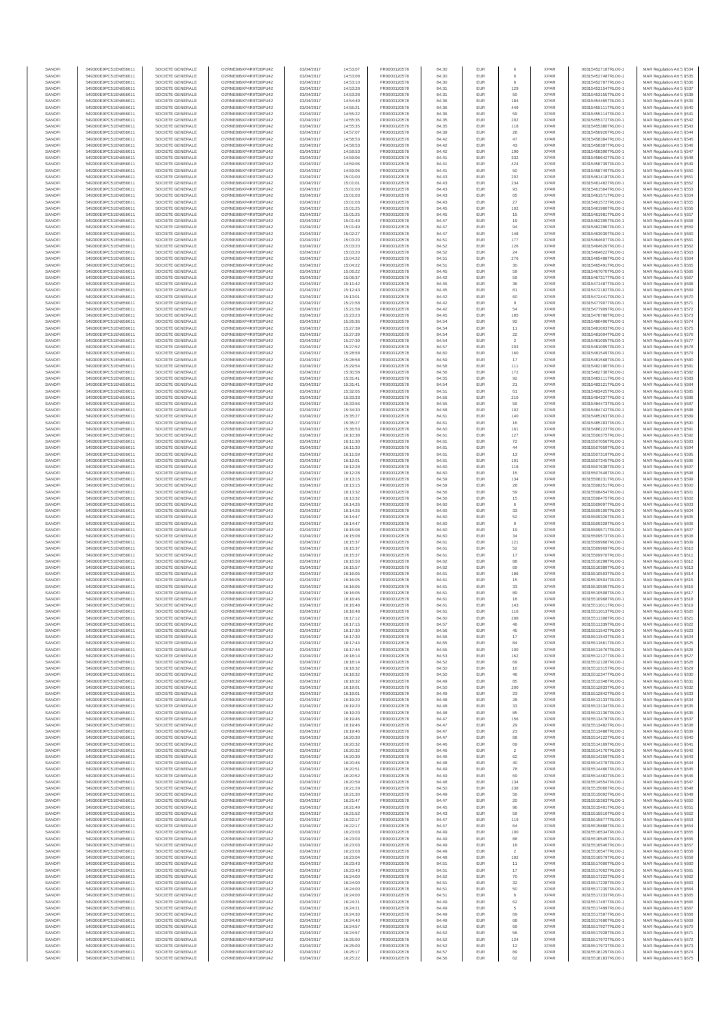| SANOFI | 549300E9PC51EN656011 | SOCIETE GENERALE | O2RNE8IBXP4R0TD8PU42 | 03/04/2017 | 14:53:07 | FR0000120578 | 84.30 | EUR | 6 | XPAR | 00315452718TRLO0-1 | MAR Regulation Art 5 §534 |
|---|---|---|---|---|---|---|---|---|---|---|---|---|
| SANOFI | 549300E9PC51EN656011 | SOCIETE GENERALE | O2RNE8IBXP4R0TD8PU42 | 03/04/2017 | 14:53:08 | FR0000120578 | 84.30 | EUR | 6 | XPAR | 00315452748TRLO0-1 | MAR Regulation Art 5 §535 |
| SANOFI | 549300E9PC51EN656011 | SOCIETE GENERALE | O2RNE8IBXP4R0TD8PU42 | 03/04/2017 | 14:53:10 | FR0000120578 | 84.30 | EUR | 6 | XPAR | 00315452787TRLO0-1 | MAR Regulation Art 5 §536 |
| SANOFI | 549300E9PC51EN656011 | SOCIETE GENERALE | O2RNE8IBXP4R0TD8PU42 | 03/04/2017 | 14:53:28 | FR0000120578 | 84.31 | EUR | 129 | XPAR | 00315453154TRLO0-1 | MAR Regulation Art 5 §537 |
| SANOFI | 549300E9PC51EN656011 | SOCIETE GENERALE | O2RNE8IBXP4R0TD8PU42 | 03/04/2017 | 14:53:28 | FR0000120578 | 84.31 | EUR | 50 | XPAR | 00315453155TRLO0-1 | MAR Regulation Art 5 §538 |
| SANOFI | 549300E9PC51EN656011 | SOCIETE GENERALE | O2RNE8IBXP4R0TD8PU42 | 03/04/2017 | 14:54:49 | FR0000120578 | 84.36 | EUR | 184 | XPAR | 00315454465TRLO0-1 | MAR Regulation Art 5 §539 |
| SANOFI | 549300E9PC51EN656011 | SOCIETE GENERALE | O2RNE8IBXP4R0TD8PU42 | 03/04/2017 | 14:55:21 | FR0000120578 | 84.36 | EUR | 449 | XPAR | 00315455111TRLO0-1 | MAR Regulation Art 5 §540 |
| SANOFI | 549300E9PC51EN656011 | SOCIETE GENERALE | O2RNE8IBXP4R0TD8PU42 | 03/04/2017 | 14:55:22 | FR0000120578 | 84.36 | EUR | 59 | XPAR | 00315455114TRLO0-1 | MAR Regulation Art 5 §541 |
| SANOFI | 549300E9PC51EN656011 | SOCIETE GENERALE | O2RNE8IBXP4R0TD8PU42 | 03/04/2017 | 14:55:35 | FR0000120578 | 84.35 | EUR | 202 | XPAR | 00315455372TRLO0-1 | MAR Regulation Art 5 §542 |
| SANOFI | 549300E9PC51EN656011 | SOCIETE GENERALE | O2RNE8IBXP4R0TD8PU42 | 03/04/2017 | 14:55:35 | FR0000120578 | 84.35 | EUR | 118 | XPAR | 00315455380TRLO0-1 | MAR Regulation Art 5 §543 |
| SANOFI | 549300E9PC51EN656011 | SOCIETE GENERALE | O2RNE8IBXP4R0TD8PU42 | 03/04/2017 | 14:57:07 | FR0000120578 | 84.39 | EUR | 28 | XPAR | 00315456920TRLO0-1 | MAR Regulation Art 5 §544 |
| SANOFI | 549300E9PC51EN656011 | SOCIETE GENERALE | O2RNE8IBXP4R0TD8PU42 | 03/04/2017 | 14:58:53 | FR0000120578 | 84.42 | EUR | 47 | XPAR | 00315458384TRLO0-1 | MAR Regulation Art 5 §545 |
| SANOFI | 549300E9PC51EN656011 | SOCIETE GENERALE | O2RNE8IBXP4R0TD8PU42 | 03/04/2017 | 14:58:53 | FR0000120578 | 84.42 | EUR | 43 | XPAR | 00315458387TRLO0-1 | MAR Regulation Art 5 §546 |
| SANOFI | 549300E9PC51EN656011 | SOCIETE GENERALE | O2RNE8IBXP4R0TD8PU42 | 03/04/2017 | 14:58:53 | FR0000120578 | 84.42 | EUR | 190 | XPAR | 00315458390TRLO0-1 | MAR Regulation Art 5 §547 |
| SANOFI | 549300E9PC51EN656011 | SOCIETE GENERALE | O2RNE8IBXP4R0TD8PU42 | 03/04/2017 | 14:59:06 | FR0000120578 | 84.41 | EUR | 332 | XPAR | 00315458642TRLO0-1 | MAR Regulation Art 5 §548 |
| SANOFI | 549300E9PC51EN656011 | SOCIETE GENERALE | O2RNE8IBXP4R0TD8PU42 | 03/04/2017 | 14:59:06 | FR0000120578 | 84.41 | EUR | 424 | XPAR | 00315458739TRLO0-1 | MAR Regulation Art 5 §549 |
| SANOFI | 549300E9PC51EN656011 | SOCIETE GENERALE | O2RNE8IBXP4R0TD8PU42 | 03/04/2017 | 14:59:06 | FR0000120578 | 84.41 | EUR | 50 | XPAR | 00315458749TRLO0-1 | MAR Regulation Art 5 §550 |
| SANOFI | 549300E9PC51EN656011 | SOCIETE GENERALE | O2RNE8IBXP4R0TD8PU42 | 03/04/2017 | 15:01:00 | FR0000120578 | 84.43 | EUR | 202 | XPAR | 00315461418TRLO0-1 | MAR Regulation Art 5 §551 |
| SANOFI | 549300E9PC51EN656011 | SOCIETE GENERALE | O2RNE8IBXP4R0TD8PU42 | 03/04/2017 | 15:01:01 | FR0000120578 | 84.43 | EUR | 234 | XPAR | 00315461482TRLO0-1 | MAR Regulation Art 5 §552 |
| SANOFI | 549300E9PC51EN656011 | SOCIETE GENERALE | O2RNE8IBXP4R0TD8PU42 | 03/04/2017 | 15:01:03 | FR0000120578 | 84.43 | EUR | 93 | XPAR | 00315461564TRLO0-1 | MAR Regulation Art 5 §553 |
| SANOFI | 549300E9PC51EN656011 | SOCIETE GENERALE | O2RNE8IBXP4R0TD8PU42 | 03/04/2017 | 15:01:03 | FR0000120578 | 84.43 | EUR | 65 | XPAR | 00315461571TRLO0-1 | MAR Regulation Art 5 §554 |
| SANOFI | 549300E9PC51EN656011 | SOCIETE GENERALE | O2RNE8IBXP4R0TD8PU42 | 03/04/2017 | 15:01:03 | FR0000120578 | 84.43 | EUR | 27 | XPAR | 00315461572TRLO0-1 | MAR Regulation Art 5 §555 |
| SANOFI | 549300E9PC51EN656011 | SOCIETE GENERALE | O2RNE8IBXP4R0TD8PU42 | 03/04/2017 | 15:01:25 | FR0000120578 | 84.45 | EUR | 102 | XPAR | 00315461980TRLO0-1 | MAR Regulation Art 5 §556 |
| SANOFI | 549300E9PC51EN656011 | SOCIETE GENERALE | O2RNE8IBXP4R0TD8PU42 | 03/04/2017 | 15:01:25 | FR0000120578 | 84.45 | EUR | 15 | XPAR | 00315461981TRLO0-1 | MAR Regulation Art 5 §557 |
| SANOFI | 549300E9PC51EN656011 | SOCIETE GENERALE | O2RNE8IBXP4R0TD8PU42 | 03/04/2017 | 15:01:49 | FR0000120578 | 84.47 | EUR | 19 | XPAR | 00315462395TRLO0-1 | MAR Regulation Art 5 §558 |
| SANOFI | 549300E9PC51EN656011 | SOCIETE GENERALE | O2RNE8IBXP4R0TD8PU42 | 03/04/2017 | 15:01:49 | FR0000120578 | 84.47 | EUR | 94 | XPAR | 00315462396TRLO0-1 | MAR Regulation Art 5 §559 |
| SANOFI | 549300E9PC51EN656011 | SOCIETE GENERALE | O2RNE8IBXP4R0TD8PU42 | 03/04/2017 | 15:02:27 | FR0000120578 | 84.47 | EUR | 148 | XPAR | 00315463030TRLO0-1 | MAR Regulation Art 5 §560 |
| SANOFI | 549300E9PC51EN656011 | SOCIETE GENERALE | O2RNE8IBXP4R0TD8PU42 | 03/04/2017 | 15:03:20 | FR0000120578 | 84.51 | EUR | 177 | XPAR | 00315464607TRLO0-1 | MAR Regulation Art 5 §561 |
| SANOFI | 549300E9PC51EN656011 | SOCIETE GENERALE | O2RNE8IBXP4R0TD8PU42 | 03/04/2017 | 15:03:20 | FR0000120578 | 84.52 | EUR | 126 | XPAR | 00315464620TRLO0-1 | MAR Regulation Art 5 §562 |
| SANOFI | 549300E9PC51EN656011 | SOCIETE GENERALE | O2RNE8IBXP4R0TD8PU42 | 03/04/2017 | 15:03:20 | FR0000120578 | 84.52 | EUR | 24 | XPAR | 00315464622TRLO0-1 | MAR Regulation Art 5 §563 |
| SANOFI | 549300E9PC51EN656011 | SOCIETE GENERALE | O2RNE8IBXP4R0TD8PU42 | 03/04/2017 | 15:04:22 | FR0000120578 | 84.51 | EUR | 276 | XPAR | 00315465488TRLO0-1 | MAR Regulation Art 5 §564 |
| SANOFI | 549300E9PC51EN656011 | SOCIETE GENERALE | O2RNE8IBXP4R0TD8PU42 | 03/04/2017 | 15:04:22 | FR0000120578 | 84.51 | EUR | 30 | XPAR | 00315465491TRLO0-1 | MAR Regulation Art 5 §565 |
| SANOFI | 549300E9PC51EN656011 | SOCIETE GENERALE | O2RNE8IBXP4R0TD8PU42 | 03/04/2017 | 15:06:22 | FR0000120578 | 84.45 | EUR | 59 | XPAR | 00315467070TRLO0-1 | MAR Regulation Art 5 §566 |
| SANOFI | 549300E9PC51EN656011 | SOCIETE GENERALE | O2RNE8IBXP4R0TD8PU42 | 03/04/2017 | 15:06:37 | FR0000120578 | 84.42 | EUR | 59 | XPAR | 00315467317TRLO0-1 | MAR Regulation Art 5 §567 |
| SANOFI | 549300E9PC51EN656011 | SOCIETE GENERALE | O2RNE8IBXP4R0TD8PU42 | 03/04/2017 | 15:11:42 | FR0000120578 | 84.45 | EUR | 36 | XPAR | 00315471487TRLO0-1 | MAR Regulation Art 5 §568 |
| SANOFI | 549300E9PC51EN656011 | SOCIETE GENERALE | O2RNE8IBXP4R0TD8PU42 | 03/04/2017 | 15:12:43 | FR0000120578 | 84.45 | EUR | 81 | XPAR | 00315472182TRLO0-1 | MAR Regulation Art 5 §569 |
| SANOFI | 549300E9PC51EN656011 | SOCIETE GENERALE | O2RNE8IBXP4R0TD8PU42 | 03/04/2017 | 15:13:01 | FR0000120578 | 84.42 | EUR | 60 | XPAR | 00315472441TRLO0-1 | MAR Regulation Art 5 §570 |
| SANOFI | 549300E9PC51EN656011 | SOCIETE GENERALE | O2RNE8IBXP4R0TD8PU42 | 03/04/2017 | 15:21:58 | FR0000120578 | 84.42 | EUR | 9 | XPAR | 00315477907TRLO0-1 | MAR Regulation Art 5 §571 |
| SANOFI | 549300E9PC51EN656011 | SOCIETE GENERALE | O2RNE8IBXP4R0TD8PU42 | 03/04/2017 | 15:21:58 | FR0000120578 | 84.42 | EUR | 54 | XPAR | 00315477909TRLO0-1 | MAR Regulation Art 5 §572 |
| SANOFI | 549300E9PC51EN656011 | SOCIETE GENERALE | O2RNE8IBXP4R0TD8PU42 | 03/04/2017 | 15:23:23 | FR0000120578 | 84.45 | EUR | 185 | XPAR | 00315478780TRLO0-1 | MAR Regulation Art 5 §573 |
| SANOFI | 549300E9PC51EN656011 | SOCIETE GENERALE | O2RNE8IBXP4R0TD8PU42 | 03/04/2017 | 15:26:36 | FR0000120578 | 84.54 | EUR | 92 | XPAR | 00315480496TRLO0-1 | MAR Regulation Art 5 §574 |
| SANOFI | 549300E9PC51EN656011 | SOCIETE GENERALE | O2RNE8IBXP4R0TD8PU42 | 03/04/2017 | 15:27:39 | FR0000120578 | 84.54 | EUR | 11 | XPAR | 00315481003TRLO0-1 | MAR Regulation Art 5 §575 |
| SANOFI | 549300E9PC51EN656011 | SOCIETE GENERALE | O2RNE8IBXP4R0TD8PU42 | 03/04/2017 | 15:27:39 | FR0000120578 | 84.54 | EUR | 22 | XPAR | 00315481004TRLO0-1 | MAR Regulation Art 5 §576 |
| SANOFI | 549300E9PC51EN656011 | SOCIETE GENERALE | O2RNE8IBXP4R0TD8PU42 | 03/04/2017 | 15:27:39 | FR0000120578 | 84.54 | EUR | 2 | XPAR | 00315481005TRLO0-1 | MAR Regulation Art 5 §577 |
| SANOFI | 549300E9PC51EN656011 | SOCIETE GENERALE | O2RNE8IBXP4R0TD8PU42 | 03/04/2017 | 15:27:52 | FR0000120578 | 84.57 | EUR | 203 | XPAR | 00315481095TRLO0-1 | MAR Regulation Art 5 §578 |
| SANOFI | 549300E9PC51EN656011 | SOCIETE GENERALE | O2RNE8IBXP4R0TD8PU42 | 03/04/2017 | 15:28:58 | FR0000120578 | 84.60 | EUR | 160 | XPAR | 00315481549TRLO0-1 | MAR Regulation Art 5 §579 |
| SANOFI | 549300E9PC51EN656011 | SOCIETE GENERALE | O2RNE8IBXP4R0TD8PU42 | 03/04/2017 | 15:28:58 | FR0000120578 | 84.59 | EUR | 17 | XPAR | 00315481568TRLO0-1 | MAR Regulation Art 5 §580 |
| SANOFI | 549300E9PC51EN656011 | SOCIETE GENERALE | O2RNE8IBXP4R0TD8PU42 | 03/04/2017 | 15:29:54 | FR0000120578 | 84.58 | EUR | 111 | XPAR | 00315482190TRLO0-1 | MAR Regulation Art 5 §581 |
| SANOFI | 549300E9PC51EN656011 | SOCIETE GENERALE | O2RNE8IBXP4R0TD8PU42 | 03/04/2017 | 15:30:58 | FR0000120578 | 84.56 | EUR | 172 | XPAR | 00315482738TRLO0-1 | MAR Regulation Art 5 §582 |
| SANOFI | 549300E9PC51EN656011 | SOCIETE GENERALE | O2RNE8IBXP4R0TD8PU42 | 03/04/2017 | 15:31:41 | FR0000120578 | 84.55 | EUR | 92 | XPAR | 00315483111TRLO0-1 | MAR Regulation Art 5 §583 |
| SANOFI | 549300E9PC51EN656011 | SOCIETE GENERALE | O2RNE8IBXP4R0TD8PU42 | 03/04/2017 | 15:31:41 | FR0000120578 | 84.54 | EUR | 21 | XPAR | 00315483121TRLO0-1 | MAR Regulation Art 5 §584 |
| SANOFI | 549300E9PC51EN656011 | SOCIETE GENERALE | O2RNE8IBXP4R0TD8PU42 | 03/04/2017 | 15:32:05 | FR0000120578 | 84.51 | EUR | 61 | XPAR | 00315483425TRLO0-1 | MAR Regulation Art 5 §585 |
| SANOFI | 549300E9PC51EN656011 | SOCIETE GENERALE | O2RNE8IBXP4R0TD8PU42 | 03/04/2017 | 15:33:33 | FR0000120578 | 84.56 | EUR | 210 | XPAR | 00315484337TRLO0-1 | MAR Regulation Art 5 §586 |
| SANOFI | 549300E9PC51EN656011 | SOCIETE GENERALE | O2RNE8IBXP4R0TD8PU42 | 03/04/2017 | 15:33:56 | FR0000120578 | 84.55 | EUR | 59 | XPAR | 00315484473TRLO0-1 | MAR Regulation Art 5 §587 |
| SANOFI | 549300E9PC51EN656011 | SOCIETE GENERALE | O2RNE8IBXP4R0TD8PU42 | 03/04/2017 | 15:34:30 | FR0000120578 | 84.58 | EUR | 102 | XPAR | 00315484742TRLO0-1 | MAR Regulation Art 5 §588 |
| SANOFI | 549300E9PC51EN656011 | SOCIETE GENERALE | O2RNE8IBXP4R0TD8PU42 | 03/04/2017 | 15:35:27 | FR0000120578 | 84.61 | EUR | 140 | XPAR | 00315485263TRLO0-1 | MAR Regulation Art 5 §589 |
| SANOFI | 549300E9PC51EN656011 | SOCIETE GENERALE | O2RNE8IBXP4R0TD8PU42 | 03/04/2017 | 15:35:27 | FR0000120578 | 84.61 | EUR | 16 | XPAR | 00315485283TRLO0-1 | MAR Regulation Art 5 §590 |
| SANOFI | 549300E9PC51EN656011 | SOCIETE GENERALE | O2RNE8IBXP4R0TD8PU42 | 03/04/2017 | 15:36:53 | FR0000120578 | 84.60 | EUR | 161 | XPAR | 00315486224TRLO0-1 | MAR Regulation Art 5 §591 |
| SANOFI | 549300E9PC51EN656011 | SOCIETE GENERALE | O2RNE8IBXP4R0TD8PU42 | 03/04/2017 | 16:10:38 | FR0000120578 | 84.61 | EUR | 127 | XPAR | 00315506375TRLO0-1 | MAR Regulation Art 5 §592 |
| SANOFI | 549300E9PC51EN656011 | SOCIETE GENERALE | O2RNE8IBXP4R0TD8PU42 | 03/04/2017 | 16:11:30 | FR0000120578 | 84.61 | EUR | 72 | XPAR | 00315507056TRLO0-1 | MAR Regulation Art 5 §593 |
| SANOFI | 549300E9PC51EN656011 | SOCIETE GENERALE | O2RNE8IBXP4R0TD8PU42 | 03/04/2017 | 16:11:30 | FR0000120578 | 84.61 | EUR | 44 | XPAR | 00315507059TRLO0-1 | MAR Regulation Art 5 §594 |
| SANOFI | 549300E9PC51EN656011 | SOCIETE GENERALE | O2RNE8IBXP4R0TD8PU42 | 03/04/2017 | 16:11:59 | FR0000120578 | 84.61 | EUR | 13 | XPAR | 00315507319TRLO0-1 | MAR Regulation Art 5 §595 |
| SANOFI | 549300E9PC51EN656011 | SOCIETE GENERALE | O2RNE8IBXP4R0TD8PU42 | 03/04/2017 | 16:12:01 | FR0000120578 | 84.61 | EUR | 101 | XPAR | 00315507345TRLO0-1 | MAR Regulation Art 5 §596 |
| SANOFI | 549300E9PC51EN656011 | SOCIETE GENERALE | O2RNE8IBXP4R0TD8PU42 | 03/04/2017 | 16:12:28 | FR0000120578 | 84.60 | EUR | 118 | XPAR | 00315507638TRLO0-1 | MAR Regulation Art 5 §597 |
| SANOFI | 549300E9PC51EN656011 | SOCIETE GENERALE | O2RNE8IBXP4R0TD8PU42 | 03/04/2017 | 16:12:28 | FR0000120578 | 84.60 | EUR | 15 | XPAR | 00315507648TRLO0-1 | MAR Regulation Art 5 §598 |
| SANOFI | 549300E9PC51EN656011 | SOCIETE GENERALE | O2RNE8IBXP4R0TD8PU42 | 03/04/2017 | 16:13:15 | FR0000120578 | 84.59 | EUR | 134 | XPAR | 00315508231TRLO0-1 | MAR Regulation Art 5 §599 |
| SANOFI | 549300E9PC51EN656011 | SOCIETE GENERALE | O2RNE8IBXP4R0TD8PU42 | 03/04/2017 | 16:13:15 | FR0000120578 | 84.59 | EUR | 28 | XPAR | 00315508251TRLO0-1 | MAR Regulation Art 5 §600 |
| SANOFI | 549300E9PC51EN656011 | SOCIETE GENERALE | O2RNE8IBXP4R0TD8PU42 | 03/04/2017 | 16:13:32 | FR0000120578 | 84.56 | EUR | 59 | XPAR | 00315508454TRLO0-1 | MAR Regulation Art 5 §601 |
| SANOFI | 549300E9PC51EN656011 | SOCIETE GENERALE | O2RNE8IBXP4R0TD8PU42 | 03/04/2017 | 16:13:32 | FR0000120578 | 84.56 | EUR | 15 | XPAR | 00315508475TRLO0-1 | MAR Regulation Art 5 §602 |
| SANOFI | 549300E9PC51EN656011 | SOCIETE GENERALE | O2RNE8IBXP4R0TD8PU42 | 03/04/2017 | 16:14:26 | FR0000120578 | 84.60 | EUR | 6 | XPAR | 00315509097TRLO0-1 | MAR Regulation Art 5 §603 |
| SANOFI | 549300E9PC51EN656011 | SOCIETE GENERALE | O2RNE8IBXP4R0TD8PU42 | 03/04/2017 | 16:14:26 | FR0000120578 | 84.60 | EUR | 33 | XPAR | 00315509100TRLO0-1 | MAR Regulation Art 5 §604 |
| SANOFI | 549300E9PC51EN656011 | SOCIETE GENERALE | O2RNE8IBXP4R0TD8PU42 | 03/04/2017 | 16:14:47 | FR0000120578 | 84.60 | EUR | 52 | XPAR | 00315509326TRLO0-1 | MAR Regulation Art 5 §605 |
| SANOFI | 549300E9PC51EN656011 | SOCIETE GENERALE | O2RNE8IBXP4R0TD8PU42 | 03/04/2017 | 16:14:47 | FR0000120578 | 84.60 | EUR | 9 | XPAR | 00315509328TRLO0-1 | MAR Regulation Art 5 §606 |
| SANOFI | 549300E9PC51EN656011 | SOCIETE GENERALE | O2RNE8IBXP4R0TD8PU42 | 03/04/2017 | 16:15:08 | FR0000120578 | 84.60 | EUR | 19 | XPAR | 00315509571TRLO0-1 | MAR Regulation Art 5 §607 |
| SANOFI | 549300E9PC51EN656011 | SOCIETE GENERALE | O2RNE8IBXP4R0TD8PU42 | 03/04/2017 | 16:15:08 | FR0000120578 | 84.60 | EUR | 34 | XPAR | 00315509573TRLO0-1 | MAR Regulation Art 5 §608 |
| SANOFI | 549300E9PC51EN656011 | SOCIETE GENERALE | O2RNE8IBXP4R0TD8PU42 | 03/04/2017 | 16:15:37 | FR0000120578 | 84.61 | EUR | 121 | XPAR | 00315509968TRLO0-1 | MAR Regulation Art 5 §609 |
| SANOFI | 549300E9PC51EN656011 | SOCIETE GENERALE | O2RNE8IBXP4R0TD8PU42 | 03/04/2017 | 16:15:37 | FR0000120578 | 84.61 | EUR | 52 | XPAR | 00315509969TRLO0-1 | MAR Regulation Art 5 §610 |
| SANOFI | 549300E9PC51EN656011 | SOCIETE GENERALE | O2RNE8IBXP4R0TD8PU42 | 03/04/2017 | 16:15:37 | FR0000120578 | 84.61 | EUR | 17 | XPAR | 00315509970TRLO0-1 | MAR Regulation Art 5 §611 |
| SANOFI | 549300E9PC51EN656011 | SOCIETE GENERALE | O2RNE8IBXP4R0TD8PU42 | 03/04/2017 | 16:15:50 | FR0000120578 | 84.62 | EUR | 88 | XPAR | 00315510298TRLO0-1 | MAR Regulation Art 5 §612 |
| SANOFI | 549300E9PC51EN656011 | SOCIETE GENERALE | O2RNE8IBXP4R0TD8PU42 | 03/04/2017 | 16:15:57 | FR0000120578 | 84.62 | EUR | 69 | XPAR | 00315510389TRLO0-1 | MAR Regulation Art 5 §613 |
| SANOFI | 549300E9PC51EN656011 | SOCIETE GENERALE | O2RNE8IBXP4R0TD8PU42 | 03/04/2017 | 16:16:05 | FR0000120578 | 84.61 | EUR | 186 | XPAR | 00315510503TRLO0-1 | MAR Regulation Art 5 §614 |
| SANOFI | 549300E9PC51EN656011 | SOCIETE GENERALE | O2RNE8IBXP4R0TD8PU42 | 03/04/2017 | 16:16:05 | FR0000120578 | 84.61 | EUR | 15 | XPAR | 00315510504TRLO0-1 | MAR Regulation Art 5 §615 |
| SANOFI | 549300E9PC51EN656011 | SOCIETE GENERALE | O2RNE8IBXP4R0TD8PU42 | 03/04/2017 | 16:16:05 | FR0000120578 | 84.61 | EUR | 33 | XPAR | 00315510505TRLO0-1 | MAR Regulation Art 5 §616 |
| SANOFI | 549300E9PC51EN656011 | SOCIETE GENERALE | O2RNE8IBXP4R0TD8PU42 | 03/04/2017 | 16:16:05 | FR0000120578 | 84.61 | EUR | 89 | XPAR | 00315510508TRLO0-1 | MAR Regulation Art 5 §617 |
| SANOFI | 549300E9PC51EN656011 | SOCIETE GENERALE | O2RNE8IBXP4R0TD8PU42 | 03/04/2017 | 16:16:46 | FR0000120578 | 84.61 | EUR | 18 | XPAR | 00315510968TRLO0-1 | MAR Regulation Art 5 §618 |
| SANOFI | 549300E9PC51EN656011 | SOCIETE GENERALE | O2RNE8IBXP4R0TD8PU42 | 03/04/2017 | 16:16:48 | FR0000120578 | 84.61 | EUR | 143 | XPAR | 00315511011TRLO0-1 | MAR Regulation Art 5 §619 |
| SANOFI | 549300E9PC51EN656011 | SOCIETE GENERALE | O2RNE8IBXP4R0TD8PU42 | 03/04/2017 | 16:16:48 | FR0000120578 | 84.61 | EUR | 116 | XPAR | 00315511013TRLO0-1 | MAR Regulation Art 5 §620 |
| SANOFI | 549300E9PC51EN656011 | SOCIETE GENERALE | O2RNE8IBXP4R0TD8PU42 | 03/04/2017 | 16:17:12 | FR0000120578 | 84.60 | EUR | 208 | XPAR | 00315511308TRLO0-1 | MAR Regulation Art 5 §621 |
| SANOFI | 549300E9PC51EN656011 | SOCIETE GENERALE | O2RNE8IBXP4R0TD8PU42 | 03/04/2017 | 16:17:15 | FR0000120578 | 84.57 | EUR | 46 | XPAR | 00315511339TRLO0-1 | MAR Regulation Art 5 §622 |
| SANOFI | 549300E9PC51EN656011 | SOCIETE GENERALE | O2RNE8IBXP4R0TD8PU42 | 03/04/2017 | 16:17:30 | FR0000120578 | 84.56 | EUR | 45 | XPAR | 00315511542TRLO0-1 | MAR Regulation Art 5 §623 |
| SANOFI | 549300E9PC51EN656011 | SOCIETE GENERALE | O2RNE8IBXP4R0TD8PU42 | 03/04/2017 | 16:17:30 | FR0000120578 | 84.56 | EUR | 17 | XPAR | 00315511543TRLO0-1 | MAR Regulation Art 5 §624 |
| SANOFI | 549300E9PC51EN656011 | SOCIETE GENERALE | O2RNE8IBXP4R0TD8PU42 | 03/04/2017 | 16:17:44 | FR0000120578 | 84.55 | EUR | 84 | XPAR | 00315511661TRLO0-1 | MAR Regulation Art 5 §625 |
| SANOFI | 549300E9PC51EN656011 | SOCIETE GENERALE | O2RNE8IBXP4R0TD8PU42 | 03/04/2017 | 16:17:44 | FR0000120578 | 84.55 | EUR | 100 | XPAR | 00315511676TRLO0-1 | MAR Regulation Art 5 §626 |
| SANOFI | 549300E9PC51EN656011 | SOCIETE GENERALE | O2RNE8IBXP4R0TD8PU42 | 03/04/2017 | 16:18:14 | FR0000120578 | 84.53 | EUR | 162 | XPAR | 00315512127TRLO0-1 | MAR Regulation Art 5 §627 |
| SANOFI | 549300E9PC51EN656011 | SOCIETE GENERALE | O2RNE8IBXP4R0TD8PU42 | 03/04/2017 | 16:18:14 | FR0000120578 | 84.52 | EUR | 69 | XPAR | 00315512128TRLO0-1 | MAR Regulation Art 5 §628 |
| SANOFI | 549300E9PC51EN656011 | SOCIETE GENERALE | O2RNE8IBXP4R0TD8PU42 | 03/04/2017 | 16:18:32 | FR0000120578 | 84.50 | EUR | 16 | XPAR | 00315512315TRLO0-1 | MAR Regulation Art 5 §629 |
| SANOFI | 549300E9PC51EN656011 | SOCIETE GENERALE | O2RNE8IBXP4R0TD8PU42 | 03/04/2017 | 16:18:32 | FR0000120578 | 84.50 | EUR | 46 | XPAR | 00315512347TRLO0-1 | MAR Regulation Art 5 §630 |
| SANOFI | 549300E9PC51EN656011 | SOCIETE GENERALE | O2RNE8IBXP4R0TD8PU42 | 03/04/2017 | 16:18:32 | FR0000120578 | 84.49 | EUR | 85 | XPAR | 00315512348TRLO0-1 | MAR Regulation Art 5 §631 |
| SANOFI | 549300E9PC51EN656011 | SOCIETE GENERALE | O2RNE8IBXP4R0TD8PU42 | 03/04/2017 | 16:19:01 | FR0000120578 | 84.50 | EUR | 200 | XPAR | 00315512839TRLO0-1 | MAR Regulation Art 5 §632 |
| SANOFI | 549300E9PC51EN656011 | SOCIETE GENERALE | O2RNE8IBXP4R0TD8PU42 | 03/04/2017 | 16:19:01 | FR0000120578 | 84.49 | EUR | 23 | XPAR | 00315512842TRLO0-1 | MAR Regulation Art 5 §633 |
| SANOFI | 549300E9PC51EN656011 | SOCIETE GENERALE | O2RNE8IBXP4R0TD8PU42 | 03/04/2017 | 16:19:20 | FR0000120578 | 84.48 | EUR | 28 | XPAR | 00315513129TRLO0-1 | MAR Regulation Art 5 §634 |
| SANOFI | 549300E9PC51EN656011 | SOCIETE GENERALE | O2RNE8IBXP4R0TD8PU42 | 03/04/2017 | 16:19:20 | FR0000120578 | 84.48 | EUR | 33 | XPAR | 00315513134TRLO0-1 | MAR Regulation Art 5 §635 |
| SANOFI | 549300E9PC51EN656011 | SOCIETE GENERALE | O2RNE8IBXP4R0TD8PU42 | 03/04/2017 | 16:19:20 | FR0000120578 | 84.48 | EUR | 85 | XPAR | 00315513136TRLO0-1 | MAR Regulation Art 5 §636 |
| SANOFI | 549300E9PC51EN656011 | SOCIETE GENERALE | O2RNE8IBXP4R0TD8PU42 | 03/04/2017 | 16:19:46 | FR0000120578 | 84.47 | EUR | 156 | XPAR | 00315513478TRLO0-1 | MAR Regulation Art 5 §637 |
| SANOFI | 549300E9PC51EN656011 | SOCIETE GENERALE | O2RNE8IBXP4R0TD8PU42 | 03/04/2017 | 16:19:46 | FR0000120578 | 84.47 | EUR | 29 | XPAR | 00315513482TRLO0-1 | MAR Regulation Art 5 §638 |
| SANOFI | 549300E9PC51EN656011 | SOCIETE GENERALE | O2RNE8IBXP4R0TD8PU42 | 03/04/2017 | 16:19:46 | FR0000120578 | 84.47 | EUR | 23 | XPAR | 00315513488TRLO0-1 | MAR Regulation Art 5 §639 |
| SANOFI | 549300E9PC51EN656011 | SOCIETE GENERALE | O2RNE8IBXP4R0TD8PU42 | 03/04/2017 | 16:20:30 | FR0000120578 | 84.47 | EUR | 68 | XPAR | 00315514122TRLO0-1 | MAR Regulation Art 5 §640 |
| SANOFI | 549300E9PC51EN656011 | SOCIETE GENERALE | O2RNE8IBXP4R0TD8PU42 | 03/04/2017 | 16:20:32 | FR0000120578 | 84.46 | EUR | 69 | XPAR | 00315514169TRLO0-1 | MAR Regulation Art 5 §641 |
| SANOFI | 549300E9PC51EN656011 | SOCIETE GENERALE | O2RNE8IBXP4R0TD8PU42 | 03/04/2017 | 16:20:32 | FR0000120578 | 84.46 | EUR | 2 | XPAR | 00315514170TRLO0-1 | MAR Regulation Art 5 §642 |
| SANOFI | 549300E9PC51EN656011 | SOCIETE GENERALE | O2RNE8IBXP4R0TD8PU42 | 03/04/2017 | 16:20:39 | FR0000120578 | 84.46 | EUR | 62 | XPAR | 00315514259TRLO0-1 | MAR Regulation Art 5 §643 |
| SANOFI | 549300E9PC51EN656011 | SOCIETE GENERALE | O2RNE8IBXP4R0TD8PU42 | 03/04/2017 | 16:20:46 | FR0000120578 | 84.48 | EUR | 40 | XPAR | 00315514378TRLO0-1 | MAR Regulation Art 5 §644 |
| SANOFI | 549300E9PC51EN656011 | SOCIETE GENERALE | O2RNE8IBXP4R0TD8PU42 | 03/04/2017 | 16:20:51 | FR0000120578 | 84.49 | EUR | 78 | XPAR | 00315514466TRLO0-1 | MAR Regulation Art 5 §645 |
| SANOFI | 549300E9PC51EN656011 | SOCIETE GENERALE | O2RNE8IBXP4R0TD8PU42 | 03/04/2017 | 16:20:52 | FR0000120578 | 84.49 | EUR | 69 | XPAR | 00315514482TRLO0-1 | MAR Regulation Art 5 §646 |
| SANOFI | 549300E9PC51EN656011 | SOCIETE GENERALE | O2RNE8IBXP4R0TD8PU42 | 03/04/2017 | 16:20:59 | FR0000120578 | 84.48 | EUR | 134 | XPAR | 00315514554TRLO0-1 | MAR Regulation Art 5 §647 |
| SANOFI | 549300E9PC51EN656011 | SOCIETE GENERALE | O2RNE8IBXP4R0TD8PU42 | 03/04/2017 | 16:21:29 | FR0000120578 | 84.50 | EUR | 238 | XPAR | 00315515060TRLO0-1 | MAR Regulation Art 5 §648 |
| SANOFI | 549300E9PC51EN656011 | SOCIETE GENERALE | O2RNE8IBXP4R0TD8PU42 | 03/04/2017 | 16:21:30 | FR0000120578 | 84.49 | EUR | 56 | XPAR | 00315515092TRLO0-1 | MAR Regulation Art 5 §649 |
| SANOFI | 549300E9PC51EN656011 | SOCIETE GENERALE | O2RNE8IBXP4R0TD8PU42 | 03/04/2017 | 16:21:47 | FR0000120578 | 84.47 | EUR | 20 | XPAR | 00315515363TRLO0-1 | MAR Regulation Art 5 §650 |
| SANOFI | 549300E9PC51EN656011 | SOCIETE GENERALE | O2RNE8IBXP4R0TD8PU42 | 03/04/2017 | 16:21:49 | FR0000120578 | 84.45 | EUR | 96 | XPAR | 00315515401TRLO0-1 | MAR Regulation Art 5 §651 |
| SANOFI | 549300E9PC51EN656011 | SOCIETE GENERALE | O2RNE8IBXP4R0TD8PU42 | 03/04/2017 | 16:21:52 | FR0000120578 | 84.43 | EUR | 59 | XPAR | 00315515510TRLO0-1 | MAR Regulation Art 5 §652 |
| SANOFI | 549300E9PC51EN656011 | SOCIETE GENERALE | O2RNE8IBXP4R0TD8PU42 | 03/04/2017 | 16:22:17 | FR0000120578 | 84.47 | EUR | 119 | XPAR | 00315515877TRLO0-1 | MAR Regulation Art 5 §653 |
| SANOFI | 549300E9PC51EN656011 | SOCIETE GENERALE | O2RNE8IBXP4R0TD8PU42 | 03/04/2017 | 16:22:17 | FR0000120578 | 84.47 | EUR | 64 | XPAR | 00315515888TRLO0-1 | MAR Regulation Art 5 §654 |
| SANOFI | 549300E9PC51EN656011 | SOCIETE GENERALE | O2RNE8IBXP4R0TD8PU42 | 03/04/2017 | 16:23:03 | FR0000120578 | 84.49 | EUR | 100 | XPAR | 00315516534TRLO0-1 | MAR Regulation Art 5 §655 |
| SANOFI | 549300E9PC51EN656011 | SOCIETE GENERALE | O2RNE8IBXP4R0TD8PU42 | 03/04/2017 | 16:23:03 | FR0000120578 | 84.49 | EUR | 88 | XPAR | 00315516545TRLO0-1 | MAR Regulation Art 5 §656 |
| SANOFI | 549300E9PC51EN656011 | SOCIETE GENERALE | O2RNE8IBXP4R0TD8PU42 | 03/04/2017 | 16:23:03 | FR0000120578 | 84.49 | EUR | 18 | XPAR | 00315516546TRLO0-1 | MAR Regulation Art 5 §657 |
| SANOFI | 549300E9PC51EN656011 | SOCIETE GENERALE | O2RNE8IBXP4R0TD8PU42 | 03/04/2017 | 16:23:03 | FR0000120578 | 84.49 | EUR | 2 | XPAR | 00315516547TRLO0-1 | MAR Regulation Art 5 §658 |
| SANOFI | 549300E9PC51EN656011 | SOCIETE GENERALE | O2RNE8IBXP4R0TD8PU42 | 03/04/2017 | 16:23:04 | FR0000120578 | 84.48 | EUR | 182 | XPAR | 00315516579TRLO0-1 | MAR Regulation Art 5 §659 |
| SANOFI | 549300E9PC51EN656011 | SOCIETE GENERALE | O2RNE8IBXP4R0TD8PU42 | 03/04/2017 | 16:23:43 | FR0000120578 | 84.51 | EUR | 11 | XPAR | 00315517000TRLO0-1 | MAR Regulation Art 5 §660 |
| SANOFI | 549300E9PC51EN656011 | SOCIETE GENERALE | O2RNE8IBXP4R0TD8PU42 | 03/04/2017 | 16:23:43 | FR0000120578 | 84.51 | EUR | 17 | XPAR | 00315517002TRLO0-1 | MAR Regulation Art 5 §661 |
| SANOFI | 549300E9PC51EN656011 | SOCIETE GENERALE | O2RNE8IBXP4R0TD8PU42 | 03/04/2017 | 16:24:00 | FR0000120578 | 84.52 | EUR | 70 | XPAR | 00315517222TRLO0-1 | MAR Regulation Art 5 §662 |
| SANOFI | 549300E9PC51EN656011 | SOCIETE GENERALE | O2RNE8IBXP4R0TD8PU42 | 03/04/2017 | 16:24:00 | FR0000120578 | 84.51 | EUR | 32 | XPAR | 00315517228TRLO0-1 | MAR Regulation Art 5 §663 |
| SANOFI | 549300E9PC51EN656011 | SOCIETE GENERALE | O2RNE8IBXP4R0TD8PU42 | 03/04/2017 | 16:24:00 | FR0000120578 | 84.51 | EUR | 50 | XPAR | 00315517230TRLO0-1 | MAR Regulation Art 5 §664 |
| SANOFI | 549300E9PC51EN656011 | SOCIETE GENERALE | O2RNE8IBXP4R0TD8PU42 | 03/04/2017 | 16:24:00 | FR0000120578 | 84.51 | EUR | 6 | XPAR | 00315517233TRLO0-1 | MAR Regulation Art 5 §665 |
| SANOFI | 549300E9PC51EN656011 | SOCIETE GENERALE | O2RNE8IBXP4R0TD8PU42 | 03/04/2017 | 16:24:21 | FR0000120578 | 84.49 | EUR | 62 | XPAR | 00315517497TRLO0-1 | MAR Regulation Art 5 §666 |
| SANOFI | 549300E9PC51EN656011 | SOCIETE GENERALE | O2RNE8IBXP4R0TD8PU42 | 03/04/2017 | 16:24:21 | FR0000120578 | 84.49 | EUR | 5 | XPAR | 00315517499TRLO0-1 | MAR Regulation Art 5 §667 |
| SANOFI | 549300E9PC51EN656011 | SOCIETE GENERALE | O2RNE8IBXP4R0TD8PU42 | 03/04/2017 | 16:24:30 | FR0000120578 | 84.49 | EUR | 69 | XPAR | 00315517587TRLO0-1 | MAR Regulation Art 5 §668 |
| SANOFI | 549300E9PC51EN656011 | SOCIETE GENERALE | O2RNE8IBXP4R0TD8PU42 | 03/04/2017 | 16:24:40 | FR0000120578 | 84.49 | EUR | 68 | XPAR | 00315517660TRLO0-1 | MAR Regulation Art 5 §669 |
| SANOFI | 549300E9PC51EN656011 | SOCIETE GENERALE | O2RNE8IBXP4R0TD8PU42 | 03/04/2017 | 16:24:57 | FR0000120578 | 84.52 | EUR | 69 | XPAR | 00315517927TRLO0-1 | MAR Regulation Art 5 §670 |
| SANOFI | 549300E9PC51EN656011 | SOCIETE GENERALE | O2RNE8IBXP4R0TD8PU42 | 03/04/2017 | 16:24:57 | FR0000120578 | 84.52 | EUR | 56 | XPAR | 00315517928TRLO0-1 | MAR Regulation Art 5 §671 |
| SANOFI | 549300E9PC51EN656011 | SOCIETE GENERALE | O2RNE8IBXP4R0TD8PU42 | 03/04/2017 | 16:25:00 | FR0000120578 | 84.52 | EUR | 124 | XPAR | 00315517974TRLO0-1 | MAR Regulation Art 5 §672 |
| SANOFI | 549300E9PC51EN656011 | SOCIETE GENERALE | O2RNE8IBXP4R0TD8PU42 | 03/04/2017 | 16:25:00 | FR0000120578 | 84.52 | EUR | 12 | XPAR | 00315517973TRLO0-1 | MAR Regulation Art 5 §673 |
| SANOFI | 549300E9PC51EN656011 | SOCIETE GENERALE | O2RNE8IBXP4R0TD8PU42 | 03/04/2017 | 16:25:17 | FR0000120578 | 84.57 | EUR | 89 | XPAR | 00315518129TRLO0-1 | MAR Regulation Art 5 §674 |
| SANOFI | 549300E9PC51EN656011 | SOCIETE GENERALE | O2RNE8IBXP4R0TD8PU42 | 03/04/2017 | 16:25:22 | FR0000120578 | 84.56 | EUR | 62 | XPAR | 00315518183TRLO0-1 | MAR Regulation Art 5 §675 |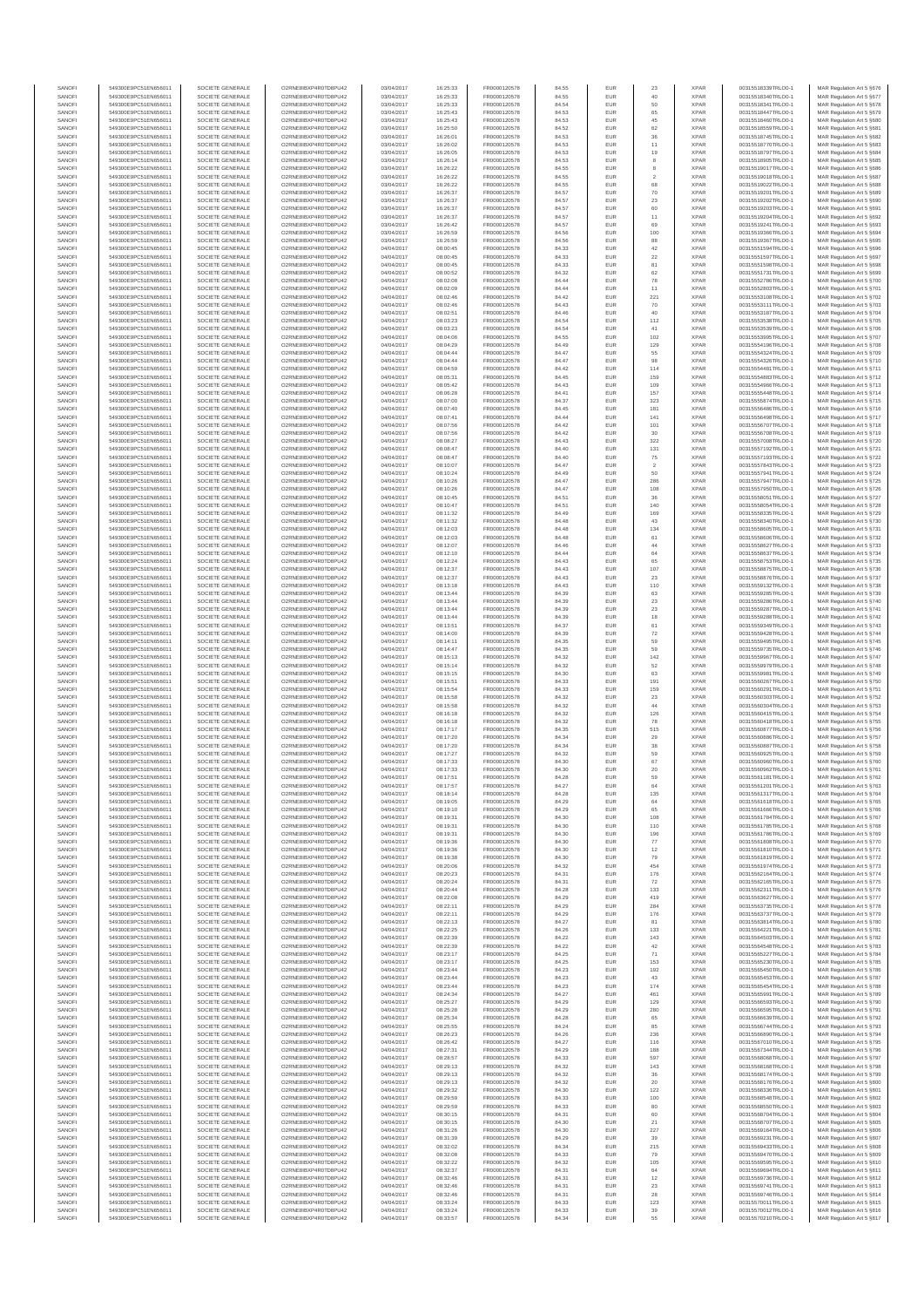| | | | | | | | | | | | | |
|---|---|---|---|---|---|---|---|---|---|---|---|---|
| SANOFI | 549300E9PC51EN656011 | SOCIETE GENERALE | O2RNE8IBXP4R0TD8PU42 | 03/04/2017 | 16:25:33 | FR0000120578 | 84.55 | EUR | 23 | XPAR | 00315518339TRLO0-1 | MAR Regulation Art 5 §676 |
| SANOFI | 549300E9PC51EN656011 | SOCIETE GENERALE | O2RNE8IBXP4R0TD8PU42 | 03/04/2017 | 16:25:33 | FR0000120578 | 84.55 | EUR | 40 | XPAR | 00315518340TRLO0-1 | MAR Regulation Art 5 §677 |
| SANOFI | 549300E9PC51EN656011 | SOCIETE GENERALE | O2RNE8IBXP4R0TD8PU42 | 03/04/2017 | 16:25:33 | FR0000120578 | 84.54 | EUR | 50 | XPAR | 00315518341TRLO0-1 | MAR Regulation Art 5 §678 |
| SANOFI | 549300E9PC51EN656011 | SOCIETE GENERALE | O2RNE8IBXP4R0TD8PU42 | 03/04/2017 | 16:25:43 | FR0000120578 | 84.53 | EUR | 65 | XPAR | 00315518447TRLO0-1 | MAR Regulation Art 5 §679 |
| SANOFI | 549300E9PC51EN656011 | SOCIETE GENERALE | O2RNE8IBXP4R0TD8PU42 | 03/04/2017 | 16:25:43 | FR0000120578 | 84.53 | EUR | 45 | XPAR | 00315518460TRLO0-1 | MAR Regulation Art 5 §680 |
| SANOFI | 549300E9PC51EN656011 | SOCIETE GENERALE | O2RNE8IBXP4R0TD8PU42 | 03/04/2017 | 16:25:50 | FR0000120578 | 84.52 | EUR | 62 | XPAR | 00315518559TRLO0-1 | MAR Regulation Art 5 §681 |
| SANOFI | 549300E9PC51EN656011 | SOCIETE GENERALE | O2RNE8IBXP4R0TD8PU42 | 03/04/2017 | 16:26:01 | FR0000120578 | 84.53 | EUR | 36 | XPAR | 00315518745TRLO0-1 | MAR Regulation Art 5 §682 |
| SANOFI | 549300E9PC51EN656011 | SOCIETE GENERALE | O2RNE8IBXP4R0TD8PU42 | 03/04/2017 | 16:26:02 | FR0000120578 | 84.53 | EUR | 11 | XPAR | 00315518770TRLO0-1 | MAR Regulation Art 5 §683 |
| SANOFI | 549300E9PC51EN656011 | SOCIETE GENERALE | O2RNE8IBXP4R0TD8PU42 | 03/04/2017 | 16:26:05 | FR0000120578 | 84.53 | EUR | 19 | XPAR | 00315518797TRLO0-1 | MAR Regulation Art 5 §684 |
| SANOFI | 549300E9PC51EN656011 | SOCIETE GENERALE | O2RNE8IBXP4R0TD8PU42 | 03/04/2017 | 16:26:14 | FR0000120578 | 84.53 | EUR | 8 | XPAR | 00315518905TRLO0-1 | MAR Regulation Art 5 §685 |
| SANOFI | 549300E9PC51EN656011 | SOCIETE GENERALE | O2RNE8IBXP4R0TD8PU42 | 03/04/2017 | 16:26:22 | FR0000120578 | 84.55 | EUR | 8 | XPAR | 00315519017TRLO0-1 | MAR Regulation Art 5 §686 |
| SANOFI | 549300E9PC51EN656011 | SOCIETE GENERALE | O2RNE8IBXP4R0TD8PU42 | 03/04/2017 | 16:26:22 | FR0000120578 | 84.55 | EUR | 2 | XPAR | 00315519018TRLO0-1 | MAR Regulation Art 5 §687 |
| SANOFI | 549300E9PC51EN656011 | SOCIETE GENERALE | O2RNE8IBXP4R0TD8PU42 | 03/04/2017 | 16:26:22 | FR0000120578 | 84.55 | EUR | 68 | XPAR | 00315519022TRLO0-1 | MAR Regulation Art 5 §688 |
| SANOFI | 549300E9PC51EN656011 | SOCIETE GENERALE | O2RNE8IBXP4R0TD8PU42 | 03/04/2017 | 16:26:37 | FR0000120578 | 84.57 | EUR | 70 | XPAR | 00315519201TRLO0-1 | MAR Regulation Art 5 §689 |
| SANOFI | 549300E9PC51EN656011 | SOCIETE GENERALE | O2RNE8IBXP4R0TD8PU42 | 03/04/2017 | 16:26:37 | FR0000120578 | 84.57 | EUR | 23 | XPAR | 00315519202TRLO0-1 | MAR Regulation Art 5 §690 |
| SANOFI | 549300E9PC51EN656011 | SOCIETE GENERALE | O2RNE8IBXP4R0TD8PU42 | 03/04/2017 | 16:26:37 | FR0000120578 | 84.57 | EUR | 60 | XPAR | 00315519203TRLO0-1 | MAR Regulation Art 5 §691 |
| SANOFI | 549300E9PC51EN656011 | SOCIETE GENERALE | O2RNE8IBXP4R0TD8PU42 | 03/04/2017 | 16:26:37 | FR0000120578 | 84.57 | EUR | 11 | XPAR | 00315519204TRLO0-1 | MAR Regulation Art 5 §692 |
| SANOFI | 549300E9PC51EN656011 | SOCIETE GENERALE | O2RNE8IBXP4R0TD8PU42 | 03/04/2017 | 16:26:42 | FR0000120578 | 84.57 | EUR | 69 | XPAR | 00315519241TRLO0-1 | MAR Regulation Art 5 §693 |
| SANOFI | 549300E9PC51EN656011 | SOCIETE GENERALE | O2RNE8IBXP4R0TD8PU42 | 03/04/2017 | 16:26:59 | FR0000120578 | 84.56 | EUR | 100 | XPAR | 00315519366TRLO0-1 | MAR Regulation Art 5 §694 |
| SANOFI | 549300E9PC51EN656011 | SOCIETE GENERALE | O2RNE8IBXP4R0TD8PU42 | 03/04/2017 | 16:26:59 | FR0000120578 | 84.56 | EUR | 88 | XPAR | 00315519367TRLO0-1 | MAR Regulation Art 5 §695 |
| SANOFI | 549300E9PC51EN656011 | SOCIETE GENERALE | O2RNE8IBXP4R0TD8PU42 | 04/04/2017 | 08:00:45 | FR0000120578 | 84.33 | EUR | 42 | XPAR | 00315551594TRLO0-1 | MAR Regulation Art 5 §696 |
| SANOFI | 549300E9PC51EN656011 | SOCIETE GENERALE | O2RNE8IBXP4R0TD8PU42 | 04/04/2017 | 08:00:45 | FR0000120578 | 84.33 | EUR | 22 | XPAR | 00315551597TRLO0-1 | MAR Regulation Art 5 §697 |
| SANOFI | 549300E9PC51EN656011 | SOCIETE GENERALE | O2RNE8IBXP4R0TD8PU42 | 04/04/2017 | 08:00:45 | FR0000120578 | 84.33 | EUR | 81 | XPAR | 00315551598TRLO0-1 | MAR Regulation Art 5 §698 |
| SANOFI | 549300E9PC51EN656011 | SOCIETE GENERALE | O2RNE8IBXP4R0TD8PU42 | 04/04/2017 | 08:00:52 | FR0000120578 | 84.32 | EUR | 62 | XPAR | 00315551731TRLO0-1 | MAR Regulation Art 5 §699 |
| SANOFI | 549300E9PC51EN656011 | SOCIETE GENERALE | O2RNE8IBXP4R0TD8PU42 | 04/04/2017 | 08:02:08 | FR0000120578 | 84.44 | EUR | 78 | XPAR | 00315552786TRLO0-1 | MAR Regulation Art 5 §700 |
| SANOFI | 549300E9PC51EN656011 | SOCIETE GENERALE | O2RNE8IBXP4R0TD8PU42 | 04/04/2017 | 08:02:09 | FR0000120578 | 84.44 | EUR | 11 | XPAR | 00315552803TRLO0-1 | MAR Regulation Art 5 §701 |
| SANOFI | 549300E9PC51EN656011 | SOCIETE GENERALE | O2RNE8IBXP4R0TD8PU42 | 04/04/2017 | 08:02:46 | FR0000120578 | 84.42 | EUR | 221 | XPAR | 00315553108TRLO0-1 | MAR Regulation Art 5 §702 |
| SANOFI | 549300E9PC51EN656011 | SOCIETE GENERALE | O2RNE8IBXP4R0TD8PU42 | 04/04/2017 | 08:02:46 | FR0000120578 | 84.43 | EUR | 70 | XPAR | 00315553117TRLO0-1 | MAR Regulation Art 5 §703 |
| SANOFI | 549300E9PC51EN656011 | SOCIETE GENERALE | O2RNE8IBXP4R0TD8PU42 | 04/04/2017 | 08:02:51 | FR0000120578 | 84.46 | EUR | 40 | XPAR | 00315553187TRLO0-1 | MAR Regulation Art 5 §704 |
| SANOFI | 549300E9PC51EN656011 | SOCIETE GENERALE | O2RNE8IBXP4R0TD8PU42 | 04/04/2017 | 08:03:23 | FR0000120578 | 84.54 | EUR | 112 | XPAR | 00315553538TRLO0-1 | MAR Regulation Art 5 §705 |
| SANOFI | 549300E9PC51EN656011 | SOCIETE GENERALE | O2RNE8IBXP4R0TD8PU42 | 04/04/2017 | 08:03:23 | FR0000120578 | 84.54 | EUR | 41 | XPAR | 00315553539TRLO0-1 | MAR Regulation Art 5 §706 |
| SANOFI | 549300E9PC51EN656011 | SOCIETE GENERALE | O2RNE8IBXP4R0TD8PU42 | 04/04/2017 | 08:04:06 | FR0000120578 | 84.55 | EUR | 102 | XPAR | 00315553995TRLO0-1 | MAR Regulation Art 5 §707 |
| SANOFI | 549300E9PC51EN656011 | SOCIETE GENERALE | O2RNE8IBXP4R0TD8PU42 | 04/04/2017 | 08:04:29 | FR0000120578 | 84.49 | EUR | 129 | XPAR | 00315554196TRLO0-1 | MAR Regulation Art 5 §708 |
| SANOFI | 549300E9PC51EN656011 | SOCIETE GENERALE | O2RNE8IBXP4R0TD8PU42 | 04/04/2017 | 08:04:44 | FR0000120578 | 84.47 | EUR | 55 | XPAR | 00315554324TRLO0-1 | MAR Regulation Art 5 §709 |
| SANOFI | 549300E9PC51EN656011 | SOCIETE GENERALE | O2RNE8IBXP4R0TD8PU42 | 04/04/2017 | 08:04:44 | FR0000120578 | 84.47 | EUR | 98 | XPAR | 00315554326TRLO0-1 | MAR Regulation Art 5 §710 |
| SANOFI | 549300E9PC51EN656011 | SOCIETE GENERALE | O2RNE8IBXP4R0TD8PU42 | 04/04/2017 | 08:04:59 | FR0000120578 | 84.42 | EUR | 114 | XPAR | 00315554481TRLO0-1 | MAR Regulation Art 5 §711 |
| SANOFI | 549300E9PC51EN656011 | SOCIETE GENERALE | O2RNE8IBXP4R0TD8PU42 | 04/04/2017 | 08:05:31 | FR0000120578 | 84.45 | EUR | 159 | XPAR | 00315554883TRLO0-1 | MAR Regulation Art 5 §712 |
| SANOFI | 549300E9PC51EN656011 | SOCIETE GENERALE | O2RNE8IBXP4R0TD8PU42 | 04/04/2017 | 08:05:42 | FR0000120578 | 84.43 | EUR | 109 | XPAR | 00315554966TRLO0-1 | MAR Regulation Art 5 §713 |
| SANOFI | 549300E9PC51EN656011 | SOCIETE GENERALE | O2RNE8IBXP4R0TD8PU42 | 04/04/2017 | 08:06:28 | FR0000120578 | 84.41 | EUR | 157 | XPAR | 00315555448TRLO0-1 | MAR Regulation Art 5 §714 |
| SANOFI | 549300E9PC51EN656011 | SOCIETE GENERALE | O2RNE8IBXP4R0TD8PU42 | 04/04/2017 | 08:07:00 | FR0000120578 | 84.37 | EUR | 323 | XPAR | 00315555874TRLO0-1 | MAR Regulation Art 5 §715 |
| SANOFI | 549300E9PC51EN656011 | SOCIETE GENERALE | O2RNE8IBXP4R0TD8PU42 | 04/04/2017 | 08:07:40 | FR0000120578 | 84.45 | EUR | 181 | XPAR | 00315556486TRLO0-1 | MAR Regulation Art 5 §716 |
| SANOFI | 549300E9PC51EN656011 | SOCIETE GENERALE | O2RNE8IBXP4R0TD8PU42 | 04/04/2017 | 08:07:41 | FR0000120578 | 84.44 | EUR | 141 | XPAR | 00315556498TRLO0-1 | MAR Regulation Art 5 §717 |
| SANOFI | 549300E9PC51EN656011 | SOCIETE GENERALE | O2RNE8IBXP4R0TD8PU42 | 04/04/2017 | 08:07:56 | FR0000120578 | 84.42 | EUR | 101 | XPAR | 00315556707TRLO0-1 | MAR Regulation Art 5 §718 |
| SANOFI | 549300E9PC51EN656011 | SOCIETE GENERALE | O2RNE8IBXP4R0TD8PU42 | 04/04/2017 | 08:07:56 | FR0000120578 | 84.42 | EUR | 30 | XPAR | 00315556708TRLO0-1 | MAR Regulation Art 5 §719 |
| SANOFI | 549300E9PC51EN656011 | SOCIETE GENERALE | O2RNE8IBXP4R0TD8PU42 | 04/04/2017 | 08:08:27 | FR0000120578 | 84.43 | EUR | 322 | XPAR | 00315557008TRLO0-1 | MAR Regulation Art 5 §720 |
| SANOFI | 549300E9PC51EN656011 | SOCIETE GENERALE | O2RNE8IBXP4R0TD8PU42 | 04/04/2017 | 08:08:47 | FR0000120578 | 84.40 | EUR | 131 | XPAR | 00315557192TRLO0-1 | MAR Regulation Art 5 §721 |
| SANOFI | 549300E9PC51EN656011 | SOCIETE GENERALE | O2RNE8IBXP4R0TD8PU42 | 04/04/2017 | 08:08:47 | FR0000120578 | 84.40 | EUR | 75 | XPAR | 00315557193TRLO0-1 | MAR Regulation Art 5 §722 |
| SANOFI | 549300E9PC51EN656011 | SOCIETE GENERALE | O2RNE8IBXP4R0TD8PU42 | 04/04/2017 | 08:10:07 | FR0000120578 | 84.47 | EUR | 2 | XPAR | 00315557843TRLO0-1 | MAR Regulation Art 5 §723 |
| SANOFI | 549300E9PC51EN656011 | SOCIETE GENERALE | O2RNE8IBXP4R0TD8PU42 | 04/04/2017 | 08:10:24 | FR0000120578 | 84.49 | EUR | 50 | XPAR | 00315557945TRLO0-1 | MAR Regulation Art 5 §724 |
| SANOFI | 549300E9PC51EN656011 | SOCIETE GENERALE | O2RNE8IBXP4R0TD8PU42 | 04/04/2017 | 08:10:26 | FR0000120578 | 84.47 | EUR | 286 | XPAR | 00315557947TRLO0-1 | MAR Regulation Art 5 §725 |
| SANOFI | 549300E9PC51EN656011 | SOCIETE GENERALE | O2RNE8IBXP4R0TD8PU42 | 04/04/2017 | 08:10:26 | FR0000120578 | 84.47 | EUR | 108 | XPAR | 00315557950TRLO0-1 | MAR Regulation Art 5 §726 |
| SANOFI | 549300E9PC51EN656011 | SOCIETE GENERALE | O2RNE8IBXP4R0TD8PU42 | 04/04/2017 | 08:10:45 | FR0000120578 | 84.51 | EUR | 36 | XPAR | 00315558051TRLO0-1 | MAR Regulation Art 5 §727 |
| SANOFI | 549300E9PC51EN656011 | SOCIETE GENERALE | O2RNE8IBXP4R0TD8PU42 | 04/04/2017 | 08:10:47 | FR0000120578 | 84.51 | EUR | 140 | XPAR | 00315558054TRLO0-1 | MAR Regulation Art 5 §728 |
| SANOFI | 549300E9PC51EN656011 | SOCIETE GENERALE | O2RNE8IBXP4R0TD8PU42 | 04/04/2017 | 08:11:32 | FR0000120578 | 84.49 | EUR | 169 | XPAR | 00315558335TRLO0-1 | MAR Regulation Art 5 §729 |
| SANOFI | 549300E9PC51EN656011 | SOCIETE GENERALE | O2RNE8IBXP4R0TD8PU42 | 04/04/2017 | 08:11:32 | FR0000120578 | 84.48 | EUR | 43 | XPAR | 00315558340TRLO0-1 | MAR Regulation Art 5 §730 |
| SANOFI | 549300E9PC51EN656011 | SOCIETE GENERALE | O2RNE8IBXP4R0TD8PU42 | 04/04/2017 | 08:12:03 | FR0000120578 | 84.48 | EUR | 134 | XPAR | 00315558605TRLO0-1 | MAR Regulation Art 5 §731 |
| SANOFI | 549300E9PC51EN656011 | SOCIETE GENERALE | O2RNE8IBXP4R0TD8PU42 | 04/04/2017 | 08:12:03 | FR0000120578 | 84.48 | EUR | 61 | XPAR | 00315558606TRLO0-1 | MAR Regulation Art 5 §732 |
| SANOFI | 549300E9PC51EN656011 | SOCIETE GENERALE | O2RNE8IBXP4R0TD8PU42 | 04/04/2017 | 08:12:07 | FR0000120578 | 84.46 | EUR | 44 | XPAR | 00315558627TRLO0-1 | MAR Regulation Art 5 §733 |
| SANOFI | 549300E9PC51EN656011 | SOCIETE GENERALE | O2RNE8IBXP4R0TD8PU42 | 04/04/2017 | 08:12:10 | FR0000120578 | 84.44 | EUR | 64 | XPAR | 00315558637TRLO0-1 | MAR Regulation Art 5 §734 |
| SANOFI | 549300E9PC51EN656011 | SOCIETE GENERALE | O2RNE8IBXP4R0TD8PU42 | 04/04/2017 | 08:12:24 | FR0000120578 | 84.43 | EUR | 65 | XPAR | 00315558753TRLO0-1 | MAR Regulation Art 5 §735 |
| SANOFI | 549300E9PC51EN656011 | SOCIETE GENERALE | O2RNE8IBXP4R0TD8PU42 | 04/04/2017 | 08:12:37 | FR0000120578 | 84.43 | EUR | 107 | XPAR | 00315558875TRLO0-1 | MAR Regulation Art 5 §736 |
| SANOFI | 549300E9PC51EN656011 | SOCIETE GENERALE | O2RNE8IBXP4R0TD8PU42 | 04/04/2017 | 08:12:37 | FR0000120578 | 84.43 | EUR | 23 | XPAR | 00315558878TRLO0-1 | MAR Regulation Art 5 §737 |
| SANOFI | 549300E9PC51EN656011 | SOCIETE GENERALE | O2RNE8IBXP4R0TD8PU42 | 04/04/2017 | 08:13:18 | FR0000120578 | 84.43 | EUR | 110 | XPAR | 00315559132TRLO0-1 | MAR Regulation Art 5 §738 |
| SANOFI | 549300E9PC51EN656011 | SOCIETE GENERALE | O2RNE8IBXP4R0TD8PU42 | 04/04/2017 | 08:13:44 | FR0000120578 | 84.39 | EUR | 63 | XPAR | 00315559285TRLO0-1 | MAR Regulation Art 5 §739 |
| SANOFI | 549300E9PC51EN656011 | SOCIETE GENERALE | O2RNE8IBXP4R0TD8PU42 | 04/04/2017 | 08:13:44 | FR0000120578 | 84.39 | EUR | 23 | XPAR | 00315559286TRLO0-1 | MAR Regulation Art 5 §740 |
| SANOFI | 549300E9PC51EN656011 | SOCIETE GENERALE | O2RNE8IBXP4R0TD8PU42 | 04/04/2017 | 08:13:44 | FR0000120578 | 84.39 | EUR | 23 | XPAR | 00315559287TRLO0-1 | MAR Regulation Art 5 §741 |
| SANOFI | 549300E9PC51EN656011 | SOCIETE GENERALE | O2RNE8IBXP4R0TD8PU42 | 04/04/2017 | 08:13:44 | FR0000120578 | 84.39 | EUR | 18 | XPAR | 00315559288TRLO0-1 | MAR Regulation Art 5 §742 |
| SANOFI | 549300E9PC51EN656011 | SOCIETE GENERALE | O2RNE8IBXP4R0TD8PU42 | 04/04/2017 | 08:13:51 | FR0000120578 | 84.37 | EUR | 61 | XPAR | 00315559349TRLO0-1 | MAR Regulation Art 5 §743 |
| SANOFI | 549300E9PC51EN656011 | SOCIETE GENERALE | O2RNE8IBXP4R0TD8PU42 | 04/04/2017 | 08:14:00 | FR0000120578 | 84.39 | EUR | 72 | XPAR | 00315559428TRLO0-1 | MAR Regulation Art 5 §744 |
| SANOFI | 549300E9PC51EN656011 | SOCIETE GENERALE | O2RNE8IBXP4R0TD8PU42 | 04/04/2017 | 08:14:11 | FR0000120578 | 84.35 | EUR | 59 | XPAR | 00315559495TRLO0-1 | MAR Regulation Art 5 §745 |
| SANOFI | 549300E9PC51EN656011 | SOCIETE GENERALE | O2RNE8IBXP4R0TD8PU42 | 04/04/2017 | 08:14:47 | FR0000120578 | 84.35 | EUR | 59 | XPAR | 00315559735TRLO0-1 | MAR Regulation Art 5 §746 |
| SANOFI | 549300E9PC51EN656011 | SOCIETE GENERALE | O2RNE8IBXP4R0TD8PU42 | 04/04/2017 | 08:15:13 | FR0000120578 | 84.32 | EUR | 142 | XPAR | 00315559967TRLO0-1 | MAR Regulation Art 5 §747 |
| SANOFI | 549300E9PC51EN656011 | SOCIETE GENERALE | O2RNE8IBXP4R0TD8PU42 | 04/04/2017 | 08:15:14 | FR0000120578 | 84.32 | EUR | 52 | XPAR | 00315559979TRLO0-1 | MAR Regulation Art 5 §748 |
| SANOFI | 549300E9PC51EN656011 | SOCIETE GENERALE | O2RNE8IBXP4R0TD8PU42 | 04/04/2017 | 08:15:15 | FR0000120578 | 84.30 | EUR | 63 | XPAR | 00315559981TRLO0-1 | MAR Regulation Art 5 §749 |
| SANOFI | 549300E9PC51EN656011 | SOCIETE GENERALE | O2RNE8IBXP4R0TD8PU42 | 04/04/2017 | 08:15:51 | FR0000120578 | 84.33 | EUR | 191 | XPAR | 00315560267TRLO0-1 | MAR Regulation Art 5 §750 |
| SANOFI | 549300E9PC51EN656011 | SOCIETE GENERALE | O2RNE8IBXP4R0TD8PU42 | 04/04/2017 | 08:15:54 | FR0000120578 | 84.33 | EUR | 159 | XPAR | 00315560291TRLO0-1 | MAR Regulation Art 5 §751 |
| SANOFI | 549300E9PC51EN656011 | SOCIETE GENERALE | O2RNE8IBXP4R0TD8PU42 | 04/04/2017 | 08:15:58 | FR0000120578 | 84.32 | EUR | 23 | XPAR | 00315560303TRLO0-1 | MAR Regulation Art 5 §752 |
| SANOFI | 549300E9PC51EN656011 | SOCIETE GENERALE | O2RNE8IBXP4R0TD8PU42 | 04/04/2017 | 08:15:58 | FR0000120578 | 84.32 | EUR | 44 | XPAR | 00315560304TRLO0-1 | MAR Regulation Art 5 §753 |
| SANOFI | 549300E9PC51EN656011 | SOCIETE GENERALE | O2RNE8IBXP4R0TD8PU42 | 04/04/2017 | 08:16:18 | FR0000120578 | 84.32 | EUR | 126 | XPAR | 00315560415TRLO0-1 | MAR Regulation Art 5 §754 |
| SANOFI | 549300E9PC51EN656011 | SOCIETE GENERALE | O2RNE8IBXP4R0TD8PU42 | 04/04/2017 | 08:16:18 | FR0000120578 | 84.32 | EUR | 78 | XPAR | 00315560418TRLO0-1 | MAR Regulation Art 5 §755 |
| SANOFI | 549300E9PC51EN656011 | SOCIETE GENERALE | O2RNE8IBXP4R0TD8PU42 | 04/04/2017 | 08:17:17 | FR0000120578 | 84.35 | EUR | 515 | XPAR | 00315560877TRLO0-1 | MAR Regulation Art 5 §756 |
| SANOFI | 549300E9PC51EN656011 | SOCIETE GENERALE | O2RNE8IBXP4R0TD8PU42 | 04/04/2017 | 08:17:20 | FR0000120578 | 84.34 | EUR | 29 | XPAR | 00315560886TRLO0-1 | MAR Regulation Art 5 §757 |
| SANOFI | 549300E9PC51EN656011 | SOCIETE GENERALE | O2RNE8IBXP4R0TD8PU42 | 04/04/2017 | 08:17:20 | FR0000120578 | 84.34 | EUR | 38 | XPAR | 00315560887TRLO0-1 | MAR Regulation Art 5 §758 |
| SANOFI | 549300E9PC51EN656011 | SOCIETE GENERALE | O2RNE8IBXP4R0TD8PU42 | 04/04/2017 | 08:17:27 | FR0000120578 | 84.32 | EUR | 59 | XPAR | 00315560925TRLO0-1 | MAR Regulation Art 5 §759 |
| SANOFI | 549300E9PC51EN656011 | SOCIETE GENERALE | O2RNE8IBXP4R0TD8PU42 | 04/04/2017 | 08:17:33 | FR0000120578 | 84.30 | EUR | 67 | XPAR | 00315560960TRLO0-1 | MAR Regulation Art 5 §760 |
| SANOFI | 549300E9PC51EN656011 | SOCIETE GENERALE | O2RNE8IBXP4R0TD8PU42 | 04/04/2017 | 08:17:33 | FR0000120578 | 84.30 | EUR | 20 | XPAR | 00315560962TRLO0-1 | MAR Regulation Art 5 §761 |
| SANOFI | 549300E9PC51EN656011 | SOCIETE GENERALE | O2RNE8IBXP4R0TD8PU42 | 04/04/2017 | 08:17:51 | FR0000120578 | 84.28 | EUR | 59 | XPAR | 00315561181TRLO0-1 | MAR Regulation Art 5 §762 |
| SANOFI | 549300E9PC51EN656011 | SOCIETE GENERALE | O2RNE8IBXP4R0TD8PU42 | 04/04/2017 | 08:17:57 | FR0000120578 | 84.27 | EUR | 64 | XPAR | 00315561201TRLO0-1 | MAR Regulation Art 5 §763 |
| SANOFI | 549300E9PC51EN656011 | SOCIETE GENERALE | O2RNE8IBXP4R0TD8PU42 | 04/04/2017 | 08:18:14 | FR0000120578 | 84.28 | EUR | 135 | XPAR | 00315561317TRLO0-1 | MAR Regulation Art 5 §764 |
| SANOFI | 549300E9PC51EN656011 | SOCIETE GENERALE | O2RNE8IBXP4R0TD8PU42 | 04/04/2017 | 08:19:05 | FR0000120578 | 84.29 | EUR | 64 | XPAR | 00315561634TRLO0-1 | MAR Regulation Art 5 §765 |
| SANOFI | 549300E9PC51EN656011 | SOCIETE GENERALE | O2RNE8IBXP4R0TD8PU42 | 04/04/2017 | 08:19:10 | FR0000120578 | 84.29 | EUR | 65 | XPAR | 00315561666TRLO0-1 | MAR Regulation Art 5 §766 |
| SANOFI | 549300E9PC51EN656011 | SOCIETE GENERALE | O2RNE8IBXP4R0TD8PU42 | 04/04/2017 | 08:19:31 | FR0000120578 | 84.30 | EUR | 108 | XPAR | 00315561784TRLO0-1 | MAR Regulation Art 5 §767 |
| SANOFI | 549300E9PC51EN656011 | SOCIETE GENERALE | O2RNE8IBXP4R0TD8PU42 | 04/04/2017 | 08:19:31 | FR0000120578 | 84.30 | EUR | 110 | XPAR | 00315561785TRLO0-1 | MAR Regulation Art 5 §768 |
| SANOFI | 549300E9PC51EN656011 | SOCIETE GENERALE | O2RNE8IBXP4R0TD8PU42 | 04/04/2017 | 08:19:31 | FR0000120578 | 84.30 | EUR | 196 | XPAR | 00315561786TRLO0-1 | MAR Regulation Art 5 §769 |
| SANOFI | 549300E9PC51EN656011 | SOCIETE GENERALE | O2RNE8IBXP4R0TD8PU42 | 04/04/2017 | 08:19:36 | FR0000120578 | 84.30 | EUR | 77 | XPAR | 00315561808TRLO0-1 | MAR Regulation Art 5 §770 |
| SANOFI | 549300E9PC51EN656011 | SOCIETE GENERALE | O2RNE8IBXP4R0TD8PU42 | 04/04/2017 | 08:19:36 | FR0000120578 | 84.30 | EUR | 12 | XPAR | 00315561810TRLO0-1 | MAR Regulation Art 5 §771 |
| SANOFI | 549300E9PC51EN656011 | SOCIETE GENERALE | O2RNE8IBXP4R0TD8PU42 | 04/04/2017 | 08:19:38 | FR0000120578 | 84.30 | EUR | 79 | XPAR | 00315561819TRLO0-1 | MAR Regulation Art 5 §772 |
| SANOFI | 549300E9PC51EN656011 | SOCIETE GENERALE | O2RNE8IBXP4R0TD8PU42 | 04/04/2017 | 08:20:06 | FR0000120578 | 84.32 | EUR | 454 | XPAR | 00315561978TRLO0-1 | MAR Regulation Art 5 §773 |
| SANOFI | 549300E9PC51EN656011 | SOCIETE GENERALE | O2RNE8IBXP4R0TD8PU42 | 04/04/2017 | 08:20:23 | FR0000120578 | 84.31 | EUR | 176 | XPAR | 00315562164TRLO0-1 | MAR Regulation Art 5 §774 |
| SANOFI | 549300E9PC51EN656011 | SOCIETE GENERALE | O2RNE8IBXP4R0TD8PU42 | 04/04/2017 | 08:20:24 | FR0000120578 | 84.31 | EUR | 72 | XPAR | 00315562165TRLO0-1 | MAR Regulation Art 5 §775 |
| SANOFI | 549300E9PC51EN656011 | SOCIETE GENERALE | O2RNE8IBXP4R0TD8PU42 | 04/04/2017 | 08:20:44 | FR0000120578 | 84.28 | EUR | 133 | XPAR | 00315562311TRLO0-1 | MAR Regulation Art 5 §776 |
| SANOFI | 549300E9PC51EN656011 | SOCIETE GENERALE | O2RNE8IBXP4R0TD8PU42 | 04/04/2017 | 08:22:08 | FR0000120578 | 84.29 | EUR | 419 | XPAR | 00315563627TRLO0-1 | MAR Regulation Art 5 §777 |
| SANOFI | 549300E9PC51EN656011 | SOCIETE GENERALE | O2RNE8IBXP4R0TD8PU42 | 04/04/2017 | 08:22:11 | FR0000120578 | 84.29 | EUR | 284 | XPAR | 00315563725TRLO0-1 | MAR Regulation Art 5 §778 |
| SANOFI | 549300E9PC51EN656011 | SOCIETE GENERALE | O2RNE8IBXP4R0TD8PU42 | 04/04/2017 | 08:22:11 | FR0000120578 | 84.29 | EUR | 176 | XPAR | 00315563737TRLO0-1 | MAR Regulation Art 5 §779 |
| SANOFI | 549300E9PC51EN656011 | SOCIETE GENERALE | O2RNE8IBXP4R0TD8PU42 | 04/04/2017 | 08:22:13 | FR0000120578 | 84.27 | EUR | 81 | XPAR | 00315563814TRLO0-1 | MAR Regulation Art 5 §780 |
| SANOFI | 549300E9PC51EN656011 | SOCIETE GENERALE | O2RNE8IBXP4R0TD8PU42 | 04/04/2017 | 08:22:25 | FR0000120578 | 84.26 | EUR | 133 | XPAR | 00315564221TRLO0-1 | MAR Regulation Art 5 §781 |
| SANOFI | 549300E9PC51EN656011 | SOCIETE GENERALE | O2RNE8IBXP4R0TD8PU42 | 04/04/2017 | 08:22:39 | FR0000120578 | 84.22 | EUR | 143 | XPAR | 00315564503TRLO0-1 | MAR Regulation Art 5 §782 |
| SANOFI | 549300E9PC51EN656011 | SOCIETE GENERALE | O2RNE8IBXP4R0TD8PU42 | 04/04/2017 | 08:22:39 | FR0000120578 | 84.22 | EUR | 42 | XPAR | 00315564548TRLO0-1 | MAR Regulation Art 5 §783 |
| SANOFI | 549300E9PC51EN656011 | SOCIETE GENERALE | O2RNE8IBXP4R0TD8PU42 | 04/04/2017 | 08:23:17 | FR0000120578 | 84.25 | EUR | 71 | XPAR | 00315565227TRLO0-1 | MAR Regulation Art 5 §784 |
| SANOFI | 549300E9PC51EN656011 | SOCIETE GENERALE | O2RNE8IBXP4R0TD8PU42 | 04/04/2017 | 08:23:17 | FR0000120578 | 84.25 | EUR | 153 | XPAR | 00315565236TRLO0-1 | MAR Regulation Art 5 §785 |
| SANOFI | 549300E9PC51EN656011 | SOCIETE GENERALE | O2RNE8IBXP4R0TD8PU42 | 04/04/2017 | 08:23:44 | FR0000120578 | 84.23 | EUR | 192 | XPAR | 00315565450TRLO0-1 | MAR Regulation Art 5 §786 |
| SANOFI | 549300E9PC51EN656011 | SOCIETE GENERALE | O2RNE8IBXP4R0TD8PU42 | 04/04/2017 | 08:23:44 | FR0000120578 | 84.23 | EUR | 43 | XPAR | 00315565453TRLO0-1 | MAR Regulation Art 5 §787 |
| SANOFI | 549300E9PC51EN656011 | SOCIETE GENERALE | O2RNE8IBXP4R0TD8PU42 | 04/04/2017 | 08:23:44 | FR0000120578 | 84.23 | EUR | 174 | XPAR | 00315565454TRLO0-1 | MAR Regulation Art 5 §788 |
| SANOFI | 549300E9PC51EN656011 | SOCIETE GENERALE | O2RNE8IBXP4R0TD8PU42 | 04/04/2017 | 08:24:34 | FR0000120578 | 84.27 | EUR | 461 | XPAR | 00315565991TRLO0-1 | MAR Regulation Art 5 §789 |
| SANOFI | 549300E9PC51EN656011 | SOCIETE GENERALE | O2RNE8IBXP4R0TD8PU42 | 04/04/2017 | 08:25:27 | FR0000120578 | 84.29 | EUR | 129 | XPAR | 00315566593TRLO0-1 | MAR Regulation Art 5 §790 |
| SANOFI | 549300E9PC51EN656011 | SOCIETE GENERALE | O2RNE8IBXP4R0TD8PU42 | 04/04/2017 | 08:25:28 | FR0000120578 | 84.29 | EUR | 280 | XPAR | 00315566595TRLO0-1 | MAR Regulation Art 5 §791 |
| SANOFI | 549300E9PC51EN656011 | SOCIETE GENERALE | O2RNE8IBXP4R0TD8PU42 | 04/04/2017 | 08:25:34 | FR0000120578 | 84.28 | EUR | 65 | XPAR | 00315566639TRLO0-1 | MAR Regulation Art 5 §792 |
| SANOFI | 549300E9PC51EN656011 | SOCIETE GENERALE | O2RNE8IBXP4R0TD8PU42 | 04/04/2017 | 08:25:55 | FR0000120578 | 84.24 | EUR | 85 | XPAR | 00315566744TRLO0-1 | MAR Regulation Art 5 §793 |
| SANOFI | 549300E9PC51EN656011 | SOCIETE GENERALE | O2RNE8IBXP4R0TD8PU42 | 04/04/2017 | 08:26:23 | FR0000120578 | 84.26 | EUR | 236 | XPAR | 00315566894TRLO0-1 | MAR Regulation Art 5 §794 |
| SANOFI | 549300E9PC51EN656011 | SOCIETE GENERALE | O2RNE8IBXP4R0TD8PU42 | 04/04/2017 | 08:26:42 | FR0000120578 | 84.27 | EUR | 116 | XPAR | 00315567010TRLO0-1 | MAR Regulation Art 5 §795 |
| SANOFI | 549300E9PC51EN656011 | SOCIETE GENERALE | O2RNE8IBXP4R0TD8PU42 | 04/04/2017 | 08:27:31 | FR0000120578 | 84.29 | EUR | 188 | XPAR | 00315567344TRLO0-1 | MAR Regulation Art 5 §796 |
| SANOFI | 549300E9PC51EN656011 | SOCIETE GENERALE | O2RNE8IBXP4R0TD8PU42 | 04/04/2017 | 08:28:57 | FR0000120578 | 84.33 | EUR | 597 | XPAR | 00315568060TRLO0-1 | MAR Regulation Art 5 §797 |
| SANOFI | 549300E9PC51EN656011 | SOCIETE GENERALE | O2RNE8IBXP4R0TD8PU42 | 04/04/2017 | 08:29:13 | FR0000120578 | 84.32 | EUR | 143 | XPAR | 00315568168TRLO0-1 | MAR Regulation Art 5 §798 |
| SANOFI | 549300E9PC51EN656011 | SOCIETE GENERALE | O2RNE8IBXP4R0TD8PU42 | 04/04/2017 | 08:29:13 | FR0000120578 | 84.32 | EUR | 36 | XPAR | 00315568174TRLO0-1 | MAR Regulation Art 5 §799 |
| SANOFI | 549300E9PC51EN656011 | SOCIETE GENERALE | O2RNE8IBXP4R0TD8PU42 | 04/04/2017 | 08:29:13 | FR0000120578 | 84.32 | EUR | 20 | XPAR | 00315568176TRLO0-1 | MAR Regulation Art 5 §800 |
| SANOFI | 549300E9PC51EN656011 | SOCIETE GENERALE | O2RNE8IBXP4R0TD8PU42 | 04/04/2017 | 08:29:32 | FR0000120578 | 84.30 | EUR | 122 | XPAR | 00315568336TRLO0-1 | MAR Regulation Art 5 §801 |
| SANOFI | 549300E9PC51EN656011 | SOCIETE GENERALE | O2RNE8IBXP4R0TD8PU42 | 04/04/2017 | 08:29:59 | FR0000120578 | 84.33 | EUR | 100 | XPAR | 00315568548TRLO0-1 | MAR Regulation Art 5 §802 |
| SANOFI | 549300E9PC51EN656011 | SOCIETE GENERALE | O2RNE8IBXP4R0TD8PU42 | 04/04/2017 | 08:29:59 | FR0000120578 | 84.33 | EUR | 80 | XPAR | 00315568550TRLO0-1 | MAR Regulation Art 5 §803 |
| SANOFI | 549300E9PC51EN656011 | SOCIETE GENERALE | O2RNE8IBXP4R0TD8PU42 | 04/04/2017 | 08:30:15 | FR0000120578 | 84.31 | EUR | 60 | XPAR | 00315568704TRLO0-1 | MAR Regulation Art 5 §804 |
| SANOFI | 549300E9PC51EN656011 | SOCIETE GENERALE | O2RNE8IBXP4R0TD8PU42 | 04/04/2017 | 08:30:15 | FR0000120578 | 84.30 | EUR | 21 | XPAR | 00315568707TRLO0-1 | MAR Regulation Art 5 §805 |
| SANOFI | 549300E9PC51EN656011 | SOCIETE GENERALE | O2RNE8IBXP4R0TD8PU42 | 04/04/2017 | 08:31:26 | FR0000120578 | 84.30 | EUR | 227 | XPAR | 00315569164TRLO0-1 | MAR Regulation Art 5 §806 |
| SANOFI | 549300E9PC51EN656011 | SOCIETE GENERALE | O2RNE8IBXP4R0TD8PU42 | 04/04/2017 | 08:31:39 | FR0000120578 | 84.29 | EUR | 39 | XPAR | 00315569231TRLO0-1 | MAR Regulation Art 5 §807 |
| SANOFI | 549300E9PC51EN656011 | SOCIETE GENERALE | O2RNE8IBXP4R0TD8PU42 | 04/04/2017 | 08:32:02 | FR0000120578 | 84.34 | EUR | 215 | XPAR | 00315569433TRLO0-1 | MAR Regulation Art 5 §808 |
| SANOFI | 549300E9PC51EN656011 | SOCIETE GENERALE | O2RNE8IBXP4R0TD8PU42 | 04/04/2017 | 08:32:08 | FR0000120578 | 84.33 | EUR | 79 | XPAR | 00315569470TRLO0-1 | MAR Regulation Art 5 §809 |
| SANOFI | 549300E9PC51EN656011 | SOCIETE GENERALE | O2RNE8IBXP4R0TD8PU42 | 04/04/2017 | 08:32:22 | FR0000120578 | 84.32 | EUR | 105 | XPAR | 00315569595TRLO0-1 | MAR Regulation Art 5 §810 |
| SANOFI | 549300E9PC51EN656011 | SOCIETE GENERALE | O2RNE8IBXP4R0TD8PU42 | 04/04/2017 | 08:32:37 | FR0000120578 | 84.31 | EUR | 64 | XPAR | 00315569694TRLO0-1 | MAR Regulation Art 5 §811 |
| SANOFI | 549300E9PC51EN656011 | SOCIETE GENERALE | O2RNE8IBXP4R0TD8PU42 | 04/04/2017 | 08:32:46 | FR0000120578 | 84.31 | EUR | 12 | XPAR | 00315569736TRLO0-1 | MAR Regulation Art 5 §812 |
| SANOFI | 549300E9PC51EN656011 | SOCIETE GENERALE | O2RNE8IBXP4R0TD8PU42 | 04/04/2017 | 08:32:46 | FR0000120578 | 84.31 | EUR | 23 | XPAR | 00315569741TRLO0-1 | MAR Regulation Art 5 §813 |
| SANOFI | 549300E9PC51EN656011 | SOCIETE GENERALE | O2RNE8IBXP4R0TD8PU42 | 04/04/2017 | 08:32:46 | FR0000120578 | 84.31 | EUR | 28 | XPAR | 00315569746TRLO0-1 | MAR Regulation Art 5 §814 |
| SANOFI | 549300E9PC51EN656011 | SOCIETE GENERALE | O2RNE8IBXP4R0TD8PU42 | 04/04/2017 | 08:33:24 | FR0000120578 | 84.33 | EUR | 123 | XPAR | 00315570011TRLO0-1 | MAR Regulation Art 5 §815 |
| SANOFI | 549300E9PC51EN656011 | SOCIETE GENERALE | O2RNE8IBXP4R0TD8PU42 | 04/04/2017 | 08:33:24 | FR0000120578 | 84.33 | EUR | 39 | XPAR | 00315570012TRLO0-1 | MAR Regulation Art 5 §816 |
| SANOFI | 549300E9PC51EN656011 | SOCIETE GENERALE | O2RNE8IBXP4R0TD8PU42 | 04/04/2017 | 08:33:57 | FR0000120578 | 84.34 | EUR | 55 | XPAR | 00315570210TRLO0-1 | MAR Regulation Art 5 §817 |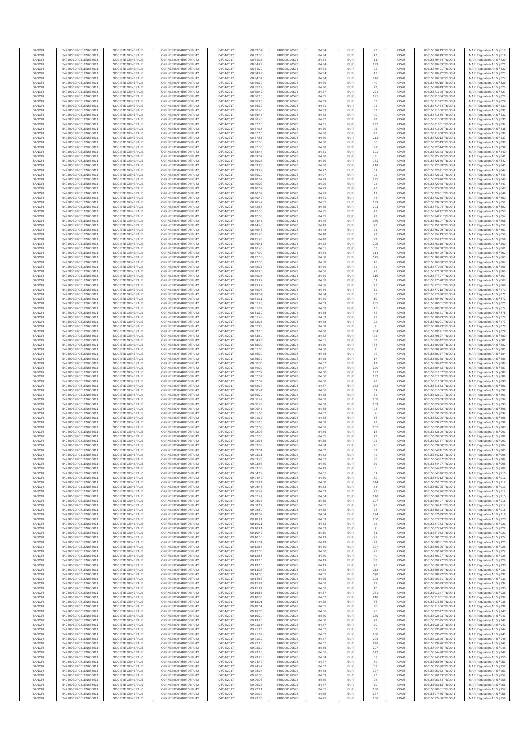| SANOFI | 549300E9PC51EN656011 | SOCIETE GENERALE | O2RNE8IBXP4R0TD8PU42 | 04/04/2017 | 08:33:57 | FR0000120578 | 84.34 | EUR | 23 | XPAR | 00315570213TRLO0-1 | MAR Regulation Art 5 §818 |
|---|---|---|---|---|---|---|---|---|---|---|---|---|
| SANOFI | 549300E9PC51EN656011 | SOCIETE GENERALE | O2RNE8IBXP4R0TD8PU42 | 04/04/2017 | 08:33:58 | FR0000120578 | 84.34 | EUR | 12 | XPAR | 00315570219TRLO0-1 | MAR Regulation Art 5 §819 |
| SANOFI | 549300E9PC51EN656011 | SOCIETE GENERALE | O2RNE8IBXP4R0TD8PU42 | 04/04/2017 | 08:34:25 | FR0000120578 | 84.34 | EUR | 11 | XPAR | 00315570454TRLO0-1 | MAR Regulation Art 5 §820 |
| SANOFI | 549300E9PC51EN656011 | SOCIETE GENERALE | O2RNE8IBXP4R0TD8PU42 | 04/04/2017 | 08:34:29 | FR0000120578 | 84.34 | EUR | 183 | XPAR | 00315570489TRLO0-1 | MAR Regulation Art 5 §821 |
| SANOFI | 549300E9PC51EN656011 | SOCIETE GENERALE | O2RNE8IBXP4R0TD8PU42 | 04/04/2017 | 08:34:29 | FR0000120578 | 84.34 | EUR | 23 | XPAR | 00315570491TRLO0-1 | MAR Regulation Art 5 §822 |
| SANOFI | 549300E9PC51EN656011 | SOCIETE GENERALE | O2RNE8IBXP4R0TD8PU42 | 04/04/2017 | 08:34:29 | FR0000120578 | 84.34 | EUR | 12 | XPAR | 00315570492TRLO0-1 | MAR Regulation Art 5 §823 |
| SANOFI | 549300E9PC51EN656011 | SOCIETE GENERALE | O2RNE8IBXP4R0TD8PU42 | 04/04/2017 | 08:34:54 | FR0000120578 | 84.34 | EUR | 146 | XPAR | 00315570796TRLO0-1 | MAR Regulation Art 5 §824 |
| SANOFI | 549300E9PC51EN656011 | SOCIETE GENERALE | O2RNE8IBXP4R0TD8PU42 | 04/04/2017 | 08:35:19 | FR0000120578 | 84.36 | EUR | 40 | XPAR | 00315570918TRLO0-1 | MAR Regulation Art 5 §825 |
| SANOFI | 549300E9PC51EN656011 | SOCIETE GENERALE | O2RNE8IBXP4R0TD8PU42 | 04/04/2017 | 08:35:19 | FR0000120578 | 84.36 | EUR | 72 | XPAR | 00315570919TRLO0-1 | MAR Regulation Art 5 §826 |
| SANOFI | 549300E9PC51EN656011 | SOCIETE GENERALE | O2RNE8IBXP4R0TD8PU42 | 04/04/2017 | 08:35:42 | FR0000120578 | 84.37 | EUR | 224 | XPAR | 00315571128TRLO0-1 | MAR Regulation Art 5 §827 |
| SANOFI | 549300E9PC51EN656011 | SOCIETE GENERALE | O2RNE8IBXP4R0TD8PU42 | 04/04/2017 | 08:36:10 | FR0000120578 | 84.35 | EUR | 191 | XPAR | 00315571334TRLO0-1 | MAR Regulation Art 5 §828 |
| SANOFI | 549300E9PC51EN656011 | SOCIETE GENERALE | O2RNE8IBXP4R0TD8PU42 | 04/04/2017 | 08:36:20 | FR0000120578 | 84.33 | EUR | 62 | XPAR | 00315571392TRLO0-1 | MAR Regulation Art 5 §829 |
| SANOFI | 549300E9PC51EN656011 | SOCIETE GENERALE | O2RNE8IBXP4R0TD8PU42 | 04/04/2017 | 08:36:32 | FR0000120578 | 84.31 | EUR | 23 | XPAR | 00315571474TRLO0-1 | MAR Regulation Art 5 §830 |
| SANOFI | 549300E9PC51EN656011 | SOCIETE GENERALE | O2RNE8IBXP4R0TD8PU42 | 04/04/2017 | 08:36:46 | FR0000120578 | 84.33 | EUR | 62 | XPAR | 00315571556TRLO0-1 | MAR Regulation Art 5 §831 |
| SANOFI | 549300E9PC51EN656011 | SOCIETE GENERALE | O2RNE8IBXP4R0TD8PU42 | 04/04/2017 | 08:36:46 | FR0000120578 | 84.32 | EUR | 90 | XPAR | 00315571559TRLO0-1 | MAR Regulation Art 5 §832 |
| SANOFI | 549300E9PC51EN656011 | SOCIETE GENERALE | O2RNE8IBXP4R0TD8PU42 | 04/04/2017 | 08:36:46 | FR0000120578 | 84.32 | EUR | 43 | XPAR | 00315571560TRLO0-1 | MAR Regulation Art 5 §833 |
| SANOFI | 549300E9PC51EN656011 | SOCIETE GENERALE | O2RNE8IBXP4R0TD8PU42 | 04/04/2017 | 08:37:15 | FR0000120578 | 84.31 | EUR | 197 | XPAR | 00315571801TRLO0-1 | MAR Regulation Art 5 §834 |
| SANOFI | 549300E9PC51EN656011 | SOCIETE GENERALE | O2RNE8IBXP4R0TD8PU42 | 04/04/2017 | 08:37:15 | FR0000120578 | 84.30 | EUR | 25 | XPAR | 00315571805TRLO0-1 | MAR Regulation Art 5 §835 |
| SANOFI | 549300E9PC51EN656011 | SOCIETE GENERALE | O2RNE8IBXP4R0TD8PU42 | 04/04/2017 | 08:37:15 | FR0000120578 | 84.30 | EUR | 22 | XPAR | 00315571808TRLO0-1 | MAR Regulation Art 5 §836 |
| SANOFI | 549300E9PC51EN656011 | SOCIETE GENERALE | O2RNE8IBXP4R0TD8PU42 | 04/04/2017 | 08:37:58 | FR0000120578 | 84.30 | EUR | 212 | XPAR | 00315572012TRLO0-1 | MAR Regulation Art 5 §837 |
| SANOFI | 549300E9PC51EN656011 | SOCIETE GENERALE | O2RNE8IBXP4R0TD8PU42 | 04/04/2017 | 08:37:58 | FR0000120578 | 84.30 | EUR | 36 | XPAR | 00315572013TRLO0-1 | MAR Regulation Art 5 §838 |
| SANOFI | 549300E9PC51EN656011 | SOCIETE GENERALE | O2RNE8IBXP4R0TD8PU42 | 04/04/2017 | 08:37:58 | FR0000120578 | 84.30 | EUR | 97 | XPAR | 00315572014TRLO0-1 | MAR Regulation Art 5 §839 |
| SANOFI | 549300E9PC51EN656011 | SOCIETE GENERALE | O2RNE8IBXP4R0TD8PU42 | 04/04/2017 | 08:38:44 | FR0000120578 | 84.31 | EUR | 101 | XPAR | 00315572343TRLO0-1 | MAR Regulation Art 5 §840 |
| SANOFI | 549300E9PC51EN656011 | SOCIETE GENERALE | O2RNE8IBXP4R0TD8PU42 | 04/04/2017 | 08:39:09 | FR0000120578 | 84.30 | EUR | 9 | XPAR | 00315572495TRLO0-1 | MAR Regulation Art 5 §841 |
| SANOFI | 549300E9PC51EN656011 | SOCIETE GENERALE | O2RNE8IBXP4R0TD8PU42 | 04/04/2017 | 08:39:23 | FR0000120578 | 84.30 | EUR | 281 | XPAR | 00315572590TRLO0-1 | MAR Regulation Art 5 §842 |
| SANOFI | 549300E9PC51EN656011 | SOCIETE GENERALE | O2RNE8IBXP4R0TD8PU42 | 04/04/2017 | 08:39:23 | FR0000120578 | 84.30 | EUR | 218 | XPAR | 00315572588TRLO0-1 | MAR Regulation Art 5 §843 |
| SANOFI | 549300E9PC51EN656011 | SOCIETE GENERALE | O2RNE8IBXP4R0TD8PU42 | 04/04/2017 | 08:39:29 | FR0000120578 | 84.27 | EUR | 61 | XPAR | 00315572691TRLO0-1 | MAR Regulation Art 5 §844 |
| SANOFI | 549300E9PC51EN656011 | SOCIETE GENERALE | O2RNE8IBXP4R0TD8PU42 | 04/04/2017 | 08:39:29 | FR0000120578 | 84.27 | EUR | 23 | XPAR | 00315572693TRLO0-1 | MAR Regulation Art 5 §845 |
| SANOFI | 549300E9PC51EN656011 | SOCIETE GENERALE | O2RNE8IBXP4R0TD8PU42 | 04/04/2017 | 08:40:02 | FR0000120578 | 84.29 | EUR | 195 | XPAR | 00315572946TRLO0-1 | MAR Regulation Art 5 §846 |
| SANOFI | 549300E9PC51EN656011 | SOCIETE GENERALE | O2RNE8IBXP4R0TD8PU42 | 04/04/2017 | 08:40:02 | FR0000120578 | 84.29 | EUR | 23 | XPAR | 00315572948TRLO0-1 | MAR Regulation Art 5 §847 |
| SANOFI | 549300E9PC51EN656011 | SOCIETE GENERALE | O2RNE8IBXP4R0TD8PU42 | 04/04/2017 | 08:40:02 | FR0000120578 | 84.29 | EUR | 23 | XPAR | 00315572950TRLO0-1 | MAR Regulation Art 5 §848 |
| SANOFI | 549300E9PC51EN656011 | SOCIETE GENERALE | O2RNE8IBXP4R0TD8PU42 | 04/04/2017 | 08:40:02 | FR0000120578 | 84.29 | EUR | 17 | XPAR | 00315572951TRLO0-1 | MAR Regulation Art 5 §849 |
| SANOFI | 549300E9PC51EN656011 | SOCIETE GENERALE | O2RNE8IBXP4R0TD8PU42 | 04/04/2017 | 08:40:42 | FR0000120578 | 84.31 | EUR | 35 | XPAR | 00315573258TRLO0-1 | MAR Regulation Art 5 §850 |
| SANOFI | 549300E9PC51EN656011 | SOCIETE GENERALE | O2RNE8IBXP4R0TD8PU42 | 04/04/2017 | 08:40:42 | FR0000120578 | 84.31 | EUR | 139 | XPAR | 00315573259TRLO0-1 | MAR Regulation Art 5 §851 |
| SANOFI | 549300E9PC51EN656011 | SOCIETE GENERALE | O2RNE8IBXP4R0TD8PU42 | 04/04/2017 | 08:42:58 | FR0000120578 | 84.35 | EUR | 703 | XPAR | 00315574204TRLO0-1 | MAR Regulation Art 5 §852 |
| SANOFI | 549300E9PC51EN656011 | SOCIETE GENERALE | O2RNE8IBXP4R0TD8PU42 | 04/04/2017 | 08:42:58 | FR0000120578 | 84.35 | EUR | 23 | XPAR | 00315574217TRLO0-1 | MAR Regulation Art 5 §853 |
| SANOFI | 549300E9PC51EN656011 | SOCIETE GENERALE | O2RNE8IBXP4R0TD8PU42 | 04/04/2017 | 08:42:58 | FR0000120578 | 84.35 | EUR | 23 | XPAR | 00315574221TRLO0-1 | MAR Regulation Art 5 §854 |
| SANOFI | 549300E9PC51EN656011 | SOCIETE GENERALE | O2RNE8IBXP4R0TD8PU42 | 04/04/2017 | 08:44:45 | FR0000120578 | 84.49 | EUR | 150 | XPAR | 00315575107TRLO0-1 | MAR Regulation Art 5 §855 |
| SANOFI | 549300E9PC51EN656011 | SOCIETE GENERALE | O2RNE8IBXP4R0TD8PU42 | 04/04/2017 | 08:44:45 | FR0000120578 | 84.49 | EUR | 23 | XPAR | 00315575108TRLO0-1 | MAR Regulation Art 5 §856 |
| SANOFI | 549300E9PC51EN656011 | SOCIETE GENERALE | O2RNE8IBXP4R0TD8PU42 | 04/04/2017 | 08:45:48 | FR0000120578 | 84.48 | EUR | 74 | XPAR | 00315575709TRLO0-1 | MAR Regulation Art 5 §857 |
| SANOFI | 549300E9PC51EN656011 | SOCIETE GENERALE | O2RNE8IBXP4R0TD8PU42 | 04/04/2017 | 08:45:48 | FR0000120578 | 84.48 | EUR | 27 | XPAR | 00315575713TRLO0-1 | MAR Regulation Art 5 §858 |
| SANOFI | 549300E9PC51EN656011 | SOCIETE GENERALE | O2RNE8IBXP4R0TD8PU42 | 04/04/2017 | 08:45:48 | FR0000120578 | 84.48 | EUR | 47 | XPAR | 00315575717TRLO0-1 | MAR Regulation Art 5 §859 |
| SANOFI | 549300E9PC51EN656011 | SOCIETE GENERALE | O2RNE8IBXP4R0TD8PU42 | 04/04/2017 | 08:46:41 | FR0000120578 | 84.52 | EUR | 205 | XPAR | 00315576210TRLO0-1 | MAR Regulation Art 5 §860 |
| SANOFI | 549300E9PC51EN656011 | SOCIETE GENERALE | O2RNE8IBXP4R0TD8PU42 | 04/04/2017 | 08:46:45 | FR0000120578 | 84.51 | EUR | 62 | XPAR | 00315576260TRLO0-1 | MAR Regulation Art 5 §861 |
| SANOFI | 549300E9PC51EN656011 | SOCIETE GENERALE | O2RNE8IBXP4R0TD8PU42 | 04/04/2017 | 08:47:09 | FR0000120578 | 84.54 | EUR | 114 | XPAR | 00315576499TRLO0-1 | MAR Regulation Art 5 §862 |
| SANOFI | 549300E9PC51EN656011 | SOCIETE GENERALE | O2RNE8IBXP4R0TD8PU42 | 04/04/2017 | 08:47:50 | FR0000120578 | 84.58 | EUR | 175 | XPAR | 00315576798TRLO0-1 | MAR Regulation Art 5 §863 |
| SANOFI | 549300E9PC51EN656011 | SOCIETE GENERALE | O2RNE8IBXP4R0TD8PU42 | 04/04/2017 | 08:47:50 | FR0000120578 | 84.58 | EUR | 18 | XPAR | 00315576800TRLO0-1 | MAR Regulation Art 5 §864 |
| SANOFI | 549300E9PC51EN656011 | SOCIETE GENERALE | O2RNE8IBXP4R0TD8PU42 | 04/04/2017 | 08:48:25 | FR0000120578 | 84.56 | EUR | 53 | XPAR | 00315577096TRLO0-1 | MAR Regulation Art 5 §865 |
| SANOFI | 549300E9PC51EN656011 | SOCIETE GENERALE | O2RNE8IBXP4R0TD8PU42 | 04/04/2017 | 08:48:25 | FR0000120578 | 84.56 | EUR | 29 | XPAR | 00315577100TRLO0-1 | MAR Regulation Art 5 §866 |
| SANOFI | 549300E9PC51EN656011 | SOCIETE GENERALE | O2RNE8IBXP4R0TD8PU42 | 04/04/2017 | 08:49:05 | FR0000120578 | 84.60 | EUR | 110 | XPAR | 00315577407TRLO0-1 | MAR Regulation Art 5 §867 |
| SANOFI | 549300E9PC51EN656011 | SOCIETE GENERALE | O2RNE8IBXP4R0TD8PU42 | 04/04/2017 | 08:49:22 | FR0000120578 | 84.58 | EUR | 61 | XPAR | 00315577528TRLO0-1 | MAR Regulation Art 5 §868 |
| SANOFI | 549300E9PC51EN656011 | SOCIETE GENERALE | O2RNE8IBXP4R0TD8PU42 | 04/04/2017 | 08:49:22 | FR0000120578 | 84.58 | EUR | 23 | XPAR | 00315577531TRLO0-1 | MAR Regulation Art 5 §869 |
| SANOFI | 549300E9PC51EN656011 | SOCIETE GENERALE | O2RNE8IBXP4R0TD8PU42 | 04/04/2017 | 08:49:38 | FR0000120578 | 84.56 | EUR | 62 | XPAR | 00315577718TRLO0-1 | MAR Regulation Art 5 §870 |
| SANOFI | 549300E9PC51EN656011 | SOCIETE GENERALE | O2RNE8IBXP4R0TD8PU42 | 04/04/2017 | 08:49:57 | FR0000120578 | 84.54 | EUR | 62 | XPAR | 00315577838TRLO0-1 | MAR Regulation Art 5 §871 |
| SANOFI | 549300E9PC51EN656011 | SOCIETE GENERALE | O2RNE8IBXP4R0TD8PU42 | 04/04/2017 | 08:51:11 | FR0000120578 | 84.59 | EUR | 19 | XPAR | 00315578476TRLO0-1 | MAR Regulation Art 5 §872 |
| SANOFI | 549300E9PC51EN656011 | SOCIETE GENERALE | O2RNE8IBXP4R0TD8PU42 | 04/04/2017 | 08:51:28 | FR0000120578 | 84.59 | EUR | 235 | XPAR | 00315578601TRLO0-1 | MAR Regulation Art 5 §873 |
| SANOFI | 549300E9PC51EN656011 | SOCIETE GENERALE | O2RNE8IBXP4R0TD8PU42 | 04/04/2017 | 08:51:39 | FR0000120578 | 84.58 | EUR | 16 | XPAR | 00315578660TRLO0-1 | MAR Regulation Art 5 §874 |
| SANOFI | 549300E9PC51EN656011 | SOCIETE GENERALE | O2RNE8IBXP4R0TD8PU42 | 04/04/2017 | 08:51:39 | FR0000120578 | 84.58 | EUR | 88 | XPAR | 00315578665TRLO0-1 | MAR Regulation Art 5 §875 |
| SANOFI | 549300E9PC51EN656011 | SOCIETE GENERALE | O2RNE8IBXP4R0TD8PU42 | 04/04/2017 | 08:51:48 | FR0000120578 | 84.59 | EUR | 49 | XPAR | 00315578693TRLO0-1 | MAR Regulation Art 5 §876 |
| SANOFI | 549300E9PC51EN656011 | SOCIETE GENERALE | O2RNE8IBXP4R0TD8PU42 | 04/04/2017 | 08:52:23 | FR0000120578 | 84.58 | EUR | 92 | XPAR | 00315578921TRLO0-1 | MAR Regulation Art 5 §877 |
| SANOFI | 549300E9PC51EN656011 | SOCIETE GENERALE | O2RNE8IBXP4R0TD8PU42 | 04/04/2017 | 08:52:23 | FR0000120578 | 84.58 | EUR | 7 | XPAR | 00315578923TRLO0-1 | MAR Regulation Art 5 §878 |
| SANOFI | 549300E9PC51EN656011 | SOCIETE GENERALE | O2RNE8IBXP4R0TD8PU42 | 04/04/2017 | 08:53:10 | FR0000120578 | 84.60 | EUR | 204 | XPAR | 00315579191TRLO0-1 | MAR Regulation Art 5 §879 |
| SANOFI | 549300E9PC51EN656011 | SOCIETE GENERALE | O2RNE8IBXP4R0TD8PU42 | 04/04/2017 | 08:53:59 | FR0000120578 | 84.62 | EUR | 73 | XPAR | 00315579527TRLO0-1 | MAR Regulation Art 5 §880 |
| SANOFI | 549300E9PC51EN656011 | SOCIETE GENERALE | O2RNE8IBXP4R0TD8PU42 | 04/04/2017 | 08:54:23 | FR0000120578 | 84.61 | EUR | 60 | XPAR | 00315579642TRLO0-1 | MAR Regulation Art 5 §881 |
| SANOFI | 549300E9PC51EN656011 | SOCIETE GENERALE | O2RNE8IBXP4R0TD8PU42 | 04/04/2017 | 08:55:02 | FR0000120578 | 84.60 | EUR | 84 | XPAR | 00315580038TRLO0-1 | MAR Regulation Art 5 §882 |
| SANOFI | 549300E9PC51EN656011 | SOCIETE GENERALE | O2RNE8IBXP4R0TD8PU42 | 04/04/2017 | 08:55:30 | FR0000120578 | 84.58 | EUR | 7 | XPAR | 00315580276TRLO0-1 | MAR Regulation Art 5 §883 |
| SANOFI | 549300E9PC51EN656011 | SOCIETE GENERALE | O2RNE8IBXP4R0TD8PU42 | 04/04/2017 | 08:55:30 | FR0000120578 | 84.58 | EUR | 39 | XPAR | 00315580277TRLO0-1 | MAR Regulation Art 5 §884 |
| SANOFI | 549300E9PC51EN656011 | SOCIETE GENERALE | O2RNE8IBXP4R0TD8PU42 | 04/04/2017 | 08:55:30 | FR0000120578 | 84.58 | EUR | 17 | XPAR | 00315580278TRLO0-1 | MAR Regulation Art 5 §885 |
| SANOFI | 549300E9PC51EN656011 | SOCIETE GENERALE | O2RNE8IBXP4R0TD8PU42 | 04/04/2017 | 08:56:00 | FR0000120578 | 84.57 | EUR | 17 | XPAR | 00315580472TRLO0-1 | MAR Regulation Art 5 §886 |
| SANOFI | 549300E9PC51EN656011 | SOCIETE GENERALE | O2RNE8IBXP4R0TD8PU42 | 04/04/2017 | 08:56:00 | FR0000120578 | 84.57 | EUR | 120 | XPAR | 00315580473TRLO0-1 | MAR Regulation Art 5 §887 |
| SANOFI | 549300E9PC51EN656011 | SOCIETE GENERALE | O2RNE8IBXP4R0TD8PU42 | 04/04/2017 | 08:57:32 | FR0000120578 | 84.60 | EUR | 197 | XPAR | 00315581157TRLO0-1 | MAR Regulation Art 5 §888 |
| SANOFI | 549300E9PC51EN656011 | SOCIETE GENERALE | O2RNE8IBXP4R0TD8PU42 | 04/04/2017 | 08:57:32 | FR0000120578 | 84.60 | EUR | 132 | XPAR | 00315581159TRLO0-1 | MAR Regulation Art 5 §889 |
| SANOFI | 549300E9PC51EN656011 | SOCIETE GENERALE | O2RNE8IBXP4R0TD8PU42 | 04/04/2017 | 08:57:32 | FR0000120578 | 84.60 | EUR | 23 | XPAR | 00315581160TRLO0-1 | MAR Regulation Art 5 §890 |
| SANOFI | 549300E9PC51EN656011 | SOCIETE GENERALE | O2RNE8IBXP4R0TD8PU42 | 04/04/2017 | 08:58:24 | FR0000120578 | 84.57 | EUR | 182 | XPAR | 00315581583TRLO0-1 | MAR Regulation Art 5 §891 |
| SANOFI | 549300E9PC51EN656011 | SOCIETE GENERALE | O2RNE8IBXP4R0TD8PU42 | 04/04/2017 | 08:58:44 | FR0000120578 | 84.56 | EUR | 61 | XPAR | 00315581669TRLO0-1 | MAR Regulation Art 5 §892 |
| SANOFI | 549300E9PC51EN656011 | SOCIETE GENERALE | O2RNE8IBXP4R0TD8PU42 | 04/04/2017 | 08:59:20 | FR0000120578 | 84.58 | EUR | 83 | XPAR | 00315582191TRLO0-1 | MAR Regulation Art 5 §893 |
| SANOFI | 549300E9PC51EN656011 | SOCIETE GENERALE | O2RNE8IBXP4R0TD8PU42 | 04/04/2017 | 09:00:42 | FR0000120578 | 84.58 | EUR | 186 | XPAR | 00315582959TRLO0-1 | MAR Regulation Art 5 §894 |
| SANOFI | 549300E9PC51EN656011 | SOCIETE GENERALE | O2RNE8IBXP4R0TD8PU42 | 04/04/2017 | 09:00:43 | FR0000120578 | 84.58 | EUR | 103 | XPAR | 00315582966TRLO0-1 | MAR Regulation Art 5 §895 |
| SANOFI | 549300E9PC51EN656011 | SOCIETE GENERALE | O2RNE8IBXP4R0TD8PU42 | 04/04/2017 | 09:00:43 | FR0000120578 | 84.58 | EUR | 28 | XPAR | 00315582972TRLO0-1 | MAR Regulation Art 5 §896 |
| SANOFI | 549300E9PC51EN656011 | SOCIETE GENERALE | O2RNE8IBXP4R0TD8PU42 | 04/04/2017 | 09:01:00 | FR0000120578 | 84.57 | EUR | 2 | XPAR | 00315583135TRLO0-1 | MAR Regulation Art 5 §897 |
| SANOFI | 549300E9PC51EN656011 | SOCIETE GENERALE | O2RNE8IBXP4R0TD8PU42 | 04/04/2017 | 09:01:16 | FR0000120578 | 84.58 | EUR | 66 | XPAR | 00315583290TRLO0-1 | MAR Regulation Art 5 §898 |
| SANOFI | 549300E9PC51EN656011 | SOCIETE GENERALE | O2RNE8IBXP4R0TD8PU42 | 04/04/2017 | 09:01:16 | FR0000120578 | 84.58 | EUR | 23 | XPAR | 00315583292TRLO0-1 | MAR Regulation Art 5 §899 |
| SANOFI | 549300E9PC51EN656011 | SOCIETE GENERALE | O2RNE8IBXP4R0TD8PU42 | 04/04/2017 | 09:02:03 | FR0000120578 | 84.56 | EUR | 167 | XPAR | 00315583598TRLO0-1 | MAR Regulation Art 5 §900 |
| SANOFI | 549300E9PC51EN656011 | SOCIETE GENERALE | O2RNE8IBXP4R0TD8PU42 | 04/04/2017 | 09:02:03 | FR0000120578 | 84.56 | EUR | 18 | XPAR | 00315583599TRLO0-1 | MAR Regulation Art 5 §901 |
| SANOFI | 549300E9PC51EN656011 | SOCIETE GENERALE | O2RNE8IBXP4R0TD8PU42 | 04/04/2017 | 09:02:36 | FR0000120578 | 84.55 | EUR | 72 | XPAR | 00315583766TRLO0-1 | MAR Regulation Art 5 §902 |
| SANOFI | 549300E9PC51EN656011 | SOCIETE GENERALE | O2RNE8IBXP4R0TD8PU42 | 04/04/2017 | 09:02:36 | FR0000120578 | 84.55 | EUR | 24 | XPAR | 00315583767TRLO0-1 | MAR Regulation Art 5 §903 |
| SANOFI | 549300E9PC51EN656011 | SOCIETE GENERALE | O2RNE8IBXP4R0TD8PU42 | 04/04/2017 | 09:03:03 | FR0000120578 | 84.54 | EUR | 96 | XPAR | 00315583988TRLO0-1 | MAR Regulation Art 5 §904 |
| SANOFI | 549300E9PC51EN656011 | SOCIETE GENERALE | O2RNE8IBXP4R0TD8PU42 | 04/04/2017 | 09:03:31 | FR0000120578 | 84.52 | EUR | 57 | XPAR | 00315584211TRLO0-1 | MAR Regulation Art 5 §905 |
| SANOFI | 549300E9PC51EN656011 | SOCIETE GENERALE | O2RNE8IBXP4R0TD8PU42 | 04/04/2017 | 09:03:31 | FR0000120578 | 84.52 | EUR | 42 | XPAR | 00315584212TRLO0-1 | MAR Regulation Art 5 §906 |
| SANOFI | 549300E9PC51EN656011 | SOCIETE GENERALE | O2RNE8IBXP4R0TD8PU42 | 04/04/2017 | 09:03:45 | FR0000120578 | 84.52 | EUR | 60 | XPAR | 00315584337TRLO0-1 | MAR Regulation Art 5 §907 |
| SANOFI | 549300E9PC51EN656011 | SOCIETE GENERALE | O2RNE8IBXP4R0TD8PU42 | 04/04/2017 | 09:03:58 | FR0000120578 | 84.50 | EUR | 59 | XPAR | 00315584427TRLO0-1 | MAR Regulation Art 5 §908 |
| SANOFI | 549300E9PC51EN656011 | SOCIETE GENERALE | O2RNE8IBXP4R0TD8PU42 | 04/04/2017 | 09:03:58 | FR0000120578 | 84.49 | EUR | 8 | XPAR | 00315584442TRLO0-1 | MAR Regulation Art 5 §909 |
| SANOFI | 549300E9PC51EN656011 | SOCIETE GENERALE | O2RNE8IBXP4R0TD8PU42 | 04/04/2017 | 09:04:19 | FR0000120578 | 84.51 | EUR | 61 | XPAR | 00315584596TRLO0-1 | MAR Regulation Art 5 §910 |
| SANOFI | 549300E9PC51EN656011 | SOCIETE GENERALE | O2RNE8IBXP4R0TD8PU42 | 04/04/2017 | 09:04:42 | FR0000120578 | 84.50 | EUR | 59 | XPAR | 00315584712TRLO0-1 | MAR Regulation Art 5 §911 |
| SANOFI | 549300E9PC51EN656011 | SOCIETE GENERALE | O2RNE8IBXP4R0TD8PU42 | 04/04/2017 | 09:05:24 | FR0000120578 | 84.50 | EUR | 144 | XPAR | 00315585102TRLO0-1 | MAR Regulation Art 5 §912 |
| SANOFI | 549300E9PC51EN656011 | SOCIETE GENERALE | O2RNE8IBXP4R0TD8PU42 | 04/04/2017 | 09:06:47 | FR0000120578 | 84.53 | EUR | 54 | XPAR | 00315585795TRLO0-1 | MAR Regulation Art 5 §913 |
| SANOFI | 549300E9PC51EN656011 | SOCIETE GENERALE | O2RNE8IBXP4R0TD8PU42 | 04/04/2017 | 09:06:47 | FR0000120578 | 84.53 | EUR | 27 | XPAR | 00315585796TRLO0-1 | MAR Regulation Art 5 §914 |
| SANOFI | 549300E9PC51EN656011 | SOCIETE GENERALE | O2RNE8IBXP4R0TD8PU42 | 04/04/2017 | 09:07:49 | FR0000120578 | 84.54 | EUR | 116 | XPAR | 00315586253TRLO0-1 | MAR Regulation Art 5 §915 |
| SANOFI | 549300E9PC51EN656011 | SOCIETE GENERALE | O2RNE8IBXP4R0TD8PU42 | 04/04/2017 | 09:08:17 | FR0000120578 | 84.55 | EUR | 197 | XPAR | 00315586407TRLO0-1 | MAR Regulation Art 5 §916 |
| SANOFI | 549300E9PC51EN656011 | SOCIETE GENERALE | O2RNE8IBXP4R0TD8PU42 | 04/04/2017 | 09:08:17 | FR0000120578 | 84.55 | EUR | 23 | XPAR | 00315586411TRLO0-1 | MAR Regulation Art 5 §917 |
| SANOFI | 549300E9PC51EN656011 | SOCIETE GENERALE | O2RNE8IBXP4R0TD8PU42 | 04/04/2017 | 09:08:50 | FR0000120578 | 84.55 | EUR | 74 | XPAR | 00315586650TRLO0-1 | MAR Regulation Art 5 §918 |
| SANOFI | 549300E9PC51EN656011 | SOCIETE GENERALE | O2RNE8IBXP4R0TD8PU42 | 04/04/2017 | 09:10:09 | FR0000120578 | 84.54 | EUR | 174 | XPAR | 00315587499TRLO0-1 | MAR Regulation Art 5 §919 |
| SANOFI | 549300E9PC51EN656011 | SOCIETE GENERALE | O2RNE8IBXP4R0TD8PU42 | 04/04/2017 | 09:10:21 | FR0000120578 | 84.53 | EUR | 160 | XPAR | 00315587763TRLO0-1 | MAR Regulation Art 5 §920 |
| SANOFI | 549300E9PC51EN656011 | SOCIETE GENERALE | O2RNE8IBXP4R0TD8PU42 | 04/04/2017 | 09:10:21 | FR0000120578 | 84.53 | EUR | 35 | XPAR | 00315587773TRLO0-1 | MAR Regulation Art 5 §921 |
| SANOFI | 549300E9PC51EN656011 | SOCIETE GENERALE | O2RNE8IBXP4R0TD8PU42 | 04/04/2017 | 09:10:21 | FR0000120578 | 84.53 | EUR | 7 | XPAR | 00315587774TRLO0-1 | MAR Regulation Art 5 §922 |
| SANOFI | 549300E9PC51EN656011 | SOCIETE GENERALE | O2RNE8IBXP4R0TD8PU42 | 04/04/2017 | 09:10:42 | FR0000120578 | 84.50 | EUR | 61 | XPAR | 00315587972TRLO0-1 | MAR Regulation Art 5 §923 |
| SANOFI | 549300E9PC51EN656011 | SOCIETE GENERALE | O2RNE8IBXP4R0TD8PU42 | 04/04/2017 | 09:10:58 | FR0000120578 | 84.49 | EUR | 99 | XPAR | 00315588152TRLO0-1 | MAR Regulation Art 5 §924 |
| SANOFI | 549300E9PC51EN656011 | SOCIETE GENERALE | O2RNE8IBXP4R0TD8PU42 | 04/04/2017 | 09:11:34 | FR0000120578 | 84.49 | EUR | 93 | XPAR | 00315588381TRLO0-1 | MAR Regulation Art 5 §925 |
| SANOFI | 549300E9PC51EN656011 | SOCIETE GENERALE | O2RNE8IBXP4R0TD8PU42 | 04/04/2017 | 09:12:58 | FR0000120578 | 84.50 | EUR | 127 | XPAR | 00315589195TRLO0-1 | MAR Regulation Art 5 §926 |
| SANOFI | 549300E9PC51EN656011 | SOCIETE GENERALE | O2RNE8IBXP4R0TD8PU42 | 04/04/2017 | 09:12:58 | FR0000120578 | 84.50 | EUR | 22 | XPAR | 00315589196TRLO0-1 | MAR Regulation Art 5 §927 |
| SANOFI | 549300E9PC51EN656011 | SOCIETE GENERALE | O2RNE8IBXP4R0TD8PU42 | 04/04/2017 | 09:12:58 | FR0000120578 | 84.50 | EUR | 40 | XPAR | 00315589197TRLO0-1 | MAR Regulation Art 5 §928 |
| SANOFI | 549300E9PC51EN656011 | SOCIETE GENERALE | O2RNE8IBXP4R0TD8PU42 | 04/04/2017 | 09:13:10 | FR0000120578 | 84.49 | EUR | 68 | XPAR | 00315589277TRLO0-1 | MAR Regulation Art 5 §929 |
| SANOFI | 549300E9PC51EN656011 | SOCIETE GENERALE | O2RNE8IBXP4R0TD8PU42 | 04/04/2017 | 09:13:10 | FR0000120578 | 84.49 | EUR | 23 | XPAR | 00315589280TRLO0-1 | MAR Regulation Art 5 §930 |
| SANOFI | 549300E9PC51EN656011 | SOCIETE GENERALE | O2RNE8IBXP4R0TD8PU42 | 04/04/2017 | 09:13:27 | FR0000120578 | 84.52 | EUR | 213 | XPAR | 00315589538TRLO0-1 | MAR Regulation Art 5 §931 |
| SANOFI | 549300E9PC51EN656011 | SOCIETE GENERALE | O2RNE8IBXP4R0TD8PU42 | 04/04/2017 | 09:14:36 | FR0000120578 | 84.55 | EUR | 320 | XPAR | 00315590222TRLO0-1 | MAR Regulation Art 5 §932 |
| SANOFI | 549300E9PC51EN656011 | SOCIETE GENERALE | O2RNE8IBXP4R0TD8PU42 | 04/04/2017 | 09:14:56 | FR0000120578 | 84.55 | EUR | 108 | XPAR | 00315590331TRLO0-1 | MAR Regulation Art 5 §933 |
| SANOFI | 549300E9PC51EN656011 | SOCIETE GENERALE | O2RNE8IBXP4R0TD8PU42 | 04/04/2017 | 09:15:24 | FR0000120578 | 84.56 | EUR | 99 | XPAR | 00315590599TRLO0-1 | MAR Regulation Art 5 §934 |
| SANOFI | 549300E9PC51EN656011 | SOCIETE GENERALE | O2RNE8IBXP4R0TD8PU42 | 04/04/2017 | 09:15:24 | FR0000120578 | 84.56 | EUR | 10 | XPAR | 00315590600TRLO0-1 | MAR Regulation Art 5 §935 |
| SANOFI | 549300E9PC51EN656011 | SOCIETE GENERALE | O2RNE8IBXP4R0TD8PU42 | 04/04/2017 | 09:16:55 | FR0000120578 | 84.57 | EUR | 281 | XPAR | 00315591347TRLO0-1 | MAR Regulation Art 5 §936 |
| SANOFI | 549300E9PC51EN656011 | SOCIETE GENERALE | O2RNE8IBXP4R0TD8PU42 | 04/04/2017 | 09:18:00 | FR0000120578 | 84.57 | EUR | 210 | XPAR | 00315591861TRLO0-1 | MAR Regulation Art 5 §937 |
| SANOFI | 549300E9PC51EN656011 | SOCIETE GENERALE | O2RNE8IBXP4R0TD8PU42 | 04/04/2017 | 09:18:01 | FR0000120578 | 84.55 | EUR | 36 | XPAR | 00315591885TRLO0-1 | MAR Regulation Art 5 §938 |
| SANOFI | 549300E9PC51EN656011 | SOCIETE GENERALE | O2RNE8IBXP4R0TD8PU42 | 04/04/2017 | 09:18:01 | FR0000120578 | 84.55 | EUR | 40 | XPAR | 00315591886TRLO0-1 | MAR Regulation Art 5 §939 |
| SANOFI | 549300E9PC51EN656011 | SOCIETE GENERALE | O2RNE8IBXP4R0TD8PU42 | 04/04/2017 | 09:18:30 | FR0000120578 | 84.56 | EUR | 95 | XPAR | 00315592047TRLO0-1 | MAR Regulation Art 5 §940 |
| SANOFI | 549300E9PC51EN656011 | SOCIETE GENERALE | O2RNE8IBXP4R0TD8PU42 | 04/04/2017 | 09:19:20 | FR0000120578 | 84.60 | EUR | 130 | XPAR | 00315592523TRLO0-1 | MAR Regulation Art 5 §941 |
| SANOFI | 549300E9PC51EN656011 | SOCIETE GENERALE | O2RNE8IBXP4R0TD8PU42 | 04/04/2017 | 09:19:20 | FR0000120578 | 84.60 | EUR | 23 | XPAR | 00315592525TRLO0-1 | MAR Regulation Art 5 §942 |
| SANOFI | 549300E9PC51EN656011 | SOCIETE GENERALE | O2RNE8IBXP4R0TD8PU42 | 04/04/2017 | 09:21:15 | FR0000120578 | 84.67 | EUR | 70 | XPAR | 00315593503TRLO0-1 | MAR Regulation Art 5 §943 |
| SANOFI | 549300E9PC51EN656011 | SOCIETE GENERALE | O2RNE8IBXP4R0TD8PU42 | 04/04/2017 | 09:21:20 | FR0000120578 | 84.67 | EUR | 57 | XPAR | 00315593529TRLO0-1 | MAR Regulation Art 5 §944 |
| SANOFI | 549300E9PC51EN656011 | SOCIETE GENERALE | O2RNE8IBXP4R0TD8PU42 | 04/04/2017 | 09:21:32 | FR0000120578 | 84.67 | EUR | 236 | XPAR | 00315593622TRLO0-1 | MAR Regulation Art 5 §945 |
| SANOFI | 549300E9PC51EN656011 | SOCIETE GENERALE | O2RNE8IBXP4R0TD8PU42 | 04/04/2017 | 09:21:32 | FR0000120578 | 84.67 | EUR | 206 | XPAR | 00315593626TRLO0-1 | MAR Regulation Art 5 §946 |
| SANOFI | 549300E9PC51EN656011 | SOCIETE GENERALE | O2RNE8IBXP4R0TD8PU42 | 04/04/2017 | 09:22:18 | FR0000120578 | 84.67 | EUR | 226 | XPAR | 00315593996TRLO0-1 | MAR Regulation Art 5 §947 |
| SANOFI | 549300E9PC51EN656011 | SOCIETE GENERALE | O2RNE8IBXP4R0TD8PU42 | 04/04/2017 | 09:23:12 | FR0000120578 | 84.66 | EUR | 107 | XPAR | 00315594495TRLO0-1 | MAR Regulation Art 5 §948 |
| SANOFI | 549300E9PC51EN656011 | SOCIETE GENERALE | O2RNE8IBXP4R0TD8PU42 | 04/04/2017 | 09:23:13 | FR0000120578 | 84.66 | EUR | 142 | XPAR | 00315594498TRLO0-1 | MAR Regulation Art 5 §949 |
| SANOFI | 549300E9PC51EN656011 | SOCIETE GENERALE | O2RNE8IBXP4R0TD8PU42 | 04/04/2017 | 09:23:23 | FR0000120578 | 84.64 | EUR | 59 | XPAR | 00315594573TRLO0-1 | MAR Regulation Art 5 §950 |
| SANOFI | 549300E9PC51EN656011 | SOCIETE GENERALE | O2RNE8IBXP4R0TD8PU42 | 04/04/2017 | 09:24:42 | FR0000120578 | 84.67 | EUR | 89 | XPAR | 00315595589TRLO0-1 | MAR Regulation Art 5 §951 |
| SANOFI | 549300E9PC51EN656011 | SOCIETE GENERALE | O2RNE8IBXP4R0TD8PU42 | 04/04/2017 | 09:24:42 | FR0000120578 | 84.67 | EUR | 69 | XPAR | 00315595590TRLO0-1 | MAR Regulation Art 5 §952 |
| SANOFI | 549300E9PC51EN656011 | SOCIETE GENERALE | O2RNE8IBXP4R0TD8PU42 | 04/04/2017 | 09:25:34 | FR0000120578 | 84.68 | EUR | 127 | XPAR | 00315595932TRLO0-1 | MAR Regulation Art 5 §953 |
| SANOFI | 549300E9PC51EN656011 | SOCIETE GENERALE | O2RNE8IBXP4R0TD8PU42 | 04/04/2017 | 09:26:08 | FR0000120578 | 84.69 | EUR | 22 | XPAR | 00315596133TRLO0-1 | MAR Regulation Art 5 §954 |
| SANOFI | 549300E9PC51EN656011 | SOCIETE GENERALE | O2RNE8IBXP4R0TD8PU42 | 04/04/2017 | 09:26:08 | FR0000120578 | 84.69 | EUR | 95 | XPAR | 00315596134TRLO0-1 | MAR Regulation Art 5 §955 |
| SANOFI | 549300E9PC51EN656011 | SOCIETE GENERALE | O2RNE8IBXP4R0TD8PU42 | 04/04/2017 | 09:26:27 | FR0000120578 | 84.67 | EUR | 60 | XPAR | 00315596137TRLO0-1 | MAR Regulation Art 5 §956 |
| SANOFI | 549300E9PC51EN656011 | SOCIETE GENERALE | O2RNE8IBXP4R0TD8PU42 | 04/04/2017 | 09:27:21 | FR0000120578 | 84.65 | EUR | 130 | XPAR | 00315596601TRLO0-1 | MAR Regulation Art 5 §957 |
| SANOFI | 549300E9PC51EN656011 | SOCIETE GENERALE | O2RNE8IBXP4R0TD8PU42 | 04/04/2017 | 09:29:30 | FR0000120578 | 84.75 | EUR | 137 | XPAR | 00315597485TRLO0-1 | MAR Regulation Art 5 §958 |
| SANOFI | 549300E9PC51EN656011 | SOCIETE GENERALE | O2RNE8IBXP4R0TD8PU42 | 04/04/2017 | 09:29:30 | FR0000120578 | 84.75 | EUR | 186 | XPAR | 00315597486TRLO0-1 | MAR Regulation Art 5 §959 |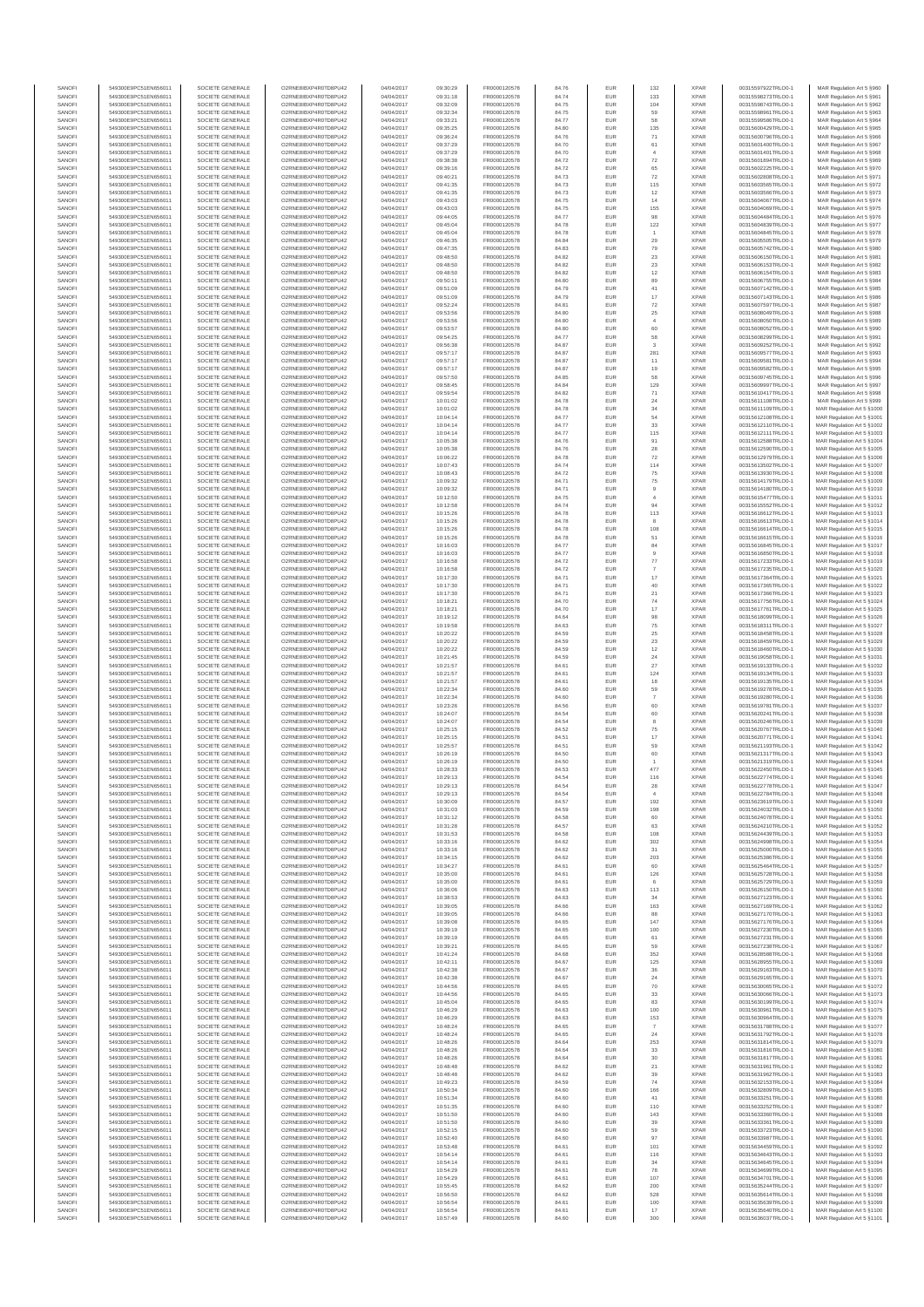| SANOFI | 549300E9PC51EN656011 | SOCIETE GENERALE | O2RNE8IBXP4R0TD8PU42 | 04/04/2017 | 09:30:29 | FR0000120578 | 84.76 | EUR | 132 | XPAR | 00315597922TRLO0-1 | MAR Regulation Art 5 §960 |
|---|---|---|---|---|---|---|---|---|---|---|---|---|
| SANOFI | 549300E9PC51EN656011 | SOCIETE GENERALE | O2RNE8IBXP4R0TD8PU42 | 04/04/2017 | 09:31:18 | FR0000120578 | 84.74 | EUR | 133 | XPAR | 00315598273TRLO0-1 | MAR Regulation Art 5 §961 |
| SANOFI | 549300E9PC51EN656011 | SOCIETE GENERALE | O2RNE8IBXP4R0TD8PU42 | 04/04/2017 | 09:32:09 | FR0000120578 | 84.75 | EUR | 104 | XPAR | 00315598743TRLO0-1 | MAR Regulation Art 5 §962 |
| SANOFI | 549300E9PC51EN656011 | SOCIETE GENERALE | O2RNE8IBXP4R0TD8PU42 | 04/04/2017 | 09:32:34 | FR0000120578 | 84.75 | EUR | 59 | XPAR | 00315598961TRLO0-1 | MAR Regulation Art 5 §963 |
| SANOFI | 549300E9PC51EN656011 | SOCIETE GENERALE | O2RNE8IBXP4R0TD8PU42 | 04/04/2017 | 09:33:21 | FR0000120578 | 84.77 | EUR | 58 | XPAR | 00315599586TRLO0-1 | MAR Regulation Art 5 §964 |
| SANOFI | 549300E9PC51EN656011 | SOCIETE GENERALE | O2RNE8IBXP4R0TD8PU42 | 04/04/2017 | 09:35:25 | FR0000120578 | 84.80 | EUR | 135 | XPAR | 00315600429TRLO0-1 | MAR Regulation Art 5 §965 |
| SANOFI | 549300E9PC51EN656011 | SOCIETE GENERALE | O2RNE8IBXP4R0TD8PU42 | 04/04/2017 | 09:36:24 | FR0000120578 | 84.76 | EUR | 71 | XPAR | 00315600796TRLO0-1 | MAR Regulation Art 5 §966 |
| SANOFI | 549300E9PC51EN656011 | SOCIETE GENERALE | O2RNE8IBXP4R0TD8PU42 | 04/04/2017 | 09:37:29 | FR0000120578 | 84.70 | EUR | 61 | XPAR | 00315601400TRLO0-1 | MAR Regulation Art 5 §967 |
| SANOFI | 549300E9PC51EN656011 | SOCIETE GENERALE | O2RNE8IBXP4R0TD8PU42 | 04/04/2017 | 09:37:29 | FR0000120578 | 84.70 | EUR | 4 | XPAR | 00315601401TRLO0-1 | MAR Regulation Art 5 §968 |
| SANOFI | 549300E9PC51EN656011 | SOCIETE GENERALE | O2RNE8IBXP4R0TD8PU42 | 04/04/2017 | 09:38:38 | FR0000120578 | 84.72 | EUR | 72 | XPAR | 00315601894TRLO0-1 | MAR Regulation Art 5 §969 |
| SANOFI | 549300E9PC51EN656011 | SOCIETE GENERALE | O2RNE8IBXP4R0TD8PU42 | 04/04/2017 | 09:39:16 | FR0000120578 | 84.72 | EUR | 65 | XPAR | 00315602225TRLO0-1 | MAR Regulation Art 5 §970 |
| SANOFI | 549300E9PC51EN656011 | SOCIETE GENERALE | O2RNE8IBXP4R0TD8PU42 | 04/04/2017 | 09:40:21 | FR0000120578 | 84.73 | EUR | 72 | XPAR | 00315602808TRLO0-1 | MAR Regulation Art 5 §971 |
| SANOFI | 549300E9PC51EN656011 | SOCIETE GENERALE | O2RNE8IBXP4R0TD8PU42 | 04/04/2017 | 09:41:35 | FR0000120578 | 84.73 | EUR | 115 | XPAR | 00315603565TRLO0-1 | MAR Regulation Art 5 §972 |
| SANOFI | 549300E9PC51EN656011 | SOCIETE GENERALE | O2RNE8IBXP4R0TD8PU42 | 04/04/2017 | 09:41:35 | FR0000120578 | 84.73 | EUR | 12 | XPAR | 00315603566TRLO0-1 | MAR Regulation Art 5 §973 |
| SANOFI | 549300E9PC51EN656011 | SOCIETE GENERALE | O2RNE8IBXP4R0TD8PU42 | 04/04/2017 | 09:43:03 | FR0000120578 | 84.75 | EUR | 14 | XPAR | 00315604067TRLO0-1 | MAR Regulation Art 5 §974 |
| SANOFI | 549300E9PC51EN656011 | SOCIETE GENERALE | O2RNE8IBXP4R0TD8PU42 | 04/04/2017 | 09:43:03 | FR0000120578 | 84.75 | EUR | 155 | XPAR | 00315604069TRLO0-1 | MAR Regulation Art 5 §975 |
| SANOFI | 549300E9PC51EN656011 | SOCIETE GENERALE | O2RNE8IBXP4R0TD8PU42 | 04/04/2017 | 09:44:05 | FR0000120578 | 84.77 | EUR | 98 | XPAR | 00315604484TRLO0-1 | MAR Regulation Art 5 §976 |
| SANOFI | 549300E9PC51EN656011 | SOCIETE GENERALE | O2RNE8IBXP4R0TD8PU42 | 04/04/2017 | 09:45:04 | FR0000120578 | 84.78 | EUR | 122 | XPAR | 00315604839TRLO0-1 | MAR Regulation Art 5 §977 |
| SANOFI | 549300E9PC51EN656011 | SOCIETE GENERALE | O2RNE8IBXP4R0TD8PU42 | 04/04/2017 | 09:45:04 | FR0000120578 | 84.78 | EUR | 1 | XPAR | 00315604845TRLO0-1 | MAR Regulation Art 5 §978 |
| SANOFI | 549300E9PC51EN656011 | SOCIETE GENERALE | O2RNE8IBXP4R0TD8PU42 | 04/04/2017 | 09:46:35 | FR0000120578 | 84.84 | EUR | 29 | XPAR | 00315605505TRLO0-1 | MAR Regulation Art 5 §979 |
| SANOFI | 549300E9PC51EN656011 | SOCIETE GENERALE | O2RNE8IBXP4R0TD8PU42 | 04/04/2017 | 09:47:35 | FR0000120578 | 84.83 | EUR | 79 | XPAR | 00315605742TRLO0-1 | MAR Regulation Art 5 §980 |
| SANOFI | 549300E9PC51EN656011 | SOCIETE GENERALE | O2RNE8IBXP4R0TD8PU42 | 04/04/2017 | 09:48:50 | FR0000120578 | 84.82 | EUR | 23 | XPAR | 00315606150TRLO0-1 | MAR Regulation Art 5 §981 |
| SANOFI | 549300E9PC51EN656011 | SOCIETE GENERALE | O2RNE8IBXP4R0TD8PU42 | 04/04/2017 | 09:48:50 | FR0000120578 | 84.82 | EUR | 23 | XPAR | 00315606153TRLO0-1 | MAR Regulation Art 5 §982 |
| SANOFI | 549300E9PC51EN656011 | SOCIETE GENERALE | O2RNE8IBXP4R0TD8PU42 | 04/04/2017 | 09:48:50 | FR0000120578 | 84.82 | EUR | 12 | XPAR | 00315606154TRLO0-1 | MAR Regulation Art 5 §983 |
| SANOFI | 549300E9PC51EN656011 | SOCIETE GENERALE | O2RNE8IBXP4R0TD8PU42 | 04/04/2017 | 09:50:11 | FR0000120578 | 84.80 | EUR | 89 | XPAR | 00315606755TRLO0-1 | MAR Regulation Art 5 §984 |
| SANOFI | 549300E9PC51EN656011 | SOCIETE GENERALE | O2RNE8IBXP4R0TD8PU42 | 04/04/2017 | 09:51:09 | FR0000120578 | 84.79 | EUR | 41 | XPAR | 00315607142TRLO0-1 | MAR Regulation Art 5 §985 |
| SANOFI | 549300E9PC51EN656011 | SOCIETE GENERALE | O2RNE8IBXP4R0TD8PU42 | 04/04/2017 | 09:51:09 | FR0000120578 | 84.79 | EUR | 17 | XPAR | 00315607143TRLO0-1 | MAR Regulation Art 5 §986 |
| SANOFI | 549300E9PC51EN656011 | SOCIETE GENERALE | O2RNE8IBXP4R0TD8PU42 | 04/04/2017 | 09:52:24 | FR0000120578 | 84.81 | EUR | 72 | XPAR | 00315607597TRLO0-1 | MAR Regulation Art 5 §987 |
| SANOFI | 549300E9PC51EN656011 | SOCIETE GENERALE | O2RNE8IBXP4R0TD8PU42 | 04/04/2017 | 09:53:56 | FR0000120578 | 84.80 | EUR | 25 | XPAR | 00315608049TRLO0-1 | MAR Regulation Art 5 §988 |
| SANOFI | 549300E9PC51EN656011 | SOCIETE GENERALE | O2RNE8IBXP4R0TD8PU42 | 04/04/2017 | 09:53:56 | FR0000120578 | 84.80 | EUR | 4 | XPAR | 00315608050TRLO0-1 | MAR Regulation Art 5 §989 |
| SANOFI | 549300E9PC51EN656011 | SOCIETE GENERALE | O2RNE8IBXP4R0TD8PU42 | 04/04/2017 | 09:53:57 | FR0000120578 | 84.80 | EUR | 60 | XPAR | 00315608052TRLO0-1 | MAR Regulation Art 5 §990 |
| SANOFI | 549300E9PC51EN656011 | SOCIETE GENERALE | O2RNE8IBXP4R0TD8PU42 | 04/04/2017 | 09:54:25 | FR0000120578 | 84.77 | EUR | 58 | XPAR | 00315608299TRLO0-1 | MAR Regulation Art 5 §991 |
| SANOFI | 549300E9PC51EN656011 | SOCIETE GENERALE | O2RNE8IBXP4R0TD8PU42 | 04/04/2017 | 09:56:38 | FR0000120578 | 84.87 | EUR | 3 | XPAR | 00315609252TRLO0-1 | MAR Regulation Art 5 §992 |
| SANOFI | 549300E9PC51EN656011 | SOCIETE GENERALE | O2RNE8IBXP4R0TD8PU42 | 04/04/2017 | 09:57:17 | FR0000120578 | 84.87 | EUR | 281 | XPAR | 00315609577TRLO0-1 | MAR Regulation Art 5 §993 |
| SANOFI | 549300E9PC51EN656011 | SOCIETE GENERALE | O2RNE8IBXP4R0TD8PU42 | 04/04/2017 | 09:57:17 | FR0000120578 | 84.87 | EUR | 11 | XPAR | 00315609581TRLO0-1 | MAR Regulation Art 5 §994 |
| SANOFI | 549300E9PC51EN656011 | SOCIETE GENERALE | O2RNE8IBXP4R0TD8PU42 | 04/04/2017 | 09:57:17 | FR0000120578 | 84.87 | EUR | 19 | XPAR | 00315609582TRLO0-1 | MAR Regulation Art 5 §995 |
| SANOFI | 549300E9PC51EN656011 | SOCIETE GENERALE | O2RNE8IBXP4R0TD8PU42 | 04/04/2017 | 09:57:50 | FR0000120578 | 84.85 | EUR | 58 | XPAR | 00315609745TRLO0-1 | MAR Regulation Art 5 §996 |
| SANOFI | 549300E9PC51EN656011 | SOCIETE GENERALE | O2RNE8IBXP4R0TD8PU42 | 04/04/2017 | 09:58:45 | FR0000120578 | 84.84 | EUR | 129 | XPAR | 00315609997TRLO0-1 | MAR Regulation Art 5 §997 |
| SANOFI | 549300E9PC51EN656011 | SOCIETE GENERALE | O2RNE8IBXP4R0TD8PU42 | 04/04/2017 | 09:59:54 | FR0000120578 | 84.82 | EUR | 71 | XPAR | 00315610417TRLO0-1 | MAR Regulation Art 5 §998 |
| SANOFI | 549300E9PC51EN656011 | SOCIETE GENERALE | O2RNE8IBXP4R0TD8PU42 | 04/04/2017 | 10:01:02 | FR0000120578 | 84.78 | EUR | 24 | XPAR | 00315611087TRLO0-1 | MAR Regulation Art 5 §999 |
| SANOFI | 549300E9PC51EN656011 | SOCIETE GENERALE | O2RNE8IBXP4R0TD8PU42 | 04/04/2017 | 10:01:02 | FR0000120578 | 84.78 | EUR | 34 | XPAR | 00315611109TRLO0-1 | MAR Regulation Art 5 §1000 |
| SANOFI | 549300E9PC51EN656011 | SOCIETE GENERALE | O2RNE8IBXP4R0TD8PU42 | 04/04/2017 | 10:04:14 | FR0000120578 | 84.77 | EUR | 54 | XPAR | 00315612108TRLO0-1 | MAR Regulation Art 5 §1001 |
| SANOFI | 549300E9PC51EN656011 | SOCIETE GENERALE | O2RNE8IBXP4R0TD8PU42 | 04/04/2017 | 10:04:14 | FR0000120578 | 84.77 | EUR | 33 | XPAR | 00315612110TRLO0-1 | MAR Regulation Art 5 §1002 |
| SANOFI | 549300E9PC51EN656011 | SOCIETE GENERALE | O2RNE8IBXP4R0TD8PU42 | 04/04/2017 | 10:04:14 | FR0000120578 | 84.77 | EUR | 115 | XPAR | 00315612111TRLO0-1 | MAR Regulation Art 5 §1003 |
| SANOFI | 549300E9PC51EN656011 | SOCIETE GENERALE | O2RNE8IBXP4R0TD8PU42 | 04/04/2017 | 10:05:38 | FR0000120578 | 84.76 | EUR | 91 | XPAR | 00315612588TRLO0-1 | MAR Regulation Art 5 §1004 |
| SANOFI | 549300E9PC51EN656011 | SOCIETE GENERALE | O2RNE8IBXP4R0TD8PU42 | 04/04/2017 | 10:05:38 | FR0000120578 | 84.76 | EUR | 28 | XPAR | 00315612590TRLO0-1 | MAR Regulation Art 5 §1005 |
| SANOFI | 549300E9PC51EN656011 | SOCIETE GENERALE | O2RNE8IBXP4R0TD8PU42 | 04/04/2017 | 10:06:22 | FR0000120578 | 84.78 | EUR | 72 | XPAR | 00315612979TRLO0-1 | MAR Regulation Art 5 §1006 |
| SANOFI | 549300E9PC51EN656011 | SOCIETE GENERALE | O2RNE8IBXP4R0TD8PU42 | 04/04/2017 | 10:07:43 | FR0000120578 | 84.74 | EUR | 114 | XPAR | 00315613502TRLO0-1 | MAR Regulation Art 5 §1007 |
| SANOFI | 549300E9PC51EN656011 | SOCIETE GENERALE | O2RNE8IBXP4R0TD8PU42 | 04/04/2017 | 10:08:43 | FR0000120578 | 84.72 | EUR | 75 | XPAR | 00315613936TRLO0-1 | MAR Regulation Art 5 §1008 |
| SANOFI | 549300E9PC51EN656011 | SOCIETE GENERALE | O2RNE8IBXP4R0TD8PU42 | 04/04/2017 | 10:09:32 | FR0000120578 | 84.71 | EUR | 75 | XPAR | 00315614179TRLO0-1 | MAR Regulation Art 5 §1009 |
| SANOFI | 549300E9PC51EN656011 | SOCIETE GENERALE | O2RNE8IBXP4R0TD8PU42 | 04/04/2017 | 10:09:32 | FR0000120578 | 84.71 | EUR | 9 | XPAR | 00315614180TRLO0-1 | MAR Regulation Art 5 §1010 |
| SANOFI | 549300E9PC51EN656011 | SOCIETE GENERALE | O2RNE8IBXP4R0TD8PU42 | 04/04/2017 | 10:12:50 | FR0000120578 | 84.75 | EUR | 4 | XPAR | 00315615477TRLO0-1 | MAR Regulation Art 5 §1011 |
| SANOFI | 549300E9PC51EN656011 | SOCIETE GENERALE | O2RNE8IBXP4R0TD8PU42 | 04/04/2017 | 10:12:58 | FR0000120578 | 84.74 | EUR | 94 | XPAR | 00315615552TRLO0-1 | MAR Regulation Art 5 §1012 |
| SANOFI | 549300E9PC51EN656011 | SOCIETE GENERALE | O2RNE8IBXP4R0TD8PU42 | 04/04/2017 | 10:15:26 | FR0000120578 | 84.78 | EUR | 113 | XPAR | 00315616612TRLO0-1 | MAR Regulation Art 5 §1013 |
| SANOFI | 549300E9PC51EN656011 | SOCIETE GENERALE | O2RNE8IBXP4R0TD8PU42 | 04/04/2017 | 10:15:26 | FR0000120578 | 84.78 | EUR | 8 | XPAR | 00315616613TRLO0-1 | MAR Regulation Art 5 §1014 |
| SANOFI | 549300E9PC51EN656011 | SOCIETE GENERALE | O2RNE8IBXP4R0TD8PU42 | 04/04/2017 | 10:15:26 | FR0000120578 | 84.78 | EUR | 108 | XPAR | 00315616614TRLO0-1 | MAR Regulation Art 5 §1015 |
| SANOFI | 549300E9PC51EN656011 | SOCIETE GENERALE | O2RNE8IBXP4R0TD8PU42 | 04/04/2017 | 10:15:26 | FR0000120578 | 84.78 | EUR | 51 | XPAR | 00315616615TRLO0-1 | MAR Regulation Art 5 §1016 |
| SANOFI | 549300E9PC51EN656011 | SOCIETE GENERALE | O2RNE8IBXP4R0TD8PU42 | 04/04/2017 | 10:16:03 | FR0000120578 | 84.77 | EUR | 84 | XPAR | 00315616849TRLO0-1 | MAR Regulation Art 5 §1017 |
| SANOFI | 549300E9PC51EN656011 | SOCIETE GENERALE | O2RNE8IBXP4R0TD8PU42 | 04/04/2017 | 10:16:03 | FR0000120578 | 84.77 | EUR | 9 | XPAR | 00315616850TRLO0-1 | MAR Regulation Art 5 §1018 |
| SANOFI | 549300E9PC51EN656011 | SOCIETE GENERALE | O2RNE8IBXP4R0TD8PU42 | 04/04/2017 | 10:16:58 | FR0000120578 | 84.72 | EUR | 77 | XPAR | 00315617233TRLO0-1 | MAR Regulation Art 5 §1019 |
| SANOFI | 549300E9PC51EN656011 | SOCIETE GENERALE | O2RNE8IBXP4R0TD8PU42 | 04/04/2017 | 10:16:58 | FR0000120578 | 84.72 | EUR | 7 | XPAR | 00315617235TRLO0-1 | MAR Regulation Art 5 §1020 |
| SANOFI | 549300E9PC51EN656011 | SOCIETE GENERALE | O2RNE8IBXP4R0TD8PU42 | 04/04/2017 | 10:17:30 | FR0000120578 | 84.71 | EUR | 17 | XPAR | 00315617364TRLO0-1 | MAR Regulation Art 5 §1021 |
| SANOFI | 549300E9PC51EN656011 | SOCIETE GENERALE | O2RNE8IBXP4R0TD8PU42 | 04/04/2017 | 10:17:30 | FR0000120578 | 84.71 | EUR | 40 | XPAR | 00315617365TRLO0-1 | MAR Regulation Art 5 §1022 |
| SANOFI | 549300E9PC51EN656011 | SOCIETE GENERALE | O2RNE8IBXP4R0TD8PU42 | 04/04/2017 | 10:17:30 | FR0000120578 | 84.71 | EUR | 21 | XPAR | 00315617366TRLO0-1 | MAR Regulation Art 5 §1023 |
| SANOFI | 549300E9PC51EN656011 | SOCIETE GENERALE | O2RNE8IBXP4R0TD8PU42 | 04/04/2017 | 10:18:21 | FR0000120578 | 84.70 | EUR | 74 | XPAR | 00315617756TRLO0-1 | MAR Regulation Art 5 §1024 |
| SANOFI | 549300E9PC51EN656011 | SOCIETE GENERALE | O2RNE8IBXP4R0TD8PU42 | 04/04/2017 | 10:18:21 | FR0000120578 | 84.70 | EUR | 17 | XPAR | 00315617761TRLO0-1 | MAR Regulation Art 5 §1025 |
| SANOFI | 549300E9PC51EN656011 | SOCIETE GENERALE | O2RNE8IBXP4R0TD8PU42 | 04/04/2017 | 10:19:12 | FR0000120578 | 84.64 | EUR | 98 | XPAR | 00315618099TRLO0-1 | MAR Regulation Art 5 §1026 |
| SANOFI | 549300E9PC51EN656011 | SOCIETE GENERALE | O2RNE8IBXP4R0TD8PU42 | 04/04/2017 | 10:19:58 | FR0000120578 | 84.63 | EUR | 75 | XPAR | 00315618311TRLO0-1 | MAR Regulation Art 5 §1027 |
| SANOFI | 549300E9PC51EN656011 | SOCIETE GENERALE | O2RNE8IBXP4R0TD8PU42 | 04/04/2017 | 10:20:22 | FR0000120578 | 84.59 | EUR | 25 | XPAR | 00315618458TRLO0-1 | MAR Regulation Art 5 §1028 |
| SANOFI | 549300E9PC51EN656011 | SOCIETE GENERALE | O2RNE8IBXP4R0TD8PU42 | 04/04/2017 | 10:20:22 | FR0000120578 | 84.59 | EUR | 23 | XPAR | 00315618459TRLO0-1 | MAR Regulation Art 5 §1029 |
| SANOFI | 549300E9PC51EN656011 | SOCIETE GENERALE | O2RNE8IBXP4R0TD8PU42 | 04/04/2017 | 10:20:22 | FR0000120578 | 84.59 | EUR | 12 | XPAR | 00315618460TRLO0-1 | MAR Regulation Art 5 §1030 |
| SANOFI | 549300E9PC51EN656011 | SOCIETE GENERALE | O2RNE8IBXP4R0TD8PU42 | 04/04/2017 | 10:21:45 | FR0000120578 | 84.59 | EUR | 24 | XPAR | 00315619058TRLO0-1 | MAR Regulation Art 5 §1031 |
| SANOFI | 549300E9PC51EN656011 | SOCIETE GENERALE | O2RNE8IBXP4R0TD8PU42 | 04/04/2017 | 10:21:57 | FR0000120578 | 84.61 | EUR | 27 | XPAR | 00315619133TRLO0-1 | MAR Regulation Art 5 §1032 |
| SANOFI | 549300E9PC51EN656011 | SOCIETE GENERALE | O2RNE8IBXP4R0TD8PU42 | 04/04/2017 | 10:21:57 | FR0000120578 | 84.61 | EUR | 124 | XPAR | 00315619134TRLO0-1 | MAR Regulation Art 5 §1033 |
| SANOFI | 549300E9PC51EN656011 | SOCIETE GENERALE | O2RNE8IBXP4R0TD8PU42 | 04/04/2017 | 10:21:57 | FR0000120578 | 84.61 | EUR | 18 | XPAR | 00315619135TRLO0-1 | MAR Regulation Art 5 §1034 |
| SANOFI | 549300E9PC51EN656011 | SOCIETE GENERALE | O2RNE8IBXP4R0TD8PU42 | 04/04/2017 | 10:22:34 | FR0000120578 | 84.60 | EUR | 59 | XPAR | 00315619278TRLO0-1 | MAR Regulation Art 5 §1035 |
| SANOFI | 549300E9PC51EN656011 | SOCIETE GENERALE | O2RNE8IBXP4R0TD8PU42 | 04/04/2017 | 10:22:34 | FR0000120578 | 84.60 | EUR | 7 | XPAR | 00315619280TRLO0-1 | MAR Regulation Art 5 §1036 |
| SANOFI | 549300E9PC51EN656011 | SOCIETE GENERALE | O2RNE8IBXP4R0TD8PU42 | 04/04/2017 | 10:23:26 | FR0000120578 | 84.56 | EUR | 60 | XPAR | 00315619781TRLO0-1 | MAR Regulation Art 5 §1037 |
| SANOFI | 549300E9PC51EN656011 | SOCIETE GENERALE | O2RNE8IBXP4R0TD8PU42 | 04/04/2017 | 10:24:07 | FR0000120578 | 84.54 | EUR | 60 | XPAR | 00315620241TRLO0-1 | MAR Regulation Art 5 §1038 |
| SANOFI | 549300E9PC51EN656011 | SOCIETE GENERALE | O2RNE8IBXP4R0TD8PU42 | 04/04/2017 | 10:24:07 | FR0000120578 | 84.54 | EUR | 8 | XPAR | 00315620246TRLO0-1 | MAR Regulation Art 5 §1039 |
| SANOFI | 549300E9PC51EN656011 | SOCIETE GENERALE | O2RNE8IBXP4R0TD8PU42 | 04/04/2017 | 10:25:15 | FR0000120578 | 84.52 | EUR | 75 | XPAR | 00315620767TRLO0-1 | MAR Regulation Art 5 §1040 |
| SANOFI | 549300E9PC51EN656011 | SOCIETE GENERALE | O2RNE8IBXP4R0TD8PU42 | 04/04/2017 | 10:25:15 | FR0000120578 | 84.51 | EUR | 17 | XPAR | 00315620771TRLO0-1 | MAR Regulation Art 5 §1041 |
| SANOFI | 549300E9PC51EN656011 | SOCIETE GENERALE | O2RNE8IBXP4R0TD8PU42 | 04/04/2017 | 10:25:57 | FR0000120578 | 84.51 | EUR | 59 | XPAR | 00315621193TRLO0-1 | MAR Regulation Art 5 §1042 |
| SANOFI | 549300E9PC51EN656011 | SOCIETE GENERALE | O2RNE8IBXP4R0TD8PU42 | 04/04/2017 | 10:26:19 | FR0000120578 | 84.50 | EUR | 60 | XPAR | 00315621317TRLO0-1 | MAR Regulation Art 5 §1043 |
| SANOFI | 549300E9PC51EN656011 | SOCIETE GENERALE | O2RNE8IBXP4R0TD8PU42 | 04/04/2017 | 10:26:19 | FR0000120578 | 84.50 | EUR | 1 | XPAR | 00315621319TRLO0-1 | MAR Regulation Art 5 §1044 |
| SANOFI | 549300E9PC51EN656011 | SOCIETE GENERALE | O2RNE8IBXP4R0TD8PU42 | 04/04/2017 | 10:28:33 | FR0000120578 | 84.53 | EUR | 477 | XPAR | 00315622450TRLO0-1 | MAR Regulation Art 5 §1045 |
| SANOFI | 549300E9PC51EN656011 | SOCIETE GENERALE | O2RNE8IBXP4R0TD8PU42 | 04/04/2017 | 10:29:13 | FR0000120578 | 84.54 | EUR | 116 | XPAR | 00315622774TRLO0-1 | MAR Regulation Art 5 §1046 |
| SANOFI | 549300E9PC51EN656011 | SOCIETE GENERALE | O2RNE8IBXP4R0TD8PU42 | 04/04/2017 | 10:29:13 | FR0000120578 | 84.54 | EUR | 28 | XPAR | 00315622778TRLO0-1 | MAR Regulation Art 5 §1047 |
| SANOFI | 549300E9PC51EN656011 | SOCIETE GENERALE | O2RNE8IBXP4R0TD8PU42 | 04/04/2017 | 10:29:13 | FR0000120578 | 84.54 | EUR | 4 | XPAR | 00315622784TRLO0-1 | MAR Regulation Art 5 §1048 |
| SANOFI | 549300E9PC51EN656011 | SOCIETE GENERALE | O2RNE8IBXP4R0TD8PU42 | 04/04/2017 | 10:30:09 | FR0000120578 | 84.57 | EUR | 192 | XPAR | 00315623619TRLO0-1 | MAR Regulation Art 5 §1049 |
| SANOFI | 549300E9PC51EN656011 | SOCIETE GENERALE | O2RNE8IBXP4R0TD8PU42 | 04/04/2017 | 10:31:03 | FR0000120578 | 84.59 | EUR | 198 | XPAR | 00315624032TRLO0-1 | MAR Regulation Art 5 §1050 |
| SANOFI | 549300E9PC51EN656011 | SOCIETE GENERALE | O2RNE8IBXP4R0TD8PU42 | 04/04/2017 | 10:31:12 | FR0000120578 | 84.58 | EUR | 60 | XPAR | 00315624078TRLO0-1 | MAR Regulation Art 5 §1051 |
| SANOFI | 549300E9PC51EN656011 | SOCIETE GENERALE | O2RNE8IBXP4R0TD8PU42 | 04/04/2017 | 10:31:28 | FR0000120578 | 84.57 | EUR | 63 | XPAR | 00315624210TRLO0-1 | MAR Regulation Art 5 §1052 |
| SANOFI | 549300E9PC51EN656011 | SOCIETE GENERALE | O2RNE8IBXP4R0TD8PU42 | 04/04/2017 | 10:31:53 | FR0000120578 | 84.58 | EUR | 108 | XPAR | 00315624439TRLO0-1 | MAR Regulation Art 5 §1053 |
| SANOFI | 549300E9PC51EN656011 | SOCIETE GENERALE | O2RNE8IBXP4R0TD8PU42 | 04/04/2017 | 10:33:16 | FR0000120578 | 84.62 | EUR | 302 | XPAR | 00315624998TRLO0-1 | MAR Regulation Art 5 §1054 |
| SANOFI | 549300E9PC51EN656011 | SOCIETE GENERALE | O2RNE8IBXP4R0TD8PU42 | 04/04/2017 | 10:33:16 | FR0000120578 | 84.62 | EUR | 31 | XPAR | 00315625000TRLO0-1 | MAR Regulation Art 5 §1055 |
| SANOFI | 549300E9PC51EN656011 | SOCIETE GENERALE | O2RNE8IBXP4R0TD8PU42 | 04/04/2017 | 10:34:15 | FR0000120578 | 84.62 | EUR | 203 | XPAR | 00315625386TRLO0-1 | MAR Regulation Art 5 §1056 |
| SANOFI | 549300E9PC51EN656011 | SOCIETE GENERALE | O2RNE8IBXP4R0TD8PU42 | 04/04/2017 | 10:34:27 | FR0000120578 | 84.61 | EUR | 60 | XPAR | 00315625464TRLO0-1 | MAR Regulation Art 5 §1057 |
| SANOFI | 549300E9PC51EN656011 | SOCIETE GENERALE | O2RNE8IBXP4R0TD8PU42 | 04/04/2017 | 10:35:00 | FR0000120578 | 84.61 | EUR | 126 | XPAR | 00315625728TRLO0-1 | MAR Regulation Art 5 §1058 |
| SANOFI | 549300E9PC51EN656011 | SOCIETE GENERALE | O2RNE8IBXP4R0TD8PU42 | 04/04/2017 | 10:35:00 | FR0000120578 | 84.61 | EUR | 6 | XPAR | 00315625729TRLO0-1 | MAR Regulation Art 5 §1059 |
| SANOFI | 549300E9PC51EN656011 | SOCIETE GENERALE | O2RNE8IBXP4R0TD8PU42 | 04/04/2017 | 10:36:06 | FR0000120578 | 84.63 | EUR | 113 | XPAR | 00315626156TRLO0-1 | MAR Regulation Art 5 §1060 |
| SANOFI | 549300E9PC51EN656011 | SOCIETE GENERALE | O2RNE8IBXP4R0TD8PU42 | 04/04/2017 | 10:38:53 | FR0000120578 | 84.63 | EUR | 34 | XPAR | 00315627123TRLO0-1 | MAR Regulation Art 5 §1061 |
| SANOFI | 549300E9PC51EN656011 | SOCIETE GENERALE | O2RNE8IBXP4R0TD8PU42 | 04/04/2017 | 10:39:05 | FR0000120578 | 84.66 | EUR | 163 | XPAR | 00315627169TRLO0-1 | MAR Regulation Art 5 §1062 |
| SANOFI | 549300E9PC51EN656011 | SOCIETE GENERALE | O2RNE8IBXP4R0TD8PU42 | 04/04/2017 | 10:39:05 | FR0000120578 | 84.66 | EUR | 88 | XPAR | 00315627170TRLO0-1 | MAR Regulation Art 5 §1063 |
| SANOFI | 549300E9PC51EN656011 | SOCIETE GENERALE | O2RNE8IBXP4R0TD8PU42 | 04/04/2017 | 10:39:08 | FR0000120578 | 84.65 | EUR | 147 | XPAR | 00315627176TRLO0-1 | MAR Regulation Art 5 §1064 |
| SANOFI | 549300E9PC51EN656011 | SOCIETE GENERALE | O2RNE8IBXP4R0TD8PU42 | 04/04/2017 | 10:39:19 | FR0000120578 | 84.65 | EUR | 100 | XPAR | 00315627230TRLO0-1 | MAR Regulation Art 5 §1065 |
| SANOFI | 549300E9PC51EN656011 | SOCIETE GENERALE | O2RNE8IBXP4R0TD8PU42 | 04/04/2017 | 10:39:19 | FR0000120578 | 84.65 | EUR | 61 | XPAR | 00315627231TRLO0-1 | MAR Regulation Art 5 §1066 |
| SANOFI | 549300E9PC51EN656011 | SOCIETE GENERALE | O2RNE8IBXP4R0TD8PU42 | 04/04/2017 | 10:39:21 | FR0000120578 | 84.65 | EUR | 59 | XPAR | 00315627238TRLO0-1 | MAR Regulation Art 5 §1067 |
| SANOFI | 549300E9PC51EN656011 | SOCIETE GENERALE | O2RNE8IBXP4R0TD8PU42 | 04/04/2017 | 10:41:24 | FR0000120578 | 84.68 | EUR | 352 | XPAR | 00315628588TRLO0-1 | MAR Regulation Art 5 §1068 |
| SANOFI | 549300E9PC51EN656011 | SOCIETE GENERALE | O2RNE8IBXP4R0TD8PU42 | 04/04/2017 | 10:42:11 | FR0000120578 | 84.67 | EUR | 125 | XPAR | 00315628959TRLO0-1 | MAR Regulation Art 5 §1069 |
| SANOFI | 549300E9PC51EN656011 | SOCIETE GENERALE | O2RNE8IBXP4R0TD8PU42 | 04/04/2017 | 10:42:38 | FR0000120578 | 84.67 | EUR | 36 | XPAR | 00315629163TRLO0-1 | MAR Regulation Art 5 §1070 |
| SANOFI | 549300E9PC51EN656011 | SOCIETE GENERALE | O2RNE8IBXP4R0TD8PU42 | 04/04/2017 | 10:42:38 | FR0000120578 | 84.67 | EUR | 24 | XPAR | 00315629165TRLO0-1 | MAR Regulation Art 5 §1071 |
| SANOFI | 549300E9PC51EN656011 | SOCIETE GENERALE | O2RNE8IBXP4R0TD8PU42 | 04/04/2017 | 10:44:56 | FR0000120578 | 84.65 | EUR | 70 | XPAR | 00315630065TRLO0-1 | MAR Regulation Art 5 §1072 |
| SANOFI | 549300E9PC51EN656011 | SOCIETE GENERALE | O2RNE8IBXP4R0TD8PU42 | 04/04/2017 | 10:44:56 | FR0000120578 | 84.65 | EUR | 33 | XPAR | 00315630066TRLO0-1 | MAR Regulation Art 5 §1073 |
| SANOFI | 549300E9PC51EN656011 | SOCIETE GENERALE | O2RNE8IBXP4R0TD8PU42 | 04/04/2017 | 10:45:04 | FR0000120578 | 84.65 | EUR | 83 | XPAR | 00315630199TRLO0-1 | MAR Regulation Art 5 §1074 |
| SANOFI | 549300E9PC51EN656011 | SOCIETE GENERALE | O2RNE8IBXP4R0TD8PU42 | 04/04/2017 | 10:46:29 | FR0000120578 | 84.63 | EUR | 100 | XPAR | 00315630961TRLO0-1 | MAR Regulation Art 5 §1075 |
| SANOFI | 549300E9PC51EN656011 | SOCIETE GENERALE | O2RNE8IBXP4R0TD8PU42 | 04/04/2017 | 10:46:29 | FR0000120578 | 84.63 | EUR | 153 | XPAR | 00315630964TRLO0-1 | MAR Regulation Art 5 §1076 |
| SANOFI | 549300E9PC51EN656011 | SOCIETE GENERALE | O2RNE8IBXP4R0TD8PU42 | 04/04/2017 | 10:48:24 | FR0000120578 | 84.65 | EUR | 7 | XPAR | 00315631788TRLO0-1 | MAR Regulation Art 5 §1077 |
| SANOFI | 549300E9PC51EN656011 | SOCIETE GENERALE | O2RNE8IBXP4R0TD8PU42 | 04/04/2017 | 10:48:24 | FR0000120578 | 84.65 | EUR | 24 | XPAR | 00315631792TRLO0-1 | MAR Regulation Art 5 §1078 |
| SANOFI | 549300E9PC51EN656011 | SOCIETE GENERALE | O2RNE8IBXP4R0TD8PU42 | 04/04/2017 | 10:48:26 | FR0000120578 | 84.64 | EUR | 253 | XPAR | 00315631814TRLO0-1 | MAR Regulation Art 5 §1079 |
| SANOFI | 549300E9PC51EN656011 | SOCIETE GENERALE | O2RNE8IBXP4R0TD8PU42 | 04/04/2017 | 10:48:26 | FR0000120578 | 84.64 | EUR | 33 | XPAR | 00315631816TRLO0-1 | MAR Regulation Art 5 §1080 |
| SANOFI | 549300E9PC51EN656011 | SOCIETE GENERALE | O2RNE8IBXP4R0TD8PU42 | 04/04/2017 | 10:48:26 | FR0000120578 | 84.64 | EUR | 30 | XPAR | 00315631817TRLO0-1 | MAR Regulation Art 5 §1081 |
| SANOFI | 549300E9PC51EN656011 | SOCIETE GENERALE | O2RNE8IBXP4R0TD8PU42 | 04/04/2017 | 10:48:48 | FR0000120578 | 84.62 | EUR | 21 | XPAR | 00315631961TRLO0-1 | MAR Regulation Art 5 §1082 |
| SANOFI | 549300E9PC51EN656011 | SOCIETE GENERALE | O2RNE8IBXP4R0TD8PU42 | 04/04/2017 | 10:48:48 | FR0000120578 | 84.62 | EUR | 39 | XPAR | 00315631962TRLO0-1 | MAR Regulation Art 5 §1083 |
| SANOFI | 549300E9PC51EN656011 | SOCIETE GENERALE | O2RNE8IBXP4R0TD8PU42 | 04/04/2017 | 10:49:23 | FR0000120578 | 84.59 | EUR | 74 | XPAR | 00315632153TRLO0-1 | MAR Regulation Art 5 §1084 |
| SANOFI | 549300E9PC51EN656011 | SOCIETE GENERALE | O2RNE8IBXP4R0TD8PU42 | 04/04/2017 | 10:50:34 | FR0000120578 | 84.60 | EUR | 166 | XPAR | 00315632809TRLO0-1 | MAR Regulation Art 5 §1085 |
| SANOFI | 549300E9PC51EN656011 | SOCIETE GENERALE | O2RNE8IBXP4R0TD8PU42 | 04/04/2017 | 10:51:34 | FR0000120578 | 84.60 | EUR | 41 | XPAR | 00315633251TRLO0-1 | MAR Regulation Art 5 §1086 |
| SANOFI | 549300E9PC51EN656011 | SOCIETE GENERALE | O2RNE8IBXP4R0TD8PU42 | 04/04/2017 | 10:51:35 | FR0000120578 | 84.60 | EUR | 110 | XPAR | 00315633252TRLO0-1 | MAR Regulation Art 5 §1087 |
| SANOFI | 549300E9PC51EN656011 | SOCIETE GENERALE | O2RNE8IBXP4R0TD8PU42 | 04/04/2017 | 10:51:50 | FR0000120578 | 84.60 | EUR | 143 | XPAR | 00315633360TRLO0-1 | MAR Regulation Art 5 §1088 |
| SANOFI | 549300E9PC51EN656011 | SOCIETE GENERALE | O2RNE8IBXP4R0TD8PU42 | 04/04/2017 | 10:51:50 | FR0000120578 | 84.60 | EUR | 39 | XPAR | 00315633361TRLO0-1 | MAR Regulation Art 5 §1089 |
| SANOFI | 549300E9PC51EN656011 | SOCIETE GENERALE | O2RNE8IBXP4R0TD8PU42 | 04/04/2017 | 10:52:15 | FR0000120578 | 84.60 | EUR | 59 | XPAR | 00315633723TRLO0-1 | MAR Regulation Art 5 §1090 |
| SANOFI | 549300E9PC51EN656011 | SOCIETE GENERALE | O2RNE8IBXP4R0TD8PU42 | 04/04/2017 | 10:52:40 | FR0000120578 | 84.60 | EUR | 97 | XPAR | 00315633987TRLO0-1 | MAR Regulation Art 5 §1091 |
| SANOFI | 549300E9PC51EN656011 | SOCIETE GENERALE | O2RNE8IBXP4R0TD8PU42 | 04/04/2017 | 10:53:48 | FR0000120578 | 84.61 | EUR | 101 | XPAR | 00315634459TRLO0-1 | MAR Regulation Art 5 §1092 |
| SANOFI | 549300E9PC51EN656011 | SOCIETE GENERALE | O2RNE8IBXP4R0TD8PU42 | 04/04/2017 | 10:54:14 | FR0000120578 | 84.61 | EUR | 116 | XPAR | 00315634643TRLO0-1 | MAR Regulation Art 5 §1093 |
| SANOFI | 549300E9PC51EN656011 | SOCIETE GENERALE | O2RNE8IBXP4R0TD8PU42 | 04/04/2017 | 10:54:14 | FR0000120578 | 84.61 | EUR | 34 | XPAR | 00315634645TRLO0-1 | MAR Regulation Art 5 §1094 |
| SANOFI | 549300E9PC51EN656011 | SOCIETE GENERALE | O2RNE8IBXP4R0TD8PU42 | 04/04/2017 | 10:54:29 | FR0000120578 | 84.61 | EUR | 78 | XPAR | 00315634699TRLO0-1 | MAR Regulation Art 5 §1095 |
| SANOFI | 549300E9PC51EN656011 | SOCIETE GENERALE | O2RNE8IBXP4R0TD8PU42 | 04/04/2017 | 10:54:29 | FR0000120578 | 84.61 | EUR | 107 | XPAR | 00315634701TRLO0-1 | MAR Regulation Art 5 §1096 |
| SANOFI | 549300E9PC51EN656011 | SOCIETE GENERALE | O2RNE8IBXP4R0TD8PU42 | 04/04/2017 | 10:55:45 | FR0000120578 | 84.62 | EUR | 200 | XPAR | 00315635244TRLO0-1 | MAR Regulation Art 5 §1097 |
| SANOFI | 549300E9PC51EN656011 | SOCIETE GENERALE | O2RNE8IBXP4R0TD8PU42 | 04/04/2017 | 10:56:50 | FR0000120578 | 84.62 | EUR | 528 | XPAR | 00315635614TRLO0-1 | MAR Regulation Art 5 §1098 |
| SANOFI | 549300E9PC51EN656011 | SOCIETE GENERALE | O2RNE8IBXP4R0TD8PU42 | 04/04/2017 | 10:56:54 | FR0000120578 | 84.61 | EUR | 100 | XPAR | 00315635639TRLO0-1 | MAR Regulation Art 5 §1099 |
| SANOFI | 549300E9PC51EN656011 | SOCIETE GENERALE | O2RNE8IBXP4R0TD8PU42 | 04/04/2017 | 10:56:54 | FR0000120578 | 84.61 | EUR | 17 | XPAR | 00315635640TRLO0-1 | MAR Regulation Art 5 §1100 |
| SANOFI | 549300E9PC51EN656011 | SOCIETE GENERALE | O2RNE8IBXP4R0TD8PU42 | 04/04/2017 | 10:57:49 | FR0000120578 | 84.60 | EUR | 300 | XPAR | 00315636037TRLO0-1 | MAR Regulation Art 5 §1101 |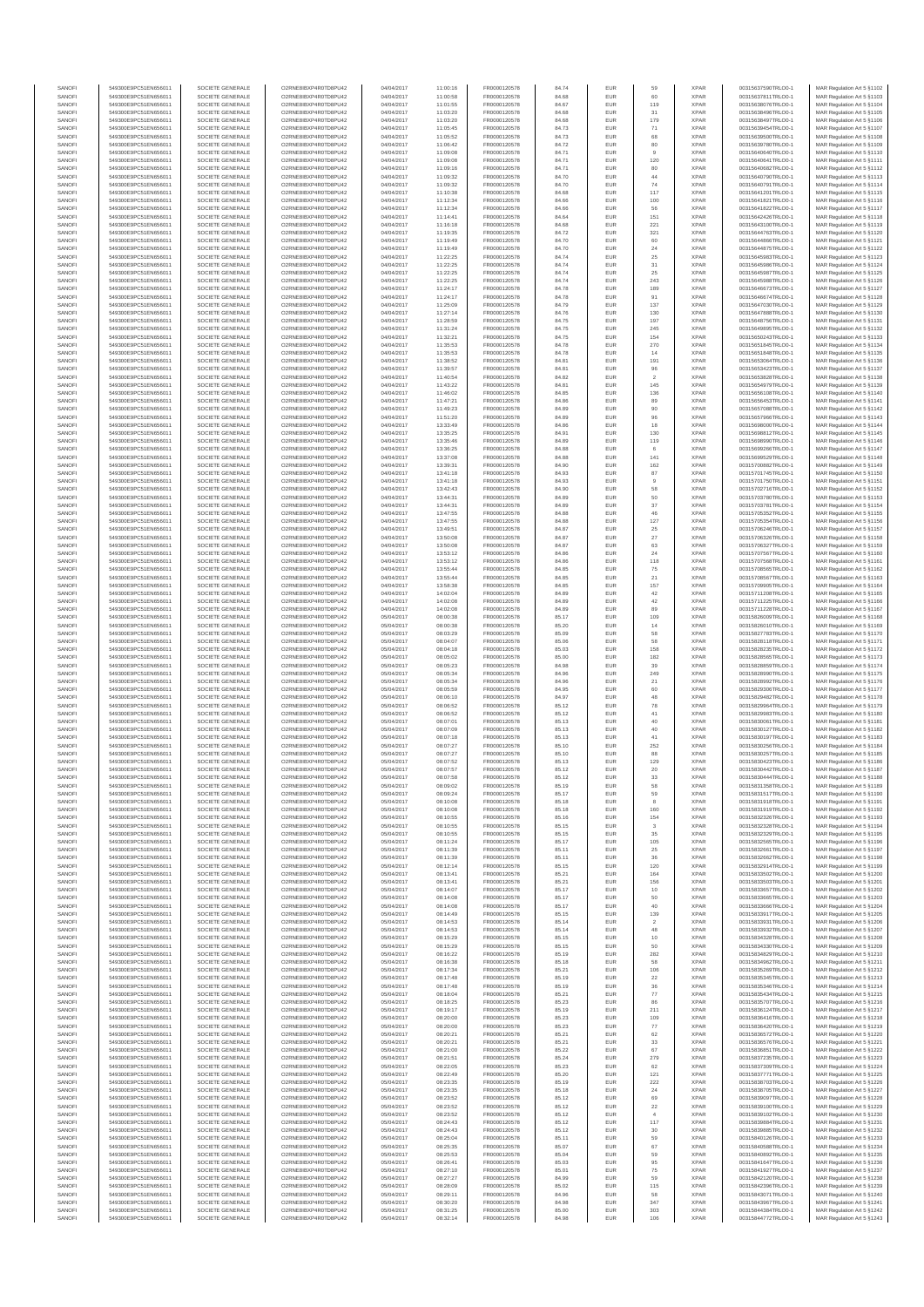| SANOFI | 549300E9PC51EN656011 | SOCIETE GENERALE | O2RNE8IBXP4R0TD8PU42 | 04/04/2017 | 11:00:16 | FR0000120578 | 84.74 | EUR | 59 | XPAR | 00315637590TRLO0-1 | MAR Regulation Art 5 §1102 |
|---|---|---|---|---|---|---|---|---|---|---|---|---|
| SANOFI | 549300E9PC51EN656011 | SOCIETE GENERALE | O2RNE8IBXP4R0TD8PU42 | 04/04/2017 | 11:00:58 | FR0000120578 | 84.68 | EUR | 60 | XPAR | 00315637811TRLO0-1 | MAR Regulation Art 5 §1103 |
| SANOFI | 549300E9PC51EN656011 | SOCIETE GENERALE | O2RNE8IBXP4R0TD8PU42 | 04/04/2017 | 11:01:55 | FR0000120578 | 84.67 | EUR | 119 | XPAR | 00315638076TRLO0-1 | MAR Regulation Art 5 §1104 |
| SANOFI | 549300E9PC51EN656011 | SOCIETE GENERALE | O2RNE8IBXP4R0TD8PU42 | 04/04/2017 | 11:03:20 | FR0000120578 | 84.68 | EUR | 31 | XPAR | 00315638496TRLO0-1 | MAR Regulation Art 5 §1105 |
| SANOFI | 549300E9PC51EN656011 | SOCIETE GENERALE | O2RNE8IBXP4R0TD8PU42 | 04/04/2017 | 11:03:20 | FR0000120578 | 84.68 | EUR | 179 | XPAR | 00315638497TRLO0-1 | MAR Regulation Art 5 §1106 |
| SANOFI | 549300E9PC51EN656011 | SOCIETE GENERALE | O2RNE8IBXP4R0TD8PU42 | 04/04/2017 | 11:05:45 | FR0000120578 | 84.73 | EUR | 71 | XPAR | 00315639454TRLO0-1 | MAR Regulation Art 5 §1107 |
| SANOFI | 549300E9PC51EN656011 | SOCIETE GENERALE | O2RNE8IBXP4R0TD8PU42 | 04/04/2017 | 11:05:52 | FR0000120578 | 84.73 | EUR | 68 | XPAR | 00315639500TRLO0-1 | MAR Regulation Art 5 §1108 |
| SANOFI | 549300E9PC51EN656011 | SOCIETE GENERALE | O2RNE8IBXP4R0TD8PU42 | 04/04/2017 | 11:06:42 | FR0000120578 | 84.72 | EUR | 80 | XPAR | 00315639780TRLO0-1 | MAR Regulation Art 5 §1109 |
| SANOFI | 549300E9PC51EN656011 | SOCIETE GENERALE | O2RNE8IBXP4R0TD8PU42 | 04/04/2017 | 11:09:08 | FR0000120578 | 84.71 | EUR | 9 | XPAR | 00315640640TRLO0-1 | MAR Regulation Art 5 §1110 |
| SANOFI | 549300E9PC51EN656011 | SOCIETE GENERALE | O2RNE8IBXP4R0TD8PU42 | 04/04/2017 | 11:09:08 | FR0000120578 | 84.71 | EUR | 120 | XPAR | 00315640641TRLO0-1 | MAR Regulation Art 5 §1111 |
| SANOFI | 549300E9PC51EN656011 | SOCIETE GENERALE | O2RNE8IBXP4R0TD8PU42 | 04/04/2017 | 11:09:16 | FR0000120578 | 84.71 | EUR | 80 | XPAR | 00315640682TRLO0-1 | MAR Regulation Art 5 §1112 |
| SANOFI | 549300E9PC51EN656011 | SOCIETE GENERALE | O2RNE8IBXP4R0TD8PU42 | 04/04/2017 | 11:09:32 | FR0000120578 | 84.70 | EUR | 44 | XPAR | 00315640790TRLO0-1 | MAR Regulation Art 5 §1113 |
| SANOFI | 549300E9PC51EN656011 | SOCIETE GENERALE | O2RNE8IBXP4R0TD8PU42 | 04/04/2017 | 11:09:32 | FR0000120578 | 84.70 | EUR | 74 | XPAR | 00315640791TRLO0-1 | MAR Regulation Art 5 §1114 |
| SANOFI | 549300E9PC51EN656011 | SOCIETE GENERALE | O2RNE8IBXP4R0TD8PU42 | 04/04/2017 | 11:10:38 | FR0000120578 | 84.68 | EUR | 117 | XPAR | 00315641201TRLO0-1 | MAR Regulation Art 5 §1115 |
| SANOFI | 549300E9PC51EN656011 | SOCIETE GENERALE | O2RNE8IBXP4R0TD8PU42 | 04/04/2017 | 11:12:34 | FR0000120578 | 84.66 | EUR | 100 | XPAR | 00315641821TRLO0-1 | MAR Regulation Art 5 §1116 |
| SANOFI | 549300E9PC51EN656011 | SOCIETE GENERALE | O2RNE8IBXP4R0TD8PU42 | 04/04/2017 | 11:12:34 | FR0000120578 | 84.66 | EUR | 56 | XPAR | 00315641822TRLO0-1 | MAR Regulation Art 5 §1117 |
| SANOFI | 549300E9PC51EN656011 | SOCIETE GENERALE | O2RNE8IBXP4R0TD8PU42 | 04/04/2017 | 11:14:41 | FR0000120578 | 84.64 | EUR | 151 | XPAR | 00315642426TRLO0-1 | MAR Regulation Art 5 §1118 |
| SANOFI | 549300E9PC51EN656011 | SOCIETE GENERALE | O2RNE8IBXP4R0TD8PU42 | 04/04/2017 | 11:16:18 | FR0000120578 | 84.68 | EUR | 221 | XPAR | 00315643100TRLO0-1 | MAR Regulation Art 5 §1119 |
| SANOFI | 549300E9PC51EN656011 | SOCIETE GENERALE | O2RNE8IBXP4R0TD8PU42 | 04/04/2017 | 11:19:35 | FR0000120578 | 84.72 | EUR | 321 | XPAR | 00315644763TRLO0-1 | MAR Regulation Art 5 §1120 |
| SANOFI | 549300E9PC51EN656011 | SOCIETE GENERALE | O2RNE8IBXP4R0TD8PU42 | 04/04/2017 | 11:19:49 | FR0000120578 | 84.70 | EUR | 60 | XPAR | 00315644866TRLO0-1 | MAR Regulation Art 5 §1121 |
| SANOFI | 549300E9PC51EN656011 | SOCIETE GENERALE | O2RNE8IBXP4R0TD8PU42 | 04/04/2017 | 11:19:49 | FR0000120578 | 84.70 | EUR | 24 | XPAR | 00315644875TRLO0-1 | MAR Regulation Art 5 §1122 |
| SANOFI | 549300E9PC51EN656011 | SOCIETE GENERALE | O2RNE8IBXP4R0TD8PU42 | 04/04/2017 | 11:22:25 | FR0000120578 | 84.74 | EUR | 25 | XPAR | 00315645983TRLO0-1 | MAR Regulation Art 5 §1123 |
| SANOFI | 549300E9PC51EN656011 | SOCIETE GENERALE | O2RNE8IBXP4R0TD8PU42 | 04/04/2017 | 11:22:25 | FR0000120578 | 84.74 | EUR | 31 | XPAR | 00315645986TRLO0-1 | MAR Regulation Art 5 §1124 |
| SANOFI | 549300E9PC51EN656011 | SOCIETE GENERALE | O2RNE8IBXP4R0TD8PU42 | 04/04/2017 | 11:22:25 | FR0000120578 | 84.74 | EUR | 25 | XPAR | 00315645987TRLO0-1 | MAR Regulation Art 5 §1125 |
| SANOFI | 549300E9PC51EN656011 | SOCIETE GENERALE | O2RNE8IBXP4R0TD8PU42 | 04/04/2017 | 11:22:25 | FR0000120578 | 84.74 | EUR | 243 | XPAR | 00315645988TRLO0-1 | MAR Regulation Art 5 §1126 |
| SANOFI | 549300E9PC51EN656011 | SOCIETE GENERALE | O2RNE8IBXP4R0TD8PU42 | 04/04/2017 | 11:24:17 | FR0000120578 | 84.78 | EUR | 189 | XPAR | 00315646673TRLO0-1 | MAR Regulation Art 5 §1127 |
| SANOFI | 549300E9PC51EN656011 | SOCIETE GENERALE | O2RNE8IBXP4R0TD8PU42 | 04/04/2017 | 11:24:17 | FR0000120578 | 84.78 | EUR | 91 | XPAR | 00315646674TRLO0-1 | MAR Regulation Art 5 §1128 |
| SANOFI | 549300E9PC51EN656011 | SOCIETE GENERALE | O2RNE8IBXP4R0TD8PU42 | 04/04/2017 | 11:25:09 | FR0000120578 | 84.79 | EUR | 137 | XPAR | 00315647036TRLO0-1 | MAR Regulation Art 5 §1129 |
| SANOFI | 549300E9PC51EN656011 | SOCIETE GENERALE | O2RNE8IBXP4R0TD8PU42 | 04/04/2017 | 11:27:14 | FR0000120578 | 84.76 | EUR | 130 | XPAR | 00315647888TRLO0-1 | MAR Regulation Art 5 §1130 |
| SANOFI | 549300E9PC51EN656011 | SOCIETE GENERALE | O2RNE8IBXP4R0TD8PU42 | 04/04/2017 | 11:28:59 | FR0000120578 | 84.75 | EUR | 197 | XPAR | 00315648756TRLO0-1 | MAR Regulation Art 5 §1131 |
| SANOFI | 549300E9PC51EN656011 | SOCIETE GENERALE | O2RNE8IBXP4R0TD8PU42 | 04/04/2017 | 11:31:24 | FR0000120578 | 84.75 | EUR | 245 | XPAR | 00315649995TRLO0-1 | MAR Regulation Art 5 §1132 |
| SANOFI | 549300E9PC51EN656011 | SOCIETE GENERALE | O2RNE8IBXP4R0TD8PU42 | 04/04/2017 | 11:32:21 | FR0000120578 | 84.75 | EUR | 154 | XPAR | 00315650243TRLO0-1 | MAR Regulation Art 5 §1133 |
| SANOFI | 549300E9PC51EN656011 | SOCIETE GENERALE | O2RNE8IBXP4R0TD8PU42 | 04/04/2017 | 11:35:53 | FR0000120578 | 84.78 | EUR | 270 | XPAR | 00315651845TRLO0-1 | MAR Regulation Art 5 §1134 |
| SANOFI | 549300E9PC51EN656011 | SOCIETE GENERALE | O2RNE8IBXP4R0TD8PU42 | 04/04/2017 | 11:35:53 | FR0000120578 | 84.78 | EUR | 14 | XPAR | 00315651848TRLO0-1 | MAR Regulation Art 5 §1135 |
| SANOFI | 549300E9PC51EN656011 | SOCIETE GENERALE | O2RNE8IBXP4R0TD8PU42 | 04/04/2017 | 11:38:52 | FR0000120578 | 84.81 | EUR | 191 | XPAR | 00315653064TRLO0-1 | MAR Regulation Art 5 §1136 |
| SANOFI | 549300E9PC51EN656011 | SOCIETE GENERALE | O2RNE8IBXP4R0TD8PU42 | 04/04/2017 | 11:39:57 | FR0000120578 | 84.81 | EUR | 96 | XPAR | 00315653423TRLO0-1 | MAR Regulation Art 5 §1137 |
| SANOFI | 549300E9PC51EN656011 | SOCIETE GENERALE | O2RNE8IBXP4R0TD8PU42 | 04/04/2017 | 11:40:54 | FR0000120578 | 84.82 | EUR | 2 | XPAR | 00315653828TRLO0-1 | MAR Regulation Art 5 §1138 |
| SANOFI | 549300E9PC51EN656011 | SOCIETE GENERALE | O2RNE8IBXP4R0TD8PU42 | 04/04/2017 | 11:43:22 | FR0000120578 | 84.81 | EUR | 145 | XPAR | 00315654979TRLO0-1 | MAR Regulation Art 5 §1139 |
| SANOFI | 549300E9PC51EN656011 | SOCIETE GENERALE | O2RNE8IBXP4R0TD8PU42 | 04/04/2017 | 11:46:02 | FR0000120578 | 84.85 | EUR | 136 | XPAR | 00315656108TRLO0-1 | MAR Regulation Art 5 §1140 |
| SANOFI | 549300E9PC51EN656011 | SOCIETE GENERALE | O2RNE8IBXP4R0TD8PU42 | 04/04/2017 | 11:47:21 | FR0000120578 | 84.86 | EUR | 89 | XPAR | 00315656453TRLO0-1 | MAR Regulation Art 5 §1141 |
| SANOFI | 549300E9PC51EN656011 | SOCIETE GENERALE | O2RNE8IBXP4R0TD8PU42 | 04/04/2017 | 11:49:23 | FR0000120578 | 84.89 | EUR | 90 | XPAR | 00315657088TRLO0-1 | MAR Regulation Art 5 §1142 |
| SANOFI | 549300E9PC51EN656011 | SOCIETE GENERALE | O2RNE8IBXP4R0TD8PU42 | 04/04/2017 | 11:51:20 | FR0000120578 | 84.89 | EUR | 96 | XPAR | 00315657966TRLO0-1 | MAR Regulation Art 5 §1143 |
| SANOFI | 549300E9PC51EN656011 | SOCIETE GENERALE | O2RNE8IBXP4R0TD8PU42 | 04/04/2017 | 13:33:49 | FR0000120578 | 84.86 | EUR | 18 | XPAR | 00315698006TRLO0-1 | MAR Regulation Art 5 §1144 |
| SANOFI | 549300E9PC51EN656011 | SOCIETE GENERALE | O2RNE8IBXP4R0TD8PU42 | 04/04/2017 | 13:35:25 | FR0000120578 | 84.91 | EUR | 130 | XPAR | 00315698812TRLO0-1 | MAR Regulation Art 5 §1145 |
| SANOFI | 549300E9PC51EN656011 | SOCIETE GENERALE | O2RNE8IBXP4R0TD8PU42 | 04/04/2017 | 13:35:46 | FR0000120578 | 84.89 | EUR | 119 | XPAR | 00315698990TRLO0-1 | MAR Regulation Art 5 §1146 |
| SANOFI | 549300E9PC51EN656011 | SOCIETE GENERALE | O2RNE8IBXP4R0TD8PU42 | 04/04/2017 | 13:36:25 | FR0000120578 | 84.88 | EUR | 6 | XPAR | 00315699286TRLO0-1 | MAR Regulation Art 5 §1147 |
| SANOFI | 549300E9PC51EN656011 | SOCIETE GENERALE | O2RNE8IBXP4R0TD8PU42 | 04/04/2017 | 13:37:08 | FR0000120578 | 84.88 | EUR | 141 | XPAR | 00315699529TRLO0-1 | MAR Regulation Art 5 §1148 |
| SANOFI | 549300E9PC51EN656011 | SOCIETE GENERALE | O2RNE8IBXP4R0TD8PU42 | 04/04/2017 | 13:39:31 | FR0000120578 | 84.90 | EUR | 162 | XPAR | 00315700882TRLO0-1 | MAR Regulation Art 5 §1149 |
| SANOFI | 549300E9PC51EN656011 | SOCIETE GENERALE | O2RNE8IBXP4R0TD8PU42 | 04/04/2017 | 13:41:18 | FR0000120578 | 84.93 | EUR | 87 | XPAR | 00315701745TRLO0-1 | MAR Regulation Art 5 §1150 |
| SANOFI | 549300E9PC51EN656011 | SOCIETE GENERALE | O2RNE8IBXP4R0TD8PU42 | 04/04/2017 | 13:41:18 | FR0000120578 | 84.93 | EUR | 9 | XPAR | 00315701750TRLO0-1 | MAR Regulation Art 5 §1151 |
| SANOFI | 549300E9PC51EN656011 | SOCIETE GENERALE | O2RNE8IBXP4R0TD8PU42 | 04/04/2017 | 13:42:43 | FR0000120578 | 84.90 | EUR | 58 | XPAR | 00315702716TRLO0-1 | MAR Regulation Art 5 §1152 |
| SANOFI | 549300E9PC51EN656011 | SOCIETE GENERALE | O2RNE8IBXP4R0TD8PU42 | 04/04/2017 | 13:44:31 | FR0000120578 | 84.89 | EUR | 50 | XPAR | 00315703780TRLO0-1 | MAR Regulation Art 5 §1153 |
| SANOFI | 549300E9PC51EN656011 | SOCIETE GENERALE | O2RNE8IBXP4R0TD8PU42 | 04/04/2017 | 13:44:31 | FR0000120578 | 84.89 | EUR | 37 | XPAR | 00315703781TRLO0-1 | MAR Regulation Art 5 §1154 |
| SANOFI | 549300E9PC51EN656011 | SOCIETE GENERALE | O2RNE8IBXP4R0TD8PU42 | 04/04/2017 | 13:47:55 | FR0000120578 | 84.88 | EUR | 46 | XPAR | 00315705352TRLO0-1 | MAR Regulation Art 5 §1155 |
| SANOFI | 549300E9PC51EN656011 | SOCIETE GENERALE | O2RNE8IBXP4R0TD8PU42 | 04/04/2017 | 13:47:55 | FR0000120578 | 84.88 | EUR | 127 | XPAR | 00315705354TRLO0-1 | MAR Regulation Art 5 §1156 |
| SANOFI | 549300E9PC51EN656011 | SOCIETE GENERALE | O2RNE8IBXP4R0TD8PU42 | 04/04/2017 | 13:49:51 | FR0000120578 | 84.87 | EUR | 25 | XPAR | 00315706246TRLO0-1 | MAR Regulation Art 5 §1157 |
| SANOFI | 549300E9PC51EN656011 | SOCIETE GENERALE | O2RNE8IBXP4R0TD8PU42 | 04/04/2017 | 13:50:08 | FR0000120578 | 84.87 | EUR | 27 | XPAR | 00315706326TRLO0-1 | MAR Regulation Art 5 §1158 |
| SANOFI | 549300E9PC51EN656011 | SOCIETE GENERALE | O2RNE8IBXP4R0TD8PU42 | 04/04/2017 | 13:50:08 | FR0000120578 | 84.87 | EUR | 63 | XPAR | 00315706327TRLO0-1 | MAR Regulation Art 5 §1159 |
| SANOFI | 549300E9PC51EN656011 | SOCIETE GENERALE | O2RNE8IBXP4R0TD8PU42 | 04/04/2017 | 13:53:12 | FR0000120578 | 84.86 | EUR | 24 | XPAR | 00315707567TRLO0-1 | MAR Regulation Art 5 §1160 |
| SANOFI | 549300E9PC51EN656011 | SOCIETE GENERALE | O2RNE8IBXP4R0TD8PU42 | 04/04/2017 | 13:53:12 | FR0000120578 | 84.86 | EUR | 118 | XPAR | 00315707568TRLO0-1 | MAR Regulation Art 5 §1161 |
| SANOFI | 549300E9PC51EN656011 | SOCIETE GENERALE | O2RNE8IBXP4R0TD8PU42 | 04/04/2017 | 13:55:44 | FR0000120578 | 84.85 | EUR | 75 | XPAR | 00315708565TRLO0-1 | MAR Regulation Art 5 §1162 |
| SANOFI | 549300E9PC51EN656011 | SOCIETE GENERALE | O2RNE8IBXP4R0TD8PU42 | 04/04/2017 | 13:55:44 | FR0000120578 | 84.85 | EUR | 21 | XPAR | 00315708567TRLO0-1 | MAR Regulation Art 5 §1163 |
| SANOFI | 549300E9PC51EN656011 | SOCIETE GENERALE | O2RNE8IBXP4R0TD8PU42 | 04/04/2017 | 13:58:38 | FR0000120578 | 84.85 | EUR | 157 | XPAR | 00315709695TRLO0-1 | MAR Regulation Art 5 §1164 |
| SANOFI | 549300E9PC51EN656011 | SOCIETE GENERALE | O2RNE8IBXP4R0TD8PU42 | 04/04/2017 | 14:02:04 | FR0000120578 | 84.89 | EUR | 42 | XPAR | 00315711208TRLO0-1 | MAR Regulation Art 5 §1165 |
| SANOFI | 549300E9PC51EN656011 | SOCIETE GENERALE | O2RNE8IBXP4R0TD8PU42 | 04/04/2017 | 14:02:08 | FR0000120578 | 84.89 | EUR | 42 | XPAR | 00315711225TRLO0-1 | MAR Regulation Art 5 §1166 |
| SANOFI | 549300E9PC51EN656011 | SOCIETE GENERALE | O2RNE8IBXP4R0TD8PU42 | 04/04/2017 | 14:02:08 | FR0000120578 | 84.89 | EUR | 89 | XPAR | 00315711228TRLO0-1 | MAR Regulation Art 5 §1167 |
| SANOFI | 549300E9PC51EN656011 | SOCIETE GENERALE | O2RNE8IBXP4R0TD8PU42 | 05/04/2017 | 08:00:38 | FR0000120578 | 85.17 | EUR | 109 | XPAR | 00315826009TRLO0-1 | MAR Regulation Art 5 §1168 |
| SANOFI | 549300E9PC51EN656011 | SOCIETE GENERALE | O2RNE8IBXP4R0TD8PU42 | 05/04/2017 | 08:00:38 | FR0000120578 | 85.20 | EUR | 14 | XPAR | 00315826010TRLO0-1 | MAR Regulation Art 5 §1169 |
| SANOFI | 549300E9PC51EN656011 | SOCIETE GENERALE | O2RNE8IBXP4R0TD8PU42 | 05/04/2017 | 08:03:29 | FR0000120578 | 85.09 | EUR | 58 | XPAR | 00315827783TRLO0-1 | MAR Regulation Art 5 §1170 |
| SANOFI | 549300E9PC51EN656011 | SOCIETE GENERALE | O2RNE8IBXP4R0TD8PU42 | 05/04/2017 | 08:04:07 | FR0000120578 | 85.06 | EUR | 58 | XPAR | 00315828118TRLO0-1 | MAR Regulation Art 5 §1171 |
| SANOFI | 549300E9PC51EN656011 | SOCIETE GENERALE | O2RNE8IBXP4R0TD8PU42 | 05/04/2017 | 08:04:18 | FR0000120578 | 85.03 | EUR | 158 | XPAR | 00315828235TRLO0-1 | MAR Regulation Art 5 §1172 |
| SANOFI | 549300E9PC51EN656011 | SOCIETE GENERALE | O2RNE8IBXP4R0TD8PU42 | 05/04/2017 | 08:05:02 | FR0000120578 | 85.00 | EUR | 182 | XPAR | 00315828565TRLO0-1 | MAR Regulation Art 5 §1173 |
| SANOFI | 549300E9PC51EN656011 | SOCIETE GENERALE | O2RNE8IBXP4R0TD8PU42 | 05/04/2017 | 08:05:23 | FR0000120578 | 84.98 | EUR | 39 | XPAR | 00315828859TRLO0-1 | MAR Regulation Art 5 §1174 |
| SANOFI | 549300E9PC51EN656011 | SOCIETE GENERALE | O2RNE8IBXP4R0TD8PU42 | 05/04/2017 | 08:05:34 | FR0000120578 | 84.96 | EUR | 249 | XPAR | 00315828990TRLO0-1 | MAR Regulation Art 5 §1175 |
| SANOFI | 549300E9PC51EN656011 | SOCIETE GENERALE | O2RNE8IBXP4R0TD8PU42 | 05/04/2017 | 08:05:54 | FR0000120578 | 84.96 | EUR | 21 | XPAR | 00315828992TRLO0-1 | MAR Regulation Art 5 §1176 |
| SANOFI | 549300E9PC51EN656011 | SOCIETE GENERALE | O2RNE8IBXP4R0TD8PU42 | 05/04/2017 | 08:05:59 | FR0000120578 | 84.95 | EUR | 60 | XPAR | 00315829306TRLO0-1 | MAR Regulation Art 5 §1177 |
| SANOFI | 549300E9PC51EN656011 | SOCIETE GENERALE | O2RNE8IBXP4R0TD8PU42 | 05/04/2017 | 08:06:10 | FR0000120578 | 84.97 | EUR | 48 | XPAR | 00315829482TRLO0-1 | MAR Regulation Art 5 §1178 |
| SANOFI | 549300E9PC51EN656011 | SOCIETE GENERALE | O2RNE8IBXP4R0TD8PU42 | 05/04/2017 | 08:06:52 | FR0000120578 | 85.12 | EUR | 78 | XPAR | 00315829964TRLO0-1 | MAR Regulation Art 5 §1179 |
| SANOFI | 549300E9PC51EN656011 | SOCIETE GENERALE | O2RNE8IBXP4R0TD8PU42 | 05/04/2017 | 08:06:52 | FR0000120578 | 85.12 | EUR | 41 | XPAR | 00315829983TRLO0-1 | MAR Regulation Art 5 §1180 |
| SANOFI | 549300E9PC51EN656011 | SOCIETE GENERALE | O2RNE8IBXP4R0TD8PU42 | 05/04/2017 | 08:07:01 | FR0000120578 | 85.13 | EUR | 40 | XPAR | 00315830061TRLO0-1 | MAR Regulation Art 5 §1181 |
| SANOFI | 549300E9PC51EN656011 | SOCIETE GENERALE | O2RNE8IBXP4R0TD8PU42 | 05/04/2017 | 08:07:09 | FR0000120578 | 85.13 | EUR | 40 | XPAR | 00315830127TRLO0-1 | MAR Regulation Art 5 §1182 |
| SANOFI | 549300E9PC51EN656011 | SOCIETE GENERALE | O2RNE8IBXP4R0TD8PU42 | 05/04/2017 | 08:07:18 | FR0000120578 | 85.13 | EUR | 41 | XPAR | 00315830197TRLO0-1 | MAR Regulation Art 5 §1183 |
| SANOFI | 549300E9PC51EN656011 | SOCIETE GENERALE | O2RNE8IBXP4R0TD8PU42 | 05/04/2017 | 08:07:27 | FR0000120578 | 85.10 | EUR | 252 | XPAR | 00315830256TRLO0-1 | MAR Regulation Art 5 §1184 |
| SANOFI | 549300E9PC51EN656011 | SOCIETE GENERALE | O2RNE8IBXP4R0TD8PU42 | 05/04/2017 | 08:07:27 | FR0000120578 | 85.10 | EUR | 88 | XPAR | 00315830257TRLO0-1 | MAR Regulation Art 5 §1185 |
| SANOFI | 549300E9PC51EN656011 | SOCIETE GENERALE | O2RNE8IBXP4R0TD8PU42 | 05/04/2017 | 08:07:52 | FR0000120578 | 85.13 | EUR | 129 | XPAR | 00315830423TRLO0-1 | MAR Regulation Art 5 §1186 |
| SANOFI | 549300E9PC51EN656011 | SOCIETE GENERALE | O2RNE8IBXP4R0TD8PU42 | 05/04/2017 | 08:07:57 | FR0000120578 | 85.12 | EUR | 20 | XPAR | 00315830442TRLO0-1 | MAR Regulation Art 5 §1187 |
| SANOFI | 549300E9PC51EN656011 | SOCIETE GENERALE | O2RNE8IBXP4R0TD8PU42 | 05/04/2017 | 08:07:58 | FR0000120578 | 85.12 | EUR | 33 | XPAR | 00315830444TRLO0-1 | MAR Regulation Art 5 §1188 |
| SANOFI | 549300E9PC51EN656011 | SOCIETE GENERALE | O2RNE8IBXP4R0TD8PU42 | 05/04/2017 | 08:09:02 | FR0000120578 | 85.19 | EUR | 58 | XPAR | 00315831358TRLO0-1 | MAR Regulation Art 5 §1189 |
| SANOFI | 549300E9PC51EN656011 | SOCIETE GENERALE | O2RNE8IBXP4R0TD8PU42 | 05/04/2017 | 08:09:24 | FR0000120578 | 85.17 | EUR | 59 | XPAR | 00315831517TRLO0-1 | MAR Regulation Art 5 §1190 |
| SANOFI | 549300E9PC51EN656011 | SOCIETE GENERALE | O2RNE8IBXP4R0TD8PU42 | 05/04/2017 | 08:10:08 | FR0000120578 | 85.18 | EUR | 8 | XPAR | 00315831918TRLO0-1 | MAR Regulation Art 5 §1191 |
| SANOFI | 549300E9PC51EN656011 | SOCIETE GENERALE | O2RNE8IBXP4R0TD8PU42 | 05/04/2017 | 08:10:08 | FR0000120578 | 85.18 | EUR | 160 | XPAR | 00315831919TRLO0-1 | MAR Regulation Art 5 §1192 |
| SANOFI | 549300E9PC51EN656011 | SOCIETE GENERALE | O2RNE8IBXP4R0TD8PU42 | 05/04/2017 | 08:10:55 | FR0000120578 | 85.16 | EUR | 154 | XPAR | 00315832326TRLO0-1 | MAR Regulation Art 5 §1193 |
| SANOFI | 549300E9PC51EN656011 | SOCIETE GENERALE | O2RNE8IBXP4R0TD8PU42 | 05/04/2017 | 08:10:55 | FR0000120578 | 85.15 | EUR | 3 | XPAR | 00315832328TRLO0-1 | MAR Regulation Art 5 §1194 |
| SANOFI | 549300E9PC51EN656011 | SOCIETE GENERALE | O2RNE8IBXP4R0TD8PU42 | 05/04/2017 | 08:10:55 | FR0000120578 | 85.15 | EUR | 35 | XPAR | 00315832329TRLO0-1 | MAR Regulation Art 5 §1195 |
| SANOFI | 549300E9PC51EN656011 | SOCIETE GENERALE | O2RNE8IBXP4R0TD8PU42 | 05/04/2017 | 08:11:24 | FR0000120578 | 85.17 | EUR | 105 | XPAR | 00315832565TRLO0-1 | MAR Regulation Art 5 §1196 |
| SANOFI | 549300E9PC51EN656011 | SOCIETE GENERALE | O2RNE8IBXP4R0TD8PU42 | 05/04/2017 | 08:11:39 | FR0000120578 | 85.11 | EUR | 25 | XPAR | 00315832661TRLO0-1 | MAR Regulation Art 5 §1197 |
| SANOFI | 549300E9PC51EN656011 | SOCIETE GENERALE | O2RNE8IBXP4R0TD8PU42 | 05/04/2017 | 08:11:39 | FR0000120578 | 85.11 | EUR | 36 | XPAR | 00315832662TRLO0-1 | MAR Regulation Art 5 §1198 |
| SANOFI | 549300E9PC51EN656011 | SOCIETE GENERALE | O2RNE8IBXP4R0TD8PU42 | 05/04/2017 | 08:12:14 | FR0000120578 | 85.15 | EUR | 120 | XPAR | 00315832914TRLO0-1 | MAR Regulation Art 5 §1199 |
| SANOFI | 549300E9PC51EN656011 | SOCIETE GENERALE | O2RNE8IBXP4R0TD8PU42 | 05/04/2017 | 08:13:41 | FR0000120578 | 85.21 | EUR | 164 | XPAR | 00315833502TRLO0-1 | MAR Regulation Art 5 §1200 |
| SANOFI | 549300E9PC51EN656011 | SOCIETE GENERALE | O2RNE8IBXP4R0TD8PU42 | 05/04/2017 | 08:13:41 | FR0000120578 | 85.21 | EUR | 156 | XPAR | 00315833503TRLO0-1 | MAR Regulation Art 5 §1201 |
| SANOFI | 549300E9PC51EN656011 | SOCIETE GENERALE | O2RNE8IBXP4R0TD8PU42 | 05/04/2017 | 08:14:07 | FR0000120578 | 85.17 | EUR | 10 | XPAR | 00315833657TRLO0-1 | MAR Regulation Art 5 §1202 |
| SANOFI | 549300E9PC51EN656011 | SOCIETE GENERALE | O2RNE8IBXP4R0TD8PU42 | 05/04/2017 | 08:14:08 | FR0000120578 | 85.17 | EUR | 50 | XPAR | 00315833665TRLO0-1 | MAR Regulation Art 5 §1203 |
| SANOFI | 549300E9PC51EN656011 | SOCIETE GENERALE | O2RNE8IBXP4R0TD8PU42 | 05/04/2017 | 08:14:08 | FR0000120578 | 85.17 | EUR | 40 | XPAR | 00315833666TRLO0-1 | MAR Regulation Art 5 §1204 |
| SANOFI | 549300E9PC51EN656011 | SOCIETE GENERALE | O2RNE8IBXP4R0TD8PU42 | 05/04/2017 | 08:14:49 | FR0000120578 | 85.15 | EUR | 139 | XPAR | 00315833917TRLO0-1 | MAR Regulation Art 5 §1205 |
| SANOFI | 549300E9PC51EN656011 | SOCIETE GENERALE | O2RNE8IBXP4R0TD8PU42 | 05/04/2017 | 08:14:53 | FR0000120578 | 85.14 | EUR | 2 | XPAR | 00315833931TRLO0-1 | MAR Regulation Art 5 §1206 |
| SANOFI | 549300E9PC51EN656011 | SOCIETE GENERALE | O2RNE8IBXP4R0TD8PU42 | 05/04/2017 | 08:14:53 | FR0000120578 | 85.14 | EUR | 48 | XPAR | 00315833932TRLO0-1 | MAR Regulation Art 5 §1207 |
| SANOFI | 549300E9PC51EN656011 | SOCIETE GENERALE | O2RNE8IBXP4R0TD8PU42 | 05/04/2017 | 08:15:29 | FR0000120578 | 85.15 | EUR | 10 | XPAR | 00315834328TRLO0-1 | MAR Regulation Art 5 §1208 |
| SANOFI | 549300E9PC51EN656011 | SOCIETE GENERALE | O2RNE8IBXP4R0TD8PU42 | 05/04/2017 | 08:15:29 | FR0000120578 | 85.15 | EUR | 50 | XPAR | 00315834330TRLO0-1 | MAR Regulation Art 5 §1209 |
| SANOFI | 549300E9PC51EN656011 | SOCIETE GENERALE | O2RNE8IBXP4R0TD8PU42 | 05/04/2017 | 08:16:22 | FR0000120578 | 85.19 | EUR | 282 | XPAR | 00315834829TRLO0-1 | MAR Regulation Art 5 §1210 |
| SANOFI | 549300E9PC51EN656011 | SOCIETE GENERALE | O2RNE8IBXP4R0TD8PU42 | 05/04/2017 | 08:16:38 | FR0000120578 | 85.18 | EUR | 58 | XPAR | 00315834962TRLO0-1 | MAR Regulation Art 5 §1211 |
| SANOFI | 549300E9PC51EN656011 | SOCIETE GENERALE | O2RNE8IBXP4R0TD8PU42 | 05/04/2017 | 08:17:34 | FR0000120578 | 85.21 | EUR | 106 | XPAR | 00315835269TRLO0-1 | MAR Regulation Art 5 §1212 |
| SANOFI | 549300E9PC51EN656011 | SOCIETE GENERALE | O2RNE8IBXP4R0TD8PU42 | 05/04/2017 | 08:17:48 | FR0000120578 | 85.19 | EUR | 22 | XPAR | 00315835345TRLO0-1 | MAR Regulation Art 5 §1213 |
| SANOFI | 549300E9PC51EN656011 | SOCIETE GENERALE | O2RNE8IBXP4R0TD8PU42 | 05/04/2017 | 08:17:48 | FR0000120578 | 85.19 | EUR | 36 | XPAR | 00315835346TRLO0-1 | MAR Regulation Art 5 §1214 |
| SANOFI | 549300E9PC51EN656011 | SOCIETE GENERALE | O2RNE8IBXP4R0TD8PU42 | 05/04/2017 | 08:18:04 | FR0000120578 | 85.21 | EUR | 77 | XPAR | 00315835434TRLO0-1 | MAR Regulation Art 5 §1215 |
| SANOFI | 549300E9PC51EN656011 | SOCIETE GENERALE | O2RNE8IBXP4R0TD8PU42 | 05/04/2017 | 08:18:25 | FR0000120578 | 85.23 | EUR | 86 | XPAR | 00315835707TRLO0-1 | MAR Regulation Art 5 §1216 |
| SANOFI | 549300E9PC51EN656011 | SOCIETE GENERALE | O2RNE8IBXP4R0TD8PU42 | 05/04/2017 | 08:19:17 | FR0000120578 | 85.19 | EUR | 211 | XPAR | 00315836124TRLO0-1 | MAR Regulation Art 5 §1217 |
| SANOFI | 549300E9PC51EN656011 | SOCIETE GENERALE | O2RNE8IBXP4R0TD8PU42 | 05/04/2017 | 08:20:00 | FR0000120578 | 85.23 | EUR | 109 | XPAR | 00315836416TRLO0-1 | MAR Regulation Art 5 §1218 |
| SANOFI | 549300E9PC51EN656011 | SOCIETE GENERALE | O2RNE8IBXP4R0TD8PU42 | 05/04/2017 | 08:20:00 | FR0000120578 | 85.23 | EUR | 77 | XPAR | 00315836420TRLO0-1 | MAR Regulation Art 5 §1219 |
| SANOFI | 549300E9PC51EN656011 | SOCIETE GENERALE | O2RNE8IBXP4R0TD8PU42 | 05/04/2017 | 08:20:21 | FR0000120578 | 85.21 | EUR | 62 | XPAR | 00315836572TRLO0-1 | MAR Regulation Art 5 §1220 |
| SANOFI | 549300E9PC51EN656011 | SOCIETE GENERALE | O2RNE8IBXP4R0TD8PU42 | 05/04/2017 | 08:20:21 | FR0000120578 | 85.21 | EUR | 33 | XPAR | 00315836576TRLO0-1 | MAR Regulation Art 5 §1221 |
| SANOFI | 549300E9PC51EN656011 | SOCIETE GENERALE | O2RNE8IBXP4R0TD8PU42 | 05/04/2017 | 08:21:00 | FR0000120578 | 85.22 | EUR | 67 | XPAR | 00315836851TRLO0-1 | MAR Regulation Art 5 §1222 |
| SANOFI | 549300E9PC51EN656011 | SOCIETE GENERALE | O2RNE8IBXP4R0TD8PU42 | 05/04/2017 | 08:21:51 | FR0000120578 | 85.24 | EUR | 279 | XPAR | 00315837226TRLO0-1 | MAR Regulation Art 5 §1223 |
| SANOFI | 549300E9PC51EN656011 | SOCIETE GENERALE | O2RNE8IBXP4R0TD8PU42 | 05/04/2017 | 08:22:05 | FR0000120578 | 85.23 | EUR | 62 | XPAR | 00315837309TRLO0-1 | MAR Regulation Art 5 §1224 |
| SANOFI | 549300E9PC51EN656011 | SOCIETE GENERALE | O2RNE8IBXP4R0TD8PU42 | 05/04/2017 | 08:22:49 | FR0000120578 | 85.20 | EUR | 121 | XPAR | 00315837771TRLO0-1 | MAR Regulation Art 5 §1225 |
| SANOFI | 549300E9PC51EN656011 | SOCIETE GENERALE | O2RNE8IBXP4R0TD8PU42 | 05/04/2017 | 08:23:35 | FR0000120578 | 85.19 | EUR | 222 | XPAR | 00315838703TRLO0-1 | MAR Regulation Art 5 §1226 |
| SANOFI | 549300E9PC51EN656011 | SOCIETE GENERALE | O2RNE8IBXP4R0TD8PU42 | 05/04/2017 | 08:23:35 | FR0000120578 | 85.18 | EUR | 24 | XPAR | 00315838705TRLO0-1 | MAR Regulation Art 5 §1227 |
| SANOFI | 549300E9PC51EN656011 | SOCIETE GENERALE | O2RNE8IBXP4R0TD8PU42 | 05/04/2017 | 08:23:52 | FR0000120578 | 85.12 | EUR | 69 | XPAR | 00315839097TRLO0-1 | MAR Regulation Art 5 §1228 |
| SANOFI | 549300E9PC51EN656011 | SOCIETE GENERALE | O2RNE8IBXP4R0TD8PU42 | 05/04/2017 | 08:23:52 | FR0000120578 | 85.12 | EUR | 22 | XPAR | 00315839100TRLO0-1 | MAR Regulation Art 5 §1229 |
| SANOFI | 549300E9PC51EN656011 | SOCIETE GENERALE | O2RNE8IBXP4R0TD8PU42 | 05/04/2017 | 08:23:52 | FR0000120578 | 85.12 | EUR | 4 | XPAR | 00315839102TRLO0-1 | MAR Regulation Art 5 §1230 |
| SANOFI | 549300E9PC51EN656011 | SOCIETE GENERALE | O2RNE8IBXP4R0TD8PU42 | 05/04/2017 | 08:24:43 | FR0000120578 | 85.12 | EUR | 117 | XPAR | 00315839884TRLO0-1 | MAR Regulation Art 5 §1231 |
| SANOFI | 549300E9PC51EN656011 | SOCIETE GENERALE | O2RNE8IBXP4R0TD8PU42 | 05/04/2017 | 08:24:43 | FR0000120578 | 85.12 | EUR | 30 | XPAR | 00315839885TRLO0-1 | MAR Regulation Art 5 §1232 |
| SANOFI | 549300E9PC51EN656011 | SOCIETE GENERALE | O2RNE8IBXP4R0TD8PU42 | 05/04/2017 | 08:25:04 | FR0000120578 | 85.11 | EUR | 59 | XPAR | 00315840126TRLO0-1 | MAR Regulation Art 5 §1233 |
| SANOFI | 549300E9PC51EN656011 | SOCIETE GENERALE | O2RNE8IBXP4R0TD8PU42 | 05/04/2017 | 08:25:35 | FR0000120578 | 85.07 | EUR | 67 | XPAR | 00315840588TRLO0-1 | MAR Regulation Art 5 §1234 |
| SANOFI | 549300E9PC51EN656011 | SOCIETE GENERALE | O2RNE8IBXP4R0TD8PU42 | 05/04/2017 | 08:25:53 | FR0000120578 | 85.04 | EUR | 59 | XPAR | 00315840892TRLO0-1 | MAR Regulation Art 5 §1235 |
| SANOFI | 549300E9PC51EN656011 | SOCIETE GENERALE | O2RNE8IBXP4R0TD8PU42 | 05/04/2017 | 08:26:41 | FR0000120578 | 85.03 | EUR | 95 | XPAR | 00315841647TRLO0-1 | MAR Regulation Art 5 §1236 |
| SANOFI | 549300E9PC51EN656011 | SOCIETE GENERALE | O2RNE8IBXP4R0TD8PU42 | 05/04/2017 | 08:27:10 | FR0000120578 | 85.01 | EUR | 75 | XPAR | 00315841927TRLO0-1 | MAR Regulation Art 5 §1237 |
| SANOFI | 549300E9PC51EN656011 | SOCIETE GENERALE | O2RNE8IBXP4R0TD8PU42 | 05/04/2017 | 08:27:27 | FR0000120578 | 84.99 | EUR | 59 | XPAR | 00315842120TRLO0-1 | MAR Regulation Art 5 §1238 |
| SANOFI | 549300E9PC51EN656011 | SOCIETE GENERALE | O2RNE8IBXP4R0TD8PU42 | 05/04/2017 | 08:28:09 | FR0000120578 | 85.02 | EUR | 115 | XPAR | 00315842396TRLO0-1 | MAR Regulation Art 5 §1239 |
| SANOFI | 549300E9PC51EN656011 | SOCIETE GENERALE | O2RNE8IBXP4R0TD8PU42 | 05/04/2017 | 08:29:11 | FR0000120578 | 84.96 | EUR | 58 | XPAR | 00315843074TRLO0-1 | MAR Regulation Art 5 §1240 |
| SANOFI | 549300E9PC51EN656011 | SOCIETE GENERALE | O2RNE8IBXP4R0TD8PU42 | 05/04/2017 | 08:30:20 | FR0000120578 | 84.98 | EUR | 347 | XPAR | 00315843967TRLO0-1 | MAR Regulation Art 5 §1241 |
| SANOFI | 549300E9PC51EN656011 | SOCIETE GENERALE | O2RNE8IBXP4R0TD8PU42 | 05/04/2017 | 08:31:25 | FR0000120578 | 85.00 | EUR | 303 | XPAR | 00315844384TRLO0-1 | MAR Regulation Art 5 §1242 |
| SANOFI | 549300E9PC51EN656011 | SOCIETE GENERALE | O2RNE8IBXP4R0TD8PU42 | 05/04/2017 | 08:32:14 | FR0000120578 | 84.98 | EUR | 106 | XPAR | 00315844772TRLO0-1 | MAR Regulation Art 5 §1243 |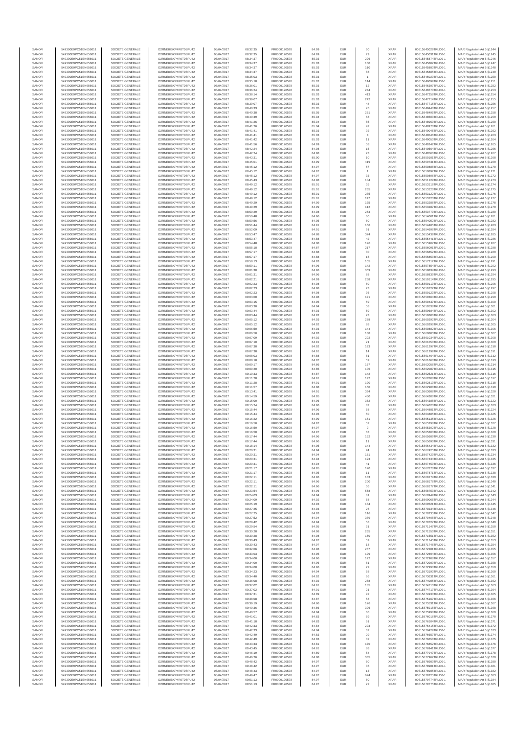| SANOFI | 549300E9PC51EN656011 | SOCIETE GENERALE | O2RNE8IBXP4R0TD8PU42 | 05/04/2017 | 08:32:35 | FR0000120578 | 84.99 | EUR | 60 | XPAR | 00315845029TRLO0-1 | MAR Regulation Art 5 §1244 |
|---|---|---|---|---|---|---|---|---|---|---|---|---|
| SANOFI | 549300E9PC51EN656011 | SOCIETE GENERALE | O2RNE8IBXP4R0TD8PU42 | 05/04/2017 | 08:32:35 | FR0000120578 | 84.99 | EUR | 29 | XPAR | 00315845031TRLO0-1 | MAR Regulation Art 5 §1245 |
| SANOFI | 549300E9PC51EN656011 | SOCIETE GENERALE | O2RNE8IBXP4R0TD8PU42 | 05/04/2017 | 08:34:37 | FR0000120578 | 85.03 | EUR | 228 | XPAR | 00315845874TRLO0-1 | MAR Regulation Art 5 §1246 |
| SANOFI | 549300E9PC51EN656011 | SOCIETE GENERALE | O2RNE8IBXP4R0TD8PU42 | 05/04/2017 | 08:34:37 | FR0000120578 | 85.03 | EUR | 160 | XPAR | 00315845882TRLO0-1 | MAR Regulation Art 5 §1247 |
| SANOFI | 549300E9PC51EN656011 | SOCIETE GENERALE | O2RNE8IBXP4R0TD8PU42 | 05/04/2017 | 08:34:37 | FR0000120578 | 85.03 | EUR | 110 | XPAR | 00315845883TRLO0-1 | MAR Regulation Art 5 §1248 |
| SANOFI | 549300E9PC51EN656011 | SOCIETE GENERALE | O2RNE8IBXP4R0TD8PU42 | 05/04/2017 | 08:34:37 | FR0000120578 | 85.03 | EUR | 88 | XPAR | 00315845885TRLO0-1 | MAR Regulation Art 5 §1249 |
| SANOFI | 549300E9PC51EN656011 | SOCIETE GENERALE | O2RNE8IBXP4R0TD8PU42 | 05/04/2017 | 08:35:03 | FR0000120578 | 85.03 | EUR | 1 | XPAR | 00315846029TRLO0-1 | MAR Regulation Art 5 §1250 |
| SANOFI | 549300E9PC51EN656011 | SOCIETE GENERALE | O2RNE8IBXP4R0TD8PU42 | 05/04/2017 | 08:35:18 | FR0000120578 | 85.02 | EUR | 114 | XPAR | 00315846099TRLO0-1 | MAR Regulation Art 5 §1251 |
| SANOFI | 549300E9PC51EN656011 | SOCIETE GENERALE | O2RNE8IBXP4R0TD8PU42 | 05/04/2017 | 08:36:01 | FR0000120578 | 85.03 | EUR | 12 | XPAR | 00315846397TRLO0-1 | MAR Regulation Art 5 §1252 |
| SANOFI | 549300E9PC51EN656011 | SOCIETE GENERALE | O2RNE8IBXP4R0TD8PU42 | 05/04/2017 | 08:36:24 | FR0000120578 | 85.06 | EUR | 244 | XPAR | 00315846570TRLO0-1 | MAR Regulation Art 5 §1253 |
| SANOFI | 549300E9PC51EN656011 | SOCIETE GENERALE | O2RNE8IBXP4R0TD8PU42 | 05/04/2017 | 08:38:14 | FR0000120578 | 85.03 | EUR | 413 | XPAR | 00315847258TRLO0-1 | MAR Regulation Art 5 §1254 |
| SANOFI | 549300E9PC51EN656011 | SOCIETE GENERALE | O2RNE8IBXP4R0TD8PU42 | 05/04/2017 | 08:39:07 | FR0000120578 | 85.03 | EUR | 242 | XPAR | 00315847714TRLO0-1 | MAR Regulation Art 5 §1255 |
| SANOFI | 549300E9PC51EN656011 | SOCIETE GENERALE | O2RNE8IBXP4R0TD8PU42 | 05/04/2017 | 08:39:07 | FR0000120578 | 85.03 | EUR | 44 | XPAR | 00315847716TRLO0-1 | MAR Regulation Art 5 §1256 |
| SANOFI | 549300E9PC51EN656011 | SOCIETE GENERALE | O2RNE8IBXP4R0TD8PU42 | 05/04/2017 | 08:40:33 | FR0000120578 | 85.05 | EUR | 76 | XPAR | 00315848448TRLO0-1 | MAR Regulation Art 5 §1257 |
| SANOFI | 549300E9PC51EN656011 | SOCIETE GENERALE | O2RNE8IBXP4R0TD8PU42 | 05/04/2017 | 08:40:38 | FR0000120578 | 85.05 | EUR | 251 | XPAR | 00315848495TRLO0-1 | MAR Regulation Art 5 §1258 |
| SANOFI | 549300E9PC51EN656011 | SOCIETE GENERALE | O2RNE8IBXP4R0TD8PU42 | 05/04/2017 | 08:40:39 | FR0000120578 | 85.04 | EUR | 68 | XPAR | 00315848503TRLO0-1 | MAR Regulation Art 5 §1259 |
| SANOFI | 549300E9PC51EN656011 | SOCIETE GENERALE | O2RNE8IBXP4R0TD8PU42 | 05/04/2017 | 08:41:26 | FR0000120578 | 85.04 | EUR | 85 | XPAR | 00315848869TRLO0-1 | MAR Regulation Art 5 §1260 |
| SANOFI | 549300E9PC51EN656011 | SOCIETE GENERALE | O2RNE8IBXP4R0TD8PU42 | 05/04/2017 | 08:41:26 | FR0000120578 | 85.04 | EUR | 42 | XPAR | 00315848870TRLO0-1 | MAR Regulation Art 5 §1261 |
| SANOFI | 549300E9PC51EN656011 | SOCIETE GENERALE | O2RNE8IBXP4R0TD8PU42 | 05/04/2017 | 08:41:41 | FR0000120578 | 85.03 | EUR | 92 | XPAR | 00315849045TRLO0-1 | MAR Regulation Art 5 §1262 |
| SANOFI | 549300E9PC51EN656011 | SOCIETE GENERALE | O2RNE8IBXP4R0TD8PU42 | 05/04/2017 | 08:41:41 | FR0000120578 | 85.03 | EUR | 4 | XPAR | 00315849046TRLO0-1 | MAR Regulation Art 5 §1263 |
| SANOFI | 549300E9PC51EN656011 | SOCIETE GENERALE | O2RNE8IBXP4R0TD8PU42 | 05/04/2017 | 08:41:42 | FR0000120578 | 85.03 | EUR | 11 | XPAR | 00315849050TRLO0-1 | MAR Regulation Art 5 §1264 |
| SANOFI | 549300E9PC51EN656011 | SOCIETE GENERALE | O2RNE8IBXP4R0TD8PU42 | 05/04/2017 | 08:41:56 | FR0000120578 | 84.99 | EUR | 58 | XPAR | 00315849242TRLO0-1 | MAR Regulation Art 5 §1265 |
| SANOFI | 549300E9PC51EN656011 | SOCIETE GENERALE | O2RNE8IBXP4R0TD8PU42 | 05/04/2017 | 08:42:24 | FR0000120578 | 84.98 | EUR | 15 | XPAR | 00315849564TRLO0-1 | MAR Regulation Art 5 §1266 |
| SANOFI | 549300E9PC51EN656011 | SOCIETE GENERALE | O2RNE8IBXP4R0TD8PU42 | 05/04/2017 | 08:42:24 | FR0000120578 | 84.98 | EUR | 23 | XPAR | 00315849566TRLO0-1 | MAR Regulation Art 5 §1267 |
| SANOFI | 549300E9PC51EN656011 | SOCIETE GENERALE | O2RNE8IBXP4R0TD8PU42 | 05/04/2017 | 08:43:31 | FR0000120578 | 85.00 | EUR | 10 | XPAR | 00315850101TRLO0-1 | MAR Regulation Art 5 §1268 |
| SANOFI | 549300E9PC51EN656011 | SOCIETE GENERALE | O2RNE8IBXP4R0TD8PU42 | 05/04/2017 | 08:45:01 | FR0000120578 | 84.99 | EUR | 419 | XPAR | 00315850731TRLO0-1 | MAR Regulation Art 5 §1269 |
| SANOFI | 549300E9PC51EN656011 | SOCIETE GENERALE | O2RNE8IBXP4R0TD8PU42 | 05/04/2017 | 08:45:12 | FR0000120578 | 84.97 | EUR | 57 | XPAR | 00315850888TRLO0-1 | MAR Regulation Art 5 §1270 |
| SANOFI | 549300E9PC51EN656011 | SOCIETE GENERALE | O2RNE8IBXP4R0TD8PU42 | 05/04/2017 | 08:45:12 | FR0000120578 | 84.97 | EUR | 1 | XPAR | 00315850892TRLO0-1 | MAR Regulation Art 5 §1271 |
| SANOFI | 549300E9PC51EN656011 | SOCIETE GENERALE | O2RNE8IBXP4R0TD8PU42 | 05/04/2017 | 08:45:12 | FR0000120578 | 84.97 | EUR | 33 | XPAR | 00315850896TRLO0-1 | MAR Regulation Art 5 §1272 |
| SANOFI | 549300E9PC51EN656011 | SOCIETE GENERALE | O2RNE8IBXP4R0TD8PU42 | 05/04/2017 | 08:45:43 | FR0000120578 | 84.98 | EUR | 104 | XPAR | 00315851129TRLO0-1 | MAR Regulation Art 5 §1273 |
| SANOFI | 549300E9PC51EN656011 | SOCIETE GENERALE | O2RNE8IBXP4R0TD8PU42 | 05/04/2017 | 08:49:12 | FR0000120578 | 85.01 | EUR | 35 | XPAR | 00315853116TRLO0-1 | MAR Regulation Art 5 §1274 |
| SANOFI | 549300E9PC51EN656011 | SOCIETE GENERALE | O2RNE8IBXP4R0TD8PU42 | 05/04/2017 | 08:49:12 | FR0000120578 | 85.01 | EUR | 235 | XPAR | 00315853120TRLO0-1 | MAR Regulation Art 5 §1275 |
| SANOFI | 549300E9PC51EN656011 | SOCIETE GENERALE | O2RNE8IBXP4R0TD8PU42 | 05/04/2017 | 08:49:12 | FR0000120578 | 85.01 | EUR | 275 | XPAR | 00315853122TRLO0-1 | MAR Regulation Art 5 §1276 |
| SANOFI | 549300E9PC51EN656011 | SOCIETE GENERALE | O2RNE8IBXP4R0TD8PU42 | 05/04/2017 | 08:49:12 | FR0000120578 | 85.01 | EUR | 147 | XPAR | 00315853123TRLO0-1 | MAR Regulation Art 5 §1277 |
| SANOFI | 549300E9PC51EN656011 | SOCIETE GENERALE | O2RNE8IBXP4R0TD8PU42 | 05/04/2017 | 08:49:29 | FR0000120578 | 84.99 | EUR | 135 | XPAR | 00315853286TRLO0-1 | MAR Regulation Art 5 §1278 |
| SANOFI | 549300E9PC51EN656011 | SOCIETE GENERALE | O2RNE8IBXP4R0TD8PU42 | 05/04/2017 | 08:49:29 | FR0000120578 | 84.99 | EUR | 112 | XPAR | 00315853287TRLO0-1 | MAR Regulation Art 5 §1279 |
| SANOFI | 549300E9PC51EN656011 | SOCIETE GENERALE | O2RNE8IBXP4R0TD8PU42 | 05/04/2017 | 08:50:29 | FR0000120578 | 84.98 | EUR | 253 | XPAR | 00315853779TRLO0-1 | MAR Regulation Art 5 §1280 |
| SANOFI | 549300E9PC51EN656011 | SOCIETE GENERALE | O2RNE8IBXP4R0TD8PU42 | 05/04/2017 | 08:50:48 | FR0000120578 | 84.96 | EUR | 60 | XPAR | 00315854001TRLO0-1 | MAR Regulation Art 5 §1281 |
| SANOFI | 549300E9PC51EN656011 | SOCIETE GENERALE | O2RNE8IBXP4R0TD8PU42 | 05/04/2017 | 08:50:56 | FR0000120578 | 84.95 | EUR | 60 | XPAR | 00315854052TRLO0-1 | MAR Regulation Art 5 §1282 |
| SANOFI | 549300E9PC51EN656011 | SOCIETE GENERALE | O2RNE8IBXP4R0TD8PU42 | 05/04/2017 | 08:51:44 | FR0000120578 | 84.91 | EUR | 156 | XPAR | 00315854495TRLO0-1 | MAR Regulation Art 5 §1283 |
| SANOFI | 549300E9PC51EN656011 | SOCIETE GENERALE | O2RNE8IBXP4R0TD8PU42 | 05/04/2017 | 08:52:09 | FR0000120578 | 84.91 | EUR | 91 | XPAR | 00315854696TRLO0-1 | MAR Regulation Art 5 §1284 |
| SANOFI | 549300E9PC51EN656011 | SOCIETE GENERALE | O2RNE8IBXP4R0TD8PU42 | 05/04/2017 | 08:53:47 | FR0000120578 | 84.88 | EUR | 374 | XPAR | 00315855439TRLO0-1 | MAR Regulation Art 5 §1285 |
| SANOFI | 549300E9PC51EN656011 | SOCIETE GENERALE | O2RNE8IBXP4R0TD8PU42 | 05/04/2017 | 08:53:47 | FR0000120578 | 84.88 | EUR | 42 | XPAR | 00315855441TRLO0-1 | MAR Regulation Art 5 §1286 |
| SANOFI | 549300E9PC51EN656011 | SOCIETE GENERALE | O2RNE8IBXP4R0TD8PU42 | 05/04/2017 | 08:54:48 | FR0000120578 | 84.88 | EUR | 176 | XPAR | 00315855907TRLO0-1 | MAR Regulation Art 5 §1287 |
| SANOFI | 549300E9PC51EN656011 | SOCIETE GENERALE | O2RNE8IBXP4R0TD8PU42 | 05/04/2017 | 08:55:18 | FR0000120578 | 84.87 | EUR | 217 | XPAR | 00315856091TRLO0-1 | MAR Regulation Art 5 §1288 |
| SANOFI | 549300E9PC51EN656011 | SOCIETE GENERALE | O2RNE8IBXP4R0TD8PU42 | 05/04/2017 | 08:57:17 | FR0000120578 | 84.88 | EUR | 30 | XPAR | 00315856852TRLO0-1 | MAR Regulation Art 5 §1289 |
| SANOFI | 549300E9PC51EN656011 | SOCIETE GENERALE | O2RNE8IBXP4R0TD8PU42 | 05/04/2017 | 08:57:17 | FR0000120578 | 84.88 | EUR | 15 | XPAR | 00315856853TRLO0-1 | MAR Regulation Art 5 §1290 |
| SANOFI | 549300E9PC51EN656011 | SOCIETE GENERALE | O2RNE8IBXP4R0TD8PU42 | 05/04/2017 | 08:58:13 | FR0000120578 | 84.93 | EUR | 155 | XPAR | 00315857212TRLO0-1 | MAR Regulation Art 5 §1291 |
| SANOFI | 549300E9PC51EN656011 | SOCIETE GENERALE | O2RNE8IBXP4R0TD8PU42 | 05/04/2017 | 08:59:11 | FR0000120578 | 84.96 | EUR | 142 | XPAR | 00315857854TRLO0-1 | MAR Regulation Art 5 §1292 |
| SANOFI | 549300E9PC51EN656011 | SOCIETE GENERALE | O2RNE8IBXP4R0TD8PU42 | 05/04/2017 | 09:01:30 | FR0000120578 | 84.96 | EUR | 359 | XPAR | 00315858834TRLO0-1 | MAR Regulation Art 5 §1293 |
| SANOFI | 549300E9PC51EN656011 | SOCIETE GENERALE | O2RNE8IBXP4R0TD8PU42 | 05/04/2017 | 09:01:31 | FR0000120578 | 84.96 | EUR | 88 | XPAR | 00315858839TRLO0-1 | MAR Regulation Art 5 §1294 |
| SANOFI | 549300E9PC51EN656011 | SOCIETE GENERALE | O2RNE8IBXP4R0TD8PU42 | 05/04/2017 | 09:02:21 | FR0000120578 | 84.99 | EUR | 268 | XPAR | 00315859114TRLO0-1 | MAR Regulation Art 5 §1295 |
| SANOFI | 549300E9PC51EN656011 | SOCIETE GENERALE | O2RNE8IBXP4R0TD8PU42 | 05/04/2017 | 09:02:23 | FR0000120578 | 84.98 | EUR | 60 | XPAR | 00315859119TRLO0-1 | MAR Regulation Art 5 §1296 |
| SANOFI | 549300E9PC51EN656011 | SOCIETE GENERALE | O2RNE8IBXP4R0TD8PU42 | 05/04/2017 | 09:02:23 | FR0000120578 | 84.98 | EUR | 23 | XPAR | 00315859122TRLO0-1 | MAR Regulation Art 5 §1297 |
| SANOFI | 549300E9PC51EN656011 | SOCIETE GENERALE | O2RNE8IBXP4R0TD8PU42 | 05/04/2017 | 09:02:23 | FR0000120578 | 84.98 | EUR | 36 | XPAR | 00315859123TRLO0-1 | MAR Regulation Art 5 §1298 |
| SANOFI | 549300E9PC51EN656011 | SOCIETE GENERALE | O2RNE8IBXP4R0TD8PU42 | 05/04/2017 | 09:03:00 | FR0000120578 | 84.98 | EUR | 171 | XPAR | 00315859364TRLO0-1 | MAR Regulation Art 5 §1299 |
| SANOFI | 549300E9PC51EN656011 | SOCIETE GENERALE | O2RNE8IBXP4R0TD8PU42 | 05/04/2017 | 09:03:15 | FR0000120578 | 84.95 | EUR | 59 | XPAR | 00315859437TRLO0-1 | MAR Regulation Art 5 §1300 |
| SANOFI | 549300E9PC51EN656011 | SOCIETE GENERALE | O2RNE8IBXP4R0TD8PU42 | 05/04/2017 | 09:03:30 | FR0000120578 | 84.94 | EUR | 58 | XPAR | 00315859538TRLO0-1 | MAR Regulation Art 5 §1301 |
| SANOFI | 549300E9PC51EN656011 | SOCIETE GENERALE | O2RNE8IBXP4R0TD8PU42 | 05/04/2017 | 09:03:44 | FR0000120578 | 84.93 | EUR | 59 | XPAR | 00315859684TRLO0-1 | MAR Regulation Art 5 §1302 |
| SANOFI | 549300E9PC51EN656011 | SOCIETE GENERALE | O2RNE8IBXP4R0TD8PU42 | 05/04/2017 | 09:03:44 | FR0000120578 | 84.92 | EUR | 23 | XPAR | 00315859686TRLO0-1 | MAR Regulation Art 5 §1303 |
| SANOFI | 549300E9PC51EN656011 | SOCIETE GENERALE | O2RNE8IBXP4R0TD8PU42 | 05/04/2017 | 09:05:12 | FR0000120578 | 84.93 | EUR | 288 | XPAR | 00315860292TRLO0-1 | MAR Regulation Art 5 §1304 |
| SANOFI | 549300E9PC51EN656011 | SOCIETE GENERALE | O2RNE8IBXP4R0TD8PU42 | 05/04/2017 | 09:05:12 | FR0000120578 | 84.92 | EUR | 88 | XPAR | 00315860296TRLO0-1 | MAR Regulation Art 5 §1305 |
| SANOFI | 549300E9PC51EN656011 | SOCIETE GENERALE | O2RNE8IBXP4R0TD8PU42 | 05/04/2017 | 09:06:50 | FR0000120578 | 84.93 | EUR | 144 | XPAR | 00315860882TRLO0-1 | MAR Regulation Art 5 §1306 |
| SANOFI | 549300E9PC51EN656011 | SOCIETE GENERALE | O2RNE8IBXP4R0TD8PU42 | 05/04/2017 | 09:06:50 | FR0000120578 | 84.93 | EUR | 138 | XPAR | 00315860883TRLO0-1 | MAR Regulation Art 5 §1307 |
| SANOFI | 549300E9PC51EN656011 | SOCIETE GENERALE | O2RNE8IBXP4R0TD8PU42 | 05/04/2017 | 09:07:09 | FR0000120578 | 84.92 | EUR | 202 | XPAR | 00315861034TRLO0-1 | MAR Regulation Art 5 §1308 |
| SANOFI | 549300E9PC51EN656011 | SOCIETE GENERALE | O2RNE8IBXP4R0TD8PU42 | 05/04/2017 | 09:07:10 | FR0000120578 | 84.91 | EUR | 21 | XPAR | 00315861050TRLO0-1 | MAR Regulation Art 5 §1309 |
| SANOFI | 549300E9PC51EN656011 | SOCIETE GENERALE | O2RNE8IBXP4R0TD8PU42 | 05/04/2017 | 09:07:38 | FR0000120578 | 84.92 | EUR | 123 | XPAR | 00315861297TRLO0-1 | MAR Regulation Art 5 §1310 |
| SANOFI | 549300E9PC51EN656011 | SOCIETE GENERALE | O2RNE8IBXP4R0TD8PU42 | 05/04/2017 | 09:07:38 | FR0000120578 | 84.91 | EUR | 14 | XPAR | 00315861299TRLO0-1 | MAR Regulation Art 5 §1311 |
| SANOFI | 549300E9PC51EN656011 | SOCIETE GENERALE | O2RNE8IBXP4R0TD8PU42 | 05/04/2017 | 09:08:03 | FR0000120578 | 84.88 | EUR | 61 | XPAR | 00315861464TRLO0-1 | MAR Regulation Art 5 §1312 |
| SANOFI | 549300E9PC51EN656011 | SOCIETE GENERALE | O2RNE8IBXP4R0TD8PU42 | 05/04/2017 | 09:08:18 | FR0000120578 | 84.87 | EUR | 59 | XPAR | 00315861660TRLO0-1 | MAR Regulation Art 5 §1313 |
| SANOFI | 549300E9PC51EN656011 | SOCIETE GENERALE | O2RNE8IBXP4R0TD8PU42 | 05/04/2017 | 09:09:17 | FR0000120578 | 84.86 | EUR | 157 | XPAR | 00315862056TRLO0-1 | MAR Regulation Art 5 §1314 |
| SANOFI | 549300E9PC51EN656011 | SOCIETE GENERALE | O2RNE8IBXP4R0TD8PU42 | 05/04/2017 | 09:09:20 | FR0000120578 | 84.85 | EUR | 105 | XPAR | 00315862087TRLO0-1 | MAR Regulation Art 5 §1315 |
| SANOFI | 549300E9PC51EN656011 | SOCIETE GENERALE | O2RNE8IBXP4R0TD8PU42 | 05/04/2017 | 09:10:33 | FR0000120578 | 84.87 | EUR | 142 | XPAR | 00315862521TRLO0-1 | MAR Regulation Art 5 §1316 |
| SANOFI | 549300E9PC51EN656011 | SOCIETE GENERALE | O2RNE8IBXP4R0TD8PU42 | 05/04/2017 | 09:11:28 | FR0000120578 | 84.91 | EUR | 192 | XPAR | 00315862808TRLO0-1 | MAR Regulation Art 5 §1317 |
| SANOFI | 549300E9PC51EN656011 | SOCIETE GENERALE | O2RNE8IBXP4R0TD8PU42 | 05/04/2017 | 09:11:28 | FR0000120578 | 84.91 | EUR | 120 | XPAR | 00315862810TRLO0-1 | MAR Regulation Art 5 §1318 |
| SANOFI | 549300E9PC51EN656011 | SOCIETE GENERALE | O2RNE8IBXP4R0TD8PU42 | 05/04/2017 | 09:11:57 | FR0000120578 | 84.88 | EUR | 150 | XPAR | 00315862988TRLO0-1 | MAR Regulation Art 5 §1319 |
| SANOFI | 549300E9PC51EN656011 | SOCIETE GENERALE | O2RNE8IBXP4R0TD8PU42 | 05/04/2017 | 09:13:41 | FR0000120578 | 84.91 | EUR | 394 | XPAR | 00315863608TRLO0-1 | MAR Regulation Art 5 §1320 |
| SANOFI | 549300E9PC51EN656011 | SOCIETE GENERALE | O2RNE8IBXP4R0TD8PU42 | 05/04/2017 | 09:14:59 | FR0000120578 | 84.95 | EUR | 460 | XPAR | 00315864386TRLO0-1 | MAR Regulation Art 5 §1321 |
| SANOFI | 549300E9PC51EN656011 | SOCIETE GENERALE | O2RNE8IBXP4R0TD8PU42 | 05/04/2017 | 09:15:00 | FR0000120578 | 84.96 | EUR | 362 | XPAR | 00315864388TRLO0-1 | MAR Regulation Art 5 §1322 |
| SANOFI | 549300E9PC51EN656011 | SOCIETE GENERALE | O2RNE8IBXP4R0TD8PU42 | 05/04/2017 | 09:15:24 | FR0000120578 | 84.96 | EUR | 87 | XPAR | 00315864623TRLO0-1 | MAR Regulation Art 5 §1323 |
| SANOFI | 549300E9PC51EN656011 | SOCIETE GENERALE | O2RNE8IBXP4R0TD8PU42 | 05/04/2017 | 09:15:44 | FR0000120578 | 84.96 | EUR | 58 | XPAR | 00315864881TRLO0-1 | MAR Regulation Art 5 §1324 |
| SANOFI | 549300E9PC51EN656011 | SOCIETE GENERALE | O2RNE8IBXP4R0TD8PU42 | 05/04/2017 | 09:15:44 | FR0000120578 | 84.96 | EUR | 50 | XPAR | 00315864885TRLO0-1 | MAR Regulation Art 5 §1325 |
| SANOFI | 549300E9PC51EN656011 | SOCIETE GENERALE | O2RNE8IBXP4R0TD8PU42 | 05/04/2017 | 09:16:22 | FR0000120578 | 84.99 | EUR | 151 | XPAR | 00315865135TRLO0-1 | MAR Regulation Art 5 §1326 |
| SANOFI | 549300E9PC51EN656011 | SOCIETE GENERALE | O2RNE8IBXP4R0TD8PU42 | 05/04/2017 | 09:16:50 | FR0000120578 | 84.97 | EUR | 57 | XPAR | 00315865298TRLO0-1 | MAR Regulation Art 5 §1327 |
| SANOFI | 549300E9PC51EN656011 | SOCIETE GENERALE | O2RNE8IBXP4R0TD8PU42 | 05/04/2017 | 09:16:50 | FR0000120578 | 84.97 | EUR | 2 | XPAR | 00315865302TRLO0-1 | MAR Regulation Art 5 §1328 |
| SANOFI | 549300E9PC51EN656011 | SOCIETE GENERALE | O2RNE8IBXP4R0TD8PU42 | 05/04/2017 | 09:16:50 | FR0000120578 | 84.97 | EUR | 63 | XPAR | 00315865303TRLO0-1 | MAR Regulation Art 5 §1329 |
| SANOFI | 549300E9PC51EN656011 | SOCIETE GENERALE | O2RNE8IBXP4R0TD8PU42 | 05/04/2017 | 09:17:44 | FR0000120578 | 84.96 | EUR | 152 | XPAR | 00315865689TRLO0-1 | MAR Regulation Art 5 §1330 |
| SANOFI | 549300E9PC51EN656011 | SOCIETE GENERALE | O2RNE8IBXP4R0TD8PU42 | 05/04/2017 | 09:17:44 | FR0000120578 | 84.96 | EUR | 11 | XPAR | 00315865690TRLO0-1 | MAR Regulation Art 5 §1331 |
| SANOFI | 549300E9PC51EN656011 | SOCIETE GENERALE | O2RNE8IBXP4R0TD8PU42 | 05/04/2017 | 09:18:14 | FR0000120578 | 84.95 | EUR | 144 | XPAR | 00315866434TRLO0-1 | MAR Regulation Art 5 §1332 |
| SANOFI | 549300E9PC51EN656011 | SOCIETE GENERALE | O2RNE8IBXP4R0TD8PU42 | 05/04/2017 | 09:20:31 | FR0000120578 | 84.94 | EUR | 94 | XPAR | 00315867426TRLO0-1 | MAR Regulation Art 5 §1333 |
| SANOFI | 549300E9PC51EN656011 | SOCIETE GENERALE | O2RNE8IBXP4R0TD8PU42 | 05/04/2017 | 09:20:31 | FR0000120578 | 84.94 | EUR | 161 | XPAR | 00315867429TRLO0-1 | MAR Regulation Art 5 §1334 |
| SANOFI | 549300E9PC51EN656011 | SOCIETE GENERALE | O2RNE8IBXP4R0TD8PU42 | 05/04/2017 | 09:20:31 | FR0000120578 | 84.94 | EUR | 123 | XPAR | 00315867434TRLO0-1 | MAR Regulation Art 5 §1335 |
| SANOFI | 549300E9PC51EN656011 | SOCIETE GENERALE | O2RNE8IBXP4R0TD8PU42 | 05/04/2017 | 09:20:31 | FR0000120578 | 84.94 | EUR | 41 | XPAR | 00315867450TRLO0-1 | MAR Regulation Art 5 §1336 |
| SANOFI | 549300E9PC51EN656011 | SOCIETE GENERALE | O2RNE8IBXP4R0TD8PU42 | 05/04/2017 | 09:21:17 | FR0000120578 | 84.95 | EUR | 170 | XPAR | 00315867870TRLO0-1 | MAR Regulation Art 5 §1337 |
| SANOFI | 549300E9PC51EN656011 | SOCIETE GENERALE | O2RNE8IBXP4R0TD8PU42 | 05/04/2017 | 09:21:17 | FR0000120578 | 84.95 | EUR | 11 | XPAR | 00315867871TRLO0-1 | MAR Regulation Art 5 §1338 |
| SANOFI | 549300E9PC51EN656011 | SOCIETE GENERALE | O2RNE8IBXP4R0TD8PU42 | 05/04/2017 | 09:22:11 | FR0000120578 | 84.96 | EUR | 133 | XPAR | 00315868174TRLO0-1 | MAR Regulation Art 5 §1339 |
| SANOFI | 549300E9PC51EN656011 | SOCIETE GENERALE | O2RNE8IBXP4R0TD8PU42 | 05/04/2017 | 09:22:11 | FR0000120578 | 84.96 | EUR | 200 | XPAR | 00315868176TRLO0-1 | MAR Regulation Art 5 §1340 |
| SANOFI | 549300E9PC51EN656011 | SOCIETE GENERALE | O2RNE8IBXP4R0TD8PU42 | 05/04/2017 | 09:22:11 | FR0000120578 | 84.96 | EUR | 35 | XPAR | 00315868177TRLO0-1 | MAR Regulation Art 5 §1341 |
| SANOFI | 549300E9PC51EN656011 | SOCIETE GENERALE | O2RNE8IBXP4R0TD8PU42 | 05/04/2017 | 09:23:54 | FR0000120578 | 84.96 | EUR | 558 | XPAR | 00315868753TRLO0-1 | MAR Regulation Art 5 §1342 |
| SANOFI | 549300E9PC51EN656011 | SOCIETE GENERALE | O2RNE8IBXP4R0TD8PU42 | 05/04/2017 | 09:24:03 | FR0000120578 | 84.94 | EUR | 81 | XPAR | 00315868949TRLO0-1 | MAR Regulation Art 5 §1343 |
| SANOFI | 549300E9PC51EN656011 | SOCIETE GENERALE | O2RNE8IBXP4R0TD8PU42 | 05/04/2017 | 09:24:09 | FR0000120578 | 84.92 | EUR | 58 | XPAR | 00315869095TRLO0-1 | MAR Regulation Art 5 §1344 |
| SANOFI | 549300E9PC51EN656011 | SOCIETE GENERALE | O2RNE8IBXP4R0TD8PU42 | 05/04/2017 | 09:25:19 | FR0000120578 | 84.93 | EUR | 184 | XPAR | 00315869521TRLO0-1 | MAR Regulation Art 5 §1345 |
| SANOFI | 549300E9PC51EN656011 | SOCIETE GENERALE | O2RNE8IBXP4R0TD8PU42 | 05/04/2017 | 09:27:25 | FR0000120578 | 84.93 | EUR | 26 | XPAR | 00315870234TRLO0-1 | MAR Regulation Art 5 §1346 |
| SANOFI | 549300E9PC51EN656011 | SOCIETE GENERALE | O2RNE8IBXP4R0TD8PU42 | 05/04/2017 | 09:27:25 | FR0000120578 | 84.93 | EUR | 116 | XPAR | 00315870235TRLO0-1 | MAR Regulation Art 5 §1347 |
| SANOFI | 549300E9PC51EN656011 | SOCIETE GENERALE | O2RNE8IBXP4R0TD8PU42 | 05/04/2017 | 09:27:52 | FR0000120578 | 84.94 | EUR | 379 | XPAR | 00315870408TRLO0-1 | MAR Regulation Art 5 §1348 |
| SANOFI | 549300E9PC51EN656011 | SOCIETE GENERALE | O2RNE8IBXP4R0TD8PU42 | 05/04/2017 | 09:28:42 | FR0000120578 | 84.94 | EUR | 58 | XPAR | 00315870727TRLO0-1 | MAR Regulation Art 5 §1349 |
| SANOFI | 549300E9PC51EN656011 | SOCIETE GENERALE | O2RNE8IBXP4R0TD8PU42 | 05/04/2017 | 09:29:54 | FR0000120578 | 84.95 | EUR | 21 | XPAR | 00315871147TRLO0-1 | MAR Regulation Art 5 §1350 |
| SANOFI | 549300E9PC51EN656011 | SOCIETE GENERALE | O2RNE8IBXP4R0TD8PU42 | 05/04/2017 | 09:30:28 | FR0000120578 | 84.98 | EUR | 235 | XPAR | 00315871550TRLO0-1 | MAR Regulation Art 5 §1351 |
| SANOFI | 549300E9PC51EN656011 | SOCIETE GENERALE | O2RNE8IBXP4R0TD8PU42 | 05/04/2017 | 09:30:28 | FR0000120578 | 84.98 | EUR | 150 | XPAR | 00315871551TRLO0-1 | MAR Regulation Art 5 §1352 |
| SANOFI | 549300E9PC51EN656011 | SOCIETE GENERALE | O2RNE8IBXP4R0TD8PU42 | 05/04/2017 | 09:30:43 | FR0000120578 | 84.97 | EUR | 59 | XPAR | 00315871745TRLO0-1 | MAR Regulation Art 5 §1353 |
| SANOFI | 549300E9PC51EN656011 | SOCIETE GENERALE | O2RNE8IBXP4R0TD8PU42 | 05/04/2017 | 09:30:43 | FR0000120578 | 84.97 | EUR | 18 | XPAR | 00315871746TRLO0-1 | MAR Regulation Art 5 §1354 |
| SANOFI | 549300E9PC51EN656011 | SOCIETE GENERALE | O2RNE8IBXP4R0TD8PU42 | 05/04/2017 | 09:32:06 | FR0000120578 | 84.98 | EUR | 267 | XPAR | 00315872281TRLO0-1 | MAR Regulation Art 5 §1355 |
| SANOFI | 549300E9PC51EN656011 | SOCIETE GENERALE | O2RNE8IBXP4R0TD8PU42 | 05/04/2017 | 09:33:03 | FR0000120578 | 84.95 | EUR | 199 | XPAR | 00315872694TRLO0-1 | MAR Regulation Art 5 §1356 |
| SANOFI | 549300E9PC51EN656011 | SOCIETE GENERALE | O2RNE8IBXP4R0TD8PU42 | 05/04/2017 | 09:34:00 | FR0000120578 | 84.96 | EUR | 122 | XPAR | 00315872988TRLO0-1 | MAR Regulation Art 5 §1357 |
| SANOFI | 549300E9PC51EN656011 | SOCIETE GENERALE | O2RNE8IBXP4R0TD8PU42 | 05/04/2017 | 09:34:00 | FR0000120578 | 84.96 | EUR | 61 | XPAR | 00315872989TRLO0-1 | MAR Regulation Art 5 §1358 |
| SANOFI | 549300E9PC51EN656011 | SOCIETE GENERALE | O2RNE8IBXP4R0TD8PU42 | 05/04/2017 | 09:34:00 | FR0000120578 | 84.96 | EUR | 29 | XPAR | 00315872990TRLO0-1 | MAR Regulation Art 5 §1359 |
| SANOFI | 549300E9PC51EN656011 | SOCIETE GENERALE | O2RNE8IBXP4R0TD8PU42 | 05/04/2017 | 09:34:23 | FR0000120578 | 84.94 | EUR | 56 | XPAR | 00315873193TRLO0-1 | MAR Regulation Art 5 §1360 |
| SANOFI | 549300E9PC51EN656011 | SOCIETE GENERALE | O2RNE8IBXP4R0TD8PU42 | 05/04/2017 | 09:34:40 | FR0000120578 | 84.92 | EUR | 66 | XPAR | 00315873631TRLO0-1 | MAR Regulation Art 5 §1361 |
| SANOFI | 549300E9PC51EN656011 | SOCIETE GENERALE | O2RNE8IBXP4R0TD8PU42 | 05/04/2017 | 09:36:08 | FR0000120578 | 84.92 | EUR | 288 | XPAR | 00315874095TRLO0-1 | MAR Regulation Art 5 §1362 |
| SANOFI | 549300E9PC51EN656011 | SOCIETE GENERALE | O2RNE8IBXP4R0TD8PU42 | 05/04/2017 | 09:37:02 | FR0000120578 | 84.91 | EUR | 185 | XPAR | 00315874713TRLO0-1 | MAR Regulation Art 5 §1363 |
| SANOFI | 549300E9PC51EN656011 | SOCIETE GENERALE | O2RNE8IBXP4R0TD8PU42 | 05/04/2017 | 09:37:02 | FR0000120578 | 84.91 | EUR | 21 | XPAR | 00315874717TRLO0-1 | MAR Regulation Art 5 §1364 |
| SANOFI | 549300E9PC51EN656011 | SOCIETE GENERALE | O2RNE8IBXP4R0TD8PU42 | 05/04/2017 | 09:37:31 | FR0000120578 | 84.89 | EUR | 92 | XPAR | 00315874926TRLO0-1 | MAR Regulation Art 5 §1365 |
| SANOFI | 549300E9PC51EN656011 | SOCIETE GENERALE | O2RNE8IBXP4R0TD8PU42 | 05/04/2017 | 09:38:08 | FR0000120578 | 84.87 | EUR | 58 | XPAR | 00315875167TRLO0-1 | MAR Regulation Art 5 §1366 |
| SANOFI | 549300E9PC51EN656011 | SOCIETE GENERALE | O2RNE8IBXP4R0TD8PU42 | 05/04/2017 | 09:39:19 | FR0000120578 | 84.86 | EUR | 178 | XPAR | 00315875531TRLO0-1 | MAR Regulation Art 5 §1367 |
| SANOFI | 549300E9PC51EN656011 | SOCIETE GENERALE | O2RNE8IBXP4R0TD8PU42 | 05/04/2017 | 09:40:36 | FR0000120578 | 84.86 | EUR | 306 | XPAR | 00315875918TRLO0-1 | MAR Regulation Art 5 §1368 |
| SANOFI | 549300E9PC51EN656011 | SOCIETE GENERALE | O2RNE8IBXP4R0TD8PU42 | 05/04/2017 | 09:40:57 | FR0000120578 | 84.84 | EUR | 60 | XPAR | 00315875998TRLO0-1 | MAR Regulation Art 5 §1369 |
| SANOFI | 549300E9PC51EN656011 | SOCIETE GENERALE | O2RNE8IBXP4R0TD8PU42 | 05/04/2017 | 09:41:01 | FR0000120578 | 84.83 | EUR | 59 | XPAR | 00315876016TRLO0-1 | MAR Regulation Art 5 §1370 |
| SANOFI | 549300E9PC51EN656011 | SOCIETE GENERALE | O2RNE8IBXP4R0TD8PU42 | 05/04/2017 | 09:41:18 | FR0000120578 | 84.83 | EUR | 61 | XPAR | 00315876104TRLO0-1 | MAR Regulation Art 5 §1371 |
| SANOFI | 549300E9PC51EN656011 | SOCIETE GENERALE | O2RNE8IBXP4R0TD8PU42 | 05/04/2017 | 09:42:33 | FR0000120578 | 84.84 | EUR | 203 | XPAR | 00315876415TRLO0-1 | MAR Regulation Art 5 §1372 |
| SANOFI | 549300E9PC51EN656011 | SOCIETE GENERALE | O2RNE8IBXP4R0TD8PU42 | 05/04/2017 | 09:42:33 | FR0000120578 | 84.84 | EUR | 67 | XPAR | 00315876429TRLO0-1 | MAR Regulation Art 5 §1373 |
| SANOFI | 549300E9PC51EN656011 | SOCIETE GENERALE | O2RNE8IBXP4R0TD8PU42 | 05/04/2017 | 09:42:49 | FR0000120578 | 84.83 | EUR | 29 | XPAR | 00315876657TRLO0-1 | MAR Regulation Art 5 §1374 |
| SANOFI | 549300E9PC51EN656011 | SOCIETE GENERALE | O2RNE8IBXP4R0TD8PU42 | 05/04/2017 | 09:42:49 | FR0000120578 | 84.83 | EUR | 32 | XPAR | 00315876658TRLO0-1 | MAR Regulation Art 5 §1375 |
| SANOFI | 549300E9PC51EN656011 | SOCIETE GENERALE | O2RNE8IBXP4R0TD8PU42 | 05/04/2017 | 09:43:33 | FR0000120578 | 84.81 | EUR | 170 | XPAR | 00315876852TRLO0-1 | MAR Regulation Art 5 §1376 |
| SANOFI | 549300E9PC51EN656011 | SOCIETE GENERALE | O2RNE8IBXP4R0TD8PU42 | 05/04/2017 | 09:43:45 | FR0000120578 | 84.81 | EUR | 88 | XPAR | 00315876941TRLO0-1 | MAR Regulation Art 5 §1377 |
| SANOFI | 549300E9PC51EN656011 | SOCIETE GENERALE | O2RNE8IBXP4R0TD8PU42 | 05/04/2017 | 09:46:19 | FR0000120578 | 84.89 | EUR | 54 | XPAR | 00315877947TRLO0-1 | MAR Regulation Art 5 §1378 |
| SANOFI | 549300E9PC51EN656011 | SOCIETE GENERALE | O2RNE8IBXP4R0TD8PU42 | 05/04/2017 | 09:46:26 | FR0000120578 | 84.88 | EUR | 335 | XPAR | 00315877960TRLO0-1 | MAR Regulation Art 5 §1379 |
| SANOFI | 549300E9PC51EN656011 | SOCIETE GENERALE | O2RNE8IBXP4R0TD8PU42 | 05/04/2017 | 09:48:42 | FR0000120578 | 84.97 | EUR | 50 | XPAR | 00315878980TRLO0-1 | MAR Regulation Art 5 §1380 |
| SANOFI | 549300E9PC51EN656011 | SOCIETE GENERALE | O2RNE8IBXP4R0TD8PU42 | 05/04/2017 | 09:48:42 | FR0000120578 | 84.97 | EUR | 36 | XPAR | 00315878981TRLO0-1 | MAR Regulation Art 5 §1381 |
| SANOFI | 549300E9PC51EN656011 | SOCIETE GENERALE | O2RNE8IBXP4R0TD8PU42 | 05/04/2017 | 09:48:43 | FR0000120578 | 84.97 | EUR | 13 | XPAR | 00315878999TRLO0-1 | MAR Regulation Art 5 §1382 |
| SANOFI | 549300E9PC51EN656011 | SOCIETE GENERALE | O2RNE8IBXP4R0TD8PU42 | 05/04/2017 | 09:49:47 | FR0000120578 | 84.97 | EUR | 674 | XPAR | 00315879225TRLO0-1 | MAR Regulation Art 5 §1383 |
| SANOFI | 549300E9PC51EN656011 | SOCIETE GENERALE | O2RNE8IBXP4R0TD8PU42 | 05/04/2017 | 09:51:13 | FR0000120578 | 84.97 | EUR | 60 | XPAR | 00315879774TRLO0-1 | MAR Regulation Art 5 §1384 |
| SANOFI | 549300E9PC51EN656011 | SOCIETE GENERALE | O2RNE8IBXP4R0TD8PU42 | 05/04/2017 | 09:51:13 | FR0000120578 | 84.97 | EUR | 22 | XPAR | 00315879775TRLO0-1 | MAR Regulation Art 5 §1385 |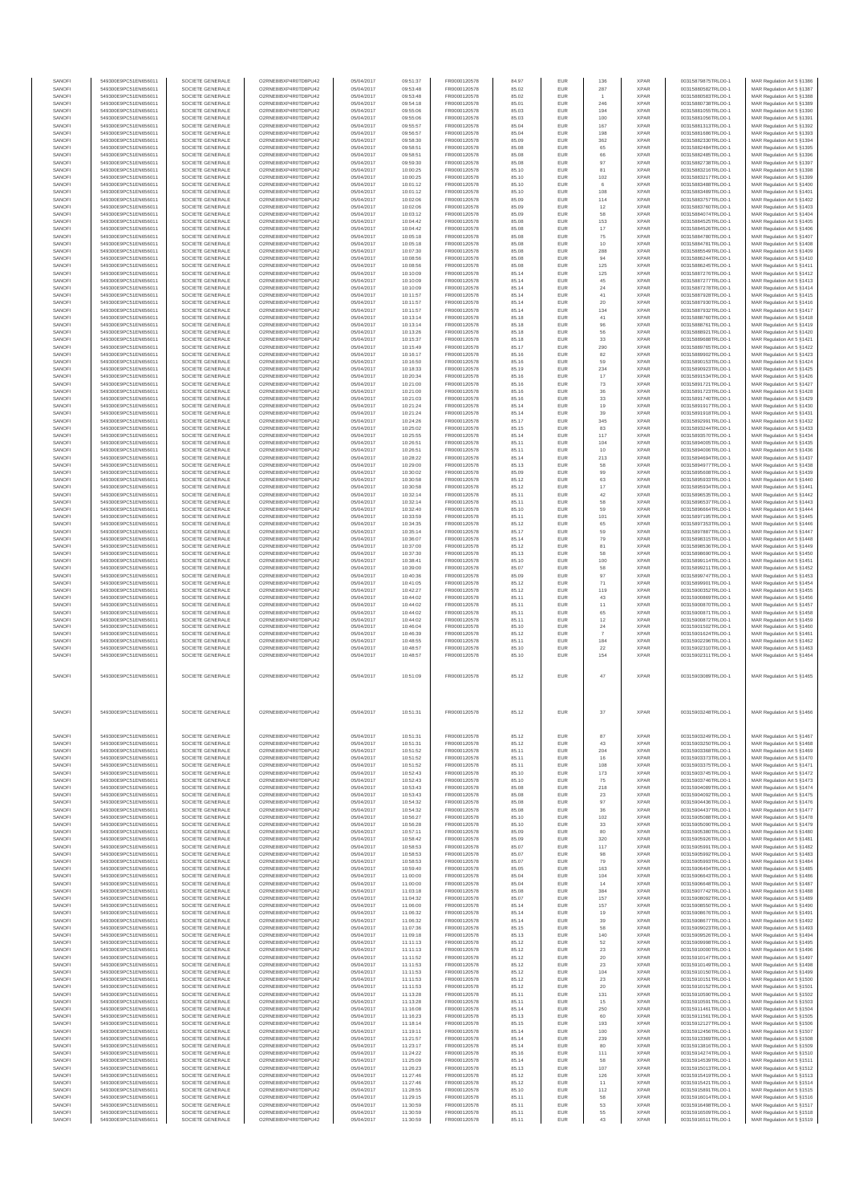| | | | | | | | | | | | | |
|---|---|---|---|---|---|---|---|---|---|---|---|---|
| SANOFI | 549300E9PC51EN656011 | SOCIETE GENERALE | O2RNE8IBXP4R0TD8PU42 | 05/04/2017 | 09:51:37 | FR0000120578 | 84.97 | EUR | 136 | XPAR | 00315879875TRLO0-1 | MAR Regulation Art 5 §1386 |
| SANOFI | 549300E9PC51EN656011 | SOCIETE GENERALE | O2RNE8IBXP4R0TD8PU42 | 05/04/2017 | 09:53:48 | FR0000120578 | 85.02 | EUR | 287 | XPAR | 00315880582TRLO0-1 | MAR Regulation Art 5 §1387 |
| SANOFI | 549300E9PC51EN656011 | SOCIETE GENERALE | O2RNE8IBXP4R0TD8PU42 | 05/04/2017 | 09:53:48 | FR0000120578 | 85.02 | EUR | 1 | XPAR | 00315880583TRLO0-1 | MAR Regulation Art 5 §1388 |
| SANOFI | 549300E9PC51EN656011 | SOCIETE GENERALE | O2RNE8IBXP4R0TD8PU42 | 05/04/2017 | 09:54:18 | FR0000120578 | 85.01 | EUR | 246 | XPAR | 00315880738TRLO0-1 | MAR Regulation Art 5 §1389 |
| SANOFI | 549300E9PC51EN656011 | SOCIETE GENERALE | O2RNE8IBXP4R0TD8PU42 | 05/04/2017 | 09:55:06 | FR0000120578 | 85.03 | EUR | 194 | XPAR | 00315881055TRLO0-1 | MAR Regulation Art 5 §1390 |
| SANOFI | 549300E9PC51EN656011 | SOCIETE GENERALE | O2RNE8IBXP4R0TD8PU42 | 05/04/2017 | 09:55:06 | FR0000120578 | 85.03 | EUR | 100 | XPAR | 00315881056TRLO0-1 | MAR Regulation Art 5 §1391 |
| SANOFI | 549300E9PC51EN656011 | SOCIETE GENERALE | O2RNE8IBXP4R0TD8PU42 | 05/04/2017 | 09:55:57 | FR0000120578 | 85.04 | EUR | 167 | XPAR | 00315881313TRLO0-1 | MAR Regulation Art 5 §1392 |
| SANOFI | 549300E9PC51EN656011 | SOCIETE GENERALE | O2RNE8IBXP4R0TD8PU42 | 05/04/2017 | 09:56:57 | FR0000120578 | 85.04 | EUR | 198 | XPAR | 00315881686TRLO0-1 | MAR Regulation Art 5 §1393 |
| SANOFI | 549300E9PC51EN656011 | SOCIETE GENERALE | O2RNE8IBXP4R0TD8PU42 | 05/04/2017 | 09:58:30 | FR0000120578 | 85.09 | EUR | 362 | XPAR | 00315882230TRLO0-1 | MAR Regulation Art 5 §1394 |
| SANOFI | 549300E9PC51EN656011 | SOCIETE GENERALE | O2RNE8IBXP4R0TD8PU42 | 05/04/2017 | 09:58:51 | FR0000120578 | 85.08 | EUR | 65 | XPAR | 00315882484TRLO0-1 | MAR Regulation Art 5 §1395 |
| SANOFI | 549300E9PC51EN656011 | SOCIETE GENERALE | O2RNE8IBXP4R0TD8PU42 | 05/04/2017 | 09:58:51 | FR0000120578 | 85.08 | EUR | 66 | XPAR | 00315882485TRLO0-1 | MAR Regulation Art 5 §1396 |
| SANOFI | 549300E9PC51EN656011 | SOCIETE GENERALE | O2RNE8IBXP4R0TD8PU42 | 05/04/2017 | 09:59:30 | FR0000120578 | 85.08 | EUR | 97 | XPAR | 00315882738TRLO0-1 | MAR Regulation Art 5 §1397 |
| SANOFI | 549300E9PC51EN656011 | SOCIETE GENERALE | O2RNE8IBXP4R0TD8PU42 | 05/04/2017 | 10:00:25 | FR0000120578 | 85.10 | EUR | 81 | XPAR | 00315883216TRLO0-1 | MAR Regulation Art 5 §1398 |
| SANOFI | 549300E9PC51EN656011 | SOCIETE GENERALE | O2RNE8IBXP4R0TD8PU42 | 05/04/2017 | 10:00:25 | FR0000120578 | 85.10 | EUR | 102 | XPAR | 00315883217TRLO0-1 | MAR Regulation Art 5 §1399 |
| SANOFI | 549300E9PC51EN656011 | SOCIETE GENERALE | O2RNE8IBXP4R0TD8PU42 | 05/04/2017 | 10:01:12 | FR0000120578 | 85.10 | EUR | 6 | XPAR | 00315883488TRLO0-1 | MAR Regulation Art 5 §1400 |
| SANOFI | 549300E9PC51EN656011 | SOCIETE GENERALE | O2RNE8IBXP4R0TD8PU42 | 05/04/2017 | 10:01:12 | FR0000120578 | 85.10 | EUR | 108 | XPAR | 00315883489TRLO0-1 | MAR Regulation Art 5 §1401 |
| SANOFI | 549300E9PC51EN656011 | SOCIETE GENERALE | O2RNE8IBXP4R0TD8PU42 | 05/04/2017 | 10:02:06 | FR0000120578 | 85.09 | EUR | 114 | XPAR | 00315883757TRLO0-1 | MAR Regulation Art 5 §1402 |
| SANOFI | 549300E9PC51EN656011 | SOCIETE GENERALE | O2RNE8IBXP4R0TD8PU42 | 05/04/2017 | 10:02:06 | FR0000120578 | 85.09 | EUR | 12 | XPAR | 00315883760TRLO0-1 | MAR Regulation Art 5 §1403 |
| SANOFI | 549300E9PC51EN656011 | SOCIETE GENERALE | O2RNE8IBXP4R0TD8PU42 | 05/04/2017 | 10:03:12 | FR0000120578 | 85.09 | EUR | 58 | XPAR | 00315884074TRLO0-1 | MAR Regulation Art 5 §1404 |
| SANOFI | 549300E9PC51EN656011 | SOCIETE GENERALE | O2RNE8IBXP4R0TD8PU42 | 05/04/2017 | 10:04:42 | FR0000120578 | 85.08 | EUR | 153 | XPAR | 00315884525TRLO0-1 | MAR Regulation Art 5 §1405 |
| SANOFI | 549300E9PC51EN656011 | SOCIETE GENERALE | O2RNE8IBXP4R0TD8PU42 | 05/04/2017 | 10:04:42 | FR0000120578 | 85.08 | EUR | 17 | XPAR | 00315884526TRLO0-1 | MAR Regulation Art 5 §1406 |
| SANOFI | 549300E9PC51EN656011 | SOCIETE GENERALE | O2RNE8IBXP4R0TD8PU42 | 05/04/2017 | 10:05:18 | FR0000120578 | 85.08 | EUR | 75 | XPAR | 00315884780TRLO0-1 | MAR Regulation Art 5 §1407 |
| SANOFI | 549300E9PC51EN656011 | SOCIETE GENERALE | O2RNE8IBXP4R0TD8PU42 | 05/04/2017 | 10:05:18 | FR0000120578 | 85.08 | EUR | 10 | XPAR | 00315884781TRLO0-1 | MAR Regulation Art 5 §1408 |
| SANOFI | 549300E9PC51EN656011 | SOCIETE GENERALE | O2RNE8IBXP4R0TD8PU42 | 05/04/2017 | 10:07:30 | FR0000120578 | 85.08 | EUR | 288 | XPAR | 00315885549TRLO0-1 | MAR Regulation Art 5 §1409 |
| SANOFI | 549300E9PC51EN656011 | SOCIETE GENERALE | O2RNE8IBXP4R0TD8PU42 | 05/04/2017 | 10:08:56 | FR0000120578 | 85.08 | EUR | 94 | XPAR | 00315886244TRLO0-1 | MAR Regulation Art 5 §1410 |
| SANOFI | 549300E9PC51EN656011 | SOCIETE GENERALE | O2RNE8IBXP4R0TD8PU42 | 05/04/2017 | 10:08:56 | FR0000120578 | 85.08 | EUR | 125 | XPAR | 00315886245TRLO0-1 | MAR Regulation Art 5 §1411 |
| SANOFI | 549300E9PC51EN656011 | SOCIETE GENERALE | O2RNE8IBXP4R0TD8PU42 | 05/04/2017 | 10:10:09 | FR0000120578 | 85.14 | EUR | 125 | XPAR | 00315887276TRLO0-1 | MAR Regulation Art 5 §1412 |
| SANOFI | 549300E9PC51EN656011 | SOCIETE GENERALE | O2RNE8IBXP4R0TD8PU42 | 05/04/2017 | 10:10:09 | FR0000120578 | 85.14 | EUR | 45 | XPAR | 00315887277TRLO0-1 | MAR Regulation Art 5 §1413 |
| SANOFI | 549300E9PC51EN656011 | SOCIETE GENERALE | O2RNE8IBXP4R0TD8PU42 | 05/04/2017 | 10:10:09 | FR0000120578 | 85.14 | EUR | 24 | XPAR | 00315887278TRLO0-1 | MAR Regulation Art 5 §1414 |
| SANOFI | 549300E9PC51EN656011 | SOCIETE GENERALE | O2RNE8IBXP4R0TD8PU42 | 05/04/2017 | 10:11:57 | FR0000120578 | 85.14 | EUR | 41 | XPAR | 00315887928TRLO0-1 | MAR Regulation Art 5 §1415 |
| SANOFI | 549300E9PC51EN656011 | SOCIETE GENERALE | O2RNE8IBXP4R0TD8PU42 | 05/04/2017 | 10:11:57 | FR0000120578 | 85.14 | EUR | 20 | XPAR | 00315887930TRLO0-1 | MAR Regulation Art 5 §1416 |
| SANOFI | 549300E9PC51EN656011 | SOCIETE GENERALE | O2RNE8IBXP4R0TD8PU42 | 05/04/2017 | 10:11:57 | FR0000120578 | 85.14 | EUR | 134 | XPAR | 00315887932TRLO0-1 | MAR Regulation Art 5 §1417 |
| SANOFI | 549300E9PC51EN656011 | SOCIETE GENERALE | O2RNE8IBXP4R0TD8PU42 | 05/04/2017 | 10:13:14 | FR0000120578 | 85.18 | EUR | 41 | XPAR | 00315888760TRLO0-1 | MAR Regulation Art 5 §1418 |
| SANOFI | 549300E9PC51EN656011 | SOCIETE GENERALE | O2RNE8IBXP4R0TD8PU42 | 05/04/2017 | 10:13:14 | FR0000120578 | 85.18 | EUR | 96 | XPAR | 00315888761TRLO0-1 | MAR Regulation Art 5 §1419 |
| SANOFI | 549300E9PC51EN656011 | SOCIETE GENERALE | O2RNE8IBXP4R0TD8PU42 | 05/04/2017 | 10:13:26 | FR0000120578 | 85.18 | EUR | 56 | XPAR | 00315888921TRLO0-1 | MAR Regulation Art 5 §1420 |
| SANOFI | 549300E9PC51EN656011 | SOCIETE GENERALE | O2RNE8IBXP4R0TD8PU42 | 05/04/2017 | 10:15:37 | FR0000120578 | 85.18 | EUR | 33 | XPAR | 00315889688TRLO0-1 | MAR Regulation Art 5 §1421 |
| SANOFI | 549300E9PC51EN656011 | SOCIETE GENERALE | O2RNE8IBXP4R0TD8PU42 | 05/04/2017 | 10:15:49 | FR0000120578 | 85.17 | EUR | 290 | XPAR | 00315889765TRLO0-1 | MAR Regulation Art 5 §1422 |
| SANOFI | 549300E9PC51EN656011 | SOCIETE GENERALE | O2RNE8IBXP4R0TD8PU42 | 05/04/2017 | 10:16:17 | FR0000120578 | 85.16 | EUR | 82 | XPAR | 00315889902TRLO0-1 | MAR Regulation Art 5 §1423 |
| SANOFI | 549300E9PC51EN656011 | SOCIETE GENERALE | O2RNE8IBXP4R0TD8PU42 | 05/04/2017 | 10:16:50 | FR0000120578 | 85.16 | EUR | 59 | XPAR | 00315890153TRLO0-1 | MAR Regulation Art 5 §1424 |
| SANOFI | 549300E9PC51EN656011 | SOCIETE GENERALE | O2RNE8IBXP4R0TD8PU42 | 05/04/2017 | 10:18:33 | FR0000120578 | 85.19 | EUR | 234 | XPAR | 00315890923TRLO0-1 | MAR Regulation Art 5 §1425 |
| SANOFI | 549300E9PC51EN656011 | SOCIETE GENERALE | O2RNE8IBXP4R0TD8PU42 | 05/04/2017 | 10:20:34 | FR0000120578 | 85.16 | EUR | 17 | XPAR | 00315891534TRLO0-1 | MAR Regulation Art 5 §1426 |
| SANOFI | 549300E9PC51EN656011 | SOCIETE GENERALE | O2RNE8IBXP4R0TD8PU42 | 05/04/2017 | 10:21:00 | FR0000120578 | 85.16 | EUR | 73 | XPAR | 00315891721TRLO0-1 | MAR Regulation Art 5 §1427 |
| SANOFI | 549300E9PC51EN656011 | SOCIETE GENERALE | O2RNE8IBXP4R0TD8PU42 | 05/04/2017 | 10:21:00 | FR0000120578 | 85.16 | EUR | 36 | XPAR | 00315891723TRLO0-1 | MAR Regulation Art 5 §1428 |
| SANOFI | 549300E9PC51EN656011 | SOCIETE GENERALE | O2RNE8IBXP4R0TD8PU42 | 05/04/2017 | 10:21:03 | FR0000120578 | 85.16 | EUR | 33 | XPAR | 00315891740TRLO0-1 | MAR Regulation Art 5 §1429 |
| SANOFI | 549300E9PC51EN656011 | SOCIETE GENERALE | O2RNE8IBXP4R0TD8PU42 | 05/04/2017 | 10:21:24 | FR0000120578 | 85.14 | EUR | 19 | XPAR | 00315891917TRLO0-1 | MAR Regulation Art 5 §1430 |
| SANOFI | 549300E9PC51EN656011 | SOCIETE GENERALE | O2RNE8IBXP4R0TD8PU42 | 05/04/2017 | 10:21:24 | FR0000120578 | 85.14 | EUR | 39 | XPAR | 00315891918TRLO0-1 | MAR Regulation Art 5 §1431 |
| SANOFI | 549300E9PC51EN656011 | SOCIETE GENERALE | O2RNE8IBXP4R0TD8PU42 | 05/04/2017 | 10:24:26 | FR0000120578 | 85.17 | EUR | 345 | XPAR | 00315892991TRLO0-1 | MAR Regulation Art 5 §1432 |
| SANOFI | 549300E9PC51EN656011 | SOCIETE GENERALE | O2RNE8IBXP4R0TD8PU42 | 05/04/2017 | 10:25:02 | FR0000120578 | 85.15 | EUR | 83 | XPAR | 00315893244TRLO0-1 | MAR Regulation Art 5 §1433 |
| SANOFI | 549300E9PC51EN656011 | SOCIETE GENERALE | O2RNE8IBXP4R0TD8PU42 | 05/04/2017 | 10:25:55 | FR0000120578 | 85.14 | EUR | 117 | XPAR | 00315893576TRLO0-1 | MAR Regulation Art 5 §1434 |
| SANOFI | 549300E9PC51EN656011 | SOCIETE GENERALE | O2RNE8IBXP4R0TD8PU42 | 05/04/2017 | 10:26:51 | FR0000120578 | 85.11 | EUR | 104 | XPAR | 00315894005TRLO0-1 | MAR Regulation Art 5 §1435 |
| SANOFI | 549300E9PC51EN656011 | SOCIETE GENERALE | O2RNE8IBXP4R0TD8PU42 | 05/04/2017 | 10:26:51 | FR0000120578 | 85.11 | EUR | 10 | XPAR | 00315894006TRLO0-1 | MAR Regulation Art 5 §1436 |
| SANOFI | 549300E9PC51EN656011 | SOCIETE GENERALE | O2RNE8IBXP4R0TD8PU42 | 05/04/2017 | 10:28:22 | FR0000120578 | 85.14 | EUR | 213 | XPAR | 00315894594TRLO0-1 | MAR Regulation Art 5 §1437 |
| SANOFI | 549300E9PC51EN656011 | SOCIETE GENERALE | O2RNE8IBXP4R0TD8PU42 | 05/04/2017 | 10:29:00 | FR0000120578 | 85.13 | EUR | 58 | XPAR | 00315894977TRLO0-1 | MAR Regulation Art 5 §1438 |
| SANOFI | 549300E9PC51EN656011 | SOCIETE GENERALE | O2RNE8IBXP4R0TD8PU42 | 05/04/2017 | 10:30:02 | FR0000120578 | 85.09 | EUR | 99 | XPAR | 00315895608TRLO0-1 | MAR Regulation Art 5 §1439 |
| SANOFI | 549300E9PC51EN656011 | SOCIETE GENERALE | O2RNE8IBXP4R0TD8PU42 | 05/04/2017 | 10:30:58 | FR0000120578 | 85.12 | EUR | 63 | XPAR | 00315895933TRLO0-1 | MAR Regulation Art 5 §1440 |
| SANOFI | 549300E9PC51EN656011 | SOCIETE GENERALE | O2RNE8IBXP4R0TD8PU42 | 05/04/2017 | 10:30:58 | FR0000120578 | 85.12 | EUR | 17 | XPAR | 00315895934TRLO0-1 | MAR Regulation Art 5 §1441 |
| SANOFI | 549300E9PC51EN656011 | SOCIETE GENERALE | O2RNE8IBXP4R0TD8PU42 | 05/04/2017 | 10:32:14 | FR0000120578 | 85.11 | EUR | 42 | XPAR | 00315896535TRLO0-1 | MAR Regulation Art 5 §1442 |
| SANOFI | 549300E9PC51EN656011 | SOCIETE GENERALE | O2RNE8IBXP4R0TD8PU42 | 05/04/2017 | 10:32:14 | FR0000120578 | 85.11 | EUR | 58 | XPAR | 00315896537TRLO0-1 | MAR Regulation Art 5 §1443 |
| SANOFI | 549300E9PC51EN656011 | SOCIETE GENERALE | O2RNE8IBXP4R0TD8PU42 | 05/04/2017 | 10:32:40 | FR0000120578 | 85.10 | EUR | 59 | XPAR | 00315896664TRLO0-1 | MAR Regulation Art 5 §1444 |
| SANOFI | 549300E9PC51EN656011 | SOCIETE GENERALE | O2RNE8IBXP4R0TD8PU42 | 05/04/2017 | 10:33:59 | FR0000120578 | 85.11 | EUR | 101 | XPAR | 00315897195TRLO0-1 | MAR Regulation Art 5 §1445 |
| SANOFI | 549300E9PC51EN656011 | SOCIETE GENERALE | O2RNE8IBXP4R0TD8PU42 | 05/04/2017 | 10:34:35 | FR0000120578 | 85.12 | EUR | 65 | XPAR | 00315897353TRLO0-1 | MAR Regulation Art 5 §1446 |
| SANOFI | 549300E9PC51EN656011 | SOCIETE GENERALE | O2RNE8IBXP4R0TD8PU42 | 05/04/2017 | 10:35:14 | FR0000120578 | 85.17 | EUR | 59 | XPAR | 00315897887TRLO0-1 | MAR Regulation Art 5 §1447 |
| SANOFI | 549300E9PC51EN656011 | SOCIETE GENERALE | O2RNE8IBXP4R0TD8PU42 | 05/04/2017 | 10:36:07 | FR0000120578 | 85.14 | EUR | 79 | XPAR | 00315898315TRLO0-1 | MAR Regulation Art 5 §1448 |
| SANOFI | 549300E9PC51EN656011 | SOCIETE GENERALE | O2RNE8IBXP4R0TD8PU42 | 05/04/2017 | 10:37:00 | FR0000120578 | 85.12 | EUR | 81 | XPAR | 00315898536TRLO0-1 | MAR Regulation Art 5 §1449 |
| SANOFI | 549300E9PC51EN656011 | SOCIETE GENERALE | O2RNE8IBXP4R0TD8PU42 | 05/04/2017 | 10:37:30 | FR0000120578 | 85.13 | EUR | 58 | XPAR | 00315898690TRLO0-1 | MAR Regulation Art 5 §1450 |
| SANOFI | 549300E9PC51EN656011 | SOCIETE GENERALE | O2RNE8IBXP4R0TD8PU42 | 05/04/2017 | 10:38:41 | FR0000120578 | 85.10 | EUR | 100 | XPAR | 00315899114TRLO0-1 | MAR Regulation Art 5 §1451 |
| SANOFI | 549300E9PC51EN656011 | SOCIETE GENERALE | O2RNE8IBXP4R0TD8PU42 | 05/04/2017 | 10:39:00 | FR0000120578 | 85.07 | EUR | 58 | XPAR | 00315899211TRLO0-1 | MAR Regulation Art 5 §1452 |
| SANOFI | 549300E9PC51EN656011 | SOCIETE GENERALE | O2RNE8IBXP4R0TD8PU42 | 05/04/2017 | 10:40:36 | FR0000120578 | 85.09 | EUR | 97 | XPAR | 00315899747TRLO0-1 | MAR Regulation Art 5 §1453 |
| SANOFI | 549300E9PC51EN656011 | SOCIETE GENERALE | O2RNE8IBXP4R0TD8PU42 | 05/04/2017 | 10:41:05 | FR0000120578 | 85.12 | EUR | 71 | XPAR | 00315899901TRLO0-1 | MAR Regulation Art 5 §1454 |
| SANOFI | 549300E9PC51EN656011 | SOCIETE GENERALE | O2RNE8IBXP4R0TD8PU42 | 05/04/2017 | 10:42:27 | FR0000120578 | 85.12 | EUR | 119 | XPAR | 00315900352TRLO0-1 | MAR Regulation Art 5 §1455 |
| SANOFI | 549300E9PC51EN656011 | SOCIETE GENERALE | O2RNE8IBXP4R0TD8PU42 | 05/04/2017 | 10:44:02 | FR0000120578 | 85.11 | EUR | 43 | XPAR | 00315900869TRLO0-1 | MAR Regulation Art 5 §1456 |
| SANOFI | 549300E9PC51EN656011 | SOCIETE GENERALE | O2RNE8IBXP4R0TD8PU42 | 05/04/2017 | 10:44:02 | FR0000120578 | 85.11 | EUR | 11 | XPAR | 00315900870TRLO0-1 | MAR Regulation Art 5 §1457 |
| SANOFI | 549300E9PC51EN656011 | SOCIETE GENERALE | O2RNE8IBXP4R0TD8PU42 | 05/04/2017 | 10:44:02 | FR0000120578 | 85.11 | EUR | 65 | XPAR | 00315900871TRLO0-1 | MAR Regulation Art 5 §1458 |
| SANOFI | 549300E9PC51EN656011 | SOCIETE GENERALE | O2RNE8IBXP4R0TD8PU42 | 05/04/2017 | 10:44:02 | FR0000120578 | 85.11 | EUR | 12 | XPAR | 00315900872TRLO0-1 | MAR Regulation Art 5 §1459 |
| SANOFI | 549300E9PC51EN656011 | SOCIETE GENERALE | O2RNE8IBXP4R0TD8PU42 | 05/04/2017 | 10:46:04 | FR0000120578 | 85.10 | EUR | 24 | XPAR | 00315901502TRLO0-1 | MAR Regulation Art 5 §1460 |
| SANOFI | 549300E9PC51EN656011 | SOCIETE GENERALE | O2RNE8IBXP4R0TD8PU42 | 05/04/2017 | 10:46:39 | FR0000120578 | 85.12 | EUR | 7 | XPAR | 00315901624TRLO0-1 | MAR Regulation Art 5 §1461 |
| SANOFI | 549300E9PC51EN656011 | SOCIETE GENERALE | O2RNE8IBXP4R0TD8PU42 | 05/04/2017 | 10:48:55 | FR0000120578 | 85.11 | EUR | 184 | XPAR | 00315902296TRLO0-1 | MAR Regulation Art 5 §1462 |
| SANOFI | 549300E9PC51EN656011 | SOCIETE GENERALE | O2RNE8IBXP4R0TD8PU42 | 05/04/2017 | 10:48:57 | FR0000120578 | 85.10 | EUR | 22 | XPAR | 00315902310TRLO0-1 | MAR Regulation Art 5 §1463 |
| SANOFI | 549300E9PC51EN656011 | SOCIETE GENERALE | O2RNE8IBXP4R0TD8PU42 | 05/04/2017 | 10:48:57 | FR0000120578 | 85.10 | EUR | 154 | XPAR | 00315902311TRLO0-1 | MAR Regulation Art 5 §1464 |
| SANOFI | 549300E9PC51EN656011 | SOCIETE GENERALE | O2RNE8IBXP4R0TD8PU42 | 05/04/2017 | 10:51:09 | FR0000120578 | 85.12 | EUR | 47 | XPAR | 00315903089TRLO0-1 | MAR Regulation Art 5 §1465 |
| SANOFI | 549300E9PC51EN656011 | SOCIETE GENERALE | O2RNE8IBXP4R0TD8PU42 | 05/04/2017 | 10:51:31 | FR0000120578 | 85.12 | EUR | 37 | XPAR | 00315903248TRLO0-1 | MAR Regulation Art 5 §1466 |
| SANOFI | 549300E9PC51EN656011 | SOCIETE GENERALE | O2RNE8IBXP4R0TD8PU42 | 05/04/2017 | 10:51:31 | FR0000120578 | 85.12 | EUR | 87 | XPAR | 00315903249TRLO0-1 | MAR Regulation Art 5 §1467 |
| SANOFI | 549300E9PC51EN656011 | SOCIETE GENERALE | O2RNE8IBXP4R0TD8PU42 | 05/04/2017 | 10:51:31 | FR0000120578 | 85.12 | EUR | 43 | XPAR | 00315903250TRLO0-1 | MAR Regulation Art 5 §1468 |
| SANOFI | 549300E9PC51EN656011 | SOCIETE GENERALE | O2RNE8IBXP4R0TD8PU42 | 05/04/2017 | 10:51:52 | FR0000120578 | 85.11 | EUR | 204 | XPAR | 00315903368TRLO0-1 | MAR Regulation Art 5 §1469 |
| SANOFI | 549300E9PC51EN656011 | SOCIETE GENERALE | O2RNE8IBXP4R0TD8PU42 | 05/04/2017 | 10:51:52 | FR0000120578 | 85.11 | EUR | 16 | XPAR | 00315903373TRLO0-1 | MAR Regulation Art 5 §1470 |
| SANOFI | 549300E9PC51EN656011 | SOCIETE GENERALE | O2RNE8IBXP4R0TD8PU42 | 05/04/2017 | 10:51:52 | FR0000120578 | 85.11 | EUR | 108 | XPAR | 00315903375TRLO0-1 | MAR Regulation Art 5 §1471 |
| SANOFI | 549300E9PC51EN656011 | SOCIETE GENERALE | O2RNE8IBXP4R0TD8PU42 | 05/04/2017 | 10:52:43 | FR0000120578 | 85.10 | EUR | 173 | XPAR | 00315903745TRLO0-1 | MAR Regulation Art 5 §1472 |
| SANOFI | 549300E9PC51EN656011 | SOCIETE GENERALE | O2RNE8IBXP4R0TD8PU42 | 05/04/2017 | 10:52:43 | FR0000120578 | 85.10 | EUR | 75 | XPAR | 00315903746TRLO0-1 | MAR Regulation Art 5 §1473 |
| SANOFI | 549300E9PC51EN656011 | SOCIETE GENERALE | O2RNE8IBXP4R0TD8PU42 | 05/04/2017 | 10:53:43 | FR0000120578 | 85.08 | EUR | 218 | XPAR | 00315904089TRLO0-1 | MAR Regulation Art 5 §1474 |
| SANOFI | 549300E9PC51EN656011 | SOCIETE GENERALE | O2RNE8IBXP4R0TD8PU42 | 05/04/2017 | 10:53:43 | FR0000120578 | 85.08 | EUR | 23 | XPAR | 00315904092TRLO0-1 | MAR Regulation Art 5 §1475 |
| SANOFI | 549300E9PC51EN656011 | SOCIETE GENERALE | O2RNE8IBXP4R0TD8PU42 | 05/04/2017 | 10:54:32 | FR0000120578 | 85.08 | EUR | 97 | XPAR | 00315904436TRLO0-1 | MAR Regulation Art 5 §1476 |
| SANOFI | 549300E9PC51EN656011 | SOCIETE GENERALE | O2RNE8IBXP4R0TD8PU42 | 05/04/2017 | 10:54:32 | FR0000120578 | 85.08 | EUR | 36 | XPAR | 00315904437TRLO0-1 | MAR Regulation Art 5 §1477 |
| SANOFI | 549300E9PC51EN656011 | SOCIETE GENERALE | O2RNE8IBXP4R0TD8PU42 | 05/04/2017 | 10:56:27 | FR0000120578 | 85.10 | EUR | 102 | XPAR | 00315905088TRLO0-1 | MAR Regulation Art 5 §1478 |
| SANOFI | 549300E9PC51EN656011 | SOCIETE GENERALE | O2RNE8IBXP4R0TD8PU42 | 05/04/2017 | 10:56:28 | FR0000120578 | 85.10 | EUR | 33 | XPAR | 00315905090TRLO0-1 | MAR Regulation Art 5 §1479 |
| SANOFI | 549300E9PC51EN656011 | SOCIETE GENERALE | O2RNE8IBXP4R0TD8PU42 | 05/04/2017 | 10:57:11 | FR0000120578 | 85.09 | EUR | 80 | XPAR | 00315905380TRLO0-1 | MAR Regulation Art 5 §1480 |
| SANOFI | 549300E9PC51EN656011 | SOCIETE GENERALE | O2RNE8IBXP4R0TD8PU42 | 05/04/2017 | 10:58:42 | FR0000120578 | 85.09 | EUR | 320 | XPAR | 00315905926TRLO0-1 | MAR Regulation Art 5 §1481 |
| SANOFI | 549300E9PC51EN656011 | SOCIETE GENERALE | O2RNE8IBXP4R0TD8PU42 | 05/04/2017 | 10:58:53 | FR0000120578 | 85.07 | EUR | 117 | XPAR | 00315905991TRLO0-1 | MAR Regulation Art 5 §1482 |
| SANOFI | 549300E9PC51EN656011 | SOCIETE GENERALE | O2RNE8IBXP4R0TD8PU42 | 05/04/2017 | 10:58:53 | FR0000120578 | 85.07 | EUR | 98 | XPAR | 00315905992TRLO0-1 | MAR Regulation Art 5 §1483 |
| SANOFI | 549300E9PC51EN656011 | SOCIETE GENERALE | O2RNE8IBXP4R0TD8PU42 | 05/04/2017 | 10:58:53 | FR0000120578 | 85.07 | EUR | 79 | XPAR | 00315906002TRLO0-1 | MAR Regulation Art 5 §1484 |
| SANOFI | 549300E9PC51EN656011 | SOCIETE GENERALE | O2RNE8IBXP4R0TD8PU42 | 05/04/2017 | 10:59:40 | FR0000120578 | 85.05 | EUR | 163 | XPAR | 00315906404TRLO0-1 | MAR Regulation Art 5 §1485 |
| SANOFI | 549300E9PC51EN656011 | SOCIETE GENERALE | O2RNE8IBXP4R0TD8PU42 | 05/04/2017 | 11:00:00 | FR0000120578 | 85.04 | EUR | 104 | XPAR | 00315906643TRLO0-1 | MAR Regulation Art 5 §1486 |
| SANOFI | 549300E9PC51EN656011 | SOCIETE GENERALE | O2RNE8IBXP4R0TD8PU42 | 05/04/2017 | 11:00:00 | FR0000120578 | 85.04 | EUR | 14 | XPAR | 00315906648TRLO0-1 | MAR Regulation Art 5 §1487 |
| SANOFI | 549300E9PC51EN656011 | SOCIETE GENERALE | O2RNE8IBXP4R0TD8PU42 | 05/04/2017 | 11:03:18 | FR0000120578 | 85.08 | EUR | 364 | XPAR | 00315907742TRLO0-1 | MAR Regulation Art 5 §1488 |
| SANOFI | 549300E9PC51EN656011 | SOCIETE GENERALE | O2RNE8IBXP4R0TD8PU42 | 05/04/2017 | 11:04:32 | FR0000120578 | 85.07 | EUR | 157 | XPAR | 00315908092TRLO0-1 | MAR Regulation Art 5 §1489 |
| SANOFI | 549300E9PC51EN656011 | SOCIETE GENERALE | O2RNE8IBXP4R0TD8PU42 | 05/04/2017 | 11:06:00 | FR0000120578 | 85.14 | EUR | 157 | XPAR | 00315908550TRLO0-1 | MAR Regulation Art 5 §1490 |
| SANOFI | 549300E9PC51EN656011 | SOCIETE GENERALE | O2RNE8IBXP4R0TD8PU42 | 05/04/2017 | 11:06:32 | FR0000120578 | 85.14 | EUR | 19 | XPAR | 00315908678TRLO0-1 | MAR Regulation Art 5 §1491 |
| SANOFI | 549300E9PC51EN656011 | SOCIETE GENERALE | O2RNE8IBXP4R0TD8PU42 | 05/04/2017 | 11:06:32 | FR0000120578 | 85.14 | EUR | 39 | XPAR | 00315908679TRLO0-1 | MAR Regulation Art 5 §1492 |
| SANOFI | 549300E9PC51EN656011 | SOCIETE GENERALE | O2RNE8IBXP4R0TD8PU42 | 05/04/2017 | 11:07:36 | FR0000120578 | 85.15 | EUR | 58 | XPAR | 00315909023TRLO0-1 | MAR Regulation Art 5 §1493 |
| SANOFI | 549300E9PC51EN656011 | SOCIETE GENERALE | O2RNE8IBXP4R0TD8PU42 | 05/04/2017 | 11:09:18 | FR0000120578 | 85.13 | EUR | 140 | XPAR | 00315909526TRLO0-1 | MAR Regulation Art 5 §1494 |
| SANOFI | 549300E9PC51EN656011 | SOCIETE GENERALE | O2RNE8IBXP4R0TD8PU42 | 05/04/2017 | 11:11:13 | FR0000120578 | 85.12 | EUR | 52 | XPAR | 00315909998TRLO0-1 | MAR Regulation Art 5 §1495 |
| SANOFI | 549300E9PC51EN656011 | SOCIETE GENERALE | O2RNE8IBXP4R0TD8PU42 | 05/04/2017 | 11:11:13 | FR0000120578 | 85.12 | EUR | 23 | XPAR | 00315910000TRLO0-1 | MAR Regulation Art 5 §1496 |
| SANOFI | 549300E9PC51EN656011 | SOCIETE GENERALE | O2RNE8IBXP4R0TD8PU42 | 05/04/2017 | 11:11:52 | FR0000120578 | 85.12 | EUR | 20 | XPAR | 00315910147TRLO0-1 | MAR Regulation Art 5 §1497 |
| SANOFI | 549300E9PC51EN656011 | SOCIETE GENERALE | O2RNE8IBXP4R0TD8PU42 | 05/04/2017 | 11:11:53 | FR0000120578 | 85.12 | EUR | 23 | XPAR | 00315910148TRLO0-1 | MAR Regulation Art 5 §1498 |
| SANOFI | 549300E9PC51EN656011 | SOCIETE GENERALE | O2RNE8IBXP4R0TD8PU42 | 05/04/2017 | 11:11:53 | FR0000120578 | 85.12 | EUR | 104 | XPAR | 00315910150TRLO0-1 | MAR Regulation Art 5 §1499 |
| SANOFI | 549300E9PC51EN656011 | SOCIETE GENERALE | O2RNE8IBXP4R0TD8PU42 | 05/04/2017 | 11:11:53 | FR0000120578 | 85.12 | EUR | 23 | XPAR | 00315910151TRLO0-1 | MAR Regulation Art 5 §1500 |
| SANOFI | 549300E9PC51EN656011 | SOCIETE GENERALE | O2RNE8IBXP4R0TD8PU42 | 05/04/2017 | 11:11:53 | FR0000120578 | 85.12 | EUR | 20 | XPAR | 00315910152TRLO0-1 | MAR Regulation Art 5 §1501 |
| SANOFI | 549300E9PC51EN656011 | SOCIETE GENERALE | O2RNE8IBXP4R0TD8PU42 | 05/04/2017 | 11:13:28 | FR0000120578 | 85.11 | EUR | 131 | XPAR | 00315910590TRLO0-1 | MAR Regulation Art 5 §1502 |
| SANOFI | 549300E9PC51EN656011 | SOCIETE GENERALE | O2RNE8IBXP4R0TD8PU42 | 05/04/2017 | 11:13:28 | FR0000120578 | 85.11 | EUR | 15 | XPAR | 00315910591TRLO0-1 | MAR Regulation Art 5 §1503 |
| SANOFI | 549300E9PC51EN656011 | SOCIETE GENERALE | O2RNE8IBXP4R0TD8PU42 | 05/04/2017 | 11:16:08 | FR0000120578 | 85.14 | EUR | 250 | XPAR | 00315911461TRLO0-1 | MAR Regulation Art 5 §1504 |
| SANOFI | 549300E9PC51EN656011 | SOCIETE GENERALE | O2RNE8IBXP4R0TD8PU42 | 05/04/2017 | 11:16:23 | FR0000120578 | 85.13 | EUR | 60 | XPAR | 00315911561TRLO0-1 | MAR Regulation Art 5 §1505 |
| SANOFI | 549300E9PC51EN656011 | SOCIETE GENERALE | O2RNE8IBXP4R0TD8PU42 | 05/04/2017 | 11:18:14 | FR0000120578 | 85.15 | EUR | 193 | XPAR | 00315912127TRLO0-1 | MAR Regulation Art 5 §1506 |
| SANOFI | 549300E9PC51EN656011 | SOCIETE GENERALE | O2RNE8IBXP4R0TD8PU42 | 05/04/2017 | 11:19:11 | FR0000120578 | 85.15 | EUR | 100 | XPAR | 00315912456TRLO0-1 | MAR Regulation Art 5 §1507 |
| SANOFI | 549300E9PC51EN656011 | SOCIETE GENERALE | O2RNE8IBXP4R0TD8PU42 | 05/04/2017 | 11:21:57 | FR0000120578 | 85.14 | EUR | 239 | XPAR | 00315913369TRLO0-1 | MAR Regulation Art 5 §1508 |
| SANOFI | 549300E9PC51EN656011 | SOCIETE GENERALE | O2RNE8IBXP4R0TD8PU42 | 05/04/2017 | 11:23:17 | FR0000120578 | 85.14 | EUR | 80 | XPAR | 00315913816TRLO0-1 | MAR Regulation Art 5 §1509 |
| SANOFI | 549300E9PC51EN656011 | SOCIETE GENERALE | O2RNE8IBXP4R0TD8PU42 | 05/04/2017 | 11:24:22 | FR0000120578 | 85.16 | EUR | 111 | XPAR | 00315914274TRLO0-1 | MAR Regulation Art 5 §1510 |
| SANOFI | 549300E9PC51EN656011 | SOCIETE GENERALE | O2RNE8IBXP4R0TD8PU42 | 05/04/2017 | 11:25:09 | FR0000120578 | 85.14 | EUR | 58 | XPAR | 00315914539TRLO0-1 | MAR Regulation Art 5 §1511 |
| SANOFI | 549300E9PC51EN656011 | SOCIETE GENERALE | O2RNE8IBXP4R0TD8PU42 | 05/04/2017 | 11:26:23 | FR0000120578 | 85.13 | EUR | 107 | XPAR | 00315915013TRLO0-1 | MAR Regulation Art 5 §1512 |
| SANOFI | 549300E9PC51EN656011 | SOCIETE GENERALE | O2RNE8IBXP4R0TD8PU42 | 05/04/2017 | 11:27:46 | FR0000120578 | 85.12 | EUR | 126 | XPAR | 00315915419TRLO0-1 | MAR Regulation Art 5 §1513 |
| SANOFI | 549300E9PC51EN656011 | SOCIETE GENERALE | O2RNE8IBXP4R0TD8PU42 | 05/04/2017 | 11:27:46 | FR0000120578 | 85.12 | EUR | 11 | XPAR | 00315915421TRLO0-1 | MAR Regulation Art 5 §1514 |
| SANOFI | 549300E9PC51EN656011 | SOCIETE GENERALE | O2RNE8IBXP4R0TD8PU42 | 05/04/2017 | 11:28:55 | FR0000120578 | 85.10 | EUR | 112 | XPAR | 00315915891TRLO0-1 | MAR Regulation Art 5 §1515 |
| SANOFI | 549300E9PC51EN656011 | SOCIETE GENERALE | O2RNE8IBXP4R0TD8PU42 | 05/04/2017 | 11:29:15 | FR0000120578 | 85.11 | EUR | 58 | XPAR | 00315916014TRLO0-1 | MAR Regulation Art 5 §1516 |
| SANOFI | 549300E9PC51EN656011 | SOCIETE GENERALE | O2RNE8IBXP4R0TD8PU42 | 05/04/2017 | 11:30:59 | FR0000120578 | 85.11 | EUR | 53 | XPAR | 00315916498TRLO0-1 | MAR Regulation Art 5 §1517 |
| SANOFI | 549300E9PC51EN656011 | SOCIETE GENERALE | O2RNE8IBXP4R0TD8PU42 | 05/04/2017 | 11:30:59 | FR0000120578 | 85.11 | EUR | 55 | XPAR | 00315916509TRLO0-1 | MAR Regulation Art 5 §1518 |
| SANOFI | 549300E9PC51EN656011 | SOCIETE GENERALE | O2RNE8IBXP4R0TD8PU42 | 05/04/2017 | 11:30:59 | FR0000120578 | 85.11 | EUR | 43 | XPAR | 00315916511TRLO0-1 | MAR Regulation Art 5 §1519 |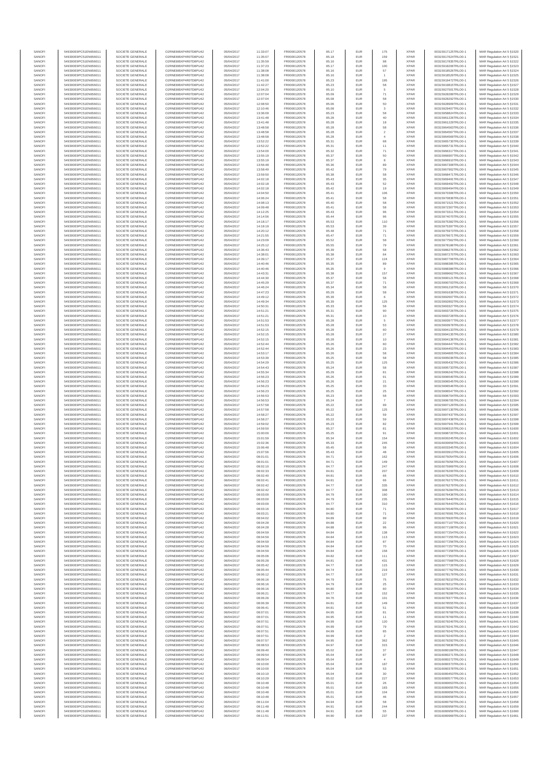| | | | | | | | | | | | | |
|---|---|---|---|---|---|---|---|---|---|---|---|---|
| SANOFI | 549300E9PC51EN656011 | SOCIETE GENERALE | O2RNE8IBXP4R0TD8PU42 | 05/04/2017 | 11:33:07 | FR0000120578 | 85.17 | EUR | 175 | XPAR | 00315917125TRLO0-1 | MAR Regulation Art 5 §1520 |
| SANOFI | 549300E9PC51EN656011 | SOCIETE GENERALE | O2RNE8IBXP4R0TD8PU42 | 05/04/2017 | 11:35:07 | FR0000120578 | 85.18 | EUR | 159 | XPAR | 00315917624TRLO0-1 | MAR Regulation Art 5 §1521 |
| SANOFI | 549300E9PC51EN656011 | SOCIETE GENERALE | O2RNE8IBXP4R0TD8PU42 | 05/04/2017 | 11:35:59 | FR0000120578 | 85.16 | EUR | 98 | XPAR | 00315917835TRLO0-1 | MAR Regulation Art 5 §1522 |
| SANOFI | 549300E9PC51EN656011 | SOCIETE GENERALE | O2RNE8IBXP4R0TD8PU42 | 05/04/2017 | 11:37:23 | FR0000120578 | 85.17 | EUR | 100 | XPAR | 00315918206TRLO0-1 | MAR Regulation Art 5 §1523 |
| SANOFI | 549300E9PC51EN656011 | SOCIETE GENERALE | O2RNE8IBXP4R0TD8PU42 | 05/04/2017 | 11:38:08 | FR0000120578 | 85.16 | EUR | 57 | XPAR | 00315918528TRLO0-1 | MAR Regulation Art 5 §1524 |
| SANOFI | 549300E9PC51EN656011 | SOCIETE GENERALE | O2RNE8IBXP4R0TD8PU42 | 05/04/2017 | 11:38:08 | FR0000120578 | 85.16 | EUR | 1 | XPAR | 00315918529TRLO0-1 | MAR Regulation Art 5 §1525 |
| SANOFI | 549300E9PC51EN656011 | SOCIETE GENERALE | O2RNE8IBXP4R0TD8PU42 | 05/04/2017 | 11:41:00 | FR0000120578 | 85.23 | EUR | 195 | XPAR | 00315919472TRLO0-1 | MAR Regulation Art 5 §1526 |
| SANOFI | 549300E9PC51EN656011 | SOCIETE GENERALE | O2RNE8IBXP4R0TD8PU42 | 05/04/2017 | 11:42:27 | FR0000120578 | 85.23 | EUR | 58 | XPAR | 00315919815TRLO0-1 | MAR Regulation Art 5 §1527 |
| SANOFI | 549300E9PC51EN656011 | SOCIETE GENERALE | O2RNE8IBXP4R0TD8PU42 | 05/04/2017 | 12:04:20 | FR0000120578 | 85.10 | EUR | 5 | XPAR | 00315927501TRLO0-1 | MAR Regulation Art 5 §1528 |
| SANOFI | 549300E9PC51EN656011 | SOCIETE GENERALE | O2RNE8IBXP4R0TD8PU42 | 05/04/2017 | 12:07:04 | FR0000120578 | 85.09 | EUR | 71 | XPAR | 00315928289TRLO0-1 | MAR Regulation Art 5 §1529 |
| SANOFI | 549300E9PC51EN656011 | SOCIETE GENERALE | O2RNE8IBXP4R0TD8PU42 | 05/04/2017 | 12:07:04 | FR0000120578 | 85.08 | EUR | 58 | XPAR | 00315928292TRLO0-1 | MAR Regulation Art 5 §1530 |
| SANOFI | 549300E9PC51EN656011 | SOCIETE GENERALE | O2RNE8IBXP4R0TD8PU42 | 05/04/2017 | 12:08:50 | FR0000120578 | 85.06 | EUR | 50 | XPAR | 00315928909TRLO0-1 | MAR Regulation Art 5 §1531 |
| SANOFI | 549300E9PC51EN656011 | SOCIETE GENERALE | O2RNE8IBXP4R0TD8PU42 | 05/04/2017 | 12:10:46 | FR0000120578 | 85.08 | EUR | 3 | XPAR | 00315929407TRLO0-1 | MAR Regulation Art 5 §1532 |
| SANOFI | 549300E9PC51EN656011 | SOCIETE GENERALE | O2RNE8IBXP4R0TD8PU42 | 05/04/2017 | 13:36:09 | FR0000120578 | 85.23 | EUR | 58 | XPAR | 00315958824TRLO0-1 | MAR Regulation Art 5 §1533 |
| SANOFI | 549300E9PC51EN656011 | SOCIETE GENERALE | O2RNE8IBXP4R0TD8PU42 | 05/04/2017 | 13:41:48 | FR0000120578 | 85.28 | EUR | 40 | XPAR | 00315961126TRLO0-1 | MAR Regulation Art 5 §1534 |
| SANOFI | 549300E9PC51EN656011 | SOCIETE GENERALE | O2RNE8IBXP4R0TD8PU42 | 05/04/2017 | 13:41:48 | FR0000120578 | 85.28 | EUR | 18 | XPAR | 00315961129TRLO0-1 | MAR Regulation Art 5 §1535 |
| SANOFI | 549300E9PC51EN656011 | SOCIETE GENERALE | O2RNE8IBXP4R0TD8PU42 | 05/04/2017 | 13:48:58 | FR0000120578 | 85.28 | EUR | 58 | XPAR | 00315964566TRLO0-1 | MAR Regulation Art 5 §1536 |
| SANOFI | 549300E9PC51EN656011 | SOCIETE GENERALE | O2RNE8IBXP4R0TD8PU42 | 05/04/2017 | 13:48:58 | FR0000120578 | 85.28 | EUR | 2 | XPAR | 00315964567TRLO0-1 | MAR Regulation Art 5 §1537 |
| SANOFI | 549300E9PC51EN656011 | SOCIETE GENERALE | O2RNE8IBXP4R0TD8PU42 | 05/04/2017 | 13:48:58 | FR0000120578 | 85.28 | EUR | 4 | XPAR | 00315964569TRLO0-1 | MAR Regulation Art 5 §1538 |
| SANOFI | 549300E9PC51EN656011 | SOCIETE GENERALE | O2RNE8IBXP4R0TD8PU42 | 05/04/2017 | 13:52:22 | FR0000120578 | 85.31 | EUR | 68 | XPAR | 00315965730TRLO0-1 | MAR Regulation Art 5 §1539 |
| SANOFI | 549300E9PC51EN656011 | SOCIETE GENERALE | O2RNE8IBXP4R0TD8PU42 | 05/04/2017 | 13:52:22 | FR0000120578 | 85.31 | EUR | 11 | XPAR | 00315965731TRLO0-1 | MAR Regulation Art 5 §1540 |
| SANOFI | 549300E9PC51EN656011 | SOCIETE GENERALE | O2RNE8IBXP4R0TD8PU42 | 05/04/2017 | 13:54:00 | FR0000120578 | 85.32 | EUR | 71 | XPAR | 00315966317TRLO0-1 | MAR Regulation Art 5 §1541 |
| SANOFI | 549300E9PC51EN656011 | SOCIETE GENERALE | O2RNE8IBXP4R0TD8PU42 | 05/04/2017 | 13:55:19 | FR0000120578 | 85.37 | EUR | 50 | XPAR | 00315966909TRLO0-1 | MAR Regulation Art 5 §1542 |
| SANOFI | 549300E9PC51EN656011 | SOCIETE GENERALE | O2RNE8IBXP4R0TD8PU42 | 05/04/2017 | 13:55:19 | FR0000120578 | 85.37 | EUR | 8 | XPAR | 00315966910TRLO0-1 | MAR Regulation Art 5 §1543 |
| SANOFI | 549300E9PC51EN656011 | SOCIETE GENERALE | O2RNE8IBXP4R0TD8PU42 | 05/04/2017 | 13:56:48 | FR0000120578 | 85.36 | EUR | 89 | XPAR | 00315967308TRLO0-1 | MAR Regulation Art 5 §1544 |
| SANOFI | 549300E9PC51EN656011 | SOCIETE GENERALE | O2RNE8IBXP4R0TD8PU42 | 05/04/2017 | 13:58:49 | FR0000120578 | 85.42 | EUR | 79 | XPAR | 00315967992TRLO0-1 | MAR Regulation Art 5 §1545 |
| SANOFI | 549300E9PC51EN656011 | SOCIETE GENERALE | O2RNE8IBXP4R0TD8PU42 | 05/04/2017 | 13:59:50 | FR0000120578 | 85.38 | EUR | 58 | XPAR | 00315968471TRLO0-1 | MAR Regulation Art 5 §1546 |
| SANOFI | 549300E9PC51EN656011 | SOCIETE GENERALE | O2RNE8IBXP4R0TD8PU42 | 05/04/2017 | 14:02:18 | FR0000120578 | 85.43 | EUR | 35 | XPAR | 00315969491TRLO0-1 | MAR Regulation Art 5 §1547 |
| SANOFI | 549300E9PC51EN656011 | SOCIETE GENERALE | O2RNE8IBXP4R0TD8PU42 | 05/04/2017 | 14:02:18 | FR0000120578 | 85.43 | EUR | 52 | XPAR | 00315969492TRLO0-1 | MAR Regulation Art 5 §1548 |
| SANOFI | 549300E9PC51EN656011 | SOCIETE GENERALE | O2RNE8IBXP4R0TD8PU42 | 05/04/2017 | 14:02:18 | FR0000120578 | 85.42 | EUR | 19 | XPAR | 00315969494TRLO0-1 | MAR Regulation Art 5 §1549 |
| SANOFI | 549300E9PC51EN656011 | SOCIETE GENERALE | O2RNE8IBXP4R0TD8PU42 | 05/04/2017 | 14:04:50 | FR0000120578 | 85.41 | EUR | 106 | XPAR | 00315970306TRLO0-1 | MAR Regulation Art 5 §1550 |
| SANOFI | 549300E9PC51EN656011 | SOCIETE GENERALE | O2RNE8IBXP4R0TD8PU42 | 05/04/2017 | 14:06:24 | FR0000120578 | 85.41 | EUR | 58 | XPAR | 00315970836TRLO0-1 | MAR Regulation Art 5 §1551 |
| SANOFI | 549300E9PC51EN656011 | SOCIETE GENERALE | O2RNE8IBXP4R0TD8PU42 | 05/04/2017 | 14:08:13 | FR0000120578 | 85.40 | EUR | 58 | XPAR | 00315971521TRLO0-1 | MAR Regulation Art 5 §1552 |
| SANOFI | 549300E9PC51EN656011 | SOCIETE GENERALE | O2RNE8IBXP4R0TD8PU42 | 05/04/2017 | 14:09:48 | FR0000120578 | 85.41 | EUR | 58 | XPAR | 00315972307TRLO0-1 | MAR Regulation Art 5 §1553 |
| SANOFI | 549300E9PC51EN656011 | SOCIETE GENERALE | O2RNE8IBXP4R0TD8PU42 | 05/04/2017 | 14:12:25 | FR0000120578 | 85.43 | EUR | 96 | XPAR | 00315973311TRLO0-1 | MAR Regulation Art 5 §1554 |
| SANOFI | 549300E9PC51EN656011 | SOCIETE GENERALE | O2RNE8IBXP4R0TD8PU42 | 05/04/2017 | 14:14:56 | FR0000120578 | 85.44 | EUR | 96 | XPAR | 00315974070TRLO0-1 | MAR Regulation Art 5 §1555 |
| SANOFI | 549300E9PC51EN656011 | SOCIETE GENERALE | O2RNE8IBXP4R0TD8PU42 | 05/04/2017 | 14:18:17 | FR0000120578 | 85.53 | EUR | 110 | XPAR | 00315975382TRLO0-1 | MAR Regulation Art 5 §1556 |
| SANOFI | 549300E9PC51EN656011 | SOCIETE GENERALE | O2RNE8IBXP4R0TD8PU42 | 05/04/2017 | 14:18:19 | FR0000120578 | 85.53 | EUR | 39 | XPAR | 00315975397TRLO0-1 | MAR Regulation Art 5 §1557 |
| SANOFI | 549300E9PC51EN656011 | SOCIETE GENERALE | O2RNE8IBXP4R0TD8PU42 | 05/04/2017 | 14:20:12 | FR0000120578 | 85.48 | EUR | 71 | XPAR | 00315975973TRLO0-1 | MAR Regulation Art 5 §1558 |
| SANOFI | 549300E9PC51EN656011 | SOCIETE GENERALE | O2RNE8IBXP4R0TD8PU42 | 05/04/2017 | 14:21:55 | FR0000120578 | 85.47 | EUR | 71 | XPAR | 00315976671TRLO0-1 | MAR Regulation Art 5 §1559 |
| SANOFI | 549300E9PC51EN656011 | SOCIETE GENERALE | O2RNE8IBXP4R0TD8PU42 | 05/04/2017 | 14:23:09 | FR0000120578 | 85.52 | EUR | 58 | XPAR | 00315977562TRLO0-1 | MAR Regulation Art 5 §1560 |
| SANOFI | 549300E9PC51EN656011 | SOCIETE GENERALE | O2RNE8IBXP4R0TD8PU42 | 05/04/2017 | 14:25:12 | FR0000120578 | 85.55 | EUR | 79 | XPAR | 00315978186TRLO0-1 | MAR Regulation Art 5 §1561 |
| SANOFI | 549300E9PC51EN656011 | SOCIETE GENERALE | O2RNE8IBXP4R0TD8PU42 | 05/04/2017 | 14:36:43 | FR0000120578 | 85.39 | EUR | 58 | XPAR | 00315982787TRLO0-1 | MAR Regulation Art 5 §1562 |
| SANOFI | 549300E9PC51EN656011 | SOCIETE GENERALE | O2RNE8IBXP4R0TD8PU42 | 05/04/2017 | 14:38:01 | FR0000120578 | 85.38 | EUR | 64 | XPAR | 00315987270TRLO0-1 | MAR Regulation Art 5 §1563 |
| SANOFI | 549300E9PC51EN656011 | SOCIETE GENERALE | O2RNE8IBXP4R0TD8PU42 | 05/04/2017 | 14:39:17 | FR0000120578 | 85.37 | EUR | 124 | XPAR | 00315987706TRLO0-1 | MAR Regulation Art 5 §1564 |
| SANOFI | 549300E9PC51EN656011 | SOCIETE GENERALE | O2RNE8IBXP4R0TD8PU42 | 05/04/2017 | 14:40:46 | FR0000120578 | 85.35 | EUR | 89 | XPAR | 00315988385TRLO0-1 | MAR Regulation Art 5 §1565 |
| SANOFI | 549300E9PC51EN656011 | SOCIETE GENERALE | O2RNE8IBXP4R0TD8PU42 | 05/04/2017 | 14:40:46 | FR0000120578 | 85.35 | EUR | 9 | XPAR | 00315988386TRLO0-1 | MAR Regulation Art 5 §1566 |
| SANOFI | 549300E9PC51EN656011 | SOCIETE GENERALE | O2RNE8IBXP4R0TD8PU42 | 05/04/2017 | 14:43:31 | FR0000120578 | 85.38 | EUR | 157 | XPAR | 00315989662TRLO0-1 | MAR Regulation Art 5 §1567 |
| SANOFI | 549300E9PC51EN656011 | SOCIETE GENERALE | O2RNE8IBXP4R0TD8PU42 | 05/04/2017 | 14:44:30 | FR0000120578 | 85.37 | EUR | 58 | XPAR | 00315990124TRLO0-1 | MAR Regulation Art 5 §1568 |
| SANOFI | 549300E9PC51EN656011 | SOCIETE GENERALE | O2RNE8IBXP4R0TD8PU42 | 05/04/2017 | 14:45:29 | FR0000120578 | 85.37 | EUR | 71 | XPAR | 00315990703TRLO0-1 | MAR Regulation Art 5 §1569 |
| SANOFI | 549300E9PC51EN656011 | SOCIETE GENERALE | O2RNE8IBXP4R0TD8PU42 | 05/04/2017 | 14:46:24 | FR0000120578 | 85.34 | EUR | 58 | XPAR | 00315991218TRLO0-1 | MAR Regulation Art 5 §1570 |
| SANOFI | 549300E9PC51EN656011 | SOCIETE GENERALE | O2RNE8IBXP4R0TD8PU42 | 05/04/2017 | 14:47:23 | FR0000120578 | 85.29 | EUR | 58 | XPAR | 00315991638TRLO0-1 | MAR Regulation Art 5 §1571 |
| SANOFI | 549300E9PC51EN656011 | SOCIETE GENERALE | O2RNE8IBXP4R0TD8PU42 | 05/04/2017 | 14:49:12 | FR0000120578 | 85.39 | EUR | 6 | XPAR | 00315992607TRLO0-1 | MAR Regulation Art 5 §1572 |
| SANOFI | 549300E9PC51EN656011 | SOCIETE GENERALE | O2RNE8IBXP4R0TD8PU42 | 05/04/2017 | 14:49:34 | FR0000120578 | 85.39 | EUR | 125 | XPAR | 00315992802TRLO0-1 | MAR Regulation Art 5 §1573 |
| SANOFI | 549300E9PC51EN656011 | SOCIETE GENERALE | O2RNE8IBXP4R0TD8PU42 | 05/04/2017 | 14:50:31 | FR0000120578 | 85.33 | EUR | 58 | XPAR | 00315993327TRLO0-1 | MAR Regulation Art 5 §1574 |
| SANOFI | 549300E9PC51EN656011 | SOCIETE GENERALE | O2RNE8IBXP4R0TD8PU42 | 05/04/2017 | 14:51:21 | FR0000120578 | 85.31 | EUR | 90 | XPAR | 00315993726TRLO0-1 | MAR Regulation Art 5 §1575 |
| SANOFI | 549300E9PC51EN656011 | SOCIETE GENERALE | O2RNE8IBXP4R0TD8PU42 | 05/04/2017 | 14:51:21 | FR0000120578 | 85.31 | EUR | 10 | XPAR | 00315993728TRLO0-1 | MAR Regulation Art 5 §1576 |
| SANOFI | 549300E9PC51EN656011 | SOCIETE GENERALE | O2RNE8IBXP4R0TD8PU42 | 05/04/2017 | 14:51:53 | FR0000120578 | 85.28 | EUR | 5 | XPAR | 00315993977TRLO0-1 | MAR Regulation Art 5 §1577 |
| SANOFI | 549300E9PC51EN656011 | SOCIETE GENERALE | O2RNE8IBXP4R0TD8PU42 | 05/04/2017 | 14:51:53 | FR0000120578 | 85.28 | EUR | 53 | XPAR | 00315993978TRLO0-1 | MAR Regulation Art 5 §1578 |
| SANOFI | 549300E9PC51EN656011 | SOCIETE GENERALE | O2RNE8IBXP4R0TD8PU42 | 05/04/2017 | 14:52:15 | FR0000120578 | 85.28 | EUR | 60 | XPAR | 00315994133TRLO0-1 | MAR Regulation Art 5 §1579 |
| SANOFI | 549300E9PC51EN656011 | SOCIETE GENERALE | O2RNE8IBXP4R0TD8PU42 | 05/04/2017 | 14:52:15 | FR0000120578 | 85.28 | EUR | 27 | XPAR | 00315994135TRLO0-1 | MAR Regulation Art 5 §1580 |
| SANOFI | 549300E9PC51EN656011 | SOCIETE GENERALE | O2RNE8IBXP4R0TD8PU42 | 05/04/2017 | 14:52:15 | FR0000120578 | 85.28 | EUR | 10 | XPAR | 00315994136TRLO0-1 | MAR Regulation Art 5 §1581 |
| SANOFI | 549300E9PC51EN656011 | SOCIETE GENERALE | O2RNE8IBXP4R0TD8PU42 | 05/04/2017 | 14:52:44 | FR0000120578 | 85.26 | EUR | 60 | XPAR | 00315994447TRLO0-1 | MAR Regulation Art 5 §1582 |
| SANOFI | 549300E9PC51EN656011 | SOCIETE GENERALE | O2RNE8IBXP4R0TD8PU42 | 05/04/2017 | 14:52:44 | FR0000120578 | 85.26 | EUR | 23 | XPAR | 00315994453TRLO0-1 | MAR Regulation Art 5 §1583 |
| SANOFI | 549300E9PC51EN656011 | SOCIETE GENERALE | O2RNE8IBXP4R0TD8PU42 | 05/04/2017 | 14:53:17 | FR0000120578 | 85.26 | EUR | 58 | XPAR | 00315994805TRLO0-1 | MAR Regulation Art 5 §1584 |
| SANOFI | 549300E9PC51EN656011 | SOCIETE GENERALE | O2RNE8IBXP4R0TD8PU42 | 05/04/2017 | 14:53:39 | FR0000120578 | 85.25 | EUR | 58 | XPAR | 00315995038TRLO0-1 | MAR Regulation Art 5 §1585 |
| SANOFI | 549300E9PC51EN656011 | SOCIETE GENERALE | O2RNE8IBXP4R0TD8PU42 | 05/04/2017 | 14:54:29 | FR0000120578 | 85.25 | EUR | 125 | XPAR | 00315995432TRLO0-1 | MAR Regulation Art 5 §1586 |
| SANOFI | 549300E9PC51EN656011 | SOCIETE GENERALE | O2RNE8IBXP4R0TD8PU42 | 05/04/2017 | 14:54:43 | FR0000120578 | 85.24 | EUR | 58 | XPAR | 00315995733TRLO0-1 | MAR Regulation Art 5 §1587 |
| SANOFI | 549300E9PC51EN656011 | SOCIETE GENERALE | O2RNE8IBXP4R0TD8PU42 | 05/04/2017 | 14:55:34 | FR0000120578 | 85.29 | EUR | 81 | XPAR | 00315996242TRLO0-1 | MAR Regulation Art 5 §1588 |
| SANOFI | 549300E9PC51EN656011 | SOCIETE GENERALE | O2RNE8IBXP4R0TD8PU42 | 05/04/2017 | 14:56:23 | FR0000120578 | 85.26 | EUR | 91 | XPAR | 00315996540TRLO0-1 | MAR Regulation Art 5 §1589 |
| SANOFI | 549300E9PC51EN656011 | SOCIETE GENERALE | O2RNE8IBXP4R0TD8PU42 | 05/04/2017 | 14:56:23 | FR0000120578 | 85.26 | EUR | 21 | XPAR | 00315996545TRLO0-1 | MAR Regulation Art 5 §1590 |
| SANOFI | 549300E9PC51EN656011 | SOCIETE GENERALE | O2RNE8IBXP4R0TD8PU42 | 05/04/2017 | 14:56:23 | FR0000120578 | 85.25 | EUR | 33 | XPAR | 00315996546TRLO0-1 | MAR Regulation Art 5 §1591 |
| SANOFI | 549300E9PC51EN656011 | SOCIETE GENERALE | O2RNE8IBXP4R0TD8PU42 | 05/04/2017 | 14:56:23 | FR0000120578 | 85.25 | EUR | 25 | XPAR | 00315996547TRLO0-1 | MAR Regulation Art 5 §1592 |
| SANOFI | 549300E9PC51EN656011 | SOCIETE GENERALE | O2RNE8IBXP4R0TD8PU42 | 05/04/2017 | 14:56:53 | FR0000120578 | 85.23 | EUR | 58 | XPAR | 00315996704TRLO0-1 | MAR Regulation Art 5 §1593 |
| SANOFI | 549300E9PC51EN656011 | SOCIETE GENERALE | O2RNE8IBXP4R0TD8PU42 | 05/04/2017 | 14:56:53 | FR0000120578 | 85.24 | EUR | 7 | XPAR | 00315996705TRLO0-1 | MAR Regulation Art 5 §1594 |
| SANOFI | 549300E9PC51EN656011 | SOCIETE GENERALE | O2RNE8IBXP4R0TD8PU42 | 05/04/2017 | 14:57:58 | FR0000120578 | 85.22 | EUR | 99 | XPAR | 00315997129TRLO0-1 | MAR Regulation Art 5 §1595 |
| SANOFI | 549300E9PC51EN656011 | SOCIETE GENERALE | O2RNE8IBXP4R0TD8PU42 | 05/04/2017 | 14:57:58 | FR0000120578 | 85.22 | EUR | 125 | XPAR | 00315997130TRLO0-1 | MAR Regulation Art 5 §1596 |
| SANOFI | 549300E9PC51EN656011 | SOCIETE GENERALE | O2RNE8IBXP4R0TD8PU42 | 05/04/2017 | 14:58:27 | FR0000120578 | 85.22 | EUR | 59 | XPAR | 00315997437TRLO0-1 | MAR Regulation Art 5 §1597 |
| SANOFI | 549300E9PC51EN656011 | SOCIETE GENERALE | O2RNE8IBXP4R0TD8PU42 | 05/04/2017 | 14:58:27 | FR0000120578 | 85.22 | EUR | 59 | XPAR | 00315997438TRLO0-1 | MAR Regulation Art 5 §1598 |
| SANOFI | 549300E9PC51EN656011 | SOCIETE GENERALE | O2RNE8IBXP4R0TD8PU42 | 05/04/2017 | 14:59:02 | FR0000120578 | 85.23 | EUR | 82 | XPAR | 00315997941TRLO0-1 | MAR Regulation Art 5 §1599 |
| SANOFI | 549300E9PC51EN656011 | SOCIETE GENERALE | O2RNE8IBXP4R0TD8PU42 | 05/04/2017 | 14:59:50 | FR0000120578 | 85.27 | EUR | 81 | XPAR | 00315998315TRLO0-1 | MAR Regulation Art 5 §1600 |
| SANOFI | 549300E9PC51EN656011 | SOCIETE GENERALE | O2RNE8IBXP4R0TD8PU42 | 05/04/2017 | 15:00:00 | FR0000120578 | 85.25 | EUR | 91 | XPAR | 00315998720TRLO0-1 | MAR Regulation Art 5 §1601 |
| SANOFI | 549300E9PC51EN656011 | SOCIETE GENERALE | O2RNE8IBXP4R0TD8PU42 | 05/04/2017 | 15:01:59 | FR0000120578 | 85.34 | EUR | 154 | XPAR | 00316000245TRLO0-1 | MAR Regulation Art 5 §1602 |
| SANOFI | 549300E9PC51EN656011 | SOCIETE GENERALE | O2RNE8IBXP4R0TD8PU42 | 05/04/2017 | 15:02:36 | FR0000120578 | 85.33 | EUR | 245 | XPAR | 00316000659TRLO0-1 | MAR Regulation Art 5 §1603 |
| SANOFI | 549300E9PC51EN656011 | SOCIETE GENERALE | O2RNE8IBXP4R0TD8PU42 | 05/04/2017 | 15:06:48 | FR0000120578 | 85.45 | EUR | 58 | XPAR | 00316003345TRLO0-1 | MAR Regulation Art 5 §1604 |
| SANOFI | 549300E9PC51EN656011 | SOCIETE GENERALE | O2RNE8IBXP4R0TD8PU42 | 05/04/2017 | 15:07:56 | FR0000120578 | 85.43 | EUR | 48 | XPAR | 00316003913TRLO0-1 | MAR Regulation Art 5 §1605 |
| SANOFI | 549300E9PC51EN656011 | SOCIETE GENERALE | O2RNE8IBXP4R0TD8PU42 | 06/04/2017 | 08:01:01 | FR0000120578 | 84.71 | EUR | 162 | XPAR | 00316075054TRLO0-1 | MAR Regulation Art 5 §1606 |
| SANOFI | 549300E9PC51EN656011 | SOCIETE GENERALE | O2RNE8IBXP4R0TD8PU42 | 06/04/2017 | 08:01:01 | FR0000120578 | 84.71 | EUR | 149 | XPAR | 00316075056TRLO0-1 | MAR Regulation Art 5 §1607 |
| SANOFI | 549300E9PC51EN656011 | SOCIETE GENERALE | O2RNE8IBXP4R0TD8PU42 | 06/04/2017 | 08:02:10 | FR0000120578 | 84.77 | EUR | 247 | XPAR | 00316075969TRLO0-1 | MAR Regulation Art 5 §1608 |
| SANOFI | 549300E9PC51EN656011 | SOCIETE GENERALE | O2RNE8IBXP4R0TD8PU42 | 06/04/2017 | 08:02:33 | FR0000120578 | 84.81 | EUR | 207 | XPAR | 00316076267TRLO0-1 | MAR Regulation Art 5 §1609 |
| SANOFI | 549300E9PC51EN656011 | SOCIETE GENERALE | O2RNE8IBXP4R0TD8PU42 | 06/04/2017 | 08:02:40 | FR0000120578 | 84.81 | EUR | 66 | XPAR | 00316076263TRLO0-1 | MAR Regulation Art 5 §1610 |
| SANOFI | 549300E9PC51EN656011 | SOCIETE GENERALE | O2RNE8IBXP4R0TD8PU42 | 06/04/2017 | 08:02:41 | FR0000120578 | 84.81 | EUR | 66 | XPAR | 00316076272TRLO0-1 | MAR Regulation Art 5 §1611 |
| SANOFI | 549300E9PC51EN656011 | SOCIETE GENERALE | O2RNE8IBXP4R0TD8PU42 | 06/04/2017 | 08:02:42 | FR0000120578 | 84.77 | EUR | 335 | XPAR | 00316076279TRLO0-1 | MAR Regulation Art 5 §1612 |
| SANOFI | 549300E9PC51EN656011 | SOCIETE GENERALE | O2RNE8IBXP4R0TD8PU42 | 06/04/2017 | 08:02:42 | FR0000120578 | 84.77 | EUR | 308 | XPAR | 00316076284TRLO0-1 | MAR Regulation Art 5 §1613 |
| SANOFI | 549300E9PC51EN656011 | SOCIETE GENERALE | O2RNE8IBXP4R0TD8PU42 | 06/04/2017 | 08:03:00 | FR0000120578 | 84.79 | EUR | 160 | XPAR | 00316076436TRLO0-1 | MAR Regulation Art 5 §1614 |
| SANOFI | 549300E9PC51EN656011 | SOCIETE GENERALE | O2RNE8IBXP4R0TD8PU42 | 06/04/2017 | 08:03:00 | FR0000120578 | 84.79 | EUR | 235 | XPAR | 00316076440TRLO0-1 | MAR Regulation Art 5 §1615 |
| SANOFI | 549300E9PC51EN656011 | SOCIETE GENERALE | O2RNE8IBXP4R0TD8PU42 | 06/04/2017 | 08:03:00 | FR0000120578 | 84.77 | EUR | 310 | XPAR | 00316076443TRLO0-1 | MAR Regulation Art 5 §1616 |
| SANOFI | 549300E9PC51EN656011 | SOCIETE GENERALE | O2RNE8IBXP4R0TD8PU42 | 06/04/2017 | 08:03:16 | FR0000120578 | 84.80 | EUR | 71 | XPAR | 00316076549TRLO0-1 | MAR Regulation Art 5 §1617 |
| SANOFI | 549300E9PC51EN656011 | SOCIETE GENERALE | O2RNE8IBXP4R0TD8PU42 | 06/04/2017 | 08:03:21 | FR0000120578 | 84.80 | EUR | 71 | XPAR | 00316076581TRLO0-1 | MAR Regulation Art 5 §1618 |
| SANOFI | 549300E9PC51EN656011 | SOCIETE GENERALE | O2RNE8IBXP4R0TD8PU42 | 06/04/2017 | 08:04:02 | FR0000120578 | 84.89 | EUR | 99 | XPAR | 00316076920TRLO0-1 | MAR Regulation Art 5 §1619 |
| SANOFI | 549300E9PC51EN656011 | SOCIETE GENERALE | O2RNE8IBXP4R0TD8PU42 | 06/04/2017 | 08:04:28 | FR0000120578 | 84.88 | EUR | 22 | XPAR | 00316077107TRLO0-1 | MAR Regulation Art 5 §1620 |
| SANOFI | 549300E9PC51EN656011 | SOCIETE GENERALE | O2RNE8IBXP4R0TD8PU42 | 06/04/2017 | 08:04:28 | FR0000120578 | 84.88 | EUR | 96 | XPAR | 00316077108TRLO0-1 | MAR Regulation Art 5 §1621 |
| SANOFI | 549300E9PC51EN656011 | SOCIETE GENERALE | O2RNE8IBXP4R0TD8PU42 | 06/04/2017 | 08:04:59 | FR0000120578 | 84.84 | EUR | 138 | XPAR | 00316077254TRLO0-1 | MAR Regulation Art 5 §1622 |
| SANOFI | 549300E9PC51EN656011 | SOCIETE GENERALE | O2RNE8IBXP4R0TD8PU42 | 06/04/2017 | 08:04:59 | FR0000120578 | 84.84 | EUR | 113 | XPAR | 00316077255TRLO0-1 | MAR Regulation Art 5 §1623 |
| SANOFI | 549300E9PC51EN656011 | SOCIETE GENERALE | O2RNE8IBXP4R0TD8PU42 | 06/04/2017 | 08:04:59 | FR0000120578 | 84.84 | EUR | 87 | XPAR | 00316077256TRLO0-1 | MAR Regulation Art 5 §1624 |
| SANOFI | 549300E9PC51EN656011 | SOCIETE GENERALE | O2RNE8IBXP4R0TD8PU42 | 06/04/2017 | 08:04:59 | FR0000120578 | 84.84 | EUR | 70 | XPAR | 00316077257TRLO0-1 | MAR Regulation Art 5 §1625 |
| SANOFI | 549300E9PC51EN656011 | SOCIETE GENERALE | O2RNE8IBXP4R0TD8PU42 | 06/04/2017 | 08:04:59 | FR0000120578 | 84.84 | EUR | 158 | XPAR | 00316077258TRLO0-1 | MAR Regulation Art 5 §1626 |
| SANOFI | 549300E9PC51EN656011 | SOCIETE GENERALE | O2RNE8IBXP4R0TD8PU42 | 06/04/2017 | 08:05:06 | FR0000120578 | 84.82 | EUR | 111 | XPAR | 00316077353TRLO0-1 | MAR Regulation Art 5 §1627 |
| SANOFI | 549300E9PC51EN656011 | SOCIETE GENERALE | O2RNE8IBXP4R0TD8PU42 | 06/04/2017 | 08:05:28 | FR0000120578 | 84.81 | EUR | 431 | XPAR | 00316077568TRLO0-1 | MAR Regulation Art 5 §1628 |
| SANOFI | 549300E9PC51EN656011 | SOCIETE GENERALE | O2RNE8IBXP4R0TD8PU42 | 06/04/2017 | 08:05:42 | FR0000120578 | 84.77 | EUR | 115 | XPAR | 00316077726TRLO0-1 | MAR Regulation Art 5 §1629 |
| SANOFI | 549300E9PC51EN656011 | SOCIETE GENERALE | O2RNE8IBXP4R0TD8PU42 | 06/04/2017 | 08:05:44 | FR0000120578 | 84.74 | EUR | 219 | XPAR | 00316077762TRLO0-1 | MAR Regulation Art 5 §1630 |
| SANOFI | 549300E9PC51EN656011 | SOCIETE GENERALE | O2RNE8IBXP4R0TD8PU42 | 06/04/2017 | 08:06:12 | FR0000120578 | 84.77 | EUR | 127 | XPAR | 00316078179TRLO0-1 | MAR Regulation Art 5 §1631 |
| SANOFI | 549300E9PC51EN656011 | SOCIETE GENERALE | O2RNE8IBXP4R0TD8PU42 | 06/04/2017 | 08:06:16 | FR0000120578 | 84.79 | EUR | 75 | XPAR | 00316078210TRLO0-1 | MAR Regulation Art 5 §1632 |
| SANOFI | 549300E9PC51EN656011 | SOCIETE GENERALE | O2RNE8IBXP4R0TD8PU42 | 06/04/2017 | 08:06:16 | FR0000120578 | 84.79 | EUR | 25 | XPAR | 00316078212TRLO0-1 | MAR Regulation Art 5 §1633 |
| SANOFI | 549300E9PC51EN656011 | SOCIETE GENERALE | O2RNE8IBXP4R0TD8PU42 | 06/04/2017 | 08:06:16 | FR0000120578 | 84.80 | EUR | 60 | XPAR | 00316078215TRLO0-1 | MAR Regulation Art 5 §1634 |
| SANOFI | 549300E9PC51EN656011 | SOCIETE GENERALE | O2RNE8IBXP4R0TD8PU42 | 06/04/2017 | 08:06:21 | FR0000120578 | 84.77 | EUR | 152 | XPAR | 00316078288TRLO0-1 | MAR Regulation Art 5 §1635 |
| SANOFI | 549300E9PC51EN656011 | SOCIETE GENERALE | O2RNE8IBXP4R0TD8PU42 | 06/04/2017 | 08:06:26 | FR0000120578 | 84.76 | EUR | 101 | XPAR | 00316078377TRLO0-1 | MAR Regulation Art 5 §1636 |
| SANOFI | 549300E9PC51EN656011 | SOCIETE GENERALE | O2RNE8IBXP4R0TD8PU42 | 06/04/2017 | 08:06:39 | FR0000120578 | 84.81 | EUR | 149 | XPAR | 00316078555TRLO0-1 | MAR Regulation Art 5 §1637 |
| SANOFI | 549300E9PC51EN656011 | SOCIETE GENERALE | O2RNE8IBXP4R0TD8PU42 | 06/04/2017 | 08:06:41 | FR0000120578 | 84.81 | EUR | 51 | XPAR | 00316078582TRLO0-1 | MAR Regulation Art 5 §1638 |
| SANOFI | 549300E9PC51EN656011 | SOCIETE GENERALE | O2RNE8IBXP4R0TD8PU42 | 06/04/2017 | 08:07:01 | FR0000120578 | 84.95 | EUR | 81 | XPAR | 00316078768TRLO0-1 | MAR Regulation Art 5 §1639 |
| SANOFI | 549300E9PC51EN656011 | SOCIETE GENERALE | O2RNE8IBXP4R0TD8PU42 | 06/04/2017 | 08:07:01 | FR0000120578 | 84.95 | EUR | 11 | XPAR | 00316078769TRLO0-1 | MAR Regulation Art 5 §1640 |
| SANOFI | 549300E9PC51EN656011 | SOCIETE GENERALE | O2RNE8IBXP4R0TD8PU42 | 06/04/2017 | 08:07:51 | FR0000120578 | 84.99 | EUR | 120 | XPAR | 00316079240TRLO0-1 | MAR Regulation Art 5 §1641 |
| SANOFI | 549300E9PC51EN656011 | SOCIETE GENERALE | O2RNE8IBXP4R0TD8PU42 | 06/04/2017 | 08:07:51 | FR0000120578 | 84.99 | EUR | 79 | XPAR | 00316079241TRLO0-1 | MAR Regulation Art 5 §1642 |
| SANOFI | 549300E9PC51EN656011 | SOCIETE GENERALE | O2RNE8IBXP4R0TD8PU42 | 06/04/2017 | 08:07:51 | FR0000120578 | 84.99 | EUR | 85 | XPAR | 00316079242TRLO0-1 | MAR Regulation Art 5 §1643 |
| SANOFI | 549300E9PC51EN656011 | SOCIETE GENERALE | O2RNE8IBXP4R0TD8PU42 | 06/04/2017 | 08:07:51 | FR0000120578 | 84.99 | EUR | 2 | XPAR | 00316079243TRLO0-1 | MAR Regulation Art 5 §1644 |
| SANOFI | 549300E9PC51EN656011 | SOCIETE GENERALE | O2RNE8IBXP4R0TD8PU42 | 06/04/2017 | 08:07:57 | FR0000120578 | 84.95 | EUR | 362 | XPAR | 00316079292TRLO0-1 | MAR Regulation Art 5 §1645 |
| SANOFI | 549300E9PC51EN656011 | SOCIETE GENERALE | O2RNE8IBXP4R0TD8PU42 | 06/04/2017 | 08:08:53 | FR0000120578 | 84.97 | EUR | 315 | XPAR | 00316079839TRLO0-1 | MAR Regulation Art 5 §1646 |
| SANOFI | 549300E9PC51EN656011 | SOCIETE GENERALE | O2RNE8IBXP4R0TD8PU42 | 06/04/2017 | 08:09:40 | FR0000120578 | 85.02 | EUR | 37 | XPAR | 00316080169TRLO0-1 | MAR Regulation Art 5 §1647 |
| SANOFI | 549300E9PC51EN656011 | SOCIETE GENERALE | O2RNE8IBXP4R0TD8PU42 | 06/04/2017 | 08:09:54 | FR0000120578 | 85.04 | EUR | 87 | XPAR | 00316080271TRLO0-1 | MAR Regulation Art 5 §1648 |
| SANOFI | 549300E9PC51EN656011 | SOCIETE GENERALE | O2RNE8IBXP4R0TD8PU42 | 06/04/2017 | 08:09:54 | FR0000120578 | 85.04 | EUR | 4 | XPAR | 00316080272TRLO0-1 | MAR Regulation Art 5 §1649 |
| SANOFI | 549300E9PC51EN656011 | SOCIETE GENERALE | O2RNE8IBXP4R0TD8PU42 | 06/04/2017 | 08:10:00 | FR0000120578 | 85.04 | EUR | 187 | XPAR | 00316080377TRLO0-1 | MAR Regulation Art 5 §1650 |
| SANOFI | 549300E9PC51EN656011 | SOCIETE GENERALE | O2RNE8IBXP4R0TD8PU42 | 06/04/2017 | 08:10:00 | FR0000120578 | 85.04 | EUR | 53 | XPAR | 00316080378TRLO0-1 | MAR Regulation Art 5 §1651 |
| SANOFI | 549300E9PC51EN656011 | SOCIETE GENERALE | O2RNE8IBXP4R0TD8PU42 | 06/04/2017 | 08:10:10 | FR0000120578 | 85.04 | EUR | 30 | XPAR | 00316080453TRLO0-1 | MAR Regulation Art 5 §1652 |
| SANOFI | 549300E9PC51EN656011 | SOCIETE GENERALE | O2RNE8IBXP4R0TD8PU42 | 06/04/2017 | 08:10:29 | FR0000120578 | 85.02 | EUR | 227 | XPAR | 00316080577TRLO0-1 | MAR Regulation Art 5 §1653 |
| SANOFI | 549300E9PC51EN656011 | SOCIETE GENERALE | O2RNE8IBXP4R0TD8PU42 | 06/04/2017 | 08:10:48 | FR0000120578 | 85.01 | EUR | 26 | XPAR | 00316080653TRLO0-1 | MAR Regulation Art 5 §1654 |
| SANOFI | 549300E9PC51EN656011 | SOCIETE GENERALE | O2RNE8IBXP4R0TD8PU42 | 06/04/2017 | 08:10:48 | FR0000120578 | 85.01 | EUR | 183 | XPAR | 00316080655TRLO0-1 | MAR Regulation Art 5 §1655 |
| SANOFI | 549300E9PC51EN656011 | SOCIETE GENERALE | O2RNE8IBXP4R0TD8PU42 | 06/04/2017 | 08:10:48 | FR0000120578 | 85.01 | EUR | 104 | XPAR | 00316080656TRLO0-1 | MAR Regulation Art 5 §1656 |
| SANOFI | 549300E9PC51EN656011 | SOCIETE GENERALE | O2RNE8IBXP4R0TD8PU42 | 06/04/2017 | 08:10:48 | FR0000120578 | 85.01 | EUR | 46 | XPAR | 00316080658TRLO0-1 | MAR Regulation Art 5 §1657 |
| SANOFI | 549300E9PC51EN656011 | SOCIETE GENERALE | O2RNE8IBXP4R0TD8PU42 | 06/04/2017 | 08:11:04 | FR0000120578 | 84.94 | EUR | 58 | XPAR | 00316080754TRLO0-1 | MAR Regulation Art 5 §1658 |
| SANOFI | 549300E9PC51EN656011 | SOCIETE GENERALE | O2RNE8IBXP4R0TD8PU42 | 06/04/2017 | 08:11:48 | FR0000120578 | 84.91 | EUR | 244 | XPAR | 00316080958TRLO0-1 | MAR Regulation Art 5 §1659 |
| SANOFI | 549300E9PC51EN656011 | SOCIETE GENERALE | O2RNE8IBXP4R0TD8PU42 | 06/04/2017 | 08:11:48 | FR0000120578 | 84.91 | EUR | 55 | XPAR | 00316080959TRLO0-1 | MAR Regulation Art 5 §1660 |
| SANOFI | 549300E9PC51EN656011 | SOCIETE GENERALE | O2RNE8IBXP4R0TD8PU42 | 06/04/2017 | 08:11:51 | FR0000120578 | 84.90 | EUR | 237 | XPAR | 00316080969TRLO0-1 | MAR Regulation Art 5 §1661 |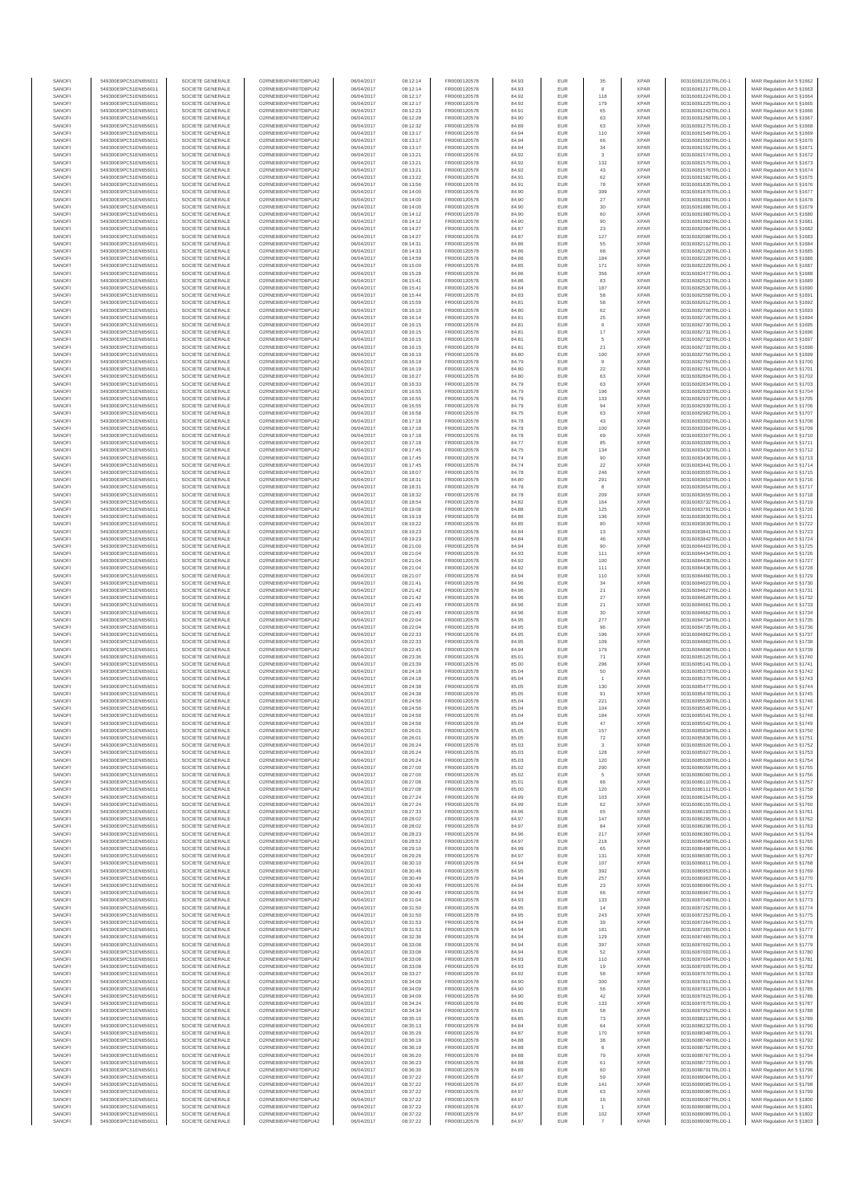| SANOFI | 549300E9PC51EN656011 | SOCIETE GENERALE | O2RNE8IBXP4R0TD8PU42 | 06/04/2017 | 08:12:14 | FR0000120578 | 84.93 | EUR | 35 | XPAR | 00316081215TRLO0-1 | MAR Regulation Art 5 §1662 |
|---|---|---|---|---|---|---|---|---|---|---|---|---|
| SANOFI | 549300E9PC51EN656011 | SOCIETE GENERALE | O2RNE8IBXP4R0TD8PU42 | 06/04/2017 | 08:12:14 | FR0000120578 | 84.93 | EUR | 8 | XPAR | 00316081217TRLO0-1 | MAR Regulation Art 5 §1663 |
| SANOFI | 549300E9PC51EN656011 | SOCIETE GENERALE | O2RNE8IBXP4R0TD8PU42 | 06/04/2017 | 08:12:17 | FR0000120578 | 84.92 | EUR | 118 | XPAR | 00316081224TRLO0-1 | MAR Regulation Art 5 §1664 |
| SANOFI | 549300E9PC51EN656011 | SOCIETE GENERALE | O2RNE8IBXP4R0TD8PU42 | 06/04/2017 | 08:12:17 | FR0000120578 | 84.92 | EUR | 179 | XPAR | 00316081225TRLO0-1 | MAR Regulation Art 5 §1665 |
| SANOFI | 549300E9PC51EN656011 | SOCIETE GENERALE | O2RNE8IBXP4R0TD8PU42 | 06/04/2017 | 08:12:23 | FR0000120578 | 84.91 | EUR | 65 | XPAR | 00316081243TRLO0-1 | MAR Regulation Art 5 §1666 |
| SANOFI | 549300E9PC51EN656011 | SOCIETE GENERALE | O2RNE8IBXP4R0TD8PU42 | 06/04/2017 | 08:12:28 | FR0000120578 | 84.90 | EUR | 63 | XPAR | 00316081258TRLO0-1 | MAR Regulation Art 5 §1667 |
| SANOFI | 549300E9PC51EN656011 | SOCIETE GENERALE | O2RNE8IBXP4R0TD8PU42 | 06/04/2017 | 08:12:32 | FR0000120578 | 84.89 | EUR | 63 | XPAR | 00316081275TRLO0-1 | MAR Regulation Art 5 §1668 |
| SANOFI | 549300E9PC51EN656011 | SOCIETE GENERALE | O2RNE8IBXP4R0TD8PU42 | 06/04/2017 | 08:13:17 | FR0000120578 | 84.94 | EUR | 110 | XPAR | 00316081549TRLO0-1 | MAR Regulation Art 5 §1669 |
| SANOFI | 549300E9PC51EN656011 | SOCIETE GENERALE | O2RNE8IBXP4R0TD8PU42 | 06/04/2017 | 08:13:17 | FR0000120578 | 84.94 | EUR | 66 | XPAR | 00316081550TRLO0-1 | MAR Regulation Art 5 §1670 |
| SANOFI | 549300E9PC51EN656011 | SOCIETE GENERALE | O2RNE8IBXP4R0TD8PU42 | 06/04/2017 | 08:13:17 | FR0000120578 | 84.94 | EUR | 34 | XPAR | 00316081552TRLO0-1 | MAR Regulation Art 5 §1671 |
| SANOFI | 549300E9PC51EN656011 | SOCIETE GENERALE | O2RNE8IBXP4R0TD8PU42 | 06/04/2017 | 08:13:21 | FR0000120578 | 84.92 | EUR | 3 | XPAR | 00316081574TRLO0-1 | MAR Regulation Art 5 §1672 |
| SANOFI | 549300E9PC51EN656011 | SOCIETE GENERALE | O2RNE8IBXP4R0TD8PU42 | 06/04/2017 | 08:13:21 | FR0000120578 | 84.92 | EUR | 132 | XPAR | 00316081575TRLO0-1 | MAR Regulation Art 5 §1673 |
| SANOFI | 549300E9PC51EN656011 | SOCIETE GENERALE | O2RNE8IBXP4R0TD8PU42 | 06/04/2017 | 08:13:21 | FR0000120578 | 84.92 | EUR | 43 | XPAR | 00316081576TRLO0-1 | MAR Regulation Art 5 §1674 |
| SANOFI | 549300E9PC51EN656011 | SOCIETE GENERALE | O2RNE8IBXP4R0TD8PU42 | 06/04/2017 | 08:13:22 | FR0000120578 | 84.91 | EUR | 62 | XPAR | 00316081582TRLO0-1 | MAR Regulation Art 5 §1675 |
| SANOFI | 549300E9PC51EN656011 | SOCIETE GENERALE | O2RNE8IBXP4R0TD8PU42 | 06/04/2017 | 08:13:56 | FR0000120578 | 84.91 | EUR | 78 | XPAR | 00316081835TRLO0-1 | MAR Regulation Art 5 §1676 |
| SANOFI | 549300E9PC51EN656011 | SOCIETE GENERALE | O2RNE8IBXP4R0TD8PU42 | 06/04/2017 | 08:14:00 | FR0000120578 | 84.90 | EUR | 399 | XPAR | 00316081870TRLO0-1 | MAR Regulation Art 5 §1677 |
| SANOFI | 549300E9PC51EN656011 | SOCIETE GENERALE | O2RNE8IBXP4R0TD8PU42 | 06/04/2017 | 08:14:00 | FR0000120578 | 84.90 | EUR | 27 | XPAR | 00316081885TRLO0-1 | MAR Regulation Art 5 §1678 |
| SANOFI | 549300E9PC51EN656011 | SOCIETE GENERALE | O2RNE8IBXP4R0TD8PU42 | 06/04/2017 | 08:14:00 | FR0000120578 | 84.90 | EUR | 30 | XPAR | 00316081886TRLO0-1 | MAR Regulation Art 5 §1679 |
| SANOFI | 549300E9PC51EN656011 | SOCIETE GENERALE | O2RNE8IBXP4R0TD8PU42 | 06/04/2017 | 08:14:12 | FR0000120578 | 84.90 | EUR | 60 | XPAR | 00316081980TRLO0-1 | MAR Regulation Art 5 §1680 |
| SANOFI | 549300E9PC51EN656011 | SOCIETE GENERALE | O2RNE8IBXP4R0TD8PU42 | 06/04/2017 | 08:14:12 | FR0000120578 | 84.90 | EUR | 90 | XPAR | 00316081982TRLO0-1 | MAR Regulation Art 5 §1681 |
| SANOFI | 549300E9PC51EN656011 | SOCIETE GENERALE | O2RNE8IBXP4R0TD8PU42 | 06/04/2017 | 08:14:27 | FR0000120578 | 84.87 | EUR | 23 | XPAR | 00316082084TRLO0-1 | MAR Regulation Art 5 §1682 |
| SANOFI | 549300E9PC51EN656011 | SOCIETE GENERALE | O2RNE8IBXP4R0TD8PU42 | 06/04/2017 | 08:14:27 | FR0000120578 | 84.87 | EUR | 127 | XPAR | 00316082088TRLO0-1 | MAR Regulation Art 5 §1683 |
| SANOFI | 549300E9PC51EN656011 | SOCIETE GENERALE | O2RNE8IBXP4R0TD8PU42 | 06/04/2017 | 08:14:31 | FR0000120578 | 84.86 | EUR | 55 | XPAR | 00316082112TRLO0-1 | MAR Regulation Art 5 §1684 |
| SANOFI | 549300E9PC51EN656011 | SOCIETE GENERALE | O2RNE8IBXP4R0TD8PU42 | 06/04/2017 | 08:14:33 | FR0000120578 | 84.86 | EUR | 68 | XPAR | 00316082129TRLO0-1 | MAR Regulation Art 5 §1685 |
| SANOFI | 549300E9PC51EN656011 | SOCIETE GENERALE | O2RNE8IBXP4R0TD8PU42 | 06/04/2017 | 08:14:59 | FR0000120578 | 84.86 | EUR | 184 | XPAR | 00316082228TRLO0-1 | MAR Regulation Art 5 §1686 |
| SANOFI | 549300E9PC51EN656011 | SOCIETE GENERALE | O2RNE8IBXP4R0TD8PU42 | 06/04/2017 | 08:15:00 | FR0000120578 | 84.85 | EUR | 171 | XPAR | 00316082229TRLO0-1 | MAR Regulation Art 5 §1687 |
| SANOFI | 549300E9PC51EN656011 | SOCIETE GENERALE | O2RNE8IBXP4R0TD8PU42 | 06/04/2017 | 08:15:28 | FR0000120578 | 84.86 | EUR | 356 | XPAR | 00316082477TRLO0-1 | MAR Regulation Art 5 §1688 |
| SANOFI | 549300E9PC51EN656011 | SOCIETE GENERALE | O2RNE8IBXP4R0TD8PU42 | 06/04/2017 | 08:15:41 | FR0000120578 | 84.86 | EUR | 83 | XPAR | 00316082521TRLO0-1 | MAR Regulation Art 5 §1689 |
| SANOFI | 549300E9PC51EN656011 | SOCIETE GENERALE | O2RNE8IBXP4R0TD8PU42 | 06/04/2017 | 08:15:41 | FR0000120578 | 84.84 | EUR | 187 | XPAR | 00316082530TRLO0-1 | MAR Regulation Art 5 §1690 |
| SANOFI | 549300E9PC51EN656011 | SOCIETE GENERALE | O2RNE8IBXP4R0TD8PU42 | 06/04/2017 | 08:15:44 | FR0000120578 | 84.83 | EUR | 58 | XPAR | 00316082558TRLO0-1 | MAR Regulation Art 5 §1691 |
| SANOFI | 549300E9PC51EN656011 | SOCIETE GENERALE | O2RNE8IBXP4R0TD8PU42 | 06/04/2017 | 08:15:59 | FR0000120578 | 84.81 | EUR | 58 | XPAR | 00316082612TRLO0-1 | MAR Regulation Art 5 §1692 |
| SANOFI | 549300E9PC51EN656011 | SOCIETE GENERALE | O2RNE8IBXP4R0TD8PU42 | 06/04/2017 | 08:16:10 | FR0000120578 | 84.80 | EUR | 62 | XPAR | 00316082706TRLO0-1 | MAR Regulation Art 5 §1693 |
| SANOFI | 549300E9PC51EN656011 | SOCIETE GENERALE | O2RNE8IBXP4R0TD8PU42 | 06/04/2017 | 08:16:14 | FR0000120578 | 84.81 | EUR | 25 | XPAR | 00316082726TRLO0-1 | MAR Regulation Art 5 §1694 |
| SANOFI | 549300E9PC51EN656011 | SOCIETE GENERALE | O2RNE8IBXP4R0TD8PU42 | 06/04/2017 | 08:16:15 | FR0000120578 | 84.81 | EUR | 9 | XPAR | 00316082730TRLO0-1 | MAR Regulation Art 5 §1695 |
| SANOFI | 549300E9PC51EN656011 | SOCIETE GENERALE | O2RNE8IBXP4R0TD8PU42 | 06/04/2017 | 08:16:15 | FR0000120578 | 84.81 | EUR | 17 | XPAR | 00316082731TRLO0-1 | MAR Regulation Art 5 §1696 |
| SANOFI | 549300E9PC51EN656011 | SOCIETE GENERALE | O2RNE8IBXP4R0TD8PU42 | 06/04/2017 | 08:16:15 | FR0000120578 | 84.81 | EUR | 5 | XPAR | 00316082732TRLO0-1 | MAR Regulation Art 5 §1697 |
| SANOFI | 549300E9PC51EN656011 | SOCIETE GENERALE | O2RNE8IBXP4R0TD8PU42 | 06/04/2017 | 08:16:15 | FR0000120578 | 84.81 | EUR | 21 | XPAR | 00316082733TRLO0-1 | MAR Regulation Art 5 §1698 |
| SANOFI | 549300E9PC51EN656011 | SOCIETE GENERALE | O2RNE8IBXP4R0TD8PU42 | 06/04/2017 | 08:16:19 | FR0000120578 | 84.80 | EUR | 100 | XPAR | 00316082756TRLO0-1 | MAR Regulation Art 5 §1699 |
| SANOFI | 549300E9PC51EN656011 | SOCIETE GENERALE | O2RNE8IBXP4R0TD8PU42 | 06/04/2017 | 08:16:19 | FR0000120578 | 84.79 | EUR | 9 | XPAR | 00316082759TRLO0-1 | MAR Regulation Art 5 §1700 |
| SANOFI | 549300E9PC51EN656011 | SOCIETE GENERALE | O2RNE8IBXP4R0TD8PU42 | 06/04/2017 | 08:16:19 | FR0000120578 | 84.80 | EUR | 22 | XPAR | 00316082761TRLO0-1 | MAR Regulation Art 5 §1701 |
| SANOFI | 549300E9PC51EN656011 | SOCIETE GENERALE | O2RNE8IBXP4R0TD8PU42 | 06/04/2017 | 08:16:27 | FR0000120578 | 84.80 | EUR | 63 | XPAR | 00316082804TRLO0-1 | MAR Regulation Art 5 §1702 |
| SANOFI | 549300E9PC51EN656011 | SOCIETE GENERALE | O2RNE8IBXP4R0TD8PU42 | 06/04/2017 | 08:16:33 | FR0000120578 | 84.79 | EUR | 63 | XPAR | 00316082834TRLO0-1 | MAR Regulation Art 5 §1703 |
| SANOFI | 549300E9PC51EN656011 | SOCIETE GENERALE | O2RNE8IBXP4R0TD8PU42 | 06/04/2017 | 08:16:55 | FR0000120578 | 84.79 | EUR | 196 | XPAR | 00316082933TRLO0-1 | MAR Regulation Art 5 §1704 |
| SANOFI | 549300E9PC51EN656011 | SOCIETE GENERALE | O2RNE8IBXP4R0TD8PU42 | 06/04/2017 | 08:16:55 | FR0000120578 | 84.79 | EUR | 133 | XPAR | 00316082937TRLO0-1 | MAR Regulation Art 5 §1705 |
| SANOFI | 549300E9PC51EN656011 | SOCIETE GENERALE | O2RNE8IBXP4R0TD8PU42 | 06/04/2017 | 08:16:55 | FR0000120578 | 84.79 | EUR | 94 | XPAR | 00316082939TRLO0-1 | MAR Regulation Art 5 §1706 |
| SANOFI | 549300E9PC51EN656011 | SOCIETE GENERALE | O2RNE8IBXP4R0TD8PU42 | 06/04/2017 | 08:16:58 | FR0000120578 | 84.75 | EUR | 63 | XPAR | 00316082968TRLO0-1 | MAR Regulation Art 5 §1707 |
| SANOFI | 549300E9PC51EN656011 | SOCIETE GENERALE | O2RNE8IBXP4R0TD8PU42 | 06/04/2017 | 08:17:18 | FR0000120578 | 84.78 | EUR | 43 | XPAR | 00316083302TRLO0-1 | MAR Regulation Art 5 §1708 |
| SANOFI | 549300E9PC51EN656011 | SOCIETE GENERALE | O2RNE8IBXP4R0TD8PU42 | 06/04/2017 | 08:17:18 | FR0000120578 | 84.78 | EUR | 100 | XPAR | 00316083304TRLO0-1 | MAR Regulation Art 5 §1709 |
| SANOFI | 549300E9PC51EN656011 | SOCIETE GENERALE | O2RNE8IBXP4R0TD8PU42 | 06/04/2017 | 08:17:18 | FR0000120578 | 84.78 | EUR | 69 | XPAR | 00316083307TRLO0-1 | MAR Regulation Art 5 §1710 |
| SANOFI | 549300E9PC51EN656011 | SOCIETE GENERALE | O2RNE8IBXP4R0TD8PU42 | 06/04/2017 | 08:17:18 | FR0000120578 | 84.77 | EUR | 85 | XPAR | 00316083309TRLO0-1 | MAR Regulation Art 5 §1711 |
| SANOFI | 549300E9PC51EN656011 | SOCIETE GENERALE | O2RNE8IBXP4R0TD8PU42 | 06/04/2017 | 08:17:45 | FR0000120578 | 84.75 | EUR | 134 | XPAR | 00316083432TRLO0-1 | MAR Regulation Art 5 §1712 |
| SANOFI | 549300E9PC51EN656011 | SOCIETE GENERALE | O2RNE8IBXP4R0TD8PU42 | 06/04/2017 | 08:17:45 | FR0000120578 | 84.74 | EUR | 90 | XPAR | 00316083436TRLO0-1 | MAR Regulation Art 5 §1713 |
| SANOFI | 549300E9PC51EN656011 | SOCIETE GENERALE | O2RNE8IBXP4R0TD8PU42 | 06/04/2017 | 08:17:45 | FR0000120578 | 84.74 | EUR | 22 | XPAR | 00316083441TRLO0-1 | MAR Regulation Art 5 §1714 |
| SANOFI | 549300E9PC51EN656011 | SOCIETE GENERALE | O2RNE8IBXP4R0TD8PU42 | 06/04/2017 | 08:18:07 | FR0000120578 | 84.78 | EUR | 246 | XPAR | 00316083555TRLO0-1 | MAR Regulation Art 5 §1715 |
| SANOFI | 549300E9PC51EN656011 | SOCIETE GENERALE | O2RNE8IBXP4R0TD8PU42 | 06/04/2017 | 08:18:31 | FR0000120578 | 84.80 | EUR | 291 | XPAR | 00316083653TRLO0-1 | MAR Regulation Art 5 §1716 |
| SANOFI | 549300E9PC51EN656011 | SOCIETE GENERALE | O2RNE8IBXP4R0TD8PU42 | 06/04/2017 | 08:18:31 | FR0000120578 | 84.78 | EUR | 8 | XPAR | 00316083654TRLO0-1 | MAR Regulation Art 5 §1717 |
| SANOFI | 549300E9PC51EN656011 | SOCIETE GENERALE | O2RNE8IBXP4R0TD8PU42 | 06/04/2017 | 08:18:32 | FR0000120578 | 84.78 | EUR | 209 | XPAR | 00316083655TRLO0-1 | MAR Regulation Art 5 §1718 |
| SANOFI | 549300E9PC51EN656011 | SOCIETE GENERALE | O2RNE8IBXP4R0TD8PU42 | 06/04/2017 | 08:18:54 | FR0000120578 | 84.82 | EUR | 164 | XPAR | 00316083742TRLO0-1 | MAR Regulation Art 5 §1719 |
| SANOFI | 549300E9PC51EN656011 | SOCIETE GENERALE | O2RNE8IBXP4R0TD8PU42 | 06/04/2017 | 08:19:08 | FR0000120578 | 84.88 | EUR | 125 | XPAR | 00316083791TRLO0-1 | MAR Regulation Art 5 §1720 |
| SANOFI | 549300E9PC51EN656011 | SOCIETE GENERALE | O2RNE8IBXP4R0TD8PU42 | 06/04/2017 | 08:19:19 | FR0000120578 | 84.86 | EUR | 136 | XPAR | 00316083830TRLO0-1 | MAR Regulation Art 5 §1721 |
| SANOFI | 549300E9PC51EN656011 | SOCIETE GENERALE | O2RNE8IBXP4R0TD8PU42 | 06/04/2017 | 08:19:22 | FR0000120578 | 84.85 | EUR | 80 | XPAR | 00316083839TRLO0-1 | MAR Regulation Art 5 §1722 |
| SANOFI | 549300E9PC51EN656011 | SOCIETE GENERALE | O2RNE8IBXP4R0TD8PU42 | 06/04/2017 | 08:19:23 | FR0000120578 | 84.84 | EUR | 13 | XPAR | 00316083841TRLO0-1 | MAR Regulation Art 5 §1723 |
| SANOFI | 549300E9PC51EN656011 | SOCIETE GENERALE | O2RNE8IBXP4R0TD8PU42 | 06/04/2017 | 08:19:23 | FR0000120578 | 84.84 | EUR | 46 | XPAR | 00316083842TRLO0-1 | MAR Regulation Art 5 §1724 |
| SANOFI | 549300E9PC51EN656011 | SOCIETE GENERALE | O2RNE8IBXP4R0TD8PU42 | 06/04/2017 | 08:21:00 | FR0000120578 | 84.94 | EUR | 90 | XPAR | 00316084403TRLO0-1 | MAR Regulation Art 5 §1725 |
| SANOFI | 549300E9PC51EN656011 | SOCIETE GENERALE | O2RNE8IBXP4R0TD8PU42 | 06/04/2017 | 08:21:04 | FR0000120578 | 84.93 | EUR | 111 | XPAR | 00316084434TRLO0-1 | MAR Regulation Art 5 §1726 |
| SANOFI | 549300E9PC51EN656011 | SOCIETE GENERALE | O2RNE8IBXP4R0TD8PU42 | 06/04/2017 | 08:21:04 | FR0000120578 | 84.92 | EUR | 100 | XPAR | 00316084435TRLO0-1 | MAR Regulation Art 5 §1727 |
| SANOFI | 549300E9PC51EN656011 | SOCIETE GENERALE | O2RNE8IBXP4R0TD8PU42 | 06/04/2017 | 08:21:04 | FR0000120578 | 84.92 | EUR | 111 | XPAR | 00316084436TRLO0-1 | MAR Regulation Art 5 §1728 |
| SANOFI | 549300E9PC51EN656011 | SOCIETE GENERALE | O2RNE8IBXP4R0TD8PU42 | 06/04/2017 | 08:21:07 | FR0000120578 | 84.94 | EUR | 110 | XPAR | 00316084460TRLO0-1 | MAR Regulation Art 5 §1729 |
| SANOFI | 549300E9PC51EN656011 | SOCIETE GENERALE | O2RNE8IBXP4R0TD8PU42 | 06/04/2017 | 08:21:41 | FR0000120578 | 84.96 | EUR | 34 | XPAR | 00316084622TRLO0-1 | MAR Regulation Art 5 §1730 |
| SANOFI | 549300E9PC51EN656011 | SOCIETE GENERALE | O2RNE8IBXP4R0TD8PU42 | 06/04/2017 | 08:21:42 | FR0000120578 | 84.96 | EUR | 21 | XPAR | 00316084627TRLO0-1 | MAR Regulation Art 5 §1731 |
| SANOFI | 549300E9PC51EN656011 | SOCIETE GENERALE | O2RNE8IBXP4R0TD8PU42 | 06/04/2017 | 08:21:42 | FR0000120578 | 84.96 | EUR | 27 | XPAR | 00316084628TRLO0-1 | MAR Regulation Art 5 §1732 |
| SANOFI | 549300E9PC51EN656011 | SOCIETE GENERALE | O2RNE8IBXP4R0TD8PU42 | 06/04/2017 | 08:21:49 | FR0000120578 | 84.96 | EUR | 21 | XPAR | 00316084661TRLO0-1 | MAR Regulation Art 5 §1733 |
| SANOFI | 549300E9PC51EN656011 | SOCIETE GENERALE | O2RNE8IBXP4R0TD8PU42 | 06/04/2017 | 08:21:49 | FR0000120578 | 84.96 | EUR | 30 | XPAR | 00316084662TRLO0-1 | MAR Regulation Art 5 §1734 |
| SANOFI | 549300E9PC51EN656011 | SOCIETE GENERALE | O2RNE8IBXP4R0TD8PU42 | 06/04/2017 | 08:22:04 | FR0000120578 | 84.95 | EUR | 277 | XPAR | 00316084734TRLO0-1 | MAR Regulation Art 5 §1735 |
| SANOFI | 549300E9PC51EN656011 | SOCIETE GENERALE | O2RNE8IBXP4R0TD8PU42 | 06/04/2017 | 08:22:04 | FR0000120578 | 84.95 | EUR | 96 | XPAR | 00316084735TRLO0-1 | MAR Regulation Art 5 §1736 |
| SANOFI | 549300E9PC51EN656011 | SOCIETE GENERALE | O2RNE8IBXP4R0TD8PU42 | 06/04/2017 | 08:22:33 | FR0000120578 | 84.95 | EUR | 196 | XPAR | 00316084862TRLO0-1 | MAR Regulation Art 5 §1737 |
| SANOFI | 549300E9PC51EN656011 | SOCIETE GENERALE | O2RNE8IBXP4R0TD8PU42 | 06/04/2017 | 08:22:33 | FR0000120578 | 84.95 | EUR | 109 | XPAR | 00316084863TRLO0-1 | MAR Regulation Art 5 §1738 |
| SANOFI | 549300E9PC51EN656011 | SOCIETE GENERALE | O2RNE8IBXP4R0TD8PU42 | 06/04/2017 | 08:22:45 | FR0000120578 | 84.94 | EUR | 179 | XPAR | 00316084896TRLO0-1 | MAR Regulation Art 5 §1739 |
| SANOFI | 549300E9PC51EN656011 | SOCIETE GENERALE | O2RNE8IBXP4R0TD8PU42 | 06/04/2017 | 08:23:36 | FR0000120578 | 85.01 | EUR | 71 | XPAR | 00316085125TRLO0-1 | MAR Regulation Art 5 §1740 |
| SANOFI | 549300E9PC51EN656011 | SOCIETE GENERALE | O2RNE8IBXP4R0TD8PU42 | 06/04/2017 | 08:23:39 | FR0000120578 | 85.00 | EUR | 296 | XPAR | 00316085141TRLO0-1 | MAR Regulation Art 5 §1741 |
| SANOFI | 549300E9PC51EN656011 | SOCIETE GENERALE | O2RNE8IBXP4R0TD8PU42 | 06/04/2017 | 08:24:18 | FR0000120578 | 85.04 | EUR | 50 | XPAR | 00316085373TRLO0-1 | MAR Regulation Art 5 §1742 |
| SANOFI | 549300E9PC51EN656011 | SOCIETE GENERALE | O2RNE8IBXP4R0TD8PU42 | 06/04/2017 | 08:24:18 | FR0000120578 | 85.04 | EUR | 1 | XPAR | 00316085375TRLO0-1 | MAR Regulation Art 5 §1743 |
| SANOFI | 549300E9PC51EN656011 | SOCIETE GENERALE | O2RNE8IBXP4R0TD8PU42 | 06/04/2017 | 08:24:38 | FR0000120578 | 85.05 | EUR | 130 | XPAR | 00316085477TRLO0-1 | MAR Regulation Art 5 §1744 |
| SANOFI | 549300E9PC51EN656011 | SOCIETE GENERALE | O2RNE8IBXP4R0TD8PU42 | 06/04/2017 | 08:24:38 | FR0000120578 | 85.05 | EUR | 91 | XPAR | 00316085478TRLO0-1 | MAR Regulation Art 5 §1745 |
| SANOFI | 549300E9PC51EN656011 | SOCIETE GENERALE | O2RNE8IBXP4R0TD8PU42 | 06/04/2017 | 08:24:56 | FR0000120578 | 85.04 | EUR | 221 | XPAR | 00316085539TRLO0-1 | MAR Regulation Art 5 §1746 |
| SANOFI | 549300E9PC51EN656011 | SOCIETE GENERALE | O2RNE8IBXP4R0TD8PU42 | 06/04/2017 | 08:24:56 | FR0000120578 | 85.04 | EUR | 104 | XPAR | 00316085540TRLO0-1 | MAR Regulation Art 5 §1747 |
| SANOFI | 549300E9PC51EN656011 | SOCIETE GENERALE | O2RNE8IBXP4R0TD8PU42 | 06/04/2017 | 08:24:56 | FR0000120578 | 85.04 | EUR | 184 | XPAR | 00316085541TRLO0-1 | MAR Regulation Art 5 §1748 |
| SANOFI | 549300E9PC51EN656011 | SOCIETE GENERALE | O2RNE8IBXP4R0TD8PU42 | 06/04/2017 | 08:24:56 | FR0000120578 | 85.04 | EUR | 47 | XPAR | 00316085542TRLO0-1 | MAR Regulation Art 5 §1749 |
| SANOFI | 549300E9PC51EN656011 | SOCIETE GENERALE | O2RNE8IBXP4R0TD8PU42 | 06/04/2017 | 08:26:01 | FR0000120578 | 85.05 | EUR | 157 | XPAR | 00316085834TRLO0-1 | MAR Regulation Art 5 §1750 |
| SANOFI | 549300E9PC51EN656011 | SOCIETE GENERALE | O2RNE8IBXP4R0TD8PU42 | 06/04/2017 | 08:26:01 | FR0000120578 | 85.05 | EUR | 72 | XPAR | 00316085835TRLO0-1 | MAR Regulation Art 5 §1751 |
| SANOFI | 549300E9PC51EN656011 | SOCIETE GENERALE | O2RNE8IBXP4R0TD8PU42 | 06/04/2017 | 08:26:24 | FR0000120578 | 85.03 | EUR | 3 | XPAR | 00316085926TRLO0-1 | MAR Regulation Art 5 §1752 |
| SANOFI | 549300E9PC51EN656011 | SOCIETE GENERALE | O2RNE8IBXP4R0TD8PU42 | 06/04/2017 | 08:26:24 | FR0000120578 | 85.03 | EUR | 128 | XPAR | 00316085927TRLO0-1 | MAR Regulation Art 5 §1753 |
| SANOFI | 549300E9PC51EN656011 | SOCIETE GENERALE | O2RNE8IBXP4R0TD8PU42 | 06/04/2017 | 08:26:24 | FR0000120578 | 85.03 | EUR | 120 | XPAR | 00316085928TRLO0-1 | MAR Regulation Art 5 §1754 |
| SANOFI | 549300E9PC51EN656011 | SOCIETE GENERALE | O2RNE8IBXP4R0TD8PU42 | 06/04/2017 | 08:27:00 | FR0000120578 | 85.02 | EUR | 290 | XPAR | 00316086059TRLO0-1 | MAR Regulation Art 5 §1755 |
| SANOFI | 549300E9PC51EN656011 | SOCIETE GENERALE | O2RNE8IBXP4R0TD8PU42 | 06/04/2017 | 08:27:00 | FR0000120578 | 85.02 | EUR | 5 | XPAR | 00316086060TRLO0-1 | MAR Regulation Art 5 §1756 |
| SANOFI | 549300E9PC51EN656011 | SOCIETE GENERALE | O2RNE8IBXP4R0TD8PU42 | 06/04/2017 | 08:27:08 | FR0000120578 | 85.01 | EUR | 66 | XPAR | 00316086110TRLO0-1 | MAR Regulation Art 5 §1757 |
| SANOFI | 549300E9PC51EN656011 | SOCIETE GENERALE | O2RNE8IBXP4R0TD8PU42 | 06/04/2017 | 08:27:08 | FR0000120578 | 85.00 | EUR | 120 | XPAR | 00316086111TRLO0-1 | MAR Regulation Art 5 §1758 |
| SANOFI | 549300E9PC51EN656011 | SOCIETE GENERALE | O2RNE8IBXP4R0TD8PU42 | 06/04/2017 | 08:27:24 | FR0000120578 | 84.99 | EUR | 103 | XPAR | 00316086154TRLO0-1 | MAR Regulation Art 5 §1759 |
| SANOFI | 549300E9PC51EN656011 | SOCIETE GENERALE | O2RNE8IBXP4R0TD8PU42 | 06/04/2017 | 08:27:24 | FR0000120578 | 84.99 | EUR | 62 | XPAR | 00316086155TRLO0-1 | MAR Regulation Art 5 §1760 |
| SANOFI | 549300E9PC51EN656011 | SOCIETE GENERALE | O2RNE8IBXP4R0TD8PU42 | 06/04/2017 | 08:27:33 | FR0000120578 | 84.96 | EUR | 65 | XPAR | 00316086193TRLO0-1 | MAR Regulation Art 5 §1761 |
| SANOFI | 549300E9PC51EN656011 | SOCIETE GENERALE | O2RNE8IBXP4R0TD8PU42 | 06/04/2017 | 08:28:02 | FR0000120578 | 84.97 | EUR | 147 | XPAR | 00316086295TRLO0-1 | MAR Regulation Art 5 §1762 |
| SANOFI | 549300E9PC51EN656011 | SOCIETE GENERALE | O2RNE8IBXP4R0TD8PU42 | 06/04/2017 | 08:28:02 | FR0000120578 | 84.97 | EUR | 84 | XPAR | 00316086296TRLO0-1 | MAR Regulation Art 5 §1763 |
| SANOFI | 549300E9PC51EN656011 | SOCIETE GENERALE | O2RNE8IBXP4R0TD8PU42 | 06/04/2017 | 08:28:23 | FR0000120578 | 84.96 | EUR | 217 | XPAR | 00316086360TRLO0-1 | MAR Regulation Art 5 §1764 |
| SANOFI | 549300E9PC51EN656011 | SOCIETE GENERALE | O2RNE8IBXP4R0TD8PU42 | 06/04/2017 | 08:28:52 | FR0000120578 | 84.97 | EUR | 218 | XPAR | 00316086458TRLO0-1 | MAR Regulation Art 5 §1765 |
| SANOFI | 549300E9PC51EN656011 | SOCIETE GENERALE | O2RNE8IBXP4R0TD8PU42 | 06/04/2017 | 08:29:10 | FR0000120578 | 84.99 | EUR | 65 | XPAR | 00316086498TRLO0-1 | MAR Regulation Art 5 §1766 |
| SANOFI | 549300E9PC51EN656011 | SOCIETE GENERALE | O2RNE8IBXP4R0TD8PU42 | 06/04/2017 | 08:29:26 | FR0000120578 | 84.97 | EUR | 131 | XPAR | 00316086590TRLO0-1 | MAR Regulation Art 5 §1767 |
| SANOFI | 549300E9PC51EN656011 | SOCIETE GENERALE | O2RNE8IBXP4R0TD8PU42 | 06/04/2017 | 08:30:10 | FR0000120578 | 84.94 | EUR | 107 | XPAR | 00316086813TRLO0-1 | MAR Regulation Art 5 §1768 |
| SANOFI | 549300E9PC51EN656011 | SOCIETE GENERALE | O2RNE8IBXP4R0TD8PU42 | 06/04/2017 | 08:30:46 | FR0000120578 | 84.95 | EUR | 392 | XPAR | 00316086953TRLO0-1 | MAR Regulation Art 5 §1769 |
| SANOFI | 549300E9PC51EN656011 | SOCIETE GENERALE | O2RNE8IBXP4R0TD8PU42 | 06/04/2017 | 08:30:49 | FR0000120578 | 84.94 | EUR | 257 | XPAR | 00316086963TRLO0-1 | MAR Regulation Art 5 §1770 |
| SANOFI | 549300E9PC51EN656011 | SOCIETE GENERALE | O2RNE8IBXP4R0TD8PU42 | 06/04/2017 | 08:30:49 | FR0000120578 | 84.94 | EUR | 23 | XPAR | 00316086966TRLO0-1 | MAR Regulation Art 5 §1771 |
| SANOFI | 549300E9PC51EN656011 | SOCIETE GENERALE | O2RNE8IBXP4R0TD8PU42 | 06/04/2017 | 08:30:49 | FR0000120578 | 84.94 | EUR | 66 | XPAR | 00316086967TRLO0-1 | MAR Regulation Art 5 §1772 |
| SANOFI | 549300E9PC51EN656011 | SOCIETE GENERALE | O2RNE8IBXP4R0TD8PU42 | 06/04/2017 | 08:31:04 | FR0000120578 | 84.93 | EUR | 133 | XPAR | 00316087049TRLO0-1 | MAR Regulation Art 5 §1773 |
| SANOFI | 549300E9PC51EN656011 | SOCIETE GENERALE | O2RNE8IBXP4R0TD8PU42 | 06/04/2017 | 08:31:50 | FR0000120578 | 84.95 | EUR | 14 | XPAR | 00316087252TRLO0-1 | MAR Regulation Art 5 §1774 |
| SANOFI | 549300E9PC51EN656011 | SOCIETE GENERALE | O2RNE8IBXP4R0TD8PU42 | 06/04/2017 | 08:31:50 | FR0000120578 | 84.95 | EUR | 243 | XPAR | 00316087253TRLO0-1 | MAR Regulation Art 5 §1775 |
| SANOFI | 549300E9PC51EN656011 | SOCIETE GENERALE | O2RNE8IBXP4R0TD8PU42 | 06/04/2017 | 08:31:53 | FR0000120578 | 84.94 | EUR | 39 | XPAR | 00316087264TRLO0-1 | MAR Regulation Art 5 §1776 |
| SANOFI | 549300E9PC51EN656011 | SOCIETE GENERALE | O2RNE8IBXP4R0TD8PU42 | 06/04/2017 | 08:31:53 | FR0000120578 | 84.94 | EUR | 181 | XPAR | 00316087265TRLO0-1 | MAR Regulation Art 5 §1777 |
| SANOFI | 549300E9PC51EN656011 | SOCIETE GENERALE | O2RNE8IBXP4R0TD8PU42 | 06/04/2017 | 08:32:36 | FR0000120578 | 84.94 | EUR | 129 | XPAR | 00316087485TRLO0-1 | MAR Regulation Art 5 §1778 |
| SANOFI | 549300E9PC51EN656011 | SOCIETE GENERALE | O2RNE8IBXP4R0TD8PU42 | 06/04/2017 | 08:33:08 | FR0000120578 | 84.94 | EUR | 397 | XPAR | 00316087602TRLO0-1 | MAR Regulation Art 5 §1779 |
| SANOFI | 549300E9PC51EN656011 | SOCIETE GENERALE | O2RNE8IBXP4R0TD8PU42 | 06/04/2017 | 08:33:08 | FR0000120578 | 84.94 | EUR | 52 | XPAR | 00316087603TRLO0-1 | MAR Regulation Art 5 §1780 |
| SANOFI | 549300E9PC51EN656011 | SOCIETE GENERALE | O2RNE8IBXP4R0TD8PU42 | 06/04/2017 | 08:33:08 | FR0000120578 | 84.93 | EUR | 110 | XPAR | 00316087604TRLO0-1 | MAR Regulation Art 5 §1781 |
| SANOFI | 549300E9PC51EN656011 | SOCIETE GENERALE | O2RNE8IBXP4R0TD8PU42 | 06/04/2017 | 08:33:08 | FR0000120578 | 84.93 | EUR | 19 | XPAR | 00316087605TRLO0-1 | MAR Regulation Art 5 §1782 |
| SANOFI | 549300E9PC51EN656011 | SOCIETE GENERALE | O2RNE8IBXP4R0TD8PU42 | 06/04/2017 | 08:33:27 | FR0000120578 | 84.92 | EUR | 58 | XPAR | 00316087679TRLO0-1 | MAR Regulation Art 5 §1783 |
| SANOFI | 549300E9PC51EN656011 | SOCIETE GENERALE | O2RNE8IBXP4R0TD8PU42 | 06/04/2017 | 08:34:09 | FR0000120578 | 84.90 | EUR | 300 | XPAR | 00316087811TRLO0-1 | MAR Regulation Art 5 §1784 |
| SANOFI | 549300E9PC51EN656011 | SOCIETE GENERALE | O2RNE8IBXP4R0TD8PU42 | 06/04/2017 | 08:34:09 | FR0000120578 | 84.90 | EUR | 56 | XPAR | 00316087813TRLO0-1 | MAR Regulation Art 5 §1785 |
| SANOFI | 549300E9PC51EN656011 | SOCIETE GENERALE | O2RNE8IBXP4R0TD8PU42 | 06/04/2017 | 08:34:09 | FR0000120578 | 84.90 | EUR | 42 | XPAR | 00316087815TRLO0-1 | MAR Regulation Art 5 §1786 |
| SANOFI | 549300E9PC51EN656011 | SOCIETE GENERALE | O2RNE8IBXP4R0TD8PU42 | 06/04/2017 | 08:34:24 | FR0000120578 | 84.86 | EUR | 133 | XPAR | 00316087875TRLO0-1 | MAR Regulation Art 5 §1787 |
| SANOFI | 549300E9PC51EN656011 | SOCIETE GENERALE | O2RNE8IBXP4R0TD8PU42 | 06/04/2017 | 08:34:34 | FR0000120578 | 84.81 | EUR | 58 | XPAR | 00316087952TRLO0-1 | MAR Regulation Art 5 §1788 |
| SANOFI | 549300E9PC51EN656011 | SOCIETE GENERALE | O2RNE8IBXP4R0TD8PU42 | 06/04/2017 | 08:35:10 | FR0000120578 | 84.85 | EUR | 73 | XPAR | 00316088213TRLO0-1 | MAR Regulation Art 5 §1789 |
| SANOFI | 549300E9PC51EN656011 | SOCIETE GENERALE | O2RNE8IBXP4R0TD8PU42 | 06/04/2017 | 08:35:13 | FR0000120578 | 84.84 | EUR | 64 | XPAR | 00316088232TRLO0-1 | MAR Regulation Art 5 §1790 |
| SANOFI | 549300E9PC51EN656011 | SOCIETE GENERALE | O2RNE8IBXP4R0TD8PU42 | 06/04/2017 | 08:35:29 | FR0000120578 | 84.87 | EUR | 170 | XPAR | 00316088348TRLO0-1 | MAR Regulation Art 5 §1791 |
| SANOFI | 549300E9PC51EN656011 | SOCIETE GENERALE | O2RNE8IBXP4R0TD8PU42 | 06/04/2017 | 08:36:19 | FR0000120578 | 84.88 | EUR | 38 | XPAR | 00316087749TRLO0-1 | MAR Regulation Art 5 §1792 |
| SANOFI | 549300E9PC51EN656011 | SOCIETE GENERALE | O2RNE8IBXP4R0TD8PU42 | 06/04/2017 | 08:36:19 | FR0000120578 | 84.88 | EUR | 8 | XPAR | 00316087752TRLO0-1 | MAR Regulation Art 5 §1793 |
| SANOFI | 549300E9PC51EN656011 | SOCIETE GENERALE | O2RNE8IBXP4R0TD8PU42 | 06/04/2017 | 08:36:20 | FR0000120578 | 84.88 | EUR | 79 | XPAR | 00316088767TRLO0-1 | MAR Regulation Art 5 §1794 |
| SANOFI | 549300E9PC51EN656011 | SOCIETE GENERALE | O2RNE8IBXP4R0TD8PU42 | 06/04/2017 | 08:36:23 | FR0000120578 | 84.88 | EUR | 61 | XPAR | 00316088773TRLO0-1 | MAR Regulation Art 5 §1795 |
| SANOFI | 549300E9PC51EN656011 | SOCIETE GENERALE | O2RNE8IBXP4R0TD8PU42 | 06/04/2017 | 08:36:30 | FR0000120578 | 84.89 | EUR | 60 | XPAR | 00316088791TRLO0-1 | MAR Regulation Art 5 §1796 |
| SANOFI | 549300E9PC51EN656011 | SOCIETE GENERALE | O2RNE8IBXP4R0TD8PU42 | 06/04/2017 | 08:37:22 | FR0000120578 | 84.97 | EUR | 59 | XPAR | 00316089084TRLO0-1 | MAR Regulation Art 5 §1797 |
| SANOFI | 549300E9PC51EN656011 | SOCIETE GENERALE | O2RNE8IBXP4R0TD8PU42 | 06/04/2017 | 08:37:22 | FR0000120578 | 84.97 | EUR | 141 | XPAR | 00316089085TRLO0-1 | MAR Regulation Art 5 §1798 |
| SANOFI | 549300E9PC51EN656011 | SOCIETE GENERALE | O2RNE8IBXP4R0TD8PU42 | 06/04/2017 | 08:37:22 | FR0000120578 | 84.97 | EUR | 63 | XPAR | 00316089086TRLO0-1 | MAR Regulation Art 5 §1799 |
| SANOFI | 549300E9PC51EN656011 | SOCIETE GENERALE | O2RNE8IBXP4R0TD8PU42 | 06/04/2017 | 08:37:22 | FR0000120578 | 84.97 | EUR | 16 | XPAR | 00316089087TRLO0-1 | MAR Regulation Art 5 §1800 |
| SANOFI | 549300E9PC51EN656011 | SOCIETE GENERALE | O2RNE8IBXP4R0TD8PU42 | 06/04/2017 | 08:37:22 | FR0000120578 | 84.97 | EUR | 1 | XPAR | 00316089088TRLO0-1 | MAR Regulation Art 5 §1801 |
| SANOFI | 549300E9PC51EN656011 | SOCIETE GENERALE | O2RNE8IBXP4R0TD8PU42 | 06/04/2017 | 08:37:22 | FR0000120578 | 84.97 | EUR | 102 | XPAR | 00316089089TRLO0-1 | MAR Regulation Art 5 §1802 |
| SANOFI | 549300E9PC51EN656011 | SOCIETE GENERALE | O2RNE8IBXP4R0TD8PU42 | 06/04/2017 | 08:37:22 | FR0000120578 | 84.97 | EUR | 7 | XPAR | 00316089090TRLO0-1 | MAR Regulation Art 5 §1803 |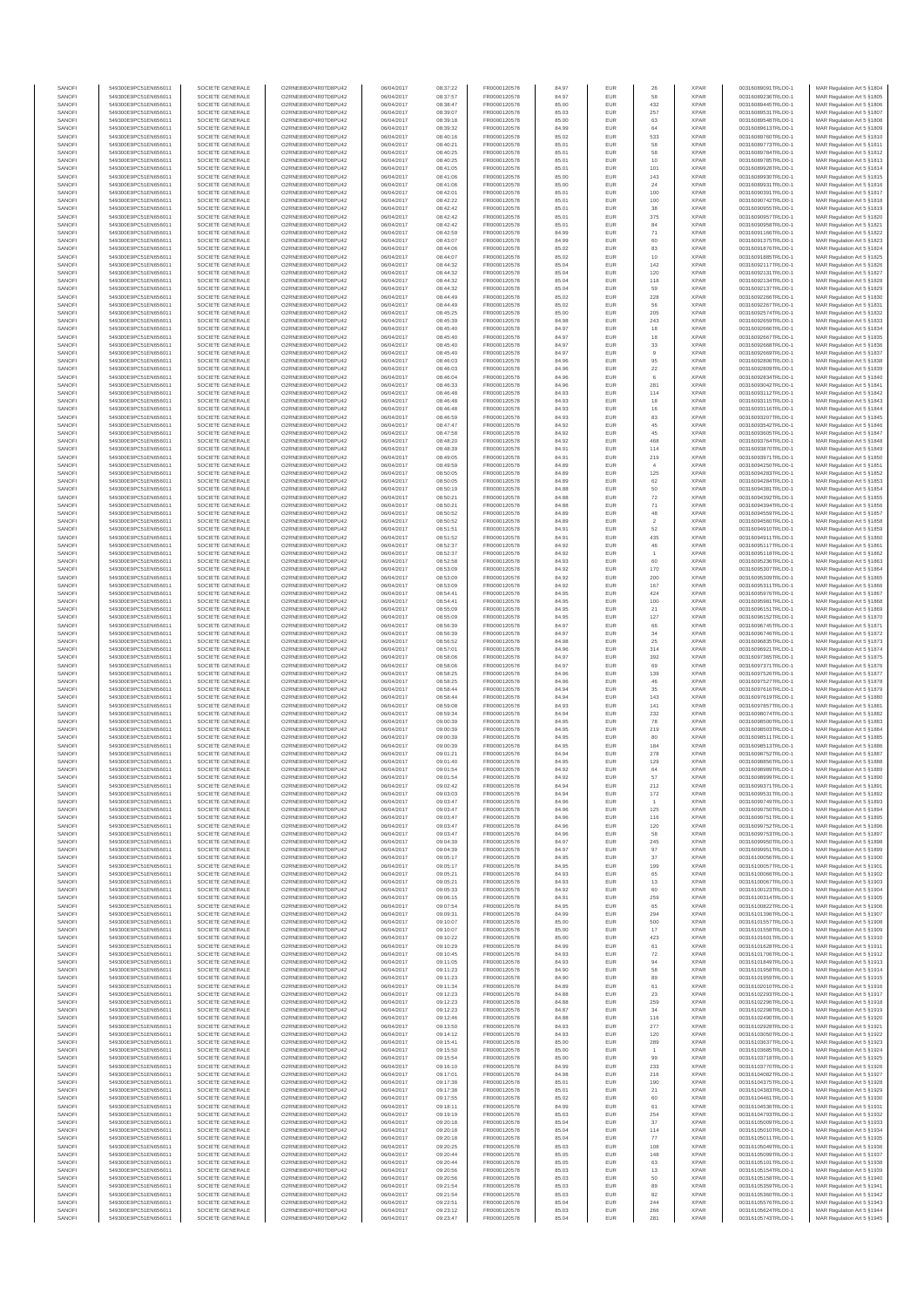| | | | | | | | | | | | | |
|---|---|---|---|---|---|---|---|---|---|---|---|---|
| SANOFI | 549300E9PC51EN656011 | SOCIETE GENERALE | O2RNE8IBXP4R0TD8PU42 | 06/04/2017 | 08:37:22 | FR0000120578 | 84.97 | EUR | 26 | XPAR | 00316089091TRLO0-1 | MAR Regulation Art 5 §1804 |
| SANOFI | 549300E9PC51EN656011 | SOCIETE GENERALE | O2RNE8IBXP4R0TD8PU42 | 06/04/2017 | 08:37:57 | FR0000120578 | 84.97 | EUR | 58 | XPAR | 00316089236TRLO0-1 | MAR Regulation Art 5 §1805 |
| SANOFI | 549300E9PC51EN656011 | SOCIETE GENERALE | O2RNE8IBXP4R0TD8PU42 | 06/04/2017 | 08:38:47 | FR0000120578 | 85.00 | EUR | 432 | XPAR | 00316089445TRLO0-1 | MAR Regulation Art 5 §1806 |
| SANOFI | 549300E9PC51EN656011 | SOCIETE GENERALE | O2RNE8IBXP4R0TD8PU42 | 06/04/2017 | 08:39:07 | FR0000120578 | 85.03 | EUR | 257 | XPAR | 00316089531TRLO0-1 | MAR Regulation Art 5 §1807 |
| SANOFI | 549300E9PC51EN656011 | SOCIETE GENERALE | O2RNE8IBXP4R0TD8PU42 | 06/04/2017 | 08:39:18 | FR0000120578 | 85.00 | EUR | 63 | XPAR | 00316089548TRLO0-1 | MAR Regulation Art 5 §1808 |
| SANOFI | 549300E9PC51EN656011 | SOCIETE GENERALE | O2RNE8IBXP4R0TD8PU42 | 06/04/2017 | 08:39:32 | FR0000120578 | 84.99 | EUR | 64 | XPAR | 00316089613TRLO0-1 | MAR Regulation Art 5 §1809 |
| SANOFI | 549300E9PC51EN656011 | SOCIETE GENERALE | O2RNE8IBXP4R0TD8PU42 | 06/04/2017 | 08:40:16 | FR0000120578 | 85.02 | EUR | 533 | XPAR | 00316089760TRLO0-1 | MAR Regulation Art 5 §1810 |
| SANOFI | 549300E9PC51EN656011 | SOCIETE GENERALE | O2RNE8IBXP4R0TD8PU42 | 06/04/2017 | 08:40:21 | FR0000120578 | 85.01 | EUR | 58 | XPAR | 00316089773TRLO0-1 | MAR Regulation Art 5 §1811 |
| SANOFI | 549300E9PC51EN656011 | SOCIETE GENERALE | O2RNE8IBXP4R0TD8PU42 | 06/04/2017 | 08:40:25 | FR0000120578 | 85.01 | EUR | 58 | XPAR | 00316089784TRLO0-1 | MAR Regulation Art 5 §1812 |
| SANOFI | 549300E9PC51EN656011 | SOCIETE GENERALE | O2RNE8IBXP4R0TD8PU42 | 06/04/2017 | 08:40:25 | FR0000120578 | 85.01 | EUR | 10 | XPAR | 00316089785TRLO0-1 | MAR Regulation Art 5 §1813 |
| SANOFI | 549300E9PC51EN656011 | SOCIETE GENERALE | O2RNE8IBXP4R0TD8PU42 | 06/04/2017 | 08:41:05 | FR0000120578 | 85.01 | EUR | 101 | XPAR | 00316089928TRLO0-1 | MAR Regulation Art 5 §1814 |
| SANOFI | 549300E9PC51EN656011 | SOCIETE GENERALE | O2RNE8IBXP4R0TD8PU42 | 06/04/2017 | 08:41:06 | FR0000120578 | 85.00 | EUR | 143 | XPAR | 00316089930TRLO0-1 | MAR Regulation Art 5 §1815 |
| SANOFI | 549300E9PC51EN656011 | SOCIETE GENERALE | O2RNE8IBXP4R0TD8PU42 | 06/04/2017 | 08:41:06 | FR0000120578 | 85.00 | EUR | 24 | XPAR | 00316089931TRLO0-1 | MAR Regulation Art 5 §1816 |
| SANOFI | 549300E9PC51EN656011 | SOCIETE GENERALE | O2RNE8IBXP4R0TD8PU42 | 06/04/2017 | 08:42:01 | FR0000120578 | 85.01 | EUR | 100 | XPAR | 00316090036TRLO0-1 | MAR Regulation Art 5 §1817 |
| SANOFI | 549300E9PC51EN656011 | SOCIETE GENERALE | O2RNE8IBXP4R0TD8PU42 | 06/04/2017 | 08:42:22 | FR0000120578 | 85.01 | EUR | 100 | XPAR | 00316090742TRLO0-1 | MAR Regulation Art 5 §1818 |
| SANOFI | 549300E9PC51EN656011 | SOCIETE GENERALE | O2RNE8IBXP4R0TD8PU42 | 06/04/2017 | 08:42:42 | FR0000120578 | 85.01 | EUR | 38 | XPAR | 00316090955TRLO0-1 | MAR Regulation Art 5 §1819 |
| SANOFI | 549300E9PC51EN656011 | SOCIETE GENERALE | O2RNE8IBXP4R0TD8PU42 | 06/04/2017 | 08:42:42 | FR0000120578 | 85.01 | EUR | 375 | XPAR | 00316090957TRLO0-1 | MAR Regulation Art 5 §1820 |
| SANOFI | 549300E9PC51EN656011 | SOCIETE GENERALE | O2RNE8IBXP4R0TD8PU42 | 06/04/2017 | 08:42:42 | FR0000120578 | 85.01 | EUR | 84 | XPAR | 00316090958TRLO0-1 | MAR Regulation Art 5 §1821 |
| SANOFI | 549300E9PC51EN656011 | SOCIETE GENERALE | O2RNE8IBXP4R0TD8PU42 | 06/04/2017 | 08:42:59 | FR0000120578 | 84.99 | EUR | 71 | XPAR | 00316091166TRLO0-1 | MAR Regulation Art 5 §1822 |
| SANOFI | 549300E9PC51EN656011 | SOCIETE GENERALE | O2RNE8IBXP4R0TD8PU42 | 06/04/2017 | 08:43:07 | FR0000120578 | 84.99 | EUR | 60 | XPAR | 00316091379TRLO0-1 | MAR Regulation Art 5 §1823 |
| SANOFI | 549300E9PC51EN656011 | SOCIETE GENERALE | O2RNE8IBXP4R0TD8PU42 | 06/04/2017 | 08:44:06 | FR0000120578 | 85.02 | EUR | 83 | XPAR | 00316091876TRLO0-1 | MAR Regulation Art 5 §1824 |
| SANOFI | 549300E9PC51EN656011 | SOCIETE GENERALE | O2RNE8IBXP4R0TD8PU42 | 06/04/2017 | 08:44:07 | FR0000120578 | 85.02 | EUR | 10 | XPAR | 00316091885TRLO0-1 | MAR Regulation Art 5 §1825 |
| SANOFI | 549300E9PC51EN656011 | SOCIETE GENERALE | O2RNE8IBXP4R0TD8PU42 | 06/04/2017 | 08:44:32 | FR0000120578 | 85.04 | EUR | 142 | XPAR | 00316092117TRLO0-1 | MAR Regulation Art 5 §1826 |
| SANOFI | 549300E9PC51EN656011 | SOCIETE GENERALE | O2RNE8IBXP4R0TD8PU42 | 06/04/2017 | 08:44:32 | FR0000120578 | 85.04 | EUR | 120 | XPAR | 00316092131TRLO0-1 | MAR Regulation Art 5 §1827 |
| SANOFI | 549300E9PC51EN656011 | SOCIETE GENERALE | O2RNE8IBXP4R0TD8PU42 | 06/04/2017 | 08:44:32 | FR0000120578 | 85.04 | EUR | 118 | XPAR | 00316092134TRLO0-1 | MAR Regulation Art 5 §1828 |
| SANOFI | 549300E9PC51EN656011 | SOCIETE GENERALE | O2RNE8IBXP4R0TD8PU42 | 06/04/2017 | 08:44:32 | FR0000120578 | 85.04 | EUR | 59 | XPAR | 00316092137TRLO0-1 | MAR Regulation Art 5 §1829 |
| SANOFI | 549300E9PC51EN656011 | SOCIETE GENERALE | O2RNE8IBXP4R0TD8PU42 | 06/04/2017 | 08:44:49 | FR0000120578 | 85.02 | EUR | 228 | XPAR | 00316092266TRLO0-1 | MAR Regulation Art 5 §1830 |
| SANOFI | 549300E9PC51EN656011 | SOCIETE GENERALE | O2RNE8IBXP4R0TD8PU42 | 06/04/2017 | 08:44:49 | FR0000120578 | 85.02 | EUR | 56 | XPAR | 00316092267TRLO0-1 | MAR Regulation Art 5 §1831 |
| SANOFI | 549300E9PC51EN656011 | SOCIETE GENERALE | O2RNE8IBXP4R0TD8PU42 | 06/04/2017 | 08:45:25 | FR0000120578 | 85.00 | EUR | 205 | XPAR | 00316092574TRLO0-1 | MAR Regulation Art 5 §1832 |
| SANOFI | 549300E9PC51EN656011 | SOCIETE GENERALE | O2RNE8IBXP4R0TD8PU42 | 06/04/2017 | 08:45:39 | FR0000120578 | 84.98 | EUR | 243 | XPAR | 00316092659TRLO0-1 | MAR Regulation Art 5 §1833 |
| SANOFI | 549300E9PC51EN656011 | SOCIETE GENERALE | O2RNE8IBXP4R0TD8PU42 | 06/04/2017 | 08:45:40 | FR0000120578 | 84.97 | EUR | 18 | XPAR | 00316092666TRLO0-1 | MAR Regulation Art 5 §1834 |
| SANOFI | 549300E9PC51EN656011 | SOCIETE GENERALE | O2RNE8IBXP4R0TD8PU42 | 06/04/2017 | 08:45:40 | FR0000120578 | 84.97 | EUR | 18 | XPAR | 00316092667TRLO0-1 | MAR Regulation Art 5 §1835 |
| SANOFI | 549300E9PC51EN656011 | SOCIETE GENERALE | O2RNE8IBXP4R0TD8PU42 | 06/04/2017 | 08:45:40 | FR0000120578 | 84.97 | EUR | 33 | XPAR | 00316092668TRLO0-1 | MAR Regulation Art 5 §1836 |
| SANOFI | 549300E9PC51EN656011 | SOCIETE GENERALE | O2RNE8IBXP4R0TD8PU42 | 06/04/2017 | 08:45:40 | FR0000120578 | 84.97 | EUR | 9 | XPAR | 00316092669TRLO0-1 | MAR Regulation Art 5 §1837 |
| SANOFI | 549300E9PC51EN656011 | SOCIETE GENERALE | O2RNE8IBXP4R0TD8PU42 | 06/04/2017 | 08:46:03 | FR0000120578 | 84.96 | EUR | 95 | XPAR | 00316092806TRLO0-1 | MAR Regulation Art 5 §1838 |
| SANOFI | 549300E9PC51EN656011 | SOCIETE GENERALE | O2RNE8IBXP4R0TD8PU42 | 06/04/2017 | 08:46:03 | FR0000120578 | 84.96 | EUR | 22 | XPAR | 00316092809TRLO0-1 | MAR Regulation Art 5 §1839 |
| SANOFI | 549300E9PC51EN656011 | SOCIETE GENERALE | O2RNE8IBXP4R0TD8PU42 | 06/04/2017 | 08:46:04 | FR0000120578 | 84.96 | EUR | 6 | XPAR | 00316092834TRLO0-1 | MAR Regulation Art 5 §1840 |
| SANOFI | 549300E9PC51EN656011 | SOCIETE GENERALE | O2RNE8IBXP4R0TD8PU42 | 06/04/2017 | 08:46:33 | FR0000120578 | 84.96 | EUR | 281 | XPAR | 00316093042TRLO0-1 | MAR Regulation Art 5 §1841 |
| SANOFI | 549300E9PC51EN656011 | SOCIETE GENERALE | O2RNE8IBXP4R0TD8PU42 | 06/04/2017 | 08:46:48 | FR0000120578 | 84.93 | EUR | 114 | XPAR | 00316093112TRLO0-1 | MAR Regulation Art 5 §1842 |
| SANOFI | 549300E9PC51EN656011 | SOCIETE GENERALE | O2RNE8IBXP4R0TD8PU42 | 06/04/2017 | 08:46:48 | FR0000120578 | 84.93 | EUR | 18 | XPAR | 00316093113TRLO0-1 | MAR Regulation Art 5 §1843 |
| SANOFI | 549300E9PC51EN656011 | SOCIETE GENERALE | O2RNE8IBXP4R0TD8PU42 | 06/04/2017 | 08:46:48 | FR0000120578 | 84.93 | EUR | 16 | XPAR | 00316093116TRLO0-1 | MAR Regulation Art 5 §1844 |
| SANOFI | 549300E9PC51EN656011 | SOCIETE GENERALE | O2RNE8IBXP4R0TD8PU42 | 06/04/2017 | 08:46:59 | FR0000120578 | 84.93 | EUR | 83 | XPAR | 00316093207TRLO0-1 | MAR Regulation Art 5 §1845 |
| SANOFI | 549300E9PC51EN656011 | SOCIETE GENERALE | O2RNE8IBXP4R0TD8PU42 | 06/04/2017 | 08:47:47 | FR0000120578 | 84.92 | EUR | 45 | XPAR | 00316093542TRLO0-1 | MAR Regulation Art 5 §1846 |
| SANOFI | 549300E9PC51EN656011 | SOCIETE GENERALE | O2RNE8IBXP4R0TD8PU42 | 06/04/2017 | 08:47:58 | FR0000120578 | 84.92 | EUR | 45 | XPAR | 00316093605TRLO0-1 | MAR Regulation Art 5 §1847 |
| SANOFI | 549300E9PC51EN656011 | SOCIETE GENERALE | O2RNE8IBXP4R0TD8PU42 | 06/04/2017 | 08:48:20 | FR0000120578 | 84.92 | EUR | 468 | XPAR | 00316093764TRLO0-1 | MAR Regulation Art 5 §1848 |
| SANOFI | 549300E9PC51EN656011 | SOCIETE GENERALE | O2RNE8IBXP4R0TD8PU42 | 06/04/2017 | 08:48:39 | FR0000120578 | 84.91 | EUR | 114 | XPAR | 00316093978TRLO0-1 | MAR Regulation Art 5 §1849 |
| SANOFI | 549300E9PC51EN656011 | SOCIETE GENERALE | O2RNE8IBXP4R0TD8PU42 | 06/04/2017 | 08:49:05 | FR0000120578 | 84.91 | EUR | 219 | XPAR | 00316093971TRLO0-1 | MAR Regulation Art 5 §1850 |
| SANOFI | 549300E9PC51EN656011 | SOCIETE GENERALE | O2RNE8IBXP4R0TD8PU42 | 06/04/2017 | 08:49:59 | FR0000120578 | 84.89 | EUR | 4 | XPAR | 00316094250TRLO0-1 | MAR Regulation Art 5 §1851 |
| SANOFI | 549300E9PC51EN656011 | SOCIETE GENERALE | O2RNE8IBXP4R0TD8PU42 | 06/04/2017 | 08:50:05 | FR0000120578 | 84.89 | EUR | 125 | XPAR | 00316094283TRLO0-1 | MAR Regulation Art 5 §1852 |
| SANOFI | 549300E9PC51EN656011 | SOCIETE GENERALE | O2RNE8IBXP4R0TD8PU42 | 06/04/2017 | 08:50:05 | FR0000120578 | 84.89 | EUR | 62 | XPAR | 00316094284TRLO0-1 | MAR Regulation Art 5 §1853 |
| SANOFI | 549300E9PC51EN656011 | SOCIETE GENERALE | O2RNE8IBXP4R0TD8PU42 | 06/04/2017 | 08:50:19 | FR0000120578 | 84.88 | EUR | 50 | XPAR | 00316094381TRLO0-1 | MAR Regulation Art 5 §1854 |
| SANOFI | 549300E9PC51EN656011 | SOCIETE GENERALE | O2RNE8IBXP4R0TD8PU42 | 06/04/2017 | 08:50:21 | FR0000120578 | 84.88 | EUR | 72 | XPAR | 00316094392TRLO0-1 | MAR Regulation Art 5 §1855 |
| SANOFI | 549300E9PC51EN656011 | SOCIETE GENERALE | O2RNE8IBXP4R0TD8PU42 | 06/04/2017 | 08:50:21 | FR0000120578 | 84.88 | EUR | 71 | XPAR | 00316094394TRLO0-1 | MAR Regulation Art 5 §1856 |
| SANOFI | 549300E9PC51EN656011 | SOCIETE GENERALE | O2RNE8IBXP4R0TD8PU42 | 06/04/2017 | 08:50:52 | FR0000120578 | 84.89 | EUR | 48 | XPAR | 00316094559TRLO0-1 | MAR Regulation Art 5 §1857 |
| SANOFI | 549300E9PC51EN656011 | SOCIETE GENERALE | O2RNE8IBXP4R0TD8PU42 | 06/04/2017 | 08:50:52 | FR0000120578 | 84.89 | EUR | 2 | XPAR | 00316094560TRLO0-1 | MAR Regulation Art 5 §1858 |
| SANOFI | 549300E9PC51EN656011 | SOCIETE GENERALE | O2RNE8IBXP4R0TD8PU42 | 06/04/2017 | 08:51:51 | FR0000120578 | 84.91 | EUR | 52 | XPAR | 00316094910TRLO0-1 | MAR Regulation Art 5 §1859 |
| SANOFI | 549300E9PC51EN656011 | SOCIETE GENERALE | O2RNE8IBXP4R0TD8PU42 | 06/04/2017 | 08:51:52 | FR0000120578 | 84.91 | EUR | 435 | XPAR | 00316094911TRLO0-1 | MAR Regulation Art 5 §1860 |
| SANOFI | 549300E9PC51EN656011 | SOCIETE GENERALE | O2RNE8IBXP4R0TD8PU42 | 06/04/2017 | 08:52:37 | FR0000120578 | 84.92 | EUR | 46 | XPAR | 00316095117TRLO0-1 | MAR Regulation Art 5 §1861 |
| SANOFI | 549300E9PC51EN656011 | SOCIETE GENERALE | O2RNE8IBXP4R0TD8PU42 | 06/04/2017 | 08:52:37 | FR0000120578 | 84.92 | EUR | 1 | XPAR | 00316095118TRLO0-1 | MAR Regulation Art 5 §1862 |
| SANOFI | 549300E9PC51EN656011 | SOCIETE GENERALE | O2RNE8IBXP4R0TD8PU42 | 06/04/2017 | 08:52:58 | FR0000120578 | 84.93 | EUR | 60 | XPAR | 00316095236TRLO0-1 | MAR Regulation Art 5 §1863 |
| SANOFI | 549300E9PC51EN656011 | SOCIETE GENERALE | O2RNE8IBXP4R0TD8PU42 | 06/04/2017 | 08:53:09 | FR0000120578 | 84.92 | EUR | 170 | XPAR | 00316095307TRLO0-1 | MAR Regulation Art 5 §1864 |
| SANOFI | 549300E9PC51EN656011 | SOCIETE GENERALE | O2RNE8IBXP4R0TD8PU42 | 06/04/2017 | 08:53:09 | FR0000120578 | 84.92 | EUR | 200 | XPAR | 00316095309TRLO0-1 | MAR Regulation Art 5 §1865 |
| SANOFI | 549300E9PC51EN656011 | SOCIETE GENERALE | O2RNE8IBXP4R0TD8PU42 | 06/04/2017 | 08:53:09 | FR0000120578 | 84.92 | EUR | 167 | XPAR | 00316095311TRLO0-1 | MAR Regulation Art 5 §1866 |
| SANOFI | 549300E9PC51EN656011 | SOCIETE GENERALE | O2RNE8IBXP4R0TD8PU42 | 06/04/2017 | 08:54:41 | FR0000120578 | 84.95 | EUR | 424 | XPAR | 00316095976TRLO0-1 | MAR Regulation Art 5 §1867 |
| SANOFI | 549300E9PC51EN656011 | SOCIETE GENERALE | O2RNE8IBXP4R0TD8PU42 | 06/04/2017 | 08:54:41 | FR0000120578 | 84.95 | EUR | 100 | XPAR | 00316095981TRLO0-1 | MAR Regulation Art 5 §1868 |
| SANOFI | 549300E9PC51EN656011 | SOCIETE GENERALE | O2RNE8IBXP4R0TD8PU42 | 06/04/2017 | 08:55:09 | FR0000120578 | 84.95 | EUR | 21 | XPAR | 00316096151TRLO0-1 | MAR Regulation Art 5 §1869 |
| SANOFI | 549300E9PC51EN656011 | SOCIETE GENERALE | O2RNE8IBXP4R0TD8PU42 | 06/04/2017 | 08:55:09 | FR0000120578 | 84.95 | EUR | 127 | XPAR | 00316096152TRLO0-1 | MAR Regulation Art 5 §1870 |
| SANOFI | 549300E9PC51EN656011 | SOCIETE GENERALE | O2RNE8IBXP4R0TD8PU42 | 06/04/2017 | 08:56:39 | FR0000120578 | 84.97 | EUR | 66 | XPAR | 00316096745TRLO0-1 | MAR Regulation Art 5 §1871 |
| SANOFI | 549300E9PC51EN656011 | SOCIETE GENERALE | O2RNE8IBXP4R0TD8PU42 | 06/04/2017 | 08:56:39 | FR0000120578 | 84.97 | EUR | 34 | XPAR | 00316096746TRLO0-1 | MAR Regulation Art 5 §1872 |
| SANOFI | 549300E9PC51EN656011 | SOCIETE GENERALE | O2RNE8IBXP4R0TD8PU42 | 06/04/2017 | 08:56:52 | FR0000120578 | 84.98 | EUR | 25 | XPAR | 00316096835TRLO0-1 | MAR Regulation Art 5 §1873 |
| SANOFI | 549300E9PC51EN656011 | SOCIETE GENERALE | O2RNE8IBXP4R0TD8PU42 | 06/04/2017 | 08:57:01 | FR0000120578 | 84.96 | EUR | 314 | XPAR | 00316096921TRLO0-1 | MAR Regulation Art 5 §1874 |
| SANOFI | 549300E9PC51EN656011 | SOCIETE GENERALE | O2RNE8IBXP4R0TD8PU42 | 06/04/2017 | 08:58:06 | FR0000120578 | 84.97 | EUR | 392 | XPAR | 00316097365TRLO0-1 | MAR Regulation Art 5 §1875 |
| SANOFI | 549300E9PC51EN656011 | SOCIETE GENERALE | O2RNE8IBXP4R0TD8PU42 | 06/04/2017 | 08:58:06 | FR0000120578 | 84.97 | EUR | 69 | XPAR | 00316097371TRLO0-1 | MAR Regulation Art 5 §1876 |
| SANOFI | 549300E9PC51EN656011 | SOCIETE GENERALE | O2RNE8IBXP4R0TD8PU42 | 06/04/2017 | 08:58:25 | FR0000120578 | 84.96 | EUR | 139 | XPAR | 00316097526TRLO0-1 | MAR Regulation Art 5 §1877 |
| SANOFI | 549300E9PC51EN656011 | SOCIETE GENERALE | O2RNE8IBXP4R0TD8PU42 | 06/04/2017 | 08:58:25 | FR0000120578 | 84.96 | EUR | 46 | XPAR | 00316097527TRLO0-1 | MAR Regulation Art 5 §1878 |
| SANOFI | 549300E9PC51EN656011 | SOCIETE GENERALE | O2RNE8IBXP4R0TD8PU42 | 06/04/2017 | 08:58:44 | FR0000120578 | 84.94 | EUR | 35 | XPAR | 00316097618TRLO0-1 | MAR Regulation Art 5 §1879 |
| SANOFI | 549300E9PC51EN656011 | SOCIETE GENERALE | O2RNE8IBXP4R0TD8PU42 | 06/04/2017 | 08:58:44 | FR0000120578 | 84.94 | EUR | 143 | XPAR | 00316097619TRLO0-1 | MAR Regulation Art 5 §1880 |
| SANOFI | 549300E9PC51EN656011 | SOCIETE GENERALE | O2RNE8IBXP4R0TD8PU42 | 06/04/2017 | 08:59:08 | FR0000120578 | 84.93 | EUR | 141 | XPAR | 00316097857TRLO0-1 | MAR Regulation Art 5 §1881 |
| SANOFI | 549300E9PC51EN656011 | SOCIETE GENERALE | O2RNE8IBXP4R0TD8PU42 | 06/04/2017 | 08:59:34 | FR0000120578 | 84.94 | EUR | 232 | XPAR | 00316098074TRLO0-1 | MAR Regulation Art 5 §1882 |
| SANOFI | 549300E9PC51EN656011 | SOCIETE GENERALE | O2RNE8IBXP4R0TD8PU42 | 06/04/2017 | 09:00:39 | FR0000120578 | 84.95 | EUR | 78 | XPAR | 00316098500TRLO0-1 | MAR Regulation Art 5 §1883 |
| SANOFI | 549300E9PC51EN656011 | SOCIETE GENERALE | O2RNE8IBXP4R0TD8PU42 | 06/04/2017 | 09:00:39 | FR0000120578 | 84.95 | EUR | 219 | XPAR | 00316098503TRLO0-1 | MAR Regulation Art 5 §1884 |
| SANOFI | 549300E9PC51EN656011 | SOCIETE GENERALE | O2RNE8IBXP4R0TD8PU42 | 06/04/2017 | 09:00:39 | FR0000120578 | 84.95 | EUR | 80 | XPAR | 00316098511TRLO0-1 | MAR Regulation Art 5 §1885 |
| SANOFI | 549300E9PC51EN656011 | SOCIETE GENERALE | O2RNE8IBXP4R0TD8PU42 | 06/04/2017 | 09:00:39 | FR0000120578 | 84.95 | EUR | 184 | XPAR | 00316098513TRLO0-1 | MAR Regulation Art 5 §1886 |
| SANOFI | 549300E9PC51EN656011 | SOCIETE GENERALE | O2RNE8IBXP4R0TD8PU42 | 06/04/2017 | 09:01:21 | FR0000120578 | 84.94 | EUR | 278 | XPAR | 00316098762TRLO0-1 | MAR Regulation Art 5 §1887 |
| SANOFI | 549300E9PC51EN656011 | SOCIETE GENERALE | O2RNE8IBXP4R0TD8PU42 | 06/04/2017 | 09:01:40 | FR0000120578 | 84.95 | EUR | 129 | XPAR | 00316098856TRLO0-1 | MAR Regulation Art 5 §1888 |
| SANOFI | 549300E9PC51EN656011 | SOCIETE GENERALE | O2RNE8IBXP4R0TD8PU42 | 06/04/2017 | 09:01:54 | FR0000120578 | 84.92 | EUR | 64 | XPAR | 00316098989TRLO0-1 | MAR Regulation Art 5 §1889 |
| SANOFI | 549300E9PC51EN656011 | SOCIETE GENERALE | O2RNE8IBXP4R0TD8PU42 | 06/04/2017 | 09:01:54 | FR0000120578 | 84.92 | EUR | 57 | XPAR | 00316098990TRLO0-1 | MAR Regulation Art 5 §1890 |
| SANOFI | 549300E9PC51EN656011 | SOCIETE GENERALE | O2RNE8IBXP4R0TD8PU42 | 06/04/2017 | 09:02:42 | FR0000120578 | 84.94 | EUR | 212 | XPAR | 00316099371TRLO0-1 | MAR Regulation Art 5 §1891 |
| SANOFI | 549300E9PC51EN656011 | SOCIETE GENERALE | O2RNE8IBXP4R0TD8PU42 | 06/04/2017 | 09:03:03 | FR0000120578 | 84.94 | EUR | 172 | XPAR | 00316099531TRLO0-1 | MAR Regulation Art 5 §1892 |
| SANOFI | 549300E9PC51EN656011 | SOCIETE GENERALE | O2RNE8IBXP4R0TD8PU42 | 06/04/2017 | 09:03:47 | FR0000120578 | 84.96 | EUR | 1 | XPAR | 00316099749TRLO0-1 | MAR Regulation Art 5 §1893 |
| SANOFI | 549300E9PC51EN656011 | SOCIETE GENERALE | O2RNE8IBXP4R0TD8PU42 | 06/04/2017 | 09:03:47 | FR0000120578 | 84.96 | EUR | 125 | XPAR | 00316099750TRLO0-1 | MAR Regulation Art 5 §1894 |
| SANOFI | 549300E9PC51EN656011 | SOCIETE GENERALE | O2RNE8IBXP4R0TD8PU42 | 06/04/2017 | 09:03:47 | FR0000120578 | 84.96 | EUR | 116 | XPAR | 00316099751TRLO0-1 | MAR Regulation Art 5 §1895 |
| SANOFI | 549300E9PC51EN656011 | SOCIETE GENERALE | O2RNE8IBXP4R0TD8PU42 | 06/04/2017 | 09:03:47 | FR0000120578 | 84.96 | EUR | 120 | XPAR | 00316099752TRLO0-1 | MAR Regulation Art 5 §1896 |
| SANOFI | 549300E9PC51EN656011 | SOCIETE GENERALE | O2RNE8IBXP4R0TD8PU42 | 06/04/2017 | 09:03:47 | FR0000120578 | 84.96 | EUR | 58 | XPAR | 00316099753TRLO0-1 | MAR Regulation Art 5 §1897 |
| SANOFI | 549300E9PC51EN656011 | SOCIETE GENERALE | O2RNE8IBXP4R0TD8PU42 | 06/04/2017 | 09:04:39 | FR0000120578 | 84.97 | EUR | 245 | XPAR | 00316099950TRLO0-1 | MAR Regulation Art 5 §1898 |
| SANOFI | 549300E9PC51EN656011 | SOCIETE GENERALE | O2RNE8IBXP4R0TD8PU42 | 06/04/2017 | 09:04:39 | FR0000120578 | 84.97 | EUR | 97 | XPAR | 00316099951TRLO0-1 | MAR Regulation Art 5 §1899 |
| SANOFI | 549300E9PC51EN656011 | SOCIETE GENERALE | O2RNE8IBXP4R0TD8PU42 | 06/04/2017 | 09:05:17 | FR0000120578 | 84.95 | EUR | 37 | XPAR | 00316100056TRLO0-1 | MAR Regulation Art 5 §1900 |
| SANOFI | 549300E9PC51EN656011 | SOCIETE GENERALE | O2RNE8IBXP4R0TD8PU42 | 06/04/2017 | 09:05:17 | FR0000120578 | 84.95 | EUR | 199 | XPAR | 00316100057TRLO0-1 | MAR Regulation Art 5 §1901 |
| SANOFI | 549300E9PC51EN656011 | SOCIETE GENERALE | O2RNE8IBXP4R0TD8PU42 | 06/04/2017 | 09:05:21 | FR0000120578 | 84.93 | EUR | 65 | XPAR | 00316100066TRLO0-1 | MAR Regulation Art 5 §1902 |
| SANOFI | 549300E9PC51EN656011 | SOCIETE GENERALE | O2RNE8IBXP4R0TD8PU42 | 06/04/2017 | 09:05:21 | FR0000120578 | 84.93 | EUR | 13 | XPAR | 00316100067TRLO0-1 | MAR Regulation Art 5 §1903 |
| SANOFI | 549300E9PC51EN656011 | SOCIETE GENERALE | O2RNE8IBXP4R0TD8PU42 | 06/04/2017 | 09:05:33 | FR0000120578 | 84.92 | EUR | 60 | XPAR | 00316100129TRLO0-1 | MAR Regulation Art 5 §1904 |
| SANOFI | 549300E9PC51EN656011 | SOCIETE GENERALE | O2RNE8IBXP4R0TD8PU42 | 06/04/2017 | 09:06:15 | FR0000120578 | 84.91 | EUR | 259 | XPAR | 00316100314TRLO0-1 | MAR Regulation Art 5 §1905 |
| SANOFI | 549300E9PC51EN656011 | SOCIETE GENERALE | O2RNE8IBXP4R0TD8PU42 | 06/04/2017 | 09:07:54 | FR0000120578 | 84.95 | EUR | 65 | XPAR | 00316100822TRLO0-1 | MAR Regulation Art 5 §1906 |
| SANOFI | 549300E9PC51EN656011 | SOCIETE GENERALE | O2RNE8IBXP4R0TD8PU42 | 06/04/2017 | 09:09:31 | FR0000120578 | 84.99 | EUR | 294 | XPAR | 00316101396TRLO0-1 | MAR Regulation Art 5 §1907 |
| SANOFI | 549300E9PC51EN656011 | SOCIETE GENERALE | O2RNE8IBXP4R0TD8PU42 | 06/04/2017 | 09:10:07 | FR0000120578 | 85.00 | EUR | 500 | XPAR | 00316101557TRLO0-1 | MAR Regulation Art 5 §1908 |
| SANOFI | 549300E9PC51EN656011 | SOCIETE GENERALE | O2RNE8IBXP4R0TD8PU42 | 06/04/2017 | 09:10:07 | FR0000120578 | 85.00 | EUR | 17 | XPAR | 00316101558TRLO0-1 | MAR Regulation Art 5 §1909 |
| SANOFI | 549300E9PC51EN656011 | SOCIETE GENERALE | O2RNE8IBXP4R0TD8PU42 | 06/04/2017 | 09:10:22 | FR0000120578 | 85.00 | EUR | 423 | XPAR | 00316101601TRLO0-1 | MAR Regulation Art 5 §1910 |
| SANOFI | 549300E9PC51EN656011 | SOCIETE GENERALE | O2RNE8IBXP4R0TD8PU42 | 06/04/2017 | 09:10:29 | FR0000120578 | 84.99 | EUR | 61 | XPAR | 00316101628TRLO0-1 | MAR Regulation Art 5 §1911 |
| SANOFI | 549300E9PC51EN656011 | SOCIETE GENERALE | O2RNE8IBXP4R0TD8PU42 | 06/04/2017 | 09:10:45 | FR0000120578 | 84.93 | EUR | 72 | XPAR | 00316101706TRLO0-1 | MAR Regulation Art 5 §1912 |
| SANOFI | 549300E9PC51EN656011 | SOCIETE GENERALE | O2RNE8IBXP4R0TD8PU42 | 06/04/2017 | 09:11:05 | FR0000120578 | 84.93 | EUR | 94 | XPAR | 00316101849TRLO0-1 | MAR Regulation Art 5 §1913 |
| SANOFI | 549300E9PC51EN656011 | SOCIETE GENERALE | O2RNE8IBXP4R0TD8PU42 | 06/04/2017 | 09:11:23 | FR0000120578 | 84.90 | EUR | 58 | XPAR | 00316101958TRLO0-1 | MAR Regulation Art 5 §1914 |
| SANOFI | 549300E9PC51EN656011 | SOCIETE GENERALE | O2RNE8IBXP4R0TD8PU42 | 06/04/2017 | 09:11:23 | FR0000120578 | 84.90 | EUR | 89 | XPAR | 00316101959TRLO0-1 | MAR Regulation Art 5 §1915 |
| SANOFI | 549300E9PC51EN656011 | SOCIETE GENERALE | O2RNE8IBXP4R0TD8PU42 | 06/04/2017 | 09:11:34 | FR0000120578 | 84.89 | EUR | 61 | XPAR | 00316102034TRLO0-1 | MAR Regulation Art 5 §1916 |
| SANOFI | 549300E9PC51EN656011 | SOCIETE GENERALE | O2RNE8IBXP4R0TD8PU42 | 06/04/2017 | 09:12:23 | FR0000120578 | 84.88 | EUR | 23 | XPAR | 00316102293TRLO0-1 | MAR Regulation Art 5 §1917 |
| SANOFI | 549300E9PC51EN656011 | SOCIETE GENERALE | O2RNE8IBXP4R0TD8PU42 | 06/04/2017 | 09:12:23 | FR0000120578 | 84.88 | EUR | 259 | XPAR | 00316102296TRLO0-1 | MAR Regulation Art 5 §1918 |
| SANOFI | 549300E9PC51EN656011 | SOCIETE GENERALE | O2RNE8IBXP4R0TD8PU42 | 06/04/2017 | 09:12:23 | FR0000120578 | 84.87 | EUR | 34 | XPAR | 00316102298TRLO0-1 | MAR Regulation Art 5 §1919 |
| SANOFI | 549300E9PC51EN656011 | SOCIETE GENERALE | O2RNE8IBXP4R0TD8PU42 | 06/04/2017 | 09:12:46 | FR0000120578 | 84.88 | EUR | 116 | XPAR | 00316102490TRLO0-1 | MAR Regulation Art 5 §1920 |
| SANOFI | 549300E9PC51EN656011 | SOCIETE GENERALE | O2RNE8IBXP4R0TD8PU42 | 06/04/2017 | 09:13:50 | FR0000120578 | 84.93 | EUR | 277 | XPAR | 00316102928TRLO0-1 | MAR Regulation Art 5 §1921 |
| SANOFI | 549300E9PC51EN656011 | SOCIETE GENERALE | O2RNE8IBXP4R0TD8PU42 | 06/04/2017 | 09:14:12 | FR0000120578 | 84.93 | EUR | 120 | XPAR | 00316103050TRLO0-1 | MAR Regulation Art 5 §1922 |
| SANOFI | 549300E9PC51EN656011 | SOCIETE GENERALE | O2RNE8IBXP4R0TD8PU42 | 06/04/2017 | 09:15:41 | FR0000120578 | 85.00 | EUR | 289 | XPAR | 00316103637TRLO0-1 | MAR Regulation Art 5 §1923 |
| SANOFI | 549300E9PC51EN656011 | SOCIETE GENERALE | O2RNE8IBXP4R0TD8PU42 | 06/04/2017 | 09:15:50 | FR0000120578 | 85.00 | EUR | 1 | XPAR | 00316103685TRLO0-1 | MAR Regulation Art 5 §1924 |
| SANOFI | 549300E9PC51EN656011 | SOCIETE GENERALE | O2RNE8IBXP4R0TD8PU42 | 06/04/2017 | 09:15:54 | FR0000120578 | 85.00 | EUR | 99 | XPAR | 00316103718TRLO0-1 | MAR Regulation Art 5 §1925 |
| SANOFI | 549300E9PC51EN656011 | SOCIETE GENERALE | O2RNE8IBXP4R0TD8PU42 | 06/04/2017 | 09:16:10 | FR0000120578 | 84.99 | EUR | 233 | XPAR | 00316103770TRLO0-1 | MAR Regulation Art 5 §1926 |
| SANOFI | 549300E9PC51EN656011 | SOCIETE GENERALE | O2RNE8IBXP4R0TD8PU42 | 06/04/2017 | 09:17:01 | FR0000120578 | 84.98 | EUR | 216 | XPAR | 00316104082TRLO0-1 | MAR Regulation Art 5 §1927 |
| SANOFI | 549300E9PC51EN656011 | SOCIETE GENERALE | O2RNE8IBXP4R0TD8PU42 | 06/04/2017 | 09:17:38 | FR0000120578 | 85.01 | EUR | 190 | XPAR | 00316104375TRLO0-1 | MAR Regulation Art 5 §1928 |
| SANOFI | 549300E9PC51EN656011 | SOCIETE GENERALE | O2RNE8IBXP4R0TD8PU42 | 06/04/2017 | 09:17:38 | FR0000120578 | 85.01 | EUR | 21 | XPAR | 00316104383TRLO0-1 | MAR Regulation Art 5 §1929 |
| SANOFI | 549300E9PC51EN656011 | SOCIETE GENERALE | O2RNE8IBXP4R0TD8PU42 | 06/04/2017 | 09:17:55 | FR0000120578 | 85.02 | EUR | 60 | XPAR | 00316104461TRLO0-1 | MAR Regulation Art 5 §1930 |
| SANOFI | 549300E9PC51EN656011 | SOCIETE GENERALE | O2RNE8IBXP4R0TD8PU42 | 06/04/2017 | 09:18:11 | FR0000120578 | 84.99 | EUR | 61 | XPAR | 00316104534TRLO0-1 | MAR Regulation Art 5 §1931 |
| SANOFI | 549300E9PC51EN656011 | SOCIETE GENERALE | O2RNE8IBXP4R0TD8PU42 | 06/04/2017 | 09:19:19 | FR0000120578 | 85.03 | EUR | 254 | XPAR | 00316104793TRLO0-1 | MAR Regulation Art 5 §1932 |
| SANOFI | 549300E9PC51EN656011 | SOCIETE GENERALE | O2RNE8IBXP4R0TD8PU42 | 06/04/2017 | 09:20:18 | FR0000120578 | 85.04 | EUR | 37 | XPAR | 00316105009TRLO0-1 | MAR Regulation Art 5 §1933 |
| SANOFI | 549300E9PC51EN656011 | SOCIETE GENERALE | O2RNE8IBXP4R0TD8PU42 | 06/04/2017 | 09:20:18 | FR0000120578 | 85.04 | EUR | 114 | XPAR | 00316105010TRLO0-1 | MAR Regulation Art 5 §1934 |
| SANOFI | 549300E9PC51EN656011 | SOCIETE GENERALE | O2RNE8IBXP4R0TD8PU42 | 06/04/2017 | 09:20:18 | FR0000120578 | 85.04 | EUR | 77 | XPAR | 00316105011TRLO0-1 | MAR Regulation Art 5 §1935 |
| SANOFI | 549300E9PC51EN656011 | SOCIETE GENERALE | O2RNE8IBXP4R0TD8PU42 | 06/04/2017 | 09:20:25 | FR0000120578 | 85.03 | EUR | 108 | XPAR | 00316105049TRLO0-1 | MAR Regulation Art 5 §1936 |
| SANOFI | 549300E9PC51EN656011 | SOCIETE GENERALE | O2RNE8IBXP4R0TD8PU42 | 06/04/2017 | 09:20:44 | FR0000120578 | 85.05 | EUR | 148 | XPAR | 00316105099TRLO0-1 | MAR Regulation Art 5 §1937 |
| SANOFI | 549300E9PC51EN656011 | SOCIETE GENERALE | O2RNE8IBXP4R0TD8PU42 | 06/04/2017 | 09:20:44 | FR0000120578 | 85.05 | EUR | 63 | XPAR | 00316105101TRLO0-1 | MAR Regulation Art 5 §1938 |
| SANOFI | 549300E9PC51EN656011 | SOCIETE GENERALE | O2RNE8IBXP4R0TD8PU42 | 06/04/2017 | 09:20:56 | FR0000120578 | 85.03 | EUR | 13 | XPAR | 00316105154TRLO0-1 | MAR Regulation Art 5 §1939 |
| SANOFI | 549300E9PC51EN656011 | SOCIETE GENERALE | O2RNE8IBXP4R0TD8PU42 | 06/04/2017 | 09:20:56 | FR0000120578 | 85.03 | EUR | 50 | XPAR | 00316105158TRLO0-1 | MAR Regulation Art 5 §1940 |
| SANOFI | 549300E9PC51EN656011 | SOCIETE GENERALE | O2RNE8IBXP4R0TD8PU42 | 06/04/2017 | 09:21:54 | FR0000120578 | 85.03 | EUR | 89 | XPAR | 00316105359TRLO0-1 | MAR Regulation Art 5 §1941 |
| SANOFI | 549300E9PC51EN656011 | SOCIETE GENERALE | O2RNE8IBXP4R0TD8PU42 | 06/04/2017 | 09:21:54 | FR0000120578 | 85.03 | EUR | 82 | XPAR | 00316105360TRLO0-1 | MAR Regulation Art 5 §1942 |
| SANOFI | 549300E9PC51EN656011 | SOCIETE GENERALE | O2RNE8IBXP4R0TD8PU42 | 06/04/2017 | 09:22:51 | FR0000120578 | 85.04 | EUR | 244 | XPAR | 00316105576TRLO0-1 | MAR Regulation Art 5 §1943 |
| SANOFI | 549300E9PC51EN656011 | SOCIETE GENERALE | O2RNE8IBXP4R0TD8PU42 | 06/04/2017 | 09:23:12 | FR0000120578 | 85.03 | EUR | 266 | XPAR | 00316105624TRLO0-1 | MAR Regulation Art 5 §1944 |
| SANOFI | 549300E9PC51EN656011 | SOCIETE GENERALE | O2RNE8IBXP4R0TD8PU42 | 06/04/2017 | 09:23:47 | FR0000120578 | 85.04 | EUR | 281 | XPAR | 00316105743TRLO0-1 | MAR Regulation Art 5 §1945 |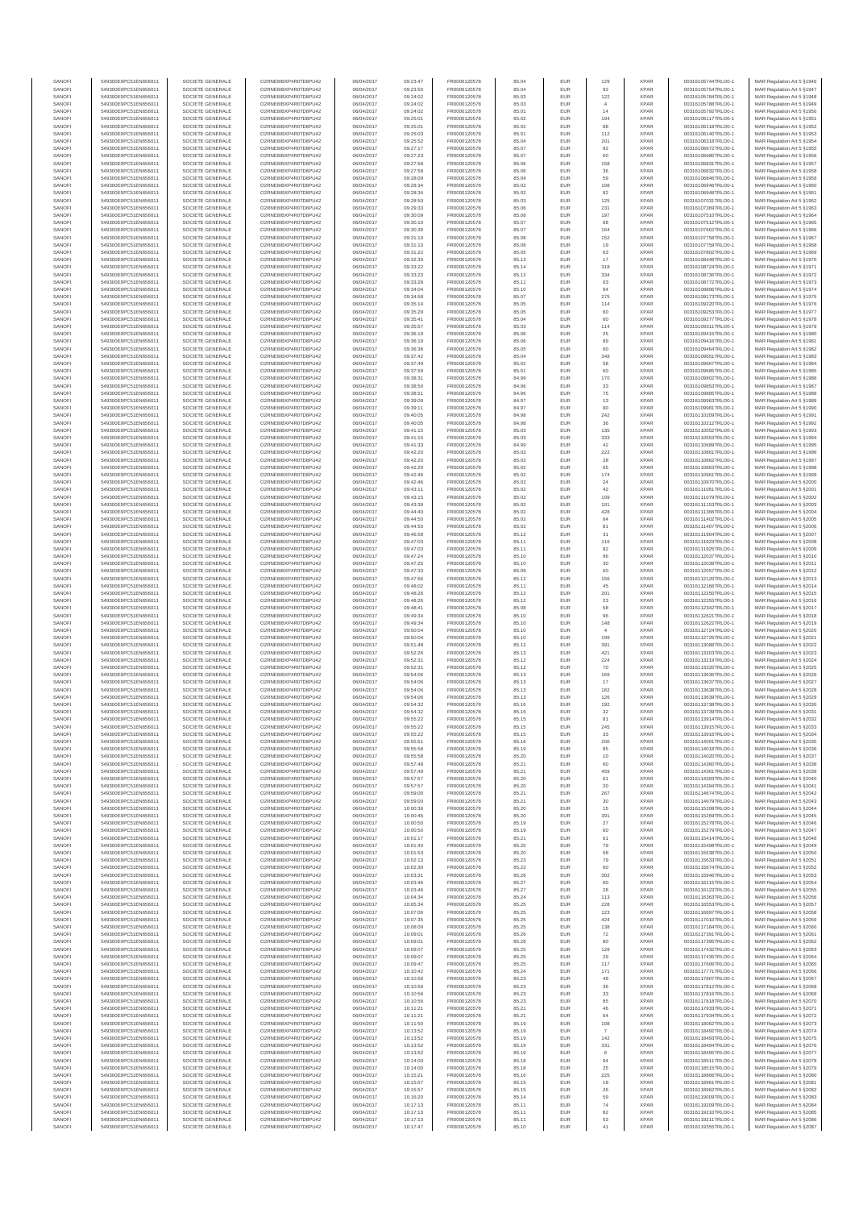| | | | | | | | | | | | | |
|---|---|---|---|---|---|---|---|---|---|---|---|---|
| SANOFI | 549300E9PC51EN656011 | SOCIETE GENERALE | O2RNE8IBXP4R0TD8PU42 | 06/04/2017 | 09:23:47 | FR0000120578 | 85.04 | EUR | 129 | XPAR | 00316105744TRLO0-1 | MAR Regulation Art 5 §1946 |
| SANOFI | 549300E9PC51EN656011 | SOCIETE GENERALE | O2RNE8IBXP4R0TD8PU42 | 06/04/2017 | 09:23:50 | FR0000120578 | 85.04 | EUR | 92 | XPAR | 00316105754TRLO0-1 | MAR Regulation Art 5 §1947 |
| SANOFI | 549300E9PC51EN656011 | SOCIETE GENERALE | O2RNE8IBXP4R0TD8PU42 | 06/04/2017 | 09:24:02 | FR0000120578 | 85.03 | EUR | 122 | XPAR | 00316105784TRLO0-1 | MAR Regulation Art 5 §1948 |
| SANOFI | 549300E9PC51EN656011 | SOCIETE GENERALE | O2RNE8IBXP4R0TD8PU42 | 06/04/2017 | 09:24:02 | FR0000120578 | 85.03 | EUR | 4 | XPAR | 00316105788TRLO0-1 | MAR Regulation Art 5 §1949 |
| SANOFI | 549300E9PC51EN656011 | SOCIETE GENERALE | O2RNE8IBXP4R0TD8PU42 | 06/04/2017 | 09:24:02 | FR0000120578 | 85.01 | EUR | 14 | XPAR | 00316105792TRLO0-1 | MAR Regulation Art 5 §1950 |
| SANOFI | 549300E9PC51EN656011 | SOCIETE GENERALE | O2RNE8IBXP4R0TD8PU42 | 06/04/2017 | 09:25:01 | FR0000120578 | 85.02 | EUR | 194 | XPAR | 00316106117TRLO0-1 | MAR Regulation Art 5 §1951 |
| SANOFI | 549300E9PC51EN656011 | SOCIETE GENERALE | O2RNE8IBXP4R0TD8PU42 | 06/04/2017 | 09:25:01 | FR0000120578 | 85.02 | EUR | 88 | XPAR | 00316106118TRLO0-1 | MAR Regulation Art 5 §1952 |
| SANOFI | 549300E9PC51EN656011 | SOCIETE GENERALE | O2RNE8IBXP4R0TD8PU42 | 06/04/2017 | 09:25:03 | FR0000120578 | 85.01 | EUR | 112 | XPAR | 00316106140TRLO0-1 | MAR Regulation Art 5 §1953 |
| SANOFI | 549300E9PC51EN656011 | SOCIETE GENERALE | O2RNE8IBXP4R0TD8PU42 | 06/04/2017 | 09:25:52 | FR0000120578 | 85.04 | EUR | 201 | XPAR | 00316106318TRLO0-1 | MAR Regulation Art 5 §1954 |
| SANOFI | 549300E9PC51EN656011 | SOCIETE GENERALE | O2RNE8IBXP4R0TD8PU42 | 06/04/2017 | 09:27:17 | FR0000120578 | 85.07 | EUR | 92 | XPAR | 00316106672TRLO0-1 | MAR Regulation Art 5 §1955 |
| SANOFI | 549300E9PC51EN656011 | SOCIETE GENERALE | O2RNE8IBXP4R0TD8PU42 | 06/04/2017 | 09:27:23 | FR0000120578 | 85.07 | EUR | 60 | XPAR | 00316106688TRLO0-1 | MAR Regulation Art 5 §1956 |
| SANOFI | 549300E9PC51EN656011 | SOCIETE GENERALE | O2RNE8IBXP4R0TD8PU42 | 06/04/2017 | 09:27:58 | FR0000120578 | 85.06 | EUR | 158 | XPAR | 00316106831TRLO0-1 | MAR Regulation Art 5 §1957 |
| SANOFI | 549300E9PC51EN656011 | SOCIETE GENERALE | O2RNE8IBXP4R0TD8PU42 | 06/04/2017 | 09:27:58 | FR0000120578 | 85.06 | EUR | 36 | XPAR | 00316106832TRLO0-1 | MAR Regulation Art 5 §1958 |
| SANOFI | 549300E9PC51EN656011 | SOCIETE GENERALE | O2RNE8IBXP4R0TD8PU42 | 06/04/2017 | 09:28:09 | FR0000120578 | 85.04 | EUR | 59 | XPAR | 00316106848TRLO0-1 | MAR Regulation Art 5 §1959 |
| SANOFI | 549300E9PC51EN656011 | SOCIETE GENERALE | O2RNE8IBXP4R0TD8PU42 | 06/04/2017 | 09:28:34 | FR0000120578 | 85.02 | EUR | 108 | XPAR | 00316106946TRLO0-1 | MAR Regulation Art 5 §1960 |
| SANOFI | 549300E9PC51EN656011 | SOCIETE GENERALE | O2RNE8IBXP4R0TD8PU42 | 06/04/2017 | 09:28:34 | FR0000120578 | 85.02 | EUR | 82 | XPAR | 00316106948TRLO0-1 | MAR Regulation Art 5 §1961 |
| SANOFI | 549300E9PC51EN656011 | SOCIETE GENERALE | O2RNE8IBXP4R0TD8PU42 | 06/04/2017 | 09:28:50 | FR0000120578 | 85.03 | EUR | 125 | XPAR | 00316107031TRLO0-1 | MAR Regulation Art 5 §1962 |
| SANOFI | 549300E9PC51EN656011 | SOCIETE GENERALE | O2RNE8IBXP4R0TD8PU42 | 06/04/2017 | 09:29:33 | FR0000120578 | 85.06 | EUR | 231 | XPAR | 00316107369TRLO0-1 | MAR Regulation Art 5 §1963 |
| SANOFI | 549300E9PC51EN656011 | SOCIETE GENERALE | O2RNE8IBXP4R0TD8PU42 | 06/04/2017 | 09:30:09 | FR0000120578 | 85.08 | EUR | 197 | XPAR | 00316107510TRLO0-1 | MAR Regulation Art 5 §1964 |
| SANOFI | 549300E9PC51EN656011 | SOCIETE GENERALE | O2RNE8IBXP4R0TD8PU42 | 06/04/2017 | 09:30:10 | FR0000120578 | 85.07 | EUR | 68 | XPAR | 00316107512TRLO0-1 | MAR Regulation Art 5 §1965 |
| SANOFI | 549300E9PC51EN656011 | SOCIETE GENERALE | O2RNE8IBXP4R0TD8PU42 | 06/04/2017 | 09:30:39 | FR0000120578 | 85.07 | EUR | 164 | XPAR | 00316107662TRLO0-1 | MAR Regulation Art 5 §1966 |
| SANOFI | 549300E9PC51EN656011 | SOCIETE GENERALE | O2RNE8IBXP4R0TD8PU42 | 06/04/2017 | 09:31:10 | FR0000120578 | 85.08 | EUR | 152 | XPAR | 00316107758TRLO0-1 | MAR Regulation Art 5 §1967 |
| SANOFI | 549300E9PC51EN656011 | SOCIETE GENERALE | O2RNE8IBXP4R0TD8PU42 | 06/04/2017 | 09:31:10 | FR0000120578 | 85.08 | EUR | 19 | XPAR | 00316107759TRLO0-1 | MAR Regulation Art 5 §1968 |
| SANOFI | 549300E9PC51EN656011 | SOCIETE GENERALE | O2RNE8IBXP4R0TD8PU42 | 06/04/2017 | 09:31:22 | FR0000120578 | 85.05 | EUR | 63 | XPAR | 00316107802TRLO0-1 | MAR Regulation Art 5 §1969 |
| SANOFI | 549300E9PC51EN656011 | SOCIETE GENERALE | O2RNE8IBXP4R0TD8PU42 | 06/04/2017 | 09:32:39 | FR0000120578 | 85.13 | EUR | 17 | XPAR | 00316108449TRLO0-1 | MAR Regulation Art 5 §1970 |
| SANOFI | 549300E9PC51EN656011 | SOCIETE GENERALE | O2RNE8IBXP4R0TD8PU42 | 06/04/2017 | 09:33:22 | FR0000120578 | 85.14 | EUR | 318 | XPAR | 00316108724TRLO0-1 | MAR Regulation Art 5 §1971 |
| SANOFI | 549300E9PC51EN656011 | SOCIETE GENERALE | O2RNE8IBXP4R0TD8PU42 | 06/04/2017 | 09:33:23 | FR0000120578 | 85.12 | EUR | 334 | XPAR | 00316108736TRLO0-1 | MAR Regulation Art 5 §1972 |
| SANOFI | 549300E9PC51EN656011 | SOCIETE GENERALE | O2RNE8IBXP4R0TD8PU42 | 06/04/2017 | 09:33:28 | FR0000120578 | 85.11 | EUR | 63 | XPAR | 00316108772TRLO0-1 | MAR Regulation Art 5 §1973 |
| SANOFI | 549300E9PC51EN656011 | SOCIETE GENERALE | O2RNE8IBXP4R0TD8PU42 | 06/04/2017 | 09:34:04 | FR0000120578 | 85.10 | EUR | 94 | XPAR | 00316108896TRLO0-1 | MAR Regulation Art 5 §1974 |
| SANOFI | 549300E9PC51EN656011 | SOCIETE GENERALE | O2RNE8IBXP4R0TD8PU42 | 06/04/2017 | 09:34:58 | FR0000120578 | 85.07 | EUR | 275 | XPAR | 00316109173TRLO0-1 | MAR Regulation Art 5 §1975 |
| SANOFI | 549300E9PC51EN656011 | SOCIETE GENERALE | O2RNE8IBXP4R0TD8PU42 | 06/04/2017 | 09:35:14 | FR0000120578 | 85.05 | EUR | 114 | XPAR | 00316109220TRLO0-1 | MAR Regulation Art 5 §1976 |
| SANOFI | 549300E9PC51EN656011 | SOCIETE GENERALE | O2RNE8IBXP4R0TD8PU42 | 06/04/2017 | 09:35:29 | FR0000120578 | 85.05 | EUR | 60 | XPAR | 00316109253TRLO0-1 | MAR Regulation Art 5 §1977 |
| SANOFI | 549300E9PC51EN656011 | SOCIETE GENERALE | O2RNE8IBXP4R0TD8PU42 | 06/04/2017 | 09:35:41 | FR0000120578 | 85.04 | EUR | 60 | XPAR | 00316109277TRLO0-1 | MAR Regulation Art 5 §1978 |
| SANOFI | 549300E9PC51EN656011 | SOCIETE GENERALE | O2RNE8IBXP4R0TD8PU42 | 06/04/2017 | 09:35:57 | FR0000120578 | 85.03 | EUR | 114 | XPAR | 00316109311TRLO0-1 | MAR Regulation Art 5 §1979 |
| SANOFI | 549300E9PC51EN656011 | SOCIETE GENERALE | O2RNE8IBXP4R0TD8PU42 | 06/04/2017 | 09:36:19 | FR0000120578 | 85.06 | EUR | 25 | XPAR | 00316109415TRLO0-1 | MAR Regulation Art 5 §1980 |
| SANOFI | 549300E9PC51EN656011 | SOCIETE GENERALE | O2RNE8IBXP4R0TD8PU42 | 06/04/2017 | 09:36:19 | FR0000120578 | 85.06 | EUR | 89 | XPAR | 00316109416TRLO0-1 | MAR Regulation Art 5 §1981 |
| SANOFI | 549300E9PC51EN656011 | SOCIETE GENERALE | O2RNE8IBXP4R0TD8PU42 | 06/04/2017 | 09:36:36 | FR0000120578 | 85.05 | EUR | 60 | XPAR | 00316109464TRLO0-1 | MAR Regulation Art 5 §1982 |
| SANOFI | 549300E9PC51EN656011 | SOCIETE GENERALE | O2RNE8IBXP4R0TD8PU42 | 06/04/2017 | 09:37:42 | FR0000120578 | 85.04 | EUR | 348 | XPAR | 00316109651TRLO0-1 | MAR Regulation Art 5 §1983 |
| SANOFI | 549300E9PC51EN656011 | SOCIETE GENERALE | O2RNE8IBXP4R0TD8PU42 | 06/04/2017 | 09:37:49 | FR0000120578 | 85.02 | EUR | 58 | XPAR | 00316109667TRLO0-1 | MAR Regulation Art 5 §1984 |
| SANOFI | 549300E9PC51EN656011 | SOCIETE GENERALE | O2RNE8IBXP4R0TD8PU42 | 06/04/2017 | 09:37:59 | FR0000120578 | 85.01 | EUR | 60 | XPAR | 00316109689TRLO0-1 | MAR Regulation Art 5 §1985 |
| SANOFI | 549300E9PC51EN656011 | SOCIETE GENERALE | O2RNE8IBXP4R0TD8PU42 | 06/04/2017 | 09:38:31 | FR0000120578 | 84.99 | EUR | 170 | XPAR | 00316109802TRLO0-1 | MAR Regulation Art 5 §1986 |
| SANOFI | 549300E9PC51EN656011 | SOCIETE GENERALE | O2RNE8IBXP4R0TD8PU42 | 06/04/2017 | 09:38:50 | FR0000120578 | 84.96 | EUR | 33 | XPAR | 00316109853TRLO0-1 | MAR Regulation Art 5 §1987 |
| SANOFI | 549300E9PC51EN656011 | SOCIETE GENERALE | O2RNE8IBXP4R0TD8PU42 | 06/04/2017 | 09:38:51 | FR0000120578 | 84.96 | EUR | 75 | XPAR | 00316109885TRLO0-1 | MAR Regulation Art 5 §1988 |
| SANOFI | 549300E9PC51EN656011 | SOCIETE GENERALE | O2RNE8IBXP4R0TD8PU42 | 06/04/2017 | 09:39:09 | FR0000120578 | 84.97 | EUR | 13 | XPAR | 00316109963TRLO0-1 | MAR Regulation Art 5 §1989 |
| SANOFI | 549300E9PC51EN656011 | SOCIETE GENERALE | O2RNE8IBXP4R0TD8PU42 | 06/04/2017 | 09:39:11 | FR0000120578 | 84.97 | EUR | 90 | XPAR | 00316109981TRLO0-1 | MAR Regulation Art 5 §1990 |
| SANOFI | 549300E9PC51EN656011 | SOCIETE GENERALE | O2RNE8IBXP4R0TD8PU42 | 06/04/2017 | 09:40:05 | FR0000120578 | 84.98 | EUR | 242 | XPAR | 00316110209TRLO0-1 | MAR Regulation Art 5 §1991 |
| SANOFI | 549300E9PC51EN656011 | SOCIETE GENERALE | O2RNE8IBXP4R0TD8PU42 | 06/04/2017 | 09:40:05 | FR0000120578 | 84.98 | EUR | 36 | XPAR | 00316110212TRLO0-1 | MAR Regulation Art 5 §1992 |
| SANOFI | 549300E9PC51EN656011 | SOCIETE GENERALE | O2RNE8IBXP4R0TD8PU42 | 06/04/2017 | 09:41:15 | FR0000120578 | 85.03 | EUR | 135 | XPAR | 00316110552TRLO0-1 | MAR Regulation Art 5 §1993 |
| SANOFI | 549300E9PC51EN656011 | SOCIETE GENERALE | O2RNE8IBXP4R0TD8PU42 | 06/04/2017 | 09:41:15 | FR0000120578 | 85.03 | EUR | 333 | XPAR | 00316110553TRLO0-1 | MAR Regulation Art 5 §1994 |
| SANOFI | 549300E9PC51EN656011 | SOCIETE GENERALE | O2RNE8IBXP4R0TD8PU42 | 06/04/2017 | 09:41:33 | FR0000120578 | 84.99 | EUR | 42 | XPAR | 00316110689TRLO0-1 | MAR Regulation Art 5 §1995 |
| SANOFI | 549300E9PC51EN656011 | SOCIETE GENERALE | O2RNE8IBXP4R0TD8PU42 | 06/04/2017 | 09:42:20 | FR0000120578 | 85.02 | EUR | 222 | XPAR | 00316110861TRLO0-1 | MAR Regulation Art 5 §1996 |
| SANOFI | 549300E9PC51EN656011 | SOCIETE GENERALE | O2RNE8IBXP4R0TD8PU42 | 06/04/2017 | 09:42:20 | FR0000120578 | 85.02 | EUR | 28 | XPAR | 00316110862TRLO0-1 | MAR Regulation Art 5 §1997 |
| SANOFI | 549300E9PC51EN656011 | SOCIETE GENERALE | O2RNE8IBXP4R0TD8PU42 | 06/04/2017 | 09:42:20 | FR0000120578 | 85.02 | EUR | 65 | XPAR | 00316110863TRLO0-1 | MAR Regulation Art 5 §1998 |
| SANOFI | 549300E9PC51EN656011 | SOCIETE GENERALE | O2RNE8IBXP4R0TD8PU42 | 06/04/2017 | 09:42:46 | FR0000120578 | 85.02 | EUR | 174 | XPAR | 00316110961TRLO0-1 | MAR Regulation Art 5 §1999 |
| SANOFI | 549300E9PC51EN656011 | SOCIETE GENERALE | O2RNE8IBXP4R0TD8PU42 | 06/04/2017 | 09:42:46 | FR0000120578 | 85.02 | EUR | 24 | XPAR | 00316110970TRLO0-1 | MAR Regulation Art 5 §2000 |
| SANOFI | 549300E9PC51EN656011 | SOCIETE GENERALE | O2RNE8IBXP4R0TD8PU42 | 06/04/2017 | 09:43:11 | FR0000120578 | 85.02 | EUR | 42 | XPAR | 00316111061TRLO0-1 | MAR Regulation Art 5 §2001 |
| SANOFI | 549300E9PC51EN656011 | SOCIETE GENERALE | O2RNE8IBXP4R0TD8PU42 | 06/04/2017 | 09:43:15 | FR0000120578 | 85.02 | EUR | 109 | XPAR | 00316111079TRLO0-1 | MAR Regulation Art 5 §2002 |
| SANOFI | 549300E9PC51EN656011 | SOCIETE GENERALE | O2RNE8IBXP4R0TD8PU42 | 06/04/2017 | 09:43:39 | FR0000120578 | 85.02 | EUR | 101 | XPAR | 00316111145TRLO0-1 | MAR Regulation Art 5 §2003 |
| SANOFI | 549300E9PC51EN656011 | SOCIETE GENERALE | O2RNE8IBXP4R0TD8PU42 | 06/04/2017 | 09:44:40 | FR0000120578 | 85.02 | EUR | 428 | XPAR | 00316111386TRLO0-1 | MAR Regulation Art 5 §2004 |
| SANOFI | 549300E9PC51EN656011 | SOCIETE GENERALE | O2RNE8IBXP4R0TD8PU42 | 06/04/2017 | 09:44:50 | FR0000120578 | 85.02 | EUR | 64 | XPAR | 00316111402TRLO0-1 | MAR Regulation Art 5 §2005 |
| SANOFI | 549300E9PC51EN656011 | SOCIETE GENERALE | O2RNE8IBXP4R0TD8PU42 | 06/04/2017 | 09:44:50 | FR0000120578 | 85.02 | EUR | 81 | XPAR | 00316111407TRLO0-1 | MAR Regulation Art 5 §2006 |
| SANOFI | 549300E9PC51EN656011 | SOCIETE GENERALE | O2RNE8IBXP4R0TD8PU42 | 06/04/2017 | 09:46:58 | FR0000120578 | 85.12 | EUR | 31 | XPAR | 00316111904TRLO0-1 | MAR Regulation Art 5 §2007 |
| SANOFI | 549300E9PC51EN656011 | SOCIETE GENERALE | O2RNE8IBXP4R0TD8PU42 | 06/04/2017 | 09:47:03 | FR0000120578 | 85.11 | EUR | 116 | XPAR | 00316111923TRLO0-1 | MAR Regulation Art 5 §2008 |
| SANOFI | 549300E9PC51EN656011 | SOCIETE GENERALE | O2RNE8IBXP4R0TD8PU42 | 06/04/2017 | 09:47:03 | FR0000120578 | 85.11 | EUR | 82 | XPAR | 00316111925TRLO0-1 | MAR Regulation Art 5 §2009 |
| SANOFI | 549300E9PC51EN656011 | SOCIETE GENERALE | O2RNE8IBXP4R0TD8PU42 | 06/04/2017 | 09:47:24 | FR0000120578 | 85.10 | EUR | 96 | XPAR | 00316112037TRLO0-1 | MAR Regulation Art 5 §2010 |
| SANOFI | 549300E9PC51EN656011 | SOCIETE GENERALE | O2RNE8IBXP4R0TD8PU42 | 06/04/2017 | 09:47:25 | FR0000120578 | 85.10 | EUR | 30 | XPAR | 00316112039TRLO0-1 | MAR Regulation Art 5 §2011 |
| SANOFI | 549300E9PC51EN656011 | SOCIETE GENERALE | O2RNE8IBXP4R0TD8PU42 | 06/04/2017 | 09:47:33 | FR0000120578 | 85.09 | EUR | 60 | XPAR | 00316112057TRLO0-1 | MAR Regulation Art 5 §2012 |
| SANOFI | 549300E9PC51EN656011 | SOCIETE GENERALE | O2RNE8IBXP4R0TD8PU42 | 06/04/2017 | 09:47:56 | FR0000120578 | 85.12 | EUR | 156 | XPAR | 00316112120TRLO0-1 | MAR Regulation Art 5 §2013 |
| SANOFI | 549300E9PC51EN656011 | SOCIETE GENERALE | O2RNE8IBXP4R0TD8PU42 | 06/04/2017 | 09:48:02 | FR0000120578 | 85.11 | EUR | 45 | XPAR | 00316112166TRLO0-1 | MAR Regulation Art 5 §2014 |
| SANOFI | 549300E9PC51EN656011 | SOCIETE GENERALE | O2RNE8IBXP4R0TD8PU42 | 06/04/2017 | 09:48:26 | FR0000120578 | 85.12 | EUR | 201 | XPAR | 00316112250TRLO0-1 | MAR Regulation Art 5 §2015 |
| SANOFI | 549300E9PC51EN656011 | SOCIETE GENERALE | O2RNE8IBXP4R0TD8PU42 | 06/04/2017 | 09:48:26 | FR0000120578 | 85.12 | EUR | 23 | XPAR | 00316112255TRLO0-1 | MAR Regulation Art 5 §2016 |
| SANOFI | 549300E9PC51EN656011 | SOCIETE GENERALE | O2RNE8IBXP4R0TD8PU42 | 06/04/2017 | 09:48:41 | FR0000120578 | 85.08 | EUR | 58 | XPAR | 00316112342TRLO0-1 | MAR Regulation Art 5 §2017 |
| SANOFI | 549300E9PC51EN656011 | SOCIETE GENERALE | O2RNE8IBXP4R0TD8PU42 | 06/04/2017 | 09:49:34 | FR0000120578 | 85.10 | EUR | 96 | XPAR | 00316112621TRLO0-1 | MAR Regulation Art 5 §2018 |
| SANOFI | 549300E9PC51EN656011 | SOCIETE GENERALE | O2RNE8IBXP4R0TD8PU42 | 06/04/2017 | 09:49:34 | FR0000120578 | 85.10 | EUR | 148 | XPAR | 00316112622TRLO0-1 | MAR Regulation Art 5 §2019 |
| SANOFI | 549300E9PC51EN656011 | SOCIETE GENERALE | O2RNE8IBXP4R0TD8PU42 | 06/04/2017 | 09:50:04 | FR0000120578 | 85.10 | EUR | 4 | XPAR | 00316112724TRLO0-1 | MAR Regulation Art 5 §2020 |
| SANOFI | 549300E9PC51EN656011 | SOCIETE GENERALE | O2RNE8IBXP4R0TD8PU42 | 06/04/2017 | 09:50:04 | FR0000120578 | 85.10 | EUR | 199 | XPAR | 00316112725TRLO0-1 | MAR Regulation Art 5 §2021 |
| SANOFI | 549300E9PC51EN656011 | SOCIETE GENERALE | O2RNE8IBXP4R0TD8PU42 | 06/04/2017 | 09:51:48 | FR0000120578 | 85.12 | EUR | 391 | XPAR | 00316113088TRLO0-1 | MAR Regulation Art 5 §2022 |
| SANOFI | 549300E9PC51EN656011 | SOCIETE GENERALE | O2RNE8IBXP4R0TD8PU42 | 06/04/2017 | 09:52:26 | FR0000120578 | 85.13 | EUR | 421 | XPAR | 00316113203TRLO0-1 | MAR Regulation Art 5 §2023 |
| SANOFI | 549300E9PC51EN656011 | SOCIETE GENERALE | O2RNE8IBXP4R0TD8PU42 | 06/04/2017 | 09:52:31 | FR0000120578 | 85.12 | EUR | 224 | XPAR | 00316113219TRLO0-1 | MAR Regulation Art 5 §2024 |
| SANOFI | 549300E9PC51EN656011 | SOCIETE GENERALE | O2RNE8IBXP4R0TD8PU42 | 06/04/2017 | 09:52:31 | FR0000120578 | 85.12 | EUR | 70 | XPAR | 00316113220TRLO0-1 | MAR Regulation Art 5 §2025 |
| SANOFI | 549300E9PC51EN656011 | SOCIETE GENERALE | O2RNE8IBXP4R0TD8PU42 | 06/04/2017 | 09:54:06 | FR0000120578 | 85.13 | EUR | 169 | XPAR | 00316113636TRLO0-1 | MAR Regulation Art 5 §2026 |
| SANOFI | 549300E9PC51EN656011 | SOCIETE GENERALE | O2RNE8IBXP4R0TD8PU42 | 06/04/2017 | 09:54:06 | FR0000120578 | 85.13 | EUR | 17 | XPAR | 00316113637TRLO0-1 | MAR Regulation Art 5 §2027 |
| SANOFI | 549300E9PC51EN656011 | SOCIETE GENERALE | O2RNE8IBXP4R0TD8PU42 | 06/04/2017 | 09:54:06 | FR0000120578 | 85.13 | EUR | 162 | XPAR | 00316113638TRLO0-1 | MAR Regulation Art 5 §2028 |
| SANOFI | 549300E9PC51EN656011 | SOCIETE GENERALE | O2RNE8IBXP4R0TD8PU42 | 06/04/2017 | 09:54:06 | FR0000120578 | 85.13 | EUR | 126 | XPAR | 00316113639TRLO0-1 | MAR Regulation Art 5 §2029 |
| SANOFI | 549300E9PC51EN656011 | SOCIETE GENERALE | O2RNE8IBXP4R0TD8PU42 | 06/04/2017 | 09:54:32 | FR0000120578 | 85.16 | EUR | 192 | XPAR | 00316113738TRLO0-1 | MAR Regulation Art 5 §2030 |
| SANOFI | 549300E9PC51EN656011 | SOCIETE GENERALE | O2RNE8IBXP4R0TD8PU42 | 06/04/2017 | 09:54:32 | FR0000120578 | 85.16 | EUR | 32 | XPAR | 00316113739TRLO0-1 | MAR Regulation Art 5 §2031 |
| SANOFI | 549300E9PC51EN656011 | SOCIETE GENERALE | O2RNE8IBXP4R0TD8PU42 | 06/04/2017 | 09:55:22 | FR0000120578 | 85.15 | EUR | 81 | XPAR | 00316113914TRLO0-1 | MAR Regulation Art 5 §2032 |
| SANOFI | 549300E9PC51EN656011 | SOCIETE GENERALE | O2RNE8IBXP4R0TD8PU42 | 06/04/2017 | 09:55:22 | FR0000120578 | 85.15 | EUR | 245 | XPAR | 00316113915TRLO0-1 | MAR Regulation Art 5 §2033 |
| SANOFI | 549300E9PC51EN656011 | SOCIETE GENERALE | O2RNE8IBXP4R0TD8PU42 | 06/04/2017 | 09:55:22 | FR0000120578 | 85.15 | EUR | 33 | XPAR | 00316113916TRLO0-1 | MAR Regulation Art 5 §2034 |
| SANOFI | 549300E9PC51EN656011 | SOCIETE GENERALE | O2RNE8IBXP4R0TD8PU42 | 06/04/2017 | 09:55:51 | FR0000120578 | 85.16 | EUR | 200 | XPAR | 00316114006TRLO0-1 | MAR Regulation Art 5 §2035 |
| SANOFI | 549300E9PC51EN656011 | SOCIETE GENERALE | O2RNE8IBXP4R0TD8PU42 | 06/04/2017 | 09:55:58 | FR0000120578 | 85.19 | EUR | 85 | XPAR | 00316114018TRLO0-1 | MAR Regulation Art 5 §2036 |
| SANOFI | 549300E9PC51EN656011 | SOCIETE GENERALE | O2RNE8IBXP4R0TD8PU42 | 06/04/2017 | 09:55:58 | FR0000120578 | 85.20 | EUR | 10 | XPAR | 00316114020TRLO0-1 | MAR Regulation Art 5 §2037 |
| SANOFI | 549300E9PC51EN656011 | SOCIETE GENERALE | O2RNE8IBXP4R0TD8PU42 | 06/04/2017 | 09:57:48 | FR0000120578 | 85.21 | EUR | 60 | XPAR | 00316114360TRLO0-1 | MAR Regulation Art 5 §2038 |
| SANOFI | 549300E9PC51EN656011 | SOCIETE GENERALE | O2RNE8IBXP4R0TD8PU42 | 06/04/2017 | 09:57:48 | FR0000120578 | 85.21 | EUR | 459 | XPAR | 00316114361TRLO0-1 | MAR Regulation Art 5 §2039 |
| SANOFI | 549300E9PC51EN656011 | SOCIETE GENERALE | O2RNE8IBXP4R0TD8PU42 | 06/04/2017 | 09:57:57 | FR0000120578 | 85.20 | EUR | 61 | XPAR | 00316114393TRLO0-1 | MAR Regulation Art 5 §2040 |
| SANOFI | 549300E9PC51EN656011 | SOCIETE GENERALE | O2RNE8IBXP4R0TD8PU42 | 06/04/2017 | 09:57:57 | FR0000120578 | 85.20 | EUR | 20 | XPAR | 00316114394TRLO0-1 | MAR Regulation Art 5 §2041 |
| SANOFI | 549300E9PC51EN656011 | SOCIETE GENERALE | O2RNE8IBXP4R0TD8PU42 | 06/04/2017 | 09:59:00 | FR0000120578 | 85.21 | EUR | 267 | XPAR | 00316114674TRLO0-1 | MAR Regulation Art 5 §2042 |
| SANOFI | 549300E9PC51EN656011 | SOCIETE GENERALE | O2RNE8IBXP4R0TD8PU42 | 06/04/2017 | 09:59:00 | FR0000120578 | 85.21 | EUR | 30 | XPAR | 00316114679TRLO0-1 | MAR Regulation Art 5 §2043 |
| SANOFI | 549300E9PC51EN656011 | SOCIETE GENERALE | O2RNE8IBXP4R0TD8PU42 | 06/04/2017 | 10:00:36 | FR0000120578 | 85.20 | EUR | 15 | XPAR | 00316115208TRLO0-1 | MAR Regulation Art 5 §2044 |
| SANOFI | 549300E9PC51EN656011 | SOCIETE GENERALE | O2RNE8IBXP4R0TD8PU42 | 06/04/2017 | 10:00:46 | FR0000120578 | 85.20 | EUR | 391 | XPAR | 00316115269TRLO0-1 | MAR Regulation Art 5 §2045 |
| SANOFI | 549300E9PC51EN656011 | SOCIETE GENERALE | O2RNE8IBXP4R0TD8PU42 | 06/04/2017 | 10:00:50 | FR0000120578 | 85.19 | EUR | 27 | XPAR | 00316115278TRLO0-1 | MAR Regulation Art 5 §2046 |
| SANOFI | 549300E9PC51EN656011 | SOCIETE GENERALE | O2RNE8IBXP4R0TD8PU42 | 06/04/2017 | 10:00:50 | FR0000120578 | 85.19 | EUR | 60 | XPAR | 00316115279TRLO0-1 | MAR Regulation Art 5 §2047 |
| SANOFI | 549300E9PC51EN656011 | SOCIETE GENERALE | O2RNE8IBXP4R0TD8PU42 | 06/04/2017 | 10:01:17 | FR0000120578 | 85.21 | EUR | 61 | XPAR | 00316115414TRLO0-1 | MAR Regulation Art 5 §2048 |
| SANOFI | 549300E9PC51EN656011 | SOCIETE GENERALE | O2RNE8IBXP4R0TD8PU42 | 06/04/2017 | 10:01:40 | FR0000120578 | 85.20 | EUR | 79 | XPAR | 00316115498TRLO0-1 | MAR Regulation Art 5 §2049 |
| SANOFI | 549300E9PC51EN656011 | SOCIETE GENERALE | O2RNE8IBXP4R0TD8PU42 | 06/04/2017 | 10:01:53 | FR0000120578 | 85.20 | EUR | 58 | XPAR | 00316115538TRLO0-1 | MAR Regulation Art 5 §2050 |
| SANOFI | 549300E9PC51EN656011 | SOCIETE GENERALE | O2RNE8IBXP4R0TD8PU42 | 06/04/2017 | 10:02:13 | FR0000120578 | 85.23 | EUR | 79 | XPAR | 00316115633TRLO0-1 | MAR Regulation Art 5 §2051 |
| SANOFI | 549300E9PC51EN656011 | SOCIETE GENERALE | O2RNE8IBXP4R0TD8PU42 | 06/04/2017 | 10:02:30 | FR0000120578 | 85.22 | EUR | 60 | XPAR | 00316115674TRLO0-1 | MAR Regulation Art 5 §2052 |
| SANOFI | 549300E9PC51EN656011 | SOCIETE GENERALE | O2RNE8IBXP4R0TD8PU42 | 06/04/2017 | 10:03:31 | FR0000120578 | 85.26 | EUR | 302 | XPAR | 00316115946TRLO0-1 | MAR Regulation Art 5 §2053 |
| SANOFI | 549300E9PC51EN656011 | SOCIETE GENERALE | O2RNE8IBXP4R0TD8PU42 | 06/04/2017 | 10:03:46 | FR0000120578 | 85.27 | EUR | 60 | XPAR | 00316116115TRLO0-1 | MAR Regulation Art 5 §2054 |
| SANOFI | 549300E9PC51EN656011 | SOCIETE GENERALE | O2RNE8IBXP4R0TD8PU42 | 06/04/2017 | 10:03:46 | FR0000120578 | 85.27 | EUR | 28 | XPAR | 00316116129TRLO0-1 | MAR Regulation Art 5 §2055 |
| SANOFI | 549300E9PC51EN656011 | SOCIETE GENERALE | O2RNE8IBXP4R0TD8PU42 | 06/04/2017 | 10:04:34 | FR0000120578 | 85.24 | EUR | 113 | XPAR | 00316116363TRLO0-1 | MAR Regulation Art 5 §2056 |
| SANOFI | 549300E9PC51EN656011 | SOCIETE GENERALE | O2RNE8IBXP4R0TD8PU42 | 06/04/2017 | 10:05:34 | FR0000120578 | 85.25 | EUR | 228 | XPAR | 00316116553TRLO0-1 | MAR Regulation Art 5 §2057 |
| SANOFI | 549300E9PC51EN656011 | SOCIETE GENERALE | O2RNE8IBXP4R0TD8PU42 | 06/04/2017 | 10:07:06 | FR0000120578 | 85.25 | EUR | 123 | XPAR | 00316116897TRLO0-1 | MAR Regulation Art 5 §2058 |
| SANOFI | 549300E9PC51EN656011 | SOCIETE GENERALE | O2RNE8IBXP4R0TD8PU42 | 06/04/2017 | 10:07:35 | FR0000120578 | 85.25 | EUR | 424 | XPAR | 00316117010TRLO0-1 | MAR Regulation Art 5 §2059 |
| SANOFI | 549300E9PC51EN656011 | SOCIETE GENERALE | O2RNE8IBXP4R0TD8PU42 | 06/04/2017 | 10:08:09 | FR0000120578 | 85.25 | EUR | 138 | XPAR | 00316117184TRLO0-1 | MAR Regulation Art 5 §2060 |
| SANOFI | 549300E9PC51EN656011 | SOCIETE GENERALE | O2RNE8IBXP4R0TD8PU42 | 06/04/2017 | 10:09:01 | FR0000120578 | 85.26 | EUR | 72 | XPAR | 00316117391TRLO0-1 | MAR Regulation Art 5 §2061 |
| SANOFI | 549300E9PC51EN656011 | SOCIETE GENERALE | O2RNE8IBXP4R0TD8PU42 | 06/04/2017 | 10:09:01 | FR0000120578 | 85.26 | EUR | 80 | XPAR | 00316117395TRLO0-1 | MAR Regulation Art 5 §2062 |
| SANOFI | 549300E9PC51EN656011 | SOCIETE GENERALE | O2RNE8IBXP4R0TD8PU42 | 06/04/2017 | 10:09:07 | FR0000120578 | 85.25 | EUR | 128 | XPAR | 00316117432TRLO0-1 | MAR Regulation Art 5 §2063 |
| SANOFI | 549300E9PC51EN656011 | SOCIETE GENERALE | O2RNE8IBXP4R0TD8PU42 | 06/04/2017 | 10:09:07 | FR0000120578 | 85.25 | EUR | 29 | XPAR | 00316117435TRLO0-1 | MAR Regulation Art 5 §2064 |
| SANOFI | 549300E9PC51EN656011 | SOCIETE GENERALE | O2RNE8IBXP4R0TD8PU42 | 06/04/2017 | 10:09:47 | FR0000120578 | 85.25 | EUR | 117 | XPAR | 00316117606TRLO0-1 | MAR Regulation Art 5 §2065 |
| SANOFI | 549300E9PC51EN656011 | SOCIETE GENERALE | O2RNE8IBXP4R0TD8PU42 | 06/04/2017 | 10:10:42 | FR0000120578 | 85.24 | EUR | 171 | XPAR | 00316117771TRLO0-1 | MAR Regulation Art 5 §2066 |
| SANOFI | 549300E9PC51EN656011 | SOCIETE GENERALE | O2RNE8IBXP4R0TD8PU42 | 06/04/2017 | 10:10:56 | FR0000120578 | 85.23 | EUR | 48 | XPAR | 00316117807TRLO0-1 | MAR Regulation Art 5 §2067 |
| SANOFI | 549300E9PC51EN656011 | SOCIETE GENERALE | O2RNE8IBXP4R0TD8PU42 | 06/04/2017 | 10:10:56 | FR0000120578 | 85.23 | EUR | 36 | XPAR | 00316117812TRLO0-1 | MAR Regulation Art 5 §2068 |
| SANOFI | 549300E9PC51EN656011 | SOCIETE GENERALE | O2RNE8IBXP4R0TD8PU42 | 06/04/2017 | 10:10:56 | FR0000120578 | 85.23 | EUR | 33 | XPAR | 00316117816TRLO0-1 | MAR Regulation Art 5 §2069 |
| SANOFI | 549300E9PC51EN656011 | SOCIETE GENERALE | O2RNE8IBXP4R0TD8PU42 | 06/04/2017 | 10:10:56 | FR0000120578 | 85.23 | EUR | 85 | XPAR | 00316117818TRLO0-1 | MAR Regulation Art 5 §2070 |
| SANOFI | 549300E9PC51EN656011 | SOCIETE GENERALE | O2RNE8IBXP4R0TD8PU42 | 06/04/2017 | 10:11:21 | FR0000120578 | 85.21 | EUR | 46 | XPAR | 00316117933TRLO0-1 | MAR Regulation Art 5 §2071 |
| SANOFI | 549300E9PC51EN656011 | SOCIETE GENERALE | O2RNE8IBXP4R0TD8PU42 | 06/04/2017 | 10:11:21 | FR0000120578 | 85.21 | EUR | 64 | XPAR | 00316117934TRLO0-1 | MAR Regulation Art 5 §2072 |
| SANOFI | 549300E9PC51EN656011 | SOCIETE GENERALE | O2RNE8IBXP4R0TD8PU42 | 06/04/2017 | 10:11:50 | FR0000120578 | 85.19 | EUR | 108 | XPAR | 00316118062TRLO0-1 | MAR Regulation Art 5 §2073 |
| SANOFI | 549300E9PC51EN656011 | SOCIETE GENERALE | O2RNE8IBXP4R0TD8PU42 | 06/04/2017 | 10:13:52 | FR0000120578 | 85.19 | EUR | 7 | XPAR | 00316118492TRLO0-1 | MAR Regulation Art 5 §2074 |
| SANOFI | 549300E9PC51EN656011 | SOCIETE GENERALE | O2RNE8IBXP4R0TD8PU42 | 06/04/2017 | 10:13:52 | FR0000120578 | 85.19 | EUR | 142 | XPAR | 00316118493TRLO0-1 | MAR Regulation Art 5 §2075 |
| SANOFI | 549300E9PC51EN656011 | SOCIETE GENERALE | O2RNE8IBXP4R0TD8PU42 | 06/04/2017 | 10:13:52 | FR0000120578 | 85.19 | EUR | 331 | XPAR | 00316118494TRLO0-1 | MAR Regulation Art 5 §2076 |
| SANOFI | 549300E9PC51EN656011 | SOCIETE GENERALE | O2RNE8IBXP4R0TD8PU42 | 06/04/2017 | 10:13:52 | FR0000120578 | 85.19 | EUR | 6 | XPAR | 00316118495TRLO0-1 | MAR Regulation Art 5 §2077 |
| SANOFI | 549300E9PC51EN656011 | SOCIETE GENERALE | O2RNE8IBXP4R0TD8PU42 | 06/04/2017 | 10:14:00 | FR0000120578 | 85.18 | EUR | 94 | XPAR | 00316118511TRLO0-1 | MAR Regulation Art 5 §2078 |
| SANOFI | 549300E9PC51EN656011 | SOCIETE GENERALE | O2RNE8IBXP4R0TD8PU42 | 06/04/2017 | 10:14:00 | FR0000120578 | 85.18 | EUR | 25 | XPAR | 00316118515TRLO0-1 | MAR Regulation Art 5 §2079 |
| SANOFI | 549300E9PC51EN656011 | SOCIETE GENERALE | O2RNE8IBXP4R0TD8PU42 | 06/04/2017 | 10:15:21 | FR0000120578 | 85.16 | EUR | 225 | XPAR | 00316118886TRLO0-1 | MAR Regulation Art 5 §2080 |
| SANOFI | 549300E9PC51EN656011 | SOCIETE GENERALE | O2RNE8IBXP4R0TD8PU42 | 06/04/2017 | 10:15:57 | FR0000120578 | 85.15 | EUR | 18 | XPAR | 00316118961TRLO0-1 | MAR Regulation Art 5 §2081 |
| SANOFI | 549300E9PC51EN656011 | SOCIETE GENERALE | O2RNE8IBXP4R0TD8PU42 | 06/04/2017 | 10:15:57 | FR0000120578 | 85.15 | EUR | 26 | XPAR | 00316118962TRLO0-1 | MAR Regulation Art 5 §2082 |
| SANOFI | 549300E9PC51EN656011 | SOCIETE GENERALE | O2RNE8IBXP4R0TD8PU42 | 06/04/2017 | 10:16:20 | FR0000120578 | 85.14 | EUR | 59 | XPAR | 00316119009TRLO0-1 | MAR Regulation Art 5 §2083 |
| SANOFI | 549300E9PC51EN656011 | SOCIETE GENERALE | O2RNE8IBXP4R0TD8PU42 | 06/04/2017 | 10:17:13 | FR0000120578 | 85.11 | EUR | 74 | XPAR | 00316119208TRLO0-1 | MAR Regulation Art 5 §2084 |
| SANOFI | 549300E9PC51EN656011 | SOCIETE GENERALE | O2RNE8IBXP4R0TD8PU42 | 06/04/2017 | 10:17:13 | FR0000120578 | 85.11 | EUR | 82 | XPAR | 00316119210TRLO0-1 | MAR Regulation Art 5 §2085 |
| SANOFI | 549300E9PC51EN656011 | SOCIETE GENERALE | O2RNE8IBXP4R0TD8PU42 | 06/04/2017 | 10:17:13 | FR0000120578 | 85.11 | EUR | 53 | XPAR | 00316119211TRLO0-1 | MAR Regulation Art 5 §2086 |
| SANOFI | 549300E9PC51EN656011 | SOCIETE GENERALE | O2RNE8IBXP4R0TD8PU42 | 06/04/2017 | 10:17:47 | FR0000120578 | 85.10 | EUR | 41 | XPAR | 00316119355TRLO0-1 | MAR Regulation Art 5 §2087 |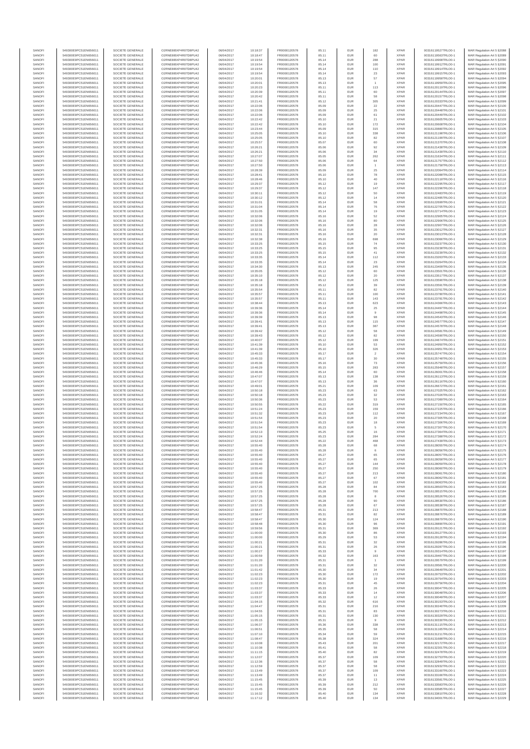| SANOFI | 549300E9PC51EN656011 | SOCIETE GENERALE | O2RNE8IBXP4R0TD8PU42 | 06/04/2017 | 10:18:37 | FR0000120578 | 85.11 | EUR | 182 | XPAR | 00316119527TRLO0-1 | MAR Regulation Art 5 §2088 |
|---|---|---|---|---|---|---|---|---|---|---|---|---|
| SANOFI | 549300E9PC51EN656011 | SOCIETE GENERALE | O2RNE8IBXP4R0TD8PU42 | 06/04/2017 | 10:18:47 | FR0000120578 | 85.11 | EUR | 60 | XPAR | 00316119563TRLO0-1 | MAR Regulation Art 5 §2089 |
| SANOFI | 549300E9PC51EN656011 | SOCIETE GENERALE | O2RNE8IBXP4R0TD8PU42 | 06/04/2017 | 10:19:54 | FR0000120578 | 85.14 | EUR | 288 | XPAR | 00316119908TRLO0-1 | MAR Regulation Art 5 §2090 |
| SANOFI | 549300E9PC51EN656011 | SOCIETE GENERALE | O2RNE8IBXP4R0TD8PU42 | 06/04/2017 | 10:19:54 | FR0000120578 | 85.14 | EUR | 100 | XPAR | 00316119912TRLO0-1 | MAR Regulation Art 5 §2091 |
| SANOFI | 549300E9PC51EN656011 | SOCIETE GENERALE | O2RNE8IBXP4R0TD8PU42 | 06/04/2017 | 10:19:54 | FR0000120578 | 85.14 | EUR | 110 | XPAR | 00316119914TRLO0-1 | MAR Regulation Art 5 §2092 |
| SANOFI | 549300E9PC51EN656011 | SOCIETE GENERALE | O2RNE8IBXP4R0TD8PU42 | 06/04/2017 | 10:19:54 | FR0000120578 | 85.14 | EUR | 23 | XPAR | 00316119915TRLO0-1 | MAR Regulation Art 5 §2093 |
| SANOFI | 549300E9PC51EN656011 | SOCIETE GENERALE | O2RNE8IBXP4R0TD8PU42 | 06/04/2017 | 10:20:01 | FR0000120578 | 85.13 | EUR | 57 | XPAR | 00316119958TRLO0-1 | MAR Regulation Art 5 §2094 |
| SANOFI | 549300E9PC51EN656011 | SOCIETE GENERALE | O2RNE8IBXP4R0TD8PU42 | 06/04/2017 | 10:20:01 | FR0000120578 | 85.13 | EUR | 1 | XPAR | 00316119959TRLO0-1 | MAR Regulation Art 5 §2095 |
| SANOFI | 549300E9PC51EN656011 | SOCIETE GENERALE | O2RNE8IBXP4R0TD8PU42 | 06/04/2017 | 10:20:23 | FR0000120578 | 85.11 | EUR | 113 | XPAR | 00316120119TRLO0-1 | MAR Regulation Art 5 §2096 |
| SANOFI | 549300E9PC51EN656011 | SOCIETE GENERALE | O2RNE8IBXP4R0TD8PU42 | 06/04/2017 | 10:20:39 | FR0000120578 | 85.11 | EUR | 60 | XPAR | 00316120144TRLO0-1 | MAR Regulation Art 5 §2097 |
| SANOFI | 549300E9PC51EN656011 | SOCIETE GENERALE | O2RNE8IBXP4R0TD8PU42 | 06/04/2017 | 10:20:42 | FR0000120578 | 85.11 | EUR | 58 | XPAR | 00316120157TRLO0-1 | MAR Regulation Art 5 §2098 |
| SANOFI | 549300E9PC51EN656011 | SOCIETE GENERALE | O2RNE8IBXP4R0TD8PU42 | 06/04/2017 | 10:21:41 | FR0000120578 | 85.12 | EUR | 305 | XPAR | 00316120333TRLO0-1 | MAR Regulation Art 5 §2099 |
| SANOFI | 549300E9PC51EN656011 | SOCIETE GENERALE | O2RNE8IBXP4R0TD8PU42 | 06/04/2017 | 10:22:06 | FR0000120578 | 85.09 | EUR | 22 | XPAR | 00316120447TRLO0-1 | MAR Regulation Art 5 §2100 |
| SANOFI | 549300E9PC51EN656011 | SOCIETE GENERALE | O2RNE8IBXP4R0TD8PU42 | 06/04/2017 | 10:22:06 | FR0000120578 | 85.09 | EUR | 25 | XPAR | 00316120448TRLO0-1 | MAR Regulation Art 5 §2101 |
| SANOFI | 549300E9PC51EN656011 | SOCIETE GENERALE | O2RNE8IBXP4R0TD8PU42 | 06/04/2017 | 10:22:06 | FR0000120578 | 85.09 | EUR | 61 | XPAR | 00316120449TRLO0-1 | MAR Regulation Art 5 §2102 |
| SANOFI | 549300E9PC51EN656011 | SOCIETE GENERALE | O2RNE8IBXP4R0TD8PU42 | 06/04/2017 | 10:22:42 | FR0000120578 | 85.10 | EUR | 21 | XPAR | 00316120605TRLO0-1 | MAR Regulation Art 5 §2103 |
| SANOFI | 549300E9PC51EN656011 | SOCIETE GENERALE | O2RNE8IBXP4R0TD8PU42 | 06/04/2017 | 10:22:42 | FR0000120578 | 85.10 | EUR | 172 | XPAR | 00316120608TRLO0-1 | MAR Regulation Art 5 §2104 |
| SANOFI | 549300E9PC51EN656011 | SOCIETE GENERALE | O2RNE8IBXP4R0TD8PU42 | 06/04/2017 | 10:23:44 | FR0000120578 | 85.09 | EUR | 315 | XPAR | 00316120880TRLO0-1 | MAR Regulation Art 5 §2105 |
| SANOFI | 549300E9PC51EN656011 | SOCIETE GENERALE | O2RNE8IBXP4R0TD8PU42 | 06/04/2017 | 10:25:05 | FR0000120578 | 85.10 | EUR | 338 | XPAR | 00316121198TRLO0-1 | MAR Regulation Art 5 §2106 |
| SANOFI | 549300E9PC51EN656011 | SOCIETE GENERALE | O2RNE8IBXP4R0TD8PU42 | 06/04/2017 | 10:25:05 | FR0000120578 | 85.10 | EUR | 82 | XPAR | 00316121199TRLO0-1 | MAR Regulation Art 5 §2107 |
| SANOFI | 549300E9PC51EN656011 | SOCIETE GENERALE | O2RNE8IBXP4R0TD8PU42 | 06/04/2017 | 10:25:57 | FR0000120578 | 85.07 | EUR | 60 | XPAR | 00316121370TRLO0-1 | MAR Regulation Art 5 §2108 |
| SANOFI | 549300E9PC51EN656011 | SOCIETE GENERALE | O2RNE8IBXP4R0TD8PU42 | 06/04/2017 | 10:26:21 | FR0000120578 | 85.06 | EUR | 92 | XPAR | 00316121438TRLO0-1 | MAR Regulation Art 5 §2109 |
| SANOFI | 549300E9PC51EN656011 | SOCIETE GENERALE | O2RNE8IBXP4R0TD8PU42 | 06/04/2017 | 10:26:21 | FR0000120578 | 85.06 | EUR | 34 | XPAR | 00316121439TRLO0-1 | MAR Regulation Art 5 §2110 |
| SANOFI | 549300E9PC51EN656011 | SOCIETE GENERALE | O2RNE8IBXP4R0TD8PU42 | 06/04/2017 | 10:27:07 | FR0000120578 | 85.05 | EUR | 262 | XPAR | 00316121634TRLO0-1 | MAR Regulation Art 5 §2111 |
| SANOFI | 549300E9PC51EN656011 | SOCIETE GENERALE | O2RNE8IBXP4R0TD8PU42 | 06/04/2017 | 10:27:50 | FR0000120578 | 85.06 | EUR | 64 | XPAR | 00316121757TRLO0-1 | MAR Regulation Art 5 §2112 |
| SANOFI | 549300E9PC51EN656011 | SOCIETE GENERALE | O2RNE8IBXP4R0TD8PU42 | 06/04/2017 | 10:27:50 | FR0000120578 | 85.06 | EUR | 1 | XPAR | 00316121758TRLO0-1 | MAR Regulation Art 5 §2113 |
| SANOFI | 549300E9PC51EN656011 | SOCIETE GENERALE | O2RNE8IBXP4R0TD8PU42 | 06/04/2017 | 10:28:39 | FR0000120578 | 85.09 | EUR | 25 | XPAR | 00316122064TRLO0-1 | MAR Regulation Art 5 §2114 |
| SANOFI | 549300E9PC51EN656011 | SOCIETE GENERALE | O2RNE8IBXP4R0TD8PU42 | 06/04/2017 | 10:28:41 | FR0000120578 | 85.10 | EUR | 78 | XPAR | 00316122088TRLO0-1 | MAR Regulation Art 5 §2115 |
| SANOFI | 549300E9PC51EN656011 | SOCIETE GENERALE | O2RNE8IBXP4R0TD8PU42 | 06/04/2017 | 10:28:46 | FR0000120578 | 85.10 | EUR | 40 | XPAR | 00316122118TRLO0-1 | MAR Regulation Art 5 §2116 |
| SANOFI | 549300E9PC51EN656011 | SOCIETE GENERALE | O2RNE8IBXP4R0TD8PU42 | 06/04/2017 | 10:29:37 | FR0000120578 | 85.12 | EUR | 19 | XPAR | 00316122295TRLO0-1 | MAR Regulation Art 5 §2117 |
| SANOFI | 549300E9PC51EN656011 | SOCIETE GENERALE | O2RNE8IBXP4R0TD8PU42 | 06/04/2017 | 10:29:37 | FR0000120578 | 85.12 | EUR | 147 | XPAR | 00316122296TRLO0-1 | MAR Regulation Art 5 §2118 |
| SANOFI | 549300E9PC51EN656011 | SOCIETE GENERALE | O2RNE8IBXP4R0TD8PU42 | 06/04/2017 | 10:30:11 | FR0000120578 | 85.12 | EUR | 50 | XPAR | 00316122483TRLO0-1 | MAR Regulation Art 5 §2119 |
| SANOFI | 549300E9PC51EN656011 | SOCIETE GENERALE | O2RNE8IBXP4R0TD8PU42 | 06/04/2017 | 10:30:12 | FR0000120578 | 85.12 | EUR | 14 | XPAR | 00316122485TRLO0-1 | MAR Regulation Art 5 §2120 |
| SANOFI | 549300E9PC51EN656011 | SOCIETE GENERALE | O2RNE8IBXP4R0TD8PU42 | 06/04/2017 | 10:31:01 | FR0000120578 | 85.14 | EUR | 58 | XPAR | 00316122699TRLO0-1 | MAR Regulation Art 5 §2121 |
| SANOFI | 549300E9PC51EN656011 | SOCIETE GENERALE | O2RNE8IBXP4R0TD8PU42 | 06/04/2017 | 10:31:04 | FR0000120578 | 85.14 | EUR | 76 | XPAR | 00316122705TRLO0-1 | MAR Regulation Art 5 §2122 |
| SANOFI | 549300E9PC51EN656011 | SOCIETE GENERALE | O2RNE8IBXP4R0TD8PU42 | 06/04/2017 | 10:31:05 | FR0000120578 | 85.14 | EUR | 19 | XPAR | 00316122714TRLO0-1 | MAR Regulation Art 5 §2123 |
| SANOFI | 549300E9PC51EN656011 | SOCIETE GENERALE | O2RNE8IBXP4R0TD8PU42 | 06/04/2017 | 10:32:06 | FR0000120578 | 85.16 | EUR | 52 | XPAR | 00316122905TRLO0-1 | MAR Regulation Art 5 §2124 |
| SANOFI | 549300E9PC51EN656011 | SOCIETE GENERALE | O2RNE8IBXP4R0TD8PU42 | 06/04/2017 | 10:32:06 | FR0000120578 | 85.16 | EUR | 80 | XPAR | 00316122906TRLO0-1 | MAR Regulation Art 5 §2125 |
| SANOFI | 549300E9PC51EN656011 | SOCIETE GENERALE | O2RNE8IBXP4R0TD8PU42 | 06/04/2017 | 10:32:06 | FR0000120578 | 85.16 | EUR | 28 | XPAR | 00316122907TRLO0-1 | MAR Regulation Art 5 §2126 |
| SANOFI | 549300E9PC51EN656011 | SOCIETE GENERALE | O2RNE8IBXP4R0TD8PU42 | 06/04/2017 | 10:32:31 | FR0000120578 | 85.16 | EUR | 35 | XPAR | 00316123012TRLO0-1 | MAR Regulation Art 5 §2127 |
| SANOFI | 549300E9PC51EN656011 | SOCIETE GENERALE | O2RNE8IBXP4R0TD8PU42 | 06/04/2017 | 10:32:31 | FR0000120578 | 85.16 | EUR | 20 | XPAR | 00316123013TRLO0-1 | MAR Regulation Art 5 §2128 |
| SANOFI | 549300E9PC51EN656011 | SOCIETE GENERALE | O2RNE8IBXP4R0TD8PU42 | 06/04/2017 | 10:32:38 | FR0000120578 | 85.16 | EUR | 698 | XPAR | 00316123066TRLO0-1 | MAR Regulation Art 5 §2129 |
| SANOFI | 549300E9PC51EN656011 | SOCIETE GENERALE | O2RNE8IBXP4R0TD8PU42 | 06/04/2017 | 10:33:25 | FR0000120578 | 85.15 | EUR | 74 | XPAR | 00316123237TRLO0-1 | MAR Regulation Art 5 §2130 |
| SANOFI | 549300E9PC51EN656011 | SOCIETE GENERALE | O2RNE8IBXP4R0TD8PU42 | 06/04/2017 | 10:33:25 | FR0000120578 | 85.15 | EUR | 95 | XPAR | 00316123238TRLO0-1 | MAR Regulation Art 5 §2131 |
| SANOFI | 549300E9PC51EN656011 | SOCIETE GENERALE | O2RNE8IBXP4R0TD8PU42 | 06/04/2017 | 10:33:25 | FR0000120578 | 85.15 | EUR | 41 | XPAR | 00316123239TRLO0-1 | MAR Regulation Art 5 §2132 |
| SANOFI | 549300E9PC51EN656011 | SOCIETE GENERALE | O2RNE8IBXP4R0TD8PU42 | 06/04/2017 | 10:33:35 | FR0000120578 | 85.14 | EUR | 112 | XPAR | 00316123263TRLO0-1 | MAR Regulation Art 5 §2133 |
| SANOFI | 549300E9PC51EN656011 | SOCIETE GENERALE | O2RNE8IBXP4R0TD8PU42 | 06/04/2017 | 10:33:35 | FR0000120578 | 85.14 | EUR | 23 | XPAR | 00316123264TRLO0-1 | MAR Regulation Art 5 §2134 |
| SANOFI | 549300E9PC51EN656011 | SOCIETE GENERALE | O2RNE8IBXP4R0TD8PU42 | 06/04/2017 | 10:34:30 | FR0000120578 | 85.13 | EUR | 245 | XPAR | 00316123409TRLO0-1 | MAR Regulation Art 5 §2135 |
| SANOFI | 549300E9PC51EN656011 | SOCIETE GENERALE | O2RNE8IBXP4R0TD8PU42 | 06/04/2017 | 10:35:05 | FR0000120578 | 85.12 | EUR | 60 | XPAR | 00316123501TRLO0-1 | MAR Regulation Art 5 §2136 |
| SANOFI | 549300E9PC51EN656011 | SOCIETE GENERALE | O2RNE8IBXP4R0TD8PU42 | 06/04/2017 | 10:35:10 | FR0000120578 | 85.12 | EUR | 20 | XPAR | 00316123517TRLO0-1 | MAR Regulation Art 5 §2137 |
| SANOFI | 549300E9PC51EN656011 | SOCIETE GENERALE | O2RNE8IBXP4R0TD8PU42 | 06/04/2017 | 10:35:18 | FR0000120578 | 85.12 | EUR | 125 | XPAR | 00316123590TRLO0-1 | MAR Regulation Art 5 §2138 |
| SANOFI | 549300E9PC51EN656011 | SOCIETE GENERALE | O2RNE8IBXP4R0TD8PU42 | 06/04/2017 | 10:35:18 | FR0000120578 | 85.12 | EUR | 39 | XPAR | 00316123591TRLO0-1 | MAR Regulation Art 5 §2139 |
| SANOFI | 549300E9PC51EN656011 | SOCIETE GENERALE | O2RNE8IBXP4R0TD8PU42 | 06/04/2017 | 10:35:54 | FR0000120578 | 85.11 | EUR | 82 | XPAR | 00316123761TRLO0-1 | MAR Regulation Art 5 §2140 |
| SANOFI | 549300E9PC51EN656011 | SOCIETE GENERALE | O2RNE8IBXP4R0TD8PU42 | 06/04/2017 | 10:35:57 | FR0000120578 | 85.11 | EUR | 100 | XPAR | 00316123780TRLO0-1 | MAR Regulation Art 5 §2141 |
| SANOFI | 549300E9PC51EN656011 | SOCIETE GENERALE | O2RNE8IBXP4R0TD8PU42 | 06/04/2017 | 10:35:57 | FR0000120578 | 85.11 | EUR | 143 | XPAR | 00316123781TRLO0-1 | MAR Regulation Art 5 §2142 |
| SANOFI | 549300E9PC51EN656011 | SOCIETE GENERALE | O2RNE8IBXP4R0TD8PU42 | 06/04/2017 | 10:38:44 | FR0000120578 | 85.13 | EUR | 623 | XPAR | 00316124366TRLO0-1 | MAR Regulation Art 5 §2143 |
| SANOFI | 549300E9PC51EN656011 | SOCIETE GENERALE | O2RNE8IBXP4R0TD8PU42 | 06/04/2017 | 10:39:36 | FR0000120578 | 85.14 | EUR | 25 | XPAR | 00316124497TRLO0-1 | MAR Regulation Art 5 §2144 |
| SANOFI | 549300E9PC51EN656011 | SOCIETE GENERALE | O2RNE8IBXP4R0TD8PU42 | 06/04/2017 | 10:39:36 | FR0000120578 | 85.14 | EUR | 9 | XPAR | 00316124498TRLO0-1 | MAR Regulation Art 5 §2145 |
| SANOFI | 549300E9PC51EN656011 | SOCIETE GENERALE | O2RNE8IBXP4R0TD8PU42 | 06/04/2017 | 10:39:39 | FR0000120578 | 85.13 | EUR | 98 | XPAR | 00316124543TRLO0-1 | MAR Regulation Art 5 §2146 |
| SANOFI | 549300E9PC51EN656011 | SOCIETE GENERALE | O2RNE8IBXP4R0TD8PU42 | 06/04/2017 | 10:39:41 | FR0000120578 | 85.13 | EUR | 115 | XPAR | 00316124577TRLO0-1 | MAR Regulation Art 5 §2147 |
| SANOFI | 549300E9PC51EN656011 | SOCIETE GENERALE | O2RNE8IBXP4R0TD8PU42 | 06/04/2017 | 10:39:41 | FR0000120578 | 85.13 | EUR | 387 | XPAR | 00316124578TRLO0-1 | MAR Regulation Art 5 §2148 |
| SANOFI | 549300E9PC51EN656011 | SOCIETE GENERALE | O2RNE8IBXP4R0TD8PU42 | 06/04/2017 | 10:39:42 | FR0000120578 | 85.12 | EUR | 58 | XPAR | 00316124581TRLO0-1 | MAR Regulation Art 5 §2149 |
| SANOFI | 549300E9PC51EN656011 | SOCIETE GENERALE | O2RNE8IBXP4R0TD8PU42 | 06/04/2017 | 10:39:43 | FR0000120578 | 85.12 | EUR | 82 | XPAR | 00316124594TRLO0-1 | MAR Regulation Art 5 §2150 |
| SANOFI | 549300E9PC51EN656011 | SOCIETE GENERALE | O2RNE8IBXP4R0TD8PU42 | 06/04/2017 | 10:40:07 | FR0000120578 | 85.12 | EUR | 199 | XPAR | 00316124674TRLO0-1 | MAR Regulation Art 5 §2151 |
| SANOFI | 549300E9PC51EN656011 | SOCIETE GENERALE | O2RNE8IBXP4R0TD8PU42 | 06/04/2017 | 10:41:39 | FR0000120578 | 85.10 | EUR | 53 | XPAR | 00316124950TRLO0-1 | MAR Regulation Art 5 §2152 |
| SANOFI | 549300E9PC51EN656011 | SOCIETE GENERALE | O2RNE8IBXP4R0TD8PU42 | 06/04/2017 | 10:41:39 | FR0000120578 | 85.10 | EUR | 326 | XPAR | 00316124951TRLO0-1 | MAR Regulation Art 5 §2153 |
| SANOFI | 549300E9PC51EN656011 | SOCIETE GENERALE | O2RNE8IBXP4R0TD8PU42 | 06/04/2017 | 10:45:33 | FR0000120578 | 85.17 | EUR | 2 | XPAR | 00316125747TRLO0-1 | MAR Regulation Art 5 §2154 |
| SANOFI | 549300E9PC51EN656011 | SOCIETE GENERALE | O2RNE8IBXP4R0TD8PU42 | 06/04/2017 | 10:45:33 | FR0000120578 | 85.17 | EUR | 30 | XPAR | 00316125748TRLO0-1 | MAR Regulation Art 5 §2155 |
| SANOFI | 549300E9PC51EN656011 | SOCIETE GENERALE | O2RNE8IBXP4R0TD8PU42 | 06/04/2017 | 10:45:36 | FR0000120578 | 85.16 | EUR | 73 | XPAR | 00316125759TRLO0-1 | MAR Regulation Art 5 §2156 |
| SANOFI | 549300E9PC51EN656011 | SOCIETE GENERALE | O2RNE8IBXP4R0TD8PU42 | 06/04/2017 | 10:46:29 | FR0000120578 | 85.15 | EUR | 283 | XPAR | 00316125948TRLO0-1 | MAR Regulation Art 5 §2157 |
| SANOFI | 549300E9PC51EN656011 | SOCIETE GENERALE | O2RNE8IBXP4R0TD8PU42 | 06/04/2017 | 10:46:46 | FR0000120578 | 85.14 | EUR | 60 | XPAR | 00316126001TRLO0-1 | MAR Regulation Art 5 §2158 |
| SANOFI | 549300E9PC51EN656011 | SOCIETE GENERALE | O2RNE8IBXP4R0TD8PU42 | 06/04/2017 | 10:47:07 | FR0000120578 | 85.13 | EUR | 138 | XPAR | 00316126113TRLO0-1 | MAR Regulation Art 5 §2159 |
| SANOFI | 549300E9PC51EN656011 | SOCIETE GENERALE | O2RNE8IBXP4R0TD8PU42 | 06/04/2017 | 10:47:07 | FR0000120578 | 85.13 | EUR | 36 | XPAR | 00316126116TRLO0-1 | MAR Regulation Art 5 §2160 |
| SANOFI | 549300E9PC51EN656011 | SOCIETE GENERALE | O2RNE8IBXP4R0TD8PU42 | 06/04/2017 | 10:49:01 | FR0000120578 | 85.21 | EUR | 109 | XPAR | 00316126672TRLO0-1 | MAR Regulation Art 5 §2161 |
| SANOFI | 549300E9PC51EN656011 | SOCIETE GENERALE | O2RNE8IBXP4R0TD8PU42 | 06/04/2017 | 10:50:18 | FR0000120578 | 85.23 | EUR | 63 | XPAR | 00316127025TRLO0-1 | MAR Regulation Art 5 §2162 |
| SANOFI | 549300E9PC51EN656011 | SOCIETE GENERALE | O2RNE8IBXP4R0TD8PU42 | 06/04/2017 | 10:50:18 | FR0000120578 | 85.23 | EUR | 32 | XPAR | 00316127026TRLO0-1 | MAR Regulation Art 5 §2163 |
| SANOFI | 549300E9PC51EN656011 | SOCIETE GENERALE | O2RNE8IBXP4R0TD8PU42 | 06/04/2017 | 10:50:36 | FR0000120578 | 85.23 | EUR | 53 | XPAR | 00316127089TRLO0-1 | MAR Regulation Art 5 §2164 |
| SANOFI | 549300E9PC51EN656011 | SOCIETE GENERALE | O2RNE8IBXP4R0TD8PU42 | 06/04/2017 | 10:50:55 | FR0000120578 | 85.22 | EUR | 319 | XPAR | 00316127150TRLO0-1 | MAR Regulation Art 5 §2165 |
| SANOFI | 549300E9PC51EN656011 | SOCIETE GENERALE | O2RNE8IBXP4R0TD8PU42 | 06/04/2017 | 10:51:24 | FR0000120578 | 85.23 | EUR | 159 | XPAR | 00316127225TRLO0-1 | MAR Regulation Art 5 §2166 |
| SANOFI | 549300E9PC51EN656011 | SOCIETE GENERALE | O2RNE8IBXP4R0TD8PU42 | 06/04/2017 | 10:51:32 | FR0000120578 | 85.23 | EUR | 112 | XPAR | 00316127234TRLO0-1 | MAR Regulation Art 5 §2167 |
| SANOFI | 549300E9PC51EN656011 | SOCIETE GENERALE | O2RNE8IBXP4R0TD8PU42 | 06/04/2017 | 10:51:54 | FR0000120578 | 85.23 | EUR | 20 | XPAR | 00316127305TRLO0-1 | MAR Regulation Art 5 §2168 |
| SANOFI | 549300E9PC51EN656011 | SOCIETE GENERALE | O2RNE8IBXP4R0TD8PU42 | 06/04/2017 | 10:51:54 | FR0000120578 | 85.23 | EUR | 18 | XPAR | 00316127306TRLO0-1 | MAR Regulation Art 5 §2169 |
| SANOFI | 549300E9PC51EN656011 | SOCIETE GENERALE | O2RNE8IBXP4R0TD8PU42 | 06/04/2017 | 10:51:54 | FR0000120578 | 85.23 | EUR | 5 | XPAR | 00316127307TRLO0-1 | MAR Regulation Art 5 §2170 |
| SANOFI | 549300E9PC51EN656011 | SOCIETE GENERALE | O2RNE8IBXP4R0TD8PU42 | 06/04/2017 | 10:52:13 | FR0000120578 | 85.25 | EUR | 16 | XPAR | 00316127364TRLO0-1 | MAR Regulation Art 5 §2171 |
| SANOFI | 549300E9PC51EN656011 | SOCIETE GENERALE | O2RNE8IBXP4R0TD8PU42 | 06/04/2017 | 10:52:24 | FR0000120578 | 85.23 | EUR | 284 | XPAR | 00316127388TRLO0-1 | MAR Regulation Art 5 §2172 |
| SANOFI | 549300E9PC51EN656011 | SOCIETE GENERALE | O2RNE8IBXP4R0TD8PU42 | 06/04/2017 | 10:52:44 | FR0000120578 | 85.22 | EUR | 468 | XPAR | 00316127439TRLO0-1 | MAR Regulation Art 5 §2173 |
| SANOFI | 549300E9PC51EN656011 | SOCIETE GENERALE | O2RNE8IBXP4R0TD8PU42 | 06/04/2017 | 10:55:40 | FR0000120578 | 85.28 | EUR | 68 | XPAR | 00316128055TRLO0-1 | MAR Regulation Art 5 §2174 |
| SANOFI | 549300E9PC51EN656011 | SOCIETE GENERALE | O2RNE8IBXP4R0TD8PU42 | 06/04/2017 | 10:55:40 | FR0000120578 | 85.28 | EUR | 6 | XPAR | 00316128056TRLO0-1 | MAR Regulation Art 5 §2175 |
| SANOFI | 549300E9PC51EN656011 | SOCIETE GENERALE | O2RNE8IBXP4R0TD8PU42 | 06/04/2017 | 10:55:40 | FR0000120578 | 85.27 | EUR | 65 | XPAR | 00316128057TRLO0-1 | MAR Regulation Art 5 §2176 |
| SANOFI | 549300E9PC51EN656011 | SOCIETE GENERALE | O2RNE8IBXP4R0TD8PU42 | 06/04/2017 | 10:55:40 | FR0000120578 | 85.27 | EUR | 65 | XPAR | 00316128058TRLO0-1 | MAR Regulation Art 5 §2177 |
| SANOFI | 549300E9PC51EN656011 | SOCIETE GENERALE | O2RNE8IBXP4R0TD8PU42 | 06/04/2017 | 10:55:40 | FR0000120578 | 85.27 | EUR | 144 | XPAR | 00316128059TRLO0-1 | MAR Regulation Art 5 §2178 |
| SANOFI | 549300E9PC51EN656011 | SOCIETE GENERALE | O2RNE8IBXP4R0TD8PU42 | 06/04/2017 | 10:55:40 | FR0000120578 | 85.27 | EUR | 250 | XPAR | 00316128060TRLO0-1 | MAR Regulation Art 5 §2179 |
| SANOFI | 549300E9PC51EN656011 | SOCIETE GENERALE | O2RNE8IBXP4R0TD8PU42 | 06/04/2017 | 10:55:40 | FR0000120578 | 85.27 | EUR | 213 | XPAR | 00316128061TRLO0-1 | MAR Regulation Art 5 §2180 |
| SANOFI | 549300E9PC51EN656011 | SOCIETE GENERALE | O2RNE8IBXP4R0TD8PU42 | 06/04/2017 | 10:55:40 | FR0000120578 | 85.27 | EUR | 67 | XPAR | 00316128062TRLO0-1 | MAR Regulation Art 5 §2181 |
| SANOFI | 549300E9PC51EN656011 | SOCIETE GENERALE | O2RNE8IBXP4R0TD8PU42 | 06/04/2017 | 10:55:40 | FR0000120578 | 85.27 | EUR | 102 | XPAR | 00316128063TRLO0-1 | MAR Regulation Art 5 §2182 |
| SANOFI | 549300E9PC51EN656011 | SOCIETE GENERALE | O2RNE8IBXP4R0TD8PU42 | 06/04/2017 | 10:57:25 | FR0000120578 | 85.28 | EUR | 84 | XPAR | 00316128503TRLO0-1 | MAR Regulation Art 5 §2183 |
| SANOFI | 549300E9PC51EN656011 | SOCIETE GENERALE | O2RNE8IBXP4R0TD8PU42 | 06/04/2017 | 10:57:25 | FR0000120578 | 85.28 | EUR | 700 | XPAR | 00316128515TRLO0-1 | MAR Regulation Art 5 §2184 |
| SANOFI | 549300E9PC51EN656011 | SOCIETE GENERALE | O2RNE8IBXP4R0TD8PU42 | 06/04/2017 | 10:57:25 | FR0000120578 | 85.28 | EUR | 8 | XPAR | 00316128526TRLO0-1 | MAR Regulation Art 5 §2185 |
| SANOFI | 549300E9PC51EN656011 | SOCIETE GENERALE | O2RNE8IBXP4R0TD8PU42 | 06/04/2017 | 10:57:25 | FR0000120578 | 85.28 | EUR | 90 | XPAR | 00316128530TRLO0-1 | MAR Regulation Art 5 §2186 |
| SANOFI | 549300E9PC51EN656011 | SOCIETE GENERALE | O2RNE8IBXP4R0TD8PU42 | 06/04/2017 | 10:57:25 | FR0000120578 | 85.28 | EUR | 67 | XPAR | 00316128538TRLO0-1 | MAR Regulation Art 5 §2187 |
| SANOFI | 549300E9PC51EN656011 | SOCIETE GENERALE | O2RNE8IBXP4R0TD8PU42 | 06/04/2017 | 10:58:47 | FR0000120578 | 85.31 | EUR | 213 | XPAR | 00316128870TRLO0-1 | MAR Regulation Art 5 §2188 |
| SANOFI | 549300E9PC51EN656011 | SOCIETE GENERALE | O2RNE8IBXP4R0TD8PU42 | 06/04/2017 | 10:58:47 | FR0000120578 | 85.31 | EUR | 82 | XPAR | 00316128876TRLO0-1 | MAR Regulation Art 5 §2189 |
| SANOFI | 549300E9PC51EN656011 | SOCIETE GENERALE | O2RNE8IBXP4R0TD8PU42 | 06/04/2017 | 10:58:47 | FR0000120578 | 85.30 | EUR | 124 | XPAR | 00316128879TRLO0-1 | MAR Regulation Art 5 §2190 |
| SANOFI | 549300E9PC51EN656011 | SOCIETE GENERALE | O2RNE8IBXP4R0TD8PU42 | 06/04/2017 | 10:58:48 | FR0000120578 | 85.30 | EUR | 96 | XPAR | 00316128890TRLO0-1 | MAR Regulation Art 5 §2191 |
| SANOFI | 549300E9PC51EN656011 | SOCIETE GENERALE | O2RNE8IBXP4R0TD8PU42 | 06/04/2017 | 10:59:56 | FR0000120578 | 85.31 | EUR | 369 | XPAR | 00316129121TRLO0-1 | MAR Regulation Art 5 §2192 |
| SANOFI | 549300E9PC51EN656011 | SOCIETE GENERALE | O2RNE8IBXP4R0TD8PU42 | 06/04/2017 | 11:00:00 | FR0000120578 | 85.30 | EUR | 86 | XPAR | 00316129127TRLO0-1 | MAR Regulation Art 5 §2193 |
| SANOFI | 549300E9PC51EN656011 | SOCIETE GENERALE | O2RNE8IBXP4R0TD8PU42 | 06/04/2017 | 11:00:00 | FR0000120578 | 85.29 | EUR | 53 | XPAR | 00316129128TRLO0-1 | MAR Regulation Art 5 §2194 |
| SANOFI | 549300E9PC51EN656011 | SOCIETE GENERALE | O2RNE8IBXP4R0TD8PU42 | 06/04/2017 | 11:00:21 | FR0000120578 | 85.31 | EUR | 32 | XPAR | 00316129286TRLO0-1 | MAR Regulation Art 5 §2195 |
| SANOFI | 549300E9PC51EN656011 | SOCIETE GENERALE | O2RNE8IBXP4R0TD8PU42 | 06/04/2017 | 11:00:21 | FR0000120578 | 85.31 | EUR | 26 | XPAR | 00316129287TRLO0-1 | MAR Regulation Art 5 §2196 |
| SANOFI | 549300E9PC51EN656011 | SOCIETE GENERALE | O2RNE8IBXP4R0TD8PU42 | 06/04/2017 | 11:00:37 | FR0000120578 | 85.33 | EUR | 9 | XPAR | 00316129314TRLO0-1 | MAR Regulation Art 5 §2197 |
| SANOFI | 549300E9PC51EN656011 | SOCIETE GENERALE | O2RNE8IBXP4R0TD8PU42 | 06/04/2017 | 11:00:59 | FR0000120578 | 85.32 | EUR | 163 | XPAR | 00316129467TRLO0-1 | MAR Regulation Art 5 §2198 |
| SANOFI | 549300E9PC51EN656011 | SOCIETE GENERALE | O2RNE8IBXP4R0TD8PU42 | 06/04/2017 | 11:01:20 | FR0000120578 | 85.31 | EUR | 1 | XPAR | 00316129579TRLO0-1 | MAR Regulation Art 5 §2199 |
| SANOFI | 549300E9PC51EN656011 | SOCIETE GENERALE | O2RNE8IBXP4R0TD8PU42 | 06/04/2017 | 11:01:20 | FR0000120578 | 85.31 | EUR | 32 | XPAR | 00316129581TRLO0-1 | MAR Regulation Art 5 §2200 |
| SANOFI | 549300E9PC51EN656011 | SOCIETE GENERALE | O2RNE8IBXP4R0TD8PU42 | 06/04/2017 | 11:01:42 | FR0000120578 | 85.30 | EUR | 34 | XPAR | 00316129649TRLO0-1 | MAR Regulation Art 5 §2201 |
| SANOFI | 549300E9PC51EN656011 | SOCIETE GENERALE | O2RNE8IBXP4R0TD8PU42 | 06/04/2017 | 11:02:23 | FR0000120578 | 85.30 | EUR | 172 | XPAR | 00316129753TRLO0-1 | MAR Regulation Art 5 §2202 |
| SANOFI | 549300E9PC51EN656011 | SOCIETE GENERALE | O2RNE8IBXP4R0TD8PU42 | 06/04/2017 | 11:02:23 | FR0000120578 | 85.30 | EUR | 19 | XPAR | 00316129754TRLO0-1 | MAR Regulation Art 5 §2203 |
| SANOFI | 549300E9PC51EN656011 | SOCIETE GENERALE | O2RNE8IBXP4R0TD8PU42 | 06/04/2017 | 11:02:23 | FR0000120578 | 85.31 | EUR | 45 | XPAR | 00316129756TRLO0-1 | MAR Regulation Art 5 §2204 |
| SANOFI | 549300E9PC51EN656011 | SOCIETE GENERALE | O2RNE8IBXP4R0TD8PU42 | 06/04/2017 | 11:03:37 | FR0000120578 | 85.33 | EUR | 26 | XPAR | 00316130047TRLO0-1 | MAR Regulation Art 5 §2205 |
| SANOFI | 549300E9PC51EN656011 | SOCIETE GENERALE | O2RNE8IBXP4R0TD8PU42 | 06/04/2017 | 11:03:37 | FR0000120578 | 85.33 | EUR | 14 | XPAR | 00316130048TRLO0-1 | MAR Regulation Art 5 §2206 |
| SANOFI | 549300E9PC51EN656011 | SOCIETE GENERALE | O2RNE8IBXP4R0TD8PU42 | 06/04/2017 | 11:03:37 | FR0000120578 | 85.33 | EUR | 12 | XPAR | 00316130049TRLO0-1 | MAR Regulation Art 5 §2207 |
| SANOFI | 549300E9PC51EN656011 | SOCIETE GENERALE | O2RNE8IBXP4R0TD8PU42 | 06/04/2017 | 11:04:15 | FR0000120578 | 85.32 | EUR | 616 | XPAR | 00316130153TRLO0-1 | MAR Regulation Art 5 §2208 |
| SANOFI | 549300E9PC51EN656011 | SOCIETE GENERALE | O2RNE8IBXP4R0TD8PU42 | 06/04/2017 | 11:04:47 | FR0000120578 | 85.31 | EUR | 216 | XPAR | 00316130240TRLO0-1 | MAR Regulation Art 5 §2209 |
| SANOFI | 549300E9PC51EN656011 | SOCIETE GENERALE | O2RNE8IBXP4R0TD8PU42 | 06/04/2017 | 11:04:55 | FR0000120578 | 85.31 | EUR | 83 | XPAR | 00316130273TRLO0-1 | MAR Regulation Art 5 §2210 |
| SANOFI | 549300E9PC51EN656011 | SOCIETE GENERALE | O2RNE8IBXP4R0TD8PU42 | 06/04/2017 | 11:05:15 | FR0000120578 | 85.31 | EUR | 130 | XPAR | 00316130329TRLO0-1 | MAR Regulation Art 5 §2211 |
| SANOFI | 549300E9PC51EN656011 | SOCIETE GENERALE | O2RNE8IBXP4R0TD8PU42 | 06/04/2017 | 11:05:15 | FR0000120578 | 85.31 | EUR | 9 | XPAR | 00316130330TRLO0-1 | MAR Regulation Art 5 §2212 |
| SANOFI | 549300E9PC51EN656011 | SOCIETE GENERALE | O2RNE8IBXP4R0TD8PU42 | 06/04/2017 | 11:06:37 | FR0000120578 | 85.36 | EUR | 338 | XPAR | 00316131115TRLO0-1 | MAR Regulation Art 5 §2213 |
| SANOFI | 549300E9PC51EN656011 | SOCIETE GENERALE | O2RNE8IBXP4R0TD8PU42 | 06/04/2017 | 11:06:51 | FR0000120578 | 85.35 | EUR | 58 | XPAR | 00316131165TRLO0-1 | MAR Regulation Art 5 §2214 |
| SANOFI | 549300E9PC51EN656011 | SOCIETE GENERALE | O2RNE8IBXP4R0TD8PU42 | 06/04/2017 | 11:07:10 | FR0000120578 | 85.34 | EUR | 59 | XPAR | 00316131211TRLO0-1 | MAR Regulation Art 5 §2215 |
| SANOFI | 549300E9PC51EN656011 | SOCIETE GENERALE | O2RNE8IBXP4R0TD8PU42 | 06/04/2017 | 11:08:47 | FR0000120578 | 85.38 | EUR | 324 | XPAR | 00316131688TRLO0-1 | MAR Regulation Art 5 §2216 |
| SANOFI | 549300E9PC51EN656011 | SOCIETE GENERALE | O2RNE8IBXP4R0TD8PU42 | 06/04/2017 | 11:10:08 | FR0000120578 | 85.43 | EUR | 201 | XPAR | 00316132172TRLO0-1 | MAR Regulation Art 5 §2217 |
| SANOFI | 549300E9PC51EN656011 | SOCIETE GENERALE | O2RNE8IBXP4R0TD8PU42 | 06/04/2017 | 11:10:38 | FR0000120578 | 85.41 | EUR | 58 | XPAR | 00316132301TRLO0-1 | MAR Regulation Art 5 §2218 |
| SANOFI | 549300E9PC51EN656011 | SOCIETE GENERALE | O2RNE8IBXP4R0TD8PU42 | 06/04/2017 | 11:11:15 | FR0000120578 | 85.40 | EUR | 82 | XPAR | 00316132478TRLO0-1 | MAR Regulation Art 5 §2219 |
| SANOFI | 549300E9PC51EN656011 | SOCIETE GENERALE | O2RNE8IBXP4R0TD8PU42 | 06/04/2017 | 11:12:07 | FR0000120578 | 85.37 | EUR | 109 | XPAR | 00316132753TRLO0-1 | MAR Regulation Art 5 §2220 |
| SANOFI | 549300E9PC51EN656011 | SOCIETE GENERALE | O2RNE8IBXP4R0TD8PU42 | 06/04/2017 | 11:12:36 | FR0000120578 | 85.37 | EUR | 58 | XPAR | 00316132848TRLO0-1 | MAR Regulation Art 5 §2221 |
| SANOFI | 549300E9PC51EN656011 | SOCIETE GENERALE | O2RNE8IBXP4R0TD8PU42 | 06/04/2017 | 11:12:59 | FR0000120578 | 85.37 | EUR | 58 | XPAR | 00316132932TRLO0-1 | MAR Regulation Art 5 §2222 |
| SANOFI | 549300E9PC51EN656011 | SOCIETE GENERALE | O2RNE8IBXP4R0TD8PU42 | 06/04/2017 | 11:13:49 | FR0000120578 | 85.37 | EUR | 109 | XPAR | 00316133165TRLO0-1 | MAR Regulation Art 5 §2223 |
| SANOFI | 549300E9PC51EN656011 | SOCIETE GENERALE | O2RNE8IBXP4R0TD8PU42 | 06/04/2017 | 11:13:49 | FR0000120578 | 85.37 | EUR | 11 | XPAR | 00316133166TRLO0-1 | MAR Regulation Art 5 §2224 |
| SANOFI | 549300E9PC51EN656011 | SOCIETE GENERALE | O2RNE8IBXP4R0TD8PU42 | 06/04/2017 | 11:15:45 | FR0000120578 | 85.39 | EUR | 13 | XPAR | 00316133581TRLO0-1 | MAR Regulation Art 5 §2225 |
| SANOFI | 549300E9PC51EN656011 | SOCIETE GENERALE | O2RNE8IBXP4R0TD8PU42 | 06/04/2017 | 11:15:45 | FR0000120578 | 85.39 | EUR | 212 | XPAR | 00316133584TRLO0-1 | MAR Regulation Art 5 §2226 |
| SANOFI | 549300E9PC51EN656011 | SOCIETE GENERALE | O2RNE8IBXP4R0TD8PU42 | 06/04/2017 | 11:15:45 | FR0000120578 | 85.39 | EUR | 50 | XPAR | 00316133585TRLO0-1 | MAR Regulation Art 5 §2227 |
| SANOFI | 549300E9PC51EN656011 | SOCIETE GENERALE | O2RNE8IBXP4R0TD8PU42 | 06/04/2017 | 11:16:32 | FR0000120578 | 85.40 | EUR | 134 | XPAR | 00316133810TRLO0-1 | MAR Regulation Art 5 §2228 |
| SANOFI | 549300E9PC51EN656011 | SOCIETE GENERALE | O2RNE8IBXP4R0TD8PU42 | 06/04/2017 | 11:17:12 | FR0000120578 | 85.40 | EUR | 134 | XPAR | 00316134001TRLO0-1 | MAR Regulation Art 5 §2229 |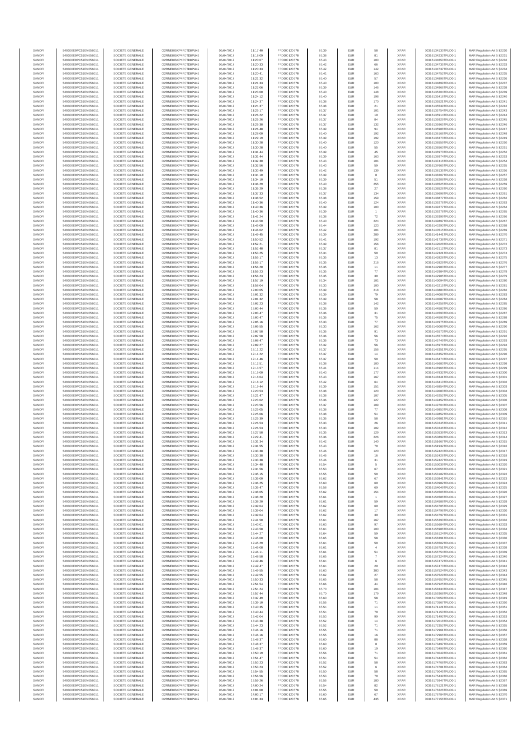| SANOFI | 549300E9PC51EN656011 | SOCIETE GENERALE | O2RNE8IBXP4R0TD8PU42 | 06/04/2017 | 11:17:40 | FR0000120578 | 85.39 | EUR | 58 | XPAR | 00316134130TRLO0-1 | MAR Regulation Art 5 §2230 |
|---|---|---|---|---|---|---|---|---|---|---|---|---|
| SANOFI | 549300E9PC51EN656011 | SOCIETE GENERALE | O2RNE8IBXP4R0TD8PU42 | 06/04/2017 | 11:18:09 | FR0000120578 | 85.38 | EUR | 81 | XPAR | 00316134232TRLO0-1 | MAR Regulation Art 5 §2231 |
| SANOFI | 549300E9PC51EN656011 | SOCIETE GENERALE | O2RNE8IBXP4R0TD8PU42 | 06/04/2017 | 11:20:07 | FR0000120578 | 85.43 | EUR | 100 | XPAR | 00316134650TRLO0-1 | MAR Regulation Art 5 §2232 |
| SANOFI | 549300E9PC51EN656011 | SOCIETE GENERALE | O2RNE8IBXP4R0TD8PU42 | 06/04/2017 | 11:20:33 | FR0000120578 | 85.42 | EUR | 66 | XPAR | 00316134735TRLO0-1 | MAR Regulation Art 5 §2233 |
| SANOFI | 549300E9PC51EN656011 | SOCIETE GENERALE | O2RNE8IBXP4R0TD8PU42 | 06/04/2017 | 11:20:33 | FR0000120578 | 85.42 | EUR | 142 | XPAR | 00316134737TRLO0-1 | MAR Regulation Art 5 §2234 |
| SANOFI | 549300E9PC51EN656011 | SOCIETE GENERALE | O2RNE8IBXP4R0TD8PU42 | 06/04/2017 | 11:20:41 | FR0000120578 | 85.41 | EUR | 163 | XPAR | 00316134752TRLO0-1 | MAR Regulation Art 5 §2235 |
| SANOFI | 549300E9PC51EN656011 | SOCIETE GENERALE | O2RNE8IBXP4R0TD8PU42 | 06/04/2017 | 11:21:32 | FR0000120578 | 85.40 | EUR | 57 | XPAR | 00316134896TRLO0-1 | MAR Regulation Art 5 §2236 |
| SANOFI | 549300E9PC51EN656011 | SOCIETE GENERALE | O2RNE8IBXP4R0TD8PU42 | 06/04/2017 | 11:21:33 | FR0000120578 | 85.40 | EUR | 100 | XPAR | 00316134899TRLO0-1 | MAR Regulation Art 5 §2237 |
| SANOFI | 549300E9PC51EN656011 | SOCIETE GENERALE | O2RNE8IBXP4R0TD8PU42 | 06/04/2017 | 11:22:06 | FR0000120578 | 85.39 | EUR | 146 | XPAR | 00316134966TRLO0-1 | MAR Regulation Art 5 §2238 |
| SANOFI | 549300E9PC51EN656011 | SOCIETE GENERALE | O2RNE8IBXP4R0TD8PU42 | 06/04/2017 | 11:23:00 | FR0000120578 | 85.40 | EUR | 148 | XPAR | 00316135204TRLO0-1 | MAR Regulation Art 5 §2239 |
| SANOFI | 549300E9PC51EN656011 | SOCIETE GENERALE | O2RNE8IBXP4R0TD8PU42 | 06/04/2017 | 11:24:12 | FR0000120578 | 85.40 | EUR | 198 | XPAR | 00316135416TRLO0-1 | MAR Regulation Art 5 §2240 |
| SANOFI | 549300E9PC51EN656011 | SOCIETE GENERALE | O2RNE8IBXP4R0TD8PU42 | 06/04/2017 | 11:24:37 | FR0000120578 | 85.38 | EUR | 170 | XPAR | 00316135521TRLO0-1 | MAR Regulation Art 5 §2241 |
| SANOFI | 549300E9PC51EN656011 | SOCIETE GENERALE | O2RNE8IBXP4R0TD8PU42 | 06/04/2017 | 11:24:37 | FR0000120578 | 85.38 | EUR | 21 | XPAR | 00316135539TRLO0-1 | MAR Regulation Art 5 §2242 |
| SANOFI | 549300E9PC51EN656011 | SOCIETE GENERALE | O2RNE8IBXP4R0TD8PU42 | 06/04/2017 | 11:25:17 | FR0000120578 | 85.37 | EUR | 101 | XPAR | 00316135754TRLO0-1 | MAR Regulation Art 5 §2243 |
| SANOFI | 549300E9PC51EN656011 | SOCIETE GENERALE | O2RNE8IBXP4R0TD8PU42 | 06/04/2017 | 11:26:22 | FR0000120578 | 85.37 | EUR | 10 | XPAR | 00316135914TRLO0-1 | MAR Regulation Art 5 §2244 |
| SANOFI | 549300E9PC51EN656011 | SOCIETE GENERALE | O2RNE8IBXP4R0TD8PU42 | 06/04/2017 | 11:26:26 | FR0000120578 | 85.37 | EUR | 84 | XPAR | 00316135929TRLO0-1 | MAR Regulation Art 5 §2245 |
| SANOFI | 549300E9PC51EN656011 | SOCIETE GENERALE | O2RNE8IBXP4R0TD8PU42 | 06/04/2017 | 11:26:38 | FR0000120578 | 85.37 | EUR | 132 | XPAR | 00316135965TRLO0-1 | MAR Regulation Art 5 §2246 |
| SANOFI | 549300E9PC51EN656011 | SOCIETE GENERALE | O2RNE8IBXP4R0TD8PU42 | 06/04/2017 | 11:26:48 | FR0000120578 | 85.39 | EUR | 94 | XPAR | 00316135988TRLO0-1 | MAR Regulation Art 5 §2247 |
| SANOFI | 549300E9PC51EN656011 | SOCIETE GENERALE | O2RNE8IBXP4R0TD8PU42 | 06/04/2017 | 11:28:00 | FR0000120578 | 85.40 | EUR | 192 | XPAR | 00316136166TRLO0-1 | MAR Regulation Art 5 §2248 |
| SANOFI | 549300E9PC51EN656011 | SOCIETE GENERALE | O2RNE8IBXP4R0TD8PU42 | 06/04/2017 | 11:29:19 | FR0000120578 | 85.39 | EUR | 192 | XPAR | 00316136374TRLO0-1 | MAR Regulation Art 5 §2249 |
| SANOFI | 549300E9PC51EN656011 | SOCIETE GENERALE | O2RNE8IBXP4R0TD8PU42 | 06/04/2017 | 11:30:28 | FR0000120578 | 85.40 | EUR | 120 | XPAR | 00316136559TRLO0-1 | MAR Regulation Art 5 §2250 |
| SANOFI | 549300E9PC51EN656011 | SOCIETE GENERALE | O2RNE8IBXP4R0TD8PU42 | 06/04/2017 | 11:30:28 | FR0000120578 | 85.40 | EUR | 55 | XPAR | 00316136560TRLO0-1 | MAR Regulation Art 5 §2251 |
| SANOFI | 549300E9PC51EN656011 | SOCIETE GENERALE | O2RNE8IBXP4R0TD8PU42 | 06/04/2017 | 11:31:44 | FR0000120578 | 85.39 | EUR | 45 | XPAR | 00316136973TRLO0-1 | MAR Regulation Art 5 §2252 |
| SANOFI | 549300E9PC51EN656011 | SOCIETE GENERALE | O2RNE8IBXP4R0TD8PU42 | 06/04/2017 | 11:31:44 | FR0000120578 | 85.39 | EUR | 163 | XPAR | 00316136974TRLO0-1 | MAR Regulation Art 5 §2253 |
| SANOFI | 549300E9PC51EN656011 | SOCIETE GENERALE | O2RNE8IBXP4R0TD8PU42 | 06/04/2017 | 11:32:30 | FR0000120578 | 85.43 | EUR | 101 | XPAR | 00316137416TRLO0-1 | MAR Regulation Art 5 §2254 |
| SANOFI | 549300E9PC51EN656011 | SOCIETE GENERALE | O2RNE8IBXP4R0TD8PU42 | 06/04/2017 | 11:32:56 | FR0000120578 | 85.43 | EUR | 59 | XPAR | 00316137665TRLO0-1 | MAR Regulation Art 5 §2255 |
| SANOFI | 549300E9PC51EN656011 | SOCIETE GENERALE | O2RNE8IBXP4R0TD8PU42 | 06/04/2017 | 11:33:49 | FR0000120578 | 85.42 | EUR | 139 | XPAR | 00316138135TRLO0-1 | MAR Regulation Art 5 §2256 |
| SANOFI | 549300E9PC51EN656011 | SOCIETE GENERALE | O2RNE8IBXP4R0TD8PU42 | 06/04/2017 | 11:34:10 | FR0000120578 | 85.39 | EUR | 8 | XPAR | 00316138207TRLO0-1 | MAR Regulation Art 5 §2257 |
| SANOFI | 549300E9PC51EN656011 | SOCIETE GENERALE | O2RNE8IBXP4R0TD8PU42 | 06/04/2017 | 11:34:10 | FR0000120578 | 85.39 | EUR | 51 | XPAR | 00316138208TRLO0-1 | MAR Regulation Art 5 §2258 |
| SANOFI | 549300E9PC51EN656011 | SOCIETE GENERALE | O2RNE8IBXP4R0TD8PU42 | 06/04/2017 | 11:36:29 | FR0000120578 | 85.40 | EUR | 255 | XPAR | 00316138525TRLO0-1 | MAR Regulation Art 5 §2259 |
| SANOFI | 549300E9PC51EN656011 | SOCIETE GENERALE | O2RNE8IBXP4R0TD8PU42 | 06/04/2017 | 11:36:29 | FR0000120578 | 85.38 | EUR | 27 | XPAR | 00316138526TRLO0-1 | MAR Regulation Art 5 §2260 |
| SANOFI | 549300E9PC51EN656011 | SOCIETE GENERALE | O2RNE8IBXP4R0TD8PU42 | 06/04/2017 | 11:37:33 | FR0000120578 | 85.37 | EUR | 134 | XPAR | 00316138698TRLO0-1 | MAR Regulation Art 5 §2261 |
| SANOFI | 549300E9PC51EN656011 | SOCIETE GENERALE | O2RNE8IBXP4R0TD8PU42 | 06/04/2017 | 11:38:52 | FR0000120578 | 85.38 | EUR | 159 | XPAR | 00316138877TRLO0-1 | MAR Regulation Art 5 §2262 |
| SANOFI | 549300E9PC51EN656011 | SOCIETE GENERALE | O2RNE8IBXP4R0TD8PU42 | 06/04/2017 | 11:40:36 | FR0000120578 | 85.40 | EUR | 124 | XPAR | 00316139276TRLO0-1 | MAR Regulation Art 5 §2263 |
| SANOFI | 549300E9PC51EN656011 | SOCIETE GENERALE | O2RNE8IBXP4R0TD8PU42 | 06/04/2017 | 11:40:36 | FR0000120578 | 85.39 | EUR | 100 | XPAR | 00316139277TRLO0-1 | MAR Regulation Art 5 §2264 |
| SANOFI | 549300E9PC51EN656011 | SOCIETE GENERALE | O2RNE8IBXP4R0TD8PU42 | 06/04/2017 | 11:40:36 | FR0000120578 | 85.39 | EUR | 1 | XPAR | 00316139278TRLO0-1 | MAR Regulation Art 5 §2265 |
| SANOFI | 549300E9PC51EN656011 | SOCIETE GENERALE | O2RNE8IBXP4R0TD8PU42 | 06/04/2017 | 11:41:24 | FR0000120578 | 85.38 | EUR | 72 | XPAR | 00316139399TRLO0-1 | MAR Regulation Art 5 §2266 |
| SANOFI | 549300E9PC51EN656011 | SOCIETE GENERALE | O2RNE8IBXP4R0TD8PU42 | 06/04/2017 | 11:43:50 | FR0000120578 | 85.40 | EUR | 224 | XPAR | 00316139897TRLO0-1 | MAR Regulation Art 5 §2267 |
| SANOFI | 549300E9PC51EN656011 | SOCIETE GENERALE | O2RNE8IBXP4R0TD8PU42 | 06/04/2017 | 11:45:00 | FR0000120578 | 85.44 | EUR | 123 | XPAR | 00316140293TRLO0-1 | MAR Regulation Art 5 §2268 |
| SANOFI | 549300E9PC51EN656011 | SOCIETE GENERALE | O2RNE8IBXP4R0TD8PU42 | 06/04/2017 | 11:46:02 | FR0000120578 | 85.42 | EUR | 101 | XPAR | 00316140515TRLO0-1 | MAR Regulation Art 5 §2269 |
| SANOFI | 549300E9PC51EN656011 | SOCIETE GENERALE | O2RNE8IBXP4R0TD8PU42 | 06/04/2017 | 11:49:45 | FR0000120578 | 85.39 | EUR | 289 | XPAR | 00316141441TRLO0-1 | MAR Regulation Art 5 §2270 |
| SANOFI | 549300E9PC51EN656011 | SOCIETE GENERALE | O2RNE8IBXP4R0TD8PU42 | 06/04/2017 | 11:50:52 | FR0000120578 | 85.41 | EUR | 192 | XPAR | 00316141738TRLO0-1 | MAR Regulation Art 5 §2271 |
| SANOFI | 549300E9PC51EN656011 | SOCIETE GENERALE | O2RNE8IBXP4R0TD8PU42 | 06/04/2017 | 11:52:21 | FR0000120578 | 85.39 | EUR | 156 | XPAR | 00316142028TRLO0-1 | MAR Regulation Art 5 §2272 |
| SANOFI | 549300E9PC51EN656011 | SOCIETE GENERALE | O2RNE8IBXP4R0TD8PU42 | 06/04/2017 | 11:52:48 | FR0000120578 | 85.37 | EUR | 81 | XPAR | 00316142112TRLO0-1 | MAR Regulation Art 5 §2273 |
| SANOFI | 549300E9PC51EN656011 | SOCIETE GENERALE | O2RNE8IBXP4R0TD8PU42 | 06/04/2017 | 11:53:25 | FR0000120578 | 85.34 | EUR | 59 | XPAR | 00316142321TRLO0-1 | MAR Regulation Art 5 §2274 |
| SANOFI | 549300E9PC51EN656011 | SOCIETE GENERALE | O2RNE8IBXP4R0TD8PU42 | 06/04/2017 | 11:55:17 | FR0000120578 | 85.35 | EUR | 13 | XPAR | 00316142828TRLO0-1 | MAR Regulation Art 5 §2275 |
| SANOFI | 549300E9PC51EN656011 | SOCIETE GENERALE | O2RNE8IBXP4R0TD8PU42 | 06/04/2017 | 11:55:17 | FR0000120578 | 85.35 | EUR | 216 | XPAR | 00316142829TRLO0-1 | MAR Regulation Art 5 §2276 |
| SANOFI | 549300E9PC51EN656011 | SOCIETE GENERALE | O2RNE8IBXP4R0TD8PU42 | 06/04/2017 | 11:56:20 | FR0000120578 | 85.35 | EUR | 11 | XPAR | 00316142983TRLO0-1 | MAR Regulation Art 5 §2277 |
| SANOFI | 549300E9PC51EN656011 | SOCIETE GENERALE | O2RNE8IBXP4R0TD8PU42 | 06/04/2017 | 11:56:23 | FR0000120578 | 85.35 | EUR | 77 | XPAR | 00316142984TRLO0-1 | MAR Regulation Art 5 §2278 |
| SANOFI | 549300E9PC51EN656011 | SOCIETE GENERALE | O2RNE8IBXP4R0TD8PU42 | 06/04/2017 | 11:56:23 | FR0000120578 | 85.35 | EUR | 39 | XPAR | 00316142985TRLO0-1 | MAR Regulation Art 5 §2279 |
| SANOFI | 549300E9PC51EN656011 | SOCIETE GENERALE | O2RNE8IBXP4R0TD8PU42 | 06/04/2017 | 11:57:19 | FR0000120578 | 85.34 | EUR | 101 | XPAR | 00316143094TRLO0-1 | MAR Regulation Art 5 §2280 |
| SANOFI | 549300E9PC51EN656011 | SOCIETE GENERALE | O2RNE8IBXP4R0TD8PU42 | 06/04/2017 | 11:58:04 | FR0000120578 | 85.33 | EUR | 100 | XPAR | 00316143215TRLO0-1 | MAR Regulation Art 5 §2281 |
| SANOFI | 549300E9PC51EN656011 | SOCIETE GENERALE | O2RNE8IBXP4R0TD8PU42 | 06/04/2017 | 12:00:05 | FR0000120578 | 85.39 | EUR | 218 | XPAR | 00316143884TRLO0-1 | MAR Regulation Art 5 §2282 |
| SANOFI | 549300E9PC51EN656011 | SOCIETE GENERALE | O2RNE8IBXP4R0TD8PU42 | 06/04/2017 | 12:01:32 | FR0000120578 | 85.39 | EUR | 79 | XPAR | 00316144086TRLO0-1 | MAR Regulation Art 5 §2283 |
| SANOFI | 549300E9PC51EN656011 | SOCIETE GENERALE | O2RNE8IBXP4R0TD8PU42 | 06/04/2017 | 12:01:32 | FR0000120578 | 85.39 | EUR | 58 | XPAR | 00316144087TRLO0-1 | MAR Regulation Art 5 §2284 |
| SANOFI | 549300E9PC51EN656011 | SOCIETE GENERALE | O2RNE8IBXP4R0TD8PU42 | 06/04/2017 | 12:02:23 | FR0000120578 | 85.38 | EUR | 142 | XPAR | 00316144258TRLO0-1 | MAR Regulation Art 5 §2285 |
| SANOFI | 549300E9PC51EN656011 | SOCIETE GENERALE | O2RNE8IBXP4R0TD8PU42 | 06/04/2017 | 12:03:44 | FR0000120578 | 85.36 | EUR | 50 | XPAR | 00316144582TRLO0-1 | MAR Regulation Art 5 §2286 |
| SANOFI | 549300E9PC51EN656011 | SOCIETE GENERALE | O2RNE8IBXP4R0TD8PU42 | 06/04/2017 | 12:03:47 | FR0000120578 | 85.36 | EUR | 31 | XPAR | 00316144593TRLO0-1 | MAR Regulation Art 5 §2287 |
| SANOFI | 549300E9PC51EN656011 | SOCIETE GENERALE | O2RNE8IBXP4R0TD8PU42 | 06/04/2017 | 12:03:47 | FR0000120578 | 85.36 | EUR | 75 | XPAR | 00316144595TRLO0-1 | MAR Regulation Art 5 §2288 |
| SANOFI | 549300E9PC51EN656011 | SOCIETE GENERALE | O2RNE8IBXP4R0TD8PU42 | 06/04/2017 | 12:05:16 | FR0000120578 | 85.33 | EUR | 77 | XPAR | 00316144975TRLO0-1 | MAR Regulation Art 5 §2289 |
| SANOFI | 549300E9PC51EN656011 | SOCIETE GENERALE | O2RNE8IBXP4R0TD8PU42 | 06/04/2017 | 12:05:55 | FR0000120578 | 85.33 | EUR | 162 | XPAR | 00316145089TRLO0-1 | MAR Regulation Art 5 §2290 |
| SANOFI | 549300E9PC51EN656011 | SOCIETE GENERALE | O2RNE8IBXP4R0TD8PU42 | 06/04/2017 | 12:07:58 | FR0000120578 | 85.36 | EUR | 91 | XPAR | 00316145573TRLO0-1 | MAR Regulation Art 5 §2291 |
| SANOFI | 549300E9PC51EN656011 | SOCIETE GENERALE | O2RNE8IBXP4R0TD8PU42 | 06/04/2017 | 12:07:58 | FR0000120578 | 85.36 | EUR | 56 | XPAR | 00316145574TRLO0-1 | MAR Regulation Art 5 §2292 |
| SANOFI | 549300E9PC51EN656011 | SOCIETE GENERALE | O2RNE8IBXP4R0TD8PU42 | 06/04/2017 | 12:08:47 | FR0000120578 | 85.36 | EUR | 73 | XPAR | 00316145749TRLO0-1 | MAR Regulation Art 5 §2293 |
| SANOFI | 549300E9PC51EN656011 | SOCIETE GENERALE | O2RNE8IBXP4R0TD8PU42 | 06/04/2017 | 12:09:27 | FR0000120578 | 85.32 | EUR | 56 | XPAR | 00316145976TRLO0-1 | MAR Regulation Art 5 §2294 |
| SANOFI | 549300E9PC51EN656011 | SOCIETE GENERALE | O2RNE8IBXP4R0TD8PU42 | 06/04/2017 | 12:11:22 | FR0000120578 | 85.37 | EUR | 156 | XPAR | 00316146351TRLO0-1 | MAR Regulation Art 5 §2295 |
| SANOFI | 549300E9PC51EN656011 | SOCIETE GENERALE | O2RNE8IBXP4R0TD8PU42 | 06/04/2017 | 12:11:22 | FR0000120578 | 85.37 | EUR | 14 | XPAR | 00316146352TRLO0-1 | MAR Regulation Art 5 §2296 |
| SANOFI | 549300E9PC51EN656011 | SOCIETE GENERALE | O2RNE8IBXP4R0TD8PU42 | 06/04/2017 | 12:11:46 | FR0000120578 | 85.37 | EUR | 59 | XPAR | 00316146474TRLO0-1 | MAR Regulation Art 5 §2297 |
| SANOFI | 549300E9PC51EN656011 | SOCIETE GENERALE | O2RNE8IBXP4R0TD8PU42 | 06/04/2017 | 12:12:51 | FR0000120578 | 85.38 | EUR | 100 | XPAR | 00316146686TRLO0-1 | MAR Regulation Art 5 §2298 |
| SANOFI | 549300E9PC51EN656011 | SOCIETE GENERALE | O2RNE8IBXP4R0TD8PU42 | 06/04/2017 | 12:13:57 | FR0000120578 | 85.41 | EUR | 111 | XPAR | 00316146966TRLO0-1 | MAR Regulation Art 5 §2299 |
| SANOFI | 549300E9PC51EN656011 | SOCIETE GENERALE | O2RNE8IBXP4R0TD8PU42 | 06/04/2017 | 12:16:00 | FR0000120578 | 85.43 | EUR | 177 | XPAR | 00316147832TRLO0-1 | MAR Regulation Art 5 §2300 |
| SANOFI | 549300E9PC51EN656011 | SOCIETE GENERALE | O2RNE8IBXP4R0TD8PU42 | 06/04/2017 | 12:18:04 | FR0000120578 | 85.43 | EUR | 167 | XPAR | 00316148341TRLO0-1 | MAR Regulation Art 5 §2301 |
| SANOFI | 549300E9PC51EN656011 | SOCIETE GENERALE | O2RNE8IBXP4R0TD8PU42 | 06/04/2017 | 12:18:12 | FR0000120578 | 85.42 | EUR | 64 | XPAR | 00316148410TRLO0-1 | MAR Regulation Art 5 §2302 |
| SANOFI | 549300E9PC51EN656011 | SOCIETE GENERALE | O2RNE8IBXP4R0TD8PU42 | 06/04/2017 | 12:19:44 | FR0000120578 | 85.39 | EUR | 151 | XPAR | 00316148854TRLO0-1 | MAR Regulation Art 5 §2303 |
| SANOFI | 549300E9PC51EN656011 | SOCIETE GENERALE | O2RNE8IBXP4R0TD8PU42 | 06/04/2017 | 12:20:53 | FR0000120578 | 85.38 | EUR | 120 | XPAR | 00316149083TRLO0-1 | MAR Regulation Art 5 §2304 |
| SANOFI | 549300E9PC51EN656011 | SOCIETE GENERALE | O2RNE8IBXP4R0TD8PU42 | 06/04/2017 | 12:21:47 | FR0000120578 | 85.38 | EUR | 107 | XPAR | 00316149252TRLO0-1 | MAR Regulation Art 5 §2305 |
| SANOFI | 549300E9PC51EN656011 | SOCIETE GENERALE | O2RNE8IBXP4R0TD8PU42 | 06/04/2017 | 12:23:02 | FR0000120578 | 85.36 | EUR | 127 | XPAR | 00316149452TRLO0-1 | MAR Regulation Art 5 §2306 |
| SANOFI | 549300E9PC51EN656011 | SOCIETE GENERALE | O2RNE8IBXP4R0TD8PU42 | 06/04/2017 | 12:23:58 | FR0000120578 | 85.37 | EUR | 109 | XPAR | 00316149704TRLO0-1 | MAR Regulation Art 5 §2307 |
| SANOFI | 549300E9PC51EN656011 | SOCIETE GENERALE | O2RNE8IBXP4R0TD8PU42 | 06/04/2017 | 12:25:05 | FR0000120578 | 85.38 | EUR | 77 | XPAR | 00316149850TRLO0-1 | MAR Regulation Art 5 §2308 |
| SANOFI | 549300E9PC51EN656011 | SOCIETE GENERALE | O2RNE8IBXP4R0TD8PU42 | 06/04/2017 | 12:25:06 | FR0000120578 | 85.38 | EUR | 54 | XPAR | 00316149852TRLO0-1 | MAR Regulation Art 5 §2309 |
| SANOFI | 549300E9PC51EN656011 | SOCIETE GENERALE | O2RNE8IBXP4R0TD8PU42 | 06/04/2017 | 12:25:39 | FR0000120578 | 85.36 | EUR | 58 | XPAR | 00316149981TRLO0-1 | MAR Regulation Art 5 §2310 |
| SANOFI | 549300E9PC51EN656011 | SOCIETE GENERALE | O2RNE8IBXP4R0TD8PU42 | 06/04/2017 | 12:26:53 | FR0000120578 | 85.33 | EUR | 26 | XPAR | 00316150245TRLO0-1 | MAR Regulation Art 5 §2311 |
| SANOFI | 549300E9PC51EN656011 | SOCIETE GENERALE | O2RNE8IBXP4R0TD8PU42 | 06/04/2017 | 12:26:53 | FR0000120578 | 85.33 | EUR | 102 | XPAR | 00316150246TRLO0-1 | MAR Regulation Art 5 §2312 |
| SANOFI | 549300E9PC51EN656011 | SOCIETE GENERALE | O2RNE8IBXP4R0TD8PU42 | 06/04/2017 | 12:27:58 | FR0000120578 | 85.35 | EUR | 129 | XPAR | 00316150539TRLO0-1 | MAR Regulation Art 5 §2313 |
| SANOFI | 549300E9PC51EN656011 | SOCIETE GENERALE | O2RNE8IBXP4R0TD8PU42 | 06/04/2017 | 12:29:41 | FR0000120578 | 85.36 | EUR | 226 | XPAR | 00316150899TRLO0-1 | MAR Regulation Art 5 §2314 |
| SANOFI | 549300E9PC51EN656011 | SOCIETE GENERALE | O2RNE8IBXP4R0TD8PU42 | 06/04/2017 | 12:31:34 | FR0000120578 | 85.42 | EUR | 140 | XPAR | 00316151667TRLO0-1 | MAR Regulation Art 5 §2315 |
| SANOFI | 549300E9PC51EN656011 | SOCIETE GENERALE | O2RNE8IBXP4R0TD8PU42 | 06/04/2017 | 12:31:55 | FR0000120578 | 85.43 | EUR | 79 | XPAR | 00316151932TRLO0-1 | MAR Regulation Art 5 §2316 |
| SANOFI | 549300E9PC51EN656011 | SOCIETE GENERALE | O2RNE8IBXP4R0TD8PU42 | 06/04/2017 | 12:33:38 | FR0000120578 | 85.46 | EUR | 120 | XPAR | 00316152424TRLO0-1 | MAR Regulation Art 5 §2317 |
| SANOFI | 549300E9PC51EN656011 | SOCIETE GENERALE | O2RNE8IBXP4R0TD8PU42 | 06/04/2017 | 12:33:38 | FR0000120578 | 85.46 | EUR | 16 | XPAR | 00316152426TRLO0-1 | MAR Regulation Art 5 §2318 |
| SANOFI | 549300E9PC51EN656011 | SOCIETE GENERALE | O2RNE8IBXP4R0TD8PU42 | 06/04/2017 | 12:33:38 | FR0000120578 | 85.46 | EUR | 31 | XPAR | 00316152427TRLO0-1 | MAR Regulation Art 5 §2319 |
| SANOFI | 549300E9PC51EN656011 | SOCIETE GENERALE | O2RNE8IBXP4R0TD8PU42 | 06/04/2017 | 12:34:48 | FR0000120578 | 85.54 | EUR | 5 | XPAR | 00316153039TRLO0-1 | MAR Regulation Art 5 §2320 |
| SANOFI | 549300E9PC51EN656011 | SOCIETE GENERALE | O2RNE8IBXP4R0TD8PU42 | 06/04/2017 | 12:34:56 | FR0000120578 | 85.53 | EUR | 67 | XPAR | 00316153056TRLO0-1 | MAR Regulation Art 5 §2321 |
| SANOFI | 549300E9PC51EN656011 | SOCIETE GENERALE | O2RNE8IBXP4R0TD8PU42 | 06/04/2017 | 12:35:15 | FR0000120578 | 85.55 | EUR | 59 | XPAR | 00316153182TRLO0-1 | MAR Regulation Art 5 §2322 |
| SANOFI | 549300E9PC51EN656011 | SOCIETE GENERALE | O2RNE8IBXP4R0TD8PU42 | 06/04/2017 | 12:36:00 | FR0000120578 | 85.62 | EUR | 67 | XPAR | 00316153841TRLO0-1 | MAR Regulation Art 5 §2323 |
| SANOFI | 549300E9PC51EN656011 | SOCIETE GENERALE | O2RNE8IBXP4R0TD8PU42 | 06/04/2017 | 12:36:25 | FR0000120578 | 85.60 | EUR | 60 | XPAR | 00316153982TRLO0-1 | MAR Regulation Art 5 §2324 |
| SANOFI | 549300E9PC51EN656011 | SOCIETE GENERALE | O2RNE8IBXP4R0TD8PU42 | 06/04/2017 | 12:36:47 | FR0000120578 | 85.58 | EUR | 60 | XPAR | 00316154049TRLO0-1 | MAR Regulation Art 5 §2325 |
| SANOFI | 549300E9PC51EN656011 | SOCIETE GENERALE | O2RNE8IBXP4R0TD8PU42 | 06/04/2017 | 12:38:05 | FR0000120578 | 85.62 | EUR | 151 | XPAR | 00316154506TRLO0-1 | MAR Regulation Art 5 §2326 |
| SANOFI | 549300E9PC51EN656011 | SOCIETE GENERALE | O2RNE8IBXP4R0TD8PU42 | 06/04/2017 | 12:38:20 | FR0000120578 | 85.61 | EUR | 1 | XPAR | 00316154586TRLO0-1 | MAR Regulation Art 5 §2327 |
| SANOFI | 549300E9PC51EN656011 | SOCIETE GENERALE | O2RNE8IBXP4R0TD8PU42 | 06/04/2017 | 12:38:20 | FR0000120578 | 85.61 | EUR | 59 | XPAR | 00316154588TRLO0-1 | MAR Regulation Art 5 §2328 |
| SANOFI | 549300E9PC51EN656011 | SOCIETE GENERALE | O2RNE8IBXP4R0TD8PU42 | 06/04/2017 | 12:39:04 | FR0000120578 | 85.62 | EUR | 60 | XPAR | 00316154785TRLO0-1 | MAR Regulation Art 5 §2329 |
| SANOFI | 549300E9PC51EN656011 | SOCIETE GENERALE | O2RNE8IBXP4R0TD8PU42 | 06/04/2017 | 12:39:04 | FR0000120578 | 85.62 | EUR | 17 | XPAR | 00316154796TRLO0-1 | MAR Regulation Art 5 §2330 |
| SANOFI | 549300E9PC51EN656011 | SOCIETE GENERALE | O2RNE8IBXP4R0TD8PU42 | 06/04/2017 | 12:39:04 | FR0000120578 | 85.62 | EUR | 30 | XPAR | 00316154797TRLO0-1 | MAR Regulation Art 5 §2331 |
| SANOFI | 549300E9PC51EN656011 | SOCIETE GENERALE | O2RNE8IBXP4R0TD8PU42 | 06/04/2017 | 12:41:50 | FR0000120578 | 85.64 | EUR | 167 | XPAR | 00316155293TRLO0-1 | MAR Regulation Art 5 §2332 |
| SANOFI | 549300E9PC51EN656011 | SOCIETE GENERALE | O2RNE8IBXP4R0TD8PU42 | 06/04/2017 | 12:43:01 | FR0000120578 | 85.63 | EUR | 97 | XPAR | 00316155684TRLO0-1 | MAR Regulation Art 5 §2333 |
| SANOFI | 549300E9PC51EN656011 | SOCIETE GENERALE | O2RNE8IBXP4R0TD8PU42 | 06/04/2017 | 12:43:58 | FR0000120578 | 85.64 | EUR | 100 | XPAR | 00316155986TRLO0-1 | MAR Regulation Art 5 §2334 |
| SANOFI | 549300E9PC51EN656011 | SOCIETE GENERALE | O2RNE8IBXP4R0TD8PU42 | 06/04/2017 | 12:44:27 | FR0000120578 | 85.64 | EUR | 59 | XPAR | 00316156124TRLO0-1 | MAR Regulation Art 5 §2335 |
| SANOFI | 549300E9PC51EN656011 | SOCIETE GENERALE | O2RNE8IBXP4R0TD8PU42 | 06/04/2017 | 12:45:00 | FR0000120578 | 85.65 | EUR | 58 | XPAR | 00316156391TRLO0-1 | MAR Regulation Art 5 §2336 |
| SANOFI | 549300E9PC51EN656011 | SOCIETE GENERALE | O2RNE8IBXP4R0TD8PU42 | 06/04/2017 | 12:45:29 | FR0000120578 | 85.64 | EUR | 59 | XPAR | 00316156502TRLO0-1 | MAR Regulation Art 5 §2337 |
| SANOFI | 549300E9PC51EN656011 | SOCIETE GENERALE | O2RNE8IBXP4R0TD8PU42 | 06/04/2017 | 12:46:08 | FR0000120578 | 85.61 | EUR | 4 | XPAR | 00316156751TRLO0-1 | MAR Regulation Art 5 §2338 |
| SANOFI | 549300E9PC51EN656011 | SOCIETE GENERALE | O2RNE8IBXP4R0TD8PU42 | 06/04/2017 | 12:46:11 | FR0000120578 | 85.61 | EUR | 54 | XPAR | 00316156754TRLO0-1 | MAR Regulation Art 5 §2339 |
| SANOFI | 549300E9PC51EN656011 | SOCIETE GENERALE | O2RNE8IBXP4R0TD8PU42 | 06/04/2017 | 12:48:58 | FR0000120578 | 85.65 | EUR | 7 | XPAR | 00316157324TRLO0-1 | MAR Regulation Art 5 §2340 |
| SANOFI | 549300E9PC51EN656011 | SOCIETE GENERALE | O2RNE8IBXP4R0TD8PU42 | 06/04/2017 | 12:49:46 | FR0000120578 | 85.64 | EUR | 6 | XPAR | 00316157472TRLO0-1 | MAR Regulation Art 5 §2341 |
| SANOFI | 549300E9PC51EN656011 | SOCIETE GENERALE | O2RNE8IBXP4R0TD8PU42 | 06/04/2017 | 12:49:47 | FR0000120578 | 85.64 | EUR | 20 | XPAR | 00316157473TRLO0-1 | MAR Regulation Art 5 §2342 |
| SANOFI | 549300E9PC51EN656011 | SOCIETE GENERALE | O2RNE8IBXP4R0TD8PU42 | 06/04/2017 | 12:49:55 | FR0000120578 | 85.63 | EUR | 383 | XPAR | 00316157524TRLO0-1 | MAR Regulation Art 5 §2343 |
| SANOFI | 549300E9PC51EN656011 | SOCIETE GENERALE | O2RNE8IBXP4R0TD8PU42 | 06/04/2017 | 12:49:55 | FR0000120578 | 85.62 | EUR | 27 | XPAR | 00316157529TRLO0-1 | MAR Regulation Art 5 §2344 |
| SANOFI | 549300E9PC51EN656011 | SOCIETE GENERALE | O2RNE8IBXP4R0TD8PU42 | 06/04/2017 | 12:50:33 | FR0000120578 | 85.65 | EUR | 58 | XPAR | 00316157659TRLO0-1 | MAR Regulation Art 5 §2345 |
| SANOFI | 549300E9PC51EN656011 | SOCIETE GENERALE | O2RNE8IBXP4R0TD8PU42 | 06/04/2017 | 12:51:54 | FR0000120578 | 85.66 | EUR | 44 | XPAR | 00316157925TRLO0-1 | MAR Regulation Art 5 §2346 |
| SANOFI | 549300E9PC51EN656011 | SOCIETE GENERALE | O2RNE8IBXP4R0TD8PU42 | 06/04/2017 | 12:54:24 | FR0000120578 | 85.70 | EUR | 101 | XPAR | 00316158334TRLO0-1 | MAR Regulation Art 5 §2347 |
| SANOFI | 549300E9PC51EN656011 | SOCIETE GENERALE | O2RNE8IBXP4R0TD8PU42 | 06/04/2017 | 12:57:44 | FR0000120578 | 85.70 | EUR | 179 | XPAR | 00316159268TRLO0-1 | MAR Regulation Art 5 §2348 |
| SANOFI | 549300E9PC51EN656011 | SOCIETE GENERALE | O2RNE8IBXP4R0TD8PU42 | 06/04/2017 | 13:37:49 | FR0000120578 | 85.60 | EUR | 58 | XPAR | 00316170059TRLO0-1 | MAR Regulation Art 5 §2349 |
| SANOFI | 549300E9PC51EN656011 | SOCIETE GENERALE | O2RNE8IBXP4R0TD8PU42 | 06/04/2017 | 13:39:10 | FR0000120578 | 85.56 | EUR | 71 | XPAR | 00316170567TRLO0-1 | MAR Regulation Art 5 §2350 |
| SANOFI | 549300E9PC51EN656011 | SOCIETE GENERALE | O2RNE8IBXP4R0TD8PU42 | 06/04/2017 | 13:40:35 | FR0000120578 | 85.54 | EUR | 11 | XPAR | 00316171121TRLO0-1 | MAR Regulation Art 5 §2351 |
| SANOFI | 549300E9PC51EN656011 | SOCIETE GENERALE | O2RNE8IBXP4R0TD8PU42 | 06/04/2017 | 13:40:44 | FR0000120578 | 85.54 | EUR | 79 | XPAR | 00316171150TRLO0-1 | MAR Regulation Art 5 §2352 |
| SANOFI | 549300E9PC51EN656011 | SOCIETE GENERALE | O2RNE8IBXP4R0TD8PU42 | 06/04/2017 | 13:42:04 | FR0000120578 | 85.53 | EUR | 90 | XPAR | 00316171492TRLO0-1 | MAR Regulation Art 5 §2353 |
| SANOFI | 549300E9PC51EN656011 | SOCIETE GENERALE | O2RNE8IBXP4R0TD8PU42 | 06/04/2017 | 13:43:38 | FR0000120578 | 85.52 | EUR | 14 | XPAR | 00316172018TRLO0-1 | MAR Regulation Art 5 §2354 |
| SANOFI | 549300E9PC51EN656011 | SOCIETE GENERALE | O2RNE8IBXP4R0TD8PU42 | 06/04/2017 | 13:44:23 | FR0000120578 | 85.52 | EUR | 71 | XPAR | 00316172352TRLO0-1 | MAR Regulation Art 5 §2355 |
| SANOFI | 549300E9PC51EN656011 | SOCIETE GENERALE | O2RNE8IBXP4R0TD8PU42 | 06/04/2017 | 13:46:16 | FR0000120578 | 85.55 | EUR | 71 | XPAR | 00316172961TRLO0-1 | MAR Regulation Art 5 §2356 |
| SANOFI | 549300E9PC51EN656011 | SOCIETE GENERALE | O2RNE8IBXP4R0TD8PU42 | 06/04/2017 | 13:46:16 | FR0000120578 | 85.55 | EUR | 16 | XPAR | 00316172966TRLO0-1 | MAR Regulation Art 5 §2357 |
| SANOFI | 549300E9PC51EN656011 | SOCIETE GENERALE | O2RNE8IBXP4R0TD8PU42 | 06/04/2017 | 13:48:37 | FR0000120578 | 85.60 | EUR | 88 | XPAR | 00316173496TRLO0-1 | MAR Regulation Art 5 §2358 |
| SANOFI | 549300E9PC51EN656011 | SOCIETE GENERALE | O2RNE8IBXP4R0TD8PU42 | 06/04/2017 | 13:48:37 | FR0000120578 | 85.60 | EUR | 8 | XPAR | 00316173497TRLO0-1 | MAR Regulation Art 5 §2359 |
| SANOFI | 549300E9PC51EN656011 | SOCIETE GENERALE | O2RNE8IBXP4R0TD8PU42 | 06/04/2017 | 13:48:37 | FR0000120578 | 85.60 | EUR | 10 | XPAR | 00316173498TRLO0-1 | MAR Regulation Art 5 §2360 |
| SANOFI | 549300E9PC51EN656011 | SOCIETE GENERALE | O2RNE8IBXP4R0TD8PU42 | 06/04/2017 | 13:50:19 | FR0000120578 | 85.56 | EUR | 71 | XPAR | 00316174049TRLO0-1 | MAR Regulation Art 5 §2361 |
| SANOFI | 549300E9PC51EN656011 | SOCIETE GENERALE | O2RNE8IBXP4R0TD8PU42 | 06/04/2017 | 13:51:47 | FR0000120578 | 85.54 | EUR | 54 | XPAR | 00316174428TRLO0-1 | MAR Regulation Art 5 §2362 |
| SANOFI | 549300E9PC51EN656011 | SOCIETE GENERALE | O2RNE8IBXP4R0TD8PU42 | 06/04/2017 | 13:53:23 | FR0000120578 | 85.52 | EUR | 58 | XPAR | 00316174768TRLO0-1 | MAR Regulation Art 5 §2363 |
| SANOFI | 549300E9PC51EN656011 | SOCIETE GENERALE | O2RNE8IBXP4R0TD8PU42 | 06/04/2017 | 13:53:23 | FR0000120578 | 85.52 | EUR | 6 | XPAR | 00316174781TRLO0-1 | MAR Regulation Art 5 §2364 |
| SANOFI | 549300E9PC51EN656011 | SOCIETE GENERALE | O2RNE8IBXP4R0TD8PU42 | 06/04/2017 | 13:54:55 | FR0000120578 | 85.50 | EUR | 58 | XPAR | 00316175045TRLO0-1 | MAR Regulation Art 5 §2365 |
| SANOFI | 549300E9PC51EN656011 | SOCIETE GENERALE | O2RNE8IBXP4R0TD8PU42 | 06/04/2017 | 13:56:56 | FR0000120578 | 85.53 | EUR | 79 | XPAR | 00316175439TRLO0-1 | MAR Regulation Art 5 §2366 |
| SANOFI | 549300E9PC51EN656011 | SOCIETE GENERALE | O2RNE8IBXP4R0TD8PU42 | 06/04/2017 | 13:59:26 | FR0000120578 | 85.56 | EUR | 180 | XPAR | 00316175947TRLO0-1 | MAR Regulation Art 5 §2367 |
| SANOFI | 549300E9PC51EN656011 | SOCIETE GENERALE | O2RNE8IBXP4R0TD8PU42 | 06/04/2017 | 14:00:24 | FR0000120578 | 85.54 | EUR | 82 | XPAR | 00316176124TRLO0-1 | MAR Regulation Art 5 §2368 |
| SANOFI | 549300E9PC51EN656011 | SOCIETE GENERALE | O2RNE8IBXP4R0TD8PU42 | 06/04/2017 | 14:01:00 | FR0000120578 | 85.55 | EUR | 59 | XPAR | 00316176226TRLO0-1 | MAR Regulation Art 5 §2369 |
| SANOFI | 549300E9PC51EN656011 | SOCIETE GENERALE | O2RNE8IBXP4R0TD8PU42 | 06/04/2017 | 14:03:17 | FR0000120578 | 85.60 | EUR | 67 | XPAR | 00316176784TRLO0-1 | MAR Regulation Art 5 §2370 |
| SANOFI | 549300E9PC51EN656011 | SOCIETE GENERALE | O2RNE8IBXP4R0TD8PU42 | 06/04/2017 | 14:04:33 | FR0000120578 | 85.65 | EUR | 435 | XPAR | 00316177156TRLO0-1 | MAR Regulation Art 5 §2371 |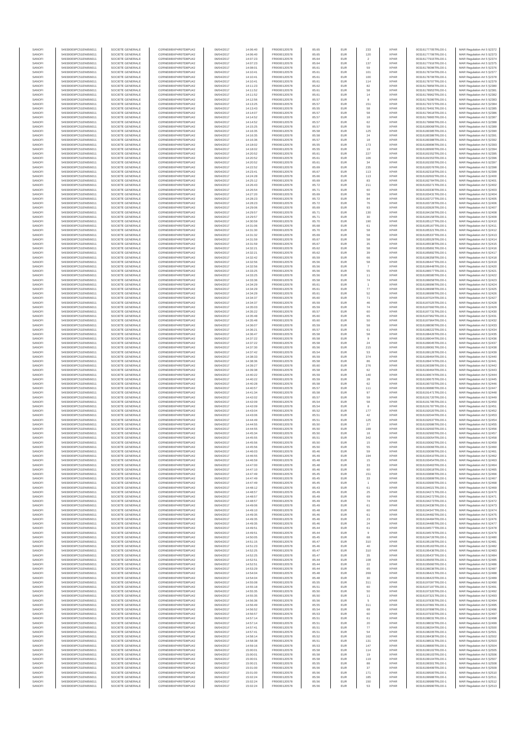| SANOFI | 549300E9PC51EN656011 | SOCIETE GENERALE | O2RNE8IBXP4R0TD8PU42 | 06/04/2017 | 14:06:40 | FR0000120578 | 85.65 | EUR | 233 | XPAR | 00316177705TRLO0-1 | MAR Regulation Art 5 §2372 |
|---|---|---|---|---|---|---|---|---|---|---|---|---|
| SANOFI | 549300E9PC51EN656011 | SOCIETE GENERALE | O2RNE8IBXP4R0TD8PU42 | 06/04/2017 | 14:06:40 | FR0000120578 | 85.65 | EUR | 120 | XPAR | 00316177706TRLO0-1 | MAR Regulation Art 5 §2373 |
| SANOFI | 549300E9PC51EN656011 | SOCIETE GENERALE | O2RNE8IBXP4R0TD8PU42 | 06/04/2017 | 14:07:23 | FR0000120578 | 85.64 | EUR | 2 | XPAR | 00316177915TRLO0-1 | MAR Regulation Art 5 §2374 |
| SANOFI | 549300E9PC51EN656011 | SOCIETE GENERALE | O2RNE8IBXP4R0TD8PU42 | 06/04/2017 | 14:07:23 | FR0000120578 | 85.64 | EUR | 137 | XPAR | 00316177916TRLO0-1 | MAR Regulation Art 5 §2375 |
| SANOFI | 549300E9PC51EN656011 | SOCIETE GENERALE | O2RNE8IBXP4R0TD8PU42 | 06/04/2017 | 14:08:01 | FR0000120578 | 85.61 | EUR | 59 | XPAR | 00316178096TRLO0-1 | MAR Regulation Art 5 §2376 |
| SANOFI | 549300E9PC51EN656011 | SOCIETE GENERALE | O2RNE8IBXP4R0TD8PU42 | 06/04/2017 | 14:10:41 | FR0000120578 | 85.61 | EUR | 101 | XPAR | 00316178704TRLO0-1 | MAR Regulation Art 5 §2377 |
| SANOFI | 549300E9PC51EN656011 | SOCIETE GENERALE | O2RNE8IBXP4R0TD8PU42 | 06/04/2017 | 14:10:41 | FR0000120578 | 85.61 | EUR | 100 | XPAR | 00316178706TRLO0-1 | MAR Regulation Art 5 §2378 |
| SANOFI | 549300E9PC51EN656011 | SOCIETE GENERALE | O2RNE8IBXP4R0TD8PU42 | 06/04/2017 | 14:10:41 | FR0000120578 | 85.61 | EUR | 114 | XPAR | 00316178707TRLO0-1 | MAR Regulation Art 5 §2379 |
| SANOFI | 549300E9PC51EN656011 | SOCIETE GENERALE | O2RNE8IBXP4R0TD8PU42 | 06/04/2017 | 14:11:23 | FR0000120578 | 85.62 | EUR | 82 | XPAR | 00316178856TRLO0-1 | MAR Regulation Art 5 §2380 |
| SANOFI | 549300E9PC51EN656011 | SOCIETE GENERALE | O2RNE8IBXP4R0TD8PU42 | 06/04/2017 | 14:11:52 | FR0000120578 | 85.61 | EUR | 58 | XPAR | 00316178953TRLO0-1 | MAR Regulation Art 5 §2381 |
| SANOFI | 549300E9PC51EN656011 | SOCIETE GENERALE | O2RNE8IBXP4R0TD8PU42 | 06/04/2017 | 14:11:52 | FR0000120578 | 85.61 | EUR | 14 | XPAR | 00316178960TRLO0-1 | MAR Regulation Art 5 §2382 |
| SANOFI | 549300E9PC51EN656011 | SOCIETE GENERALE | O2RNE8IBXP4R0TD8PU42 | 06/04/2017 | 14:12:56 | FR0000120578 | 85.57 | EUR | 8 | XPAR | 00316179280TRLO0-1 | MAR Regulation Art 5 §2383 |
| SANOFI | 549300E9PC51EN656011 | SOCIETE GENERALE | O2RNE8IBXP4R0TD8PU42 | 06/04/2017 | 14:13:25 | FR0000120578 | 85.57 | EUR | 151 | XPAR | 00316179372TRLO0-1 | MAR Regulation Art 5 §2384 |
| SANOFI | 549300E9PC51EN656011 | SOCIETE GENERALE | O2RNE8IBXP4R0TD8PU42 | 06/04/2017 | 14:13:43 | FR0000120578 | 85.55 | EUR | 58 | XPAR | 00316179491TRLO0-1 | MAR Regulation Art 5 §2385 |
| SANOFI | 549300E9PC51EN656011 | SOCIETE GENERALE | O2RNE8IBXP4R0TD8PU42 | 06/04/2017 | 14:14:07 | FR0000120578 | 85.57 | EUR | 58 | XPAR | 00316179618TRLO0-1 | MAR Regulation Art 5 §2386 |
| SANOFI | 549300E9PC51EN656011 | SOCIETE GENERALE | O2RNE8IBXP4R0TD8PU42 | 06/04/2017 | 14:14:52 | FR0000120578 | 85.57 | EUR | 18 | XPAR | 00316179865TRLO0-1 | MAR Regulation Art 5 §2387 |
| SANOFI | 549300E9PC51EN656011 | SOCIETE GENERALE | O2RNE8IBXP4R0TD8PU42 | 06/04/2017 | 14:14:52 | FR0000120578 | 85.57 | EUR | 62 | XPAR | 00316179866TRLO0-1 | MAR Regulation Art 5 §2388 |
| SANOFI | 549300E9PC51EN656011 | SOCIETE GENERALE | O2RNE8IBXP4R0TD8PU42 | 06/04/2017 | 14:15:25 | FR0000120578 | 85.57 | EUR | 59 | XPAR | 00316180068TRLO0-1 | MAR Regulation Art 5 §2389 |
| SANOFI | 549300E9PC51EN656011 | SOCIETE GENERALE | O2RNE8IBXP4R0TD8PU42 | 06/04/2017 | 14:16:35 | FR0000120578 | 85.58 | EUR | 125 | XPAR | 00316180385TRLO0-1 | MAR Regulation Art 5 §2390 |
| SANOFI | 549300E9PC51EN656011 | SOCIETE GENERALE | O2RNE8IBXP4R0TD8PU42 | 06/04/2017 | 14:16:35 | FR0000120578 | 85.58 | EUR | 24 | XPAR | 00316180386TRLO0-1 | MAR Regulation Art 5 §2391 |
| SANOFI | 549300E9PC51EN656011 | SOCIETE GENERALE | O2RNE8IBXP4R0TD8PU42 | 06/04/2017 | 14:16:36 | FR0000120578 | 85.57 | EUR | 18 | XPAR | 00316180388TRLO0-1 | MAR Regulation Art 5 §2392 |
| SANOFI | 549300E9PC51EN656011 | SOCIETE GENERALE | O2RNE8IBXP4R0TD8PU42 | 06/04/2017 | 14:18:02 | FR0000120578 | 85.55 | EUR | 173 | XPAR | 00316180890TRLO0-1 | MAR Regulation Art 5 §2393 |
| SANOFI | 549300E9PC51EN656011 | SOCIETE GENERALE | O2RNE8IBXP4R0TD8PU42 | 06/04/2017 | 14:18:02 | FR0000120578 | 85.55 | EUR | 19 | XPAR | 00316180900TRLO0-1 | MAR Regulation Art 5 §2394 |
| SANOFI | 549300E9PC51EN656011 | SOCIETE GENERALE | O2RNE8IBXP4R0TD8PU42 | 06/04/2017 | 14:20:52 | FR0000120578 | 85.61 | EUR | 227 | XPAR | 00316181552TRLO0-1 | MAR Regulation Art 5 §2395 |
| SANOFI | 549300E9PC51EN656011 | SOCIETE GENERALE | O2RNE8IBXP4R0TD8PU42 | 06/04/2017 | 14:20:52 | FR0000120578 | 85.61 | EUR | 106 | XPAR | 00316181553TRLO0-1 | MAR Regulation Art 5 §2396 |
| SANOFI | 549300E9PC51EN656011 | SOCIETE GENERALE | O2RNE8IBXP4R0TD8PU42 | 06/04/2017 | 14:20:52 | FR0000120578 | 85.61 | EUR | 34 | XPAR | 00316181555TRLO0-1 | MAR Regulation Art 5 §2397 |
| SANOFI | 549300E9PC51EN656011 | SOCIETE GENERALE | O2RNE8IBXP4R0TD8PU42 | 06/04/2017 | 14:22:52 | FR0000120578 | 85.69 | EUR | 235 | XPAR | 00316182076TRLO0-1 | MAR Regulation Art 5 §2398 |
| SANOFI | 549300E9PC51EN656011 | SOCIETE GENERALE | O2RNE8IBXP4R0TD8PU42 | 06/04/2017 | 14:23:41 | FR0000120578 | 85.67 | EUR | 113 | XPAR | 00316182318TRLO0-1 | MAR Regulation Art 5 §2399 |
| SANOFI | 549300E9PC51EN656011 | SOCIETE GENERALE | O2RNE8IBXP4R0TD8PU42 | 06/04/2017 | 14:24:28 | FR0000120578 | 85.66 | EUR | 113 | XPAR | 00316182602TRLO0-1 | MAR Regulation Art 5 §2400 |
| SANOFI | 549300E9PC51EN656011 | SOCIETE GENERALE | O2RNE8IBXP4R0TD8PU42 | 06/04/2017 | 14:25:12 | FR0000120578 | 85.69 | EUR | 83 | XPAR | 00316182784TRLO0-1 | MAR Regulation Art 5 §2401 |
| SANOFI | 549300E9PC51EN656011 | SOCIETE GENERALE | O2RNE8IBXP4R0TD8PU42 | 06/04/2017 | 14:26:43 | FR0000120578 | 85.72 | EUR | 211 | XPAR | 00316183271TRLO0-1 | MAR Regulation Art 5 §2402 |
| SANOFI | 549300E9PC51EN656011 | SOCIETE GENERALE | O2RNE8IBXP4R0TD8PU42 | 06/04/2017 | 14:26:54 | FR0000120578 | 85.71 | EUR | 60 | XPAR | 00316183330TRLO0-1 | MAR Regulation Art 5 §2403 |
| SANOFI | 549300E9PC51EN656011 | SOCIETE GENERALE | O2RNE8IBXP4R0TD8PU42 | 06/04/2017 | 14:27:20 | FR0000120578 | 85.69 | EUR | 58 | XPAR | 00316183431TRLO0-1 | MAR Regulation Art 5 §2404 |
| SANOFI | 549300E9PC51EN656011 | SOCIETE GENERALE | O2RNE8IBXP4R0TD8PU42 | 06/04/2017 | 14:28:23 | FR0000120578 | 85.72 | EUR | 84 | XPAR | 00316183727TRLO0-1 | MAR Regulation Art 5 §2405 |
| SANOFI | 549300E9PC51EN656011 | SOCIETE GENERALE | O2RNE8IBXP4R0TD8PU42 | 06/04/2017 | 14:28:23 | FR0000120578 | 85.72 | EUR | 76 | XPAR | 00316183728TRLO0-1 | MAR Regulation Art 5 §2406 |
| SANOFI | 549300E9PC51EN656011 | SOCIETE GENERALE | O2RNE8IBXP4R0TD8PU42 | 06/04/2017 | 14:29:06 | FR0000120578 | 85.69 | EUR | 93 | XPAR | 00316183926TRLO0-1 | MAR Regulation Art 5 §2407 |
| SANOFI | 549300E9PC51EN656011 | SOCIETE GENERALE | O2RNE8IBXP4R0TD8PU42 | 06/04/2017 | 14:29:57 | FR0000120578 | 85.71 | EUR | 130 | XPAR | 00316184156TRLO0-1 | MAR Regulation Art 5 §2408 |
| SANOFI | 549300E9PC51EN656011 | SOCIETE GENERALE | O2RNE8IBXP4R0TD8PU42 | 06/04/2017 | 14:29:57 | FR0000120578 | 85.71 | EUR | 30 | XPAR | 00316184158TRLO0-1 | MAR Regulation Art 5 §2409 |
| SANOFI | 549300E9PC51EN656011 | SOCIETE GENERALE | O2RNE8IBXP4R0TD8PU42 | 06/04/2017 | 14:30:59 | FR0000120578 | 85.70 | EUR | 190 | XPAR | 00316185127TRLO0-1 | MAR Regulation Art 5 §2410 |
| SANOFI | 549300E9PC51EN656011 | SOCIETE GENERALE | O2RNE8IBXP4R0TD8PU42 | 06/04/2017 | 14:31:06 | FR0000120578 | 85.68 | EUR | 61 | XPAR | 00316185187TRLO0-1 | MAR Regulation Art 5 §2411 |
| SANOFI | 549300E9PC51EN656011 | SOCIETE GENERALE | O2RNE8IBXP4R0TD8PU42 | 06/04/2017 | 14:31:30 | FR0000120578 | 85.70 | EUR | 58 | XPAR | 00316185321TRLO0-1 | MAR Regulation Art 5 §2412 |
| SANOFI | 549300E9PC51EN656011 | SOCIETE GENERALE | O2RNE8IBXP4R0TD8PU42 | 06/04/2017 | 14:31:32 | FR0000120578 | 85.69 | EUR | 58 | XPAR | 00316185337TRLO0-1 | MAR Regulation Art 5 §2413 |
| SANOFI | 549300E9PC51EN656011 | SOCIETE GENERALE | O2RNE8IBXP4R0TD8PU42 | 06/04/2017 | 14:31:59 | FR0000120578 | 85.67 | EUR | 58 | XPAR | 00316185529TRLO0-1 | MAR Regulation Art 5 §2414 |
| SANOFI | 549300E9PC51EN656011 | SOCIETE GENERALE | O2RNE8IBXP4R0TD8PU42 | 06/04/2017 | 14:31:59 | FR0000120578 | 85.67 | EUR | 35 | XPAR | 00316185538TRLO0-1 | MAR Regulation Art 5 §2415 |
| SANOFI | 549300E9PC51EN656011 | SOCIETE GENERALE | O2RNE8IBXP4R0TD8PU42 | 06/04/2017 | 14:32:21 | FR0000120578 | 85.62 | EUR | 58 | XPAR | 00316185891TRLO0-1 | MAR Regulation Art 5 §2416 |
| SANOFI | 549300E9PC51EN656011 | SOCIETE GENERALE | O2RNE8IBXP4R0TD8PU42 | 06/04/2017 | 14:32:21 | FR0000120578 | 85.62 | EUR | 39 | XPAR | 00316185892TRLO0-1 | MAR Regulation Art 5 §2417 |
| SANOFI | 549300E9PC51EN656011 | SOCIETE GENERALE | O2RNE8IBXP4R0TD8PU42 | 06/04/2017 | 14:32:42 | FR0000120578 | 85.59 | EUR | 66 | XPAR | 00316186358TRLO0-1 | MAR Regulation Art 5 §2418 |
| SANOFI | 549300E9PC51EN656011 | SOCIETE GENERALE | O2RNE8IBXP4R0TD8PU42 | 06/04/2017 | 14:32:56 | FR0000120578 | 85.56 | EUR | 58 | XPAR | 00316186447TRLO0-1 | MAR Regulation Art 5 §2419 |
| SANOFI | 549300E9PC51EN656011 | SOCIETE GENERALE | O2RNE8IBXP4R0TD8PU42 | 06/04/2017 | 14:32:56 | FR0000120578 | 85.56 | EUR | 7 | XPAR | 00316186448TRLO0-1 | MAR Regulation Art 5 §2420 |
| SANOFI | 549300E9PC51EN656011 | SOCIETE GENERALE | O2RNE8IBXP4R0TD8PU42 | 06/04/2017 | 14:33:25 | FR0000120578 | 85.56 | EUR | 55 | XPAR | 00316186577TRLO0-1 | MAR Regulation Art 5 §2421 |
| SANOFI | 549300E9PC51EN656011 | SOCIETE GENERALE | O2RNE8IBXP4R0TD8PU42 | 06/04/2017 | 14:33:25 | FR0000120578 | 85.56 | EUR | 11 | XPAR | 00316186580TRLO0-1 | MAR Regulation Art 5 §2422 |
| SANOFI | 549300E9PC51EN656011 | SOCIETE GENERALE | O2RNE8IBXP4R0TD8PU42 | 06/04/2017 | 14:33:36 | FR0000120578 | 85.58 | EUR | 74 | XPAR | 00316186656TRLO0-1 | MAR Regulation Art 5 §2423 |
| SANOFI | 549300E9PC51EN656011 | SOCIETE GENERALE | O2RNE8IBXP4R0TD8PU42 | 06/04/2017 | 14:34:29 | FR0000120578 | 85.61 | EUR | 1 | XPAR | 00316186996TRLO0-1 | MAR Regulation Art 5 §2424 |
| SANOFI | 549300E9PC51EN656011 | SOCIETE GENERALE | O2RNE8IBXP4R0TD8PU42 | 06/04/2017 | 14:34:29 | FR0000120578 | 85.61 | EUR | 77 | XPAR | 00316186998TRLO0-1 | MAR Regulation Art 5 §2425 |
| SANOFI | 549300E9PC51EN656011 | SOCIETE GENERALE | O2RNE8IBXP4R0TD8PU42 | 06/04/2017 | 14:34:29 | FR0000120578 | 85.61 | EUR | 52 | XPAR | 00316186999TRLO0-1 | MAR Regulation Art 5 §2426 |
| SANOFI | 549300E9PC51EN656011 | SOCIETE GENERALE | O2RNE8IBXP4R0TD8PU42 | 06/04/2017 | 14:34:37 | FR0000120578 | 85.60 | EUR | 71 | XPAR | 00316187024TRLO0-1 | MAR Regulation Art 5 §2427 |
| SANOFI | 549300E9PC51EN656011 | SOCIETE GENERALE | O2RNE8IBXP4R0TD8PU42 | 06/04/2017 | 14:34:37 | FR0000120578 | 85.59 | EUR | 46 | XPAR | 00316187025TRLO0-1 | MAR Regulation Art 5 §2428 |
| SANOFI | 549300E9PC51EN656011 | SOCIETE GENERALE | O2RNE8IBXP4R0TD8PU42 | 06/04/2017 | 14:35:03 | FR0000120578 | 85.59 | EUR | 74 | XPAR | 00316187160TRLO0-1 | MAR Regulation Art 5 §2429 |
| SANOFI | 549300E9PC51EN656011 | SOCIETE GENERALE | O2RNE8IBXP4R0TD8PU42 | 06/04/2017 | 14:35:22 | FR0000120578 | 85.57 | EUR | 60 | XPAR | 00316187731TRLO0-1 | MAR Regulation Art 5 §2430 |
| SANOFI | 549300E9PC51EN656011 | SOCIETE GENERALE | O2RNE8IBXP4R0TD8PU42 | 06/04/2017 | 14:35:48 | FR0000120578 | 85.60 | EUR | 65 | XPAR | 00316187962TRLO0-1 | MAR Regulation Art 5 §2431 |
| SANOFI | 549300E9PC51EN656011 | SOCIETE GENERALE | O2RNE8IBXP4R0TD8PU42 | 06/04/2017 | 14:35:48 | FR0000120578 | 85.60 | EUR | 50 | XPAR | 00316187964TRLO0-1 | MAR Regulation Art 5 §2432 |
| SANOFI | 549300E9PC51EN656011 | SOCIETE GENERALE | O2RNE8IBXP4R0TD8PU42 | 06/04/2017 | 14:36:07 | FR0000120578 | 85.59 | EUR | 58 | XPAR | 00316188090TRLO0-1 | MAR Regulation Art 5 §2433 |
| SANOFI | 549300E9PC51EN656011 | SOCIETE GENERALE | O2RNE8IBXP4R0TD8PU42 | 06/04/2017 | 14:36:21 | FR0000120578 | 85.57 | EUR | 61 | XPAR | 00316188222TRLO0-1 | MAR Regulation Art 5 §2434 |
| SANOFI | 549300E9PC51EN656011 | SOCIETE GENERALE | O2RNE8IBXP4R0TD8PU42 | 06/04/2017 | 14:36:47 | FR0000120578 | 85.58 | EUR | 58 | XPAR | 00316188426TRLO0-1 | MAR Regulation Art 5 §2435 |
| SANOFI | 549300E9PC51EN656011 | SOCIETE GENERALE | O2RNE8IBXP4R0TD8PU42 | 06/04/2017 | 14:37:22 | FR0000120578 | 85.58 | EUR | 9 | XPAR | 00316189044TRLO0-1 | MAR Regulation Art 5 §2436 |
| SANOFI | 549300E9PC51EN656011 | SOCIETE GENERALE | O2RNE8IBXP4R0TD8PU42 | 06/04/2017 | 14:37:22 | FR0000120578 | 85.58 | EUR | 24 | XPAR | 00316189045TRLO0-1 | MAR Regulation Art 5 §2437 |
| SANOFI | 549300E9PC51EN656011 | SOCIETE GENERALE | O2RNE8IBXP4R0TD8PU42 | 06/04/2017 | 14:37:30 | FR0000120578 | 85.56 | EUR | 215 | XPAR | 00316189081TRLO0-1 | MAR Regulation Art 5 §2438 |
| SANOFI | 549300E9PC51EN656011 | SOCIETE GENERALE | O2RNE8IBXP4R0TD8PU42 | 06/04/2017 | 14:37:42 | FR0000120578 | 85.54 | EUR | 53 | XPAR | 00316189126TRLO0-1 | MAR Regulation Art 5 §2439 |
| SANOFI | 549300E9PC51EN656011 | SOCIETE GENERALE | O2RNE8IBXP4R0TD8PU42 | 06/04/2017 | 14:38:33 | FR0000120578 | 85.59 | EUR | 374 | XPAR | 00316189464TRLO0-1 | MAR Regulation Art 5 §2440 |
| SANOFI | 549300E9PC51EN656011 | SOCIETE GENERALE | O2RNE8IBXP4R0TD8PU42 | 06/04/2017 | 14:38:36 | FR0000120578 | 85.58 | EUR | 86 | XPAR | 00316189474TRLO0-1 | MAR Regulation Art 5 §2441 |
| SANOFI | 549300E9PC51EN656011 | SOCIETE GENERALE | O2RNE8IBXP4R0TD8PU42 | 06/04/2017 | 14:39:27 | FR0000120578 | 85.60 | EUR | 276 | XPAR | 00316190399TRLO0-1 | MAR Regulation Art 5 §2442 |
| SANOFI | 549300E9PC51EN656011 | SOCIETE GENERALE | O2RNE8IBXP4R0TD8PU42 | 06/04/2017 | 14:39:38 | FR0000120578 | 85.58 | EUR | 62 | XPAR | 00316190464TRLO0-1 | MAR Regulation Art 5 §2443 |
| SANOFI | 549300E9PC51EN656011 | SOCIETE GENERALE | O2RNE8IBXP4R0TD8PU42 | 06/04/2017 | 14:40:22 | FR0000120578 | 85.59 | EUR | 140 | XPAR | 00316190674TRLO0-1 | MAR Regulation Art 5 §2444 |
| SANOFI | 549300E9PC51EN656011 | SOCIETE GENERALE | O2RNE8IBXP4R0TD8PU42 | 06/04/2017 | 14:40:22 | FR0000120578 | 85.59 | EUR | 28 | XPAR | 00316190675TRLO0-1 | MAR Regulation Art 5 §2445 |
| SANOFI | 549300E9PC51EN656011 | SOCIETE GENERALE | O2RNE8IBXP4R0TD8PU42 | 06/04/2017 | 14:40:28 | FR0000120578 | 85.58 | EUR | 62 | XPAR | 00316190703TRLO0-1 | MAR Regulation Art 5 §2446 |
| SANOFI | 549300E9PC51EN656011 | SOCIETE GENERALE | O2RNE8IBXP4R0TD8PU42 | 06/04/2017 | 14:40:57 | FR0000120578 | 85.57 | EUR | 111 | XPAR | 00316190880TRLO0-1 | MAR Regulation Art 5 §2447 |
| SANOFI | 549300E9PC51EN656011 | SOCIETE GENERALE | O2RNE8IBXP4R0TD8PU42 | 06/04/2017 | 14:41:34 | FR0000120578 | 85.58 | EUR | 97 | XPAR | 00316191471TRLO0-1 | MAR Regulation Art 5 §2448 |
| SANOFI | 549300E9PC51EN656011 | SOCIETE GENERALE | O2RNE8IBXP4R0TD8PU42 | 06/04/2017 | 14:42:02 | FR0000120578 | 85.57 | EUR | 59 | XPAR | 00316191728TRLO0-1 | MAR Regulation Art 5 §2449 |
| SANOFI | 549300E9PC51EN656011 | SOCIETE GENERALE | O2RNE8IBXP4R0TD8PU42 | 06/04/2017 | 14:42:09 | FR0000120578 | 85.54 | EUR | 58 | XPAR | 00316191785TRLO0-1 | MAR Regulation Art 5 §2450 |
| SANOFI | 549300E9PC51EN656011 | SOCIETE GENERALE | O2RNE8IBXP4R0TD8PU42 | 06/04/2017 | 14:42:09 | FR0000120578 | 85.54 | EUR | 8 | XPAR | 00316191787TRLO0-1 | MAR Regulation Art 5 §2451 |
| SANOFI | 549300E9PC51EN656011 | SOCIETE GENERALE | O2RNE8IBXP4R0TD8PU42 | 06/04/2017 | 14:43:04 | FR0000120578 | 85.52 | EUR | 177 | XPAR | 00316192020TRLO0-1 | MAR Regulation Art 5 §2452 |
| SANOFI | 549300E9PC51EN656011 | SOCIETE GENERALE | O2RNE8IBXP4R0TD8PU42 | 06/04/2017 | 14:43:06 | FR0000120578 | 85.51 | EUR | 42 | XPAR | 00316192044TRLO0-1 | MAR Regulation Art 5 §2453 |
| SANOFI | 549300E9PC51EN656011 | SOCIETE GENERALE | O2RNE8IBXP4R0TD8PU42 | 06/04/2017 | 14:44:49 | FR0000120578 | 85.51 | EUR | 125 | XPAR | 00316192637TRLO0-1 | MAR Regulation Art 5 §2454 |
| SANOFI | 549300E9PC51EN656011 | SOCIETE GENERALE | O2RNE8IBXP4R0TD8PU42 | 06/04/2017 | 14:44:55 | FR0000120578 | 85.50 | EUR | 27 | XPAR | 00316192686TRLO0-1 | MAR Regulation Art 5 §2455 |
| SANOFI | 549300E9PC51EN656011 | SOCIETE GENERALE | O2RNE8IBXP4R0TD8PU42 | 06/04/2017 | 14:44:55 | FR0000120578 | 85.50 | EUR | 199 | XPAR | 00316192693TRLO0-1 | MAR Regulation Art 5 §2456 |
| SANOFI | 549300E9PC51EN656011 | SOCIETE GENERALE | O2RNE8IBXP4R0TD8PU42 | 06/04/2017 | 14:45:34 | FR0000120578 | 85.50 | EUR | 18 | XPAR | 00316192993TRLO0-1 | MAR Regulation Art 5 §2457 |
| SANOFI | 549300E9PC51EN656011 | SOCIETE GENERALE | O2RNE8IBXP4R0TD8PU42 | 06/04/2017 | 14:45:55 | FR0000120578 | 85.51 | EUR | 342 | XPAR | 00316193054TRLO0-1 | MAR Regulation Art 5 §2458 |
| SANOFI | 549300E9PC51EN656011 | SOCIETE GENERALE | O2RNE8IBXP4R0TD8PU42 | 06/04/2017 | 14:45:56 | FR0000120578 | 85.50 | EUR | 15 | XPAR | 00316193062TRLO0-1 | MAR Regulation Art 5 §2459 |
| SANOFI | 549300E9PC51EN656011 | SOCIETE GENERALE | O2RNE8IBXP4R0TD8PU42 | 06/04/2017 | 14:45:56 | FR0000120578 | 85.50 | EUR | 55 | XPAR | 00316193066TRLO0-1 | MAR Regulation Art 5 §2460 |
| SANOFI | 549300E9PC51EN656011 | SOCIETE GENERALE | O2RNE8IBXP4R0TD8PU42 | 06/04/2017 | 14:46:03 | FR0000120578 | 85.46 | EUR | 59 | XPAR | 00316193099TRLO0-1 | MAR Regulation Art 5 §2461 |
| SANOFI | 549300E9PC51EN656011 | SOCIETE GENERALE | O2RNE8IBXP4R0TD8PU42 | 06/04/2017 | 14:46:55 | FR0000120578 | 85.49 | EUR | 194 | XPAR | 00316193410TRLO0-1 | MAR Regulation Art 5 §2462 |
| SANOFI | 549300E9PC51EN656011 | SOCIETE GENERALE | O2RNE8IBXP4R0TD8PU42 | 06/04/2017 | 14:46:59 | FR0000120578 | 85.48 | EUR | 15 | XPAR | 00316193454TRLO0-1 | MAR Regulation Art 5 §2463 |
| SANOFI | 549300E9PC51EN656011 | SOCIETE GENERALE | O2RNE8IBXP4R0TD8PU42 | 06/04/2017 | 14:47:00 | FR0000120578 | 85.48 | EUR | 33 | XPAR | 00316193463TRLO0-1 | MAR Regulation Art 5 §2464 |
| SANOFI | 549300E9PC51EN656011 | SOCIETE GENERALE | O2RNE8IBXP4R0TD8PU42 | 06/04/2017 | 14:47:10 | FR0000120578 | 85.46 | EUR | 60 | XPAR | 00316193618TRLO0-1 | MAR Regulation Art 5 §2465 |
| SANOFI | 549300E9PC51EN656011 | SOCIETE GENERALE | O2RNE8IBXP4R0TD8PU42 | 06/04/2017 | 14:47:49 | FR0000120578 | 85.45 | EUR | 151 | XPAR | 00316193896TRLO0-1 | MAR Regulation Art 5 §2466 |
| SANOFI | 549300E9PC51EN656011 | SOCIETE GENERALE | O2RNE8IBXP4R0TD8PU42 | 06/04/2017 | 14:47:49 | FR0000120578 | 85.45 | EUR | 33 | XPAR | 00316193899TRLO0-1 | MAR Regulation Art 5 §2467 |
| SANOFI | 549300E9PC51EN656011 | SOCIETE GENERALE | O2RNE8IBXP4R0TD8PU42 | 06/04/2017 | 14:47:49 | FR0000120578 | 85.45 | EUR | 1 | XPAR | 00316193900TRLO0-1 | MAR Regulation Art 5 §2468 |
| SANOFI | 549300E9PC51EN656011 | SOCIETE GENERALE | O2RNE8IBXP4R0TD8PU42 | 06/04/2017 | 14:48:12 | FR0000120578 | 85.43 | EUR | 61 | XPAR | 00316194021TRLO0-1 | MAR Regulation Art 5 §2469 |
| SANOFI | 549300E9PC51EN656011 | SOCIETE GENERALE | O2RNE8IBXP4R0TD8PU42 | 06/04/2017 | 14:48:57 | FR0000120578 | 85.49 | EUR | 25 | XPAR | 00316194271TRLO0-1 | MAR Regulation Art 5 §2470 |
| SANOFI | 549300E9PC51EN656011 | SOCIETE GENERALE | O2RNE8IBXP4R0TD8PU42 | 06/04/2017 | 14:48:57 | FR0000120578 | 85.49 | EUR | 69 | XPAR | 00316194272TRLO0-1 | MAR Regulation Art 5 §2471 |
| SANOFI | 549300E9PC51EN656011 | SOCIETE GENERALE | O2RNE8IBXP4R0TD8PU42 | 06/04/2017 | 14:48:57 | FR0000120578 | 85.49 | EUR | 74 | XPAR | 00316194273TRLO0-1 | MAR Regulation Art 5 §2472 |
| SANOFI | 549300E9PC51EN656011 | SOCIETE GENERALE | O2RNE8IBXP4R0TD8PU42 | 06/04/2017 | 14:49:06 | FR0000120578 | 85.49 | EUR | 61 | XPAR | 00316194336TRLO0-1 | MAR Regulation Art 5 §2473 |
| SANOFI | 549300E9PC51EN656011 | SOCIETE GENERALE | O2RNE8IBXP4R0TD8PU42 | 06/04/2017 | 14:49:10 | FR0000120578 | 85.48 | EUR | 60 | XPAR | 00316194347TRLO0-1 | MAR Regulation Art 5 §2474 |
| SANOFI | 549300E9PC51EN656011 | SOCIETE GENERALE | O2RNE8IBXP4R0TD8PU42 | 06/04/2017 | 14:49:35 | FR0000120578 | 85.46 | EUR | 61 | XPAR | 00316194482TRLO0-1 | MAR Regulation Art 5 §2475 |
| SANOFI | 549300E9PC51EN656011 | SOCIETE GENERALE | O2RNE8IBXP4R0TD8PU42 | 06/04/2017 | 14:49:35 | FR0000120578 | 85.46 | EUR | 23 | XPAR | 00316194484TRLO0-1 | MAR Regulation Art 5 §2476 |
| SANOFI | 549300E9PC51EN656011 | SOCIETE GENERALE | O2RNE8IBXP4R0TD8PU42 | 06/04/2017 | 14:49:35 | FR0000120578 | 85.46 | EUR | 24 | XPAR | 00316194485TRLO0-1 | MAR Regulation Art 5 §2477 |
| SANOFI | 549300E9PC51EN656011 | SOCIETE GENERALE | O2RNE8IBXP4R0TD8PU42 | 06/04/2017 | 14:49:51 | FR0000120578 | 85.44 | EUR | 61 | XPAR | 00316194577TRLO0-1 | MAR Regulation Art 5 §2478 |
| SANOFI | 549300E9PC51EN656011 | SOCIETE GENERALE | O2RNE8IBXP4R0TD8PU42 | 06/04/2017 | 14:49:51 | FR0000120578 | 85.44 | EUR | 9 | XPAR | 00316194579TRLO0-1 | MAR Regulation Art 5 §2479 |
| SANOFI | 549300E9PC51EN656011 | SOCIETE GENERALE | O2RNE8IBXP4R0TD8PU42 | 06/04/2017 | 14:50:05 | FR0000120578 | 85.45 | EUR | 68 | XPAR | 00316194726TRLO0-1 | MAR Regulation Art 5 §2480 |
| SANOFI | 549300E9PC51EN656011 | SOCIETE GENERALE | O2RNE8IBXP4R0TD8PU42 | 06/04/2017 | 14:51:15 | FR0000120578 | 85.47 | EUR | 310 | XPAR | 00316195109TRLO0-1 | MAR Regulation Art 5 §2481 |
| SANOFI | 549300E9PC51EN656011 | SOCIETE GENERALE | O2RNE8IBXP4R0TD8PU42 | 06/04/2017 | 14:51:23 | FR0000120578 | 85.46 | EUR | 40 | XPAR | 00316195163TRLO0-1 | MAR Regulation Art 5 §2482 |
| SANOFI | 549300E9PC51EN656011 | SOCIETE GENERALE | O2RNE8IBXP4R0TD8PU42 | 06/04/2017 | 14:52:25 | FR0000120578 | 85.47 | EUR | 310 | XPAR | 00316195436TRLO0-1 | MAR Regulation Art 5 §2483 |
| SANOFI | 549300E9PC51EN656011 | SOCIETE GENERALE | O2RNE8IBXP4R0TD8PU42 | 06/04/2017 | 14:52:25 | FR0000120578 | 85.47 | EUR | 35 | XPAR | 00316195437TRLO0-1 | MAR Regulation Art 5 §2484 |
| SANOFI | 549300E9PC51EN656011 | SOCIETE GENERALE | O2RNE8IBXP4R0TD8PU42 | 06/04/2017 | 14:52:51 | FR0000120578 | 85.44 | EUR | 108 | XPAR | 00316195655TRLO0-1 | MAR Regulation Art 5 §2485 |
| SANOFI | 549300E9PC51EN656011 | SOCIETE GENERALE | O2RNE8IBXP4R0TD8PU42 | 06/04/2017 | 14:52:51 | FR0000120578 | 85.44 | EUR | 22 | XPAR | 00316195660TRLO0-1 | MAR Regulation Art 5 §2486 |
| SANOFI | 549300E9PC51EN656011 | SOCIETE GENERALE | O2RNE8IBXP4R0TD8PU42 | 06/04/2017 | 14:53:29 | FR0000120578 | 85.44 | EUR | 65 | XPAR | 00316196036TRLO0-1 | MAR Regulation Art 5 §2487 |
| SANOFI | 549300E9PC51EN656011 | SOCIETE GENERALE | O2RNE8IBXP4R0TD8PU42 | 06/04/2017 | 14:54:04 | FR0000120578 | 85.48 | EUR | 269 | XPAR | 00316196421TRLO0-1 | MAR Regulation Art 5 §2488 |
| SANOFI | 549300E9PC51EN656011 | SOCIETE GENERALE | O2RNE8IBXP4R0TD8PU42 | 06/04/2017 | 14:54:04 | FR0000120578 | 85.48 | EUR | 30 | XPAR | 00316196423TRLO0-1 | MAR Regulation Art 5 §2489 |
| SANOFI | 549300E9PC51EN656011 | SOCIETE GENERALE | O2RNE8IBXP4R0TD8PU42 | 06/04/2017 | 14:55:08 | FR0000120578 | 85.55 | EUR | 311 | XPAR | 00316197097TRLO0-1 | MAR Regulation Art 5 §2490 |
| SANOFI | 549300E9PC51EN656011 | SOCIETE GENERALE | O2RNE8IBXP4R0TD8PU42 | 06/04/2017 | 14:55:18 | FR0000120578 | 85.51 | EUR | 60 | XPAR | 00316197197TRLO0-1 | MAR Regulation Art 5 §2491 |
| SANOFI | 549300E9PC51EN656011 | SOCIETE GENERALE | O2RNE8IBXP4R0TD8PU42 | 06/04/2017 | 14:55:35 | FR0000120578 | 85.50 | EUR | 50 | XPAR | 00316197320TRLO0-1 | MAR Regulation Art 5 §2492 |
| SANOFI | 549300E9PC51EN656011 | SOCIETE GENERALE | O2RNE8IBXP4R0TD8PU42 | 06/04/2017 | 14:55:35 | FR0000120578 | 85.50 | EUR | 11 | XPAR | 00316197321TRLO0-1 | MAR Regulation Art 5 §2493 |
| SANOFI | 549300E9PC51EN656011 | SOCIETE GENERALE | O2RNE8IBXP4R0TD8PU42 | 06/04/2017 | 14:56:36 | FR0000120578 | 85.56 | EUR | 5 | XPAR | 00316197835TRLO0-1 | MAR Regulation Art 5 §2494 |
| SANOFI | 549300E9PC51EN656011 | SOCIETE GENERALE | O2RNE8IBXP4R0TD8PU42 | 06/04/2017 | 14:56:49 | FR0000120578 | 85.55 | EUR | 311 | XPAR | 00316197881TRLO0-1 | MAR Regulation Art 5 §2495 |
| SANOFI | 549300E9PC51EN656011 | SOCIETE GENERALE | O2RNE8IBXP4R0TD8PU42 | 06/04/2017 | 14:56:52 | FR0000120578 | 85.54 | EUR | 68 | XPAR | 00316197898TRLO0-1 | MAR Regulation Art 5 §2496 |
| SANOFI | 549300E9PC51EN656011 | SOCIETE GENERALE | O2RNE8IBXP4R0TD8PU42 | 06/04/2017 | 14:56:57 | FR0000120578 | 85.53 | EUR | 60 | XPAR | 00316197933TRLO0-1 | MAR Regulation Art 5 §2497 |
| SANOFI | 549300E9PC51EN656011 | SOCIETE GENERALE | O2RNE8IBXP4R0TD8PU42 | 06/04/2017 | 14:57:14 | FR0000120578 | 85.51 | EUR | 61 | XPAR | 00316198031TRLO0-1 | MAR Regulation Art 5 §2498 |
| SANOFI | 549300E9PC51EN656011 | SOCIETE GENERALE | O2RNE8IBXP4R0TD8PU42 | 06/04/2017 | 14:57:14 | FR0000120578 | 85.51 | EUR | 20 | XPAR | 00316198032TRLO0-1 | MAR Regulation Art 5 §2499 |
| SANOFI | 549300E9PC51EN656011 | SOCIETE GENERALE | O2RNE8IBXP4R0TD8PU42 | 06/04/2017 | 14:57:41 | FR0000120578 | 85.51 | EUR | 77 | XPAR | 00316198204TRLO0-1 | MAR Regulation Art 5 §2500 |
| SANOFI | 549300E9PC51EN656011 | SOCIETE GENERALE | O2RNE8IBXP4R0TD8PU42 | 06/04/2017 | 14:57:41 | FR0000120578 | 85.51 | EUR | 54 | XPAR | 00316198205TRLO0-1 | MAR Regulation Art 5 §2501 |
| SANOFI | 549300E9PC51EN656011 | SOCIETE GENERALE | O2RNE8IBXP4R0TD8PU42 | 06/04/2017 | 14:58:14 | FR0000120578 | 85.52 | EUR | 162 | XPAR | 00316198438TRLO0-1 | MAR Regulation Art 5 §2502 |
| SANOFI | 549300E9PC51EN656011 | SOCIETE GENERALE | O2RNE8IBXP4R0TD8PU42 | 06/04/2017 | 14:58:38 | FR0000120578 | 85.51 | EUR | 131 | XPAR | 00316198531TRLO0-1 | MAR Regulation Art 5 §2503 |
| SANOFI | 549300E9PC51EN656011 | SOCIETE GENERALE | O2RNE8IBXP4R0TD8PU42 | 06/04/2017 | 14:59:16 | FR0000120578 | 85.53 | EUR | 147 | XPAR | 00316198800TRLO0-1 | MAR Regulation Art 5 §2504 |
| SANOFI | 549300E9PC51EN656011 | SOCIETE GENERALE | O2RNE8IBXP4R0TD8PU42 | 06/04/2017 | 15:00:01 | FR0000120578 | 85.58 | EUR | 114 | XPAR | 00316199102TRLO0-1 | MAR Regulation Art 5 §2505 |
| SANOFI | 549300E9PC51EN656011 | SOCIETE GENERALE | O2RNE8IBXP4R0TD8PU42 | 06/04/2017 | 15:00:01 | FR0000120578 | 85.58 | EUR | 19 | XPAR | 00316199103TRLO0-1 | MAR Regulation Art 5 §2506 |
| SANOFI | 549300E9PC51EN656011 | SOCIETE GENERALE | O2RNE8IBXP4R0TD8PU42 | 06/04/2017 | 15:00:01 | FR0000120578 | 85.58 | EUR | 119 | XPAR | 00316199104TRLO0-1 | MAR Regulation Art 5 §2507 |
| SANOFI | 549300E9PC51EN656011 | SOCIETE GENERALE | O2RNE8IBXP4R0TD8PU42 | 06/04/2017 | 15:00:21 | FR0000120578 | 85.55 | EUR | 88 | XPAR | 00316199301TRLO0-1 | MAR Regulation Art 5 §2508 |
| SANOFI | 549300E9PC51EN656011 | SOCIETE GENERALE | O2RNE8IBXP4R0TD8PU42 | 06/04/2017 | 15:01:00 | FR0000120578 | 85.56 | EUR | 37 | XPAR | 00316199499TRLO0-1 | MAR Regulation Art 5 §2509 |
| SANOFI | 549300E9PC51EN656011 | SOCIETE GENERALE | O2RNE8IBXP4R0TD8PU42 | 06/04/2017 | 15:01:00 | FR0000120578 | 85.56 | EUR | 171 | XPAR | 00316199500TRLO0-1 | MAR Regulation Art 5 §2510 |
| SANOFI | 549300E9PC51EN656011 | SOCIETE GENERALE | O2RNE8IBXP4R0TD8PU42 | 06/04/2017 | 15:02:24 | FR0000120578 | 85.56 | EUR | 185 | XPAR | 00316199988TRLO0-1 | MAR Regulation Art 5 §2511 |
| SANOFI | 549300E9PC51EN656011 | SOCIETE GENERALE | O2RNE8IBXP4R0TD8PU42 | 06/04/2017 | 15:02:24 | FR0000120578 | 85.56 | EUR | 150 | XPAR | 00316199989TRLO0-1 | MAR Regulation Art 5 §2512 |
| SANOFI | 549300E9PC51EN656011 | SOCIETE GENERALE | O2RNE8IBXP4R0TD8PU42 | 06/04/2017 | 15:02:24 | FR0000120578 | 85.56 | EUR | 53 | XPAR | 00316199990TRLO0-1 | MAR Regulation Art 5 §2513 |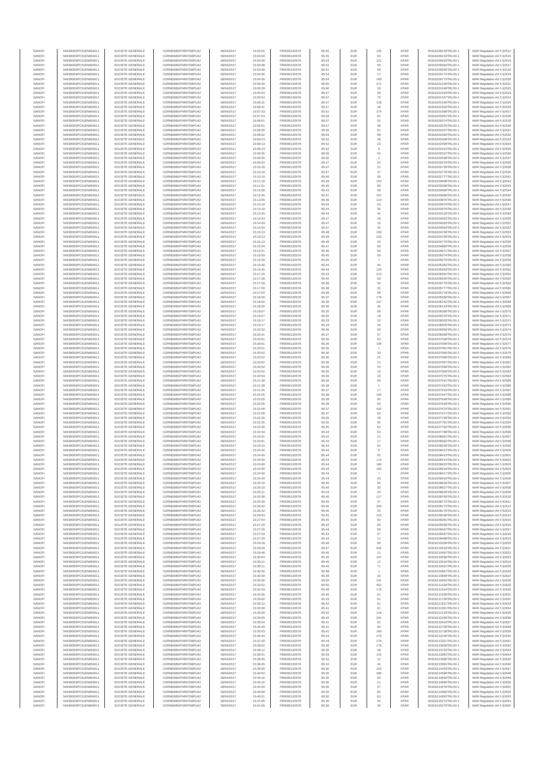| SANOFI | 549300E9PC51EN656011 | SOCIETE GENERALE | O2RNE8IBXP4R0TD8PU42 | 06/04/2017 | 15:03:00 | FR0000120578 | 85.55 | EUR | 130 | XPAR | 00316200233TRLO0-1 | MAR Regulation Art 5 §2514 |
|---|---|---|---|---|---|---|---|---|---|---|---|---|
| SANOFI | 549300E9PC51EN656011 | SOCIETE GENERALE | O2RNE8IBXP4R0TD8PU42 | 06/04/2017 | 15:03:00 | FR0000120578 | 85.55 | EUR | 63 | XPAR | 00316200234TRLO0-1 | MAR Regulation Art 5 §2515 |
| SANOFI | 549300E9PC51EN656011 | SOCIETE GENERALE | O2RNE8IBXP4R0TD8PU42 | 06/04/2017 | 15:03:30 | FR0000120578 | 85.53 | EUR | 121 | XPAR | 00316200433TRLO0-1 | MAR Regulation Art 5 §2516 |
| SANOFI | 549300E9PC51EN656011 | SOCIETE GENERALE | O2RNE8IBXP4R0TD8PU42 | 06/04/2017 | 15:03:38 | FR0000120578 | 85.52 | EUR | 59 | XPAR | 00316200463TRLO0-1 | MAR Regulation Art 5 §2517 |
| SANOFI | 549300E9PC51EN656011 | SOCIETE GENERALE | O2RNE8IBXP4R0TD8PU42 | 06/04/2017 | 15:03:48 | FR0000120578 | 85.51 | EUR | 58 | XPAR | 00316200535TRLO0-1 | MAR Regulation Art 5 §2518 |
| SANOFI | 549300E9PC51EN656011 | SOCIETE GENERALE | O2RNE8IBXP4R0TD8PU42 | 06/04/2017 | 15:04:30 | FR0000120578 | 85.54 | EUR | 17 | XPAR | 00316200772TRLO0-1 | MAR Regulation Art 5 §2519 |
| SANOFI | 549300E9PC51EN656011 | SOCIETE GENERALE | O2RNE8IBXP4R0TD8PU42 | 06/04/2017 | 15:04:30 | FR0000120578 | 85.54 | EUR | 160 | XPAR | 00316200773TRLO0-1 | MAR Regulation Art 5 §2520 |
| SANOFI | 549300E9PC51EN656011 | SOCIETE GENERALE | O2RNE8IBXP4R0TD8PU42 | 06/04/2017 | 15:05:29 | FR0000120578 | 85.60 | EUR | 271 | XPAR | 00316201248TRLO0-1 | MAR Regulation Art 5 §2521 |
| SANOFI | 549300E9PC51EN656011 | SOCIETE GENERALE | O2RNE8IBXP4R0TD8PU42 | 06/04/2017 | 15:05:29 | FR0000120578 | 85.60 | EUR | 28 | XPAR | 00316201249TRLO0-1 | MAR Regulation Art 5 §2522 |
| SANOFI | 549300E9PC51EN656011 | SOCIETE GENERALE | O2RNE8IBXP4R0TD8PU42 | 06/04/2017 | 15:05:54 | FR0000120578 | 85.57 | EUR | 58 | XPAR | 00316201334TRLO0-1 | MAR Regulation Art 5 §2523 |
| SANOFI | 549300E9PC51EN656011 | SOCIETE GENERALE | O2RNE8IBXP4R0TD8PU42 | 06/04/2017 | 15:05:54 | FR0000120578 | 85.57 | EUR | 70 | XPAR | 00316201337TRLO0-1 | MAR Regulation Art 5 §2524 |
| SANOFI | 549300E9PC51EN656011 | SOCIETE GENERALE | O2RNE8IBXP4R0TD8PU42 | 06/04/2017 | 15:06:31 | FR0000120578 | 85.57 | EUR | 128 | XPAR | 00316201549TRLO0-1 | MAR Regulation Art 5 §2525 |
| SANOFI | 549300E9PC51EN656011 | SOCIETE GENERALE | O2RNE8IBXP4R0TD8PU42 | 06/04/2017 | 15:06:31 | FR0000120578 | 85.57 | EUR | 48 | XPAR | 00316201550TRLO0-1 | MAR Regulation Art 5 §2526 |
| SANOFI | 549300E9PC51EN656011 | SOCIETE GENERALE | O2RNE8IBXP4R0TD8PU42 | 06/04/2017 | 15:07:33 | FR0000120578 | 85.61 | EUR | 274 | XPAR | 00316201968TRLO0-1 | MAR Regulation Art 5 §2527 |
| SANOFI | 549300E9PC51EN656011 | SOCIETE GENERALE | O2RNE8IBXP4R0TD8PU42 | 06/04/2017 | 15:07:53 | FR0000120578 | 85.58 | EUR | 62 | XPAR | 00316202051TRLO0-1 | MAR Regulation Art 5 §2528 |
| SANOFI | 549300E9PC51EN656011 | SOCIETE GENERALE | O2RNE8IBXP4R0TD8PU42 | 06/04/2017 | 15:08:01 | FR0000120578 | 85.57 | EUR | 52 | XPAR | 00316202074TRLO0-1 | MAR Regulation Art 5 §2529 |
| SANOFI | 549300E9PC51EN656011 | SOCIETE GENERALE | O2RNE8IBXP4R0TD8PU42 | 06/04/2017 | 15:08:01 | FR0000120578 | 85.57 | EUR | 48 | XPAR | 00316202076TRLO0-1 | MAR Regulation Art 5 §2530 |
| SANOFI | 549300E9PC51EN656011 | SOCIETE GENERALE | O2RNE8IBXP4R0TD8PU42 | 06/04/2017 | 15:08:30 | FR0000120578 | 85.56 | EUR | 91 | XPAR | 00316202207TRLO0-1 | MAR Regulation Art 5 §2531 |
| SANOFI | 549300E9PC51EN656011 | SOCIETE GENERALE | O2RNE8IBXP4R0TD8PU42 | 06/04/2017 | 15:09:02 | FR0000120578 | 85.53 | EUR | 98 | XPAR | 00316202350TRLO0-1 | MAR Regulation Art 5 §2532 |
| SANOFI | 549300E9PC51EN656011 | SOCIETE GENERALE | O2RNE8IBXP4R0TD8PU42 | 06/04/2017 | 15:09:13 | FR0000120578 | 85.52 | EUR | 48 | XPAR | 00316202408TRLO0-1 | MAR Regulation Art 5 §2533 |
| SANOFI | 549300E9PC51EN656011 | SOCIETE GENERALE | O2RNE8IBXP4R0TD8PU42 | 06/04/2017 | 15:09:13 | FR0000120578 | 85.52 | EUR | 10 | XPAR | 00316202409TRLO0-1 | MAR Regulation Art 5 §2534 |
| SANOFI | 549300E9PC51EN656011 | SOCIETE GENERALE | O2RNE8IBXP4R0TD8PU42 | 06/04/2017 | 15:09:13 | FR0000120578 | 85.52 | EUR | 8 | XPAR | 00316202410TRLO0-1 | MAR Regulation Art 5 §2535 |
| SANOFI | 549300E9PC51EN656011 | SOCIETE GENERALE | O2RNE8IBXP4R0TD8PU42 | 06/04/2017 | 15:09:35 | FR0000120578 | 85.50 | EUR | 54 | XPAR | 00316202537TRLO0-1 | MAR Regulation Art 5 §2536 |
| SANOFI | 549300E9PC51EN656011 | SOCIETE GENERALE | O2RNE8IBXP4R0TD8PU42 | 06/04/2017 | 15:09:35 | FR0000120578 | 85.50 | EUR | 4 | XPAR | 00316202538TRLO0-1 | MAR Regulation Art 5 §2537 |
| SANOFI | 549300E9PC51EN656011 | SOCIETE GENERALE | O2RNE8IBXP4R0TD8PU42 | 06/04/2017 | 15:09:54 | FR0000120578 | 85.47 | EUR | 62 | XPAR | 00316202679TRLO0-1 | MAR Regulation Art 5 §2538 |
| SANOFI | 549300E9PC51EN656011 | SOCIETE GENERALE | O2RNE8IBXP4R0TD8PU42 | 06/04/2017 | 15:10:10 | FR0000120578 | 85.47 | EUR | 21 | XPAR | 00316202739TRLO0-1 | MAR Regulation Art 5 §2539 |
| SANOFI | 549300E9PC51EN656011 | SOCIETE GENERALE | O2RNE8IBXP4R0TD8PU42 | 06/04/2017 | 15:10:19 | FR0000120578 | 85.47 | EUR | 37 | XPAR | 00316202776TRLO0-1 | MAR Regulation Art 5 §2540 |
| SANOFI | 549300E9PC51EN656011 | SOCIETE GENERALE | O2RNE8IBXP4R0TD8PU42 | 06/04/2017 | 15:10:19 | FR0000120578 | 85.46 | EUR | 56 | XPAR | 00316202777TRLO0-1 | MAR Regulation Art 5 §2541 |
| SANOFI | 549300E9PC51EN656011 | SOCIETE GENERALE | O2RNE8IBXP4R0TD8PU42 | 06/04/2017 | 15:11:19 | FR0000120578 | 85.49 | EUR | 153 | XPAR | 00316203098TRLO0-1 | MAR Regulation Art 5 §2542 |
| SANOFI | 549300E9PC51EN656011 | SOCIETE GENERALE | O2RNE8IBXP4R0TD8PU42 | 06/04/2017 | 15:11:51 | FR0000120578 | 85.46 | EUR | 89 | XPAR | 00316203309TRLO0-1 | MAR Regulation Art 5 §2543 |
| SANOFI | 549300E9PC51EN656011 | SOCIETE GENERALE | O2RNE8IBXP4R0TD8PU42 | 06/04/2017 | 15:12:08 | FR0000120578 | 85.43 | EUR | 58 | XPAR | 00316203460TRLO0-1 | MAR Regulation Art 5 §2544 |
| SANOFI | 549300E9PC51EN656011 | SOCIETE GENERALE | O2RNE8IBXP4R0TD8PU42 | 06/04/2017 | 15:12:40 | FR0000120578 | 85.47 | EUR | 107 | XPAR | 00316203696TRLO0-1 | MAR Regulation Art 5 §2545 |
| SANOFI | 549300E9PC51EN656011 | SOCIETE GENERALE | O2RNE8IBXP4R0TD8PU42 | 06/04/2017 | 15:13:05 | FR0000120578 | 85.46 | EUR | 119 | XPAR | 00316203870TRLO0-1 | MAR Regulation Art 5 §2546 |
| SANOFI | 549300E9PC51EN656011 | SOCIETE GENERALE | O2RNE8IBXP4R0TD8PU42 | 06/04/2017 | 15:13:19 | FR0000120578 | 85.44 | EUR | 63 | XPAR | 00316203974TRLO0-1 | MAR Regulation Art 5 §2547 |
| SANOFI | 549300E9PC51EN656011 | SOCIETE GENERALE | O2RNE8IBXP4R0TD8PU42 | 06/04/2017 | 15:13:19 | FR0000120578 | 85.44 | EUR | 35 | XPAR | 00316203976TRLO0-1 | MAR Regulation Art 5 §2548 |
| SANOFI | 549300E9PC51EN656011 | SOCIETE GENERALE | O2RNE8IBXP4R0TD8PU42 | 06/04/2017 | 15:13:40 | FR0000120578 | 85.44 | EUR | 44 | XPAR | 00316204129TRLO0-1 | MAR Regulation Art 5 §2549 |
| SANOFI | 549300E9PC51EN656011 | SOCIETE GENERALE | O2RNE8IBXP4R0TD8PU42 | 06/04/2017 | 15:14:43 | FR0000120578 | 85.47 | EUR | 28 | XPAR | 00316204562TRLO0-1 | MAR Regulation Art 5 §2550 |
| SANOFI | 549300E9PC51EN656011 | SOCIETE GENERALE | O2RNE8IBXP4R0TD8PU42 | 06/04/2017 | 15:14:44 | FR0000120578 | 85.47 | EUR | 16 | XPAR | 00316204563TRLO0-1 | MAR Regulation Art 5 §2551 |
| SANOFI | 549300E9PC51EN656011 | SOCIETE GENERALE | O2RNE8IBXP4R0TD8PU42 | 06/04/2017 | 15:14:44 | FR0000120578 | 85.47 | EUR | 30 | XPAR | 00316204564TRLO0-1 | MAR Regulation Art 5 §2552 |
| SANOFI | 549300E9PC51EN656011 | SOCIETE GENERALE | O2RNE8IBXP4R0TD8PU42 | 06/04/2017 | 15:15:13 | FR0000120578 | 85.48 | EUR | 109 | XPAR | 00316204768TRLO0-1 | MAR Regulation Art 5 §2553 |
| SANOFI | 549300E9PC51EN656011 | SOCIETE GENERALE | O2RNE8IBXP4R0TD8PU42 | 06/04/2017 | 15:15:13 | FR0000120578 | 85.48 | EUR | 233 | XPAR | 00316204769TRLO0-1 | MAR Regulation Art 5 §2554 |
| SANOFI | 549300E9PC51EN656011 | SOCIETE GENERALE | O2RNE8IBXP4R0TD8PU42 | 06/04/2017 | 15:15:13 | FR0000120578 | 85.48 | EUR | 20 | XPAR | 00316204770TRLO0-1 | MAR Regulation Art 5 §2555 |
| SANOFI | 549300E9PC51EN656011 | SOCIETE GENERALE | O2RNE8IBXP4R0TD8PU42 | 06/04/2017 | 15:15:24 | FR0000120578 | 85.47 | EUR | 59 | XPAR | 00316204860TRLO0-1 | MAR Regulation Art 5 §2556 |
| SANOFI | 549300E9PC51EN656011 | SOCIETE GENERALE | O2RNE8IBXP4R0TD8PU42 | 06/04/2017 | 15:15:41 | FR0000120578 | 85.46 | EUR | 60 | XPAR | 00316204971TRLO0-1 | MAR Regulation Art 5 §2557 |
| SANOFI | 549300E9PC51EN656011 | SOCIETE GENERALE | O2RNE8IBXP4R0TD8PU42 | 06/04/2017 | 15:15:59 | FR0000120578 | 85.45 | EUR | 59 | XPAR | 00316205074TRLO0-1 | MAR Regulation Art 5 §2558 |
| SANOFI | 549300E9PC51EN656011 | SOCIETE GENERALE | O2RNE8IBXP4R0TD8PU42 | 06/04/2017 | 15:15:59 | FR0000120578 | 85.45 | EUR | 7 | XPAR | 00316205075TRLO0-1 | MAR Regulation Art 5 §2559 |
| SANOFI | 549300E9PC51EN656011 | SOCIETE GENERALE | O2RNE8IBXP4R0TD8PU42 | 06/04/2017 | 15:16:46 | FR0000120578 | 85.44 | EUR | 40 | XPAR | 00316205282TRLO0-1 | MAR Regulation Art 5 §2560 |
| SANOFI | 549300E9PC51EN656011 | SOCIETE GENERALE | O2RNE8IBXP4R0TD8PU42 | 06/04/2017 | 15:16:46 | FR0000120578 | 85.44 | EUR | 129 | XPAR | 00316205283TRLO0-1 | MAR Regulation Art 5 §2561 |
| SANOFI | 549300E9PC51EN656011 | SOCIETE GENERALE | O2RNE8IBXP4R0TD8PU42 | 06/04/2017 | 15:17:20 | FR0000120578 | 85.43 | EUR | 213 | XPAR | 00316205581TRLO0-1 | MAR Regulation Art 5 §2562 |
| SANOFI | 549300E9PC51EN656011 | SOCIETE GENERALE | O2RNE8IBXP4R0TD8PU42 | 06/04/2017 | 15:17:28 | FR0000120578 | 85.40 | EUR | 60 | XPAR | 00316205620TRLO0-1 | MAR Regulation Art 5 §2563 |
| SANOFI | 549300E9PC51EN656011 | SOCIETE GENERALE | O2RNE8IBXP4R0TD8PU42 | 06/04/2017 | 15:17:50 | FR0000120578 | 85.38 | EUR | 34 | XPAR | 00316205776TRLO0-1 | MAR Regulation Art 5 §2564 |
| SANOFI | 549300E9PC51EN656011 | SOCIETE GENERALE | O2RNE8IBXP4R0TD8PU42 | 06/04/2017 | 15:17:50 | FR0000120578 | 85.38 | EUR | 32 | XPAR | 00316205777TRLO0-1 | MAR Regulation Art 5 §2565 |
| SANOFI | 549300E9PC51EN656011 | SOCIETE GENERALE | O2RNE8IBXP4R0TD8PU42 | 06/04/2017 | 15:17:50 | FR0000120578 | 85.38 | EUR | 68 | XPAR | 00316205778TRLO0-1 | MAR Regulation Art 5 §2566 |
| SANOFI | 549300E9PC51EN656011 | SOCIETE GENERALE | O2RNE8IBXP4R0TD8PU42 | 06/04/2017 | 15:18:20 | FR0000120578 | 85.37 | EUR | 176 | XPAR | 00316205930TRLO0-1 | MAR Regulation Art 5 §2567 |
| SANOFI | 549300E9PC51EN656011 | SOCIETE GENERALE | O2RNE8IBXP4R0TD8PU42 | 06/04/2017 | 15:18:50 | FR0000120578 | 85.36 | EUR | 107 | XPAR | 00316206142TRLO0-1 | MAR Regulation Art 5 §2568 |
| SANOFI | 549300E9PC51EN656011 | SOCIETE GENERALE | O2RNE8IBXP4R0TD8PU42 | 06/04/2017 | 15:18:50 | FR0000120578 | 85.36 | EUR | 45 | XPAR | 00316206143TRLO0-1 | MAR Regulation Art 5 §2569 |
| SANOFI | 549300E9PC51EN656011 | SOCIETE GENERALE | O2RNE8IBXP4R0TD8PU42 | 06/04/2017 | 15:19:07 | FR0000120578 | 85.35 | EUR | 58 | XPAR | 00316206368TRLO0-1 | MAR Regulation Art 5 §2570 |
| SANOFI | 549300E9PC51EN656011 | SOCIETE GENERALE | O2RNE8IBXP4R0TD8PU42 | 06/04/2017 | 15:19:07 | FR0000120578 | 85.35 | EUR | 18 | XPAR | 00316206370TRLO0-1 | MAR Regulation Art 5 §2571 |
| SANOFI | 549300E9PC51EN656011 | SOCIETE GENERALE | O2RNE8IBXP4R0TD8PU42 | 06/04/2017 | 15:19:17 | FR0000120578 | 85.33 | EUR | 32 | XPAR | 00316206503TRLO0-1 | MAR Regulation Art 5 §2572 |
| SANOFI | 549300E9PC51EN656011 | SOCIETE GENERALE | O2RNE8IBXP4R0TD8PU42 | 06/04/2017 | 15:19:17 | FR0000120578 | 85.33 | EUR | 26 | XPAR | 00316206505TRLO0-1 | MAR Regulation Art 5 §2573 |
| SANOFI | 549300E9PC51EN656011 | SOCIETE GENERALE | O2RNE8IBXP4R0TD8PU42 | 06/04/2017 | 15:20:32 | FR0000120578 | 85.36 | EUR | 59 | XPAR | 00316206956TRLO0-1 | MAR Regulation Art 5 §2574 |
| SANOFI | 549300E9PC51EN656011 | SOCIETE GENERALE | O2RNE8IBXP4R0TD8PU42 | 06/04/2017 | 15:20:41 | FR0000120578 | 85.37 | EUR | 57 | XPAR | 00316206999TRLO0-1 | MAR Regulation Art 5 §2575 |
| SANOFI | 549300E9PC51EN656011 | SOCIETE GENERALE | O2RNE8IBXP4R0TD8PU42 | 06/04/2017 | 15:20:51 | FR0000120578 | 85.36 | EUR | 63 | XPAR | 00316207058TRLO0-1 | MAR Regulation Art 5 §2576 |
| SANOFI | 549300E9PC51EN656011 | SOCIETE GENERALE | O2RNE8IBXP4R0TD8PU42 | 06/04/2017 | 15:20:51 | FR0000120578 | 85.36 | EUR | 108 | XPAR | 00316207059TRLO0-1 | MAR Regulation Art 5 §2577 |
| SANOFI | 549300E9PC51EN656011 | SOCIETE GENERALE | O2RNE8IBXP4R0TD8PU42 | 06/04/2017 | 15:20:51 | FR0000120578 | 85.36 | EUR | 1 | XPAR | 00316207061TRLO0-1 | MAR Regulation Art 5 §2578 |
| SANOFI | 549300E9PC51EN656011 | SOCIETE GENERALE | O2RNE8IBXP4R0TD8PU42 | 06/04/2017 | 15:20:52 | FR0000120578 | 85.36 | EUR | 30 | XPAR | 00316207065TRLO0-1 | MAR Regulation Art 5 §2579 |
| SANOFI | 549300E9PC51EN656011 | SOCIETE GENERALE | O2RNE8IBXP4R0TD8PU42 | 06/04/2017 | 15:20:52 | FR0000120578 | 85.36 | EUR | 15 | XPAR | 00316207066TRLO0-1 | MAR Regulation Art 5 §2580 |
| SANOFI | 549300E9PC51EN656011 | SOCIETE GENERALE | O2RNE8IBXP4R0TD8PU42 | 06/04/2017 | 15:20:52 | FR0000120578 | 85.36 | EUR | 21 | XPAR | 00316207067TRLO0-1 | MAR Regulation Art 5 §2581 |
| SANOFI | 549300E9PC51EN656011 | SOCIETE GENERALE | O2RNE8IBXP4R0TD8PU42 | 06/04/2017 | 15:20:52 | FR0000120578 | 85.36 | EUR | 24 | XPAR | 00316207068TRLO0-1 | MAR Regulation Art 5 §2582 |
| SANOFI | 549300E9PC51EN656011 | SOCIETE GENERALE | O2RNE8IBXP4R0TD8PU42 | 06/04/2017 | 15:20:52 | FR0000120578 | 85.36 | EUR | 16 | XPAR | 00316207069TRLO0-1 | MAR Regulation Art 5 §2583 |
| SANOFI | 549300E9PC51EN656011 | SOCIETE GENERALE | O2RNE8IBXP4R0TD8PU42 | 06/04/2017 | 15:20:53 | FR0000120578 | 85.36 | EUR | 29 | XPAR | 00316207075TRLO0-1 | MAR Regulation Art 5 §2584 |
| SANOFI | 549300E9PC51EN656011 | SOCIETE GENERALE | O2RNE8IBXP4R0TD8PU42 | 06/04/2017 | 15:21:38 | FR0000120578 | 85.38 | EUR | 69 | XPAR | 00316207441TRLO0-1 | MAR Regulation Art 5 §2585 |
| SANOFI | 549300E9PC51EN656011 | SOCIETE GENERALE | O2RNE8IBXP4R0TD8PU42 | 06/04/2017 | 15:21:38 | FR0000120578 | 85.38 | EUR | 1 | XPAR | 00316207442TRLO0-1 | MAR Regulation Art 5 §2586 |
| SANOFI | 549300E9PC51EN656011 | SOCIETE GENERALE | O2RNE8IBXP4R0TD8PU42 | 06/04/2017 | 15:21:45 | FR0000120578 | 85.37 | EUR | 17 | XPAR | 00316207519TRLO0-1 | MAR Regulation Art 5 §2587 |
| SANOFI | 549300E9PC51EN656011 | SOCIETE GENERALE | O2RNE8IBXP4R0TD8PU42 | 06/04/2017 | 15:22:05 | FR0000120578 | 85.38 | EUR | 150 | XPAR | 00316207647TRLO0-1 | MAR Regulation Art 5 §2588 |
| SANOFI | 549300E9PC51EN656011 | SOCIETE GENERALE | O2RNE8IBXP4R0TD8PU42 | 06/04/2017 | 15:22:05 | FR0000120578 | 85.38 | EUR | 95 | XPAR | 00316207648TRLO0-1 | MAR Regulation Art 5 §2589 |
| SANOFI | 549300E9PC51EN656011 | SOCIETE GENERALE | O2RNE8IBXP4R0TD8PU42 | 06/04/2017 | 15:22:05 | FR0000120578 | 85.38 | EUR | 60 | XPAR | 00316207649TRLO0-1 | MAR Regulation Art 5 §2590 |
| SANOFI | 549300E9PC51EN656011 | SOCIETE GENERALE | O2RNE8IBXP4R0TD8PU42 | 06/04/2017 | 15:22:08 | FR0000120578 | 85.37 | EUR | 432 | XPAR | 00316207670TRLO0-1 | MAR Regulation Art 5 §2591 |
| SANOFI | 549300E9PC51EN656011 | SOCIETE GENERALE | O2RNE8IBXP4R0TD8PU42 | 06/04/2017 | 15:22:08 | FR0000120578 | 85.37 | EUR | 62 | XPAR | 00316207671TRLO0-1 | MAR Regulation Art 5 §2592 |
| SANOFI | 549300E9PC51EN656011 | SOCIETE GENERALE | O2RNE8IBXP4R0TD8PU42 | 06/04/2017 | 15:22:26 | FR0000120578 | 85.35 | EUR | 28 | XPAR | 00316207760TRLO0-1 | MAR Regulation Art 5 §2593 |
| SANOFI | 549300E9PC51EN656011 | SOCIETE GENERALE | O2RNE8IBXP4R0TD8PU42 | 06/04/2017 | 15:22:26 | FR0000120578 | 85.35 | EUR | 34 | XPAR | 00316207761TRLO0-1 | MAR Regulation Art 5 §2594 |
| SANOFI | 549300E9PC51EN656011 | SOCIETE GENERALE | O2RNE8IBXP4R0TD8PU42 | 06/04/2017 | 15:22:26 | FR0000120578 | 85.35 | EUR | 62 | XPAR | 00316207762TRLO0-1 | MAR Regulation Art 5 §2595 |
| SANOFI | 549300E9PC51EN656011 | SOCIETE GENERALE | O2RNE8IBXP4R0TD8PU42 | 06/04/2017 | 15:22:34 | FR0000120578 | 85.34 | EUR | 63 | XPAR | 00316207798TRLO0-1 | MAR Regulation Art 5 §2596 |
| SANOFI | 549300E9PC51EN656011 | SOCIETE GENERALE | O2RNE8IBXP4R0TD8PU42 | 06/04/2017 | 15:23:41 | FR0000120578 | 85.42 | EUR | 21 | XPAR | 00316208061TRLO0-1 | MAR Regulation Art 5 §2597 |
| SANOFI | 549300E9PC51EN656011 | SOCIETE GENERALE | O2RNE8IBXP4R0TD8PU42 | 06/04/2017 | 15:23:41 | FR0000120578 | 85.42 | EUR | 17 | XPAR | 00316208062TRLO0-1 | MAR Regulation Art 5 §2598 |
| SANOFI | 549300E9PC51EN656011 | SOCIETE GENERALE | O2RNE8IBXP4R0TD8PU42 | 06/04/2017 | 15:24:16 | FR0000120578 | 85.44 | EUR | 81 | XPAR | 00316208245TRLO0-1 | MAR Regulation Art 5 §2599 |
| SANOFI | 549300E9PC51EN656011 | SOCIETE GENERALE | O2RNE8IBXP4R0TD8PU42 | 06/04/2017 | 15:24:40 | FR0000120578 | 85.44 | EUR | 6 | XPAR | 00316208412TRLO0-1 | MAR Regulation Art 5 §2600 |
| SANOFI | 549300E9PC51EN656011 | SOCIETE GENERALE | O2RNE8IBXP4R0TD8PU42 | 06/04/2017 | 15:24:40 | FR0000120578 | 85.44 | EUR | 82 | XPAR | 00316208413TRLO0-1 | MAR Regulation Art 5 §2601 |
| SANOFI | 549300E9PC51EN656011 | SOCIETE GENERALE | O2RNE8IBXP4R0TD8PU42 | 06/04/2017 | 15:24:40 | FR0000120578 | 85.44 | EUR | 174 | XPAR | 00316208414TRLO0-1 | MAR Regulation Art 5 §2602 |
| SANOFI | 549300E9PC51EN656011 | SOCIETE GENERALE | O2RNE8IBXP4R0TD8PU42 | 06/04/2017 | 15:24:40 | FR0000120578 | 85.44 | EUR | 186 | XPAR | 00316208415TRLO0-1 | MAR Regulation Art 5 §2603 |
| SANOFI | 549300E9PC51EN656011 | SOCIETE GENERALE | O2RNE8IBXP4R0TD8PU42 | 06/04/2017 | 15:24:40 | FR0000120578 | 85.44 | EUR | 150 | XPAR | 00316208416TRLO0-1 | MAR Regulation Art 5 §2604 |
| SANOFI | 549300E9PC51EN656011 | SOCIETE GENERALE | O2RNE8IBXP4R0TD8PU42 | 06/04/2017 | 15:24:40 | FR0000120578 | 85.44 | EUR | 7 | XPAR | 00316208417TRLO0-1 | MAR Regulation Art 5 §2605 |
| SANOFI | 549300E9PC51EN656011 | SOCIETE GENERALE | O2RNE8IBXP4R0TD8PU42 | 06/04/2017 | 15:24:40 | FR0000120578 | 85.44 | EUR | 43 | XPAR | 00316208418TRLO0-1 | MAR Regulation Art 5 §2606 |
| SANOFI | 549300E9PC51EN656011 | SOCIETE GENERALE | O2RNE8IBXP4R0TD8PU42 | 06/04/2017 | 15:25:10 | FR0000120578 | 85.45 | EUR | 95 | XPAR | 00316208626TRLO0-1 | MAR Regulation Art 5 §2607 |
| SANOFI | 549300E9PC51EN656011 | SOCIETE GENERALE | O2RNE8IBXP4R0TD8PU42 | 06/04/2017 | 15:25:10 | FR0000120578 | 85.45 | EUR | 30 | XPAR | 00316208627TRLO0-1 | MAR Regulation Art 5 §2608 |
| SANOFI | 549300E9PC51EN656011 | SOCIETE GENERALE | O2RNE8IBXP4R0TD8PU42 | 06/04/2017 | 15:25:11 | FR0000120578 | 85.44 | EUR | 25 | XPAR | 00316208630TRLO0-1 | MAR Regulation Art 5 §2609 |
| SANOFI | 549300E9PC51EN656011 | SOCIETE GENERALE | O2RNE8IBXP4R0TD8PU42 | 06/04/2017 | 15:25:38 | FR0000120578 | 85.45 | EUR | 117 | XPAR | 00316208769TRLO0-1 | MAR Regulation Art 5 §2610 |
| SANOFI | 549300E9PC51EN656011 | SOCIETE GENERALE | O2RNE8IBXP4R0TD8PU42 | 06/04/2017 | 15:25:38 | FR0000120578 | 85.45 | EUR | 47 | XPAR | 00316208772TRLO0-1 | MAR Regulation Art 5 §2611 |
| SANOFI | 549300E9PC51EN656011 | SOCIETE GENERALE | O2RNE8IBXP4R0TD8PU42 | 06/04/2017 | 15:26:42 | FR0000120578 | 85.46 | EUR | 200 | XPAR | 00316209172TRLO0-1 | MAR Regulation Art 5 §2612 |
| SANOFI | 549300E9PC51EN656011 | SOCIETE GENERALE | O2RNE8IBXP4R0TD8PU42 | 06/04/2017 | 15:26:42 | FR0000120578 | 85.45 | EUR | 24 | XPAR | 00316209175TRLO0-1 | MAR Regulation Art 5 §2613 |
| SANOFI | 549300E9PC51EN656011 | SOCIETE GENERALE | O2RNE8IBXP4R0TD8PU42 | 06/04/2017 | 15:26:43 | FR0000120578 | 85.45 | EUR | 123 | XPAR | 00316209180TRLO0-1 | MAR Regulation Art 5 §2614 |
| SANOFI | 549300E9PC51EN656011 | SOCIETE GENERALE | O2RNE8IBXP4R0TD8PU42 | 06/04/2017 | 15:27:04 | FR0000120578 | 85.45 | EUR | 63 | XPAR | 00316209291TRLO0-1 | MAR Regulation Art 5 §2615 |
| SANOFI | 549300E9PC51EN656011 | SOCIETE GENERALE | O2RNE8IBXP4R0TD8PU42 | 06/04/2017 | 15:27:20 | FR0000120578 | 85.44 | EUR | 65 | XPAR | 00316209436TRLO0-1 | MAR Regulation Art 5 §2616 |
| SANOFI | 549300E9PC51EN656011 | SOCIETE GENERALE | O2RNE8IBXP4R0TD8PU42 | 06/04/2017 | 15:27:20 | FR0000120578 | 85.44 | EUR | 50 | XPAR | 00316209437TRLO0-1 | MAR Regulation Art 5 §2617 |
| SANOFI | 549300E9PC51EN656011 | SOCIETE GENERALE | O2RNE8IBXP4R0TD8PU42 | 06/04/2017 | 15:27:29 | FR0000120578 | 85.43 | EUR | 47 | XPAR | 00316209487TRLO0-1 | MAR Regulation Art 5 §2618 |
| SANOFI | 549300E9PC51EN656011 | SOCIETE GENERALE | O2RNE8IBXP4R0TD8PU42 | 06/04/2017 | 15:27:29 | FR0000120578 | 85.43 | EUR | 11 | XPAR | 00316209488TRLO0-1 | MAR Regulation Art 5 §2619 |
| SANOFI | 549300E9PC51EN656011 | SOCIETE GENERALE | O2RNE8IBXP4R0TD8PU42 | 06/04/2017 | 15:29:18 | FR0000120578 | 85.48 | EUR | 99 | XPAR | 00316210328TRLO0-1 | MAR Regulation Art 5 §2620 |
| SANOFI | 549300E9PC51EN656011 | SOCIETE GENERALE | O2RNE8IBXP4R0TD8PU42 | 06/04/2017 | 15:29:28 | FR0000120578 | 85.47 | EUR | 542 | XPAR | 00316210410TRLO0-1 | MAR Regulation Art 5 §2621 |
| SANOFI | 549300E9PC51EN656011 | SOCIETE GENERALE | O2RNE8IBXP4R0TD8PU42 | 06/04/2017 | 15:29:48 | FR0000120578 | 85.45 | EUR | 11 | XPAR | 00316210497TRLO0-1 | MAR Regulation Art 5 §2622 |
| SANOFI | 549300E9PC51EN656011 | SOCIETE GENERALE | O2RNE8IBXP4R0TD8PU42 | 06/04/2017 | 15:30:04 | FR0000120578 | 85.45 | EUR | 107 | XPAR | 00316210569TRLO0-1 | MAR Regulation Art 5 §2623 |
| SANOFI | 549300E9PC51EN656011 | SOCIETE GENERALE | O2RNE8IBXP4R0TD8PU42 | 06/04/2017 | 15:30:11 | FR0000120578 | 85.46 | EUR | 12 | XPAR | 00316210619TRLO0-1 | MAR Regulation Art 5 §2624 |
| SANOFI | 549300E9PC51EN656011 | SOCIETE GENERALE | O2RNE8IBXP4R0TD8PU42 | 06/04/2017 | 15:30:11 | FR0000120578 | 85.46 | EUR | 71 | XPAR | 00316210621TRLO0-1 | MAR Regulation Art 5 §2625 |
| SANOFI | 549300E9PC51EN656011 | SOCIETE GENERALE | O2RNE8IBXP4R0TD8PU42 | 06/04/2017 | 15:30:30 | FR0000120578 | 85.48 | EUR | 1 | XPAR | 00316210867TRLO0-1 | MAR Regulation Art 5 §2626 |
| SANOFI | 549300E9PC51EN656011 | SOCIETE GENERALE | O2RNE8IBXP4R0TD8PU42 | 06/04/2017 | 15:30:30 | FR0000120578 | 85.48 | EUR | 33 | XPAR | 00316210869TRLO0-1 | MAR Regulation Art 5 §2627 |
| SANOFI | 549300E9PC51EN656011 | SOCIETE GENERALE | O2RNE8IBXP4R0TD8PU42 | 06/04/2017 | 15:30:36 | FR0000120578 | 85.50 | EUR | 141 | XPAR | 00316210942TRLO0-1 | MAR Regulation Art 5 §2628 |
| SANOFI | 549300E9PC51EN656011 | SOCIETE GENERALE | O2RNE8IBXP4R0TD8PU42 | 06/04/2017 | 15:32:02 | FR0000120578 | 85.50 | EUR | 452 | XPAR | 00316211418TRLO0-1 | MAR Regulation Art 5 §2629 |
| SANOFI | 549300E9PC51EN656011 | SOCIETE GENERALE | O2RNE8IBXP4R0TD8PU42 | 06/04/2017 | 15:32:33 | FR0000120578 | 85.48 | EUR | 179 | XPAR | 00316211544TRLO0-1 | MAR Regulation Art 5 §2630 |
| SANOFI | 549300E9PC51EN656011 | SOCIETE GENERALE | O2RNE8IBXP4R0TD8PU42 | 06/04/2017 | 15:32:46 | FR0000120578 | 85.45 | EUR | 61 | XPAR | 00316211638TRLO0-1 | MAR Regulation Art 5 §2631 |
| SANOFI | 549300E9PC51EN656011 | SOCIETE GENERALE | O2RNE8IBXP4R0TD8PU42 | 06/04/2017 | 15:33:02 | FR0000120578 | 85.43 | EUR | 61 | XPAR | 00316211730TRLO0-1 | MAR Regulation Art 5 §2632 |
| SANOFI | 549300E9PC51EN656011 | SOCIETE GENERALE | O2RNE8IBXP4R0TD8PU42 | 06/04/2017 | 15:33:12 | FR0000120578 | 85.42 | EUR | 61 | XPAR | 00316211811TRLO0-1 | MAR Regulation Art 5 §2633 |
| SANOFI | 549300E9PC51EN656011 | SOCIETE GENERALE | O2RNE8IBXP4R0TD8PU42 | 06/04/2017 | 15:33:30 | FR0000120578 | 85.41 | EUR | 61 | XPAR | 00316211961TRLO0-1 | MAR Regulation Art 5 §2634 |
| SANOFI | 549300E9PC51EN656011 | SOCIETE GENERALE | O2RNE8IBXP4R0TD8PU42 | 06/04/2017 | 15:33:59 | FR0000120578 | 85.42 | EUR | 118 | XPAR | 00316212135TRLO0-1 | MAR Regulation Art 5 §2635 |
| SANOFI | 549300E9PC51EN656011 | SOCIETE GENERALE | O2RNE8IBXP4R0TD8PU42 | 06/04/2017 | 15:34:50 | FR0000120578 | 85.42 | EUR | 244 | XPAR | 00316212345TRLO0-1 | MAR Regulation Art 5 §2636 |
| SANOFI | 549300E9PC51EN656011 | SOCIETE GENERALE | O2RNE8IBXP4R0TD8PU42 | 06/04/2017 | 15:35:04 | FR0000120578 | 85.41 | EUR | 62 | XPAR | 00316212424TRLO0-1 | MAR Regulation Art 5 §2637 |
| SANOFI | 549300E9PC51EN656011 | SOCIETE GENERALE | O2RNE8IBXP4R0TD8PU42 | 06/04/2017 | 15:35:49 | FR0000120578 | 85.41 | EUR | 80 | XPAR | 00316212709TRLO0-1 | MAR Regulation Art 5 §2638 |
| SANOFI | 549300E9PC51EN656011 | SOCIETE GENERALE | O2RNE8IBXP4R0TD8PU42 | 06/04/2017 | 15:35:53 | FR0000120578 | 85.41 | EUR | 160 | XPAR | 00316212728TRLO0-1 | MAR Regulation Art 5 §2639 |
| SANOFI | 549300E9PC51EN656011 | SOCIETE GENERALE | O2RNE8IBXP4R0TD8PU42 | 06/04/2017 | 15:36:44 | FR0000120578 | 85.44 | EUR | 279 | XPAR | 00316213155TRLO0-1 | MAR Regulation Art 5 §2640 |
| SANOFI | 549300E9PC51EN656011 | SOCIETE GENERALE | O2RNE8IBXP4R0TD8PU42 | 06/04/2017 | 15:37:20 | FR0000120578 | 85.44 | EUR | 179 | XPAR | 00316213321TRLO0-1 | MAR Regulation Art 5 §2641 |
| SANOFI | 549300E9PC51EN656011 | SOCIETE GENERALE | O2RNE8IBXP4R0TD8PU42 | 06/04/2017 | 15:38:02 | FR0000120578 | 85.38 | EUR | 178 | XPAR | 00316213658TRLO0-1 | MAR Regulation Art 5 §2642 |
| SANOFI | 549300E9PC51EN656011 | SOCIETE GENERALE | O2RNE8IBXP4R0TD8PU42 | 06/04/2017 | 15:38:12 | FR0000120578 | 85.36 | EUR | 58 | XPAR | 00316213732TRLO0-1 | MAR Regulation Art 5 §2643 |
| SANOFI | 549300E9PC51EN656011 | SOCIETE GENERALE | O2RNE8IBXP4R0TD8PU42 | 06/04/2017 | 15:38:41 | FR0000120578 | 85.33 | EUR | 115 | XPAR | 00316213962TRLO0-1 | MAR Regulation Art 5 §2644 |
| SANOFI | 549300E9PC51EN656011 | SOCIETE GENERALE | O2RNE8IBXP4R0TD8PU42 | 06/04/2017 | 15:38:45 | FR0000120578 | 85.32 | EUR | 14 | XPAR | 00316213980TRLO0-1 | MAR Regulation Art 5 §2645 |
| SANOFI | 549300E9PC51EN656011 | SOCIETE GENERALE | O2RNE8IBXP4R0TD8PU42 | 06/04/2017 | 15:38:45 | FR0000120578 | 85.32 | EUR | 44 | XPAR | 00316213981TRLO0-1 | MAR Regulation Art 5 §2646 |
| SANOFI | 549300E9PC51EN656011 | SOCIETE GENERALE | O2RNE8IBXP4R0TD8PU42 | 06/04/2017 | 15:39:35 | FR0000120578 | 85.30 | EUR | 153 | XPAR | 00316214433TRLO0-1 | MAR Regulation Art 5 §2647 |
| SANOFI | 549300E9PC51EN656011 | SOCIETE GENERALE | O2RNE8IBXP4R0TD8PU42 | 06/04/2017 | 15:40:02 | FR0000120578 | 85.30 | EUR | 208 | XPAR | 00316214590TRLO0-1 | MAR Regulation Art 5 §2648 |
| SANOFI | 549300E9PC51EN656011 | SOCIETE GENERALE | O2RNE8IBXP4R0TD8PU42 | 06/04/2017 | 15:40:16 | FR0000120578 | 85.30 | EUR | 69 | XPAR | 00316214693TRLO0-1 | MAR Regulation Art 5 §2649 |
| SANOFI | 549300E9PC51EN656011 | SOCIETE GENERALE | O2RNE8IBXP4R0TD8PU42 | 06/04/2017 | 15:40:16 | FR0000120578 | 85.30 | EUR | 21 | XPAR | 00316214695TRLO0-1 | MAR Regulation Art 5 §2650 |
| SANOFI | 549300E9PC51EN656011 | SOCIETE GENERALE | O2RNE8IBXP4R0TD8PU42 | 06/04/2017 | 15:40:50 | FR0000120578 | 85.30 | EUR | 27 | XPAR | 00316214978TRLO0-1 | MAR Regulation Art 5 §2651 |
| SANOFI | 549300E9PC51EN656011 | SOCIETE GENERALE | O2RNE8IBXP4R0TD8PU42 | 06/04/2017 | 15:40:50 | FR0000120578 | 85.30 | EUR | 84 | XPAR | 00316214984TRLO0-1 | MAR Regulation Art 5 §2652 |
| SANOFI | 549300E9PC51EN656011 | SOCIETE GENERALE | O2RNE8IBXP4R0TD8PU42 | 06/04/2017 | 15:40:51 | FR0000120578 | 85.30 | EUR | 63 | XPAR | 00316214992TRLO0-1 | MAR Regulation Art 5 §2653 |
| SANOFI | 549300E9PC51EN656011 | SOCIETE GENERALE | O2RNE8IBXP4R0TD8PU42 | 06/04/2017 | 15:41:05 | FR0000120578 | 85.30 | EUR | 34 | XPAR | 00316215272TRLO0-1 | MAR Regulation Art 5 §2654 |
| SANOFI | 549300E9PC51EN656011 | SOCIETE GENERALE | O2RNE8IBXP4R0TD8PU42 | 06/04/2017 | 15:41:05 | FR0000120578 | 85.30 | EUR | 45 | XPAR | 00316215275TRLO0-1 | MAR Regulation Art 5 §2655 |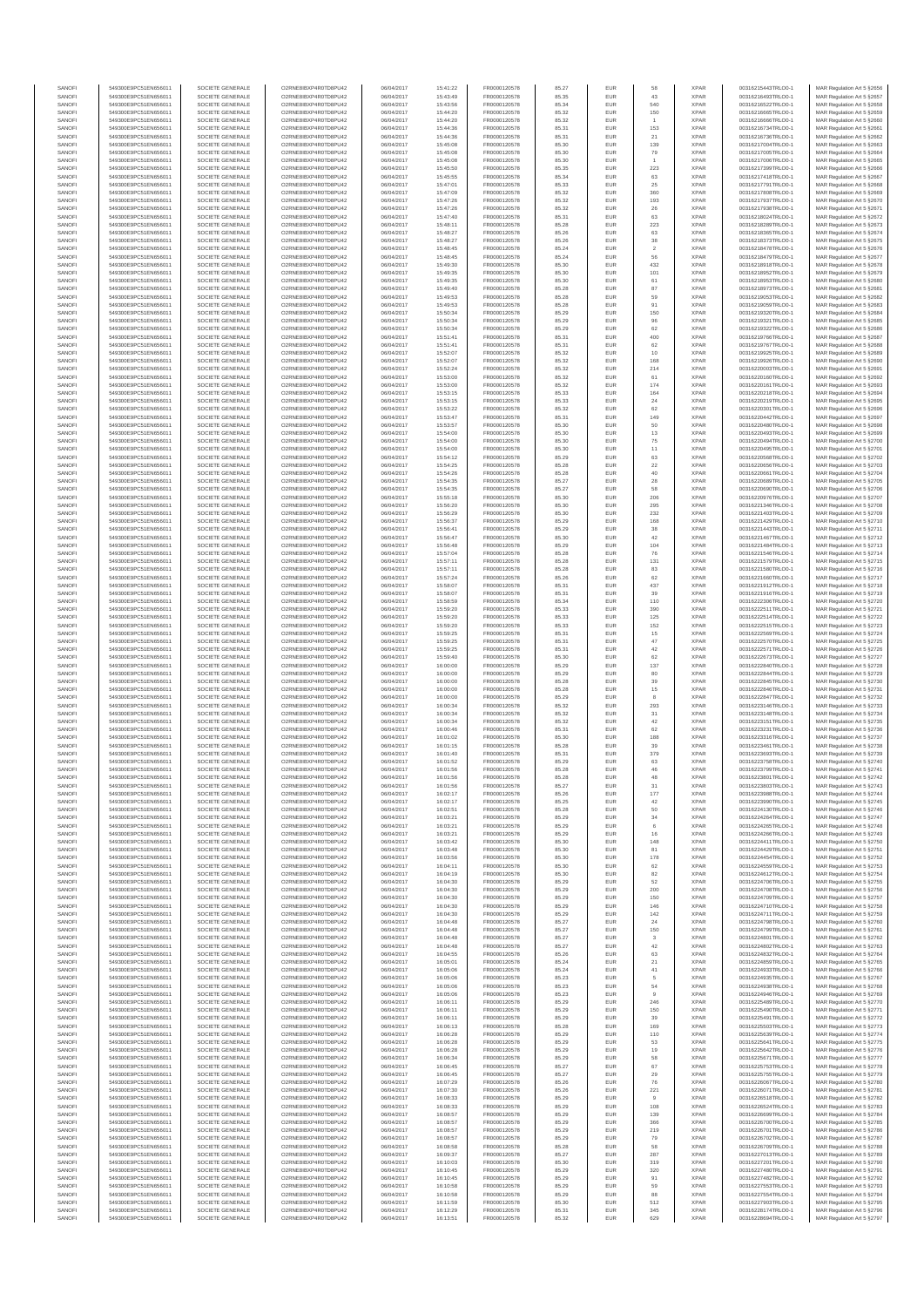| SANOFI | 549300E9PC51EN656011 | SOCIETE GENERALE | O2RNE8IBXP4R0TD8PU42 | 06/04/2017 | 15:41:22 | FR0000120578 | 85.27 | EUR | 58 | XPAR | 00316215443TRLO0-1 | MAR Regulation Art 5 §2656 |
|---|---|---|---|---|---|---|---|---|---|---|---|---|
| SANOFI | 549300E9PC51EN656011 | SOCIETE GENERALE | O2RNE8IBXP4R0TD8PU42 | 06/04/2017 | 15:43:49 | FR0000120578 | 85.35 | EUR | 43 | XPAR | 00316216493TRLO0-1 | MAR Regulation Art 5 §2657 |
| SANOFI | 549300E9PC51EN656011 | SOCIETE GENERALE | O2RNE8IBXP4R0TD8PU42 | 06/04/2017 | 15:43:56 | FR0000120578 | 85.34 | EUR | 540 | XPAR | 00316216522TRLO0-1 | MAR Regulation Art 5 §2658 |
| SANOFI | 549300E9PC51EN656011 | SOCIETE GENERALE | O2RNE8IBXP4R0TD8PU42 | 06/04/2017 | 15:44:20 | FR0000120578 | 85.32 | EUR | 150 | XPAR | 00316216665TRLO0-1 | MAR Regulation Art 5 §2659 |
| SANOFI | 549300E9PC51EN656011 | SOCIETE GENERALE | O2RNE8IBXP4R0TD8PU42 | 06/04/2017 | 15:44:20 | FR0000120578 | 85.32 | EUR | 1 | XPAR | 00316216666TRLO0-1 | MAR Regulation Art 5 §2660 |
| SANOFI | 549300E9PC51EN656011 | SOCIETE GENERALE | O2RNE8IBXP4R0TD8PU42 | 06/04/2017 | 15:44:36 | FR0000120578 | 85.31 | EUR | 153 | XPAR | 00316216734TRLO0-1 | MAR Regulation Art 5 §2661 |
| SANOFI | 549300E9PC51EN656011 | SOCIETE GENERALE | O2RNE8IBXP4R0TD8PU42 | 06/04/2017 | 15:44:36 | FR0000120578 | 85.31 | EUR | 21 | XPAR | 00316216736TRLO0-1 | MAR Regulation Art 5 §2662 |
| SANOFI | 549300E9PC51EN656011 | SOCIETE GENERALE | O2RNE8IBXP4R0TD8PU42 | 06/04/2017 | 15:45:08 | FR0000120578 | 85.30 | EUR | 139 | XPAR | 00316217004TRLO0-1 | MAR Regulation Art 5 §2663 |
| SANOFI | 549300E9PC51EN656011 | SOCIETE GENERALE | O2RNE8IBXP4R0TD8PU42 | 06/04/2017 | 15:45:08 | FR0000120578 | 85.30 | EUR | 79 | XPAR | 00316217005TRLO0-1 | MAR Regulation Art 5 §2664 |
| SANOFI | 549300E9PC51EN656011 | SOCIETE GENERALE | O2RNE8IBXP4R0TD8PU42 | 06/04/2017 | 15:45:08 | FR0000120578 | 85.30 | EUR | 1 | XPAR | 00316217006TRLO0-1 | MAR Regulation Art 5 §2665 |
| SANOFI | 549300E9PC51EN656011 | SOCIETE GENERALE | O2RNE8IBXP4R0TD8PU42 | 06/04/2017 | 15:45:50 | FR0000120578 | 85.35 | EUR | 223 | XPAR | 00316217399TRLO0-1 | MAR Regulation Art 5 §2666 |
| SANOFI | 549300E9PC51EN656011 | SOCIETE GENERALE | O2RNE8IBXP4R0TD8PU42 | 06/04/2017 | 15:45:55 | FR0000120578 | 85.34 | EUR | 63 | XPAR | 00316217418TRLO0-1 | MAR Regulation Art 5 §2667 |
| SANOFI | 549300E9PC51EN656011 | SOCIETE GENERALE | O2RNE8IBXP4R0TD8PU42 | 06/04/2017 | 15:47:01 | FR0000120578 | 85.33 | EUR | 25 | XPAR | 00316217791TRLO0-1 | MAR Regulation Art 5 §2668 |
| SANOFI | 549300E9PC51EN656011 | SOCIETE GENERALE | O2RNE8IBXP4R0TD8PU42 | 06/04/2017 | 15:47:09 | FR0000120578 | 85.32 | EUR | 360 | XPAR | 00316217808TRLO0-1 | MAR Regulation Art 5 §2669 |
| SANOFI | 549300E9PC51EN656011 | SOCIETE GENERALE | O2RNE8IBXP4R0TD8PU42 | 06/04/2017 | 15:47:26 | FR0000120578 | 85.32 | EUR | 193 | XPAR | 00316217937TRLO0-1 | MAR Regulation Art 5 §2670 |
| SANOFI | 549300E9PC51EN656011 | SOCIETE GENERALE | O2RNE8IBXP4R0TD8PU42 | 06/04/2017 | 15:47:26 | FR0000120578 | 85.32 | EUR | 26 | XPAR | 00316217938TRLO0-1 | MAR Regulation Art 5 §2671 |
| SANOFI | 549300E9PC51EN656011 | SOCIETE GENERALE | O2RNE8IBXP4R0TD8PU42 | 06/04/2017 | 15:47:40 | FR0000120578 | 85.31 | EUR | 63 | XPAR | 00316218024TRLO0-1 | MAR Regulation Art 5 §2672 |
| SANOFI | 549300E9PC51EN656011 | SOCIETE GENERALE | O2RNE8IBXP4R0TD8PU42 | 06/04/2017 | 15:48:11 | FR0000120578 | 85.28 | EUR | 223 | XPAR | 00316218289TRLO0-1 | MAR Regulation Art 5 §2673 |
| SANOFI | 549300E9PC51EN656011 | SOCIETE GENERALE | O2RNE8IBXP4R0TD8PU42 | 06/04/2017 | 15:48:27 | FR0000120578 | 85.26 | EUR | 63 | XPAR | 00316218365TRLO0-1 | MAR Regulation Art 5 §2674 |
| SANOFI | 549300E9PC51EN656011 | SOCIETE GENERALE | O2RNE8IBXP4R0TD8PU42 | 06/04/2017 | 15:48:27 | FR0000120578 | 85.26 | EUR | 38 | XPAR | 00316218374TRLO0-1 | MAR Regulation Art 5 §2675 |
| SANOFI | 549300E9PC51EN656011 | SOCIETE GENERALE | O2RNE8IBXP4R0TD8PU42 | 06/04/2017 | 15:48:45 | FR0000120578 | 85.24 | EUR | 2 | XPAR | 00316218478TRLO0-1 | MAR Regulation Art 5 §2676 |
| SANOFI | 549300E9PC51EN656011 | SOCIETE GENERALE | O2RNE8IBXP4R0TD8PU42 | 06/04/2017 | 15:48:45 | FR0000120578 | 85.24 | EUR | 56 | XPAR | 00316218479TRLO0-1 | MAR Regulation Art 5 §2677 |
| SANOFI | 549300E9PC51EN656011 | SOCIETE GENERALE | O2RNE8IBXP4R0TD8PU42 | 06/04/2017 | 15:49:30 | FR0000120578 | 85.30 | EUR | 432 | XPAR | 00316218918TRLO0-1 | MAR Regulation Art 5 §2678 |
| SANOFI | 549300E9PC51EN656011 | SOCIETE GENERALE | O2RNE8IBXP4R0TD8PU42 | 06/04/2017 | 15:49:35 | FR0000120578 | 85.30 | EUR | 101 | XPAR | 00316218952TRLO0-1 | MAR Regulation Art 5 §2679 |
| SANOFI | 549300E9PC51EN656011 | SOCIETE GENERALE | O2RNE8IBXP4R0TD8PU42 | 06/04/2017 | 15:49:35 | FR0000120578 | 85.30 | EUR | 61 | XPAR | 00316218953TRLO0-1 | MAR Regulation Art 5 §2680 |
| SANOFI | 549300E9PC51EN656011 | SOCIETE GENERALE | O2RNE8IBXP4R0TD8PU42 | 06/04/2017 | 15:49:40 | FR0000120578 | 85.28 | EUR | 87 | XPAR | 00316218973TRLO0-1 | MAR Regulation Art 5 §2681 |
| SANOFI | 549300E9PC51EN656011 | SOCIETE GENERALE | O2RNE8IBXP4R0TD8PU42 | 06/04/2017 | 15:49:53 | FR0000120578 | 85.28 | EUR | 59 | XPAR | 00316219053TRLO0-1 | MAR Regulation Art 5 §2682 |
| SANOFI | 549300E9PC51EN656011 | SOCIETE GENERALE | O2RNE8IBXP4R0TD8PU42 | 06/04/2017 | 15:49:53 | FR0000120578 | 85.28 | EUR | 91 | XPAR | 00316219056TRLO0-1 | MAR Regulation Art 5 §2683 |
| SANOFI | 549300E9PC51EN656011 | SOCIETE GENERALE | O2RNE8IBXP4R0TD8PU42 | 06/04/2017 | 15:50:34 | FR0000120578 | 85.29 | EUR | 150 | XPAR | 00316219320TRLO0-1 | MAR Regulation Art 5 §2684 |
| SANOFI | 549300E9PC51EN656011 | SOCIETE GENERALE | O2RNE8IBXP4R0TD8PU42 | 06/04/2017 | 15:50:34 | FR0000120578 | 85.29 | EUR | 96 | XPAR | 00316219321TRLO0-1 | MAR Regulation Art 5 §2685 |
| SANOFI | 549300E9PC51EN656011 | SOCIETE GENERALE | O2RNE8IBXP4R0TD8PU42 | 06/04/2017 | 15:50:34 | FR0000120578 | 85.29 | EUR | 62 | XPAR | 00316219322TRLO0-1 | MAR Regulation Art 5 §2686 |
| SANOFI | 549300E9PC51EN656011 | SOCIETE GENERALE | O2RNE8IBXP4R0TD8PU42 | 06/04/2017 | 15:51:41 | FR0000120578 | 85.31 | EUR | 400 | XPAR | 00316219766TRLO0-1 | MAR Regulation Art 5 §2687 |
| SANOFI | 549300E9PC51EN656011 | SOCIETE GENERALE | O2RNE8IBXP4R0TD8PU42 | 06/04/2017 | 15:51:41 | FR0000120578 | 85.31 | EUR | 62 | XPAR | 00316219767TRLO0-1 | MAR Regulation Art 5 §2688 |
| SANOFI | 549300E9PC51EN656011 | SOCIETE GENERALE | O2RNE8IBXP4R0TD8PU42 | 06/04/2017 | 15:52:07 | FR0000120578 | 85.32 | EUR | 10 | XPAR | 00316219925TRLO0-1 | MAR Regulation Art 5 §2689 |
| SANOFI | 549300E9PC51EN656011 | SOCIETE GENERALE | O2RNE8IBXP4R0TD8PU42 | 06/04/2017 | 15:52:07 | FR0000120578 | 85.32 | EUR | 168 | XPAR | 00316219926TRLO0-1 | MAR Regulation Art 5 §2690 |
| SANOFI | 549300E9PC51EN656011 | SOCIETE GENERALE | O2RNE8IBXP4R0TD8PU42 | 06/04/2017 | 15:52:24 | FR0000120578 | 85.32 | EUR | 214 | XPAR | 00316220003TRLO0-1 | MAR Regulation Art 5 §2691 |
| SANOFI | 549300E9PC51EN656011 | SOCIETE GENERALE | O2RNE8IBXP4R0TD8PU42 | 06/04/2017 | 15:53:00 | FR0000120578 | 85.32 | EUR | 61 | XPAR | 00316220160TRLO0-1 | MAR Regulation Art 5 §2692 |
| SANOFI | 549300E9PC51EN656011 | SOCIETE GENERALE | O2RNE8IBXP4R0TD8PU42 | 06/04/2017 | 15:53:00 | FR0000120578 | 85.32 | EUR | 174 | XPAR | 00316220161TRLO0-1 | MAR Regulation Art 5 §2693 |
| SANOFI | 549300E9PC51EN656011 | SOCIETE GENERALE | O2RNE8IBXP4R0TD8PU42 | 06/04/2017 | 15:53:15 | FR0000120578 | 85.33 | EUR | 164 | XPAR | 00316220218TRLO0-1 | MAR Regulation Art 5 §2694 |
| SANOFI | 549300E9PC51EN656011 | SOCIETE GENERALE | O2RNE8IBXP4R0TD8PU42 | 06/04/2017 | 15:53:15 | FR0000120578 | 85.33 | EUR | 24 | XPAR | 00316220219TRLO0-1 | MAR Regulation Art 5 §2695 |
| SANOFI | 549300E9PC51EN656011 | SOCIETE GENERALE | O2RNE8IBXP4R0TD8PU42 | 06/04/2017 | 15:53:22 | FR0000120578 | 85.32 | EUR | 62 | XPAR | 00316220301TRLO0-1 | MAR Regulation Art 5 §2696 |
| SANOFI | 549300E9PC51EN656011 | SOCIETE GENERALE | O2RNE8IBXP4R0TD8PU42 | 06/04/2017 | 15:53:47 | FR0000120578 | 85.31 | EUR | 149 | XPAR | 00316220442TRLO0-1 | MAR Regulation Art 5 §2697 |
| SANOFI | 549300E9PC51EN656011 | SOCIETE GENERALE | O2RNE8IBXP4R0TD8PU42 | 06/04/2017 | 15:53:57 | FR0000120578 | 85.30 | EUR | 50 | XPAR | 00316220486TRLO0-1 | MAR Regulation Art 5 §2698 |
| SANOFI | 549300E9PC51EN656011 | SOCIETE GENERALE | O2RNE8IBXP4R0TD8PU42 | 06/04/2017 | 15:54:00 | FR0000120578 | 85.30 | EUR | 13 | XPAR | 00316220493TRLO0-1 | MAR Regulation Art 5 §2699 |
| SANOFI | 549300E9PC51EN656011 | SOCIETE GENERALE | O2RNE8IBXP4R0TD8PU42 | 06/04/2017 | 15:54:00 | FR0000120578 | 85.30 | EUR | 75 | XPAR | 00316220494TRLO0-1 | MAR Regulation Art 5 §2700 |
| SANOFI | 549300E9PC51EN656011 | SOCIETE GENERALE | O2RNE8IBXP4R0TD8PU42 | 06/04/2017 | 15:54:00 | FR0000120578 | 85.30 | EUR | 11 | XPAR | 00316220495TRLO0-1 | MAR Regulation Art 5 §2701 |
| SANOFI | 549300E9PC51EN656011 | SOCIETE GENERALE | O2RNE8IBXP4R0TD8PU42 | 06/04/2017 | 15:54:12 | FR0000120578 | 85.29 | EUR | 63 | XPAR | 00316220568TRLO0-1 | MAR Regulation Art 5 §2702 |
| SANOFI | 549300E9PC51EN656011 | SOCIETE GENERALE | O2RNE8IBXP4R0TD8PU42 | 06/04/2017 | 15:54:25 | FR0000120578 | 85.28 | EUR | 22 | XPAR | 00316220656TRLO0-1 | MAR Regulation Art 5 §2703 |
| SANOFI | 549300E9PC51EN656011 | SOCIETE GENERALE | O2RNE8IBXP4R0TD8PU42 | 06/04/2017 | 15:54:26 | FR0000120578 | 85.28 | EUR | 40 | XPAR | 00316220666TRLO0-1 | MAR Regulation Art 5 §2704 |
| SANOFI | 549300E9PC51EN656011 | SOCIETE GENERALE | O2RNE8IBXP4R0TD8PU42 | 06/04/2017 | 15:54:35 | FR0000120578 | 85.27 | EUR | 28 | XPAR | 00316220689TRLO0-1 | MAR Regulation Art 5 §2705 |
| SANOFI | 549300E9PC51EN656011 | SOCIETE GENERALE | O2RNE8IBXP4R0TD8PU42 | 06/04/2017 | 15:54:35 | FR0000120578 | 85.27 | EUR | 58 | XPAR | 00316220690TRLO0-1 | MAR Regulation Art 5 §2706 |
| SANOFI | 549300E9PC51EN656011 | SOCIETE GENERALE | O2RNE8IBXP4R0TD8PU42 | 06/04/2017 | 15:55:18 | FR0000120578 | 85.28 | EUR | 206 | XPAR | 00316220978TRLO0-1 | MAR Regulation Art 5 §2707 |
| SANOFI | 549300E9PC51EN656011 | SOCIETE GENERALE | O2RNE8IBXP4R0TD8PU42 | 06/04/2017 | 15:56:20 | FR0000120578 | 85.30 | EUR | 295 | XPAR | 00316221346TRLO0-1 | MAR Regulation Art 5 §2708 |
| SANOFI | 549300E9PC51EN656011 | SOCIETE GENERALE | O2RNE8IBXP4R0TD8PU42 | 06/04/2017 | 15:56:29 | FR0000120578 | 85.30 | EUR | 232 | XPAR | 00316221403TRLO0-1 | MAR Regulation Art 5 §2709 |
| SANOFI | 549300E9PC51EN656011 | SOCIETE GENERALE | O2RNE8IBXP4R0TD8PU42 | 06/04/2017 | 15:56:37 | FR0000120578 | 85.29 | EUR | 168 | XPAR | 00316221424TRLO0-1 | MAR Regulation Art 5 §2710 |
| SANOFI | 549300E9PC51EN656011 | SOCIETE GENERALE | O2RNE8IBXP4R0TD8PU42 | 06/04/2017 | 15:56:41 | FR0000120578 | 85.29 | EUR | 38 | XPAR | 00316221443TRLO0-1 | MAR Regulation Art 5 §2711 |
| SANOFI | 549300E9PC51EN656011 | SOCIETE GENERALE | O2RNE8IBXP4R0TD8PU42 | 06/04/2017 | 15:56:47 | FR0000120578 | 85.30 | EUR | 42 | XPAR | 00316221467TRLO0-1 | MAR Regulation Art 5 §2712 |
| SANOFI | 549300E9PC51EN656011 | SOCIETE GENERALE | O2RNE8IBXP4R0TD8PU42 | 06/04/2017 | 15:56:48 | FR0000120578 | 85.29 | EUR | 104 | XPAR | 00316221494TRLO0-1 | MAR Regulation Art 5 §2713 |
| SANOFI | 549300E9PC51EN656011 | SOCIETE GENERALE | O2RNE8IBXP4R0TD8PU42 | 06/04/2017 | 15:57:04 | FR0000120578 | 85.28 | EUR | 76 | XPAR | 00316221546TRLO0-1 | MAR Regulation Art 5 §2714 |
| SANOFI | 549300E9PC51EN656011 | SOCIETE GENERALE | O2RNE8IBXP4R0TD8PU42 | 06/04/2017 | 15:57:11 | FR0000120578 | 85.28 | EUR | 131 | XPAR | 00316221579TRLO0-1 | MAR Regulation Art 5 §2715 |
| SANOFI | 549300E9PC51EN656011 | SOCIETE GENERALE | O2RNE8IBXP4R0TD8PU42 | 06/04/2017 | 15:57:11 | FR0000120578 | 85.28 | EUR | 83 | XPAR | 00316221580TRLO0-1 | MAR Regulation Art 5 §2716 |
| SANOFI | 549300E9PC51EN656011 | SOCIETE GENERALE | O2RNE8IBXP4R0TD8PU42 | 06/04/2017 | 15:57:24 | FR0000120578 | 85.26 | EUR | 62 | XPAR | 00316221660TRLO0-1 | MAR Regulation Art 5 §2717 |
| SANOFI | 549300E9PC51EN656011 | SOCIETE GENERALE | O2RNE8IBXP4R0TD8PU42 | 06/04/2017 | 15:58:07 | FR0000120578 | 85.31 | EUR | 437 | XPAR | 00316221912TRLO0-1 | MAR Regulation Art 5 §2718 |
| SANOFI | 549300E9PC51EN656011 | SOCIETE GENERALE | O2RNE8IBXP4R0TD8PU42 | 06/04/2017 | 15:58:07 | FR0000120578 | 85.31 | EUR | 39 | XPAR | 00316221916TRLO0-1 | MAR Regulation Art 5 §2719 |
| SANOFI | 549300E9PC51EN656011 | SOCIETE GENERALE | O2RNE8IBXP4R0TD8PU42 | 06/04/2017 | 15:58:59 | FR0000120578 | 85.34 | EUR | 110 | XPAR | 00316222306TRLO0-1 | MAR Regulation Art 5 §2720 |
| SANOFI | 549300E9PC51EN656011 | SOCIETE GENERALE | O2RNE8IBXP4R0TD8PU42 | 06/04/2017 | 15:59:20 | FR0000120578 | 85.33 | EUR | 390 | XPAR | 00316222511TRLO0-1 | MAR Regulation Art 5 §2721 |
| SANOFI | 549300E9PC51EN656011 | SOCIETE GENERALE | O2RNE8IBXP4R0TD8PU42 | 06/04/2017 | 15:59:20 | FR0000120578 | 85.33 | EUR | 125 | XPAR | 00316222514TRLO0-1 | MAR Regulation Art 5 §2722 |
| SANOFI | 549300E9PC51EN656011 | SOCIETE GENERALE | O2RNE8IBXP4R0TD8PU42 | 06/04/2017 | 15:59:20 | FR0000120578 | 85.33 | EUR | 152 | XPAR | 00316222515TRLO0-1 | MAR Regulation Art 5 §2723 |
| SANOFI | 549300E9PC51EN656011 | SOCIETE GENERALE | O2RNE8IBXP4R0TD8PU42 | 06/04/2017 | 15:59:25 | FR0000120578 | 85.31 | EUR | 15 | XPAR | 00316222569TRLO0-1 | MAR Regulation Art 5 §2724 |
| SANOFI | 549300E9PC51EN656011 | SOCIETE GENERALE | O2RNE8IBXP4R0TD8PU42 | 06/04/2017 | 15:59:25 | FR0000120578 | 85.31 | EUR | 47 | XPAR | 00316222570TRLO0-1 | MAR Regulation Art 5 §2725 |
| SANOFI | 549300E9PC51EN656011 | SOCIETE GENERALE | O2RNE8IBXP4R0TD8PU42 | 06/04/2017 | 15:59:25 | FR0000120578 | 85.31 | EUR | 42 | XPAR | 00316222571TRLO0-1 | MAR Regulation Art 5 §2726 |
| SANOFI | 549300E9PC51EN656011 | SOCIETE GENERALE | O2RNE8IBXP4R0TD8PU42 | 06/04/2017 | 15:59:40 | FR0000120578 | 85.30 | EUR | 62 | XPAR | 00316222673TRLO0-1 | MAR Regulation Art 5 §2727 |
| SANOFI | 549300E9PC51EN656011 | SOCIETE GENERALE | O2RNE8IBXP4R0TD8PU42 | 06/04/2017 | 16:00:00 | FR0000120578 | 85.29 | EUR | 137 | XPAR | 00316222840TRLO0-1 | MAR Regulation Art 5 §2728 |
| SANOFI | 549300E9PC51EN656011 | SOCIETE GENERALE | O2RNE8IBXP4R0TD8PU42 | 06/04/2017 | 16:00:00 | FR0000120578 | 85.29 | EUR | 80 | XPAR | 00316222844TRLO0-1 | MAR Regulation Art 5 §2729 |
| SANOFI | 549300E9PC51EN656011 | SOCIETE GENERALE | O2RNE8IBXP4R0TD8PU42 | 06/04/2017 | 16:00:00 | FR0000120578 | 85.28 | EUR | 39 | XPAR | 00316222845TRLO0-1 | MAR Regulation Art 5 §2730 |
| SANOFI | 549300E9PC51EN656011 | SOCIETE GENERALE | O2RNE8IBXP4R0TD8PU42 | 06/04/2017 | 16:00:00 | FR0000120578 | 85.28 | EUR | 15 | XPAR | 00316222846TRLO0-1 | MAR Regulation Art 5 §2731 |
| SANOFI | 549300E9PC51EN656011 | SOCIETE GENERALE | O2RNE8IBXP4R0TD8PU42 | 06/04/2017 | 16:00:00 | FR0000120578 | 85.29 | EUR | 8 | XPAR | 00316222847TRLO0-1 | MAR Regulation Art 5 §2732 |
| SANOFI | 549300E9PC51EN656011 | SOCIETE GENERALE | O2RNE8IBXP4R0TD8PU42 | 06/04/2017 | 16:00:34 | FR0000120578 | 85.32 | EUR | 293 | XPAR | 00316223146TRLO0-1 | MAR Regulation Art 5 §2733 |
| SANOFI | 549300E9PC51EN656011 | SOCIETE GENERALE | O2RNE8IBXP4R0TD8PU42 | 06/04/2017 | 16:00:34 | FR0000120578 | 85.32 | EUR | 31 | XPAR | 00316223148TRLO0-1 | MAR Regulation Art 5 §2734 |
| SANOFI | 549300E9PC51EN656011 | SOCIETE GENERALE | O2RNE8IBXP4R0TD8PU42 | 06/04/2017 | 16:00:34 | FR0000120578 | 85.32 | EUR | 42 | XPAR | 00316223151TRLO0-1 | MAR Regulation Art 5 §2735 |
| SANOFI | 549300E9PC51EN656011 | SOCIETE GENERALE | O2RNE8IBXP4R0TD8PU42 | 06/04/2017 | 16:00:46 | FR0000120578 | 85.31 | EUR | 62 | XPAR | 00316223231TRLO0-1 | MAR Regulation Art 5 §2736 |
| SANOFI | 549300E9PC51EN656011 | SOCIETE GENERALE | O2RNE8IBXP4R0TD8PU42 | 06/04/2017 | 16:01:02 | FR0000120578 | 85.30 | EUR | 188 | XPAR | 00316223316TRLO0-1 | MAR Regulation Art 5 §2737 |
| SANOFI | 549300E9PC51EN656011 | SOCIETE GENERALE | O2RNE8IBXP4R0TD8PU42 | 06/04/2017 | 16:01:15 | FR0000120578 | 85.28 | EUR | 39 | XPAR | 00316223461TRLO0-1 | MAR Regulation Art 5 §2738 |
| SANOFI | 549300E9PC51EN656011 | SOCIETE GENERALE | O2RNE8IBXP4R0TD8PU42 | 06/04/2017 | 16:01:40 | FR0000120578 | 85.31 | EUR | 379 | XPAR | 00316223603TRLO0-1 | MAR Regulation Art 5 §2739 |
| SANOFI | 549300E9PC51EN656011 | SOCIETE GENERALE | O2RNE8IBXP4R0TD8PU42 | 06/04/2017 | 16:01:52 | FR0000120578 | 85.29 | EUR | 63 | XPAR | 00316223758TRLO0-1 | MAR Regulation Art 5 §2740 |
| SANOFI | 549300E9PC51EN656011 | SOCIETE GENERALE | O2RNE8IBXP4R0TD8PU42 | 06/04/2017 | 16:01:56 | FR0000120578 | 85.28 | EUR | 46 | XPAR | 00316223799TRLO0-1 | MAR Regulation Art 5 §2741 |
| SANOFI | 549300E9PC51EN656011 | SOCIETE GENERALE | O2RNE8IBXP4R0TD8PU42 | 06/04/2017 | 16:01:56 | FR0000120578 | 85.28 | EUR | 48 | XPAR | 00316223801TRLO0-1 | MAR Regulation Art 5 §2742 |
| SANOFI | 549300E9PC51EN656011 | SOCIETE GENERALE | O2RNE8IBXP4R0TD8PU42 | 06/04/2017 | 16:01:56 | FR0000120578 | 85.27 | EUR | 31 | XPAR | 00316223803TRLO0-1 | MAR Regulation Art 5 §2743 |
| SANOFI | 549300E9PC51EN656011 | SOCIETE GENERALE | O2RNE8IBXP4R0TD8PU42 | 06/04/2017 | 16:02:17 | FR0000120578 | 85.26 | EUR | 177 | XPAR | 00316223988TRLO0-1 | MAR Regulation Art 5 §2744 |
| SANOFI | 549300E9PC51EN656011 | SOCIETE GENERALE | O2RNE8IBXP4R0TD8PU42 | 06/04/2017 | 16:02:17 | FR0000120578 | 85.25 | EUR | 42 | XPAR | 00316223990TRLO0-1 | MAR Regulation Art 5 §2745 |
| SANOFI | 549300E9PC51EN656011 | SOCIETE GENERALE | O2RNE8IBXP4R0TD8PU42 | 06/04/2017 | 16:02:51 | FR0000120578 | 85.28 | EUR | 50 | XPAR | 00316224130TRLO0-1 | MAR Regulation Art 5 §2746 |
| SANOFI | 549300E9PC51EN656011 | SOCIETE GENERALE | O2RNE8IBXP4R0TD8PU42 | 06/04/2017 | 16:03:21 | FR0000120578 | 85.29 | EUR | 34 | XPAR | 00316224264TRLO0-1 | MAR Regulation Art 5 §2747 |
| SANOFI | 549300E9PC51EN656011 | SOCIETE GENERALE | O2RNE8IBXP4R0TD8PU42 | 06/04/2017 | 16:03:21 | FR0000120578 | 85.29 | EUR | 6 | XPAR | 00316224265TRLO0-1 | MAR Regulation Art 5 §2748 |
| SANOFI | 549300E9PC51EN656011 | SOCIETE GENERALE | O2RNE8IBXP4R0TD8PU42 | 06/04/2017 | 16:03:21 | FR0000120578 | 85.29 | EUR | 16 | XPAR | 00316224266TRLO0-1 | MAR Regulation Art 5 §2749 |
| SANOFI | 549300E9PC51EN656011 | SOCIETE GENERALE | O2RNE8IBXP4R0TD8PU42 | 06/04/2017 | 16:03:42 | FR0000120578 | 85.30 | EUR | 148 | XPAR | 00316224411TRLO0-1 | MAR Regulation Art 5 §2750 |
| SANOFI | 549300E9PC51EN656011 | SOCIETE GENERALE | O2RNE8IBXP4R0TD8PU42 | 06/04/2017 | 16:03:48 | FR0000120578 | 85.30 | EUR | 81 | XPAR | 00316224429TRLO0-1 | MAR Regulation Art 5 §2751 |
| SANOFI | 549300E9PC51EN656011 | SOCIETE GENERALE | O2RNE8IBXP4R0TD8PU42 | 06/04/2017 | 16:03:56 | FR0000120578 | 85.30 | EUR | 178 | XPAR | 00316224454TRLO0-1 | MAR Regulation Art 5 §2752 |
| SANOFI | 549300E9PC51EN656011 | SOCIETE GENERALE | O2RNE8IBXP4R0TD8PU42 | 06/04/2017 | 16:04:11 | FR0000120578 | 85.30 | EUR | 62 | XPAR | 00316224559TRLO0-1 | MAR Regulation Art 5 §2753 |
| SANOFI | 549300E9PC51EN656011 | SOCIETE GENERALE | O2RNE8IBXP4R0TD8PU42 | 06/04/2017 | 16:04:19 | FR0000120578 | 85.30 | EUR | 82 | XPAR | 00316224612TRLO0-1 | MAR Regulation Art 5 §2754 |
| SANOFI | 549300E9PC51EN656011 | SOCIETE GENERALE | O2RNE8IBXP4R0TD8PU42 | 06/04/2017 | 16:04:30 | FR0000120578 | 85.29 | EUR | 52 | XPAR | 00316224706TRLO0-1 | MAR Regulation Art 5 §2755 |
| SANOFI | 549300E9PC51EN656011 | SOCIETE GENERALE | O2RNE8IBXP4R0TD8PU42 | 06/04/2017 | 16:04:30 | FR0000120578 | 85.29 | EUR | 200 | XPAR | 00316224708TRLO0-1 | MAR Regulation Art 5 §2756 |
| SANOFI | 549300E9PC51EN656011 | SOCIETE GENERALE | O2RNE8IBXP4R0TD8PU42 | 06/04/2017 | 16:04:30 | FR0000120578 | 85.29 | EUR | 150 | XPAR | 00316224709TRLO0-1 | MAR Regulation Art 5 §2757 |
| SANOFI | 549300E9PC51EN656011 | SOCIETE GENERALE | O2RNE8IBXP4R0TD8PU42 | 06/04/2017 | 16:04:30 | FR0000120578 | 85.29 | EUR | 146 | XPAR | 00316224710TRLO0-1 | MAR Regulation Art 5 §2758 |
| SANOFI | 549300E9PC51EN656011 | SOCIETE GENERALE | O2RNE8IBXP4R0TD8PU42 | 06/04/2017 | 16:04:30 | FR0000120578 | 85.29 | EUR | 142 | XPAR | 00316224711TRLO0-1 | MAR Regulation Art 5 §2759 |
| SANOFI | 549300E9PC51EN656011 | SOCIETE GENERALE | O2RNE8IBXP4R0TD8PU42 | 06/04/2017 | 16:04:48 | FR0000120578 | 85.27 | EUR | 24 | XPAR | 00316224798TRLO0-1 | MAR Regulation Art 5 §2760 |
| SANOFI | 549300E9PC51EN656011 | SOCIETE GENERALE | O2RNE8IBXP4R0TD8PU42 | 06/04/2017 | 16:04:48 | FR0000120578 | 85.27 | EUR | 150 | XPAR | 00316224799TRLO0-1 | MAR Regulation Art 5 §2761 |
| SANOFI | 549300E9PC51EN656011 | SOCIETE GENERALE | O2RNE8IBXP4R0TD8PU42 | 06/04/2017 | 16:04:48 | FR0000120578 | 85.27 | EUR | 3 | XPAR | 00316224801TRLO0-1 | MAR Regulation Art 5 §2762 |
| SANOFI | 549300E9PC51EN656011 | SOCIETE GENERALE | O2RNE8IBXP4R0TD8PU42 | 06/04/2017 | 16:04:48 | FR0000120578 | 85.27 | EUR | 42 | XPAR | 00316224802TRLO0-1 | MAR Regulation Art 5 §2763 |
| SANOFI | 549300E9PC51EN656011 | SOCIETE GENERALE | O2RNE8IBXP4R0TD8PU42 | 06/04/2017 | 16:04:55 | FR0000120578 | 85.26 | EUR | 63 | XPAR | 00316224832TRLO0-1 | MAR Regulation Art 5 §2764 |
| SANOFI | 549300E9PC51EN656011 | SOCIETE GENERALE | O2RNE8IBXP4R0TD8PU42 | 06/04/2017 | 16:05:01 | FR0000120578 | 85.24 | EUR | 21 | XPAR | 00316224859TRLO0-1 | MAR Regulation Art 5 §2765 |
| SANOFI | 549300E9PC51EN656011 | SOCIETE GENERALE | O2RNE8IBXP4R0TD8PU42 | 06/04/2017 | 16:05:06 | FR0000120578 | 85.24 | EUR | 41 | XPAR | 00316224933TRLO0-1 | MAR Regulation Art 5 §2766 |
| SANOFI | 549300E9PC51EN656011 | SOCIETE GENERALE | O2RNE8IBXP4R0TD8PU42 | 06/04/2017 | 16:05:06 | FR0000120578 | 85.23 | EUR | 5 | XPAR | 00316224935TRLO0-1 | MAR Regulation Art 5 §2767 |
| SANOFI | 549300E9PC51EN656011 | SOCIETE GENERALE | O2RNE8IBXP4R0TD8PU42 | 06/04/2017 | 16:05:06 | FR0000120578 | 85.23 | EUR | 54 | XPAR | 00316224938TRLO0-1 | MAR Regulation Art 5 §2768 |
| SANOFI | 549300E9PC51EN656011 | SOCIETE GENERALE | O2RNE8IBXP4R0TD8PU42 | 06/04/2017 | 16:05:06 | FR0000120578 | 85.23 | EUR | 9 | XPAR | 00316224946TRLO0-1 | MAR Regulation Art 5 §2769 |
| SANOFI | 549300E9PC51EN656011 | SOCIETE GENERALE | O2RNE8IBXP4R0TD8PU42 | 06/04/2017 | 16:06:11 | FR0000120578 | 85.29 | EUR | 246 | XPAR | 00316225489TRLO0-1 | MAR Regulation Art 5 §2770 |
| SANOFI | 549300E9PC51EN656011 | SOCIETE GENERALE | O2RNE8IBXP4R0TD8PU42 | 06/04/2017 | 16:06:11 | FR0000120578 | 85.29 | EUR | 150 | XPAR | 00316225490TRLO0-1 | MAR Regulation Art 5 §2771 |
| SANOFI | 549300E9PC51EN656011 | SOCIETE GENERALE | O2RNE8IBXP4R0TD8PU42 | 06/04/2017 | 16:06:11 | FR0000120578 | 85.29 | EUR | 39 | XPAR | 00316225491TRLO0-1 | MAR Regulation Art 5 §2772 |
| SANOFI | 549300E9PC51EN656011 | SOCIETE GENERALE | O2RNE8IBXP4R0TD8PU42 | 06/04/2017 | 16:06:13 | FR0000120578 | 85.28 | EUR | 169 | XPAR | 00316225503TRLO0-1 | MAR Regulation Art 5 §2773 |
| SANOFI | 549300E9PC51EN656011 | SOCIETE GENERALE | O2RNE8IBXP4R0TD8PU42 | 06/04/2017 | 16:06:28 | FR0000120578 | 85.29 | EUR | 110 | XPAR | 00316225639TRLO0-1 | MAR Regulation Art 5 §2774 |
| SANOFI | 549300E9PC51EN656011 | SOCIETE GENERALE | O2RNE8IBXP4R0TD8PU42 | 06/04/2017 | 16:06:28 | FR0000120578 | 85.29 | EUR | 53 | XPAR | 00316225641TRLO0-1 | MAR Regulation Art 5 §2775 |
| SANOFI | 549300E9PC51EN656011 | SOCIETE GENERALE | O2RNE8IBXP4R0TD8PU42 | 06/04/2017 | 16:06:28 | FR0000120578 | 85.29 | EUR | 19 | XPAR | 00316225642TRLO0-1 | MAR Regulation Art 5 §2776 |
| SANOFI | 549300E9PC51EN656011 | SOCIETE GENERALE | O2RNE8IBXP4R0TD8PU42 | 06/04/2017 | 16:06:34 | FR0000120578 | 85.29 | EUR | 58 | XPAR | 00316225671TRLO0-1 | MAR Regulation Art 5 §2777 |
| SANOFI | 549300E9PC51EN656011 | SOCIETE GENERALE | O2RNE8IBXP4R0TD8PU42 | 06/04/2017 | 16:06:45 | FR0000120578 | 85.27 | EUR | 67 | XPAR | 00316225753TRLO0-1 | MAR Regulation Art 5 §2778 |
| SANOFI | 549300E9PC51EN656011 | SOCIETE GENERALE | O2RNE8IBXP4R0TD8PU42 | 06/04/2017 | 16:06:45 | FR0000120578 | 85.27 | EUR | 29 | XPAR | 00316225755TRLO0-1 | MAR Regulation Art 5 §2779 |
| SANOFI | 549300E9PC51EN656011 | SOCIETE GENERALE | O2RNE8IBXP4R0TD8PU42 | 06/04/2017 | 16:07:29 | FR0000120578 | 85.26 | EUR | 76 | XPAR | 00316226067TRLO0-1 | MAR Regulation Art 5 §2780 |
| SANOFI | 549300E9PC51EN656011 | SOCIETE GENERALE | O2RNE8IBXP4R0TD8PU42 | 06/04/2017 | 16:07:30 | FR0000120578 | 85.26 | EUR | 221 | XPAR | 00316226071TRLO0-1 | MAR Regulation Art 5 §2781 |
| SANOFI | 549300E9PC51EN656011 | SOCIETE GENERALE | O2RNE8IBXP4R0TD8PU42 | 06/04/2017 | 16:08:33 | FR0000120578 | 85.29 | EUR | 9 | XPAR | 00316226518TRLO0-1 | MAR Regulation Art 5 §2782 |
| SANOFI | 549300E9PC51EN656011 | SOCIETE GENERALE | O2RNE8IBXP4R0TD8PU42 | 06/04/2017 | 16:08:33 | FR0000120578 | 85.29 | EUR | 108 | XPAR | 00316226524TRLO0-1 | MAR Regulation Art 5 §2783 |
| SANOFI | 549300E9PC51EN656011 | SOCIETE GENERALE | O2RNE8IBXP4R0TD8PU42 | 06/04/2017 | 16:08:57 | FR0000120578 | 85.29 | EUR | 139 | XPAR | 00316226699TRLO0-1 | MAR Regulation Art 5 §2784 |
| SANOFI | 549300E9PC51EN656011 | SOCIETE GENERALE | O2RNE8IBXP4R0TD8PU42 | 06/04/2017 | 16:08:57 | FR0000120578 | 85.29 | EUR | 366 | XPAR | 00316226700TRLO0-1 | MAR Regulation Art 5 §2785 |
| SANOFI | 549300E9PC51EN656011 | SOCIETE GENERALE | O2RNE8IBXP4R0TD8PU42 | 06/04/2017 | 16:08:57 | FR0000120578 | 85.29 | EUR | 219 | XPAR | 00316226701TRLO0-1 | MAR Regulation Art 5 §2786 |
| SANOFI | 549300E9PC51EN656011 | SOCIETE GENERALE | O2RNE8IBXP4R0TD8PU42 | 06/04/2017 | 16:08:57 | FR0000120578 | 85.29 | EUR | 79 | XPAR | 00316226702TRLO0-1 | MAR Regulation Art 5 §2787 |
| SANOFI | 549300E9PC51EN656011 | SOCIETE GENERALE | O2RNE8IBXP4R0TD8PU42 | 06/04/2017 | 16:08:58 | FR0000120578 | 85.28 | EUR | 58 | XPAR | 00316226709TRLO0-1 | MAR Regulation Art 5 §2788 |
| SANOFI | 549300E9PC51EN656011 | SOCIETE GENERALE | O2RNE8IBXP4R0TD8PU42 | 06/04/2017 | 16:09:37 | FR0000120578 | 85.27 | EUR | 287 | XPAR | 00316227013TRLO0-1 | MAR Regulation Art 5 §2789 |
| SANOFI | 549300E9PC51EN656011 | SOCIETE GENERALE | O2RNE8IBXP4R0TD8PU42 | 06/04/2017 | 16:10:03 | FR0000120578 | 85.30 | EUR | 319 | XPAR | 00316227201TRLO0-1 | MAR Regulation Art 5 §2790 |
| SANOFI | 549300E9PC51EN656011 | SOCIETE GENERALE | O2RNE8IBXP4R0TD8PU42 | 06/04/2017 | 16:10:45 | FR0000120578 | 85.29 | EUR | 320 | XPAR | 00316227480TRLO0-1 | MAR Regulation Art 5 §2791 |
| SANOFI | 549300E9PC51EN656011 | SOCIETE GENERALE | O2RNE8IBXP4R0TD8PU42 | 06/04/2017 | 16:10:45 | FR0000120578 | 85.29 | EUR | 91 | XPAR | 00316227482TRLO0-1 | MAR Regulation Art 5 §2792 |
| SANOFI | 549300E9PC51EN656011 | SOCIETE GENERALE | O2RNE8IBXP4R0TD8PU42 | 06/04/2017 | 16:10:58 | FR0000120578 | 85.29 | EUR | 59 | XPAR | 00316227553TRLO0-1 | MAR Regulation Art 5 §2793 |
| SANOFI | 549300E9PC51EN656011 | SOCIETE GENERALE | O2RNE8IBXP4R0TD8PU42 | 06/04/2017 | 16:10:58 | FR0000120578 | 85.29 | EUR | 88 | XPAR | 00316227554TRLO0-1 | MAR Regulation Art 5 §2794 |
| SANOFI | 549300E9PC51EN656011 | SOCIETE GENERALE | O2RNE8IBXP4R0TD8PU42 | 06/04/2017 | 16:11:59 | FR0000120578 | 85.30 | EUR | 512 | XPAR | 00316227903TRLO0-1 | MAR Regulation Art 5 §2795 |
| SANOFI | 549300E9PC51EN656011 | SOCIETE GENERALE | O2RNE8IBXP4R0TD8PU42 | 06/04/2017 | 16:12:29 | FR0000120578 | 85.31 | EUR | 345 | XPAR | 00316228174TRLO0-1 | MAR Regulation Art 5 §2796 |
| SANOFI | 549300E9PC51EN656011 | SOCIETE GENERALE | O2RNE8IBXP4R0TD8PU42 | 06/04/2017 | 16:13:51 | FR0000120578 | 85.32 | EUR | 629 | XPAR | 00316228694TRLO0-1 | MAR Regulation Art 5 §2797 |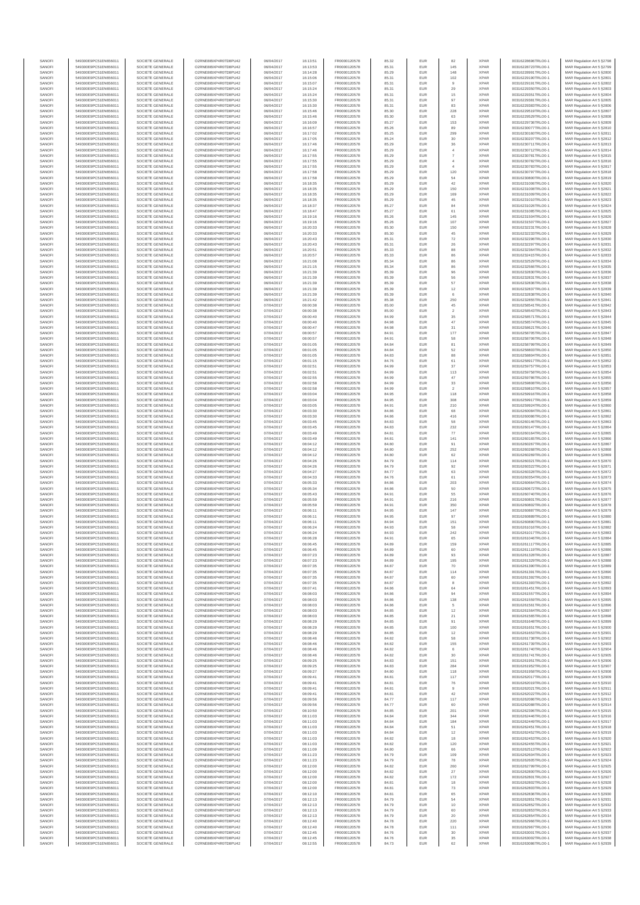| SANOFI | 549300E9PC51EN656011 | SOCIETE GENERALE | O2RNE8IBXP4R0TD8PU42 | 06/04/2017 | 16:13:51 | FR0000120578 | 85.32 | EUR | 82 | XPAR | 00316228696TRLO0-1 | MAR Regulation Art 5 §2798 |
|---|---|---|---|---|---|---|---|---|---|---|---|---|
| SANOFI | 549300E9PC51EN656011 | SOCIETE GENERALE | O2RNE8IBXP4R0TD8PU42 | 06/04/2017 | 16:13:53 | FR0000120578 | 85.31 | EUR | 145 | XPAR | 00316228723TRLO0-1 | MAR Regulation Art 5 §2799 |
| SANOFI | 549300E9PC51EN656011 | SOCIETE GENERALE | O2RNE8IBXP4R0TD8PU42 | 06/04/2017 | 16:14:28 | FR0000120578 | 85.29 | EUR | 148 | XPAR | 00316228991TRLO0-1 | MAR Regulation Art 5 §2800 |
| SANOFI | 549300E9PC51EN656011 | SOCIETE GENERALE | O2RNE8IBXP4R0TD8PU42 | 06/04/2017 | 16:15:06 | FR0000120578 | 85.31 | EUR | 102 | XPAR | 00316229190TRLO0-1 | MAR Regulation Art 5 §2801 |
| SANOFI | 549300E9PC51EN656011 | SOCIETE GENERALE | O2RNE8IBXP4R0TD8PU42 | 06/04/2017 | 16:15:07 | FR0000120578 | 85.31 | EUR | 9 | XPAR | 00316229191TRLO0-1 | MAR Regulation Art 5 §2802 |
| SANOFI | 549300E9PC51EN656011 | SOCIETE GENERALE | O2RNE8IBXP4R0TD8PU42 | 06/04/2017 | 16:15:24 | FR0000120578 | 85.31 | EUR | 29 | XPAR | 00316229350TRLO0-1 | MAR Regulation Art 5 §2803 |
| SANOFI | 549300E9PC51EN656011 | SOCIETE GENERALE | O2RNE8IBXP4R0TD8PU42 | 06/04/2017 | 16:15:24 | FR0000120578 | 85.31 | EUR | 15 | XPAR | 00316229351TRLO0-1 | MAR Regulation Art 5 §2804 |
| SANOFI | 549300E9PC51EN656011 | SOCIETE GENERALE | O2RNE8IBXP4R0TD8PU42 | 06/04/2017 | 16:15:30 | FR0000120578 | 85.31 | EUR | 97 | XPAR | 00316229381TRLO0-1 | MAR Regulation Art 5 §2805 |
| SANOFI | 549300E9PC51EN656011 | SOCIETE GENERALE | O2RNE8IBXP4R0TD8PU42 | 06/04/2017 | 16:15:30 | FR0000120578 | 85.31 | EUR | 83 | XPAR | 00316229383TRLO0-1 | MAR Regulation Art 5 §2806 |
| SANOFI | 549300E9PC51EN656011 | SOCIETE GENERALE | O2RNE8IBXP4R0TD8PU42 | 06/04/2017 | 16:15:46 | FR0000120578 | 85.30 | EUR | 228 | XPAR | 00316229519TRLO0-1 | MAR Regulation Art 5 §2807 |
| SANOFI | 549300E9PC51EN656011 | SOCIETE GENERALE | O2RNE8IBXP4R0TD8PU42 | 06/04/2017 | 16:15:46 | FR0000120578 | 85.30 | EUR | 63 | XPAR | 00316229529TRLO0-1 | MAR Regulation Art 5 §2808 |
| SANOFI | 549300E9PC51EN656011 | SOCIETE GENERALE | O2RNE8IBXP4R0TD8PU42 | 06/04/2017 | 16:16:09 | FR0000120578 | 85.27 | EUR | 153 | XPAR | 00316229738TRLO0-1 | MAR Regulation Art 5 §2809 |
| SANOFI | 549300E9PC51EN656011 | SOCIETE GENERALE | O2RNE8IBXP4R0TD8PU42 | 06/04/2017 | 16:16:57 | FR0000120578 | 85.26 | EUR | 89 | XPAR | 00316230077TRLO0-1 | MAR Regulation Art 5 §2810 |
| SANOFI | 549300E9PC51EN656011 | SOCIETE GENERALE | O2RNE8IBXP4R0TD8PU42 | 06/04/2017 | 16:17:02 | FR0000120578 | 85.25 | EUR | 299 | XPAR | 00316230168TRLO0-1 | MAR Regulation Art 5 §2811 |
| SANOFI | 549300E9PC51EN656011 | SOCIETE GENERALE | O2RNE8IBXP4R0TD8PU42 | 06/04/2017 | 16:17:05 | FR0000120578 | 85.24 | EUR | 30 | XPAR | 00316230207TRLO0-1 | MAR Regulation Art 5 §2812 |
| SANOFI | 549300E9PC51EN656011 | SOCIETE GENERALE | O2RNE8IBXP4R0TD8PU42 | 06/04/2017 | 16:17:46 | FR0000120578 | 85.29 | EUR | 36 | XPAR | 00316230711TRLO0-1 | MAR Regulation Art 5 §2813 |
| SANOFI | 549300E9PC51EN656011 | SOCIETE GENERALE | O2RNE8IBXP4R0TD8PU42 | 06/04/2017 | 16:17:46 | FR0000120578 | 85.29 | EUR | 4 | XPAR | 00316230712TRLO0-1 | MAR Regulation Art 5 §2814 |
| SANOFI | 549300E9PC51EN656011 | SOCIETE GENERALE | O2RNE8IBXP4R0TD8PU42 | 06/04/2017 | 16:17:55 | FR0000120578 | 85.29 | EUR | 7 | XPAR | 00316230781TRLO0-1 | MAR Regulation Art 5 §2815 |
| SANOFI | 549300E9PC51EN656011 | SOCIETE GENERALE | O2RNE8IBXP4R0TD8PU42 | 06/04/2017 | 16:17:55 | FR0000120578 | 85.29 | EUR | 4 | XPAR | 00316230782TRLO0-1 | MAR Regulation Art 5 §2816 |
| SANOFI | 549300E9PC51EN656011 | SOCIETE GENERALE | O2RNE8IBXP4R0TD8PU42 | 06/04/2017 | 16:17:55 | FR0000120578 | 85.29 | EUR | 4 | XPAR | 00316230783TRLO0-1 | MAR Regulation Art 5 §2817 |
| SANOFI | 549300E9PC51EN656011 | SOCIETE GENERALE | O2RNE8IBXP4R0TD8PU42 | 06/04/2017 | 16:17:58 | FR0000120578 | 85.29 | EUR | 120 | XPAR | 00316230797TRLO0-1 | MAR Regulation Art 5 §2818 |
| SANOFI | 549300E9PC51EN656011 | SOCIETE GENERALE | O2RNE8IBXP4R0TD8PU42 | 06/04/2017 | 16:17:58 | FR0000120578 | 85.29 | EUR | 54 | XPAR | 00316230800TRLO0-1 | MAR Regulation Art 5 §2819 |
| SANOFI | 549300E9PC51EN656011 | SOCIETE GENERALE | O2RNE8IBXP4R0TD8PU42 | 06/04/2017 | 16:18:35 | FR0000120578 | 85.29 | EUR | 42 | XPAR | 00316231006TRLO0-1 | MAR Regulation Art 5 §2820 |
| SANOFI | 549300E9PC51EN656011 | SOCIETE GENERALE | O2RNE8IBXP4R0TD8PU42 | 06/04/2017 | 16:18:35 | FR0000120578 | 85.29 | EUR | 150 | XPAR | 00316231008TRLO0-1 | MAR Regulation Art 5 §2821 |
| SANOFI | 549300E9PC51EN656011 | SOCIETE GENERALE | O2RNE8IBXP4R0TD8PU42 | 06/04/2017 | 16:18:35 | FR0000120578 | 85.29 | EUR | 169 | XPAR | 00316231009TRLO0-1 | MAR Regulation Art 5 §2822 |
| SANOFI | 549300E9PC51EN656011 | SOCIETE GENERALE | O2RNE8IBXP4R0TD8PU42 | 06/04/2017 | 16:18:35 | FR0000120578 | 85.29 | EUR | 45 | XPAR | 00316231010TRLO0-1 | MAR Regulation Art 5 §2823 |
| SANOFI | 549300E9PC51EN656011 | SOCIETE GENERALE | O2RNE8IBXP4R0TD8PU42 | 06/04/2017 | 16:18:37 | FR0000120578 | 85.27 | EUR | 84 | XPAR | 00316231026TRLO0-1 | MAR Regulation Art 5 §2824 |
| SANOFI | 549300E9PC51EN656011 | SOCIETE GENERALE | O2RNE8IBXP4R0TD8PU42 | 06/04/2017 | 16:18:47 | FR0000120578 | 85.27 | EUR | 61 | XPAR | 00316231086TRLO0-1 | MAR Regulation Art 5 §2825 |
| SANOFI | 549300E9PC51EN656011 | SOCIETE GENERALE | O2RNE8IBXP4R0TD8PU42 | 06/04/2017 | 16:19:16 | FR0000120578 | 85.26 | EUR | 145 | XPAR | 00316231504TRLO0-1 | MAR Regulation Art 5 §2826 |
| SANOFI | 549300E9PC51EN656011 | SOCIETE GENERALE | O2RNE8IBXP4R0TD8PU42 | 06/04/2017 | 16:19:16 | FR0000120578 | 85.26 | EUR | 107 | XPAR | 00316231507TRLO0-1 | MAR Regulation Art 5 §2827 |
| SANOFI | 549300E9PC51EN656011 | SOCIETE GENERALE | O2RNE8IBXP4R0TD8PU42 | 06/04/2017 | 16:20:33 | FR0000120578 | 85.30 | EUR | 150 | XPAR | 00316232231TRLO0-1 | MAR Regulation Art 5 §2828 |
| SANOFI | 549300E9PC51EN656011 | SOCIETE GENERALE | O2RNE8IBXP4R0TD8PU42 | 06/04/2017 | 16:20:33 | FR0000120578 | 85.30 | EUR | 45 | XPAR | 00316232233TRLO0-1 | MAR Regulation Art 5 §2829 |
| SANOFI | 549300E9PC51EN656011 | SOCIETE GENERALE | O2RNE8IBXP4R0TD8PU42 | 06/04/2017 | 16:20:43 | FR0000120578 | 85.31 | EUR | 72 | XPAR | 00316232296TRLO0-1 | MAR Regulation Art 5 §2830 |
| SANOFI | 549300E9PC51EN656011 | SOCIETE GENERALE | O2RNE8IBXP4R0TD8PU42 | 06/04/2017 | 16:20:43 | FR0000120578 | 85.31 | EUR | 26 | XPAR | 00316232297TRLO0-1 | MAR Regulation Art 5 §2831 |
| SANOFI | 549300E9PC51EN656011 | SOCIETE GENERALE | O2RNE8IBXP4R0TD8PU42 | 06/04/2017 | 16:20:51 | FR0000120578 | 85.33 | EUR | 88 | XPAR | 00316232364TRLO0-1 | MAR Regulation Art 5 §2832 |
| SANOFI | 549300E9PC51EN656011 | SOCIETE GENERALE | O2RNE8IBXP4R0TD8PU42 | 06/04/2017 | 16:20:57 | FR0000120578 | 85.33 | EUR | 86 | XPAR | 00316232415TRLO0-1 | MAR Regulation Art 5 §2833 |
| SANOFI | 549300E9PC51EN656011 | SOCIETE GENERALE | O2RNE8IBXP4R0TD8PU42 | 06/04/2017 | 16:21:08 | FR0000120578 | 85.34 | EUR | 86 | XPAR | 00316232529TRLO0-1 | MAR Regulation Art 5 §2834 |
| SANOFI | 549300E9PC51EN656011 | SOCIETE GENERALE | O2RNE8IBXP4R0TD8PU42 | 06/04/2017 | 16:21:15 | FR0000120578 | 85.34 | EUR | 86 | XPAR | 00316232566TRLO0-1 | MAR Regulation Art 5 §2835 |
| SANOFI | 549300E9PC51EN656011 | SOCIETE GENERALE | O2RNE8IBXP4R0TD8PU42 | 06/04/2017 | 16:21:39 | FR0000120578 | 85.39 | EUR | 96 | XPAR | 00316232830TRLO0-1 | MAR Regulation Art 5 §2836 |
| SANOFI | 549300E9PC51EN656011 | SOCIETE GENERALE | O2RNE8IBXP4R0TD8PU42 | 06/04/2017 | 16:21:39 | FR0000120578 | 85.39 | EUR | 56 | XPAR | 00316232831TRLO0-1 | MAR Regulation Art 5 §2837 |
| SANOFI | 549300E9PC51EN656011 | SOCIETE GENERALE | O2RNE8IBXP4R0TD8PU42 | 06/04/2017 | 16:21:39 | FR0000120578 | 85.39 | EUR | 57 | XPAR | 00316232836TRLO0-1 | MAR Regulation Art 5 §2838 |
| SANOFI | 549300E9PC51EN656011 | SOCIETE GENERALE | O2RNE8IBXP4R0TD8PU42 | 06/04/2017 | 16:21:39 | FR0000120578 | 85.39 | EUR | 12 | XPAR | 00316232837TRLO0-1 | MAR Regulation Art 5 §2839 |
| SANOFI | 549300E9PC51EN656011 | SOCIETE GENERALE | O2RNE8IBXP4R0TD8PU42 | 06/04/2017 | 16:21:39 | FR0000120578 | 85.39 | EUR | 6 | XPAR | 00316232838TRLO0-1 | MAR Regulation Art 5 §2840 |
| SANOFI | 549300E9PC51EN656011 | SOCIETE GENERALE | O2RNE8IBXP4R0TD8PU42 | 06/04/2017 | 16:21:42 | FR0000120578 | 85.38 | EUR | 250 | XPAR | 00316232855TRLO0-1 | MAR Regulation Art 5 §2841 |
| SANOFI | 549300E9PC51EN656011 | SOCIETE GENERALE | O2RNE8IBXP4R0TD8PU42 | 07/04/2017 | 08:00:38 | FR0000120578 | 85.00 | EUR | 45 | XPAR | 00316258541TRLO0-1 | MAR Regulation Art 5 §2842 |
| SANOFI | 549300E9PC51EN656011 | SOCIETE GENERALE | O2RNE8IBXP4R0TD8PU42 | 07/04/2017 | 08:00:38 | FR0000120578 | 85.00 | EUR | 2 | XPAR | 00316258545TRLO0-1 | MAR Regulation Art 5 §2843 |
| SANOFI | 549300E9PC51EN656011 | SOCIETE GENERALE | O2RNE8IBXP4R0TD8PU42 | 07/04/2017 | 08:00:40 | FR0000120578 | 84.99 | EUR | 35 | XPAR | 00316258571TRLO0-1 | MAR Regulation Art 5 §2844 |
| SANOFI | 549300E9PC51EN656011 | SOCIETE GENERALE | O2RNE8IBXP4R0TD8PU42 | 07/04/2017 | 08:00:40 | FR0000120578 | 84.98 | EUR | 47 | XPAR | 00316258574TRLO0-1 | MAR Regulation Art 5 §2845 |
| SANOFI | 549300E9PC51EN656011 | SOCIETE GENERALE | O2RNE8IBXP4R0TD8PU42 | 07/04/2017 | 08:00:47 | FR0000120578 | 84.98 | EUR | 31 | XPAR | 00316258625TRLO0-1 | MAR Regulation Art 5 §2846 |
| SANOFI | 549300E9PC51EN656011 | SOCIETE GENERALE | O2RNE8IBXP4R0TD8PU42 | 07/04/2017 | 08:00:57 | FR0000120578 | 84.91 | EUR | 177 | XPAR | 00316258705TRLO0-1 | MAR Regulation Art 5 §2847 |
| SANOFI | 549300E9PC51EN656011 | SOCIETE GENERALE | O2RNE8IBXP4R0TD8PU42 | 07/04/2017 | 08:00:57 | FR0000120578 | 84.91 | EUR | 58 | XPAR | 00316258706TRLO0-1 | MAR Regulation Art 5 §2848 |
| SANOFI | 549300E9PC51EN656011 | SOCIETE GENERALE | O2RNE8IBXP4R0TD8PU42 | 07/04/2017 | 08:01:05 | FR0000120578 | 84.84 | EUR | 81 | XPAR | 00316258799TRLO0-1 | MAR Regulation Art 5 §2849 |
| SANOFI | 549300E9PC51EN656011 | SOCIETE GENERALE | O2RNE8IBXP4R0TD8PU42 | 07/04/2017 | 08:01:05 | FR0000120578 | 84.84 | EUR | 52 | XPAR | 00316258803TRLO0-1 | MAR Regulation Art 5 §2850 |
| SANOFI | 549300E9PC51EN656011 | SOCIETE GENERALE | O2RNE8IBXP4R0TD8PU42 | 07/04/2017 | 08:01:05 | FR0000120578 | 84.83 | EUR | 88 | XPAR | 00316258804TRLO0-1 | MAR Regulation Art 5 §2851 |
| SANOFI | 549300E9PC51EN656011 | SOCIETE GENERALE | O2RNE8IBXP4R0TD8PU42 | 07/04/2017 | 08:01:15 | FR0000120578 | 84.76 | EUR | 61 | XPAR | 00316258917TRLO0-1 | MAR Regulation Art 5 §2852 |
| SANOFI | 549300E9PC51EN656011 | SOCIETE GENERALE | O2RNE8IBXP4R0TD8PU42 | 07/04/2017 | 08:02:51 | FR0000120578 | 84.99 | EUR | 37 | XPAR | 00316259757TRLO0-1 | MAR Regulation Art 5 §2853 |
| SANOFI | 549300E9PC51EN656011 | SOCIETE GENERALE | O2RNE8IBXP4R0TD8PU42 | 07/04/2017 | 08:02:51 | FR0000120578 | 84.99 | EUR | 113 | XPAR | 00316259758TRLO0-1 | MAR Regulation Art 5 §2854 |
| SANOFI | 549300E9PC51EN656011 | SOCIETE GENERALE | O2RNE8IBXP4R0TD8PU42 | 07/04/2017 | 08:02:55 | FR0000120578 | 84.99 | EUR | 47 | XPAR | 00316259790TRLO0-1 | MAR Regulation Art 5 §2855 |
| SANOFI | 549300E9PC51EN656011 | SOCIETE GENERALE | O2RNE8IBXP4R0TD8PU42 | 07/04/2017 | 08:02:58 | FR0000120578 | 84.99 | EUR | 33 | XPAR | 00316259808TRLO0-1 | MAR Regulation Art 5 §2856 |
| SANOFI | 549300E9PC51EN656011 | SOCIETE GENERALE | O2RNE8IBXP4R0TD8PU42 | 07/04/2017 | 08:02:58 | FR0000120578 | 84.99 | EUR | 2 | XPAR | 00316259810TRLO0-1 | MAR Regulation Art 5 §2857 |
| SANOFI | 549300E9PC51EN656011 | SOCIETE GENERALE | O2RNE8IBXP4R0TD8PU42 | 07/04/2017 | 08:03:04 | FR0000120578 | 84.95 | EUR | 118 | XPAR | 00316259916TRLO0-1 | MAR Regulation Art 5 §2858 |
| SANOFI | 549300E9PC51EN656011 | SOCIETE GENERALE | O2RNE8IBXP4R0TD8PU42 | 07/04/2017 | 08:03:04 | FR0000120578 | 84.95 | EUR | 308 | XPAR | 00316259917TRLO0-1 | MAR Regulation Art 5 §2859 |
| SANOFI | 549300E9PC51EN656011 | SOCIETE GENERALE | O2RNE8IBXP4R0TD8PU42 | 07/04/2017 | 08:03:05 | FR0000120578 | 84.91 | EUR | 210 | XPAR | 00316259924TRLO0-1 | MAR Regulation Art 5 §2860 |
| SANOFI | 549300E9PC51EN656011 | SOCIETE GENERALE | O2RNE8IBXP4R0TD8PU42 | 07/04/2017 | 08:03:30 | FR0000120578 | 84.86 | EUR | 68 | XPAR | 00316260084TRLO0-1 | MAR Regulation Art 5 §2861 |
| SANOFI | 549300E9PC51EN656011 | SOCIETE GENERALE | O2RNE8IBXP4R0TD8PU42 | 07/04/2017 | 08:03:30 | FR0000120578 | 84.86 | EUR | 416 | XPAR | 00316260086TRLO0-1 | MAR Regulation Art 5 §2862 |
| SANOFI | 549300E9PC51EN656011 | SOCIETE GENERALE | O2RNE8IBXP4R0TD8PU42 | 07/04/2017 | 08:03:45 | FR0000120578 | 84.83 | EUR | 58 | XPAR | 00316260146TRLO0-1 | MAR Regulation Art 5 §2863 |
| SANOFI | 549300E9PC51EN656011 | SOCIETE GENERALE | O2RNE8IBXP4R0TD8PU42 | 07/04/2017 | 08:03:45 | FR0000120578 | 84.83 | EUR | 232 | XPAR | 00316260147TRLO0-1 | MAR Regulation Art 5 §2864 |
| SANOFI | 549300E9PC51EN656011 | SOCIETE GENERALE | O2RNE8IBXP4R0TD8PU42 | 07/04/2017 | 08:03:49 | FR0000120578 | 84.81 | EUR | 77 | XPAR | 00316260164TRLO0-1 | MAR Regulation Art 5 §2865 |
| SANOFI | 549300E9PC51EN656011 | SOCIETE GENERALE | O2RNE8IBXP4R0TD8PU42 | 07/04/2017 | 08:03:49 | FR0000120578 | 84.81 | EUR | 141 | XPAR | 00316260165TRLO0-1 | MAR Regulation Art 5 §2866 |
| SANOFI | 549300E9PC51EN656011 | SOCIETE GENERALE | O2RNE8IBXP4R0TD8PU42 | 07/04/2017 | 08:04:12 | FR0000120578 | 84.80 | EUR | 91 | XPAR | 00316260267TRLO0-1 | MAR Regulation Art 5 §2867 |
| SANOFI | 549300E9PC51EN656011 | SOCIETE GENERALE | O2RNE8IBXP4R0TD8PU42 | 07/04/2017 | 08:04:12 | FR0000120578 | 84.80 | EUR | 252 | XPAR | 00316260268TRLO0-1 | MAR Regulation Art 5 §2868 |
| SANOFI | 549300E9PC51EN656011 | SOCIETE GENERALE | O2RNE8IBXP4R0TD8PU42 | 07/04/2017 | 08:04:12 | FR0000120578 | 84.80 | EUR | 62 | XPAR | 00316260269TRLO0-1 | MAR Regulation Art 5 §2869 |
| SANOFI | 549300E9PC51EN656011 | SOCIETE GENERALE | O2RNE8IBXP4R0TD8PU42 | 07/04/2017 | 08:04:26 | FR0000120578 | 84.79 | EUR | 114 | XPAR | 00316260321TRLO0-1 | MAR Regulation Art 5 §2870 |
| SANOFI | 549300E9PC51EN656011 | SOCIETE GENERALE | O2RNE8IBXP4R0TD8PU42 | 07/04/2017 | 08:04:26 | FR0000120578 | 84.79 | EUR | 92 | XPAR | 00316260322TRLO0-1 | MAR Regulation Art 5 §2871 |
| SANOFI | 549300E9PC51EN656011 | SOCIETE GENERALE | O2RNE8IBXP4R0TD8PU42 | 07/04/2017 | 08:04:27 | FR0000120578 | 84.77 | EUR | 63 | XPAR | 00316260328TRLO0-1 | MAR Regulation Art 5 §2872 |
| SANOFI | 549300E9PC51EN656011 | SOCIETE GENERALE | O2RNE8IBXP4R0TD8PU42 | 07/04/2017 | 08:04:33 | FR0000120578 | 84.76 | EUR | 61 | XPAR | 00316260354TRLO0-1 | MAR Regulation Art 5 §2873 |
| SANOFI | 549300E9PC51EN656011 | SOCIETE GENERALE | O2RNE8IBXP4R0TD8PU42 | 07/04/2017 | 08:05:33 | FR0000120578 | 84.86 | EUR | 203 | XPAR | 00316260664TRLO0-1 | MAR Regulation Art 5 §2874 |
| SANOFI | 549300E9PC51EN656011 | SOCIETE GENERALE | O2RNE8IBXP4R0TD8PU42 | 07/04/2017 | 08:05:34 | FR0000120578 | 84.86 | EUR | 50 | XPAR | 00316260672TRLO0-1 | MAR Regulation Art 5 §2875 |
| SANOFI | 549300E9PC51EN656011 | SOCIETE GENERALE | O2RNE8IBXP4R0TD8PU42 | 07/04/2017 | 08:05:43 | FR0000120578 | 84.91 | EUR | 55 | XPAR | 00316260740TRLO0-1 | MAR Regulation Art 5 §2876 |
| SANOFI | 549300E9PC51EN656011 | SOCIETE GENERALE | O2RNE8IBXP4R0TD8PU42 | 07/04/2017 | 08:05:59 | FR0000120578 | 84.91 | EUR | 216 | XPAR | 00316260801TRLO0-1 | MAR Regulation Art 5 §2877 |
| SANOFI | 549300E9PC51EN656011 | SOCIETE GENERALE | O2RNE8IBXP4R0TD8PU42 | 07/04/2017 | 08:05:59 | FR0000120578 | 84.91 | EUR | 350 | XPAR | 00316260802TRLO0-1 | MAR Regulation Art 5 §2878 |
| SANOFI | 549300E9PC51EN656011 | SOCIETE GENERALE | O2RNE8IBXP4R0TD8PU42 | 07/04/2017 | 08:06:11 | FR0000120578 | 84.95 | EUR | 147 | XPAR | 00316260887TRLO0-1 | MAR Regulation Art 5 §2879 |
| SANOFI | 549300E9PC51EN656011 | SOCIETE GENERALE | O2RNE8IBXP4R0TD8PU42 | 07/04/2017 | 08:06:11 | FR0000120578 | 84.95 | EUR | 97 | XPAR | 00316260889TRLO0-1 | MAR Regulation Art 5 §2880 |
| SANOFI | 549300E9PC51EN656011 | SOCIETE GENERALE | O2RNE8IBXP4R0TD8PU42 | 07/04/2017 | 08:06:11 | FR0000120578 | 84.94 | EUR | 151 | XPAR | 00316260896TRLO0-1 | MAR Regulation Art 5 §2881 |
| SANOFI | 549300E9PC51EN656011 | SOCIETE GENERALE | O2RNE8IBXP4R0TD8PU42 | 07/04/2017 | 08:06:24 | FR0000120578 | 84.93 | EUR | 58 | XPAR | 00316261016TRLO0-1 | MAR Regulation Art 5 §2882 |
| SANOFI | 549300E9PC51EN656011 | SOCIETE GENERALE | O2RNE8IBXP4R0TD8PU42 | 07/04/2017 | 08:06:24 | FR0000120578 | 84.93 | EUR | 242 | XPAR | 00316261017TRLO0-1 | MAR Regulation Art 5 §2883 |
| SANOFI | 549300E9PC51EN656011 | SOCIETE GENERALE | O2RNE8IBXP4R0TD8PU42 | 07/04/2017 | 08:06:28 | FR0000120578 | 84.91 | EUR | 65 | XPAR | 00316261046TRLO0-1 | MAR Regulation Art 5 §2884 |
| SANOFI | 549300E9PC51EN656011 | SOCIETE GENERALE | O2RNE8IBXP4R0TD8PU42 | 07/04/2017 | 08:06:45 | FR0000120578 | 84.89 | EUR | 159 | XPAR | 00316261117TRLO0-1 | MAR Regulation Art 5 §2885 |
| SANOFI | 549300E9PC51EN656011 | SOCIETE GENERALE | O2RNE8IBXP4R0TD8PU42 | 07/04/2017 | 08:06:45 | FR0000120578 | 84.89 | EUR | 60 | XPAR | 00316261119TRLO0-1 | MAR Regulation Art 5 §2886 |
| SANOFI | 549300E9PC51EN656011 | SOCIETE GENERALE | O2RNE8IBXP4R0TD8PU42 | 07/04/2017 | 08:07:23 | FR0000120578 | 84.89 | EUR | 93 | XPAR | 00316261328TRLO0-1 | MAR Regulation Art 5 §2887 |
| SANOFI | 549300E9PC51EN656011 | SOCIETE GENERALE | O2RNE8IBXP4R0TD8PU42 | 07/04/2017 | 08:07:23 | FR0000120578 | 84.89 | EUR | 195 | XPAR | 00316261329TRLO0-1 | MAR Regulation Art 5 §2888 |
| SANOFI | 549300E9PC51EN656011 | SOCIETE GENERALE | O2RNE8IBXP4R0TD8PU42 | 07/04/2017 | 08:07:35 | FR0000120578 | 84.87 | EUR | 70 | XPAR | 00316261390TRLO0-1 | MAR Regulation Art 5 §2889 |
| SANOFI | 549300E9PC51EN656011 | SOCIETE GENERALE | O2RNE8IBXP4R0TD8PU42 | 07/04/2017 | 08:07:35 | FR0000120578 | 84.87 | EUR | 114 | XPAR | 00316261391TRLO0-1 | MAR Regulation Art 5 §2890 |
| SANOFI | 549300E9PC51EN656011 | SOCIETE GENERALE | O2RNE8IBXP4R0TD8PU42 | 07/04/2017 | 08:07:35 | FR0000120578 | 84.87 | EUR | 60 | XPAR | 00316261392TRLO0-1 | MAR Regulation Art 5 §2891 |
| SANOFI | 549300E9PC51EN656011 | SOCIETE GENERALE | O2RNE8IBXP4R0TD8PU42 | 07/04/2017 | 08:07:35 | FR0000120578 | 84.87 | EUR | 8 | XPAR | 00316261393TRLO0-1 | MAR Regulation Art 5 §2892 |
| SANOFI | 549300E9PC51EN656011 | SOCIETE GENERALE | O2RNE8IBXP4R0TD8PU42 | 07/04/2017 | 08:07:41 | FR0000120578 | 84.86 | EUR | 64 | XPAR | 00316261451TRLO0-1 | MAR Regulation Art 5 §2893 |
| SANOFI | 549300E9PC51EN656011 | SOCIETE GENERALE | O2RNE8IBXP4R0TD8PU42 | 07/04/2017 | 08:08:03 | FR0000120578 | 84.86 | EUR | 94 | XPAR | 00316261557TRLO0-1 | MAR Regulation Art 5 §2894 |
| SANOFI | 549300E9PC51EN656011 | SOCIETE GENERALE | O2RNE8IBXP4R0TD8PU42 | 07/04/2017 | 08:08:03 | FR0000120578 | 84.86 | EUR | 138 | XPAR | 00316261559TRLO0-1 | MAR Regulation Art 5 §2895 |
| SANOFI | 549300E9PC51EN656011 | SOCIETE GENERALE | O2RNE8IBXP4R0TD8PU42 | 07/04/2017 | 08:08:03 | FR0000120578 | 84.86 | EUR | 5 | XPAR | 00316261561TRLO0-1 | MAR Regulation Art 5 §2896 |
| SANOFI | 549300E9PC51EN656011 | SOCIETE GENERALE | O2RNE8IBXP4R0TD8PU42 | 07/04/2017 | 08:08:03 | FR0000120578 | 84.85 | EUR | 12 | XPAR | 00316261564TRLO0-1 | MAR Regulation Art 5 §2897 |
| SANOFI | 549300E9PC51EN656011 | SOCIETE GENERALE | O2RNE8IBXP4R0TD8PU42 | 07/04/2017 | 08:08:03 | FR0000120578 | 84.85 | EUR | 21 | XPAR | 00316261565TRLO0-1 | MAR Regulation Art 5 §2898 |
| SANOFI | 549300E9PC51EN656011 | SOCIETE GENERALE | O2RNE8IBXP4R0TD8PU42 | 07/04/2017 | 08:08:29 | FR0000120578 | 84.85 | EUR | 91 | XPAR | 00316261648TRLO0-1 | MAR Regulation Art 5 §2899 |
| SANOFI | 549300E9PC51EN656011 | SOCIETE GENERALE | O2RNE8IBXP4R0TD8PU42 | 07/04/2017 | 08:08:29 | FR0000120578 | 84.85 | EUR | 100 | XPAR | 00316261651TRLO0-1 | MAR Regulation Art 5 §2900 |
| SANOFI | 549300E9PC51EN656011 | SOCIETE GENERALE | O2RNE8IBXP4R0TD8PU42 | 07/04/2017 | 08:08:29 | FR0000120578 | 84.85 | EUR | 12 | XPAR | 00316261652TRLO0-1 | MAR Regulation Art 5 §2901 |
| SANOFI | 549300E9PC51EN656011 | SOCIETE GENERALE | O2RNE8IBXP4R0TD8PU42 | 07/04/2017 | 08:08:46 | FR0000120578 | 84.82 | EUR | 58 | XPAR | 00316261738TRLO0-1 | MAR Regulation Art 5 §2902 |
| SANOFI | 549300E9PC51EN656011 | SOCIETE GENERALE | O2RNE8IBXP4R0TD8PU42 | 07/04/2017 | 08:08:46 | FR0000120578 | 84.82 | EUR | 155 | XPAR | 00316261739TRLO0-1 | MAR Regulation Art 5 §2903 |
| SANOFI | 549300E9PC51EN656011 | SOCIETE GENERALE | O2RNE8IBXP4R0TD8PU42 | 07/04/2017 | 08:08:46 | FR0000120578 | 84.82 | EUR | 6 | XPAR | 00316261740TRLO0-1 | MAR Regulation Art 5 §2904 |
| SANOFI | 549300E9PC51EN656011 | SOCIETE GENERALE | O2RNE8IBXP4R0TD8PU42 | 07/04/2017 | 08:08:46 | FR0000120578 | 84.82 | EUR | 30 | XPAR | 00316261741TRLO0-1 | MAR Regulation Art 5 §2905 |
| SANOFI | 549300E9PC51EN656011 | SOCIETE GENERALE | O2RNE8IBXP4R0TD8PU42 | 07/04/2017 | 08:09:25 | FR0000120578 | 84.83 | EUR | 151 | XPAR | 00316261951TRLO0-1 | MAR Regulation Art 5 §2906 |
| SANOFI | 549300E9PC51EN656011 | SOCIETE GENERALE | O2RNE8IBXP4R0TD8PU42 | 07/04/2017 | 08:09:25 | FR0000120578 | 84.83 | EUR | 284 | XPAR | 00316261952TRLO0-1 | MAR Regulation Art 5 §2907 |
| SANOFI | 549300E9PC51EN656011 | SOCIETE GENERALE | O2RNE8IBXP4R0TD8PU42 | 07/04/2017 | 08:09:27 | FR0000120578 | 84.80 | EUR | 118 | XPAR | 00316261958TRLO0-1 | MAR Regulation Art 5 §2908 |
| SANOFI | 549300E9PC51EN656011 | SOCIETE GENERALE | O2RNE8IBXP4R0TD8PU42 | 07/04/2017 | 08:09:41 | FR0000120578 | 84.81 | EUR | 117 | XPAR | 00316262017TRLO0-1 | MAR Regulation Art 5 §2909 |
| SANOFI | 549300E9PC51EN656011 | SOCIETE GENERALE | O2RNE8IBXP4R0TD8PU42 | 07/04/2017 | 08:09:41 | FR0000120578 | 84.81 | EUR | 76 | XPAR | 00316262019TRLO0-1 | MAR Regulation Art 5 §2910 |
| SANOFI | 549300E9PC51EN656011 | SOCIETE GENERALE | O2RNE8IBXP4R0TD8PU42 | 07/04/2017 | 08:09:41 | FR0000120578 | 84.81 | EUR | 9 | XPAR | 00316262021TRLO0-1 | MAR Regulation Art 5 §2911 |
| SANOFI | 549300E9PC51EN656011 | SOCIETE GENERALE | O2RNE8IBXP4R0TD8PU42 | 07/04/2017 | 08:09:41 | FR0000120578 | 84.81 | EUR | 42 | XPAR | 00316262022TRLO0-1 | MAR Regulation Art 5 §2912 |
| SANOFI | 549300E9PC51EN656011 | SOCIETE GENERALE | O2RNE8IBXP4R0TD8PU42 | 07/04/2017 | 08:09:56 | FR0000120578 | 84.77 | EUR | 117 | XPAR | 00316262086TRLO0-1 | MAR Regulation Art 5 §2913 |
| SANOFI | 549300E9PC51EN656011 | SOCIETE GENERALE | O2RNE8IBXP4R0TD8PU42 | 07/04/2017 | 08:09:56 | FR0000120578 | 84.77 | EUR | 60 | XPAR | 00316262088TRLO0-1 | MAR Regulation Art 5 §2914 |
| SANOFI | 549300E9PC51EN656011 | SOCIETE GENERALE | O2RNE8IBXP4R0TD8PU42 | 07/04/2017 | 08:10:50 | FR0000120578 | 84.85 | EUR | 201 | XPAR | 00316262396TRLO0-1 | MAR Regulation Art 5 §2915 |
| SANOFI | 549300E9PC51EN656011 | SOCIETE GENERALE | O2RNE8IBXP4R0TD8PU42 | 07/04/2017 | 08:11:03 | FR0000120578 | 84.84 | EUR | 344 | XPAR | 00316262446TRLO0-1 | MAR Regulation Art 5 §2916 |
| SANOFI | 549300E9PC51EN656011 | SOCIETE GENERALE | O2RNE8IBXP4R0TD8PU42 | 07/04/2017 | 08:11:03 | FR0000120578 | 84.84 | EUR | 184 | XPAR | 00316262449TRLO0-1 | MAR Regulation Art 5 §2917 |
| SANOFI | 549300E9PC51EN656011 | SOCIETE GENERALE | O2RNE8IBXP4R0TD8PU42 | 07/04/2017 | 08:11:03 | FR0000120578 | 84.84 | EUR | 51 | XPAR | 00316262451TRLO0-1 | MAR Regulation Art 5 §2918 |
| SANOFI | 549300E9PC51EN656011 | SOCIETE GENERALE | O2RNE8IBXP4R0TD8PU42 | 07/04/2017 | 08:11:03 | FR0000120578 | 84.84 | EUR | 12 | XPAR | 00316262452TRLO0-1 | MAR Regulation Art 5 §2919 |
| SANOFI | 549300E9PC51EN656011 | SOCIETE GENERALE | O2RNE8IBXP4R0TD8PU42 | 07/04/2017 | 08:11:03 | FR0000120578 | 84.82 | EUR | 18 | XPAR | 00316262453TRLO0-1 | MAR Regulation Art 5 §2920 |
| SANOFI | 549300E9PC51EN656011 | SOCIETE GENERALE | O2RNE8IBXP4R0TD8PU42 | 07/04/2017 | 08:11:03 | FR0000120578 | 84.82 | EUR | 120 | XPAR | 00316262455TRLO0-1 | MAR Regulation Art 5 §2921 |
| SANOFI | 549300E9PC51EN656011 | SOCIETE GENERALE | O2RNE8IBXP4R0TD8PU42 | 07/04/2017 | 08:11:09 | FR0000120578 | 84.80 | EUR | 66 | XPAR | 00316262513TRLO0-1 | MAR Regulation Art 5 §2922 |
| SANOFI | 549300E9PC51EN656011 | SOCIETE GENERALE | O2RNE8IBXP4R0TD8PU42 | 07/04/2017 | 08:11:23 | FR0000120578 | 84.79 | EUR | 109 | XPAR | 00316262604TRLO0-1 | MAR Regulation Art 5 §2923 |
| SANOFI | 549300E9PC51EN656011 | SOCIETE GENERALE | O2RNE8IBXP4R0TD8PU42 | 07/04/2017 | 08:11:23 | FR0000120578 | 84.79 | EUR | 78 | XPAR | 00316262605TRLO0-1 | MAR Regulation Art 5 §2924 |
| SANOFI | 549300E9PC51EN656011 | SOCIETE GENERALE | O2RNE8IBXP4R0TD8PU42 | 07/04/2017 | 08:12:00 | FR0000120578 | 84.82 | EUR | 260 | XPAR | 00316262799TRLO0-1 | MAR Regulation Art 5 §2925 |
| SANOFI | 549300E9PC51EN656011 | SOCIETE GENERALE | O2RNE8IBXP4R0TD8PU42 | 07/04/2017 | 08:12:00 | FR0000120578 | 84.82 | EUR | 27 | XPAR | 00316262800TRLO0-1 | MAR Regulation Art 5 §2926 |
| SANOFI | 549300E9PC51EN656011 | SOCIETE GENERALE | O2RNE8IBXP4R0TD8PU42 | 07/04/2017 | 08:12:00 | FR0000120578 | 84.82 | EUR | 172 | XPAR | 00316262801TRLO0-1 | MAR Regulation Art 5 §2927 |
| SANOFI | 549300E9PC51EN656011 | SOCIETE GENERALE | O2RNE8IBXP4R0TD8PU42 | 07/04/2017 | 08:12:00 | FR0000120578 | 84.81 | EUR | 18 | XPAR | 00316262802TRLO0-1 | MAR Regulation Art 5 §2928 |
| SANOFI | 549300E9PC51EN656011 | SOCIETE GENERALE | O2RNE8IBXP4R0TD8PU42 | 07/04/2017 | 08:12:00 | FR0000120578 | 84.81 | EUR | 73 | XPAR | 00316262803TRLO0-1 | MAR Regulation Art 5 §2929 |
| SANOFI | 549300E9PC51EN656011 | SOCIETE GENERALE | O2RNE8IBXP4R0TD8PU42 | 07/04/2017 | 08:12:10 | FR0000120578 | 84.81 | EUR | 65 | XPAR | 00316262836TRLO0-1 | MAR Regulation Art 5 §2930 |
| SANOFI | 549300E9PC51EN656011 | SOCIETE GENERALE | O2RNE8IBXP4R0TD8PU42 | 07/04/2017 | 08:12:13 | FR0000120578 | 84.79 | EUR | 54 | XPAR | 00316262851TRLO0-1 | MAR Regulation Art 5 §2931 |
| SANOFI | 549300E9PC51EN656011 | SOCIETE GENERALE | O2RNE8IBXP4R0TD8PU42 | 07/04/2017 | 08:12:13 | FR0000120578 | 84.79 | EUR | 10 | XPAR | 00316262852TRLO0-1 | MAR Regulation Art 5 §2932 |
| SANOFI | 549300E9PC51EN656011 | SOCIETE GENERALE | O2RNE8IBXP4R0TD8PU42 | 07/04/2017 | 08:12:13 | FR0000120578 | 84.79 | EUR | 60 | XPAR | 00316262853TRLO0-1 | MAR Regulation Art 5 §2933 |
| SANOFI | 549300E9PC51EN656011 | SOCIETE GENERALE | O2RNE8IBXP4R0TD8PU42 | 07/04/2017 | 08:12:13 | FR0000120578 | 84.79 | EUR | 20 | XPAR | 00316262854TRLO0-1 | MAR Regulation Art 5 §2934 |
| SANOFI | 549300E9PC51EN656011 | SOCIETE GENERALE | O2RNE8IBXP4R0TD8PU42 | 07/04/2017 | 08:12:40 | FR0000120578 | 84.78 | EUR | 220 | XPAR | 00316262966TRLO0-1 | MAR Regulation Art 5 §2935 |
| SANOFI | 549300E9PC51EN656011 | SOCIETE GENERALE | O2RNE8IBXP4R0TD8PU42 | 07/04/2017 | 08:12:40 | FR0000120578 | 84.78 | EUR | 111 | XPAR | 00316262967TRLO0-1 | MAR Regulation Art 5 §2936 |
| SANOFI | 549300E9PC51EN656011 | SOCIETE GENERALE | O2RNE8IBXP4R0TD8PU42 | 07/04/2017 | 08:12:45 | FR0000120578 | 84.76 | EUR | 30 | XPAR | 00316263001TRLO0-1 | MAR Regulation Art 5 §2937 |
| SANOFI | 549300E9PC51EN656011 | SOCIETE GENERALE | O2RNE8IBXP4R0TD8PU42 | 07/04/2017 | 08:12:45 | FR0000120578 | 84.76 | EUR | 35 | XPAR | 00316263002TRLO0-1 | MAR Regulation Art 5 §2938 |
| SANOFI | 549300E9PC51EN656011 | SOCIETE GENERALE | O2RNE8IBXP4R0TD8PU42 | 07/04/2017 | 08:12:55 | FR0000120578 | 84.73 | EUR | 62 | XPAR | 00316263086TRLO0-1 | MAR Regulation Art 5 §2939 |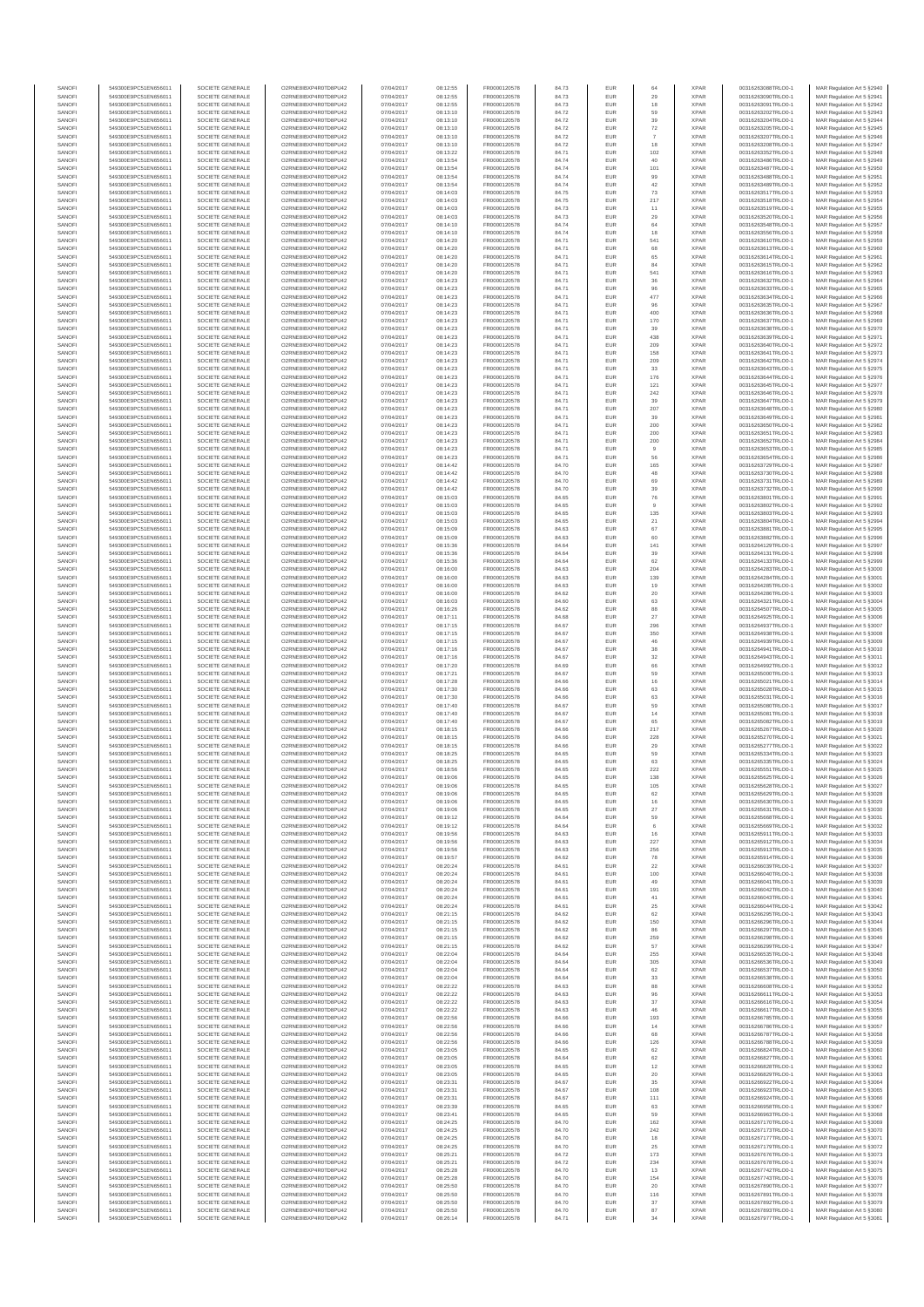| | | | | | | | | | | | | |
|---|---|---|---|---|---|---|---|---|---|---|---|---|
| SANOFI | 549300E9PC51EN656011 | SOCIETE GENERALE | O2RNE8IBXP4R0TD8PU42 | 07/04/2017 | 08:12:55 | FR0000120578 | 84.73 | EUR | 64 | XPAR | 00316263088TRLO0-1 | MAR Regulation Art 5 §2940 |
| SANOFI | 549300E9PC51EN656011 | SOCIETE GENERALE | O2RNE8IBXP4R0TD8PU42 | 07/04/2017 | 08:12:55 | FR0000120578 | 84.73 | EUR | 29 | XPAR | 00316263090TRLO0-1 | MAR Regulation Art 5 §2941 |
| SANOFI | 549300E9PC51EN656011 | SOCIETE GENERALE | O2RNE8IBXP4R0TD8PU42 | 07/04/2017 | 08:12:55 | FR0000120578 | 84.73 | EUR | 18 | XPAR | 00316263091TRLO0-1 | MAR Regulation Art 5 §2942 |
| SANOFI | 549300E9PC51EN656011 | SOCIETE GENERALE | O2RNE8IBXP4R0TD8PU42 | 07/04/2017 | 08:13:10 | FR0000120578 | 84.72 | EUR | 59 | XPAR | 00316263202TRLO0-1 | MAR Regulation Art 5 §2943 |
| SANOFI | 549300E9PC51EN656011 | SOCIETE GENERALE | O2RNE8IBXP4R0TD8PU42 | 07/04/2017 | 08:13:10 | FR0000120578 | 84.72 | EUR | 39 | XPAR | 00316263204TRLO0-1 | MAR Regulation Art 5 §2944 |
| SANOFI | 549300E9PC51EN656011 | SOCIETE GENERALE | O2RNE8IBXP4R0TD8PU42 | 07/04/2017 | 08:13:10 | FR0000120578 | 84.72 | EUR | 72 | XPAR | 00316263205TRLO0-1 | MAR Regulation Art 5 §2945 |
| SANOFI | 549300E9PC51EN656011 | SOCIETE GENERALE | O2RNE8IBXP4R0TD8PU42 | 07/04/2017 | 08:13:10 | FR0000120578 | 84.72 | EUR | 7 | XPAR | 00316263207TRLO0-1 | MAR Regulation Art 5 §2946 |
| SANOFI | 549300E9PC51EN656011 | SOCIETE GENERALE | O2RNE8IBXP4R0TD8PU42 | 07/04/2017 | 08:13:10 | FR0000120578 | 84.72 | EUR | 18 | XPAR | 00316263208TRLO0-1 | MAR Regulation Art 5 §2947 |
| SANOFI | 549300E9PC51EN656011 | SOCIETE GENERALE | O2RNE8IBXP4R0TD8PU42 | 07/04/2017 | 08:13:22 | FR0000120578 | 84.71 | EUR | 102 | XPAR | 00316263352TRLO0-1 | MAR Regulation Art 5 §2948 |
| SANOFI | 549300E9PC51EN656011 | SOCIETE GENERALE | O2RNE8IBXP4R0TD8PU42 | 07/04/2017 | 08:13:54 | FR0000120578 | 84.74 | EUR | 40 | XPAR | 00316263486TRLO0-1 | MAR Regulation Art 5 §2949 |
| SANOFI | 549300E9PC51EN656011 | SOCIETE GENERALE | O2RNE8IBXP4R0TD8PU42 | 07/04/2017 | 08:13:54 | FR0000120578 | 84.74 | EUR | 101 | XPAR | 00316263487TRLO0-1 | MAR Regulation Art 5 §2950 |
| SANOFI | 549300E9PC51EN656011 | SOCIETE GENERALE | O2RNE8IBXP4R0TD8PU42 | 07/04/2017 | 08:13:54 | FR0000120578 | 84.74 | EUR | 99 | XPAR | 00316263488TRLO0-1 | MAR Regulation Art 5 §2951 |
| SANOFI | 549300E9PC51EN656011 | SOCIETE GENERALE | O2RNE8IBXP4R0TD8PU42 | 07/04/2017 | 08:13:54 | FR0000120578 | 84.74 | EUR | 42 | XPAR | 00316263489TRLO0-1 | MAR Regulation Art 5 §2952 |
| SANOFI | 549300E9PC51EN656011 | SOCIETE GENERALE | O2RNE8IBXP4R0TD8PU42 | 07/04/2017 | 08:14:03 | FR0000120578 | 84.75 | EUR | 73 | XPAR | 00316263517TRLO0-1 | MAR Regulation Art 5 §2953 |
| SANOFI | 549300E9PC51EN656011 | SOCIETE GENERALE | O2RNE8IBXP4R0TD8PU42 | 07/04/2017 | 08:14:03 | FR0000120578 | 84.75 | EUR | 217 | XPAR | 00316263518TRLO0-1 | MAR Regulation Art 5 §2954 |
| SANOFI | 549300E9PC51EN656011 | SOCIETE GENERALE | O2RNE8IBXP4R0TD8PU42 | 07/04/2017 | 08:14:03 | FR0000120578 | 84.73 | EUR | 11 | XPAR | 00316263519TRLO0-1 | MAR Regulation Art 5 §2955 |
| SANOFI | 549300E9PC51EN656011 | SOCIETE GENERALE | O2RNE8IBXP4R0TD8PU42 | 07/04/2017 | 08:14:03 | FR0000120578 | 84.73 | EUR | 29 | XPAR | 00316263520TRLO0-1 | MAR Regulation Art 5 §2956 |
| SANOFI | 549300E9PC51EN656011 | SOCIETE GENERALE | O2RNE8IBXP4R0TD8PU42 | 07/04/2017 | 08:14:10 | FR0000120578 | 84.74 | EUR | 64 | XPAR | 00316263548TRLO0-1 | MAR Regulation Art 5 §2957 |
| SANOFI | 549300E9PC51EN656011 | SOCIETE GENERALE | O2RNE8IBXP4R0TD8PU42 | 07/04/2017 | 08:14:10 | FR0000120578 | 84.74 | EUR | 18 | XPAR | 00316263556TRLO0-1 | MAR Regulation Art 5 §2958 |
| SANOFI | 549300E9PC51EN656011 | SOCIETE GENERALE | O2RNE8IBXP4R0TD8PU42 | 07/04/2017 | 08:14:20 | FR0000120578 | 84.71 | EUR | 541 | XPAR | 00316263610TRLO0-1 | MAR Regulation Art 5 §2959 |
| SANOFI | 549300E9PC51EN656011 | SOCIETE GENERALE | O2RNE8IBXP4R0TD8PU42 | 07/04/2017 | 08:14:20 | FR0000120578 | 84.71 | EUR | 68 | XPAR | 00316263613TRLO0-1 | MAR Regulation Art 5 §2960 |
| SANOFI | 549300E9PC51EN656011 | SOCIETE GENERALE | O2RNE8IBXP4R0TD8PU42 | 07/04/2017 | 08:14:20 | FR0000120578 | 84.71 | EUR | 65 | XPAR | 00316263614TRLO0-1 | MAR Regulation Art 5 §2961 |
| SANOFI | 549300E9PC51EN656011 | SOCIETE GENERALE | O2RNE8IBXP4R0TD8PU42 | 07/04/2017 | 08:14:20 | FR0000120578 | 84.71 | EUR | 84 | XPAR | 00316263615TRLO0-1 | MAR Regulation Art 5 §2962 |
| SANOFI | 549300E9PC51EN656011 | SOCIETE GENERALE | O2RNE8IBXP4R0TD8PU42 | 07/04/2017 | 08:14:20 | FR0000120578 | 84.71 | EUR | 541 | XPAR | 00316263616TRLO0-1 | MAR Regulation Art 5 §2963 |
| SANOFI | 549300E9PC51EN656011 | SOCIETE GENERALE | O2RNE8IBXP4R0TD8PU42 | 07/04/2017 | 08:14:23 | FR0000120578 | 84.71 | EUR | 36 | XPAR | 00316263632TRLO0-1 | MAR Regulation Art 5 §2964 |
| SANOFI | 549300E9PC51EN656011 | SOCIETE GENERALE | O2RNE8IBXP4R0TD8PU42 | 07/04/2017 | 08:14:23 | FR0000120578 | 84.71 | EUR | 96 | XPAR | 00316263633TRLO0-1 | MAR Regulation Art 5 §2965 |
| SANOFI | 549300E9PC51EN656011 | SOCIETE GENERALE | O2RNE8IBXP4R0TD8PU42 | 07/04/2017 | 08:14:23 | FR0000120578 | 84.71 | EUR | 477 | XPAR | 00316263634TRLO0-1 | MAR Regulation Art 5 §2966 |
| SANOFI | 549300E9PC51EN656011 | SOCIETE GENERALE | O2RNE8IBXP4R0TD8PU42 | 07/04/2017 | 08:14:23 | FR0000120578 | 84.71 | EUR | 96 | XPAR | 00316263635TRLO0-1 | MAR Regulation Art 5 §2967 |
| SANOFI | 549300E9PC51EN656011 | SOCIETE GENERALE | O2RNE8IBXP4R0TD8PU42 | 07/04/2017 | 08:14:23 | FR0000120578 | 84.71 | EUR | 400 | XPAR | 00316263636TRLO0-1 | MAR Regulation Art 5 §2968 |
| SANOFI | 549300E9PC51EN656011 | SOCIETE GENERALE | O2RNE8IBXP4R0TD8PU42 | 07/04/2017 | 08:14:23 | FR0000120578 | 84.71 | EUR | 170 | XPAR | 00316263637TRLO0-1 | MAR Regulation Art 5 §2969 |
| SANOFI | 549300E9PC51EN656011 | SOCIETE GENERALE | O2RNE8IBXP4R0TD8PU42 | 07/04/2017 | 08:14:23 | FR0000120578 | 84.71 | EUR | 39 | XPAR | 00316263638TRLO0-1 | MAR Regulation Art 5 §2970 |
| SANOFI | 549300E9PC51EN656011 | SOCIETE GENERALE | O2RNE8IBXP4R0TD8PU42 | 07/04/2017 | 08:14:23 | FR0000120578 | 84.71 | EUR | 438 | XPAR | 00316263639TRLO0-1 | MAR Regulation Art 5 §2971 |
| SANOFI | 549300E9PC51EN656011 | SOCIETE GENERALE | O2RNE8IBXP4R0TD8PU42 | 07/04/2017 | 08:14:23 | FR0000120578 | 84.71 | EUR | 209 | XPAR | 00316263640TRLO0-1 | MAR Regulation Art 5 §2972 |
| SANOFI | 549300E9PC51EN656011 | SOCIETE GENERALE | O2RNE8IBXP4R0TD8PU42 | 07/04/2017 | 08:14:23 | FR0000120578 | 84.71 | EUR | 158 | XPAR | 00316263641TRLO0-1 | MAR Regulation Art 5 §2973 |
| SANOFI | 549300E9PC51EN656011 | SOCIETE GENERALE | O2RNE8IBXP4R0TD8PU42 | 07/04/2017 | 08:14:23 | FR0000120578 | 84.71 | EUR | 209 | XPAR | 00316263642TRLO0-1 | MAR Regulation Art 5 §2974 |
| SANOFI | 549300E9PC51EN656011 | SOCIETE GENERALE | O2RNE8IBXP4R0TD8PU42 | 07/04/2017 | 08:14:23 | FR0000120578 | 84.71 | EUR | 33 | XPAR | 00316263643TRLO0-1 | MAR Regulation Art 5 §2975 |
| SANOFI | 549300E9PC51EN656011 | SOCIETE GENERALE | O2RNE8IBXP4R0TD8PU42 | 07/04/2017 | 08:14:23 | FR0000120578 | 84.71 | EUR | 176 | XPAR | 00316263644TRLO0-1 | MAR Regulation Art 5 §2976 |
| SANOFI | 549300E9PC51EN656011 | SOCIETE GENERALE | O2RNE8IBXP4R0TD8PU42 | 07/04/2017 | 08:14:23 | FR0000120578 | 84.71 | EUR | 121 | XPAR | 00316263645TRLO0-1 | MAR Regulation Art 5 §2977 |
| SANOFI | 549300E9PC51EN656011 | SOCIETE GENERALE | O2RNE8IBXP4R0TD8PU42 | 07/04/2017 | 08:14:23 | FR0000120578 | 84.71 | EUR | 242 | XPAR | 00316263646TRLO0-1 | MAR Regulation Art 5 §2978 |
| SANOFI | 549300E9PC51EN656011 | SOCIETE GENERALE | O2RNE8IBXP4R0TD8PU42 | 07/04/2017 | 08:14:23 | FR0000120578 | 84.71 | EUR | 39 | XPAR | 00316263647TRLO0-1 | MAR Regulation Art 5 §2979 |
| SANOFI | 549300E9PC51EN656011 | SOCIETE GENERALE | O2RNE8IBXP4R0TD8PU42 | 07/04/2017 | 08:14:23 | FR0000120578 | 84.71 | EUR | 207 | XPAR | 00316263648TRLO0-1 | MAR Regulation Art 5 §2980 |
| SANOFI | 549300E9PC51EN656011 | SOCIETE GENERALE | O2RNE8IBXP4R0TD8PU42 | 07/04/2017 | 08:14:23 | FR0000120578 | 84.71 | EUR | 39 | XPAR | 00316263649TRLO0-1 | MAR Regulation Art 5 §2981 |
| SANOFI | 549300E9PC51EN656011 | SOCIETE GENERALE | O2RNE8IBXP4R0TD8PU42 | 07/04/2017 | 08:14:23 | FR0000120578 | 84.71 | EUR | 200 | XPAR | 00316263650TRLO0-1 | MAR Regulation Art 5 §2982 |
| SANOFI | 549300E9PC51EN656011 | SOCIETE GENERALE | O2RNE8IBXP4R0TD8PU42 | 07/04/2017 | 08:14:23 | FR0000120578 | 84.71 | EUR | 200 | XPAR | 00316263651TRLO0-1 | MAR Regulation Art 5 §2983 |
| SANOFI | 549300E9PC51EN656011 | SOCIETE GENERALE | O2RNE8IBXP4R0TD8PU42 | 07/04/2017 | 08:14:23 | FR0000120578 | 84.71 | EUR | 200 | XPAR | 00316263652TRLO0-1 | MAR Regulation Art 5 §2984 |
| SANOFI | 549300E9PC51EN656011 | SOCIETE GENERALE | O2RNE8IBXP4R0TD8PU42 | 07/04/2017 | 08:14:23 | FR0000120578 | 84.71 | EUR | 9 | XPAR | 00316263653TRLO0-1 | MAR Regulation Art 5 §2985 |
| SANOFI | 549300E9PC51EN656011 | SOCIETE GENERALE | O2RNE8IBXP4R0TD8PU42 | 07/04/2017 | 08:14:23 | FR0000120578 | 84.71 | EUR | 56 | XPAR | 00316263654TRLO0-1 | MAR Regulation Art 5 §2986 |
| SANOFI | 549300E9PC51EN656011 | SOCIETE GENERALE | O2RNE8IBXP4R0TD8PU42 | 07/04/2017 | 08:14:42 | FR0000120578 | 84.70 | EUR | 165 | XPAR | 00316263729TRLO0-1 | MAR Regulation Art 5 §2987 |
| SANOFI | 549300E9PC51EN656011 | SOCIETE GENERALE | O2RNE8IBXP4R0TD8PU42 | 07/04/2017 | 08:14:42 | FR0000120578 | 84.70 | EUR | 48 | XPAR | 00316263730TRLO0-1 | MAR Regulation Art 5 §2988 |
| SANOFI | 549300E9PC51EN656011 | SOCIETE GENERALE | O2RNE8IBXP4R0TD8PU42 | 07/04/2017 | 08:14:42 | FR0000120578 | 84.70 | EUR | 69 | XPAR | 00316263731TRLO0-1 | MAR Regulation Art 5 §2989 |
| SANOFI | 549300E9PC51EN656011 | SOCIETE GENERALE | O2RNE8IBXP4R0TD8PU42 | 07/04/2017 | 08:14:42 | FR0000120578 | 84.70 | EUR | 39 | XPAR | 00316263732TRLO0-1 | MAR Regulation Art 5 §2990 |
| SANOFI | 549300E9PC51EN656011 | SOCIETE GENERALE | O2RNE8IBXP4R0TD8PU42 | 07/04/2017 | 08:15:03 | FR0000120578 | 84.65 | EUR | 76 | XPAR | 00316263801TRLO0-1 | MAR Regulation Art 5 §2991 |
| SANOFI | 549300E9PC51EN656011 | SOCIETE GENERALE | O2RNE8IBXP4R0TD8PU42 | 07/04/2017 | 08:15:03 | FR0000120578 | 84.65 | EUR | 9 | XPAR | 00316263802TRLO0-1 | MAR Regulation Art 5 §2992 |
| SANOFI | 549300E9PC51EN656011 | SOCIETE GENERALE | O2RNE8IBXP4R0TD8PU42 | 07/04/2017 | 08:15:03 | FR0000120578 | 84.65 | EUR | 135 | XPAR | 00316263803TRLO0-1 | MAR Regulation Art 5 §2993 |
| SANOFI | 549300E9PC51EN656011 | SOCIETE GENERALE | O2RNE8IBXP4R0TD8PU42 | 07/04/2017 | 08:15:03 | FR0000120578 | 84.65 | EUR | 21 | XPAR | 00316263804TRLO0-1 | MAR Regulation Art 5 §2994 |
| SANOFI | 549300E9PC51EN656011 | SOCIETE GENERALE | O2RNE8IBXP4R0TD8PU42 | 07/04/2017 | 08:15:09 | FR0000120578 | 84.63 | EUR | 67 | XPAR | 00316263881TRLO0-1 | MAR Regulation Art 5 §2995 |
| SANOFI | 549300E9PC51EN656011 | SOCIETE GENERALE | O2RNE8IBXP4R0TD8PU42 | 07/04/2017 | 08:15:09 | FR0000120578 | 84.63 | EUR | 60 | XPAR | 00316263882TRLO0-1 | MAR Regulation Art 5 §2996 |
| SANOFI | 549300E9PC51EN656011 | SOCIETE GENERALE | O2RNE8IBXP4R0TD8PU42 | 07/04/2017 | 08:15:36 | FR0000120578 | 84.64 | EUR | 141 | XPAR | 00316264129TRLO0-1 | MAR Regulation Art 5 §2997 |
| SANOFI | 549300E9PC51EN656011 | SOCIETE GENERALE | O2RNE8IBXP4R0TD8PU42 | 07/04/2017 | 08:15:36 | FR0000120578 | 84.64 | EUR | 39 | XPAR | 00316264131TRLO0-1 | MAR Regulation Art 5 §2998 |
| SANOFI | 549300E9PC51EN656011 | SOCIETE GENERALE | O2RNE8IBXP4R0TD8PU42 | 07/04/2017 | 08:15:36 | FR0000120578 | 84.64 | EUR | 62 | XPAR | 00316264133TRLO0-1 | MAR Regulation Art 5 §2999 |
| SANOFI | 549300E9PC51EN656011 | SOCIETE GENERALE | O2RNE8IBXP4R0TD8PU42 | 07/04/2017 | 08:16:00 | FR0000120578 | 84.63 | EUR | 204 | XPAR | 00316264283TRLO0-1 | MAR Regulation Art 5 §3000 |
| SANOFI | 549300E9PC51EN656011 | SOCIETE GENERALE | O2RNE8IBXP4R0TD8PU42 | 07/04/2017 | 08:16:00 | FR0000120578 | 84.63 | EUR | 139 | XPAR | 00316264284TRLO0-1 | MAR Regulation Art 5 §3001 |
| SANOFI | 549300E9PC51EN656011 | SOCIETE GENERALE | O2RNE8IBXP4R0TD8PU42 | 07/04/2017 | 08:16:00 | FR0000120578 | 84.63 | EUR | 19 | XPAR | 00316264285TRLO0-1 | MAR Regulation Art 5 §3002 |
| SANOFI | 549300E9PC51EN656011 | SOCIETE GENERALE | O2RNE8IBXP4R0TD8PU42 | 07/04/2017 | 08:16:00 | FR0000120578 | 84.62 | EUR | 20 | XPAR | 00316264286TRLO0-1 | MAR Regulation Art 5 §3003 |
| SANOFI | 549300E9PC51EN656011 | SOCIETE GENERALE | O2RNE8IBXP4R0TD8PU42 | 07/04/2017 | 08:16:03 | FR0000120578 | 84.60 | EUR | 63 | XPAR | 00316264321TRLO0-1 | MAR Regulation Art 5 §3004 |
| SANOFI | 549300E9PC51EN656011 | SOCIETE GENERALE | O2RNE8IBXP4R0TD8PU42 | 07/04/2017 | 08:16:26 | FR0000120578 | 84.62 | EUR | 88 | XPAR | 00316264507TRLO0-1 | MAR Regulation Art 5 §3005 |
| SANOFI | 549300E9PC51EN656011 | SOCIETE GENERALE | O2RNE8IBXP4R0TD8PU42 | 07/04/2017 | 08:17:11 | FR0000120578 | 84.68 | EUR | 27 | XPAR | 00316264925TRLO0-1 | MAR Regulation Art 5 §3006 |
| SANOFI | 549300E9PC51EN656011 | SOCIETE GENERALE | O2RNE8IBXP4R0TD8PU42 | 07/04/2017 | 08:17:15 | FR0000120578 | 84.67 | EUR | 296 | XPAR | 00316264937TRLO0-1 | MAR Regulation Art 5 §3007 |
| SANOFI | 549300E9PC51EN656011 | SOCIETE GENERALE | O2RNE8IBXP4R0TD8PU42 | 07/04/2017 | 08:17:15 | FR0000120578 | 84.67 | EUR | 350 | XPAR | 00316264938TRLO0-1 | MAR Regulation Art 5 §3008 |
| SANOFI | 549300E9PC51EN656011 | SOCIETE GENERALE | O2RNE8IBXP4R0TD8PU42 | 07/04/2017 | 08:17:15 | FR0000120578 | 84.67 | EUR | 46 | XPAR | 00316264939TRLO0-1 | MAR Regulation Art 5 §3009 |
| SANOFI | 549300E9PC51EN656011 | SOCIETE GENERALE | O2RNE8IBXP4R0TD8PU42 | 07/04/2017 | 08:17:16 | FR0000120578 | 84.67 | EUR | 38 | XPAR | 00316264941TRLO0-1 | MAR Regulation Art 5 §3010 |
| SANOFI | 549300E9PC51EN656011 | SOCIETE GENERALE | O2RNE8IBXP4R0TD8PU42 | 07/04/2017 | 08:17:16 | FR0000120578 | 84.67 | EUR | 32 | XPAR | 00316264943TRLO0-1 | MAR Regulation Art 5 §3011 |
| SANOFI | 549300E9PC51EN656011 | SOCIETE GENERALE | O2RNE8IBXP4R0TD8PU42 | 07/04/2017 | 08:17:20 | FR0000120578 | 84.69 | EUR | 66 | XPAR | 00316264992TRLO0-1 | MAR Regulation Art 5 §3012 |
| SANOFI | 549300E9PC51EN656011 | SOCIETE GENERALE | O2RNE8IBXP4R0TD8PU42 | 07/04/2017 | 08:17:21 | FR0000120578 | 84.67 | EUR | 59 | XPAR | 00316265000TRLO0-1 | MAR Regulation Art 5 §3013 |
| SANOFI | 549300E9PC51EN656011 | SOCIETE GENERALE | O2RNE8IBXP4R0TD8PU42 | 07/04/2017 | 08:17:28 | FR0000120578 | 84.66 | EUR | 16 | XPAR | 00316265021TRLO0-1 | MAR Regulation Art 5 §3014 |
| SANOFI | 549300E9PC51EN656011 | SOCIETE GENERALE | O2RNE8IBXP4R0TD8PU42 | 07/04/2017 | 08:17:30 | FR0000120578 | 84.66 | EUR | 63 | XPAR | 00316265028TRLO0-1 | MAR Regulation Art 5 §3015 |
| SANOFI | 549300E9PC51EN656011 | SOCIETE GENERALE | O2RNE8IBXP4R0TD8PU42 | 07/04/2017 | 08:17:30 | FR0000120578 | 84.66 | EUR | 63 | XPAR | 00316265031TRLO0-1 | MAR Regulation Art 5 §3016 |
| SANOFI | 549300E9PC51EN656011 | SOCIETE GENERALE | O2RNE8IBXP4R0TD8PU42 | 07/04/2017 | 08:17:40 | FR0000120578 | 84.67 | EUR | 59 | XPAR | 00316265080TRLO0-1 | MAR Regulation Art 5 §3017 |
| SANOFI | 549300E9PC51EN656011 | SOCIETE GENERALE | O2RNE8IBXP4R0TD8PU42 | 07/04/2017 | 08:17:40 | FR0000120578 | 84.67 | EUR | 14 | XPAR | 00316265081TRLO0-1 | MAR Regulation Art 5 §3018 |
| SANOFI | 549300E9PC51EN656011 | SOCIETE GENERALE | O2RNE8IBXP4R0TD8PU42 | 07/04/2017 | 08:17:40 | FR0000120578 | 84.67 | EUR | 65 | XPAR | 00316265082TRLO0-1 | MAR Regulation Art 5 §3019 |
| SANOFI | 549300E9PC51EN656011 | SOCIETE GENERALE | O2RNE8IBXP4R0TD8PU42 | 07/04/2017 | 08:18:15 | FR0000120578 | 84.66 | EUR | 217 | XPAR | 00316265267TRLO0-1 | MAR Regulation Art 5 §3020 |
| SANOFI | 549300E9PC51EN656011 | SOCIETE GENERALE | O2RNE8IBXP4R0TD8PU42 | 07/04/2017 | 08:18:15 | FR0000120578 | 84.66 | EUR | 228 | XPAR | 00316265270TRLO0-1 | MAR Regulation Art 5 §3021 |
| SANOFI | 549300E9PC51EN656011 | SOCIETE GENERALE | O2RNE8IBXP4R0TD8PU42 | 07/04/2017 | 08:18:15 | FR0000120578 | 84.66 | EUR | 29 | XPAR | 00316265277TRLO0-1 | MAR Regulation Art 5 §3022 |
| SANOFI | 549300E9PC51EN656011 | SOCIETE GENERALE | O2RNE8IBXP4R0TD8PU42 | 07/04/2017 | 08:18:25 | FR0000120578 | 84.65 | EUR | 59 | XPAR | 00316265334TRLO0-1 | MAR Regulation Art 5 §3023 |
| SANOFI | 549300E9PC51EN656011 | SOCIETE GENERALE | O2RNE8IBXP4R0TD8PU42 | 07/04/2017 | 08:18:25 | FR0000120578 | 84.65 | EUR | 63 | XPAR | 00316265335TRLO0-1 | MAR Regulation Art 5 §3024 |
| SANOFI | 549300E9PC51EN656011 | SOCIETE GENERALE | O2RNE8IBXP4R0TD8PU42 | 07/04/2017 | 08:18:56 | FR0000120578 | 84.65 | EUR | 222 | XPAR | 00316265551TRLO0-1 | MAR Regulation Art 5 §3025 |
| SANOFI | 549300E9PC51EN656011 | SOCIETE GENERALE | O2RNE8IBXP4R0TD8PU42 | 07/04/2017 | 08:19:06 | FR0000120578 | 84.65 | EUR | 138 | XPAR | 00316265625TRLO0-1 | MAR Regulation Art 5 §3026 |
| SANOFI | 549300E9PC51EN656011 | SOCIETE GENERALE | O2RNE8IBXP4R0TD8PU42 | 07/04/2017 | 08:19:06 | FR0000120578 | 84.65 | EUR | 105 | XPAR | 00316265628TRLO0-1 | MAR Regulation Art 5 §3027 |
| SANOFI | 549300E9PC51EN656011 | SOCIETE GENERALE | O2RNE8IBXP4R0TD8PU42 | 07/04/2017 | 08:19:06 | FR0000120578 | 84.65 | EUR | 62 | XPAR | 00316265629TRLO0-1 | MAR Regulation Art 5 §3028 |
| SANOFI | 549300E9PC51EN656011 | SOCIETE GENERALE | O2RNE8IBXP4R0TD8PU42 | 07/04/2017 | 08:19:06 | FR0000120578 | 84.65 | EUR | 16 | XPAR | 00316265630TRLO0-1 | MAR Regulation Art 5 §3029 |
| SANOFI | 549300E9PC51EN656011 | SOCIETE GENERALE | O2RNE8IBXP4R0TD8PU42 | 07/04/2017 | 08:19:06 | FR0000120578 | 84.65 | EUR | 27 | XPAR | 00316265631TRLO0-1 | MAR Regulation Art 5 §3030 |
| SANOFI | 549300E9PC51EN656011 | SOCIETE GENERALE | O2RNE8IBXP4R0TD8PU42 | 07/04/2017 | 08:19:12 | FR0000120578 | 84.64 | EUR | 59 | XPAR | 00316265668TRLO0-1 | MAR Regulation Art 5 §3031 |
| SANOFI | 549300E9PC51EN656011 | SOCIETE GENERALE | O2RNE8IBXP4R0TD8PU42 | 07/04/2017 | 08:19:12 | FR0000120578 | 84.64 | EUR | 6 | XPAR | 00316265669TRLO0-1 | MAR Regulation Art 5 §3032 |
| SANOFI | 549300E9PC51EN656011 | SOCIETE GENERALE | O2RNE8IBXP4R0TD8PU42 | 07/04/2017 | 08:19:56 | FR0000120578 | 84.63 | EUR | 16 | XPAR | 00316265911TRLO0-1 | MAR Regulation Art 5 §3033 |
| SANOFI | 549300E9PC51EN656011 | SOCIETE GENERALE | O2RNE8IBXP4R0TD8PU42 | 07/04/2017 | 08:19:56 | FR0000120578 | 84.63 | EUR | 227 | XPAR | 00316265912TRLO0-1 | MAR Regulation Art 5 §3034 |
| SANOFI | 549300E9PC51EN656011 | SOCIETE GENERALE | O2RNE8IBXP4R0TD8PU42 | 07/04/2017 | 08:19:56 | FR0000120578 | 84.63 | EUR | 256 | XPAR | 00316265913TRLO0-1 | MAR Regulation Art 5 §3035 |
| SANOFI | 549300E9PC51EN656011 | SOCIETE GENERALE | O2RNE8IBXP4R0TD8PU42 | 07/04/2017 | 08:19:57 | FR0000120578 | 84.62 | EUR | 78 | XPAR | 00316265914TRLO0-1 | MAR Regulation Art 5 §3036 |
| SANOFI | 549300E9PC51EN656011 | SOCIETE GENERALE | O2RNE8IBXP4R0TD8PU42 | 07/04/2017 | 08:20:24 | FR0000120578 | 84.61 | EUR | 22 | XPAR | 00316266039TRLO0-1 | MAR Regulation Art 5 §3037 |
| SANOFI | 549300E9PC51EN656011 | SOCIETE GENERALE | O2RNE8IBXP4R0TD8PU42 | 07/04/2017 | 08:20:24 | FR0000120578 | 84.61 | EUR | 100 | XPAR | 00316266040TRLO0-1 | MAR Regulation Art 5 §3038 |
| SANOFI | 549300E9PC51EN656011 | SOCIETE GENERALE | O2RNE8IBXP4R0TD8PU42 | 07/04/2017 | 08:20:24 | FR0000120578 | 84.61 | EUR | 49 | XPAR | 00316266041TRLO0-1 | MAR Regulation Art 5 §3039 |
| SANOFI | 549300E9PC51EN656011 | SOCIETE GENERALE | O2RNE8IBXP4R0TD8PU42 | 07/04/2017 | 08:20:24 | FR0000120578 | 84.61 | EUR | 191 | XPAR | 00316266042TRLO0-1 | MAR Regulation Art 5 §3040 |
| SANOFI | 549300E9PC51EN656011 | SOCIETE GENERALE | O2RNE8IBXP4R0TD8PU42 | 07/04/2017 | 08:20:24 | FR0000120578 | 84.61 | EUR | 41 | XPAR | 00316266043TRLO0-1 | MAR Regulation Art 5 §3041 |
| SANOFI | 549300E9PC51EN656011 | SOCIETE GENERALE | O2RNE8IBXP4R0TD8PU42 | 07/04/2017 | 08:20:24 | FR0000120578 | 84.61 | EUR | 25 | XPAR | 00316266044TRLO0-1 | MAR Regulation Art 5 §3042 |
| SANOFI | 549300E9PC51EN656011 | SOCIETE GENERALE | O2RNE8IBXP4R0TD8PU42 | 07/04/2017 | 08:21:15 | FR0000120578 | 84.62 | EUR | 62 | XPAR | 00316266295TRLO0-1 | MAR Regulation Art 5 §3043 |
| SANOFI | 549300E9PC51EN656011 | SOCIETE GENERALE | O2RNE8IBXP4R0TD8PU42 | 07/04/2017 | 08:21:15 | FR0000120578 | 84.62 | EUR | 150 | XPAR | 00316266296TRLO0-1 | MAR Regulation Art 5 §3044 |
| SANOFI | 549300E9PC51EN656011 | SOCIETE GENERALE | O2RNE8IBXP4R0TD8PU42 | 07/04/2017 | 08:21:15 | FR0000120578 | 84.62 | EUR | 86 | XPAR | 00316266297TRLO0-1 | MAR Regulation Art 5 §3045 |
| SANOFI | 549300E9PC51EN656011 | SOCIETE GENERALE | O2RNE8IBXP4R0TD8PU42 | 07/04/2017 | 08:21:15 | FR0000120578 | 84.62 | EUR | 259 | XPAR | 00316266298TRLO0-1 | MAR Regulation Art 5 §3046 |
| SANOFI | 549300E9PC51EN656011 | SOCIETE GENERALE | O2RNE8IBXP4R0TD8PU42 | 07/04/2017 | 08:21:15 | FR0000120578 | 84.62 | EUR | 57 | XPAR | 00316266299TRLO0-1 | MAR Regulation Art 5 §3047 |
| SANOFI | 549300E9PC51EN656011 | SOCIETE GENERALE | O2RNE8IBXP4R0TD8PU42 | 07/04/2017 | 08:22:04 | FR0000120578 | 84.64 | EUR | 255 | XPAR | 00316266535TRLO0-1 | MAR Regulation Art 5 §3048 |
| SANOFI | 549300E9PC51EN656011 | SOCIETE GENERALE | O2RNE8IBXP4R0TD8PU42 | 07/04/2017 | 08:22:04 | FR0000120578 | 84.64 | EUR | 305 | XPAR | 00316266536TRLO0-1 | MAR Regulation Art 5 §3049 |
| SANOFI | 549300E9PC51EN656011 | SOCIETE GENERALE | O2RNE8IBXP4R0TD8PU42 | 07/04/2017 | 08:22:04 | FR0000120578 | 84.64 | EUR | 62 | XPAR | 00316266537TRLO0-1 | MAR Regulation Art 5 §3050 |
| SANOFI | 549300E9PC51EN656011 | SOCIETE GENERALE | O2RNE8IBXP4R0TD8PU42 | 07/04/2017 | 08:22:04 | FR0000120578 | 84.64 | EUR | 33 | XPAR | 00316266538TRLO0-1 | MAR Regulation Art 5 §3051 |
| SANOFI | 549300E9PC51EN656011 | SOCIETE GENERALE | O2RNE8IBXP4R0TD8PU42 | 07/04/2017 | 08:22:22 | FR0000120578 | 84.63 | EUR | 88 | XPAR | 00316266609TRLO0-1 | MAR Regulation Art 5 §3052 |
| SANOFI | 549300E9PC51EN656011 | SOCIETE GENERALE | O2RNE8IBXP4R0TD8PU42 | 07/04/2017 | 08:22:22 | FR0000120578 | 84.63 | EUR | 96 | XPAR | 00316266611TRLO0-1 | MAR Regulation Art 5 §3053 |
| SANOFI | 549300E9PC51EN656011 | SOCIETE GENERALE | O2RNE8IBXP4R0TD8PU42 | 07/04/2017 | 08:22:22 | FR0000120578 | 84.63 | EUR | 37 | XPAR | 00316266616TRLO0-1 | MAR Regulation Art 5 §3054 |
| SANOFI | 549300E9PC51EN656011 | SOCIETE GENERALE | O2RNE8IBXP4R0TD8PU42 | 07/04/2017 | 08:22:22 | FR0000120578 | 84.63 | EUR | 46 | XPAR | 00316266617TRLO0-1 | MAR Regulation Art 5 §3055 |
| SANOFI | 549300E9PC51EN656011 | SOCIETE GENERALE | O2RNE8IBXP4R0TD8PU42 | 07/04/2017 | 08:22:56 | FR0000120578 | 84.66 | EUR | 193 | XPAR | 00316266785TRLO0-1 | MAR Regulation Art 5 §3056 |
| SANOFI | 549300E9PC51EN656011 | SOCIETE GENERALE | O2RNE8IBXP4R0TD8PU42 | 07/04/2017 | 08:22:56 | FR0000120578 | 84.66 | EUR | 14 | XPAR | 00316266786TRLO0-1 | MAR Regulation Art 5 §3057 |
| SANOFI | 549300E9PC51EN656011 | SOCIETE GENERALE | O2RNE8IBXP4R0TD8PU42 | 07/04/2017 | 08:22:56 | FR0000120578 | 84.66 | EUR | 68 | XPAR | 00316266787TRLO0-1 | MAR Regulation Art 5 §3058 |
| SANOFI | 549300E9PC51EN656011 | SOCIETE GENERALE | O2RNE8IBXP4R0TD8PU42 | 07/04/2017 | 08:22:56 | FR0000120578 | 84.66 | EUR | 126 | XPAR | 00316266788TRLO0-1 | MAR Regulation Art 5 §3059 |
| SANOFI | 549300E9PC51EN656011 | SOCIETE GENERALE | O2RNE8IBXP4R0TD8PU42 | 07/04/2017 | 08:23:05 | FR0000120578 | 84.65 | EUR | 62 | XPAR | 00316266824TRLO0-1 | MAR Regulation Art 5 §3060 |
| SANOFI | 549300E9PC51EN656011 | SOCIETE GENERALE | O2RNE8IBXP4R0TD8PU42 | 07/04/2017 | 08:23:05 | FR0000120578 | 84.64 | EUR | 62 | XPAR | 00316266827TRLO0-1 | MAR Regulation Art 5 §3061 |
| SANOFI | 549300E9PC51EN656011 | SOCIETE GENERALE | O2RNE8IBXP4R0TD8PU42 | 07/04/2017 | 08:23:05 | FR0000120578 | 84.65 | EUR | 12 | XPAR | 00316266828TRLO0-1 | MAR Regulation Art 5 §3062 |
| SANOFI | 549300E9PC51EN656011 | SOCIETE GENERALE | O2RNE8IBXP4R0TD8PU42 | 07/04/2017 | 08:23:05 | FR0000120578 | 84.65 | EUR | 20 | XPAR | 00316266829TRLO0-1 | MAR Regulation Art 5 §3063 |
| SANOFI | 549300E9PC51EN656011 | SOCIETE GENERALE | O2RNE8IBXP4R0TD8PU42 | 07/04/2017 | 08:23:31 | FR0000120578 | 84.67 | EUR | 35 | XPAR | 00316266922TRLO0-1 | MAR Regulation Art 5 §3064 |
| SANOFI | 549300E9PC51EN656011 | SOCIETE GENERALE | O2RNE8IBXP4R0TD8PU42 | 07/04/2017 | 08:23:31 | FR0000120578 | 84.67 | EUR | 108 | XPAR | 00316266923TRLO0-1 | MAR Regulation Art 5 §3065 |
| SANOFI | 549300E9PC51EN656011 | SOCIETE GENERALE | O2RNE8IBXP4R0TD8PU42 | 07/04/2017 | 08:23:31 | FR0000120578 | 84.67 | EUR | 111 | XPAR | 00316266924TRLO0-1 | MAR Regulation Art 5 §3066 |
| SANOFI | 549300E9PC51EN656011 | SOCIETE GENERALE | O2RNE8IBXP4R0TD8PU42 | 07/04/2017 | 08:23:39 | FR0000120578 | 84.65 | EUR | 63 | XPAR | 00316266958TRLO0-1 | MAR Regulation Art 5 §3067 |
| SANOFI | 549300E9PC51EN656011 | SOCIETE GENERALE | O2RNE8IBXP4R0TD8PU42 | 07/04/2017 | 08:23:41 | FR0000120578 | 84.65 | EUR | 59 | XPAR | 00316266963TRLO0-1 | MAR Regulation Art 5 §3068 |
| SANOFI | 549300E9PC51EN656011 | SOCIETE GENERALE | O2RNE8IBXP4R0TD8PU42 | 07/04/2017 | 08:24:25 | FR0000120578 | 84.70 | EUR | 162 | XPAR | 00316267170TRLO0-1 | MAR Regulation Art 5 §3069 |
| SANOFI | 549300E9PC51EN656011 | SOCIETE GENERALE | O2RNE8IBXP4R0TD8PU42 | 07/04/2017 | 08:24:25 | FR0000120578 | 84.70 | EUR | 242 | XPAR | 00316267173TRLO0-1 | MAR Regulation Art 5 §3070 |
| SANOFI | 549300E9PC51EN656011 | SOCIETE GENERALE | O2RNE8IBXP4R0TD8PU42 | 07/04/2017 | 08:24:25 | FR0000120578 | 84.70 | EUR | 18 | XPAR | 00316267177TRLO0-1 | MAR Regulation Art 5 §3071 |
| SANOFI | 549300E9PC51EN656011 | SOCIETE GENERALE | O2RNE8IBXP4R0TD8PU42 | 07/04/2017 | 08:24:25 | FR0000120578 | 84.70 | EUR | 25 | XPAR | 00316267179TRLO0-1 | MAR Regulation Art 5 §3072 |
| SANOFI | 549300E9PC51EN656011 | SOCIETE GENERALE | O2RNE8IBXP4R0TD8PU42 | 07/04/2017 | 08:25:21 | FR0000120578 | 84.72 | EUR | 173 | XPAR | 00316267676TRLO0-1 | MAR Regulation Art 5 §3073 |
| SANOFI | 549300E9PC51EN656011 | SOCIETE GENERALE | O2RNE8IBXP4R0TD8PU42 | 07/04/2017 | 08:25:21 | FR0000120578 | 84.72 | EUR | 234 | XPAR | 00316267678TRLO0-1 | MAR Regulation Art 5 §3074 |
| SANOFI | 549300E9PC51EN656011 | SOCIETE GENERALE | O2RNE8IBXP4R0TD8PU42 | 07/04/2017 | 08:25:28 | FR0000120578 | 84.70 | EUR | 13 | XPAR | 00316267742TRLO0-1 | MAR Regulation Art 5 §3075 |
| SANOFI | 549300E9PC51EN656011 | SOCIETE GENERALE | O2RNE8IBXP4R0TD8PU42 | 07/04/2017 | 08:25:28 | FR0000120578 | 84.70 | EUR | 154 | XPAR | 00316267743TRLO0-1 | MAR Regulation Art 5 §3076 |
| SANOFI | 549300E9PC51EN656011 | SOCIETE GENERALE | O2RNE8IBXP4R0TD8PU42 | 07/04/2017 | 08:25:50 | FR0000120578 | 84.70 | EUR | 20 | XPAR | 00316267890TRLO0-1 | MAR Regulation Art 5 §3077 |
| SANOFI | 549300E9PC51EN656011 | SOCIETE GENERALE | O2RNE8IBXP4R0TD8PU42 | 07/04/2017 | 08:25:50 | FR0000120578 | 84.70 | EUR | 116 | XPAR | 00316267891TRLO0-1 | MAR Regulation Art 5 §3078 |
| SANOFI | 549300E9PC51EN656011 | SOCIETE GENERALE | O2RNE8IBXP4R0TD8PU42 | 07/04/2017 | 08:25:50 | FR0000120578 | 84.70 | EUR | 37 | XPAR | 00316267892TRLO0-1 | MAR Regulation Art 5 §3079 |
| SANOFI | 549300E9PC51EN656011 | SOCIETE GENERALE | O2RNE8IBXP4R0TD8PU42 | 07/04/2017 | 08:25:50 | FR0000120578 | 84.70 | EUR | 87 | XPAR | 00316267893TRLO0-1 | MAR Regulation Art 5 §3080 |
| SANOFI | 549300E9PC51EN656011 | SOCIETE GENERALE | O2RNE8IBXP4R0TD8PU42 | 07/04/2017 | 08:26:14 | FR0000120578 | 84.71 | EUR | 34 | XPAR | 00316267977TRLO0-1 | MAR Regulation Art 5 §3081 |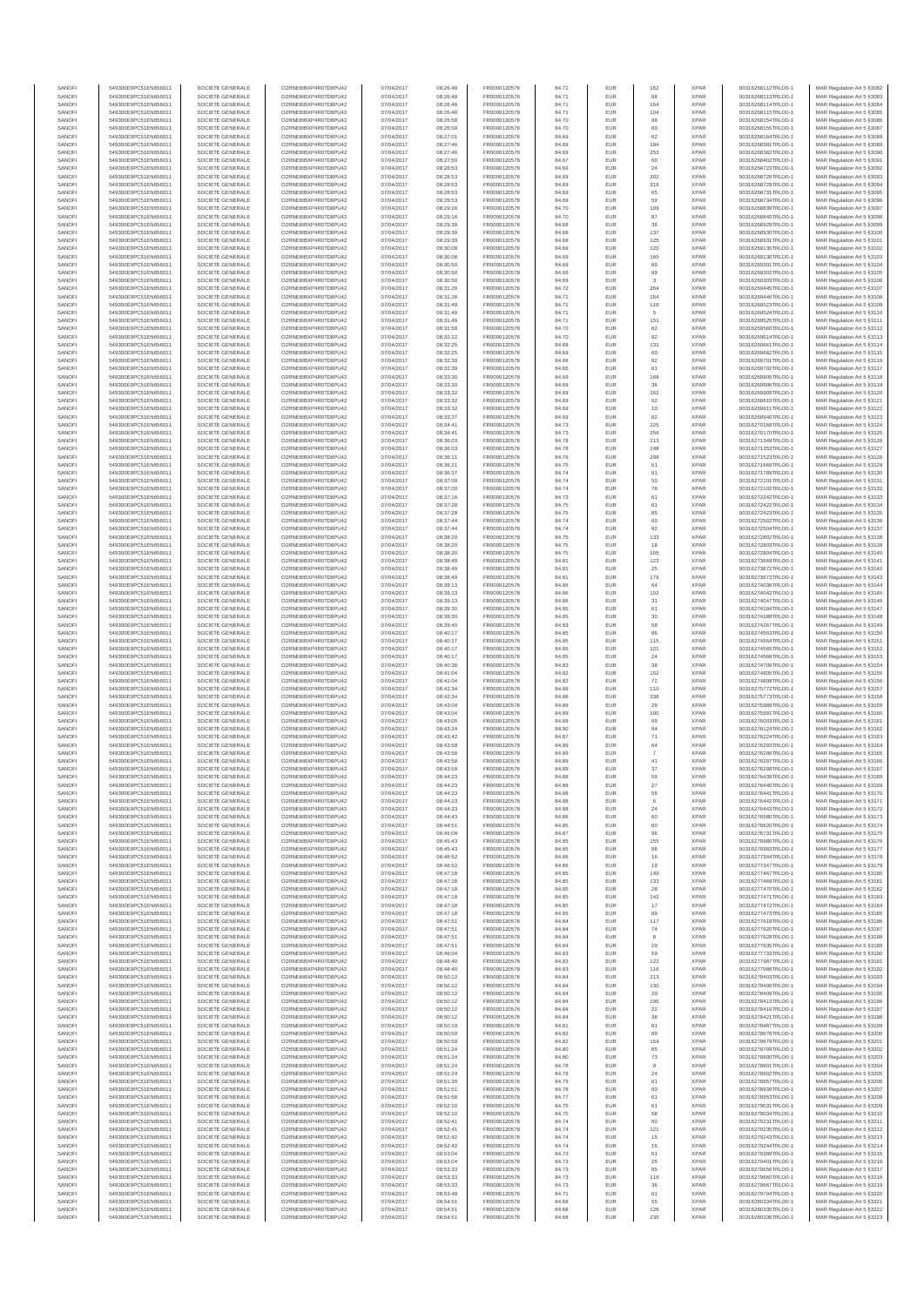| SANOFI | 549300E9PC51EN656011 | SOCIETE GENERALE | O2RNE8IBXP4R0TD8PU42 | 07/04/2017 | 08:26:48 | FR0000120578 | 84.71 | EUR | 162 | XPAR | 00316268112TRLO0-1 | MAR Regulation Art 5 §3082 |
|---|---|---|---|---|---|---|---|---|---|---|---|---|
| SANOFI | 549300E9PC51EN656011 | SOCIETE GENERALE | O2RNE8IBXP4R0TD8PU42 | 07/04/2017 | 08:26:48 | FR0000120578 | 84.71 | EUR | 68 | XPAR | 00316268113TRLO0-1 | MAR Regulation Art 5 §3083 |
| SANOFI | 549300E9PC51EN656011 | SOCIETE GENERALE | O2RNE8IBXP4R0TD8PU42 | 07/04/2017 | 08:26:48 | FR0000120578 | 84.71 | EUR | 164 | XPAR | 00316268114TRLO0-1 | MAR Regulation Art 5 §3084 |
| SANOFI | 549300E9PC51EN656011 | SOCIETE GENERALE | O2RNE8IBXP4R0TD8PU42 | 07/04/2017 | 08:26:48 | FR0000120578 | 84.71 | EUR | 104 | XPAR | 00316268115TRLO0-1 | MAR Regulation Art 5 §3085 |
| SANOFI | 549300E9PC51EN656011 | SOCIETE GENERALE | O2RNE8IBXP4R0TD8PU42 | 07/04/2017 | 08:26:58 | FR0000120578 | 84.70 | EUR | 98 | XPAR | 00316268154TRLO0-1 | MAR Regulation Art 5 §3086 |
| SANOFI | 549300E9PC51EN656011 | SOCIETE GENERALE | O2RNE8IBXP4R0TD8PU42 | 07/04/2017 | 08:26:58 | FR0000120578 | 84.70 | EUR | 60 | XPAR | 00316268155TRLO0-1 | MAR Regulation Art 5 §3087 |
| SANOFI | 549300E9PC51EN656011 | SOCIETE GENERALE | O2RNE8IBXP4R0TD8PU42 | 07/04/2017 | 08:27:01 | FR0000120578 | 84.69 | EUR | 62 | XPAR | 00316268164TRLO0-1 | MAR Regulation Art 5 §3088 |
| SANOFI | 549300E9PC51EN656011 | SOCIETE GENERALE | O2RNE8IBXP4R0TD8PU42 | 07/04/2017 | 08:27:46 | FR0000120578 | 84.69 | EUR | 184 | XPAR | 00316268381TRLO0-1 | MAR Regulation Art 5 §3089 |
| SANOFI | 549300E9PC51EN656011 | SOCIETE GENERALE | O2RNE8IBXP4R0TD8PU42 | 07/04/2017 | 08:27:46 | FR0000120578 | 84.69 | EUR | 253 | XPAR | 00316268382TRLO0-1 | MAR Regulation Art 5 §3090 |
| SANOFI | 549300E9PC51EN656011 | SOCIETE GENERALE | O2RNE8IBXP4R0TD8PU42 | 07/04/2017 | 08:27:50 | FR0000120578 | 84.67 | EUR | 60 | XPAR | 00316268402TRLO0-1 | MAR Regulation Art 5 §3091 |
| SANOFI | 549300E9PC51EN656011 | SOCIETE GENERALE | O2RNE8IBXP4R0TD8PU42 | 07/04/2017 | 08:28:53 | FR0000120578 | 84.69 | EUR | 24 | XPAR | 00316268723TRLO0-1 | MAR Regulation Art 5 §3092 |
| SANOFI | 549300E9PC51EN656011 | SOCIETE GENERALE | O2RNE8IBXP4R0TD8PU42 | 07/04/2017 | 08:28:53 | FR0000120578 | 84.69 | EUR | 202 | XPAR | 00316268726TRLO0-1 | MAR Regulation Art 5 §3093 |
| SANOFI | 549300E9PC51EN656011 | SOCIETE GENERALE | O2RNE8IBXP4R0TD8PU42 | 07/04/2017 | 08:28:53 | FR0000120578 | 84.69 | EUR | 316 | XPAR | 00316268729TRLO0-1 | MAR Regulation Art 5 §3094 |
| SANOFI | 549300E9PC51EN656011 | SOCIETE GENERALE | O2RNE8IBXP4R0TD8PU42 | 07/04/2017 | 08:28:53 | FR0000120578 | 84.69 | EUR | 65 | XPAR | 00316268731TRLO0-1 | MAR Regulation Art 5 §3095 |
| SANOFI | 549300E9PC51EN656011 | SOCIETE GENERALE | O2RNE8IBXP4R0TD8PU42 | 07/04/2017 | 08:28:53 | FR0000120578 | 84.69 | EUR | 59 | XPAR | 00316268734TRLO0-1 | MAR Regulation Art 5 §3096 |
| SANOFI | 549300E9PC51EN656011 | SOCIETE GENERALE | O2RNE8IBXP4R0TD8PU42 | 07/04/2017 | 08:29:16 | FR0000120578 | 84.70 | EUR | 109 | XPAR | 00316268839TRLO0-1 | MAR Regulation Art 5 §3097 |
| SANOFI | 549300E9PC51EN656011 | SOCIETE GENERALE | O2RNE8IBXP4R0TD8PU42 | 07/04/2017 | 08:29:16 | FR0000120578 | 84.70 | EUR | 87 | XPAR | 00316268840TRLO0-1 | MAR Regulation Art 5 §3098 |
| SANOFI | 549300E9PC51EN656011 | SOCIETE GENERALE | O2RNE8IBXP4R0TD8PU42 | 07/04/2017 | 08:29:39 | FR0000120578 | 84.68 | EUR | 36 | XPAR | 00316268929TRLO0-1 | MAR Regulation Art 5 §3099 |
| SANOFI | 549300E9PC51EN656011 | SOCIETE GENERALE | O2RNE8IBXP4R0TD8PU42 | 07/04/2017 | 08:29:39 | FR0000120578 | 84.68 | EUR | 137 | XPAR | 00316268930TRLO0-1 | MAR Regulation Art 5 §3100 |
| SANOFI | 549300E9PC51EN656011 | SOCIETE GENERALE | O2RNE8IBXP4R0TD8PU42 | 07/04/2017 | 08:29:39 | FR0000120578 | 84.68 | EUR | 125 | XPAR | 00316268931TRLO0-1 | MAR Regulation Art 5 §3101 |
| SANOFI | 549300E9PC51EN656011 | SOCIETE GENERALE | O2RNE8IBXP4R0TD8PU42 | 07/04/2017 | 08:30:08 | FR0000120578 | 84.69 | EUR | 120 | XPAR | 00316269135TRLO0-1 | MAR Regulation Art 5 §3102 |
| SANOFI | 549300E9PC51EN656011 | SOCIETE GENERALE | O2RNE8IBXP4R0TD8PU42 | 07/04/2017 | 08:30:08 | FR0000120578 | 84.69 | EUR | 165 | XPAR | 00316269136TRLO0-1 | MAR Regulation Art 5 §3103 |
| SANOFI | 549300E9PC51EN656011 | SOCIETE GENERALE | O2RNE8IBXP4R0TD8PU42 | 07/04/2017 | 08:30:50 | FR0000120578 | 84.69 | EUR | 89 | XPAR | 00316269301TRLO0-1 | MAR Regulation Art 5 §3104 |
| SANOFI | 549300E9PC51EN656011 | SOCIETE GENERALE | O2RNE8IBXP4R0TD8PU42 | 07/04/2017 | 08:30:50 | FR0000120578 | 84.69 | EUR | 99 | XPAR | 00316269302TRLO0-1 | MAR Regulation Art 5 §3105 |
| SANOFI | 549300E9PC51EN656011 | SOCIETE GENERALE | O2RNE8IBXP4R0TD8PU42 | 07/04/2017 | 08:30:50 | FR0000120578 | 84.69 | EUR | 3 | XPAR | 00316269303TRLO0-1 | MAR Regulation Art 5 §3106 |
| SANOFI | 549300E9PC51EN656011 | SOCIETE GENERALE | O2RNE8IBXP4R0TD8PU42 | 07/04/2017 | 08:31:26 | FR0000120578 | 84.72 | EUR | 264 | XPAR | 00316269445TRLO0-1 | MAR Regulation Art 5 §3107 |
| SANOFI | 549300E9PC51EN656011 | SOCIETE GENERALE | O2RNE8IBXP4R0TD8PU42 | 07/04/2017 | 08:31:26 | FR0000120578 | 84.71 | EUR | 164 | XPAR | 00316269446TRLO0-1 | MAR Regulation Art 5 §3108 |
| SANOFI | 549300E9PC51EN656011 | SOCIETE GENERALE | O2RNE8IBXP4R0TD8PU42 | 07/04/2017 | 08:31:49 | FR0000120578 | 84.71 | EUR | 116 | XPAR | 00316269523TRLO0-1 | MAR Regulation Art 5 §3109 |
| SANOFI | 549300E9PC51EN656011 | SOCIETE GENERALE | O2RNE8IBXP4R0TD8PU42 | 07/04/2017 | 08:31:49 | FR0000120578 | 84.71 | EUR | 5 | XPAR | 00316269524TRLO0-1 | MAR Regulation Art 5 §3110 |
| SANOFI | 549300E9PC51EN656011 | SOCIETE GENERALE | O2RNE8IBXP4R0TD8PU42 | 07/04/2017 | 08:31:49 | FR0000120578 | 84.71 | EUR | 151 | XPAR | 00316269525TRLO0-1 | MAR Regulation Art 5 §3111 |
| SANOFI | 549300E9PC51EN656011 | SOCIETE GENERALE | O2RNE8IBXP4R0TD8PU42 | 07/04/2017 | 08:31:58 | FR0000120578 | 84.70 | EUR | 62 | XPAR | 00316269560TRLO0-1 | MAR Regulation Art 5 §3112 |
| SANOFI | 549300E9PC51EN656011 | SOCIETE GENERALE | O2RNE8IBXP4R0TD8PU42 | 07/04/2017 | 08:32:12 | FR0000120578 | 84.70 | EUR | 92 | XPAR | 00316269614TRLO0-1 | MAR Regulation Art 5 §3113 |
| SANOFI | 549300E9PC51EN656011 | SOCIETE GENERALE | O2RNE8IBXP4R0TD8PU42 | 07/04/2017 | 08:32:25 | FR0000120578 | 84.69 | EUR | 131 | XPAR | 00316269661TRLO0-1 | MAR Regulation Art 5 §3114 |
| SANOFI | 549300E9PC51EN656011 | SOCIETE GENERALE | O2RNE8IBXP4R0TD8PU42 | 07/04/2017 | 08:32:25 | FR0000120578 | 84.69 | EUR | 60 | XPAR | 00316269662TRLO0-1 | MAR Regulation Art 5 §3115 |
| SANOFI | 549300E9PC51EN656011 | SOCIETE GENERALE | O2RNE8IBXP4R0TD8PU42 | 07/04/2017 | 08:32:39 | FR0000120578 | 84.66 | EUR | 62 | XPAR | 00316269701TRLO0-1 | MAR Regulation Art 5 §3116 |
| SANOFI | 549300E9PC51EN656011 | SOCIETE GENERALE | O2RNE8IBXP4R0TD8PU42 | 07/04/2017 | 08:32:39 | FR0000120578 | 84.66 | EUR | 61 | XPAR | 00316269702TRLO0-1 | MAR Regulation Art 5 §3117 |
| SANOFI | 549300E9PC51EN656011 | SOCIETE GENERALE | O2RNE8IBXP4R0TD8PU42 | 07/04/2017 | 08:33:30 | FR0000120578 | 84.69 | EUR | 168 | XPAR | 00316269905TRLO0-1 | MAR Regulation Art 5 §3118 |
| SANOFI | 549300E9PC51EN656011 | SOCIETE GENERALE | O2RNE8IBXP4R0TD8PU42 | 07/04/2017 | 08:33:30 | FR0000120578 | 84.69 | EUR | 36 | XPAR | 00316269906TRLO0-1 | MAR Regulation Art 5 §3119 |
| SANOFI | 549300E9PC51EN656011 | SOCIETE GENERALE | O2RNE8IBXP4R0TD8PU42 | 07/04/2017 | 08:33:32 | FR0000120578 | 84.69 | EUR | 162 | XPAR | 00316269909TRLO0-1 | MAR Regulation Art 5 §3120 |
| SANOFI | 549300E9PC51EN656011 | SOCIETE GENERALE | O2RNE8IBXP4R0TD8PU42 | 07/04/2017 | 08:33:32 | FR0000120578 | 84.69 | EUR | 52 | XPAR | 00316269910TRLO0-1 | MAR Regulation Art 5 §3121 |
| SANOFI | 549300E9PC51EN656011 | SOCIETE GENERALE | O2RNE8IBXP4R0TD8PU42 | 07/04/2017 | 08:33:32 | FR0000120578 | 84.69 | EUR | 10 | XPAR | 00316269911TRLO0-1 | MAR Regulation Art 5 §3122 |
| SANOFI | 549300E9PC51EN656011 | SOCIETE GENERALE | O2RNE8IBXP4R0TD8PU42 | 07/04/2017 | 08:33:37 | FR0000120578 | 84.69 | EUR | 82 | XPAR | 00316269940TRLO0-1 | MAR Regulation Art 5 §3123 |
| SANOFI | 549300E9PC51EN656011 | SOCIETE GENERALE | O2RNE8IBXP4R0TD8PU42 | 07/04/2017 | 08:34:41 | FR0000120578 | 84.73 | EUR | 225 | XPAR | 00316270169TRLO0-1 | MAR Regulation Art 5 §3124 |
| SANOFI | 549300E9PC51EN656011 | SOCIETE GENERALE | O2RNE8IBXP4R0TD8PU42 | 07/04/2017 | 08:34:41 | FR0000120578 | 84.73 | EUR | 256 | XPAR | 00316270170TRLO0-1 | MAR Regulation Art 5 §3125 |
| SANOFI | 549300E9PC51EN656011 | SOCIETE GENERALE | O2RNE8IBXP4R0TD8PU42 | 07/04/2017 | 08:36:03 | FR0000120578 | 84.78 | EUR | 213 | XPAR | 00316271349TRLO0-1 | MAR Regulation Art 5 §3126 |
| SANOFI | 549300E9PC51EN656011 | SOCIETE GENERALE | O2RNE8IBXP4R0TD8PU42 | 07/04/2017 | 08:36:03 | FR0000120578 | 84.78 | EUR | 248 | XPAR | 00316271353TRLO0-1 | MAR Regulation Art 5 §3127 |
| SANOFI | 549300E9PC51EN656011 | SOCIETE GENERALE | O2RNE8IBXP4R0TD8PU42 | 07/04/2017 | 08:36:11 | FR0000120578 | 84.76 | EUR | 298 | XPAR | 00316271523TRLO0-1 | MAR Regulation Art 5 §3128 |
| SANOFI | 549300E9PC51EN656011 | SOCIETE GENERALE | O2RNE8IBXP4R0TD8PU42 | 07/04/2017 | 08:36:21 | FR0000120578 | 84.75 | EUR | 61 | XPAR | 00316271669TRLO0-1 | MAR Regulation Art 5 §3129 |
| SANOFI | 549300E9PC51EN656011 | SOCIETE GENERALE | O2RNE8IBXP4R0TD8PU42 | 07/04/2017 | 08:36:37 | FR0000120578 | 84.74 | EUR | 61 | XPAR | 00316271789TRLO0-1 | MAR Regulation Art 5 §3130 |
| SANOFI | 549300E9PC51EN656011 | SOCIETE GENERALE | O2RNE8IBXP4R0TD8PU42 | 07/04/2017 | 08:37:00 | FR0000120578 | 84.74 | EUR | 50 | XPAR | 00316272101TRLO0-1 | MAR Regulation Art 5 §3131 |
| SANOFI | 549300E9PC51EN656011 | SOCIETE GENERALE | O2RNE8IBXP4R0TD8PU42 | 07/04/2017 | 08:37:00 | FR0000120578 | 84.74 | EUR | 78 | XPAR | 00316272102TRLO0-1 | MAR Regulation Art 5 §3132 |
| SANOFI | 549300E9PC51EN656011 | SOCIETE GENERALE | O2RNE8IBXP4R0TD8PU42 | 07/04/2017 | 08:37:16 | FR0000120578 | 84.73 | EUR | 61 | XPAR | 00316272242TRLO0-1 | MAR Regulation Art 5 §3133 |
| SANOFI | 549300E9PC51EN656011 | SOCIETE GENERALE | O2RNE8IBXP4R0TD8PU42 | 07/04/2017 | 08:37:28 | FR0000120578 | 84.75 | EUR | 61 | XPAR | 00316272422TRLO0-1 | MAR Regulation Art 5 §3134 |
| SANOFI | 549300E9PC51EN656011 | SOCIETE GENERALE | O2RNE8IBXP4R0TD8PU42 | 07/04/2017 | 08:37:28 | FR0000120578 | 84.75 | EUR | 85 | XPAR | 00316272423TRLO0-1 | MAR Regulation Art 5 §3135 |
| SANOFI | 549300E9PC51EN656011 | SOCIETE GENERALE | O2RNE8IBXP4R0TD8PU42 | 07/04/2017 | 08:37:44 | FR0000120578 | 84.74 | EUR | 60 | XPAR | 00316272502TRLO0-1 | MAR Regulation Art 5 §3136 |
| SANOFI | 549300E9PC51EN656011 | SOCIETE GENERALE | O2RNE8IBXP4R0TD8PU42 | 07/04/2017 | 08:37:44 | FR0000120578 | 84.74 | EUR | 92 | XPAR | 00316272504TRLO0-1 | MAR Regulation Art 5 §3137 |
| SANOFI | 549300E9PC51EN656011 | SOCIETE GENERALE | O2RNE8IBXP4R0TD8PU42 | 07/04/2017 | 08:38:20 | FR0000120578 | 84.75 | EUR | 133 | XPAR | 00316272802TRLO0-1 | MAR Regulation Art 5 §3138 |
| SANOFI | 549300E9PC51EN656011 | SOCIETE GENERALE | O2RNE8IBXP4R0TD8PU42 | 07/04/2017 | 08:38:20 | FR0000120578 | 84.75 | EUR | 18 | XPAR | 00316272803TRLO0-1 | MAR Regulation Art 5 §3139 |
| SANOFI | 549300E9PC51EN656011 | SOCIETE GENERALE | O2RNE8IBXP4R0TD8PU42 | 07/04/2017 | 08:38:20 | FR0000120578 | 84.75 | EUR | 105 | XPAR | 00316272804TRLO0-1 | MAR Regulation Art 5 §3140 |
| SANOFI | 549300E9PC51EN656011 | SOCIETE GENERALE | O2RNE8IBXP4R0TD8PU42 | 07/04/2017 | 08:38:49 | FR0000120578 | 84.81 | EUR | 123 | XPAR | 00316273669TRLO0-1 | MAR Regulation Art 5 §3141 |
| SANOFI | 549300E9PC51EN656011 | SOCIETE GENERALE | O2RNE8IBXP4R0TD8PU42 | 07/04/2017 | 08:38:49 | FR0000120578 | 84.81 | EUR | 25 | XPAR | 00316273672TRLO0-1 | MAR Regulation Art 5 §3142 |
| SANOFI | 549300E9PC51EN656011 | SOCIETE GENERALE | O2RNE8IBXP4R0TD8PU42 | 07/04/2017 | 08:38:49 | FR0000120578 | 84.81 | EUR | 179 | XPAR | 00316273673TRLO0-1 | MAR Regulation Art 5 §3143 |
| SANOFI | 549300E9PC51EN656011 | SOCIETE GENERALE | O2RNE8IBXP4R0TD8PU42 | 07/04/2017 | 08:39:13 | FR0000120578 | 84.86 | EUR | 64 | XPAR | 00316274036TRLO0-1 | MAR Regulation Art 5 §3144 |
| SANOFI | 549300E9PC51EN656011 | SOCIETE GENERALE | O2RNE8IBXP4R0TD8PU42 | 07/04/2017 | 08:39:13 | FR0000120578 | 84.86 | EUR | 102 | XPAR | 00316274042TRLO0-1 | MAR Regulation Art 5 §3145 |
| SANOFI | 549300E9PC51EN656011 | SOCIETE GENERALE | O2RNE8IBXP4R0TD8PU42 | 07/04/2017 | 08:39:13 | FR0000120578 | 84.86 | EUR | 31 | XPAR | 00316274047TRLO0-1 | MAR Regulation Art 5 §3146 |
| SANOFI | 549300E9PC51EN656011 | SOCIETE GENERALE | O2RNE8IBXP4R0TD8PU42 | 07/04/2017 | 08:39:30 | FR0000120578 | 84.85 | EUR | 61 | XPAR | 00316274184TRLO0-1 | MAR Regulation Art 5 §3147 |
| SANOFI | 549300E9PC51EN656011 | SOCIETE GENERALE | O2RNE8IBXP4R0TD8PU42 | 07/04/2017 | 08:39:30 | FR0000120578 | 84.85 | EUR | 30 | XPAR | 00316274188TRLO0-1 | MAR Regulation Art 5 §3148 |
| SANOFI | 549300E9PC51EN656011 | SOCIETE GENERALE | O2RNE8IBXP4R0TD8PU42 | 07/04/2017 | 08:39:40 | FR0000120578 | 84.83 | EUR | 58 | XPAR | 00316274267TRLO0-1 | MAR Regulation Art 5 §3149 |
| SANOFI | 549300E9PC51EN656011 | SOCIETE GENERALE | O2RNE8IBXP4R0TD8PU42 | 07/04/2017 | 08:40:17 | FR0000120578 | 84.85 | EUR | 86 | XPAR | 00316274563TRLO0-1 | MAR Regulation Art 5 §3150 |
| SANOFI | 549300E9PC51EN656011 | SOCIETE GENERALE | O2RNE8IBXP4R0TD8PU42 | 07/04/2017 | 08:40:17 | FR0000120578 | 84.85 | EUR | 115 | XPAR | 00316274564TRLO0-1 | MAR Regulation Art 5 §3151 |
| SANOFI | 549300E9PC51EN656011 | SOCIETE GENERALE | O2RNE8IBXP4R0TD8PU42 | 07/04/2017 | 08:40:17 | FR0000120578 | 84.85 | EUR | 101 | XPAR | 00316274565TRLO0-1 | MAR Regulation Art 5 §3152 |
| SANOFI | 549300E9PC51EN656011 | SOCIETE GENERALE | O2RNE8IBXP4R0TD8PU42 | 07/04/2017 | 08:40:17 | FR0000120578 | 84.85 | EUR | 24 | XPAR | 00316274566TRLO0-1 | MAR Regulation Art 5 §3153 |
| SANOFI | 549300E9PC51EN656011 | SOCIETE GENERALE | O2RNE8IBXP4R0TD8PU42 | 07/04/2017 | 08:40:38 | FR0000120578 | 84.83 | EUR | 38 | XPAR | 00316274709TRLO0-1 | MAR Regulation Art 5 §3154 |
| SANOFI | 549300E9PC51EN656011 | SOCIETE GENERALE | O2RNE8IBXP4R0TD8PU42 | 07/04/2017 | 08:41:04 | FR0000120578 | 84.82 | EUR | 152 | XPAR | 00316274805TRLO0-1 | MAR Regulation Art 5 §3155 |
| SANOFI | 549300E9PC51EN656011 | SOCIETE GENERALE | O2RNE8IBXP4R0TD8PU42 | 07/04/2017 | 08:41:04 | FR0000120578 | 84.82 | EUR | 72 | XPAR | 00316274808TRLO0-1 | MAR Regulation Art 5 §3156 |
| SANOFI | 549300E9PC51EN656011 | SOCIETE GENERALE | O2RNE8IBXP4R0TD8PU42 | 07/04/2017 | 08:42:34 | FR0000120578 | 84.88 | EUR | 110 | XPAR | 00316275772TRLO0-1 | MAR Regulation Art 5 §3157 |
| SANOFI | 549300E9PC51EN656011 | SOCIETE GENERALE | O2RNE8IBXP4R0TD8PU42 | 07/04/2017 | 08:42:34 | FR0000120578 | 84.88 | EUR | 338 | XPAR | 00316275773TRLO0-1 | MAR Regulation Art 5 §3158 |
| SANOFI | 549300E9PC51EN656011 | SOCIETE GENERALE | O2RNE8IBXP4R0TD8PU42 | 07/04/2017 | 08:43:04 | FR0000120578 | 84.89 | EUR | 29 | XPAR | 00316275989TRLO0-1 | MAR Regulation Art 5 §3159 |
| SANOFI | 549300E9PC51EN656011 | SOCIETE GENERALE | O2RNE8IBXP4R0TD8PU42 | 07/04/2017 | 08:43:04 | FR0000120578 | 84.89 | EUR | 100 | XPAR | 00316275991TRLO0-1 | MAR Regulation Art 5 §3160 |
| SANOFI | 549300E9PC51EN656011 | SOCIETE GENERALE | O2RNE8IBXP4R0TD8PU42 | 07/04/2017 | 08:43:05 | FR0000120578 | 84.89 | EUR | 99 | XPAR | 00316276003TRLO0-1 | MAR Regulation Art 5 §3161 |
| SANOFI | 549300E9PC51EN656011 | SOCIETE GENERALE | O2RNE8IBXP4R0TD8PU42 | 07/04/2017 | 08:43:24 | FR0000120578 | 84.90 | EUR | 94 | XPAR | 00316276124TRLO0-1 | MAR Regulation Art 5 §3162 |
| SANOFI | 549300E9PC51EN656011 | SOCIETE GENERALE | O2RNE8IBXP4R0TD8PU42 | 07/04/2017 | 08:43:42 | FR0000120578 | 84.87 | EUR | 71 | XPAR | 00316276224TRLO0-1 | MAR Regulation Art 5 §3163 |
| SANOFI | 549300E9PC51EN656011 | SOCIETE GENERALE | O2RNE8IBXP4R0TD8PU42 | 07/04/2017 | 08:43:58 | FR0000120578 | 84.89 | EUR | 64 | XPAR | 00316276293TRLO0-1 | MAR Regulation Art 5 §3164 |
| SANOFI | 549300E9PC51EN656011 | SOCIETE GENERALE | O2RNE8IBXP4R0TD8PU42 | 07/04/2017 | 08:43:58 | FR0000120578 | 84.89 | EUR | 7 | XPAR | 00316276296TRLO0-1 | MAR Regulation Art 5 §3165 |
| SANOFI | 549300E9PC51EN656011 | SOCIETE GENERALE | O2RNE8IBXP4R0TD8PU42 | 07/04/2017 | 08:43:58 | FR0000120578 | 84.89 | EUR | 41 | XPAR | 00316276297TRLO0-1 | MAR Regulation Art 5 §3166 |
| SANOFI | 549300E9PC51EN656011 | SOCIETE GENERALE | O2RNE8IBXP4R0TD8PU42 | 07/04/2017 | 08:43:58 | FR0000120578 | 84.89 | EUR | 37 | XPAR | 00316276298TRLO0-1 | MAR Regulation Art 5 §3167 |
| SANOFI | 549300E9PC51EN656011 | SOCIETE GENERALE | O2RNE8IBXP4R0TD8PU42 | 07/04/2017 | 08:44:23 | FR0000120578 | 84.88 | EUR | 59 | XPAR | 00316276439TRLO0-1 | MAR Regulation Art 5 §3168 |
| SANOFI | 549300E9PC51EN656011 | SOCIETE GENERALE | O2RNE8IBXP4R0TD8PU42 | 07/04/2017 | 08:44:23 | FR0000120578 | 84.88 | EUR | 27 | XPAR | 00316276440TRLO0-1 | MAR Regulation Art 5 §3169 |
| SANOFI | 549300E9PC51EN656011 | SOCIETE GENERALE | O2RNE8IBXP4R0TD8PU42 | 07/04/2017 | 08:44:23 | FR0000120578 | 84.88 | EUR | 56 | XPAR | 00316276441TRLO0-1 | MAR Regulation Art 5 §3170 |
| SANOFI | 549300E9PC51EN656011 | SOCIETE GENERALE | O2RNE8IBXP4R0TD8PU42 | 07/04/2017 | 08:44:23 | FR0000120578 | 84.88 | EUR | 6 | XPAR | 00316276442TRLO0-1 | MAR Regulation Art 5 §3171 |
| SANOFI | 549300E9PC51EN656011 | SOCIETE GENERALE | O2RNE8IBXP4R0TD8PU42 | 07/04/2017 | 08:44:23 | FR0000120578 | 84.88 | EUR | 24 | XPAR | 00316276443TRLO0-1 | MAR Regulation Art 5 §3172 |
| SANOFI | 549300E9PC51EN656011 | SOCIETE GENERALE | O2RNE8IBXP4R0TD8PU42 | 07/04/2017 | 08:44:43 | FR0000120578 | 84.86 | EUR | 60 | XPAR | 00316276580TRLO0-1 | MAR Regulation Art 5 §3173 |
| SANOFI | 549300E9PC51EN656011 | SOCIETE GENERALE | O2RNE8IBXP4R0TD8PU42 | 07/04/2017 | 08:44:51 | FR0000120578 | 84.85 | EUR | 60 | XPAR | 00316276620TRLO0-1 | MAR Regulation Art 5 §3174 |
| SANOFI | 549300E9PC51EN656011 | SOCIETE GENERALE | O2RNE8IBXP4R0TD8PU42 | 07/04/2017 | 08:45:08 | FR0000120578 | 84.87 | EUR | 96 | XPAR | 00316276731TRLO0-1 | MAR Regulation Art 5 §3175 |
| SANOFI | 549300E9PC51EN656011 | SOCIETE GENERALE | O2RNE8IBXP4R0TD8PU42 | 07/04/2017 | 08:45:43 | FR0000120578 | 84.85 | EUR | 155 | XPAR | 00316276980TRLO0-1 | MAR Regulation Art 5 §3176 |
| SANOFI | 549300E9PC51EN656011 | SOCIETE GENERALE | O2RNE8IBXP4R0TD8PU42 | 07/04/2017 | 08:45:43 | FR0000120578 | 84.85 | EUR | 88 | XPAR | 00316276983TRLO0-1 | MAR Regulation Art 5 §3177 |
| SANOFI | 549300E9PC51EN656011 | SOCIETE GENERALE | O2RNE8IBXP4R0TD8PU42 | 07/04/2017 | 08:46:52 | FR0000120578 | 84.86 | EUR | 16 | XPAR | 00316277344TRLO0-1 | MAR Regulation Art 5 §3178 |
| SANOFI | 549300E9PC51EN656011 | SOCIETE GENERALE | O2RNE8IBXP4R0TD8PU42 | 07/04/2017 | 08:46:52 | FR0000120578 | 84.86 | EUR | 19 | XPAR | 00316277347TRLO0-1 | MAR Regulation Art 5 §3179 |
| SANOFI | 549300E9PC51EN656011 | SOCIETE GENERALE | O2RNE8IBXP4R0TD8PU42 | 07/04/2017 | 08:47:18 | FR0000120578 | 84.85 | EUR | 149 | XPAR | 00316277467TRLO0-1 | MAR Regulation Art 5 §3180 |
| SANOFI | 549300E9PC51EN656011 | SOCIETE GENERALE | O2RNE8IBXP4R0TD8PU42 | 07/04/2017 | 08:47:18 | FR0000120578 | 84.85 | EUR | 133 | XPAR | 00316277469TRLO0-1 | MAR Regulation Art 5 §3181 |
| SANOFI | 549300E9PC51EN656011 | SOCIETE GENERALE | O2RNE8IBXP4R0TD8PU42 | 07/04/2017 | 08:47:18 | FR0000120578 | 84.85 | EUR | 28 | XPAR | 00316277470TRLO0-1 | MAR Regulation Art 5 §3182 |
| SANOFI | 549300E9PC51EN656011 | SOCIETE GENERALE | O2RNE8IBXP4R0TD8PU42 | 07/04/2017 | 08:47:18 | FR0000120578 | 84.85 | EUR | 142 | XPAR | 00316277471TRLO0-1 | MAR Regulation Art 5 §3183 |
| SANOFI | 549300E9PC51EN656011 | SOCIETE GENERALE | O2RNE8IBXP4R0TD8PU42 | 07/04/2017 | 08:47:18 | FR0000120578 | 84.85 | EUR | 17 | XPAR | 00316277472TRLO0-1 | MAR Regulation Art 5 §3184 |
| SANOFI | 549300E9PC51EN656011 | SOCIETE GENERALE | O2RNE8IBXP4R0TD8PU42 | 07/04/2017 | 08:47:18 | FR0000120578 | 84.85 | EUR | 89 | XPAR | 00316277473TRLO0-1 | MAR Regulation Art 5 §3185 |
| SANOFI | 549300E9PC51EN656011 | SOCIETE GENERALE | O2RNE8IBXP4R0TD8PU42 | 07/04/2017 | 08:47:51 | FR0000120578 | 84.84 | EUR | 117 | XPAR | 00316277618TRLO0-1 | MAR Regulation Art 5 §3186 |
| SANOFI | 549300E9PC51EN656011 | SOCIETE GENERALE | O2RNE8IBXP4R0TD8PU42 | 07/04/2017 | 08:47:51 | FR0000120578 | 84.84 | EUR | 74 | XPAR | 00316277620TRLO0-1 | MAR Regulation Art 5 §3187 |
| SANOFI | 549300E9PC51EN656011 | SOCIETE GENERALE | O2RNE8IBXP4R0TD8PU42 | 07/04/2017 | 08:47:51 | FR0000120578 | 84.84 | EUR | 8 | XPAR | 00316277628TRLO0-1 | MAR Regulation Art 5 §3188 |
| SANOFI | 549300E9PC51EN656011 | SOCIETE GENERALE | O2RNE8IBXP4R0TD8PU42 | 07/04/2017 | 08:47:51 | FR0000120578 | 84.84 | EUR | 29 | XPAR | 00316277635TRLO0-1 | MAR Regulation Art 5 §3189 |
| SANOFI | 549300E9PC51EN656011 | SOCIETE GENERALE | O2RNE8IBXP4R0TD8PU42 | 07/04/2017 | 08:48:04 | FR0000120578 | 84.83 | EUR | 59 | XPAR | 00316277733TRLO0-1 | MAR Regulation Art 5 §3190 |
| SANOFI | 549300E9PC51EN656011 | SOCIETE GENERALE | O2RNE8IBXP4R0TD8PU42 | 07/04/2017 | 08:48:40 | FR0000120578 | 84.83 | EUR | 122 | XPAR | 00316277987TRLO0-1 | MAR Regulation Art 5 §3191 |
| SANOFI | 549300E9PC51EN656011 | SOCIETE GENERALE | O2RNE8IBXP4R0TD8PU42 | 07/04/2017 | 08:48:40 | FR0000120578 | 84.83 | EUR | 116 | XPAR | 00316277988TRLO0-1 | MAR Regulation Art 5 §3192 |
| SANOFI | 549300E9PC51EN656011 | SOCIETE GENERALE | O2RNE8IBXP4R0TD8PU42 | 07/04/2017 | 08:50:12 | FR0000120578 | 84.84 | EUR | 213 | XPAR | 00316278403TRLO0-1 | MAR Regulation Art 5 §3193 |
| SANOFI | 549300E9PC51EN656011 | SOCIETE GENERALE | O2RNE8IBXP4R0TD8PU42 | 07/04/2017 | 08:50:12 | FR0000120578 | 84.84 | EUR | 130 | XPAR | 00316278406TRLO0-1 | MAR Regulation Art 5 §3194 |
| SANOFI | 549300E9PC51EN656011 | SOCIETE GENERALE | O2RNE8IBXP4R0TD8PU42 | 07/04/2017 | 08:50:12 | FR0000120578 | 84.84 | EUR | 20 | XPAR | 00316278409TRLO0-1 | MAR Regulation Art 5 §3195 |
| SANOFI | 549300E9PC51EN656011 | SOCIETE GENERALE | O2RNE8IBXP4R0TD8PU42 | 07/04/2017 | 08:50:12 | FR0000120578 | 84.84 | EUR | 196 | XPAR | 00316278413TRLO0-1 | MAR Regulation Art 5 §3196 |
| SANOFI | 549300E9PC51EN656011 | SOCIETE GENERALE | O2RNE8IBXP4R0TD8PU42 | 07/04/2017 | 08:50:12 | FR0000120578 | 84.84 | EUR | 22 | XPAR | 00316278418TRLO0-1 | MAR Regulation Art 5 §3197 |
| SANOFI | 549300E9PC51EN656011 | SOCIETE GENERALE | O2RNE8IBXP4R0TD8PU42 | 07/04/2017 | 08:50:12 | FR0000120578 | 84.84 | EUR | 38 | XPAR | 00316278421TRLO0-1 | MAR Regulation Art 5 §3198 |
| SANOFI | 549300E9PC51EN656011 | SOCIETE GENERALE | O2RNE8IBXP4R0TD8PU42 | 07/04/2017 | 08:50:19 | FR0000120578 | 84.81 | EUR | 61 | XPAR | 00316278487TRLO0-1 | MAR Regulation Art 5 §3199 |
| SANOFI | 549300E9PC51EN656011 | SOCIETE GENERALE | O2RNE8IBXP4R0TD8PU42 | 07/04/2017 | 08:50:59 | FR0000120578 | 84.82 | EUR | 89 | XPAR | 00316278678TRLO0-1 | MAR Regulation Art 5 §3200 |
| SANOFI | 549300E9PC51EN656011 | SOCIETE GENERALE | O2RNE8IBXP4R0TD8PU42 | 07/04/2017 | 08:50:59 | FR0000120578 | 84.82 | EUR | 154 | XPAR | 00316278679TRLO0-1 | MAR Regulation Art 5 §3201 |
| SANOFI | 549300E9PC51EN656011 | SOCIETE GENERALE | O2RNE8IBXP4R0TD8PU42 | 07/04/2017 | 08:51:24 | FR0000120578 | 84.80 | EUR | 85 | XPAR | 00316278799TRLO0-1 | MAR Regulation Art 5 §3202 |
| SANOFI | 549300E9PC51EN656011 | SOCIETE GENERALE | O2RNE8IBXP4R0TD8PU42 | 07/04/2017 | 08:51:24 | FR0000120578 | 84.80 | EUR | 73 | XPAR | 00316278800TRLO0-1 | MAR Regulation Art 5 §3203 |
| SANOFI | 549300E9PC51EN656011 | SOCIETE GENERALE | O2RNE8IBXP4R0TD8PU42 | 07/04/2017 | 08:51:24 | FR0000120578 | 84.78 | EUR | 8 | XPAR | 00316278801TRLO0-1 | MAR Regulation Art 5 §3204 |
| SANOFI | 549300E9PC51EN656011 | SOCIETE GENERALE | O2RNE8IBXP4R0TD8PU42 | 07/04/2017 | 08:51:24 | FR0000120578 | 84.78 | EUR | 24 | XPAR | 00316278802TRLO0-1 | MAR Regulation Art 5 §3205 |
| SANOFI | 549300E9PC51EN656011 | SOCIETE GENERALE | O2RNE8IBXP4R0TD8PU42 | 07/04/2017 | 08:51:39 | FR0000120578 | 84.79 | EUR | 61 | XPAR | 00316278857TRLO0-1 | MAR Regulation Art 5 §3206 |
| SANOFI | 549300E9PC51EN656011 | SOCIETE GENERALE | O2RNE8IBXP4R0TD8PU42 | 07/04/2017 | 08:51:51 | FR0000120578 | 84.78 | EUR | 60 | XPAR | 00316278939TRLO0-1 | MAR Regulation Art 5 §3207 |
| SANOFI | 549300E9PC51EN656011 | SOCIETE GENERALE | O2RNE8IBXP4R0TD8PU42 | 07/04/2017 | 08:51:58 | FR0000120578 | 84.77 | EUR | 61 | XPAR | 00316278953TRLO0-1 | MAR Regulation Art 5 §3208 |
| SANOFI | 549300E9PC51EN656011 | SOCIETE GENERALE | O2RNE8IBXP4R0TD8PU42 | 07/04/2017 | 08:52:10 | FR0000120578 | 84.75 | EUR | 61 | XPAR | 00316279031TRLO0-1 | MAR Regulation Art 5 §3209 |
| SANOFI | 549300E9PC51EN656011 | SOCIETE GENERALE | O2RNE8IBXP4R0TD8PU42 | 07/04/2017 | 08:52:10 | FR0000120578 | 84.75 | EUR | 58 | XPAR | 00316279034TRLO0-1 | MAR Regulation Art 5 §3210 |
| SANOFI | 549300E9PC51EN656011 | SOCIETE GENERALE | O2RNE8IBXP4R0TD8PU42 | 07/04/2017 | 08:52:41 | FR0000120578 | 84.74 | EUR | 60 | XPAR | 00316279231TRLO0-1 | MAR Regulation Art 5 §3211 |
| SANOFI | 549300E9PC51EN656011 | SOCIETE GENERALE | O2RNE8IBXP4R0TD8PU42 | 07/04/2017 | 08:52:41 | FR0000120578 | 84.74 | EUR | 121 | XPAR | 00316279235TRLO0-1 | MAR Regulation Art 5 §3212 |
| SANOFI | 549300E9PC51EN656011 | SOCIETE GENERALE | O2RNE8IBXP4R0TD8PU42 | 07/04/2017 | 08:52:42 | FR0000120578 | 84.74 | EUR | 15 | XPAR | 00316279243TRLO0-1 | MAR Regulation Art 5 §3213 |
| SANOFI | 549300E9PC51EN656011 | SOCIETE GENERALE | O2RNE8IBXP4R0TD8PU42 | 07/04/2017 | 08:52:42 | FR0000120578 | 84.74 | EUR | 16 | XPAR | 00316279244TRLO0-1 | MAR Regulation Art 5 §3214 |
| SANOFI | 549300E9PC51EN656011 | SOCIETE GENERALE | O2RNE8IBXP4R0TD8PU42 | 07/04/2017 | 08:53:04 | FR0000120578 | 84.73 | EUR | 61 | XPAR | 00316279389TRLO0-1 | MAR Regulation Art 5 §3215 |
| SANOFI | 549300E9PC51EN656011 | SOCIETE GENERALE | O2RNE8IBXP4R0TD8PU42 | 07/04/2017 | 08:53:04 | FR0000120578 | 84.73 | EUR | 25 | XPAR | 00316279401TRLO0-1 | MAR Regulation Art 5 §3216 |
| SANOFI | 549300E9PC51EN656011 | SOCIETE GENERALE | O2RNE8IBXP4R0TD8PU42 | 07/04/2017 | 08:53:33 | FR0000120578 | 84.73 | EUR | 85 | XPAR | 00316279659TRLO0-1 | MAR Regulation Art 5 §3217 |
| SANOFI | 549300E9PC51EN656011 | SOCIETE GENERALE | O2RNE8IBXP4R0TD8PU42 | 07/04/2017 | 08:53:33 | FR0000120578 | 84.73 | EUR | 116 | XPAR | 00316279660TRLO0-1 | MAR Regulation Art 5 §3218 |
| SANOFI | 549300E9PC51EN656011 | SOCIETE GENERALE | O2RNE8IBXP4R0TD8PU42 | 07/04/2017 | 08:53:33 | FR0000120578 | 84.73 | EUR | 36 | XPAR | 00316279667TRLO0-1 | MAR Regulation Art 5 §3219 |
| SANOFI | 549300E9PC51EN656011 | SOCIETE GENERALE | O2RNE8IBXP4R0TD8PU42 | 07/04/2017 | 08:53:48 | FR0000120578 | 84.71 | EUR | 61 | XPAR | 00316279794TRLO0-1 | MAR Regulation Art 5 §3220 |
| SANOFI | 549300E9PC51EN656011 | SOCIETE GENERALE | O2RNE8IBXP4R0TD8PU42 | 07/04/2017 | 08:54:51 | FR0000120578 | 84.68 | EUR | 55 | XPAR | 00316280334TRLO0-1 | MAR Regulation Art 5 §3221 |
| SANOFI | 549300E9PC51EN656011 | SOCIETE GENERALE | O2RNE8IBXP4R0TD8PU42 | 07/04/2017 | 08:54:51 | FR0000120578 | 84.68 | EUR | 126 | XPAR | 00316280335TRLO0-1 | MAR Regulation Art 5 §3222 |
| SANOFI | 549300E9PC51EN656011 | SOCIETE GENERALE | O2RNE8IBXP4R0TD8PU42 | 07/04/2017 | 08:54:51 | FR0000120578 | 84.68 | EUR | 235 | XPAR | 00316280336TRLO0-1 | MAR Regulation Art 5 §3223 |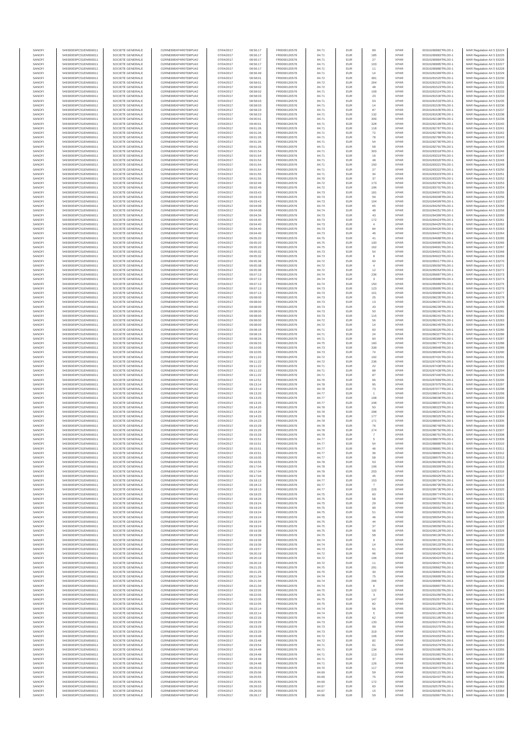| SANOFI | 549300E9PC51EN656011 | SOCIETE GENERALE | O2RNE8IBXP4R0TD8PU42 | 07/04/2017 | 08:56:17 | FR0000120578 | 84.71 | EUR | 89 | XPAR | 00316280882TRLO0-1 | MAR Regulation Art 5 §3224 |
|---|---|---|---|---|---|---|---|---|---|---|---|---|
| SANOFI | 549300E9PC51EN656011 | SOCIETE GENERALE | O2RNE8IBXP4R0TD8PU42 | 07/04/2017 | 08:56:17 | FR0000120578 | 84.71 | EUR | 185 | XPAR | 00316280883TRLO0-1 | MAR Regulation Art 5 §3225 |
| SANOFI | 549300E9PC51EN656011 | SOCIETE GENERALE | O2RNE8IBXP4R0TD8PU42 | 07/04/2017 | 08:56:17 | FR0000120578 | 84.71 | EUR | 27 | XPAR | 00316280884TRLO0-1 | MAR Regulation Art 5 §3226 |
| SANOFI | 549300E9PC51EN656011 | SOCIETE GENERALE | O2RNE8IBXP4R0TD8PU42 | 07/04/2017 | 08:56:17 | FR0000120578 | 84.71 | EUR | 103 | XPAR | 00316280885TRLO0-1 | MAR Regulation Art 5 §3227 |
| SANOFI | 549300E9PC51EN656011 | SOCIETE GENERALE | O2RNE8IBXP4R0TD8PU42 | 07/04/2017 | 08:56:17 | FR0000120578 | 84.71 | EUR | 11 | XPAR | 00316280886TRLO0-1 | MAR Regulation Art 5 §3228 |
| SANOFI | 549300E9PC51EN656011 | SOCIETE GENERALE | O2RNE8IBXP4R0TD8PU42 | 07/04/2017 | 08:56:49 | FR0000120578 | 84.71 | EUR | 14 | XPAR | 00316281069TRLO0-1 | MAR Regulation Art 5 §3229 |
| SANOFI | 549300E9PC51EN656011 | SOCIETE GENERALE | O2RNE8IBXP4R0TD8PU42 | 07/04/2017 | 08:58:01 | FR0000120578 | 84.72 | EUR | 381 | XPAR | 00316281520TRLO0-1 | MAR Regulation Art 5 §3230 |
| SANOFI | 549300E9PC51EN656011 | SOCIETE GENERALE | O2RNE8IBXP4R0TD8PU42 | 07/04/2017 | 08:58:01 | FR0000120578 | 84.72 | EUR | 264 | XPAR | 00316281522TRLO0-1 | MAR Regulation Art 5 §3231 |
| SANOFI | 549300E9PC51EN656011 | SOCIETE GENERALE | O2RNE8IBXP4R0TD8PU42 | 07/04/2017 | 08:58:02 | FR0000120578 | 84.72 | EUR | 48 | XPAR | 00316281523TRLO0-1 | MAR Regulation Art 5 §3232 |
| SANOFI | 549300E9PC51EN656011 | SOCIETE GENERALE | O2RNE8IBXP4R0TD8PU42 | 07/04/2017 | 08:58:02 | FR0000120578 | 84.71 | EUR | 109 | XPAR | 00316281524TRLO0-1 | MAR Regulation Art 5 §3233 |
| SANOFI | 549300E9PC51EN656011 | SOCIETE GENERALE | O2RNE8IBXP4R0TD8PU42 | 07/04/2017 | 08:58:03 | FR0000120578 | 84.71 | EUR | 23 | XPAR | 00316281532TRLO0-1 | MAR Regulation Art 5 §3234 |
| SANOFI | 549300E9PC51EN656011 | SOCIETE GENERALE | O2RNE8IBXP4R0TD8PU42 | 07/04/2017 | 08:58:03 | FR0000120578 | 84.71 | EUR | 53 | XPAR | 00316281533TRLO0-1 | MAR Regulation Art 5 §3235 |
| SANOFI | 549300E9PC51EN656011 | SOCIETE GENERALE | O2RNE8IBXP4R0TD8PU42 | 07/04/2017 | 08:58:03 | FR0000120578 | 84.71 | EUR | 14 | XPAR | 00316281535TRLO0-1 | MAR Regulation Art 5 §3236 |
| SANOFI | 549300E9PC51EN656011 | SOCIETE GENERALE | O2RNE8IBXP4R0TD8PU42 | 07/04/2017 | 08:58:23 | FR0000120578 | 84.71 | EUR | 87 | XPAR | 00316281635TRLO0-1 | MAR Regulation Art 5 §3237 |
| SANOFI | 549300E9PC51EN656011 | SOCIETE GENERALE | O2RNE8IBXP4R0TD8PU42 | 07/04/2017 | 08:58:23 | FR0000120578 | 84.71 | EUR | 132 | XPAR | 00316281636TRLO0-1 | MAR Regulation Art 5 §3238 |
| SANOFI | 549300E9PC51EN656011 | SOCIETE GENERALE | O2RNE8IBXP4R0TD8PU42 | 07/04/2017 | 09:00:01 | FR0000120578 | 84.71 | EUR | 309 | XPAR | 00316282198TRLO0-1 | MAR Regulation Art 5 §3239 |
| SANOFI | 549300E9PC51EN656011 | SOCIETE GENERALE | O2RNE8IBXP4R0TD8PU42 | 07/04/2017 | 09:00:01 | FR0000120578 | 84.71 | EUR | 328 | XPAR | 00316282199TRLO0-1 | MAR Regulation Art 5 §3240 |
| SANOFI | 549300E9PC51EN656011 | SOCIETE GENERALE | O2RNE8IBXP4R0TD8PU42 | 07/04/2017 | 09:01:26 | FR0000120578 | 84.71 | EUR | 118 | XPAR | 00316282787TRLO0-1 | MAR Regulation Art 5 §3241 |
| SANOFI | 549300E9PC51EN656011 | SOCIETE GENERALE | O2RNE8IBXP4R0TD8PU42 | 07/04/2017 | 09:01:26 | FR0000120578 | 84.71 | EUR | 72 | XPAR | 00316282788TRLO0-1 | MAR Regulation Art 5 §3242 |
| SANOFI | 549300E9PC51EN656011 | SOCIETE GENERALE | O2RNE8IBXP4R0TD8PU42 | 07/04/2017 | 09:01:26 | FR0000120578 | 84.71 | EUR | 78 | XPAR | 00316282789TRLO0-1 | MAR Regulation Art 5 §3243 |
| SANOFI | 549300E9PC51EN656011 | SOCIETE GENERALE | O2RNE8IBXP4R0TD8PU42 | 07/04/2017 | 09:01:26 | FR0000120578 | 84.71 | EUR | 54 | XPAR | 00316282790TRLO0-1 | MAR Regulation Art 5 §3244 |
| SANOFI | 549300E9PC51EN656011 | SOCIETE GENERALE | O2RNE8IBXP4R0TD8PU42 | 07/04/2017 | 09:01:26 | FR0000120578 | 84.71 | EUR | 58 | XPAR | 00316282791TRLO0-1 | MAR Regulation Art 5 §3245 |
| SANOFI | 549300E9PC51EN656011 | SOCIETE GENERALE | O2RNE8IBXP4R0TD8PU42 | 07/04/2017 | 09:01:54 | FR0000120578 | 84.71 | EUR | 303 | XPAR | 00316283318TRLO0-1 | MAR Regulation Art 5 §3246 |
| SANOFI | 549300E9PC51EN656011 | SOCIETE GENERALE | O2RNE8IBXP4R0TD8PU42 | 07/04/2017 | 09:01:54 | FR0000120578 | 84.71 | EUR | 16 | XPAR | 00316283319TRLO0-1 | MAR Regulation Art 5 §3247 |
| SANOFI | 549300E9PC51EN656011 | SOCIETE GENERALE | O2RNE8IBXP4R0TD8PU42 | 07/04/2017 | 09:01:54 | FR0000120578 | 84.71 | EUR | 48 | XPAR | 00316283320TRLO0-1 | MAR Regulation Art 5 §3248 |
| SANOFI | 549300E9PC51EN656011 | SOCIETE GENERALE | O2RNE8IBXP4R0TD8PU42 | 07/04/2017 | 09:01:54 | FR0000120578 | 84.71 | EUR | 150 | XPAR | 00316283321TRLO0-1 | MAR Regulation Art 5 §3249 |
| SANOFI | 549300E9PC51EN656011 | SOCIETE GENERALE | O2RNE8IBXP4R0TD8PU42 | 07/04/2017 | 09:01:54 | FR0000120578 | 84.71 | EUR | 27 | XPAR | 00316283322TRLO0-1 | MAR Regulation Art 5 §3250 |
| SANOFI | 549300E9PC51EN656011 | SOCIETE GENERALE | O2RNE8IBXP4R0TD8PU42 | 07/04/2017 | 09:01:55 | FR0000120578 | 84.71 | EUR | 34 | XPAR | 00316283323TRLO0-1 | MAR Regulation Art 5 §3251 |
| SANOFI | 549300E9PC51EN656011 | SOCIETE GENERALE | O2RNE8IBXP4R0TD8PU42 | 07/04/2017 | 09:01:55 | FR0000120578 | 84.70 | EUR | 37 | XPAR | 00316283325TRLO0-1 | MAR Regulation Art 5 §3252 |
| SANOFI | 549300E9PC51EN656011 | SOCIETE GENERALE | O2RNE8IBXP4R0TD8PU42 | 07/04/2017 | 09:02:49 | FR0000120578 | 84.72 | EUR | 173 | XPAR | 00316283700TRLO0-1 | MAR Regulation Art 5 §3253 |
| SANOFI | 549300E9PC51EN656011 | SOCIETE GENERALE | O2RNE8IBXP4R0TD8PU42 | 07/04/2017 | 09:02:49 | FR0000120578 | 84.72 | EUR | 196 | XPAR | 00316283701TRLO0-1 | MAR Regulation Art 5 §3254 |
| SANOFI | 549300E9PC51EN656011 | SOCIETE GENERALE | O2RNE8IBXP4R0TD8PU42 | 07/04/2017 | 09:03:43 | FR0000120578 | 84.73 | EUR | 181 | XPAR | 00316284007TRLO0-1 | MAR Regulation Art 5 §3255 |
| SANOFI | 549300E9PC51EN656011 | SOCIETE GENERALE | O2RNE8IBXP4R0TD8PU42 | 07/04/2017 | 09:03:43 | FR0000120578 | 84.73 | EUR | 59 | XPAR | 00316284008TRLO0-1 | MAR Regulation Art 5 §3256 |
| SANOFI | 549300E9PC51EN656011 | SOCIETE GENERALE | O2RNE8IBXP4R0TD8PU42 | 07/04/2017 | 09:03:43 | FR0000120578 | 84.73 | EUR | 104 | XPAR | 00316284009TRLO0-1 | MAR Regulation Art 5 §3257 |
| SANOFI | 549300E9PC51EN656011 | SOCIETE GENERALE | O2RNE8IBXP4R0TD8PU42 | 07/04/2017 | 09:04:08 | FR0000120578 | 84.74 | EUR | 65 | XPAR | 00316284250TRLO0-1 | MAR Regulation Art 5 §3258 |
| SANOFI | 549300E9PC51EN656011 | SOCIETE GENERALE | O2RNE8IBXP4R0TD8PU42 | 07/04/2017 | 09:04:08 | FR0000120578 | 84.74 | EUR | 48 | XPAR | 00316284251TRLO0-1 | MAR Regulation Art 5 §3259 |
| SANOFI | 549300E9PC51EN656011 | SOCIETE GENERALE | O2RNE8IBXP4R0TD8PU42 | 07/04/2017 | 09:04:34 | FR0000120578 | 84.73 | EUR | 43 | XPAR | 00316284399TRLO0-1 | MAR Regulation Art 5 §3260 |
| SANOFI | 549300E9PC51EN656011 | SOCIETE GENERALE | O2RNE8IBXP4R0TD8PU42 | 07/04/2017 | 09:04:40 | FR0000120578 | 84.73 | EUR | 172 | XPAR | 00316284424TRLO0-1 | MAR Regulation Art 5 §3261 |
| SANOFI | 549300E9PC51EN656011 | SOCIETE GENERALE | O2RNE8IBXP4R0TD8PU42 | 07/04/2017 | 09:04:40 | FR0000120578 | 84.73 | EUR | 4 | XPAR | 00316284425TRLO0-1 | MAR Regulation Art 5 §3262 |
| SANOFI | 549300E9PC51EN656011 | SOCIETE GENERALE | O2RNE8IBXP4R0TD8PU42 | 07/04/2017 | 09:04:40 | FR0000120578 | 84.73 | EUR | 84 | XPAR | 00316284426TRLO0-1 | MAR Regulation Art 5 §3263 |
| SANOFI | 549300E9PC51EN656011 | SOCIETE GENERALE | O2RNE8IBXP4R0TD8PU42 | 07/04/2017 | 09:04:40 | FR0000120578 | 84.73 | EUR | 46 | XPAR | 00316284427TRLO0-1 | MAR Regulation Art 5 §3264 |
| SANOFI | 549300E9PC51EN656011 | SOCIETE GENERALE | O2RNE8IBXP4R0TD8PU42 | 07/04/2017 | 09:05:20 | FR0000120578 | 84.75 | EUR | 41 | XPAR | 00316284688TRLO0-1 | MAR Regulation Art 5 §3265 |
| SANOFI | 549300E9PC51EN656011 | SOCIETE GENERALE | O2RNE8IBXP4R0TD8PU42 | 07/04/2017 | 09:05:20 | FR0000120578 | 84.75 | EUR | 100 | XPAR | 00316284690TRLO0-1 | MAR Regulation Art 5 §3266 |
| SANOFI | 549300E9PC51EN656011 | SOCIETE GENERALE | O2RNE8IBXP4R0TD8PU42 | 07/04/2017 | 09:05:20 | FR0000120578 | 84.75 | EUR | 162 | XPAR | 00316284691TRLO0-1 | MAR Regulation Art 5 §3267 |
| SANOFI | 549300E9PC51EN656011 | SOCIETE GENERALE | O2RNE8IBXP4R0TD8PU42 | 07/04/2017 | 09:05:32 | FR0000120578 | 84.73 | EUR | 54 | XPAR | 00316284921TRLO0-1 | MAR Regulation Art 5 §3268 |
| SANOFI | 549300E9PC51EN656011 | SOCIETE GENERALE | O2RNE8IBXP4R0TD8PU42 | 07/04/2017 | 09:05:32 | FR0000120578 | 84.73 | EUR | 8 | XPAR | 00316284922TRLO0-1 | MAR Regulation Art 5 §3269 |
| SANOFI | 549300E9PC51EN656011 | SOCIETE GENERALE | O2RNE8IBXP4R0TD8PU42 | 07/04/2017 | 09:05:38 | FR0000120578 | 84.72 | EUR | 60 | XPAR | 00316285017TRLO0-1 | MAR Regulation Art 5 §3270 |
| SANOFI | 549300E9PC51EN656011 | SOCIETE GENERALE | O2RNE8IBXP4R0TD8PU42 | 07/04/2017 | 09:05:38 | FR0000120578 | 84.72 | EUR | 4 | XPAR | 00316285050TRLO0-1 | MAR Regulation Art 5 §3271 |
| SANOFI | 549300E9PC51EN656011 | SOCIETE GENERALE | O2RNE8IBXP4R0TD8PU42 | 07/04/2017 | 09:05:38 | FR0000120578 | 84.72 | EUR | 12 | XPAR | 00316285054TRLO0-1 | MAR Regulation Art 5 §3272 |
| SANOFI | 549300E9PC51EN656011 | SOCIETE GENERALE | O2RNE8IBXP4R0TD8PU42 | 07/04/2017 | 09:07:13 | FR0000120578 | 84.74 | EUR | 236 | XPAR | 00316285887TRLO0-1 | MAR Regulation Art 5 §3273 |
| SANOFI | 549300E9PC51EN656011 | SOCIETE GENERALE | O2RNE8IBXP4R0TD8PU42 | 07/04/2017 | 09:07:13 | FR0000120578 | 84.74 | EUR | 3 | XPAR | 00316285888TRLO0-1 | MAR Regulation Art 5 §3274 |
| SANOFI | 549300E9PC51EN656011 | SOCIETE GENERALE | O2RNE8IBXP4R0TD8PU42 | 07/04/2017 | 09:07:13 | FR0000120578 | 84.74 | EUR | 150 | XPAR | 00316285889TRLO0-1 | MAR Regulation Art 5 §3275 |
| SANOFI | 549300E9PC51EN656011 | SOCIETE GENERALE | O2RNE8IBXP4R0TD8PU42 | 07/04/2017 | 09:07:13 | FR0000120578 | 84.73 | EUR | 123 | XPAR | 00316285895TRLO0-1 | MAR Regulation Art 5 §3276 |
| SANOFI | 549300E9PC51EN656011 | SOCIETE GENERALE | O2RNE8IBXP4R0TD8PU42 | 07/04/2017 | 09:07:13 | FR0000120578 | 84.73 | EUR | 101 | XPAR | 00316285898TRLO0-1 | MAR Regulation Art 5 §3277 |
| SANOFI | 549300E9PC51EN656011 | SOCIETE GENERALE | O2RNE8IBXP4R0TD8PU42 | 07/04/2017 | 09:08:00 | FR0000120578 | 84.73 | EUR | 25 | XPAR | 00316286236TRLO0-1 | MAR Regulation Art 5 §3278 |
| SANOFI | 549300E9PC51EN656011 | SOCIETE GENERALE | O2RNE8IBXP4R0TD8PU42 | 07/04/2017 | 09:08:00 | FR0000120578 | 84.73 | EUR | 13 | XPAR | 00316286237TRLO0-1 | MAR Regulation Art 5 §3279 |
| SANOFI | 549300E9PC51EN656011 | SOCIETE GENERALE | O2RNE8IBXP4R0TD8PU42 | 07/04/2017 | 09:08:00 | FR0000120578 | 84.73 | EUR | 43 | XPAR | 00316286239TRLO0-1 | MAR Regulation Art 5 §3280 |
| SANOFI | 549300E9PC51EN656011 | SOCIETE GENERALE | O2RNE8IBXP4R0TD8PU42 | 07/04/2017 | 09:08:00 | FR0000120578 | 84.73 | EUR | 50 | XPAR | 00316286240TRLO0-1 | MAR Regulation Art 5 §3281 |
| SANOFI | 549300E9PC51EN656011 | SOCIETE GENERALE | O2RNE8IBXP4R0TD8PU42 | 07/04/2017 | 09:08:00 | FR0000120578 | 84.73 | EUR | 115 | XPAR | 00316286241TRLO0-1 | MAR Regulation Art 5 §3282 |
| SANOFI | 549300E9PC51EN656011 | SOCIETE GENERALE | O2RNE8IBXP4R0TD8PU42 | 07/04/2017 | 09:08:00 | FR0000120578 | 84.72 | EUR | 56 | XPAR | 00316286243TRLO0-1 | MAR Regulation Art 5 §3283 |
| SANOFI | 549300E9PC51EN656011 | SOCIETE GENERALE | O2RNE8IBXP4R0TD8PU42 | 07/04/2017 | 09:08:00 | FR0000120578 | 84.72 | EUR | 14 | XPAR | 00316286245TRLO0-1 | MAR Regulation Art 5 §3284 |
| SANOFI | 549300E9PC51EN656011 | SOCIETE GENERALE | O2RNE8IBXP4R0TD8PU42 | 07/04/2017 | 09:08:18 | FR0000120578 | 84.71 | EUR | 60 | XPAR | 00316286326TRLO0-1 | MAR Regulation Art 5 §3285 |
| SANOFI | 549300E9PC51EN656011 | SOCIETE GENERALE | O2RNE8IBXP4R0TD8PU42 | 07/04/2017 | 09:08:18 | FR0000120578 | 84.71 | EUR | 24 | XPAR | 00316286327TRLO0-1 | MAR Regulation Art 5 §3286 |
| SANOFI | 549300E9PC51EN656011 | SOCIETE GENERALE | O2RNE8IBXP4R0TD8PU42 | 07/04/2017 | 09:08:26 | FR0000120578 | 84.71 | EUR | 80 | XPAR | 00316286368TRLO0-1 | MAR Regulation Art 5 §3287 |
| SANOFI | 549300E9PC51EN656011 | SOCIETE GENERALE | O2RNE8IBXP4R0TD8PU42 | 07/04/2017 | 09:09:33 | FR0000120578 | 84.75 | EUR | 160 | XPAR | 00316286777TRLO0-1 | MAR Regulation Art 5 §3288 |
| SANOFI | 549300E9PC51EN656011 | SOCIETE GENERALE | O2RNE8IBXP4R0TD8PU42 | 07/04/2017 | 09:10:05 | FR0000120578 | 84.73 | EUR | 339 | XPAR | 00316286948TRLO0-1 | MAR Regulation Art 5 §3289 |
| SANOFI | 549300E9PC51EN656011 | SOCIETE GENERALE | O2RNE8IBXP4R0TD8PU42 | 07/04/2017 | 09:10:05 | FR0000120578 | 84.73 | EUR | 74 | XPAR | 00316286949TRLO0-1 | MAR Regulation Art 5 §3290 |
| SANOFI | 549300E9PC51EN656011 | SOCIETE GENERALE | O2RNE8IBXP4R0TD8PU42 | 07/04/2017 | 09:11:22 | FR0000120578 | 84.72 | EUR | 192 | XPAR | 00316287431TRLO0-1 | MAR Regulation Art 5 §3291 |
| SANOFI | 549300E9PC51EN656011 | SOCIETE GENERALE | O2RNE8IBXP4R0TD8PU42 | 07/04/2017 | 09:11:22 | FR0000120578 | 84.72 | EUR | 236 | XPAR | 00316287435TRLO0-1 | MAR Regulation Art 5 §3292 |
| SANOFI | 549300E9PC51EN656011 | SOCIETE GENERALE | O2RNE8IBXP4R0TD8PU42 | 07/04/2017 | 09:11:22 | FR0000120578 | 84.71 | EUR | 22 | XPAR | 00316287438TRLO0-1 | MAR Regulation Art 5 §3293 |
| SANOFI | 549300E9PC51EN656011 | SOCIETE GENERALE | O2RNE8IBXP4R0TD8PU42 | 07/04/2017 | 09:11:22 | FR0000120578 | 84.71 | EUR | 88 | XPAR | 00316287439TRLO0-1 | MAR Regulation Art 5 §3294 |
| SANOFI | 549300E9PC51EN656011 | SOCIETE GENERALE | O2RNE8IBXP4R0TD8PU42 | 07/04/2017 | 09:11:22 | FR0000120578 | 84.71 | EUR | 87 | XPAR | 00316287440TRLO0-1 | MAR Regulation Art 5 §3295 |
| SANOFI | 549300E9PC51EN656011 | SOCIETE GENERALE | O2RNE8IBXP4R0TD8PU42 | 07/04/2017 | 09:12:51 | FR0000120578 | 84.76 | EUR | 66 | XPAR | 00316287869TRLO0-1 | MAR Regulation Art 5 §3296 |
| SANOFI | 549300E9PC51EN656011 | SOCIETE GENERALE | O2RNE8IBXP4R0TD8PU42 | 07/04/2017 | 09:13:14 | FR0000120578 | 84.78 | EUR | 95 | XPAR | 00316287975TRLO0-1 | MAR Regulation Art 5 §3297 |
| SANOFI | 549300E9PC51EN656011 | SOCIETE GENERALE | O2RNE8IBXP4R0TD8PU42 | 07/04/2017 | 09:13:14 | FR0000120578 | 84.78 | EUR | 73 | XPAR | 00316287977TRLO0-1 | MAR Regulation Art 5 §3298 |
| SANOFI | 549300E9PC51EN656011 | SOCIETE GENERALE | O2RNE8IBXP4R0TD8PU42 | 07/04/2017 | 09:13:20 | FR0000120578 | 84.77 | EUR | 1 | XPAR | 00316288014TRLO0-1 | MAR Regulation Art 5 §3299 |
| SANOFI | 549300E9PC51EN656011 | SOCIETE GENERALE | O2RNE8IBXP4R0TD8PU42 | 07/04/2017 | 09:13:25 | FR0000120578 | 84.77 | EUR | 108 | XPAR | 00316288036TRLO0-1 | MAR Regulation Art 5 §3300 |
| SANOFI | 549300E9PC51EN656011 | SOCIETE GENERALE | O2RNE8IBXP4R0TD8PU42 | 07/04/2017 | 09:13:25 | FR0000120578 | 84.77 | EUR | 248 | XPAR | 00316288037TRLO0-1 | MAR Regulation Art 5 §3301 |
| SANOFI | 549300E9PC51EN656011 | SOCIETE GENERALE | O2RNE8IBXP4R0TD8PU42 | 07/04/2017 | 09:14:20 | FR0000120578 | 84.78 | EUR | 50 | XPAR | 00316288323TRLO0-1 | MAR Regulation Art 5 §3302 |
| SANOFI | 549300E9PC51EN656011 | SOCIETE GENERALE | O2RNE8IBXP4R0TD8PU42 | 07/04/2017 | 09:14:20 | FR0000120578 | 84.78 | EUR | 298 | XPAR | 00316288324TRLO0-1 | MAR Regulation Art 5 §3303 |
| SANOFI | 549300E9PC51EN656011 | SOCIETE GENERALE | O2RNE8IBXP4R0TD8PU42 | 07/04/2017 | 09:14:20 | FR0000120578 | 84.78 | EUR | 177 | XPAR | 00316288325TRLO0-1 | MAR Regulation Art 5 §3304 |
| SANOFI | 549300E9PC51EN656011 | SOCIETE GENERALE | O2RNE8IBXP4R0TD8PU42 | 07/04/2017 | 09:15:23 | FR0000120578 | 84.78 | EUR | 171 | XPAR | 00316288694TRLO0-1 | MAR Regulation Art 5 §3305 |
| SANOFI | 549300E9PC51EN656011 | SOCIETE GENERALE | O2RNE8IBXP4R0TD8PU42 | 07/04/2017 | 09:15:29 | FR0000120578 | 84.78 | EUR | 76 | XPAR | 00316288749TRLO0-1 | MAR Regulation Art 5 §3306 |
| SANOFI | 549300E9PC51EN656011 | SOCIETE GENERALE | O2RNE8IBXP4R0TD8PU42 | 07/04/2017 | 09:15:29 | FR0000120578 | 84.78 | EUR | 274 | XPAR | 00316288750TRLO0-1 | MAR Regulation Art 5 §3307 |
| SANOFI | 549300E9PC51EN656011 | SOCIETE GENERALE | O2RNE8IBXP4R0TD8PU42 | 07/04/2017 | 09:15:29 | FR0000120578 | 84.78 | EUR | 7 | XPAR | 00316288751TRLO0-1 | MAR Regulation Art 5 §3308 |
| SANOFI | 549300E9PC51EN656011 | SOCIETE GENERALE | O2RNE8IBXP4R0TD8PU42 | 07/04/2017 | 09:15:51 | FR0000120578 | 84.77 | EUR | 5 | XPAR | 00316288879TRLO0-1 | MAR Regulation Art 5 §3309 |
| SANOFI | 549300E9PC51EN656011 | SOCIETE GENERALE | O2RNE8IBXP4R0TD8PU42 | 07/04/2017 | 09:15:51 | FR0000120578 | 84.77 | EUR | 54 | XPAR | 00316288880TRLO0-1 | MAR Regulation Art 5 §3310 |
| SANOFI | 549300E9PC51EN656011 | SOCIETE GENERALE | O2RNE8IBXP4R0TD8PU42 | 07/04/2017 | 09:15:51 | FR0000120578 | 84.77 | EUR | 46 | XPAR | 00316288881TRLO0-1 | MAR Regulation Art 5 §3311 |
| SANOFI | 549300E9PC51EN656011 | SOCIETE GENERALE | O2RNE8IBXP4R0TD8PU42 | 07/04/2017 | 09:15:51 | FR0000120578 | 84.77 | EUR | 36 | XPAR | 00316288882TRLO0-1 | MAR Regulation Art 5 §3312 |
| SANOFI | 549300E9PC51EN656011 | SOCIETE GENERALE | O2RNE8IBXP4R0TD8PU42 | 07/04/2017 | 09:16:05 | FR0000120578 | 84.78 | EUR | 58 | XPAR | 00316288970TRLO0-1 | MAR Regulation Art 5 §3313 |
| SANOFI | 549300E9PC51EN656011 | SOCIETE GENERALE | O2RNE8IBXP4R0TD8PU42 | 07/04/2017 | 09:16:55 | FR0000120578 | 84.78 | EUR | 53 | XPAR | 00316289268TRLO0-1 | MAR Regulation Art 5 §3314 |
| SANOFI | 549300E9PC51EN656011 | SOCIETE GENERALE | O2RNE8IBXP4R0TD8PU42 | 07/04/2017 | 09:17:04 | FR0000120578 | 84.78 | EUR | 106 | XPAR | 00316289309TRLO0-1 | MAR Regulation Art 5 §3315 |
| SANOFI | 549300E9PC51EN656011 | SOCIETE GENERALE | O2RNE8IBXP4R0TD8PU42 | 07/04/2017 | 09:17:04 | FR0000120578 | 84.78 | EUR | 203 | XPAR | 00316289314TRLO0-1 | MAR Regulation Art 5 §3316 |
| SANOFI | 549300E9PC51EN656011 | SOCIETE GENERALE | O2RNE8IBXP4R0TD8PU42 | 07/04/2017 | 09:17:04 | FR0000120578 | 84.78 | EUR | 45 | XPAR | 00316289325TRLO0-1 | MAR Regulation Art 5 §3317 |
| SANOFI | 549300E9PC51EN656011 | SOCIETE GENERALE | O2RNE8IBXP4R0TD8PU42 | 07/04/2017 | 09:18:13 | FR0000120578 | 84.77 | EUR | 153 | XPAR | 00316289734TRLO0-1 | MAR Regulation Art 5 §3318 |
| SANOFI | 549300E9PC51EN656011 | SOCIETE GENERALE | O2RNE8IBXP4R0TD8PU42 | 07/04/2017 | 09:18:13 | FR0000120578 | 84.77 | EUR | 7 | XPAR | 00316289735TRLO0-1 | MAR Regulation Art 5 §3319 |
| SANOFI | 549300E9PC51EN656011 | SOCIETE GENERALE | O2RNE8IBXP4R0TD8PU42 | 07/04/2017 | 09:18:13 | FR0000120578 | 84.77 | EUR | 226 | XPAR | 00316289736TRLO0-1 | MAR Regulation Art 5 §3320 |
| SANOFI | 549300E9PC51EN656011 | SOCIETE GENERALE | O2RNE8IBXP4R0TD8PU42 | 07/04/2017 | 09:18:25 | FR0000120578 | 84.75 | EUR | 60 | XPAR | 00316289774TRLO0-1 | MAR Regulation Art 5 §3321 |
| SANOFI | 549300E9PC51EN656011 | SOCIETE GENERALE | O2RNE8IBXP4R0TD8PU42 | 07/04/2017 | 09:18:26 | FR0000120578 | 84.75 | EUR | 58 | XPAR | 00316289775TRLO0-1 | MAR Regulation Art 5 §3322 |
| SANOFI | 549300E9PC51EN656011 | SOCIETE GENERALE | O2RNE8IBXP4R0TD8PU42 | 07/04/2017 | 09:19:24 | FR0000120578 | 84.75 | EUR | 29 | XPAR | 00316290051TRLO0-1 | MAR Regulation Art 5 §3323 |
| SANOFI | 549300E9PC51EN656011 | SOCIETE GENERALE | O2RNE8IBXP4R0TD8PU42 | 07/04/2017 | 09:19:24 | FR0000120578 | 84.75 | EUR | 99 | XPAR | 00316290052TRLO0-1 | MAR Regulation Art 5 §3324 |
| SANOFI | 549300E9PC51EN656011 | SOCIETE GENERALE | O2RNE8IBXP4R0TD8PU42 | 07/04/2017 | 09:19:24 | FR0000120578 | 84.75 | EUR | 51 | XPAR | 00316290053TRLO0-1 | MAR Regulation Art 5 §3325 |
| SANOFI | 549300E9PC51EN656011 | SOCIETE GENERALE | O2RNE8IBXP4R0TD8PU42 | 07/04/2017 | 09:19:24 | FR0000120578 | 84.75 | EUR | 46 | XPAR | 00316290054TRLO0-1 | MAR Regulation Art 5 §3326 |
| SANOFI | 549300E9PC51EN656011 | SOCIETE GENERALE | O2RNE8IBXP4R0TD8PU42 | 07/04/2017 | 09:19:24 | FR0000120578 | 84.75 | EUR | 44 | XPAR | 00316290055TRLO0-1 | MAR Regulation Art 5 §3327 |
| SANOFI | 549300E9PC51EN656011 | SOCIETE GENERALE | O2RNE8IBXP4R0TD8PU42 | 07/04/2017 | 09:19:24 | FR0000120578 | 84.75 | EUR | 37 | XPAR | 00316290056TRLO0-1 | MAR Regulation Art 5 §3328 |
| SANOFI | 549300E9PC51EN656011 | SOCIETE GENERALE | O2RNE8IBXP4R0TD8PU42 | 07/04/2017 | 09:19:39 | FR0000120578 | 84.75 | EUR | 58 | XPAR | 00316290128TRLO0-1 | MAR Regulation Art 5 §3329 |
| SANOFI | 549300E9PC51EN656011 | SOCIETE GENERALE | O2RNE8IBXP4R0TD8PU42 | 07/04/2017 | 09:19:39 | FR0000120578 | 84.75 | EUR | 58 | XPAR | 00316290130TRLO0-1 | MAR Regulation Art 5 §3330 |
| SANOFI | 549300E9PC51EN656011 | SOCIETE GENERALE | O2RNE8IBXP4R0TD8PU42 | 07/04/2017 | 09:19:39 | FR0000120578 | 84.74 | EUR | 8 | XPAR | 00316290131TRLO0-1 | MAR Regulation Art 5 §3331 |
| SANOFI | 549300E9PC51EN656011 | SOCIETE GENERALE | O2RNE8IBXP4R0TD8PU42 | 07/04/2017 | 09:19:39 | FR0000120578 | 84.74 | EUR | 14 | XPAR | 00316290133TRLO0-1 | MAR Regulation Art 5 §3332 |
| SANOFI | 549300E9PC51EN656011 | SOCIETE GENERALE | O2RNE8IBXP4R0TD8PU42 | 07/04/2017 | 09:19:57 | FR0000120578 | 84.73 | EUR | 61 | XPAR | 00316290262TRLO0-1 | MAR Regulation Art 5 §3333 |
| SANOFI | 549300E9PC51EN656011 | SOCIETE GENERALE | O2RNE8IBXP4R0TD8PU42 | 07/04/2017 | 09:20:19 | FR0000120578 | 84.72 | EUR | 96 | XPAR | 00316290420TRLO0-1 | MAR Regulation Art 5 §3334 |
| SANOFI | 549300E9PC51EN656011 | SOCIETE GENERALE | O2RNE8IBXP4R0TD8PU42 | 07/04/2017 | 09:20:19 | FR0000120578 | 84.72 | EUR | 106 | XPAR | 00316290424TRLO0-1 | MAR Regulation Art 5 §3335 |
| SANOFI | 549300E9PC51EN656011 | SOCIETE GENERALE | O2RNE8IBXP4R0TD8PU42 | 07/04/2017 | 09:20:19 | FR0000120578 | 84.72 | EUR | 11 | XPAR | 00316290427TRLO0-1 | MAR Regulation Art 5 §3336 |
| SANOFI | 549300E9PC51EN656011 | SOCIETE GENERALE | O2RNE8IBXP4R0TD8PU42 | 07/04/2017 | 09:21:25 | FR0000120578 | 84.75 | EUR | 291 | XPAR | 00316290862TRLO0-1 | MAR Regulation Art 5 §3337 |
| SANOFI | 549300E9PC51EN656011 | SOCIETE GENERALE | O2RNE8IBXP4R0TD8PU42 | 07/04/2017 | 09:21:25 | FR0000120578 | 84.75 | EUR | 30 | XPAR | 00316290863TRLO0-1 | MAR Regulation Art 5 §3338 |
| SANOFI | 549300E9PC51EN656011 | SOCIETE GENERALE | O2RNE8IBXP4R0TD8PU42 | 07/04/2017 | 09:21:34 | FR0000120578 | 84.74 | EUR | 75 | XPAR | 00316290895TRLO0-1 | MAR Regulation Art 5 §3339 |
| SANOFI | 549300E9PC51EN656011 | SOCIETE GENERALE | O2RNE8IBXP4R0TD8PU42 | 07/04/2017 | 09:21:34 | FR0000120578 | 84.74 | EUR | 266 | XPAR | 00316290896TRLO0-1 | MAR Regulation Art 5 §3340 |
| SANOFI | 549300E9PC51EN656011 | SOCIETE GENERALE | O2RNE8IBXP4R0TD8PU42 | 07/04/2017 | 09:21:34 | FR0000120578 | 84.74 | EUR | 6 | XPAR | 00316290897TRLO0-1 | MAR Regulation Art 5 §3341 |
| SANOFI | 549300E9PC51EN656011 | SOCIETE GENERALE | O2RNE8IBXP4R0TD8PU42 | 07/04/2017 | 09:22:05 | FR0000120578 | 84.75 | EUR | 122 | XPAR | 00316291055TRLO0-1 | MAR Regulation Art 5 §3342 |
| SANOFI | 549300E9PC51EN656011 | SOCIETE GENERALE | O2RNE8IBXP4R0TD8PU42 | 07/04/2017 | 09:22:05 | FR0000120578 | 84.75 | EUR | 3 | XPAR | 00316291056TRLO0-1 | MAR Regulation Art 5 §3343 |
| SANOFI | 549300E9PC51EN656011 | SOCIETE GENERALE | O2RNE8IBXP4R0TD8PU42 | 07/04/2017 | 09:22:05 | FR0000120578 | 84.75 | EUR | 147 | XPAR | 00316291057TRLO0-1 | MAR Regulation Art 5 §3344 |
| SANOFI | 549300E9PC51EN656011 | SOCIETE GENERALE | O2RNE8IBXP4R0TD8PU42 | 07/04/2017 | 09:22:05 | FR0000120578 | 84.75 | EUR | 82 | XPAR | 00316291058TRLO0-1 | MAR Regulation Art 5 §3345 |
| SANOFI | 549300E9PC51EN656011 | SOCIETE GENERALE | O2RNE8IBXP4R0TD8PU42 | 07/04/2017 | 09:22:14 | FR0000120578 | 84.74 | EUR | 56 | XPAR | 00316291126TRLO0-1 | MAR Regulation Art 5 §3346 |
| SANOFI | 549300E9PC51EN656011 | SOCIETE GENERALE | O2RNE8IBXP4R0TD8PU42 | 07/04/2017 | 09:22:14 | FR0000120578 | 84.74 | EUR | 5 | XPAR | 00316291128TRLO0-1 | MAR Regulation Art 5 §3347 |
| SANOFI | 549300E9PC51EN656011 | SOCIETE GENERALE | O2RNE8IBXP4R0TD8PU42 | 07/04/2017 | 09:22:26 | FR0000120578 | 84.74 | EUR | 62 | XPAR | 00316291195TRLO0-1 | MAR Regulation Art 5 §3348 |
| SANOFI | 549300E9PC51EN656011 | SOCIETE GENERALE | O2RNE8IBXP4R0TD8PU42 | 07/04/2017 | 09:23:29 | FR0000120578 | 84.73 | EUR | 133 | XPAR | 00316291574TRLO0-1 | MAR Regulation Art 5 §3349 |
| SANOFI | 549300E9PC51EN656011 | SOCIETE GENERALE | O2RNE8IBXP4R0TD8PU42 | 07/04/2017 | 09:23:29 | FR0000120578 | 84.73 | EUR | 99 | XPAR | 00316291575TRLO0-1 | MAR Regulation Art 5 §3350 |
| SANOFI | 549300E9PC51EN656011 | SOCIETE GENERALE | O2RNE8IBXP4R0TD8PU42 | 07/04/2017 | 09:23:29 | FR0000120578 | 84.73 | EUR | 319 | XPAR | 00316291576TRLO0-1 | MAR Regulation Art 5 §3351 |
| SANOFI | 549300E9PC51EN656011 | SOCIETE GENERALE | O2RNE8IBXP4R0TD8PU42 | 07/04/2017 | 09:23:48 | FR0000120578 | 84.72 | EUR | 106 | XPAR | 00316291653TRLO0-1 | MAR Regulation Art 5 §3352 |
| SANOFI | 549300E9PC51EN656011 | SOCIETE GENERALE | O2RNE8IBXP4R0TD8PU42 | 07/04/2017 | 09:23:48 | FR0000120578 | 84.72 | EUR | 82 | XPAR | 00316291654TRLO0-1 | MAR Regulation Art 5 §3353 |
| SANOFI | 549300E9PC51EN656011 | SOCIETE GENERALE | O2RNE8IBXP4R0TD8PU42 | 07/04/2017 | 09:23:54 | FR0000120578 | 84.71 | EUR | 61 | XPAR | 00316291679TRLO0-1 | MAR Regulation Art 5 §3354 |
| SANOFI | 549300E9PC51EN656011 | SOCIETE GENERALE | O2RNE8IBXP4R0TD8PU42 | 07/04/2017 | 09:24:48 | FR0000120578 | 84.71 | EUR | 134 | XPAR | 00316291980TRLO0-1 | MAR Regulation Art 5 §3355 |
| SANOFI | 549300E9PC51EN656011 | SOCIETE GENERALE | O2RNE8IBXP4R0TD8PU42 | 07/04/2017 | 09:24:48 | FR0000120578 | 84.71 | EUR | 113 | XPAR | 00316291981TRLO0-1 | MAR Regulation Art 5 §3356 |
| SANOFI | 549300E9PC51EN656011 | SOCIETE GENERALE | O2RNE8IBXP4R0TD8PU42 | 07/04/2017 | 09:24:48 | FR0000120578 | 84.71 | EUR | 37 | XPAR | 00316291982TRLO0-1 | MAR Regulation Art 5 §3357 |
| SANOFI | 549300E9PC51EN656011 | SOCIETE GENERALE | O2RNE8IBXP4R0TD8PU42 | 07/04/2017 | 09:24:48 | FR0000120578 | 84.71 | EUR | 126 | XPAR | 00316291983TRLO0-1 | MAR Regulation Art 5 §3358 |
| SANOFI | 549300E9PC51EN656011 | SOCIETE GENERALE | O2RNE8IBXP4R0TD8PU42 | 07/04/2017 | 09:25:03 | FR0000120578 | 84.70 | EUR | 117 | XPAR | 00316292070TRLO0-1 | MAR Regulation Art 5 §3359 |
| SANOFI | 549300E9PC51EN656011 | SOCIETE GENERALE | O2RNE8IBXP4R0TD8PU42 | 07/04/2017 | 09:25:06 | FR0000120578 | 84.69 | EUR | 59 | XPAR | 00316292121TRLO0-1 | MAR Regulation Art 5 §3360 |
| SANOFI | 549300E9PC51EN656011 | SOCIETE GENERALE | O2RNE8IBXP4R0TD8PU42 | 07/04/2017 | 09:25:55 | FR0000120578 | 84.69 | EUR | 75 | XPAR | 00316292437TRLO0-1 | MAR Regulation Art 5 §3361 |
| SANOFI | 549300E9PC51EN656011 | SOCIETE GENERALE | O2RNE8IBXP4R0TD8PU42 | 07/04/2017 | 09:25:55 | FR0000120578 | 84.69 | EUR | 172 | XPAR | 00316292438TRLO0-1 | MAR Regulation Art 5 §3362 |
| SANOFI | 549300E9PC51EN656011 | SOCIETE GENERALE | O2RNE8IBXP4R0TD8PU42 | 07/04/2017 | 09:26:03 | FR0000120578 | 84.67 | EUR | 60 | XPAR | 00316292579TRLO0-1 | MAR Regulation Art 5 §3363 |
| SANOFI | 549300E9PC51EN656011 | SOCIETE GENERALE | O2RNE8IBXP4R0TD8PU42 | 07/04/2017 | 09:26:03 | FR0000120578 | 84.67 | EUR | 15 | XPAR | 00316292582TRLO0-1 | MAR Regulation Art 5 §3364 |
| SANOFI | 549300E9PC51EN656011 | SOCIETE GENERALE | O2RNE8IBXP4R0TD8PU42 | 07/04/2017 | 09:26:17 | FR0000120578 | 84.66 | EUR | 59 | XPAR | 00316292667TRLO0-1 | MAR Regulation Art 5 §3365 |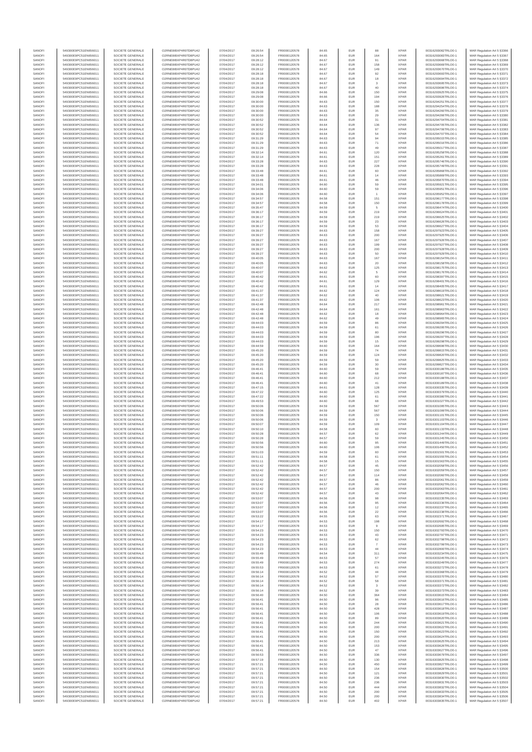| SANOFI | 549300E9PC51EN656011 | SOCIETE GENERALE | O2RNE8IBXP4R0TD8PU42 | 07/04/2017 | 09:26:54 | FR0000120578 | 84.65 | EUR | 88 | XPAR | 00316293082TRLO0-1 | MAR Regulation Art 5 §3366 |
|---|---|---|---|---|---|---|---|---|---|---|---|---|
| SANOFI | 549300E9PC51EN656011 | SOCIETE GENERALE | O2RNE8IBXP4R0TD8PU42 | 07/04/2017 | 09:26:54 | FR0000120578 | 84.65 | EUR | 164 | XPAR | 00316293083TRLO0-1 | MAR Regulation Art 5 §3367 |
| SANOFI | 549300E9PC51EN656011 | SOCIETE GENERALE | O2RNE8IBXP4R0TD8PU42 | 07/04/2017 | 09:28:12 | FR0000120578 | 84.67 | EUR | 91 | XPAR | 00316293688TRLO0-1 | MAR Regulation Art 5 §3368 |
| SANOFI | 549300E9PC51EN656011 | SOCIETE GENERALE | O2RNE8IBXP4R0TD8PU42 | 07/04/2017 | 09:28:12 | FR0000120578 | 84.67 | EUR | 158 | XPAR | 00316293689TRLO0-1 | MAR Regulation Art 5 §3369 |
| SANOFI | 549300E9PC51EN656011 | SOCIETE GENERALE | O2RNE8IBXP4R0TD8PU42 | 07/04/2017 | 09:28:12 | FR0000120578 | 84.67 | EUR | 149 | XPAR | 00316293670TRLO0-1 | MAR Regulation Art 5 §3370 |
| SANOFI | 549300E9PC51EN656011 | SOCIETE GENERALE | O2RNE8IBXP4R0TD8PU42 | 07/04/2017 | 09:28:18 | FR0000120578 | 84.67 | EUR | 92 | XPAR | 00316293693TRLO0-1 | MAR Regulation Art 5 §3371 |
| SANOFI | 549300E9PC51EN656011 | SOCIETE GENERALE | O2RNE8IBXP4R0TD8PU42 | 07/04/2017 | 09:28:18 | FR0000120578 | 84.67 | EUR | 18 | XPAR | 00316293694TRLO0-1 | MAR Regulation Art 5 §3372 |
| SANOFI | 549300E9PC51EN656011 | SOCIETE GENERALE | O2RNE8IBXP4R0TD8PU42 | 07/04/2017 | 09:28:18 | FR0000120578 | 84.67 | EUR | 3 | XPAR | 00316293695TRLO0-1 | MAR Regulation Art 5 §3373 |
| SANOFI | 549300E9PC51EN656011 | SOCIETE GENERALE | O2RNE8IBXP4R0TD8PU42 | 07/04/2017 | 09:28:18 | FR0000120578 | 84.67 | EUR | 40 | XPAR | 00316293696TRLO0-1 | MAR Regulation Art 5 §3374 |
| SANOFI | 549300E9PC51EN656011 | SOCIETE GENERALE | O2RNE8IBXP4R0TD8PU42 | 07/04/2017 | 09:29:08 | FR0000120578 | 84.66 | EUR | 150 | XPAR | 00316293925TRLO0-1 | MAR Regulation Art 5 §3375 |
| SANOFI | 549300E9PC51EN656011 | SOCIETE GENERALE | O2RNE8IBXP4R0TD8PU42 | 07/04/2017 | 09:29:08 | FR0000120578 | 84.66 | EUR | 194 | XPAR | 00316293926TRLO0-1 | MAR Regulation Art 5 §3376 |
| SANOFI | 549300E9PC51EN656011 | SOCIETE GENERALE | O2RNE8IBXP4R0TD8PU42 | 07/04/2017 | 09:30:00 | FR0000120578 | 84.63 | EUR | 150 | XPAR | 00316294251TRLO0-1 | MAR Regulation Art 5 §3377 |
| SANOFI | 549300E9PC51EN656011 | SOCIETE GENERALE | O2RNE8IBXP4R0TD8PU42 | 07/04/2017 | 09:30:00 | FR0000120578 | 84.63 | EUR | 188 | XPAR | 00316294254TRLO0-1 | MAR Regulation Art 5 §3378 |
| SANOFI | 549300E9PC51EN656011 | SOCIETE GENERALE | O2RNE8IBXP4R0TD8PU42 | 07/04/2017 | 09:30:00 | FR0000120578 | 84.63 | EUR | 35 | XPAR | 00316294260TRLO0-1 | MAR Regulation Art 5 §3379 |
| SANOFI | 549300E9PC51EN656011 | SOCIETE GENERALE | O2RNE8IBXP4R0TD8PU42 | 07/04/2017 | 09:30:00 | FR0000120578 | 84.63 | EUR | 29 | XPAR | 00316294266TRLO0-1 | MAR Regulation Art 5 §3380 |
| SANOFI | 549300E9PC51EN656011 | SOCIETE GENERALE | O2RNE8IBXP4R0TD8PU42 | 07/04/2017 | 09:30:52 | FR0000120578 | 84.64 | EUR | 31 | XPAR | 00316294704TRLO0-1 | MAR Regulation Art 5 §3381 |
| SANOFI | 549300E9PC51EN656011 | SOCIETE GENERALE | O2RNE8IBXP4R0TD8PU42 | 07/04/2017 | 09:30:52 | FR0000120578 | 84.64 | EUR | 136 | XPAR | 00316294705TRLO0-1 | MAR Regulation Art 5 §3382 |
| SANOFI | 549300E9PC51EN656011 | SOCIETE GENERALE | O2RNE8IBXP4R0TD8PU42 | 07/04/2017 | 09:30:52 | FR0000120578 | 84.64 | EUR | 97 | XPAR | 00316294706TRLO0-1 | MAR Regulation Art 5 §3383 |
| SANOFI | 549300E9PC51EN656011 | SOCIETE GENERALE | O2RNE8IBXP4R0TD8PU42 | 07/04/2017 | 09:30:52 | FR0000120578 | 84.64 | EUR | 54 | XPAR | 00316294707TRLO0-1 | MAR Regulation Art 5 §3384 |
| SANOFI | 549300E9PC51EN656011 | SOCIETE GENERALE | O2RNE8IBXP4R0TD8PU42 | 07/04/2017 | 09:31:29 | FR0000120578 | 84.63 | EUR | 94 | XPAR | 00316295015TRLO0-1 | MAR Regulation Art 5 §3385 |
| SANOFI | 549300E9PC51EN656011 | SOCIETE GENERALE | O2RNE8IBXP4R0TD8PU42 | 07/04/2017 | 09:31:29 | FR0000120578 | 84.63 | EUR | 71 | XPAR | 00316295016TRLO0-1 | MAR Regulation Art 5 §3386 |
| SANOFI | 549300E9PC51EN656011 | SOCIETE GENERALE | O2RNE8IBXP4R0TD8PU42 | 07/04/2017 | 09:31:29 | FR0000120578 | 84.63 | EUR | 49 | XPAR | 00316295017TRLO0-1 | MAR Regulation Art 5 §3387 |
| SANOFI | 549300E9PC51EN656011 | SOCIETE GENERALE | O2RNE8IBXP4R0TD8PU42 | 07/04/2017 | 09:32:14 | FR0000120578 | 84.61 | EUR | 120 | XPAR | 00316295258TRLO0-1 | MAR Regulation Art 5 §3388 |
| SANOFI | 549300E9PC51EN656011 | SOCIETE GENERALE | O2RNE8IBXP4R0TD8PU42 | 07/04/2017 | 09:32:14 | FR0000120578 | 84.61 | EUR | 151 | XPAR | 00316295261TRLO0-1 | MAR Regulation Art 5 §3389 |
| SANOFI | 549300E9PC51EN656011 | SOCIETE GENERALE | O2RNE8IBXP4R0TD8PU42 | 07/04/2017 | 09:33:28 | FR0000120578 | 84.63 | EUR | 227 | XPAR | 00316295746TRLO0-1 | MAR Regulation Art 5 §3390 |
| SANOFI | 549300E9PC51EN656011 | SOCIETE GENERALE | O2RNE8IBXP4R0TD8PU42 | 07/04/2017 | 09:33:28 | FR0000120578 | 84.63 | EUR | 228 | XPAR | 00316295749TRLO0-1 | MAR Regulation Art 5 §3391 |
| SANOFI | 549300E9PC51EN656011 | SOCIETE GENERALE | O2RNE8IBXP4R0TD8PU42 | 07/04/2017 | 09:33:48 | FR0000120578 | 84.61 | EUR | 60 | XPAR | 00316295868TRLO0-1 | MAR Regulation Art 5 §3392 |
| SANOFI | 549300E9PC51EN656011 | SOCIETE GENERALE | O2RNE8IBXP4R0TD8PU42 | 07/04/2017 | 09:33:48 | FR0000120578 | 84.61 | EUR | 14 | XPAR | 00316295869TRLO0-1 | MAR Regulation Art 5 §3393 |
| SANOFI | 549300E9PC51EN656011 | SOCIETE GENERALE | O2RNE8IBXP4R0TD8PU42 | 07/04/2017 | 09:33:48 | FR0000120578 | 84.61 | EUR | 46 | XPAR | 00316295870TRLO0-1 | MAR Regulation Art 5 §3394 |
| SANOFI | 549300E9PC51EN656011 | SOCIETE GENERALE | O2RNE8IBXP4R0TD8PU42 | 07/04/2017 | 09:34:01 | FR0000120578 | 84.60 | EUR | 59 | XPAR | 00316295921TRLO0-1 | MAR Regulation Art 5 §3395 |
| SANOFI | 549300E9PC51EN656011 | SOCIETE GENERALE | O2RNE8IBXP4R0TD8PU42 | 07/04/2017 | 09:34:06 | FR0000120578 | 84.60 | EUR | 59 | XPAR | 00316295951TRLO0-1 | MAR Regulation Art 5 §3396 |
| SANOFI | 549300E9PC51EN656011 | SOCIETE GENERALE | O2RNE8IBXP4R0TD8PU42 | 07/04/2017 | 09:34:06 | FR0000120578 | 84.60 | EUR | 1 | XPAR | 00316295952TRLO0-1 | MAR Regulation Art 5 §3397 |
| SANOFI | 549300E9PC51EN656011 | SOCIETE GENERALE | O2RNE8IBXP4R0TD8PU42 | 07/04/2017 | 09:34:57 | FR0000120578 | 84.58 | EUR | 151 | XPAR | 00316296177TRLO0-1 | MAR Regulation Art 5 §3398 |
| SANOFI | 549300E9PC51EN656011 | SOCIETE GENERALE | O2RNE8IBXP4R0TD8PU42 | 07/04/2017 | 09:34:57 | FR0000120578 | 84.58 | EUR | 150 | XPAR | 00316296178TRLO0-1 | MAR Regulation Art 5 §3399 |
| SANOFI | 549300E9PC51EN656011 | SOCIETE GENERALE | O2RNE8IBXP4R0TD8PU42 | 07/04/2017 | 09:35:47 | FR0000120578 | 84.59 | EUR | 5 | XPAR | 00316296474TRLO0-1 | MAR Regulation Art 5 §3400 |
| SANOFI | 549300E9PC51EN656011 | SOCIETE GENERALE | O2RNE8IBXP4R0TD8PU42 | 07/04/2017 | 09:36:17 | FR0000120578 | 84.59 | EUR | 219 | XPAR | 00316296624TRLO0-1 | MAR Regulation Art 5 §3401 |
| SANOFI | 549300E9PC51EN656011 | SOCIETE GENERALE | O2RNE8IBXP4R0TD8PU42 | 07/04/2017 | 09:36:17 | FR0000120578 | 84.59 | EUR | 219 | XPAR | 00316296625TRLO0-1 | MAR Regulation Art 5 §3402 |
| SANOFI | 549300E9PC51EN656011 | SOCIETE GENERALE | O2RNE8IBXP4R0TD8PU42 | 07/04/2017 | 09:36:17 | FR0000120578 | 84.59 | EUR | 23 | XPAR | 00316296626TRLO0-1 | MAR Regulation Art 5 §3403 |
| SANOFI | 549300E9PC51EN656011 | SOCIETE GENERALE | O2RNE8IBXP4R0TD8PU42 | 07/04/2017 | 09:36:17 | FR0000120578 | 84.59 | EUR | 53 | XPAR | 00316296627TRLO0-1 | MAR Regulation Art 5 §3404 |
| SANOFI | 549300E9PC51EN656011 | SOCIETE GENERALE | O2RNE8IBXP4R0TD8PU42 | 07/04/2017 | 09:39:27 | FR0000120578 | 84.63 | EUR | 158 | XPAR | 00316297923TRLO0-1 | MAR Regulation Art 5 §3405 |
| SANOFI | 549300E9PC51EN656011 | SOCIETE GENERALE | O2RNE8IBXP4R0TD8PU42 | 07/04/2017 | 09:39:27 | FR0000120578 | 84.63 | EUR | 200 | XPAR | 00316297925TRLO0-1 | MAR Regulation Art 5 §3406 |
| SANOFI | 549300E9PC51EN656011 | SOCIETE GENERALE | O2RNE8IBXP4R0TD8PU42 | 07/04/2017 | 09:39:27 | FR0000120578 | 84.63 | EUR | 167 | XPAR | 00316297926TRLO0-1 | MAR Regulation Art 5 §3407 |
| SANOFI | 549300E9PC51EN656011 | SOCIETE GENERALE | O2RNE8IBXP4R0TD8PU42 | 07/04/2017 | 09:39:27 | FR0000120578 | 84.63 | EUR | 199 | XPAR | 00316297927TRLO0-1 | MAR Regulation Art 5 §3408 |
| SANOFI | 549300E9PC51EN656011 | SOCIETE GENERALE | O2RNE8IBXP4R0TD8PU42 | 07/04/2017 | 09:39:27 | FR0000120578 | 84.63 | EUR | 200 | XPAR | 00316297928TRLO0-1 | MAR Regulation Art 5 §3409 |
| SANOFI | 549300E9PC51EN656011 | SOCIETE GENERALE | O2RNE8IBXP4R0TD8PU42 | 07/04/2017 | 09:39:27 | FR0000120578 | 84.63 | EUR | 50 | XPAR | 00316297929TRLO0-1 | MAR Regulation Art 5 §3410 |
| SANOFI | 549300E9PC51EN656011 | SOCIETE GENERALE | O2RNE8IBXP4R0TD8PU42 | 07/04/2017 | 09:40:05 | FR0000120578 | 84.63 | EUR | 167 | XPAR | 00316298154TRLO0-1 | MAR Regulation Art 5 §3411 |
| SANOFI | 549300E9PC51EN656011 | SOCIETE GENERALE | O2RNE8IBXP4R0TD8PU42 | 07/04/2017 | 09:40:05 | FR0000120578 | 84.63 | EUR | 20 | XPAR | 00316298158TRLO0-1 | MAR Regulation Art 5 §3412 |
| SANOFI | 549300E9PC51EN656011 | SOCIETE GENERALE | O2RNE8IBXP4R0TD8PU42 | 07/04/2017 | 09:40:07 | FR0000120578 | 84.62 | EUR | 125 | XPAR | 00316298175TRLO0-1 | MAR Regulation Art 5 §3413 |
| SANOFI | 549300E9PC51EN656011 | SOCIETE GENERALE | O2RNE8IBXP4R0TD8PU42 | 07/04/2017 | 09:40:07 | FR0000120578 | 84.62 | EUR | 5 | XPAR | 00316298176TRLO0-1 | MAR Regulation Art 5 §3414 |
| SANOFI | 549300E9PC51EN656011 | SOCIETE GENERALE | O2RNE8IBXP4R0TD8PU42 | 07/04/2017 | 09:40:42 | FR0000120578 | 84.61 | EUR | 60 | XPAR | 00316298397TRLO0-1 | MAR Regulation Art 5 §3415 |
| SANOFI | 549300E9PC51EN656011 | SOCIETE GENERALE | O2RNE8IBXP4R0TD8PU42 | 07/04/2017 | 09:40:42 | FR0000120578 | 84.61 | EUR | 129 | XPAR | 00316298401TRLO0-1 | MAR Regulation Art 5 §3416 |
| SANOFI | 549300E9PC51EN656011 | SOCIETE GENERALE | O2RNE8IBXP4R0TD8PU42 | 07/04/2017 | 09:40:42 | FR0000120578 | 84.61 | EUR | 14 | XPAR | 00316298405TRLO0-1 | MAR Regulation Art 5 §3417 |
| SANOFI | 549300E9PC51EN656011 | SOCIETE GENERALE | O2RNE8IBXP4R0TD8PU42 | 07/04/2017 | 09:41:37 | FR0000120578 | 84.62 | EUR | 124 | XPAR | 00316298619TRLO0-1 | MAR Regulation Art 5 §3418 |
| SANOFI | 549300E9PC51EN656011 | SOCIETE GENERALE | O2RNE8IBXP4R0TD8PU42 | 07/04/2017 | 09:41:37 | FR0000120578 | 84.62 | EUR | 40 | XPAR | 00316298621TRLO0-1 | MAR Regulation Art 5 §3419 |
| SANOFI | 549300E9PC51EN656011 | SOCIETE GENERALE | O2RNE8IBXP4R0TD8PU42 | 07/04/2017 | 09:41:37 | FR0000120578 | 84.62 | EUR | 106 | XPAR | 00316298627TRLO0-1 | MAR Regulation Art 5 §3420 |
| SANOFI | 549300E9PC51EN656011 | SOCIETE GENERALE | O2RNE8IBXP4R0TD8PU42 | 07/04/2017 | 09:42:48 | FR0000120578 | 84.64 | EUR | 217 | XPAR | 00316298961TRLO0-1 | MAR Regulation Art 5 §3421 |
| SANOFI | 549300E9PC51EN656011 | SOCIETE GENERALE | O2RNE8IBXP4R0TD8PU42 | 07/04/2017 | 09:42:48 | FR0000120578 | 84.64 | EUR | 161 | XPAR | 00316298963TRLO0-1 | MAR Regulation Art 5 §3422 |
| SANOFI | 549300E9PC51EN656011 | SOCIETE GENERALE | O2RNE8IBXP4R0TD8PU42 | 07/04/2017 | 09:42:48 | FR0000120578 | 84.62 | EUR | 18 | XPAR | 00316298964TRLO0-1 | MAR Regulation Art 5 §3423 |
| SANOFI | 549300E9PC51EN656011 | SOCIETE GENERALE | O2RNE8IBXP4R0TD8PU42 | 07/04/2017 | 09:42:48 | FR0000120578 | 84.62 | EUR | 49 | XPAR | 00316298985TRLO0-1 | MAR Regulation Art 5 §3424 |
| SANOFI | 549300E9PC51EN656011 | SOCIETE GENERALE | O2RNE8IBXP4R0TD8PU42 | 07/04/2017 | 09:44:03 | FR0000120578 | 84.60 | EUR | 86 | XPAR | 00316299294TRLO0-1 | MAR Regulation Art 5 §3425 |
| SANOFI | 549300E9PC51EN656011 | SOCIETE GENERALE | O2RNE8IBXP4R0TD8PU42 | 07/04/2017 | 09:44:03 | FR0000120578 | 84.59 | EUR | 61 | XPAR | 00316299295TRLO0-1 | MAR Regulation Art 5 §3426 |
| SANOFI | 549300E9PC51EN656011 | SOCIETE GENERALE | O2RNE8IBXP4R0TD8PU42 | 07/04/2017 | 09:44:03 | FR0000120578 | 84.59 | EUR | 80 | XPAR | 00316299296TRLO0-1 | MAR Regulation Art 5 §3427 |
| SANOFI | 549300E9PC51EN656011 | SOCIETE GENERALE | O2RNE8IBXP4R0TD8PU42 | 07/04/2017 | 09:44:03 | FR0000120578 | 84.59 | EUR | 196 | XPAR | 00316299297TRLO0-1 | MAR Regulation Art 5 §3428 |
| SANOFI | 549300E9PC51EN656011 | SOCIETE GENERALE | O2RNE8IBXP4R0TD8PU42 | 07/04/2017 | 09:44:03 | FR0000120578 | 84.59 | EUR | 15 | XPAR | 00316299298TRLO0-1 | MAR Regulation Art 5 §3429 |
| SANOFI | 549300E9PC51EN656011 | SOCIETE GENERALE | O2RNE8IBXP4R0TD8PU42 | 07/04/2017 | 09:44:59 | FR0000120578 | 84.60 | EUR | 164 | XPAR | 00316299696TRLO0-1 | MAR Regulation Art 5 §3430 |
| SANOFI | 549300E9PC51EN656011 | SOCIETE GENERALE | O2RNE8IBXP4R0TD8PU42 | 07/04/2017 | 09:45:20 | FR0000120578 | 84.59 | EUR | 74 | XPAR | 00316299815TRLO0-1 | MAR Regulation Art 5 §3431 |
| SANOFI | 549300E9PC51EN656011 | SOCIETE GENERALE | O2RNE8IBXP4R0TD8PU42 | 07/04/2017 | 09:45:20 | FR0000120578 | 84.59 | EUR | 124 | XPAR | 00316299820TRLO0-1 | MAR Regulation Art 5 §3432 |
| SANOFI | 549300E9PC51EN656011 | SOCIETE GENERALE | O2RNE8IBXP4R0TD8PU42 | 07/04/2017 | 09:45:20 | FR0000120578 | 84.59 | EUR | 59 | XPAR | 00316299825TRLO0-1 | MAR Regulation Art 5 §3433 |
| SANOFI | 549300E9PC51EN656011 | SOCIETE GENERALE | O2RNE8IBXP4R0TD8PU42 | 07/04/2017 | 09:45:20 | FR0000120578 | 84.59 | EUR | 30 | XPAR | 00316299827TRLO0-1 | MAR Regulation Art 5 §3434 |
| SANOFI | 549300E9PC51EN656011 | SOCIETE GENERALE | O2RNE8IBXP4R0TD8PU42 | 07/04/2017 | 09:46:41 | FR0000120578 | 84.60 | EUR | 59 | XPAR | 00316300186TRLO0-1 | MAR Regulation Art 5 §3435 |
| SANOFI | 549300E9PC51EN656011 | SOCIETE GENERALE | O2RNE8IBXP4R0TD8PU42 | 07/04/2017 | 09:46:41 | FR0000120578 | 84.60 | EUR | 68 | XPAR | 00316300187TRLO0-1 | MAR Regulation Art 5 §3436 |
| SANOFI | 549300E9PC51EN656011 | SOCIETE GENERALE | O2RNE8IBXP4R0TD8PU42 | 07/04/2017 | 09:46:41 | FR0000120578 | 84.60 | EUR | 212 | XPAR | 00316300188TRLO0-1 | MAR Regulation Art 5 §3437 |
| SANOFI | 549300E9PC51EN656011 | SOCIETE GENERALE | O2RNE8IBXP4R0TD8PU42 | 07/04/2017 | 09:46:41 | FR0000120578 | 84.60 | EUR | 41 | XPAR | 00316300189TRLO0-1 | MAR Regulation Art 5 §3438 |
| SANOFI | 549300E9PC51EN656011 | SOCIETE GENERALE | O2RNE8IBXP4R0TD8PU42 | 07/04/2017 | 09:47:15 | FR0000120578 | 84.61 | EUR | 128 | XPAR | 00316300335TRLO0-1 | MAR Regulation Art 5 §3439 |
| SANOFI | 549300E9PC51EN656011 | SOCIETE GENERALE | O2RNE8IBXP4R0TD8PU42 | 07/04/2017 | 09:47:22 | FR0000120578 | 84.60 | EUR | 125 | XPAR | 00316300379TRLO0-1 | MAR Regulation Art 5 §3440 |
| SANOFI | 549300E9PC51EN656011 | SOCIETE GENERALE | O2RNE8IBXP4R0TD8PU42 | 07/04/2017 | 09:47:22 | FR0000120578 | 84.60 | EUR | 61 | XPAR | 00316300380TRLO0-1 | MAR Regulation Art 5 §3441 |
| SANOFI | 549300E9PC51EN656011 | SOCIETE GENERALE | O2RNE8IBXP4R0TD8PU42 | 07/04/2017 | 09:49:53 | FR0000120578 | 84.60 | EUR | 68 | XPAR | 00316301027TRLO0-1 | MAR Regulation Art 5 §3442 |
| SANOFI | 549300E9PC51EN656011 | SOCIETE GENERALE | O2RNE8IBXP4R0TD8PU42 | 07/04/2017 | 09:50:06 | FR0000120578 | 84.59 | EUR | 567 | XPAR | 00316301098TRLO0-1 | MAR Regulation Art 5 §3443 |
| SANOFI | 549300E9PC51EN656011 | SOCIETE GENERALE | O2RNE8IBXP4R0TD8PU42 | 07/04/2017 | 09:50:06 | FR0000120578 | 84.59 | EUR | 567 | XPAR | 00316301099TRLO0-1 | MAR Regulation Art 5 §3444 |
| SANOFI | 549300E9PC51EN656011 | SOCIETE GENERALE | O2RNE8IBXP4R0TD8PU42 | 07/04/2017 | 09:50:06 | FR0000120578 | 84.59 | EUR | 150 | XPAR | 00316301101TRLO0-1 | MAR Regulation Art 5 §3445 |
| SANOFI | 549300E9PC51EN656011 | SOCIETE GENERALE | O2RNE8IBXP4R0TD8PU42 | 07/04/2017 | 09:50:06 | FR0000120578 | 84.59 | EUR | 3 | XPAR | 00316301103TRLO0-1 | MAR Regulation Art 5 §3446 |
| SANOFI | 549300E9PC51EN656011 | SOCIETE GENERALE | O2RNE8IBXP4R0TD8PU42 | 07/04/2017 | 09:50:07 | FR0000120578 | 84.59 | EUR | 109 | XPAR | 00316301104TRLO0-1 | MAR Regulation Art 5 §3447 |
| SANOFI | 549300E9PC51EN656011 | SOCIETE GENERALE | O2RNE8IBXP4R0TD8PU42 | 07/04/2017 | 09:50:10 | FR0000120578 | 84.58 | EUR | 60 | XPAR | 00316301133TRLO0-1 | MAR Regulation Art 5 §3448 |
| SANOFI | 549300E9PC51EN656011 | SOCIETE GENERALE | O2RNE8IBXP4R0TD8PU42 | 07/04/2017 | 09:50:28 | FR0000120578 | 84.57 | EUR | 62 | XPAR | 00316301244TRLO0-1 | MAR Regulation Art 5 §3449 |
| SANOFI | 549300E9PC51EN656011 | SOCIETE GENERALE | O2RNE8IBXP4R0TD8PU42 | 07/04/2017 | 09:50:28 | FR0000120578 | 84.57 | EUR | 59 | XPAR | 00316301245TRLO0-1 | MAR Regulation Art 5 §3450 |
| SANOFI | 549300E9PC51EN656011 | SOCIETE GENERALE | O2RNE8IBXP4R0TD8PU42 | 07/04/2017 | 09:50:56 | FR0000120578 | 84.60 | EUR | 95 | XPAR | 00316301449TRLO0-1 | MAR Regulation Art 5 §3451 |
| SANOFI | 549300E9PC51EN656011 | SOCIETE GENERALE | O2RNE8IBXP4R0TD8PU42 | 07/04/2017 | 09:50:56 | FR0000120578 | 84.60 | EUR | 106 | XPAR | 00316301450TRLO0-1 | MAR Regulation Art 5 §3452 |
| SANOFI | 549300E9PC51EN656011 | SOCIETE GENERALE | O2RNE8IBXP4R0TD8PU42 | 07/04/2017 | 09:51:03 | FR0000120578 | 84.59 | EUR | 60 | XPAR | 00316301501TRLO0-1 | MAR Regulation Art 5 §3453 |
| SANOFI | 549300E9PC51EN656011 | SOCIETE GENERALE | O2RNE8IBXP4R0TD8PU42 | 07/04/2017 | 09:51:11 | FR0000120578 | 84.58 | EUR | 61 | XPAR | 00316301555TRLO0-1 | MAR Regulation Art 5 §3454 |
| SANOFI | 549300E9PC51EN656011 | SOCIETE GENERALE | O2RNE8IBXP4R0TD8PU42 | 07/04/2017 | 09:51:11 | FR0000120578 | 84.58 | EUR | 15 | XPAR | 00316301565TRLO0-1 | MAR Regulation Art 5 §3455 |
| SANOFI | 549300E9PC51EN656011 | SOCIETE GENERALE | O2RNE8IBXP4R0TD8PU42 | 07/04/2017 | 09:52:42 | FR0000120578 | 84.57 | EUR | 45 | XPAR | 00316302058TRLO0-1 | MAR Regulation Art 5 §3456 |
| SANOFI | 549300E9PC51EN656011 | SOCIETE GENERALE | O2RNE8IBXP4R0TD8PU42 | 07/04/2017 | 09:52:42 | FR0000120578 | 84.57 | EUR | 150 | XPAR | 00316302059TRLO0-1 | MAR Regulation Art 5 §3457 |
| SANOFI | 549300E9PC51EN656011 | SOCIETE GENERALE | O2RNE8IBXP4R0TD8PU42 | 07/04/2017 | 09:52:42 | FR0000120578 | 84.57 | EUR | 114 | XPAR | 00316302060TRLO0-1 | MAR Regulation Art 5 §3458 |
| SANOFI | 549300E9PC51EN656011 | SOCIETE GENERALE | O2RNE8IBXP4R0TD8PU42 | 07/04/2017 | 09:52:42 | FR0000120578 | 84.57 | EUR | 86 | XPAR | 00316302061TRLO0-1 | MAR Regulation Art 5 §3459 |
| SANOFI | 549300E9PC51EN656011 | SOCIETE GENERALE | O2RNE8IBXP4R0TD8PU42 | 07/04/2017 | 09:52:42 | FR0000120578 | 84.57 | EUR | 46 | XPAR | 00316302062TRLO0-1 | MAR Regulation Art 5 §3460 |
| SANOFI | 549300E9PC51EN656011 | SOCIETE GENERALE | O2RNE8IBXP4R0TD8PU42 | 07/04/2017 | 09:52:42 | FR0000120578 | 84.57 | EUR | 200 | XPAR | 00316302063TRLO0-1 | MAR Regulation Art 5 §3461 |
| SANOFI | 549300E9PC51EN656011 | SOCIETE GENERALE | O2RNE8IBXP4R0TD8PU42 | 07/04/2017 | 09:52:42 | FR0000120578 | 84.57 | EUR | 43 | XPAR | 00316302064TRLO0-1 | MAR Regulation Art 5 §3462 |
| SANOFI | 549300E9PC51EN656011 | SOCIETE GENERALE | O2RNE8IBXP4R0TD8PU42 | 07/04/2017 | 09:53:07 | FR0000120578 | 84.56 | EUR | 98 | XPAR | 00316302235TRLO0-1 | MAR Regulation Art 5 §3463 |
| SANOFI | 549300E9PC51EN656011 | SOCIETE GENERALE | O2RNE8IBXP4R0TD8PU42 | 07/04/2017 | 09:53:07 | FR0000120578 | 84.56 | EUR | 95 | XPAR | 00316302236TRLO0-1 | MAR Regulation Art 5 §3464 |
| SANOFI | 549300E9PC51EN656011 | SOCIETE GENERALE | O2RNE8IBXP4R0TD8PU42 | 07/04/2017 | 09:53:07 | FR0000120578 | 84.56 | EUR | 12 | XPAR | 00316302237TRLO0-1 | MAR Regulation Art 5 §3465 |
| SANOFI | 549300E9PC51EN656011 | SOCIETE GENERALE | O2RNE8IBXP4R0TD8PU42 | 07/04/2017 | 09:53:07 | FR0000120578 | 84.56 | EUR | 22 | XPAR | 00316302238TRLO0-1 | MAR Regulation Art 5 §3466 |
| SANOFI | 549300E9PC51EN656011 | SOCIETE GENERALE | O2RNE8IBXP4R0TD8PU42 | 07/04/2017 | 09:53:22 | FR0000120578 | 84.55 | EUR | 63 | XPAR | 00316302371TRLO0-1 | MAR Regulation Art 5 §3467 |
| SANOFI | 549300E9PC51EN656011 | SOCIETE GENERALE | O2RNE8IBXP4R0TD8PU42 | 07/04/2017 | 09:54:17 | FR0000120578 | 84.53 | EUR | 198 | XPAR | 00316302692TRLO0-1 | MAR Regulation Art 5 §3468 |
| SANOFI | 549300E9PC51EN656011 | SOCIETE GENERALE | O2RNE8IBXP4R0TD8PU42 | 07/04/2017 | 09:54:17 | FR0000120578 | 84.53 | EUR | 9 | XPAR | 00316302695TRLO0-1 | MAR Regulation Art 5 §3469 |
| SANOFI | 549300E9PC51EN656011 | SOCIETE GENERALE | O2RNE8IBXP4R0TD8PU42 | 07/04/2017 | 09:54:23 | FR0000120578 | 84.53 | EUR | 150 | XPAR | 00316302793TRLO0-1 | MAR Regulation Art 5 §3470 |
| SANOFI | 549300E9PC51EN656011 | SOCIETE GENERALE | O2RNE8IBXP4R0TD8PU42 | 07/04/2017 | 09:54:23 | FR0000120578 | 84.53 | EUR | 43 | XPAR | 00316302797TRLO0-1 | MAR Regulation Art 5 §3471 |
| SANOFI | 549300E9PC51EN656011 | SOCIETE GENERALE | O2RNE8IBXP4R0TD8PU42 | 07/04/2017 | 09:54:23 | FR0000120578 | 84.53 | EUR | 62 | XPAR | 00316302798TRLO0-1 | MAR Regulation Art 5 §3472 |
| SANOFI | 549300E9PC51EN656011 | SOCIETE GENERALE | O2RNE8IBXP4R0TD8PU42 | 07/04/2017 | 09:54:23 | FR0000120578 | 84.53 | EUR | 7 | XPAR | 00316302799TRLO0-1 | MAR Regulation Art 5 §3473 |
| SANOFI | 549300E9PC51EN656011 | SOCIETE GENERALE | O2RNE8IBXP4R0TD8PU42 | 07/04/2017 | 09:54:23 | FR0000120578 | 84.53 | EUR | 44 | XPAR | 00316302800TRLO0-1 | MAR Regulation Art 5 §3474 |
| SANOFI | 549300E9PC51EN656011 | SOCIETE GENERALE | O2RNE8IBXP4R0TD8PU42 | 07/04/2017 | 09:55:49 | FR0000120578 | 84.54 | EUR | 311 | XPAR | 00316303244TRLO0-1 | MAR Regulation Art 5 §3475 |
| SANOFI | 549300E9PC51EN656011 | SOCIETE GENERALE | O2RNE8IBXP4R0TD8PU42 | 07/04/2017 | 09:55:49 | FR0000120578 | 84.53 | EUR | 57 | XPAR | 00316303245TRLO0-1 | MAR Regulation Art 5 §3476 |
| SANOFI | 549300E9PC51EN656011 | SOCIETE GENERALE | O2RNE8IBXP4R0TD8PU42 | 07/04/2017 | 09:55:49 | FR0000120578 | 84.53 | EUR | 274 | XPAR | 00316303249TRLO0-1 | MAR Regulation Art 5 §3477 |
| SANOFI | 549300E9PC51EN656011 | SOCIETE GENERALE | O2RNE8IBXP4R0TD8PU42 | 07/04/2017 | 09:55:53 | FR0000120578 | 84.53 | EUR | 61 | XPAR | 00316303272TRLO0-1 | MAR Regulation Art 5 §3478 |
| SANOFI | 549300E9PC51EN656011 | SOCIETE GENERALE | O2RNE8IBXP4R0TD8PU42 | 07/04/2017 | 09:56:14 | FR0000120578 | 84.52 | EUR | 44 | XPAR | 00316303368TRLO0-1 | MAR Regulation Art 5 §3479 |
| SANOFI | 549300E9PC51EN656011 | SOCIETE GENERALE | O2RNE8IBXP4R0TD8PU42 | 07/04/2017 | 09:56:14 | FR0000120578 | 84.52 | EUR | 57 | XPAR | 00316303370TRLO0-1 | MAR Regulation Art 5 §3480 |
| SANOFI | 549300E9PC51EN656011 | SOCIETE GENERALE | O2RNE8IBXP4R0TD8PU42 | 07/04/2017 | 09:56:14 | FR0000120578 | 84.52 | EUR | 58 | XPAR | 00316303371TRLO0-1 | MAR Regulation Art 5 §3481 |
| SANOFI | 549300E9PC51EN656011 | SOCIETE GENERALE | O2RNE8IBXP4R0TD8PU42 | 07/04/2017 | 09:56:14 | FR0000120578 | 84.52 | EUR | 3 | XPAR | 00316303372TRLO0-1 | MAR Regulation Art 5 §3482 |
| SANOFI | 549300E9PC51EN656011 | SOCIETE GENERALE | O2RNE8IBXP4R0TD8PU42 | 07/04/2017 | 09:56:14 | FR0000120578 | 84.52 | EUR | 39 | XPAR | 00316303373TRLO0-1 | MAR Regulation Art 5 §3483 |
| SANOFI | 549300E9PC51EN656011 | SOCIETE GENERALE | O2RNE8IBXP4R0TD8PU42 | 07/04/2017 | 09:56:40 | FR0000120578 | 84.50 | EUR | 364 | XPAR | 00316303615TRLO0-1 | MAR Regulation Art 5 §3484 |
| SANOFI | 549300E9PC51EN656011 | SOCIETE GENERALE | O2RNE8IBXP4R0TD8PU42 | 07/04/2017 | 09:56:41 | FR0000120578 | 84.50 | EUR | 96 | XPAR | 00316303616TRLO0-1 | MAR Regulation Art 5 §3485 |
| SANOFI | 549300E9PC51EN656011 | SOCIETE GENERALE | O2RNE8IBXP4R0TD8PU42 | 07/04/2017 | 09:56:41 | FR0000120578 | 84.50 | EUR | 28 | XPAR | 00316303617TRLO0-1 | MAR Regulation Art 5 §3486 |
| SANOFI | 549300E9PC51EN656011 | SOCIETE GENERALE | O2RNE8IBXP4R0TD8PU42 | 07/04/2017 | 09:56:41 | FR0000120578 | 84.50 | EUR | 428 | XPAR | 00316303618TRLO0-1 | MAR Regulation Art 5 §3487 |
| SANOFI | 549300E9PC51EN656011 | SOCIETE GENERALE | O2RNE8IBXP4R0TD8PU42 | 07/04/2017 | 09:56:41 | FR0000120578 | 84.50 | EUR | 106 | XPAR | 00316303619TRLO0-1 | MAR Regulation Art 5 §3488 |
| SANOFI | 549300E9PC51EN656011 | SOCIETE GENERALE | O2RNE8IBXP4R0TD8PU42 | 07/04/2017 | 09:56:41 | FR0000120578 | 84.50 | EUR | 89 | XPAR | 00316303620TRLO0-1 | MAR Regulation Art 5 §3489 |
| SANOFI | 549300E9PC51EN656011 | SOCIETE GENERALE | O2RNE8IBXP4R0TD8PU42 | 07/04/2017 | 09:56:41 | FR0000120578 | 84.50 | EUR | 244 | XPAR | 00316303621TRLO0-1 | MAR Regulation Art 5 §3490 |
| SANOFI | 549300E9PC51EN656011 | SOCIETE GENERALE | O2RNE8IBXP4R0TD8PU42 | 07/04/2017 | 09:56:41 | FR0000120578 | 84.50 | EUR | 200 | XPAR | 00316303622TRLO0-1 | MAR Regulation Art 5 §3491 |
| SANOFI | 549300E9PC51EN656011 | SOCIETE GENERALE | O2RNE8IBXP4R0TD8PU42 | 07/04/2017 | 09:56:41 | FR0000120578 | 84.50 | EUR | 150 | XPAR | 00316303623TRLO0-1 | MAR Regulation Art 5 §3492 |
| SANOFI | 549300E9PC51EN656011 | SOCIETE GENERALE | O2RNE8IBXP4R0TD8PU42 | 07/04/2017 | 09:56:41 | FR0000120578 | 84.50 | EUR | 200 | XPAR | 00316303624TRLO0-1 | MAR Regulation Art 5 §3493 |
| SANOFI | 549300E9PC51EN656011 | SOCIETE GENERALE | O2RNE8IBXP4R0TD8PU42 | 07/04/2017 | 09:56:41 | FR0000120578 | 84.50 | EUR | 213 | XPAR | 00316303625TRLO0-1 | MAR Regulation Art 5 §3494 |
| SANOFI | 549300E9PC51EN656011 | SOCIETE GENERALE | O2RNE8IBXP4R0TD8PU42 | 07/04/2017 | 09:56:41 | FR0000120578 | 84.50 | EUR | 153 | XPAR | 00316303626TRLO0-1 | MAR Regulation Art 5 §3495 |
| SANOFI | 549300E9PC51EN656011 | SOCIETE GENERALE | O2RNE8IBXP4R0TD8PU42 | 07/04/2017 | 09:56:41 | FR0000120578 | 84.50 | EUR | 47 | XPAR | 00316303627TRLO0-1 | MAR Regulation Art 5 §3496 |
| SANOFI | 549300E9PC51EN656011 | SOCIETE GENERALE | O2RNE8IBXP4R0TD8PU42 | 07/04/2017 | 09:56:53 | FR0000120578 | 84.50 | EUR | 336 | XPAR | 00316303679TRLO0-1 | MAR Regulation Art 5 §3497 |
| SANOFI | 549300E9PC51EN656011 | SOCIETE GENERALE | O2RNE8IBXP4R0TD8PU42 | 07/04/2017 | 09:57:19 | FR0000120578 | 84.50 | EUR | 130 | XPAR | 00316303825TRLO0-1 | MAR Regulation Art 5 §3498 |
| SANOFI | 549300E9PC51EN656011 | SOCIETE GENERALE | O2RNE8IBXP4R0TD8PU42 | 07/04/2017 | 09:57:21 | FR0000120578 | 84.50 | EUR | 450 | XPAR | 00316303827TRLO0-1 | MAR Regulation Art 5 §3499 |
| SANOFI | 549300E9PC51EN656011 | SOCIETE GENERALE | O2RNE8IBXP4R0TD8PU42 | 07/04/2017 | 09:57:21 | FR0000120578 | 84.50 | EUR | 154 | XPAR | 00316303828TRLO0-1 | MAR Regulation Art 5 §3500 |
| SANOFI | 549300E9PC51EN656011 | SOCIETE GENERALE | O2RNE8IBXP4R0TD8PU42 | 07/04/2017 | 09:57:21 | FR0000120578 | 84.50 | EUR | 121 | XPAR | 00316303829TRLO0-1 | MAR Regulation Art 5 §3501 |
| SANOFI | 549300E9PC51EN656011 | SOCIETE GENERALE | O2RNE8IBXP4R0TD8PU42 | 07/04/2017 | 09:57:21 | FR0000120578 | 84.50 | EUR | 236 | XPAR | 00316303830TRLO0-1 | MAR Regulation Art 5 §3502 |
| SANOFI | 549300E9PC51EN656011 | SOCIETE GENERALE | O2RNE8IBXP4R0TD8PU42 | 07/04/2017 | 09:57:21 | FR0000120578 | 84.50 | EUR | 236 | XPAR | 00316303831TRLO0-1 | MAR Regulation Art 5 §3503 |
| SANOFI | 549300E9PC51EN656011 | SOCIETE GENERALE | O2RNE8IBXP4R0TD8PU42 | 07/04/2017 | 09:57:21 | FR0000120578 | 84.50 | EUR | 444 | XPAR | 00316303832TRLO0-1 | MAR Regulation Art 5 §3504 |
| SANOFI | 549300E9PC51EN656011 | SOCIETE GENERALE | O2RNE8IBXP4R0TD8PU42 | 07/04/2017 | 09:57:21 | FR0000120578 | 84.50 | EUR | 200 | XPAR | 00316303833TRLO0-1 | MAR Regulation Art 5 §3505 |
| SANOFI | 549300E9PC51EN656011 | SOCIETE GENERALE | O2RNE8IBXP4R0TD8PU42 | 07/04/2017 | 09:57:21 | FR0000120578 | 84.50 | EUR | 200 | XPAR | 00316303834TRLO0-1 | MAR Regulation Art 5 §3506 |
| SANOFI | 549300E9PC51EN656011 | SOCIETE GENERALE | O2RNE8IBXP4R0TD8PU42 | 07/04/2017 | 09:57:21 | FR0000120578 | 84.50 | EUR | 402 | XPAR | 00316303835TRLO0-1 | MAR Regulation Art 5 §3507 |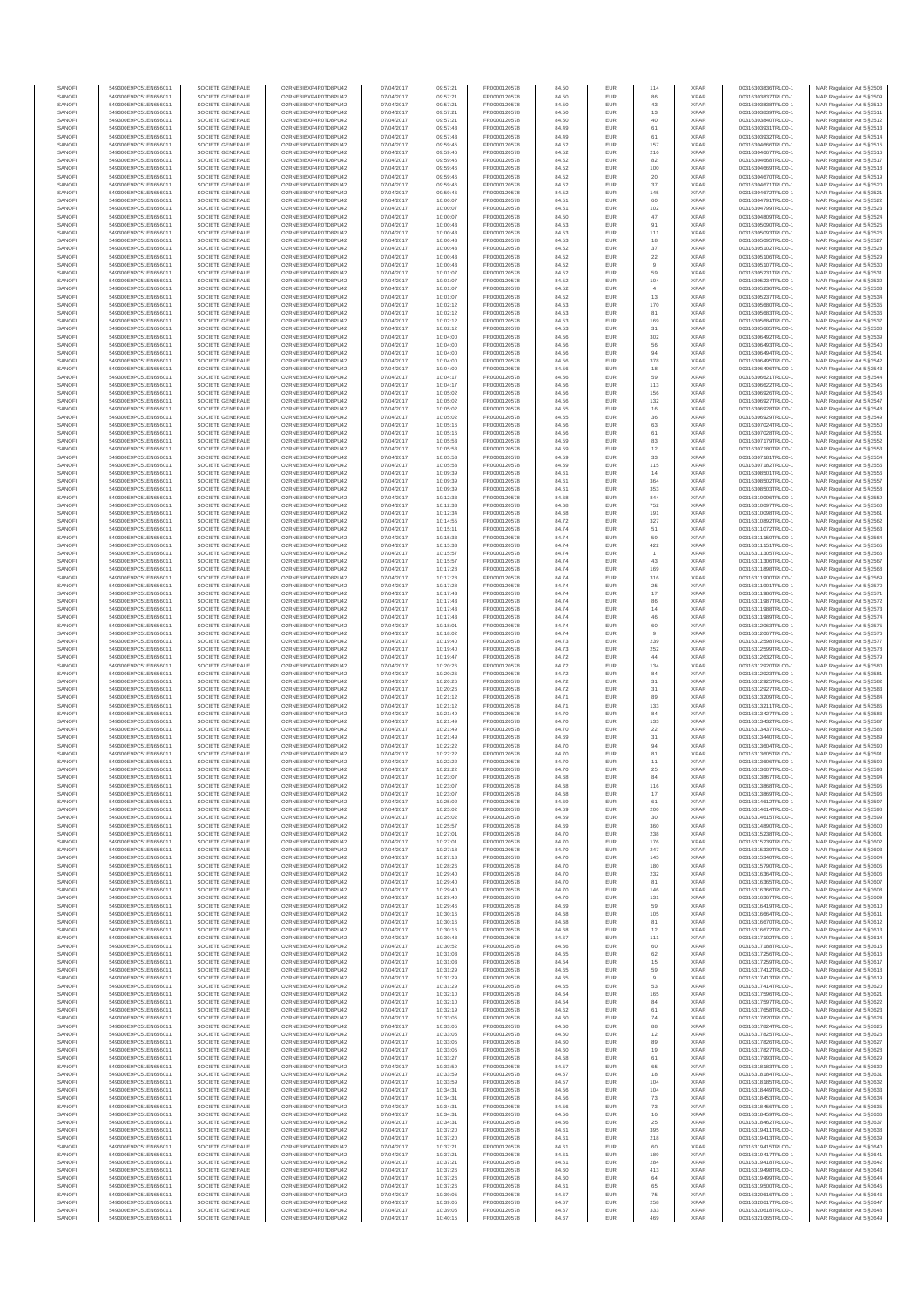| SANOFI | 549300E9PC51EN656011 | SOCIETE GENERALE | O2RNE8IBXP4R0TD8PU42 | 07/04/2017 | 09:57:21 | FR0000120578 | 84.50 | EUR | 114 | XPAR | 00316303836TRLO0-1 | MAR Regulation Art 5 §3508 |
|---|---|---|---|---|---|---|---|---|---|---|---|---|
| SANOFI | 549300E9PC51EN656011 | SOCIETE GENERALE | O2RNE8IBXP4R0TD8PU42 | 07/04/2017 | 09:57:21 | FR0000120578 | 84.50 | EUR | 86 | XPAR | 00316303837TRLO0-1 | MAR Regulation Art 5 §3509 |
| SANOFI | 549300E9PC51EN656011 | SOCIETE GENERALE | O2RNE8IBXP4R0TD8PU42 | 07/04/2017 | 09:57:21 | FR0000120578 | 84.50 | EUR | 43 | XPAR | 00316303838TRLO0-1 | MAR Regulation Art 5 §3510 |
| SANOFI | 549300E9PC51EN656011 | SOCIETE GENERALE | O2RNE8IBXP4R0TD8PU42 | 07/04/2017 | 09:57:21 | FR0000120578 | 84.50 | EUR | 13 | XPAR | 00316303839TRLO0-1 | MAR Regulation Art 5 §3511 |
| SANOFI | 549300E9PC51EN656011 | SOCIETE GENERALE | O2RNE8IBXP4R0TD8PU42 | 07/04/2017 | 09:57:21 | FR0000120578 | 84.50 | EUR | 40 | XPAR | 00316303840TRLO0-1 | MAR Regulation Art 5 §3512 |
| SANOFI | 549300E9PC51EN656011 | SOCIETE GENERALE | O2RNE8IBXP4R0TD8PU42 | 07/04/2017 | 09:57:43 | FR0000120578 | 84.49 | EUR | 61 | XPAR | 00316303931TRLO0-1 | MAR Regulation Art 5 §3513 |
| SANOFI | 549300E9PC51EN656011 | SOCIETE GENERALE | O2RNE8IBXP4R0TD8PU42 | 07/04/2017 | 09:57:43 | FR0000120578 | 84.49 | EUR | 61 | XPAR | 00316303932TRLO0-1 | MAR Regulation Art 5 §3514 |
| SANOFI | 549300E9PC51EN656011 | SOCIETE GENERALE | O2RNE8IBXP4R0TD8PU42 | 07/04/2017 | 09:59:45 | FR0000120578 | 84.52 | EUR | 157 | XPAR | 00316304666TRLO0-1 | MAR Regulation Art 5 §3515 |
| SANOFI | 549300E9PC51EN656011 | SOCIETE GENERALE | O2RNE8IBXP4R0TD8PU42 | 07/04/2017 | 09:59:46 | FR0000120578 | 84.52 | EUR | 216 | XPAR | 00316304667TRLO0-1 | MAR Regulation Art 5 §3516 |
| SANOFI | 549300E9PC51EN656011 | SOCIETE GENERALE | O2RNE8IBXP4R0TD8PU42 | 07/04/2017 | 09:59:46 | FR0000120578 | 84.52 | EUR | 82 | XPAR | 00316304668TRLO0-1 | MAR Regulation Art 5 §3517 |
| SANOFI | 549300E9PC51EN656011 | SOCIETE GENERALE | O2RNE8IBXP4R0TD8PU42 | 07/04/2017 | 09:59:46 | FR0000120578 | 84.52 | EUR | 100 | XPAR | 00316304669TRLO0-1 | MAR Regulation Art 5 §3518 |
| SANOFI | 549300E9PC51EN656011 | SOCIETE GENERALE | O2RNE8IBXP4R0TD8PU42 | 07/04/2017 | 09:59:46 | FR0000120578 | 84.52 | EUR | 20 | XPAR | 00316304670TRLO0-1 | MAR Regulation Art 5 §3519 |
| SANOFI | 549300E9PC51EN656011 | SOCIETE GENERALE | O2RNE8IBXP4R0TD8PU42 | 07/04/2017 | 09:59:46 | FR0000120578 | 84.52 | EUR | 37 | XPAR | 00316304671TRLO0-1 | MAR Regulation Art 5 §3520 |
| SANOFI | 549300E9PC51EN656011 | SOCIETE GENERALE | O2RNE8IBXP4R0TD8PU42 | 07/04/2017 | 09:59:46 | FR0000120578 | 84.52 | EUR | 145 | XPAR | 00316304672TRLO0-1 | MAR Regulation Art 5 §3521 |
| SANOFI | 549300E9PC51EN656011 | SOCIETE GENERALE | O2RNE8IBXP4R0TD8PU42 | 07/04/2017 | 10:00:07 | FR0000120578 | 84.51 | EUR | 60 | XPAR | 00316304791TRLO0-1 | MAR Regulation Art 5 §3522 |
| SANOFI | 549300E9PC51EN656011 | SOCIETE GENERALE | O2RNE8IBXP4R0TD8PU42 | 07/04/2017 | 10:00:07 | FR0000120578 | 84.51 | EUR | 102 | XPAR | 00316304799TRLO0-1 | MAR Regulation Art 5 §3523 |
| SANOFI | 549300E9PC51EN656011 | SOCIETE GENERALE | O2RNE8IBXP4R0TD8PU42 | 07/04/2017 | 10:00:07 | FR0000120578 | 84.50 | EUR | 47 | XPAR | 00316304809TRLO0-1 | MAR Regulation Art 5 §3524 |
| SANOFI | 549300E9PC51EN656011 | SOCIETE GENERALE | O2RNE8IBXP4R0TD8PU42 | 07/04/2017 | 10:00:43 | FR0000120578 | 84.53 | EUR | 91 | XPAR | 00316305090TRLO0-1 | MAR Regulation Art 5 §3525 |
| SANOFI | 549300E9PC51EN656011 | SOCIETE GENERALE | O2RNE8IBXP4R0TD8PU42 | 07/04/2017 | 10:00:43 | FR0000120578 | 84.53 | EUR | 111 | XPAR | 00316305093TRLO0-1 | MAR Regulation Art 5 §3526 |
| SANOFI | 549300E9PC51EN656011 | SOCIETE GENERALE | O2RNE8IBXP4R0TD8PU42 | 07/04/2017 | 10:00:43 | FR0000120578 | 84.53 | EUR | 18 | XPAR | 00316305096TRLO0-1 | MAR Regulation Art 5 §3527 |
| SANOFI | 549300E9PC51EN656011 | SOCIETE GENERALE | O2RNE8IBXP4R0TD8PU42 | 07/04/2017 | 10:00:43 | FR0000120578 | 84.52 | EUR | 37 | XPAR | 00316305102TRLO0-1 | MAR Regulation Art 5 §3528 |
| SANOFI | 549300E9PC51EN656011 | SOCIETE GENERALE | O2RNE8IBXP4R0TD8PU42 | 07/04/2017 | 10:00:43 | FR0000120578 | 84.52 | EUR | 22 | XPAR | 00316305106TRLO0-1 | MAR Regulation Art 5 §3529 |
| SANOFI | 549300E9PC51EN656011 | SOCIETE GENERALE | O2RNE8IBXP4R0TD8PU42 | 07/04/2017 | 10:00:43 | FR0000120578 | 84.52 | EUR | 9 | XPAR | 00316305107TRLO0-1 | MAR Regulation Art 5 §3530 |
| SANOFI | 549300E9PC51EN656011 | SOCIETE GENERALE | O2RNE8IBXP4R0TD8PU42 | 07/04/2017 | 10:01:07 | FR0000120578 | 84.52 | EUR | 59 | XPAR | 00316305231TRLO0-1 | MAR Regulation Art 5 §3531 |
| SANOFI | 549300E9PC51EN656011 | SOCIETE GENERALE | O2RNE8IBXP4R0TD8PU42 | 07/04/2017 | 10:01:07 | FR0000120578 | 84.52 | EUR | 104 | XPAR | 00316305234TRLO0-1 | MAR Regulation Art 5 §3532 |
| SANOFI | 549300E9PC51EN656011 | SOCIETE GENERALE | O2RNE8IBXP4R0TD8PU42 | 07/04/2017 | 10:01:07 | FR0000120578 | 84.52 | EUR | 4 | XPAR | 00316305236TRLO0-1 | MAR Regulation Art 5 §3533 |
| SANOFI | 549300E9PC51EN656011 | SOCIETE GENERALE | O2RNE8IBXP4R0TD8PU42 | 07/04/2017 | 10:01:07 | FR0000120578 | 84.52 | EUR | 13 | XPAR | 00316305237TRLO0-1 | MAR Regulation Art 5 §3534 |
| SANOFI | 549300E9PC51EN656011 | SOCIETE GENERALE | O2RNE8IBXP4R0TD8PU42 | 07/04/2017 | 10:02:12 | FR0000120578 | 84.53 | EUR | 170 | XPAR | 00316305680TRLO0-1 | MAR Regulation Art 5 §3535 |
| SANOFI | 549300E9PC51EN656011 | SOCIETE GENERALE | O2RNE8IBXP4R0TD8PU42 | 07/04/2017 | 10:02:12 | FR0000120578 | 84.53 | EUR | 81 | XPAR | 00316305683TRLO0-1 | MAR Regulation Art 5 §3536 |
| SANOFI | 549300E9PC51EN656011 | SOCIETE GENERALE | O2RNE8IBXP4R0TD8PU42 | 07/04/2017 | 10:02:12 | FR0000120578 | 84.53 | EUR | 169 | XPAR | 00316305684TRLO0-1 | MAR Regulation Art 5 §3537 |
| SANOFI | 549300E9PC51EN656011 | SOCIETE GENERALE | O2RNE8IBXP4R0TD8PU42 | 07/04/2017 | 10:02:12 | FR0000120578 | 84.53 | EUR | 31 | XPAR | 00316305685TRLO0-1 | MAR Regulation Art 5 §3538 |
| SANOFI | 549300E9PC51EN656011 | SOCIETE GENERALE | O2RNE8IBXP4R0TD8PU42 | 07/04/2017 | 10:04:00 | FR0000120578 | 84.56 | EUR | 302 | XPAR | 00316306492TRLO0-1 | MAR Regulation Art 5 §3539 |
| SANOFI | 549300E9PC51EN656011 | SOCIETE GENERALE | O2RNE8IBXP4R0TD8PU42 | 07/04/2017 | 10:04:00 | FR0000120578 | 84.56 | EUR | 56 | XPAR | 00316306493TRLO0-1 | MAR Regulation Art 5 §3540 |
| SANOFI | 549300E9PC51EN656011 | SOCIETE GENERALE | O2RNE8IBXP4R0TD8PU42 | 07/04/2017 | 10:04:00 | FR0000120578 | 84.56 | EUR | 94 | XPAR | 00316306494TRLO0-1 | MAR Regulation Art 5 §3541 |
| SANOFI | 549300E9PC51EN656011 | SOCIETE GENERALE | O2RNE8IBXP4R0TD8PU42 | 07/04/2017 | 10:04:00 | FR0000120578 | 84.56 | EUR | 378 | XPAR | 00316306495TRLO0-1 | MAR Regulation Art 5 §3542 |
| SANOFI | 549300E9PC51EN656011 | SOCIETE GENERALE | O2RNE8IBXP4R0TD8PU42 | 07/04/2017 | 10:04:00 | FR0000120578 | 84.56 | EUR | 18 | XPAR | 00316306496TRLO0-1 | MAR Regulation Art 5 §3543 |
| SANOFI | 549300E9PC51EN656011 | SOCIETE GENERALE | O2RNE8IBXP4R0TD8PU42 | 07/04/2017 | 10:04:17 | FR0000120578 | 84.56 | EUR | 59 | XPAR | 00316306621TRLO0-1 | MAR Regulation Art 5 §3544 |
| SANOFI | 549300E9PC51EN656011 | SOCIETE GENERALE | O2RNE8IBXP4R0TD8PU42 | 07/04/2017 | 10:04:17 | FR0000120578 | 84.56 | EUR | 113 | XPAR | 00316306622TRLO0-1 | MAR Regulation Art 5 §3545 |
| SANOFI | 549300E9PC51EN656011 | SOCIETE GENERALE | O2RNE8IBXP4R0TD8PU42 | 07/04/2017 | 10:05:02 | FR0000120578 | 84.56 | EUR | 156 | XPAR | 00316306926TRLO0-1 | MAR Regulation Art 5 §3546 |
| SANOFI | 549300E9PC51EN656011 | SOCIETE GENERALE | O2RNE8IBXP4R0TD8PU42 | 07/04/2017 | 10:05:02 | FR0000120578 | 84.56 | EUR | 132 | XPAR | 00316306927TRLO0-1 | MAR Regulation Art 5 §3547 |
| SANOFI | 549300E9PC51EN656011 | SOCIETE GENERALE | O2RNE8IBXP4R0TD8PU42 | 07/04/2017 | 10:05:02 | FR0000120578 | 84.55 | EUR | 16 | XPAR | 00316306928TRLO0-1 | MAR Regulation Art 5 §3548 |
| SANOFI | 549300E9PC51EN656011 | SOCIETE GENERALE | O2RNE8IBXP4R0TD8PU42 | 07/04/2017 | 10:05:02 | FR0000120578 | 84.55 | EUR | 36 | XPAR | 00316306929TRLO0-1 | MAR Regulation Art 5 §3549 |
| SANOFI | 549300E9PC51EN656011 | SOCIETE GENERALE | O2RNE8IBXP4R0TD8PU42 | 07/04/2017 | 10:05:16 | FR0000120578 | 84.56 | EUR | 63 | XPAR | 00316307024TRLO0-1 | MAR Regulation Art 5 §3550 |
| SANOFI | 549300E9PC51EN656011 | SOCIETE GENERALE | O2RNE8IBXP4R0TD8PU42 | 07/04/2017 | 10:05:16 | FR0000120578 | 84.56 | EUR | 61 | XPAR | 00316307028TRLO0-1 | MAR Regulation Art 5 §3551 |
| SANOFI | 549300E9PC51EN656011 | SOCIETE GENERALE | O2RNE8IBXP4R0TD8PU42 | 07/04/2017 | 10:05:53 | FR0000120578 | 84.59 | EUR | 83 | XPAR | 00316307179TRLO0-1 | MAR Regulation Art 5 §3552 |
| SANOFI | 549300E9PC51EN656011 | SOCIETE GENERALE | O2RNE8IBXP4R0TD8PU42 | 07/04/2017 | 10:05:53 | FR0000120578 | 84.59 | EUR | 12 | XPAR | 00316307180TRLO0-1 | MAR Regulation Art 5 §3553 |
| SANOFI | 549300E9PC51EN656011 | SOCIETE GENERALE | O2RNE8IBXP4R0TD8PU42 | 07/04/2017 | 10:05:53 | FR0000120578 | 84.59 | EUR | 33 | XPAR | 00316307181TRLO0-1 | MAR Regulation Art 5 §3554 |
| SANOFI | 549300E9PC51EN656011 | SOCIETE GENERALE | O2RNE8IBXP4R0TD8PU42 | 07/04/2017 | 10:05:53 | FR0000120578 | 84.59 | EUR | 115 | XPAR | 00316307182TRLO0-1 | MAR Regulation Art 5 §3555 |
| SANOFI | 549300E9PC51EN656011 | SOCIETE GENERALE | O2RNE8IBXP4R0TD8PU42 | 07/04/2017 | 10:09:39 | FR0000120578 | 84.61 | EUR | 14 | XPAR | 00316308501TRLO0-1 | MAR Regulation Art 5 §3556 |
| SANOFI | 549300E9PC51EN656011 | SOCIETE GENERALE | O2RNE8IBXP4R0TD8PU42 | 07/04/2017 | 10:09:39 | FR0000120578 | 84.61 | EUR | 364 | XPAR | 00316308502TRLO0-1 | MAR Regulation Art 5 §3557 |
| SANOFI | 549300E9PC51EN656011 | SOCIETE GENERALE | O2RNE8IBXP4R0TD8PU42 | 07/04/2017 | 10:09:39 | FR0000120578 | 84.61 | EUR | 353 | XPAR | 00316308503TRLO0-1 | MAR Regulation Art 5 §3558 |
| SANOFI | 549300E9PC51EN656011 | SOCIETE GENERALE | O2RNE8IBXP4R0TD8PU42 | 07/04/2017 | 10:12:33 | FR0000120578 | 84.68 | EUR | 844 | XPAR | 00316310096TRLO0-1 | MAR Regulation Art 5 §3559 |
| SANOFI | 549300E9PC51EN656011 | SOCIETE GENERALE | O2RNE8IBXP4R0TD8PU42 | 07/04/2017 | 10:12:33 | FR0000120578 | 84.68 | EUR | 752 | XPAR | 00316310097TRLO0-1 | MAR Regulation Art 5 §3560 |
| SANOFI | 549300E9PC51EN656011 | SOCIETE GENERALE | O2RNE8IBXP4R0TD8PU42 | 07/04/2017 | 10:12:34 | FR0000120578 | 84.68 | EUR | 191 | XPAR | 00316310098TRLO0-1 | MAR Regulation Art 5 §3561 |
| SANOFI | 549300E9PC51EN656011 | SOCIETE GENERALE | O2RNE8IBXP4R0TD8PU42 | 07/04/2017 | 10:14:55 | FR0000120578 | 84.72 | EUR | 327 | XPAR | 00316310850TRLO0-1 | MAR Regulation Art 5 §3562 |
| SANOFI | 549300E9PC51EN656011 | SOCIETE GENERALE | O2RNE8IBXP4R0TD8PU42 | 07/04/2017 | 10:15:11 | FR0000120578 | 84.74 | EUR | 51 | XPAR | 00316311072TRLO0-1 | MAR Regulation Art 5 §3563 |
| SANOFI | 549300E9PC51EN656011 | SOCIETE GENERALE | O2RNE8IBXP4R0TD8PU42 | 07/04/2017 | 10:15:33 | FR0000120578 | 84.74 | EUR | 59 | XPAR | 00316311150TRLO0-1 | MAR Regulation Art 5 §3564 |
| SANOFI | 549300E9PC51EN656011 | SOCIETE GENERALE | O2RNE8IBXP4R0TD8PU42 | 07/04/2017 | 10:15:33 | FR0000120578 | 84.74 | EUR | 422 | XPAR | 00316311151TRLO0-1 | MAR Regulation Art 5 §3565 |
| SANOFI | 549300E9PC51EN656011 | SOCIETE GENERALE | O2RNE8IBXP4R0TD8PU42 | 07/04/2017 | 10:15:57 | FR0000120578 | 84.74 | EUR | 1 | XPAR | 00316311305TRLO0-1 | MAR Regulation Art 5 §3566 |
| SANOFI | 549300E9PC51EN656011 | SOCIETE GENERALE | O2RNE8IBXP4R0TD8PU42 | 07/04/2017 | 10:15:57 | FR0000120578 | 84.74 | EUR | 43 | XPAR | 00316311306TRLO0-1 | MAR Regulation Art 5 §3567 |
| SANOFI | 549300E9PC51EN656011 | SOCIETE GENERALE | O2RNE8IBXP4R0TD8PU42 | 07/04/2017 | 10:17:28 | FR0000120578 | 84.74 | EUR | 169 | XPAR | 00316311898TRLO0-1 | MAR Regulation Art 5 §3568 |
| SANOFI | 549300E9PC51EN656011 | SOCIETE GENERALE | O2RNE8IBXP4R0TD8PU42 | 07/04/2017 | 10:17:28 | FR0000120578 | 84.74 | EUR | 316 | XPAR | 00316311900TRLO0-1 | MAR Regulation Art 5 §3569 |
| SANOFI | 549300E9PC51EN656011 | SOCIETE GENERALE | O2RNE8IBXP4R0TD8PU42 | 07/04/2017 | 10:17:28 | FR0000120578 | 84.74 | EUR | 25 | XPAR | 00316311901TRLO0-1 | MAR Regulation Art 5 §3570 |
| SANOFI | 549300E9PC51EN656011 | SOCIETE GENERALE | O2RNE8IBXP4R0TD8PU42 | 07/04/2017 | 10:17:43 | FR0000120578 | 84.74 | EUR | 17 | XPAR | 00316311986TRLO0-1 | MAR Regulation Art 5 §3571 |
| SANOFI | 549300E9PC51EN656011 | SOCIETE GENERALE | O2RNE8IBXP4R0TD8PU42 | 07/04/2017 | 10:17:43 | FR0000120578 | 84.74 | EUR | 86 | XPAR | 00316311987TRLO0-1 | MAR Regulation Art 5 §3572 |
| SANOFI | 549300E9PC51EN656011 | SOCIETE GENERALE | O2RNE8IBXP4R0TD8PU42 | 07/04/2017 | 10:17:43 | FR0000120578 | 84.74 | EUR | 14 | XPAR | 00316311988TRLO0-1 | MAR Regulation Art 5 §3573 |
| SANOFI | 549300E9PC51EN656011 | SOCIETE GENERALE | O2RNE8IBXP4R0TD8PU42 | 07/04/2017 | 10:17:43 | FR0000120578 | 84.74 | EUR | 46 | XPAR | 00316311989TRLO0-1 | MAR Regulation Art 5 §3574 |
| SANOFI | 549300E9PC51EN656011 | SOCIETE GENERALE | O2RNE8IBXP4R0TD8PU42 | 07/04/2017 | 10:18:01 | FR0000120578 | 84.74 | EUR | 60 | XPAR | 00316312063TRLO0-1 | MAR Regulation Art 5 §3575 |
| SANOFI | 549300E9PC51EN656011 | SOCIETE GENERALE | O2RNE8IBXP4R0TD8PU42 | 07/04/2017 | 10:18:02 | FR0000120578 | 84.74 | EUR | 9 | XPAR | 00316312067TRLO0-1 | MAR Regulation Art 5 §3576 |
| SANOFI | 549300E9PC51EN656011 | SOCIETE GENERALE | O2RNE8IBXP4R0TD8PU42 | 07/04/2017 | 10:19:40 | FR0000120578 | 84.73 | EUR | 239 | XPAR | 00316312598TRLO0-1 | MAR Regulation Art 5 §3577 |
| SANOFI | 549300E9PC51EN656011 | SOCIETE GENERALE | O2RNE8IBXP4R0TD8PU42 | 07/04/2017 | 10:19:40 | FR0000120578 | 84.73 | EUR | 252 | XPAR | 00316312599TRLO0-1 | MAR Regulation Art 5 §3578 |
| SANOFI | 549300E9PC51EN656011 | SOCIETE GENERALE | O2RNE8IBXP4R0TD8PU42 | 07/04/2017 | 10:19:47 | FR0000120578 | 84.72 | EUR | 44 | XPAR | 00316312632TRLO0-1 | MAR Regulation Art 5 §3579 |
| SANOFI | 549300E9PC51EN656011 | SOCIETE GENERALE | O2RNE8IBXP4R0TD8PU42 | 07/04/2017 | 10:20:26 | FR0000120578 | 84.72 | EUR | 134 | XPAR | 00316312920TRLO0-1 | MAR Regulation Art 5 §3580 |
| SANOFI | 549300E9PC51EN656011 | SOCIETE GENERALE | O2RNE8IBXP4R0TD8PU42 | 07/04/2017 | 10:20:26 | FR0000120578 | 84.72 | EUR | 84 | XPAR | 00316312923TRLO0-1 | MAR Regulation Art 5 §3581 |
| SANOFI | 549300E9PC51EN656011 | SOCIETE GENERALE | O2RNE8IBXP4R0TD8PU42 | 07/04/2017 | 10:20:26 | FR0000120578 | 84.72 | EUR | 31 | XPAR | 00316312925TRLO0-1 | MAR Regulation Art 5 §3582 |
| SANOFI | 549300E9PC51EN656011 | SOCIETE GENERALE | O2RNE8IBXP4R0TD8PU42 | 07/04/2017 | 10:20:26 | FR0000120578 | 84.72 | EUR | 31 | XPAR | 00316312927TRLO0-1 | MAR Regulation Art 5 §3583 |
| SANOFI | 549300E9PC51EN656011 | SOCIETE GENERALE | O2RNE8IBXP4R0TD8PU42 | 07/04/2017 | 10:21:12 | FR0000120578 | 84.71 | EUR | 89 | XPAR | 00316313209TRLO0-1 | MAR Regulation Art 5 §3584 |
| SANOFI | 549300E9PC51EN656011 | SOCIETE GENERALE | O2RNE8IBXP4R0TD8PU42 | 07/04/2017 | 10:21:12 | FR0000120578 | 84.71 | EUR | 133 | XPAR | 00316313211TRLO0-1 | MAR Regulation Art 5 §3585 |
| SANOFI | 549300E9PC51EN656011 | SOCIETE GENERALE | O2RNE8IBXP4R0TD8PU42 | 07/04/2017 | 10:21:49 | FR0000120578 | 84.70 | EUR | 84 | XPAR | 00316313427TRLO0-1 | MAR Regulation Art 5 §3586 |
| SANOFI | 549300E9PC51EN656011 | SOCIETE GENERALE | O2RNE8IBXP4R0TD8PU42 | 07/04/2017 | 10:21:49 | FR0000120578 | 84.70 | EUR | 133 | XPAR | 00316313432TRLO0-1 | MAR Regulation Art 5 §3587 |
| SANOFI | 549300E9PC51EN656011 | SOCIETE GENERALE | O2RNE8IBXP4R0TD8PU42 | 07/04/2017 | 10:21:49 | FR0000120578 | 84.70 | EUR | 22 | XPAR | 00316313437TRLO0-1 | MAR Regulation Art 5 §3588 |
| SANOFI | 549300E9PC51EN656011 | SOCIETE GENERALE | O2RNE8IBXP4R0TD8PU42 | 07/04/2017 | 10:21:49 | FR0000120578 | 84.69 | EUR | 31 | XPAR | 00316313440TRLO0-1 | MAR Regulation Art 5 §3589 |
| SANOFI | 549300E9PC51EN656011 | SOCIETE GENERALE | O2RNE8IBXP4R0TD8PU42 | 07/04/2017 | 10:22:22 | FR0000120578 | 84.70 | EUR | 94 | XPAR | 00316313604TRLO0-1 | MAR Regulation Art 5 §3590 |
| SANOFI | 549300E9PC51EN656011 | SOCIETE GENERALE | O2RNE8IBXP4R0TD8PU42 | 07/04/2017 | 10:22:22 | FR0000120578 | 84.70 | EUR | 81 | XPAR | 00316313605TRLO0-1 | MAR Regulation Art 5 §3591 |
| SANOFI | 549300E9PC51EN656011 | SOCIETE GENERALE | O2RNE8IBXP4R0TD8PU42 | 07/04/2017 | 10:22:22 | FR0000120578 | 84.70 | EUR | 11 | XPAR | 00316313606TRLO0-1 | MAR Regulation Art 5 §3592 |
| SANOFI | 549300E9PC51EN656011 | SOCIETE GENERALE | O2RNE8IBXP4R0TD8PU42 | 07/04/2017 | 10:22:22 | FR0000120578 | 84.70 | EUR | 25 | XPAR | 00316313607TRLO0-1 | MAR Regulation Art 5 §3593 |
| SANOFI | 549300E9PC51EN656011 | SOCIETE GENERALE | O2RNE8IBXP4R0TD8PU42 | 07/04/2017 | 10:23:07 | FR0000120578 | 84.68 | EUR | 84 | XPAR | 00316313867TRLO0-1 | MAR Regulation Art 5 §3594 |
| SANOFI | 549300E9PC51EN656011 | SOCIETE GENERALE | O2RNE8IBXP4R0TD8PU42 | 07/04/2017 | 10:23:07 | FR0000120578 | 84.68 | EUR | 116 | XPAR | 00316313868TRLO0-1 | MAR Regulation Art 5 §3595 |
| SANOFI | 549300E9PC51EN656011 | SOCIETE GENERALE | O2RNE8IBXP4R0TD8PU42 | 07/04/2017 | 10:23:07 | FR0000120578 | 84.68 | EUR | 17 | XPAR | 00316313869TRLO0-1 | MAR Regulation Art 5 §3596 |
| SANOFI | 549300E9PC51EN656011 | SOCIETE GENERALE | O2RNE8IBXP4R0TD8PU42 | 07/04/2017 | 10:25:02 | FR0000120578 | 84.69 | EUR | 61 | XPAR | 00316314613TRLO0-1 | MAR Regulation Art 5 §3597 |
| SANOFI | 549300E9PC51EN656011 | SOCIETE GENERALE | O2RNE8IBXP4R0TD8PU42 | 07/04/2017 | 10:25:02 | FR0000120578 | 84.69 | EUR | 200 | XPAR | 00316314614TRLO0-1 | MAR Regulation Art 5 §3598 |
| SANOFI | 549300E9PC51EN656011 | SOCIETE GENERALE | O2RNE8IBXP4R0TD8PU42 | 07/04/2017 | 10:25:02 | FR0000120578 | 84.69 | EUR | 30 | XPAR | 00316314615TRLO0-1 | MAR Regulation Art 5 §3599 |
| SANOFI | 549300E9PC51EN656011 | SOCIETE GENERALE | O2RNE8IBXP4R0TD8PU42 | 07/04/2017 | 10:25:57 | FR0000120578 | 84.69 | EUR | 360 | XPAR | 00316314890TRLO0-1 | MAR Regulation Art 5 §3600 |
| SANOFI | 549300E9PC51EN656011 | SOCIETE GENERALE | O2RNE8IBXP4R0TD8PU42 | 07/04/2017 | 10:27:01 | FR0000120578 | 84.70 | EUR | 238 | XPAR | 00316315238TRLO0-1 | MAR Regulation Art 5 §3601 |
| SANOFI | 549300E9PC51EN656011 | SOCIETE GENERALE | O2RNE8IBXP4R0TD8PU42 | 07/04/2017 | 10:27:01 | FR0000120578 | 84.70 | EUR | 176 | XPAR | 00316315239TRLO0-1 | MAR Regulation Art 5 §3602 |
| SANOFI | 549300E9PC51EN656011 | SOCIETE GENERALE | O2RNE8IBXP4R0TD8PU42 | 07/04/2017 | 10:27:18 | FR0000120578 | 84.70 | EUR | 247 | XPAR | 00316315339TRLO0-1 | MAR Regulation Art 5 §3603 |
| SANOFI | 549300E9PC51EN656011 | SOCIETE GENERALE | O2RNE8IBXP4R0TD8PU42 | 07/04/2017 | 10:27:18 | FR0000120578 | 84.70 | EUR | 145 | XPAR | 00316315340TRLO0-1 | MAR Regulation Art 5 §3604 |
| SANOFI | 549300E9PC51EN656011 | SOCIETE GENERALE | O2RNE8IBXP4R0TD8PU42 | 07/04/2017 | 10:28:26 | FR0000120578 | 84.70 | EUR | 180 | XPAR | 00316315750TRLO0-1 | MAR Regulation Art 5 §3605 |
| SANOFI | 549300E9PC51EN656011 | SOCIETE GENERALE | O2RNE8IBXP4R0TD8PU42 | 07/04/2017 | 10:29:40 | FR0000120578 | 84.70 | EUR | 232 | XPAR | 00316316364TRLO0-1 | MAR Regulation Art 5 §3606 |
| SANOFI | 549300E9PC51EN656011 | SOCIETE GENERALE | O2RNE8IBXP4R0TD8PU42 | 07/04/2017 | 10:29:40 | FR0000120578 | 84.70 | EUR | 81 | XPAR | 00316316365TRLO0-1 | MAR Regulation Art 5 §3607 |
| SANOFI | 549300E9PC51EN656011 | SOCIETE GENERALE | O2RNE8IBXP4R0TD8PU42 | 07/04/2017 | 10:29:40 | FR0000120578 | 84.70 | EUR | 146 | XPAR | 00316316366TRLO0-1 | MAR Regulation Art 5 §3608 |
| SANOFI | 549300E9PC51EN656011 | SOCIETE GENERALE | O2RNE8IBXP4R0TD8PU42 | 07/04/2017 | 10:29:40 | FR0000120578 | 84.70 | EUR | 131 | XPAR | 00316316367TRLO0-1 | MAR Regulation Art 5 §3609 |
| SANOFI | 549300E9PC51EN656011 | SOCIETE GENERALE | O2RNE8IBXP4R0TD8PU42 | 07/04/2017 | 10:29:46 | FR0000120578 | 84.69 | EUR | 59 | XPAR | 00316316419TRLO0-1 | MAR Regulation Art 5 §3610 |
| SANOFI | 549300E9PC51EN656011 | SOCIETE GENERALE | O2RNE8IBXP4R0TD8PU42 | 07/04/2017 | 10:30:16 | FR0000120578 | 84.68 | EUR | 105 | XPAR | 00316316664TRLO0-1 | MAR Regulation Art 5 §3611 |
| SANOFI | 549300E9PC51EN656011 | SOCIETE GENERALE | O2RNE8IBXP4R0TD8PU42 | 07/04/2017 | 10:30:16 | FR0000120578 | 84.68 | EUR | 81 | XPAR | 00316316670TRLO0-1 | MAR Regulation Art 5 §3612 |
| SANOFI | 549300E9PC51EN656011 | SOCIETE GENERALE | O2RNE8IBXP4R0TD8PU42 | 07/04/2017 | 10:30:16 | FR0000120578 | 84.68 | EUR | 12 | XPAR | 00316316672TRLO0-1 | MAR Regulation Art 5 §3613 |
| SANOFI | 549300E9PC51EN656011 | SOCIETE GENERALE | O2RNE8IBXP4R0TD8PU42 | 07/04/2017 | 10:30:43 | FR0000120578 | 84.67 | EUR | 111 | XPAR | 00316317102TRLO0-1 | MAR Regulation Art 5 §3614 |
| SANOFI | 549300E9PC51EN656011 | SOCIETE GENERALE | O2RNE8IBXP4R0TD8PU42 | 07/04/2017 | 10:30:52 | FR0000120578 | 84.66 | EUR | 60 | XPAR | 00316317188TRLO0-1 | MAR Regulation Art 5 §3615 |
| SANOFI | 549300E9PC51EN656011 | SOCIETE GENERALE | O2RNE8IBXP4R0TD8PU42 | 07/04/2017 | 10:31:03 | FR0000120578 | 84.65 | EUR | 62 | XPAR | 00316317256TRLO0-1 | MAR Regulation Art 5 §3616 |
| SANOFI | 549300E9PC51EN656011 | SOCIETE GENERALE | O2RNE8IBXP4R0TD8PU42 | 07/04/2017 | 10:31:03 | FR0000120578 | 84.64 | EUR | 15 | XPAR | 00316317259TRLO0-1 | MAR Regulation Art 5 §3617 |
| SANOFI | 549300E9PC51EN656011 | SOCIETE GENERALE | O2RNE8IBXP4R0TD8PU42 | 07/04/2017 | 10:31:29 | FR0000120578 | 84.65 | EUR | 59 | XPAR | 00316317412TRLO0-1 | MAR Regulation Art 5 §3618 |
| SANOFI | 549300E9PC51EN656011 | SOCIETE GENERALE | O2RNE8IBXP4R0TD8PU42 | 07/04/2017 | 10:31:29 | FR0000120578 | 84.65 | EUR | 9 | XPAR | 00316317413TRLO0-1 | MAR Regulation Art 5 §3619 |
| SANOFI | 549300E9PC51EN656011 | SOCIETE GENERALE | O2RNE8IBXP4R0TD8PU42 | 07/04/2017 | 10:31:29 | FR0000120578 | 84.65 | EUR | 53 | XPAR | 00316317414TRLO0-1 | MAR Regulation Art 5 §3620 |
| SANOFI | 549300E9PC51EN656011 | SOCIETE GENERALE | O2RNE8IBXP4R0TD8PU42 | 07/04/2017 | 10:32:10 | FR0000120578 | 84.64 | EUR | 165 | XPAR | 00316317596TRLO0-1 | MAR Regulation Art 5 §3621 |
| SANOFI | 549300E9PC51EN656011 | SOCIETE GENERALE | O2RNE8IBXP4R0TD8PU42 | 07/04/2017 | 10:32:10 | FR0000120578 | 84.64 | EUR | 84 | XPAR | 00316317597TRLO0-1 | MAR Regulation Art 5 §3622 |
| SANOFI | 549300E9PC51EN656011 | SOCIETE GENERALE | O2RNE8IBXP4R0TD8PU42 | 07/04/2017 | 10:32:10 | FR0000120578 | 84.62 | EUR | 61 | XPAR | 00316317598TRLO0-1 | MAR Regulation Art 5 §3623 |
| SANOFI | 549300E9PC51EN656011 | SOCIETE GENERALE | O2RNE8IBXP4R0TD8PU42 | 07/04/2017 | 10:33:05 | FR0000120578 | 84.60 | EUR | 74 | XPAR | 00316317820TRLO0-1 | MAR Regulation Art 5 §3624 |
| SANOFI | 549300E9PC51EN656011 | SOCIETE GENERALE | O2RNE8IBXP4R0TD8PU42 | 07/04/2017 | 10:33:05 | FR0000120578 | 84.60 | EUR | 88 | XPAR | 00316317824TRLO0-1 | MAR Regulation Art 5 §3625 |
| SANOFI | 549300E9PC51EN656011 | SOCIETE GENERALE | O2RNE8IBXP4R0TD8PU42 | 07/04/2017 | 10:33:05 | FR0000120578 | 84.60 | EUR | 12 | XPAR | 00316317825TRLO0-1 | MAR Regulation Art 5 §3626 |
| SANOFI | 549300E9PC51EN656011 | SOCIETE GENERALE | O2RNE8IBXP4R0TD8PU42 | 07/04/2017 | 10:33:05 | FR0000120578 | 84.60 | EUR | 89 | XPAR | 00316317826TRLO0-1 | MAR Regulation Art 5 §3627 |
| SANOFI | 549300E9PC51EN656011 | SOCIETE GENERALE | O2RNE8IBXP4R0TD8PU42 | 07/04/2017 | 10:33:05 | FR0000120578 | 84.60 | EUR | 19 | XPAR | 00316317827TRLO0-1 | MAR Regulation Art 5 §3628 |
| SANOFI | 549300E9PC51EN656011 | SOCIETE GENERALE | O2RNE8IBXP4R0TD8PU42 | 07/04/2017 | 10:33:27 | FR0000120578 | 84.58 | EUR | 61 | XPAR | 00316317993TRLO0-1 | MAR Regulation Art 5 §3629 |
| SANOFI | 549300E9PC51EN656011 | SOCIETE GENERALE | O2RNE8IBXP4R0TD8PU42 | 07/04/2017 | 10:33:59 | FR0000120578 | 84.57 | EUR | 65 | XPAR | 00316318183TRLO0-1 | MAR Regulation Art 5 §3630 |
| SANOFI | 549300E9PC51EN656011 | SOCIETE GENERALE | O2RNE8IBXP4R0TD8PU42 | 07/04/2017 | 10:33:59 | FR0000120578 | 84.57 | EUR | 18 | XPAR | 00316318184TRLO0-1 | MAR Regulation Art 5 §3631 |
| SANOFI | 549300E9PC51EN656011 | SOCIETE GENERALE | O2RNE8IBXP4R0TD8PU42 | 07/04/2017 | 10:33:59 | FR0000120578 | 84.57 | EUR | 104 | XPAR | 00316318185TRLO0-1 | MAR Regulation Art 5 §3632 |
| SANOFI | 549300E9PC51EN656011 | SOCIETE GENERALE | O2RNE8IBXP4R0TD8PU42 | 07/04/2017 | 10:34:31 | FR0000120578 | 84.56 | EUR | 104 | XPAR | 00316318449TRLO0-1 | MAR Regulation Art 5 §3633 |
| SANOFI | 549300E9PC51EN656011 | SOCIETE GENERALE | O2RNE8IBXP4R0TD8PU42 | 07/04/2017 | 10:34:31 | FR0000120578 | 84.56 | EUR | 73 | XPAR | 00316318453TRLO0-1 | MAR Regulation Art 5 §3634 |
| SANOFI | 549300E9PC51EN656011 | SOCIETE GENERALE | O2RNE8IBXP4R0TD8PU42 | 07/04/2017 | 10:34:31 | FR0000120578 | 84.56 | EUR | 73 | XPAR | 00316318456TRLO0-1 | MAR Regulation Art 5 §3635 |
| SANOFI | 549300E9PC51EN656011 | SOCIETE GENERALE | O2RNE8IBXP4R0TD8PU42 | 07/04/2017 | 10:34:31 | FR0000120578 | 84.56 | EUR | 16 | XPAR | 00316318459TRLO0-1 | MAR Regulation Art 5 §3636 |
| SANOFI | 549300E9PC51EN656011 | SOCIETE GENERALE | O2RNE8IBXP4R0TD8PU42 | 07/04/2017 | 10:34:31 | FR0000120578 | 84.56 | EUR | 25 | XPAR | 00316318462TRLO0-1 | MAR Regulation Art 5 §3637 |
| SANOFI | 549300E9PC51EN656011 | SOCIETE GENERALE | O2RNE8IBXP4R0TD8PU42 | 07/04/2017 | 10:37:20 | FR0000120578 | 84.61 | EUR | 395 | XPAR | 00316319411TRLO0-1 | MAR Regulation Art 5 §3638 |
| SANOFI | 549300E9PC51EN656011 | SOCIETE GENERALE | O2RNE8IBXP4R0TD8PU42 | 07/04/2017 | 10:37:20 | FR0000120578 | 84.61 | EUR | 218 | XPAR | 00316319413TRLO0-1 | MAR Regulation Art 5 §3639 |
| SANOFI | 549300E9PC51EN656011 | SOCIETE GENERALE | O2RNE8IBXP4R0TD8PU42 | 07/04/2017 | 10:37:21 | FR0000120578 | 84.61 | EUR | 60 | XPAR | 00316319415TRLO0-1 | MAR Regulation Art 5 §3640 |
| SANOFI | 549300E9PC51EN656011 | SOCIETE GENERALE | O2RNE8IBXP4R0TD8PU42 | 07/04/2017 | 10:37:21 | FR0000120578 | 84.61 | EUR | 189 | XPAR | 00316319417TRLO0-1 | MAR Regulation Art 5 §3641 |
| SANOFI | 549300E9PC51EN656011 | SOCIETE GENERALE | O2RNE8IBXP4R0TD8PU42 | 07/04/2017 | 10:37:21 | FR0000120578 | 84.61 | EUR | 284 | XPAR | 00316319418TRLO0-1 | MAR Regulation Art 5 §3642 |
| SANOFI | 549300E9PC51EN656011 | SOCIETE GENERALE | O2RNE8IBXP4R0TD8PU42 | 07/04/2017 | 10:37:26 | FR0000120578 | 84.60 | EUR | 413 | XPAR | 00316319498TRLO0-1 | MAR Regulation Art 5 §3643 |
| SANOFI | 549300E9PC51EN656011 | SOCIETE GENERALE | O2RNE8IBXP4R0TD8PU42 | 07/04/2017 | 10:37:26 | FR0000120578 | 84.60 | EUR | 64 | XPAR | 00316319499TRLO0-1 | MAR Regulation Art 5 §3644 |
| SANOFI | 549300E9PC51EN656011 | SOCIETE GENERALE | O2RNE8IBXP4R0TD8PU42 | 07/04/2017 | 10:37:26 | FR0000120578 | 84.61 | EUR | 65 | XPAR | 00316319500TRLO0-1 | MAR Regulation Art 5 §3645 |
| SANOFI | 549300E9PC51EN656011 | SOCIETE GENERALE | O2RNE8IBXP4R0TD8PU42 | 07/04/2017 | 10:39:05 | FR0000120578 | 84.67 | EUR | 75 | XPAR | 00316320616TRLO0-1 | MAR Regulation Art 5 §3646 |
| SANOFI | 549300E9PC51EN656011 | SOCIETE GENERALE | O2RNE8IBXP4R0TD8PU42 | 07/04/2017 | 10:39:05 | FR0000120578 | 84.67 | EUR | 258 | XPAR | 00316320617TRLO0-1 | MAR Regulation Art 5 §3647 |
| SANOFI | 549300E9PC51EN656011 | SOCIETE GENERALE | O2RNE8IBXP4R0TD8PU42 | 07/04/2017 | 10:39:05 | FR0000120578 | 84.67 | EUR | 333 | XPAR | 00316320618TRLO0-1 | MAR Regulation Art 5 §3648 |
| SANOFI | 549300E9PC51EN656011 | SOCIETE GENERALE | O2RNE8IBXP4R0TD8PU42 | 07/04/2017 | 10:40:15 | FR0000120578 | 84.67 | EUR | 469 | XPAR | 00316321065TRLO0-1 | MAR Regulation Art 5 §3649 |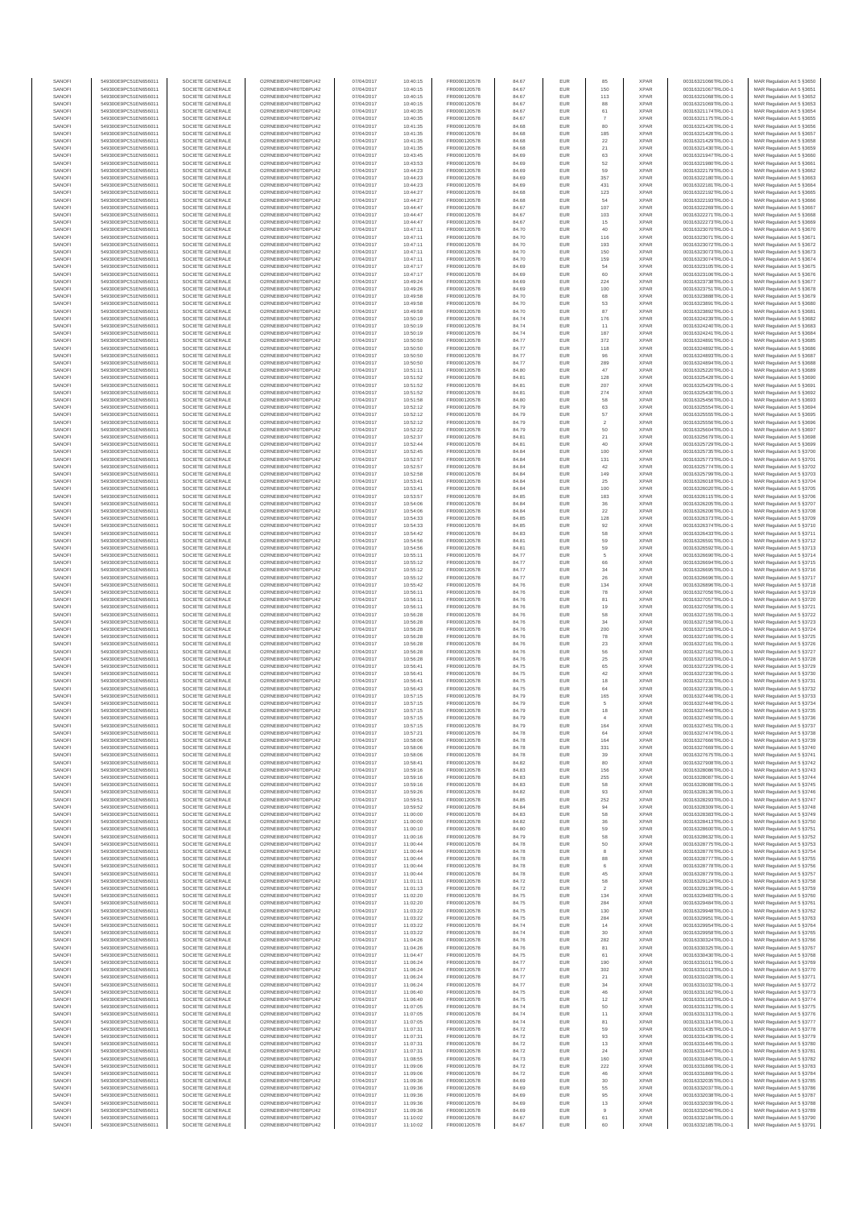| SANOFI | 549300E9PC51EN656011 | SOCIETE GENERALE | O2RNE8IBXP4R0TD8PU42 | 07/04/2017 | 10:40:15 | FR0000120578 | 84.67 | EUR | 85 | XPAR | 00316321066TRLO0-1 | MAR Regulation Art 5 §3650 |
|---|---|---|---|---|---|---|---|---|---|---|---|---|
| SANOFI | 549300E9PC51EN656011 | SOCIETE GENERALE | O2RNE8IBXP4R0TD8PU42 | 07/04/2017 | 10:40:15 | FR0000120578 | 84.67 | EUR | 150 | XPAR | 00316321067TRLO0-1 | MAR Regulation Art 5 §3651 |
| SANOFI | 549300E9PC51EN656011 | SOCIETE GENERALE | O2RNE8IBXP4R0TD8PU42 | 07/04/2017 | 10:40:15 | FR0000120578 | 84.67 | EUR | 113 | XPAR | 00316321068TRLO0-1 | MAR Regulation Art 5 §3652 |
| SANOFI | 549300E9PC51EN656011 | SOCIETE GENERALE | O2RNE8IBXP4R0TD8PU42 | 07/04/2017 | 10:40:15 | FR0000120578 | 84.67 | EUR | 88 | XPAR | 00316321069TRLO0-1 | MAR Regulation Art 5 §3653 |
| SANOFI | 549300E9PC51EN656011 | SOCIETE GENERALE | O2RNE8IBXP4R0TD8PU42 | 07/04/2017 | 10:40:35 | FR0000120578 | 84.67 | EUR | 61 | XPAR | 00316321174TRLO0-1 | MAR Regulation Art 5 §3654 |
| SANOFI | 549300E9PC51EN656011 | SOCIETE GENERALE | O2RNE8IBXP4R0TD8PU42 | 07/04/2017 | 10:40:35 | FR0000120578 | 84.67 | EUR | 7 | XPAR | 00316321175TRLO0-1 | MAR Regulation Art 5 §3655 |
| SANOFI | 549300E9PC51EN656011 | SOCIETE GENERALE | O2RNE8IBXP4R0TD8PU42 | 07/04/2017 | 10:41:35 | FR0000120578 | 84.68 | EUR | 80 | XPAR | 00316321426TRLO0-1 | MAR Regulation Art 5 §3656 |
| SANOFI | 549300E9PC51EN656011 | SOCIETE GENERALE | O2RNE8IBXP4R0TD8PU42 | 07/04/2017 | 10:41:35 | FR0000120578 | 84.68 | EUR | 185 | XPAR | 00316321428TRLO0-1 | MAR Regulation Art 5 §3657 |
| SANOFI | 549300E9PC51EN656011 | SOCIETE GENERALE | O2RNE8IBXP4R0TD8PU42 | 07/04/2017 | 10:41:35 | FR0000120578 | 84.68 | EUR | 22 | XPAR | 00316321429TRLO0-1 | MAR Regulation Art 5 §3658 |
| SANOFI | 549300E9PC51EN656011 | SOCIETE GENERALE | O2RNE8IBXP4R0TD8PU42 | 07/04/2017 | 10:41:35 | FR0000120578 | 84.68 | EUR | 21 | XPAR | 00316321430TRLO0-1 | MAR Regulation Art 5 §3659 |
| SANOFI | 549300E9PC51EN656011 | SOCIETE GENERALE | O2RNE8IBXP4R0TD8PU42 | 07/04/2017 | 10:43:45 | FR0000120578 | 84.69 | EUR | 63 | XPAR | 00316321947TRLO0-1 | MAR Regulation Art 5 §3660 |
| SANOFI | 549300E9PC51EN656011 | SOCIETE GENERALE | O2RNE8IBXP4R0TD8PU42 | 07/04/2017 | 10:43:53 | FR0000120578 | 84.69 | EUR | 52 | XPAR | 00316321980TRLO0-1 | MAR Regulation Art 5 §3661 |
| SANOFI | 549300E9PC51EN656011 | SOCIETE GENERALE | O2RNE8IBXP4R0TD8PU42 | 07/04/2017 | 10:44:23 | FR0000120578 | 84.69 | EUR | 59 | XPAR | 00316322179TRLO0-1 | MAR Regulation Art 5 §3662 |
| SANOFI | 549300E9PC51EN656011 | SOCIETE GENERALE | O2RNE8IBXP4R0TD8PU42 | 07/04/2017 | 10:44:23 | FR0000120578 | 84.69 | EUR | 357 | XPAR | 00316322180TRLO0-1 | MAR Regulation Art 5 §3663 |
| SANOFI | 549300E9PC51EN656011 | SOCIETE GENERALE | O2RNE8IBXP4R0TD8PU42 | 07/04/2017 | 10:44:23 | FR0000120578 | 84.69 | EUR | 431 | XPAR | 00316322181TRLO0-1 | MAR Regulation Art 5 §3664 |
| SANOFI | 549300E9PC51EN656011 | SOCIETE GENERALE | O2RNE8IBXP4R0TD8PU42 | 07/04/2017 | 10:44:27 | FR0000120578 | 84.68 | EUR | 123 | XPAR | 00316322192TRLO0-1 | MAR Regulation Art 5 §3665 |
| SANOFI | 549300E9PC51EN656011 | SOCIETE GENERALE | O2RNE8IBXP4R0TD8PU42 | 07/04/2017 | 10:44:27 | FR0000120578 | 84.68 | EUR | 54 | XPAR | 00316322193TRLO0-1 | MAR Regulation Art 5 §3666 |
| SANOFI | 549300E9PC51EN656011 | SOCIETE GENERALE | O2RNE8IBXP4R0TD8PU42 | 07/04/2017 | 10:44:47 | FR0000120578 | 84.67 | EUR | 107 | XPAR | 00316322269TRLO0-1 | MAR Regulation Art 5 §3667 |
| SANOFI | 549300E9PC51EN656011 | SOCIETE GENERALE | O2RNE8IBXP4R0TD8PU42 | 07/04/2017 | 10:44:47 | FR0000120578 | 84.67 | EUR | 103 | XPAR | 00316322271TRLO0-1 | MAR Regulation Art 5 §3668 |
| SANOFI | 549300E9PC51EN656011 | SOCIETE GENERALE | O2RNE8IBXP4R0TD8PU42 | 07/04/2017 | 10:44:47 | FR0000120578 | 84.67 | EUR | 15 | XPAR | 00316322272TRLO0-1 | MAR Regulation Art 5 §3669 |
| SANOFI | 549300E9PC51EN656011 | SOCIETE GENERALE | O2RNE8IBXP4R0TD8PU42 | 07/04/2017 | 10:47:11 | FR0000120578 | 84.70 | EUR | 40 | XPAR | 00316323070TRLO0-1 | MAR Regulation Art 5 §3670 |
| SANOFI | 549300E9PC51EN656011 | SOCIETE GENERALE | O2RNE8IBXP4R0TD8PU42 | 07/04/2017 | 10:47:11 | FR0000120578 | 84.70 | EUR | 116 | XPAR | 00316323071TRLO0-1 | MAR Regulation Art 5 §3671 |
| SANOFI | 549300E9PC51EN656011 | SOCIETE GENERALE | O2RNE8IBXP4R0TD8PU42 | 07/04/2017 | 10:47:11 | FR0000120578 | 84.70 | EUR | 193 | XPAR | 00316323072TRLO0-1 | MAR Regulation Art 5 §3672 |
| SANOFI | 549300E9PC51EN656011 | SOCIETE GENERALE | O2RNE8IBXP4R0TD8PU42 | 07/04/2017 | 10:47:11 | FR0000120578 | 84.70 | EUR | 150 | XPAR | 00316323073TRLO0-1 | MAR Regulation Art 5 §3673 |
| SANOFI | 549300E9PC51EN656011 | SOCIETE GENERALE | O2RNE8IBXP4R0TD8PU42 | 07/04/2017 | 10:47:11 | FR0000120578 | 84.70 | EUR | 159 | XPAR | 00316323074TRLO0-1 | MAR Regulation Art 5 §3674 |
| SANOFI | 549300E9PC51EN656011 | SOCIETE GENERALE | O2RNE8IBXP4R0TD8PU42 | 07/04/2017 | 10:47:17 | FR0000120578 | 84.69 | EUR | 54 | XPAR | 00316323105TRLO0-1 | MAR Regulation Art 5 §3675 |
| SANOFI | 549300E9PC51EN656011 | SOCIETE GENERALE | O2RNE8IBXP4R0TD8PU42 | 07/04/2017 | 10:47:17 | FR0000120578 | 84.69 | EUR | 60 | XPAR | 00316323106TRLO0-1 | MAR Regulation Art 5 §3676 |
| SANOFI | 549300E9PC51EN656011 | SOCIETE GENERALE | O2RNE8IBXP4R0TD8PU42 | 07/04/2017 | 10:49:24 | FR0000120578 | 84.69 | EUR | 224 | XPAR | 00316323738TRLO0-1 | MAR Regulation Art 5 §3677 |
| SANOFI | 549300E9PC51EN656011 | SOCIETE GENERALE | O2RNE8IBXP4R0TD8PU42 | 07/04/2017 | 10:49:26 | FR0000120578 | 84.69 | EUR | 100 | XPAR | 00316323751TRLO0-1 | MAR Regulation Art 5 §3678 |
| SANOFI | 549300E9PC51EN656011 | SOCIETE GENERALE | O2RNE8IBXP4R0TD8PU42 | 07/04/2017 | 10:49:58 | FR0000120578 | 84.70 | EUR | 68 | XPAR | 00316323888TRLO0-1 | MAR Regulation Art 5 §3679 |
| SANOFI | 549300E9PC51EN656011 | SOCIETE GENERALE | O2RNE8IBXP4R0TD8PU42 | 07/04/2017 | 10:49:58 | FR0000120578 | 84.70 | EUR | 53 | XPAR | 00316323891TRLO0-1 | MAR Regulation Art 5 §3680 |
| SANOFI | 549300E9PC51EN656011 | SOCIETE GENERALE | O2RNE8IBXP4R0TD8PU42 | 07/04/2017 | 10:49:58 | FR0000120578 | 84.70 | EUR | 87 | XPAR | 00316323892TRLO0-1 | MAR Regulation Art 5 §3681 |
| SANOFI | 549300E9PC51EN656011 | SOCIETE GENERALE | O2RNE8IBXP4R0TD8PU42 | 07/04/2017 | 10:50:19 | FR0000120578 | 84.74 | EUR | 176 | XPAR | 00316324239TRLO0-1 | MAR Regulation Art 5 §3682 |
| SANOFI | 549300E9PC51EN656011 | SOCIETE GENERALE | O2RNE8IBXP4R0TD8PU42 | 07/04/2017 | 10:50:19 | FR0000120578 | 84.74 | EUR | 11 | XPAR | 00316324240TRLO0-1 | MAR Regulation Art 5 §3683 |
| SANOFI | 549300E9PC51EN656011 | SOCIETE GENERALE | O2RNE8IBXP4R0TD8PU42 | 07/04/2017 | 10:50:19 | FR0000120578 | 84.74 | EUR | 187 | XPAR | 00316324241TRLO0-1 | MAR Regulation Art 5 §3684 |
| SANOFI | 549300E9PC51EN656011 | SOCIETE GENERALE | O2RNE8IBXP4R0TD8PU42 | 07/04/2017 | 10:50:50 | FR0000120578 | 84.77 | EUR | 372 | XPAR | 00316324891TRLO0-1 | MAR Regulation Art 5 §3685 |
| SANOFI | 549300E9PC51EN656011 | SOCIETE GENERALE | O2RNE8IBXP4R0TD8PU42 | 07/04/2017 | 10:50:50 | FR0000120578 | 84.77 | EUR | 118 | XPAR | 00316324892TRLO0-1 | MAR Regulation Art 5 §3686 |
| SANOFI | 549300E9PC51EN656011 | SOCIETE GENERALE | O2RNE8IBXP4R0TD8PU42 | 07/04/2017 | 10:50:50 | FR0000120578 | 84.77 | EUR | 96 | XPAR | 00316324893TRLO0-1 | MAR Regulation Art 5 §3687 |
| SANOFI | 549300E9PC51EN656011 | SOCIETE GENERALE | O2RNE8IBXP4R0TD8PU42 | 07/04/2017 | 10:50:50 | FR0000120578 | 84.77 | EUR | 289 | XPAR | 00316324894TRLO0-1 | MAR Regulation Art 5 §3688 |
| SANOFI | 549300E9PC51EN656011 | SOCIETE GENERALE | O2RNE8IBXP4R0TD8PU42 | 07/04/2017 | 10:51:11 | FR0000120578 | 84.80 | EUR | 47 | XPAR | 00316325220TRLO0-1 | MAR Regulation Art 5 §3689 |
| SANOFI | 549300E9PC51EN656011 | SOCIETE GENERALE | O2RNE8IBXP4R0TD8PU42 | 07/04/2017 | 10:51:52 | FR0000120578 | 84.81 | EUR | 128 | XPAR | 00316325428TRLO0-1 | MAR Regulation Art 5 §3690 |
| SANOFI | 549300E9PC51EN656011 | SOCIETE GENERALE | O2RNE8IBXP4R0TD8PU42 | 07/04/2017 | 10:51:52 | FR0000120578 | 84.81 | EUR | 207 | XPAR | 00316325429TRLO0-1 | MAR Regulation Art 5 §3691 |
| SANOFI | 549300E9PC51EN656011 | SOCIETE GENERALE | O2RNE8IBXP4R0TD8PU42 | 07/04/2017 | 10:51:52 | FR0000120578 | 84.81 | EUR | 274 | XPAR | 00316325430TRLO0-1 | MAR Regulation Art 5 §3692 |
| SANOFI | 549300E9PC51EN656011 | SOCIETE GENERALE | O2RNE8IBXP4R0TD8PU42 | 07/04/2017 | 10:51:58 | FR0000120578 | 84.80 | EUR | 58 | XPAR | 00316325456TRLO0-1 | MAR Regulation Art 5 §3693 |
| SANOFI | 549300E9PC51EN656011 | SOCIETE GENERALE | O2RNE8IBXP4R0TD8PU42 | 07/04/2017 | 10:52:12 | FR0000120578 | 84.79 | EUR | 63 | XPAR | 00316325554TRLO0-1 | MAR Regulation Art 5 §3694 |
| SANOFI | 549300E9PC51EN656011 | SOCIETE GENERALE | O2RNE8IBXP4R0TD8PU42 | 07/04/2017 | 10:52:12 | FR0000120578 | 84.79 | EUR | 57 | XPAR | 00316325555TRLO0-1 | MAR Regulation Art 5 §3695 |
| SANOFI | 549300E9PC51EN656011 | SOCIETE GENERALE | O2RNE8IBXP4R0TD8PU42 | 07/04/2017 | 10:52:12 | FR0000120578 | 84.79 | EUR | 2 | XPAR | 00316325556TRLO0-1 | MAR Regulation Art 5 §3696 |
| SANOFI | 549300E9PC51EN656011 | SOCIETE GENERALE | O2RNE8IBXP4R0TD8PU42 | 07/04/2017 | 10:52:22 | FR0000120578 | 84.79 | EUR | 50 | XPAR | 00316325604TRLO0-1 | MAR Regulation Art 5 §3697 |
| SANOFI | 549300E9PC51EN656011 | SOCIETE GENERALE | O2RNE8IBXP4R0TD8PU42 | 07/04/2017 | 10:52:37 | FR0000120578 | 84.81 | EUR | 21 | XPAR | 00316325679TRLO0-1 | MAR Regulation Art 5 §3698 |
| SANOFI | 549300E9PC51EN656011 | SOCIETE GENERALE | O2RNE8IBXP4R0TD8PU42 | 07/04/2017 | 10:52:44 | FR0000120578 | 84.81 | EUR | 40 | XPAR | 00316325729TRLO0-1 | MAR Regulation Art 5 §3699 |
| SANOFI | 549300E9PC51EN656011 | SOCIETE GENERALE | O2RNE8IBXP4R0TD8PU42 | 07/04/2017 | 10:52:45 | FR0000120578 | 84.84 | EUR | 100 | XPAR | 00316325735TRLO0-1 | MAR Regulation Art 5 §3700 |
| SANOFI | 549300E9PC51EN656011 | SOCIETE GENERALE | O2RNE8IBXP4R0TD8PU42 | 07/04/2017 | 10:52:57 | FR0000120578 | 84.84 | EUR | 131 | XPAR | 00316325773TRLO0-1 | MAR Regulation Art 5 §3701 |
| SANOFI | 549300E9PC51EN656011 | SOCIETE GENERALE | O2RNE8IBXP4R0TD8PU42 | 07/04/2017 | 10:52:57 | FR0000120578 | 84.84 | EUR | 42 | XPAR | 00316325774TRLO0-1 | MAR Regulation Art 5 §3702 |
| SANOFI | 549300E9PC51EN656011 | SOCIETE GENERALE | O2RNE8IBXP4R0TD8PU42 | 07/04/2017 | 10:52:58 | FR0000120578 | 84.84 | EUR | 149 | XPAR | 00316325799TRLO0-1 | MAR Regulation Art 5 §3703 |
| SANOFI | 549300E9PC51EN656011 | SOCIETE GENERALE | O2RNE8IBXP4R0TD8PU42 | 07/04/2017 | 10:53:41 | FR0000120578 | 84.84 | EUR | 25 | XPAR | 00316326018TRLO0-1 | MAR Regulation Art 5 §3704 |
| SANOFI | 549300E9PC51EN656011 | SOCIETE GENERALE | O2RNE8IBXP4R0TD8PU42 | 07/04/2017 | 10:53:41 | FR0000120578 | 84.84 | EUR | 100 | XPAR | 00316326020TRLO0-1 | MAR Regulation Art 5 §3705 |
| SANOFI | 549300E9PC51EN656011 | SOCIETE GENERALE | O2RNE8IBXP4R0TD8PU42 | 07/04/2017 | 10:53:57 | FR0000120578 | 84.85 | EUR | 183 | XPAR | 00316326115TRLO0-1 | MAR Regulation Art 5 §3706 |
| SANOFI | 549300E9PC51EN656011 | SOCIETE GENERALE | O2RNE8IBXP4R0TD8PU42 | 07/04/2017 | 10:54:06 | FR0000120578 | 84.84 | EUR | 36 | XPAR | 00316326205TRLO0-1 | MAR Regulation Art 5 §3707 |
| SANOFI | 549300E9PC51EN656011 | SOCIETE GENERALE | O2RNE8IBXP4R0TD8PU42 | 07/04/2017 | 10:54:06 | FR0000120578 | 84.84 | EUR | 22 | XPAR | 00316326206TRLO0-1 | MAR Regulation Art 5 §3708 |
| SANOFI | 549300E9PC51EN656011 | SOCIETE GENERALE | O2RNE8IBXP4R0TD8PU42 | 07/04/2017 | 10:54:33 | FR0000120578 | 84.85 | EUR | 128 | XPAR | 00316326373TRLO0-1 | MAR Regulation Art 5 §3709 |
| SANOFI | 549300E9PC51EN656011 | SOCIETE GENERALE | O2RNE8IBXP4R0TD8PU42 | 07/04/2017 | 10:54:33 | FR0000120578 | 84.85 | EUR | 92 | XPAR | 00316326374TRLO0-1 | MAR Regulation Art 5 §3710 |
| SANOFI | 549300E9PC51EN656011 | SOCIETE GENERALE | O2RNE8IBXP4R0TD8PU42 | 07/04/2017 | 10:54:42 | FR0000120578 | 84.83 | EUR | 58 | XPAR | 00316326433TRLO0-1 | MAR Regulation Art 5 §3711 |
| SANOFI | 549300E9PC51EN656011 | SOCIETE GENERALE | O2RNE8IBXP4R0TD8PU42 | 07/04/2017 | 10:54:56 | FR0000120578 | 84.81 | EUR | 59 | XPAR | 00316326591TRLO0-1 | MAR Regulation Art 5 §3712 |
| SANOFI | 549300E9PC51EN656011 | SOCIETE GENERALE | O2RNE8IBXP4R0TD8PU42 | 07/04/2017 | 10:54:56 | FR0000120578 | 84.81 | EUR | 59 | XPAR | 00316326592TRLO0-1 | MAR Regulation Art 5 §3713 |
| SANOFI | 549300E9PC51EN656011 | SOCIETE GENERALE | O2RNE8IBXP4R0TD8PU42 | 07/04/2017 | 10:55:11 | FR0000120578 | 84.77 | EUR | 5 | XPAR | 00316326690TRLO0-1 | MAR Regulation Art 5 §3714 |
| SANOFI | 549300E9PC51EN656011 | SOCIETE GENERALE | O2RNE8IBXP4R0TD8PU42 | 07/04/2017 | 10:55:12 | FR0000120578 | 84.77 | EUR | 66 | XPAR | 00316326694TRLO0-1 | MAR Regulation Art 5 §3715 |
| SANOFI | 549300E9PC51EN656011 | SOCIETE GENERALE | O2RNE8IBXP4R0TD8PU42 | 07/04/2017 | 10:55:12 | FR0000120578 | 84.77 | EUR | 34 | XPAR | 00316326695TRLO0-1 | MAR Regulation Art 5 §3716 |
| SANOFI | 549300E9PC51EN656011 | SOCIETE GENERALE | O2RNE8IBXP4R0TD8PU42 | 07/04/2017 | 10:55:12 | FR0000120578 | 84.77 | EUR | 26 | XPAR | 00316326696TRLO0-1 | MAR Regulation Art 5 §3717 |
| SANOFI | 549300E9PC51EN656011 | SOCIETE GENERALE | O2RNE8IBXP4R0TD8PU42 | 07/04/2017 | 10:55:42 | FR0000120578 | 84.76 | EUR | 134 | XPAR | 00316326896TRLO0-1 | MAR Regulation Art 5 §3718 |
| SANOFI | 549300E9PC51EN656011 | SOCIETE GENERALE | O2RNE8IBXP4R0TD8PU42 | 07/04/2017 | 10:56:11 | FR0000120578 | 84.76 | EUR | 78 | XPAR | 00316327056TRLO0-1 | MAR Regulation Art 5 §3719 |
| SANOFI | 549300E9PC51EN656011 | SOCIETE GENERALE | O2RNE8IBXP4R0TD8PU42 | 07/04/2017 | 10:56:11 | FR0000120578 | 84.76 | EUR | 81 | XPAR | 00316327057TRLO0-1 | MAR Regulation Art 5 §3720 |
| SANOFI | 549300E9PC51EN656011 | SOCIETE GENERALE | O2RNE8IBXP4R0TD8PU42 | 07/04/2017 | 10:56:11 | FR0000120578 | 84.76 | EUR | 19 | XPAR | 00316327058TRLO0-1 | MAR Regulation Art 5 §3721 |
| SANOFI | 549300E9PC51EN656011 | SOCIETE GENERALE | O2RNE8IBXP4R0TD8PU42 | 07/04/2017 | 10:56:28 | FR0000120578 | 84.76 | EUR | 58 | XPAR | 00316327155TRLO0-1 | MAR Regulation Art 5 §3722 |
| SANOFI | 549300E9PC51EN656011 | SOCIETE GENERALE | O2RNE8IBXP4R0TD8PU42 | 07/04/2017 | 10:56:28 | FR0000120578 | 84.76 | EUR | 34 | XPAR | 00316327158TRLO0-1 | MAR Regulation Art 5 §3723 |
| SANOFI | 549300E9PC51EN656011 | SOCIETE GENERALE | O2RNE8IBXP4R0TD8PU42 | 07/04/2017 | 10:56:28 | FR0000120578 | 84.76 | EUR | 200 | XPAR | 00316327159TRLO0-1 | MAR Regulation Art 5 §3724 |
| SANOFI | 549300E9PC51EN656011 | SOCIETE GENERALE | O2RNE8IBXP4R0TD8PU42 | 07/04/2017 | 10:56:28 | FR0000120578 | 84.76 | EUR | 78 | XPAR | 00316327160TRLO0-1 | MAR Regulation Art 5 §3725 |
| SANOFI | 549300E9PC51EN656011 | SOCIETE GENERALE | O2RNE8IBXP4R0TD8PU42 | 07/04/2017 | 10:56:28 | FR0000120578 | 84.76 | EUR | 23 | XPAR | 00316327161TRLO0-1 | MAR Regulation Art 5 §3726 |
| SANOFI | 549300E9PC51EN656011 | SOCIETE GENERALE | O2RNE8IBXP4R0TD8PU42 | 07/04/2017 | 10:56:28 | FR0000120578 | 84.76 | EUR | 56 | XPAR | 00316327162TRLO0-1 | MAR Regulation Art 5 §3727 |
| SANOFI | 549300E9PC51EN656011 | SOCIETE GENERALE | O2RNE8IBXP4R0TD8PU42 | 07/04/2017 | 10:56:28 | FR0000120578 | 84.76 | EUR | 25 | XPAR | 00316327163TRLO0-1 | MAR Regulation Art 5 §3728 |
| SANOFI | 549300E9PC51EN656011 | SOCIETE GENERALE | O2RNE8IBXP4R0TD8PU42 | 07/04/2017 | 10:56:41 | FR0000120578 | 84.75 | EUR | 65 | XPAR | 00316327229TRLO0-1 | MAR Regulation Art 5 §3729 |
| SANOFI | 549300E9PC51EN656011 | SOCIETE GENERALE | O2RNE8IBXP4R0TD8PU42 | 07/04/2017 | 10:56:41 | FR0000120578 | 84.75 | EUR | 42 | XPAR | 00316327230TRLO0-1 | MAR Regulation Art 5 §3730 |
| SANOFI | 549300E9PC51EN656011 | SOCIETE GENERALE | O2RNE8IBXP4R0TD8PU42 | 07/04/2017 | 10:56:41 | FR0000120578 | 84.75 | EUR | 18 | XPAR | 00316327231TRLO0-1 | MAR Regulation Art 5 §3731 |
| SANOFI | 549300E9PC51EN656011 | SOCIETE GENERALE | O2RNE8IBXP4R0TD8PU42 | 07/04/2017 | 10:56:43 | FR0000120578 | 84.75 | EUR | 64 | XPAR | 00316327239TRLO0-1 | MAR Regulation Art 5 §3732 |
| SANOFI | 549300E9PC51EN656011 | SOCIETE GENERALE | O2RNE8IBXP4R0TD8PU42 | 07/04/2017 | 10:57:15 | FR0000120578 | 84.79 | EUR | 165 | XPAR | 00316327446TRLO0-1 | MAR Regulation Art 5 §3733 |
| SANOFI | 549300E9PC51EN656011 | SOCIETE GENERALE | O2RNE8IBXP4R0TD8PU42 | 07/04/2017 | 10:57:15 | FR0000120578 | 84.79 | EUR | 5 | XPAR | 00316327448TRLO0-1 | MAR Regulation Art 5 §3734 |
| SANOFI | 549300E9PC51EN656011 | SOCIETE GENERALE | O2RNE8IBXP4R0TD8PU42 | 07/04/2017 | 10:57:15 | FR0000120578 | 84.79 | EUR | 18 | XPAR | 00316327449TRLO0-1 | MAR Regulation Art 5 §3735 |
| SANOFI | 549300E9PC51EN656011 | SOCIETE GENERALE | O2RNE8IBXP4R0TD8PU42 | 07/04/2017 | 10:57:15 | FR0000120578 | 84.79 | EUR | 4 | XPAR | 00316327450TRLO0-1 | MAR Regulation Art 5 §3736 |
| SANOFI | 549300E9PC51EN656011 | SOCIETE GENERALE | O2RNE8IBXP4R0TD8PU42 | 07/04/2017 | 10:57:15 | FR0000120578 | 84.79 | EUR | 164 | XPAR | 00316327451TRLO0-1 | MAR Regulation Art 5 §3737 |
| SANOFI | 549300E9PC51EN656011 | SOCIETE GENERALE | O2RNE8IBXP4R0TD8PU42 | 07/04/2017 | 10:57:21 | FR0000120578 | 84.78 | EUR | 64 | XPAR | 00316327474TRLO0-1 | MAR Regulation Art 5 §3738 |
| SANOFI | 549300E9PC51EN656011 | SOCIETE GENERALE | O2RNE8IBXP4R0TD8PU42 | 07/04/2017 | 10:58:06 | FR0000120578 | 84.78 | EUR | 164 | XPAR | 00316327666TRLO0-1 | MAR Regulation Art 5 §3739 |
| SANOFI | 549300E9PC51EN656011 | SOCIETE GENERALE | O2RNE8IBXP4R0TD8PU42 | 07/04/2017 | 10:58:06 | FR0000120578 | 84.78 | EUR | 331 | XPAR | 00316327669TRLO0-1 | MAR Regulation Art 5 §3740 |
| SANOFI | 549300E9PC51EN656011 | SOCIETE GENERALE | O2RNE8IBXP4R0TD8PU42 | 07/04/2017 | 10:58:06 | FR0000120578 | 84.78 | EUR | 39 | XPAR | 00316327675TRLO0-1 | MAR Regulation Art 5 §3741 |
| SANOFI | 549300E9PC51EN656011 | SOCIETE GENERALE | O2RNE8IBXP4R0TD8PU42 | 07/04/2017 | 10:58:41 | FR0000120578 | 84.82 | EUR | 80 | XPAR | 00316327908TRLO0-1 | MAR Regulation Art 5 §3742 |
| SANOFI | 549300E9PC51EN656011 | SOCIETE GENERALE | O2RNE8IBXP4R0TD8PU42 | 07/04/2017 | 10:59:16 | FR0000120578 | 84.83 | EUR | 156 | XPAR | 00316328086TRLO0-1 | MAR Regulation Art 5 §3743 |
| SANOFI | 549300E9PC51EN656011 | SOCIETE GENERALE | O2RNE8IBXP4R0TD8PU42 | 07/04/2017 | 10:59:16 | FR0000120578 | 84.83 | EUR | 255 | XPAR | 00316328087TRLO0-1 | MAR Regulation Art 5 §3744 |
| SANOFI | 549300E9PC51EN656011 | SOCIETE GENERALE | O2RNE8IBXP4R0TD8PU42 | 07/04/2017 | 10:59:16 | FR0000120578 | 84.83 | EUR | 58 | XPAR | 00316328088TRLO0-1 | MAR Regulation Art 5 §3745 |
| SANOFI | 549300E9PC51EN656011 | SOCIETE GENERALE | O2RNE8IBXP4R0TD8PU42 | 07/04/2017 | 10:59:26 | FR0000120578 | 84.82 | EUR | 93 | XPAR | 00316328136TRLO0-1 | MAR Regulation Art 5 §3746 |
| SANOFI | 549300E9PC51EN656011 | SOCIETE GENERALE | O2RNE8IBXP4R0TD8PU42 | 07/04/2017 | 10:59:51 | FR0000120578 | 84.85 | EUR | 252 | XPAR | 00316328293TRLO0-1 | MAR Regulation Art 5 §3747 |
| SANOFI | 549300E9PC51EN656011 | SOCIETE GENERALE | O2RNE8IBXP4R0TD8PU42 | 07/04/2017 | 10:59:52 | FR0000120578 | 84.84 | EUR | 94 | XPAR | 00316328309TRLO0-1 | MAR Regulation Art 5 §3748 |
| SANOFI | 549300E9PC51EN656011 | SOCIETE GENERALE | O2RNE8IBXP4R0TD8PU42 | 07/04/2017 | 11:00:00 | FR0000120578 | 84.83 | EUR | 58 | XPAR | 00316328383TRLO0-1 | MAR Regulation Art 5 §3749 |
| SANOFI | 549300E9PC51EN656011 | SOCIETE GENERALE | O2RNE8IBXP4R0TD8PU42 | 07/04/2017 | 11:00:00 | FR0000120578 | 84.82 | EUR | 36 | XPAR | 00316328418TRLO0-1 | MAR Regulation Art 5 §3750 |
| SANOFI | 549300E9PC51EN656011 | SOCIETE GENERALE | O2RNE8IBXP4R0TD8PU42 | 07/04/2017 | 11:00:10 | FR0000120578 | 84.80 | EUR | 59 | XPAR | 00316328600TRLO0-1 | MAR Regulation Art 5 §3751 |
| SANOFI | 549300E9PC51EN656011 | SOCIETE GENERALE | O2RNE8IBXP4R0TD8PU42 | 07/04/2017 | 11:00:16 | FR0000120578 | 84.79 | EUR | 58 | XPAR | 00316328632TRLO0-1 | MAR Regulation Art 5 §3752 |
| SANOFI | 549300E9PC51EN656011 | SOCIETE GENERALE | O2RNE8IBXP4R0TD8PU42 | 07/04/2017 | 11:00:44 | FR0000120578 | 84.78 | EUR | 50 | XPAR | 00316328775TRLO0-1 | MAR Regulation Art 5 §3753 |
| SANOFI | 549300E9PC51EN656011 | SOCIETE GENERALE | O2RNE8IBXP4R0TD8PU42 | 07/04/2017 | 11:00:44 | FR0000120578 | 84.78 | EUR | 8 | XPAR | 00316328776TRLO0-1 | MAR Regulation Art 5 §3754 |
| SANOFI | 549300E9PC51EN656011 | SOCIETE GENERALE | O2RNE8IBXP4R0TD8PU42 | 07/04/2017 | 11:00:44 | FR0000120578 | 84.78 | EUR | 88 | XPAR | 00316328777TRLO0-1 | MAR Regulation Art 5 §3755 |
| SANOFI | 549300E9PC51EN656011 | SOCIETE GENERALE | O2RNE8IBXP4R0TD8PU42 | 07/04/2017 | 11:00:44 | FR0000120578 | 84.78 | EUR | 6 | XPAR | 00316328778TRLO0-1 | MAR Regulation Art 5 §3756 |
| SANOFI | 549300E9PC51EN656011 | SOCIETE GENERALE | O2RNE8IBXP4R0TD8PU42 | 07/04/2017 | 11:00:44 | FR0000120578 | 84.78 | EUR | 45 | XPAR | 00316328779TRLO0-1 | MAR Regulation Art 5 §3757 |
| SANOFI | 549300E9PC51EN656011 | SOCIETE GENERALE | O2RNE8IBXP4R0TD8PU42 | 07/04/2017 | 11:01:11 | FR0000120578 | 84.72 | EUR | 58 | XPAR | 00316329124TRLO0-1 | MAR Regulation Art 5 §3758 |
| SANOFI | 549300E9PC51EN656011 | SOCIETE GENERALE | O2RNE8IBXP4R0TD8PU42 | 07/04/2017 | 11:01:13 | FR0000120578 | 84.72 | EUR | 2 | XPAR | 00316329139TRLO0-1 | MAR Regulation Art 5 §3759 |
| SANOFI | 549300E9PC51EN656011 | SOCIETE GENERALE | O2RNE8IBXP4R0TD8PU42 | 07/04/2017 | 11:02:20 | FR0000120578 | 84.75 | EUR | 134 | XPAR | 00316329483TRLO0-1 | MAR Regulation Art 5 §3760 |
| SANOFI | 549300E9PC51EN656011 | SOCIETE GENERALE | O2RNE8IBXP4R0TD8PU42 | 07/04/2017 | 11:02:20 | FR0000120578 | 84.75 | EUR | 284 | XPAR | 00316329484TRLO0-1 | MAR Regulation Art 5 §3761 |
| SANOFI | 549300E9PC51EN656011 | SOCIETE GENERALE | O2RNE8IBXP4R0TD8PU42 | 07/04/2017 | 11:03:22 | FR0000120578 | 84.75 | EUR | 130 | XPAR | 00316329948TRLO0-1 | MAR Regulation Art 5 §3762 |
| SANOFI | 549300E9PC51EN656011 | SOCIETE GENERALE | O2RNE8IBXP4R0TD8PU42 | 07/04/2017 | 11:03:22 | FR0000120578 | 84.75 | EUR | 284 | XPAR | 00316329951TRLO0-1 | MAR Regulation Art 5 §3763 |
| SANOFI | 549300E9PC51EN656011 | SOCIETE GENERALE | O2RNE8IBXP4R0TD8PU42 | 07/04/2017 | 11:03:22 | FR0000120578 | 84.74 | EUR | 14 | XPAR | 00316329954TRLO0-1 | MAR Regulation Art 5 §3764 |
| SANOFI | 549300E9PC51EN656011 | SOCIETE GENERALE | O2RNE8IBXP4R0TD8PU42 | 07/04/2017 | 11:03:22 | FR0000120578 | 84.74 | EUR | 30 | XPAR | 00316329958TRLO0-1 | MAR Regulation Art 5 §3765 |
| SANOFI | 549300E9PC51EN656011 | SOCIETE GENERALE | O2RNE8IBXP4R0TD8PU42 | 07/04/2017 | 11:04:26 | FR0000120578 | 84.76 | EUR | 282 | XPAR | 00316330324TRLO0-1 | MAR Regulation Art 5 §3766 |
| SANOFI | 549300E9PC51EN656011 | SOCIETE GENERALE | O2RNE8IBXP4R0TD8PU42 | 07/04/2017 | 11:04:26 | FR0000120578 | 84.76 | EUR | 81 | XPAR | 00316330325TRLO0-1 | MAR Regulation Art 5 §3767 |
| SANOFI | 549300E9PC51EN656011 | SOCIETE GENERALE | O2RNE8IBXP4R0TD8PU42 | 07/04/2017 | 11:04:47 | FR0000120578 | 84.75 | EUR | 61 | XPAR | 00316330430TRLO0-1 | MAR Regulation Art 5 §3768 |
| SANOFI | 549300E9PC51EN656011 | SOCIETE GENERALE | O2RNE8IBXP4R0TD8PU42 | 07/04/2017 | 11:06:24 | FR0000120578 | 84.77 | EUR | 190 | XPAR | 00316331011TRLO0-1 | MAR Regulation Art 5 §3769 |
| SANOFI | 549300E9PC51EN656011 | SOCIETE GENERALE | O2RNE8IBXP4R0TD8PU42 | 07/04/2017 | 11:06:24 | FR0000120578 | 84.77 | EUR | 302 | XPAR | 00316331013TRLO0-1 | MAR Regulation Art 5 §3770 |
| SANOFI | 549300E9PC51EN656011 | SOCIETE GENERALE | O2RNE8IBXP4R0TD8PU42 | 07/04/2017 | 11:06:24 | FR0000120578 | 84.77 | EUR | 21 | XPAR | 00316331028TRLO0-1 | MAR Regulation Art 5 §3771 |
| SANOFI | 549300E9PC51EN656011 | SOCIETE GENERALE | O2RNE8IBXP4R0TD8PU42 | 07/04/2017 | 11:06:24 | FR0000120578 | 84.77 | EUR | 34 | XPAR | 00316331032TRLO0-1 | MAR Regulation Art 5 §3772 |
| SANOFI | 549300E9PC51EN656011 | SOCIETE GENERALE | O2RNE8IBXP4R0TD8PU42 | 07/04/2017 | 11:06:40 | FR0000120578 | 84.75 | EUR | 46 | XPAR | 00316331162TRLO0-1 | MAR Regulation Art 5 §3773 |
| SANOFI | 549300E9PC51EN656011 | SOCIETE GENERALE | O2RNE8IBXP4R0TD8PU42 | 07/04/2017 | 11:06:40 | FR0000120578 | 84.75 | EUR | 12 | XPAR | 00316331163TRLO0-1 | MAR Regulation Art 5 §3774 |
| SANOFI | 549300E9PC51EN656011 | SOCIETE GENERALE | O2RNE8IBXP4R0TD8PU42 | 07/04/2017 | 11:07:05 | FR0000120578 | 84.74 | EUR | 50 | XPAR | 00316331312TRLO0-1 | MAR Regulation Art 5 §3775 |
| SANOFI | 549300E9PC51EN656011 | SOCIETE GENERALE | O2RNE8IBXP4R0TD8PU42 | 07/04/2017 | 11:07:05 | FR0000120578 | 84.74 | EUR | 11 | XPAR | 00316331313TRLO0-1 | MAR Regulation Art 5 §3776 |
| SANOFI | 549300E9PC51EN656011 | SOCIETE GENERALE | O2RNE8IBXP4R0TD8PU42 | 07/04/2017 | 11:07:05 | FR0000120578 | 84.74 | EUR | 81 | XPAR | 00316331314TRLO0-1 | MAR Regulation Art 5 §3777 |
| SANOFI | 549300E9PC51EN656011 | SOCIETE GENERALE | O2RNE8IBXP4R0TD8PU42 | 07/04/2017 | 11:07:31 | FR0000120578 | 84.72 | EUR | 59 | XPAR | 00316331435TRLO0-1 | MAR Regulation Art 5 §3778 |
| SANOFI | 549300E9PC51EN656011 | SOCIETE GENERALE | O2RNE8IBXP4R0TD8PU42 | 07/04/2017 | 11:07:31 | FR0000120578 | 84.72 | EUR | 93 | XPAR | 00316331439TRLO0-1 | MAR Regulation Art 5 §3779 |
| SANOFI | 549300E9PC51EN656011 | SOCIETE GENERALE | O2RNE8IBXP4R0TD8PU42 | 07/04/2017 | 11:07:31 | FR0000120578 | 84.72 | EUR | 13 | XPAR | 00316331445TRLO0-1 | MAR Regulation Art 5 §3780 |
| SANOFI | 549300E9PC51EN656011 | SOCIETE GENERALE | O2RNE8IBXP4R0TD8PU42 | 07/04/2017 | 11:07:31 | FR0000120578 | 84.72 | EUR | 24 | XPAR | 00316331447TRLO0-1 | MAR Regulation Art 5 §3781 |
| SANOFI | 549300E9PC51EN656011 | SOCIETE GENERALE | O2RNE8IBXP4R0TD8PU42 | 07/04/2017 | 11:08:55 | FR0000120578 | 84.73 | EUR | 160 | XPAR | 00316331845TRLO0-1 | MAR Regulation Art 5 §3782 |
| SANOFI | 549300E9PC51EN656011 | SOCIETE GENERALE | O2RNE8IBXP4R0TD8PU42 | 07/04/2017 | 11:09:06 | FR0000120578 | 84.72 | EUR | 222 | XPAR | 00316331866TRLO0-1 | MAR Regulation Art 5 §3783 |
| SANOFI | 549300E9PC51EN656011 | SOCIETE GENERALE | O2RNE8IBXP4R0TD8PU42 | 07/04/2017 | 11:09:06 | FR0000120578 | 84.72 | EUR | 48 | XPAR | 00316331869TRLO0-1 | MAR Regulation Art 5 §3784 |
| SANOFI | 549300E9PC51EN656011 | SOCIETE GENERALE | O2RNE8IBXP4R0TD8PU42 | 07/04/2017 | 11:09:36 | FR0000120578 | 84.69 | EUR | 30 | XPAR | 00316332036TRLO0-1 | MAR Regulation Art 5 §3785 |
| SANOFI | 549300E9PC51EN656011 | SOCIETE GENERALE | O2RNE8IBXP4R0TD8PU42 | 07/04/2017 | 11:09:36 | FR0000120578 | 84.69 | EUR | 55 | XPAR | 00316332037TRLO0-1 | MAR Regulation Art 5 §3786 |
| SANOFI | 549300E9PC51EN656011 | SOCIETE GENERALE | O2RNE8IBXP4R0TD8PU42 | 07/04/2017 | 11:09:36 | FR0000120578 | 84.69 | EUR | 95 | XPAR | 00316332038TRLO0-1 | MAR Regulation Art 5 §3787 |
| SANOFI | 549300E9PC51EN656011 | SOCIETE GENERALE | O2RNE8IBXP4R0TD8PU42 | 07/04/2017 | 11:09:36 | FR0000120578 | 84.69 | EUR | 13 | XPAR | 00316332039TRLO0-1 | MAR Regulation Art 5 §3788 |
| SANOFI | 549300E9PC51EN656011 | SOCIETE GENERALE | O2RNE8IBXP4R0TD8PU42 | 07/04/2017 | 11:09:36 | FR0000120578 | 84.69 | EUR | 9 | XPAR | 00316332040TRLO0-1 | MAR Regulation Art 5 §3789 |
| SANOFI | 549300E9PC51EN656011 | SOCIETE GENERALE | O2RNE8IBXP4R0TD8PU42 | 07/04/2017 | 11:10:02 | FR0000120578 | 84.67 | EUR | 61 | XPAR | 00316332184TRLO0-1 | MAR Regulation Art 5 §3790 |
| SANOFI | 549300E9PC51EN656011 | SOCIETE GENERALE | O2RNE8IBXP4R0TD8PU42 | 07/04/2017 | 11:10:02 | FR0000120578 | 84.67 | EUR | 60 | XPAR | 00316332185TRLO0-1 | MAR Regulation Art 5 §3791 |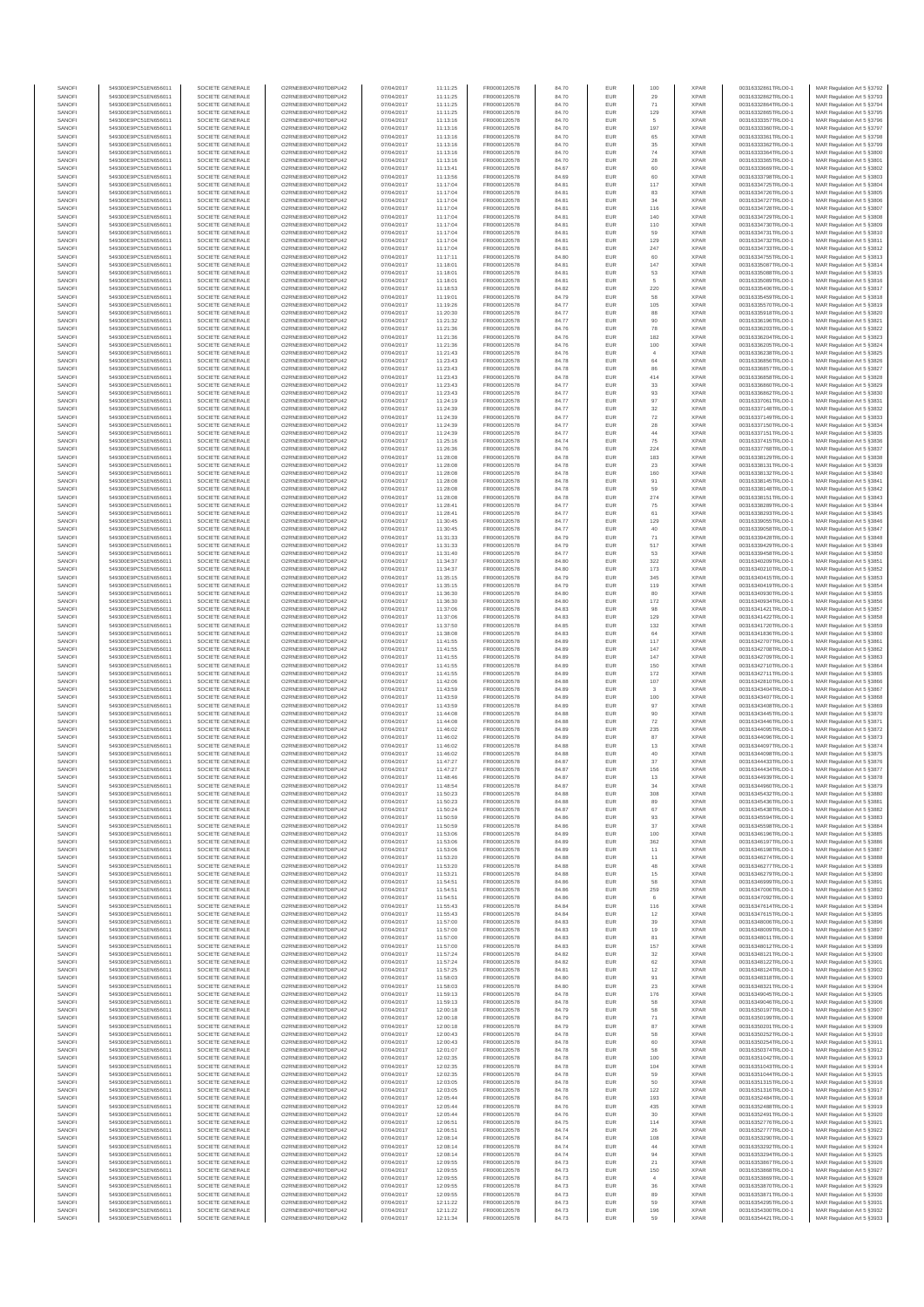| SANOFI | 549300E9PC51EN656011 | SOCIETE GENERALE | O2RNE8IBXP4R0TD8PU42 | 07/04/2017 | 11:11:25 | FR0000120578 | 84.70 | EUR | 100 | XPAR | 00316332861TRLO0-1 | MAR Regulation Art 5 §3792 |
|---|---|---|---|---|---|---|---|---|---|---|---|---|
| SANOFI | 549300E9PC51EN656011 | SOCIETE GENERALE | O2RNE8IBXP4R0TD8PU42 | 07/04/2017 | 11:11:25 | FR0000120578 | 84.70 | EUR | 29 | XPAR | 00316332862TRLO0-1 | MAR Regulation Art 5 §3793 |
| SANOFI | 549300E9PC51EN656011 | SOCIETE GENERALE | O2RNE8IBXP4R0TD8PU42 | 07/04/2017 | 11:11:25 | FR0000120578 | 84.70 | EUR | 71 | XPAR | 00316332864TRLO0-1 | MAR Regulation Art 5 §3794 |
| SANOFI | 549300E9PC51EN656011 | SOCIETE GENERALE | O2RNE8IBXP4R0TD8PU42 | 07/04/2017 | 11:11:25 | FR0000120578 | 84.70 | EUR | 129 | XPAR | 00316332865TRLO0-1 | MAR Regulation Art 5 §3795 |
| SANOFI | 549300E9PC51EN656011 | SOCIETE GENERALE | O2RNE8IBXP4R0TD8PU42 | 07/04/2017 | 11:13:16 | FR0000120578 | 84.70 | EUR | 5 | XPAR | 00316333357TRLO0-1 | MAR Regulation Art 5 §3796 |
| SANOFI | 549300E9PC51EN656011 | SOCIETE GENERALE | O2RNE8IBXP4R0TD8PU42 | 07/04/2017 | 11:13:16 | FR0000120578 | 84.70 | EUR | 197 | XPAR | 00316333360TRLO0-1 | MAR Regulation Art 5 §3797 |
| SANOFI | 549300E9PC51EN656011 | SOCIETE GENERALE | O2RNE8IBXP4R0TD8PU42 | 07/04/2017 | 11:13:16 | FR0000120578 | 84.70 | EUR | 65 | XPAR | 00316333361TRLO0-1 | MAR Regulation Art 5 §3798 |
| SANOFI | 549300E9PC51EN656011 | SOCIETE GENERALE | O2RNE8IBXP4R0TD8PU42 | 07/04/2017 | 11:13:16 | FR0000120578 | 84.70 | EUR | 35 | XPAR | 00316333362TRLO0-1 | MAR Regulation Art 5 §3799 |
| SANOFI | 549300E9PC51EN656011 | SOCIETE GENERALE | O2RNE8IBXP4R0TD8PU42 | 07/04/2017 | 11:13:16 | FR0000120578 | 84.70 | EUR | 74 | XPAR | 00316333364TRLO0-1 | MAR Regulation Art 5 §3800 |
| SANOFI | 549300E9PC51EN656011 | SOCIETE GENERALE | O2RNE8IBXP4R0TD8PU42 | 07/04/2017 | 11:13:16 | FR0000120578 | 84.70 | EUR | 28 | XPAR | 00316333365TRLO0-1 | MAR Regulation Art 5 §3801 |
| SANOFI | 549300E9PC51EN656011 | SOCIETE GENERALE | O2RNE8IBXP4R0TD8PU42 | 07/04/2017 | 11:13:41 | FR0000120578 | 84.67 | EUR | 60 | XPAR | 00316333669TRLO0-1 | MAR Regulation Art 5 §3802 |
| SANOFI | 549300E9PC51EN656011 | SOCIETE GENERALE | O2RNE8IBXP4R0TD8PU42 | 07/04/2017 | 11:13:56 | FR0000120578 | 84.69 | EUR | 60 | XPAR | 00316333798TRLO0-1 | MAR Regulation Art 5 §3803 |
| SANOFI | 549300E9PC51EN656011 | SOCIETE GENERALE | O2RNE8IBXP4R0TD8PU42 | 07/04/2017 | 11:17:04 | FR0000120578 | 84.81 | EUR | 117 | XPAR | 00316334725TRLO0-1 | MAR Regulation Art 5 §3804 |
| SANOFI | 549300E9PC51EN656011 | SOCIETE GENERALE | O2RNE8IBXP4R0TD8PU42 | 07/04/2017 | 11:17:04 | FR0000120578 | 84.81 | EUR | 83 | XPAR | 00316334726TRLO0-1 | MAR Regulation Art 5 §3805 |
| SANOFI | 549300E9PC51EN656011 | SOCIETE GENERALE | O2RNE8IBXP4R0TD8PU42 | 07/04/2017 | 11:17:04 | FR0000120578 | 84.81 | EUR | 34 | XPAR | 00316334727TRLO0-1 | MAR Regulation Art 5 §3806 |
| SANOFI | 549300E9PC51EN656011 | SOCIETE GENERALE | O2RNE8IBXP4R0TD8PU42 | 07/04/2017 | 11:17:04 | FR0000120578 | 84.81 | EUR | 116 | XPAR | 00316334728TRLO0-1 | MAR Regulation Art 5 §3807 |
| SANOFI | 549300E9PC51EN656011 | SOCIETE GENERALE | O2RNE8IBXP4R0TD8PU42 | 07/04/2017 | 11:17:04 | FR0000120578 | 84.81 | EUR | 140 | XPAR | 00316334729TRLO0-1 | MAR Regulation Art 5 §3808 |
| SANOFI | 549300E9PC51EN656011 | SOCIETE GENERALE | O2RNE8IBXP4R0TD8PU42 | 07/04/2017 | 11:17:04 | FR0000120578 | 84.81 | EUR | 110 | XPAR | 00316334730TRLO0-1 | MAR Regulation Art 5 §3809 |
| SANOFI | 549300E9PC51EN656011 | SOCIETE GENERALE | O2RNE8IBXP4R0TD8PU42 | 07/04/2017 | 11:17:04 | FR0000120578 | 84.81 | EUR | 59 | XPAR | 00316334731TRLO0-1 | MAR Regulation Art 5 §3810 |
| SANOFI | 549300E9PC51EN656011 | SOCIETE GENERALE | O2RNE8IBXP4R0TD8PU42 | 07/04/2017 | 11:17:04 | FR0000120578 | 84.81 | EUR | 129 | XPAR | 00316334732TRLO0-1 | MAR Regulation Art 5 §3811 |
| SANOFI | 549300E9PC51EN656011 | SOCIETE GENERALE | O2RNE8IBXP4R0TD8PU42 | 07/04/2017 | 11:17:04 | FR0000120578 | 84.81 | EUR | 247 | XPAR | 00316334733TRLO0-1 | MAR Regulation Art 5 §3812 |
| SANOFI | 549300E9PC51EN656011 | SOCIETE GENERALE | O2RNE8IBXP4R0TD8PU42 | 07/04/2017 | 11:17:11 | FR0000120578 | 84.80 | EUR | 60 | XPAR | 00316334755TRLO0-1 | MAR Regulation Art 5 §3813 |
| SANOFI | 549300E9PC51EN656011 | SOCIETE GENERALE | O2RNE8IBXP4R0TD8PU42 | 07/04/2017 | 11:18:01 | FR0000120578 | 84.81 | EUR | 147 | XPAR | 00316335087TRLO0-1 | MAR Regulation Art 5 §3814 |
| SANOFI | 549300E9PC51EN656011 | SOCIETE GENERALE | O2RNE8IBXP4R0TD8PU42 | 07/04/2017 | 11:18:01 | FR0000120578 | 84.81 | EUR | 53 | XPAR | 00316335088TRLO0-1 | MAR Regulation Art 5 §3815 |
| SANOFI | 549300E9PC51EN656011 | SOCIETE GENERALE | O2RNE8IBXP4R0TD8PU42 | 07/04/2017 | 11:18:01 | FR0000120578 | 84.81 | EUR | 5 | XPAR | 00316335089TRLO0-1 | MAR Regulation Art 5 §3816 |
| SANOFI | 549300E9PC51EN656011 | SOCIETE GENERALE | O2RNE8IBXP4R0TD8PU42 | 07/04/2017 | 11:18:53 | FR0000120578 | 84.82 | EUR | 220 | XPAR | 00316335406TRLO0-1 | MAR Regulation Art 5 §3817 |
| SANOFI | 549300E9PC51EN656011 | SOCIETE GENERALE | O2RNE8IBXP4R0TD8PU42 | 07/04/2017 | 11:19:01 | FR0000120578 | 84.79 | EUR | 58 | XPAR | 00316335459TRLO0-1 | MAR Regulation Art 5 §3818 |
| SANOFI | 549300E9PC51EN656011 | SOCIETE GENERALE | O2RNE8IBXP4R0TD8PU42 | 07/04/2017 | 11:19:26 | FR0000120578 | 84.77 | EUR | 105 | XPAR | 00316335570TRLO0-1 | MAR Regulation Art 5 §3819 |
| SANOFI | 549300E9PC51EN656011 | SOCIETE GENERALE | O2RNE8IBXP4R0TD8PU42 | 07/04/2017 | 11:20:30 | FR0000120578 | 84.77 | EUR | 88 | XPAR | 00316335918TRLO0-1 | MAR Regulation Art 5 §3820 |
| SANOFI | 549300E9PC51EN656011 | SOCIETE GENERALE | O2RNE8IBXP4R0TD8PU42 | 07/04/2017 | 11:21:32 | FR0000120578 | 84.77 | EUR | 90 | XPAR | 00316336196TRLO0-1 | MAR Regulation Art 5 §3821 |
| SANOFI | 549300E9PC51EN656011 | SOCIETE GENERALE | O2RNE8IBXP4R0TD8PU42 | 07/04/2017 | 11:21:36 | FR0000120578 | 84.76 | EUR | 78 | XPAR | 00316336203TRLO0-1 | MAR Regulation Art 5 §3822 |
| SANOFI | 549300E9PC51EN656011 | SOCIETE GENERALE | O2RNE8IBXP4R0TD8PU42 | 07/04/2017 | 11:21:36 | FR0000120578 | 84.76 | EUR | 182 | XPAR | 00316336204TRLO0-1 | MAR Regulation Art 5 §3823 |
| SANOFI | 549300E9PC51EN656011 | SOCIETE GENERALE | O2RNE8IBXP4R0TD8PU42 | 07/04/2017 | 11:21:36 | FR0000120578 | 84.76 | EUR | 100 | XPAR | 00316336205TRLO0-1 | MAR Regulation Art 5 §3824 |
| SANOFI | 549300E9PC51EN656011 | SOCIETE GENERALE | O2RNE8IBXP4R0TD8PU42 | 07/04/2017 | 11:21:43 | FR0000120578 | 84.76 | EUR | 4 | XPAR | 00316336238TRLO0-1 | MAR Regulation Art 5 §3825 |
| SANOFI | 549300E9PC51EN656011 | SOCIETE GENERALE | O2RNE8IBXP4R0TD8PU42 | 07/04/2017 | 11:23:43 | FR0000120578 | 84.78 | EUR | 64 | XPAR | 00316336856TRLO0-1 | MAR Regulation Art 5 §3826 |
| SANOFI | 549300E9PC51EN656011 | SOCIETE GENERALE | O2RNE8IBXP4R0TD8PU42 | 07/04/2017 | 11:23:43 | FR0000120578 | 84.78 | EUR | 86 | XPAR | 00316336857TRLO0-1 | MAR Regulation Art 5 §3827 |
| SANOFI | 549300E9PC51EN656011 | SOCIETE GENERALE | O2RNE8IBXP4R0TD8PU42 | 07/04/2017 | 11:23:43 | FR0000120578 | 84.78 | EUR | 414 | XPAR | 00316336858TRLO0-1 | MAR Regulation Art 5 §3828 |
| SANOFI | 549300E9PC51EN656011 | SOCIETE GENERALE | O2RNE8IBXP4R0TD8PU42 | 07/04/2017 | 11:23:43 | FR0000120578 | 84.77 | EUR | 33 | XPAR | 00316336860TRLO0-1 | MAR Regulation Art 5 §3829 |
| SANOFI | 549300E9PC51EN656011 | SOCIETE GENERALE | O2RNE8IBXP4R0TD8PU42 | 07/04/2017 | 11:23:43 | FR0000120578 | 84.77 | EUR | 93 | XPAR | 00316336862TRLO0-1 | MAR Regulation Art 5 §3830 |
| SANOFI | 549300E9PC51EN656011 | SOCIETE GENERALE | O2RNE8IBXP4R0TD8PU42 | 07/04/2017 | 11:24:19 | FR0000120578 | 84.77 | EUR | 97 | XPAR | 00316337061TRLO0-1 | MAR Regulation Art 5 §3831 |
| SANOFI | 549300E9PC51EN656011 | SOCIETE GENERALE | O2RNE8IBXP4R0TD8PU42 | 07/04/2017 | 11:24:39 | FR0000120578 | 84.77 | EUR | 32 | XPAR | 00316337148TRLO0-1 | MAR Regulation Art 5 §3832 |
| SANOFI | 549300E9PC51EN656011 | SOCIETE GENERALE | O2RNE8IBXP4R0TD8PU42 | 07/04/2017 | 11:24:39 | FR0000120578 | 84.77 | EUR | 72 | XPAR | 00316337149TRLO0-1 | MAR Regulation Art 5 §3833 |
| SANOFI | 549300E9PC51EN656011 | SOCIETE GENERALE | O2RNE8IBXP4R0TD8PU42 | 07/04/2017 | 11:24:39 | FR0000120578 | 84.77 | EUR | 28 | XPAR | 00316337150TRLO0-1 | MAR Regulation Art 5 §3834 |
| SANOFI | 549300E9PC51EN656011 | SOCIETE GENERALE | O2RNE8IBXP4R0TD8PU42 | 07/04/2017 | 11:24:39 | FR0000120578 | 84.77 | EUR | 44 | XPAR | 00316337151TRLO0-1 | MAR Regulation Art 5 §3835 |
| SANOFI | 549300E9PC51EN656011 | SOCIETE GENERALE | O2RNE8IBXP4R0TD8PU42 | 07/04/2017 | 11:25:16 | FR0000120578 | 84.74 | EUR | 75 | XPAR | 00316337415TRLO0-1 | MAR Regulation Art 5 §3836 |
| SANOFI | 549300E9PC51EN656011 | SOCIETE GENERALE | O2RNE8IBXP4R0TD8PU42 | 07/04/2017 | 11:26:36 | FR0000120578 | 84.76 | EUR | 224 | XPAR | 00316337780TRLO0-1 | MAR Regulation Art 5 §3837 |
| SANOFI | 549300E9PC51EN656011 | SOCIETE GENERALE | O2RNE8IBXP4R0TD8PU42 | 07/04/2017 | 11:28:08 | FR0000120578 | 84.78 | EUR | 183 | XPAR | 00316338129TRLO0-1 | MAR Regulation Art 5 §3838 |
| SANOFI | 549300E9PC51EN656011 | SOCIETE GENERALE | O2RNE8IBXP4R0TD8PU42 | 07/04/2017 | 11:28:08 | FR0000120578 | 84.78 | EUR | 23 | XPAR | 00316338131TRLO0-1 | MAR Regulation Art 5 §3839 |
| SANOFI | 549300E9PC51EN656011 | SOCIETE GENERALE | O2RNE8IBXP4R0TD8PU42 | 07/04/2017 | 11:28:08 | FR0000120578 | 84.78 | EUR | 180 | XPAR | 00316338132TRLO0-1 | MAR Regulation Art 5 §3840 |
| SANOFI | 549300E9PC51EN656011 | SOCIETE GENERALE | O2RNE8IBXP4R0TD8PU42 | 07/04/2017 | 11:28:08 | FR0000120578 | 84.78 | EUR | 91 | XPAR | 00316338145TRLO0-1 | MAR Regulation Art 5 §3841 |
| SANOFI | 549300E9PC51EN656011 | SOCIETE GENERALE | O2RNE8IBXP4R0TD8PU42 | 07/04/2017 | 11:28:08 | FR0000120578 | 84.78 | EUR | 59 | XPAR | 00316338148TRLO0-1 | MAR Regulation Art 5 §3842 |
| SANOFI | 549300E9PC51EN656011 | SOCIETE GENERALE | O2RNE8IBXP4R0TD8PU42 | 07/04/2017 | 11:28:08 | FR0000120578 | 84.78 | EUR | 274 | XPAR | 00316338151TRLO0-1 | MAR Regulation Art 5 §3843 |
| SANOFI | 549300E9PC51EN656011 | SOCIETE GENERALE | O2RNE8IBXP4R0TD8PU42 | 07/04/2017 | 11:28:41 | FR0000120578 | 84.77 | EUR | 75 | XPAR | 00316338289TRLO0-1 | MAR Regulation Art 5 §3844 |
| SANOFI | 549300E9PC51EN656011 | SOCIETE GENERALE | O2RNE8IBXP4R0TD8PU42 | 07/04/2017 | 11:28:41 | FR0000120578 | 84.77 | EUR | 61 | XPAR | 00316338293TRLO0-1 | MAR Regulation Art 5 §3845 |
| SANOFI | 549300E9PC51EN656011 | SOCIETE GENERALE | O2RNE8IBXP4R0TD8PU42 | 07/04/2017 | 11:30:45 | FR0000120578 | 84.77 | EUR | 129 | XPAR | 00316339056TRLO0-1 | MAR Regulation Art 5 §3846 |
| SANOFI | 549300E9PC51EN656011 | SOCIETE GENERALE | O2RNE8IBXP4R0TD8PU42 | 07/04/2017 | 11:30:45 | FR0000120578 | 84.77 | EUR | 40 | XPAR | 00316339058TRLO0-1 | MAR Regulation Art 5 §3847 |
| SANOFI | 549300E9PC51EN656011 | SOCIETE GENERALE | O2RNE8IBXP4R0TD8PU42 | 07/04/2017 | 11:31:33 | FR0000120578 | 84.79 | EUR | 71 | XPAR | 00316339428TRLO0-1 | MAR Regulation Art 5 §3848 |
| SANOFI | 549300E9PC51EN656011 | SOCIETE GENERALE | O2RNE8IBXP4R0TD8PU42 | 07/04/2017 | 11:31:33 | FR0000120578 | 84.79 | EUR | 517 | XPAR | 00316339429TRLO0-1 | MAR Regulation Art 5 §3849 |
| SANOFI | 549300E9PC51EN656011 | SOCIETE GENERALE | O2RNE8IBXP4R0TD8PU42 | 07/04/2017 | 11:31:40 | FR0000120578 | 84.77 | EUR | 53 | XPAR | 00316339458TRLO0-1 | MAR Regulation Art 5 §3850 |
| SANOFI | 549300E9PC51EN656011 | SOCIETE GENERALE | O2RNE8IBXP4R0TD8PU42 | 07/04/2017 | 11:34:37 | FR0000120578 | 84.80 | EUR | 323 | XPAR | 00316340209TRLO0-1 | MAR Regulation Art 5 §3851 |
| SANOFI | 549300E9PC51EN656011 | SOCIETE GENERALE | O2RNE8IBXP4R0TD8PU42 | 07/04/2017 | 11:34:37 | FR0000120578 | 84.80 | EUR | 173 | XPAR | 00316340210TRLO0-1 | MAR Regulation Art 5 §3852 |
| SANOFI | 549300E9PC51EN656011 | SOCIETE GENERALE | O2RNE8IBXP4R0TD8PU42 | 07/04/2017 | 11:35:15 | FR0000120578 | 84.79 | EUR | 345 | XPAR | 00316340415TRLO0-1 | MAR Regulation Art 5 §3853 |
| SANOFI | 549300E9PC51EN656011 | SOCIETE GENERALE | O2RNE8IBXP4R0TD8PU42 | 07/04/2017 | 11:35:15 | FR0000120578 | 84.79 | EUR | 119 | XPAR | 00316340419TRLO0-1 | MAR Regulation Art 5 §3854 |
| SANOFI | 549300E9PC51EN656011 | SOCIETE GENERALE | O2RNE8IBXP4R0TD8PU42 | 07/04/2017 | 11:36:30 | FR0000120578 | 84.80 | EUR | 80 | XPAR | 00316340930TRLO0-1 | MAR Regulation Art 5 §3855 |
| SANOFI | 549300E9PC51EN656011 | SOCIETE GENERALE | O2RNE8IBXP4R0TD8PU42 | 07/04/2017 | 11:36:30 | FR0000120578 | 84.80 | EUR | 172 | XPAR | 00316340934TRLO0-1 | MAR Regulation Art 5 §3856 |
| SANOFI | 549300E9PC51EN656011 | SOCIETE GENERALE | O2RNE8IBXP4R0TD8PU42 | 07/04/2017 | 11:37:06 | FR0000120578 | 84.83 | EUR | 98 | XPAR | 00316341421TRLO0-1 | MAR Regulation Art 5 §3857 |
| SANOFI | 549300E9PC51EN656011 | SOCIETE GENERALE | O2RNE8IBXP4R0TD8PU42 | 07/04/2017 | 11:37:06 | FR0000120578 | 84.83 | EUR | 129 | XPAR | 00316341422TRLO0-1 | MAR Regulation Art 5 §3858 |
| SANOFI | 549300E9PC51EN656011 | SOCIETE GENERALE | O2RNE8IBXP4R0TD8PU42 | 07/04/2017 | 11:37:50 | FR0000120578 | 84.85 | EUR | 132 | XPAR | 00316341720TRLO0-1 | MAR Regulation Art 5 §3859 |
| SANOFI | 549300E9PC51EN656011 | SOCIETE GENERALE | O2RNE8IBXP4R0TD8PU42 | 07/04/2017 | 11:38:08 | FR0000120578 | 84.83 | EUR | 64 | XPAR | 00316341836TRLO0-1 | MAR Regulation Art 5 §3860 |
| SANOFI | 549300E9PC51EN656011 | SOCIETE GENERALE | O2RNE8IBXP4R0TD8PU42 | 07/04/2017 | 11:41:55 | FR0000120578 | 84.89 | EUR | 117 | XPAR | 00316342707TRLO0-1 | MAR Regulation Art 5 §3861 |
| SANOFI | 549300E9PC51EN656011 | SOCIETE GENERALE | O2RNE8IBXP4R0TD8PU42 | 07/04/2017 | 11:41:55 | FR0000120578 | 84.89 | EUR | 147 | XPAR | 00316342708TRLO0-1 | MAR Regulation Art 5 §3862 |
| SANOFI | 549300E9PC51EN656011 | SOCIETE GENERALE | O2RNE8IBXP4R0TD8PU42 | 07/04/2017 | 11:41:55 | FR0000120578 | 84.89 | EUR | 147 | XPAR | 00316342709TRLO0-1 | MAR Regulation Art 5 §3863 |
| SANOFI | 549300E9PC51EN656011 | SOCIETE GENERALE | O2RNE8IBXP4R0TD8PU42 | 07/04/2017 | 11:41:55 | FR0000120578 | 84.89 | EUR | 150 | XPAR | 00316342710TRLO0-1 | MAR Regulation Art 5 §3864 |
| SANOFI | 549300E9PC51EN656011 | SOCIETE GENERALE | O2RNE8IBXP4R0TD8PU42 | 07/04/2017 | 11:41:55 | FR0000120578 | 84.89 | EUR | 172 | XPAR | 00316342711TRLO0-1 | MAR Regulation Art 5 §3865 |
| SANOFI | 549300E9PC51EN656011 | SOCIETE GENERALE | O2RNE8IBXP4R0TD8PU42 | 07/04/2017 | 11:42:06 | FR0000120578 | 84.88 | EUR | 107 | XPAR | 00316342810TRLO0-1 | MAR Regulation Art 5 §3866 |
| SANOFI | 549300E9PC51EN656011 | SOCIETE GENERALE | O2RNE8IBXP4R0TD8PU42 | 07/04/2017 | 11:43:59 | FR0000120578 | 84.89 | EUR | 3 | XPAR | 00316343404TRLO0-1 | MAR Regulation Art 5 §3867 |
| SANOFI | 549300E9PC51EN656011 | SOCIETE GENERALE | O2RNE8IBXP4R0TD8PU42 | 07/04/2017 | 11:43:59 | FR0000120578 | 84.89 | EUR | 100 | XPAR | 00316343407TRLO0-1 | MAR Regulation Art 5 §3868 |
| SANOFI | 549300E9PC51EN656011 | SOCIETE GENERALE | O2RNE8IBXP4R0TD8PU42 | 07/04/2017 | 11:43:59 | FR0000120578 | 84.89 | EUR | 97 | XPAR | 00316343408TRLO0-1 | MAR Regulation Art 5 §3869 |
| SANOFI | 549300E9PC51EN656011 | SOCIETE GENERALE | O2RNE8IBXP4R0TD8PU42 | 07/04/2017 | 11:44:08 | FR0000120578 | 84.88 | EUR | 90 | XPAR | 00316343445TRLO0-1 | MAR Regulation Art 5 §3870 |
| SANOFI | 549300E9PC51EN656011 | SOCIETE GENERALE | O2RNE8IBXP4R0TD8PU42 | 07/04/2017 | 11:44:08 | FR0000120578 | 84.88 | EUR | 72 | XPAR | 00316343446TRLO0-1 | MAR Regulation Art 5 §3871 |
| SANOFI | 549300E9PC51EN656011 | SOCIETE GENERALE | O2RNE8IBXP4R0TD8PU42 | 07/04/2017 | 11:46:02 | FR0000120578 | 84.89 | EUR | 235 | XPAR | 00316344095TRLO0-1 | MAR Regulation Art 5 §3872 |
| SANOFI | 549300E9PC51EN656011 | SOCIETE GENERALE | O2RNE8IBXP4R0TD8PU42 | 07/04/2017 | 11:46:02 | FR0000120578 | 84.89 | EUR | 87 | XPAR | 00316344096TRLO0-1 | MAR Regulation Art 5 §3873 |
| SANOFI | 549300E9PC51EN656011 | SOCIETE GENERALE | O2RNE8IBXP4R0TD8PU42 | 07/04/2017 | 11:46:02 | FR0000120578 | 84.88 | EUR | 13 | XPAR | 00316344097TRLO0-1 | MAR Regulation Art 5 §3874 |
| SANOFI | 549300E9PC51EN656011 | SOCIETE GENERALE | O2RNE8IBXP4R0TD8PU42 | 07/04/2017 | 11:46:02 | FR0000120578 | 84.88 | EUR | 40 | XPAR | 00316344098TRLO0-1 | MAR Regulation Art 5 §3875 |
| SANOFI | 549300E9PC51EN656011 | SOCIETE GENERALE | O2RNE8IBXP4R0TD8PU42 | 07/04/2017 | 11:47:27 | FR0000120578 | 84.87 | EUR | 37 | XPAR | 00316344433TRLO0-1 | MAR Regulation Art 5 §3876 |
| SANOFI | 549300E9PC51EN656011 | SOCIETE GENERALE | O2RNE8IBXP4R0TD8PU42 | 07/04/2017 | 11:47:27 | FR0000120578 | 84.87 | EUR | 156 | XPAR | 00316344434TRLO0-1 | MAR Regulation Art 5 §3877 |
| SANOFI | 549300E9PC51EN656011 | SOCIETE GENERALE | O2RNE8IBXP4R0TD8PU42 | 07/04/2017 | 11:48:46 | FR0000120578 | 84.87 | EUR | 13 | XPAR | 00316344939TRLO0-1 | MAR Regulation Art 5 §3878 |
| SANOFI | 549300E9PC51EN656011 | SOCIETE GENERALE | O2RNE8IBXP4R0TD8PU42 | 07/04/2017 | 11:48:54 | FR0000120578 | 84.87 | EUR | 34 | XPAR | 00316344960TRLO0-1 | MAR Regulation Art 5 §3879 |
| SANOFI | 549300E9PC51EN656011 | SOCIETE GENERALE | O2RNE8IBXP4R0TD8PU42 | 07/04/2017 | 11:50:23 | FR0000120578 | 84.88 | EUR | 308 | XPAR | 00316345432TRLO0-1 | MAR Regulation Art 5 §3880 |
| SANOFI | 549300E9PC51EN656011 | SOCIETE GENERALE | O2RNE8IBXP4R0TD8PU42 | 07/04/2017 | 11:50:23 | FR0000120578 | 84.88 | EUR | 89 | XPAR | 00316345433TRLO0-1 | MAR Regulation Art 5 §3881 |
| SANOFI | 549300E9PC51EN656011 | SOCIETE GENERALE | O2RNE8IBXP4R0TD8PU42 | 07/04/2017 | 11:50:24 | FR0000120578 | 84.87 | EUR | 67 | XPAR | 00316345438TRLO0-1 | MAR Regulation Art 5 §3882 |
| SANOFI | 549300E9PC51EN656011 | SOCIETE GENERALE | O2RNE8IBXP4R0TD8PU42 | 07/04/2017 | 11:50:59 | FR0000120578 | 84.86 | EUR | 93 | XPAR | 00316345594TRLO0-1 | MAR Regulation Art 5 §3883 |
| SANOFI | 549300E9PC51EN656011 | SOCIETE GENERALE | O2RNE8IBXP4R0TD8PU42 | 07/04/2017 | 11:50:59 | FR0000120578 | 84.86 | EUR | 37 | XPAR | 00316345598TRLO0-1 | MAR Regulation Art 5 §3884 |
| SANOFI | 549300E9PC51EN656011 | SOCIETE GENERALE | O2RNE8IBXP4R0TD8PU42 | 07/04/2017 | 11:53:06 | FR0000120578 | 84.89 | EUR | 100 | XPAR | 00316346196TRLO0-1 | MAR Regulation Art 5 §3885 |
| SANOFI | 549300E9PC51EN656011 | SOCIETE GENERALE | O2RNE8IBXP4R0TD8PU42 | 07/04/2017 | 11:53:06 | FR0000120578 | 84.89 | EUR | 362 | XPAR | 00316346197TRLO0-1 | MAR Regulation Art 5 §3886 |
| SANOFI | 549300E9PC51EN656011 | SOCIETE GENERALE | O2RNE8IBXP4R0TD8PU42 | 07/04/2017 | 11:53:06 | FR0000120578 | 84.89 | EUR | 11 | XPAR | 00316346198TRLO0-1 | MAR Regulation Art 5 §3887 |
| SANOFI | 549300E9PC51EN656011 | SOCIETE GENERALE | O2RNE8IBXP4R0TD8PU42 | 07/04/2017 | 11:53:20 | FR0000120578 | 84.88 | EUR | 11 | XPAR | 00316346274TRLO0-1 | MAR Regulation Art 5 §3888 |
| SANOFI | 549300E9PC51EN656011 | SOCIETE GENERALE | O2RNE8IBXP4R0TD8PU42 | 07/04/2017 | 11:53:20 | FR0000120578 | 84.88 | EUR | 48 | XPAR | 00316346277TRLO0-1 | MAR Regulation Art 5 §3889 |
| SANOFI | 549300E9PC51EN656011 | SOCIETE GENERALE | O2RNE8IBXP4R0TD8PU42 | 07/04/2017 | 11:53:21 | FR0000120578 | 84.88 | EUR | 15 | XPAR | 00316346279TRLO0-1 | MAR Regulation Art 5 §3890 |
| SANOFI | 549300E9PC51EN656011 | SOCIETE GENERALE | O2RNE8IBXP4R0TD8PU42 | 07/04/2017 | 11:54:51 | FR0000120578 | 84.86 | EUR | 58 | XPAR | 00316346999TRLO0-1 | MAR Regulation Art 5 §3891 |
| SANOFI | 549300E9PC51EN656011 | SOCIETE GENERALE | O2RNE8IBXP4R0TD8PU42 | 07/04/2017 | 11:54:51 | FR0000120578 | 84.86 | EUR | 259 | XPAR | 00316347006TRLO0-1 | MAR Regulation Art 5 §3892 |
| SANOFI | 549300E9PC51EN656011 | SOCIETE GENERALE | O2RNE8IBXP4R0TD8PU42 | 07/04/2017 | 11:54:51 | FR0000120578 | 84.86 | EUR | 6 | XPAR | 00316347092TRLO0-1 | MAR Regulation Art 5 §3893 |
| SANOFI | 549300E9PC51EN656011 | SOCIETE GENERALE | O2RNE8IBXP4R0TD8PU42 | 07/04/2017 | 11:55:43 | FR0000120578 | 84.84 | EUR | 116 | XPAR | 00316347614TRLO0-1 | MAR Regulation Art 5 §3894 |
| SANOFI | 549300E9PC51EN656011 | SOCIETE GENERALE | O2RNE8IBXP4R0TD8PU42 | 07/04/2017 | 11:55:43 | FR0000120578 | 84.84 | EUR | 12 | XPAR | 00316347615TRLO0-1 | MAR Regulation Art 5 §3895 |
| SANOFI | 549300E9PC51EN656011 | SOCIETE GENERALE | O2RNE8IBXP4R0TD8PU42 | 07/04/2017 | 11:57:00 | FR0000120578 | 84.83 | EUR | 39 | XPAR | 00316348006TRLO0-1 | MAR Regulation Art 5 §3896 |
| SANOFI | 549300E9PC51EN656011 | SOCIETE GENERALE | O2RNE8IBXP4R0TD8PU42 | 07/04/2017 | 11:57:00 | FR0000120578 | 84.83 | EUR | 19 | XPAR | 00316348009TRLO0-1 | MAR Regulation Art 5 §3897 |
| SANOFI | 549300E9PC51EN656011 | SOCIETE GENERALE | O2RNE8IBXP4R0TD8PU42 | 07/04/2017 | 11:57:00 | FR0000120578 | 84.83 | EUR | 81 | XPAR | 00316348011TRLO0-1 | MAR Regulation Art 5 §3898 |
| SANOFI | 549300E9PC51EN656011 | SOCIETE GENERALE | O2RNE8IBXP4R0TD8PU42 | 07/04/2017 | 11:57:00 | FR0000120578 | 84.83 | EUR | 157 | XPAR | 00316348012TRLO0-1 | MAR Regulation Art 5 §3899 |
| SANOFI | 549300E9PC51EN656011 | SOCIETE GENERALE | O2RNE8IBXP4R0TD8PU42 | 07/04/2017 | 11:57:24 | FR0000120578 | 84.82 | EUR | 32 | XPAR | 00316348121TRLO0-1 | MAR Regulation Art 5 §3900 |
| SANOFI | 549300E9PC51EN656011 | SOCIETE GENERALE | O2RNE8IBXP4R0TD8PU42 | 07/04/2017 | 11:57:24 | FR0000120578 | 84.82 | EUR | 62 | XPAR | 00316348122TRLO0-1 | MAR Regulation Art 5 §3901 |
| SANOFI | 549300E9PC51EN656011 | SOCIETE GENERALE | O2RNE8IBXP4R0TD8PU42 | 07/04/2017 | 11:57:25 | FR0000120578 | 84.81 | EUR | 12 | XPAR | 00316348124TRLO0-1 | MAR Regulation Art 5 §3902 |
| SANOFI | 549300E9PC51EN656011 | SOCIETE GENERALE | O2RNE8IBXP4R0TD8PU42 | 07/04/2017 | 11:58:03 | FR0000120578 | 84.80 | EUR | 91 | XPAR | 00316348318TRLO0-1 | MAR Regulation Art 5 §3903 |
| SANOFI | 549300E9PC51EN656011 | SOCIETE GENERALE | O2RNE8IBXP4R0TD8PU42 | 07/04/2017 | 11:58:03 | FR0000120578 | 84.80 | EUR | 23 | XPAR | 00316348321TRLO0-1 | MAR Regulation Art 5 §3904 |
| SANOFI | 549300E9PC51EN656011 | SOCIETE GENERALE | O2RNE8IBXP4R0TD8PU42 | 07/04/2017 | 11:59:13 | FR0000120578 | 84.78 | EUR | 176 | XPAR | 00316349045TRLO0-1 | MAR Regulation Art 5 §3905 |
| SANOFI | 549300E9PC51EN656011 | SOCIETE GENERALE | O2RNE8IBXP4R0TD8PU42 | 07/04/2017 | 11:59:13 | FR0000120578 | 84.78 | EUR | 58 | XPAR | 00316349046TRLO0-1 | MAR Regulation Art 5 §3906 |
| SANOFI | 549300E9PC51EN656011 | SOCIETE GENERALE | O2RNE8IBXP4R0TD8PU42 | 07/04/2017 | 12:00:18 | FR0000120578 | 84.79 | EUR | 58 | XPAR | 00316350197TRLO0-1 | MAR Regulation Art 5 §3907 |
| SANOFI | 549300E9PC51EN656011 | SOCIETE GENERALE | O2RNE8IBXP4R0TD8PU42 | 07/04/2017 | 12:00:18 | FR0000120578 | 84.79 | EUR | 71 | XPAR | 00316350199TRLO0-1 | MAR Regulation Art 5 §3908 |
| SANOFI | 549300E9PC51EN656011 | SOCIETE GENERALE | O2RNE8IBXP4R0TD8PU42 | 07/04/2017 | 12:00:18 | FR0000120578 | 84.79 | EUR | 87 | XPAR | 00316350201TRLO0-1 | MAR Regulation Art 5 §3909 |
| SANOFI | 549300E9PC51EN656011 | SOCIETE GENERALE | O2RNE8IBXP4R0TD8PU42 | 07/04/2017 | 12:00:43 | FR0000120578 | 84.78 | EUR | 58 | XPAR | 00316350252TRLO0-1 | MAR Regulation Art 5 §3910 |
| SANOFI | 549300E9PC51EN656011 | SOCIETE GENERALE | O2RNE8IBXP4R0TD8PU42 | 07/04/2017 | 12:00:43 | FR0000120578 | 84.78 | EUR | 60 | XPAR | 00316350254TRLO0-1 | MAR Regulation Art 5 §3911 |
| SANOFI | 549300E9PC51EN656011 | SOCIETE GENERALE | O2RNE8IBXP4R0TD8PU42 | 07/04/2017 | 12:01:07 | FR0000120578 | 84.78 | EUR | 58 | XPAR | 00316350374TRLO0-1 | MAR Regulation Art 5 §3912 |
| SANOFI | 549300E9PC51EN656011 | SOCIETE GENERALE | O2RNE8IBXP4R0TD8PU42 | 07/04/2017 | 12:02:35 | FR0000120578 | 84.78 | EUR | 100 | XPAR | 00316351042TRLO0-1 | MAR Regulation Art 5 §3913 |
| SANOFI | 549300E9PC51EN656011 | SOCIETE GENERALE | O2RNE8IBXP4R0TD8PU42 | 07/04/2017 | 12:02:35 | FR0000120578 | 84.78 | EUR | 104 | XPAR | 00316351043TRLO0-1 | MAR Regulation Art 5 §3914 |
| SANOFI | 549300E9PC51EN656011 | SOCIETE GENERALE | O2RNE8IBXP4R0TD8PU42 | 07/04/2017 | 12:02:35 | FR0000120578 | 84.78 | EUR | 59 | XPAR | 00316351044TRLO0-1 | MAR Regulation Art 5 §3915 |
| SANOFI | 549300E9PC51EN656011 | SOCIETE GENERALE | O2RNE8IBXP4R0TD8PU42 | 07/04/2017 | 12:03:05 | FR0000120578 | 84.78 | EUR | 50 | XPAR | 00316351315TRLO0-1 | MAR Regulation Art 5 §3916 |
| SANOFI | 549300E9PC51EN656011 | SOCIETE GENERALE | O2RNE8IBXP4R0TD8PU42 | 07/04/2017 | 12:03:05 | FR0000120578 | 84.78 | EUR | 122 | XPAR | 00316351316TRLO0-1 | MAR Regulation Art 5 §3917 |
| SANOFI | 549300E9PC51EN656011 | SOCIETE GENERALE | O2RNE8IBXP4R0TD8PU42 | 07/04/2017 | 12:05:44 | FR0000120578 | 84.76 | EUR | 193 | XPAR | 00316352484TRLO0-1 | MAR Regulation Art 5 §3918 |
| SANOFI | 549300E9PC51EN656011 | SOCIETE GENERALE | O2RNE8IBXP4R0TD8PU42 | 07/04/2017 | 12:05:44 | FR0000120578 | 84.76 | EUR | 435 | XPAR | 00316352488TRLO0-1 | MAR Regulation Art 5 §3919 |
| SANOFI | 549300E9PC51EN656011 | SOCIETE GENERALE | O2RNE8IBXP4R0TD8PU42 | 07/04/2017 | 12:05:44 | FR0000120578 | 84.76 | EUR | 30 | XPAR | 00316352491TRLO0-1 | MAR Regulation Art 5 §3920 |
| SANOFI | 549300E9PC51EN656011 | SOCIETE GENERALE | O2RNE8IBXP4R0TD8PU42 | 07/04/2017 | 12:06:51 | FR0000120578 | 84.75 | EUR | 114 | XPAR | 00316352776TRLO0-1 | MAR Regulation Art 5 §3921 |
| SANOFI | 549300E9PC51EN656011 | SOCIETE GENERALE | O2RNE8IBXP4R0TD8PU42 | 07/04/2017 | 12:06:51 | FR0000120578 | 84.74 | EUR | 26 | XPAR | 00316352777TRLO0-1 | MAR Regulation Art 5 §3922 |
| SANOFI | 549300E9PC51EN656011 | SOCIETE GENERALE | O2RNE8IBXP4R0TD8PU42 | 07/04/2017 | 12:08:14 | FR0000120578 | 84.74 | EUR | 108 | XPAR | 00316353290TRLO0-1 | MAR Regulation Art 5 §3923 |
| SANOFI | 549300E9PC51EN656011 | SOCIETE GENERALE | O2RNE8IBXP4R0TD8PU42 | 07/04/2017 | 12:08:14 | FR0000120578 | 84.74 | EUR | 44 | XPAR | 00316353292TRLO0-1 | MAR Regulation Art 5 §3924 |
| SANOFI | 549300E9PC51EN656011 | SOCIETE GENERALE | O2RNE8IBXP4R0TD8PU42 | 07/04/2017 | 12:08:14 | FR0000120578 | 84.74 | EUR | 94 | XPAR | 00316353294TRLO0-1 | MAR Regulation Art 5 §3925 |
| SANOFI | 549300E9PC51EN656011 | SOCIETE GENERALE | O2RNE8IBXP4R0TD8PU42 | 07/04/2017 | 12:09:55 | FR0000120578 | 84.73 | EUR | 21 | XPAR | 00316353867TRLO0-1 | MAR Regulation Art 5 §3926 |
| SANOFI | 549300E9PC51EN656011 | SOCIETE GENERALE | O2RNE8IBXP4R0TD8PU42 | 07/04/2017 | 12:09:55 | FR0000120578 | 84.73 | EUR | 150 | XPAR | 00316353868TRLO0-1 | MAR Regulation Art 5 §3927 |
| SANOFI | 549300E9PC51EN656011 | SOCIETE GENERALE | O2RNE8IBXP4R0TD8PU42 | 07/04/2017 | 12:09:55 | FR0000120578 | 84.73 | EUR | 4 | XPAR | 00316353869TRLO0-1 | MAR Regulation Art 5 §3928 |
| SANOFI | 549300E9PC51EN656011 | SOCIETE GENERALE | O2RNE8IBXP4R0TD8PU42 | 07/04/2017 | 12:09:55 | FR0000120578 | 84.73 | EUR | 36 | XPAR | 00316353870TRLO0-1 | MAR Regulation Art 5 §3929 |
| SANOFI | 549300E9PC51EN656011 | SOCIETE GENERALE | O2RNE8IBXP4R0TD8PU42 | 07/04/2017 | 12:09:55 | FR0000120578 | 84.73 | EUR | 89 | XPAR | 00316353871TRLO0-1 | MAR Regulation Art 5 §3930 |
| SANOFI | 549300E9PC51EN656011 | SOCIETE GENERALE | O2RNE8IBXP4R0TD8PU42 | 07/04/2017 | 12:11:22 | FR0000120578 | 84.73 | EUR | 59 | XPAR | 00316354295TRLO0-1 | MAR Regulation Art 5 §3931 |
| SANOFI | 549300E9PC51EN656011 | SOCIETE GENERALE | O2RNE8IBXP4R0TD8PU42 | 07/04/2017 | 12:11:22 | FR0000120578 | 84.73 | EUR | 196 | XPAR | 00316354300TRLO0-1 | MAR Regulation Art 5 §3932 |
| SANOFI | 549300E9PC51EN656011 | SOCIETE GENERALE | O2RNE8IBXP4R0TD8PU42 | 07/04/2017 | 12:11:34 | FR0000120578 | 84.73 | EUR | 59 | XPAR | 00316354421TRLO0-1 | MAR Regulation Art 5 §3933 |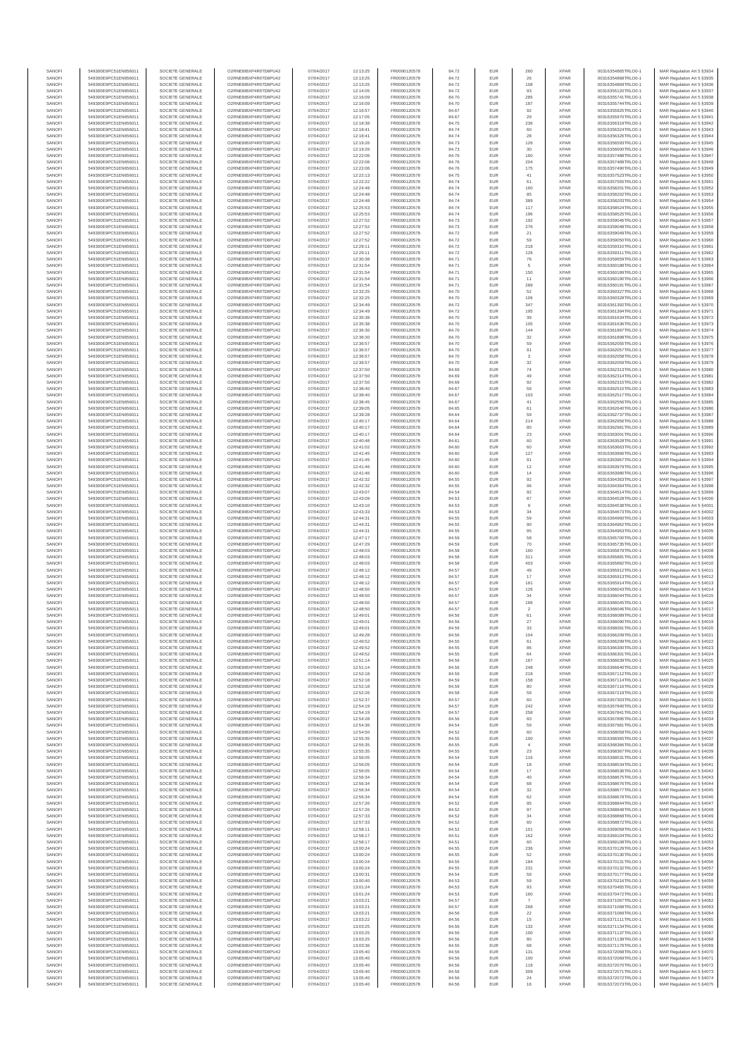| SANOFI | 549300E9PC51EN656011 | SOCIETE GENERALE | O2RNE8IBXP4R0TD8PU42 | 07/04/2017 | 12:13:25 | FR0000120578 | 84.72 | EUR | 260 | XPAR | 00310354865TRLO0-1 | MAR Regulation Art 5 §3934 |
|---|---|---|---|---|---|---|---|---|---|---|---|---|
| SANOFI | 549300E9PC51EN656011 | SOCIETE GENERALE | O2RNE8IBXP4R0TD8PU42 | 07/04/2017 | 12:13:25 | FR0000120578 | 84.72 | EUR | 26 | XPAR | 00310354868TRLO0-1 | MAR Regulation Art 5 §3935 |
| SANOFI | 549300E9PC51EN656011 | SOCIETE GENERALE | O2RNE8IBXP4R0TD8PU42 | 07/04/2017 | 12:13:25 | FR0000120578 | 84.72 | EUR | 108 | XPAR | 00310354869TRLO0-1 | MAR Regulation Art 5 §3936 |
| SANOFI | 549300E9PC51EN656011 | SOCIETE GENERALE | O2RNE8IBXP4R0TD8PU42 | 07/04/2017 | 12:14:05 | FR0000120578 | 84.72 | EUR | 93 | XPAR | 00310355120TRLO0-1 | MAR Regulation Art 5 §3937 |
| SANOFI | 549300E9PC51EN656011 | SOCIETE GENERALE | O2RNE8IBXP4R0TD8PU42 | 07/04/2017 | 12:16:09 | FR0000120578 | 84.70 | EUR | 285 | XPAR | 00310355741TRLO0-1 | MAR Regulation Art 5 §3938 |
| SANOFI | 549300E9PC51EN656011 | SOCIETE GENERALE | O2RNE8IBXP4R0TD8PU42 | 07/04/2017 | 12:16:09 | FR0000120578 | 84.70 | EUR | 187 | XPAR | 00310355744TRLO0-1 | MAR Regulation Art 5 §3939 |
| SANOFI | 549300E9PC51EN656011 | SOCIETE GENERALE | O2RNE8IBXP4R0TD8PU42 | 07/04/2017 | 12:16:57 | FR0000120578 | 84.67 | EUR | 92 | XPAR | 00310355925TRLO0-1 | MAR Regulation Art 5 §3940 |
| SANOFI | 549300E9PC51EN656011 | SOCIETE GENERALE | O2RNE8IBXP4R0TD8PU42 | 07/04/2017 | 12:17:05 | FR0000120578 | 84.67 | EUR | 29 | XPAR | 00310355970TRLO0-1 | MAR Regulation Art 5 §3941 |
| SANOFI | 549300E9PC51EN656011 | SOCIETE GENERALE | O2RNE8IBXP4R0TD8PU42 | 07/04/2017 | 12:18:38 | FR0000120578 | 84.75 | EUR | 236 | XPAR | 00310356319TRLO0-1 | MAR Regulation Art 5 §3942 |
| SANOFI | 549300E9PC51EN656011 | SOCIETE GENERALE | O2RNE8IBXP4R0TD8PU42 | 07/04/2017 | 12:18:41 | FR0000120578 | 84.74 | EUR | 60 | XPAR | 00310356324TRLO0-1 | MAR Regulation Art 5 §3943 |
| SANOFI | 549300E9PC51EN656011 | SOCIETE GENERALE | O2RNE8IBXP4R0TD8PU42 | 07/04/2017 | 12:18:41 | FR0000120578 | 84.74 | EUR | 28 | XPAR | 00310356326TRLO0-1 | MAR Regulation Art 5 §3944 |
| SANOFI | 549300E9PC51EN656011 | SOCIETE GENERALE | O2RNE8IBXP4R0TD8PU42 | 07/04/2017 | 12:19:26 | FR0000120578 | 84.73 | EUR | 126 | XPAR | 00310356593TRLO0-1 | MAR Regulation Art 5 §3945 |
| SANOFI | 549300E9PC51EN656011 | SOCIETE GENERALE | O2RNE8IBXP4R0TD8PU42 | 07/04/2017 | 12:19:26 | FR0000120578 | 84.73 | EUR | 30 | XPAR | 00310356600TRLO0-1 | MAR Regulation Art 5 §3946 |
| SANOFI | 549300E9PC51EN656011 | SOCIETE GENERALE | O2RNE8IBXP4R0TD8PU42 | 07/04/2017 | 12:22:06 | FR0000120578 | 84.76 | EUR | 160 | XPAR | 00310357488TRLO0-1 | MAR Regulation Art 5 §3947 |
| SANOFI | 549300E9PC51EN656011 | SOCIETE GENERALE | O2RNE8IBXP4R0TD8PU42 | 07/04/2017 | 12:22:06 | FR0000120578 | 84.76 | EUR | 204 | XPAR | 00310357489TRLO0-1 | MAR Regulation Art 5 §3948 |
| SANOFI | 549300E9PC51EN656011 | SOCIETE GENERALE | O2RNE8IBXP4R0TD8PU42 | 07/04/2017 | 12:22:06 | FR0000120578 | 84.76 | EUR | 175 | XPAR | 00310357490TRLO0-1 | MAR Regulation Art 5 §3949 |
| SANOFI | 549300E9PC51EN656011 | SOCIETE GENERALE | O2RNE8IBXP4R0TD8PU42 | 07/04/2017 | 12:22:13 | FR0000120578 | 84.75 | EUR | 41 | XPAR | 00310357523TRLO0-1 | MAR Regulation Art 5 §3950 |
| SANOFI | 549300E9PC51EN656011 | SOCIETE GENERALE | O2RNE8IBXP4R0TD8PU42 | 07/04/2017 | 12:22:22 | FR0000120578 | 84.74 | EUR | 61 | XPAR | 00310357555TRLO0-1 | MAR Regulation Art 5 §3951 |
| SANOFI | 549300E9PC51EN656011 | SOCIETE GENERALE | O2RNE8IBXP4R0TD8PU42 | 07/04/2017 | 12:24:48 | FR0000120578 | 84.74 | EUR | 160 | XPAR | 00310358201TRLO0-1 | MAR Regulation Art 5 §3952 |
| SANOFI | 549300E9PC51EN656011 | SOCIETE GENERALE | O2RNE8IBXP4R0TD8PU42 | 07/04/2017 | 12:24:48 | FR0000120578 | 84.74 | EUR | 85 | XPAR | 00310358202TRLO0-1 | MAR Regulation Art 5 §3953 |
| SANOFI | 549300E9PC51EN656011 | SOCIETE GENERALE | O2RNE8IBXP4R0TD8PU42 | 07/04/2017 | 12:24:48 | FR0000120578 | 84.74 | EUR | 389 | XPAR | 00310358203TRLO0-1 | MAR Regulation Art 5 §3954 |
| SANOFI | 549300E9PC51EN656011 | SOCIETE GENERALE | O2RNE8IBXP4R0TD8PU42 | 07/04/2017 | 12:25:53 | FR0000120578 | 84.74 | EUR | 117 | XPAR | 00310358524TRLO0-1 | MAR Regulation Art 5 §3955 |
| SANOFI | 549300E9PC51EN656011 | SOCIETE GENERALE | O2RNE8IBXP4R0TD8PU42 | 07/04/2017 | 12:25:53 | FR0000120578 | 84.74 | EUR | 196 | XPAR | 00310358525TRLO0-1 | MAR Regulation Art 5 §3956 |
| SANOFI | 549300E9PC51EN656011 | SOCIETE GENERALE | O2RNE8IBXP4R0TD8PU42 | 07/04/2017 | 12:27:52 | FR0000120578 | 84.73 | EUR | 192 | XPAR | 00310359046TRLO0-1 | MAR Regulation Art 5 §3957 |
| SANOFI | 549300E9PC51EN656011 | SOCIETE GENERALE | O2RNE8IBXP4R0TD8PU42 | 07/04/2017 | 12:27:52 | FR0000120578 | 84.73 | EUR | 276 | XPAR | 00310359048TRLO0-1 | MAR Regulation Art 5 §3958 |
| SANOFI | 549300E9PC51EN656011 | SOCIETE GENERALE | O2RNE8IBXP4R0TD8PU42 | 07/04/2017 | 12:27:52 | FR0000120578 | 84.72 | EUR | 21 | XPAR | 00310359049TRLO0-1 | MAR Regulation Art 5 §3959 |
| SANOFI | 549300E9PC51EN656011 | SOCIETE GENERALE | O2RNE8IBXP4R0TD8PU42 | 07/04/2017 | 12:27:52 | FR0000120578 | 84.72 | EUR | 59 | XPAR | 00310359050TRLO0-1 | MAR Regulation Art 5 §3960 |
| SANOFI | 549300E9PC51EN656011 | SOCIETE GENERALE | O2RNE8IBXP4R0TD8PU42 | 07/04/2017 | 12:29:11 | FR0000120578 | 84.72 | EUR | 218 | XPAR | 00310359310TRLO0-1 | MAR Regulation Art 5 §3961 |
| SANOFI | 549300E9PC51EN656011 | SOCIETE GENERALE | O2RNE8IBXP4R0TD8PU42 | 07/04/2017 | 12:29:11 | FR0000120578 | 84.72 | EUR | 126 | XPAR | 00310359311TRLO0-1 | MAR Regulation Art 5 §3962 |
| SANOFI | 549300E9PC51EN656011 | SOCIETE GENERALE | O2RNE8IBXP4R0TD8PU42 | 07/04/2017 | 12:30:38 | FR0000120578 | 84.71 | EUR | 76 | XPAR | 00310359659TRLO0-1 | MAR Regulation Art 5 §3963 |
| SANOFI | 549300E9PC51EN656011 | SOCIETE GENERALE | O2RNE8IBXP4R0TD8PU42 | 07/04/2017 | 12:31:54 | FR0000120578 | 84.71 | EUR | 5 | XPAR | 00310360188TRLO0-1 | MAR Regulation Art 5 §3964 |
| SANOFI | 549300E9PC51EN656011 | SOCIETE GENERALE | O2RNE8IBXP4R0TD8PU42 | 07/04/2017 | 12:31:54 | FR0000120578 | 84.71 | EUR | 150 | XPAR | 00310360189TRLO0-1 | MAR Regulation Art 5 §3965 |
| SANOFI | 549300E9PC51EN656011 | SOCIETE GENERALE | O2RNE8IBXP4R0TD8PU42 | 07/04/2017 | 12:31:54 | FR0000120578 | 84.71 | EUR | 11 | XPAR | 00310360190TRLO0-1 | MAR Regulation Art 5 §3966 |
| SANOFI | 549300E9PC51EN656011 | SOCIETE GENERALE | O2RNE8IBXP4R0TD8PU42 | 07/04/2017 | 12:31:54 | FR0000120578 | 84.71 | EUR | 289 | XPAR | 00310360191TRLO0-1 | MAR Regulation Art 5 §3967 |
| SANOFI | 549300E9PC51EN656011 | SOCIETE GENERALE | O2RNE8IBXP4R0TD8PU42 | 07/04/2017 | 12:32:25 | FR0000120578 | 84.70 | EUR | 52 | XPAR | 00310360327TRLO0-1 | MAR Regulation Art 5 §3968 |
| SANOFI | 549300E9PC51EN656011 | SOCIETE GENERALE | O2RNE8IBXP4R0TD8PU42 | 07/04/2017 | 12:32:25 | FR0000120578 | 84.70 | EUR | 106 | XPAR | 00310360328TRLO0-1 | MAR Regulation Art 5 §3969 |
| SANOFI | 549300E9PC51EN656011 | SOCIETE GENERALE | O2RNE8IBXP4R0TD8PU42 | 07/04/2017 | 12:34:49 | FR0000120578 | 84.72 | EUR | 347 | XPAR | 00310361392TRLO0-1 | MAR Regulation Art 5 §3970 |
| SANOFI | 549300E9PC51EN656011 | SOCIETE GENERALE | O2RNE8IBXP4R0TD8PU42 | 07/04/2017 | 12:34:49 | FR0000120578 | 84.72 | EUR | 195 | XPAR | 00310361394TRLO0-1 | MAR Regulation Art 5 §3971 |
| SANOFI | 549300E9PC51EN656011 | SOCIETE GENERALE | O2RNE8IBXP4R0TD8PU42 | 07/04/2017 | 12:35:38 | FR0000120578 | 84.70 | EUR | 39 | XPAR | 00310361634TRLO0-1 | MAR Regulation Art 5 §3972 |
| SANOFI | 549300E9PC51EN656011 | SOCIETE GENERALE | O2RNE8IBXP4R0TD8PU42 | 07/04/2017 | 12:35:38 | FR0000120578 | 84.70 | EUR | 105 | XPAR | 00310361636TRLO0-1 | MAR Regulation Art 5 §3973 |
| SANOFI | 549300E9PC51EN656011 | SOCIETE GENERALE | O2RNE8IBXP4R0TD8PU42 | 07/04/2017 | 12:36:30 | FR0000120578 | 84.70 | EUR | 144 | XPAR | 00310361897TRLO0-1 | MAR Regulation Art 5 §3974 |
| SANOFI | 549300E9PC51EN656011 | SOCIETE GENERALE | O2RNE8IBXP4R0TD8PU42 | 07/04/2017 | 12:36:30 | FR0000120578 | 84.70 | EUR | 32 | XPAR | 00310361898TRLO0-1 | MAR Regulation Art 5 §3975 |
| SANOFI | 549300E9PC51EN656011 | SOCIETE GENERALE | O2RNE8IBXP4R0TD8PU42 | 07/04/2017 | 12:36:57 | FR0000120578 | 84.70 | EUR | 59 | XPAR | 00310362055TRLO0-1 | MAR Regulation Art 5 §3976 |
| SANOFI | 549300E9PC51EN656011 | SOCIETE GENERALE | O2RNE8IBXP4R0TD8PU42 | 07/04/2017 | 12:36:57 | FR0000120578 | 84.70 | EUR | 91 | XPAR | 00310362057TRLO0-1 | MAR Regulation Art 5 §3977 |
| SANOFI | 549300E9PC51EN656011 | SOCIETE GENERALE | O2RNE8IBXP4R0TD8PU42 | 07/04/2017 | 12:36:57 | FR0000120578 | 84.70 | EUR | 3 | XPAR | 00310362058TRLO0-1 | MAR Regulation Art 5 §3978 |
| SANOFI | 549300E9PC51EN656011 | SOCIETE GENERALE | O2RNE8IBXP4R0TD8PU42 | 07/04/2017 | 12:36:57 | FR0000120578 | 84.70 | EUR | 32 | XPAR | 00310362059TRLO0-1 | MAR Regulation Art 5 §3979 |
| SANOFI | 549300E9PC51EN656011 | SOCIETE GENERALE | O2RNE8IBXP4R0TD8PU42 | 07/04/2017 | 12:37:50 | FR0000120578 | 84.69 | EUR | 74 | XPAR | 00310362313TRLO0-1 | MAR Regulation Art 5 §3980 |
| SANOFI | 549300E9PC51EN656011 | SOCIETE GENERALE | O2RNE8IBXP4R0TD8PU42 | 07/04/2017 | 12:37:50 | FR0000120578 | 84.69 | EUR | 49 | XPAR | 00310362314TRLO0-1 | MAR Regulation Art 5 §3981 |
| SANOFI | 549300E9PC51EN656011 | SOCIETE GENERALE | O2RNE8IBXP4R0TD8PU42 | 07/04/2017 | 12:37:50 | FR0000120578 | 84.69 | EUR | 92 | XPAR | 00310362315TRLO0-1 | MAR Regulation Art 5 §3982 |
| SANOFI | 549300E9PC51EN656011 | SOCIETE GENERALE | O2RNE8IBXP4R0TD8PU42 | 07/04/2017 | 12:38:40 | FR0000120578 | 84.67 | EUR | 59 | XPAR | 00310362515TRLO0-1 | MAR Regulation Art 5 §3983 |
| SANOFI | 549300E9PC51EN656011 | SOCIETE GENERALE | O2RNE8IBXP4R0TD8PU42 | 07/04/2017 | 12:38:40 | FR0000120578 | 84.67 | EUR | 103 | XPAR | 00310362517TRLO0-1 | MAR Regulation Art 5 §3984 |
| SANOFI | 549300E9PC51EN656011 | SOCIETE GENERALE | O2RNE8IBXP4R0TD8PU42 | 07/04/2017 | 12:38:45 | FR0000120578 | 84.67 | EUR | 41 | XPAR | 00310362556TRLO0-1 | MAR Regulation Art 5 §3985 |
| SANOFI | 549300E9PC51EN656011 | SOCIETE GENERALE | O2RNE8IBXP4R0TD8PU42 | 07/04/2017 | 12:39:05 | FR0000120578 | 84.65 | EUR | 61 | XPAR | 00310362640TRLO0-1 | MAR Regulation Art 5 §3986 |
| SANOFI | 549300E9PC51EN656011 | SOCIETE GENERALE | O2RNE8IBXP4R0TD8PU42 | 07/04/2017 | 12:39:28 | FR0000120578 | 84.64 | EUR | 59 | XPAR | 00310362737TRLO0-1 | MAR Regulation Art 5 §3987 |
| SANOFI | 549300E9PC51EN656011 | SOCIETE GENERALE | O2RNE8IBXP4R0TD8PU42 | 07/04/2017 | 12:40:17 | FR0000120578 | 84.64 | EUR | 214 | XPAR | 00310362959TRLO0-1 | MAR Regulation Art 5 §3988 |
| SANOFI | 549300E9PC51EN656011 | SOCIETE GENERALE | O2RNE8IBXP4R0TD8PU42 | 07/04/2017 | 12:40:17 | FR0000120578 | 84.64 | EUR | 80 | XPAR | 00310362961TRLO0-1 | MAR Regulation Art 5 §3989 |
| SANOFI | 549300E9PC51EN656011 | SOCIETE GENERALE | O2RNE8IBXP4R0TD8PU42 | 07/04/2017 | 12:40:17 | FR0000120578 | 84.64 | EUR | 23 | XPAR | 00310363001TRLO0-1 | MAR Regulation Art 5 §3990 |
| SANOFI | 549300E9PC51EN656011 | SOCIETE GENERALE | O2RNE8IBXP4R0TD8PU42 | 07/04/2017 | 12:40:48 | FR0000120578 | 84.61 | EUR | 60 | XPAR | 00310363128TRLO0-1 | MAR Regulation Art 5 §3991 |
| SANOFI | 549300E9PC51EN656011 | SOCIETE GENERALE | O2RNE8IBXP4R0TD8PU42 | 07/04/2017 | 12:41:02 | FR0000120578 | 84.60 | EUR | 60 | XPAR | 00310363663TRLO0-1 | MAR Regulation Art 5 §3992 |
| SANOFI | 549300E9PC51EN656011 | SOCIETE GENERALE | O2RNE8IBXP4R0TD8PU42 | 07/04/2017 | 12:41:45 | FR0000120578 | 84.60 | EUR | 127 | XPAR | 00310363966TRLO0-1 | MAR Regulation Art 5 §3993 |
| SANOFI | 549300E9PC51EN656011 | SOCIETE GENERALE | O2RNE8IBXP4R0TD8PU42 | 07/04/2017 | 12:41:45 | FR0000120578 | 84.60 | EUR | 91 | XPAR | 00310363967TRLO0-1 | MAR Regulation Art 5 §3994 |
| SANOFI | 549300E9PC51EN656011 | SOCIETE GENERALE | O2RNE8IBXP4R0TD8PU42 | 07/04/2017 | 12:41:46 | FR0000120578 | 84.60 | EUR | 12 | XPAR | 00310363979TRLO0-1 | MAR Regulation Art 5 §3995 |
| SANOFI | 549300E9PC51EN656011 | SOCIETE GENERALE | O2RNE8IBXP4R0TD8PU42 | 07/04/2017 | 12:41:46 | FR0000120578 | 84.60 | EUR | 14 | XPAR | 00310363980TRLO0-1 | MAR Regulation Art 5 §3996 |
| SANOFI | 549300E9PC51EN656011 | SOCIETE GENERALE | O2RNE8IBXP4R0TD8PU42 | 07/04/2017 | 12:42:32 | FR0000120578 | 84.55 | EUR | 92 | XPAR | 00310364363TRLO0-1 | MAR Regulation Art 5 §3997 |
| SANOFI | 549300E9PC51EN656011 | SOCIETE GENERALE | O2RNE8IBXP4R0TD8PU42 | 07/04/2017 | 12:42:32 | FR0000120578 | 84.55 | EUR | 96 | XPAR | 00310364364TRLO0-1 | MAR Regulation Art 5 §3998 |
| SANOFI | 549300E9PC51EN656011 | SOCIETE GENERALE | O2RNE8IBXP4R0TD8PU42 | 07/04/2017 | 12:43:07 | FR0000120578 | 84.54 | EUR | 92 | XPAR | 00310364514TRLO0-1 | MAR Regulation Art 5 §3999 |
| SANOFI | 549300E9PC51EN656011 | SOCIETE GENERALE | O2RNE8IBXP4R0TD8PU42 | 07/04/2017 | 12:43:09 | FR0000120578 | 84.53 | EUR | 87 | XPAR | 00310364528TRLO0-1 | MAR Regulation Art 5 §4000 |
| SANOFI | 549300E9PC51EN656011 | SOCIETE GENERALE | O2RNE8IBXP4R0TD8PU42 | 07/04/2017 | 12:43:10 | FR0000120578 | 84.53 | EUR | 9 | XPAR | 00310364538TRLO0-1 | MAR Regulation Art 5 §4001 |
| SANOFI | 549300E9PC51EN656011 | SOCIETE GENERALE | O2RNE8IBXP4R0TD8PU42 | 07/04/2017 | 12:43:33 | FR0000120578 | 84.53 | EUR | 34 | XPAR | 00310364670TRLO0-1 | MAR Regulation Art 5 §4002 |
| SANOFI | 549300E9PC51EN656011 | SOCIETE GENERALE | O2RNE8IBXP4R0TD8PU42 | 07/04/2017 | 12:44:31 | FR0000120578 | 84.55 | EUR | 59 | XPAR | 00310364960TRLO0-1 | MAR Regulation Art 5 §4003 |
| SANOFI | 549300E9PC51EN656011 | SOCIETE GENERALE | O2RNE8IBXP4R0TD8PU42 | 07/04/2017 | 12:44:31 | FR0000120578 | 84.55 | EUR | 90 | XPAR | 00310364962TRLO0-1 | MAR Regulation Art 5 §4004 |
| SANOFI | 549300E9PC51EN656011 | SOCIETE GENERALE | O2RNE8IBXP4R0TD8PU42 | 07/04/2017 | 12:44:31 | FR0000120578 | 84.55 | EUR | 95 | XPAR | 00310364963TRLO0-1 | MAR Regulation Art 5 §4005 |
| SANOFI | 549300E9PC51EN656011 | SOCIETE GENERALE | O2RNE8IBXP4R0TD8PU42 | 07/04/2017 | 12:47:17 | FR0000120578 | 84.59 | EUR | 58 | XPAR | 00310365700TRLO0-1 | MAR Regulation Art 5 §4006 |
| SANOFI | 549300E9PC51EN656011 | SOCIETE GENERALE | O2RNE8IBXP4R0TD8PU42 | 07/04/2017 | 12:47:29 | FR0000120578 | 84.59 | EUR | 70 | XPAR | 00310365735TRLO0-1 | MAR Regulation Art 5 §4007 |
| SANOFI | 549300E9PC51EN656011 | SOCIETE GENERALE | O2RNE8IBXP4R0TD8PU42 | 07/04/2017 | 12:48:03 | FR0000120578 | 84.58 | EUR | 160 | XPAR | 00310365879TRLO0-1 | MAR Regulation Art 5 §4008 |
| SANOFI | 549300E9PC51EN656011 | SOCIETE GENERALE | O2RNE8IBXP4R0TD8PU42 | 07/04/2017 | 12:48:03 | FR0000120578 | 84.58 | EUR | 311 | XPAR | 00310365881TRLO0-1 | MAR Regulation Art 5 §4009 |
| SANOFI | 549300E9PC51EN656011 | SOCIETE GENERALE | O2RNE8IBXP4R0TD8PU42 | 07/04/2017 | 12:48:03 | FR0000120578 | 84.58 | EUR | 403 | XPAR | 00310365882TRLO0-1 | MAR Regulation Art 5 §4010 |
| SANOFI | 549300E9PC51EN656011 | SOCIETE GENERALE | O2RNE8IBXP4R0TD8PU42 | 07/04/2017 | 12:48:12 | FR0000120578 | 84.57 | EUR | 49 | XPAR | 00310365912TRLO0-1 | MAR Regulation Art 5 §4011 |
| SANOFI | 549300E9PC51EN656011 | SOCIETE GENERALE | O2RNE8IBXP4R0TD8PU42 | 07/04/2017 | 12:48:12 | FR0000120578 | 84.57 | EUR | 17 | XPAR | 00310365913TRLO0-1 | MAR Regulation Art 5 §4012 |
| SANOFI | 549300E9PC51EN656011 | SOCIETE GENERALE | O2RNE8IBXP4R0TD8PU42 | 07/04/2017 | 12:48:12 | FR0000120578 | 84.57 | EUR | 161 | XPAR | 00310365914TRLO0-1 | MAR Regulation Art 5 §4013 |
| SANOFI | 549300E9PC51EN656011 | SOCIETE GENERALE | O2RNE8IBXP4R0TD8PU42 | 07/04/2017 | 12:48:50 | FR0000120578 | 84.57 | EUR | 126 | XPAR | 00310366043TRLO0-1 | MAR Regulation Art 5 §4014 |
| SANOFI | 549300E9PC51EN656011 | SOCIETE GENERALE | O2RNE8IBXP4R0TD8PU42 | 07/04/2017 | 12:48:50 | FR0000120578 | 84.57 | EUR | 34 | XPAR | 00310366044TRLO0-1 | MAR Regulation Art 5 §4015 |
| SANOFI | 549300E9PC51EN656011 | SOCIETE GENERALE | O2RNE8IBXP4R0TD8PU42 | 07/04/2017 | 12:48:50 | FR0000120578 | 84.57 | EUR | 166 | XPAR | 00310366045TRLO0-1 | MAR Regulation Art 5 §4016 |
| SANOFI | 549300E9PC51EN656011 | SOCIETE GENERALE | O2RNE8IBXP4R0TD8PU42 | 07/04/2017 | 12:48:50 | FR0000120578 | 84.57 | EUR | 2 | XPAR | 00310366046TRLO0-1 | MAR Regulation Art 5 §4017 |
| SANOFI | 549300E9PC51EN656011 | SOCIETE GENERALE | O2RNE8IBXP4R0TD8PU42 | 07/04/2017 | 12:49:01 | FR0000120578 | 84.56 | EUR | 61 | XPAR | 00310366089TRLO0-1 | MAR Regulation Art 5 §4018 |
| SANOFI | 549300E9PC51EN656011 | SOCIETE GENERALE | O2RNE8IBXP4R0TD8PU42 | 07/04/2017 | 12:49:01 | FR0000120578 | 84.56 | EUR | 27 | XPAR | 00310366090TRLO0-1 | MAR Regulation Art 5 §4019 |
| SANOFI | 549300E9PC51EN656011 | SOCIETE GENERALE | O2RNE8IBXP4R0TD8PU42 | 07/04/2017 | 12:49:01 | FR0000120578 | 84.56 | EUR | 33 | XPAR | 00310366091TRLO0-1 | MAR Regulation Art 5 §4020 |
| SANOFI | 549300E9PC51EN656011 | SOCIETE GENERALE | O2RNE8IBXP4R0TD8PU42 | 07/04/2017 | 12:49:28 | FR0000120578 | 84.56 | EUR | 104 | XPAR | 00310366209TRLO0-1 | MAR Regulation Art 5 §4021 |
| SANOFI | 549300E9PC51EN656011 | SOCIETE GENERALE | O2RNE8IBXP4R0TD8PU42 | 07/04/2017 | 12:49:52 | FR0000120578 | 84.55 | EUR | 61 | XPAR | 00310366299TRLO0-1 | MAR Regulation Art 5 §4022 |
| SANOFI | 549300E9PC51EN656011 | SOCIETE GENERALE | O2RNE8IBXP4R0TD8PU42 | 07/04/2017 | 12:49:52 | FR0000120578 | 84.55 | EUR | 86 | XPAR | 00310366300TRLO0-1 | MAR Regulation Art 5 §4023 |
| SANOFI | 549300E9PC51EN656011 | SOCIETE GENERALE | O2RNE8IBXP4R0TD8PU42 | 07/04/2017 | 12:49:52 | FR0000120578 | 84.55 | EUR | 64 | XPAR | 00310366301TRLO0-1 | MAR Regulation Art 5 §4024 |
| SANOFI | 549300E9PC51EN656011 | SOCIETE GENERALE | O2RNE8IBXP4R0TD8PU42 | 07/04/2017 | 12:51:14 | FR0000120578 | 84.56 | EUR | 167 | XPAR | 00310366639TRLO0-1 | MAR Regulation Art 5 §4025 |
| SANOFI | 549300E9PC51EN656011 | SOCIETE GENERALE | O2RNE8IBXP4R0TD8PU42 | 07/04/2017 | 12:51:14 | FR0000120578 | 84.56 | EUR | 248 | XPAR | 00310366640TRLO0-1 | MAR Regulation Art 5 §4026 |
| SANOFI | 549300E9PC51EN656011 | SOCIETE GENERALE | O2RNE8IBXP4R0TD8PU42 | 07/04/2017 | 12:52:18 | FR0000120578 | 84.59 | EUR | 218 | XPAR | 00310367112TRLO0-1 | MAR Regulation Art 5 §4027 |
| SANOFI | 549300E9PC51EN656011 | SOCIETE GENERALE | O2RNE8IBXP4R0TD8PU42 | 07/04/2017 | 12:52:18 | FR0000120578 | 84.59 | EUR | 158 | XPAR | 00310367114TRLO0-1 | MAR Regulation Art 5 §4028 |
| SANOFI | 549300E9PC51EN656011 | SOCIETE GENERALE | O2RNE8IBXP4R0TD8PU42 | 07/04/2017 | 12:52:18 | FR0000120578 | 84.59 | EUR | 80 | XPAR | 00310367116TRLO0-1 | MAR Regulation Art 5 §4029 |
| SANOFI | 549300E9PC51EN656011 | SOCIETE GENERALE | O2RNE8IBXP4R0TD8PU42 | 07/04/2017 | 12:52:26 | FR0000120578 | 84.58 | EUR | 59 | XPAR | 00310367219TRLO0-1 | MAR Regulation Art 5 §4030 |
| SANOFI | 549300E9PC51EN656011 | SOCIETE GENERALE | O2RNE8IBXP4R0TD8PU42 | 07/04/2017 | 12:52:37 | FR0000120578 | 84.57 | EUR | 60 | XPAR | 00310367303TRLO0-1 | MAR Regulation Art 5 §4031 |
| SANOFI | 549300E9PC51EN656011 | SOCIETE GENERALE | O2RNE8IBXP4R0TD8PU42 | 07/04/2017 | 12:54:19 | FR0000120578 | 84.57 | EUR | 242 | XPAR | 00310367840TRLO0-1 | MAR Regulation Art 5 §4032 |
| SANOFI | 549300E9PC51EN656011 | SOCIETE GENERALE | O2RNE8IBXP4R0TD8PU42 | 07/04/2017 | 12:54:19 | FR0000120578 | 84.57 | EUR | 258 | XPAR | 00310367841TRLO0-1 | MAR Regulation Art 5 §4033 |
| SANOFI | 549300E9PC51EN656011 | SOCIETE GENERALE | O2RNE8IBXP4R0TD8PU42 | 07/04/2017 | 12:54:28 | FR0000120578 | 84.56 | EUR | 60 | XPAR | 00310367895TRLO0-1 | MAR Regulation Art 5 §4034 |
| SANOFI | 549300E9PC51EN656011 | SOCIETE GENERALE | O2RNE8IBXP4R0TD8PU42 | 07/04/2017 | 12:54:36 | FR0000120578 | 84.54 | EUR | 59 | XPAR | 00310367981TRLO0-1 | MAR Regulation Art 5 §4035 |
| SANOFI | 549300E9PC51EN656011 | SOCIETE GENERALE | O2RNE8IBXP4R0TD8PU42 | 07/04/2017 | 12:54:50 | FR0000120578 | 84.52 | EUR | 60 | XPAR | 00310368058TRLO0-1 | MAR Regulation Art 5 §4036 |
| SANOFI | 549300E9PC51EN656011 | SOCIETE GENERALE | O2RNE8IBXP4R0TD8PU42 | 07/04/2017 | 12:55:35 | FR0000120578 | 84.55 | EUR | 100 | XPAR | 00310368365TRLO0-1 | MAR Regulation Art 5 §4037 |
| SANOFI | 549300E9PC51EN656011 | SOCIETE GENERALE | O2RNE8IBXP4R0TD8PU42 | 07/04/2017 | 12:55:35 | FR0000120578 | 84.55 | EUR | 4 | XPAR | 00310368366TRLO0-1 | MAR Regulation Art 5 §4038 |
| SANOFI | 549300E9PC51EN656011 | SOCIETE GENERALE | O2RNE8IBXP4R0TD8PU42 | 07/04/2017 | 12:55:35 | FR0000120578 | 84.55 | EUR | 23 | XPAR | 00310368367TRLO0-1 | MAR Regulation Art 5 §4039 |
| SANOFI | 549300E9PC51EN656011 | SOCIETE GENERALE | O2RNE8IBXP4R0TD8PU42 | 07/04/2017 | 12:56:05 | FR0000120578 | 84.54 | EUR | 116 | XPAR | 00310368531TRLO0-1 | MAR Regulation Art 5 §4040 |
| SANOFI | 549300E9PC51EN656011 | SOCIETE GENERALE | O2RNE8IBXP4R0TD8PU42 | 07/04/2017 | 12:56:05 | FR0000120578 | 84.54 | EUR | 18 | XPAR | 00310368534TRLO0-1 | MAR Regulation Art 5 §4041 |
| SANOFI | 549300E9PC51EN656011 | SOCIETE GENERALE | O2RNE8IBXP4R0TD8PU42 | 07/04/2017 | 12:56:05 | FR0000120578 | 84.54 | EUR | 17 | XPAR | 00310368536TRLO0-1 | MAR Regulation Art 5 §4042 |
| SANOFI | 549300E9PC51EN656011 | SOCIETE GENERALE | O2RNE8IBXP4R0TD8PU42 | 07/04/2017 | 12:56:34 | FR0000120578 | 84.54 | EUR | 40 | XPAR | 00310368675TRLO0-1 | MAR Regulation Art 5 §4043 |
| SANOFI | 549300E9PC51EN656011 | SOCIETE GENERALE | O2RNE8IBXP4R0TD8PU42 | 07/04/2017 | 12:56:34 | FR0000120578 | 84.54 | EUR | 68 | XPAR | 00310368676TRLO0-1 | MAR Regulation Art 5 §4044 |
| SANOFI | 549300E9PC51EN656011 | SOCIETE GENERALE | O2RNE8IBXP4R0TD8PU42 | 07/04/2017 | 12:56:34 | FR0000120578 | 84.54 | EUR | 32 | XPAR | 00310368677TRLO0-1 | MAR Regulation Art 5 §4045 |
| SANOFI | 549300E9PC51EN656011 | SOCIETE GENERALE | O2RNE8IBXP4R0TD8PU42 | 07/04/2017 | 12:56:34 | FR0000120578 | 84.54 | EUR | 62 | XPAR | 00310368678TRLO0-1 | MAR Regulation Art 5 §4046 |
| SANOFI | 549300E9PC51EN656011 | SOCIETE GENERALE | O2RNE8IBXP4R0TD8PU42 | 07/04/2017 | 12:57:26 | FR0000120578 | 84.52 | EUR | 95 | XPAR | 00310368844TRLO0-1 | MAR Regulation Art 5 §4047 |
| SANOFI | 549300E9PC51EN656011 | SOCIETE GENERALE | O2RNE8IBXP4R0TD8PU42 | 07/04/2017 | 12:57:26 | FR0000120578 | 84.52 | EUR | 97 | XPAR | 00310368848TRLO0-1 | MAR Regulation Art 5 §4048 |
| SANOFI | 549300E9PC51EN656011 | SOCIETE GENERALE | O2RNE8IBXP4R0TD8PU42 | 07/04/2017 | 12:57:33 | FR0000120578 | 84.52 | EUR | 34 | XPAR | 00310368868TRLO0-1 | MAR Regulation Art 5 §4049 |
| SANOFI | 549300E9PC51EN656011 | SOCIETE GENERALE | O2RNE8IBXP4R0TD8PU42 | 07/04/2017 | 12:57:33 | FR0000120578 | 84.52 | EUR | 60 | XPAR | 00310368872TRLO0-1 | MAR Regulation Art 5 §4050 |
| SANOFI | 549300E9PC51EN656011 | SOCIETE GENERALE | O2RNE8IBXP4R0TD8PU42 | 07/04/2017 | 12:58:11 | FR0000120578 | 84.52 | EUR | 101 | XPAR | 00310369058TRLO0-1 | MAR Regulation Art 5 §4051 |
| SANOFI | 549300E9PC51EN656011 | SOCIETE GENERALE | O2RNE8IBXP4R0TD8PU42 | 07/04/2017 | 12:58:17 | FR0000120578 | 84.51 | EUR | 162 | XPAR | 00310369104TRLO0-1 | MAR Regulation Art 5 §4052 |
| SANOFI | 549300E9PC51EN656011 | SOCIETE GENERALE | O2RNE8IBXP4R0TD8PU42 | 07/04/2017 | 12:58:17 | FR0000120578 | 84.51 | EUR | 60 | XPAR | 00310369108TRLO0-1 | MAR Regulation Art 5 §4053 |
| SANOFI | 549300E9PC51EN656011 | SOCIETE GENERALE | O2RNE8IBXP4R0TD8PU42 | 07/04/2017 | 13:00:24 | FR0000120578 | 84.55 | EUR | 236 | XPAR | 00310370129TRLO0-1 | MAR Regulation Art 5 §4054 |
| SANOFI | 549300E9PC51EN656011 | SOCIETE GENERALE | O2RNE8IBXP4R0TD8PU42 | 07/04/2017 | 13:00:24 | FR0000120578 | 84.55 | EUR | 52 | XPAR | 00310370130TRLO0-1 | MAR Regulation Art 5 §4055 |
| SANOFI | 549300E9PC51EN656011 | SOCIETE GENERALE | O2RNE8IBXP4R0TD8PU42 | 07/04/2017 | 13:00:24 | FR0000120578 | 84.55 | EUR | 184 | XPAR | 00310370131TRLO0-1 | MAR Regulation Art 5 §4056 |
| SANOFI | 549300E9PC51EN656011 | SOCIETE GENERALE | O2RNE8IBXP4R0TD8PU42 | 07/04/2017 | 13:00:24 | FR0000120578 | 84.55 | EUR | 231 | XPAR | 00310370132TRLO0-1 | MAR Regulation Art 5 §4057 |
| SANOFI | 549300E9PC51EN656011 | SOCIETE GENERALE | O2RNE8IBXP4R0TD8PU42 | 07/04/2017 | 13:00:31 | FR0000120578 | 84.54 | EUR | 59 | XPAR | 00310370177TRLO0-1 | MAR Regulation Art 5 §4058 |
| SANOFI | 549300E9PC51EN656011 | SOCIETE GENERALE | O2RNE8IBXP4R0TD8PU42 | 07/04/2017 | 13:00:40 | FR0000120578 | 84.53 | EUR | 59 | XPAR | 00310370216TRLO0-1 | MAR Regulation Art 5 §4059 |
| SANOFI | 549300E9PC51EN656011 | SOCIETE GENERALE | O2RNE8IBXP4R0TD8PU42 | 07/04/2017 | 13:01:24 | FR0000120578 | 84.53 | EUR | 93 | XPAR | 00310370465TRLO0-1 | MAR Regulation Art 5 §4060 |
| SANOFI | 549300E9PC51EN656011 | SOCIETE GENERALE | O2RNE8IBXP4R0TD8PU42 | 07/04/2017 | 13:01:24 | FR0000120578 | 84.53 | EUR | 160 | XPAR | 00310370472TRLO0-1 | MAR Regulation Art 5 §4061 |
| SANOFI | 549300E9PC51EN656011 | SOCIETE GENERALE | O2RNE8IBXP4R0TD8PU42 | 07/04/2017 | 13:03:21 | FR0000120578 | 84.57 | EUR | 7 | XPAR | 00310371067TRLO0-1 | MAR Regulation Art 5 §4062 |
| SANOFI | 549300E9PC51EN656011 | SOCIETE GENERALE | O2RNE8IBXP4R0TD8PU42 | 07/04/2017 | 13:03:21 | FR0000120578 | 84.57 | EUR | 268 | XPAR | 00310371068TRLO0-1 | MAR Regulation Art 5 §4063 |
| SANOFI | 549300E9PC51EN656011 | SOCIETE GENERALE | O2RNE8IBXP4R0TD8PU42 | 07/04/2017 | 13:03:21 | FR0000120578 | 84.56 | EUR | 22 | XPAR | 00310371069TRLO0-1 | MAR Regulation Art 5 §4064 |
| SANOFI | 549300E9PC51EN656011 | SOCIETE GENERALE | O2RNE8IBXP4R0TD8PU42 | 07/04/2017 | 13:03:22 | FR0000120578 | 84.56 | EUR | 15 | XPAR | 00310371111TRLO0-1 | MAR Regulation Art 5 §4065 |
| SANOFI | 549300E9PC51EN656011 | SOCIETE GENERALE | O2RNE8IBXP4R0TD8PU42 | 07/04/2017 | 13:03:25 | FR0000120578 | 84.56 | EUR | 132 | XPAR | 00310371134TRLO0-1 | MAR Regulation Art 5 §4066 |
| SANOFI | 549300E9PC51EN656011 | SOCIETE GENERALE | O2RNE8IBXP4R0TD8PU42 | 07/04/2017 | 13:03:25 | FR0000120578 | 84.56 | EUR | 100 | XPAR | 00310371137TRLO0-1 | MAR Regulation Art 5 §4067 |
| SANOFI | 549300E9PC51EN656011 | SOCIETE GENERALE | O2RNE8IBXP4R0TD8PU42 | 07/04/2017 | 13:03:25 | FR0000120578 | 84.56 | EUR | 80 | XPAR | 00310371138TRLO0-1 | MAR Regulation Art 5 §4068 |
| SANOFI | 549300E9PC51EN656011 | SOCIETE GENERALE | O2RNE8IBXP4R0TD8PU42 | 07/04/2017 | 13:03:36 | FR0000120578 | 84.55 | EUR | 68 | XPAR | 00310371178TRLO0-1 | MAR Regulation Art 5 §4069 |
| SANOFI | 549300E9PC51EN656011 | SOCIETE GENERALE | O2RNE8IBXP4R0TD8PU42 | 07/04/2017 | 13:05:40 | FR0000120578 | 84.56 | EUR | 131 | XPAR | 00310372068TRLO0-1 | MAR Regulation Art 5 §4070 |
| SANOFI | 549300E9PC51EN656011 | SOCIETE GENERALE | O2RNE8IBXP4R0TD8PU42 | 07/04/2017 | 13:05:40 | FR0000120578 | 84.56 | EUR | 100 | XPAR | 00310372069TRLO0-1 | MAR Regulation Art 5 §4071 |
| SANOFI | 549300E9PC51EN656011 | SOCIETE GENERALE | O2RNE8IBXP4R0TD8PU42 | 07/04/2017 | 13:05:40 | FR0000120578 | 84.56 | EUR | 118 | XPAR | 00310372070TRLO0-1 | MAR Regulation Art 5 §4072 |
| SANOFI | 549300E9PC51EN656011 | SOCIETE GENERALE | O2RNE8IBXP4R0TD8PU42 | 07/04/2017 | 13:05:40 | FR0000120578 | 84.56 | EUR | 309 | XPAR | 00310372071TRLO0-1 | MAR Regulation Art 5 §4073 |
| SANOFI | 549300E9PC51EN656011 | SOCIETE GENERALE | O2RNE8IBXP4R0TD8PU42 | 07/04/2017 | 13:05:40 | FR0000120578 | 84.56 | EUR | 24 | XPAR | 00310372072TRLO0-1 | MAR Regulation Art 5 §4074 |
| SANOFI | 549300E9PC51EN656011 | SOCIETE GENERALE | O2RNE8IBXP4R0TD8PU42 | 07/04/2017 | 13:05:40 | FR0000120578 | 84.56 | EUR | 16 | XPAR | 00310372073TRLO0-1 | MAR Regulation Art 5 §4075 |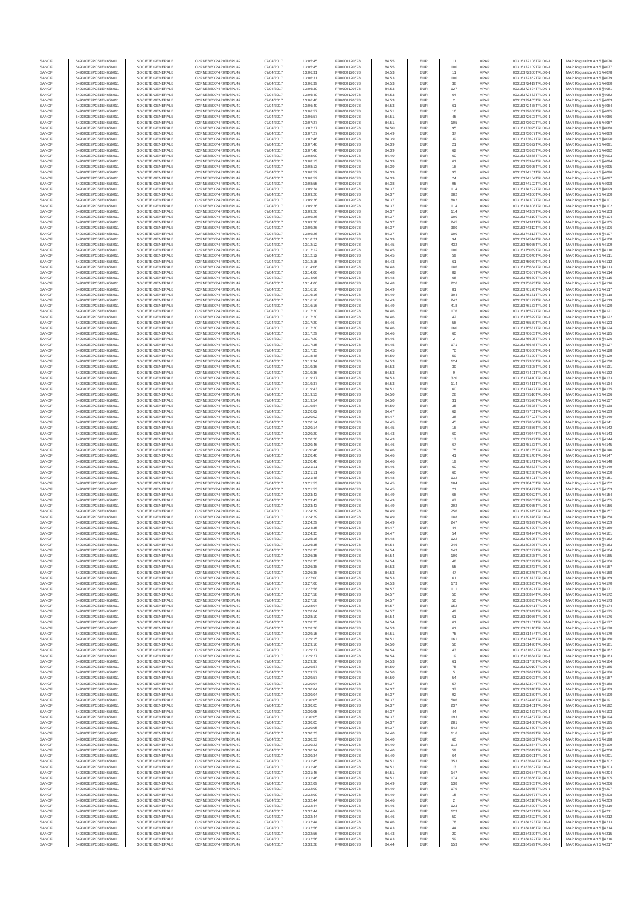| SANOFI | 549300E9PC51EN656011 | SOCIETE GENERALE | O2RNE8IBXP4R0TD8PU42 | 07/04/2017 | 13:05:45 | FR0000120578 | 84.55 | EUR | 11 | XPAR | 00316372108TRLO0-1 | MAR Regulation Art 5 §4076 |
|---|---|---|---|---|---|---|---|---|---|---|---|---|
| SANOFI | 549300E9PC51EN656011 | SOCIETE GENERALE | O2RNE8IBXP4R0TD8PU42 | 07/04/2017 | 13:05:45 | FR0000120578 | 84.55 | EUR | 100 | XPAR | 00316372109TRLO0-1 | MAR Regulation Art 5 §4077 |
| SANOFI | 549300E9PC51EN656011 | SOCIETE GENERALE | O2RNE8IBXP4R0TD8PU42 | 07/04/2017 | 13:06:31 | FR0000120578 | 84.53 | EUR | 11 | XPAR | 00316372350TRLO0-1 | MAR Regulation Art 5 §4078 |
| SANOFI | 549300E9PC51EN656011 | SOCIETE GENERALE | O2RNE8IBXP4R0TD8PU42 | 07/04/2017 | 13:06:31 | FR0000120578 | 84.53 | EUR | 100 | XPAR | 00316372352TRLO0-1 | MAR Regulation Art 5 §4079 |
| SANOFI | 549300E9PC51EN656011 | SOCIETE GENERALE | O2RNE8IBXP4R0TD8PU42 | 07/04/2017 | 13:06:39 | FR0000120578 | 84.53 | EUR | 38 | XPAR | 00316372419TRLO0-1 | MAR Regulation Art 5 §4080 |
| SANOFI | 549300E9PC51EN656011 | SOCIETE GENERALE | O2RNE8IBXP4R0TD8PU42 | 07/04/2017 | 13:06:39 | FR0000120578 | 84.53 | EUR | 127 | XPAR | 00316372424TRLO0-1 | MAR Regulation Art 5 §4081 |
| SANOFI | 549300E9PC51EN656011 | SOCIETE GENERALE | O2RNE8IBXP4R0TD8PU42 | 07/04/2017 | 13:06:40 | FR0000120578 | 84.53 | EUR | 84 | XPAR | 00316372463TRLO0-1 | MAR Regulation Art 5 §4082 |
| SANOFI | 549300E9PC51EN656011 | SOCIETE GENERALE | O2RNE8IBXP4R0TD8PU42 | 07/04/2017 | 13:06:40 | FR0000120578 | 84.53 | EUR | 2 | XPAR | 00316372465TRLO0-1 | MAR Regulation Art 5 §4083 |
| SANOFI | 549300E9PC51EN656011 | SOCIETE GENERALE | O2RNE8IBXP4R0TD8PU42 | 07/04/2017 | 13:06:40 | FR0000120578 | 84.53 | EUR | 61 | XPAR | 00316372468TRLO0-1 | MAR Regulation Art 5 §4084 |
| SANOFI | 549300E9PC51EN656011 | SOCIETE GENERALE | O2RNE8IBXP4R0TD8PU42 | 07/04/2017 | 13:06:57 | FR0000120578 | 84.51 | EUR | 16 | XPAR | 00316372698TRLO0-1 | MAR Regulation Art 5 §4085 |
| SANOFI | 549300E9PC51EN656011 | SOCIETE GENERALE | O2RNE8IBXP4R0TD8PU42 | 07/04/2017 | 13:06:57 | FR0000120578 | 84.51 | EUR | 45 | XPAR | 00316372699TRLO0-1 | MAR Regulation Art 5 §4086 |
| SANOFI | 549300E9PC51EN656011 | SOCIETE GENERALE | O2RNE8IBXP4R0TD8PU42 | 07/04/2017 | 13:07:27 | FR0000120578 | 84.51 | EUR | 105 | XPAR | 00316373022TRLO0-1 | MAR Regulation Art 5 §4087 |
| SANOFI | 549300E9PC51EN656011 | SOCIETE GENERALE | O2RNE8IBXP4R0TD8PU42 | 07/04/2017 | 13:07:27 | FR0000120578 | 84.50 | EUR | 95 | XPAR | 00316373025TRLO0-1 | MAR Regulation Art 5 §4088 |
| SANOFI | 549300E9PC51EN656011 | SOCIETE GENERALE | O2RNE8IBXP4R0TD8PU42 | 07/04/2017 | 13:07:27 | FR0000120578 | 84.49 | EUR | 37 | XPAR | 00316373057TRLO0-1 | MAR Regulation Art 5 §4089 |
| SANOFI | 549300E9PC51EN656011 | SOCIETE GENERALE | O2RNE8IBXP4R0TD8PU42 | 07/04/2017 | 13:07:46 | FR0000120578 | 84.39 | EUR | 39 | XPAR | 00316373691TRLO0-1 | MAR Regulation Art 5 §4090 |
| SANOFI | 549300E9PC51EN656011 | SOCIETE GENERALE | O2RNE8IBXP4R0TD8PU42 | 07/04/2017 | 13:07:46 | FR0000120578 | 84.39 | EUR | 21 | XPAR | 00316373692TRLO0-1 | MAR Regulation Art 5 §4091 |
| SANOFI | 549300E9PC51EN656011 | SOCIETE GENERALE | O2RNE8IBXP4R0TD8PU42 | 07/04/2017 | 13:07:46 | FR0000120578 | 84.39 | EUR | 62 | XPAR | 00316373693TRLO0-1 | MAR Regulation Art 5 §4092 |
| SANOFI | 549300E9PC51EN656011 | SOCIETE GENERALE | O2RNE8IBXP4R0TD8PU42 | 07/04/2017 | 13:08:09 | FR0000120578 | 84.40 | EUR | 60 | XPAR | 00316373888TRLO0-1 | MAR Regulation Art 5 §4093 |
| SANOFI | 549300E9PC51EN656011 | SOCIETE GENERALE | O2RNE8IBXP4R0TD8PU42 | 07/04/2017 | 13:08:13 | FR0000120578 | 84.39 | EUR | 61 | XPAR | 00316373924TRLO0-1 | MAR Regulation Art 5 §4094 |
| SANOFI | 549300E9PC51EN656011 | SOCIETE GENERALE | O2RNE8IBXP4R0TD8PU42 | 07/04/2017 | 13:08:13 | FR0000120578 | 84.39 | EUR | 18 | XPAR | 00316373925TRLO0-1 | MAR Regulation Art 5 §4095 |
| SANOFI | 549300E9PC51EN656011 | SOCIETE GENERALE | O2RNE8IBXP4R0TD8PU42 | 07/04/2017 | 13:08:52 | FR0000120578 | 84.39 | EUR | 93 | XPAR | 00316374151TRLO0-1 | MAR Regulation Art 5 §4096 |
| SANOFI | 549300E9PC51EN656011 | SOCIETE GENERALE | O2RNE8IBXP4R0TD8PU42 | 07/04/2017 | 13:08:52 | FR0000120578 | 84.39 | EUR | 24 | XPAR | 00316374154TRLO0-1 | MAR Regulation Art 5 §4097 |
| SANOFI | 549300E9PC51EN656011 | SOCIETE GENERALE | O2RNE8IBXP4R0TD8PU42 | 07/04/2017 | 13:08:55 | FR0000120578 | 84.38 | EUR | 95 | XPAR | 00316374162TRLO0-1 | MAR Regulation Art 5 §4098 |
| SANOFI | 549300E9PC51EN656011 | SOCIETE GENERALE | O2RNE8IBXP4R0TD8PU42 | 07/04/2017 | 13:09:24 | FR0000120578 | 84.37 | EUR | 114 | XPAR | 00316374292TRLO0-1 | MAR Regulation Art 5 §4099 |
| SANOFI | 549300E9PC51EN656011 | SOCIETE GENERALE | O2RNE8IBXP4R0TD8PU42 | 07/04/2017 | 13:09:26 | FR0000120578 | 84.37 | EUR | 882 | XPAR | 00316374306TRLO0-1 | MAR Regulation Art 5 §4100 |
| SANOFI | 549300E9PC51EN656011 | SOCIETE GENERALE | O2RNE8IBXP4R0TD8PU42 | 07/04/2017 | 13:09:26 | FR0000120578 | 84.37 | EUR | 882 | XPAR | 00316374307TRLO0-1 | MAR Regulation Art 5 §4101 |
| SANOFI | 549300E9PC51EN656011 | SOCIETE GENERALE | O2RNE8IBXP4R0TD8PU42 | 07/04/2017 | 13:09:26 | FR0000120578 | 84.37 | EUR | 114 | XPAR | 00316374308TRLO0-1 | MAR Regulation Art 5 §4102 |
| SANOFI | 549300E9PC51EN656011 | SOCIETE GENERALE | O2RNE8IBXP4R0TD8PU42 | 07/04/2017 | 13:09:26 | FR0000120578 | 84.37 | EUR | 114 | XPAR | 00316374309TRLO0-1 | MAR Regulation Art 5 §4103 |
| SANOFI | 549300E9PC51EN656011 | SOCIETE GENERALE | O2RNE8IBXP4R0TD8PU42 | 07/04/2017 | 13:09:26 | FR0000120578 | 84.37 | EUR | 100 | XPAR | 00316374310TRLO0-1 | MAR Regulation Art 5 §4104 |
| SANOFI | 549300E9PC51EN656011 | SOCIETE GENERALE | O2RNE8IBXP4R0TD8PU42 | 07/04/2017 | 13:09:26 | FR0000120578 | 84.37 | EUR | 245 | XPAR | 00316374311TRLO0-1 | MAR Regulation Art 5 §4105 |
| SANOFI | 549300E9PC51EN656011 | SOCIETE GENERALE | O2RNE8IBXP4R0TD8PU42 | 07/04/2017 | 13:09:26 | FR0000120578 | 84.37 | EUR | 380 | XPAR | 00316374312TRLO0-1 | MAR Regulation Art 5 §4106 |
| SANOFI | 549300E9PC51EN656011 | SOCIETE GENERALE | O2RNE8IBXP4R0TD8PU42 | 07/04/2017 | 13:09:26 | FR0000120578 | 84.37 | EUR | 100 | XPAR | 00316374313TRLO0-1 | MAR Regulation Art 5 §4107 |
| SANOFI | 549300E9PC51EN656011 | SOCIETE GENERALE | O2RNE8IBXP4R0TD8PU42 | 07/04/2017 | 13:10:21 | FR0000120578 | 84.39 | EUR | 94 | XPAR | 00316374514TRLO0-1 | MAR Regulation Art 5 §4108 |
| SANOFI | 549300E9PC51EN656011 | SOCIETE GENERALE | O2RNE8IBXP4R0TD8PU42 | 07/04/2017 | 13:12:12 | FR0000120578 | 84.45 | EUR | 432 | XPAR | 00316375035TRLO0-1 | MAR Regulation Art 5 §4109 |
| SANOFI | 549300E9PC51EN656011 | SOCIETE GENERALE | O2RNE8IBXP4R0TD8PU42 | 07/04/2017 | 13:12:12 | FR0000120578 | 84.45 | EUR | 100 | XPAR | 00316375039TRLO0-1 | MAR Regulation Art 5 §4110 |
| SANOFI | 549300E9PC51EN656011 | SOCIETE GENERALE | O2RNE8IBXP4R0TD8PU42 | 07/04/2017 | 13:12:12 | FR0000120578 | 84.45 | EUR | 59 | XPAR | 00316375040TRLO0-1 | MAR Regulation Art 5 §4111 |
| SANOFI | 549300E9PC51EN656011 | SOCIETE GENERALE | O2RNE8IBXP4R0TD8PU42 | 07/04/2017 | 13:12:15 | FR0000120578 | 84.43 | EUR | 61 | XPAR | 00316375066TRLO0-1 | MAR Regulation Art 5 §4112 |
| SANOFI | 549300E9PC51EN656011 | SOCIETE GENERALE | O2RNE8IBXP4R0TD8PU42 | 07/04/2017 | 13:14:06 | FR0000120578 | 84.48 | EUR | 186 | XPAR | 00316375664TRLO0-1 | MAR Regulation Art 5 §4113 |
| SANOFI | 549300E9PC51EN656011 | SOCIETE GENERALE | O2RNE8IBXP4R0TD8PU42 | 07/04/2017 | 13:14:06 | FR0000120578 | 84.48 | EUR | 82 | XPAR | 00316375667TRLO0-1 | MAR Regulation Art 5 §4114 |
| SANOFI | 549300E9PC51EN656011 | SOCIETE GENERALE | O2RNE8IBXP4R0TD8PU42 | 07/04/2017 | 13:14:06 | FR0000120578 | 84.48 | EUR | 68 | XPAR | 00316375670TRLO0-1 | MAR Regulation Art 5 §4115 |
| SANOFI | 549300E9PC51EN656011 | SOCIETE GENERALE | O2RNE8IBXP4R0TD8PU42 | 07/04/2017 | 13:14:06 | FR0000120578 | 84.48 | EUR | 226 | XPAR | 00316375673TRLO0-1 | MAR Regulation Art 5 §4116 |
| SANOFI | 549300E9PC51EN656011 | SOCIETE GENERALE | O2RNE8IBXP4R0TD8PU42 | 07/04/2017 | 13:16:16 | FR0000120578 | 84.49 | EUR | 81 | XPAR | 00316376170TRLO0-1 | MAR Regulation Art 5 §4117 |
| SANOFI | 549300E9PC51EN656011 | SOCIETE GENERALE | O2RNE8IBXP4R0TD8PU42 | 07/04/2017 | 13:16:16 | FR0000120578 | 84.49 | EUR | 304 | XPAR | 00316376171TRLO0-1 | MAR Regulation Art 5 §4118 |
| SANOFI | 549300E9PC51EN656011 | SOCIETE GENERALE | O2RNE8IBXP4R0TD8PU42 | 07/04/2017 | 13:16:16 | FR0000120578 | 84.49 | EUR | 242 | XPAR | 00316376172TRLO0-1 | MAR Regulation Art 5 §4119 |
| SANOFI | 549300E9PC51EN656011 | SOCIETE GENERALE | O2RNE8IBXP4R0TD8PU42 | 07/04/2017 | 13:16:16 | FR0000120578 | 84.49 | EUR | 418 | XPAR | 00316376173TRLO0-1 | MAR Regulation Art 5 §4120 |
| SANOFI | 549300E9PC51EN656011 | SOCIETE GENERALE | O2RNE8IBXP4R0TD8PU42 | 07/04/2017 | 13:17:20 | FR0000120578 | 84.46 | EUR | 176 | XPAR | 00316376527TRLO0-1 | MAR Regulation Art 5 §4121 |
| SANOFI | 549300E9PC51EN656011 | SOCIETE GENERALE | O2RNE8IBXP4R0TD8PU42 | 07/04/2017 | 13:17:20 | FR0000120578 | 84.46 | EUR | 42 | XPAR | 00316376529TRLO0-1 | MAR Regulation Art 5 §4122 |
| SANOFI | 549300E9PC51EN656011 | SOCIETE GENERALE | O2RNE8IBXP4R0TD8PU42 | 07/04/2017 | 13:17:20 | FR0000120578 | 84.46 | EUR | 58 | XPAR | 00316376530TRLO0-1 | MAR Regulation Art 5 §4123 |
| SANOFI | 549300E9PC51EN656011 | SOCIETE GENERALE | O2RNE8IBXP4R0TD8PU42 | 07/04/2017 | 13:17:20 | FR0000120578 | 84.46 | EUR | 180 | XPAR | 00316376531TRLO0-1 | MAR Regulation Art 5 §4124 |
| SANOFI | 549300E9PC51EN656011 | SOCIETE GENERALE | O2RNE8IBXP4R0TD8PU42 | 07/04/2017 | 13:17:29 | FR0000120578 | 84.46 | EUR | 60 | XPAR | 00316376603TRLO0-1 | MAR Regulation Art 5 §4125 |
| SANOFI | 549300E9PC51EN656011 | SOCIETE GENERALE | O2RNE8IBXP4R0TD8PU42 | 07/04/2017 | 13:17:29 | FR0000120578 | 84.46 | EUR | 2 | XPAR | 00316376605TRLO0-1 | MAR Regulation Art 5 §4126 |
| SANOFI | 549300E9PC51EN656011 | SOCIETE GENERALE | O2RNE8IBXP4R0TD8PU42 | 07/04/2017 | 13:17:35 | FR0000120578 | 84.45 | EUR | 171 | XPAR | 00316376648TRLO0-1 | MAR Regulation Art 5 §4127 |
| SANOFI | 549300E9PC51EN656011 | SOCIETE GENERALE | O2RNE8IBXP4R0TD8PU42 | 07/04/2017 | 13:17:35 | FR0000120578 | 84.45 | EUR | 70 | XPAR | 00316376650TRLO0-1 | MAR Regulation Art 5 §4128 |
| SANOFI | 549300E9PC51EN656011 | SOCIETE GENERALE | O2RNE8IBXP4R0TD8PU42 | 07/04/2017 | 13:18:48 | FR0000120578 | 84.50 | EUR | 59 | XPAR | 00316377129TRLO0-1 | MAR Regulation Art 5 §4129 |
| SANOFI | 549300E9PC51EN656011 | SOCIETE GENERALE | O2RNE8IBXP4R0TD8PU42 | 07/04/2017 | 13:19:34 | FR0000120578 | 84.53 | EUR | 124 | XPAR | 00316377396TRLO0-1 | MAR Regulation Art 5 §4130 |
| SANOFI | 549300E9PC51EN656011 | SOCIETE GENERALE | O2RNE8IBXP4R0TD8PU42 | 07/04/2017 | 13:19:36 | FR0000120578 | 84.53 | EUR | 39 | XPAR | 00316377398TRLO0-1 | MAR Regulation Art 5 §4131 |
| SANOFI | 549300E9PC51EN656011 | SOCIETE GENERALE | O2RNE8IBXP4R0TD8PU42 | 07/04/2017 | 13:19:36 | FR0000120578 | 84.53 | EUR | 9 | XPAR | 00316377401TRLO0-1 | MAR Regulation Art 5 §4132 |
| SANOFI | 549300E9PC51EN656011 | SOCIETE GENERALE | O2RNE8IBXP4R0TD8PU42 | 07/04/2017 | 13:19:37 | FR0000120578 | 84.53 | EUR | 320 | XPAR | 00316377410TRLO0-1 | MAR Regulation Art 5 §4133 |
| SANOFI | 549300E9PC51EN656011 | SOCIETE GENERALE | O2RNE8IBXP4R0TD8PU42 | 07/04/2017 | 13:19:37 | FR0000120578 | 84.53 | EUR | 114 | XPAR | 00316377411TRLO0-1 | MAR Regulation Art 5 §4134 |
| SANOFI | 549300E9PC51EN656011 | SOCIETE GENERALE | O2RNE8IBXP4R0TD8PU42 | 07/04/2017 | 13:19:43 | FR0000120578 | 84.51 | EUR | 60 | XPAR | 00316377447TRLO0-1 | MAR Regulation Art 5 §4135 |
| SANOFI | 549300E9PC51EN656011 | SOCIETE GENERALE | O2RNE8IBXP4R0TD8PU42 | 07/04/2017 | 13:19:53 | FR0000120578 | 84.50 | EUR | 28 | XPAR | 00316377516TRLO0-1 | MAR Regulation Art 5 §4136 |
| SANOFI | 549300E9PC51EN656011 | SOCIETE GENERALE | O2RNE8IBXP4R0TD8PU42 | 07/04/2017 | 13:19:54 | FR0000120578 | 84.50 | EUR | 31 | XPAR | 00316377526TRLO0-1 | MAR Regulation Art 5 §4137 |
| SANOFI | 549300E9PC51EN656011 | SOCIETE GENERALE | O2RNE8IBXP4R0TD8PU42 | 07/04/2017 | 13:19:54 | FR0000120578 | 84.50 | EUR | 35 | XPAR | 00316377528TRLO0-1 | MAR Regulation Art 5 §4138 |
| SANOFI | 549300E9PC51EN656011 | SOCIETE GENERALE | O2RNE8IBXP4R0TD8PU42 | 07/04/2017 | 13:20:02 | FR0000120578 | 84.47 | EUR | 62 | XPAR | 00316377701TRLO0-1 | MAR Regulation Art 5 §4139 |
| SANOFI | 549300E9PC51EN656011 | SOCIETE GENERALE | O2RNE8IBXP4R0TD8PU42 | 07/04/2017 | 13:20:02 | FR0000120578 | 84.47 | EUR | 38 | XPAR | 00316377702TRLO0-1 | MAR Regulation Art 5 §4140 |
| SANOFI | 549300E9PC51EN656011 | SOCIETE GENERALE | O2RNE8IBXP4R0TD8PU42 | 07/04/2017 | 13:20:14 | FR0000120578 | 84.45 | EUR | 45 | XPAR | 00316377854TRLO0-1 | MAR Regulation Art 5 §4141 |
| SANOFI | 549300E9PC51EN656011 | SOCIETE GENERALE | O2RNE8IBXP4R0TD8PU42 | 07/04/2017 | 13:20:14 | FR0000120578 | 84.45 | EUR | 16 | XPAR | 00316377856TRLO0-1 | MAR Regulation Art 5 §4142 |
| SANOFI | 549300E9PC51EN656011 | SOCIETE GENERALE | O2RNE8IBXP4R0TD8PU42 | 07/04/2017 | 13:20:20 | FR0000120578 | 84.43 | EUR | 60 | XPAR | 00316377944TRLO0-1 | MAR Regulation Art 5 §4143 |
| SANOFI | 549300E9PC51EN656011 | SOCIETE GENERALE | O2RNE8IBXP4R0TD8PU42 | 07/04/2017 | 13:20:20 | FR0000120578 | 84.43 | EUR | 17 | XPAR | 00316377947TRLO0-1 | MAR Regulation Art 5 §4144 |
| SANOFI | 549300E9PC51EN656011 | SOCIETE GENERALE | O2RNE8IBXP4R0TD8PU42 | 07/04/2017 | 13:20:46 | FR0000120578 | 84.46 | EUR | 67 | XPAR | 00316378133TRLO0-1 | MAR Regulation Art 5 §4145 |
| SANOFI | 549300E9PC51EN656011 | SOCIETE GENERALE | O2RNE8IBXP4R0TD8PU42 | 07/04/2017 | 13:20:46 | FR0000120578 | 84.46 | EUR | 75 | XPAR | 00316378135TRLO0-1 | MAR Regulation Art 5 §4146 |
| SANOFI | 549300E9PC51EN656011 | SOCIETE GENERALE | O2RNE8IBXP4R0TD8PU42 | 07/04/2017 | 13:20:46 | FR0000120578 | 84.46 | EUR | 41 | XPAR | 00316378140TRLO0-1 | MAR Regulation Art 5 §4147 |
| SANOFI | 549300E9PC51EN656011 | SOCIETE GENERALE | O2RNE8IBXP4R0TD8PU42 | 07/04/2017 | 13:20:46 | FR0000120578 | 84.46 | EUR | 19 | XPAR | 00316378141TRLO0-1 | MAR Regulation Art 5 §4148 |
| SANOFI | 549300E9PC51EN656011 | SOCIETE GENERALE | O2RNE8IBXP4R0TD8PU42 | 07/04/2017 | 13:21:11 | FR0000120578 | 84.46 | EUR | 60 | XPAR | 00316378233TRLO0-1 | MAR Regulation Art 5 §4149 |
| SANOFI | 549300E9PC51EN656011 | SOCIETE GENERALE | O2RNE8IBXP4R0TD8PU42 | 07/04/2017 | 13:21:11 | FR0000120578 | 84.46 | EUR | 60 | XPAR | 00316378238TRLO0-1 | MAR Regulation Art 5 §4150 |
| SANOFI | 549300E9PC51EN656011 | SOCIETE GENERALE | O2RNE8IBXP4R0TD8PU42 | 07/04/2017 | 13:21:48 | FR0000120578 | 84.48 | EUR | 132 | XPAR | 00316378401TRLO0-1 | MAR Regulation Art 5 §4151 |
| SANOFI | 549300E9PC51EN656011 | SOCIETE GENERALE | O2RNE8IBXP4R0TD8PU42 | 07/04/2017 | 13:21:53 | FR0000120578 | 84.45 | EUR | 184 | XPAR | 00316378465TRLO0-1 | MAR Regulation Art 5 §4152 |
| SANOFI | 549300E9PC51EN656011 | SOCIETE GENERALE | O2RNE8IBXP4R0TD8PU42 | 07/04/2017 | 13:21:53 | FR0000120578 | 84.45 | EUR | 21 | XPAR | 00316378477TRLO0-1 | MAR Regulation Art 5 §4153 |
| SANOFI | 549300E9PC51EN656011 | SOCIETE GENERALE | O2RNE8IBXP4R0TD8PU42 | 07/04/2017 | 13:23:43 | FR0000120578 | 84.49 | EUR | 68 | XPAR | 00316379062TRLO0-1 | MAR Regulation Art 5 §4154 |
| SANOFI | 549300E9PC51EN656011 | SOCIETE GENERALE | O2RNE8IBXP4R0TD8PU42 | 07/04/2017 | 13:23:43 | FR0000120578 | 84.49 | EUR | 67 | XPAR | 00316379063TRLO0-1 | MAR Regulation Art 5 §4155 |
| SANOFI | 549300E9PC51EN656011 | SOCIETE GENERALE | O2RNE8IBXP4R0TD8PU42 | 07/04/2017 | 13:23:43 | FR0000120578 | 84.49 | EUR | 202 | XPAR | 00316379065TRLO0-1 | MAR Regulation Art 5 §4156 |
| SANOFI | 549300E9PC51EN656011 | SOCIETE GENERALE | O2RNE8IBXP4R0TD8PU42 | 07/04/2017 | 13:24:29 | FR0000120578 | 84.49 | EUR | 256 | XPAR | 00316379375TRLO0-1 | MAR Regulation Art 5 §4157 |
| SANOFI | 549300E9PC51EN656011 | SOCIETE GENERALE | O2RNE8IBXP4R0TD8PU42 | 07/04/2017 | 13:24:29 | FR0000120578 | 84.49 | EUR | 188 | XPAR | 00316379378TRLO0-1 | MAR Regulation Art 5 §4158 |
| SANOFI | 549300E9PC51EN656011 | SOCIETE GENERALE | O2RNE8IBXP4R0TD8PU42 | 07/04/2017 | 13:24:29 | FR0000120578 | 84.49 | EUR | 247 | XPAR | 00316379379TRLO0-1 | MAR Regulation Art 5 §4159 |
| SANOFI | 549300E9PC51EN656011 | SOCIETE GENERALE | O2RNE8IBXP4R0TD8PU42 | 07/04/2017 | 13:24:35 | FR0000120578 | 84.47 | EUR | 44 | XPAR | 00316379420TRLO0-1 | MAR Regulation Art 5 §4160 |
| SANOFI | 549300E9PC51EN656011 | SOCIETE GENERALE | O2RNE8IBXP4R0TD8PU42 | 07/04/2017 | 13:24:35 | FR0000120578 | 84.47 | EUR | 54 | XPAR | 00316379424TRLO0-1 | MAR Regulation Art 5 §4161 |
| SANOFI | 549300E9PC51EN656011 | SOCIETE GENERALE | O2RNE8IBXP4R0TD8PU42 | 07/04/2017 | 13:25:16 | FR0000120578 | 84.48 | EUR | 122 | XPAR | 00316379605TRLO0-1 | MAR Regulation Art 5 §4162 |
| SANOFI | 549300E9PC51EN656011 | SOCIETE GENERALE | O2RNE8IBXP4R0TD8PU42 | 07/04/2017 | 13:26:35 | FR0000120578 | 84.54 | EUR | 246 | XPAR | 00316380226TRLO0-1 | MAR Regulation Art 5 §4163 |
| SANOFI | 549300E9PC51EN656011 | SOCIETE GENERALE | O2RNE8IBXP4R0TD8PU42 | 07/04/2017 | 13:26:35 | FR0000120578 | 84.54 | EUR | 143 | XPAR | 00316380227TRLO0-1 | MAR Regulation Art 5 §4164 |
| SANOFI | 549300E9PC51EN656011 | SOCIETE GENERALE | O2RNE8IBXP4R0TD8PU42 | 07/04/2017 | 13:26:35 | FR0000120578 | 84.54 | EUR | 100 | XPAR | 00316380228TRLO0-1 | MAR Regulation Art 5 §4165 |
| SANOFI | 549300E9PC51EN656011 | SOCIETE GENERALE | O2RNE8IBXP4R0TD8PU42 | 07/04/2017 | 13:26:35 | FR0000120578 | 84.54 | EUR | 48 | XPAR | 00316380229TRLO0-1 | MAR Regulation Art 5 §4166 |
| SANOFI | 549300E9PC51EN656011 | SOCIETE GENERALE | O2RNE8IBXP4R0TD8PU42 | 07/04/2017 | 13:26:38 | FR0000120578 | 84.53 | EUR | 55 | XPAR | 00316380243TRLO0-1 | MAR Regulation Art 5 §4167 |
| SANOFI | 549300E9PC51EN656011 | SOCIETE GENERALE | O2RNE8IBXP4R0TD8PU42 | 07/04/2017 | 13:26:38 | FR0000120578 | 84.53 | EUR | 47 | XPAR | 00316380246TRLO0-1 | MAR Regulation Art 5 §4168 |
| SANOFI | 549300E9PC51EN656011 | SOCIETE GENERALE | O2RNE8IBXP4R0TD8PU42 | 07/04/2017 | 13:27:00 | FR0000120578 | 84.53 | EUR | 61 | XPAR | 00316380373TRLO0-1 | MAR Regulation Art 5 §4169 |
| SANOFI | 549300E9PC51EN656011 | SOCIETE GENERALE | O2RNE8IBXP4R0TD8PU42 | 07/04/2017 | 13:27:00 | FR0000120578 | 84.53 | EUR | 173 | XPAR | 00316380375TRLO0-1 | MAR Regulation Art 5 §4170 |
| SANOFI | 549300E9PC51EN656011 | SOCIETE GENERALE | O2RNE8IBXP4R0TD8PU42 | 07/04/2017 | 13:27:58 | FR0000120578 | 84.57 | EUR | 111 | XPAR | 00316380891TRLO0-1 | MAR Regulation Art 5 §4171 |
| SANOFI | 549300E9PC51EN656011 | SOCIETE GENERALE | O2RNE8IBXP4R0TD8PU42 | 07/04/2017 | 13:27:58 | FR0000120578 | 84.57 | EUR | 50 | XPAR | 00316380894TRLO0-1 | MAR Regulation Art 5 §4172 |
| SANOFI | 549300E9PC51EN656011 | SOCIETE GENERALE | O2RNE8IBXP4R0TD8PU42 | 07/04/2017 | 13:27:58 | FR0000120578 | 84.57 | EUR | 50 | XPAR | 00316380895TRLO0-1 | MAR Regulation Art 5 §4173 |
| SANOFI | 549300E9PC51EN656011 | SOCIETE GENERALE | O2RNE8IBXP4R0TD8PU42 | 07/04/2017 | 13:28:04 | FR0000120578 | 84.57 | EUR | 152 | XPAR | 00316380941TRLO0-1 | MAR Regulation Art 5 §4174 |
| SANOFI | 549300E9PC51EN656011 | SOCIETE GENERALE | O2RNE8IBXP4R0TD8PU42 | 07/04/2017 | 13:28:04 | FR0000120578 | 84.57 | EUR | 42 | XPAR | 00316380949TRLO0-1 | MAR Regulation Art 5 §4175 |
| SANOFI | 549300E9PC51EN656011 | SOCIETE GENERALE | O2RNE8IBXP4R0TD8PU42 | 07/04/2017 | 13:28:19 | FR0000120578 | 84.54 | EUR | 61 | XPAR | 00316381076TRLO0-1 | MAR Regulation Art 5 §4176 |
| SANOFI | 549300E9PC51EN656011 | SOCIETE GENERALE | O2RNE8IBXP4R0TD8PU42 | 07/04/2017 | 13:28:25 | FR0000120578 | 84.54 | EUR | 61 | XPAR | 00316381101TRLO0-1 | MAR Regulation Art 5 §4177 |
| SANOFI | 549300E9PC51EN656011 | SOCIETE GENERALE | O2RNE8IBXP4R0TD8PU42 | 07/04/2017 | 13:28:28 | FR0000120578 | 84.53 | EUR | 61 | XPAR | 00316381110TRLO0-1 | MAR Regulation Art 5 §4178 |
| SANOFI | 549300E9PC51EN656011 | SOCIETE GENERALE | O2RNE8IBXP4R0TD8PU42 | 07/04/2017 | 13:29:15 | FR0000120578 | 84.51 | EUR | 75 | XPAR | 00316381484TRLO0-1 | MAR Regulation Art 5 §4179 |
| SANOFI | 549300E9PC51EN656011 | SOCIETE GENERALE | O2RNE8IBXP4R0TD8PU42 | 07/04/2017 | 13:29:15 | FR0000120578 | 84.51 | EUR | 161 | XPAR | 00316381485TRLO0-1 | MAR Regulation Art 5 §4180 |
| SANOFI | 549300E9PC51EN656011 | SOCIETE GENERALE | O2RNE8IBXP4R0TD8PU42 | 07/04/2017 | 13:29:16 | FR0000120578 | 84.50 | EUR | 56 | XPAR | 00316381490TRLO0-1 | MAR Regulation Art 5 §4181 |
| SANOFI | 549300E9PC51EN656011 | SOCIETE GENERALE | O2RNE8IBXP4R0TD8PU42 | 07/04/2017 | 13:29:27 | FR0000120578 | 84.54 | EUR | 43 | XPAR | 00316381682TRLO0-1 | MAR Regulation Art 5 §4182 |
| SANOFI | 549300E9PC51EN656011 | SOCIETE GENERALE | O2RNE8IBXP4R0TD8PU42 | 07/04/2017 | 13:29:27 | FR0000120578 | 84.54 | EUR | 19 | XPAR | 00316381684TRLO0-1 | MAR Regulation Art 5 §4183 |
| SANOFI | 549300E9PC51EN656011 | SOCIETE GENERALE | O2RNE8IBXP4R0TD8PU42 | 07/04/2017 | 13:29:36 | FR0000120578 | 84.53 | EUR | 61 | XPAR | 00316381788TRLO0-1 | MAR Regulation Art 5 §4184 |
| SANOFI | 549300E9PC51EN656011 | SOCIETE GENERALE | O2RNE8IBXP4R0TD8PU42 | 07/04/2017 | 13:29:57 | FR0000120578 | 84.50 | EUR | 75 | XPAR | 00316382019TRLO0-1 | MAR Regulation Art 5 §4185 |
| SANOFI | 549300E9PC51EN656011 | SOCIETE GENERALE | O2RNE8IBXP4R0TD8PU42 | 07/04/2017 | 13:29:57 | FR0000120578 | 84.50 | EUR | 5 | XPAR | 00316382021TRLO0-1 | MAR Regulation Art 5 §4186 |
| SANOFI | 549300E9PC51EN656011 | SOCIETE GENERALE | O2RNE8IBXP4R0TD8PU42 | 07/04/2017 | 13:29:57 | FR0000120578 | 84.50 | EUR | 54 | XPAR | 00316382023TRLO0-1 | MAR Regulation Art 5 §4187 |
| SANOFI | 549300E9PC51EN656011 | SOCIETE GENERALE | O2RNE8IBXP4R0TD8PU42 | 07/04/2017 | 13:30:04 | FR0000120578 | 84.37 | EUR | 57 | XPAR | 00316382304TRLO0-1 | MAR Regulation Art 5 §4188 |
| SANOFI | 549300E9PC51EN656011 | SOCIETE GENERALE | O2RNE8IBXP4R0TD8PU42 | 07/04/2017 | 13:30:04 | FR0000120578 | 84.37 | EUR | 37 | XPAR | 00316382318TRLO0-1 | MAR Regulation Art 5 §4189 |
| SANOFI | 549300E9PC51EN656011 | SOCIETE GENERALE | O2RNE8IBXP4R0TD8PU42 | 07/04/2017 | 13:30:04 | FR0000120578 | 84.37 | EUR | 92 | XPAR | 00316382380TRLO0-1 | MAR Regulation Art 5 §4190 |
| SANOFI | 549300E9PC51EN656011 | SOCIETE GENERALE | O2RNE8IBXP4R0TD8PU42 | 07/04/2017 | 13:30:05 | FR0000120578 | 84.37 | EUR | 586 | XPAR | 00316382448TRLO0-1 | MAR Regulation Art 5 §4191 |
| SANOFI | 549300E9PC51EN656011 | SOCIETE GENERALE | O2RNE8IBXP4R0TD8PU42 | 07/04/2017 | 13:30:05 | FR0000120578 | 84.37 | EUR | 237 | XPAR | 00316382451TRLO0-1 | MAR Regulation Art 5 §4192 |
| SANOFI | 549300E9PC51EN656011 | SOCIETE GENERALE | O2RNE8IBXP4R0TD8PU42 | 07/04/2017 | 13:30:05 | FR0000120578 | 84.37 | EUR | 44 | XPAR | 00316382453TRLO0-1 | MAR Regulation Art 5 §4193 |
| SANOFI | 549300E9PC51EN656011 | SOCIETE GENERALE | O2RNE8IBXP4R0TD8PU42 | 07/04/2017 | 13:30:05 | FR0000120578 | 84.37 | EUR | 193 | XPAR | 00316382457TRLO0-1 | MAR Regulation Art 5 §4194 |
| SANOFI | 549300E9PC51EN656011 | SOCIETE GENERALE | O2RNE8IBXP4R0TD8PU42 | 07/04/2017 | 13:30:05 | FR0000120578 | 84.37 | EUR | 281 | XPAR | 00316382458TRLO0-1 | MAR Regulation Art 5 §4195 |
| SANOFI | 549300E9PC51EN656011 | SOCIETE GENERALE | O2RNE8IBXP4R0TD8PU42 | 07/04/2017 | 13:30:05 | FR0000120578 | 84.37 | EUR | 542 | XPAR | 00316382459TRLO0-1 | MAR Regulation Art 5 §4196 |
| SANOFI | 549300E9PC51EN656011 | SOCIETE GENERALE | O2RNE8IBXP4R0TD8PU42 | 07/04/2017 | 13:30:23 | FR0000120578 | 84.40 | EUR | 116 | XPAR | 00316382849TRLO0-1 | MAR Regulation Art 5 §4197 |
| SANOFI | 549300E9PC51EN656011 | SOCIETE GENERALE | O2RNE8IBXP4R0TD8PU42 | 07/04/2017 | 13:30:23 | FR0000120578 | 84.40 | EUR | 60 | XPAR | 00316382852TRLO0-1 | MAR Regulation Art 5 §4198 |
| SANOFI | 549300E9PC51EN656011 | SOCIETE GENERALE | O2RNE8IBXP4R0TD8PU42 | 07/04/2017 | 13:30:23 | FR0000120578 | 84.40 | EUR | 112 | XPAR | 00316382854TRLO0-1 | MAR Regulation Art 5 §4199 |
| SANOFI | 549300E9PC51EN656011 | SOCIETE GENERALE | O2RNE8IBXP4R0TD8PU42 | 07/04/2017 | 13:30:34 | FR0000120578 | 84.40 | EUR | 59 | XPAR | 00316383019TRLO0-1 | MAR Regulation Art 5 §4200 |
| SANOFI | 549300E9PC51EN656011 | SOCIETE GENERALE | O2RNE8IBXP4R0TD8PU42 | 07/04/2017 | 13:30:34 | FR0000120578 | 84.40 | EUR | 64 | XPAR | 00316383021TRLO0-1 | MAR Regulation Art 5 §4201 |
| SANOFI | 549300E9PC51EN656011 | SOCIETE GENERALE | O2RNE8IBXP4R0TD8PU42 | 07/04/2017 | 13:31:45 | FR0000120578 | 84.51 | EUR | 353 | XPAR | 00316383644TRLO0-1 | MAR Regulation Art 5 §4202 |
| SANOFI | 549300E9PC51EN656011 | SOCIETE GENERALE | O2RNE8IBXP4R0TD8PU42 | 07/04/2017 | 13:31:46 | FR0000120578 | 84.51 | EUR | 13 | XPAR | 00316383652TRLO0-1 | MAR Regulation Art 5 §4203 |
| SANOFI | 549300E9PC51EN656011 | SOCIETE GENERALE | O2RNE8IBXP4R0TD8PU42 | 07/04/2017 | 13:31:46 | FR0000120578 | 84.51 | EUR | 147 | XPAR | 00316383654TRLO0-1 | MAR Regulation Art 5 §4204 |
| SANOFI | 549300E9PC51EN656011 | SOCIETE GENERALE | O2RNE8IBXP4R0TD8PU42 | 07/04/2017 | 13:31:46 | FR0000120578 | 84.51 | EUR | 174 | XPAR | 00316383656TRLO0-1 | MAR Regulation Art 5 §4205 |
| SANOFI | 549300E9PC51EN656011 | SOCIETE GENERALE | O2RNE8IBXP4R0TD8PU42 | 07/04/2017 | 13:32:09 | FR0000120578 | 84.49 | EUR | 138 | XPAR | 00316383953TRLO0-1 | MAR Regulation Art 5 §4206 |
| SANOFI | 549300E9PC51EN656011 | SOCIETE GENERALE | O2RNE8IBXP4R0TD8PU42 | 07/04/2017 | 13:32:09 | FR0000120578 | 84.49 | EUR | 179 | XPAR | 00316383955TRLO0-1 | MAR Regulation Art 5 §4207 |
| SANOFI | 549300E9PC51EN656011 | SOCIETE GENERALE | O2RNE8IBXP4R0TD8PU42 | 07/04/2017 | 13:32:09 | FR0000120578 | 84.49 | EUR | 15 | XPAR | 00316383957TRLO0-1 | MAR Regulation Art 5 §4208 |
| SANOFI | 549300E9PC51EN656011 | SOCIETE GENERALE | O2RNE8IBXP4R0TD8PU42 | 07/04/2017 | 13:32:44 | FR0000120578 | 84.46 | EUR | 2 | XPAR | 00316384218TRLO0-1 | MAR Regulation Art 5 §4209 |
| SANOFI | 549300E9PC51EN656011 | SOCIETE GENERALE | O2RNE8IBXP4R0TD8PU42 | 07/04/2017 | 13:32:44 | FR0000120578 | 84.46 | EUR | 123 | XPAR | 00316384220TRLO0-1 | MAR Regulation Art 5 §4210 |
| SANOFI | 549300E9PC51EN656011 | SOCIETE GENERALE | O2RNE8IBXP4R0TD8PU42 | 07/04/2017 | 13:32:44 | FR0000120578 | 84.46 | EUR | 123 | XPAR | 00316384221TRLO0-1 | MAR Regulation Art 5 §4211 |
| SANOFI | 549300E9PC51EN656011 | SOCIETE GENERALE | O2RNE8IBXP4R0TD8PU42 | 07/04/2017 | 13:32:44 | FR0000120578 | 84.46 | EUR | 50 | XPAR | 00316384222TRLO0-1 | MAR Regulation Art 5 §4212 |
| SANOFI | 549300E9PC51EN656011 | SOCIETE GENERALE | O2RNE8IBXP4R0TD8PU42 | 07/04/2017 | 13:32:44 | FR0000120578 | 84.46 | EUR | 78 | XPAR | 00316384223TRLO0-1 | MAR Regulation Art 5 §4213 |
| SANOFI | 549300E9PC51EN656011 | SOCIETE GENERALE | O2RNE8IBXP4R0TD8PU42 | 07/04/2017 | 13:32:56 | FR0000120578 | 84.43 | EUR | 44 | XPAR | 00316384316TRLO0-1 | MAR Regulation Art 5 §4214 |
| SANOFI | 549300E9PC51EN656011 | SOCIETE GENERALE | O2RNE8IBXP4R0TD8PU42 | 07/04/2017 | 13:32:56 | FR0000120578 | 84.43 | EUR | 20 | XPAR | 00316384320TRLO0-1 | MAR Regulation Art 5 §4215 |
| SANOFI | 549300E9PC51EN656011 | SOCIETE GENERALE | O2RNE8IBXP4R0TD8PU42 | 07/04/2017 | 13:32:56 | FR0000120578 | 84.43 | EUR | 59 | XPAR | 00316384322TRLO0-1 | MAR Regulation Art 5 §4216 |
| SANOFI | 549300E9PC51EN656011 | SOCIETE GENERALE | O2RNE8IBXP4R0TD8PU42 | 07/04/2017 | 13:33:28 | FR0000120578 | 84.44 | EUR | 153 | XPAR | 00316384529TRLO0-1 | MAR Regulation Art 5 §4217 |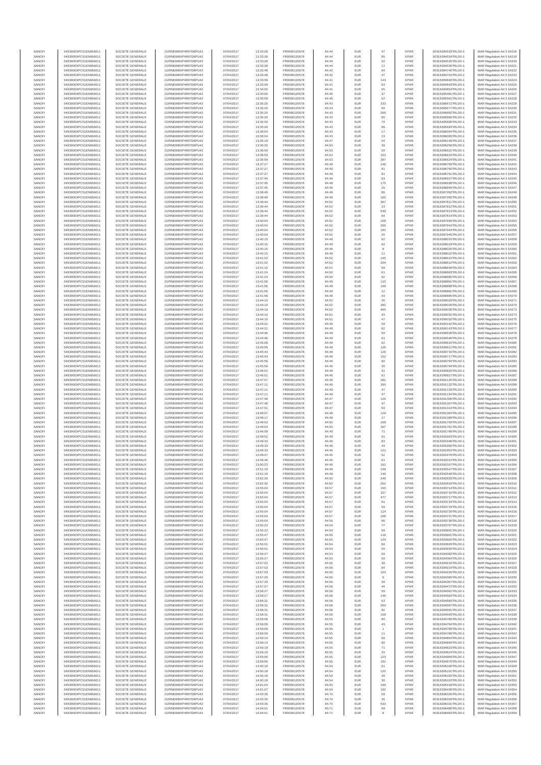| | | | | | | | | | | | | |
|---|---|---|---|---|---|---|---|---|---|---|---|---|
| SANOFI | 549300E9PC51EN656011 | SOCIETE GENERALE | O2RNE8IBXP4R0TD8PU42 | 07/04/2017 | 13:33:28 | FR0000120578 | 84.44 | EUR | 47 | XPAR | 00316384533TRLO0-1 | MAR Regulation Art 5 §4218 |
| SANOFI | 549300E9PC51EN656011 | SOCIETE GENERALE | O2RNE8IBXP4R0TD8PU42 | 07/04/2017 | 13:33:28 | FR0000120578 | 84.44 | EUR | 95 | XPAR | 00316384534TRLO0-1 | MAR Regulation Art 5 §4219 |
| SANOFI | 549300E9PC51EN656011 | SOCIETE GENERALE | O2RNE8IBXP4R0TD8PU42 | 07/04/2017 | 13:33:28 | FR0000120578 | 84.44 | EUR | 50 | XPAR | 00316384535TRLO0-1 | MAR Regulation Art 5 §4220 |
| SANOFI | 549300E9PC51EN656011 | SOCIETE GENERALE | O2RNE8IBXP4R0TD8PU42 | 07/04/2017 | 13:33:28 | FR0000120578 | 84.44 | EUR | 11 | XPAR | 00316384536TRLO0-1 | MAR Regulation Art 5 §4221 |
| SANOFI | 549300E9PC51EN656011 | SOCIETE GENERALE | O2RNE8IBXP4R0TD8PU42 | 07/04/2017 | 13:33:48 | FR0000120578 | 84.42 | EUR | 64 | XPAR | 00316384740TRLO0-1 | MAR Regulation Art 5 §4222 |
| SANOFI | 549300E9PC51EN656011 | SOCIETE GENERALE | O2RNE8IBXP4R0TD8PU42 | 07/04/2017 | 13:33:48 | FR0000120578 | 84.42 | EUR | 47 | XPAR | 00316384742TRLO0-1 | MAR Regulation Art 5 §4223 |
| SANOFI | 549300E9PC51EN656011 | SOCIETE GENERALE | O2RNE8IBXP4R0TD8PU42 | 07/04/2017 | 13:33:59 | FR0000120578 | 84.41 | EUR | 143 | XPAR | 00316384840TRLO0-1 | MAR Regulation Art 5 §4224 |
| SANOFI | 549300E9PC51EN656011 | SOCIETE GENERALE | O2RNE8IBXP4R0TD8PU42 | 07/04/2017 | 13:33:59 | FR0000120578 | 84.41 | EUR | 63 | XPAR | 00316384843TRLO0-1 | MAR Regulation Art 5 §4225 |
| SANOFI | 549300E9PC51EN656011 | SOCIETE GENERALE | O2RNE8IBXP4R0TD8PU42 | 07/04/2017 | 13:34:00 | FR0000120578 | 84.41 | EUR | 65 | XPAR | 00316384854TRLO0-1 | MAR Regulation Art 5 §4226 |
| SANOFI | 549300E9PC51EN656011 | SOCIETE GENERALE | O2RNE8IBXP4R0TD8PU42 | 07/04/2017 | 13:35:00 | FR0000120578 | 84.46 | EUR | 37 | XPAR | 00316385481TRLO0-1 | MAR Regulation Art 5 §4227 |
| SANOFI | 549300E9PC51EN656011 | SOCIETE GENERALE | O2RNE8IBXP4R0TD8PU42 | 07/04/2017 | 13:35:08 | FR0000120578 | 84.46 | EUR | 52 | XPAR | 00316385501TRLO0-1 | MAR Regulation Art 5 §4228 |
| SANOFI | 549300E9PC51EN656011 | SOCIETE GENERALE | O2RNE8IBXP4R0TD8PU42 | 07/04/2017 | 13:35:20 | FR0000120578 | 84.43 | EUR | 333 | XPAR | 00316385672TRLO0-1 | MAR Regulation Art 5 §4229 |
| SANOFI | 549300E9PC51EN656011 | SOCIETE GENERALE | O2RNE8IBXP4R0TD8PU42 | 07/04/2017 | 13:35:20 | FR0000120578 | 84.43 | EUR | 50 | XPAR | 00316385677TRLO0-1 | MAR Regulation Art 5 §4230 |
| SANOFI | 549300E9PC51EN656011 | SOCIETE GENERALE | O2RNE8IBXP4R0TD8PU42 | 07/04/2017 | 13:35:20 | FR0000120578 | 84.43 | EUR | 265 | XPAR | 00316385682TRLO0-1 | MAR Regulation Art 5 §4231 |
| SANOFI | 549300E9PC51EN656011 | SOCIETE GENERALE | O2RNE8IBXP4R0TD8PU42 | 07/04/2017 | 13:35:20 | FR0000120578 | 84.43 | EUR | 85 | XPAR | 00316385686TRLO0-1 | MAR Regulation Art 5 §4232 |
| SANOFI | 549300E9PC51EN656011 | SOCIETE GENERALE | O2RNE8IBXP4R0TD8PU42 | 07/04/2017 | 13:35:20 | FR0000120578 | 84.43 | EUR | 74 | XPAR | 00316385690TRLO0-1 | MAR Regulation Art 5 §4233 |
| SANOFI | 549300E9PC51EN656011 | SOCIETE GENERALE | O2RNE8IBXP4R0TD8PU42 | 07/04/2017 | 13:35:20 | FR0000120578 | 84.43 | EUR | 86 | XPAR | 00316385694TRLO0-1 | MAR Regulation Art 5 §4234 |
| SANOFI | 549300E9PC51EN656011 | SOCIETE GENERALE | O2RNE8IBXP4R0TD8PU42 | 07/04/2017 | 13:36:04 | FR0000120578 | 84.43 | EUR | 17 | XPAR | 00316386004TRLO0-1 | MAR Regulation Art 5 §4235 |
| SANOFI | 549300E9PC51EN656011 | SOCIETE GENERALE | O2RNE8IBXP4R0TD8PU42 | 07/04/2017 | 13:36:04 | FR0000120578 | 84.43 | EUR | 13 | XPAR | 00316386005TRLO0-1 | MAR Regulation Art 5 §4236 |
| SANOFI | 549300E9PC51EN656011 | SOCIETE GENERALE | O2RNE8IBXP4R0TD8PU42 | 07/04/2017 | 13:36:19 | FR0000120578 | 84.47 | EUR | 54 | XPAR | 00316386149TRLO0-1 | MAR Regulation Art 5 §4237 |
| SANOFI | 549300E9PC51EN656011 | SOCIETE GENERALE | O2RNE8IBXP4R0TD8PU42 | 07/04/2017 | 13:36:30 | FR0000120578 | 84.50 | EUR | 30 | XPAR | 00316386256TRLO0-1 | MAR Regulation Art 5 §4238 |
| SANOFI | 549300E9PC51EN656011 | SOCIETE GENERALE | O2RNE8IBXP4R0TD8PU42 | 07/04/2017 | 13:36:59 | FR0000120578 | 84.53 | EUR | 59 | XPAR | 00316386621TRLO0-1 | MAR Regulation Art 5 §4239 |
| SANOFI | 549300E9PC51EN656011 | SOCIETE GENERALE | O2RNE8IBXP4R0TD8PU42 | 07/04/2017 | 13:36:59 | FR0000120578 | 84.53 | EUR | 153 | XPAR | 00316386623TRLO0-1 | MAR Regulation Art 5 §4240 |
| SANOFI | 549300E9PC51EN656011 | SOCIETE GENERALE | O2RNE8IBXP4R0TD8PU42 | 07/04/2017 | 13:36:59 | FR0000120578 | 84.53 | EUR | 397 | XPAR | 00316386624TRLO0-1 | MAR Regulation Art 5 §4241 |
| SANOFI | 549300E9PC51EN656011 | SOCIETE GENERALE | O2RNE8IBXP4R0TD8PU42 | 07/04/2017 | 13:37:27 | FR0000120578 | 84.49 | EUR | 146 | XPAR | 00316386759TRLO0-1 | MAR Regulation Art 5 §4242 |
| SANOFI | 549300E9PC51EN656011 | SOCIETE GENERALE | O2RNE8IBXP4R0TD8PU42 | 07/04/2017 | 13:37:27 | FR0000120578 | 84.49 | EUR | 91 | XPAR | 00316386760TRLO0-1 | MAR Regulation Art 5 §4243 |
| SANOFI | 549300E9PC51EN656011 | SOCIETE GENERALE | O2RNE8IBXP4R0TD8PU42 | 07/04/2017 | 13:37:27 | FR0000120578 | 84.49 | EUR | 81 | XPAR | 00316386761TRLO0-1 | MAR Regulation Art 5 §4244 |
| SANOFI | 549300E9PC51EN656011 | SOCIETE GENERALE | O2RNE8IBXP4R0TD8PU42 | 07/04/2017 | 13:37:45 | FR0000120578 | 84.48 | EUR | 63 | XPAR | 00316386937TRLO0-1 | MAR Regulation Art 5 §4245 |
| SANOFI | 549300E9PC51EN656011 | SOCIETE GENERALE | O2RNE8IBXP4R0TD8PU42 | 07/04/2017 | 13:37:45 | FR0000120578 | 84.48 | EUR | 175 | XPAR | 00316386938TRLO0-1 | MAR Regulation Art 5 §4246 |
| SANOFI | 549300E9PC51EN656011 | SOCIETE GENERALE | O2RNE8IBXP4R0TD8PU42 | 07/04/2017 | 13:37:45 | FR0000120578 | 84.48 | EUR | 25 | XPAR | 00316386940TRLO0-1 | MAR Regulation Art 5 §4247 |
| SANOFI | 549300E9PC51EN656011 | SOCIETE GENERALE | O2RNE8IBXP4R0TD8PU42 | 07/04/2017 | 13:38:49 | FR0000120578 | 84.48 | EUR | 86 | XPAR | 00316387262TRLO0-1 | MAR Regulation Art 5 §4248 |
| SANOFI | 549300E9PC51EN656011 | SOCIETE GENERALE | O2RNE8IBXP4R0TD8PU42 | 07/04/2017 | 13:38:49 | FR0000120578 | 84.48 | EUR | 100 | XPAR | 00316387265TRLO0-1 | MAR Regulation Art 5 §4249 |
| SANOFI | 549300E9PC51EN656011 | SOCIETE GENERALE | O2RNE8IBXP4R0TD8PU42 | 07/04/2017 | 13:39:44 | FR0000120578 | 84.52 | EUR | 367 | XPAR | 00316387811TRLO0-1 | MAR Regulation Art 5 §4250 |
| SANOFI | 549300E9PC51EN656011 | SOCIETE GENERALE | O2RNE8IBXP4R0TD8PU42 | 07/04/2017 | 13:39:44 | FR0000120578 | 84.52 | EUR | 23 | XPAR | 00316387812TRLO0-1 | MAR Regulation Art 5 §4251 |
| SANOFI | 549300E9PC51EN656011 | SOCIETE GENERALE | O2RNE8IBXP4R0TD8PU42 | 07/04/2017 | 13:39:44 | FR0000120578 | 84.52 | EUR | 639 | XPAR | 00316387813TRLO0-1 | MAR Regulation Art 5 §4252 |
| SANOFI | 549300E9PC51EN656011 | SOCIETE GENERALE | O2RNE8IBXP4R0TD8PU42 | 07/04/2017 | 13:39:44 | FR0000120578 | 84.52 | EUR | 64 | XPAR | 00316387814TRLO0-1 | MAR Regulation Art 5 §4253 |
| SANOFI | 549300E9PC51EN656011 | SOCIETE GENERALE | O2RNE8IBXP4R0TD8PU42 | 07/04/2017 | 13:40:04 | FR0000120578 | 84.52 | EUR | 158 | XPAR | 00316387940TRLO0-1 | MAR Regulation Art 5 §4254 |
| SANOFI | 549300E9PC51EN656011 | SOCIETE GENERALE | O2RNE8IBXP4R0TD8PU42 | 07/04/2017 | 13:40:04 | FR0000120578 | 84.52 | EUR | 266 | XPAR | 00316387942TRLO0-1 | MAR Regulation Art 5 §4255 |
| SANOFI | 549300E9PC51EN656011 | SOCIETE GENERALE | O2RNE8IBXP4R0TD8PU42 | 07/04/2017 | 13:40:04 | FR0000120578 | 84.52 | EUR | 181 | XPAR | 00316387944TRLO0-1 | MAR Regulation Art 5 §4256 |
| SANOFI | 549300E9PC51EN656011 | SOCIETE GENERALE | O2RNE8IBXP4R0TD8PU42 | 07/04/2017 | 13:40:04 | FR0000120578 | 84.52 | EUR | 20 | XPAR | 00316387945TRLO0-1 | MAR Regulation Art 5 §4257 |
| SANOFI | 549300E9PC51EN656011 | SOCIETE GENERALE | O2RNE8IBXP4R0TD8PU42 | 07/04/2017 | 13:40:15 | FR0000120578 | 84.49 | EUR | 62 | XPAR | 00316388015TRLO0-1 | MAR Regulation Art 5 §4258 |
| SANOFI | 549300E9PC51EN656011 | SOCIETE GENERALE | O2RNE8IBXP4R0TD8PU42 | 07/04/2017 | 13:40:15 | FR0000120578 | 84.49 | EUR | 60 | XPAR | 00316388019TRLO0-1 | MAR Regulation Art 5 §4259 |
| SANOFI | 549300E9PC51EN656011 | SOCIETE GENERALE | O2RNE8IBXP4R0TD8PU42 | 07/04/2017 | 13:40:15 | FR0000120578 | 84.48 | EUR | 8 | XPAR | 00316388020TRLO0-1 | MAR Regulation Art 5 §4260 |
| SANOFI | 549300E9PC51EN656011 | SOCIETE GENERALE | O2RNE8IBXP4R0TD8PU42 | 07/04/2017 | 13:40:15 | FR0000120578 | 84.48 | EUR | 11 | XPAR | 00316388022TRLO0-1 | MAR Regulation Art 5 §4261 |
| SANOFI | 549300E9PC51EN656011 | SOCIETE GENERALE | O2RNE8IBXP4R0TD8PU42 | 07/04/2017 | 13:41:02 | FR0000120578 | 84.52 | EUR | 145 | XPAR | 00316388610TRLO0-1 | MAR Regulation Art 5 §4262 |
| SANOFI | 549300E9PC51EN656011 | SOCIETE GENERALE | O2RNE8IBXP4R0TD8PU42 | 07/04/2017 | 13:41:02 | FR0000120578 | 84.52 | EUR | 204 | XPAR | 00316388612TRLO0-1 | MAR Regulation Art 5 §4263 |
| SANOFI | 549300E9PC51EN656011 | SOCIETE GENERALE | O2RNE8IBXP4R0TD8PU42 | 07/04/2017 | 13:41:10 | FR0000120578 | 84.51 | EUR | 59 | XPAR | 00316388648TRLO0-1 | MAR Regulation Art 5 §4264 |
| SANOFI | 549300E9PC51EN656011 | SOCIETE GENERALE | O2RNE8IBXP4R0TD8PU42 | 07/04/2017 | 13:41:24 | FR0000120578 | 84.50 | EUR | 61 | XPAR | 00316388683TRLO0-1 | MAR Regulation Art 5 §4265 |
| SANOFI | 549300E9PC51EN656011 | SOCIETE GENERALE | O2RNE8IBXP4R0TD8PU42 | 07/04/2017 | 13:41:24 | FR0000120578 | 84.50 | EUR | 62 | XPAR | 00316388685TRLO0-1 | MAR Regulation Art 5 §4266 |
| SANOFI | 549300E9PC51EN656011 | SOCIETE GENERALE | O2RNE8IBXP4R0TD8PU42 | 07/04/2017 | 13:41:56 | FR0000120578 | 84.49 | EUR | 110 | XPAR | 00316388861TRLO0-1 | MAR Regulation Art 5 §4267 |
| SANOFI | 549300E9PC51EN656011 | SOCIETE GENERALE | O2RNE8IBXP4R0TD8PU42 | 07/04/2017 | 13:41:56 | FR0000120578 | 84.48 | EUR | 109 | XPAR | 00316388869TRLO0-1 | MAR Regulation Art 5 §4268 |
| SANOFI | 549300E9PC51EN656011 | SOCIETE GENERALE | O2RNE8IBXP4R0TD8PU42 | 07/04/2017 | 13:41:56 | FR0000120578 | 84.48 | EUR | 12 | XPAR | 00316388881TRLO0-1 | MAR Regulation Art 5 §4269 |
| SANOFI | 549300E9PC51EN656011 | SOCIETE GENERALE | O2RNE8IBXP4R0TD8PU42 | 07/04/2017 | 13:41:56 | FR0000120578 | 84.48 | EUR | 43 | XPAR | 00316388885TRLO0-1 | MAR Regulation Art 5 §4270 |
| SANOFI | 549300E9PC51EN656011 | SOCIETE GENERALE | O2RNE8IBXP4R0TD8PU42 | 07/04/2017 | 13:44:10 | FR0000120578 | 84.52 | EUR | 35 | XPAR | 00316390028TRLO0-1 | MAR Regulation Art 5 §4271 |
| SANOFI | 549300E9PC51EN656011 | SOCIETE GENERALE | O2RNE8IBXP4R0TD8PU42 | 07/04/2017 | 13:44:10 | FR0000120578 | 84.52 | EUR | 392 | XPAR | 00316390029TRLO0-1 | MAR Regulation Art 5 §4272 |
| SANOFI | 549300E9PC51EN656011 | SOCIETE GENERALE | O2RNE8IBXP4R0TD8PU42 | 07/04/2017 | 13:44:10 | FR0000120578 | 84.52 | EUR | 465 | XPAR | 00316390030TRLO0-1 | MAR Regulation Art 5 §4273 |
| SANOFI | 549300E9PC51EN656011 | SOCIETE GENERALE | O2RNE8IBXP4R0TD8PU42 | 07/04/2017 | 13:44:10 | FR0000120578 | 84.51 | EUR | 43 | XPAR | 00316390031TRLO0-1 | MAR Regulation Art 5 §4274 |
| SANOFI | 549300E9PC51EN656011 | SOCIETE GENERALE | O2RNE8IBXP4R0TD8PU42 | 07/04/2017 | 13:44:10 | FR0000120578 | 84.51 | EUR | 47 | XPAR | 00316390032TRLO0-1 | MAR Regulation Art 5 §4275 |
| SANOFI | 549300E9PC51EN656011 | SOCIETE GENERALE | O2RNE8IBXP4R0TD8PU42 | 07/04/2017 | 13:44:21 | FR0000120578 | 84.49 | EUR | 59 | XPAR | 00316390142TRLO0-1 | MAR Regulation Art 5 §4276 |
| SANOFI | 549300E9PC51EN656011 | SOCIETE GENERALE | O2RNE8IBXP4R0TD8PU42 | 07/04/2017 | 13:44:21 | FR0000120578 | 84.49 | EUR | 62 | XPAR | 00316390143TRLO0-1 | MAR Regulation Art 5 §4277 |
| SANOFI | 549300E9PC51EN656011 | SOCIETE GENERALE | O2RNE8IBXP4R0TD8PU42 | 07/04/2017 | 13:44:46 | FR0000120578 | 84.49 | EUR | 59 | XPAR | 00316390539TRLO0-1 | MAR Regulation Art 5 §4278 |
| SANOFI | 549300E9PC51EN656011 | SOCIETE GENERALE | O2RNE8IBXP4R0TD8PU42 | 07/04/2017 | 13:44:46 | FR0000120578 | 84.49 | EUR | 61 | XPAR | 00316390540TRLO0-1 | MAR Regulation Art 5 §4279 |
| SANOFI | 549300E9PC51EN656011 | SOCIETE GENERALE | O2RNE8IBXP4R0TD8PU42 | 07/04/2017 | 13:45:06 | FR0000120578 | 84.48 | EUR | 62 | XPAR | 00316390610TRLO0-1 | MAR Regulation Art 5 §4280 |
| SANOFI | 549300E9PC51EN656011 | SOCIETE GENERALE | O2RNE8IBXP4R0TD8PU42 | 07/04/2017 | 13:45:06 | FR0000120578 | 84.48 | EUR | 126 | XPAR | 00316390611TRLO0-1 | MAR Regulation Art 5 §4281 |
| SANOFI | 549300E9PC51EN656011 | SOCIETE GENERALE | O2RNE8IBXP4R0TD8PU42 | 07/04/2017 | 13:45:43 | FR0000120578 | 84.48 | EUR | 126 | XPAR | 00316390716TRLO0-1 | MAR Regulation Art 5 §4282 |
| SANOFI | 549300E9PC51EN656011 | SOCIETE GENERALE | O2RNE8IBXP4R0TD8PU42 | 07/04/2017 | 13:45:43 | FR0000120578 | 84.48 | EUR | 152 | XPAR | 00316390717TRLO0-1 | MAR Regulation Art 5 §4283 |
| SANOFI | 549300E9PC51EN656011 | SOCIETE GENERALE | O2RNE8IBXP4R0TD8PU42 | 07/04/2017 | 13:45:56 | FR0000120578 | 84.46 | EUR | 60 | XPAR | 00316390793TRLO0-1 | MAR Regulation Art 5 §4284 |
| SANOFI | 549300E9PC51EN656011 | SOCIETE GENERALE | O2RNE8IBXP4R0TD8PU42 | 07/04/2017 | 13:45:56 | FR0000120578 | 84.46 | EUR | 30 | XPAR | 00316390794TRLO0-1 | MAR Regulation Art 5 §4285 |
| SANOFI | 549300E9PC51EN656011 | SOCIETE GENERALE | O2RNE8IBXP4R0TD8PU42 | 07/04/2017 | 13:46:01 | FR0000120578 | 84.46 | EUR | 31 | XPAR | 00316390826TRLO0-1 | MAR Regulation Art 5 §4286 |
| SANOFI | 549300E9PC51EN656011 | SOCIETE GENERALE | O2RNE8IBXP4R0TD8PU42 | 07/04/2017 | 13:46:01 | FR0000120578 | 84.46 | EUR | 61 | XPAR | 00316390827TRLO0-1 | MAR Regulation Art 5 §4287 |
| SANOFI | 549300E9PC51EN656011 | SOCIETE GENERALE | O2RNE8IBXP4R0TD8PU42 | 07/04/2017 | 13:47:07 | FR0000120578 | 84.49 | EUR | 281 | XPAR | 00316391125TRLO0-1 | MAR Regulation Art 5 §4288 |
| SANOFI | 549300E9PC51EN656011 | SOCIETE GENERALE | O2RNE8IBXP4R0TD8PU42 | 07/04/2017 | 13:47:11 | FR0000120578 | 84.49 | EUR | 300 | XPAR | 00316391132TRLO0-1 | MAR Regulation Art 5 §4289 |
| SANOFI | 549300E9PC51EN656011 | SOCIETE GENERALE | O2RNE8IBXP4R0TD8PU42 | 07/04/2017 | 13:47:11 | FR0000120578 | 84.49 | EUR | 47 | XPAR | 00316391133TRLO0-1 | MAR Regulation Art 5 §4290 |
| SANOFI | 549300E9PC51EN656011 | SOCIETE GENERALE | O2RNE8IBXP4R0TD8PU42 | 07/04/2017 | 13:47:11 | FR0000120578 | 84.49 | EUR | 37 | XPAR | 00316391134TRLO0-1 | MAR Regulation Art 5 §4291 |
| SANOFI | 549300E9PC51EN656011 | SOCIETE GENERALE | O2RNE8IBXP4R0TD8PU42 | 07/04/2017 | 13:47:48 | FR0000120578 | 84.47 | EUR | 126 | XPAR | 00316391306TRLO0-1 | MAR Regulation Art 5 §4292 |
| SANOFI | 549300E9PC51EN656011 | SOCIETE GENERALE | O2RNE8IBXP4R0TD8PU42 | 07/04/2017 | 13:47:48 | FR0000120578 | 84.47 | EUR | 47 | XPAR | 00316391307TRLO0-1 | MAR Regulation Art 5 §4293 |
| SANOFI | 549300E9PC51EN656011 | SOCIETE GENERALE | O2RNE8IBXP4R0TD8PU42 | 07/04/2017 | 13:47:51 | FR0000120578 | 84.47 | EUR | 50 | XPAR | 00316391314TRLO0-1 | MAR Regulation Art 5 §4294 |
| SANOFI | 549300E9PC51EN656011 | SOCIETE GENERALE | O2RNE8IBXP4R0TD8PU42 | 07/04/2017 | 13:48:07 | FR0000120578 | 84.48 | EUR | 129 | XPAR | 00316391384TRLO0-1 | MAR Regulation Art 5 §4295 |
| SANOFI | 549300E9PC51EN656011 | SOCIETE GENERALE | O2RNE8IBXP4R0TD8PU42 | 07/04/2017 | 13:48:17 | FR0000120578 | 84.48 | EUR | 17 | XPAR | 00316391389TRLO0-1 | MAR Regulation Art 5 §4296 |
| SANOFI | 549300E9PC51EN656011 | SOCIETE GENERALE | O2RNE8IBXP4R0TD8PU42 | 07/04/2017 | 13:48:53 | FR0000120578 | 84.50 | EUR | 169 | XPAR | 00316391759TRLO0-1 | MAR Regulation Art 5 §4297 |
| SANOFI | 549300E9PC51EN656011 | SOCIETE GENERALE | O2RNE8IBXP4R0TD8PU42 | 07/04/2017 | 13:48:53 | FR0000120578 | 84.50 | EUR | 307 | XPAR | 00316391761TRLO0-1 | MAR Regulation Art 5 §4298 |
| SANOFI | 549300E9PC51EN656011 | SOCIETE GENERALE | O2RNE8IBXP4R0TD8PU42 | 07/04/2017 | 13:48:59 | FR0000120578 | 84.49 | EUR | 71 | XPAR | 00316391789TRLO0-1 | MAR Regulation Art 5 §4299 |
| SANOFI | 549300E9PC51EN656011 | SOCIETE GENERALE | O2RNE8IBXP4R0TD8PU42 | 07/04/2017 | 13:49:01 | FR0000120578 | 84.49 | EUR | 61 | XPAR | 00316391803TRLO0-1 | MAR Regulation Art 5 §4300 |
| SANOFI | 549300E9PC51EN656011 | SOCIETE GENERALE | O2RNE8IBXP4R0TD8PU42 | 07/04/2017 | 13:49:33 | FR0000120578 | 84.46 | EUR | 83 | XPAR | 00316391946TRLO0-1 | MAR Regulation Art 5 §4301 |
| SANOFI | 549300E9PC51EN656011 | SOCIETE GENERALE | O2RNE8IBXP4R0TD8PU42 | 07/04/2017 | 13:49:33 | FR0000120578 | 84.46 | EUR | 43 | XPAR | 00316391950TRLO0-1 | MAR Regulation Art 5 §4302 |
| SANOFI | 549300E9PC51EN656011 | SOCIETE GENERALE | O2RNE8IBXP4R0TD8PU42 | 07/04/2017 | 13:49:33 | FR0000120578 | 84.46 | EUR | 121 | XPAR | 00316391953TRLO0-1 | MAR Regulation Art 5 §4303 |
| SANOFI | 549300E9PC51EN656011 | SOCIETE GENERALE | O2RNE8IBXP4R0TD8PU42 | 07/04/2017 | 13:49:37 | FR0000120578 | 84.45 | EUR | 52 | XPAR | 00316391978TRLO0-1 | MAR Regulation Art 5 §4304 |
| SANOFI | 549300E9PC51EN656011 | SOCIETE GENERALE | O2RNE8IBXP4R0TD8PU42 | 07/04/2017 | 13:49:46 | FR0000120578 | 84.45 | EUR | 61 | XPAR | 00316392012TRLO0-1 | MAR Regulation Art 5 §4305 |
| SANOFI | 549300E9PC51EN656011 | SOCIETE GENERALE | O2RNE8IBXP4R0TD8PU42 | 07/04/2017 | 13:50:23 | FR0000120578 | 84.46 | EUR | 161 | XPAR | 00316392107TRLO0-1 | MAR Regulation Art 5 §4306 |
| SANOFI | 549300E9PC51EN656011 | SOCIETE GENERALE | O2RNE8IBXP4R0TD8PU42 | 07/04/2017 | 13:51:19 | FR0000120578 | 84.48 | EUR | 149 | XPAR | 00316392547TRLO0-1 | MAR Regulation Art 5 §4307 |
| SANOFI | 549300E9PC51EN656011 | SOCIETE GENERALE | O2RNE8IBXP4R0TD8PU42 | 07/04/2017 | 13:51:19 | FR0000120578 | 84.48 | EUR | 149 | XPAR | 00316392548TRLO0-1 | MAR Regulation Art 5 §4308 |
| SANOFI | 549300E9PC51EN656011 | SOCIETE GENERALE | O2RNE8IBXP4R0TD8PU42 | 07/04/2017 | 13:52:30 | FR0000120578 | 84.50 | EUR | 249 | XPAR | 00316392833TRLO0-1 | MAR Regulation Art 5 §4309 |
| SANOFI | 549300E9PC51EN656011 | SOCIETE GENERALE | O2RNE8IBXP4R0TD8PU42 | 07/04/2017 | 13:52:30 | FR0000120578 | 84.50 | EUR | 252 | XPAR | 00316392834TRLO0-1 | MAR Regulation Art 5 §4310 |
| SANOFI | 549300E9PC51EN656011 | SOCIETE GENERALE | O2RNE8IBXP4R0TD8PU42 | 07/04/2017 | 13:55:04 | FR0000120578 | 84.57 | EUR | 150 | XPAR | 00316393714TRLO0-1 | MAR Regulation Art 5 §4311 |
| SANOFI | 549300E9PC51EN656011 | SOCIETE GENERALE | O2RNE8IBXP4R0TD8PU42 | 07/04/2017 | 13:55:04 | FR0000120578 | 84.57 | EUR | 327 | XPAR | 00316393716TRLO0-1 | MAR Regulation Art 5 §4312 |
| SANOFI | 549300E9PC51EN656011 | SOCIETE GENERALE | O2RNE8IBXP4R0TD8PU42 | 07/04/2017 | 13:55:04 | FR0000120578 | 84.57 | EUR | 477 | XPAR | 00316393717TRLO0-1 | MAR Regulation Art 5 §4313 |
| SANOFI | 549300E9PC51EN656011 | SOCIETE GENERALE | O2RNE8IBXP4R0TD8PU42 | 07/04/2017 | 13:55:04 | FR0000120578 | 84.57 | EUR | 91 | XPAR | 00316393718TRLO0-1 | MAR Regulation Art 5 §4314 |
| SANOFI | 549300E9PC51EN656011 | SOCIETE GENERALE | O2RNE8IBXP4R0TD8PU42 | 07/04/2017 | 13:55:04 | FR0000120578 | 84.57 | EUR | 59 | XPAR | 00316393719TRLO0-1 | MAR Regulation Art 5 §4315 |
| SANOFI | 549300E9PC51EN656011 | SOCIETE GENERALE | O2RNE8IBXP4R0TD8PU42 | 07/04/2017 | 13:55:04 | FR0000120578 | 84.57 | EUR | 114 | XPAR | 00316393720TRLO0-1 | MAR Regulation Art 5 §4316 |
| SANOFI | 549300E9PC51EN656011 | SOCIETE GENERALE | O2RNE8IBXP4R0TD8PU42 | 07/04/2017 | 13:55:04 | FR0000120578 | 84.57 | EUR | 168 | XPAR | 00316393721TRLO0-1 | MAR Regulation Art 5 §4317 |
| SANOFI | 549300E9PC51EN656011 | SOCIETE GENERALE | O2RNE8IBXP4R0TD8PU42 | 07/04/2017 | 13:55:04 | FR0000120578 | 84.55 | EUR | 66 | XPAR | 00316393736TRLO0-1 | MAR Regulation Art 5 §4318 |
| SANOFI | 549300E9PC51EN656011 | SOCIETE GENERALE | O2RNE8IBXP4R0TD8PU42 | 07/04/2017 | 13:55:22 | FR0000120578 | 84.54 | EUR | 77 | XPAR | 00316393797TRLO0-1 | MAR Regulation Art 5 §4319 |
| SANOFI | 549300E9PC51EN656011 | SOCIETE GENERALE | O2RNE8IBXP4R0TD8PU42 | 07/04/2017 | 13:55:22 | FR0000120578 | 84.54 | EUR | 59 | XPAR | 00316393801TRLO0-1 | MAR Regulation Art 5 §4320 |
| SANOFI | 549300E9PC51EN656011 | SOCIETE GENERALE | O2RNE8IBXP4R0TD8PU42 | 07/04/2017 | 13:55:47 | FR0000120578 | 84.55 | EUR | 118 | XPAR | 00316393901TRLO0-1 | MAR Regulation Art 5 §4321 |
| SANOFI | 549300E9PC51EN656011 | SOCIETE GENERALE | O2RNE8IBXP4R0TD8PU42 | 07/04/2017 | 13:55:47 | FR0000120578 | 84.55 | EUR | 124 | XPAR | 00316393902TRLO0-1 | MAR Regulation Art 5 §4322 |
| SANOFI | 549300E9PC51EN656011 | SOCIETE GENERALE | O2RNE8IBXP4R0TD8PU42 | 07/04/2017 | 13:56:01 | FR0000120578 | 84.54 | EUR | 60 | XPAR | 00316393929TRLO0-1 | MAR Regulation Art 5 §4323 |
| SANOFI | 549300E9PC51EN656011 | SOCIETE GENERALE | O2RNE8IBXP4R0TD8PU42 | 07/04/2017 | 13:56:01 | FR0000120578 | 84.54 | EUR | 59 | XPAR | 00316393930TRLO0-1 | MAR Regulation Art 5 §4324 |
| SANOFI | 549300E9PC51EN656011 | SOCIETE GENERALE | O2RNE8IBXP4R0TD8PU42 | 07/04/2017 | 13:56:27 | FR0000120578 | 84.53 | EUR | 59 | XPAR | 00316394062TRLO0-1 | MAR Regulation Art 5 §4325 |
| SANOFI | 549300E9PC51EN656011 | SOCIETE GENERALE | O2RNE8IBXP4R0TD8PU42 | 07/04/2017 | 13:56:27 | FR0000120578 | 84.53 | EUR | 59 | XPAR | 00316394064TRLO0-1 | MAR Regulation Art 5 §4326 |
| SANOFI | 549300E9PC51EN656011 | SOCIETE GENERALE | O2RNE8IBXP4R0TD8PU42 | 07/04/2017 | 13:57:02 | FR0000120578 | 84.56 | EUR | 39 | XPAR | 00316394218TRLO0-1 | MAR Regulation Art 5 §4327 |
| SANOFI | 549300E9PC51EN656011 | SOCIETE GENERALE | O2RNE8IBXP4R0TD8PU42 | 07/04/2017 | 13:57:03 | FR0000120578 | 84.56 | EUR | 64 | XPAR | 00316394219TRLO0-1 | MAR Regulation Art 5 §4328 |
| SANOFI | 549300E9PC51EN656011 | SOCIETE GENERALE | O2RNE8IBXP4R0TD8PU42 | 07/04/2017 | 13:57:03 | FR0000120578 | 84.56 | EUR | 103 | XPAR | 00316394220TRLO0-1 | MAR Regulation Art 5 §4329 |
| SANOFI | 549300E9PC51EN656011 | SOCIETE GENERALE | O2RNE8IBXP4R0TD8PU42 | 07/04/2017 | 13:57:29 | FR0000120578 | 84.56 | EUR | 6 | XPAR | 00316394366TRLO0-1 | MAR Regulation Art 5 §4330 |
| SANOFI | 549300E9PC51EN656011 | SOCIETE GENERALE | O2RNE8IBXP4R0TD8PU42 | 07/04/2017 | 13:57:29 | FR0000120578 | 84.56 | EUR | 39 | XPAR | 00316394367TRLO0-1 | MAR Regulation Art 5 §4331 |
| SANOFI | 549300E9PC51EN656011 | SOCIETE GENERALE | O2RNE8IBXP4R0TD8PU42 | 07/04/2017 | 13:57:57 | FR0000120578 | 84.58 | EUR | 44 | XPAR | 00316394472TRLO0-1 | MAR Regulation Art 5 §4332 |
| SANOFI | 549300E9PC51EN656011 | SOCIETE GENERALE | O2RNE8IBXP4R0TD8PU42 | 07/04/2017 | 13:58:27 | FR0000120578 | 84.58 | EUR | 59 | XPAR | 00316394561TRLO0-1 | MAR Regulation Art 5 §4333 |
| SANOFI | 549300E9PC51EN656011 | SOCIETE GENERALE | O2RNE8IBXP4R0TD8PU42 | 07/04/2017 | 13:58:27 | FR0000120578 | 84.58 | EUR | 146 | XPAR | 00316394562TRLO0-1 | MAR Regulation Art 5 §4334 |
| SANOFI | 549300E9PC51EN656011 | SOCIETE GENERALE | O2RNE8IBXP4R0TD8PU42 | 07/04/2017 | 13:58:31 | FR0000120578 | 84.58 | EUR | 53 | XPAR | 00316394583TRLO0-1 | MAR Regulation Art 5 §4335 |
| SANOFI | 549300E9PC51EN656011 | SOCIETE GENERALE | O2RNE8IBXP4R0TD8PU42 | 07/04/2017 | 13:58:31 | FR0000120578 | 84.58 | EUR | 250 | XPAR | 00316394587TRLO0-1 | MAR Regulation Art 5 §4336 |
| SANOFI | 549300E9PC51EN656011 | SOCIETE GENERALE | O2RNE8IBXP4R0TD8PU42 | 07/04/2017 | 13:58:31 | FR0000120578 | 84.58 | EUR | 92 | XPAR | 00316394591TRLO0-1 | MAR Regulation Art 5 §4337 |
| SANOFI | 549300E9PC51EN656011 | SOCIETE GENERALE | O2RNE8IBXP4R0TD8PU42 | 07/04/2017 | 13:58:31 | FR0000120578 | 84.58 | EUR | 158 | XPAR | 00316394593TRLO0-1 | MAR Regulation Art 5 §4338 |
| SANOFI | 549300E9PC51EN656011 | SOCIETE GENERALE | O2RNE8IBXP4R0TD8PU42 | 07/04/2017 | 13:59:08 | FR0000120578 | 84.55 | EUR | 80 | XPAR | 00316394776TRLO0-1 | MAR Regulation Art 5 §4339 |
| SANOFI | 549300E9PC51EN656011 | SOCIETE GENERALE | O2RNE8IBXP4R0TD8PU42 | 07/04/2017 | 13:59:09 | FR0000120578 | 84.55 | EUR | 43 | XPAR | 00316394784TRLO0-1 | MAR Regulation Art 5 §4340 |
| SANOFI | 549300E9PC51EN656011 | SOCIETE GENERALE | O2RNE8IBXP4R0TD8PU42 | 07/04/2017 | 13:59:09 | FR0000120578 | 84.55 | EUR | 1 | XPAR | 00316394785TRLO0-1 | MAR Regulation Art 5 §4341 |
| SANOFI | 549300E9PC51EN656011 | SOCIETE GENERALE | O2RNE8IBXP4R0TD8PU42 | 07/04/2017 | 13:59:09 | FR0000120578 | 84.55 | EUR | 11 | XPAR | 00316394786TRLO0-1 | MAR Regulation Art 5 §4342 |
| SANOFI | 549300E9PC51EN656011 | SOCIETE GENERALE | O2RNE8IBXP4R0TD8PU42 | 07/04/2017 | 13:59:14 | FR0000120578 | 84.55 | EUR | 50 | XPAR | 00316394804TRLO0-1 | MAR Regulation Art 5 §4343 |
| SANOFI | 549300E9PC51EN656011 | SOCIETE GENERALE | O2RNE8IBXP4R0TD8PU42 | 07/04/2017 | 13:59:14 | FR0000120578 | 84.55 | EUR | 60 | XPAR | 00316394809TRLO0-1 | MAR Regulation Art 5 §4344 |
| SANOFI | 549300E9PC51EN656011 | SOCIETE GENERALE | O2RNE8IBXP4R0TD8PU42 | 07/04/2017 | 13:59:19 | FR0000120578 | 84.55 | EUR | 71 | XPAR | 00316394823TRLO0-1 | MAR Regulation Art 5 §4345 |
| SANOFI | 549300E9PC51EN656011 | SOCIETE GENERALE | O2RNE8IBXP4R0TD8PU42 | 07/04/2017 | 13:59:19 | FR0000120578 | 84.55 | EUR | 33 | XPAR | 00316394824TRLO0-1 | MAR Regulation Art 5 §4346 |
| SANOFI | 549300E9PC51EN656011 | SOCIETE GENERALE | O2RNE8IBXP4R0TD8PU42 | 07/04/2017 | 13:59:56 | FR0000120578 | 84.55 | EUR | 123 | XPAR | 00316394969TRLO0-1 | MAR Regulation Art 5 §4347 |
| SANOFI | 549300E9PC51EN656011 | SOCIETE GENERALE | O2RNE8IBXP4R0TD8PU42 | 07/04/2017 | 13:59:56 | FR0000120578 | 84.55 | EUR | 191 | XPAR | 00316394970TRLO0-1 | MAR Regulation Art 5 §4348 |
| SANOFI | 549300E9PC51EN656011 | SOCIETE GENERALE | O2RNE8IBXP4R0TD8PU42 | 07/04/2017 | 14:00:18 | FR0000120578 | 84.54 | EUR | 61 | XPAR | 00316395100TRLO0-1 | MAR Regulation Art 5 §4349 |
| SANOFI | 549300E9PC51EN656011 | SOCIETE GENERALE | O2RNE8IBXP4R0TD8PU42 | 07/04/2017 | 14:00:18 | FR0000120578 | 84.54 | EUR | 120 | XPAR | 00316395101TRLO0-1 | MAR Regulation Art 5 §4350 |
| SANOFI | 549300E9PC51EN656011 | SOCIETE GENERALE | O2RNE8IBXP4R0TD8PU42 | 07/04/2017 | 14:00:18 | FR0000120578 | 84.54 | EUR | 39 | XPAR | 00316395102TRLO0-1 | MAR Regulation Art 5 §4351 |
| SANOFI | 549300E9PC51EN656011 | SOCIETE GENERALE | O2RNE8IBXP4R0TD8PU42 | 07/04/2017 | 14:00:18 | FR0000120578 | 84.54 | EUR | 30 | XPAR | 00316395103TRLO0-1 | MAR Regulation Art 5 §4352 |
| SANOFI | 549300E9PC51EN656011 | SOCIETE GENERALE | O2RNE8IBXP4R0TD8PU42 | 07/04/2017 | 14:01:04 | FR0000120578 | 84.55 | EUR | 169 | XPAR | 00316395418TRLO0-1 | MAR Regulation Art 5 §4353 |
| SANOFI | 549300E9PC51EN656011 | SOCIETE GENERALE | O2RNE8IBXP4R0TD8PU42 | 07/04/2017 | 14:01:07 | FR0000120578 | 84.54 | EUR | 192 | XPAR | 00316395438TRLO0-1 | MAR Regulation Art 5 §4354 |
| SANOFI | 549300E9PC51EN656011 | SOCIETE GENERALE | O2RNE8IBXP4R0TD8PU42 | 07/04/2017 | 14:03:35 | FR0000120578 | 84.70 | EUR | 59 | XPAR | 00316396326TRLO0-1 | MAR Regulation Art 5 §4355 |
| SANOFI | 549300E9PC51EN656011 | SOCIETE GENERALE | O2RNE8IBXP4R0TD8PU42 | 07/04/2017 | 14:03:35 | FR0000120578 | 84.70 | EUR | 35 | XPAR | 00316396329TRLO0-1 | MAR Regulation Art 5 §4356 |
| SANOFI | 549300E9PC51EN656011 | SOCIETE GENERALE | O2RNE8IBXP4R0TD8PU42 | 07/04/2017 | 14:03:35 | FR0000120578 | 84.70 | EUR | 533 | XPAR | 00316396331TRLO0-1 | MAR Regulation Art 5 §4357 |
| SANOFI | 549300E9PC51EN656011 | SOCIETE GENERALE | O2RNE8IBXP4R0TD8PU42 | 07/04/2017 | 14:04:01 | FR0000120578 | 84.71 | EUR | 60 | XPAR | 00316396480TRLO0-1 | MAR Regulation Art 5 §4358 |
| SANOFI | 549300E9PC51EN656011 | SOCIETE GENERALE | O2RNE8IBXP4R0TD8PU42 | 07/04/2017 | 14:04:01 | FR0000120578 | 84.71 | EUR | 8 | XPAR | 00316396483TRLO0-1 | MAR Regulation Art 5 §4359 |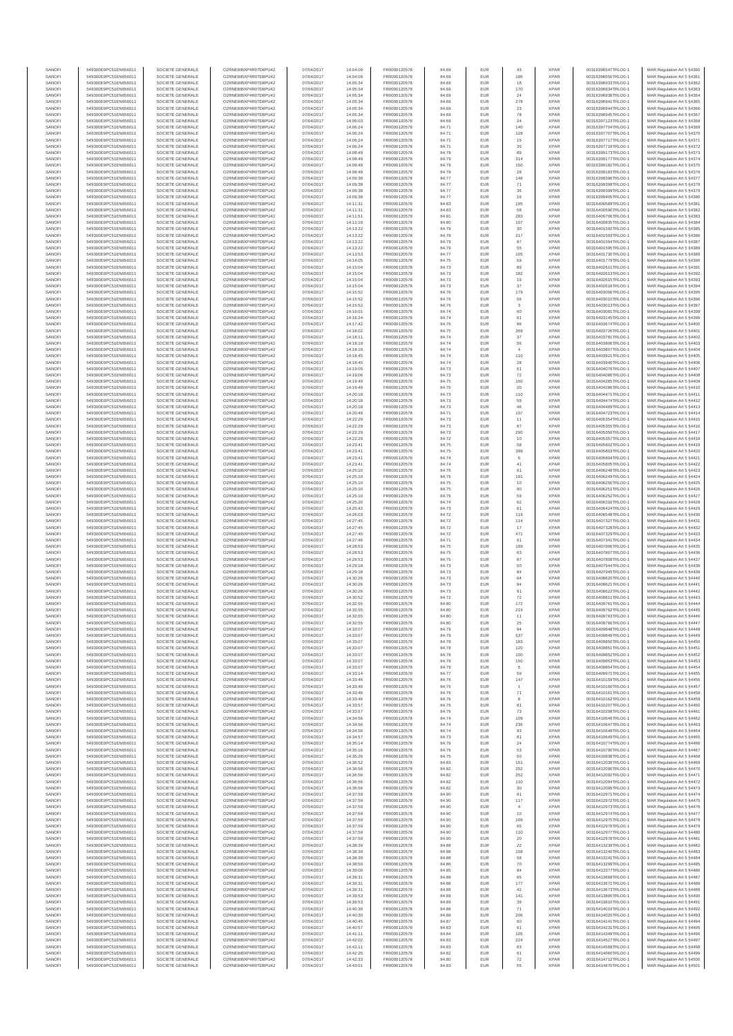| SANOFI | 549300E9PC51EN656011 | SOCIETE GENERALE | O2RNE8IBXP4R0TD8PU42 | 07/04/2017 | 14:04:09 | FR0000120578 | 84.69 | EUR | 43 | XPAR | 00316396547TRLO0-1 | MAR Regulation Art 5 §4360 |
|---|---|---|---|---|---|---|---|---|---|---|---|---|
| SANOFI | 549300E9PC51EN656011 | SOCIETE GENERALE | O2RNE8IBXP4R0TD8PU42 | 07/04/2017 | 14:04:09 | FR0000120578 | 84.69 | EUR | 186 | XPAR | 00316396550TRLO0-1 | MAR Regulation Art 5 §4361 |
| SANOFI | 549300E9PC51EN656011 | SOCIETE GENERALE | O2RNE8IBXP4R0TD8PU42 | 07/04/2017 | 14:05:34 | FR0000120578 | 84.69 | EUR | 18 | XPAR | 00316396933TRLO0-1 | MAR Regulation Art 5 §4362 |
| SANOFI | 549300E9PC51EN656011 | SOCIETE GENERALE | O2RNE8IBXP4R0TD8PU42 | 07/04/2017 | 14:05:34 | FR0000120578 | 84.69 | EUR | 170 | XPAR | 00316396934TRLO0-1 | MAR Regulation Art 5 §4363 |
| SANOFI | 549300E9PC51EN656011 | SOCIETE GENERALE | O2RNE8IBXP4R0TD8PU42 | 07/04/2017 | 14:05:34 | FR0000120578 | 84.69 | EUR | 24 | XPAR | 00316396938TRLO0-1 | MAR Regulation Art 5 §4364 |
| SANOFI | 549300E9PC51EN656011 | SOCIETE GENERALE | O2RNE8IBXP4R0TD8PU42 | 07/04/2017 | 14:05:34 | FR0000120578 | 84.69 | EUR | 278 | XPAR | 00316396941TRLO0-1 | MAR Regulation Art 5 §4365 |
| SANOFI | 549300E9PC51EN656011 | SOCIETE GENERALE | O2RNE8IBXP4R0TD8PU42 | 07/04/2017 | 14:05:34 | FR0000120578 | 84.69 | EUR | 23 | XPAR | 00316396944TRLO0-1 | MAR Regulation Art 5 §4366 |
| SANOFI | 549300E9PC51EN656011 | SOCIETE GENERALE | O2RNE8IBXP4R0TD8PU42 | 07/04/2017 | 14:05:34 | FR0000120578 | 84.69 | EUR | 78 | XPAR | 00316396945TRLO0-1 | MAR Regulation Art 5 §4367 |
| SANOFI | 549300E9PC51EN656011 | SOCIETE GENERALE | O2RNE8IBXP4R0TD8PU42 | 07/04/2017 | 14:06:03 | FR0000120578 | 84.69 | EUR | 24 | XPAR | 00316397123TRLO0-1 | MAR Regulation Art 5 §4368 |
| SANOFI | 549300E9PC51EN656011 | SOCIETE GENERALE | O2RNE8IBXP4R0TD8PU42 | 07/04/2017 | 14:06:24 | FR0000120578 | 84.71 | EUR | 140 | XPAR | 00316397704TRLO0-1 | MAR Regulation Art 5 §4369 |
| SANOFI | 549300E9PC51EN656011 | SOCIETE GENERALE | O2RNE8IBXP4R0TD8PU42 | 07/04/2017 | 14:06:24 | FR0000120578 | 84.71 | EUR | 128 | XPAR | 00316397707TRLO0-1 | MAR Regulation Art 5 §4370 |
| SANOFI | 549300E9PC51EN656011 | SOCIETE GENERALE | O2RNE8IBXP4R0TD8PU42 | 07/04/2017 | 14:06:24 | FR0000120578 | 84.71 | EUR | 15 | XPAR | 00316397717TRLO0-1 | MAR Regulation Art 5 §4371 |
| SANOFI | 549300E9PC51EN656011 | SOCIETE GENERALE | O2RNE8IBXP4R0TD8PU42 | 07/04/2017 | 14:06:24 | FR0000120578 | 84.71 | EUR | 35 | XPAR | 00316397718TRLO0-1 | MAR Regulation Art 5 §4372 |
| SANOFI | 549300E9PC51EN656011 | SOCIETE GENERALE | O2RNE8IBXP4R0TD8PU42 | 07/04/2017 | 14:08:49 | FR0000120578 | 84.79 | EUR | 89 | XPAR | 00316399175TRLO0-1 | MAR Regulation Art 5 §4373 |
| SANOFI | 549300E9PC51EN656011 | SOCIETE GENERALE | O2RNE8IBXP4R0TD8PU42 | 07/04/2017 | 14:08:49 | FR0000120578 | 84.79 | EUR | 314 | XPAR | 00316399177TRLO0-1 | MAR Regulation Art 5 §4374 |
| SANOFI | 549300E9PC51EN656011 | SOCIETE GENERALE | O2RNE8IBXP4R0TD8PU42 | 07/04/2017 | 14:08:49 | FR0000120578 | 84.79 | EUR | 150 | XPAR | 00316399182TRLO0-1 | MAR Regulation Art 5 §4375 |
| SANOFI | 549300E9PC51EN656011 | SOCIETE GENERALE | O2RNE8IBXP4R0TD8PU42 | 07/04/2017 | 14:08:49 | FR0000120578 | 84.79 | EUR | 28 | XPAR | 00316399183TRLO0-1 | MAR Regulation Art 5 §4376 |
| SANOFI | 549300E9PC51EN656011 | SOCIETE GENERALE | O2RNE8IBXP4R0TD8PU42 | 07/04/2017 | 14:09:38 | FR0000120578 | 84.77 | EUR | 146 | XPAR | 00316399396TRLO0-1 | MAR Regulation Art 5 §4377 |
| SANOFI | 549300E9PC51EN656011 | SOCIETE GENERALE | O2RNE8IBXP4R0TD8PU42 | 07/04/2017 | 14:09:38 | FR0000120578 | 84.77 | EUR | 71 | XPAR | 00316399398TRLO0-1 | MAR Regulation Art 5 §4378 |
| SANOFI | 549300E9PC51EN656011 | SOCIETE GENERALE | O2RNE8IBXP4R0TD8PU42 | 07/04/2017 | 14:09:38 | FR0000120578 | 84.77 | EUR | 36 | XPAR | 00316399399TRLO0-1 | MAR Regulation Art 5 §4379 |
| SANOFI | 549300E9PC51EN656011 | SOCIETE GENERALE | O2RNE8IBXP4R0TD8PU42 | 07/04/2017 | 14:09:38 | FR0000120578 | 84.77 | EUR | 16 | XPAR | 00316399405TRLO0-1 | MAR Regulation Art 5 §4380 |
| SANOFI | 549300E9PC51EN656011 | SOCIETE GENERALE | O2RNE8IBXP4R0TD8PU42 | 07/04/2017 | 14:11:31 | FR0000120578 | 84.83 | EUR | 195 | XPAR | 00316400589TRLO0-1 | MAR Regulation Art 5 §4381 |
| SANOFI | 549300E9PC51EN656011 | SOCIETE GENERALE | O2RNE8IBXP4R0TD8PU42 | 07/04/2017 | 14:11:31 | FR0000120578 | 84.83 | EUR | 58 | XPAR | 00316400590TRLO0-1 | MAR Regulation Art 5 §4382 |
| SANOFI | 549300E9PC51EN656011 | SOCIETE GENERALE | O2RNE8IBXP4R0TD8PU42 | 07/04/2017 | 14:11:51 | FR0000120578 | 84.81 | EUR | 283 | XPAR | 00316400706TRLO0-1 | MAR Regulation Art 5 §4383 |
| SANOFI | 549300E9PC51EN656011 | SOCIETE GENERALE | O2RNE8IBXP4R0TD8PU42 | 07/04/2017 | 14:12:19 | FR0000120578 | 84.80 | EUR | 107 | XPAR | 00316400835TRLO0-1 | MAR Regulation Art 5 §4384 |
| SANOFI | 549300E9PC51EN656011 | SOCIETE GENERALE | O2RNE8IBXP4R0TD8PU42 | 07/04/2017 | 14:13:22 | FR0000120578 | 84.79 | EUR | 30 | XPAR | 00316401592TRLO0-1 | MAR Regulation Art 5 §4385 |
| SANOFI | 549300E9PC51EN656011 | SOCIETE GENERALE | O2RNE8IBXP4R0TD8PU42 | 07/04/2017 | 14:13:22 | FR0000120578 | 84.79 | EUR | 217 | XPAR | 00316401593TRLO0-1 | MAR Regulation Art 5 §4386 |
| SANOFI | 549300E9PC51EN656011 | SOCIETE GENERALE | O2RNE8IBXP4R0TD8PU42 | 07/04/2017 | 14:13:22 | FR0000120578 | 84.79 | EUR | 87 | XPAR | 00316401594TRLO0-1 | MAR Regulation Art 5 §4387 |
| SANOFI | 549300E9PC51EN656011 | SOCIETE GENERALE | O2RNE8IBXP4R0TD8PU42 | 07/04/2017 | 14:13:22 | FR0000120578 | 84.79 | EUR | 55 | XPAR | 00316401595TRLO0-1 | MAR Regulation Art 5 §4388 |
| SANOFI | 549300E9PC51EN656011 | SOCIETE GENERALE | O2RNE8IBXP4R0TD8PU42 | 07/04/2017 | 14:13:53 | FR0000120578 | 84.77 | EUR | 105 | XPAR | 00316401730TRLO0-1 | MAR Regulation Art 5 §4389 |
| SANOFI | 549300E9PC51EN656011 | SOCIETE GENERALE | O2RNE8IBXP4R0TD8PU42 | 07/04/2017 | 14:14:05 | FR0000120578 | 84.75 | EUR | 59 | XPAR | 00316401779TRLO0-1 | MAR Regulation Art 5 §4390 |
| SANOFI | 549300E9PC51EN656011 | SOCIETE GENERALE | O2RNE8IBXP4R0TD8PU42 | 07/04/2017 | 14:15:04 | FR0000120578 | 84.73 | EUR | 89 | XPAR | 00316402611TRLO0-1 | MAR Regulation Art 5 §4391 |
| SANOFI | 549300E9PC51EN656011 | SOCIETE GENERALE | O2RNE8IBXP4R0TD8PU42 | 07/04/2017 | 14:15:04 | FR0000120578 | 84.73 | EUR | 182 | XPAR | 00316402613TRLO0-1 | MAR Regulation Art 5 §4392 |
| SANOFI | 549300E9PC51EN656011 | SOCIETE GENERALE | O2RNE8IBXP4R0TD8PU42 | 07/04/2017 | 14:15:04 | FR0000120578 | 84.73 | EUR | 19 | XPAR | 00316402615TRLO0-1 | MAR Regulation Art 5 §4393 |
| SANOFI | 549300E9PC51EN656011 | SOCIETE GENERALE | O2RNE8IBXP4R0TD8PU42 | 07/04/2017 | 14:15:04 | FR0000120578 | 84.73 | EUR | 37 | XPAR | 00316402616TRLO0-1 | MAR Regulation Art 5 §4394 |
| SANOFI | 549300E9PC51EN656011 | SOCIETE GENERALE | O2RNE8IBXP4R0TD8PU42 | 07/04/2017 | 14:15:52 | FR0000120578 | 84.76 | EUR | 179 | XPAR | 00316403008TRLO0-1 | MAR Regulation Art 5 §4395 |
| SANOFI | 549300E9PC51EN656011 | SOCIETE GENERALE | O2RNE8IBXP4R0TD8PU42 | 07/04/2017 | 14:15:52 | FR0000120578 | 84.76 | EUR | 56 | XPAR | 00316403010TRLO0-1 | MAR Regulation Art 5 §4396 |
| SANOFI | 549300E9PC51EN656011 | SOCIETE GENERALE | O2RNE8IBXP4R0TD8PU42 | 07/04/2017 | 14:15:52 | FR0000120578 | 84.76 | EUR | 3 | XPAR | 00316403013TRLO0-1 | MAR Regulation Art 5 §4397 |
| SANOFI | 549300E9PC51EN656011 | SOCIETE GENERALE | O2RNE8IBXP4R0TD8PU42 | 07/04/2017 | 14:16:01 | FR0000120578 | 84.74 | EUR | 60 | XPAR | 00316403081TRLO0-1 | MAR Regulation Art 5 §4398 |
| SANOFI | 549300E9PC51EN656011 | SOCIETE GENERALE | O2RNE8IBXP4R0TD8PU42 | 07/04/2017 | 14:16:24 | FR0000120578 | 84.74 | EUR | 61 | XPAR | 00316403146TRLO0-1 | MAR Regulation Art 5 §4399 |
| SANOFI | 549300E9PC51EN656011 | SOCIETE GENERALE | O2RNE8IBXP4R0TD8PU42 | 07/04/2017 | 14:17:42 | FR0000120578 | 84.76 | EUR | 96 | XPAR | 00316403674TRLO0-1 | MAR Regulation Art 5 §4400 |
| SANOFI | 549300E9PC51EN656011 | SOCIETE GENERALE | O2RNE8IBXP4R0TD8PU42 | 07/04/2017 | 14:18:02 | FR0000120578 | 84.75 | EUR | 369 | XPAR | 00316403726TRLO0-1 | MAR Regulation Art 5 §4401 |
| SANOFI | 549300E9PC51EN656011 | SOCIETE GENERALE | O2RNE8IBXP4R0TD8PU42 | 07/04/2017 | 14:18:11 | FR0000120578 | 84.74 | EUR | 37 | XPAR | 00316403761TRLO0-1 | MAR Regulation Art 5 §4402 |
| SANOFI | 549300E9PC51EN656011 | SOCIETE GENERALE | O2RNE8IBXP4R0TD8PU42 | 07/04/2017 | 14:18:19 | FR0000120578 | 84.74 | EUR | 56 | XPAR | 00316403806TRLO0-1 | MAR Regulation Art 5 §4403 |
| SANOFI | 549300E9PC51EN656011 | SOCIETE GENERALE | O2RNE8IBXP4R0TD8PU42 | 07/04/2017 | 14:18:19 | FR0000120578 | 84.74 | EUR | 4 | XPAR | 00316403807TRLO0-1 | MAR Regulation Art 5 §4404 |
| SANOFI | 549300E9PC51EN656011 | SOCIETE GENERALE | O2RNE8IBXP4R0TD8PU42 | 07/04/2017 | 14:18:45 | FR0000120578 | 84.74 | EUR | 110 | XPAR | 00316403924TRLO0-1 | MAR Regulation Art 5 §4405 |
| SANOFI | 549300E9PC51EN656011 | SOCIETE GENERALE | O2RNE8IBXP4R0TD8PU42 | 07/04/2017 | 14:18:45 | FR0000120578 | 84.74 | EUR | 28 | XPAR | 00316403940TRLO0-1 | MAR Regulation Art 5 §4406 |
| SANOFI | 549300E9PC51EN656011 | SOCIETE GENERALE | O2RNE8IBXP4R0TD8PU42 | 07/04/2017 | 14:19:05 | FR0000120578 | 84.73 | EUR | 61 | XPAR | 00316404076TRLO0-1 | MAR Regulation Art 5 §4407 |
| SANOFI | 549300E9PC51EN656011 | SOCIETE GENERALE | O2RNE8IBXP4R0TD8PU42 | 07/04/2017 | 14:19:06 | FR0000120578 | 84.73 | EUR | 72 | XPAR | 00316404080TRLO0-1 | MAR Regulation Art 5 §4408 |
| SANOFI | 549300E9PC51EN656011 | SOCIETE GENERALE | O2RNE8IBXP4R0TD8PU42 | 07/04/2017 | 14:19:49 | FR0000120578 | 84.75 | EUR | 150 | XPAR | 00316404285TRLO0-1 | MAR Regulation Art 5 §4409 |
| SANOFI | 549300E9PC51EN656011 | SOCIETE GENERALE | O2RNE8IBXP4R0TD8PU42 | 07/04/2017 | 14:19:49 | FR0000120578 | 84.75 | EUR | 20 | XPAR | 00316404286TRLO0-1 | MAR Regulation Art 5 §4410 |
| SANOFI | 549300E9PC51EN656011 | SOCIETE GENERALE | O2RNE8IBXP4R0TD8PU42 | 07/04/2017 | 14:20:18 | FR0000120578 | 84.73 | EUR | 110 | XPAR | 00316404471TRLO0-1 | MAR Regulation Art 5 §4411 |
| SANOFI | 549300E9PC51EN656011 | SOCIETE GENERALE | O2RNE8IBXP4R0TD8PU42 | 07/04/2017 | 14:20:18 | FR0000120578 | 84.73 | EUR | 59 | XPAR | 00316404474TRLO0-1 | MAR Regulation Art 5 §4412 |
| SANOFI | 549300E9PC51EN656011 | SOCIETE GENERALE | O2RNE8IBXP4R0TD8PU42 | 07/04/2017 | 14:20:18 | FR0000120578 | 84.73 | EUR | 46 | XPAR | 00316404489TRLO0-1 | MAR Regulation Art 5 §4413 |
| SANOFI | 549300E9PC51EN656011 | SOCIETE GENERALE | O2RNE8IBXP4R0TD8PU42 | 07/04/2017 | 14:20:49 | FR0000120578 | 84.71 | EUR | 107 | XPAR | 00316404725TRLO0-1 | MAR Regulation Art 5 §4414 |
| SANOFI | 549300E9PC51EN656011 | SOCIETE GENERALE | O2RNE8IBXP4R0TD8PU42 | 07/04/2017 | 14:22:29 | FR0000120578 | 84.73 | EUR | 11 | XPAR | 00316405354TRLO0-1 | MAR Regulation Art 5 §4415 |
| SANOFI | 549300E9PC51EN656011 | SOCIETE GENERALE | O2RNE8IBXP4R0TD8PU42 | 07/04/2017 | 14:22:29 | FR0000120578 | 84.73 | EUR | 87 | XPAR | 00316405355TRLO0-1 | MAR Regulation Art 5 §4416 |
| SANOFI | 549300E9PC51EN656011 | SOCIETE GENERALE | O2RNE8IBXP4R0TD8PU42 | 07/04/2017 | 14:22:29 | FR0000120578 | 84.73 | EUR | 290 | XPAR | 00316405356TRLO0-1 | MAR Regulation Art 5 §4417 |
| SANOFI | 549300E9PC51EN656011 | SOCIETE GENERALE | O2RNE8IBXP4R0TD8PU42 | 07/04/2017 | 14:22:29 | FR0000120578 | 84.72 | EUR | 10 | XPAR | 00316405357TRLO0-1 | MAR Regulation Art 5 §4418 |
| SANOFI | 549300E9PC51EN656011 | SOCIETE GENERALE | O2RNE8IBXP4R0TD8PU42 | 07/04/2017 | 14:23:41 | FR0000120578 | 84.75 | EUR | 58 | XPAR | 00316405802TRLO0-1 | MAR Regulation Art 5 §4419 |
| SANOFI | 549300E9PC51EN656011 | SOCIETE GENERALE | O2RNE8IBXP4R0TD8PU42 | 07/04/2017 | 14:23:41 | FR0000120578 | 84.75 | EUR | 399 | XPAR | 00316405803TRLO0-1 | MAR Regulation Art 5 §4420 |
| SANOFI | 549300E9PC51EN656011 | SOCIETE GENERALE | O2RNE8IBXP4R0TD8PU42 | 07/04/2017 | 14:23:41 | FR0000120578 | 84.74 | EUR | 6 | XPAR | 00316405804TRLO0-1 | MAR Regulation Art 5 §4421 |
| SANOFI | 549300E9PC51EN656011 | SOCIETE GENERALE | O2RNE8IBXP4R0TD8PU42 | 07/04/2017 | 14:23:41 | FR0000120578 | 84.74 | EUR | 41 | XPAR | 00316405805TRLO0-1 | MAR Regulation Art 5 §4422 |
| SANOFI | 549300E9PC51EN656011 | SOCIETE GENERALE | O2RNE8IBXP4R0TD8PU42 | 07/04/2017 | 14:25:10 | FR0000120578 | 84.76 | EUR | 61 | XPAR | 00316406248TRLO0-1 | MAR Regulation Art 5 §4423 |
| SANOFI | 549300E9PC51EN656011 | SOCIETE GENERALE | O2RNE8IBXP4R0TD8PU42 | 07/04/2017 | 14:25:10 | FR0000120578 | 84.76 | EUR | 191 | XPAR | 00316406249TRLO0-1 | MAR Regulation Art 5 §4424 |
| SANOFI | 549300E9PC51EN656011 | SOCIETE GENERALE | O2RNE8IBXP4R0TD8PU42 | 07/04/2017 | 14:25:10 | FR0000120578 | 84.75 | EUR | 10 | XPAR | 00316406250TRLO0-1 | MAR Regulation Art 5 §4425 |
| SANOFI | 549300E9PC51EN656011 | SOCIETE GENERALE | O2RNE8IBXP4R0TD8PU42 | 07/04/2017 | 14:25:10 | FR0000120578 | 84.75 | EUR | 90 | XPAR | 00316406251TRLO0-1 | MAR Regulation Art 5 §4426 |
| SANOFI | 549300E9PC51EN656011 | SOCIETE GENERALE | O2RNE8IBXP4R0TD8PU42 | 07/04/2017 | 14:25:10 | FR0000120578 | 84.76 | EUR | 59 | XPAR | 00316406252TRLO0-1 | MAR Regulation Art 5 §4427 |
| SANOFI | 549300E9PC51EN656011 | SOCIETE GENERALE | O2RNE8IBXP4R0TD8PU42 | 07/04/2017 | 14:25:20 | FR0000120578 | 84.74 | EUR | 62 | XPAR | 00316406318TRLO0-1 | MAR Regulation Art 5 §4428 |
| SANOFI | 549300E9PC51EN656011 | SOCIETE GENERALE | O2RNE8IBXP4R0TD8PU42 | 07/04/2017 | 14:25:42 | FR0000120578 | 84.73 | EUR | 61 | XPAR | 00316406424TRLO0-1 | MAR Regulation Art 5 §4429 |
| SANOFI | 549300E9PC51EN656011 | SOCIETE GENERALE | O2RNE8IBXP4R0TD8PU42 | 07/04/2017 | 14:26:03 | FR0000120578 | 84.72 | EUR | 119 | XPAR | 00316406548TRLO0-1 | MAR Regulation Art 5 §4430 |
| SANOFI | 549300E9PC51EN656011 | SOCIETE GENERALE | O2RNE8IBXP4R0TD8PU42 | 07/04/2017 | 14:27:45 | FR0000120578 | 84.72 | EUR | 114 | XPAR | 00316407327TRLO0-1 | MAR Regulation Art 5 §4431 |
| SANOFI | 549300E9PC51EN656011 | SOCIETE GENERALE | O2RNE8IBXP4R0TD8PU42 | 07/04/2017 | 14:27:45 | FR0000120578 | 84.72 | EUR | 17 | XPAR | 00316407328TRLO0-1 | MAR Regulation Art 5 §4432 |
| SANOFI | 549300E9PC51EN656011 | SOCIETE GENERALE | O2RNE8IBXP4R0TD8PU42 | 07/04/2017 | 14:27:45 | FR0000120578 | 84.72 | EUR | 471 | XPAR | 00316407329TRLO0-1 | MAR Regulation Art 5 §4433 |
| SANOFI | 549300E9PC51EN656011 | SOCIETE GENERALE | O2RNE8IBXP4R0TD8PU42 | 07/04/2017 | 14:27:46 | FR0000120578 | 84.71 | EUR | 61 | XPAR | 00316407341TRLO0-1 | MAR Regulation Art 5 §4434 |
| SANOFI | 549300E9PC51EN656011 | SOCIETE GENERALE | O2RNE8IBXP4R0TD8PU42 | 07/04/2017 | 14:28:53 | FR0000120578 | 84.75 | EUR | 189 | XPAR | 00316407806TRLO0-1 | MAR Regulation Art 5 §4435 |
| SANOFI | 549300E9PC51EN656011 | SOCIETE GENERALE | O2RNE8IBXP4R0TD8PU42 | 07/04/2017 | 14:28:53 | FR0000120578 | 84.75 | EUR | 63 | XPAR | 00316407807TRLO0-1 | MAR Regulation Art 5 §4436 |
| SANOFI | 549300E9PC51EN656011 | SOCIETE GENERALE | O2RNE8IBXP4R0TD8PU42 | 07/04/2017 | 14:28:53 | FR0000120578 | 84.75 | EUR | 87 | XPAR | 00316407808TRLO0-1 | MAR Regulation Art 5 §4437 |
| SANOFI | 549300E9PC51EN656011 | SOCIETE GENERALE | O2RNE8IBXP4R0TD8PU42 | 07/04/2017 | 14:29:18 | FR0000120578 | 84.73 | EUR | 50 | XPAR | 00316407944TRLO0-1 | MAR Regulation Art 5 §4438 |
| SANOFI | 549300E9PC51EN656011 | SOCIETE GENERALE | O2RNE8IBXP4R0TD8PU42 | 07/04/2017 | 14:29:18 | FR0000120578 | 84.73 | EUR | 84 | XPAR | 00316407945TRLO0-1 | MAR Regulation Art 5 §4439 |
| SANOFI | 549300E9PC51EN656011 | SOCIETE GENERALE | O2RNE8IBXP4R0TD8PU42 | 07/04/2017 | 14:30:26 | FR0000120578 | 84.73 | EUR | 64 | XPAR | 00316408620TRLO0-1 | MAR Regulation Art 5 §4440 |
| SANOFI | 549300E9PC51EN656011 | SOCIETE GENERALE | O2RNE8IBXP4R0TD8PU42 | 07/04/2017 | 14:30:26 | FR0000120578 | 84.73 | EUR | 94 | XPAR | 00316408621TRLO0-1 | MAR Regulation Art 5 §4441 |
| SANOFI | 549300E9PC51EN656011 | SOCIETE GENERALE | O2RNE8IBXP4R0TD8PU42 | 07/04/2017 | 14:30:26 | FR0000120578 | 84.73 | EUR | 91 | XPAR | 00316408622TRLO0-1 | MAR Regulation Art 5 §4442 |
| SANOFI | 549300E9PC51EN656011 | SOCIETE GENERALE | O2RNE8IBXP4R0TD8PU42 | 07/04/2017 | 14:30:52 | FR0000120578 | 84.72 | EUR | 72 | XPAR | 00316408811TRLO0-1 | MAR Regulation Art 5 §4443 |
| SANOFI | 549300E9PC51EN656011 | SOCIETE GENERALE | O2RNE8IBXP4R0TD8PU42 | 07/04/2017 | 14:32:55 | FR0000120578 | 84.80 | EUR | 172 | XPAR | 00316409761TRLO0-1 | MAR Regulation Art 5 §4444 |
| SANOFI | 549300E9PC51EN656011 | SOCIETE GENERALE | O2RNE8IBXP4R0TD8PU42 | 07/04/2017 | 14:32:55 | FR0000120578 | 84.80 | EUR | 219 | XPAR | 00316409762TRLO0-1 | MAR Regulation Art 5 §4445 |
| SANOFI | 549300E9PC51EN656011 | SOCIETE GENERALE | O2RNE8IBXP4R0TD8PU42 | 07/04/2017 | 14:32:55 | FR0000120578 | 84.80 | EUR | 11 | XPAR | 00316409765TRLO0-1 | MAR Regulation Art 5 §4446 |
| SANOFI | 549300E9PC51EN656011 | SOCIETE GENERALE | O2RNE8IBXP4R0TD8PU42 | 07/04/2017 | 14:32:55 | FR0000120578 | 84.80 | EUR | 25 | XPAR | 00316409766TRLO0-1 | MAR Regulation Art 5 §4447 |
| SANOFI | 549300E9PC51EN656011 | SOCIETE GENERALE | O2RNE8IBXP4R0TD8PU42 | 07/04/2017 | 14:33:07 | FR0000120578 | 84.79 | EUR | 94 | XPAR | 00316409848TRLO0-1 | MAR Regulation Art 5 §4448 |
| SANOFI | 549300E9PC51EN656011 | SOCIETE GENERALE | O2RNE8IBXP4R0TD8PU42 | 07/04/2017 | 14:33:07 | FR0000120578 | 84.79 | EUR | 537 | XPAR | 00316409849TRLO0-1 | MAR Regulation Art 5 §4449 |
| SANOFI | 549300E9PC51EN656011 | SOCIETE GENERALE | O2RNE8IBXP4R0TD8PU42 | 07/04/2017 | 14:33:07 | FR0000120578 | 84.78 | EUR | 183 | XPAR | 00316409850TRLO0-1 | MAR Regulation Art 5 §4450 |
| SANOFI | 549300E9PC51EN656011 | SOCIETE GENERALE | O2RNE8IBXP4R0TD8PU42 | 07/04/2017 | 14:33:07 | FR0000120578 | 84.78 | EUR | 120 | XPAR | 00316409851TRLO0-1 | MAR Regulation Art 5 §4451 |
| SANOFI | 549300E9PC51EN656011 | SOCIETE GENERALE | O2RNE8IBXP4R0TD8PU42 | 07/04/2017 | 14:33:07 | FR0000120578 | 84.78 | EUR | 100 | XPAR | 00316409852TRLO0-1 | MAR Regulation Art 5 §4452 |
| SANOFI | 549300E9PC51EN656011 | SOCIETE GENERALE | O2RNE8IBXP4R0TD8PU42 | 07/04/2017 | 14:33:07 | FR0000120578 | 84.79 | EUR | 150 | XPAR | 00316409853TRLO0-1 | MAR Regulation Art 5 §4453 |
| SANOFI | 549300E9PC51EN656011 | SOCIETE GENERALE | O2RNE8IBXP4R0TD8PU42 | 07/04/2017 | 14:33:07 | FR0000120578 | 84.79 | EUR | 5 | XPAR | 00316409854TRLO0-1 | MAR Regulation Art 5 §4454 |
| SANOFI | 549300E9PC51EN656011 | SOCIETE GENERALE | O2RNE8IBXP4R0TD8PU42 | 07/04/2017 | 14:33:14 | FR0000120578 | 84.77 | EUR | 59 | XPAR | 00316409971TRLO0-1 | MAR Regulation Art 5 §4455 |
| SANOFI | 549300E9PC51EN656011 | SOCIETE GENERALE | O2RNE8IBXP4R0TD8PU42 | 07/04/2017 | 14:33:46 | FR0000120578 | 84.76 | EUR | 147 | XPAR | 00316410159TRLO0-1 | MAR Regulation Art 5 §4456 |
| SANOFI | 549300E9PC51EN656011 | SOCIETE GENERALE | O2RNE8IBXP4R0TD8PU42 | 07/04/2017 | 14:33:46 | FR0000120578 | 84.76 | EUR | 1 | XPAR | 00316410160TRLO0-1 | MAR Regulation Art 5 §4457 |
| SANOFI | 549300E9PC51EN656011 | SOCIETE GENERALE | O2RNE8IBXP4R0TD8PU42 | 07/04/2017 | 14:33:46 | FR0000120578 | 84.76 | EUR | 71 | XPAR | 00316410161TRLO0-1 | MAR Regulation Art 5 §4458 |
| SANOFI | 549300E9PC51EN656011 | SOCIETE GENERALE | O2RNE8IBXP4R0TD8PU42 | 07/04/2017 | 14:33:46 | FR0000120578 | 84.76 | EUR | 8 | XPAR | 00316410162TRLO0-1 | MAR Regulation Art 5 §4459 |
| SANOFI | 549300E9PC51EN656011 | SOCIETE GENERALE | O2RNE8IBXP4R0TD8PU42 | 07/04/2017 | 14:33:57 | FR0000120578 | 84.76 | EUR | 81 | XPAR | 00316410207TRLO0-1 | MAR Regulation Art 5 §4460 |
| SANOFI | 549300E9PC51EN656011 | SOCIETE GENERALE | O2RNE8IBXP4R0TD8PU42 | 07/04/2017 | 14:33:57 | FR0000120578 | 84.76 | EUR | 73 | XPAR | 00316410208TRLO0-1 | MAR Regulation Art 5 §4461 |
| SANOFI | 549300E9PC51EN656011 | SOCIETE GENERALE | O2RNE8IBXP4R0TD8PU42 | 07/04/2017 | 14:34:56 | FR0000120578 | 84.74 | EUR | 109 | XPAR | 00316410646TRLO0-1 | MAR Regulation Art 5 §4462 |
| SANOFI | 549300E9PC51EN656011 | SOCIETE GENERALE | O2RNE8IBXP4R0TD8PU42 | 07/04/2017 | 14:34:56 | FR0000120578 | 84.74 | EUR | 236 | XPAR | 00316410647TRLO0-1 | MAR Regulation Art 5 §4463 |
| SANOFI | 549300E9PC51EN656011 | SOCIETE GENERALE | O2RNE8IBXP4R0TD8PU42 | 07/04/2017 | 14:34:56 | FR0000120578 | 84.74 | EUR | 93 | XPAR | 00316410648TRLO0-1 | MAR Regulation Art 5 §4464 |
| SANOFI | 549300E9PC51EN656011 | SOCIETE GENERALE | O2RNE8IBXP4R0TD8PU42 | 07/04/2017 | 14:34:57 | FR0000120578 | 84.73 | EUR | 81 | XPAR | 00316410649TRLO0-1 | MAR Regulation Art 5 §4465 |
| SANOFI | 549300E9PC51EN656011 | SOCIETE GENERALE | O2RNE8IBXP4R0TD8PU42 | 07/04/2017 | 14:35:14 | FR0000120578 | 84.76 | EUR | 24 | XPAR | 00316410774TRLO0-1 | MAR Regulation Art 5 §4466 |
| SANOFI | 549300E9PC51EN656011 | SOCIETE GENERALE | O2RNE8IBXP4R0TD8PU42 | 07/04/2017 | 14:35:16 | FR0000120578 | 84.76 | EUR | 53 | XPAR | 00316410790TRLO0-1 | MAR Regulation Art 5 §4467 |
| SANOFI | 549300E9PC51EN656011 | SOCIETE GENERALE | O2RNE8IBXP4R0TD8PU42 | 07/04/2017 | 14:35:26 | FR0000120578 | 84.75 | EUR | 50 | XPAR | 00316410838TRLO0-1 | MAR Regulation Art 5 §4468 |
| SANOFI | 549300E9PC51EN656011 | SOCIETE GENERALE | O2RNE8IBXP4R0TD8PU42 | 07/04/2017 | 14:36:52 | FR0000120578 | 84.83 | EUR | 151 | XPAR | 00316412208TRLO0-1 | MAR Regulation Art 5 §4469 |
| SANOFI | 549300E9PC51EN656011 | SOCIETE GENERALE | O2RNE8IBXP4R0TD8PU42 | 07/04/2017 | 14:36:56 | FR0000120578 | 84.82 | EUR | 252 | XPAR | 00316412290TRLO0-1 | MAR Regulation Art 5 §4470 |
| SANOFI | 549300E9PC51EN656011 | SOCIETE GENERALE | O2RNE8IBXP4R0TD8PU42 | 07/04/2017 | 14:36:56 | FR0000120578 | 84.82 | EUR | 252 | XPAR | 00316412092TRLO0-1 | MAR Regulation Art 5 §4471 |
| SANOFI | 549300E9PC51EN656011 | SOCIETE GENERALE | O2RNE8IBXP4R0TD8PU42 | 07/04/2017 | 14:36:56 | FR0000120578 | 84.82 | EUR | 110 | XPAR | 00316412094TRLO0-1 | MAR Regulation Art 5 §4472 |
| SANOFI | 549300E9PC51EN656011 | SOCIETE GENERALE | O2RNE8IBXP4R0TD8PU42 | 07/04/2017 | 14:36:56 | FR0000120578 | 84.82 | EUR | 30 | XPAR | 00316412095TRLO0-1 | MAR Regulation Art 5 §4473 |
| SANOFI | 549300E9PC51EN656011 | SOCIETE GENERALE | O2RNE8IBXP4R0TD8PU42 | 07/04/2017 | 14:37:59 | FR0000120578 | 84.90 | EUR | 91 | XPAR | 00316412971TRLO0-1 | MAR Regulation Art 5 §4474 |
| SANOFI | 549300E9PC51EN656011 | SOCIETE GENERALE | O2RNE8IBXP4R0TD8PU42 | 07/04/2017 | 14:37:59 | FR0000120578 | 84.90 | EUR | 117 | XPAR | 00316412972TRLO0-1 | MAR Regulation Art 5 §4475 |
| SANOFI | 549300E9PC51EN656011 | SOCIETE GENERALE | O2RNE8IBXP4R0TD8PU42 | 07/04/2017 | 14:37:59 | FR0000120578 | 84.90 | EUR | 4 | XPAR | 00316412973TRLO0-1 | MAR Regulation Art 5 §4476 |
| SANOFI | 549300E9PC51EN656011 | SOCIETE GENERALE | O2RNE8IBXP4R0TD8PU42 | 07/04/2017 | 14:37:59 | FR0000120578 | 84.90 | EUR | 10 | XPAR | 00316412974TRLO0-1 | MAR Regulation Art 5 §4477 |
| SANOFI | 549300E9PC51EN656011 | SOCIETE GENERALE | O2RNE8IBXP4R0TD8PU42 | 07/04/2017 | 14:37:59 | FR0000120578 | 84.90 | EUR | 109 | XPAR | 00316412975TRLO0-1 | MAR Regulation Art 5 §4478 |
| SANOFI | 549300E9PC51EN656011 | SOCIETE GENERALE | O2RNE8IBXP4R0TD8PU42 | 07/04/2017 | 14:37:59 | FR0000120578 | 84.90 | EUR | 65 | XPAR | 00316412976TRLO0-1 | MAR Regulation Art 5 §4479 |
| SANOFI | 549300E9PC51EN656011 | SOCIETE GENERALE | O2RNE8IBXP4R0TD8PU42 | 07/04/2017 | 14:37:59 | FR0000120578 | 84.90 | EUR | 110 | XPAR | 00316412977TRLO0-1 | MAR Regulation Art 5 §4480 |
| SANOFI | 549300E9PC51EN656011 | SOCIETE GENERALE | O2RNE8IBXP4R0TD8PU42 | 07/04/2017 | 14:37:59 | FR0000120578 | 84.90 | EUR | 20 | XPAR | 00316412978TRLO0-1 | MAR Regulation Art 5 §4481 |
| SANOFI | 549300E9PC51EN656011 | SOCIETE GENERALE | O2RNE8IBXP4R0TD8PU42 | 07/04/2017 | 14:38:39 | FR0000120578 | 84.88 | EUR | 22 | XPAR | 00316413239TRLO0-1 | MAR Regulation Art 5 §4482 |
| SANOFI | 549300E9PC51EN656011 | SOCIETE GENERALE | O2RNE8IBXP4R0TD8PU42 | 07/04/2017 | 14:38:39 | FR0000120578 | 84.88 | EUR | 158 | XPAR | 00316413240TRLO0-1 | MAR Regulation Art 5 §4483 |
| SANOFI | 549300E9PC51EN656011 | SOCIETE GENERALE | O2RNE8IBXP4R0TD8PU42 | 07/04/2017 | 14:38:39 | FR0000120578 | 84.88 | EUR | 58 | XPAR | 00316413241TRLO0-1 | MAR Regulation Art 5 §4484 |
| SANOFI | 549300E9PC51EN656011 | SOCIETE GENERALE | O2RNE8IBXP4R0TD8PU42 | 07/04/2017 | 14:38:50 | FR0000120578 | 84.86 | EUR | 70 | XPAR | 00316413299TRLO0-1 | MAR Regulation Art 5 §4485 |
| SANOFI | 549300E9PC51EN656011 | SOCIETE GENERALE | O2RNE8IBXP4R0TD8PU42 | 07/04/2017 | 14:39:00 | FR0000120578 | 84.85 | EUR | 84 | XPAR | 00316413377TRLO0-1 | MAR Regulation Art 5 §4486 |
| SANOFI | 549300E9PC51EN656011 | SOCIETE GENERALE | O2RNE8IBXP4R0TD8PU42 | 07/04/2017 | 14:39:31 | FR0000120578 | 84.88 | EUR | 65 | XPAR | 00316413668TRLO0-1 | MAR Regulation Art 5 §4487 |
| SANOFI | 549300E9PC51EN656011 | SOCIETE GENERALE | O2RNE8IBXP4R0TD8PU42 | 07/04/2017 | 14:39:31 | FR0000120578 | 84.88 | EUR | 177 | XPAR | 00316413671TRLO0-1 | MAR Regulation Art 5 §4488 |
| SANOFI | 549300E9PC51EN656011 | SOCIETE GENERALE | O2RNE8IBXP4R0TD8PU42 | 07/04/2017 | 14:39:31 | FR0000120578 | 84.88 | EUR | 42 | XPAR | 00316413673TRLO0-1 | MAR Regulation Art 5 §4489 |
| SANOFI | 549300E9PC51EN656011 | SOCIETE GENERALE | O2RNE8IBXP4R0TD8PU42 | 07/04/2017 | 14:39:53 | FR0000120578 | 84.89 | EUR | 141 | XPAR | 00316413806TRLO0-1 | MAR Regulation Art 5 §4490 |
| SANOFI | 549300E9PC51EN656011 | SOCIETE GENERALE | O2RNE8IBXP4R0TD8PU42 | 07/04/2017 | 14:39:53 | FR0000120578 | 84.89 | EUR | 39 | XPAR | 00316413810TRLO0-1 | MAR Regulation Art 5 §4491 |
| SANOFI | 549300E9PC51EN656011 | SOCIETE GENERALE | O2RNE8IBXP4R0TD8PU42 | 07/04/2017 | 14:40:30 | FR0000120578 | 84.88 | EUR | 71 | XPAR | 00316414019TRLO0-1 | MAR Regulation Art 5 §4492 |
| SANOFI | 549300E9PC51EN656011 | SOCIETE GENERALE | O2RNE8IBXP4R0TD8PU42 | 07/04/2017 | 14:40:30 | FR0000120578 | 84.88 | EUR | 206 | XPAR | 00316414020TRLO0-1 | MAR Regulation Art 5 §4493 |
| SANOFI | 549300E9PC51EN656011 | SOCIETE GENERALE | O2RNE8IBXP4R0TD8PU42 | 07/04/2017 | 14:40:45 | FR0000120578 | 84.87 | EUR | 60 | XPAR | 00316414141TRLO0-1 | MAR Regulation Art 5 §4494 |
| SANOFI | 549300E9PC51EN656011 | SOCIETE GENERALE | O2RNE8IBXP4R0TD8PU42 | 07/04/2017 | 14:40:57 | FR0000120578 | 84.83 | EUR | 61 | XPAR | 00316414231TRLO0-1 | MAR Regulation Art 5 §4495 |
| SANOFI | 549300E9PC51EN656011 | SOCIETE GENERALE | O2RNE8IBXP4R0TD8PU42 | 07/04/2017 | 14:41:11 | FR0000120578 | 84.84 | EUR | 105 | XPAR | 00316414349TRLO0-1 | MAR Regulation Art 5 §4496 |
| SANOFI | 549300E9PC51EN656011 | SOCIETE GENERALE | O2RNE8IBXP4R0TD8PU42 | 07/04/2017 | 14:42:02 | FR0000120578 | 84.83 | EUR | 224 | XPAR | 00316414527TRLO0-1 | MAR Regulation Art 5 §4497 |
| SANOFI | 549300E9PC51EN656011 | SOCIETE GENERALE | O2RNE8IBXP4R0TD8PU42 | 07/04/2017 | 14:42:11 | FR0000120578 | 84.83 | EUR | 63 | XPAR | 00316414569TRLO0-1 | MAR Regulation Art 5 §4498 |
| SANOFI | 549300E9PC51EN656011 | SOCIETE GENERALE | O2RNE8IBXP4R0TD8PU42 | 07/04/2017 | 14:42:25 | FR0000120578 | 84.82 | EUR | 61 | XPAR | 00316414660TRLO0-1 | MAR Regulation Art 5 §4499 |
| SANOFI | 549300E9PC51EN656011 | SOCIETE GENERALE | O2RNE8IBXP4R0TD8PU42 | 07/04/2017 | 14:42:33 | FR0000120578 | 84.80 | EUR | 72 | XPAR | 00316414712TRLO0-1 | MAR Regulation Art 5 §4500 |
| SANOFI | 549300E9PC51EN656011 | SOCIETE GENERALE | O2RNE8IBXP4R0TD8PU42 | 07/04/2017 | 14:43:01 | FR0000120578 | 84.83 | EUR | 55 | XPAR | 00316414870TRLO0-1 | MAR Regulation Art 5 §4501 |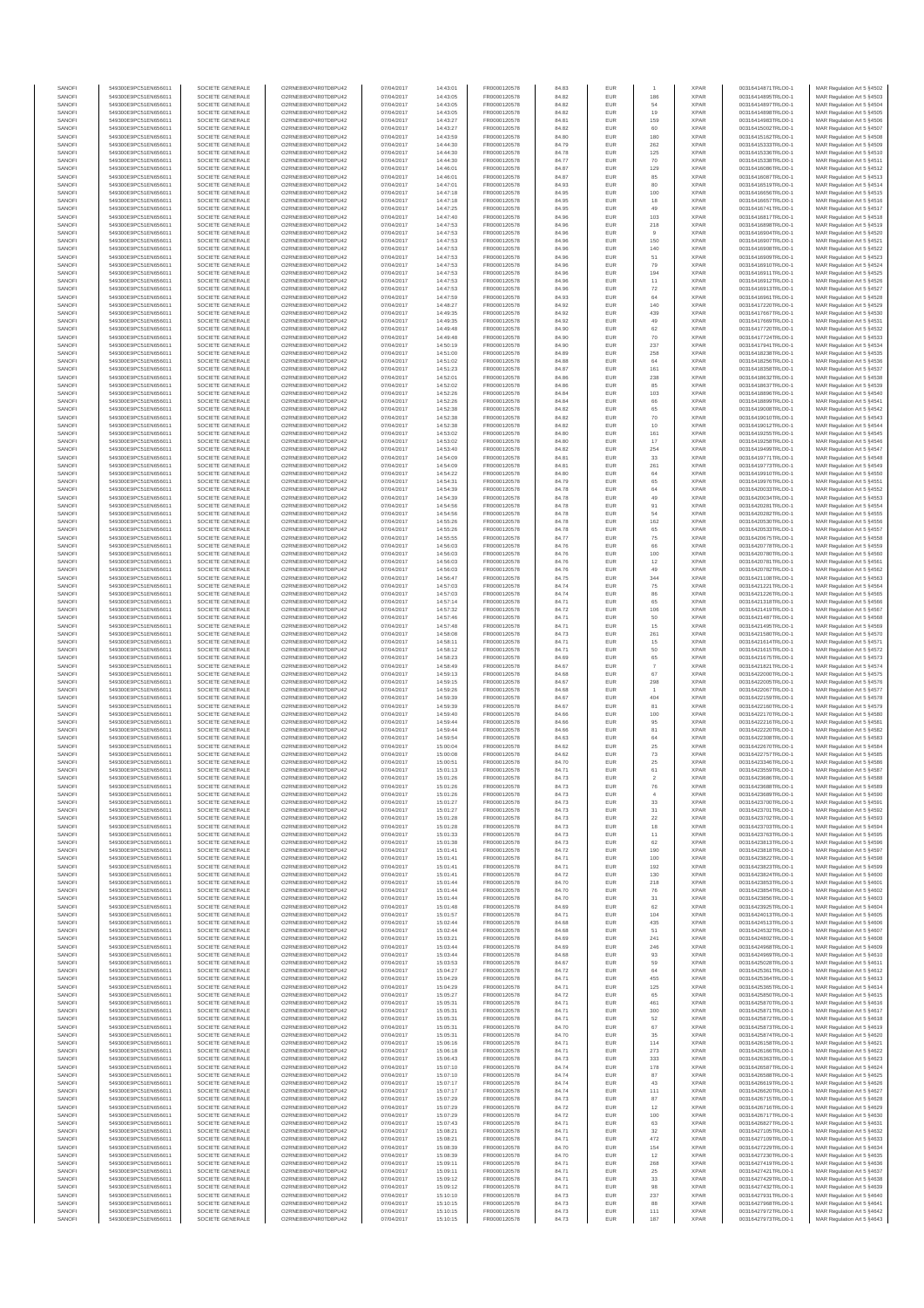| SANOFI | 549300E9PC51EN656011 | SOCIETE GENERALE | O2RNE8IBXP4R0TD8PU42 | 07/04/2017 | 14:43:01 | FR0000120578 | 84.83 | EUR | 1 | XPAR | 00316414871TRLO0-1 | MAR Regulation Art 5 §4502 |
|---|---|---|---|---|---|---|---|---|---|---|---|---|
| SANOFI | 549300E9PC51EN656011 | SOCIETE GENERALE | O2RNE8IBXP4R0TD8PU42 | 07/04/2017 | 14:43:05 | FR0000120578 | 84.82 | EUR | 186 | XPAR | 00316414895TRLO0-1 | MAR Regulation Art 5 §4503 |
| SANOFI | 549300E9PC51EN656011 | SOCIETE GENERALE | O2RNE8IBXP4R0TD8PU42 | 07/04/2017 | 14:43:05 | FR0000120578 | 84.82 | EUR | 54 | XPAR | 00316414897TRLO0-1 | MAR Regulation Art 5 §4504 |
| SANOFI | 549300E9PC51EN656011 | SOCIETE GENERALE | O2RNE8IBXP4R0TD8PU42 | 07/04/2017 | 14:43:05 | FR0000120578 | 84.82 | EUR | 19 | XPAR | 00316414898TRLO0-1 | MAR Regulation Art 5 §4505 |
| SANOFI | 549300E9PC51EN656011 | SOCIETE GENERALE | O2RNE8IBXP4R0TD8PU42 | 07/04/2017 | 14:43:27 | FR0000120578 | 84.81 | EUR | 159 | XPAR | 00316414983TRLO0-1 | MAR Regulation Art 5 §4506 |
| SANOFI | 549300E9PC51EN656011 | SOCIETE GENERALE | O2RNE8IBXP4R0TD8PU42 | 07/04/2017 | 14:43:27 | FR0000120578 | 84.82 | EUR | 60 | XPAR | 00316415002TRLO0-1 | MAR Regulation Art 5 §4507 |
| SANOFI | 549300E9PC51EN656011 | SOCIETE GENERALE | O2RNE8IBXP4R0TD8PU42 | 07/04/2017 | 14:43:59 | FR0000120578 | 84.80 | EUR | 180 | XPAR | 00316415162TRLO0-1 | MAR Regulation Art 5 §4508 |
| SANOFI | 549300E9PC51EN656011 | SOCIETE GENERALE | O2RNE8IBXP4R0TD8PU42 | 07/04/2017 | 14:44:30 | FR0000120578 | 84.79 | EUR | 262 | XPAR | 00316415333TRLO0-1 | MAR Regulation Art 5 §4509 |
| SANOFI | 549300E9PC51EN656011 | SOCIETE GENERALE | O2RNE8IBXP4R0TD8PU42 | 07/04/2017 | 14:44:30 | FR0000120578 | 84.78 | EUR | 125 | XPAR | 00316415336TRLO0-1 | MAR Regulation Art 5 §4510 |
| SANOFI | 549300E9PC51EN656011 | SOCIETE GENERALE | O2RNE8IBXP4R0TD8PU42 | 07/04/2017 | 14:44:30 | FR0000120578 | 84.77 | EUR | 70 | XPAR | 00316415338TRLO0-1 | MAR Regulation Art 5 §4511 |
| SANOFI | 549300E9PC51EN656011 | SOCIETE GENERALE | O2RNE8IBXP4R0TD8PU42 | 07/04/2017 | 14:46:01 | FR0000120578 | 84.87 | EUR | 129 | XPAR | 00316416086TRLO0-1 | MAR Regulation Art 5 §4512 |
| SANOFI | 549300E9PC51EN656011 | SOCIETE GENERALE | O2RNE8IBXP4R0TD8PU42 | 07/04/2017 | 14:46:01 | FR0000120578 | 84.87 | EUR | 85 | XPAR | 00316416087TRLO0-1 | MAR Regulation Art 5 §4513 |
| SANOFI | 549300E9PC51EN656011 | SOCIETE GENERALE | O2RNE8IBXP4R0TD8PU42 | 07/04/2017 | 14:47:01 | FR0000120578 | 84.93 | EUR | 80 | XPAR | 00316416519TRLO0-1 | MAR Regulation Art 5 §4514 |
| SANOFI | 549300E9PC51EN656011 | SOCIETE GENERALE | O2RNE8IBXP4R0TD8PU42 | 07/04/2017 | 14:47:18 | FR0000120578 | 84.95 | EUR | 100 | XPAR | 00316416656TRLO0-1 | MAR Regulation Art 5 §4515 |
| SANOFI | 549300E9PC51EN656011 | SOCIETE GENERALE | O2RNE8IBXP4R0TD8PU42 | 07/04/2017 | 14:47:18 | FR0000120578 | 84.95 | EUR | 18 | XPAR | 00316416657TRLO0-1 | MAR Regulation Art 5 §4516 |
| SANOFI | 549300E9PC51EN656011 | SOCIETE GENERALE | O2RNE8IBXP4R0TD8PU42 | 07/04/2017 | 14:47:25 | FR0000120578 | 84.95 | EUR | 49 | XPAR | 00316416741TRLO0-1 | MAR Regulation Art 5 §4517 |
| SANOFI | 549300E9PC51EN656011 | SOCIETE GENERALE | O2RNE8IBXP4R0TD8PU42 | 07/04/2017 | 14:47:40 | FR0000120578 | 84.96 | EUR | 103 | XPAR | 00316416817TRLO0-1 | MAR Regulation Art 5 §4518 |
| SANOFI | 549300E9PC51EN656011 | SOCIETE GENERALE | O2RNE8IBXP4R0TD8PU42 | 07/04/2017 | 14:47:53 | FR0000120578 | 84.96 | EUR | 218 | XPAR | 00316416898TRLO0-1 | MAR Regulation Art 5 §4519 |
| SANOFI | 549300E9PC51EN656011 | SOCIETE GENERALE | O2RNE8IBXP4R0TD8PU42 | 07/04/2017 | 14:47:53 | FR0000120578 | 84.96 | EUR | 9 | XPAR | 00316416904TRLO0-1 | MAR Regulation Art 5 §4520 |
| SANOFI | 549300E9PC51EN656011 | SOCIETE GENERALE | O2RNE8IBXP4R0TD8PU42 | 07/04/2017 | 14:47:53 | FR0000120578 | 84.96 | EUR | 150 | XPAR | 00316416906TRLO0-1 | MAR Regulation Art 5 §4521 |
| SANOFI | 549300E9PC51EN656011 | SOCIETE GENERALE | O2RNE8IBXP4R0TD8PU42 | 07/04/2017 | 14:47:53 | FR0000120578 | 84.96 | EUR | 140 | XPAR | 00316416908TRLO0-1 | MAR Regulation Art 5 §4522 |
| SANOFI | 549300E9PC51EN656011 | SOCIETE GENERALE | O2RNE8IBXP4R0TD8PU42 | 07/04/2017 | 14:47:53 | FR0000120578 | 84.96 | EUR | 51 | XPAR | 00316416909TRLO0-1 | MAR Regulation Art 5 §4523 |
| SANOFI | 549300E9PC51EN656011 | SOCIETE GENERALE | O2RNE8IBXP4R0TD8PU42 | 07/04/2017 | 14:47:53 | FR0000120578 | 84.96 | EUR | 79 | XPAR | 00316416910TRLO0-1 | MAR Regulation Art 5 §4524 |
| SANOFI | 549300E9PC51EN656011 | SOCIETE GENERALE | O2RNE8IBXP4R0TD8PU42 | 07/04/2017 | 14:47:53 | FR0000120578 | 84.96 | EUR | 194 | XPAR | 00316416911TRLO0-1 | MAR Regulation Art 5 §4525 |
| SANOFI | 549300E9PC51EN656011 | SOCIETE GENERALE | O2RNE8IBXP4R0TD8PU42 | 07/04/2017 | 14:47:53 | FR0000120578 | 84.96 | EUR | 11 | XPAR | 00316416912TRLO0-1 | MAR Regulation Art 5 §4526 |
| SANOFI | 549300E9PC51EN656011 | SOCIETE GENERALE | O2RNE8IBXP4R0TD8PU42 | 07/04/2017 | 14:47:53 | FR0000120578 | 84.96 | EUR | 72 | XPAR | 00316416913TRLO0-1 | MAR Regulation Art 5 §4527 |
| SANOFI | 549300E9PC51EN656011 | SOCIETE GENERALE | O2RNE8IBXP4R0TD8PU42 | 07/04/2017 | 14:47:59 | FR0000120578 | 84.93 | EUR | 64 | XPAR | 00316416961TRLO0-1 | MAR Regulation Art 5 §4528 |
| SANOFI | 549300E9PC51EN656011 | SOCIETE GENERALE | O2RNE8IBXP4R0TD8PU42 | 07/04/2017 | 14:48:27 | FR0000120578 | 84.92 | EUR | 140 | XPAR | 00316417220TRLO0-1 | MAR Regulation Art 5 §4529 |
| SANOFI | 549300E9PC51EN656011 | SOCIETE GENERALE | O2RNE8IBXP4R0TD8PU42 | 07/04/2017 | 14:49:35 | FR0000120578 | 84.92 | EUR | 439 | XPAR | 00316417667TRLO0-1 | MAR Regulation Art 5 §4530 |
| SANOFI | 549300E9PC51EN656011 | SOCIETE GENERALE | O2RNE8IBXP4R0TD8PU42 | 07/04/2017 | 14:49:35 | FR0000120578 | 84.92 | EUR | 49 | XPAR | 00316417669TRLO0-1 | MAR Regulation Art 5 §4531 |
| SANOFI | 549300E9PC51EN656011 | SOCIETE GENERALE | O2RNE8IBXP4R0TD8PU42 | 07/04/2017 | 14:49:48 | FR0000120578 | 84.90 | EUR | 62 | XPAR | 00316417720TRLO0-1 | MAR Regulation Art 5 §4532 |
| SANOFI | 549300E9PC51EN656011 | SOCIETE GENERALE | O2RNE8IBXP4R0TD8PU42 | 07/04/2017 | 14:49:48 | FR0000120578 | 84.90 | EUR | 70 | XPAR | 00316417724TRLO0-1 | MAR Regulation Art 5 §4533 |
| SANOFI | 549300E9PC51EN656011 | SOCIETE GENERALE | O2RNE8IBXP4R0TD8PU42 | 07/04/2017 | 14:50:19 | FR0000120578 | 84.90 | EUR | 237 | XPAR | 00316417941TRLO0-1 | MAR Regulation Art 5 §4534 |
| SANOFI | 549300E9PC51EN656011 | SOCIETE GENERALE | O2RNE8IBXP4R0TD8PU42 | 07/04/2017 | 14:51:00 | FR0000120578 | 84.89 | EUR | 258 | XPAR | 00316418238TRLO0-1 | MAR Regulation Art 5 §4535 |
| SANOFI | 549300E9PC51EN656011 | SOCIETE GENERALE | O2RNE8IBXP4R0TD8PU42 | 07/04/2017 | 14:51:02 | FR0000120578 | 84.88 | EUR | 64 | XPAR | 00316418256TRLO0-1 | MAR Regulation Art 5 §4536 |
| SANOFI | 549300E9PC51EN656011 | SOCIETE GENERALE | O2RNE8IBXP4R0TD8PU42 | 07/04/2017 | 14:51:23 | FR0000120578 | 84.87 | EUR | 161 | XPAR | 00316418358TRLO0-1 | MAR Regulation Art 5 §4537 |
| SANOFI | 549300E9PC51EN656011 | SOCIETE GENERALE | O2RNE8IBXP4R0TD8PU42 | 07/04/2017 | 14:52:01 | FR0000120578 | 84.86 | EUR | 238 | XPAR | 00316418632TRLO0-1 | MAR Regulation Art 5 §4538 |
| SANOFI | 549300E9PC51EN656011 | SOCIETE GENERALE | O2RNE8IBXP4R0TD8PU42 | 07/04/2017 | 14:52:02 | FR0000120578 | 84.86 | EUR | 85 | XPAR | 00316418637TRLO0-1 | MAR Regulation Art 5 §4539 |
| SANOFI | 549300E9PC51EN656011 | SOCIETE GENERALE | O2RNE8IBXP4R0TD8PU42 | 07/04/2017 | 14:52:26 | FR0000120578 | 84.84 | EUR | 103 | XPAR | 00316418898TRLO0-1 | MAR Regulation Art 5 §4540 |
| SANOFI | 549300E9PC51EN656011 | SOCIETE GENERALE | O2RNE8IBXP4R0TD8PU42 | 07/04/2017 | 14:52:26 | FR0000120578 | 84.84 | EUR | 66 | XPAR | 00316418899TRLO0-1 | MAR Regulation Art 5 §4541 |
| SANOFI | 549300E9PC51EN656011 | SOCIETE GENERALE | O2RNE8IBXP4R0TD8PU42 | 07/04/2017 | 14:52:38 | FR0000120578 | 84.82 | EUR | 65 | XPAR | 00316419008TRLO0-1 | MAR Regulation Art 5 §4542 |
| SANOFI | 549300E9PC51EN656011 | SOCIETE GENERALE | O2RNE8IBXP4R0TD8PU42 | 07/04/2017 | 14:52:38 | FR0000120578 | 84.82 | EUR | 70 | XPAR | 00316419010TRLO0-1 | MAR Regulation Art 5 §4543 |
| SANOFI | 549300E9PC51EN656011 | SOCIETE GENERALE | O2RNE8IBXP4R0TD8PU42 | 07/04/2017 | 14:52:38 | FR0000120578 | 84.82 | EUR | 10 | XPAR | 00316419012TRLO0-1 | MAR Regulation Art 5 §4544 |
| SANOFI | 549300E9PC51EN656011 | SOCIETE GENERALE | O2RNE8IBXP4R0TD8PU42 | 07/04/2017 | 14:53:02 | FR0000120578 | 84.80 | EUR | 161 | XPAR | 00316419255TRLO0-1 | MAR Regulation Art 5 §4545 |
| SANOFI | 549300E9PC51EN656011 | SOCIETE GENERALE | O2RNE8IBXP4R0TD8PU42 | 07/04/2017 | 14:53:02 | FR0000120578 | 84.80 | EUR | 17 | XPAR | 00316419258TRLO0-1 | MAR Regulation Art 5 §4546 |
| SANOFI | 549300E9PC51EN656011 | SOCIETE GENERALE | O2RNE8IBXP4R0TD8PU42 | 07/04/2017 | 14:53:40 | FR0000120578 | 84.82 | EUR | 254 | XPAR | 00316419499TRLO0-1 | MAR Regulation Art 5 §4547 |
| SANOFI | 549300E9PC51EN656011 | SOCIETE GENERALE | O2RNE8IBXP4R0TD8PU42 | 07/04/2017 | 14:54:09 | FR0000120578 | 84.81 | EUR | 33 | XPAR | 00316419771TRLO0-1 | MAR Regulation Art 5 §4548 |
| SANOFI | 549300E9PC51EN656011 | SOCIETE GENERALE | O2RNE8IBXP4R0TD8PU42 | 07/04/2017 | 14:54:09 | FR0000120578 | 84.81 | EUR | 261 | XPAR | 00316419773TRLO0-1 | MAR Regulation Art 5 §4549 |
| SANOFI | 549300E9PC51EN656011 | SOCIETE GENERALE | O2RNE8IBXP4R0TD8PU42 | 07/04/2017 | 14:54:22 | FR0000120578 | 84.80 | EUR | 64 | XPAR | 00316419910TRLO0-1 | MAR Regulation Art 5 §4550 |
| SANOFI | 549300E9PC51EN656011 | SOCIETE GENERALE | O2RNE8IBXP4R0TD8PU42 | 07/04/2017 | 14:54:31 | FR0000120578 | 84.79 | EUR | 65 | XPAR | 00316419976TRLO0-1 | MAR Regulation Art 5 §4551 |
| SANOFI | 549300E9PC51EN656011 | SOCIETE GENERALE | O2RNE8IBXP4R0TD8PU42 | 07/04/2017 | 14:54:39 | FR0000120578 | 84.78 | EUR | 64 | XPAR | 00316420023TRLO0-1 | MAR Regulation Art 5 §4552 |
| SANOFI | 549300E9PC51EN656011 | SOCIETE GENERALE | O2RNE8IBXP4R0TD8PU42 | 07/04/2017 | 14:54:39 | FR0000120578 | 84.78 | EUR | 49 | XPAR | 00316420024TRLO0-1 | MAR Regulation Art 5 §4553 |
| SANOFI | 549300E9PC51EN656011 | SOCIETE GENERALE | O2RNE8IBXP4R0TD8PU42 | 07/04/2017 | 14:54:56 | FR0000120578 | 84.78 | EUR | 91 | XPAR | 00316420281TRLO0-1 | MAR Regulation Art 5 §4554 |
| SANOFI | 549300E9PC51EN656011 | SOCIETE GENERALE | O2RNE8IBXP4R0TD8PU42 | 07/04/2017 | 14:54:56 | FR0000120578 | 84.78 | EUR | 54 | XPAR | 00316420282TRLO0-1 | MAR Regulation Art 5 §4555 |
| SANOFI | 549300E9PC51EN656011 | SOCIETE GENERALE | O2RNE8IBXP4R0TD8PU42 | 07/04/2017 | 14:55:26 | FR0000120578 | 84.78 | EUR | 162 | XPAR | 00316420530TRLO0-1 | MAR Regulation Art 5 §4556 |
| SANOFI | 549300E9PC51EN656011 | SOCIETE GENERALE | O2RNE8IBXP4R0TD8PU42 | 07/04/2017 | 14:55:26 | FR0000120578 | 84.78 | EUR | 65 | XPAR | 00316420533TRLO0-1 | MAR Regulation Art 5 §4557 |
| SANOFI | 549300E9PC51EN656011 | SOCIETE GENERALE | O2RNE8IBXP4R0TD8PU42 | 07/04/2017 | 14:55:55 | FR0000120578 | 84.77 | EUR | 75 | XPAR | 00316420675TRLO0-1 | MAR Regulation Art 5 §4558 |
| SANOFI | 549300E9PC51EN656011 | SOCIETE GENERALE | O2RNE8IBXP4R0TD8PU42 | 07/04/2017 | 14:56:03 | FR0000120578 | 84.76 | EUR | 66 | XPAR | 00316420779TRLO0-1 | MAR Regulation Art 5 §4559 |
| SANOFI | 549300E9PC51EN656011 | SOCIETE GENERALE | O2RNE8IBXP4R0TD8PU42 | 07/04/2017 | 14:56:03 | FR0000120578 | 84.76 | EUR | 100 | XPAR | 00316420780TRLO0-1 | MAR Regulation Art 5 §4560 |
| SANOFI | 549300E9PC51EN656011 | SOCIETE GENERALE | O2RNE8IBXP4R0TD8PU42 | 07/04/2017 | 14:56:03 | FR0000120578 | 84.76 | EUR | 12 | XPAR | 00316420781TRLO0-1 | MAR Regulation Art 5 §4561 |
| SANOFI | 549300E9PC51EN656011 | SOCIETE GENERALE | O2RNE8IBXP4R0TD8PU42 | 07/04/2017 | 14:56:03 | FR0000120578 | 84.76 | EUR | 49 | XPAR | 00316420782TRLO0-1 | MAR Regulation Art 5 §4562 |
| SANOFI | 549300E9PC51EN656011 | SOCIETE GENERALE | O2RNE8IBXP4R0TD8PU42 | 07/04/2017 | 14:56:47 | FR0000120578 | 84.75 | EUR | 344 | XPAR | 00316421108TRLO0-1 | MAR Regulation Art 5 §4563 |
| SANOFI | 549300E9PC51EN656011 | SOCIETE GENERALE | O2RNE8IBXP4R0TD8PU42 | 07/04/2017 | 14:57:03 | FR0000120578 | 84.74 | EUR | 75 | XPAR | 00316421221TRLO0-1 | MAR Regulation Art 5 §4564 |
| SANOFI | 549300E9PC51EN656011 | SOCIETE GENERALE | O2RNE8IBXP4R0TD8PU42 | 07/04/2017 | 14:57:03 | FR0000120578 | 84.74 | EUR | 86 | XPAR | 00316421226TRLO0-1 | MAR Regulation Art 5 §4565 |
| SANOFI | 549300E9PC51EN656011 | SOCIETE GENERALE | O2RNE8IBXP4R0TD8PU42 | 07/04/2017 | 14:57:14 | FR0000120578 | 84.71 | EUR | 65 | XPAR | 00316421318TRLO0-1 | MAR Regulation Art 5 §4566 |
| SANOFI | 549300E9PC51EN656011 | SOCIETE GENERALE | O2RNE8IBXP4R0TD8PU42 | 07/04/2017 | 14:57:32 | FR0000120578 | 84.72 | EUR | 106 | XPAR | 00316421419TRLO0-1 | MAR Regulation Art 5 §4567 |
| SANOFI | 549300E9PC51EN656011 | SOCIETE GENERALE | O2RNE8IBXP4R0TD8PU42 | 07/04/2017 | 14:57:46 | FR0000120578 | 84.71 | EUR | 50 | XPAR | 00316421487TRLO0-1 | MAR Regulation Art 5 §4568 |
| SANOFI | 549300E9PC51EN656011 | SOCIETE GENERALE | O2RNE8IBXP4R0TD8PU42 | 07/04/2017 | 14:57:48 | FR0000120578 | 84.71 | EUR | 15 | XPAR | 00316421495TRLO0-1 | MAR Regulation Art 5 §4569 |
| SANOFI | 549300E9PC51EN656011 | SOCIETE GENERALE | O2RNE8IBXP4R0TD8PU42 | 07/04/2017 | 14:58:08 | FR0000120578 | 84.73 | EUR | 261 | XPAR | 00316421599TRLO0-1 | MAR Regulation Art 5 §4570 |
| SANOFI | 549300E9PC51EN656011 | SOCIETE GENERALE | O2RNE8IBXP4R0TD8PU42 | 07/04/2017 | 14:58:11 | FR0000120578 | 84.71 | EUR | 15 | XPAR | 00316421614TRLO0-1 | MAR Regulation Art 5 §4571 |
| SANOFI | 549300E9PC51EN656011 | SOCIETE GENERALE | O2RNE8IBXP4R0TD8PU42 | 07/04/2017 | 14:58:12 | FR0000120578 | 84.71 | EUR | 50 | XPAR | 00316421615TRLO0-1 | MAR Regulation Art 5 §4572 |
| SANOFI | 549300E9PC51EN656011 | SOCIETE GENERALE | O2RNE8IBXP4R0TD8PU42 | 07/04/2017 | 14:58:23 | FR0000120578 | 84.69 | EUR | 65 | XPAR | 00316421675TRLO0-1 | MAR Regulation Art 5 §4573 |
| SANOFI | 549300E9PC51EN656011 | SOCIETE GENERALE | O2RNE8IBXP4R0TD8PU42 | 07/04/2017 | 14:58:49 | FR0000120578 | 84.67 | EUR | 7 | XPAR | 00316421821TRLO0-1 | MAR Regulation Art 5 §4574 |
| SANOFI | 549300E9PC51EN656011 | SOCIETE GENERALE | O2RNE8IBXP4R0TD8PU42 | 07/04/2017 | 14:59:13 | FR0000120578 | 84.68 | EUR | 67 | XPAR | 00316422000TRLO0-1 | MAR Regulation Art 5 §4575 |
| SANOFI | 549300E9PC51EN656011 | SOCIETE GENERALE | O2RNE8IBXP4R0TD8PU42 | 07/04/2017 | 14:59:15 | FR0000120578 | 84.67 | EUR | 298 | XPAR | 00316422005TRLO0-1 | MAR Regulation Art 5 §4576 |
| SANOFI | 549300E9PC51EN656011 | SOCIETE GENERALE | O2RNE8IBXP4R0TD8PU42 | 07/04/2017 | 14:59:26 | FR0000120578 | 84.68 | EUR | 1 | XPAR | 00316422067TRLO0-1 | MAR Regulation Art 5 §4577 |
| SANOFI | 549300E9PC51EN656011 | SOCIETE GENERALE | O2RNE8IBXP4R0TD8PU42 | 07/04/2017 | 14:59:39 | FR0000120578 | 84.67 | EUR | 404 | XPAR | 00316422159TRLO0-1 | MAR Regulation Art 5 §4578 |
| SANOFI | 549300E9PC51EN656011 | SOCIETE GENERALE | O2RNE8IBXP4R0TD8PU42 | 07/04/2017 | 14:59:39 | FR0000120578 | 84.67 | EUR | 81 | XPAR | 00316422160TRLO0-1 | MAR Regulation Art 5 §4579 |
| SANOFI | 549300E9PC51EN656011 | SOCIETE GENERALE | O2RNE8IBXP4R0TD8PU42 | 07/04/2017 | 14:59:40 | FR0000120578 | 84.66 | EUR | 100 | XPAR | 00316422170TRLO0-1 | MAR Regulation Art 5 §4580 |
| SANOFI | 549300E9PC51EN656011 | SOCIETE GENERALE | O2RNE8IBXP4R0TD8PU42 | 07/04/2017 | 14:59:44 | FR0000120578 | 84.66 | EUR | 95 | XPAR | 00316422216TRLO0-1 | MAR Regulation Art 5 §4581 |
| SANOFI | 549300E9PC51EN656011 | SOCIETE GENERALE | O2RNE8IBXP4R0TD8PU42 | 07/04/2017 | 14:59:44 | FR0000120578 | 84.66 | EUR | 81 | XPAR | 00316422220TRLO0-1 | MAR Regulation Art 5 §4582 |
| SANOFI | 549300E9PC51EN656011 | SOCIETE GENERALE | O2RNE8IBXP4R0TD8PU42 | 07/04/2017 | 14:59:54 | FR0000120578 | 84.63 | EUR | 64 | XPAR | 00316422308TRLO0-1 | MAR Regulation Art 5 §4583 |
| SANOFI | 549300E9PC51EN656011 | SOCIETE GENERALE | O2RNE8IBXP4R0TD8PU42 | 07/04/2017 | 15:00:04 | FR0000120578 | 84.62 | EUR | 25 | XPAR | 00316422670TRLO0-1 | MAR Regulation Art 5 §4584 |
| SANOFI | 549300E9PC51EN656011 | SOCIETE GENERALE | O2RNE8IBXP4R0TD8PU42 | 07/04/2017 | 15:00:08 | FR0000120578 | 84.62 | EUR | 73 | XPAR | 00316422757TRLO0-1 | MAR Regulation Art 5 §4585 |
| SANOFI | 549300E9PC51EN656011 | SOCIETE GENERALE | O2RNE8IBXP4R0TD8PU42 | 07/04/2017 | 15:00:51 | FR0000120578 | 84.70 | EUR | 25 | XPAR | 00316423346TRLO0-1 | MAR Regulation Art 5 §4586 |
| SANOFI | 549300E9PC51EN656011 | SOCIETE GENERALE | O2RNE8IBXP4R0TD8PU42 | 07/04/2017 | 15:01:13 | FR0000120578 | 84.71 | EUR | 61 | XPAR | 00316423559TRLO0-1 | MAR Regulation Art 5 §4587 |
| SANOFI | 549300E9PC51EN656011 | SOCIETE GENERALE | O2RNE8IBXP4R0TD8PU42 | 07/04/2017 | 15:01:26 | FR0000120578 | 84.73 | EUR | 2 | XPAR | 00316423686TRLO0-1 | MAR Regulation Art 5 §4588 |
| SANOFI | 549300E9PC51EN656011 | SOCIETE GENERALE | O2RNE8IBXP4R0TD8PU42 | 07/04/2017 | 15:01:26 | FR0000120578 | 84.73 | EUR | 76 | XPAR | 00316423688TRLO0-1 | MAR Regulation Art 5 §4589 |
| SANOFI | 549300E9PC51EN656011 | SOCIETE GENERALE | O2RNE8IBXP4R0TD8PU42 | 07/04/2017 | 15:01:26 | FR0000120578 | 84.73 | EUR | 4 | XPAR | 00316423689TRLO0-1 | MAR Regulation Art 5 §4590 |
| SANOFI | 549300E9PC51EN656011 | SOCIETE GENERALE | O2RNE8IBXP4R0TD8PU42 | 07/04/2017 | 15:01:27 | FR0000120578 | 84.73 | EUR | 33 | XPAR | 00316423700TRLO0-1 | MAR Regulation Art 5 §4591 |
| SANOFI | 549300E9PC51EN656011 | SOCIETE GENERALE | O2RNE8IBXP4R0TD8PU42 | 07/04/2017 | 15:01:27 | FR0000120578 | 84.73 | EUR | 31 | XPAR | 00316423701TRLO0-1 | MAR Regulation Art 5 §4592 |
| SANOFI | 549300E9PC51EN656011 | SOCIETE GENERALE | O2RNE8IBXP4R0TD8PU42 | 07/04/2017 | 15:01:28 | FR0000120578 | 84.73 | EUR | 22 | XPAR | 00316423702TRLO0-1 | MAR Regulation Art 5 §4593 |
| SANOFI | 549300E9PC51EN656011 | SOCIETE GENERALE | O2RNE8IBXP4R0TD8PU42 | 07/04/2017 | 15:01:28 | FR0000120578 | 84.73 | EUR | 18 | XPAR | 00316423703TRLO0-1 | MAR Regulation Art 5 §4594 |
| SANOFI | 549300E9PC51EN656011 | SOCIETE GENERALE | O2RNE8IBXP4R0TD8PU42 | 07/04/2017 | 15:01:33 | FR0000120578 | 84.73 | EUR | 11 | XPAR | 00316423763TRLO0-1 | MAR Regulation Art 5 §4595 |
| SANOFI | 549300E9PC51EN656011 | SOCIETE GENERALE | O2RNE8IBXP4R0TD8PU42 | 07/04/2017 | 15:01:38 | FR0000120578 | 84.73 | EUR | 62 | XPAR | 00316423813TRLO0-1 | MAR Regulation Art 5 §4596 |
| SANOFI | 549300E9PC51EN656011 | SOCIETE GENERALE | O2RNE8IBXP4R0TD8PU42 | 07/04/2017 | 15:01:41 | FR0000120578 | 84.72 | EUR | 190 | XPAR | 00316423818TRLO0-1 | MAR Regulation Art 5 §4597 |
| SANOFI | 549300E9PC51EN656011 | SOCIETE GENERALE | O2RNE8IBXP4R0TD8PU42 | 07/04/2017 | 15:01:41 | FR0000120578 | 84.71 | EUR | 100 | XPAR | 00316423822TRLO0-1 | MAR Regulation Art 5 §4598 |
| SANOFI | 549300E9PC51EN656011 | SOCIETE GENERALE | O2RNE8IBXP4R0TD8PU42 | 07/04/2017 | 15:01:41 | FR0000120578 | 84.71 | EUR | 192 | XPAR | 00316423823TRLO0-1 | MAR Regulation Art 5 §4599 |
| SANOFI | 549300E9PC51EN656011 | SOCIETE GENERALE | O2RNE8IBXP4R0TD8PU42 | 07/04/2017 | 15:01:41 | FR0000120578 | 84.72 | EUR | 130 | XPAR | 00316423824TRLO0-1 | MAR Regulation Art 5 §4600 |
| SANOFI | 549300E9PC51EN656011 | SOCIETE GENERALE | O2RNE8IBXP4R0TD8PU42 | 07/04/2017 | 15:01:44 | FR0000120578 | 84.70 | EUR | 218 | XPAR | 00316423853TRLO0-1 | MAR Regulation Art 5 §4601 |
| SANOFI | 549300E9PC51EN656011 | SOCIETE GENERALE | O2RNE8IBXP4R0TD8PU42 | 07/04/2017 | 15:01:44 | FR0000120578 | 84.70 | EUR | 76 | XPAR | 00316423854TRLO0-1 | MAR Regulation Art 5 §4602 |
| SANOFI | 549300E9PC51EN656011 | SOCIETE GENERALE | O2RNE8IBXP4R0TD8PU42 | 07/04/2017 | 15:01:44 | FR0000120578 | 84.70 | EUR | 31 | XPAR | 00316423856TRLO0-1 | MAR Regulation Art 5 §4603 |
| SANOFI | 549300E9PC51EN656011 | SOCIETE GENERALE | O2RNE8IBXP4R0TD8PU42 | 07/04/2017 | 15:01:48 | FR0000120578 | 84.69 | EUR | 62 | XPAR | 00316423925TRLO0-1 | MAR Regulation Art 5 §4604 |
| SANOFI | 549300E9PC51EN656011 | SOCIETE GENERALE | O2RNE8IBXP4R0TD8PU42 | 07/04/2017 | 15:01:57 | FR0000120578 | 84.71 | EUR | 194 | XPAR | 00316424013TRLO0-1 | MAR Regulation Art 5 §4605 |
| SANOFI | 549300E9PC51EN656011 | SOCIETE GENERALE | O2RNE8IBXP4R0TD8PU42 | 07/04/2017 | 15:02:44 | FR0000120578 | 84.68 | EUR | 435 | XPAR | 00316424513TRLO0-1 | MAR Regulation Art 5 §4606 |
| SANOFI | 549300E9PC51EN656011 | SOCIETE GENERALE | O2RNE8IBXP4R0TD8PU42 | 07/04/2017 | 15:02:44 | FR0000120578 | 84.68 | EUR | 51 | XPAR | 00316424532TRLO0-1 | MAR Regulation Art 5 §4607 |
| SANOFI | 549300E9PC51EN656011 | SOCIETE GENERALE | O2RNE8IBXP4R0TD8PU42 | 07/04/2017 | 15:03:21 | FR0000120578 | 84.69 | EUR | 241 | XPAR | 00316424802TRLO0-1 | MAR Regulation Art 5 §4608 |
| SANOFI | 549300E9PC51EN656011 | SOCIETE GENERALE | O2RNE8IBXP4R0TD8PU42 | 07/04/2017 | 15:03:44 | FR0000120578 | 84.69 | EUR | 246 | XPAR | 00316424968TRLO0-1 | MAR Regulation Art 5 §4609 |
| SANOFI | 549300E9PC51EN656011 | SOCIETE GENERALE | O2RNE8IBXP4R0TD8PU42 | 07/04/2017 | 15:03:44 | FR0000120578 | 84.68 | EUR | 93 | XPAR | 00316424969TRLO0-1 | MAR Regulation Art 5 §4610 |
| SANOFI | 549300E9PC51EN656011 | SOCIETE GENERALE | O2RNE8IBXP4R0TD8PU42 | 07/04/2017 | 15:03:53 | FR0000120578 | 84.67 | EUR | 59 | XPAR | 00316425028TRLO0-1 | MAR Regulation Art 5 §4611 |
| SANOFI | 549300E9PC51EN656011 | SOCIETE GENERALE | O2RNE8IBXP4R0TD8PU42 | 07/04/2017 | 15:04:27 | FR0000120578 | 84.72 | EUR | 64 | XPAR | 00316425361TRLO0-1 | MAR Regulation Art 5 §4612 |
| SANOFI | 549300E9PC51EN656011 | SOCIETE GENERALE | O2RNE8IBXP4R0TD8PU42 | 07/04/2017 | 15:04:29 | FR0000120578 | 84.71 | EUR | 455 | XPAR | 00316425364TRLO0-1 | MAR Regulation Art 5 §4613 |
| SANOFI | 549300E9PC51EN656011 | SOCIETE GENERALE | O2RNE8IBXP4R0TD8PU42 | 07/04/2017 | 15:04:29 | FR0000120578 | 84.71 | EUR | 125 | XPAR | 00316425365TRLO0-1 | MAR Regulation Art 5 §4614 |
| SANOFI | 549300E9PC51EN656011 | SOCIETE GENERALE | O2RNE8IBXP4R0TD8PU42 | 07/04/2017 | 15:05:27 | FR0000120578 | 84.72 | EUR | 65 | XPAR | 00316425850TRLO0-1 | MAR Regulation Art 5 §4615 |
| SANOFI | 549300E9PC51EN656011 | SOCIETE GENERALE | O2RNE8IBXP4R0TD8PU42 | 07/04/2017 | 15:05:31 | FR0000120578 | 84.71 | EUR | 461 | XPAR | 00316425870TRLO0-1 | MAR Regulation Art 5 §4616 |
| SANOFI | 549300E9PC51EN656011 | SOCIETE GENERALE | O2RNE8IBXP4R0TD8PU42 | 07/04/2017 | 15:05:31 | FR0000120578 | 84.71 | EUR | 300 | XPAR | 00316425871TRLO0-1 | MAR Regulation Art 5 §4617 |
| SANOFI | 549300E9PC51EN656011 | SOCIETE GENERALE | O2RNE8IBXP4R0TD8PU42 | 07/04/2017 | 15:05:31 | FR0000120578 | 84.71 | EUR | 52 | XPAR | 00316425872TRLO0-1 | MAR Regulation Art 5 §4618 |
| SANOFI | 549300E9PC51EN656011 | SOCIETE GENERALE | O2RNE8IBXP4R0TD8PU42 | 07/04/2017 | 15:05:31 | FR0000120578 | 84.70 | EUR | 67 | XPAR | 00316425873TRLO0-1 | MAR Regulation Art 5 §4619 |
| SANOFI | 549300E9PC51EN656011 | SOCIETE GENERALE | O2RNE8IBXP4R0TD8PU42 | 07/04/2017 | 15:05:31 | FR0000120578 | 84.70 | EUR | 35 | XPAR | 00316425874TRLO0-1 | MAR Regulation Art 5 §4620 |
| SANOFI | 549300E9PC51EN656011 | SOCIETE GENERALE | O2RNE8IBXP4R0TD8PU42 | 07/04/2017 | 15:06:16 | FR0000120578 | 84.71 | EUR | 114 | XPAR | 00316426158TRLO0-1 | MAR Regulation Art 5 §4621 |
| SANOFI | 549300E9PC51EN656011 | SOCIETE GENERALE | O2RNE8IBXP4R0TD8PU42 | 07/04/2017 | 15:06:18 | FR0000120578 | 84.71 | EUR | 273 | XPAR | 00316426166TRLO0-1 | MAR Regulation Art 5 §4622 |
| SANOFI | 549300E9PC51EN656011 | SOCIETE GENERALE | O2RNE8IBXP4R0TD8PU42 | 07/04/2017 | 15:06:43 | FR0000120578 | 84.73 | EUR | 333 | XPAR | 00316426353TRLO0-1 | MAR Regulation Art 5 §4623 |
| SANOFI | 549300E9PC51EN656011 | SOCIETE GENERALE | O2RNE8IBXP4R0TD8PU42 | 07/04/2017 | 15:07:10 | FR0000120578 | 84.74 | EUR | 178 | XPAR | 00316426587TRLO0-1 | MAR Regulation Art 5 §4624 |
| SANOFI | 549300E9PC51EN656011 | SOCIETE GENERALE | O2RNE8IBXP4R0TD8PU42 | 07/04/2017 | 15:07:10 | FR0000120578 | 84.74 | EUR | 87 | XPAR | 00316426588TRLO0-1 | MAR Regulation Art 5 §4625 |
| SANOFI | 549300E9PC51EN656011 | SOCIETE GENERALE | O2RNE8IBXP4R0TD8PU42 | 07/04/2017 | 15:07:17 | FR0000120578 | 84.74 | EUR | 43 | XPAR | 00316426619TRLO0-1 | MAR Regulation Art 5 §4626 |
| SANOFI | 549300E9PC51EN656011 | SOCIETE GENERALE | O2RNE8IBXP4R0TD8PU42 | 07/04/2017 | 15:07:17 | FR0000120578 | 84.74 | EUR | 111 | XPAR | 00316426620TRLO0-1 | MAR Regulation Art 5 §4627 |
| SANOFI | 549300E9PC51EN656011 | SOCIETE GENERALE | O2RNE8IBXP4R0TD8PU42 | 07/04/2017 | 15:07:29 | FR0000120578 | 84.73 | EUR | 87 | XPAR | 00316426715TRLO0-1 | MAR Regulation Art 5 §4628 |
| SANOFI | 549300E9PC51EN656011 | SOCIETE GENERALE | O2RNE8IBXP4R0TD8PU42 | 07/04/2017 | 15:07:29 | FR0000120578 | 84.72 | EUR | 12 | XPAR | 00316426716TRLO0-1 | MAR Regulation Art 5 §4629 |
| SANOFI | 549300E9PC51EN656011 | SOCIETE GENERALE | O2RNE8IBXP4R0TD8PU42 | 07/04/2017 | 15:07:29 | FR0000120578 | 84.72 | EUR | 100 | XPAR | 00316426717TRLO0-1 | MAR Regulation Art 5 §4630 |
| SANOFI | 549300E9PC51EN656011 | SOCIETE GENERALE | O2RNE8IBXP4R0TD8PU42 | 07/04/2017 | 15:07:43 | FR0000120578 | 84.71 | EUR | 63 | XPAR | 00316426827TRLO0-1 | MAR Regulation Art 5 §4631 |
| SANOFI | 549300E9PC51EN656011 | SOCIETE GENERALE | O2RNE8IBXP4R0TD8PU42 | 07/04/2017 | 15:08:21 | FR0000120578 | 84.71 | EUR | 32 | XPAR | 00316427105TRLO0-1 | MAR Regulation Art 5 §4632 |
| SANOFI | 549300E9PC51EN656011 | SOCIETE GENERALE | O2RNE8IBXP4R0TD8PU42 | 07/04/2017 | 15:08:21 | FR0000120578 | 84.71 | EUR | 472 | XPAR | 00316427109TRLO0-1 | MAR Regulation Art 5 §4633 |
| SANOFI | 549300E9PC51EN656011 | SOCIETE GENERALE | O2RNE8IBXP4R0TD8PU42 | 07/04/2017 | 15:08:39 | FR0000120578 | 84.70 | EUR | 154 | XPAR | 00316427229TRLO0-1 | MAR Regulation Art 5 §4634 |
| SANOFI | 549300E9PC51EN656011 | SOCIETE GENERALE | O2RNE8IBXP4R0TD8PU42 | 07/04/2017 | 15:08:39 | FR0000120578 | 84.70 | EUR | 12 | XPAR | 00316427230TRLO0-1 | MAR Regulation Art 5 §4635 |
| SANOFI | 549300E9PC51EN656011 | SOCIETE GENERALE | O2RNE8IBXP4R0TD8PU42 | 07/04/2017 | 15:09:11 | FR0000120578 | 84.71 | EUR | 268 | XPAR | 00316427419TRLO0-1 | MAR Regulation Art 5 §4636 |
| SANOFI | 549300E9PC51EN656011 | SOCIETE GENERALE | O2RNE8IBXP4R0TD8PU42 | 07/04/2017 | 15:09:11 | FR0000120578 | 84.71 | EUR | 25 | XPAR | 00316427421TRLO0-1 | MAR Regulation Art 5 §4637 |
| SANOFI | 549300E9PC51EN656011 | SOCIETE GENERALE | O2RNE8IBXP4R0TD8PU42 | 07/04/2017 | 15:09:12 | FR0000120578 | 84.71 | EUR | 33 | XPAR | 00316427429TRLO0-1 | MAR Regulation Art 5 §4638 |
| SANOFI | 549300E9PC51EN656011 | SOCIETE GENERALE | O2RNE8IBXP4R0TD8PU42 | 07/04/2017 | 15:09:12 | FR0000120578 | 84.71 | EUR | 98 | XPAR | 00316427432TRLO0-1 | MAR Regulation Art 5 §4639 |
| SANOFI | 549300E9PC51EN656011 | SOCIETE GENERALE | O2RNE8IBXP4R0TD8PU42 | 07/04/2017 | 15:10:10 | FR0000120578 | 84.73 | EUR | 237 | XPAR | 00316427931TRLO0-1 | MAR Regulation Art 5 §4640 |
| SANOFI | 549300E9PC51EN656011 | SOCIETE GENERALE | O2RNE8IBXP4R0TD8PU42 | 07/04/2017 | 15:10:15 | FR0000120578 | 84.73 | EUR | 88 | XPAR | 00316427968TRLO0-1 | MAR Regulation Art 5 §4641 |
| SANOFI | 549300E9PC51EN656011 | SOCIETE GENERALE | O2RNE8IBXP4R0TD8PU42 | 07/04/2017 | 15:10:15 | FR0000120578 | 84.73 | EUR | 111 | XPAR | 00316427972TRLO0-1 | MAR Regulation Art 5 §4642 |
| SANOFI | 549300E9PC51EN656011 | SOCIETE GENERALE | O2RNE8IBXP4R0TD8PU42 | 07/04/2017 | 15:10:15 | FR0000120578 | 84.73 | EUR | 187 | XPAR | 00316427973TRLO0-1 | MAR Regulation Art 5 §4643 |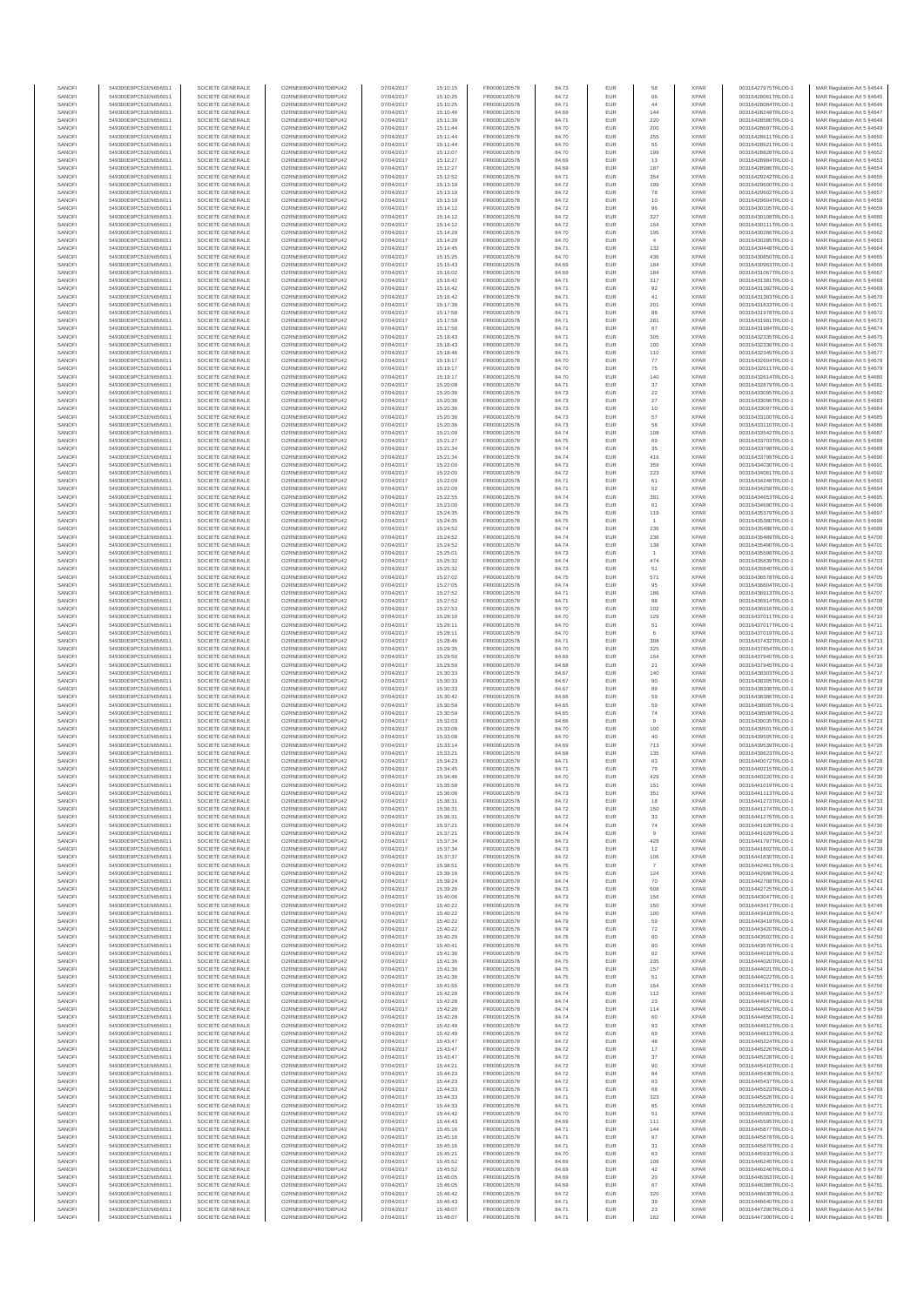| SANOFI | 549300E9PC51EN656011 | SOCIETE GENERALE | O2RNE8IBXP4R0TD8PU42 | 07/04/2017 | 15:10:15 | FR0000120578 | 84.73 | EUR | 58 | XPAR | 00316427975TRLO0-1 | MAR Regulation Art 5 §4644 |
|---|---|---|---|---|---|---|---|---|---|---|---|---|
| SANOFI | 549300E9PC51EN656011 | SOCIETE GENERALE | O2RNE8IBXP4R0TD8PU42 | 07/04/2017 | 15:10:25 | FR0000120578 | 84.72 | EUR | 66 | XPAR | 00316428061TRLO0-1 | MAR Regulation Art 5 §4645 |
| SANOFI | 549300E9PC51EN656011 | SOCIETE GENERALE | O2RNE8IBXP4R0TD8PU42 | 07/04/2017 | 15:10:25 | FR0000120578 | 84.71 | EUR | 44 | XPAR | 00316428084TRLO0-1 | MAR Regulation Art 5 §4646 |
| SANOFI | 549300E9PC51EN656011 | SOCIETE GENERALE | O2RNE8IBXP4R0TD8PU42 | 07/04/2017 | 15:10:46 | FR0000120578 | 84.69 | EUR | 144 | XPAR | 00316428249TRLO0-1 | MAR Regulation Art 5 §4647 |
| SANOFI | 549300E9PC51EN656011 | SOCIETE GENERALE | O2RNE8IBXP4R0TD8PU42 | 07/04/2017 | 15:11:39 | FR0000120578 | 84.71 | EUR | 220 | XPAR | 00316428580TRLO0-1 | MAR Regulation Art 5 §4648 |
| SANOFI | 549300E9PC51EN656011 | SOCIETE GENERALE | O2RNE8IBXP4R0TD8PU42 | 07/04/2017 | 15:11:44 | FR0000120578 | 84.70 | EUR | 200 | XPAR | 00316428607TRLO0-1 | MAR Regulation Art 5 §4649 |
| SANOFI | 549300E9PC51EN656011 | SOCIETE GENERALE | O2RNE8IBXP4R0TD8PU42 | 07/04/2017 | 15:11:44 | FR0000120578 | 84.70 | EUR | 255 | XPAR | 00316428611TRLO0-1 | MAR Regulation Art 5 §4650 |
| SANOFI | 549300E9PC51EN656011 | SOCIETE GENERALE | O2RNE8IBXP4R0TD8PU42 | 07/04/2017 | 15:11:44 | FR0000120578 | 84.70 | EUR | 55 | XPAR | 00316428621TRLO0-1 | MAR Regulation Art 5 §4651 |
| SANOFI | 549300E9PC51EN656011 | SOCIETE GENERALE | O2RNE8IBXP4R0TD8PU42 | 07/04/2017 | 15:12:07 | FR0000120578 | 84.70 | EUR | 199 | XPAR | 00316428828TRLO0-1 | MAR Regulation Art 5 §4652 |
| SANOFI | 549300E9PC51EN656011 | SOCIETE GENERALE | O2RNE8IBXP4R0TD8PU42 | 07/04/2017 | 15:12:27 | FR0000120578 | 84.69 | EUR | 13 | XPAR | 00316428984TRLO0-1 | MAR Regulation Art 5 §4653 |
| SANOFI | 549300E9PC51EN656011 | SOCIETE GENERALE | O2RNE8IBXP4R0TD8PU42 | 07/04/2017 | 15:12:27 | FR0000120578 | 84.69 | EUR | 187 | XPAR | 00316428986TRLO0-1 | MAR Regulation Art 5 §4654 |
| SANOFI | 549300E9PC51EN656011 | SOCIETE GENERALE | O2RNE8IBXP4R0TD8PU42 | 07/04/2017 | 15:12:52 | FR0000120578 | 84.71 | EUR | 354 | XPAR | 00316429242TRLO0-1 | MAR Regulation Art 5 §4655 |
| SANOFI | 549300E9PC51EN656011 | SOCIETE GENERALE | O2RNE8IBXP4R0TD8PU42 | 07/04/2017 | 15:13:19 | FR0000120578 | 84.72 | EUR | 199 | XPAR | 00316429600TRLO0-1 | MAR Regulation Art 5 §4656 |
| SANOFI | 549300E9PC51EN656011 | SOCIETE GENERALE | O2RNE8IBXP4R0TD8PU42 | 07/04/2017 | 15:13:19 | FR0000120578 | 84.72 | EUR | 78 | XPAR | 00316429602TRLO0-1 | MAR Regulation Art 5 §4657 |
| SANOFI | 549300E9PC51EN656011 | SOCIETE GENERALE | O2RNE8IBXP4R0TD8PU42 | 07/04/2017 | 15:13:19 | FR0000120578 | 84.72 | EUR | 10 | XPAR | 00316429604TRLO0-1 | MAR Regulation Art 5 §4658 |
| SANOFI | 549300E9PC51EN656011 | SOCIETE GENERALE | O2RNE8IBXP4R0TD8PU42 | 07/04/2017 | 15:14:12 | FR0000120578 | 84.72 | EUR | 96 | XPAR | 00316430105TRLO0-1 | MAR Regulation Art 5 §4659 |
| SANOFI | 549300E9PC51EN656011 | SOCIETE GENERALE | O2RNE8IBXP4R0TD8PU42 | 07/04/2017 | 15:14:12 | FR0000120578 | 84.72 | EUR | 327 | XPAR | 00316430108TRLO0-1 | MAR Regulation Art 5 §4660 |
| SANOFI | 549300E9PC51EN656011 | SOCIETE GENERALE | O2RNE8IBXP4R0TD8PU42 | 07/04/2017 | 15:14:12 | FR0000120578 | 84.72 | EUR | 164 | XPAR | 00316430111TRLO0-1 | MAR Regulation Art 5 §4661 |
| SANOFI | 549300E9PC51EN656011 | SOCIETE GENERALE | O2RNE8IBXP4R0TD8PU42 | 07/04/2017 | 15:14:28 | FR0000120578 | 84.70 | EUR | 195 | XPAR | 00316430286TRLO0-1 | MAR Regulation Art 5 §4662 |
| SANOFI | 549300E9PC51EN656011 | SOCIETE GENERALE | O2RNE8IBXP4R0TD8PU42 | 07/04/2017 | 15:14:28 | FR0000120578 | 84.70 | EUR | 4 | XPAR | 00316430289TRLO0-1 | MAR Regulation Art 5 §4663 |
| SANOFI | 549300E9PC51EN656011 | SOCIETE GENERALE | O2RNE8IBXP4R0TD8PU42 | 07/04/2017 | 15:14:45 | FR0000120578 | 84.71 | EUR | 132 | XPAR | 00316430448TRLO0-1 | MAR Regulation Art 5 §4664 |
| SANOFI | 549300E9PC51EN656011 | SOCIETE GENERALE | O2RNE8IBXP4R0TD8PU42 | 07/04/2017 | 15:15:25 | FR0000120578 | 84.70 | EUR | 436 | XPAR | 00316430850TRLO0-1 | MAR Regulation Art 5 §4665 |
| SANOFI | 549300E9PC51EN656011 | SOCIETE GENERALE | O2RNE8IBXP4R0TD8PU42 | 07/04/2017 | 15:15:43 | FR0000120578 | 84.69 | EUR | 184 | XPAR | 00316430963TRLO0-1 | MAR Regulation Art 5 §4666 |
| SANOFI | 549300E9PC51EN656011 | SOCIETE GENERALE | O2RNE8IBXP4R0TD8PU42 | 07/04/2017 | 15:16:02 | FR0000120578 | 84.69 | EUR | 184 | XPAR | 00316431067TRLO0-1 | MAR Regulation Art 5 §4667 |
| SANOFI | 549300E9PC51EN656011 | SOCIETE GENERALE | O2RNE8IBXP4R0TD8PU42 | 07/04/2017 | 15:16:42 | FR0000120578 | 84.71 | EUR | 317 | XPAR | 00316431381TRLO0-1 | MAR Regulation Art 5 §4668 |
| SANOFI | 549300E9PC51EN656011 | SOCIETE GENERALE | O2RNE8IBXP4R0TD8PU42 | 07/04/2017 | 15:16:42 | FR0000120578 | 84.71 | EUR | 92 | XPAR | 00316431382TRLO0-1 | MAR Regulation Art 5 §4669 |
| SANOFI | 549300E9PC51EN656011 | SOCIETE GENERALE | O2RNE8IBXP4R0TD8PU42 | 07/04/2017 | 15:16:42 | FR0000120578 | 84.71 | EUR | 41 | XPAR | 00316431383TRLO0-1 | MAR Regulation Art 5 §4670 |
| SANOFI | 549300E9PC51EN656011 | SOCIETE GENERALE | O2RNE8IBXP4R0TD8PU42 | 07/04/2017 | 15:17:38 | FR0000120578 | 84.71 | EUR | 201 | XPAR | 00316431833TRLO0-1 | MAR Regulation Art 5 §4671 |
| SANOFI | 549300E9PC51EN656011 | SOCIETE GENERALE | O2RNE8IBXP4R0TD8PU42 | 07/04/2017 | 15:17:58 | FR0000120578 | 84.71 | EUR | 88 | XPAR | 00316431978TRLO0-1 | MAR Regulation Art 5 §4672 |
| SANOFI | 549300E9PC51EN656011 | SOCIETE GENERALE | O2RNE8IBXP4R0TD8PU42 | 07/04/2017 | 15:17:58 | FR0000120578 | 84.71 | EUR | 281 | XPAR | 00316431981TRLO0-1 | MAR Regulation Art 5 §4673 |
| SANOFI | 549300E9PC51EN656011 | SOCIETE GENERALE | O2RNE8IBXP4R0TD8PU42 | 07/04/2017 | 15:17:58 | FR0000120578 | 84.71 | EUR | 67 | XPAR | 00316431984TRLO0-1 | MAR Regulation Art 5 §4674 |
| SANOFI | 549300E9PC51EN656011 | SOCIETE GENERALE | O2RNE8IBXP4R0TD8PU42 | 07/04/2017 | 15:18:43 | FR0000120578 | 84.71 | EUR | 305 | XPAR | 00316432335TRLO0-1 | MAR Regulation Art 5 §4675 |
| SANOFI | 549300E9PC51EN656011 | SOCIETE GENERALE | O2RNE8IBXP4R0TD8PU42 | 07/04/2017 | 15:18:43 | FR0000120578 | 84.71 | EUR | 100 | XPAR | 00316432336TRLO0-1 | MAR Regulation Art 5 §4676 |
| SANOFI | 549300E9PC51EN656011 | SOCIETE GENERALE | O2RNE8IBXP4R0TD8PU42 | 07/04/2017 | 15:18:46 | FR0000120578 | 84.71 | EUR | 110 | XPAR | 00316432345TRLO0-1 | MAR Regulation Art 5 §4677 |
| SANOFI | 549300E9PC51EN656011 | SOCIETE GENERALE | O2RNE8IBXP4R0TD8PU42 | 07/04/2017 | 15:19:17 | FR0000120578 | 84.70 | EUR | 77 | XPAR | 00316432604TRLO0-1 | MAR Regulation Art 5 §4678 |
| SANOFI | 549300E9PC51EN656011 | SOCIETE GENERALE | O2RNE8IBXP4R0TD8PU42 | 07/04/2017 | 15:19:17 | FR0000120578 | 84.70 | EUR | 75 | XPAR | 00316432611TRLO0-1 | MAR Regulation Art 5 §4679 |
| SANOFI | 549300E9PC51EN656011 | SOCIETE GENERALE | O2RNE8IBXP4R0TD8PU42 | 07/04/2017 | 15:19:17 | FR0000120578 | 84.70 | EUR | 140 | XPAR | 00316432614TRLO0-1 | MAR Regulation Art 5 §4680 |
| SANOFI | 549300E9PC51EN656011 | SOCIETE GENERALE | O2RNE8IBXP4R0TD8PU42 | 07/04/2017 | 15:20:08 | FR0000120578 | 84.71 | EUR | 37 | XPAR | 00316432879TRLO0-1 | MAR Regulation Art 5 §4681 |
| SANOFI | 549300E9PC51EN656011 | SOCIETE GENERALE | O2RNE8IBXP4R0TD8PU42 | 07/04/2017 | 15:20:36 | FR0000120578 | 84.73 | EUR | 22 | XPAR | 00316433095TRLO0-1 | MAR Regulation Art 5 §4682 |
| SANOFI | 549300E9PC51EN656011 | SOCIETE GENERALE | O2RNE8IBXP4R0TD8PU42 | 07/04/2017 | 15:20:36 | FR0000120578 | 84.73 | EUR | 27 | XPAR | 00316433096TRLO0-1 | MAR Regulation Art 5 §4683 |
| SANOFI | 549300E9PC51EN656011 | SOCIETE GENERALE | O2RNE8IBXP4R0TD8PU42 | 07/04/2017 | 15:20:36 | FR0000120578 | 84.73 | EUR | 10 | XPAR | 00316433097TRLO0-1 | MAR Regulation Art 5 §4684 |
| SANOFI | 549300E9PC51EN656011 | SOCIETE GENERALE | O2RNE8IBXP4R0TD8PU42 | 07/04/2017 | 15:20:36 | FR0000120578 | 84.73 | EUR | 57 | XPAR | 00316433100TRLO0-1 | MAR Regulation Art 5 §4685 |
| SANOFI | 549300E9PC51EN656011 | SOCIETE GENERALE | O2RNE8IBXP4R0TD8PU42 | 07/04/2017 | 15:20:36 | FR0000120578 | 84.73 | EUR | 58 | XPAR | 00316433102TRLO0-1 | MAR Regulation Art 5 §4686 |
| SANOFI | 549300E9PC51EN656011 | SOCIETE GENERALE | O2RNE8IBXP4R0TD8PU42 | 07/04/2017 | 15:21:09 | FR0000120578 | 84.74 | EUR | 108 | XPAR | 00316433542TRLO0-1 | MAR Regulation Art 5 §4687 |
| SANOFI | 549300E9PC51EN656011 | SOCIETE GENERALE | O2RNE8IBXP4R0TD8PU42 | 07/04/2017 | 15:21:27 | FR0000120578 | 84.75 | EUR | 69 | XPAR | 00316433702TRLO0-1 | MAR Regulation Art 5 §4688 |
| SANOFI | 549300E9PC51EN656011 | SOCIETE GENERALE | O2RNE8IBXP4R0TD8PU42 | 07/04/2017 | 15:21:34 | FR0000120578 | 84.74 | EUR | 35 | XPAR | 00316433798TRLO0-1 | MAR Regulation Art 5 §4689 |
| SANOFI | 549300E9PC51EN656011 | SOCIETE GENERALE | O2RNE8IBXP4R0TD8PU42 | 07/04/2017 | 15:21:34 | FR0000120578 | 84.74 | EUR | 416 | XPAR | 00316433799TRLO0-1 | MAR Regulation Art 5 §4690 |
| SANOFI | 549300E9PC51EN656011 | SOCIETE GENERALE | O2RNE8IBXP4R0TD8PU42 | 07/04/2017 | 15:22:00 | FR0000120578 | 84.73 | EUR | 359 | XPAR | 00316434030TRLO0-1 | MAR Regulation Art 5 §4691 |
| SANOFI | 549300E9PC51EN656011 | SOCIETE GENERALE | O2RNE8IBXP4R0TD8PU42 | 07/04/2017 | 15:22:00 | FR0000120578 | 84.72 | EUR | 223 | XPAR | 00316434061TRLO0-1 | MAR Regulation Art 5 §4692 |
| SANOFI | 549300E9PC51EN656011 | SOCIETE GENERALE | O2RNE8IBXP4R0TD8PU42 | 07/04/2017 | 15:22:09 | FR0000120578 | 84.71 | EUR | 61 | XPAR | 00316434248TRLO0-1 | MAR Regulation Art 5 §4693 |
| SANOFI | 549300E9PC51EN656011 | SOCIETE GENERALE | O2RNE8IBXP4R0TD8PU42 | 07/04/2017 | 15:22:09 | FR0000120578 | 84.71 | EUR | 52 | XPAR | 00316434258TRLO0-1 | MAR Regulation Art 5 §4694 |
| SANOFI | 549300E9PC51EN656011 | SOCIETE GENERALE | O2RNE8IBXP4R0TD8PU42 | 07/04/2017 | 15:22:55 | FR0000120578 | 84.74 | EUR | 381 | XPAR | 00316434655TRLO0-1 | MAR Regulation Art 5 §4695 |
| SANOFI | 549300E9PC51EN656011 | SOCIETE GENERALE | O2RNE8IBXP4R0TD8PU42 | 07/04/2017 | 15:23:00 | FR0000120578 | 84.73 | EUR | 61 | XPAR | 00316434690TRLO0-1 | MAR Regulation Art 5 §4696 |
| SANOFI | 549300E9PC51EN656011 | SOCIETE GENERALE | O2RNE8IBXP4R0TD8PU42 | 07/04/2017 | 15:24:35 | FR0000120578 | 84.75 | EUR | 119 | XPAR | 00316435379TRLO0-1 | MAR Regulation Art 5 §4697 |
| SANOFI | 549300E9PC51EN656011 | SOCIETE GENERALE | O2RNE8IBXP4R0TD8PU42 | 07/04/2017 | 15:24:35 | FR0000120578 | 84.75 | EUR | 1 | XPAR | 00316435386TRLO0-1 | MAR Regulation Art 5 §4698 |
| SANOFI | 549300E9PC51EN656011 | SOCIETE GENERALE | O2RNE8IBXP4R0TD8PU42 | 07/04/2017 | 15:24:52 | FR0000120578 | 84.74 | EUR | 236 | XPAR | 00316435488TRLO0-1 | MAR Regulation Art 5 §4699 |
| SANOFI | 549300E9PC51EN656011 | SOCIETE GENERALE | O2RNE8IBXP4R0TD8PU42 | 07/04/2017 | 15:24:52 | FR0000120578 | 84.74 | EUR | 236 | XPAR | 00316435489TRLO0-1 | MAR Regulation Art 5 §4700 |
| SANOFI | 549300E9PC51EN656011 | SOCIETE GENERALE | O2RNE8IBXP4R0TD8PU42 | 07/04/2017 | 15:24:52 | FR0000120578 | 84.74 | EUR | 138 | XPAR | 00316435494TRLO0-1 | MAR Regulation Art 5 §4701 |
| SANOFI | 549300E9PC51EN656011 | SOCIETE GENERALE | O2RNE8IBXP4R0TD8PU42 | 07/04/2017 | 15:25:01 | FR0000120578 | 84.73 | EUR | 1 | XPAR | 00316435598TRLO0-1 | MAR Regulation Art 5 §4702 |
| SANOFI | 549300E9PC51EN656011 | SOCIETE GENERALE | O2RNE8IBXP4R0TD8PU42 | 07/04/2017 | 15:25:32 | FR0000120578 | 84.74 | EUR | 474 | XPAR | 00316435839TRLO0-1 | MAR Regulation Art 5 §4703 |
| SANOFI | 549300E9PC51EN656011 | SOCIETE GENERALE | O2RNE8IBXP4R0TD8PU42 | 07/04/2017 | 15:25:32 | FR0000120578 | 84.73 | EUR | 51 | XPAR | 00316435840TRLO0-1 | MAR Regulation Art 5 §4704 |
| SANOFI | 549300E9PC51EN656011 | SOCIETE GENERALE | O2RNE8IBXP4R0TD8PU42 | 07/04/2017 | 15:27:02 | FR0000120578 | 84.75 | EUR | 571 | XPAR | 00316436578TRLO0-1 | MAR Regulation Art 5 §4705 |
| SANOFI | 549300E9PC51EN656011 | SOCIETE GENERALE | O2RNE8IBXP4R0TD8PU42 | 07/04/2017 | 15:27:05 | FR0000120578 | 84.74 | EUR | 95 | XPAR | 00316436604TRLO0-1 | MAR Regulation Art 5 §4706 |
| SANOFI | 549300E9PC51EN656011 | SOCIETE GENERALE | O2RNE8IBXP4R0TD8PU42 | 07/04/2017 | 15:27:52 | FR0000120578 | 84.71 | EUR | 186 | XPAR | 00316436913TRLO0-1 | MAR Regulation Art 5 §4707 |
| SANOFI | 549300E9PC51EN656011 | SOCIETE GENERALE | O2RNE8IBXP4R0TD8PU42 | 07/04/2017 | 15:27:52 | FR0000120578 | 84.71 | EUR | 98 | XPAR | 00316436914TRLO0-1 | MAR Regulation Art 5 §4708 |
| SANOFI | 549300E9PC51EN656011 | SOCIETE GENERALE | O2RNE8IBXP4R0TD8PU42 | 07/04/2017 | 15:27:53 | FR0000120578 | 84.70 | EUR | 102 | XPAR | 00316436916TRLO0-1 | MAR Regulation Art 5 §4709 |
| SANOFI | 549300E9PC51EN656011 | SOCIETE GENERALE | O2RNE8IBXP4R0TD8PU42 | 07/04/2017 | 15:28:10 | FR0000120578 | 84.70 | EUR | 129 | XPAR | 00316437011TRLO0-1 | MAR Regulation Art 5 §4710 |
| SANOFI | 549300E9PC51EN656011 | SOCIETE GENERALE | O2RNE8IBXP4R0TD8PU42 | 07/04/2017 | 15:28:11 | FR0000120578 | 84.70 | EUR | 51 | XPAR | 00316437017TRLO0-1 | MAR Regulation Art 5 §4711 |
| SANOFI | 549300E9PC51EN656011 | SOCIETE GENERALE | O2RNE8IBXP4R0TD8PU42 | 07/04/2017 | 15:28:11 | FR0000120578 | 84.70 | EUR | 6 | XPAR | 00316437019TRLO0-1 | MAR Regulation Art 5 §4712 |
| SANOFI | 549300E9PC51EN656011 | SOCIETE GENERALE | O2RNE8IBXP4R0TD8PU42 | 07/04/2017 | 15:28:46 | FR0000120578 | 84.71 | EUR | 308 | XPAR | 00316437432TRLO0-1 | MAR Regulation Art 5 §4713 |
| SANOFI | 549300E9PC51EN656011 | SOCIETE GENERALE | O2RNE8IBXP4R0TD8PU42 | 07/04/2017 | 15:29:35 | FR0000120578 | 84.70 | EUR | 325 | XPAR | 00316437854TRLO0-1 | MAR Regulation Art 5 §4714 |
| SANOFI | 549300E9PC51EN656011 | SOCIETE GENERALE | O2RNE8IBXP4R0TD8PU42 | 07/04/2017 | 15:29:50 | FR0000120578 | 84.69 | EUR | 164 | XPAR | 00316437940TRLO0-1 | MAR Regulation Art 5 §4715 |
| SANOFI | 549300E9PC51EN656011 | SOCIETE GENERALE | O2RNE8IBXP4R0TD8PU42 | 07/04/2017 | 15:29:50 | FR0000120578 | 84.68 | EUR | 21 | XPAR | 00316437945TRLO0-1 | MAR Regulation Art 5 §4716 |
| SANOFI | 549300E9PC51EN656011 | SOCIETE GENERALE | O2RNE8IBXP4R0TD8PU42 | 07/04/2017 | 15:30:33 | FR0000120578 | 84.67 | EUR | 140 | XPAR | 00316438303TRLO0-1 | MAR Regulation Art 5 §4717 |
| SANOFI | 549300E9PC51EN656011 | SOCIETE GENERALE | O2RNE8IBXP4R0TD8PU42 | 07/04/2017 | 15:30:33 | FR0000120578 | 84.67 | EUR | 90 | XPAR | 00316438305TRLO0-1 | MAR Regulation Art 5 §4718 |
| SANOFI | 549300E9PC51EN656011 | SOCIETE GENERALE | O2RNE8IBXP4R0TD8PU42 | 07/04/2017 | 15:30:33 | FR0000120578 | 84.67 | EUR | 89 | XPAR | 00316438308TRLO0-1 | MAR Regulation Art 5 §4719 |
| SANOFI | 549300E9PC51EN656011 | SOCIETE GENERALE | O2RNE8IBXP4R0TD8PU42 | 07/04/2017 | 15:30:42 | FR0000120578 | 84.66 | EUR | 59 | XPAR | 00316438386TRLO0-1 | MAR Regulation Art 5 §4720 |
| SANOFI | 549300E9PC51EN656011 | SOCIETE GENERALE | O2RNE8IBXP4R0TD8PU42 | 07/04/2017 | 15:30:59 | FR0000120578 | 84.65 | EUR | 59 | XPAR | 00316438505TRLO0-1 | MAR Regulation Art 5 §4721 |
| SANOFI | 549300E9PC51EN656011 | SOCIETE GENERALE | O2RNE8IBXP4R0TD8PU42 | 07/04/2017 | 15:30:59 | FR0000120578 | 84.65 | EUR | 74 | XPAR | 00316438508TRLO0-1 | MAR Regulation Art 5 §4722 |
| SANOFI | 549300E9PC51EN656011 | SOCIETE GENERALE | O2RNE8IBXP4R0TD8PU42 | 07/04/2017 | 15:32:03 | FR0000120578 | 84.66 | EUR | 9 | XPAR | 00316439035TRLO0-1 | MAR Regulation Art 5 §4723 |
| SANOFI | 549300E9PC51EN656011 | SOCIETE GENERALE | O2RNE8IBXP4R0TD8PU42 | 07/04/2017 | 15:33:08 | FR0000120578 | 84.70 | EUR | 100 | XPAR | 00316439501TRLO0-1 | MAR Regulation Art 5 §4724 |
| SANOFI | 549300E9PC51EN656011 | SOCIETE GENERALE | O2RNE8IBXP4R0TD8PU42 | 07/04/2017 | 15:33:08 | FR0000120578 | 84.70 | EUR | 40 | XPAR | 00316439505TRLO0-1 | MAR Regulation Art 5 §4725 |
| SANOFI | 549300E9PC51EN656011 | SOCIETE GENERALE | O2RNE8IBXP4R0TD8PU42 | 07/04/2017 | 15:33:14 | FR0000120578 | 84.69 | EUR | 713 | XPAR | 00316439539TRLO0-1 | MAR Regulation Art 5 §4726 |
| SANOFI | 549300E9PC51EN656011 | SOCIETE GENERALE | O2RNE8IBXP4R0TD8PU42 | 07/04/2017 | 15:33:21 | FR0000120578 | 84.68 | EUR | 135 | XPAR | 00316439623TRLO0-1 | MAR Regulation Art 5 §4727 |
| SANOFI | 549300E9PC51EN656011 | SOCIETE GENERALE | O2RNE8IBXP4R0TD8PU42 | 07/04/2017 | 15:34:23 | FR0000120578 | 84.71 | EUR | 63 | XPAR | 00316440072TRLO0-1 | MAR Regulation Art 5 §4728 |
| SANOFI | 549300E9PC51EN656011 | SOCIETE GENERALE | O2RNE8IBXP4R0TD8PU42 | 07/04/2017 | 15:34:45 | FR0000120578 | 84.71 | EUR | 79 | XPAR | 00316440215TRLO0-1 | MAR Regulation Art 5 §4729 |
| SANOFI | 549300E9PC51EN656011 | SOCIETE GENERALE | O2RNE8IBXP4R0TD8PU42 | 07/04/2017 | 15:34:46 | FR0000120578 | 84.70 | EUR | 429 | XPAR | 00316440226TRLO0-1 | MAR Regulation Art 5 §4730 |
| SANOFI | 549300E9PC51EN656011 | SOCIETE GENERALE | O2RNE8IBXP4R0TD8PU42 | 07/04/2017 | 15:35:58 | FR0000120578 | 84.73 | EUR | 151 | XPAR | 00316441019TRLO0-1 | MAR Regulation Art 5 §4731 |
| SANOFI | 549300E9PC51EN656011 | SOCIETE GENERALE | O2RNE8IBXP4R0TD8PU42 | 07/04/2017 | 15:36:06 | FR0000120578 | 84.73 | EUR | 351 | XPAR | 00316441113TRLO0-1 | MAR Regulation Art 5 §4732 |
| SANOFI | 549300E9PC51EN656011 | SOCIETE GENERALE | O2RNE8IBXP4R0TD8PU42 | 07/04/2017 | 15:36:31 | FR0000120578 | 84.72 | EUR | 18 | XPAR | 00316441273TRLO0-1 | MAR Regulation Art 5 §4733 |
| SANOFI | 549300E9PC51EN656011 | SOCIETE GENERALE | O2RNE8IBXP4R0TD8PU42 | 07/04/2017 | 15:36:31 | FR0000120578 | 84.72 | EUR | 150 | XPAR | 00316441274TRLO0-1 | MAR Regulation Art 5 §4734 |
| SANOFI | 549300E9PC51EN656011 | SOCIETE GENERALE | O2RNE8IBXP4R0TD8PU42 | 07/04/2017 | 15:36:31 | FR0000120578 | 84.72 | EUR | 33 | XPAR | 00316441275TRLO0-1 | MAR Regulation Art 5 §4735 |
| SANOFI | 549300E9PC51EN656011 | SOCIETE GENERALE | O2RNE8IBXP4R0TD8PU42 | 07/04/2017 | 15:37:21 | FR0000120578 | 84.74 | EUR | 74 | XPAR | 00316441628TRLO0-1 | MAR Regulation Art 5 §4736 |
| SANOFI | 549300E9PC51EN656011 | SOCIETE GENERALE | O2RNE8IBXP4R0TD8PU42 | 07/04/2017 | 15:37:21 | FR0000120578 | 84.74 | EUR | 9 | XPAR | 00316441629TRLO0-1 | MAR Regulation Art 5 §4737 |
| SANOFI | 549300E9PC51EN656011 | SOCIETE GENERALE | O2RNE8IBXP4R0TD8PU42 | 07/04/2017 | 15:37:34 | FR0000120578 | 84.73 | EUR | 428 | XPAR | 00316441797TRLO0-1 | MAR Regulation Art 5 §4738 |
| SANOFI | 549300E9PC51EN656011 | SOCIETE GENERALE | O2RNE8IBXP4R0TD8PU42 | 07/04/2017 | 15:37:34 | FR0000120578 | 84.73 | EUR | 12 | XPAR | 00316441802TRLO0-1 | MAR Regulation Art 5 §4739 |
| SANOFI | 549300E9PC51EN656011 | SOCIETE GENERALE | O2RNE8IBXP4R0TD8PU42 | 07/04/2017 | 15:37:37 | FR0000120578 | 84.72 | EUR | 106 | XPAR | 00316441830TRLO0-1 | MAR Regulation Art 5 §4740 |
| SANOFI | 549300E9PC51EN656011 | SOCIETE GENERALE | O2RNE8IBXP4R0TD8PU42 | 07/04/2017 | 15:38:51 | FR0000120578 | 84.75 | EUR | 7 | XPAR | 00316442461TRLO0-1 | MAR Regulation Art 5 §4741 |
| SANOFI | 549300E9PC51EN656011 | SOCIETE GENERALE | O2RNE8IBXP4R0TD8PU42 | 07/04/2017 | 15:39:16 | FR0000120578 | 84.75 | EUR | 124 | XPAR | 00316442666TRLO0-1 | MAR Regulation Art 5 §4742 |
| SANOFI | 549300E9PC51EN656011 | SOCIETE GENERALE | O2RNE8IBXP4R0TD8PU42 | 07/04/2017 | 15:39:24 | FR0000120578 | 84.74 | EUR | 70 | XPAR | 00316442708TRLO0-1 | MAR Regulation Art 5 §4743 |
| SANOFI | 549300E9PC51EN656011 | SOCIETE GENERALE | O2RNE8IBXP4R0TD8PU42 | 07/04/2017 | 15:39:26 | FR0000120578 | 84.73 | EUR | 608 | XPAR | 00316442725TRLO0-1 | MAR Regulation Art 5 §4744 |
| SANOFI | 549300E9PC51EN656011 | SOCIETE GENERALE | O2RNE8IBXP4R0TD8PU42 | 07/04/2017 | 15:40:06 | FR0000120578 | 84.73 | EUR | 156 | XPAR | 00316443047TRLO0-1 | MAR Regulation Art 5 §4745 |
| SANOFI | 549300E9PC51EN656011 | SOCIETE GENERALE | O2RNE8IBXP4R0TD8PU42 | 07/04/2017 | 15:40:22 | FR0000120578 | 84.79 | EUR | 150 | XPAR | 00316443417TRLO0-1 | MAR Regulation Art 5 §4746 |
| SANOFI | 549300E9PC51EN656011 | SOCIETE GENERALE | O2RNE8IBXP4R0TD8PU42 | 07/04/2017 | 15:40:22 | FR0000120578 | 84.79 | EUR | 100 | XPAR | 00316443418TRLO0-1 | MAR Regulation Art 5 §4747 |
| SANOFI | 549300E9PC51EN656011 | SOCIETE GENERALE | O2RNE8IBXP4R0TD8PU42 | 07/04/2017 | 15:40:22 | FR0000120578 | 84.79 | EUR | 59 | XPAR | 00316443419TRLO0-1 | MAR Regulation Art 5 §4748 |
| SANOFI | 549300E9PC51EN656011 | SOCIETE GENERALE | O2RNE8IBXP4R0TD8PU42 | 07/04/2017 | 15:40:22 | FR0000120578 | 84.79 | EUR | 72 | XPAR | 00316443420TRLO0-1 | MAR Regulation Art 5 §4749 |
| SANOFI | 549300E9PC51EN656011 | SOCIETE GENERALE | O2RNE8IBXP4R0TD8PU42 | 07/04/2017 | 15:40:29 | FR0000120578 | 84.76 | EUR | 60 | XPAR | 00316443502TRLO0-1 | MAR Regulation Art 5 §4750 |
| SANOFI | 549300E9PC51EN656011 | SOCIETE GENERALE | O2RNE8IBXP4R0TD8PU42 | 07/04/2017 | 15:40:41 | FR0000120578 | 84.75 | EUR | 60 | XPAR | 00316443576TRLO0-1 | MAR Regulation Art 5 §4751 |
| SANOFI | 549300E9PC51EN656011 | SOCIETE GENERALE | O2RNE8IBXP4R0TD8PU42 | 07/04/2017 | 15:41:36 | FR0000120578 | 84.75 | EUR | 62 | XPAR | 00316444018TRLO0-1 | MAR Regulation Art 5 §4752 |
| SANOFI | 549300E9PC51EN656011 | SOCIETE GENERALE | O2RNE8IBXP4R0TD8PU42 | 07/04/2017 | 15:41:36 | FR0000120578 | 84.75 | EUR | 235 | XPAR | 00316444020TRLO0-1 | MAR Regulation Art 5 §4753 |
| SANOFI | 549300E9PC51EN656011 | SOCIETE GENERALE | O2RNE8IBXP4R0TD8PU42 | 07/04/2017 | 15:41:36 | FR0000120578 | 84.75 | EUR | 157 | XPAR | 00316444021TRLO0-1 | MAR Regulation Art 5 §4754 |
| SANOFI | 549300E9PC51EN656011 | SOCIETE GENERALE | O2RNE8IBXP4R0TD8PU42 | 07/04/2017 | 15:41:36 | FR0000120578 | 84.75 | EUR | 51 | XPAR | 00316444022TRLO0-1 | MAR Regulation Art 5 §4755 |
| SANOFI | 549300E9PC51EN656011 | SOCIETE GENERALE | O2RNE8IBXP4R0TD8PU42 | 07/04/2017 | 15:41:55 | FR0000120578 | 84.73 | EUR | 154 | XPAR | 00316444317TRLO0-1 | MAR Regulation Art 5 §4756 |
| SANOFI | 549300E9PC51EN656011 | SOCIETE GENERALE | O2RNE8IBXP4R0TD8PU42 | 07/04/2017 | 15:42:28 | FR0000120578 | 84.74 | EUR | 112 | XPAR | 00316444646TRLO0-1 | MAR Regulation Art 5 §4757 |
| SANOFI | 549300E9PC51EN656011 | SOCIETE GENERALE | O2RNE8IBXP4R0TD8PU42 | 07/04/2017 | 15:42:28 | FR0000120578 | 84.74 | EUR | 23 | XPAR | 00316444647TRLO0-1 | MAR Regulation Art 5 §4758 |
| SANOFI | 549300E9PC51EN656011 | SOCIETE GENERALE | O2RNE8IBXP4R0TD8PU42 | 07/04/2017 | 15:42:28 | FR0000120578 | 84.74 | EUR | 114 | XPAR | 00316444652TRLO0-1 | MAR Regulation Art 5 §4759 |
| SANOFI | 549300E9PC51EN656011 | SOCIETE GENERALE | O2RNE8IBXP4R0TD8PU42 | 07/04/2017 | 15:42:28 | FR0000120578 | 84.74 | EUR | 60 | XPAR | 00316444656TRLO0-1 | MAR Regulation Art 5 §4760 |
| SANOFI | 549300E9PC51EN656011 | SOCIETE GENERALE | O2RNE8IBXP4R0TD8PU42 | 07/04/2017 | 15:42:49 | FR0000120578 | 84.72 | EUR | 93 | XPAR | 00316444812TRLO0-1 | MAR Regulation Art 5 §4761 |
| SANOFI | 549300E9PC51EN656011 | SOCIETE GENERALE | O2RNE8IBXP4R0TD8PU42 | 07/04/2017 | 15:42:49 | FR0000120578 | 84.72 | EUR | 69 | XPAR | 00316444815TRLO0-1 | MAR Regulation Art 5 §4762 |
| SANOFI | 549300E9PC51EN656011 | SOCIETE GENERALE | O2RNE8IBXP4R0TD8PU42 | 07/04/2017 | 15:43:47 | FR0000120578 | 84.72 | EUR | 48 | XPAR | 00316445224TRLO0-1 | MAR Regulation Art 5 §4763 |
| SANOFI | 549300E9PC51EN656011 | SOCIETE GENERALE | O2RNE8IBXP4R0TD8PU42 | 07/04/2017 | 15:43:47 | FR0000120578 | 84.72 | EUR | 17 | XPAR | 00316445226TRLO0-1 | MAR Regulation Art 5 §4764 |
| SANOFI | 549300E9PC51EN656011 | SOCIETE GENERALE | O2RNE8IBXP4R0TD8PU42 | 07/04/2017 | 15:43:47 | FR0000120578 | 84.72 | EUR | 37 | XPAR | 00316445228TRLO0-1 | MAR Regulation Art 5 §4765 |
| SANOFI | 549300E9PC51EN656011 | SOCIETE GENERALE | O2RNE8IBXP4R0TD8PU42 | 07/04/2017 | 15:44:21 | FR0000120578 | 84.72 | EUR | 90 | XPAR | 00316445410TRLO0-1 | MAR Regulation Art 5 §4766 |
| SANOFI | 549300E9PC51EN656011 | SOCIETE GENERALE | O2RNE8IBXP4R0TD8PU42 | 07/04/2017 | 15:44:23 | FR0000120578 | 84.72 | EUR | 84 | XPAR | 00316445436TRLO0-1 | MAR Regulation Art 5 §4767 |
| SANOFI | 549300E9PC51EN656011 | SOCIETE GENERALE | O2RNE8IBXP4R0TD8PU42 | 07/04/2017 | 15:44:23 | FR0000120578 | 84.72 | EUR | 63 | XPAR | 00316445437TRLO0-1 | MAR Regulation Art 5 §4768 |
| SANOFI | 549300E9PC51EN656011 | SOCIETE GENERALE | O2RNE8IBXP4R0TD8PU42 | 07/04/2017 | 15:44:33 | FR0000120578 | 84.71 | EUR | 68 | XPAR | 00316445523TRLO0-1 | MAR Regulation Art 5 §4769 |
| SANOFI | 549300E9PC51EN656011 | SOCIETE GENERALE | O2RNE8IBXP4R0TD8PU42 | 07/04/2017 | 15:44:33 | FR0000120578 | 84.71 | EUR | 323 | XPAR | 00316445526TRLO0-1 | MAR Regulation Art 5 §4770 |
| SANOFI | 549300E9PC51EN656011 | SOCIETE GENERALE | O2RNE8IBXP4R0TD8PU42 | 07/04/2017 | 15:44:33 | FR0000120578 | 84.71 | EUR | 85 | XPAR | 00316445529TRLO0-1 | MAR Regulation Art 5 §4771 |
| SANOFI | 549300E9PC51EN656011 | SOCIETE GENERALE | O2RNE8IBXP4R0TD8PU42 | 07/04/2017 | 15:44:42 | FR0000120578 | 84.70 | EUR | 51 | XPAR | 00316445583TRLO0-1 | MAR Regulation Art 5 §4772 |
| SANOFI | 549300E9PC51EN656011 | SOCIETE GENERALE | O2RNE8IBXP4R0TD8PU42 | 07/04/2017 | 15:44:43 | FR0000120578 | 84.69 | EUR | 111 | XPAR | 00316445595TRLO0-1 | MAR Regulation Art 5 §4773 |
| SANOFI | 549300E9PC51EN656011 | SOCIETE GENERALE | O2RNE8IBXP4R0TD8PU42 | 07/04/2017 | 15:45:16 | FR0000120578 | 84.71 | EUR | 144 | XPAR | 00316445877TRLO0-1 | MAR Regulation Art 5 §4774 |
| SANOFI | 549300E9PC51EN656011 | SOCIETE GENERALE | O2RNE8IBXP4R0TD8PU42 | 07/04/2017 | 15:45:16 | FR0000120578 | 84.71 | EUR | 97 | XPAR | 00316445878TRLO0-1 | MAR Regulation Art 5 §4775 |
| SANOFI | 549300E9PC51EN656011 | SOCIETE GENERALE | O2RNE8IBXP4R0TD8PU42 | 07/04/2017 | 15:45:16 | FR0000120578 | 84.71 | EUR | 31 | XPAR | 00316445879TRLO0-1 | MAR Regulation Art 5 §4776 |
| SANOFI | 549300E9PC51EN656011 | SOCIETE GENERALE | O2RNE8IBXP4R0TD8PU42 | 07/04/2017 | 15:45:21 | FR0000120578 | 84.70 | EUR | 63 | XPAR | 00316445933TRLO0-1 | MAR Regulation Art 5 §4777 |
| SANOFI | 549300E9PC51EN656011 | SOCIETE GENERALE | O2RNE8IBXP4R0TD8PU42 | 07/04/2017 | 15:45:52 | FR0000120578 | 84.69 | EUR | 106 | XPAR | 00316446245TRLO0-1 | MAR Regulation Art 5 §4778 |
| SANOFI | 549300E9PC51EN656011 | SOCIETE GENERALE | O2RNE8IBXP4R0TD8PU42 | 07/04/2017 | 15:45:52 | FR0000120578 | 84.69 | EUR | 42 | XPAR | 00316446246TRLO0-1 | MAR Regulation Art 5 §4779 |
| SANOFI | 549300E9PC51EN656011 | SOCIETE GENERALE | O2RNE8IBXP4R0TD8PU42 | 07/04/2017 | 15:46:05 | FR0000120578 | 84.69 | EUR | 20 | XPAR | 00316446363TRLO0-1 | MAR Regulation Art 5 §4780 |
| SANOFI | 549300E9PC51EN656011 | SOCIETE GENERALE | O2RNE8IBXP4R0TD8PU42 | 07/04/2017 | 15:46:05 | FR0000120578 | 84.69 | EUR | 67 | XPAR | 00316446366TRLO0-1 | MAR Regulation Art 5 §4781 |
| SANOFI | 549300E9PC51EN656011 | SOCIETE GENERALE | O2RNE8IBXP4R0TD8PU42 | 07/04/2017 | 15:46:42 | FR0000120578 | 84.72 | EUR | 320 | XPAR | 00316446639TRLO0-1 | MAR Regulation Art 5 §4782 |
| SANOFI | 549300E9PC51EN656011 | SOCIETE GENERALE | O2RNE8IBXP4R0TD8PU42 | 07/04/2017 | 15:46:43 | FR0000120578 | 84.71 | EUR | 39 | XPAR | 00316446640TRLO0-1 | MAR Regulation Art 5 §4783 |
| SANOFI | 549300E9PC51EN656011 | SOCIETE GENERALE | O2RNE8IBXP4R0TD8PU42 | 07/04/2017 | 15:48:07 | FR0000120578 | 84.71 | EUR | 23 | XPAR | 00316447298TRLO0-1 | MAR Regulation Art 5 §4784 |
| SANOFI | 549300E9PC51EN656011 | SOCIETE GENERALE | O2RNE8IBXP4R0TD8PU42 | 07/04/2017 | 15:48:07 | FR0000120578 | 84.71 | EUR | 162 | XPAR | 00316447300TRLO0-1 | MAR Regulation Art 5 §4785 |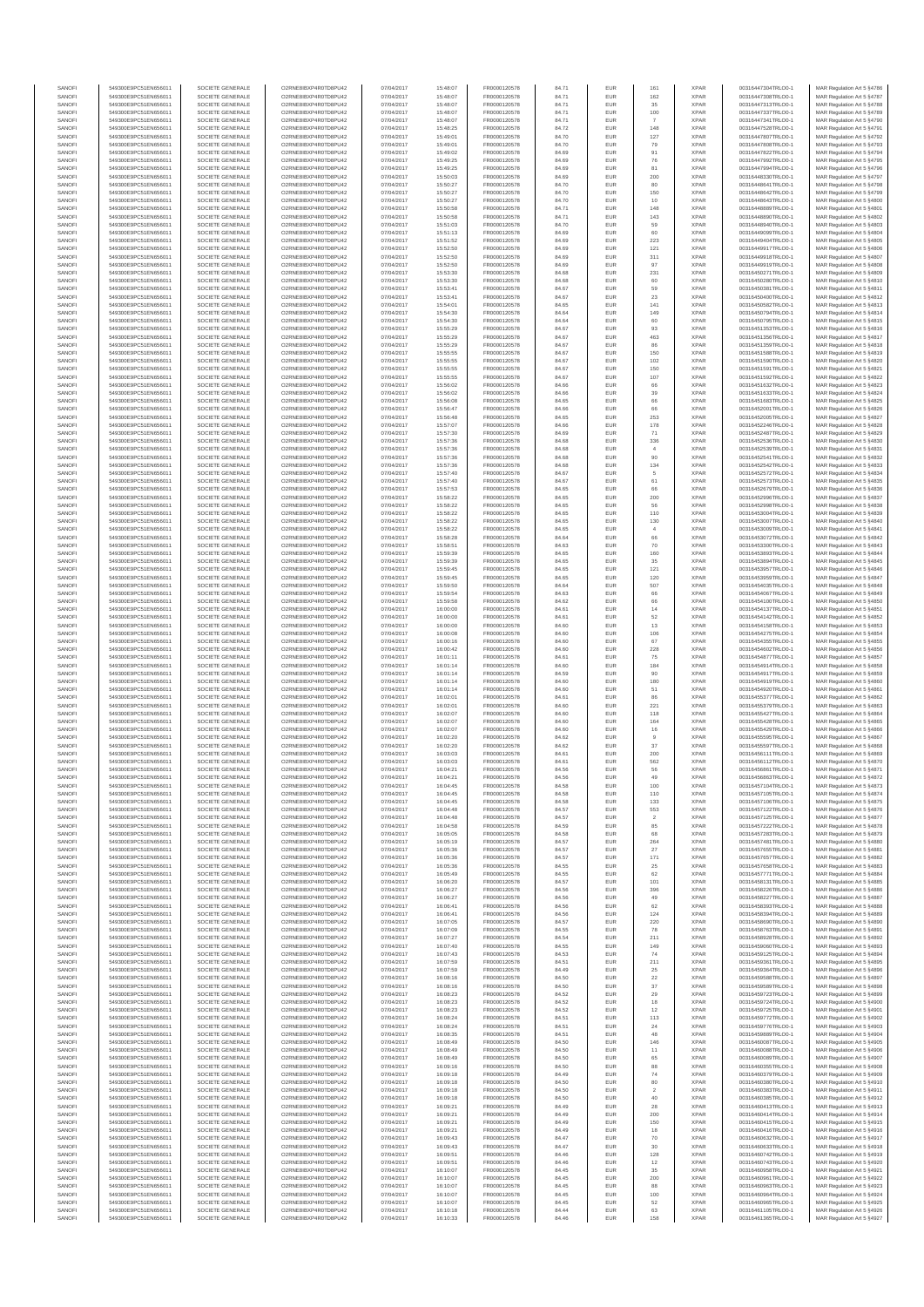| SANOFI | 549300E9PC51EN656011 | SOCIETE GENERALE | O2RNE8IBXP4R0TD8PU42 | 07/04/2017 | 15:48:07 | FR0000120578 | 84.71 | EUR | 161 | XPAR | 00316447304TRLO0-1 | MAR Regulation Art 5 §4786 |
|---|---|---|---|---|---|---|---|---|---|---|---|---|
| SANOFI | 549300E9PC51EN656011 | SOCIETE GENERALE | O2RNE8IBXP4R0TD8PU42 | 07/04/2017 | 15:48:07 | FR0000120578 | 84.71 | EUR | 162 | XPAR | 00316447308TRLO0-1 | MAR Regulation Art 5 §4787 |
| SANOFI | 549300E9PC51EN656011 | SOCIETE GENERALE | O2RNE8IBXP4R0TD8PU42 | 07/04/2017 | 15:48:07 | FR0000120578 | 84.71 | EUR | 35 | XPAR | 00316447313TRLO0-1 | MAR Regulation Art 5 §4788 |
| SANOFI | 549300E9PC51EN656011 | SOCIETE GENERALE | O2RNE8IBXP4R0TD8PU42 | 07/04/2017 | 15:48:07 | FR0000120578 | 84.71 | EUR | 100 | XPAR | 00316447337TRLO0-1 | MAR Regulation Art 5 §4789 |
| SANOFI | 549300E9PC51EN656011 | SOCIETE GENERALE | O2RNE8IBXP4R0TD8PU42 | 07/04/2017 | 15:48:07 | FR0000120578 | 84.71 | EUR | 7 | XPAR | 00316447341TRLO0-1 | MAR Regulation Art 5 §4790 |
| SANOFI | 549300E9PC51EN656011 | SOCIETE GENERALE | O2RNE8IBXP4R0TD8PU42 | 07/04/2017 | 15:48:25 | FR0000120578 | 84.72 | EUR | 148 | XPAR | 00316447528TRLO0-1 | MAR Regulation Art 5 §4791 |
| SANOFI | 549300E9PC51EN656011 | SOCIETE GENERALE | O2RNE8IBXP4R0TD8PU42 | 07/04/2017 | 15:49:01 | FR0000120578 | 84.70 | EUR | 127 | XPAR | 00316447807TRLO0-1 | MAR Regulation Art 5 §4792 |
| SANOFI | 549300E9PC51EN656011 | SOCIETE GENERALE | O2RNE8IBXP4R0TD8PU42 | 07/04/2017 | 15:49:01 | FR0000120578 | 84.70 | EUR | 79 | XPAR | 00316447808TRLO0-1 | MAR Regulation Art 5 §4793 |
| SANOFI | 549300E9PC51EN656011 | SOCIETE GENERALE | O2RNE8IBXP4R0TD8PU42 | 07/04/2017 | 15:49:02 | FR0000120578 | 84.69 | EUR | 91 | XPAR | 00316447822TRLO0-1 | MAR Regulation Art 5 §4794 |
| SANOFI | 549300E9PC51EN656011 | SOCIETE GENERALE | O2RNE8IBXP4R0TD8PU42 | 07/04/2017 | 15:49:25 | FR0000120578 | 84.69 | EUR | 76 | XPAR | 00316447992TRLO0-1 | MAR Regulation Art 5 §4795 |
| SANOFI | 549300E9PC51EN656011 | SOCIETE GENERALE | O2RNE8IBXP4R0TD8PU42 | 07/04/2017 | 15:49:25 | FR0000120578 | 84.69 | EUR | 81 | XPAR | 00316447994TRLO0-1 | MAR Regulation Art 5 §4796 |
| SANOFI | 549300E9PC51EN656011 | SOCIETE GENERALE | O2RNE8IBXP4R0TD8PU42 | 07/04/2017 | 15:50:03 | FR0000120578 | 84.69 | EUR | 200 | XPAR | 00316448330TRLO0-1 | MAR Regulation Art 5 §4797 |
| SANOFI | 549300E9PC51EN656011 | SOCIETE GENERALE | O2RNE8IBXP4R0TD8PU42 | 07/04/2017 | 15:50:27 | FR0000120578 | 84.70 | EUR | 80 | XPAR | 00316448641TRLO0-1 | MAR Regulation Art 5 §4798 |
| SANOFI | 549300E9PC51EN656011 | SOCIETE GENERALE | O2RNE8IBXP4R0TD8PU42 | 07/04/2017 | 15:50:27 | FR0000120578 | 84.70 | EUR | 150 | XPAR | 00316448642TRLO0-1 | MAR Regulation Art 5 §4799 |
| SANOFI | 549300E9PC51EN656011 | SOCIETE GENERALE | O2RNE8IBXP4R0TD8PU42 | 07/04/2017 | 15:50:27 | FR0000120578 | 84.70 | EUR | 10 | XPAR | 00316448643TRLO0-1 | MAR Regulation Art 5 §4800 |
| SANOFI | 549300E9PC51EN656011 | SOCIETE GENERALE | O2RNE8IBXP4R0TD8PU42 | 07/04/2017 | 15:50:58 | FR0000120578 | 84.71 | EUR | 148 | XPAR | 00316448889TRLO0-1 | MAR Regulation Art 5 §4801 |
| SANOFI | 549300E9PC51EN656011 | SOCIETE GENERALE | O2RNE8IBXP4R0TD8PU42 | 07/04/2017 | 15:50:58 | FR0000120578 | 84.71 | EUR | 143 | XPAR | 00316448890TRLO0-1 | MAR Regulation Art 5 §4802 |
| SANOFI | 549300E9PC51EN656011 | SOCIETE GENERALE | O2RNE8IBXP4R0TD8PU42 | 07/04/2017 | 15:51:03 | FR0000120578 | 84.70 | EUR | 59 | XPAR | 00316448940TRLO0-1 | MAR Regulation Art 5 §4803 |
| SANOFI | 549300E9PC51EN656011 | SOCIETE GENERALE | O2RNE8IBXP4R0TD8PU42 | 07/04/2017 | 15:51:13 | FR0000120578 | 84.69 | EUR | 60 | XPAR | 00316449099TRLO0-1 | MAR Regulation Art 5 §4804 |
| SANOFI | 549300E9PC51EN656011 | SOCIETE GENERALE | O2RNE8IBXP4R0TD8PU42 | 07/04/2017 | 15:51:52 | FR0000120578 | 84.69 | EUR | 223 | XPAR | 00316449404TRLO0-1 | MAR Regulation Art 5 §4805 |
| SANOFI | 549300E9PC51EN656011 | SOCIETE GENERALE | O2RNE8IBXP4R0TD8PU42 | 07/04/2017 | 15:52:50 | FR0000120578 | 84.69 | EUR | 121 | XPAR | 00316449917TRLO0-1 | MAR Regulation Art 5 §4806 |
| SANOFI | 549300E9PC51EN656011 | SOCIETE GENERALE | O2RNE8IBXP4R0TD8PU42 | 07/04/2017 | 15:52:50 | FR0000120578 | 84.69 | EUR | 311 | XPAR | 00316449918TRLO0-1 | MAR Regulation Art 5 §4807 |
| SANOFI | 549300E9PC51EN656011 | SOCIETE GENERALE | O2RNE8IBXP4R0TD8PU42 | 07/04/2017 | 15:52:50 | FR0000120578 | 84.69 | EUR | 97 | XPAR | 00316449919TRLO0-1 | MAR Regulation Art 5 §4808 |
| SANOFI | 549300E9PC51EN656011 | SOCIETE GENERALE | O2RNE8IBXP4R0TD8PU42 | 07/04/2017 | 15:53:30 | FR0000120578 | 84.68 | EUR | 231 | XPAR | 00316450271TRLO0-1 | MAR Regulation Art 5 §4809 |
| SANOFI | 549300E9PC51EN656011 | SOCIETE GENERALE | O2RNE8IBXP4R0TD8PU42 | 07/04/2017 | 15:53:30 | FR0000120578 | 84.68 | EUR | 60 | XPAR | 00316450280TRLO0-1 | MAR Regulation Art 5 §4810 |
| SANOFI | 549300E9PC51EN656011 | SOCIETE GENERALE | O2RNE8IBXP4R0TD8PU42 | 07/04/2017 | 15:53:41 | FR0000120578 | 84.67 | EUR | 59 | XPAR | 00316450381TRLO0-1 | MAR Regulation Art 5 §4811 |
| SANOFI | 549300E9PC51EN656011 | SOCIETE GENERALE | O2RNE8IBXP4R0TD8PU42 | 07/04/2017 | 15:53:41 | FR0000120578 | 84.67 | EUR | 23 | XPAR | 00316450400TRLO0-1 | MAR Regulation Art 5 §4812 |
| SANOFI | 549300E9PC51EN656011 | SOCIETE GENERALE | O2RNE8IBXP4R0TD8PU42 | 07/04/2017 | 15:54:01 | FR0000120578 | 84.65 | EUR | 141 | XPAR | 00316450583TRLO0-1 | MAR Regulation Art 5 §4813 |
| SANOFI | 549300E9PC51EN656011 | SOCIETE GENERALE | O2RNE8IBXP4R0TD8PU42 | 07/04/2017 | 15:54:30 | FR0000120578 | 84.64 | EUR | 149 | XPAR | 00316450794TRLO0-1 | MAR Regulation Art 5 §4814 |
| SANOFI | 549300E9PC51EN656011 | SOCIETE GENERALE | O2RNE8IBXP4R0TD8PU42 | 07/04/2017 | 15:54:30 | FR0000120578 | 84.64 | EUR | 60 | XPAR | 00316450795TRLO0-1 | MAR Regulation Art 5 §4815 |
| SANOFI | 549300E9PC51EN656011 | SOCIETE GENERALE | O2RNE8IBXP4R0TD8PU42 | 07/04/2017 | 15:55:29 | FR0000120578 | 84.67 | EUR | 93 | XPAR | 00316451353TRLO0-1 | MAR Regulation Art 5 §4816 |
| SANOFI | 549300E9PC51EN656011 | SOCIETE GENERALE | O2RNE8IBXP4R0TD8PU42 | 07/04/2017 | 15:55:29 | FR0000120578 | 84.67 | EUR | 463 | XPAR | 00316451356TRLO0-1 | MAR Regulation Art 5 §4817 |
| SANOFI | 549300E9PC51EN656011 | SOCIETE GENERALE | O2RNE8IBXP4R0TD8PU42 | 07/04/2017 | 15:55:29 | FR0000120578 | 84.67 | EUR | 86 | XPAR | 00316451359TRLO0-1 | MAR Regulation Art 5 §4818 |
| SANOFI | 549300E9PC51EN656011 | SOCIETE GENERALE | O2RNE8IBXP4R0TD8PU42 | 07/04/2017 | 15:55:55 | FR0000120578 | 84.67 | EUR | 150 | XPAR | 00316451588TRLO0-1 | MAR Regulation Art 5 §4819 |
| SANOFI | 549300E9PC51EN656011 | SOCIETE GENERALE | O2RNE8IBXP4R0TD8PU42 | 07/04/2017 | 15:55:55 | FR0000120578 | 84.67 | EUR | 102 | XPAR | 00316451590TRLO0-1 | MAR Regulation Art 5 §4820 |
| SANOFI | 549300E9PC51EN656011 | SOCIETE GENERALE | O2RNE8IBXP4R0TD8PU42 | 07/04/2017 | 15:55:55 | FR0000120578 | 84.67 | EUR | 150 | XPAR | 00316451591TRLO0-1 | MAR Regulation Art 5 §4821 |
| SANOFI | 549300E9PC51EN656011 | SOCIETE GENERALE | O2RNE8IBXP4R0TD8PU42 | 07/04/2017 | 15:55:55 | FR0000120578 | 84.67 | EUR | 107 | XPAR | 00316451592TRLO0-1 | MAR Regulation Art 5 §4822 |
| SANOFI | 549300E9PC51EN656011 | SOCIETE GENERALE | O2RNE8IBXP4R0TD8PU42 | 07/04/2017 | 15:56:02 | FR0000120578 | 84.66 | EUR | 66 | XPAR | 00316451632TRLO0-1 | MAR Regulation Art 5 §4823 |
| SANOFI | 549300E9PC51EN656011 | SOCIETE GENERALE | O2RNE8IBXP4R0TD8PU42 | 07/04/2017 | 15:56:02 | FR0000120578 | 84.66 | EUR | 39 | XPAR | 00316451633TRLO0-1 | MAR Regulation Art 5 §4824 |
| SANOFI | 549300E9PC51EN656011 | SOCIETE GENERALE | O2RNE8IBXP4R0TD8PU42 | 07/04/2017 | 15:56:08 | FR0000120578 | 84.65 | EUR | 66 | XPAR | 00316451683TRLO0-1 | MAR Regulation Art 5 §4825 |
| SANOFI | 549300E9PC51EN656011 | SOCIETE GENERALE | O2RNE8IBXP4R0TD8PU42 | 07/04/2017 | 15:56:47 | FR0000120578 | 84.66 | EUR | 66 | XPAR | 00316452001TRLO0-1 | MAR Regulation Art 5 §4826 |
| SANOFI | 549300E9PC51EN656011 | SOCIETE GENERALE | O2RNE8IBXP4R0TD8PU42 | 07/04/2017 | 15:56:48 | FR0000120578 | 84.65 | EUR | 253 | XPAR | 00316452005TRLO0-1 | MAR Regulation Art 5 §4827 |
| SANOFI | 549300E9PC51EN656011 | SOCIETE GENERALE | O2RNE8IBXP4R0TD8PU42 | 07/04/2017 | 15:57:07 | FR0000120578 | 84.66 | EUR | 178 | XPAR | 00316452249TRLO0-1 | MAR Regulation Art 5 §4828 |
| SANOFI | 549300E9PC51EN656011 | SOCIETE GENERALE | O2RNE8IBXP4R0TD8PU42 | 07/04/2017 | 15:57:30 | FR0000120578 | 84.69 | EUR | 71 | XPAR | 00316452487TRLO0-1 | MAR Regulation Art 5 §4829 |
| SANOFI | 549300E9PC51EN656011 | SOCIETE GENERALE | O2RNE8IBXP4R0TD8PU42 | 07/04/2017 | 15:57:36 | FR0000120578 | 84.68 | EUR | 336 | XPAR | 00316452536TRLO0-1 | MAR Regulation Art 5 §4830 |
| SANOFI | 549300E9PC51EN656011 | SOCIETE GENERALE | O2RNE8IBXP4R0TD8PU42 | 07/04/2017 | 15:57:36 | FR0000120578 | 84.68 | EUR | 4 | XPAR | 00316452539TRLO0-1 | MAR Regulation Art 5 §4831 |
| SANOFI | 549300E9PC51EN656011 | SOCIETE GENERALE | O2RNE8IBXP4R0TD8PU42 | 07/04/2017 | 15:57:36 | FR0000120578 | 84.68 | EUR | 90 | XPAR | 00316452541TRLO0-1 | MAR Regulation Art 5 §4832 |
| SANOFI | 549300E9PC51EN656011 | SOCIETE GENERALE | O2RNE8IBXP4R0TD8PU42 | 07/04/2017 | 15:57:36 | FR0000120578 | 84.68 | EUR | 134 | XPAR | 00316452542TRLO0-1 | MAR Regulation Art 5 §4833 |
| SANOFI | 549300E9PC51EN656011 | SOCIETE GENERALE | O2RNE8IBXP4R0TD8PU42 | 07/04/2017 | 15:57:40 | FR0000120578 | 84.67 | EUR | 5 | XPAR | 00316452572TRLO0-1 | MAR Regulation Art 5 §4834 |
| SANOFI | 549300E9PC51EN656011 | SOCIETE GENERALE | O2RNE8IBXP4R0TD8PU42 | 07/04/2017 | 15:57:40 | FR0000120578 | 84.67 | EUR | 61 | XPAR | 00316452573TRLO0-1 | MAR Regulation Art 5 §4835 |
| SANOFI | 549300E9PC51EN656011 | SOCIETE GENERALE | O2RNE8IBXP4R0TD8PU42 | 07/04/2017 | 15:57:53 | FR0000120578 | 84.65 | EUR | 66 | XPAR | 00316452679TRLO0-1 | MAR Regulation Art 5 §4836 |
| SANOFI | 549300E9PC51EN656011 | SOCIETE GENERALE | O2RNE8IBXP4R0TD8PU42 | 07/04/2017 | 15:58:22 | FR0000120578 | 84.65 | EUR | 200 | XPAR | 00316452996TRLO0-1 | MAR Regulation Art 5 §4837 |
| SANOFI | 549300E9PC51EN656011 | SOCIETE GENERALE | O2RNE8IBXP4R0TD8PU42 | 07/04/2017 | 15:58:22 | FR0000120578 | 84.65 | EUR | 56 | XPAR | 00316452998TRLO0-1 | MAR Regulation Art 5 §4838 |
| SANOFI | 549300E9PC51EN656011 | SOCIETE GENERALE | O2RNE8IBXP4R0TD8PU42 | 07/04/2017 | 15:58:22 | FR0000120578 | 84.65 | EUR | 110 | XPAR | 00316453004TRLO0-1 | MAR Regulation Art 5 §4839 |
| SANOFI | 549300E9PC51EN656011 | SOCIETE GENERALE | O2RNE8IBXP4R0TD8PU42 | 07/04/2017 | 15:58:22 | FR0000120578 | 84.65 | EUR | 130 | XPAR | 00316453007TRLO0-1 | MAR Regulation Art 5 §4840 |
| SANOFI | 549300E9PC51EN656011 | SOCIETE GENERALE | O2RNE8IBXP4R0TD8PU42 | 07/04/2017 | 15:58:22 | FR0000120578 | 84.65 | EUR | 4 | XPAR | 00316453009TRLO0-1 | MAR Regulation Art 5 §4841 |
| SANOFI | 549300E9PC51EN656011 | SOCIETE GENERALE | O2RNE8IBXP4R0TD8PU42 | 07/04/2017 | 15:58:28 | FR0000120578 | 84.64 | EUR | 66 | XPAR | 00316453072TRLO0-1 | MAR Regulation Art 5 §4842 |
| SANOFI | 549300E9PC51EN656011 | SOCIETE GENERALE | O2RNE8IBXP4R0TD8PU42 | 07/04/2017 | 15:58:51 | FR0000120578 | 84.63 | EUR | 70 | XPAR | 00316453304TRLO0-1 | MAR Regulation Art 5 §4843 |
| SANOFI | 549300E9PC51EN656011 | SOCIETE GENERALE | O2RNE8IBXP4R0TD8PU42 | 07/04/2017 | 15:59:39 | FR0000120578 | 84.65 | EUR | 160 | XPAR | 00316453893TRLO0-1 | MAR Regulation Art 5 §4844 |
| SANOFI | 549300E9PC51EN656011 | SOCIETE GENERALE | O2RNE8IBXP4R0TD8PU42 | 07/04/2017 | 15:59:39 | FR0000120578 | 84.65 | EUR | 35 | XPAR | 00316453894TRLO0-1 | MAR Regulation Art 5 §4845 |
| SANOFI | 549300E9PC51EN656011 | SOCIETE GENERALE | O2RNE8IBXP4R0TD8PU42 | 07/04/2017 | 15:59:45 | FR0000120578 | 84.65 | EUR | 121 | XPAR | 00316453957TRLO0-1 | MAR Regulation Art 5 §4846 |
| SANOFI | 549300E9PC51EN656011 | SOCIETE GENERALE | O2RNE8IBXP4R0TD8PU42 | 07/04/2017 | 15:59:45 | FR0000120578 | 84.65 | EUR | 120 | XPAR | 00316453959TRLO0-1 | MAR Regulation Art 5 §4847 |
| SANOFI | 549300E9PC51EN656011 | SOCIETE GENERALE | O2RNE8IBXP4R0TD8PU42 | 07/04/2017 | 15:59:50 | FR0000120578 | 84.64 | EUR | 507 | XPAR | 00316454028TRLO0-1 | MAR Regulation Art 5 §4848 |
| SANOFI | 549300E9PC51EN656011 | SOCIETE GENERALE | O2RNE8IBXP4R0TD8PU42 | 07/04/2017 | 15:59:54 | FR0000120578 | 84.63 | EUR | 66 | XPAR | 00316454067TRLO0-1 | MAR Regulation Art 5 §4849 |
| SANOFI | 549300E9PC51EN656011 | SOCIETE GENERALE | O2RNE8IBXP4R0TD8PU42 | 07/04/2017 | 15:59:58 | FR0000120578 | 84.62 | EUR | 66 | XPAR | 00316454108TRLO0-1 | MAR Regulation Art 5 §4850 |
| SANOFI | 549300E9PC51EN656011 | SOCIETE GENERALE | O2RNE8IBXP4R0TD8PU42 | 07/04/2017 | 16:00:00 | FR0000120578 | 84.61 | EUR | 14 | XPAR | 00316454137TRLO0-1 | MAR Regulation Art 5 §4851 |
| SANOFI | 549300E9PC51EN656011 | SOCIETE GENERALE | O2RNE8IBXP4R0TD8PU42 | 07/04/2017 | 16:00:00 | FR0000120578 | 84.61 | EUR | 52 | XPAR | 00316454142TRLO0-1 | MAR Regulation Art 5 §4852 |
| SANOFI | 549300E9PC51EN656011 | SOCIETE GENERALE | O2RNE8IBXP4R0TD8PU42 | 07/04/2017 | 16:00:00 | FR0000120578 | 84.60 | EUR | 13 | XPAR | 00316454158TRLO0-1 | MAR Regulation Art 5 §4853 |
| SANOFI | 549300E9PC51EN656011 | SOCIETE GENERALE | O2RNE8IBXP4R0TD8PU42 | 07/04/2017 | 16:00:08 | FR0000120578 | 84.60 | EUR | 106 | XPAR | 00316454275TRLO0-1 | MAR Regulation Art 5 §4854 |
| SANOFI | 549300E9PC51EN656011 | SOCIETE GENERALE | O2RNE8IBXP4R0TD8PU42 | 07/04/2017 | 16:00:16 | FR0000120578 | 84.60 | EUR | 67 | XPAR | 00316454355TRLO0-1 | MAR Regulation Art 5 §4855 |
| SANOFI | 549300E9PC51EN656011 | SOCIETE GENERALE | O2RNE8IBXP4R0TD8PU42 | 07/04/2017 | 16:00:42 | FR0000120578 | 84.60 | EUR | 228 | XPAR | 00316454602TRLO0-1 | MAR Regulation Art 5 §4856 |
| SANOFI | 549300E9PC51EN656011 | SOCIETE GENERALE | O2RNE8IBXP4R0TD8PU42 | 07/04/2017 | 16:01:11 | FR0000120578 | 84.61 | EUR | 75 | XPAR | 00316454877TRLO0-1 | MAR Regulation Art 5 §4857 |
| SANOFI | 549300E9PC51EN656011 | SOCIETE GENERALE | O2RNE8IBXP4R0TD8PU42 | 07/04/2017 | 16:01:14 | FR0000120578 | 84.60 | EUR | 184 | XPAR | 00316454914TRLO0-1 | MAR Regulation Art 5 §4858 |
| SANOFI | 549300E9PC51EN656011 | SOCIETE GENERALE | O2RNE8IBXP4R0TD8PU42 | 07/04/2017 | 16:01:14 | FR0000120578 | 84.59 | EUR | 90 | XPAR | 00316454917TRLO0-1 | MAR Regulation Art 5 §4859 |
| SANOFI | 549300E9PC51EN656011 | SOCIETE GENERALE | O2RNE8IBXP4R0TD8PU42 | 07/04/2017 | 16:01:14 | FR0000120578 | 84.60 | EUR | 180 | XPAR | 00316454919TRLO0-1 | MAR Regulation Art 5 §4860 |
| SANOFI | 549300E9PC51EN656011 | SOCIETE GENERALE | O2RNE8IBXP4R0TD8PU42 | 07/04/2017 | 16:01:14 | FR0000120578 | 84.60 | EUR | 51 | XPAR | 00316454920TRLO0-1 | MAR Regulation Art 5 §4861 |
| SANOFI | 549300E9PC51EN656011 | SOCIETE GENERALE | O2RNE8IBXP4R0TD8PU42 | 07/04/2017 | 16:02:01 | FR0000120578 | 84.61 | EUR | 86 | XPAR | 00316455377TRLO0-1 | MAR Regulation Art 5 §4862 |
| SANOFI | 549300E9PC51EN656011 | SOCIETE GENERALE | O2RNE8IBXP4R0TD8PU42 | 07/04/2017 | 16:02:01 | FR0000120578 | 84.60 | EUR | 221 | XPAR | 00316455379TRLO0-1 | MAR Regulation Art 5 §4863 |
| SANOFI | 549300E9PC51EN656011 | SOCIETE GENERALE | O2RNE8IBXP4R0TD8PU42 | 07/04/2017 | 16:02:07 | FR0000120578 | 84.60 | EUR | 118 | XPAR | 00316455427TRLO0-1 | MAR Regulation Art 5 §4864 |
| SANOFI | 549300E9PC51EN656011 | SOCIETE GENERALE | O2RNE8IBXP4R0TD8PU42 | 07/04/2017 | 16:02:07 | FR0000120578 | 84.60 | EUR | 164 | XPAR | 00316455428TRLO0-1 | MAR Regulation Art 5 §4865 |
| SANOFI | 549300E9PC51EN656011 | SOCIETE GENERALE | O2RNE8IBXP4R0TD8PU42 | 07/04/2017 | 16:02:07 | FR0000120578 | 84.60 | EUR | 16 | XPAR | 00316455429TRLO0-1 | MAR Regulation Art 5 §4866 |
| SANOFI | 549300E9PC51EN656011 | SOCIETE GENERALE | O2RNE8IBXP4R0TD8PU42 | 07/04/2017 | 16:02:20 | FR0000120578 | 84.62 | EUR | 9 | XPAR | 00316455595TRLO0-1 | MAR Regulation Art 5 §4867 |
| SANOFI | 549300E9PC51EN656011 | SOCIETE GENERALE | O2RNE8IBXP4R0TD8PU42 | 07/04/2017 | 16:02:20 | FR0000120578 | 84.62 | EUR | 37 | XPAR | 00316455597TRLO0-1 | MAR Regulation Art 5 §4868 |
| SANOFI | 549300E9PC51EN656011 | SOCIETE GENERALE | O2RNE8IBXP4R0TD8PU42 | 07/04/2017 | 16:03:03 | FR0000120578 | 84.61 | EUR | 200 | XPAR | 00316456111TRLO0-1 | MAR Regulation Art 5 §4869 |
| SANOFI | 549300E9PC51EN656011 | SOCIETE GENERALE | O2RNE8IBXP4R0TD8PU42 | 07/04/2017 | 16:03:03 | FR0000120578 | 84.61 | EUR | 562 | XPAR | 00316456112TRLO0-1 | MAR Regulation Art 5 §4870 |
| SANOFI | 549300E9PC51EN656011 | SOCIETE GENERALE | O2RNE8IBXP4R0TD8PU42 | 07/04/2017 | 16:04:21 | FR0000120578 | 84.56 | EUR | 56 | XPAR | 00316456861TRLO0-1 | MAR Regulation Art 5 §4871 |
| SANOFI | 549300E9PC51EN656011 | SOCIETE GENERALE | O2RNE8IBXP4R0TD8PU42 | 07/04/2017 | 16:04:21 | FR0000120578 | 84.56 | EUR | 49 | XPAR | 00316456863TRLO0-1 | MAR Regulation Art 5 §4872 |
| SANOFI | 549300E9PC51EN656011 | SOCIETE GENERALE | O2RNE8IBXP4R0TD8PU42 | 07/04/2017 | 16:04:45 | FR0000120578 | 84.58 | EUR | 100 | XPAR | 00316457104TRLO0-1 | MAR Regulation Art 5 §4873 |
| SANOFI | 549300E9PC51EN656011 | SOCIETE GENERALE | O2RNE8IBXP4R0TD8PU42 | 07/04/2017 | 16:04:45 | FR0000120578 | 84.58 | EUR | 110 | XPAR | 00316457105TRLO0-1 | MAR Regulation Art 5 §4874 |
| SANOFI | 549300E9PC51EN656011 | SOCIETE GENERALE | O2RNE8IBXP4R0TD8PU42 | 07/04/2017 | 16:04:45 | FR0000120578 | 84.58 | EUR | 133 | XPAR | 00316457106TRLO0-1 | MAR Regulation Art 5 §4875 |
| SANOFI | 549300E9PC51EN656011 | SOCIETE GENERALE | O2RNE8IBXP4R0TD8PU42 | 07/04/2017 | 16:04:48 | FR0000120578 | 84.57 | EUR | 553 | XPAR | 00316457122TRLO0-1 | MAR Regulation Art 5 §4876 |
| SANOFI | 549300E9PC51EN656011 | SOCIETE GENERALE | O2RNE8IBXP4R0TD8PU42 | 07/04/2017 | 16:04:48 | FR0000120578 | 84.57 | EUR | 2 | XPAR | 00316457125TRLO0-1 | MAR Regulation Art 5 §4877 |
| SANOFI | 549300E9PC51EN656011 | SOCIETE GENERALE | O2RNE8IBXP4R0TD8PU42 | 07/04/2017 | 16:04:58 | FR0000120578 | 84.58 | EUR | 85 | XPAR | 00316457222TRLO0-1 | MAR Regulation Art 5 §4878 |
| SANOFI | 549300E9PC51EN656011 | SOCIETE GENERALE | O2RNE8IBXP4R0TD8PU42 | 07/04/2017 | 16:05:05 | FR0000120578 | 84.58 | EUR | 68 | XPAR | 00316457283TRLO0-1 | MAR Regulation Art 5 §4879 |
| SANOFI | 549300E9PC51EN656011 | SOCIETE GENERALE | O2RNE8IBXP4R0TD8PU42 | 07/04/2017 | 16:05:19 | FR0000120578 | 84.57 | EUR | 264 | XPAR | 00316457481TRLO0-1 | MAR Regulation Art 5 §4880 |
| SANOFI | 549300E9PC51EN656011 | SOCIETE GENERALE | O2RNE8IBXP4R0TD8PU42 | 07/04/2017 | 16:05:36 | FR0000120578 | 84.57 | EUR | 27 | XPAR | 00316457656TRLO0-1 | MAR Regulation Art 5 §4881 |
| SANOFI | 549300E9PC51EN656011 | SOCIETE GENERALE | O2RNE8IBXP4R0TD8PU42 | 07/04/2017 | 16:05:36 | FR0000120578 | 84.57 | EUR | 171 | XPAR | 00316457657TRLO0-1 | MAR Regulation Art 5 §4882 |
| SANOFI | 549300E9PC51EN656011 | SOCIETE GENERALE | O2RNE8IBXP4R0TD8PU42 | 07/04/2017 | 16:05:36 | FR0000120578 | 84.55 | EUR | 25 | XPAR | 00316457658TRLO0-1 | MAR Regulation Art 5 §4883 |
| SANOFI | 549300E9PC51EN656011 | SOCIETE GENERALE | O2RNE8IBXP4R0TD8PU42 | 07/04/2017 | 16:05:49 | FR0000120578 | 84.55 | EUR | 62 | XPAR | 00316457771TRLO0-1 | MAR Regulation Art 5 §4884 |
| SANOFI | 549300E9PC51EN656011 | SOCIETE GENERALE | O2RNE8IBXP4R0TD8PU42 | 07/04/2017 | 16:06:20 | FR0000120578 | 84.57 | EUR | 101 | XPAR | 00316458131TRLO0-1 | MAR Regulation Art 5 §4885 |
| SANOFI | 549300E9PC51EN656011 | SOCIETE GENERALE | O2RNE8IBXP4R0TD8PU42 | 07/04/2017 | 16:06:27 | FR0000120578 | 84.56 | EUR | 396 | XPAR | 00316458226TRLO0-1 | MAR Regulation Art 5 §4886 |
| SANOFI | 549300E9PC51EN656011 | SOCIETE GENERALE | O2RNE8IBXP4R0TD8PU42 | 07/04/2017 | 16:06:27 | FR0000120578 | 84.56 | EUR | 49 | XPAR | 00316458227TRLO0-1 | MAR Regulation Art 5 §4887 |
| SANOFI | 549300E9PC51EN656011 | SOCIETE GENERALE | O2RNE8IBXP4R0TD8PU42 | 07/04/2017 | 16:06:41 | FR0000120578 | 84.56 | EUR | 62 | XPAR | 00316458393TRLO0-1 | MAR Regulation Art 5 §4888 |
| SANOFI | 549300E9PC51EN656011 | SOCIETE GENERALE | O2RNE8IBXP4R0TD8PU42 | 07/04/2017 | 16:06:41 | FR0000120578 | 84.56 | EUR | 124 | XPAR | 00316458394TRLO0-1 | MAR Regulation Art 5 §4889 |
| SANOFI | 549300E9PC51EN656011 | SOCIETE GENERALE | O2RNE8IBXP4R0TD8PU42 | 07/04/2017 | 16:07:05 | FR0000120578 | 84.57 | EUR | 220 | XPAR | 00316458690TRLO0-1 | MAR Regulation Art 5 §4890 |
| SANOFI | 549300E9PC51EN656011 | SOCIETE GENERALE | O2RNE8IBXP4R0TD8PU42 | 07/04/2017 | 16:07:09 | FR0000120578 | 84.55 | EUR | 78 | XPAR | 00316458763TRLO0-1 | MAR Regulation Art 5 §4891 |
| SANOFI | 549300E9PC51EN656011 | SOCIETE GENERALE | O2RNE8IBXP4R0TD8PU42 | 07/04/2017 | 16:07:37 | FR0000120578 | 84.54 | EUR | 211 | XPAR | 00316459028TRLO0-1 | MAR Regulation Art 5 §4892 |
| SANOFI | 549300E9PC51EN656011 | SOCIETE GENERALE | O2RNE8IBXP4R0TD8PU42 | 07/04/2017 | 16:07:40 | FR0000120578 | 84.55 | EUR | 149 | XPAR | 00316459060TRLO0-1 | MAR Regulation Art 5 §4893 |
| SANOFI | 549300E9PC51EN656011 | SOCIETE GENERALE | O2RNE8IBXP4R0TD8PU42 | 07/04/2017 | 16:07:43 | FR0000120578 | 84.53 | EUR | 74 | XPAR | 00316459125TRLO0-1 | MAR Regulation Art 5 §4894 |
| SANOFI | 549300E9PC51EN656011 | SOCIETE GENERALE | O2RNE8IBXP4R0TD8PU42 | 07/04/2017 | 16:07:59 | FR0000120578 | 84.51 | EUR | 211 | XPAR | 00316459363TRLO0-1 | MAR Regulation Art 5 §4895 |
| SANOFI | 549300E9PC51EN656011 | SOCIETE GENERALE | O2RNE8IBXP4R0TD8PU42 | 07/04/2017 | 16:07:59 | FR0000120578 | 84.49 | EUR | 25 | XPAR | 00316459364TRLO0-1 | MAR Regulation Art 5 §4896 |
| SANOFI | 549300E9PC51EN656011 | SOCIETE GENERALE | O2RNE8IBXP4R0TD8PU42 | 07/04/2017 | 16:08:16 | FR0000120578 | 84.50 | EUR | 22 | XPAR | 00316459588TRLO0-1 | MAR Regulation Art 5 §4897 |
| SANOFI | 549300E9PC51EN656011 | SOCIETE GENERALE | O2RNE8IBXP4R0TD8PU42 | 07/04/2017 | 16:08:16 | FR0000120578 | 84.50 | EUR | 37 | XPAR | 00316459589TRLO0-1 | MAR Regulation Art 5 §4898 |
| SANOFI | 549300E9PC51EN656011 | SOCIETE GENERALE | O2RNE8IBXP4R0TD8PU42 | 07/04/2017 | 16:08:23 | FR0000120578 | 84.52 | EUR | 29 | XPAR | 00316459723TRLO0-1 | MAR Regulation Art 5 §4899 |
| SANOFI | 549300E9PC51EN656011 | SOCIETE GENERALE | O2RNE8IBXP4R0TD8PU42 | 07/04/2017 | 16:08:23 | FR0000120578 | 84.52 | EUR | 18 | XPAR | 00316459724TRLO0-1 | MAR Regulation Art 5 §4900 |
| SANOFI | 549300E9PC51EN656011 | SOCIETE GENERALE | O2RNE8IBXP4R0TD8PU42 | 07/04/2017 | 16:08:23 | FR0000120578 | 84.52 | EUR | 12 | XPAR | 00316459725TRLO0-1 | MAR Regulation Art 5 §4901 |
| SANOFI | 549300E9PC51EN656011 | SOCIETE GENERALE | O2RNE8IBXP4R0TD8PU42 | 07/04/2017 | 16:08:24 | FR0000120578 | 84.51 | EUR | 113 | XPAR | 00316459772TRLO0-1 | MAR Regulation Art 5 §4902 |
| SANOFI | 549300E9PC51EN656011 | SOCIETE GENERALE | O2RNE8IBXP4R0TD8PU42 | 07/04/2017 | 16:08:24 | FR0000120578 | 84.51 | EUR | 24 | XPAR | 00316459776TRLO0-1 | MAR Regulation Art 5 §4903 |
| SANOFI | 549300E9PC51EN656011 | SOCIETE GENERALE | O2RNE8IBXP4R0TD8PU42 | 07/04/2017 | 16:08:35 | FR0000120578 | 84.51 | EUR | 48 | XPAR | 00316459889TRLO0-1 | MAR Regulation Art 5 §4904 |
| SANOFI | 549300E9PC51EN656011 | SOCIETE GENERALE | O2RNE8IBXP4R0TD8PU42 | 07/04/2017 | 16:08:49 | FR0000120578 | 84.50 | EUR | 146 | XPAR | 00316460087TRLO0-1 | MAR Regulation Art 5 §4905 |
| SANOFI | 549300E9PC51EN656011 | SOCIETE GENERALE | O2RNE8IBXP4R0TD8PU42 | 07/04/2017 | 16:08:49 | FR0000120578 | 84.50 | EUR | 11 | XPAR | 00316460088TRLO0-1 | MAR Regulation Art 5 §4906 |
| SANOFI | 549300E9PC51EN656011 | SOCIETE GENERALE | O2RNE8IBXP4R0TD8PU42 | 07/04/2017 | 16:08:49 | FR0000120578 | 84.50 | EUR | 65 | XPAR | 00316460089TRLO0-1 | MAR Regulation Art 5 §4907 |
| SANOFI | 549300E9PC51EN656011 | SOCIETE GENERALE | O2RNE8IBXP4R0TD8PU42 | 07/04/2017 | 16:09:18 | FR0000120578 | 84.50 | EUR | 88 | XPAR | 00316460355TRLO0-1 | MAR Regulation Art 5 §4908 |
| SANOFI | 549300E9PC51EN656011 | SOCIETE GENERALE | O2RNE8IBXP4R0TD8PU42 | 07/04/2017 | 16:09:18 | FR0000120578 | 84.49 | EUR | 74 | XPAR | 00316460379TRLO0-1 | MAR Regulation Art 5 §4909 |
| SANOFI | 549300E9PC51EN656011 | SOCIETE GENERALE | O2RNE8IBXP4R0TD8PU42 | 07/04/2017 | 16:09:18 | FR0000120578 | 84.50 | EUR | 80 | XPAR | 00316460380TRLO0-1 | MAR Regulation Art 5 §4910 |
| SANOFI | 549300E9PC51EN656011 | SOCIETE GENERALE | O2RNE8IBXP4R0TD8PU42 | 07/04/2017 | 16:09:18 | FR0000120578 | 84.50 | EUR | 2 | XPAR | 00316460383TRLO0-1 | MAR Regulation Art 5 §4911 |
| SANOFI | 549300E9PC51EN656011 | SOCIETE GENERALE | O2RNE8IBXP4R0TD8PU42 | 07/04/2017 | 16:09:18 | FR0000120578 | 84.50 | EUR | 40 | XPAR | 00316460385TRLO0-1 | MAR Regulation Art 5 §4912 |
| SANOFI | 549300E9PC51EN656011 | SOCIETE GENERALE | O2RNE8IBXP4R0TD8PU42 | 07/04/2017 | 16:09:21 | FR0000120578 | 84.49 | EUR | 28 | XPAR | 00316460413TRLO0-1 | MAR Regulation Art 5 §4913 |
| SANOFI | 549300E9PC51EN656011 | SOCIETE GENERALE | O2RNE8IBXP4R0TD8PU42 | 07/04/2017 | 16:09:21 | FR0000120578 | 84.49 | EUR | 200 | XPAR | 00316460414TRLO0-1 | MAR Regulation Art 5 §4914 |
| SANOFI | 549300E9PC51EN656011 | SOCIETE GENERALE | O2RNE8IBXP4R0TD8PU42 | 07/04/2017 | 16:09:21 | FR0000120578 | 84.49 | EUR | 150 | XPAR | 00316460415TRLO0-1 | MAR Regulation Art 5 §4915 |
| SANOFI | 549300E9PC51EN656011 | SOCIETE GENERALE | O2RNE8IBXP4R0TD8PU42 | 07/04/2017 | 16:09:21 | FR0000120578 | 84.49 | EUR | 18 | XPAR | 00316460416TRLO0-1 | MAR Regulation Art 5 §4916 |
| SANOFI | 549300E9PC51EN656011 | SOCIETE GENERALE | O2RNE8IBXP4R0TD8PU42 | 07/04/2017 | 16:09:43 | FR0000120578 | 84.47 | EUR | 70 | XPAR | 00316460632TRLO0-1 | MAR Regulation Art 5 §4917 |
| SANOFI | 549300E9PC51EN656011 | SOCIETE GENERALE | O2RNE8IBXP4R0TD8PU42 | 07/04/2017 | 16:09:43 | FR0000120578 | 84.47 | EUR | 30 | XPAR | 00316460633TRLO0-1 | MAR Regulation Art 5 §4918 |
| SANOFI | 549300E9PC51EN656011 | SOCIETE GENERALE | O2RNE8IBXP4R0TD8PU42 | 07/04/2017 | 16:09:51 | FR0000120578 | 84.46 | EUR | 128 | XPAR | 00316460742TRLO0-1 | MAR Regulation Art 5 §4919 |
| SANOFI | 549300E9PC51EN656011 | SOCIETE GENERALE | O2RNE8IBXP4R0TD8PU42 | 07/04/2017 | 16:09:51 | FR0000120578 | 84.46 | EUR | 12 | XPAR | 00316460743TRLO0-1 | MAR Regulation Art 5 §4920 |
| SANOFI | 549300E9PC51EN656011 | SOCIETE GENERALE | O2RNE8IBXP4R0TD8PU42 | 07/04/2017 | 16:10:07 | FR0000120578 | 84.45 | EUR | 35 | XPAR | 00316460959TRLO0-1 | MAR Regulation Art 5 §4921 |
| SANOFI | 549300E9PC51EN656011 | SOCIETE GENERALE | O2RNE8IBXP4R0TD8PU42 | 07/04/2017 | 16:10:07 | FR0000120578 | 84.45 | EUR | 200 | XPAR | 00316460961TRLO0-1 | MAR Regulation Art 5 §4922 |
| SANOFI | 549300E9PC51EN656011 | SOCIETE GENERALE | O2RNE8IBXP4R0TD8PU42 | 07/04/2017 | 16:10:07 | FR0000120578 | 84.45 | EUR | 88 | XPAR | 00316460963TRLO0-1 | MAR Regulation Art 5 §4923 |
| SANOFI | 549300E9PC51EN656011 | SOCIETE GENERALE | O2RNE8IBXP4R0TD8PU42 | 07/04/2017 | 16:10:07 | FR0000120578 | 84.45 | EUR | 100 | XPAR | 00316460964TRLO0-1 | MAR Regulation Art 5 §4924 |
| SANOFI | 549300E9PC51EN656011 | SOCIETE GENERALE | O2RNE8IBXP4R0TD8PU42 | 07/04/2017 | 16:10:07 | FR0000120578 | 84.45 | EUR | 52 | XPAR | 00316460965TRLO0-1 | MAR Regulation Art 5 §4925 |
| SANOFI | 549300E9PC51EN656011 | SOCIETE GENERALE | O2RNE8IBXP4R0TD8PU42 | 07/04/2017 | 16:10:18 | FR0000120578 | 84.44 | EUR | 63 | XPAR | 00316461105TRLO0-1 | MAR Regulation Art 5 §4926 |
| SANOFI | 549300E9PC51EN656011 | SOCIETE GENERALE | O2RNE8IBXP4R0TD8PU42 | 07/04/2017 | 16:10:33 | FR0000120578 | 84.46 | EUR | 158 | XPAR | 00316461365TRLO0-1 | MAR Regulation Art 5 §4927 |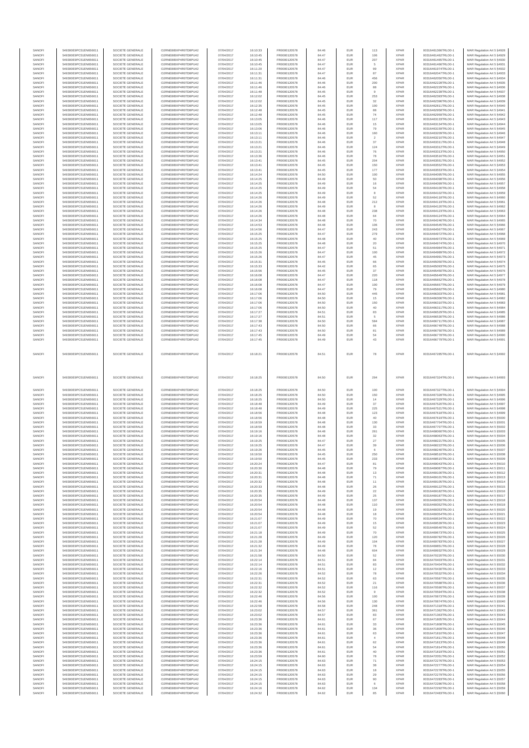| SANOFI | 549300E9PC51EN656011 | SOCIETE GENERALE | O2RNE8IBXP4R0TD8PU42 | 07/04/2017 | 16:10:33 | FR0000120578 | 84.46 | EUR | 113 | XPAR | 00316461386TRLO0-1 | MAR Regulation Art 5 §4928 |
|---|---|---|---|---|---|---|---|---|---|---|---|---|
| SANOFI | 549300E9PC51EN656011 | SOCIETE GENERALE | O2RNE8IBXP4R0TD8PU42 | 07/04/2017 | 16:10:45 | FR0000120578 | 84.47 | EUR | 106 | XPAR | 00316461462TRLO0-1 | MAR Regulation Art 5 §4929 |
| SANOFI | 549300E9PC51EN656011 | SOCIETE GENERALE | O2RNE8IBXP4R0TD8PU42 | 07/04/2017 | 16:10:45 | FR0000120578 | 84.47 | EUR | 207 | XPAR | 00316461465TRLO0-1 | MAR Regulation Art 5 §4930 |
| SANOFI | 549300E9PC51EN656011 | SOCIETE GENERALE | O2RNE8IBXP4R0TD8PU42 | 07/04/2017 | 16:10:45 | FR0000120578 | 84.47 | EUR | 5 | XPAR | 00316461466TRLO0-1 | MAR Regulation Art 5 §4931 |
| SANOFI | 549300E9PC51EN656011 | SOCIETE GENERALE | O2RNE8IBXP4R0TD8PU42 | 07/04/2017 | 16:11:20 | FR0000120578 | 84.47 | EUR | 99 | XPAR | 00316461974TRLO0-1 | MAR Regulation Art 5 §4932 |
| SANOFI | 549300E9PC51EN656011 | SOCIETE GENERALE | O2RNE8IBXP4R0TD8PU42 | 07/04/2017 | 16:11:31 | FR0000120578 | 84.47 | EUR | 87 | XPAR | 00316462047TRLO0-1 | MAR Regulation Art 5 §4933 |
| SANOFI | 549300E9PC51EN656011 | SOCIETE GENERALE | O2RNE8IBXP4R0TD8PU42 | 07/04/2017 | 16:11:31 | FR0000120578 | 84.46 | EUR | 456 | XPAR | 00316462050TRLO0-1 | MAR Regulation Art 5 §4934 |
| SANOFI | 549300E9PC51EN656011 | SOCIETE GENERALE | O2RNE8IBXP4R0TD8PU42 | 07/04/2017 | 16:11:46 | FR0000120578 | 84.46 | EUR | 200 | XPAR | 00316462228TRLO0-1 | MAR Regulation Art 5 §4935 |
| SANOFI | 549300E9PC51EN656011 | SOCIETE GENERALE | O2RNE8IBXP4R0TD8PU42 | 07/04/2017 | 16:11:46 | FR0000120578 | 84.46 | EUR | 88 | XPAR | 00316462229TRLO0-1 | MAR Regulation Art 5 §4936 |
| SANOFI | 549300E9PC51EN656011 | SOCIETE GENERALE | O2RNE8IBXP4R0TD8PU42 | 07/04/2017 | 16:11:48 | FR0000120578 | 84.45 | EUR | 9 | XPAR | 00316462239TRLO0-1 | MAR Regulation Art 5 §4937 |
| SANOFI | 549300E9PC51EN656011 | SOCIETE GENERALE | O2RNE8IBXP4R0TD8PU42 | 07/04/2017 | 16:12:02 | FR0000120578 | 84.45 | EUR | 253 | XPAR | 00316462393TRLO0-1 | MAR Regulation Art 5 §4938 |
| SANOFI | 549300E9PC51EN656011 | SOCIETE GENERALE | O2RNE8IBXP4R0TD8PU42 | 07/04/2017 | 16:12:02 | FR0000120578 | 84.45 | EUR | 32 | XPAR | 00316462398TRLO0-1 | MAR Regulation Art 5 §4939 |
| SANOFI | 549300E9PC51EN656011 | SOCIETE GENERALE | O2RNE8IBXP4R0TD8PU42 | 07/04/2017 | 16:12:35 | FR0000120578 | 84.45 | EUR | 100 | XPAR | 00316462811TRLO0-1 | MAR Regulation Art 5 §4940 |
| SANOFI | 549300E9PC51EN656011 | SOCIETE GENERALE | O2RNE8IBXP4R0TD8PU42 | 07/04/2017 | 16:12:48 | FR0000120578 | 84.45 | EUR | 86 | XPAR | 00316462958TRLO0-1 | MAR Regulation Art 5 §4941 |
| SANOFI | 549300E9PC51EN656011 | SOCIETE GENERALE | O2RNE8IBXP4R0TD8PU42 | 07/04/2017 | 16:12:48 | FR0000120578 | 84.45 | EUR | 74 | XPAR | 00316462959TRLO0-1 | MAR Regulation Art 5 §4942 |
| SANOFI | 549300E9PC51EN656011 | SOCIETE GENERALE | O2RNE8IBXP4R0TD8PU42 | 07/04/2017 | 16:13:05 | FR0000120578 | 84.46 | EUR | 117 | XPAR | 00316463133TRLO0-1 | MAR Regulation Art 5 §4943 |
| SANOFI | 549300E9PC51EN656011 | SOCIETE GENERALE | O2RNE8IBXP4R0TD8PU42 | 07/04/2017 | 16:13:05 | FR0000120578 | 84.46 | EUR | 15 | XPAR | 00316463134TRLO0-1 | MAR Regulation Art 5 §4944 |
| SANOFI | 549300E9PC51EN656011 | SOCIETE GENERALE | O2RNE8IBXP4R0TD8PU42 | 07/04/2017 | 16:13:06 | FR0000120578 | 84.46 | EUR | 79 | XPAR | 00316463159TRLO0-1 | MAR Regulation Art 5 §4945 |
| SANOFI | 549300E9PC51EN656011 | SOCIETE GENERALE | O2RNE8IBXP4R0TD8PU42 | 07/04/2017 | 16:13:11 | FR0000120578 | 84.46 | EUR | 160 | XPAR | 00316463209TRLO0-1 | MAR Regulation Art 5 §4946 |
| SANOFI | 549300E9PC51EN656011 | SOCIETE GENERALE | O2RNE8IBXP4R0TD8PU42 | 07/04/2017 | 16:13:11 | FR0000120578 | 84.46 | EUR | 2 | XPAR | 00316463210TRLO0-1 | MAR Regulation Art 5 §4947 |
| SANOFI | 549300E9PC51EN656011 | SOCIETE GENERALE | O2RNE8IBXP4R0TD8PU42 | 07/04/2017 | 16:13:21 | FR0000120578 | 84.46 | EUR | 37 | XPAR | 00316463311TRLO0-1 | MAR Regulation Art 5 §4948 |
| SANOFI | 549300E9PC51EN656011 | SOCIETE GENERALE | O2RNE8IBXP4R0TD8PU42 | 07/04/2017 | 16:13:21 | FR0000120578 | 84.46 | EUR | 124 | XPAR | 00316463312TRLO0-1 | MAR Regulation Art 5 §4949 |
| SANOFI | 549300E9PC51EN656011 | SOCIETE GENERALE | O2RNE8IBXP4R0TD8PU42 | 07/04/2017 | 16:13:21 | FR0000120578 | 84.46 | EUR | 76 | XPAR | 00316463313TRLO0-1 | MAR Regulation Art 5 §4950 |
| SANOFI | 549300E9PC51EN656011 | SOCIETE GENERALE | O2RNE8IBXP4R0TD8PU42 | 07/04/2017 | 16:13:36 | FR0000120578 | 84.46 | EUR | 78 | XPAR | 00316463516TRLO0-1 | MAR Regulation Art 5 §4951 |
| SANOFI | 549300E9PC51EN656011 | SOCIETE GENERALE | O2RNE8IBXP4R0TD8PU42 | 07/04/2017 | 16:13:41 | FR0000120578 | 84.45 | EUR | 204 | XPAR | 00316463551TRLO0-1 | MAR Regulation Art 5 §4952 |
| SANOFI | 549300E9PC51EN656011 | SOCIETE GENERALE | O2RNE8IBXP4R0TD8PU42 | 07/04/2017 | 16:13:41 | FR0000120578 | 84.45 | EUR | 150 | XPAR | 00316463552TRLO0-1 | MAR Regulation Art 5 §4953 |
| SANOFI | 549300E9PC51EN656011 | SOCIETE GENERALE | O2RNE8IBXP4R0TD8PU42 | 07/04/2017 | 16:13:41 | FR0000120578 | 84.45 | EUR | 177 | XPAR | 00316463553TRLO0-1 | MAR Regulation Art 5 §4954 |
| SANOFI | 549300E9PC51EN656011 | SOCIETE GENERALE | O2RNE8IBXP4R0TD8PU42 | 07/04/2017 | 16:14:24 | FR0000120578 | 84.50 | EUR | 100 | XPAR | 00316464095TRLO0-1 | MAR Regulation Art 5 §4955 |
| SANOFI | 549300E9PC51EN656011 | SOCIETE GENERALE | O2RNE8IBXP4R0TD8PU42 | 07/04/2017 | 16:14:25 | FR0000120578 | 84.49 | EUR | 50 | XPAR | 00316464098TRLO0-1 | MAR Regulation Art 5 §4956 |
| SANOFI | 549300E9PC51EN656011 | SOCIETE GENERALE | O2RNE8IBXP4R0TD8PU42 | 07/04/2017 | 16:14:25 | FR0000120578 | 84.49 | EUR | 16 | XPAR | 00316464099TRLO0-1 | MAR Regulation Art 5 §4957 |
| SANOFI | 549300E9PC51EN656011 | SOCIETE GENERALE | O2RNE8IBXP4R0TD8PU42 | 07/04/2017 | 16:14:25 | FR0000120578 | 84.49 | EUR | 54 | XPAR | 00316464100TRLO0-1 | MAR Regulation Art 5 §4958 |
| SANOFI | 549300E9PC51EN656011 | SOCIETE GENERALE | O2RNE8IBXP4R0TD8PU42 | 07/04/2017 | 16:14:25 | FR0000120578 | 84.49 | EUR | 8 | XPAR | 00316464102TRLO0-1 | MAR Regulation Art 5 §4959 |
| SANOFI | 549300E9PC51EN656011 | SOCIETE GENERALE | O2RNE8IBXP4R0TD8PU42 | 07/04/2017 | 16:14:26 | FR0000120578 | 84.49 | EUR | 52 | XPAR | 00316464118TRLO0-1 | MAR Regulation Art 5 §4960 |
| SANOFI | 549300E9PC51EN656011 | SOCIETE GENERALE | O2RNE8IBXP4R0TD8PU42 | 07/04/2017 | 16:14:26 | FR0000120578 | 84.48 | EUR | 212 | XPAR | 00316464119TRLO0-1 | MAR Regulation Art 5 §4961 |
| SANOFI | 549300E9PC51EN656011 | SOCIETE GENERALE | O2RNE8IBXP4R0TD8PU42 | 07/04/2017 | 16:14:26 | FR0000120578 | 84.49 | EUR | 8 | XPAR | 00316464120TRLO0-1 | MAR Regulation Art 5 §4962 |
| SANOFI | 549300E9PC51EN656011 | SOCIETE GENERALE | O2RNE8IBXP4R0TD8PU42 | 07/04/2017 | 16:14:26 | FR0000120578 | 84.48 | EUR | 238 | XPAR | 00316464123TRLO0-1 | MAR Regulation Art 5 §4963 |
| SANOFI | 549300E9PC51EN656011 | SOCIETE GENERALE | O2RNE8IBXP4R0TD8PU42 | 07/04/2017 | 16:14:26 | FR0000120578 | 84.48 | EUR | 64 | XPAR | 00316464124TRLO0-1 | MAR Regulation Art 5 §4964 |
| SANOFI | 549300E9PC51EN656011 | SOCIETE GENERALE | O2RNE8IBXP4R0TD8PU42 | 07/04/2017 | 16:14:34 | FR0000120578 | 84.48 | EUR | 70 | XPAR | 00316464246TRLO0-1 | MAR Regulation Art 5 §4965 |
| SANOFI | 549300E9PC51EN656011 | SOCIETE GENERALE | O2RNE8IBXP4R0TD8PU42 | 07/04/2017 | 16:14:53 | FR0000120578 | 84.48 | EUR | 106 | XPAR | 00316464545TRLO0-1 | MAR Regulation Art 5 §4966 |
| SANOFI | 549300E9PC51EN656011 | SOCIETE GENERALE | O2RNE8IBXP4R0TD8PU42 | 07/04/2017 | 16:14:56 | FR0000120578 | 84.47 | EUR | 243 | XPAR | 00316464587TRLO0-1 | MAR Regulation Art 5 §4967 |
| SANOFI | 549300E9PC51EN656011 | SOCIETE GENERALE | O2RNE8IBXP4R0TD8PU42 | 07/04/2017 | 16:15:25 | FR0000120578 | 84.47 | EUR | 279 | XPAR | 00316464972TRLO0-1 | MAR Regulation Art 5 §4968 |
| SANOFI | 549300E9PC51EN656011 | SOCIETE GENERALE | O2RNE8IBXP4R0TD8PU42 | 07/04/2017 | 16:15:25 | FR0000120578 | 84.48 | EUR | 40 | XPAR | 00316464973TRLO0-1 | MAR Regulation Art 5 §4969 |
| SANOFI | 549300E9PC51EN656011 | SOCIETE GENERALE | O2RNE8IBXP4R0TD8PU42 | 07/04/2017 | 16:15:25 | FR0000120578 | 84.48 | EUR | 20 | XPAR | 00316464974TRLO0-1 | MAR Regulation Art 5 §4970 |
| SANOFI | 549300E9PC51EN656011 | SOCIETE GENERALE | O2RNE8IBXP4R0TD8PU42 | 07/04/2017 | 16:15:25 | FR0000120578 | 84.47 | EUR | 51 | XPAR | 00316464984TRLO0-1 | MAR Regulation Art 5 §4971 |
| SANOFI | 549300E9PC51EN656011 | SOCIETE GENERALE | O2RNE8IBXP4R0TD8PU42 | 07/04/2017 | 16:15:26 | FR0000120578 | 84.47 | EUR | 100 | XPAR | 00316464989TRLO0-1 | MAR Regulation Art 5 §4972 |
| SANOFI | 549300E9PC51EN656011 | SOCIETE GENERALE | O2RNE8IBXP4R0TD8PU42 | 07/04/2017 | 16:15:28 | FR0000120578 | 84.47 | EUR | 45 | XPAR | 00316464991TRLO0-1 | MAR Regulation Art 5 §4973 |
| SANOFI | 549300E9PC51EN656011 | SOCIETE GENERALE | O2RNE8IBXP4R0TD8PU42 | 07/04/2017 | 16:15:31 | FR0000120578 | 84.45 | EUR | 66 | XPAR | 00316465050TRLO0-1 | MAR Regulation Art 5 §4974 |
| SANOFI | 549300E9PC51EN656011 | SOCIETE GENERALE | O2RNE8IBXP4R0TD8PU42 | 07/04/2017 | 16:15:33 | FR0000120578 | 84.42 | EUR | 65 | XPAR | 00316465093TRLO0-1 | MAR Regulation Art 5 §4975 |
| SANOFI | 549300E9PC51EN656011 | SOCIETE GENERALE | O2RNE8IBXP4R0TD8PU42 | 07/04/2017 | 16:15:56 | FR0000120578 | 84.45 | EUR | 37 | XPAR | 00316465450TRLO0-1 | MAR Regulation Art 5 §4976 |
| SANOFI | 549300E9PC51EN656011 | SOCIETE GENERALE | O2RNE8IBXP4R0TD8PU42 | 07/04/2017 | 16:16:08 | FR0000120578 | 84.47 | EUR | 220 | XPAR | 00316465649TRLO0-1 | MAR Regulation Art 5 §4977 |
| SANOFI | 549300E9PC51EN656011 | SOCIETE GENERALE | O2RNE8IBXP4R0TD8PU42 | 07/04/2017 | 16:16:08 | FR0000120578 | 84.47 | EUR | 118 | XPAR | 00316465652TRLO0-1 | MAR Regulation Art 5 §4978 |
| SANOFI | 549300E9PC51EN656011 | SOCIETE GENERALE | O2RNE8IBXP4R0TD8PU42 | 07/04/2017 | 16:16:08 | FR0000120578 | 84.47 | EUR | 100 | XPAR | 00316465657TRLO0-1 | MAR Regulation Art 5 §4979 |
| SANOFI | 549300E9PC51EN656011 | SOCIETE GENERALE | O2RNE8IBXP4R0TD8PU42 | 07/04/2017 | 16:16:08 | FR0000120578 | 84.47 | EUR | 79 | XPAR | 00316465662TRLO0-1 | MAR Regulation Art 5 §4980 |
| SANOFI | 549300E9PC51EN656011 | SOCIETE GENERALE | O2RNE8IBXP4R0TD8PU42 | 07/04/2017 | 16:17:06 | FR0000120578 | 84.50 | EUR | 445 | XPAR | 00316466303TRLO0-1 | MAR Regulation Art 5 §4981 |
| SANOFI | 549300E9PC51EN656011 | SOCIETE GENERALE | O2RNE8IBXP4R0TD8PU42 | 07/04/2017 | 16:17:06 | FR0000120578 | 84.50 | EUR | 15 | XPAR | 00316466306TRLO0-1 | MAR Regulation Art 5 §4982 |
| SANOFI | 549300E9PC51EN656011 | SOCIETE GENERALE | O2RNE8IBXP4R0TD8PU42 | 07/04/2017 | 16:17:06 | FR0000120578 | 84.50 | EUR | 150 | XPAR | 00316466310TRLO0-1 | MAR Regulation Art 5 §4983 |
| SANOFI | 549300E9PC51EN656011 | SOCIETE GENERALE | O2RNE8IBXP4R0TD8PU42 | 07/04/2017 | 16:17:06 | FR0000120578 | 84.50 | EUR | 40 | XPAR | 00316466311TRLO0-1 | MAR Regulation Art 5 §4984 |
| SANOFI | 549300E9PC51EN656011 | SOCIETE GENERALE | O2RNE8IBXP4R0TD8PU42 | 07/04/2017 | 16:17:27 | FR0000120578 | 84.51 | EUR | 83 | XPAR | 00316466529TRLO0-1 | MAR Regulation Art 5 §4985 |
| SANOFI | 549300E9PC51EN656011 | SOCIETE GENERALE | O2RNE8IBXP4R0TD8PU42 | 07/04/2017 | 16:17:27 | FR0000120578 | 84.51 | EUR | 5 | XPAR | 00316466530TRLO0-1 | MAR Regulation Art 5 §4986 |
| SANOFI | 549300E9PC51EN656011 | SOCIETE GENERALE | O2RNE8IBXP4R0TD8PU42 | 07/04/2017 | 16:17:38 | FR0000120578 | 84.50 | EUR | 584 | XPAR | 00316466711TRLO0-1 | MAR Regulation Art 5 §4987 |
| SANOFI | 549300E9PC51EN656011 | SOCIETE GENERALE | O2RNE8IBXP4R0TD8PU42 | 07/04/2017 | 16:17:43 | FR0000120578 | 84.50 | EUR | 66 | XPAR | 00316466749TRLO0-1 | MAR Regulation Art 5 §4988 |
| SANOFI | 549300E9PC51EN656011 | SOCIETE GENERALE | O2RNE8IBXP4R0TD8PU42 | 07/04/2017 | 16:17:43 | FR0000120578 | 84.50 | EUR | 81 | XPAR | 00316466750TRLO0-1 | MAR Regulation Art 5 §4989 |
| SANOFI | 549300E9PC51EN656011 | SOCIETE GENERALE | O2RNE8IBXP4R0TD8PU42 | 07/04/2017 | 16:17:45 | FR0000120578 | 84.49 | EUR | 54 | XPAR | 00316466778TRLO0-1 | MAR Regulation Art 5 §4990 |
| SANOFI | 549300E9PC51EN656011 | SOCIETE GENERALE | O2RNE8IBXP4R0TD8PU42 | 07/04/2017 | 16:17:45 | FR0000120578 | 84.49 | EUR | 43 | XPAR | 00316466779TRLO0-1 | MAR Regulation Art 5 §4991 |
| SANOFI | 549300E9PC51EN656011 | SOCIETE GENERALE | O2RNE8IBXP4R0TD8PU42 | 07/04/2017 | 16:18:21 | FR0000120578 | 84.51 | EUR | 78 | XPAR | 00316467285TRLO0-1 | MAR Regulation Art 5 §4992 |
| SANOFI | 549300E9PC51EN656011 | SOCIETE GENERALE | O2RNE8IBXP4R0TD8PU42 | 07/04/2017 | 16:18:25 | FR0000120578 | 84.50 | EUR | 294 | XPAR | 00316467324TRLO0-1 | MAR Regulation Art 5 §4993 |
| SANOFI | 549300E9PC51EN656011 | SOCIETE GENERALE | O2RNE8IBXP4R0TD8PU42 | 07/04/2017 | 16:18:25 | FR0000120578 | 84.50 | EUR | 100 | XPAR | 00316467327TRLO0-1 | MAR Regulation Art 5 §4994 |
| SANOFI | 549300E9PC51EN656011 | SOCIETE GENERALE | O2RNE8IBXP4R0TD8PU42 | 07/04/2017 | 16:18:25 | FR0000120578 | 84.50 | EUR | 150 | XPAR | 00316467328TRLO0-1 | MAR Regulation Art 5 §4995 |
| SANOFI | 549300E9PC51EN656011 | SOCIETE GENERALE | O2RNE8IBXP4R0TD8PU42 | 07/04/2017 | 16:18:25 | FR0000120578 | 84.50 | EUR | 14 | XPAR | 00316467329TRLO0-1 | MAR Regulation Art 5 §4996 |
| SANOFI | 549300E9PC51EN656011 | SOCIETE GENERALE | O2RNE8IBXP4R0TD8PU42 | 07/04/2017 | 16:18:48 | FR0000120578 | 84.49 | EUR | 37 | XPAR | 00316467520TRLO0-1 | MAR Regulation Art 5 §4997 |
| SANOFI | 549300E9PC51EN656011 | SOCIETE GENERALE | O2RNE8IBXP4R0TD8PU42 | 07/04/2017 | 16:18:48 | FR0000120578 | 84.49 | EUR | 225 | XPAR | 00316467521TRLO0-1 | MAR Regulation Art 5 §4998 |
| SANOFI | 549300E9PC51EN656011 | SOCIETE GENERALE | O2RNE8IBXP4R0TD8PU42 | 07/04/2017 | 16:18:56 | FR0000120578 | 84.48 | EUR | 123 | XPAR | 00316467618TRLO0-1 | MAR Regulation Art 5 §4999 |
| SANOFI | 549300E9PC51EN656011 | SOCIETE GENERALE | O2RNE8IBXP4R0TD8PU42 | 07/04/2017 | 16:18:56 | FR0000120578 | 84.48 | EUR | 40 | XPAR | 00316467619TRLO0-1 | MAR Regulation Art 5 §5000 |
| SANOFI | 549300E9PC51EN656011 | SOCIETE GENERALE | O2RNE8IBXP4R0TD8PU42 | 07/04/2017 | 16:18:59 | FR0000120578 | 84.48 | EUR | 130 | XPAR | 00316467704TRLO0-1 | MAR Regulation Art 5 §5001 |
| SANOFI | 549300E9PC51EN656011 | SOCIETE GENERALE | O2RNE8IBXP4R0TD8PU42 | 07/04/2017 | 16:18:59 | FR0000120578 | 84.48 | EUR | 33 | XPAR | 00316467707TRLO0-1 | MAR Regulation Art 5 §5002 |
| SANOFI | 549300E9PC51EN656011 | SOCIETE GENERALE | O2RNE8IBXP4R0TD8PU42 | 07/04/2017 | 16:19:16 | FR0000120578 | 84.48 | EUR | 281 | XPAR | 00316468060TRLO0-1 | MAR Regulation Art 5 §5003 |
| SANOFI | 549300E9PC51EN656011 | SOCIETE GENERALE | O2RNE8IBXP4R0TD8PU42 | 07/04/2017 | 16:19:16 | FR0000120578 | 84.48 | EUR | 32 | XPAR | 00316468063TRLO0-1 | MAR Regulation Art 5 §5004 |
| SANOFI | 549300E9PC51EN656011 | SOCIETE GENERALE | O2RNE8IBXP4R0TD8PU42 | 07/04/2017 | 16:19:25 | FR0000120578 | 84.47 | EUR | 27 | XPAR | 00316468221TRLO0-1 | MAR Regulation Art 5 §5005 |
| SANOFI | 549300E9PC51EN656011 | SOCIETE GENERALE | O2RNE8IBXP4R0TD8PU42 | 07/04/2017 | 16:19:25 | FR0000120578 | 84.47 | EUR | 39 | XPAR | 00316468222TRLO0-1 | MAR Regulation Art 5 §5006 |
| SANOFI | 549300E9PC51EN656011 | SOCIETE GENERALE | O2RNE8IBXP4R0TD8PU42 | 07/04/2017 | 16:19:26 | FR0000120578 | 84.45 | EUR | 6 | XPAR | 00316468240TRLO0-1 | MAR Regulation Art 5 §5007 |
| SANOFI | 549300E9PC51EN656011 | SOCIETE GENERALE | O2RNE8IBXP4R0TD8PU42 | 07/04/2017 | 16:19:50 | FR0000120578 | 84.45 | EUR | 250 | XPAR | 00316468510TRLO0-1 | MAR Regulation Art 5 §5008 |
| SANOFI | 549300E9PC51EN656011 | SOCIETE GENERALE | O2RNE8IBXP4R0TD8PU42 | 07/04/2017 | 16:19:50 | FR0000120578 | 84.45 | EUR | 233 | XPAR | 00316468515TRLO0-1 | MAR Regulation Art 5 §5009 |
| SANOFI | 549300E9PC51EN656011 | SOCIETE GENERALE | O2RNE8IBXP4R0TD8PU42 | 07/04/2017 | 16:20:24 | FR0000120578 | 84.47 | EUR | 81 | XPAR | 00316469043TRLO0-1 | MAR Regulation Art 5 §5010 |
| SANOFI | 549300E9PC51EN656011 | SOCIETE GENERALE | O2RNE8IBXP4R0TD8PU42 | 07/04/2017 | 16:20:30 | FR0000120578 | 84.48 | EUR | 79 | XPAR | 00316469087TRLO0-1 | MAR Regulation Art 5 §5011 |
| SANOFI | 549300E9PC51EN656011 | SOCIETE GENERALE | O2RNE8IBXP4R0TD8PU42 | 07/04/2017 | 16:20:31 | FR0000120578 | 84.48 | EUR | 13 | XPAR | 00316469100TRLO0-1 | MAR Regulation Art 5 §5012 |
| SANOFI | 549300E9PC51EN656011 | SOCIETE GENERALE | O2RNE8IBXP4R0TD8PU42 | 07/04/2017 | 16:20:31 | FR0000120578 | 84.48 | EUR | 71 | XPAR | 00316469101TRLO0-1 | MAR Regulation Art 5 §5013 |
| SANOFI | 549300E9PC51EN656011 | SOCIETE GENERALE | O2RNE8IBXP4R0TD8PU42 | 07/04/2017 | 16:20:32 | FR0000120578 | 84.48 | EUR | 11 | XPAR | 00316469105TRLO0-1 | MAR Regulation Art 5 §5014 |
| SANOFI | 549300E9PC51EN656011 | SOCIETE GENERALE | O2RNE8IBXP4R0TD8PU42 | 07/04/2017 | 16:20:33 | FR0000120578 | 84.48 | EUR | 26 | XPAR | 00316469122TRLO0-1 | MAR Regulation Art 5 §5015 |
| SANOFI | 549300E9PC51EN656011 | SOCIETE GENERALE | O2RNE8IBXP4R0TD8PU42 | 07/04/2017 | 16:20:35 | FR0000120578 | 84.49 | EUR | 22 | XPAR | 00316469182TRLO0-1 | MAR Regulation Art 5 §5016 |
| SANOFI | 549300E9PC51EN656011 | SOCIETE GENERALE | O2RNE8IBXP4R0TD8PU42 | 07/04/2017 | 16:20:35 | FR0000120578 | 84.49 | EUR | 25 | XPAR | 00316469187TRLO0-1 | MAR Regulation Art 5 §5017 |
| SANOFI | 549300E9PC51EN656011 | SOCIETE GENERALE | O2RNE8IBXP4R0TD8PU42 | 07/04/2017 | 16:20:54 | FR0000120578 | 84.48 | EUR | 137 | XPAR | 00316469350TRLO0-1 | MAR Regulation Art 5 §5018 |
| SANOFI | 549300E9PC51EN656011 | SOCIETE GENERALE | O2RNE8IBXP4R0TD8PU42 | 07/04/2017 | 16:20:54 | FR0000120578 | 84.48 | EUR | 110 | XPAR | 00316469352TRLO0-1 | MAR Regulation Art 5 §5019 |
| SANOFI | 549300E9PC51EN656011 | SOCIETE GENERALE | O2RNE8IBXP4R0TD8PU42 | 07/04/2017 | 16:20:54 | FR0000120578 | 84.48 | EUR | 19 | XPAR | 00316469353TRLO0-1 | MAR Regulation Art 5 §5020 |
| SANOFI | 549300E9PC51EN656011 | SOCIETE GENERALE | O2RNE8IBXP4R0TD8PU42 | 07/04/2017 | 16:20:54 | FR0000120578 | 84.48 | EUR | 18 | XPAR | 00316469354TRLO0-1 | MAR Regulation Art 5 §5021 |
| SANOFI | 549300E9PC51EN656011 | SOCIETE GENERALE | O2RNE8IBXP4R0TD8PU42 | 07/04/2017 | 16:21:07 | FR0000120578 | 84.49 | EUR | 70 | XPAR | 00316469534TRLO0-1 | MAR Regulation Art 5 §5022 |
| SANOFI | 549300E9PC51EN656011 | SOCIETE GENERALE | O2RNE8IBXP4R0TD8PU42 | 07/04/2017 | 16:21:07 | FR0000120578 | 84.49 | EUR | 15 | XPAR | 00316469539TRLO0-1 | MAR Regulation Art 5 §5023 |
| SANOFI | 549300E9PC51EN656011 | SOCIETE GENERALE | O2RNE8IBXP4R0TD8PU42 | 07/04/2017 | 16:21:07 | FR0000120578 | 84.49 | EUR | 52 | XPAR | 00316469540TRLO0-1 | MAR Regulation Art 5 §5024 |
| SANOFI | 549300E9PC51EN656011 | SOCIETE GENERALE | O2RNE8IBXP4R0TD8PU42 | 07/04/2017 | 16:21:18 | FR0000120578 | 84.49 | EUR | 70 | XPAR | 00316469673TRLO0-1 | MAR Regulation Art 5 §5025 |
| SANOFI | 549300E9PC51EN656011 | SOCIETE GENERALE | O2RNE8IBXP4R0TD8PU42 | 07/04/2017 | 16:21:28 | FR0000120578 | 84.49 | EUR | 120 | XPAR | 00316469782TRLO0-1 | MAR Regulation Art 5 §5026 |
| SANOFI | 549300E9PC51EN656011 | SOCIETE GENERALE | O2RNE8IBXP4R0TD8PU42 | 07/04/2017 | 16:21:28 | FR0000120578 | 84.49 | EUR | 104 | XPAR | 00316469783TRLO0-1 | MAR Regulation Art 5 §5027 |
| SANOFI | 549300E9PC51EN656011 | SOCIETE GENERALE | O2RNE8IBXP4R0TD8PU42 | 07/04/2017 | 16:21:32 | FR0000120578 | 84.49 | EUR | 78 | XPAR | 00316469851TRLO0-1 | MAR Regulation Art 5 §5028 |
| SANOFI | 549300E9PC51EN656011 | SOCIETE GENERALE | O2RNE8IBXP4R0TD8PU42 | 07/04/2017 | 16:21:34 | FR0000120578 | 84.48 | EUR | 604 | XPAR | 00316469923TRLO0-1 | MAR Regulation Art 5 §5029 |
| SANOFI | 549300E9PC51EN656011 | SOCIETE GENERALE | O2RNE8IBXP4R0TD8PU42 | 07/04/2017 | 16:21:58 | FR0000120578 | 84.50 | EUR | 52 | XPAR | 00316470220TRLO0-1 | MAR Regulation Art 5 §5030 |
| SANOFI | 549300E9PC51EN656011 | SOCIETE GENERALE | O2RNE8IBXP4R0TD8PU42 | 07/04/2017 | 16:22:14 | FR0000120578 | 84.51 | EUR | 84 | XPAR | 00316470403TRLO0-1 | MAR Regulation Art 5 §5031 |
| SANOFI | 549300E9PC51EN656011 | SOCIETE GENERALE | O2RNE8IBXP4R0TD8PU42 | 07/04/2017 | 16:22:14 | FR0000120578 | 84.51 | EUR | 93 | XPAR | 00316470404TRLO0-1 | MAR Regulation Art 5 §5032 |
| SANOFI | 549300E9PC51EN656011 | SOCIETE GENERALE | O2RNE8IBXP4R0TD8PU42 | 07/04/2017 | 16:22:16 | FR0000120578 | 84.51 | EUR | 12 | XPAR | 00316470430TRLO0-1 | MAR Regulation Art 5 §5033 |
| SANOFI | 549300E9PC51EN656011 | SOCIETE GENERALE | O2RNE8IBXP4R0TD8PU42 | 07/04/2017 | 16:22:26 | FR0000120578 | 84.52 | EUR | 78 | XPAR | 00316470532TRLO0-1 | MAR Regulation Art 5 §5034 |
| SANOFI | 549300E9PC51EN656011 | SOCIETE GENERALE | O2RNE8IBXP4R0TD8PU42 | 07/04/2017 | 16:22:31 | FR0000120578 | 84.52 | EUR | 63 | XPAR | 00316470587TRLO0-1 | MAR Regulation Art 5 §5035 |
| SANOFI | 549300E9PC51EN656011 | SOCIETE GENERALE | O2RNE8IBXP4R0TD8PU42 | 07/04/2017 | 16:22:31 | FR0000120578 | 84.52 | EUR | 21 | XPAR | 00316470588TRLO0-1 | MAR Regulation Art 5 §5036 |
| SANOFI | 549300E9PC51EN656011 | SOCIETE GENERALE | O2RNE8IBXP4R0TD8PU42 | 07/04/2017 | 16:22:32 | FR0000120578 | 84.52 | EUR | 116 | XPAR | 00316470590TRLO0-1 | MAR Regulation Art 5 §5037 |
| SANOFI | 549300E9PC51EN656011 | SOCIETE GENERALE | O2RNE8IBXP4R0TD8PU42 | 07/04/2017 | 16:22:32 | FR0000120578 | 84.52 | EUR | 9 | XPAR | 00316470594TRLO0-1 | MAR Regulation Art 5 §5038 |
| SANOFI | 549300E9PC51EN656011 | SOCIETE GENERALE | O2RNE8IBXP4R0TD8PU42 | 07/04/2017 | 16:22:46 | FR0000120578 | 84.56 | EUR | 100 | XPAR | 00316470873TRLO0-1 | MAR Regulation Art 5 §5039 |
| SANOFI | 549300E9PC51EN656011 | SOCIETE GENERALE | O2RNE8IBXP4R0TD8PU42 | 07/04/2017 | 16:22:46 | FR0000120578 | 84.56 | EUR | 130 | XPAR | 00316470874TRLO0-1 | MAR Regulation Art 5 §5040 |
| SANOFI | 549300E9PC51EN656011 | SOCIETE GENERALE | O2RNE8IBXP4R0TD8PU42 | 07/04/2017 | 16:22:58 | FR0000120578 | 84.58 | EUR | 248 | XPAR | 00316471318TRLO0-1 | MAR Regulation Art 5 §5041 |
| SANOFI | 549300E9PC51EN656011 | SOCIETE GENERALE | O2RNE8IBXP4R0TD8PU42 | 07/04/2017 | 16:23:02 | FR0000120578 | 84.57 | EUR | 361 | XPAR | 00316471362TRLO0-1 | MAR Regulation Art 5 §5042 |
| SANOFI | 549300E9PC51EN656011 | SOCIETE GENERALE | O2RNE8IBXP4R0TD8PU42 | 07/04/2017 | 16:23:02 | FR0000120578 | 84.57 | EUR | 83 | XPAR | 00316471363TRLO0-1 | MAR Regulation Art 5 §5043 |
| SANOFI | 549300E9PC51EN656011 | SOCIETE GENERALE | O2RNE8IBXP4R0TD8PU42 | 07/04/2017 | 16:23:36 | FR0000120578 | 84.61 | EUR | 67 | XPAR | 00316471805TRLO0-1 | MAR Regulation Art 5 §5044 |
| SANOFI | 549300E9PC51EN656011 | SOCIETE GENERALE | O2RNE8IBXP4R0TD8PU42 | 07/04/2017 | 16:23:36 | FR0000120578 | 84.61 | EUR | 33 | XPAR | 00316471808TRLO0-1 | MAR Regulation Art 5 §5045 |
| SANOFI | 549300E9PC51EN656011 | SOCIETE GENERALE | O2RNE8IBXP4R0TD8PU42 | 07/04/2017 | 16:23:36 | FR0000120578 | 84.61 | EUR | 36 | XPAR | 00316471809TRLO0-1 | MAR Regulation Art 5 §5046 |
| SANOFI | 549300E9PC51EN656011 | SOCIETE GENERALE | O2RNE8IBXP4R0TD8PU42 | 07/04/2017 | 16:23:36 | FR0000120578 | 84.61 | EUR | 63 | XPAR | 00316471810TRLO0-1 | MAR Regulation Art 5 §5047 |
| SANOFI | 549300E9PC51EN656011 | SOCIETE GENERALE | O2RNE8IBXP4R0TD8PU42 | 07/04/2017 | 16:23:36 | FR0000120578 | 84.61 | EUR | 4 | XPAR | 00316471811TRLO0-1 | MAR Regulation Art 5 §5048 |
| SANOFI | 549300E9PC51EN656011 | SOCIETE GENERALE | O2RNE8IBXP4R0TD8PU42 | 07/04/2017 | 16:23:36 | FR0000120578 | 84.61 | EUR | 62 | XPAR | 00316471813TRLO0-1 | MAR Regulation Art 5 §5049 |
| SANOFI | 549300E9PC51EN656011 | SOCIETE GENERALE | O2RNE8IBXP4R0TD8PU42 | 07/04/2017 | 16:23:36 | FR0000120578 | 84.61 | EUR | 54 | XPAR | 00316471814TRLO0-1 | MAR Regulation Art 5 §5050 |
| SANOFI | 549300E9PC51EN656011 | SOCIETE GENERALE | O2RNE8IBXP4R0TD8PU42 | 07/04/2017 | 16:23:36 | FR0000120578 | 84.61 | EUR | 40 | XPAR | 00316471819TRLO0-1 | MAR Regulation Art 5 §5051 |
| SANOFI | 549300E9PC51EN656011 | SOCIETE GENERALE | O2RNE8IBXP4R0TD8PU42 | 07/04/2017 | 16:23:59 | FR0000120578 | 84.60 | EUR | 78 | XPAR | 00316472051TRLO0-1 | MAR Regulation Art 5 §5052 |
| SANOFI | 549300E9PC51EN656011 | SOCIETE GENERALE | O2RNE8IBXP4R0TD8PU42 | 07/04/2017 | 16:24:15 | FR0000120578 | 84.63 | EUR | 71 | XPAR | 00316472276TRLO0-1 | MAR Regulation Art 5 §5053 |
| SANOFI | 549300E9PC51EN656011 | SOCIETE GENERALE | O2RNE8IBXP4R0TD8PU42 | 07/04/2017 | 16:24:15 | FR0000120578 | 84.63 | EUR | 38 | XPAR | 00316472277TRLO0-1 | MAR Regulation Art 5 §5054 |
| SANOFI | 549300E9PC51EN656011 | SOCIETE GENERALE | O2RNE8IBXP4R0TD8PU42 | 07/04/2017 | 16:24:15 | FR0000120578 | 84.63 | EUR | 16 | XPAR | 00316472278TRLO0-1 | MAR Regulation Art 5 §5055 |
| SANOFI | 549300E9PC51EN656011 | SOCIETE GENERALE | O2RNE8IBXP4R0TD8PU42 | 07/04/2017 | 16:24:15 | FR0000120578 | 84.63 | EUR | 29 | XPAR | 00316472279TRLO0-1 | MAR Regulation Art 5 §5056 |
| SANOFI | 549300E9PC51EN656011 | SOCIETE GENERALE | O2RNE8IBXP4R0TD8PU42 | 07/04/2017 | 16:24:15 | FR0000120578 | 84.63 | EUR | 90 | XPAR | 00316472283TRLO0-1 | MAR Regulation Art 5 §5057 |
| SANOFI | 549300E9PC51EN656011 | SOCIETE GENERALE | O2RNE8IBXP4R0TD8PU42 | 07/04/2017 | 16:24:15 | FR0000120578 | 84.63 | EUR | 6 | XPAR | 00316472286TRLO0-1 | MAR Regulation Art 5 §5058 |
| SANOFI | 549300E9PC51EN656011 | SOCIETE GENERALE | O2RNE8IBXP4R0TD8PU42 | 07/04/2017 | 16:24:16 | FR0000120578 | 84.62 | EUR | 134 | XPAR | 00316472292TRLO0-1 | MAR Regulation Art 5 §5059 |
| SANOFI | 549300E9PC51EN656011 | SOCIETE GENERALE | O2RNE8IBXP4R0TD8PU42 | 07/04/2017 | 16:24:32 | FR0000120578 | 84.62 | EUR | 85 | XPAR | 00316472483TRLO0-1 | MAR Regulation Art 5 §5060 |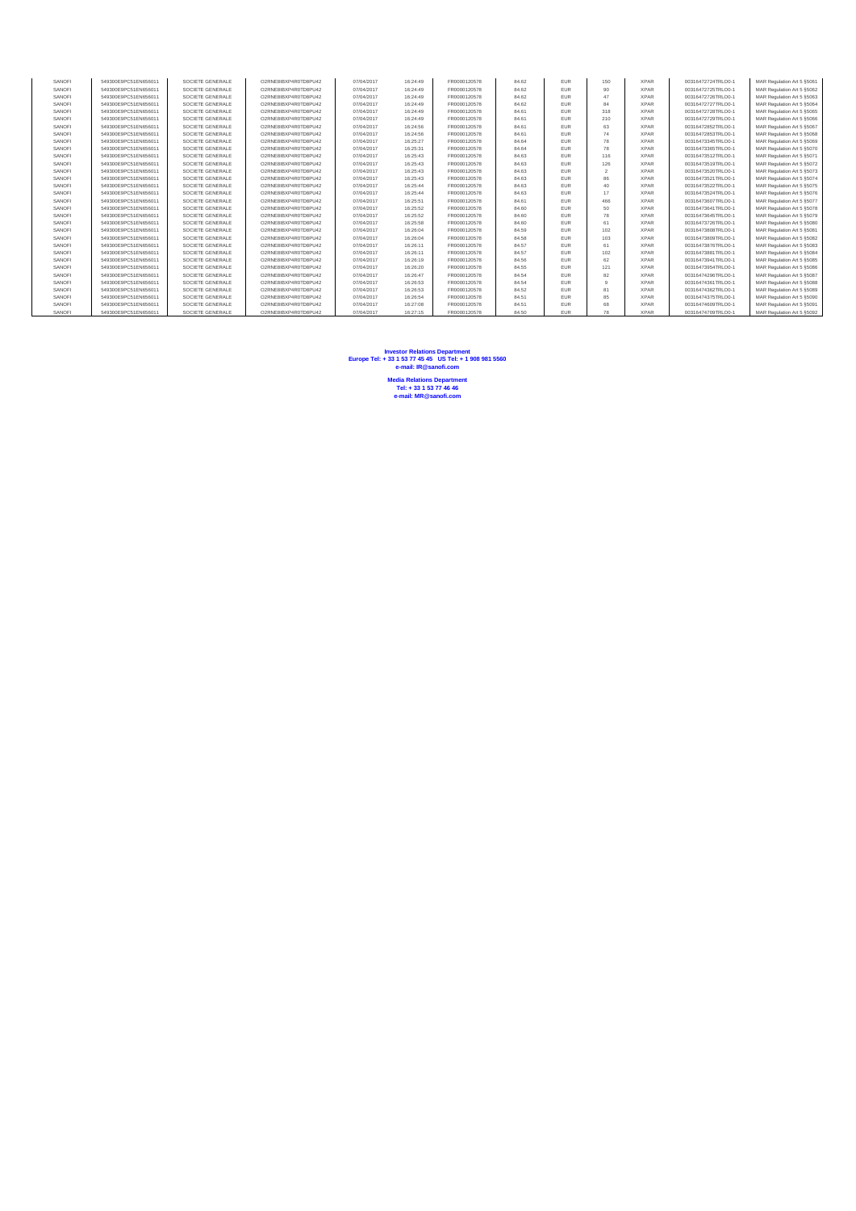| | | | | | | | | | | | | |
|---|---|---|---|---|---|---|---|---|---|---|---|---|
| SANOFI | 549300E9PC51EN656011 | SOCIETE GENERALE | O2RNE8IBXP4R0TD8PU42 | 07/04/2017 | 16:24:49 | FR0000120578 | 84.62 | EUR | 150 | XPAR | 00316472724TRLO0-1 | MAR Regulation Art 5 §5061 |
| SANOFI | 549300E9PC51EN656011 | SOCIETE GENERALE | O2RNE8IBXP4R0TD8PU42 | 07/04/2017 | 16:24:49 | FR0000120578 | 84.62 | EUR | 90 | XPAR | 00316472725TRLO0-1 | MAR Regulation Art 5 §5062 |
| SANOFI | 549300E9PC51EN656011 | SOCIETE GENERALE | O2RNE8IBXP4R0TD8PU42 | 07/04/2017 | 16:24:49 | FR0000120578 | 84.62 | EUR | 47 | XPAR | 00316472726TRLO0-1 | MAR Regulation Art 5 §5063 |
| SANOFI | 549300E9PC51EN656011 | SOCIETE GENERALE | O2RNE8IBXP4R0TD8PU42 | 07/04/2017 | 16:24:49 | FR0000120578 | 84.62 | EUR | 84 | XPAR | 00316472727TRLO0-1 | MAR Regulation Art 5 §5064 |
| SANOFI | 549300E9PC51EN656011 | SOCIETE GENERALE | O2RNE8IBXP4R0TD8PU42 | 07/04/2017 | 16:24:49 | FR0000120578 | 84.61 | EUR | 318 | XPAR | 00316472728TRLO0-1 | MAR Regulation Art 5 §5065 |
| SANOFI | 549300E9PC51EN656011 | SOCIETE GENERALE | O2RNE8IBXP4R0TD8PU42 | 07/04/2017 | 16:24:49 | FR0000120578 | 84.61 | EUR | 210 | XPAR | 00316472729TRLO0-1 | MAR Regulation Art 5 §5066 |
| SANOFI | 549300E9PC51EN656011 | SOCIETE GENERALE | O2RNE8IBXP4R0TD8PU42 | 07/04/2017 | 16:24:56 | FR0000120578 | 84.61 | EUR | 63 | XPAR | 00316472852TRLO0-1 | MAR Regulation Art 5 §5067 |
| SANOFI | 549300E9PC51EN656011 | SOCIETE GENERALE | O2RNE8IBXP4R0TD8PU42 | 07/04/2017 | 16:24:56 | FR0000120578 | 84.61 | EUR | 74 | XPAR | 00316472853TRLO0-1 | MAR Regulation Art 5 §5068 |
| SANOFI | 549300E9PC51EN656011 | SOCIETE GENERALE | O2RNE8IBXP4R0TD8PU42 | 07/04/2017 | 16:25:27 | FR0000120578 | 84.64 | EUR | 78 | XPAR | 00316473345TRLO0-1 | MAR Regulation Art 5 §5069 |
| SANOFI | 549300E9PC51EN656011 | SOCIETE GENERALE | O2RNE8IBXP4R0TD8PU42 | 07/04/2017 | 16:25:31 | FR0000120578 | 84.64 | EUR | 78 | XPAR | 00316473365TRLO0-1 | MAR Regulation Art 5 §5070 |
| SANOFI | 549300E9PC51EN656011 | SOCIETE GENERALE | O2RNE8IBXP4R0TD8PU42 | 07/04/2017 | 16:25:43 | FR0000120578 | 84.63 | EUR | 116 | XPAR | 00316473512TRLO0-1 | MAR Regulation Art 5 §5071 |
| SANOFI | 549300E9PC51EN656011 | SOCIETE GENERALE | O2RNE8IBXP4R0TD8PU42 | 07/04/2017 | 16:25:43 | FR0000120578 | 84.63 | EUR | 126 | XPAR | 00316473519TRLO0-1 | MAR Regulation Art 5 §5072 |
| SANOFI | 549300E9PC51EN656011 | SOCIETE GENERALE | O2RNE8IBXP4R0TD8PU42 | 07/04/2017 | 16:25:43 | FR0000120578 | 84.63 | EUR | 2 | XPAR | 00316473520TRLO0-1 | MAR Regulation Art 5 §5073 |
| SANOFI | 549300E9PC51EN656011 | SOCIETE GENERALE | O2RNE8IBXP4R0TD8PU42 | 07/04/2017 | 16:25:43 | FR0000120578 | 84.63 | EUR | 86 | XPAR | 00316473521TRLO0-1 | MAR Regulation Art 5 §5074 |
| SANOFI | 549300E9PC51EN656011 | SOCIETE GENERALE | O2RNE8IBXP4R0TD8PU42 | 07/04/2017 | 16:25:44 | FR0000120578 | 84.63 | EUR | 40 | XPAR | 00316473522TRLO0-1 | MAR Regulation Art 5 §5075 |
| SANOFI | 549300E9PC51EN656011 | SOCIETE GENERALE | O2RNE8IBXP4R0TD8PU42 | 07/04/2017 | 16:25:44 | FR0000120578 | 84.63 | EUR | 17 | XPAR | 00316473524TRLO0-1 | MAR Regulation Art 5 §5076 |
| SANOFI | 549300E9PC51EN656011 | SOCIETE GENERALE | O2RNE8IBXP4R0TD8PU42 | 07/04/2017 | 16:25:51 | FR0000120578 | 84.61 | EUR | 466 | XPAR | 00316473607TRLO0-1 | MAR Regulation Art 5 §5077 |
| SANOFI | 549300E9PC51EN656011 | SOCIETE GENERALE | O2RNE8IBXP4R0TD8PU42 | 07/04/2017 | 16:25:52 | FR0000120578 | 84.60 | EUR | 50 | XPAR | 00316473641TRLO0-1 | MAR Regulation Art 5 §5078 |
| SANOFI | 549300E9PC51EN656011 | SOCIETE GENERALE | O2RNE8IBXP4R0TD8PU42 | 07/04/2017 | 16:25:52 | FR0000120578 | 84.60 | EUR | 78 | XPAR | 00316473645TRLO0-1 | MAR Regulation Art 5 §5079 |
| SANOFI | 549300E9PC51EN656011 | SOCIETE GENERALE | O2RNE8IBXP4R0TD8PU42 | 07/04/2017 | 16:25:58 | FR0000120578 | 84.60 | EUR | 61 | XPAR | 00316473726TRLO0-1 | MAR Regulation Art 5 §5080 |
| SANOFI | 549300E9PC51EN656011 | SOCIETE GENERALE | O2RNE8IBXP4R0TD8PU42 | 07/04/2017 | 16:26:04 | FR0000120578 | 84.59 | EUR | 102 | XPAR | 00316473808TRLO0-1 | MAR Regulation Art 5 §5081 |
| SANOFI | 549300E9PC51EN656011 | SOCIETE GENERALE | O2RNE8IBXP4R0TD8PU42 | 07/04/2017 | 16:26:04 | FR0000120578 | 84.58 | EUR | 103 | XPAR | 00316473809TRLO0-1 | MAR Regulation Art 5 §5082 |
| SANOFI | 549300E9PC51EN656011 | SOCIETE GENERALE | O2RNE8IBXP4R0TD8PU42 | 07/04/2017 | 16:26:11 | FR0000120578 | 84.57 | EUR | 61 | XPAR | 00316473878TRLO0-1 | MAR Regulation Art 5 §5083 |
| SANOFI | 549300E9PC51EN656011 | SOCIETE GENERALE | O2RNE8IBXP4R0TD8PU42 | 07/04/2017 | 16:26:11 | FR0000120578 | 84.57 | EUR | 102 | XPAR | 00316473881TRLO0-1 | MAR Regulation Art 5 §5084 |
| SANOFI | 549300E9PC51EN656011 | SOCIETE GENERALE | O2RNE8IBXP4R0TD8PU42 | 07/04/2017 | 16:26:19 | FR0000120578 | 84.56 | EUR | 62 | XPAR | 00316473941TRLO0-1 | MAR Regulation Art 5 §5085 |
| SANOFI | 549300E9PC51EN656011 | SOCIETE GENERALE | O2RNE8IBXP4R0TD8PU42 | 07/04/2017 | 16:26:20 | FR0000120578 | 84.55 | EUR | 121 | XPAR | 00316473954TRLO0-1 | MAR Regulation Art 5 §5086 |
| SANOFI | 549300E9PC51EN656011 | SOCIETE GENERALE | O2RNE8IBXP4R0TD8PU42 | 07/04/2017 | 16:26:47 | FR0000120578 | 84.54 | EUR | 82 | XPAR | 00316474298TRLO0-1 | MAR Regulation Art 5 §5087 |
| SANOFI | 549300E9PC51EN656011 | SOCIETE GENERALE | O2RNE8IBXP4R0TD8PU42 | 07/04/2017 | 16:26:53 | FR0000120578 | 84.54 | EUR | 9 | XPAR | 00316474361TRLO0-1 | MAR Regulation Art 5 §5088 |
| SANOFI | 549300E9PC51EN656011 | SOCIETE GENERALE | O2RNE8IBXP4R0TD8PU42 | 07/04/2017 | 16:26:53 | FR0000120578 | 84.52 | EUR | 81 | XPAR | 00316474362TRLO0-1 | MAR Regulation Art 5 §5089 |
| SANOFI | 549300E9PC51EN656011 | SOCIETE GENERALE | O2RNE8IBXP4R0TD8PU42 | 07/04/2017 | 16:26:54 | FR0000120578 | 84.51 | EUR | 85 | XPAR | 00316474375TRLO0-1 | MAR Regulation Art 5 §5090 |
| SANOFI | 549300E9PC51EN656011 | SOCIETE GENERALE | O2RNE8IBXP4R0TD8PU42 | 07/04/2017 | 16:27:08 | FR0000120578 | 84.51 | EUR | 68 | XPAR | 00316474609TRLO0-1 | MAR Regulation Art 5 §5091 |
| SANOFI | 549300E9PC51EN656011 | SOCIETE GENERALE | O2RNE8IBXP4R0TD8PU42 | 07/04/2017 | 16:27:15 | FR0000120578 | 84.50 | EUR | 78 | XPAR | 00316474709TRLO0-1 | MAR Regulation Art 5 §5092 |

**Investor Relations Department**
**Europe Tel: + 33 1 53 77 45 45 US Tel: + 1 908 981 5560**
**e-mail: IR@sanofi.com**

**Media Relations Department**
**Tel: + 33 1 53 77 46 46**
**e-mail: MR@sanofi.com**